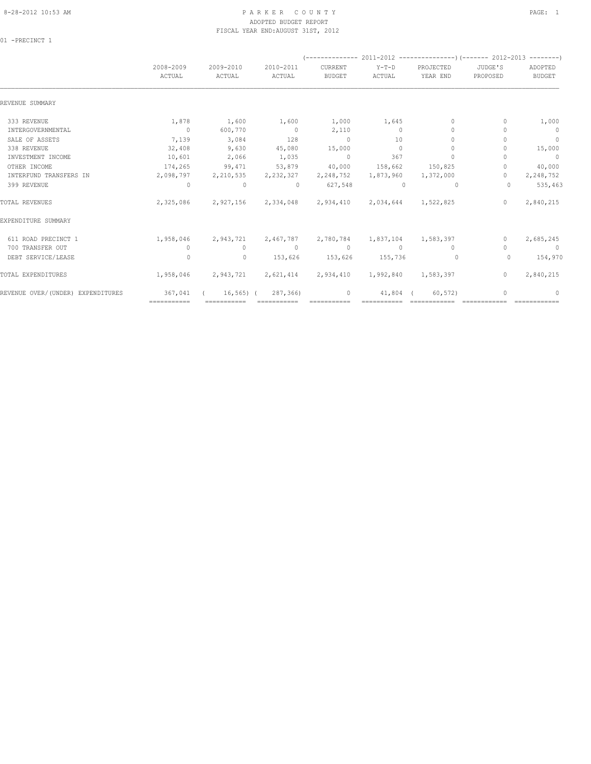# PARKER COUNTY

ADOPTED BUDGET REPORT

FISCAL YEAR END:AUGUST 31ST, 2012

01 -PRECINCT 1

| | 2008-2009 ACTUAL | 2009-2010 ACTUAL | 2010-2011 ACTUAL | 2011-2012 CURRENT BUDGET | 2011-2012 Y-T-D ACTUAL | 2011-2012 PROJECTED YEAR END | 2012-2013 JUDGE'S PROPOSED | 2012-2013 ADOPTED BUDGET |
|---|---|---|---|---|---|---|---|---|
| REVENUE SUMMARY | | | | | | | | |
| 333 REVENUE | 1,878 | 1,600 | 1,600 | 1,000 | 1,645 | 0 | 0 | 1,000 |
| INTERGOVERNMENTAL | 0 | 600,770 | 0 | 2,110 | 0 | 0 | 0 | 0 |
| SALE OF ASSETS | 7,139 | 3,084 | 128 | 0 | 10 | 0 | 0 | 0 |
| 338 REVENUE | 32,408 | 9,630 | 45,080 | 15,000 | 0 | 0 | 0 | 15,000 |
| INVESTMENT INCOME | 10,601 | 2,066 | 1,035 | 0 | 367 | 0 | 0 | 0 |
| OTHER INCOME | 174,265 | 99,471 | 53,879 | 40,000 | 158,662 | 150,825 | 0 | 40,000 |
| INTERFUND TRANSFERS IN | 2,098,797 | 2,210,535 | 2,232,327 | 2,248,752 | 1,873,960 | 1,372,000 | 0 | 2,248,752 |
| 399 REVENUE | 0 | 0 | 0 | 627,548 | 0 | 0 | 0 | 535,463 |
| TOTAL REVENUES | 2,325,086 | 2,927,156 | 2,334,048 | 2,934,410 | 2,034,644 | 1,522,825 | 0 | 2,840,215 |
| EXPENDITURE SUMMARY | | | | | | | | |
| 611 ROAD PRECINCT 1 | 1,958,046 | 2,943,721 | 2,467,787 | 2,780,784 | 1,837,104 | 1,583,397 | 0 | 2,685,245 |
| 700 TRANSFER OUT | 0 | 0 | 0 | 0 | 0 | 0 | 0 | 0 |
| DEBT SERVICE/LEASE | 0 | 0 | 153,626 | 153,626 | 155,736 | 0 | 0 | 154,970 |
| TOTAL EXPENDITURES | 1,958,046 | 2,943,721 | 2,621,414 | 2,934,410 | 1,992,840 | 1,583,397 | 0 | 2,840,215 |
| REVENUE OVER/(UNDER) EXPENDITURES | 367,041 | ( 16,565) | ( 287,366) | 0 | 41,804 | ( 60,572) | 0 | 0 |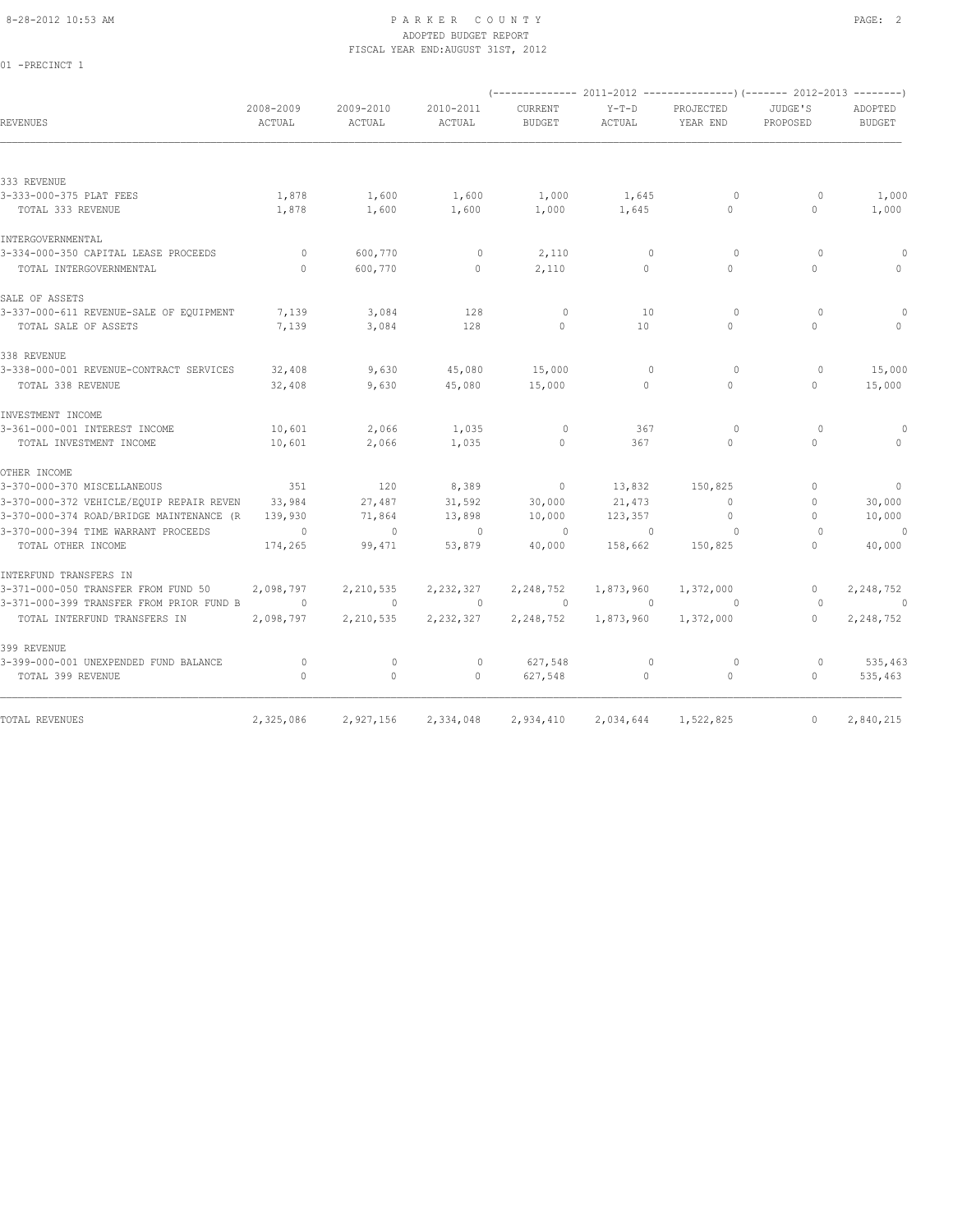8-28-2012 10:53 AM

# PARKER COUNTY

## ADOPTED BUDGET REPORT

FISCAL YEAR END:AUGUST 31ST, 2012

01 -PRECINCT 1

| REVENUES | 2008-2009 ACTUAL | 2009-2010 ACTUAL | 2010-2011 ACTUAL | 2011-2012 CURRENT BUDGET | 2011-2012 Y-T-D ACTUAL | 2011-2012 PROJECTED YEAR END | 2012-2013 JUDGE'S PROPOSED | 2012-2013 ADOPTED BUDGET |
|---|---|---|---|---|---|---|---|---|
| 333 REVENUE | | | | | | | | |
| 3-333-000-375 PLAT FEES | 1,878 | 1,600 | 1,600 | 1,000 | 1,645 | 0 | 0 | 1,000 |
| TOTAL 333 REVENUE | 1,878 | 1,600 | 1,600 | 1,000 | 1,645 | 0 | 0 | 1,000 |
| INTERGOVERNMENTAL | | | | | | | | |
| 3-334-000-350 CAPITAL LEASE PROCEEDS | 0 | 600,770 | 0 | 2,110 | 0 | 0 | 0 | 0 |
| TOTAL INTERGOVERNMENTAL | 0 | 600,770 | 0 | 2,110 | 0 | 0 | 0 | 0 |
| SALE OF ASSETS | | | | | | | | |
| 3-337-000-611 REVENUE-SALE OF EQUIPMENT | 7,139 | 3,084 | 128 | 0 | 10 | 0 | 0 | 0 |
| TOTAL SALE OF ASSETS | 7,139 | 3,084 | 128 | 0 | 10 | 0 | 0 | 0 |
| 338 REVENUE | | | | | | | | |
| 3-338-000-001 REVENUE-CONTRACT SERVICES | 32,408 | 9,630 | 45,080 | 15,000 | 0 | 0 | 0 | 15,000 |
| TOTAL 338 REVENUE | 32,408 | 9,630 | 45,080 | 15,000 | 0 | 0 | 0 | 15,000 |
| INVESTMENT INCOME | | | | | | | | |
| 3-361-000-001 INTEREST INCOME | 10,601 | 2,066 | 1,035 | 0 | 367 | 0 | 0 | 0 |
| TOTAL INVESTMENT INCOME | 10,601 | 2,066 | 1,035 | 0 | 367 | 0 | 0 | 0 |
| OTHER INCOME | | | | | | | | |
| 3-370-000-370 MISCELLANEOUS | 351 | 120 | 8,389 | 0 | 13,832 | 150,825 | 0 | 0 |
| 3-370-000-372 VEHICLE/EQUIP REPAIR REVEN | 33,984 | 27,487 | 31,592 | 30,000 | 21,473 | 0 | 0 | 30,000 |
| 3-370-000-374 ROAD/BRIDGE MAINTENANCE (R | 139,930 | 71,864 | 13,898 | 10,000 | 123,357 | 0 | 0 | 10,000 |
| 3-370-000-394 TIME WARRANT PROCEEDS | 0 | 0 | 0 | 0 | 0 | 0 | 0 | 0 |
| TOTAL OTHER INCOME | 174,265 | 99,471 | 53,879 | 40,000 | 158,662 | 150,825 | 0 | 40,000 |
| INTERFUND TRANSFERS IN | | | | | | | | |
| 3-371-000-050 TRANSFER FROM FUND 50 | 2,098,797 | 2,210,535 | 2,232,327 | 2,248,752 | 1,873,960 | 1,372,000 | 0 | 2,248,752 |
| 3-371-000-399 TRANSFER FROM PRIOR FUND B | 0 | 0 | 0 | 0 | 0 | 0 | 0 | 0 |
| TOTAL INTERFUND TRANSFERS IN | 2,098,797 | 2,210,535 | 2,232,327 | 2,248,752 | 1,873,960 | 1,372,000 | 0 | 2,248,752 |
| 399 REVENUE | | | | | | | | |
| 3-399-000-001 UNEXPENDED FUND BALANCE | 0 | 0 | 0 | 627,548 | 0 | 0 | 0 | 535,463 |
| TOTAL 399 REVENUE | 0 | 0 | 0 | 627,548 | 0 | 0 | 0 | 535,463 |
| TOTAL REVENUES | 2,325,086 | 2,927,156 | 2,334,048 | 2,934,410 | 2,034,644 | 1,522,825 | 0 | 2,840,215 |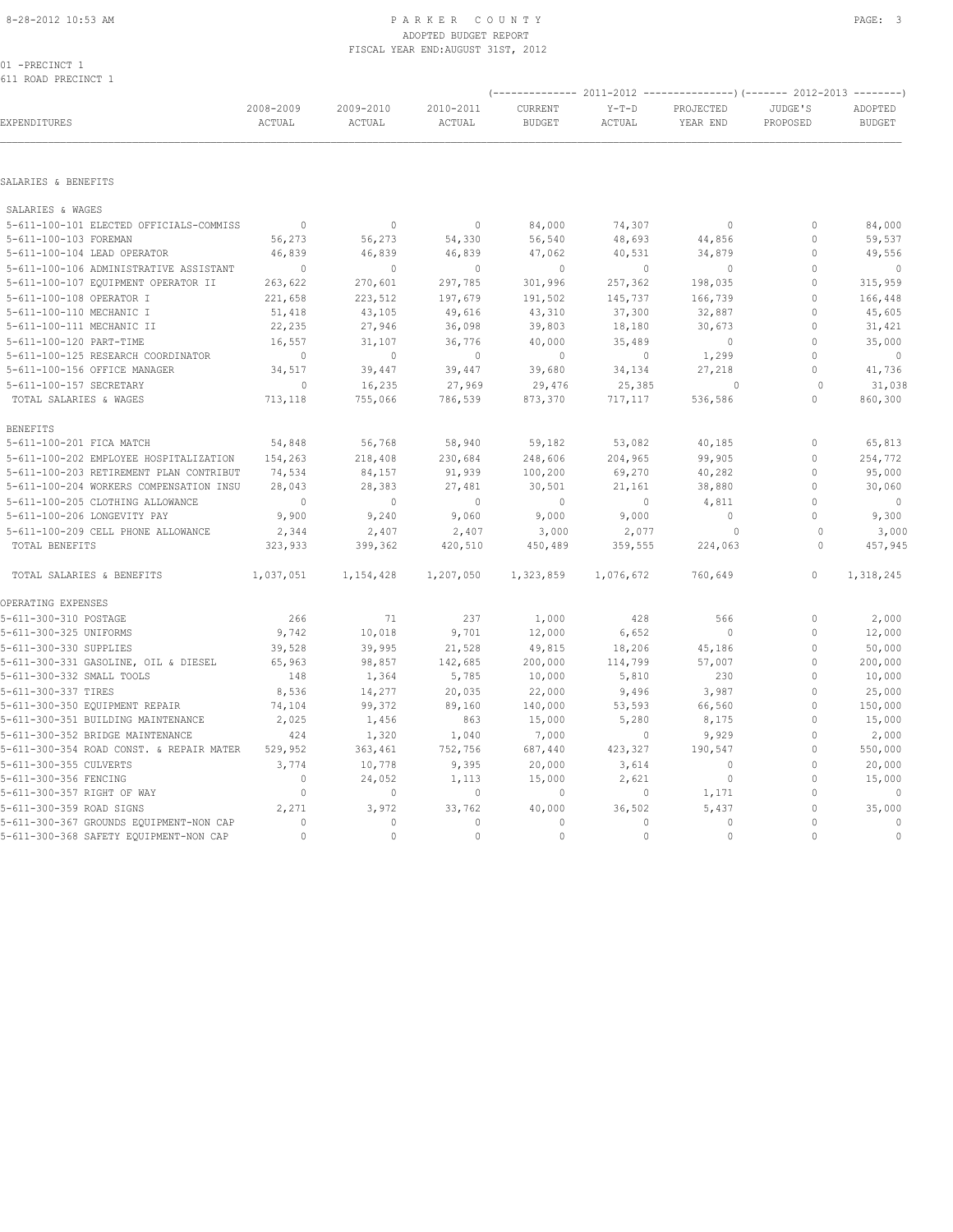PARKER COUNTY
ADOPTED BUDGET REPORT
FISCAL YEAR END:AUGUST 31ST, 2012

01 -PRECINCT 1
611 ROAD PRECINCT 1

| EXPENDITURES | 2008-2009 ACTUAL | 2009-2010 ACTUAL | 2010-2011 ACTUAL | 2011-2012 CURRENT BUDGET | 2011-2012 Y-T-D ACTUAL | 2011-2012 PROJECTED YEAR END | 2012-2013 JUDGE'S PROPOSED | 2012-2013 ADOPTED BUDGET |
|---|---|---|---|---|---|---|---|---|
| **SALARIES & BENEFITS** | | | | | | | | |
| SALARIES & WAGES | | | | | | | | |
| 5-611-100-101 ELECTED OFFICIALS-COMMISS | 0 | 0 | 0 | 84,000 | 74,307 | 0 | 0 | 84,000 |
| 5-611-100-103 FOREMAN | 56,273 | 56,273 | 54,330 | 56,540 | 48,693 | 44,856 | 0 | 59,537 |
| 5-611-100-104 LEAD OPERATOR | 46,839 | 46,839 | 46,839 | 47,062 | 40,531 | 34,879 | 0 | 49,556 |
| 5-611-100-106 ADMINISTRATIVE ASSISTANT | 0 | 0 | 0 | 0 | 0 | 0 | 0 | 0 |
| 5-611-100-107 EQUIPMENT OPERATOR II | 263,622 | 270,601 | 297,785 | 301,996 | 257,362 | 198,035 | 0 | 315,959 |
| 5-611-100-108 OPERATOR I | 221,658 | 223,512 | 197,679 | 191,502 | 145,737 | 166,739 | 0 | 166,448 |
| 5-611-100-110 MECHANIC I | 51,418 | 43,105 | 49,616 | 43,310 | 37,300 | 32,887 | 0 | 45,605 |
| 5-611-100-111 MECHANIC II | 22,235 | 27,946 | 36,098 | 39,803 | 18,180 | 30,673 | 0 | 31,421 |
| 5-611-100-120 PART-TIME | 16,557 | 31,107 | 36,776 | 40,000 | 35,489 | 0 | 0 | 35,000 |
| 5-611-100-125 RESEARCH COORDINATOR | 0 | 0 | 0 | 0 | 0 | 1,299 | 0 | 0 |
| 5-611-100-156 OFFICE MANAGER | 34,517 | 39,447 | 39,447 | 39,680 | 34,134 | 27,218 | 0 | 41,736 |
| 5-611-100-157 SECRETARY | 0 | 16,235 | 27,969 | 29,476 | 25,385 | 0 | 0 | 31,038 |
| TOTAL SALARIES & WAGES | 713,118 | 755,066 | 786,539 | 873,370 | 717,117 | 536,586 | 0 | 860,300 |
| BENEFITS | | | | | | | | |
| 5-611-100-201 FICA MATCH | 54,848 | 56,768 | 58,940 | 59,182 | 53,082 | 40,185 | 0 | 65,813 |
| 5-611-100-202 EMPLOYEE HOSPITALIZATION | 154,263 | 218,408 | 230,684 | 248,606 | 204,965 | 99,905 | 0 | 254,772 |
| 5-611-100-203 RETIREMENT PLAN CONTRIBUT | 74,534 | 84,157 | 91,939 | 100,200 | 69,270 | 40,282 | 0 | 95,000 |
| 5-611-100-204 WORKERS COMPENSATION INSU | 28,043 | 28,383 | 27,481 | 30,501 | 21,161 | 38,880 | 0 | 30,060 |
| 5-611-100-205 CLOTHING ALLOWANCE | 0 | 0 | 0 | 0 | 0 | 4,811 | 0 | 0 |
| 5-611-100-206 LONGEVITY PAY | 9,900 | 9,240 | 9,060 | 9,000 | 9,000 | 0 | 0 | 9,300 |
| 5-611-100-209 CELL PHONE ALLOWANCE | 2,344 | 2,407 | 2,407 | 3,000 | 2,077 | 0 | 0 | 3,000 |
| TOTAL BENEFITS | 323,933 | 399,362 | 420,510 | 450,489 | 359,555 | 224,063 | 0 | 457,945 |
| TOTAL SALARIES & BENEFITS | 1,037,051 | 1,154,428 | 1,207,050 | 1,323,859 | 1,076,672 | 760,649 | 0 | 1,318,245 |
| **OPERATING EXPENSES** | | | | | | | | |
| 5-611-300-310 POSTAGE | 266 | 71 | 237 | 1,000 | 428 | 566 | 0 | 2,000 |
| 5-611-300-325 UNIFORMS | 9,742 | 10,018 | 9,701 | 12,000 | 6,652 | 0 | 0 | 12,000 |
| 5-611-300-330 SUPPLIES | 39,528 | 39,995 | 21,528 | 49,815 | 18,206 | 45,186 | 0 | 50,000 |
| 5-611-300-331 GASOLINE, OIL & DIESEL | 65,963 | 98,857 | 142,685 | 200,000 | 114,799 | 57,007 | 0 | 200,000 |
| 5-611-300-332 SMALL TOOLS | 148 | 1,364 | 5,785 | 10,000 | 5,810 | 230 | 0 | 10,000 |
| 5-611-300-337 TIRES | 8,536 | 14,277 | 20,035 | 22,000 | 9,496 | 3,987 | 0 | 25,000 |
| 5-611-300-350 EQUIPMENT REPAIR | 74,104 | 99,372 | 89,160 | 140,000 | 53,593 | 66,560 | 0 | 150,000 |
| 5-611-300-351 BUILDING MAINTENANCE | 2,025 | 1,456 | 863 | 15,000 | 5,280 | 8,175 | 0 | 15,000 |
| 5-611-300-352 BRIDGE MAINTENANCE | 424 | 1,320 | 1,040 | 7,000 | 0 | 9,929 | 0 | 2,000 |
| 5-611-300-354 ROAD CONST. & REPAIR MATER | 529,952 | 363,461 | 752,756 | 687,440 | 423,327 | 190,547 | 0 | 550,000 |
| 5-611-300-355 CULVERTS | 3,774 | 10,778 | 9,395 | 20,000 | 3,614 | 0 | 0 | 20,000 |
| 5-611-300-356 FENCING | 0 | 24,052 | 1,113 | 15,000 | 2,621 | 0 | 0 | 15,000 |
| 5-611-300-357 RIGHT OF WAY | 0 | 0 | 0 | 0 | 0 | 1,171 | 0 | 0 |
| 5-611-300-359 ROAD SIGNS | 2,271 | 3,972 | 33,762 | 40,000 | 36,502 | 5,437 | 0 | 35,000 |
| 5-611-300-367 GROUNDS EQUIPMENT-NON CAP | 0 | 0 | 0 | 0 | 0 | 0 | 0 | 0 |
| 5-611-300-368 SAFETY EQUIPMENT-NON CAP | 0 | 0 | 0 | 0 | 0 | 0 | 0 | 0 |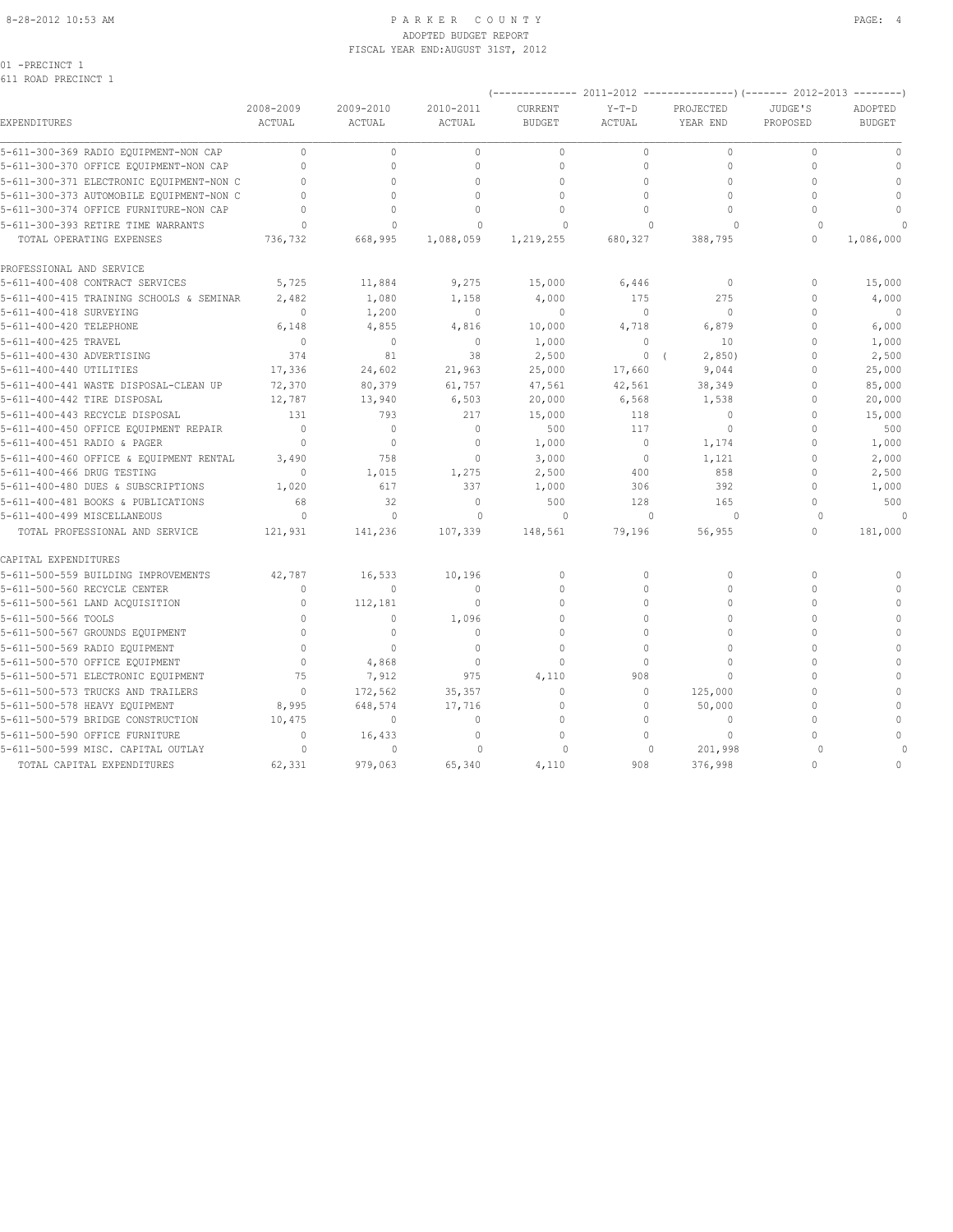PARKER COUNTY
ADOPTED BUDGET REPORT
FISCAL YEAR END:AUGUST 31ST, 2012

01 -PRECINCT 1
611 ROAD PRECINCT 1

| EXPENDITURES | 2008-2009 ACTUAL | 2009-2010 ACTUAL | 2010-2011 ACTUAL | 2011-2012 CURRENT BUDGET | 2011-2012 Y-T-D ACTUAL | 2011-2012 PROJECTED YEAR END | 2012-2013 JUDGE'S PROPOSED | 2012-2013 ADOPTED BUDGET |
|---|---|---|---|---|---|---|---|---|
| 5-611-300-369 RADIO EQUIPMENT-NON CAP | 0 | 0 | 0 | 0 | 0 | 0 | 0 | 0 |
| 5-611-300-370 OFFICE EQUIPMENT-NON CAP | 0 | 0 | 0 | 0 | 0 | 0 | 0 | 0 |
| 5-611-300-371 ELECTRONIC EQUIPMENT-NON C | 0 | 0 | 0 | 0 | 0 | 0 | 0 | 0 |
| 5-611-300-373 AUTOMOBILE EQUIPMENT-NON C | 0 | 0 | 0 | 0 | 0 | 0 | 0 | 0 |
| 5-611-300-374 OFFICE FURNITURE-NON CAP | 0 | 0 | 0 | 0 | 0 | 0 | 0 | 0 |
| 5-611-300-393 RETIRE TIME WARRANTS | 0 | 0 | 0 | 0 | 0 | 0 | 0 | 0 |
| TOTAL OPERATING EXPENSES | 736,732 | 668,995 | 1,088,059 | 1,219,255 | 680,327 | 388,795 | 0 | 1,086,000 |
| PROFESSIONAL AND SERVICE | | | | | | | | |
| 5-611-400-408 CONTRACT SERVICES | 5,725 | 11,884 | 9,275 | 15,000 | 6,446 | 0 | 0 | 15,000 |
| 5-611-400-415 TRAINING SCHOOLS & SEMINAR | 2,482 | 1,080 | 1,158 | 4,000 | 175 | 275 | 0 | 4,000 |
| 5-611-400-418 SURVEYING | 0 | 1,200 | 0 | 0 | 0 | 0 | 0 | 0 |
| 5-611-400-420 TELEPHONE | 6,148 | 4,855 | 4,816 | 10,000 | 4,718 | 6,879 | 0 | 6,000 |
| 5-611-400-425 TRAVEL | 0 | 0 | 0 | 1,000 | 0 | 10 | 0 | 1,000 |
| 5-611-400-430 ADVERTISING | 374 | 81 | 38 | 2,500 | 0 | ( 2,850) | 0 | 2,500 |
| 5-611-400-440 UTILITIES | 17,336 | 24,602 | 21,963 | 25,000 | 17,660 | 9,044 | 0 | 25,000 |
| 5-611-400-441 WASTE DISPOSAL-CLEAN UP | 72,370 | 80,379 | 61,757 | 47,561 | 42,561 | 38,349 | 0 | 85,000 |
| 5-611-400-442 TIRE DISPOSAL | 12,787 | 13,940 | 6,503 | 20,000 | 6,568 | 1,538 | 0 | 20,000 |
| 5-611-400-443 RECYCLE DISPOSAL | 131 | 793 | 217 | 15,000 | 118 | 0 | 0 | 15,000 |
| 5-611-400-450 OFFICE EQUIPMENT REPAIR | 0 | 0 | 0 | 500 | 117 | 0 | 0 | 500 |
| 5-611-400-451 RADIO & PAGER | 0 | 0 | 0 | 1,000 | 0 | 1,174 | 0 | 1,000 |
| 5-611-400-460 OFFICE & EQUIPMENT RENTAL | 3,490 | 758 | 0 | 3,000 | 0 | 1,121 | 0 | 2,000 |
| 5-611-400-466 DRUG TESTING | 0 | 1,015 | 1,275 | 2,500 | 400 | 858 | 0 | 2,500 |
| 5-611-400-480 DUES & SUBSCRIPTIONS | 1,020 | 617 | 337 | 1,000 | 306 | 392 | 0 | 1,000 |
| 5-611-400-481 BOOKS & PUBLICATIONS | 68 | 32 | 0 | 500 | 128 | 165 | 0 | 500 |
| 5-611-400-499 MISCELLANEOUS | 0 | 0 | 0 | 0 | 0 | 0 | 0 | 0 |
| TOTAL PROFESSIONAL AND SERVICE | 121,931 | 141,236 | 107,339 | 148,561 | 79,196 | 56,955 | 0 | 181,000 |
| CAPITAL EXPENDITURES | | | | | | | | |
| 5-611-500-559 BUILDING IMPROVEMENTS | 42,787 | 16,533 | 10,196 | 0 | 0 | 0 | 0 | 0 |
| 5-611-500-560 RECYCLE CENTER | 0 | 0 | 0 | 0 | 0 | 0 | 0 | 0 |
| 5-611-500-561 LAND ACQUISITION | 0 | 112,181 | 0 | 0 | 0 | 0 | 0 | 0 |
| 5-611-500-566 TOOLS | 0 | 0 | 1,096 | 0 | 0 | 0 | 0 | 0 |
| 5-611-500-567 GROUNDS EQUIPMENT | 0 | 0 | 0 | 0 | 0 | 0 | 0 | 0 |
| 5-611-500-569 RADIO EQUIPMENT | 0 | 0 | 0 | 0 | 0 | 0 | 0 | 0 |
| 5-611-500-570 OFFICE EQUIPMENT | 0 | 4,868 | 0 | 0 | 0 | 0 | 0 | 0 |
| 5-611-500-571 ELECTRONIC EQUIPMENT | 75 | 7,912 | 975 | 4,110 | 908 | 0 | 0 | 0 |
| 5-611-500-573 TRUCKS AND TRAILERS | 0 | 172,562 | 35,357 | 0 | 0 | 125,000 | 0 | 0 |
| 5-611-500-578 HEAVY EQUIPMENT | 8,995 | 648,574 | 17,716 | 0 | 0 | 50,000 | 0 | 0 |
| 5-611-500-579 BRIDGE CONSTRUCTION | 10,475 | 0 | 0 | 0 | 0 | 0 | 0 | 0 |
| 5-611-500-590 OFFICE FURNITURE | 0 | 16,433 | 0 | 0 | 0 | 0 | 0 | 0 |
| 5-611-500-599 MISC. CAPITAL OUTLAY | 0 | 0 | 0 | 0 | 0 | 201,998 | 0 | 0 |
| TOTAL CAPITAL EXPENDITURES | 62,331 | 979,063 | 65,340 | 4,110 | 908 | 376,998 | 0 | 0 |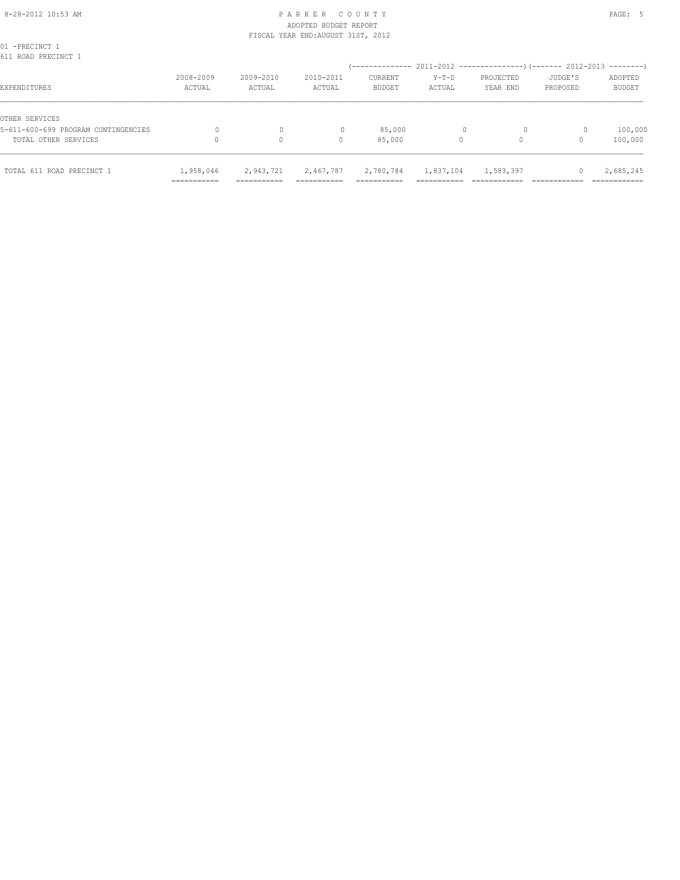01 -PRECINCT 1
611 ROAD PRECINCT 1

| EXPENDITURES | 2008-2009 ACTUAL | 2009-2010 ACTUAL | 2010-2011 ACTUAL | 2011-2012 CURRENT BUDGET | 2011-2012 Y-T-D ACTUAL | 2011-2012 PROJECTED YEAR END | 2012-2013 JUDGE'S PROPOSED | 2012-2013 ADOPTED BUDGET |
|---|---|---|---|---|---|---|---|---|
| OTHER SERVICES | | | | | | | | |
| 5-611-600-699 PROGRAM CONTINGENCIES | 0 | 0 | 0 | 85,000 | 0 | 0 | 0 | 100,000 |
| TOTAL OTHER SERVICES | 0 | 0 | 0 | 85,000 | 0 | 0 | 0 | 100,000 |
| TOTAL 611 ROAD PRECINCT 1 | 1,958,046 | 2,943,721 | 2,467,787 | 2,780,784 | 1,837,104 | 1,583,397 | 0 | 2,685,245 |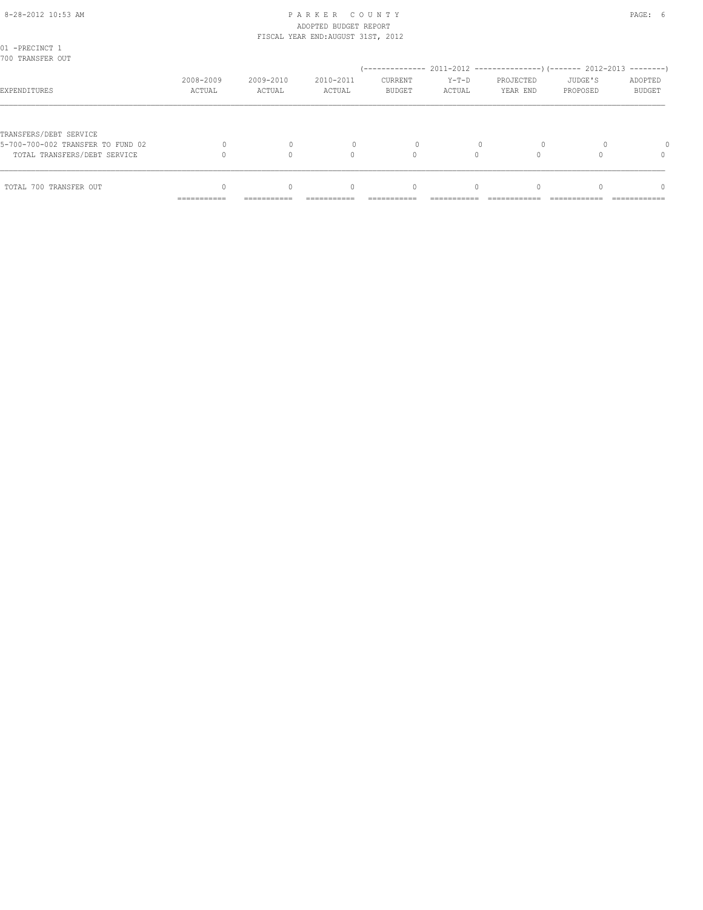PARKER COUNTY
ADOPTED BUDGET REPORT
FISCAL YEAR END:AUGUST 31ST, 2012

01 -PRECINCT 1
700 TRANSFER OUT

| EXPENDITURES | 2008-2009 ACTUAL | 2009-2010 ACTUAL | 2010-2011 ACTUAL | 2011-2012 CURRENT BUDGET | 2011-2012 Y-T-D ACTUAL | 2011-2012 PROJECTED YEAR END | 2012-2013 JUDGE'S PROPOSED | 2012-2013 ADOPTED BUDGET |
|---|---|---|---|---|---|---|---|---|
| TRANSFERS/DEBT SERVICE | | | | | | | | |
| 5-700-700-002 TRANSFER TO FUND 02 | 0 | 0 | 0 | 0 | 0 | 0 | 0 | 0 |
| TOTAL TRANSFERS/DEBT SERVICE | 0 | 0 | 0 | 0 | 0 | 0 | 0 | 0 |
| TOTAL 700 TRANSFER OUT | 0 | 0 | 0 | 0 | 0 | 0 | 0 | 0 |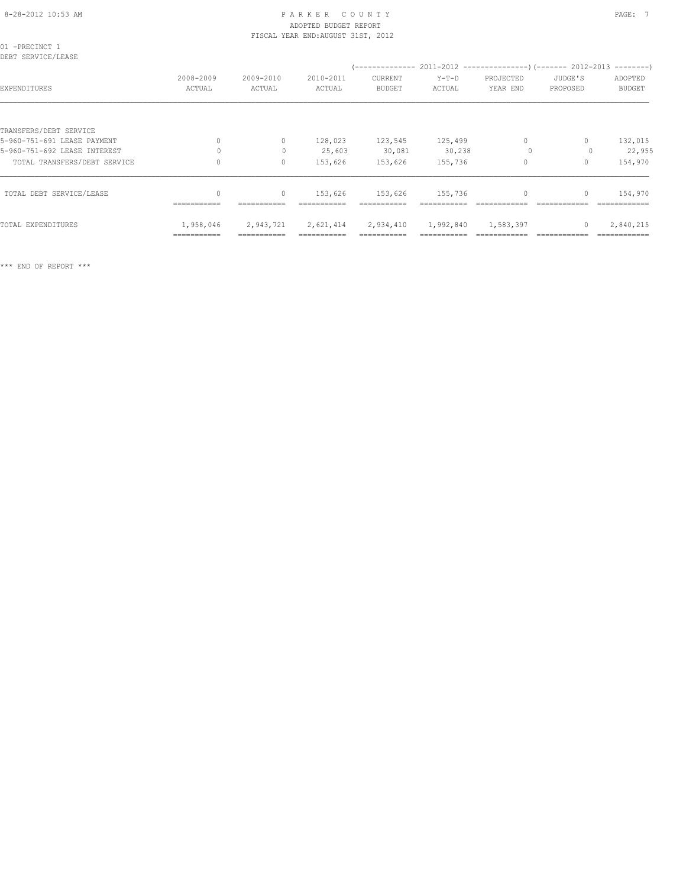PARKER COUNTY
ADOPTED BUDGET REPORT
FISCAL YEAR END:AUGUST 31ST, 2012

01 -PRECINCT 1
DEBT SERVICE/LEASE

| EXPENDITURES | 2008-2009 ACTUAL | 2009-2010 ACTUAL | 2010-2011 ACTUAL | 2011-2012 CURRENT BUDGET | 2011-2012 Y-T-D ACTUAL | 2011-2012 PROJECTED YEAR END | 2012-2013 JUDGE'S PROPOSED | 2012-2013 ADOPTED BUDGET |
|---|---|---|---|---|---|---|---|---|
| TRANSFERS/DEBT SERVICE | | | | | | | | |
| 5-960-751-691 LEASE PAYMENT | 0 | 0 | 128,023 | 123,545 | 125,499 | 0 | 0 | 132,015 |
| 5-960-751-692 LEASE INTEREST | 0 | 0 | 25,603 | 30,081 | 30,238 | 0 | 0 | 22,955 |
| TOTAL TRANSFERS/DEBT SERVICE | 0 | 0 | 153,626 | 153,626 | 155,736 | 0 | 0 | 154,970 |
| TOTAL DEBT SERVICE/LEASE | 0 | 0 | 153,626 | 153,626 | 155,736 | 0 | 0 | 154,970 |
| TOTAL EXPENDITURES | 1,958,046 | 2,943,721 | 2,621,414 | 2,934,410 | 1,992,840 | 1,583,397 | 0 | 2,840,215 |

*** END OF REPORT ***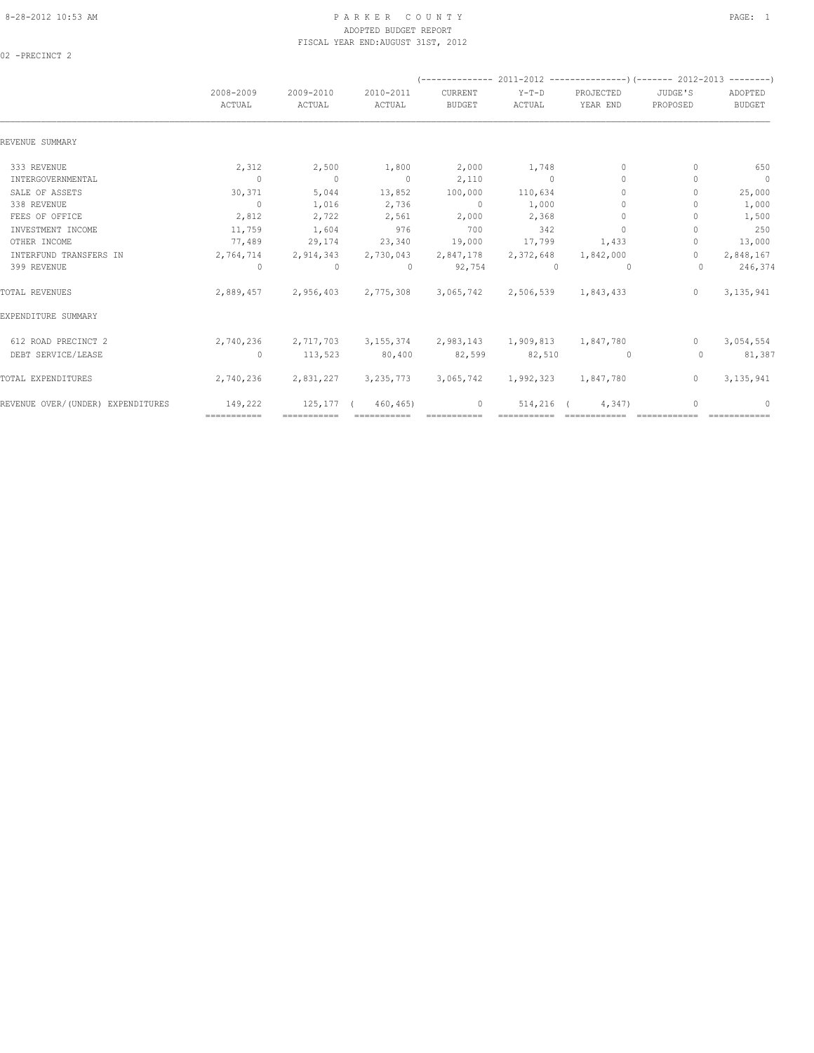# PARKER COUNTY
## ADOPTED BUDGET REPORT
### FISCAL YEAR END:AUGUST 31ST, 2012

02 -PRECINCT 2

| | 2008-2009 ACTUAL | 2009-2010 ACTUAL | 2010-2011 ACTUAL | 2011-2012 CURRENT BUDGET | 2011-2012 Y-T-D ACTUAL | 2011-2012 PROJECTED YEAR END | 2012-2013 JUDGE'S PROPOSED | 2012-2013 ADOPTED BUDGET |
|---|---|---|---|---|---|---|---|---|
| REVENUE SUMMARY | | | | | | | | |
| 333 REVENUE | 2,312 | 2,500 | 1,800 | 2,000 | 1,748 | 0 | 0 | 650 |
| INTERGOVERNMENTAL | 0 | 0 | 0 | 2,110 | 0 | 0 | 0 | 0 |
| SALE OF ASSETS | 30,371 | 5,044 | 13,852 | 100,000 | 110,634 | 0 | 0 | 25,000 |
| 338 REVENUE | 0 | 1,016 | 2,736 | 0 | 1,000 | 0 | 0 | 1,000 |
| FEES OF OFFICE | 2,812 | 2,722 | 2,561 | 2,000 | 2,368 | 0 | 0 | 1,500 |
| INVESTMENT INCOME | 11,759 | 1,604 | 976 | 700 | 342 | 0 | 0 | 250 |
| OTHER INCOME | 77,489 | 29,174 | 23,340 | 19,000 | 17,799 | 1,433 | 0 | 13,000 |
| INTERFUND TRANSFERS IN | 2,764,714 | 2,914,343 | 2,730,043 | 2,847,178 | 2,372,648 | 1,842,000 | 0 | 2,848,167 |
| 399 REVENUE | 0 | 0 | 0 | 92,754 | 0 | 0 | 0 | 246,374 |
| TOTAL REVENUES | 2,889,457 | 2,956,403 | 2,775,308 | 3,065,742 | 2,506,539 | 1,843,433 | 0 | 3,135,941 |
| EXPENDITURE SUMMARY | | | | | | | | |
| 612 ROAD PRECINCT 2 | 2,740,236 | 2,717,703 | 3,155,374 | 2,983,143 | 1,909,813 | 1,847,780 | 0 | 3,054,554 |
| DEBT SERVICE/LEASE | 0 | 113,523 | 80,400 | 82,599 | 82,510 | 0 | 0 | 81,387 |
| TOTAL EXPENDITURES | 2,740,236 | 2,831,227 | 3,235,773 | 3,065,742 | 1,992,323 | 1,847,780 | 0 | 3,135,941 |
| REVENUE OVER/(UNDER) EXPENDITURES | 149,222 | 125,177 | ( 460,465) | 0 | 514,216 | ( 4,347) | 0 | 0 |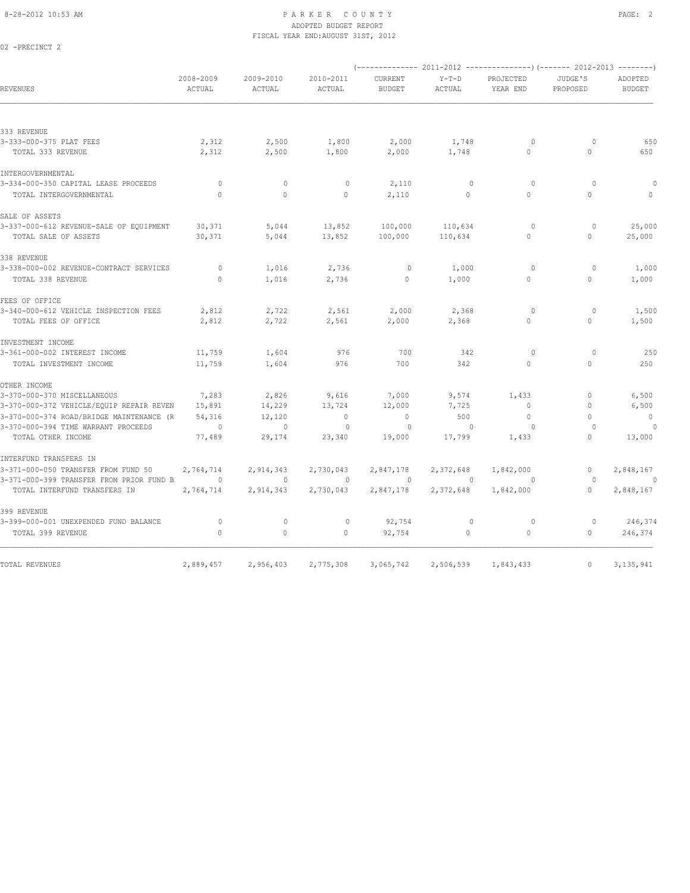# PARKER COUNTY
## ADOPTED BUDGET REPORT
### FISCAL YEAR END:AUGUST 31ST, 2012

02 -PRECINCT 2

| REVENUES | 2008-2009 ACTUAL | 2009-2010 ACTUAL | 2010-2011 ACTUAL | 2011-2012 CURRENT BUDGET | 2011-2012 Y-T-D ACTUAL | 2011-2012 PROJECTED YEAR END | 2012-2013 JUDGE'S PROPOSED | 2012-2013 ADOPTED BUDGET |
|---|---|---|---|---|---|---|---|---|
| **333 REVENUE** | | | | | | | | |
| 3-333-000-375 PLAT FEES | 2,312 | 2,500 | 1,800 | 2,000 | 1,748 | 0 | 0 | 650 |
| TOTAL 333 REVENUE | 2,312 | 2,500 | 1,800 | 2,000 | 1,748 | 0 | 0 | 650 |
| **INTERGOVERNMENTAL** | | | | | | | | |
| 3-334-000-350 CAPITAL LEASE PROCEEDS | 0 | 0 | 0 | 2,110 | 0 | 0 | 0 | 0 |
| TOTAL INTERGOVERNMENTAL | 0 | 0 | 0 | 2,110 | 0 | 0 | 0 | 0 |
| **SALE OF ASSETS** | | | | | | | | |
| 3-337-000-612 REVENUE-SALE OF EQUIPMENT | 30,371 | 5,044 | 13,852 | 100,000 | 110,634 | 0 | 0 | 25,000 |
| TOTAL SALE OF ASSETS | 30,371 | 5,044 | 13,852 | 100,000 | 110,634 | 0 | 0 | 25,000 |
| **338 REVENUE** | | | | | | | | |
| 3-338-000-002 REVENUE-CONTRACT SERVICES | 0 | 1,016 | 2,736 | 0 | 1,000 | 0 | 0 | 1,000 |
| TOTAL 338 REVENUE | 0 | 1,016 | 2,736 | 0 | 1,000 | 0 | 0 | 1,000 |
| **FEES OF OFFICE** | | | | | | | | |
| 3-340-000-612 VEHICLE INSPECTION FEES | 2,812 | 2,722 | 2,561 | 2,000 | 2,368 | 0 | 0 | 1,500 |
| TOTAL FEES OF OFFICE | 2,812 | 2,722 | 2,561 | 2,000 | 2,368 | 0 | 0 | 1,500 |
| **INVESTMENT INCOME** | | | | | | | | |
| 3-361-000-002 INTEREST INCOME | 11,759 | 1,604 | 976 | 700 | 342 | 0 | 0 | 250 |
| TOTAL INVESTMENT INCOME | 11,759 | 1,604 | 976 | 700 | 342 | 0 | 0 | 250 |
| **OTHER INCOME** | | | | | | | | |
| 3-370-000-370 MISCELLANEOUS | 7,283 | 2,826 | 9,616 | 7,000 | 9,574 | 1,433 | 0 | 6,500 |
| 3-370-000-372 VEHICLE/EQUIP REPAIR REVEN | 15,891 | 14,229 | 13,724 | 12,000 | 7,725 | 0 | 0 | 6,500 |
| 3-370-000-374 ROAD/BRIDGE MAINTENANCE (R | 54,316 | 12,120 | 0 | 0 | 500 | 0 | 0 | 0 |
| 3-370-000-394 TIME WARRANT PROCEEDS | 0 | 0 | 0 | 0 | 0 | 0 | 0 | 0 |
| TOTAL OTHER INCOME | 77,489 | 29,174 | 23,340 | 19,000 | 17,799 | 1,433 | 0 | 13,000 |
| **INTERFUND TRANSFERS IN** | | | | | | | | |
| 3-371-000-050 TRANSFER FROM FUND 50 | 2,764,714 | 2,914,343 | 2,730,043 | 2,847,178 | 2,372,648 | 1,842,000 | 0 | 2,848,167 |
| 3-371-000-399 TRANSFER FROM PRIOR FUND B | 0 | 0 | 0 | 0 | 0 | 0 | 0 | 0 |
| TOTAL INTERFUND TRANSFERS IN | 2,764,714 | 2,914,343 | 2,730,043 | 2,847,178 | 2,372,648 | 1,842,000 | 0 | 2,848,167 |
| **399 REVENUE** | | | | | | | | |
| 3-399-000-001 UNEXPENDED FUND BALANCE | 0 | 0 | 0 | 92,754 | 0 | 0 | 0 | 246,374 |
| TOTAL 399 REVENUE | 0 | 0 | 0 | 92,754 | 0 | 0 | 0 | 246,374 |
| TOTAL REVENUES | 2,889,457 | 2,956,403 | 2,775,308 | 3,065,742 | 2,506,539 | 1,843,433 | 0 | 3,135,941 |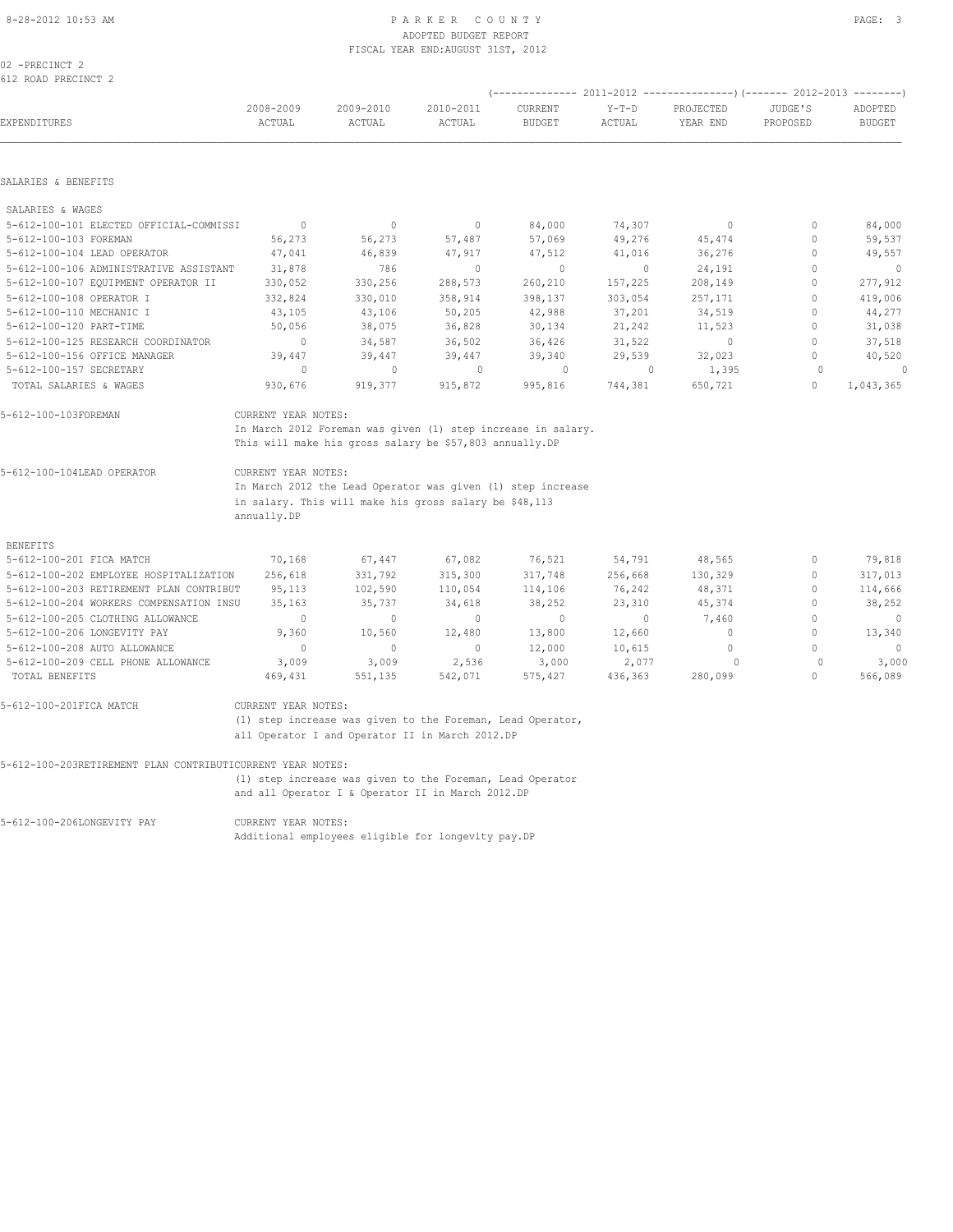PARKER COUNTY
ADOPTED BUDGET REPORT
FISCAL YEAR END:AUGUST 31ST, 2012

02 -PRECINCT 2
612 ROAD PRECINCT 2

| EXPENDITURES | 2008-2009 ACTUAL | 2009-2010 ACTUAL | 2010-2011 ACTUAL | 2011-2012 CURRENT BUDGET | 2011-2012 Y-T-D ACTUAL | 2011-2012 PROJECTED YEAR END | 2012-2013 JUDGE'S PROPOSED | 2012-2013 ADOPTED BUDGET |
|---|---|---|---|---|---|---|---|---|
| **SALARIES & BENEFITS** | | | | | | | | |
| SALARIES & WAGES | | | | | | | | |
| 5-612-100-101 ELECTED OFFICIAL-COMMISSI | 0 | 0 | 0 | 84,000 | 74,307 | 0 | 0 | 84,000 |
| 5-612-100-103 FOREMAN | 56,273 | 56,273 | 57,487 | 57,069 | 49,276 | 45,474 | 0 | 59,537 |
| 5-612-100-104 LEAD OPERATOR | 47,041 | 46,839 | 47,917 | 47,512 | 41,016 | 36,276 | 0 | 49,557 |
| 5-612-100-106 ADMINISTRATIVE ASSISTANT | 31,878 | 786 | 0 | 0 | 0 | 24,191 | 0 | 0 |
| 5-612-100-107 EQUIPMENT OPERATOR II | 330,052 | 330,256 | 288,573 | 260,210 | 157,225 | 208,149 | 0 | 277,912 |
| 5-612-100-108 OPERATOR I | 332,824 | 330,010 | 358,914 | 398,137 | 303,054 | 257,171 | 0 | 419,006 |
| 5-612-100-110 MECHANIC I | 43,105 | 43,106 | 50,205 | 42,988 | 37,201 | 34,519 | 0 | 44,277 |
| 5-612-100-120 PART-TIME | 50,056 | 38,075 | 36,828 | 30,134 | 21,242 | 11,523 | 0 | 31,038 |
| 5-612-100-125 RESEARCH COORDINATOR | 0 | 34,587 | 36,502 | 36,426 | 31,522 | 0 | 0 | 37,518 |
| 5-612-100-156 OFFICE MANAGER | 39,447 | 39,447 | 39,447 | 39,340 | 29,539 | 32,023 | 0 | 40,520 |
| 5-612-100-157 SECRETARY | 0 | 0 | 0 | 0 | 0 | 1,395 | 0 | 0 |
| TOTAL SALARIES & WAGES | 930,676 | 919,377 | 915,872 | 995,816 | 744,381 | 650,721 | 0 | 1,043,365 |

5-612-100-103FOREMAN — CURRENT YEAR NOTES:
In March 2012 Foreman was given (1) step increase in salary. This will make his gross salary be $57,803 annually.DP

5-612-100-104LEAD OPERATOR — CURRENT YEAR NOTES:
In March 2012 the Lead Operator was given (1) step increase in salary. This will make his gross salary be $48,113 annually.DP

| EXPENDITURES | 2008-2009 ACTUAL | 2009-2010 ACTUAL | 2010-2011 ACTUAL | 2011-2012 CURRENT BUDGET | 2011-2012 Y-T-D ACTUAL | 2011-2012 PROJECTED YEAR END | 2012-2013 JUDGE'S PROPOSED | 2012-2013 ADOPTED BUDGET |
|---|---|---|---|---|---|---|---|---|
| BENEFITS | | | | | | | | |
| 5-612-100-201 FICA MATCH | 70,168 | 67,447 | 67,082 | 76,521 | 54,791 | 48,565 | 0 | 79,818 |
| 5-612-100-202 EMPLOYEE HOSPITALIZATION | 256,618 | 331,792 | 315,300 | 317,748 | 256,668 | 130,329 | 0 | 317,013 |
| 5-612-100-203 RETIREMENT PLAN CONTRIBUT | 95,113 | 102,590 | 110,054 | 114,106 | 76,242 | 48,371 | 0 | 114,666 |
| 5-612-100-204 WORKERS COMPENSATION INSU | 35,163 | 35,737 | 34,618 | 38,252 | 23,310 | 45,374 | 0 | 38,252 |
| 5-612-100-205 CLOTHING ALLOWANCE | 0 | 0 | 0 | 0 | 0 | 7,460 | 0 | 0 |
| 5-612-100-206 LONGEVITY PAY | 9,360 | 10,560 | 12,480 | 13,800 | 12,660 | 0 | 0 | 13,340 |
| 5-612-100-208 AUTO ALLOWANCE | 0 | 0 | 0 | 12,000 | 10,615 | 0 | 0 | 0 |
| 5-612-100-209 CELL PHONE ALLOWANCE | 3,009 | 3,009 | 2,536 | 3,000 | 2,077 | 0 | 0 | 3,000 |
| TOTAL BENEFITS | 469,431 | 551,135 | 542,071 | 575,427 | 436,363 | 280,099 | 0 | 566,089 |

5-612-100-201FICA MATCH — CURRENT YEAR NOTES:
(1) step increase was given to the Foreman, Lead Operator, all Operator I and Operator II in March 2012.DP

5-612-100-203RETIREMENT PLAN CONTRIBUT — CURRENT YEAR NOTES:
(1) step increase was given to the Foreman, Lead Operator and all Operator I & Operator II in March 2012.DP

5-612-100-206LONGEVITY PAY — CURRENT YEAR NOTES:
Additional employees eligible for longevity pay.DP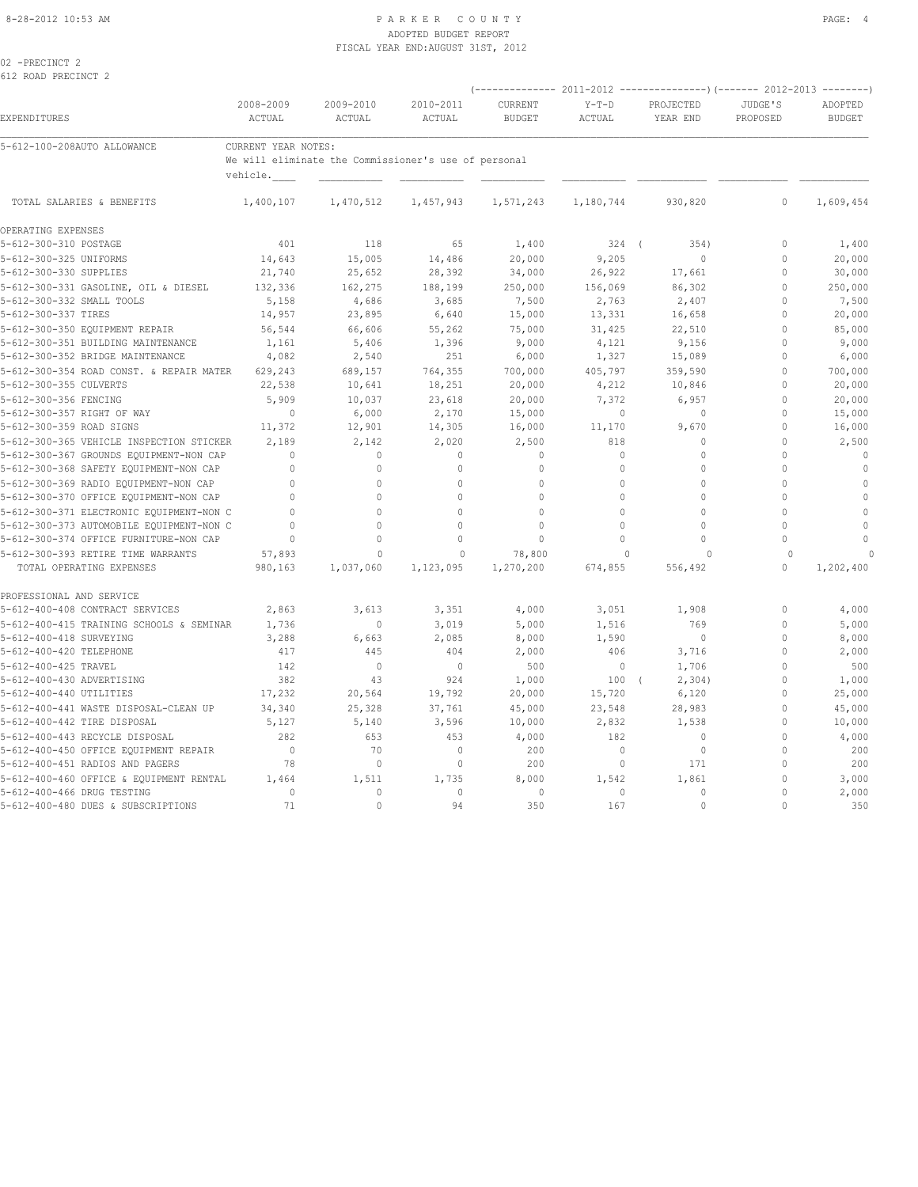# PARKER COUNTY

## ADOPTED BUDGET REPORT

### FISCAL YEAR END:AUGUST 31ST, 2012

02 -PRECINCT 2
612 ROAD PRECINCT 2

| EXPENDITURES | 2008-2009 ACTUAL | 2009-2010 ACTUAL | 2010-2011 ACTUAL | 2011-2012 CURRENT BUDGET | 2011-2012 Y-T-D ACTUAL | 2011-2012 PROJECTED YEAR END | 2012-2013 JUDGE'S PROPOSED | 2012-2013 ADOPTED BUDGET |
|---|---|---|---|---|---|---|---|---|
| 5-612-100-208AUTO ALLOWANCE | CURRENT YEAR NOTES: We will eliminate the Commissioner's use of personal vehicle. | | | | | | | |
| TOTAL SALARIES & BENEFITS | 1,400,107 | 1,470,512 | 1,457,943 | 1,571,243 | 1,180,744 | 930,820 | 0 | 1,609,454 |
| OPERATING EXPENSES | | | | | | | | |
| 5-612-300-310 POSTAGE | 401 | 118 | 65 | 1,400 | 324 | ( 354) | 0 | 1,400 |
| 5-612-300-325 UNIFORMS | 14,643 | 15,005 | 14,486 | 20,000 | 9,205 | 0 | 0 | 20,000 |
| 5-612-300-330 SUPPLIES | 21,740 | 25,652 | 28,392 | 34,000 | 26,922 | 17,661 | 0 | 30,000 |
| 5-612-300-331 GASOLINE, OIL & DIESEL | 132,336 | 162,275 | 188,199 | 250,000 | 156,069 | 86,302 | 0 | 250,000 |
| 5-612-300-332 SMALL TOOLS | 5,158 | 4,686 | 3,685 | 7,500 | 2,763 | 2,407 | 0 | 7,500 |
| 5-612-300-337 TIRES | 14,957 | 23,895 | 6,640 | 15,000 | 13,331 | 16,658 | 0 | 20,000 |
| 5-612-300-350 EQUIPMENT REPAIR | 56,544 | 66,606 | 55,262 | 75,000 | 31,425 | 22,510 | 0 | 85,000 |
| 5-612-300-351 BUILDING MAINTENANCE | 1,161 | 5,406 | 1,396 | 9,000 | 4,121 | 9,156 | 0 | 9,000 |
| 5-612-300-352 BRIDGE MAINTENANCE | 4,082 | 2,540 | 251 | 6,000 | 1,327 | 15,089 | 0 | 6,000 |
| 5-612-300-354 ROAD CONST. & REPAIR MATER | 629,243 | 689,157 | 764,355 | 700,000 | 405,797 | 359,590 | 0 | 700,000 |
| 5-612-300-355 CULVERTS | 22,538 | 10,641 | 18,251 | 20,000 | 4,212 | 10,846 | 0 | 20,000 |
| 5-612-300-356 FENCING | 5,909 | 10,037 | 23,618 | 20,000 | 7,372 | 6,957 | 0 | 20,000 |
| 5-612-300-357 RIGHT OF WAY | 0 | 6,000 | 2,170 | 15,000 | 0 | 0 | 0 | 15,000 |
| 5-612-300-359 ROAD SIGNS | 11,372 | 12,901 | 14,305 | 16,000 | 11,170 | 9,670 | 0 | 16,000 |
| 5-612-300-365 VEHICLE INSPECTION STICKER | 2,189 | 2,142 | 2,020 | 2,500 | 818 | 0 | 0 | 2,500 |
| 5-612-300-367 GROUNDS EQUIPMENT-NON CAP | 0 | 0 | 0 | 0 | 0 | 0 | 0 | 0 |
| 5-612-300-368 SAFETY EQUIPMENT-NON CAP | 0 | 0 | 0 | 0 | 0 | 0 | 0 | 0 |
| 5-612-300-369 RADIO EQUIPMENT-NON CAP | 0 | 0 | 0 | 0 | 0 | 0 | 0 | 0 |
| 5-612-300-370 OFFICE EQUIPMENT-NON CAP | 0 | 0 | 0 | 0 | 0 | 0 | 0 | 0 |
| 5-612-300-371 ELECTRONIC EQUIPMENT-NON C | 0 | 0 | 0 | 0 | 0 | 0 | 0 | 0 |
| 5-612-300-373 AUTOMOBILE EQUIPMENT-NON C | 0 | 0 | 0 | 0 | 0 | 0 | 0 | 0 |
| 5-612-300-374 OFFICE FURNITURE-NON CAP | 0 | 0 | 0 | 0 | 0 | 0 | 0 | 0 |
| 5-612-300-393 RETIRE TIME WARRANTS | 57,893 | 0 | 0 | 78,800 | 0 | 0 | 0 | 0 |
| TOTAL OPERATING EXPENSES | 980,163 | 1,037,060 | 1,123,095 | 1,270,200 | 674,855 | 556,492 | 0 | 1,202,400 |
| PROFESSIONAL AND SERVICE | | | | | | | | |
| 5-612-400-408 CONTRACT SERVICES | 2,863 | 3,613 | 3,351 | 4,000 | 3,051 | 1,908 | 0 | 4,000 |
| 5-612-400-415 TRAINING SCHOOLS & SEMINAR | 1,736 | 0 | 3,019 | 5,000 | 1,516 | 769 | 0 | 5,000 |
| 5-612-400-418 SURVEYING | 3,288 | 6,663 | 2,085 | 8,000 | 1,590 | 0 | 0 | 8,000 |
| 5-612-400-420 TELEPHONE | 417 | 445 | 404 | 2,000 | 406 | 3,716 | 0 | 2,000 |
| 5-612-400-425 TRAVEL | 142 | 0 | 0 | 500 | 0 | 1,706 | 0 | 500 |
| 5-612-400-430 ADVERTISING | 382 | 43 | 924 | 1,000 | 100 | ( 2,304) | 0 | 1,000 |
| 5-612-400-440 UTILITIES | 17,232 | 20,564 | 19,792 | 20,000 | 15,720 | 6,120 | 0 | 25,000 |
| 5-612-400-441 WASTE DISPOSAL-CLEAN UP | 34,340 | 25,328 | 37,761 | 45,000 | 23,548 | 28,983 | 0 | 45,000 |
| 5-612-400-442 TIRE DISPOSAL | 5,127 | 5,140 | 3,596 | 10,000 | 2,832 | 1,538 | 0 | 10,000 |
| 5-612-400-443 RECYCLE DISPOSAL | 282 | 653 | 453 | 4,000 | 182 | 0 | 0 | 4,000 |
| 5-612-400-450 OFFICE EQUIPMENT REPAIR | 0 | 70 | 0 | 200 | 0 | 0 | 0 | 200 |
| 5-612-400-451 RADIOS AND PAGERS | 78 | 0 | 0 | 200 | 0 | 171 | 0 | 200 |
| 5-612-400-460 OFFICE & EQUIPMENT RENTAL | 1,464 | 1,511 | 1,735 | 8,000 | 1,542 | 1,861 | 0 | 3,000 |
| 5-612-400-466 DRUG TESTING | 0 | 0 | 0 | 0 | 0 | 0 | 0 | 2,000 |
| 5-612-400-480 DUES & SUBSCRIPTIONS | 71 | 0 | 94 | 350 | 167 | 0 | 0 | 350 |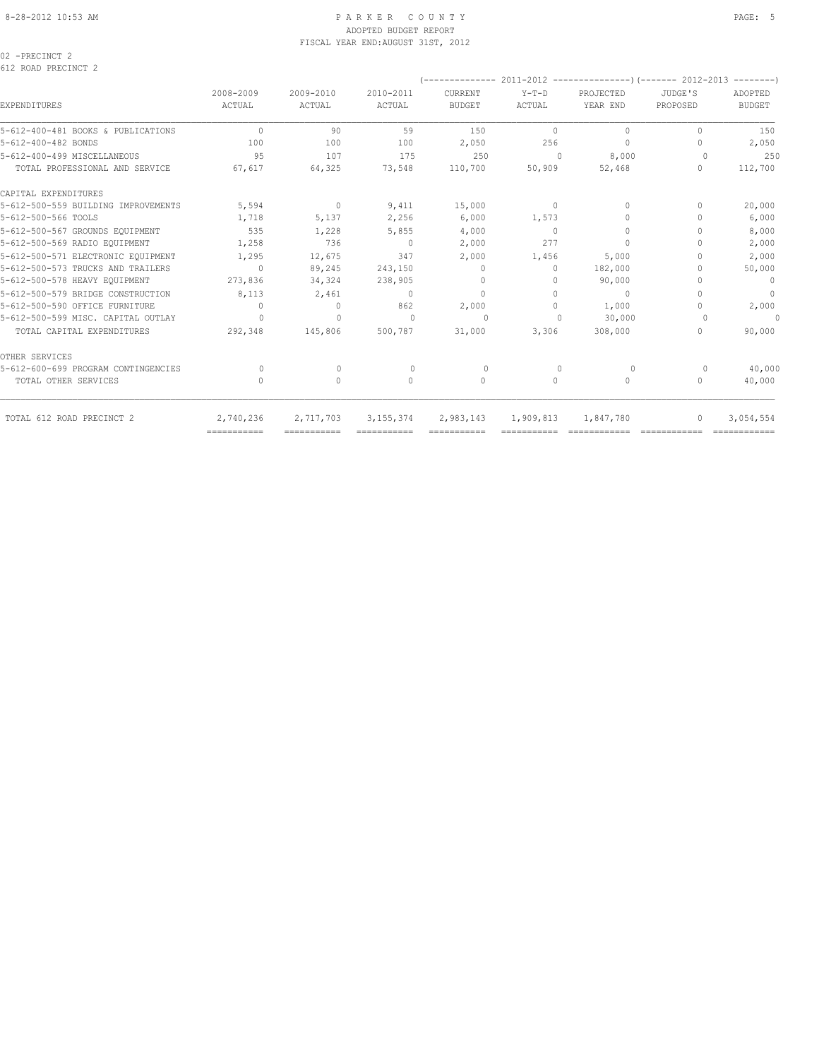PARKER COUNTY
ADOPTED BUDGET REPORT
FISCAL YEAR END:AUGUST 31ST, 2012

02 -PRECINCT 2
612 ROAD PRECINCT 2

| EXPENDITURES | 2008-2009 ACTUAL | 2009-2010 ACTUAL | 2010-2011 ACTUAL | 2011-2012 CURRENT BUDGET | 2011-2012 Y-T-D ACTUAL | 2011-2012 PROJECTED YEAR END | 2012-2013 JUDGE'S PROPOSED | 2012-2013 ADOPTED BUDGET |
|---|---|---|---|---|---|---|---|---|
| 5-612-400-481 BOOKS & PUBLICATIONS | 0 | 90 | 59 | 150 | 0 | 0 | 0 | 150 |
| 5-612-400-482 BONDS | 100 | 100 | 100 | 2,050 | 256 | 0 | 0 | 2,050 |
| 5-612-400-499 MISCELLANEOUS | 95 | 107 | 175 | 250 | 0 | 8,000 | 0 | 250 |
| TOTAL PROFESSIONAL AND SERVICE | 67,617 | 64,325 | 73,548 | 110,700 | 50,909 | 52,468 | 0 | 112,700 |
| CAPITAL EXPENDITURES | | | | | | | | |
| 5-612-500-559 BUILDING IMPROVEMENTS | 5,594 | 0 | 9,411 | 15,000 | 0 | 0 | 0 | 20,000 |
| 5-612-500-566 TOOLS | 1,718 | 5,137 | 2,256 | 6,000 | 1,573 | 0 | 0 | 6,000 |
| 5-612-500-567 GROUNDS EQUIPMENT | 535 | 1,228 | 5,855 | 4,000 | 0 | 0 | 0 | 8,000 |
| 5-612-500-569 RADIO EQUIPMENT | 1,258 | 736 | 0 | 2,000 | 277 | 0 | 0 | 2,000 |
| 5-612-500-571 ELECTRONIC EQUIPMENT | 1,295 | 12,675 | 347 | 2,000 | 1,456 | 5,000 | 0 | 2,000 |
| 5-612-500-573 TRUCKS AND TRAILERS | 0 | 89,245 | 243,150 | 0 | 0 | 182,000 | 0 | 50,000 |
| 5-612-500-578 HEAVY EQUIPMENT | 273,836 | 34,324 | 238,905 | 0 | 0 | 90,000 | 0 | 0 |
| 5-612-500-579 BRIDGE CONSTRUCTION | 8,113 | 2,461 | 0 | 0 | 0 | 0 | 0 | 0 |
| 5-612-500-590 OFFICE FURNITURE | 0 | 0 | 862 | 2,000 | 0 | 1,000 | 0 | 2,000 |
| 5-612-500-599 MISC. CAPITAL OUTLAY | 0 | 0 | 0 | 0 | 0 | 30,000 | 0 | 0 |
| TOTAL CAPITAL EXPENDITURES | 292,348 | 145,806 | 500,787 | 31,000 | 3,306 | 308,000 | 0 | 90,000 |
| OTHER SERVICES | | | | | | | | |
| 5-612-600-699 PROGRAM CONTINGENCIES | 0 | 0 | 0 | 0 | 0 | 0 | 0 | 40,000 |
| TOTAL OTHER SERVICES | 0 | 0 | 0 | 0 | 0 | 0 | 0 | 40,000 |
| TOTAL 612 ROAD PRECINCT 2 | 2,740,236 | 2,717,703 | 3,155,374 | 2,983,143 | 1,909,813 | 1,847,780 | 0 | 3,054,554 |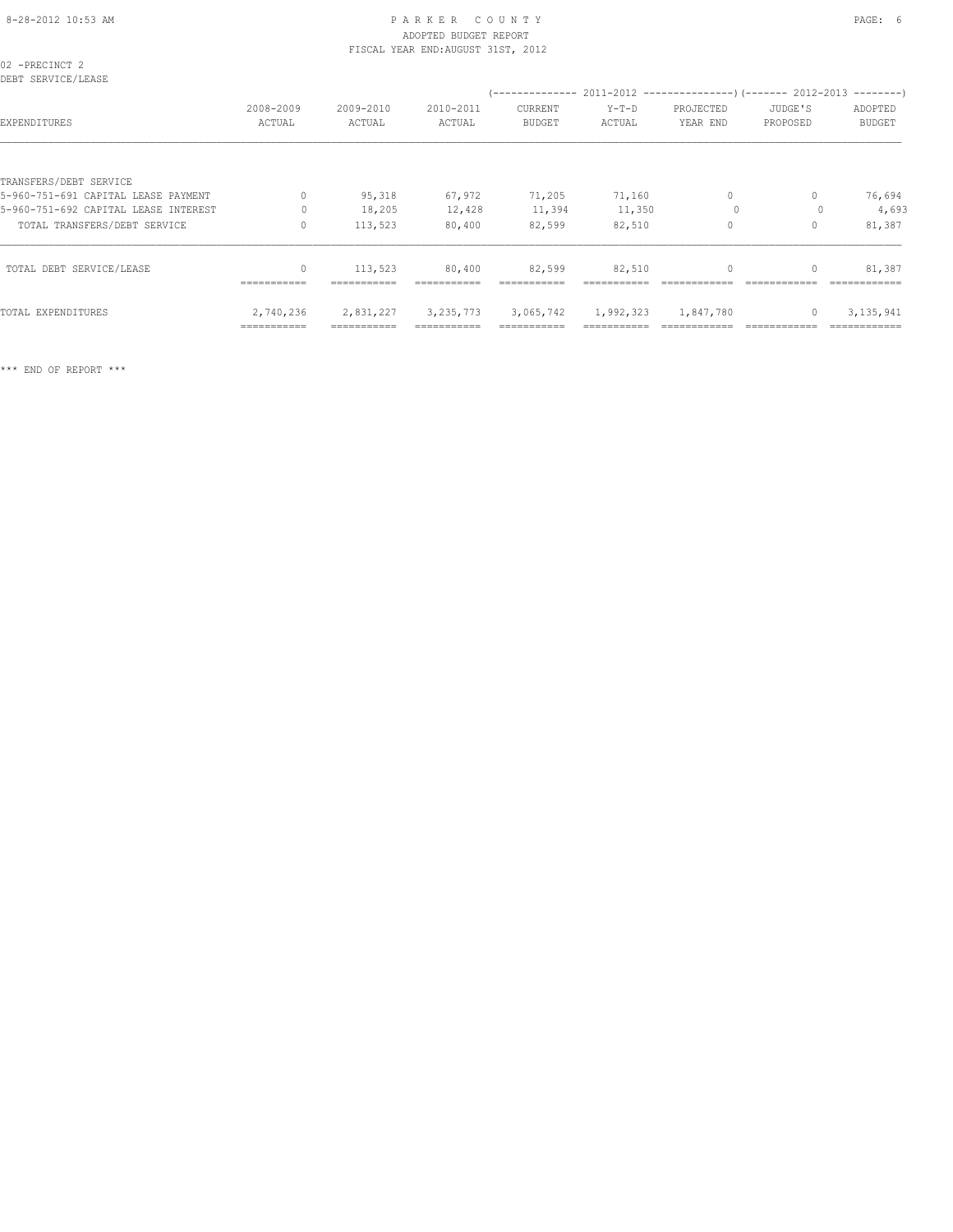PARKER COUNTY
ADOPTED BUDGET REPORT
FISCAL YEAR END:AUGUST 31ST, 2012

02 -PRECINCT 2
DEBT SERVICE/LEASE

| EXPENDITURES | 2008-2009 ACTUAL | 2009-2010 ACTUAL | 2010-2011 ACTUAL | 2011-2012 CURRENT BUDGET | 2011-2012 Y-T-D ACTUAL | 2011-2012 PROJECTED YEAR END | 2012-2013 JUDGE'S PROPOSED | 2012-2013 ADOPTED BUDGET |
|---|---|---|---|---|---|---|---|---|
| TRANSFERS/DEBT SERVICE | | | | | | | | |
| 5-960-751-691 CAPITAL LEASE PAYMENT | 0 | 95,318 | 67,972 | 71,205 | 71,160 | 0 | 0 | 76,694 |
| 5-960-751-692 CAPITAL LEASE INTEREST | 0 | 18,205 | 12,428 | 11,394 | 11,350 | 0 | 0 | 4,693 |
| TOTAL TRANSFERS/DEBT SERVICE | 0 | 113,523 | 80,400 | 82,599 | 82,510 | 0 | 0 | 81,387 |
| TOTAL DEBT SERVICE/LEASE | 0 | 113,523 | 80,400 | 82,599 | 82,510 | 0 | 0 | 81,387 |
| TOTAL EXPENDITURES | 2,740,236 | 2,831,227 | 3,235,773 | 3,065,742 | 1,992,323 | 1,847,780 | 0 | 3,135,941 |

*** END OF REPORT ***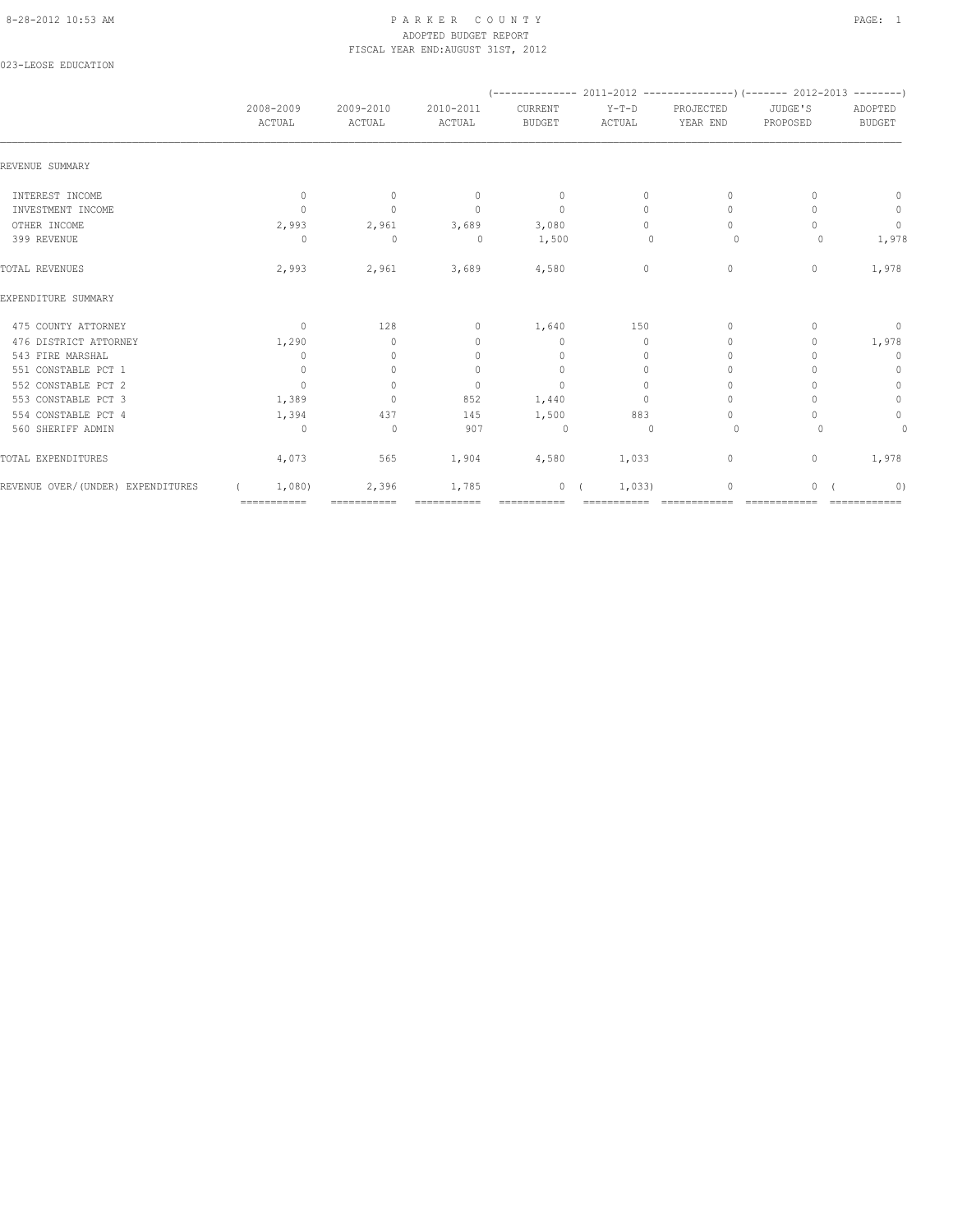# PARKER COUNTY
## ADOPTED BUDGET REPORT
### FISCAL YEAR END:AUGUST 31ST, 2012

023-LEOSE EDUCATION

| | 2008-2009 ACTUAL | 2009-2010 ACTUAL | 2010-2011 ACTUAL | 2011-2012 CURRENT BUDGET | 2011-2012 Y-T-D ACTUAL | 2011-2012 PROJECTED YEAR END | 2012-2013 JUDGE'S PROPOSED | 2012-2013 ADOPTED BUDGET |
|---|---|---|---|---|---|---|---|---|
| REVENUE SUMMARY | | | | | | | | |
| INTEREST INCOME | 0 | 0 | 0 | 0 | 0 | 0 | 0 | 0 |
| INVESTMENT INCOME | 0 | 0 | 0 | 0 | 0 | 0 | 0 | 0 |
| OTHER INCOME | 2,993 | 2,961 | 3,689 | 3,080 | 0 | 0 | 0 | 0 |
| 399 REVENUE | 0 | 0 | 0 | 1,500 | 0 | 0 | 0 | 1,978 |
| TOTAL REVENUES | 2,993 | 2,961 | 3,689 | 4,580 | 0 | 0 | 0 | 1,978 |
| EXPENDITURE SUMMARY | | | | | | | | |
| 475 COUNTY ATTORNEY | 0 | 128 | 0 | 1,640 | 150 | 0 | 0 | 0 |
| 476 DISTRICT ATTORNEY | 1,290 | 0 | 0 | 0 | 0 | 0 | 0 | 1,978 |
| 543 FIRE MARSHAL | 0 | 0 | 0 | 0 | 0 | 0 | 0 | 0 |
| 551 CONSTABLE PCT 1 | 0 | 0 | 0 | 0 | 0 | 0 | 0 | 0 |
| 552 CONSTABLE PCT 2 | 0 | 0 | 0 | 0 | 0 | 0 | 0 | 0 |
| 553 CONSTABLE PCT 3 | 1,389 | 0 | 852 | 1,440 | 0 | 0 | 0 | 0 |
| 554 CONSTABLE PCT 4 | 1,394 | 437 | 145 | 1,500 | 883 | 0 | 0 | 0 |
| 560 SHERIFF ADMIN | 0 | 0 | 907 | 0 | 0 | 0 | 0 | 0 |
| TOTAL EXPENDITURES | 4,073 | 565 | 1,904 | 4,580 | 1,033 | 0 | 0 | 1,978 |
| REVENUE OVER/(UNDER) EXPENDITURES | ( 1,080) | 2,396 | 1,785 | 0 | ( 1,033) | 0 | 0 | ( 0) |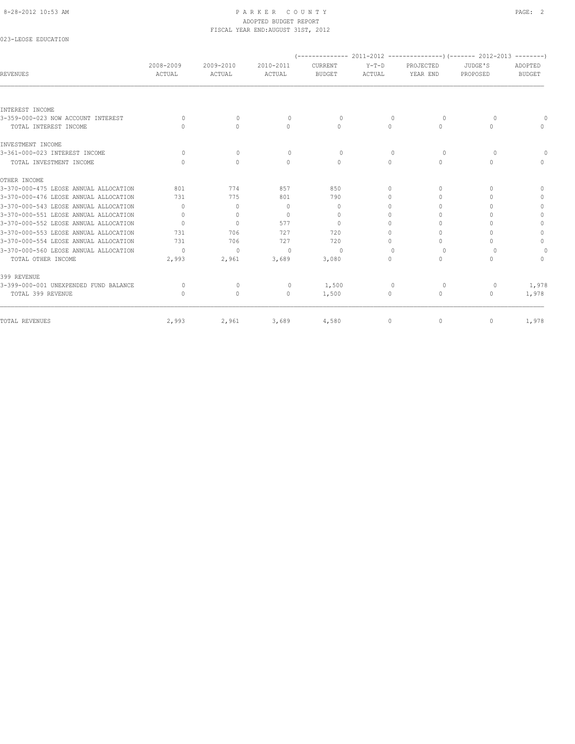# PARKER COUNTY

ADOPTED BUDGET REPORT

FISCAL YEAR END:AUGUST 31ST, 2012

023-LEOSE EDUCATION

| REVENUES | 2008-2009 ACTUAL | 2009-2010 ACTUAL | 2010-2011 ACTUAL | (------- 2011-2012 -------) CURRENT BUDGET | Y-T-D ACTUAL | PROJECTED YEAR END | (------- 2012-2013 -------) JUDGE'S PROPOSED | ADOPTED BUDGET |
|---|---|---|---|---|---|---|---|---|
| INTEREST INCOME | | | | | | | | |
| 3-359-000-023 NOW ACCOUNT INTEREST | 0 | 0 | 0 | 0 | 0 | 0 | 0 | 0 |
| TOTAL INTEREST INCOME | 0 | 0 | 0 | 0 | 0 | 0 | 0 | 0 |
| INVESTMENT INCOME | | | | | | | | |
| 3-361-000-023 INTEREST INCOME | 0 | 0 | 0 | 0 | 0 | 0 | 0 | 0 |
| TOTAL INVESTMENT INCOME | 0 | 0 | 0 | 0 | 0 | 0 | 0 | 0 |
| OTHER INCOME | | | | | | | | |
| 3-370-000-475 LEOSE ANNUAL ALLOCATION | 801 | 774 | 857 | 850 | 0 | 0 | 0 | 0 |
| 3-370-000-476 LEOSE ANNUAL ALLOCATION | 731 | 775 | 801 | 790 | 0 | 0 | 0 | 0 |
| 3-370-000-543 LEOSE ANNUAL ALLOCATION | 0 | 0 | 0 | 0 | 0 | 0 | 0 | 0 |
| 3-370-000-551 LEOSE ANNUAL ALLOCATION | 0 | 0 | 0 | 0 | 0 | 0 | 0 | 0 |
| 3-370-000-552 LEOSE ANNUAL ALLOCATION | 0 | 0 | 577 | 0 | 0 | 0 | 0 | 0 |
| 3-370-000-553 LEOSE ANNUAL ALLOCATION | 731 | 706 | 727 | 720 | 0 | 0 | 0 | 0 |
| 3-370-000-554 LEOSE ANNUAL ALLOCATION | 731 | 706 | 727 | 720 | 0 | 0 | 0 | 0 |
| 3-370-000-560 LEOSE ANNUAL ALLOCATION | 0 | 0 | 0 | 0 | 0 | 0 | 0 | 0 |
| TOTAL OTHER INCOME | 2,993 | 2,961 | 3,689 | 3,080 | 0 | 0 | 0 | 0 |
| 399 REVENUE | | | | | | | | |
| 3-399-000-001 UNEXPENDED FUND BALANCE | 0 | 0 | 0 | 1,500 | 0 | 0 | 0 | 1,978 |
| TOTAL 399 REVENUE | 0 | 0 | 0 | 1,500 | 0 | 0 | 0 | 1,978 |
| TOTAL REVENUES | 2,993 | 2,961 | 3,689 | 4,580 | 0 | 0 | 0 | 1,978 |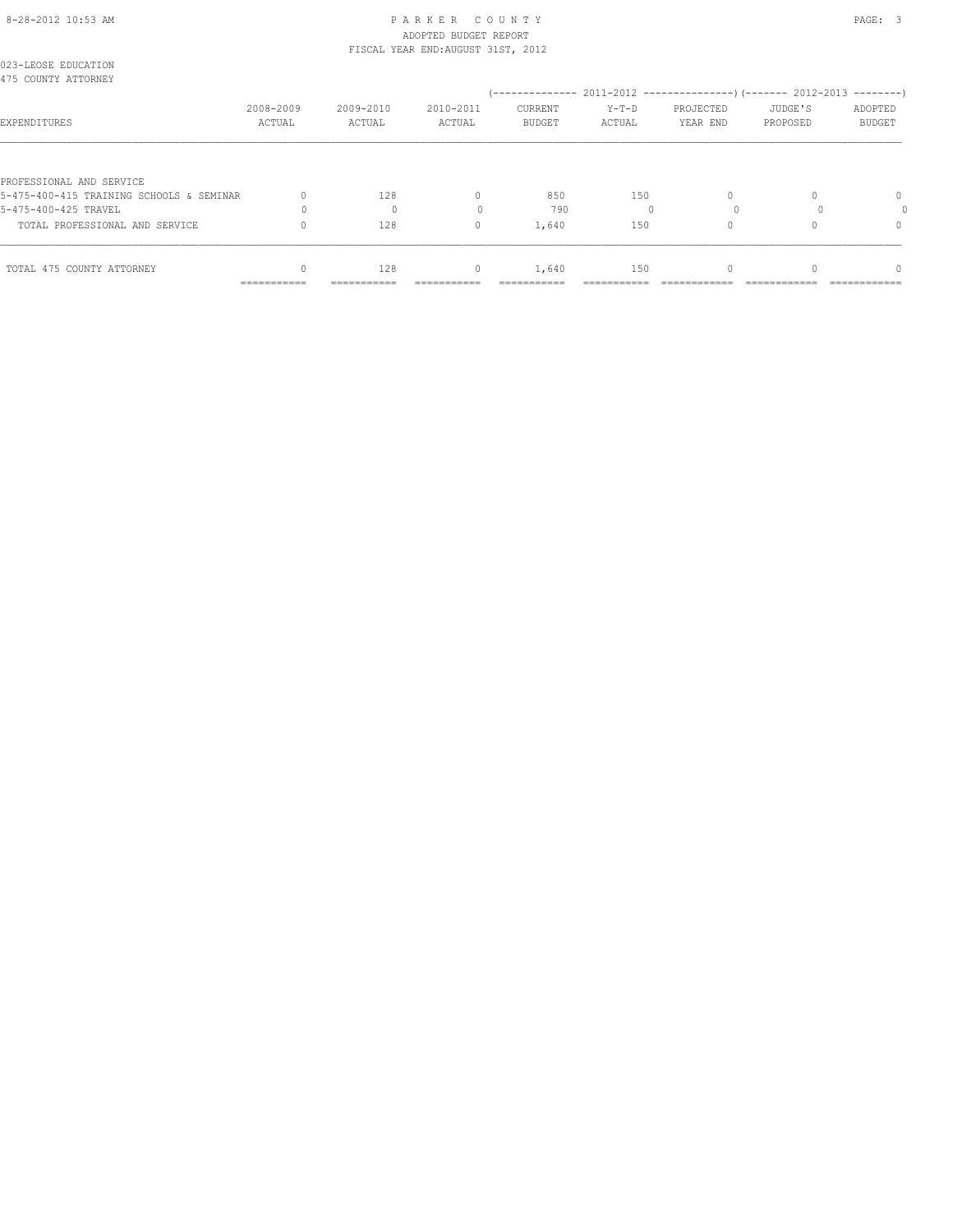# PARKER COUNTY
## ADOPTED BUDGET REPORT
### FISCAL YEAR END:AUGUST 31ST, 2012

023-LEOSE EDUCATION
475 COUNTY ATTORNEY

| EXPENDITURES | 2008-2009 ACTUAL | 2009-2010 ACTUAL | 2010-2011 ACTUAL | 2011-2012 CURRENT BUDGET | 2011-2012 Y-T-D ACTUAL | 2011-2012 PROJECTED YEAR END | 2012-2013 JUDGE'S PROPOSED | 2012-2013 ADOPTED BUDGET |
|---|---|---|---|---|---|---|---|---|
| PROFESSIONAL AND SERVICE | | | | | | | | |
| 5-475-400-415 TRAINING SCHOOLS & SEMINAR | 0 | 128 | 0 | 850 | 150 | 0 | 0 | 0 |
| 5-475-400-425 TRAVEL | 0 | 0 | 0 | 790 | 0 | 0 | 0 | 0 |
| TOTAL PROFESSIONAL AND SERVICE | 0 | 128 | 0 | 1,640 | 150 | 0 | 0 | 0 |
| TOTAL 475 COUNTY ATTORNEY | 0 | 128 | 0 | 1,640 | 150 | 0 | 0 | 0 |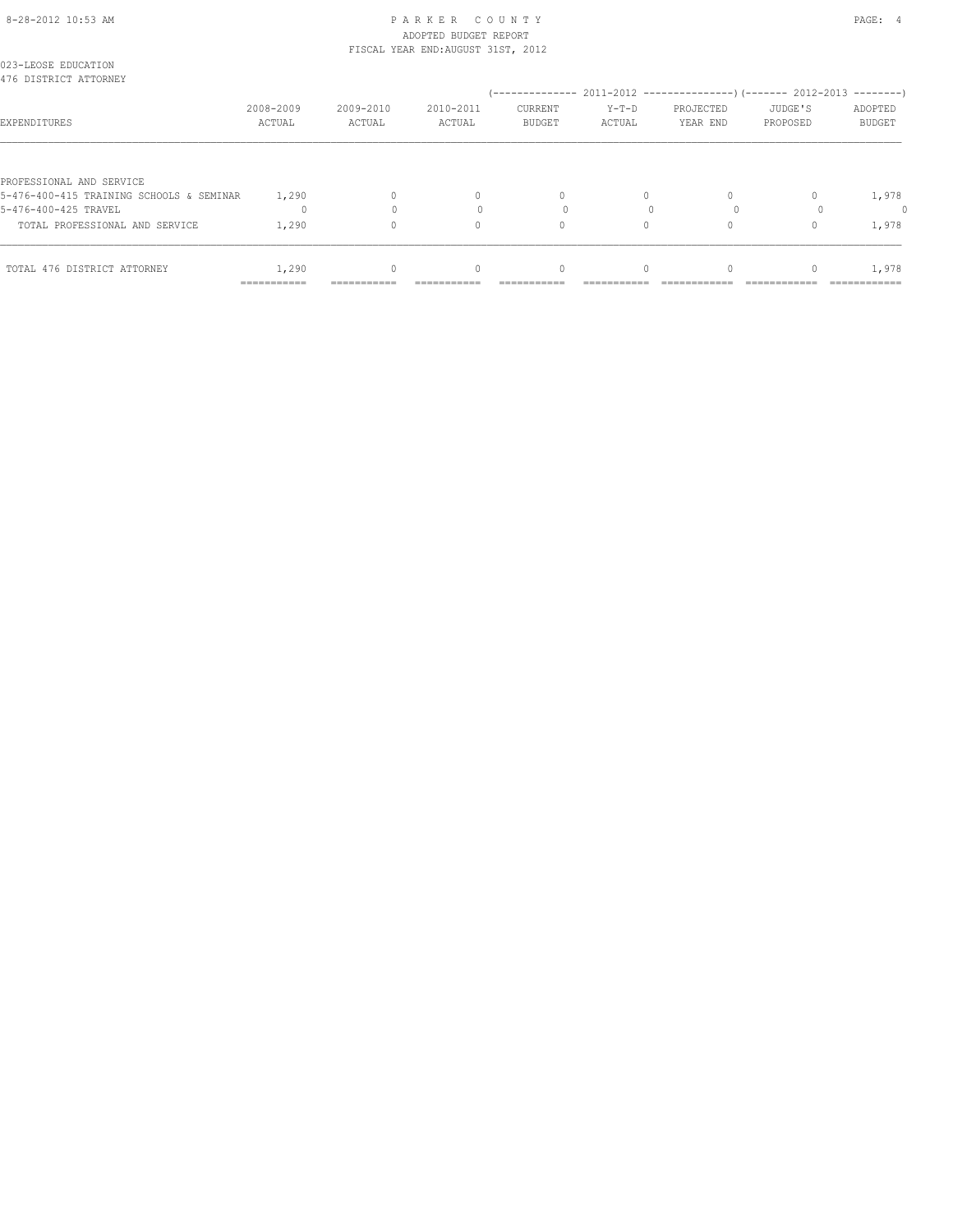PARKER COUNTY
ADOPTED BUDGET REPORT
FISCAL YEAR END:AUGUST 31ST, 2012

023-LEOSE EDUCATION
476 DISTRICT ATTORNEY

| EXPENDITURES | 2008-2009 ACTUAL | 2009-2010 ACTUAL | 2010-2011 ACTUAL | 2011-2012 CURRENT BUDGET | 2011-2012 Y-T-D ACTUAL | 2011-2012 PROJECTED YEAR END | 2012-2013 JUDGE'S PROPOSED | 2012-2013 ADOPTED BUDGET |
|---|---|---|---|---|---|---|---|---|
| PROFESSIONAL AND SERVICE | | | | | | | | |
| 5-476-400-415 TRAINING SCHOOLS & SEMINAR | 1,290 | 0 | 0 | 0 | 0 | 0 | 0 | 1,978 |
| 5-476-400-425 TRAVEL | 0 | 0 | 0 | 0 | 0 | 0 | 0 | 0 |
| TOTAL PROFESSIONAL AND SERVICE | 1,290 | 0 | 0 | 0 | 0 | 0 | 0 | 1,978 |
| TOTAL 476 DISTRICT ATTORNEY | 1,290 | 0 | 0 | 0 | 0 | 0 | 0 | 1,978 |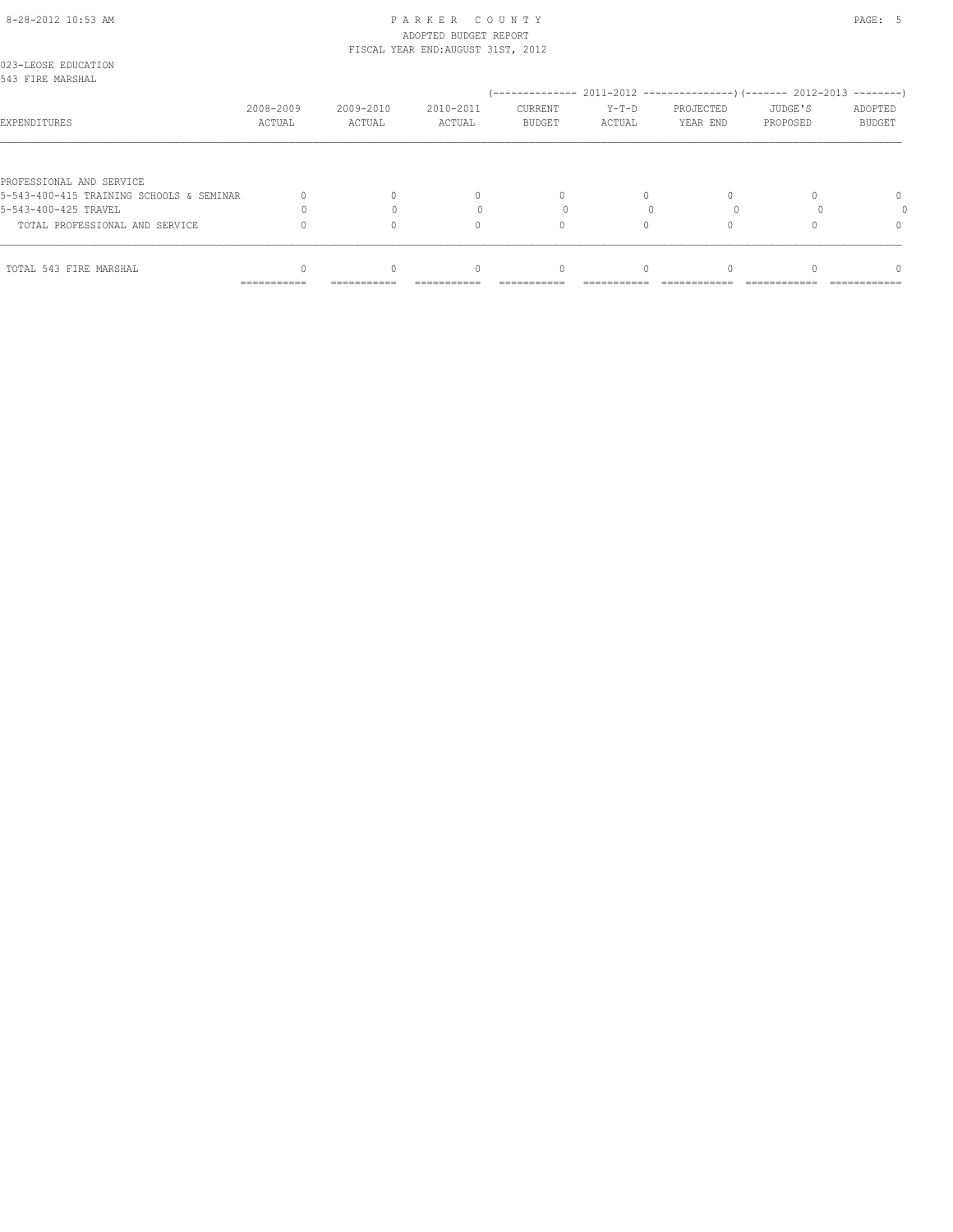ADOPTED BUDGET REPORT
FISCAL YEAR END:AUGUST 31ST, 2012

023-LEOSE EDUCATION
543 FIRE MARSHAL

| EXPENDITURES | 2008-2009 ACTUAL | 2009-2010 ACTUAL | 2010-2011 ACTUAL | 2011-2012 CURRENT BUDGET | 2011-2012 Y-T-D ACTUAL | 2011-2012 PROJECTED YEAR END | 2012-2013 JUDGE'S PROPOSED | 2012-2013 ADOPTED BUDGET |
|---|---|---|---|---|---|---|---|---|
| PROFESSIONAL AND SERVICE | | | | | | | | |
| 5-543-400-415 TRAINING SCHOOLS & SEMINAR | 0 | 0 | 0 | 0 | 0 | 0 | 0 | 0 |
| 5-543-400-425 TRAVEL | 0 | 0 | 0 | 0 | 0 | 0 | 0 | 0 |
| TOTAL PROFESSIONAL AND SERVICE | 0 | 0 | 0 | 0 | 0 | 0 | 0 | 0 |
| TOTAL 543 FIRE MARSHAL | 0 | 0 | 0 | 0 | 0 | 0 | 0 | 0 |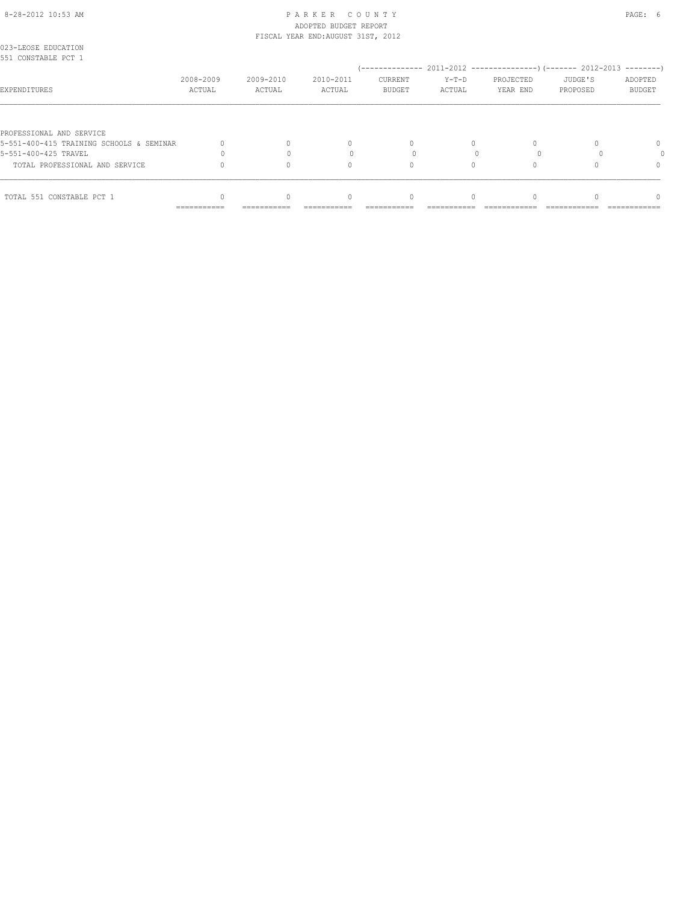023-LEOSE EDUCATION
551 CONSTABLE PCT 1

| EXPENDITURES | 2008-2009 ACTUAL | 2009-2010 ACTUAL | 2010-2011 ACTUAL | 2011-2012 CURRENT BUDGET | 2011-2012 Y-T-D ACTUAL | 2011-2012 PROJECTED YEAR END | 2012-2013 JUDGE'S PROPOSED | 2012-2013 ADOPTED BUDGET |
|---|---|---|---|---|---|---|---|---|
| PROFESSIONAL AND SERVICE | | | | | | | | |
| 5-551-400-415 TRAINING SCHOOLS & SEMINAR | 0 | 0 | 0 | 0 | 0 | 0 | 0 | 0 |
| 5-551-400-425 TRAVEL | 0 | 0 | 0 | 0 | 0 | 0 | 0 | 0 |
| TOTAL PROFESSIONAL AND SERVICE | 0 | 0 | 0 | 0 | 0 | 0 | 0 | 0 |
| TOTAL 551 CONSTABLE PCT 1 | 0 | 0 | 0 | 0 | 0 | 0 | 0 | 0 |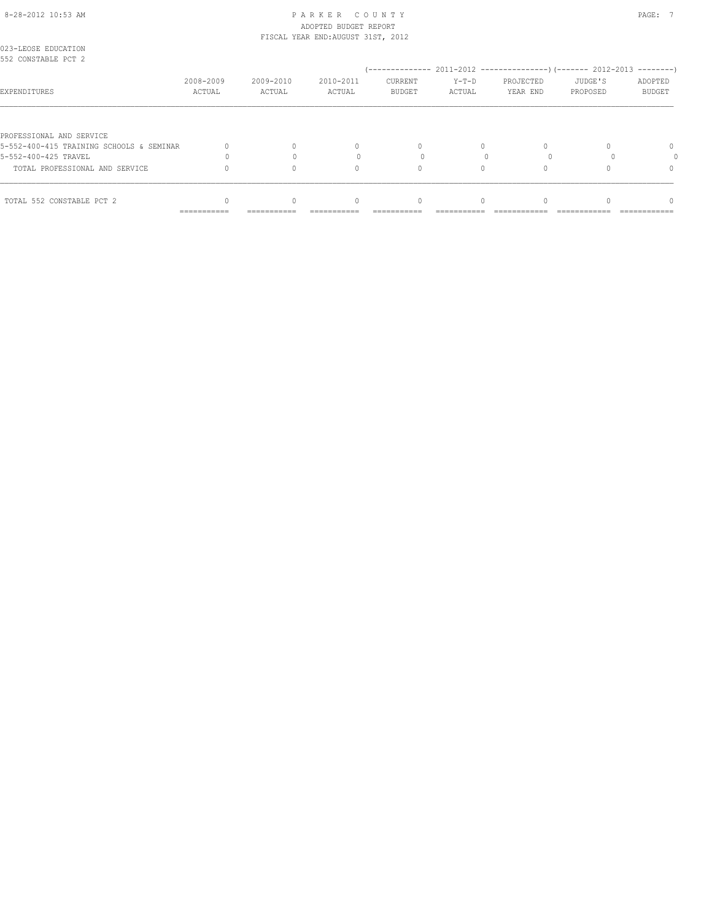023-LEOSE EDUCATION
552 CONSTABLE PCT 2

| EXPENDITURES | 2008-2009 ACTUAL | 2009-2010 ACTUAL | 2010-2011 ACTUAL | 2011-2012 CURRENT BUDGET | 2011-2012 Y-T-D ACTUAL | 2011-2012 PROJECTED YEAR END | 2012-2013 JUDGE'S PROPOSED | 2012-2013 ADOPTED BUDGET |
|---|---|---|---|---|---|---|---|---|
| PROFESSIONAL AND SERVICE | | | | | | | | |
| 5-552-400-415 TRAINING SCHOOLS & SEMINAR | 0 | 0 | 0 | 0 | 0 | 0 | 0 | 0 |
| 5-552-400-425 TRAVEL | 0 | 0 | 0 | 0 | 0 | 0 | 0 | 0 |
| TOTAL PROFESSIONAL AND SERVICE | 0 | 0 | 0 | 0 | 0 | 0 | 0 | 0 |
| TOTAL 552 CONSTABLE PCT 2 | 0 | 0 | 0 | 0 | 0 | 0 | 0 | 0 |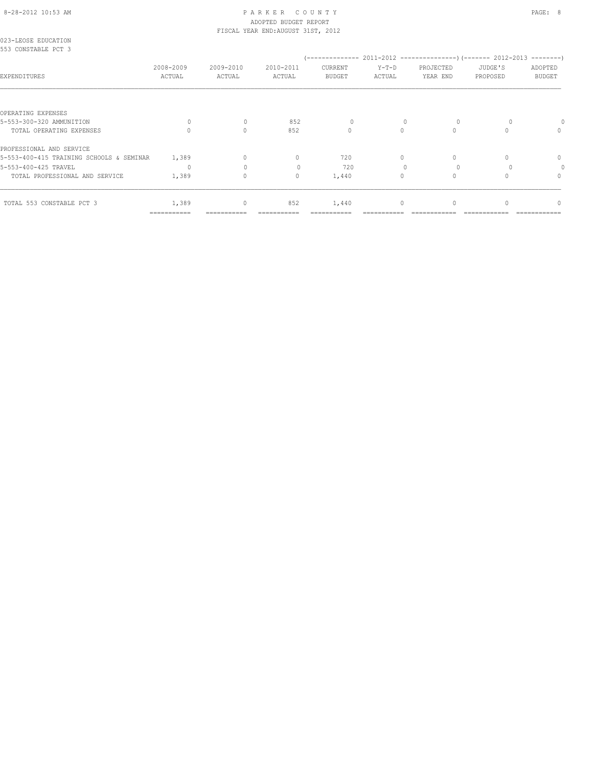8-28-2012 10:53 AM

# PARKER COUNTY
## ADOPTED BUDGET REPORT
### FISCAL YEAR END:AUGUST 31ST, 2012

023-LEOSE EDUCATION
553 CONSTABLE PCT 3

| EXPENDITURES | 2008-2009 ACTUAL | 2009-2010 ACTUAL | 2010-2011 ACTUAL | 2011-2012 CURRENT BUDGET | 2011-2012 Y-T-D ACTUAL | 2011-2012 PROJECTED YEAR END | 2012-2013 JUDGE'S PROPOSED | 2012-2013 ADOPTED BUDGET |
|---|---|---|---|---|---|---|---|---|
| OPERATING EXPENSES | | | | | | | | |
| 5-553-300-320 AMMUNITION | 0 | 0 | 852 | 0 | 0 | 0 | 0 | 0 |
| TOTAL OPERATING EXPENSES | 0 | 0 | 852 | 0 | 0 | 0 | 0 | 0 |
| PROFESSIONAL AND SERVICE | | | | | | | | |
| 5-553-400-415 TRAINING SCHOOLS & SEMINAR | 1,389 | 0 | 0 | 720 | 0 | 0 | 0 | 0 |
| 5-553-400-425 TRAVEL | 0 | 0 | 0 | 720 | 0 | 0 | 0 | 0 |
| TOTAL PROFESSIONAL AND SERVICE | 1,389 | 0 | 0 | 1,440 | 0 | 0 | 0 | 0 |
| TOTAL 553 CONSTABLE PCT 3 | 1,389 | 0 | 852 | 1,440 | 0 | 0 | 0 | 0 |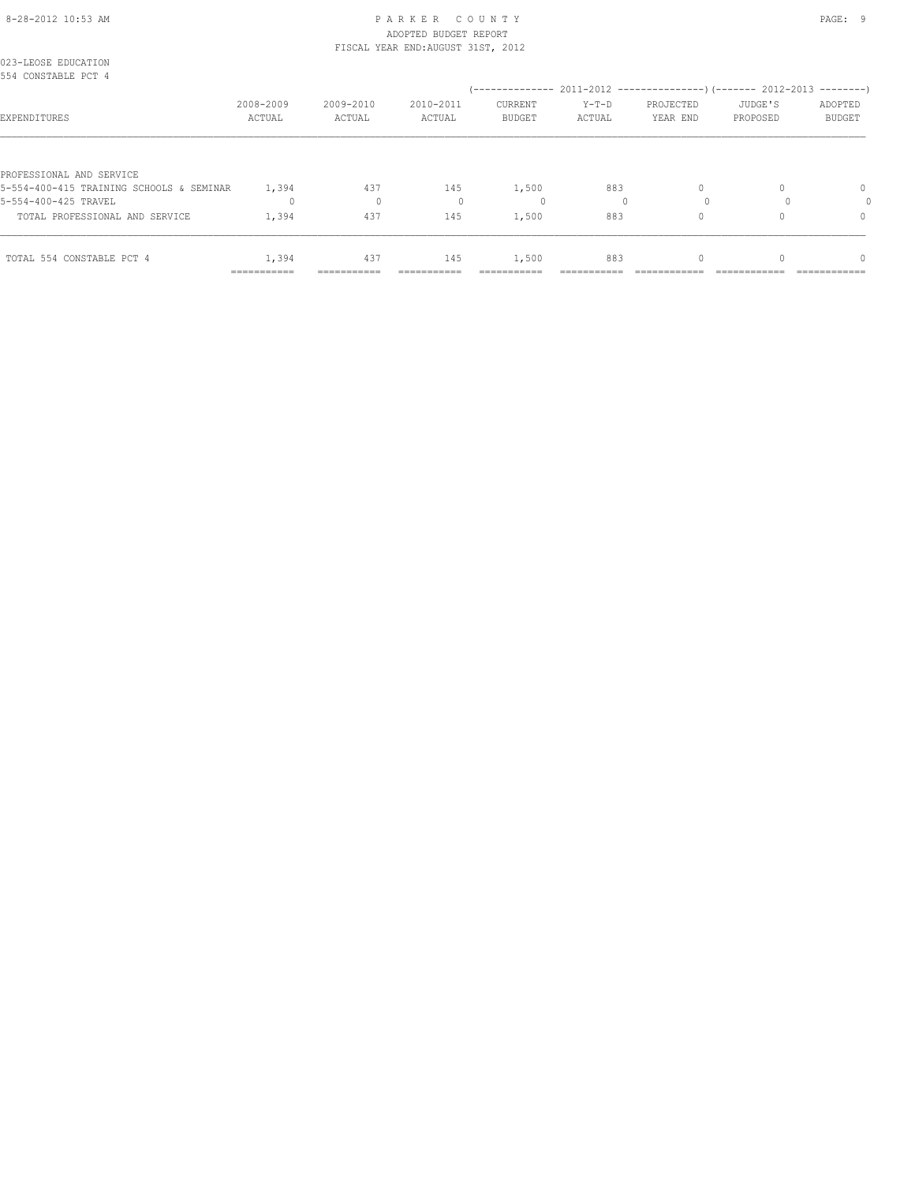023-LEOSE EDUCATION
554 CONSTABLE PCT 4

| EXPENDITURES | 2008-2009 ACTUAL | 2009-2010 ACTUAL | 2010-2011 ACTUAL | 2011-2012 CURRENT BUDGET | 2011-2012 Y-T-D ACTUAL | 2011-2012 PROJECTED YEAR END | 2012-2013 JUDGE'S PROPOSED | 2012-2013 ADOPTED BUDGET |
|---|---|---|---|---|---|---|---|---|
| PROFESSIONAL AND SERVICE | | | | | | | | |
| 5-554-400-415 TRAINING SCHOOLS & SEMINAR | 1,394 | 437 | 145 | 1,500 | 883 | 0 | 0 | 0 |
| 5-554-400-425 TRAVEL | 0 | 0 | 0 | 0 | 0 | 0 | 0 | 0 |
| TOTAL PROFESSIONAL AND SERVICE | 1,394 | 437 | 145 | 1,500 | 883 | 0 | 0 | 0 |
| TOTAL 554 CONSTABLE PCT 4 | 1,394 | 437 | 145 | 1,500 | 883 | 0 | 0 | 0 |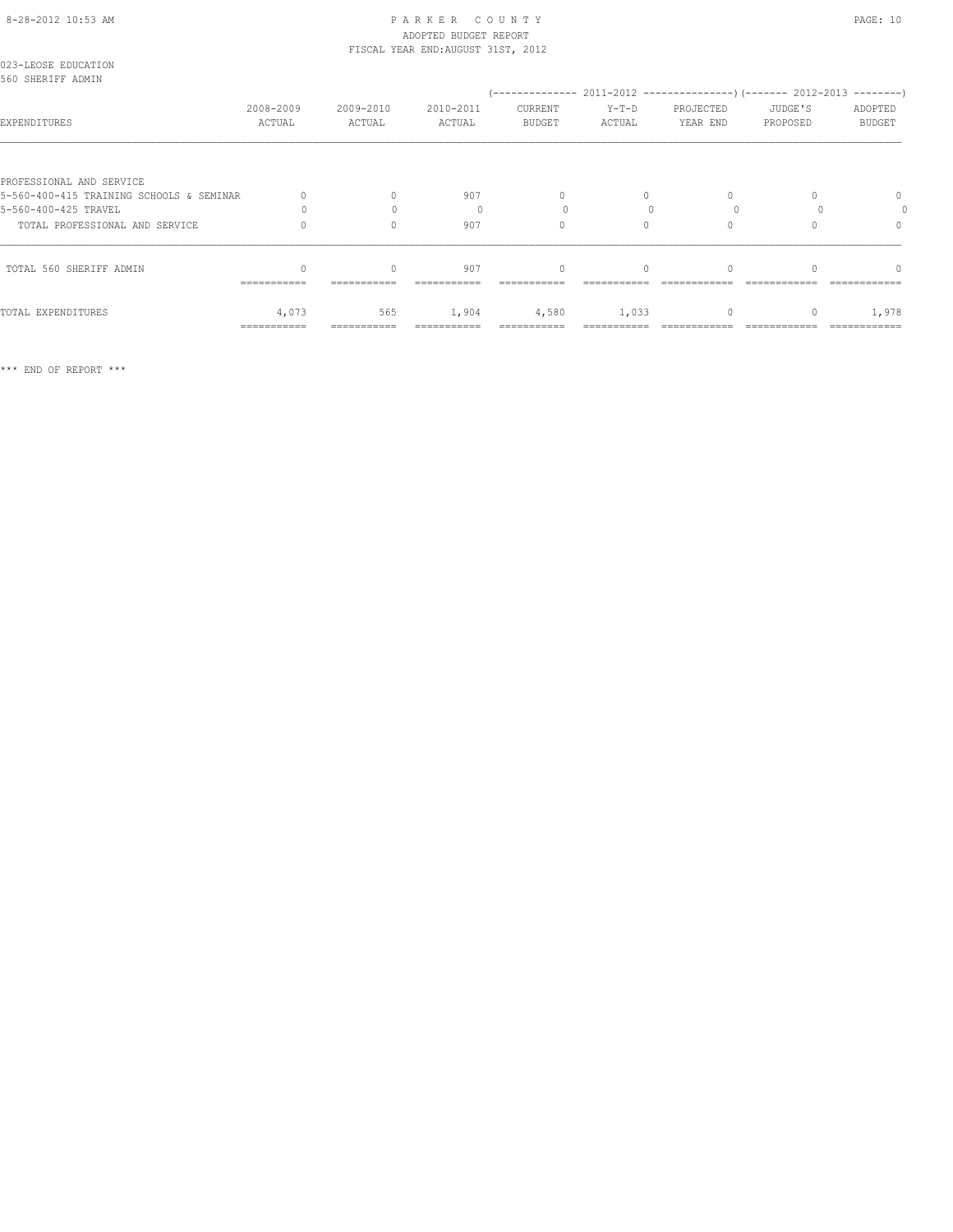023-LEOSE EDUCATION
560 SHERIFF ADMIN

| EXPENDITURES | 2008-2009 ACTUAL | 2009-2010 ACTUAL | 2010-2011 ACTUAL | 2011-2012 CURRENT BUDGET | 2011-2012 Y-T-D ACTUAL | 2011-2012 PROJECTED YEAR END | 2012-2013 JUDGE'S PROPOSED | 2012-2013 ADOPTED BUDGET |
|---|---|---|---|---|---|---|---|---|
| PROFESSIONAL AND SERVICE | | | | | | | | |
| 5-560-400-415 TRAINING SCHOOLS & SEMINAR | 0 | 0 | 907 | 0 | 0 | 0 | 0 | 0 |
| 5-560-400-425 TRAVEL | 0 | 0 | 0 | 0 | 0 | 0 | 0 | 0 |
| TOTAL PROFESSIONAL AND SERVICE | 0 | 0 | 907 | 0 | 0 | 0 | 0 | 0 |
| TOTAL 560 SHERIFF ADMIN | 0 | 0 | 907 | 0 | 0 | 0 | 0 | 0 |
| TOTAL EXPENDITURES | 4,073 | 565 | 1,904 | 4,580 | 1,033 | 0 | 0 | 1,978 |

*** END OF REPORT ***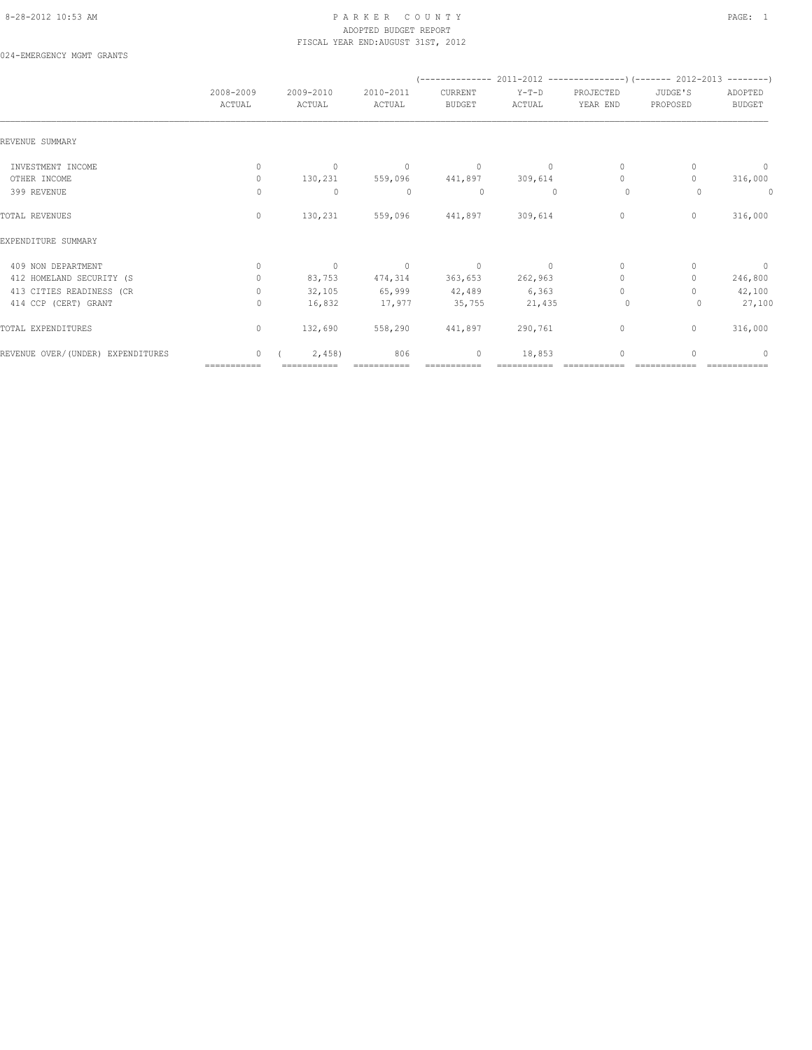PARKER COUNTY
ADOPTED BUDGET REPORT
FISCAL YEAR END:AUGUST 31ST, 2012

024-EMERGENCY MGMT GRANTS

| | 2008-2009 ACTUAL | 2009-2010 ACTUAL | 2010-2011 ACTUAL | (------------- 2011-2012 CURRENT BUDGET | Y-T-D ACTUAL | PROJECTED YEAR END ---------------) | (------- 2012-2013 JUDGE'S PROPOSED | ADOPTED BUDGET --------) |
|---|---|---|---|---|---|---|---|---|
| REVENUE SUMMARY | | | | | | | | |
| INVESTMENT INCOME | 0 | 0 | 0 | 0 | 0 | 0 | 0 | 0 |
| OTHER INCOME | 0 | 130,231 | 559,096 | 441,897 | 309,614 | 0 | 0 | 316,000 |
| 399 REVENUE | 0 | 0 | 0 | 0 | 0 | 0 | 0 | 0 |
| TOTAL REVENUES | 0 | 130,231 | 559,096 | 441,897 | 309,614 | 0 | 0 | 316,000 |
| EXPENDITURE SUMMARY | | | | | | | | |
| 409 NON DEPARTMENT | 0 | 0 | 0 | 0 | 0 | 0 | 0 | 0 |
| 412 HOMELAND SECURITY (S | 0 | 83,753 | 474,314 | 363,653 | 262,963 | 0 | 0 | 246,800 |
| 413 CITIES READINESS (CR | 0 | 32,105 | 65,999 | 42,489 | 6,363 | 0 | 0 | 42,100 |
| 414 CCP (CERT) GRANT | 0 | 16,832 | 17,977 | 35,755 | 21,435 | 0 | 0 | 27,100 |
| TOTAL EXPENDITURES | 0 | 132,690 | 558,290 | 441,897 | 290,761 | 0 | 0 | 316,000 |
| REVENUE OVER/(UNDER) EXPENDITURES | 0 | ( 2,458) | 806 | 0 | 18,853 | 0 | 0 | 0 |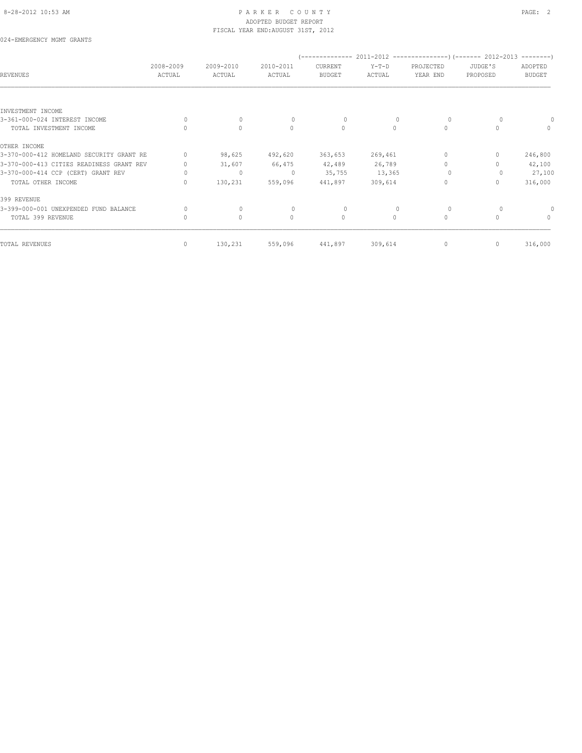PARKER COUNTY
ADOPTED BUDGET REPORT
FISCAL YEAR END:AUGUST 31ST, 2012

024-EMERGENCY MGMT GRANTS

| REVENUES | 2008-2009 ACTUAL | 2009-2010 ACTUAL | 2010-2011 ACTUAL | (-------- 2011-2012 --------) CURRENT BUDGET | Y-T-D ACTUAL | PROJECTED YEAR END | (---- 2012-2013 ----) JUDGE'S PROPOSED | ADOPTED BUDGET |
|---|---|---|---|---|---|---|---|---|
| INVESTMENT INCOME | | | | | | | | |
| 3-361-000-024 INTEREST INCOME | 0 | 0 | 0 | 0 | 0 | 0 | 0 | 0 |
| TOTAL INVESTMENT INCOME | 0 | 0 | 0 | 0 | 0 | 0 | 0 | 0 |
| OTHER INCOME | | | | | | | | |
| 3-370-000-412 HOMELAND SECURITY GRANT RE | 0 | 98,625 | 492,620 | 363,653 | 269,461 | 0 | 0 | 246,800 |
| 3-370-000-413 CITIES READINESS GRANT REV | 0 | 31,607 | 66,475 | 42,489 | 26,789 | 0 | 0 | 42,100 |
| 3-370-000-414 CCP (CERT) GRANT REV | 0 | 0 | 0 | 35,755 | 13,365 | 0 | 0 | 27,100 |
| TOTAL OTHER INCOME | 0 | 130,231 | 559,096 | 441,897 | 309,614 | 0 | 0 | 316,000 |
| 399 REVENUE | | | | | | | | |
| 3-399-000-001 UNEXPENDED FUND BALANCE | 0 | 0 | 0 | 0 | 0 | 0 | 0 | 0 |
| TOTAL 399 REVENUE | 0 | 0 | 0 | 0 | 0 | 0 | 0 | 0 |
| TOTAL REVENUES | 0 | 130,231 | 559,096 | 441,897 | 309,614 | 0 | 0 | 316,000 |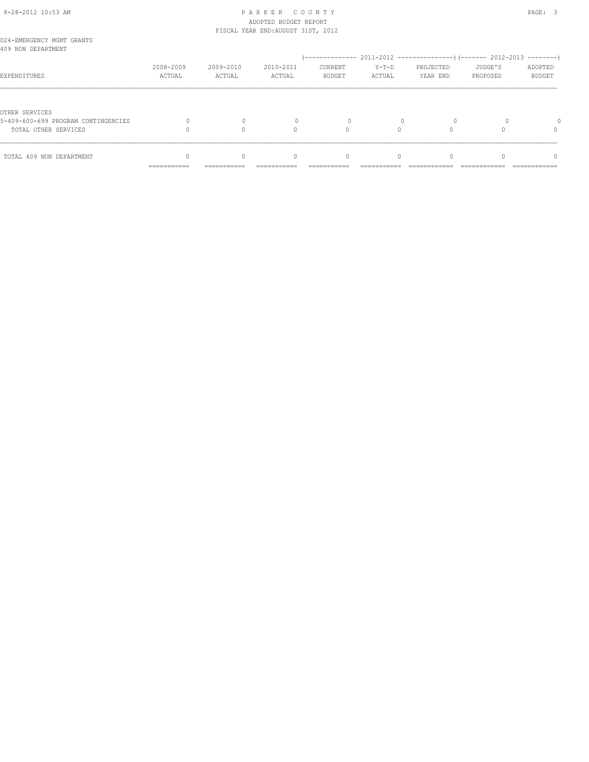024-EMERGENCY MGMT GRANTS
409 NON DEPARTMENT

| EXPENDITURES | 2008-2009 ACTUAL | 2009-2010 ACTUAL | 2010-2011 ACTUAL | 2011-2012 CURRENT BUDGET | 2011-2012 Y-T-D ACTUAL | 2011-2012 PROJECTED YEAR END | 2012-2013 JUDGE'S PROPOSED | 2012-2013 ADOPTED BUDGET |
|---|---|---|---|---|---|---|---|---|
| OTHER SERVICES | | | | | | | | |
| 5-409-600-699 PROGRAM CONTINGENCIES | 0 | 0 | 0 | 0 | 0 | 0 | 0 | 0 |
| TOTAL OTHER SERVICES | 0 | 0 | 0 | 0 | 0 | 0 | 0 | 0 |
| TOTAL 409 NON DEPARTMENT | 0 | 0 | 0 | 0 | 0 | 0 | 0 | 0 |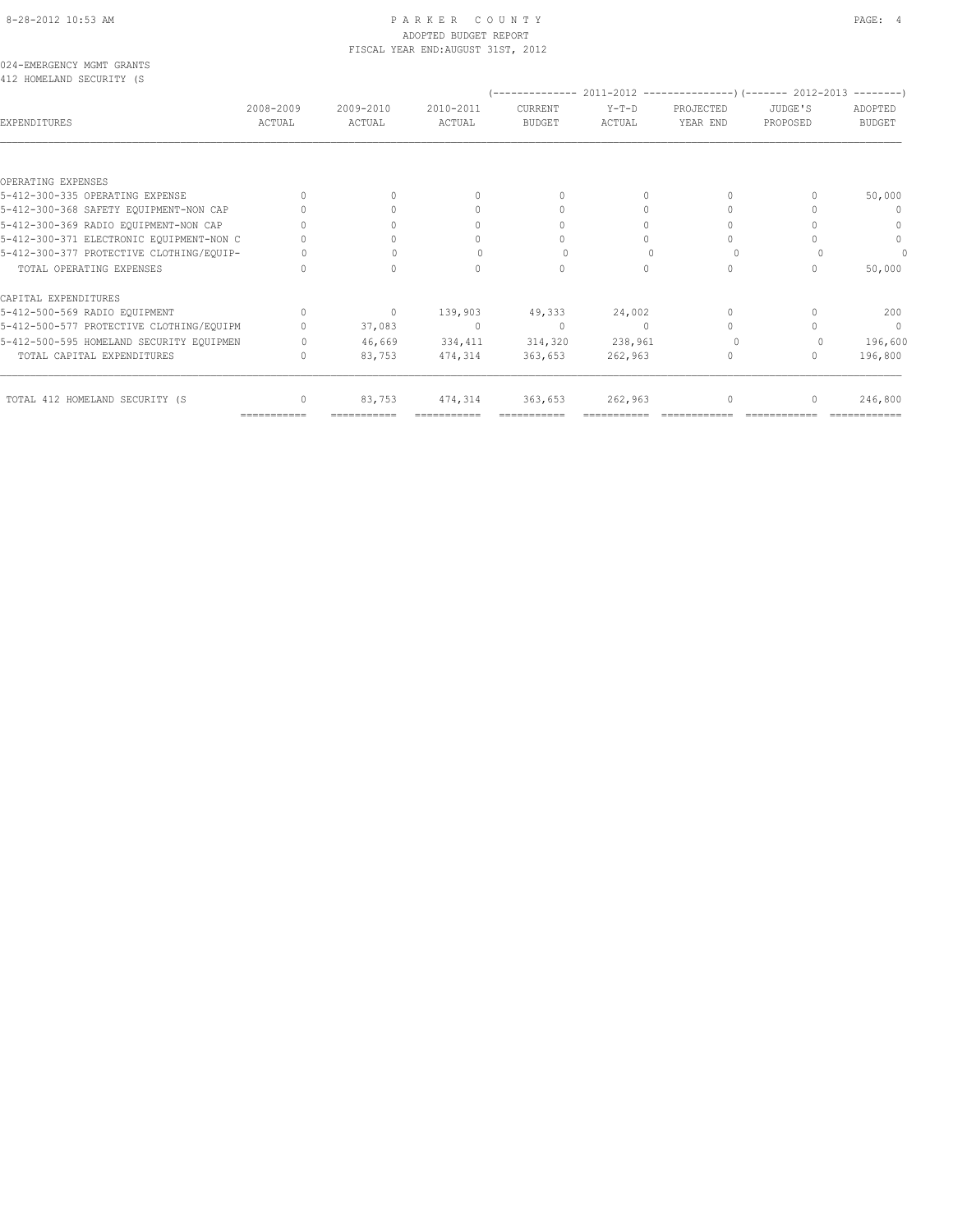PARKER COUNTY
ADOPTED BUDGET REPORT
FISCAL YEAR END:AUGUST 31ST, 2012

024-EMERGENCY MGMT GRANTS
412 HOMELAND SECURITY (S

| EXPENDITURES | 2008-2009 ACTUAL | 2009-2010 ACTUAL | 2010-2011 ACTUAL | 2011-2012 CURRENT BUDGET | 2011-2012 Y-T-D ACTUAL | 2011-2012 PROJECTED YEAR END | 2012-2013 JUDGE'S PROPOSED | 2012-2013 ADOPTED BUDGET |
|---|---|---|---|---|---|---|---|---|
| OPERATING EXPENSES | | | | | | | | |
| 5-412-300-335 OPERATING EXPENSE | 0 | 0 | 0 | 0 | 0 | 0 | 0 | 50,000 |
| 5-412-300-368 SAFETY EQUIPMENT-NON CAP | 0 | 0 | 0 | 0 | 0 | 0 | 0 | 0 |
| 5-412-300-369 RADIO EQUIPMENT-NON CAP | 0 | 0 | 0 | 0 | 0 | 0 | 0 | 0 |
| 5-412-300-371 ELECTRONIC EQUIPMENT-NON C | 0 | 0 | 0 | 0 | 0 | 0 | 0 | 0 |
| 5-412-300-377 PROTECTIVE CLOTHING/EQUIP- | 0 | 0 | 0 | 0 | 0 | 0 | 0 | 0 |
| TOTAL OPERATING EXPENSES | 0 | 0 | 0 | 0 | 0 | 0 | 0 | 50,000 |
| CAPITAL EXPENDITURES | | | | | | | | |
| 5-412-500-569 RADIO EQUIPMENT | 0 | 0 | 139,903 | 49,333 | 24,002 | 0 | 0 | 200 |
| 5-412-500-577 PROTECTIVE CLOTHING/EQUIPM | 0 | 37,083 | 0 | 0 | 0 | 0 | 0 | 0 |
| 5-412-500-595 HOMELAND SECURITY EQUIPMEN | 0 | 46,669 | 334,411 | 314,320 | 238,961 | 0 | 0 | 196,600 |
| TOTAL CAPITAL EXPENDITURES | 0 | 83,753 | 474,314 | 363,653 | 262,963 | 0 | 0 | 196,800 |
| TOTAL 412 HOMELAND SECURITY (S | 0 | 83,753 | 474,314 | 363,653 | 262,963 | 0 | 0 | 246,800 |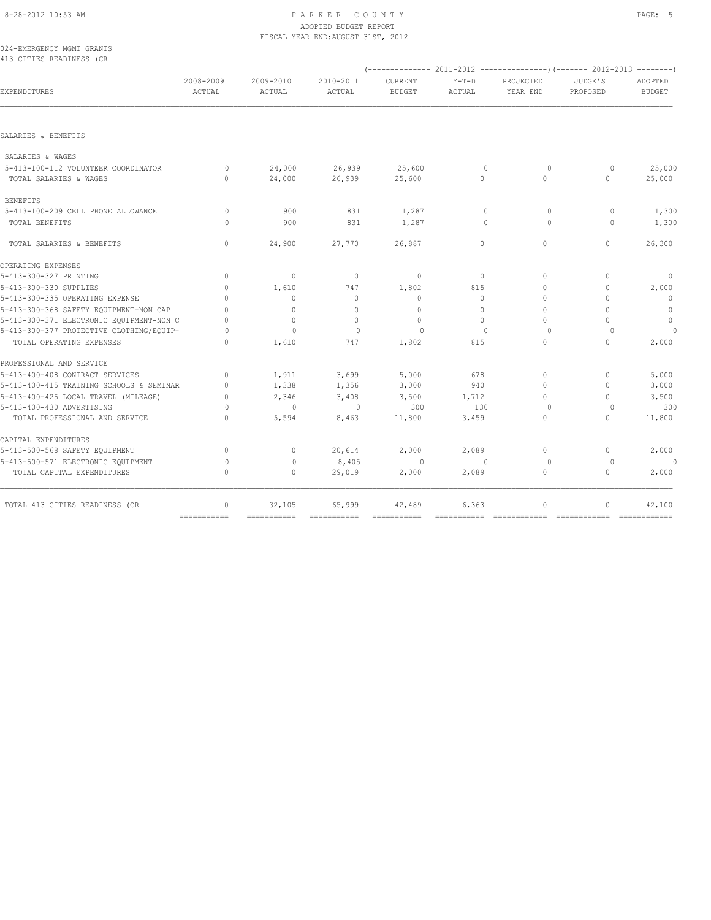024-EMERGENCY MGMT GRANTS
413 CITIES READINESS (CR

| EXPENDITURES | 2008-2009 ACTUAL | 2009-2010 ACTUAL | 2010-2011 ACTUAL | 2011-2012 CURRENT BUDGET | 2011-2012 Y-T-D ACTUAL | 2011-2012 PROJECTED YEAR END | 2012-2013 JUDGE'S PROPOSED | 2012-2013 ADOPTED BUDGET |
|---|---|---|---|---|---|---|---|---|
| SALARIES & BENEFITS | | | | | | | | |
| SALARIES & WAGES | | | | | | | | |
| 5-413-100-112 VOLUNTEER COORDINATOR | 0 | 24,000 | 26,939 | 25,600 | 0 | 0 | 0 | 25,000 |
| TOTAL SALARIES & WAGES | 0 | 24,000 | 26,939 | 25,600 | 0 | 0 | 0 | 25,000 |
| BENEFITS | | | | | | | | |
| 5-413-100-209 CELL PHONE ALLOWANCE | 0 | 900 | 831 | 1,287 | 0 | 0 | 0 | 1,300 |
| TOTAL BENEFITS | 0 | 900 | 831 | 1,287 | 0 | 0 | 0 | 1,300 |
| TOTAL SALARIES & BENEFITS | 0 | 24,900 | 27,770 | 26,887 | 0 | 0 | 0 | 26,300 |
| OPERATING EXPENSES | | | | | | | | |
| 5-413-300-327 PRINTING | 0 | 0 | 0 | 0 | 0 | 0 | 0 | 0 |
| 5-413-300-330 SUPPLIES | 0 | 1,610 | 747 | 1,802 | 815 | 0 | 0 | 2,000 |
| 5-413-300-335 OPERATING EXPENSE | 0 | 0 | 0 | 0 | 0 | 0 | 0 | 0 |
| 5-413-300-368 SAFETY EQUIPMENT-NON CAP | 0 | 0 | 0 | 0 | 0 | 0 | 0 | 0 |
| 5-413-300-371 ELECTRONIC EQUIPMENT-NON C | 0 | 0 | 0 | 0 | 0 | 0 | 0 | 0 |
| 5-413-300-377 PROTECTIVE CLOTHING/EQUIP- | 0 | 0 | 0 | 0 | 0 | 0 | 0 | 0 |
| TOTAL OPERATING EXPENSES | 0 | 1,610 | 747 | 1,802 | 815 | 0 | 0 | 2,000 |
| PROFESSIONAL AND SERVICE | | | | | | | | |
| 5-413-400-408 CONTRACT SERVICES | 0 | 1,911 | 3,699 | 5,000 | 678 | 0 | 0 | 5,000 |
| 5-413-400-415 TRAINING SCHOOLS & SEMINAR | 0 | 1,338 | 1,356 | 3,000 | 940 | 0 | 0 | 3,000 |
| 5-413-400-425 LOCAL TRAVEL (MILEAGE) | 0 | 2,346 | 3,408 | 3,500 | 1,712 | 0 | 0 | 3,500 |
| 5-413-400-430 ADVERTISING | 0 | 0 | 0 | 300 | 130 | 0 | 0 | 300 |
| TOTAL PROFESSIONAL AND SERVICE | 0 | 5,594 | 8,463 | 11,800 | 3,459 | 0 | 0 | 11,800 |
| CAPITAL EXPENDITURES | | | | | | | | |
| 5-413-500-568 SAFETY EQUIPMENT | 0 | 0 | 20,614 | 2,000 | 2,089 | 0 | 0 | 2,000 |
| 5-413-500-571 ELECTRONIC EQUIPMENT | 0 | 0 | 8,405 | 0 | 0 | 0 | 0 | 0 |
| TOTAL CAPITAL EXPENDITURES | 0 | 0 | 29,019 | 2,000 | 2,089 | 0 | 0 | 2,000 |
| TOTAL 413 CITIES READINESS (CR | 0 | 32,105 | 65,999 | 42,489 | 6,363 | 0 | 0 | 42,100 |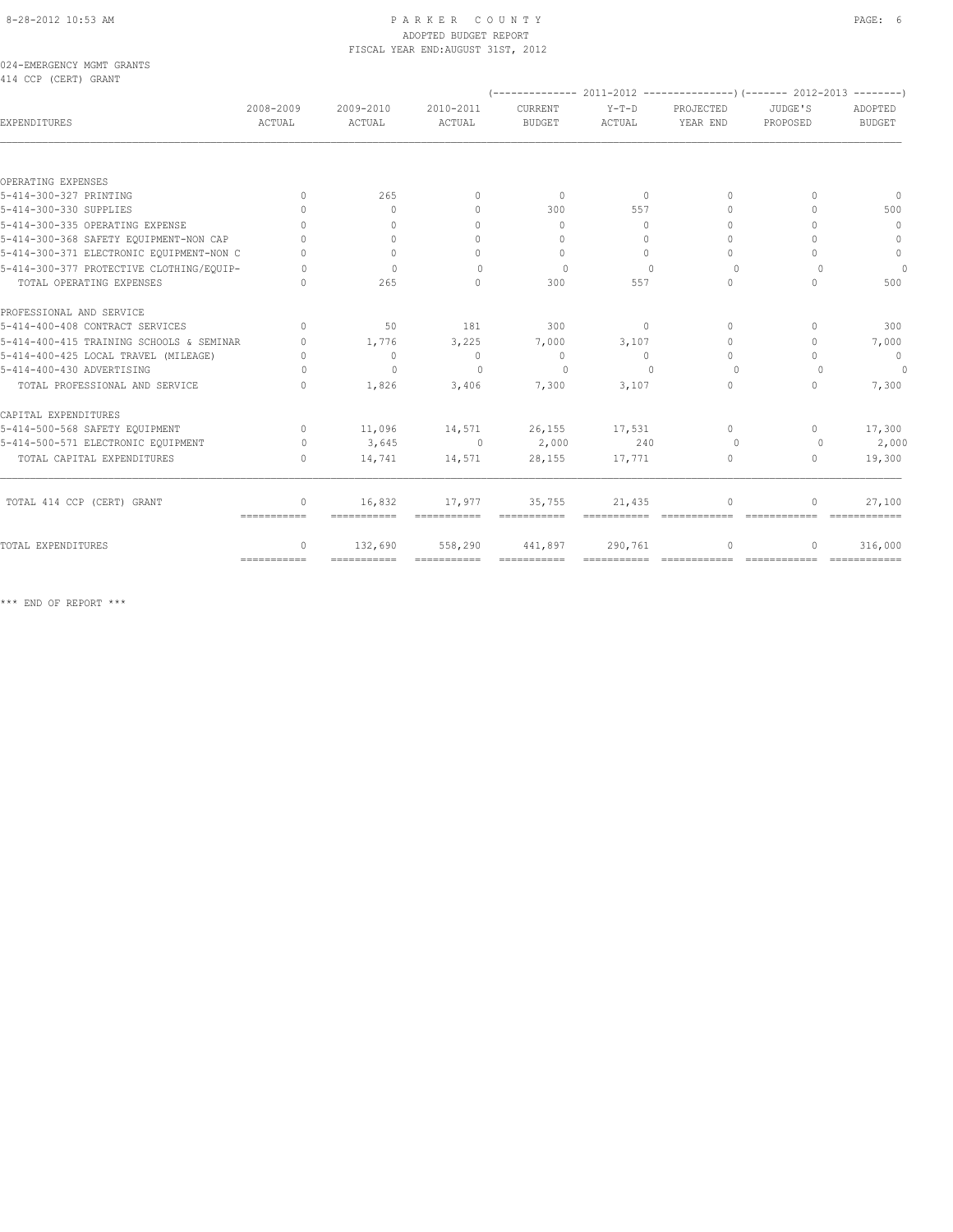# PARKER COUNTY
## ADOPTED BUDGET REPORT
### FISCAL YEAR END:AUGUST 31ST, 2012

024-EMERGENCY MGMT GRANTS
414 CCP (CERT) GRANT

| EXPENDITURES | 2008-2009 ACTUAL | 2009-2010 ACTUAL | 2010-2011 ACTUAL | (---- 2011-2012 ----) CURRENT BUDGET | Y-T-D ACTUAL | PROJECTED YEAR END | (---- 2012-2013 ----) JUDGE'S PROPOSED | ADOPTED BUDGET |
|---|---|---|---|---|---|---|---|---|
| **OPERATING EXPENSES** | | | | | | | | |
| 5-414-300-327 PRINTING | 0 | 265 | 0 | 0 | 0 | 0 | 0 | 0 |
| 5-414-300-330 SUPPLIES | 0 | 0 | 0 | 300 | 557 | 0 | 0 | 500 |
| 5-414-300-335 OPERATING EXPENSE | 0 | 0 | 0 | 0 | 0 | 0 | 0 | 0 |
| 5-414-300-368 SAFETY EQUIPMENT-NON CAP | 0 | 0 | 0 | 0 | 0 | 0 | 0 | 0 |
| 5-414-300-371 ELECTRONIC EQUIPMENT-NON C | 0 | 0 | 0 | 0 | 0 | 0 | 0 | 0 |
| 5-414-300-377 PROTECTIVE CLOTHING/EQUIP- | 0 | 0 | 0 | 0 | 0 | 0 | 0 | 0 |
| TOTAL OPERATING EXPENSES | 0 | 265 | 0 | 300 | 557 | 0 | 0 | 500 |
| **PROFESSIONAL AND SERVICE** | | | | | | | | |
| 5-414-400-408 CONTRACT SERVICES | 0 | 50 | 181 | 300 | 0 | 0 | 0 | 300 |
| 5-414-400-415 TRAINING SCHOOLS & SEMINAR | 0 | 1,776 | 3,225 | 7,000 | 3,107 | 0 | 0 | 7,000 |
| 5-414-400-425 LOCAL TRAVEL (MILEAGE) | 0 | 0 | 0 | 0 | 0 | 0 | 0 | 0 |
| 5-414-400-430 ADVERTISING | 0 | 0 | 0 | 0 | 0 | 0 | 0 | 0 |
| TOTAL PROFESSIONAL AND SERVICE | 0 | 1,826 | 3,406 | 7,300 | 3,107 | 0 | 0 | 7,300 |
| **CAPITAL EXPENDITURES** | | | | | | | | |
| 5-414-500-568 SAFETY EQUIPMENT | 0 | 11,096 | 14,571 | 26,155 | 17,531 | 0 | 0 | 17,300 |
| 5-414-500-571 ELECTRONIC EQUIPMENT | 0 | 3,645 | 0 | 2,000 | 240 | 0 | 0 | 2,000 |
| TOTAL CAPITAL EXPENDITURES | 0 | 14,741 | 14,571 | 28,155 | 17,771 | 0 | 0 | 19,300 |
| TOTAL 414 CCP (CERT) GRANT | 0 | 16,832 | 17,977 | 35,755 | 21,435 | 0 | 0 | 27,100 |
| TOTAL EXPENDITURES | 0 | 132,690 | 558,290 | 441,897 | 290,761 | 0 | 0 | 316,000 |

*** END OF REPORT ***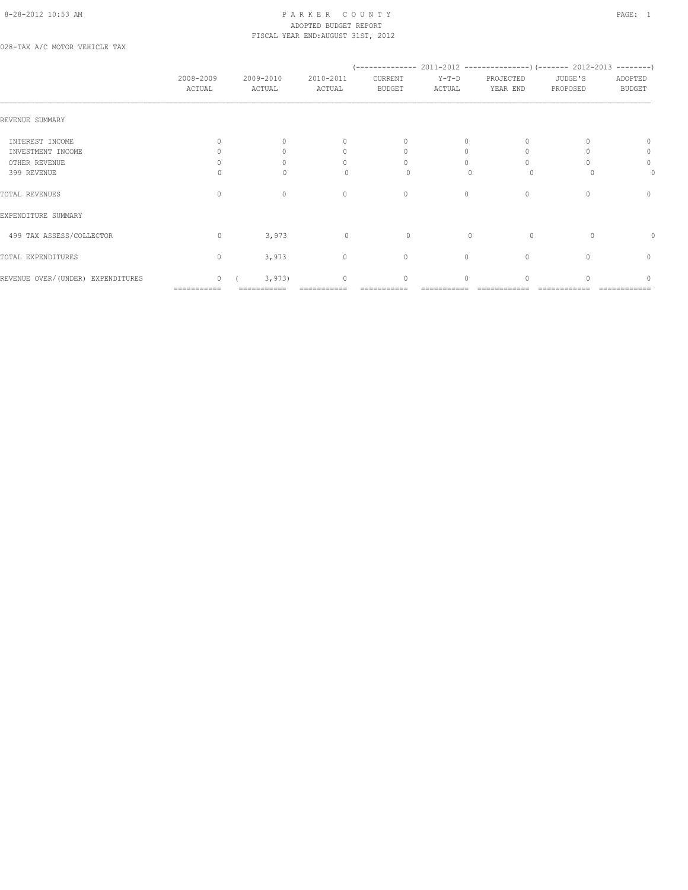8-28-2012 10:53 AM

PARKER COUNTY
ADOPTED BUDGET REPORT
FISCAL YEAR END:AUGUST 31ST, 2012

028-TAX A/C MOTOR VEHICLE TAX

| | 2008-2009 ACTUAL | 2009-2010 ACTUAL | 2010-2011 ACTUAL | (-------- 2011-2012 CURRENT BUDGET | Y-T-D ACTUAL | PROJECTED YEAR END --------) | (------- 2012-2013 JUDGE'S PROPOSED | ADOPTED BUDGET --------) |
|---|---|---|---|---|---|---|---|---|
| REVENUE SUMMARY | | | | | | | | |
| INTEREST INCOME | 0 | 0 | 0 | 0 | 0 | 0 | 0 | 0 |
| INVESTMENT INCOME | 0 | 0 | 0 | 0 | 0 | 0 | 0 | 0 |
| OTHER REVENUE | 0 | 0 | 0 | 0 | 0 | 0 | 0 | 0 |
| 399 REVENUE | 0 | 0 | 0 | 0 | 0 | 0 | 0 | 0 |
| TOTAL REVENUES | 0 | 0 | 0 | 0 | 0 | 0 | 0 | 0 |
| EXPENDITURE SUMMARY | | | | | | | | |
| 499 TAX ASSESS/COLLECTOR | 0 | 3,973 | 0 | 0 | 0 | 0 | 0 | 0 |
| TOTAL EXPENDITURES | 0 | 3,973 | 0 | 0 | 0 | 0 | 0 | 0 |
| REVENUE OVER/(UNDER) EXPENDITURES | 0 | ( 3,973) | 0 | 0 | 0 | 0 | 0 | 0 |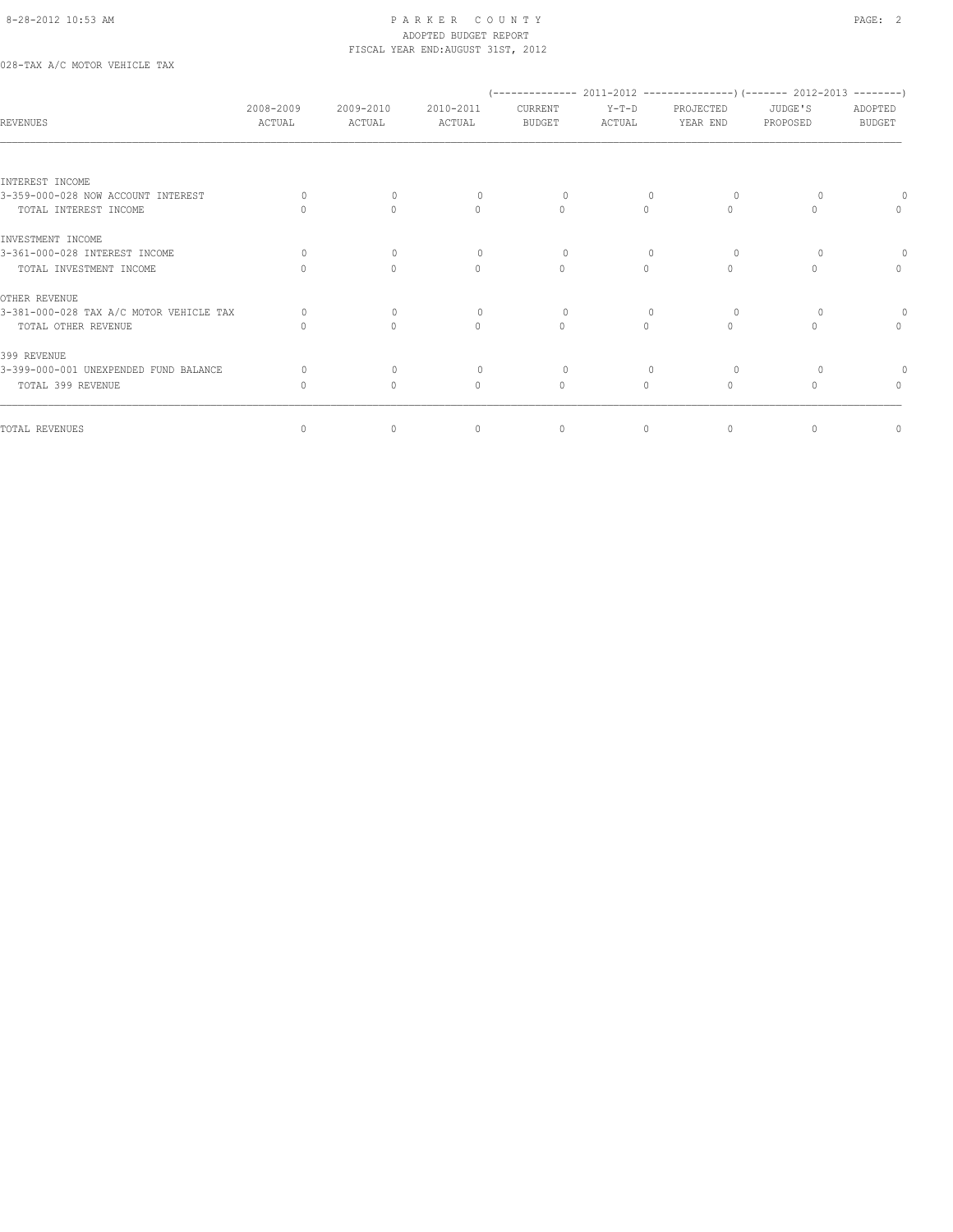028-TAX A/C MOTOR VEHICLE TAX

| REVENUES | 2008-2009 ACTUAL | 2009-2010 ACTUAL | 2010-2011 ACTUAL | (-------------- 2011-2012 CURRENT BUDGET | Y-T-D ACTUAL | PROJECTED YEAR END --------------) | (------- 2012-2013 JUDGE'S PROPOSED | ADOPTED BUDGET --------) |
|---|---|---|---|---|---|---|---|---|
| INTEREST INCOME | | | | | | | | |
| 3-359-000-028 NOW ACCOUNT INTEREST | 0 | 0 | 0 | 0 | 0 | 0 | 0 | 0 |
| TOTAL INTEREST INCOME | 0 | 0 | 0 | 0 | 0 | 0 | 0 | 0 |
| INVESTMENT INCOME | | | | | | | | |
| 3-361-000-028 INTEREST INCOME | 0 | 0 | 0 | 0 | 0 | 0 | 0 | 0 |
| TOTAL INVESTMENT INCOME | 0 | 0 | 0 | 0 | 0 | 0 | 0 | 0 |
| OTHER REVENUE | | | | | | | | |
| 3-381-000-028 TAX A/C MOTOR VEHICLE TAX | 0 | 0 | 0 | 0 | 0 | 0 | 0 | 0 |
| TOTAL OTHER REVENUE | 0 | 0 | 0 | 0 | 0 | 0 | 0 | 0 |
| 399 REVENUE | | | | | | | | |
| 3-399-000-001 UNEXPENDED FUND BALANCE | 0 | 0 | 0 | 0 | 0 | 0 | 0 | 0 |
| TOTAL 399 REVENUE | 0 | 0 | 0 | 0 | 0 | 0 | 0 | 0 |
| TOTAL REVENUES | 0 | 0 | 0 | 0 | 0 | 0 | 0 | 0 |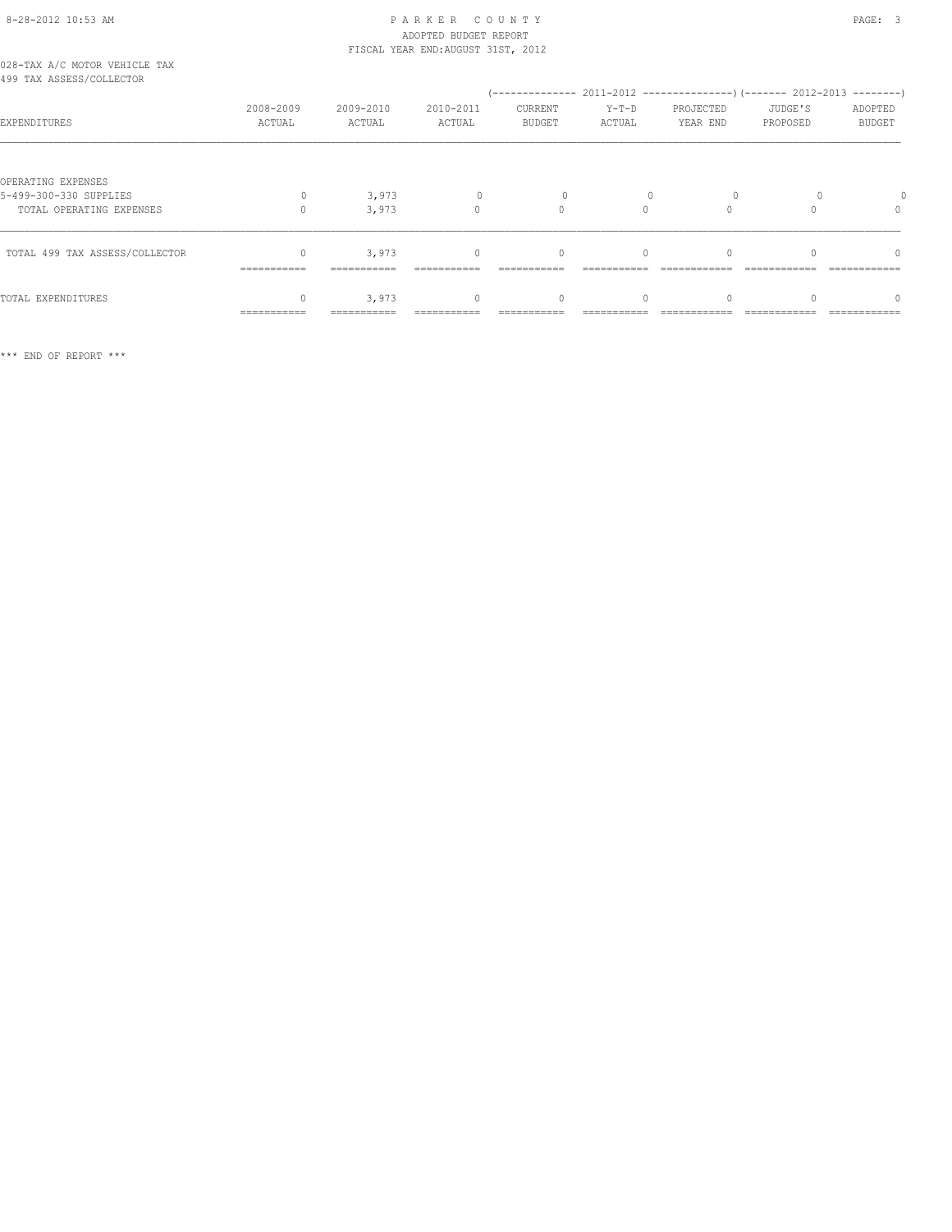PARKER COUNTY
ADOPTED BUDGET REPORT
FISCAL YEAR END:AUGUST 31ST, 2012

028-TAX A/C MOTOR VEHICLE TAX
499 TAX ASSESS/COLLECTOR

| EXPENDITURES | 2008-2009 ACTUAL | 2009-2010 ACTUAL | 2010-2011 ACTUAL | 2011-2012 CURRENT BUDGET | 2011-2012 Y-T-D ACTUAL | 2011-2012 PROJECTED YEAR END | 2012-2013 JUDGE'S PROPOSED | 2012-2013 ADOPTED BUDGET |
|---|---|---|---|---|---|---|---|---|
| OPERATING EXPENSES | | | | | | | | |
| 5-499-300-330 SUPPLIES | 0 | 3,973 | 0 | 0 | 0 | 0 | 0 | 0 |
| TOTAL OPERATING EXPENSES | 0 | 3,973 | 0 | 0 | 0 | 0 | 0 | 0 |
| TOTAL 499 TAX ASSESS/COLLECTOR | 0 | 3,973 | 0 | 0 | 0 | 0 | 0 | 0 |
| TOTAL EXPENDITURES | 0 | 3,973 | 0 | 0 | 0 | 0 | 0 | 0 |

*** END OF REPORT ***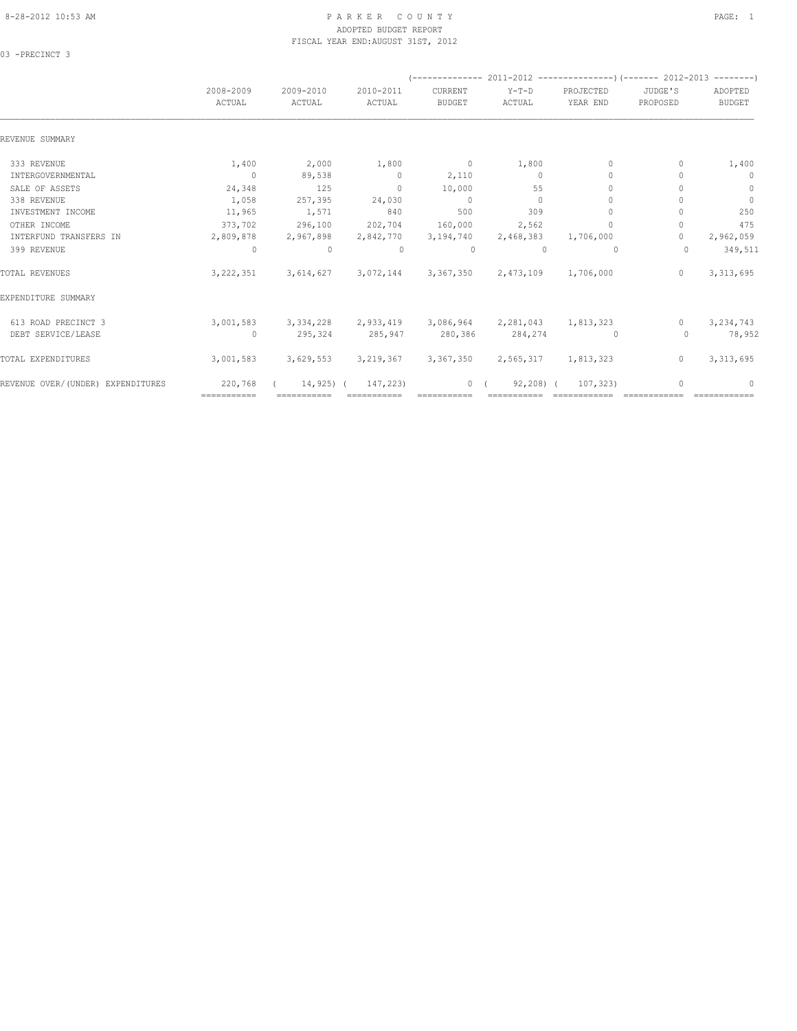# PARKER COUNTY
## ADOPTED BUDGET REPORT
### FISCAL YEAR END:AUGUST 31ST, 2012

03 -PRECINCT 3

| | 2008-2009 ACTUAL | 2009-2010 ACTUAL | 2010-2011 ACTUAL | 2011-2012 CURRENT BUDGET | 2011-2012 Y-T-D ACTUAL | 2011-2012 PROJECTED YEAR END | 2012-2013 JUDGE'S PROPOSED | 2012-2013 ADOPTED BUDGET |
|---|---|---|---|---|---|---|---|---|
| REVENUE SUMMARY | | | | | | | | |
| 333 REVENUE | 1,400 | 2,000 | 1,800 | 0 | 1,800 | 0 | 0 | 1,400 |
| INTERGOVERNMENTAL | 0 | 89,538 | 0 | 2,110 | 0 | 0 | 0 | 0 |
| SALE OF ASSETS | 24,348 | 125 | 0 | 10,000 | 55 | 0 | 0 | 0 |
| 338 REVENUE | 1,058 | 257,395 | 24,030 | 0 | 0 | 0 | 0 | 0 |
| INVESTMENT INCOME | 11,965 | 1,571 | 840 | 500 | 309 | 0 | 0 | 250 |
| OTHER INCOME | 373,702 | 296,100 | 202,704 | 160,000 | 2,562 | 0 | 0 | 475 |
| INTERFUND TRANSFERS IN | 2,809,878 | 2,967,898 | 2,842,770 | 3,194,740 | 2,468,383 | 1,706,000 | 0 | 2,962,059 |
| 399 REVENUE | 0 | 0 | 0 | 0 | 0 | 0 | 0 | 349,511 |
| TOTAL REVENUES | 3,222,351 | 3,614,627 | 3,072,144 | 3,367,350 | 2,473,109 | 1,706,000 | 0 | 3,313,695 |
| EXPENDITURE SUMMARY | | | | | | | | |
| 613 ROAD PRECINCT 3 | 3,001,583 | 3,334,228 | 2,933,419 | 3,086,964 | 2,281,043 | 1,813,323 | 0 | 3,234,743 |
| DEBT SERVICE/LEASE | 0 | 295,324 | 285,947 | 280,386 | 284,274 | 0 | 0 | 78,952 |
| TOTAL EXPENDITURES | 3,001,583 | 3,629,553 | 3,219,367 | 3,367,350 | 2,565,317 | 1,813,323 | 0 | 3,313,695 |
| REVENUE OVER/(UNDER) EXPENDITURES | 220,768 | ( 14,925) | ( 147,223) | 0 | ( 92,208) | ( 107,323) | 0 | 0 |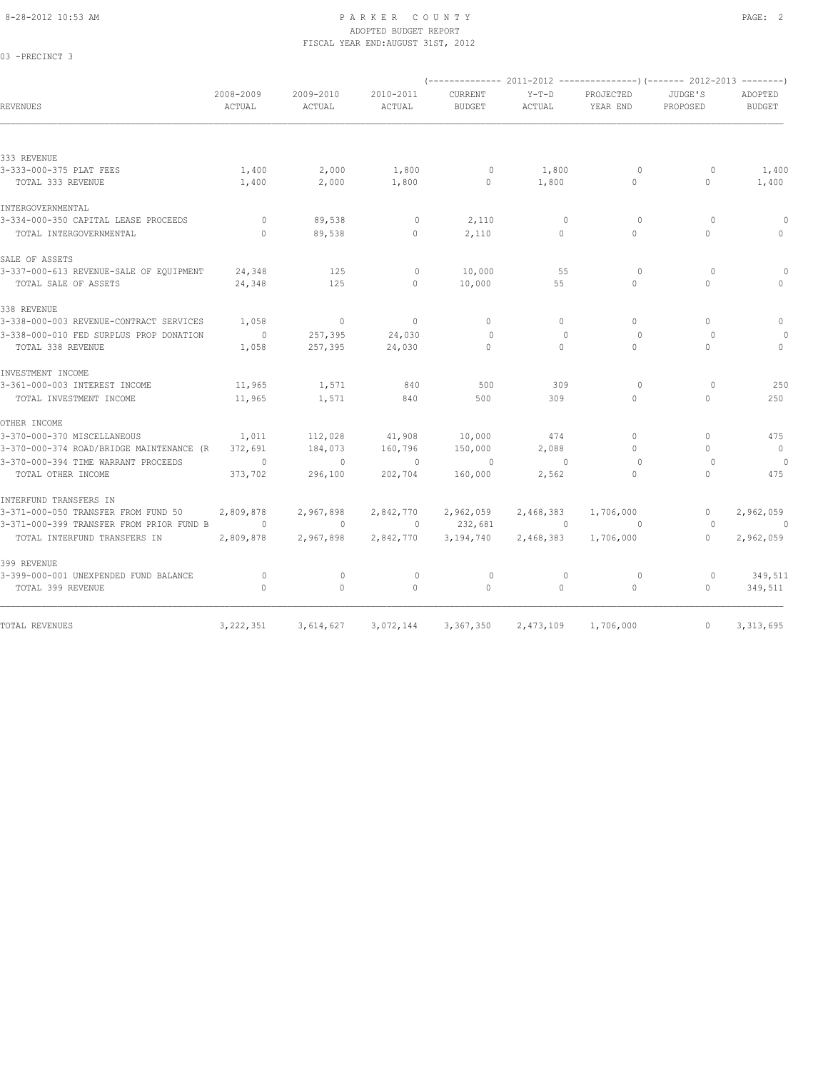# PARKER COUNTY
## ADOPTED BUDGET REPORT
### FISCAL YEAR END: AUGUST 31ST, 2012

03 -PRECINCT 3

| REVENUES | 2008-2009 ACTUAL | 2009-2010 ACTUAL | 2010-2011 ACTUAL | 2011-2012 CURRENT BUDGET | 2011-2012 Y-T-D ACTUAL | 2011-2012 PROJECTED YEAR END | 2012-2013 JUDGE'S PROPOSED | 2012-2013 ADOPTED BUDGET |
|---|---|---|---|---|---|---|---|---|
| **333 REVENUE** | | | | | | | | |
| 3-333-000-375 PLAT FEES | 1,400 | 2,000 | 1,800 | 0 | 1,800 | 0 | 0 | 1,400 |
| TOTAL 333 REVENUE | 1,400 | 2,000 | 1,800 | 0 | 1,800 | 0 | 0 | 1,400 |
| **INTERGOVERNMENTAL** | | | | | | | | |
| 3-334-000-350 CAPITAL LEASE PROCEEDS | 0 | 89,538 | 0 | 2,110 | 0 | 0 | 0 | 0 |
| TOTAL INTERGOVERNMENTAL | 0 | 89,538 | 0 | 2,110 | 0 | 0 | 0 | 0 |
| **SALE OF ASSETS** | | | | | | | | |
| 3-337-000-613 REVENUE-SALE OF EQUIPMENT | 24,348 | 125 | 0 | 10,000 | 55 | 0 | 0 | 0 |
| TOTAL SALE OF ASSETS | 24,348 | 125 | 0 | 10,000 | 55 | 0 | 0 | 0 |
| **338 REVENUE** | | | | | | | | |
| 3-338-000-003 REVENUE-CONTRACT SERVICES | 1,058 | 0 | 0 | 0 | 0 | 0 | 0 | 0 |
| 3-338-000-010 FED SURPLUS PROP DONATION | 0 | 257,395 | 24,030 | 0 | 0 | 0 | 0 | 0 |
| TOTAL 338 REVENUE | 1,058 | 257,395 | 24,030 | 0 | 0 | 0 | 0 | 0 |
| **INVESTMENT INCOME** | | | | | | | | |
| 3-361-000-003 INTEREST INCOME | 11,965 | 1,571 | 840 | 500 | 309 | 0 | 0 | 250 |
| TOTAL INVESTMENT INCOME | 11,965 | 1,571 | 840 | 500 | 309 | 0 | 0 | 250 |
| **OTHER INCOME** | | | | | | | | |
| 3-370-000-370 MISCELLANEOUS | 1,011 | 112,028 | 41,908 | 10,000 | 474 | 0 | 0 | 475 |
| 3-370-000-374 ROAD/BRIDGE MAINTENANCE (R | 372,691 | 184,073 | 160,796 | 150,000 | 2,088 | 0 | 0 | 0 |
| 3-370-000-394 TIME WARRANT PROCEEDS | 0 | 0 | 0 | 0 | 0 | 0 | 0 | 0 |
| TOTAL OTHER INCOME | 373,702 | 296,100 | 202,704 | 160,000 | 2,562 | 0 | 0 | 475 |
| **INTERFUND TRANSFERS IN** | | | | | | | | |
| 3-371-000-050 TRANSFER FROM FUND 50 | 2,809,878 | 2,967,898 | 2,842,770 | 2,962,059 | 2,468,383 | 1,706,000 | 0 | 2,962,059 |
| 3-371-000-399 TRANSFER FROM PRIOR FUND B | 0 | 0 | 0 | 232,681 | 0 | 0 | 0 | 0 |
| TOTAL INTERFUND TRANSFERS IN | 2,809,878 | 2,967,898 | 2,842,770 | 3,194,740 | 2,468,383 | 1,706,000 | 0 | 2,962,059 |
| **399 REVENUE** | | | | | | | | |
| 3-399-000-001 UNEXPENDED FUND BALANCE | 0 | 0 | 0 | 0 | 0 | 0 | 0 | 349,511 |
| TOTAL 399 REVENUE | 0 | 0 | 0 | 0 | 0 | 0 | 0 | 349,511 |
| **TOTAL REVENUES** | 3,222,351 | 3,614,627 | 3,072,144 | 3,367,350 | 2,473,109 | 1,706,000 | 0 | 3,313,695 |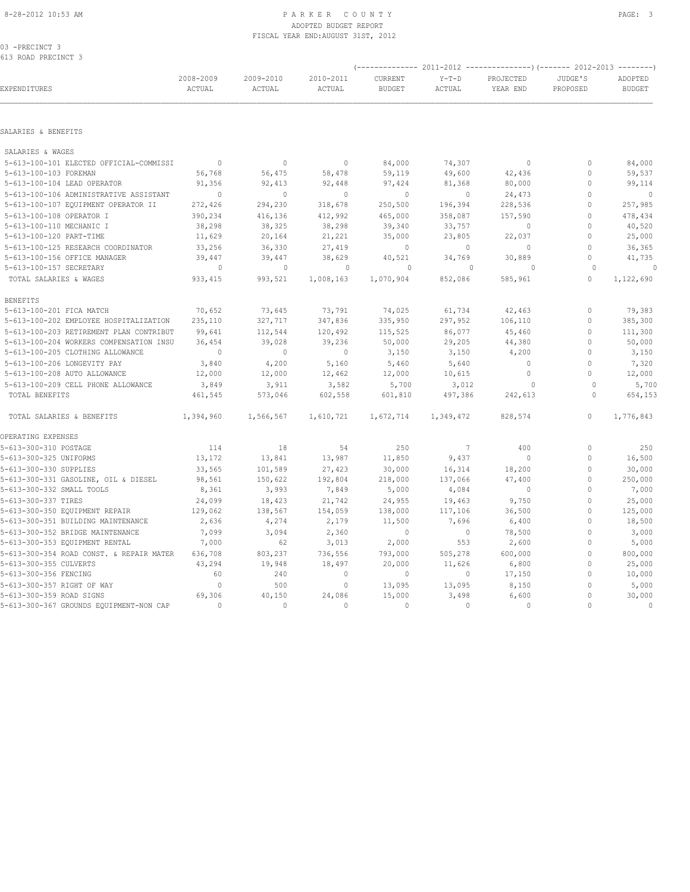# PARKER COUNTY
## ADOPTED BUDGET REPORT
### FISCAL YEAR END: AUGUST 31ST, 2012

03 -PRECINCT 3
613 ROAD PRECINCT 3

| EXPENDITURES | 2008-2009 ACTUAL | 2009-2010 ACTUAL | 2010-2011 ACTUAL | 2011-2012 CURRENT BUDGET | 2011-2012 Y-T-D ACTUAL | 2011-2012 PROJECTED YEAR END | 2012-2013 JUDGE'S PROPOSED | 2012-2013 ADOPTED BUDGET |
|---|---|---|---|---|---|---|---|---|
| **SALARIES & BENEFITS** | | | | | | | | |
| SALARIES & WAGES | | | | | | | | |
| 5-613-100-101 ELECTED OFFICIAL-COMMISSI | 0 | 0 | 0 | 84,000 | 74,307 | 0 | 0 | 84,000 |
| 5-613-100-103 FOREMAN | 56,768 | 56,475 | 58,478 | 59,119 | 49,600 | 42,436 | 0 | 59,537 |
| 5-613-100-104 LEAD OPERATOR | 91,356 | 92,413 | 92,448 | 97,424 | 81,368 | 80,000 | 0 | 99,114 |
| 5-613-100-106 ADMINISTRATIVE ASSISTANT | 0 | 0 | 0 | 0 | 0 | 24,473 | 0 | 0 |
| 5-613-100-107 EQUIPMENT OPERATOR II | 272,426 | 294,230 | 318,678 | 250,500 | 196,394 | 228,536 | 0 | 257,985 |
| 5-613-100-108 OPERATOR I | 390,234 | 416,136 | 412,992 | 465,000 | 358,087 | 157,590 | 0 | 478,434 |
| 5-613-100-110 MECHANIC I | 38,298 | 38,325 | 38,298 | 39,340 | 33,757 | 0 | 0 | 40,520 |
| 5-613-100-120 PART-TIME | 11,629 | 20,164 | 21,221 | 35,000 | 23,805 | 22,037 | 0 | 25,000 |
| 5-613-100-125 RESEARCH COORDINATOR | 33,256 | 36,330 | 27,419 | 0 | 0 | 0 | 0 | 36,365 |
| 5-613-100-156 OFFICE MANAGER | 39,447 | 39,447 | 38,629 | 40,521 | 34,769 | 30,889 | 0 | 41,735 |
| 5-613-100-157 SECRETARY | 0 | 0 | 0 | 0 | 0 | 0 | 0 | 0 |
| TOTAL SALARIES & WAGES | 933,415 | 993,521 | 1,008,163 | 1,070,904 | 852,086 | 585,961 | 0 | 1,122,690 |
| BENEFITS | | | | | | | | |
| 5-613-100-201 FICA MATCH | 70,652 | 73,645 | 73,791 | 74,025 | 61,734 | 42,463 | 0 | 79,383 |
| 5-613-100-202 EMPLOYEE HOSPITALIZATION | 235,110 | 327,717 | 347,836 | 335,950 | 297,952 | 106,110 | 0 | 385,300 |
| 5-613-100-203 RETIREMENT PLAN CONTRIBUT | 99,641 | 112,544 | 120,492 | 115,525 | 86,077 | 45,460 | 0 | 111,300 |
| 5-613-100-204 WORKERS COMPENSATION INSU | 36,454 | 39,028 | 39,236 | 50,000 | 29,205 | 44,380 | 0 | 50,000 |
| 5-613-100-205 CLOTHING ALLOWANCE | 0 | 0 | 0 | 3,150 | 3,150 | 4,200 | 0 | 3,150 |
| 5-613-100-206 LONGEVITY PAY | 3,840 | 4,200 | 5,160 | 5,460 | 5,640 | 0 | 0 | 7,320 |
| 5-613-100-208 AUTO ALLOWANCE | 12,000 | 12,000 | 12,462 | 12,000 | 10,615 | 0 | 0 | 12,000 |
| 5-613-100-209 CELL PHONE ALLOWANCE | 3,849 | 3,911 | 3,582 | 5,700 | 3,012 | 0 | 0 | 5,700 |
| TOTAL BENEFITS | 461,545 | 573,046 | 602,558 | 601,810 | 497,386 | 242,613 | 0 | 654,153 |
| TOTAL SALARIES & BENEFITS | 1,394,960 | 1,566,567 | 1,610,721 | 1,672,714 | 1,349,472 | 828,574 | 0 | 1,776,843 |
| **OPERATING EXPENSES** | | | | | | | | |
| 5-613-300-310 POSTAGE | 114 | 18 | 54 | 250 | 7 | 400 | 0 | 250 |
| 5-613-300-325 UNIFORMS | 13,172 | 13,841 | 13,987 | 11,850 | 9,437 | 0 | 0 | 16,500 |
| 5-613-300-330 SUPPLIES | 33,565 | 101,589 | 27,423 | 30,000 | 16,314 | 18,200 | 0 | 30,000 |
| 5-613-300-331 GASOLINE, OIL & DIESEL | 98,561 | 150,622 | 192,804 | 218,000 | 137,066 | 47,400 | 0 | 250,000 |
| 5-613-300-332 SMALL TOOLS | 8,361 | 3,993 | 7,849 | 5,000 | 4,084 | 0 | 0 | 7,000 |
| 5-613-300-337 TIRES | 24,099 | 18,423 | 21,742 | 24,955 | 19,463 | 9,750 | 0 | 25,000 |
| 5-613-300-350 EQUIPMENT REPAIR | 129,062 | 138,567 | 154,059 | 138,000 | 117,106 | 36,500 | 0 | 125,000 |
| 5-613-300-351 BUILDING MAINTENANCE | 2,636 | 4,274 | 2,179 | 11,500 | 7,696 | 6,400 | 0 | 18,500 |
| 5-613-300-352 BRIDGE MAINTENANCE | 7,099 | 3,094 | 2,360 | 0 | 0 | 78,500 | 0 | 3,000 |
| 5-613-300-353 EQUIPMENT RENTAL | 7,000 | 62 | 3,013 | 2,000 | 553 | 2,600 | 0 | 5,000 |
| 5-613-300-354 ROAD CONST. & REPAIR MATER | 636,708 | 803,237 | 736,556 | 793,000 | 505,278 | 600,000 | 0 | 800,000 |
| 5-613-300-355 CULVERTS | 43,294 | 19,948 | 18,497 | 20,000 | 11,626 | 6,800 | 0 | 25,000 |
| 5-613-300-356 FENCING | 60 | 240 | 0 | 0 | 0 | 17,150 | 0 | 10,000 |
| 5-613-300-357 RIGHT OF WAY | 0 | 500 | 0 | 13,095 | 13,095 | 8,150 | 0 | 5,000 |
| 5-613-300-359 ROAD SIGNS | 69,306 | 40,150 | 24,086 | 15,000 | 3,498 | 6,600 | 0 | 30,000 |
| 5-613-300-367 GROUNDS EQUIPMENT-NON CAP | 0 | 0 | 0 | 0 | 0 | 0 | 0 | 0 |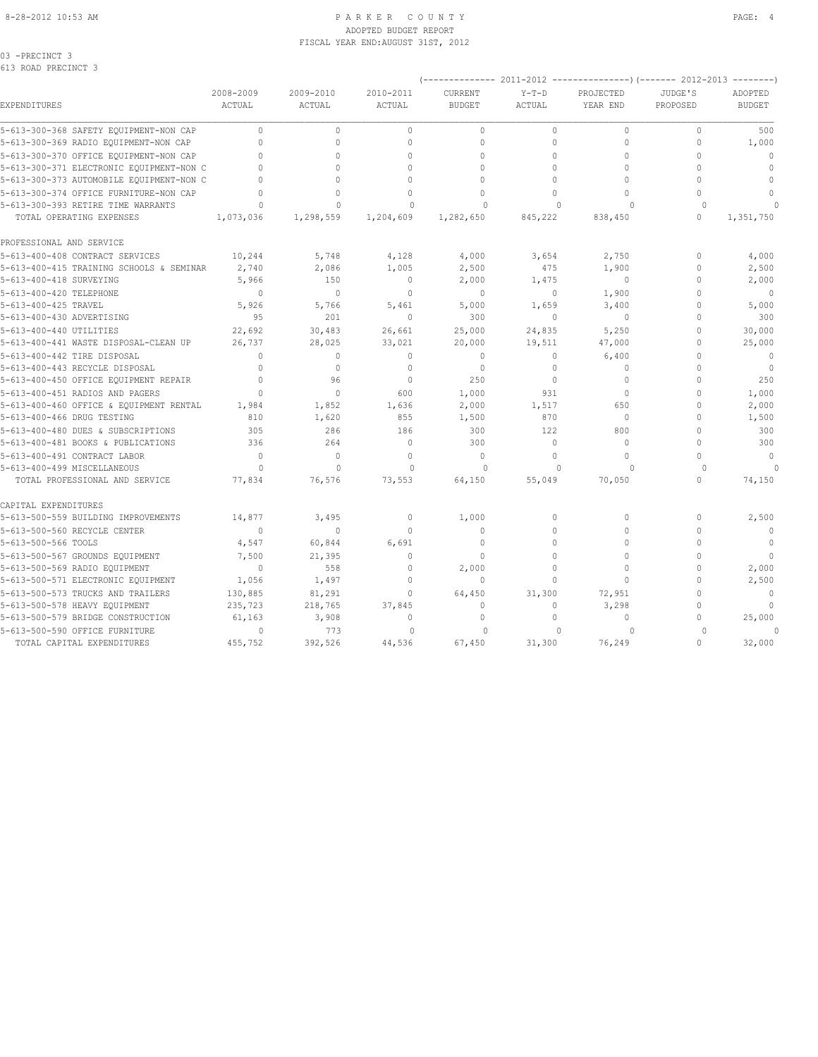# PARKER COUNTY
## ADOPTED BUDGET REPORT
### FISCAL YEAR END:AUGUST 31ST, 2012

03 -PRECINCT 3
613 ROAD PRECINCT 3

| EXPENDITURES | 2008-2009 ACTUAL | 2009-2010 ACTUAL | 2010-2011 ACTUAL | 2011-2012 CURRENT BUDGET | 2011-2012 Y-T-D ACTUAL | 2011-2012 PROJECTED YEAR END | 2012-2013 JUDGE'S PROPOSED | 2012-2013 ADOPTED BUDGET |
|---|---|---|---|---|---|---|---|---|
| 5-613-300-368 SAFETY EQUIPMENT-NON CAP | 0 | 0 | 0 | 0 | 0 | 0 | 0 | 500 |
| 5-613-300-369 RADIO EQUIPMENT-NON CAP | 0 | 0 | 0 | 0 | 0 | 0 | 0 | 1,000 |
| 5-613-300-370 OFFICE EQUIPMENT-NON CAP | 0 | 0 | 0 | 0 | 0 | 0 | 0 | 0 |
| 5-613-300-371 ELECTRONIC EQUIPMENT-NON C | 0 | 0 | 0 | 0 | 0 | 0 | 0 | 0 |
| 5-613-300-373 AUTOMOBILE EQUIPMENT-NON C | 0 | 0 | 0 | 0 | 0 | 0 | 0 | 0 |
| 5-613-300-374 OFFICE FURNITURE-NON CAP | 0 | 0 | 0 | 0 | 0 | 0 | 0 | 0 |
| 5-613-300-393 RETIRE TIME WARRANTS | 0 | 0 | 0 | 0 | 0 | 0 | 0 | 0 |
| TOTAL OPERATING EXPENSES | 1,073,036 | 1,298,559 | 1,204,609 | 1,282,650 | 845,222 | 838,450 | 0 | 1,351,750 |
| PROFESSIONAL AND SERVICE | | | | | | | | |
| 5-613-400-408 CONTRACT SERVICES | 10,244 | 5,748 | 4,128 | 4,000 | 3,654 | 2,750 | 0 | 4,000 |
| 5-613-400-415 TRAINING SCHOOLS & SEMINAR | 2,740 | 2,086 | 1,005 | 2,500 | 475 | 1,900 | 0 | 2,500 |
| 5-613-400-418 SURVEYING | 5,966 | 150 | 0 | 2,000 | 1,475 | 0 | 0 | 2,000 |
| 5-613-400-420 TELEPHONE | 0 | 0 | 0 | 0 | 0 | 1,900 | 0 | 0 |
| 5-613-400-425 TRAVEL | 5,926 | 5,766 | 5,461 | 5,000 | 1,659 | 3,400 | 0 | 5,000 |
| 5-613-400-430 ADVERTISING | 95 | 201 | 0 | 300 | 0 | 0 | 0 | 300 |
| 5-613-400-440 UTILITIES | 22,692 | 30,483 | 26,661 | 25,000 | 24,835 | 5,250 | 0 | 30,000 |
| 5-613-400-441 WASTE DISPOSAL-CLEAN UP | 26,737 | 28,025 | 33,021 | 20,000 | 19,511 | 47,000 | 0 | 25,000 |
| 5-613-400-442 TIRE DISPOSAL | 0 | 0 | 0 | 0 | 0 | 6,400 | 0 | 0 |
| 5-613-400-443 RECYCLE DISPOSAL | 0 | 0 | 0 | 0 | 0 | 0 | 0 | 0 |
| 5-613-400-450 OFFICE EQUIPMENT REPAIR | 0 | 96 | 0 | 250 | 0 | 0 | 0 | 250 |
| 5-613-400-451 RADIOS AND PAGERS | 0 | 0 | 600 | 1,000 | 931 | 0 | 0 | 1,000 |
| 5-613-400-460 OFFICE & EQUIPMENT RENTAL | 1,984 | 1,852 | 1,636 | 2,000 | 1,517 | 650 | 0 | 2,000 |
| 5-613-400-466 DRUG TESTING | 810 | 1,620 | 855 | 1,500 | 870 | 0 | 0 | 1,500 |
| 5-613-400-480 DUES & SUBSCRIPTIONS | 305 | 286 | 186 | 300 | 122 | 800 | 0 | 300 |
| 5-613-400-481 BOOKS & PUBLICATIONS | 336 | 264 | 0 | 300 | 0 | 0 | 0 | 300 |
| 5-613-400-491 CONTRACT LABOR | 0 | 0 | 0 | 0 | 0 | 0 | 0 | 0 |
| 5-613-400-499 MISCELLANEOUS | 0 | 0 | 0 | 0 | 0 | 0 | 0 | 0 |
| TOTAL PROFESSIONAL AND SERVICE | 77,834 | 76,576 | 73,553 | 64,150 | 55,049 | 70,050 | 0 | 74,150 |
| CAPITAL EXPENDITURES | | | | | | | | |
| 5-613-500-559 BUILDING IMPROVEMENTS | 14,877 | 3,495 | 0 | 1,000 | 0 | 0 | 0 | 2,500 |
| 5-613-500-560 RECYCLE CENTER | 0 | 0 | 0 | 0 | 0 | 0 | 0 | 0 |
| 5-613-500-566 TOOLS | 4,547 | 60,844 | 6,691 | 0 | 0 | 0 | 0 | 0 |
| 5-613-500-567 GROUNDS EQUIPMENT | 7,500 | 21,395 | 0 | 0 | 0 | 0 | 0 | 0 |
| 5-613-500-569 RADIO EQUIPMENT | 0 | 558 | 0 | 2,000 | 0 | 0 | 0 | 2,000 |
| 5-613-500-571 ELECTRONIC EQUIPMENT | 1,056 | 1,497 | 0 | 0 | 0 | 0 | 0 | 2,500 |
| 5-613-500-573 TRUCKS AND TRAILERS | 130,885 | 81,291 | 0 | 64,450 | 31,300 | 72,951 | 0 | 0 |
| 5-613-500-578 HEAVY EQUIPMENT | 235,723 | 218,765 | 37,845 | 0 | 0 | 3,298 | 0 | 0 |
| 5-613-500-579 BRIDGE CONSTRUCTION | 61,163 | 3,908 | 0 | 0 | 0 | 0 | 0 | 25,000 |
| 5-613-500-590 OFFICE FURNITURE | 0 | 773 | 0 | 0 | 0 | 0 | 0 | 0 |
| TOTAL CAPITAL EXPENDITURES | 455,752 | 392,526 | 44,536 | 67,450 | 31,300 | 76,249 | 0 | 32,000 |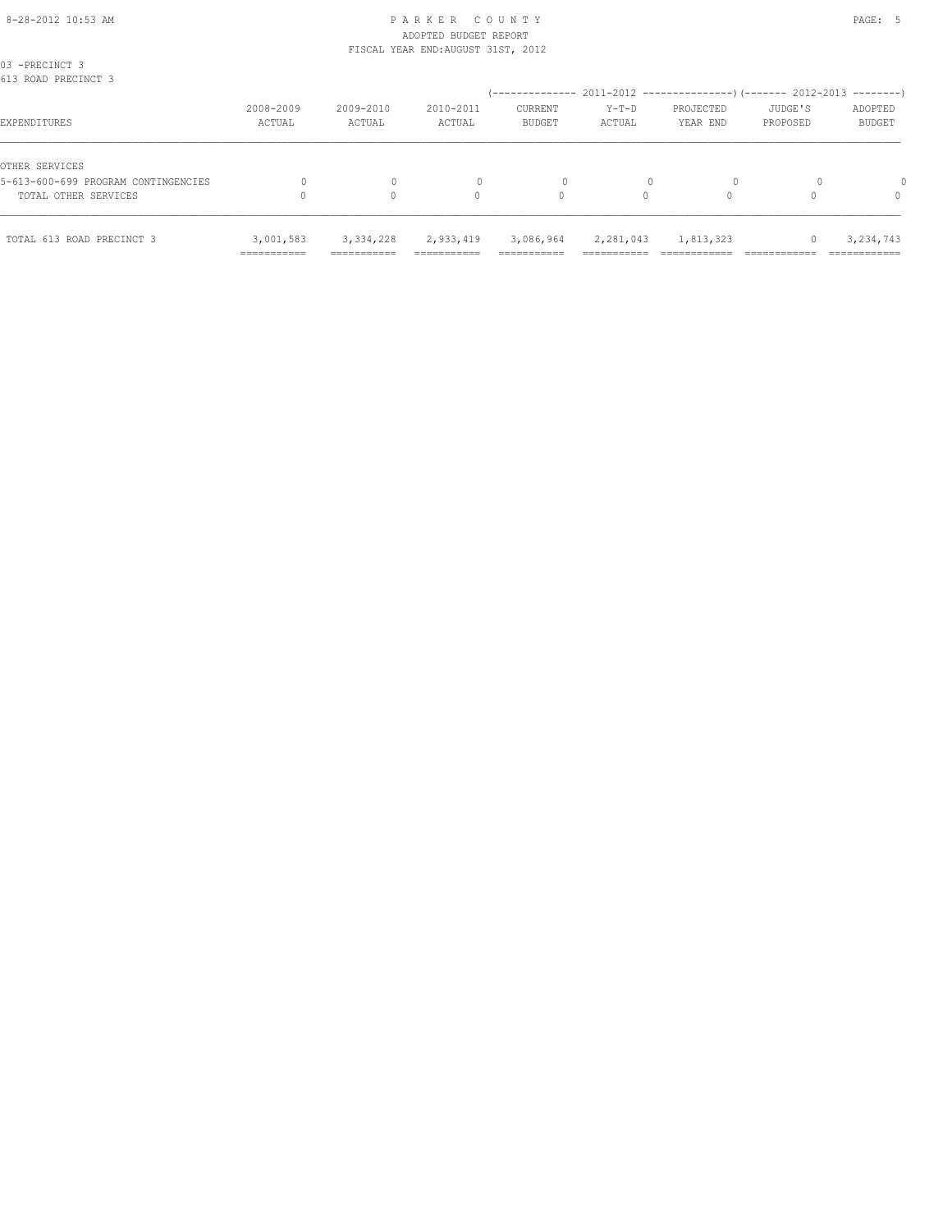03 -PRECINCT 3
613 ROAD PRECINCT 3

| EXPENDITURES | 2008-2009 ACTUAL | 2009-2010 ACTUAL | 2010-2011 ACTUAL | 2011-2012 CURRENT BUDGET | 2011-2012 Y-T-D ACTUAL | 2011-2012 PROJECTED YEAR END | 2012-2013 JUDGE'S PROPOSED | 2012-2013 ADOPTED BUDGET |
|---|---|---|---|---|---|---|---|---|
| OTHER SERVICES | | | | | | | | |
| 5-613-600-699 PROGRAM CONTINGENCIES | 0 | 0 | 0 | 0 | 0 | 0 | 0 | 0 |
| TOTAL OTHER SERVICES | 0 | 0 | 0 | 0 | 0 | 0 | 0 | 0 |
| TOTAL 613 ROAD PRECINCT 3 | 3,001,583 | 3,334,228 | 2,933,419 | 3,086,964 | 2,281,043 | 1,813,323 | 0 | 3,234,743 |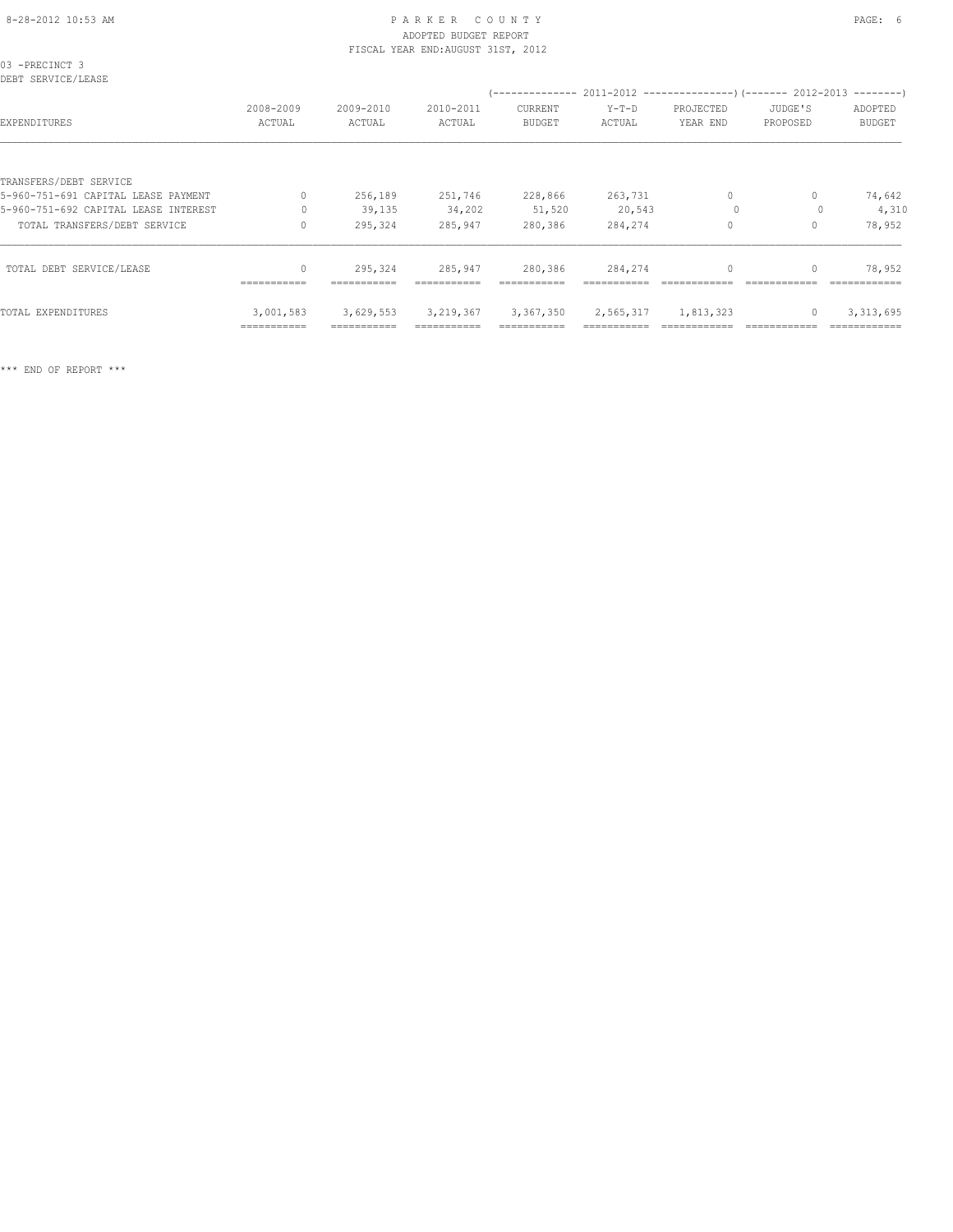03 -PRECINCT 3
DEBT SERVICE/LEASE

| EXPENDITURES | 2008-2009 ACTUAL | 2009-2010 ACTUAL | 2010-2011 ACTUAL | 2011-2012 CURRENT BUDGET | 2011-2012 Y-T-D ACTUAL | 2011-2012 PROJECTED YEAR END | 2012-2013 JUDGE'S PROPOSED | 2012-2013 ADOPTED BUDGET |
|---|---|---|---|---|---|---|---|---|
| TRANSFERS/DEBT SERVICE | | | | | | | | |
| 5-960-751-691 CAPITAL LEASE PAYMENT | 0 | 256,189 | 251,746 | 228,866 | 263,731 | 0 | 0 | 74,642 |
| 5-960-751-692 CAPITAL LEASE INTEREST | 0 | 39,135 | 34,202 | 51,520 | 20,543 | 0 | 0 | 4,310 |
| TOTAL TRANSFERS/DEBT SERVICE | 0 | 295,324 | 285,947 | 280,386 | 284,274 | 0 | 0 | 78,952 |
| TOTAL DEBT SERVICE/LEASE | 0 | 295,324 | 285,947 | 280,386 | 284,274 | 0 | 0 | 78,952 |
| TOTAL EXPENDITURES | 3,001,583 | 3,629,553 | 3,219,367 | 3,367,350 | 2,565,317 | 1,813,323 | 0 | 3,313,695 |

*** END OF REPORT ***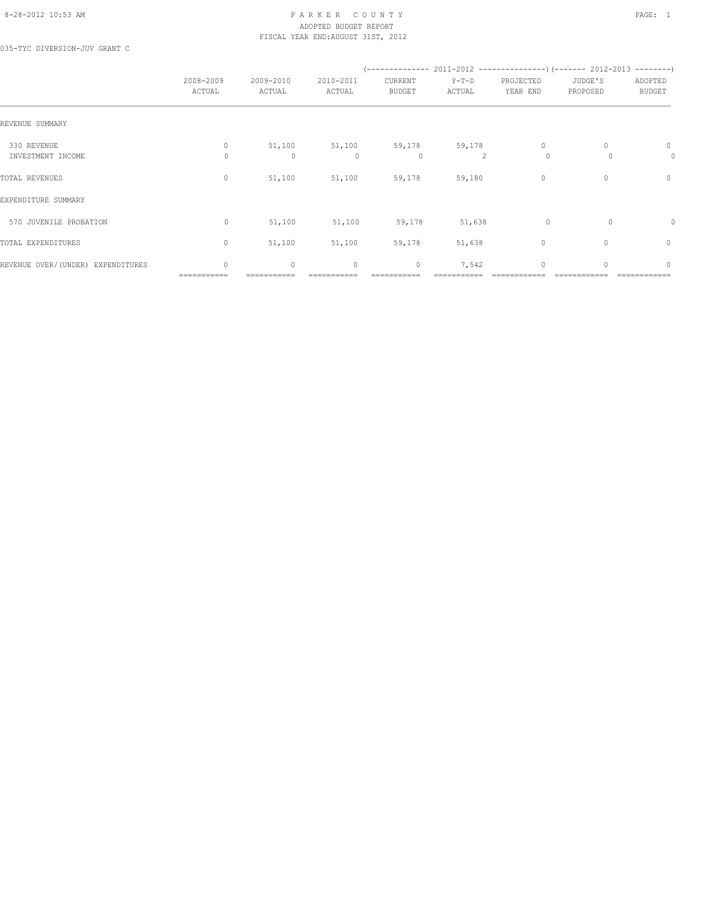8-28-2012 10:53 AM

# PARKER COUNTY
ADOPTED BUDGET REPORT
FISCAL YEAR END:AUGUST 31ST, 2012

035-TYC DIVERSION-JUV GRANT C

| | 2008-2009 ACTUAL | 2009-2010 ACTUAL | 2010-2011 ACTUAL | (-------------- 2011-2012 CURRENT BUDGET | Y-T-D ACTUAL | PROJECTED YEAR END ---------------) | (------- 2012-2013 JUDGE'S PROPOSED | ADOPTED BUDGET --------) |
|---|---|---|---|---|---|---|---|---|
| REVENUE SUMMARY | | | | | | | | |
| 330 REVENUE | 0 | 51,100 | 51,100 | 59,178 | 59,178 | 0 | 0 | 0 |
| INVESTMENT INCOME | 0 | 0 | 0 | 0 | 2 | 0 | 0 | 0 |
| TOTAL REVENUES | 0 | 51,100 | 51,100 | 59,178 | 59,180 | 0 | 0 | 0 |
| EXPENDITURE SUMMARY | | | | | | | | |
| 570 JUVENILE PROBATION | 0 | 51,100 | 51,100 | 59,178 | 51,638 | 0 | 0 | 0 |
| TOTAL EXPENDITURES | 0 | 51,100 | 51,100 | 59,178 | 51,638 | 0 | 0 | 0 |
| REVENUE OVER/(UNDER) EXPENDITURES | 0 | 0 | 0 | 0 | 7,542 | 0 | 0 | 0 |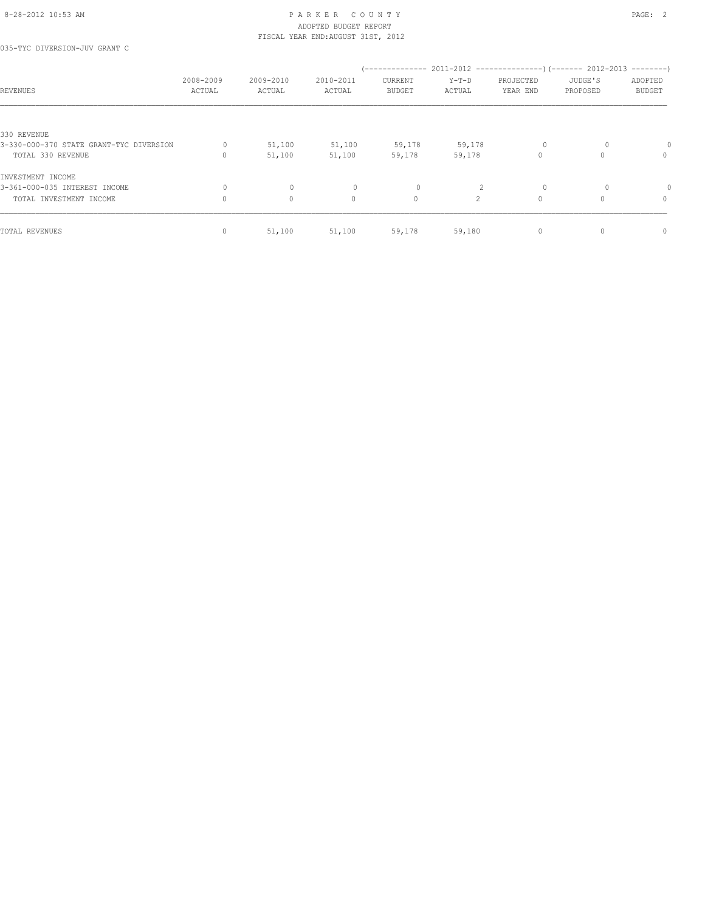# PARKER COUNTY
## ADOPTED BUDGET REPORT
### FISCAL YEAR END:AUGUST 31ST, 2012

035-TYC DIVERSION-JUV GRANT C

| | | | | (-------------- 2011-2012 | ---------------) | | (------- 2012-2013 | --------) |
|---|---|---|---|---|---|---|---|---|
| REVENUES | 2008-2009 ACTUAL | 2009-2010 ACTUAL | 2010-2011 ACTUAL | CURRENT BUDGET | Y-T-D ACTUAL | PROJECTED YEAR END | JUDGE'S PROPOSED | ADOPTED BUDGET |
| 330 REVENUE | | | | | | | | |
| 3-330-000-370 STATE GRANT-TYC DIVERSION | 0 | 51,100 | 51,100 | 59,178 | 59,178 | 0 | 0 | 0 |
| TOTAL 330 REVENUE | 0 | 51,100 | 51,100 | 59,178 | 59,178 | 0 | 0 | 0 |
| INVESTMENT INCOME | | | | | | | | |
| 3-361-000-035 INTEREST INCOME | 0 | 0 | 0 | 0 | 2 | 0 | 0 | 0 |
| TOTAL INVESTMENT INCOME | 0 | 0 | 0 | 0 | 2 | 0 | 0 | 0 |
| TOTAL REVENUES | 0 | 51,100 | 51,100 | 59,178 | 59,180 | 0 | 0 | 0 |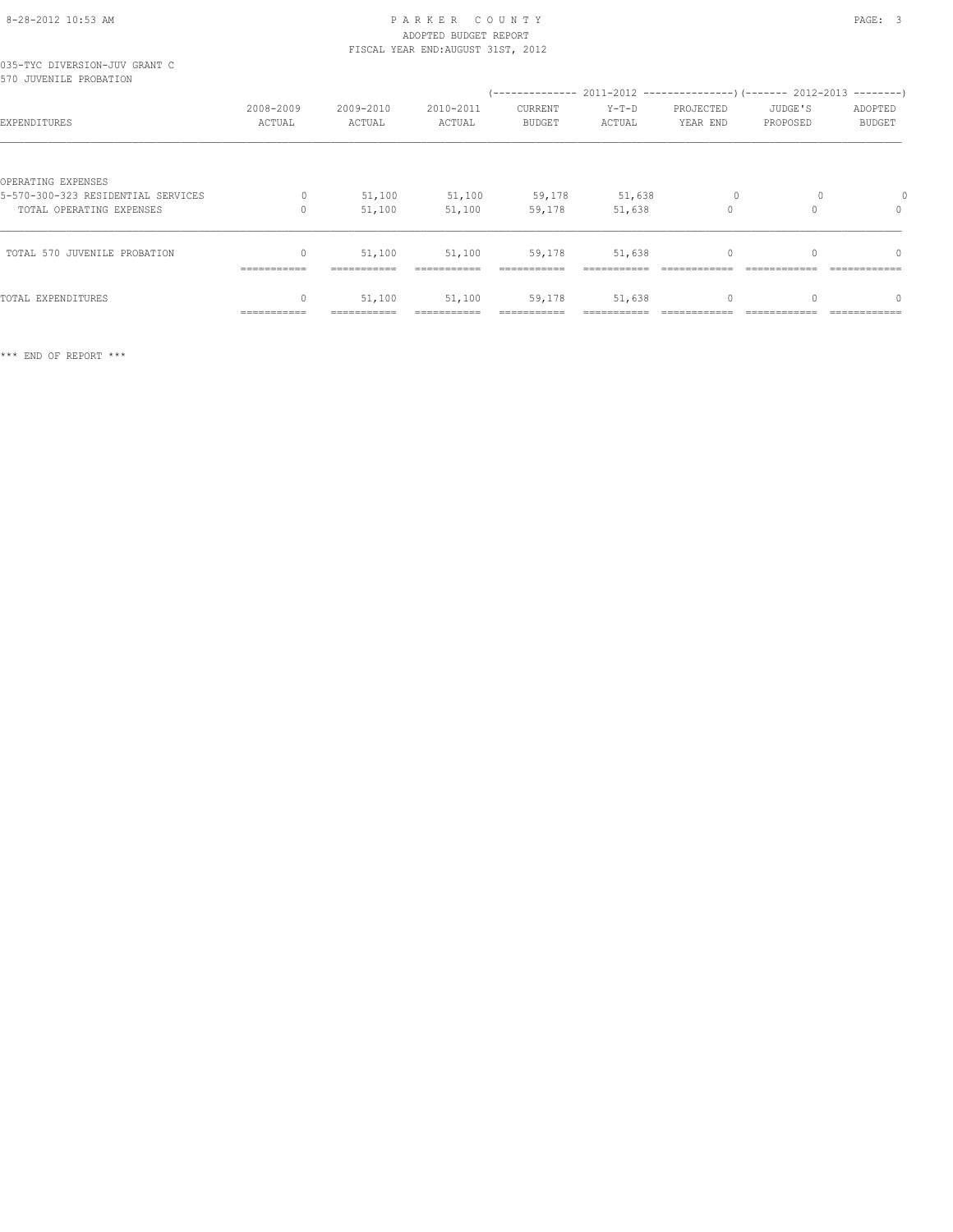PARKER COUNTY
ADOPTED BUDGET REPORT
FISCAL YEAR END:AUGUST 31ST, 2012

035-TYC DIVERSION-JUV GRANT C
570 JUVENILE PROBATION

| EXPENDITURES | 2008-2009 ACTUAL | 2009-2010 ACTUAL | 2010-2011 ACTUAL | 2011-2012 CURRENT BUDGET | 2011-2012 Y-T-D ACTUAL | 2011-2012 PROJECTED YEAR END | 2012-2013 JUDGE'S PROPOSED | 2012-2013 ADOPTED BUDGET |
|---|---|---|---|---|---|---|---|---|
| OPERATING EXPENSES | | | | | | | | |
| 5-570-300-323 RESIDENTIAL SERVICES | 0 | 51,100 | 51,100 | 59,178 | 51,638 | 0 | 0 | 0 |
| TOTAL OPERATING EXPENSES | 0 | 51,100 | 51,100 | 59,178 | 51,638 | 0 | 0 | 0 |
| TOTAL 570 JUVENILE PROBATION | 0 | 51,100 | 51,100 | 59,178 | 51,638 | 0 | 0 | 0 |
| TOTAL EXPENDITURES | 0 | 51,100 | 51,100 | 59,178 | 51,638 | 0 | 0 | 0 |

*** END OF REPORT ***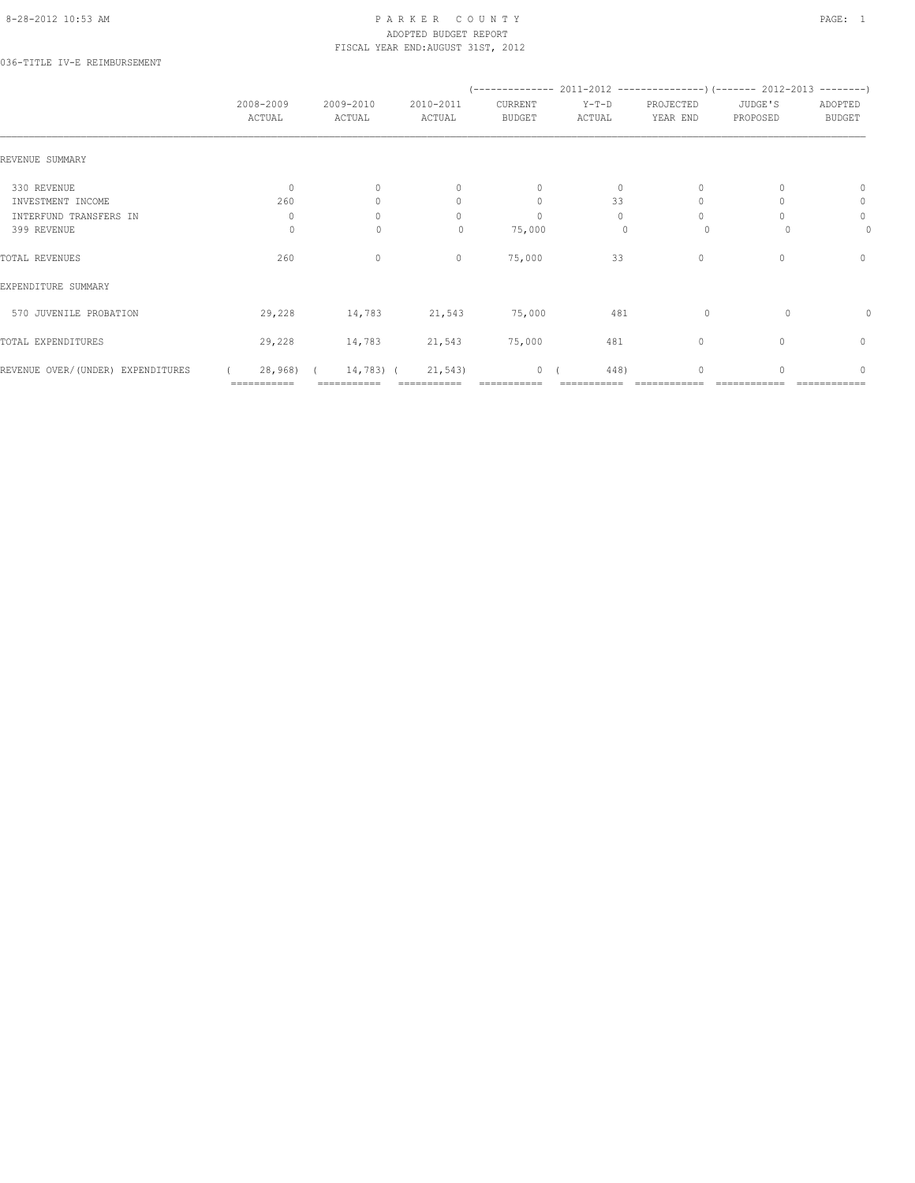PARKER COUNTY
ADOPTED BUDGET REPORT
FISCAL YEAR END:AUGUST 31ST, 2012

036-TITLE IV-E REIMBURSEMENT

| | 2008-2009 ACTUAL | 2009-2010 ACTUAL | 2010-2011 ACTUAL | 2011-2012 CURRENT BUDGET | 2011-2012 Y-T-D ACTUAL | 2011-2012 PROJECTED YEAR END | 2012-2013 JUDGE'S PROPOSED | 2012-2013 ADOPTED BUDGET |
|---|---|---|---|---|---|---|---|---|
| REVENUE SUMMARY | | | | | | | | |
| 330 REVENUE | 0 | 0 | 0 | 0 | 0 | 0 | 0 | 0 |
| INVESTMENT INCOME | 260 | 0 | 0 | 0 | 33 | 0 | 0 | 0 |
| INTERFUND TRANSFERS IN | 0 | 0 | 0 | 0 | 0 | 0 | 0 | 0 |
| 399 REVENUE | 0 | 0 | 0 | 75,000 | 0 | 0 | 0 | 0 |
| TOTAL REVENUES | 260 | 0 | 0 | 75,000 | 33 | 0 | 0 | 0 |
| EXPENDITURE SUMMARY | | | | | | | | |
| 570 JUVENILE PROBATION | 29,228 | 14,783 | 21,543 | 75,000 | 481 | 0 | 0 | 0 |
| TOTAL EXPENDITURES | 29,228 | 14,783 | 21,543 | 75,000 | 481 | 0 | 0 | 0 |
| REVENUE OVER/(UNDER) EXPENDITURES | ( 28,968) | ( 14,783) | ( 21,543) | 0 | ( 448) | 0 | 0 | 0 |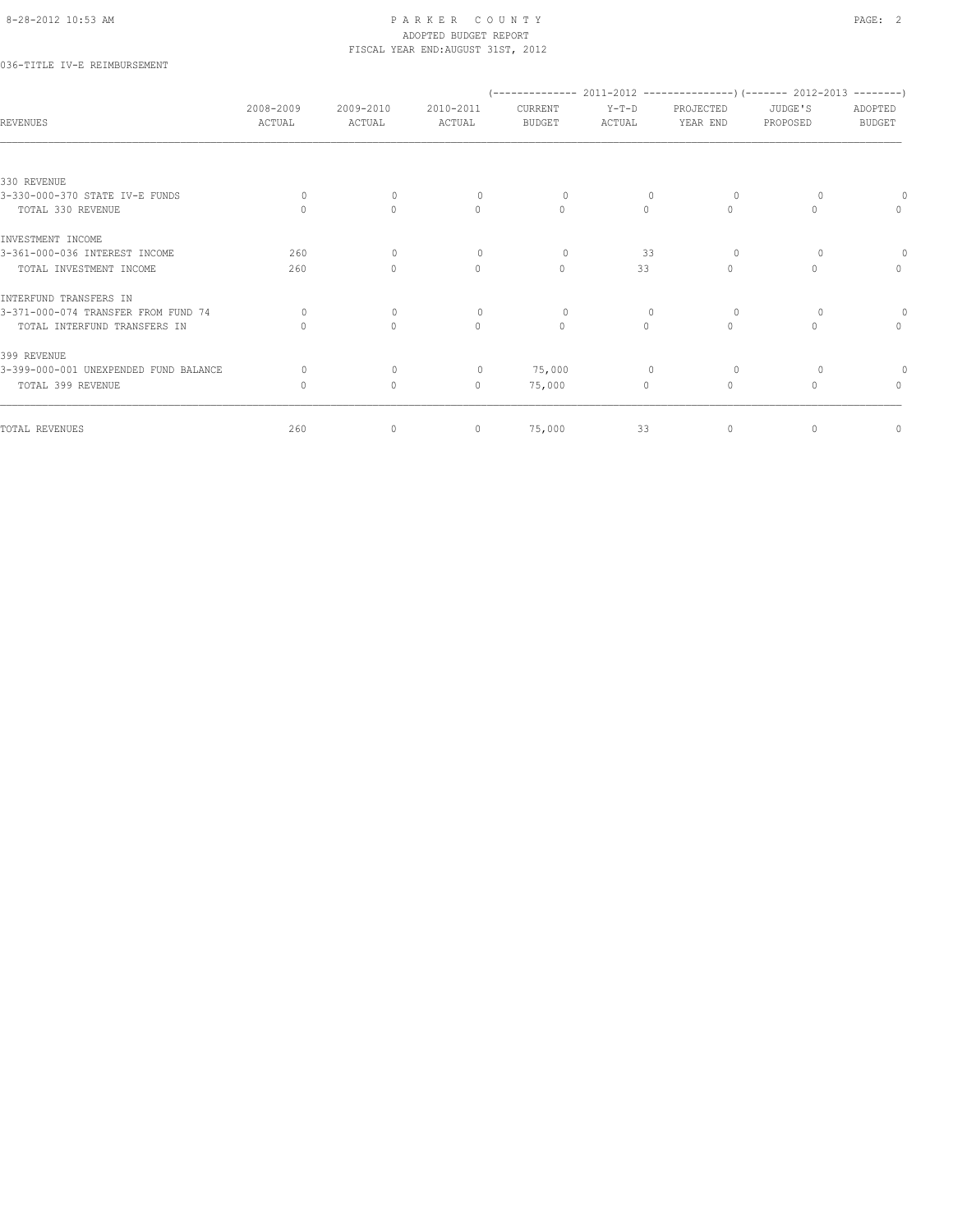PARKER COUNTY
ADOPTED BUDGET REPORT
FISCAL YEAR END: AUGUST 31ST, 2012

036-TITLE IV-E REIMBURSEMENT

| REVENUES | 2008-2009 ACTUAL | 2009-2010 ACTUAL | 2010-2011 ACTUAL | (------ 2011-2012 ------) CURRENT BUDGET | Y-T-D ACTUAL | PROJECTED YEAR END | (---- 2012-2013 ----) JUDGE'S PROPOSED | ADOPTED BUDGET |
|---|---|---|---|---|---|---|---|---|
| 330 REVENUE | | | | | | | | |
| 3-330-000-370 STATE IV-E FUNDS | 0 | 0 | 0 | 0 | 0 | 0 | 0 | 0 |
| TOTAL 330 REVENUE | 0 | 0 | 0 | 0 | 0 | 0 | 0 | 0 |
| INVESTMENT INCOME | | | | | | | | |
| 3-361-000-036 INTEREST INCOME | 260 | 0 | 0 | 0 | 33 | 0 | 0 | 0 |
| TOTAL INVESTMENT INCOME | 260 | 0 | 0 | 0 | 33 | 0 | 0 | 0 |
| INTERFUND TRANSFERS IN | | | | | | | | |
| 3-371-000-074 TRANSFER FROM FUND 74 | 0 | 0 | 0 | 0 | 0 | 0 | 0 | 0 |
| TOTAL INTERFUND TRANSFERS IN | 0 | 0 | 0 | 0 | 0 | 0 | 0 | 0 |
| 399 REVENUE | | | | | | | | |
| 3-399-000-001 UNEXPENDED FUND BALANCE | 0 | 0 | 0 | 75,000 | 0 | 0 | 0 | 0 |
| TOTAL 399 REVENUE | 0 | 0 | 0 | 75,000 | 0 | 0 | 0 | 0 |
| TOTAL REVENUES | 260 | 0 | 0 | 75,000 | 33 | 0 | 0 | 0 |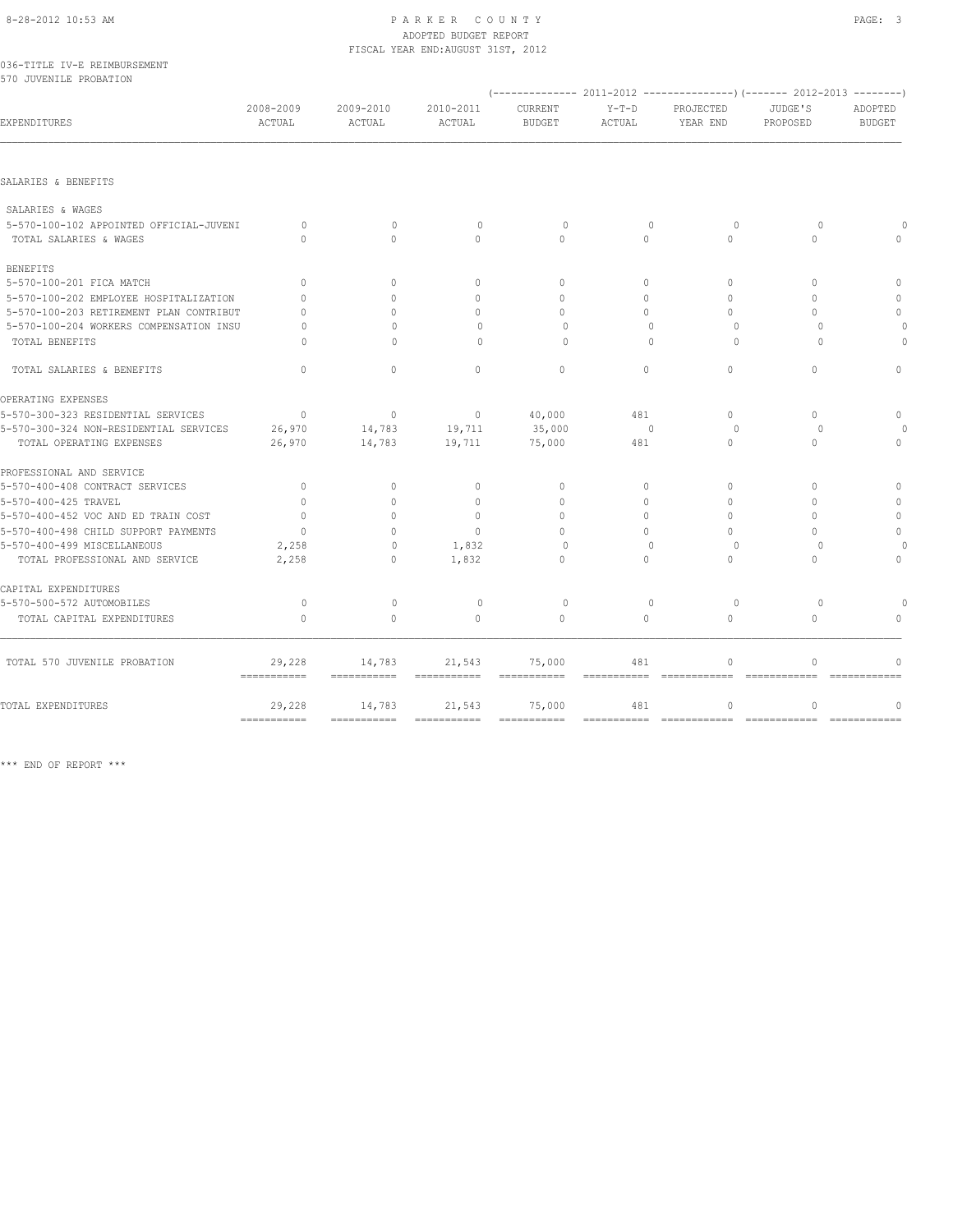PARKER COUNTY
ADOPTED BUDGET REPORT
FISCAL YEAR END:AUGUST 31ST, 2012

036-TITLE IV-E REIMBURSEMENT
570 JUVENILE PROBATION

| EXPENDITURES | 2008-2009 ACTUAL | 2009-2010 ACTUAL | 2010-2011 ACTUAL | (------ 2011-2012 ------) CURRENT BUDGET | Y-T-D ACTUAL | PROJECTED YEAR END | (------ 2012-2013 ------) JUDGE'S PROPOSED | ADOPTED BUDGET |
|---|---|---|---|---|---|---|---|---|
| SALARIES & BENEFITS | | | | | | | | |
| SALARIES & WAGES | | | | | | | | |
| 5-570-100-102 APPOINTED OFFICIAL-JUVENI | 0 | 0 | 0 | 0 | 0 | 0 | 0 | 0 |
| TOTAL SALARIES & WAGES | 0 | 0 | 0 | 0 | 0 | 0 | 0 | 0 |
| BENEFITS | | | | | | | | |
| 5-570-100-201 FICA MATCH | 0 | 0 | 0 | 0 | 0 | 0 | 0 | 0 |
| 5-570-100-202 EMPLOYEE HOSPITALIZATION | 0 | 0 | 0 | 0 | 0 | 0 | 0 | 0 |
| 5-570-100-203 RETIREMENT PLAN CONTRIBUT | 0 | 0 | 0 | 0 | 0 | 0 | 0 | 0 |
| 5-570-100-204 WORKERS COMPENSATION INSU | 0 | 0 | 0 | 0 | 0 | 0 | 0 | 0 |
| TOTAL BENEFITS | 0 | 0 | 0 | 0 | 0 | 0 | 0 | 0 |
| TOTAL SALARIES & BENEFITS | 0 | 0 | 0 | 0 | 0 | 0 | 0 | 0 |
| OPERATING EXPENSES | | | | | | | | |
| 5-570-300-323 RESIDENTIAL SERVICES | 0 | 0 | 0 | 40,000 | 481 | 0 | 0 | 0 |
| 5-570-300-324 NON-RESIDENTIAL SERVICES | 26,970 | 14,783 | 19,711 | 35,000 | 0 | 0 | 0 | 0 |
| TOTAL OPERATING EXPENSES | 26,970 | 14,783 | 19,711 | 75,000 | 481 | 0 | 0 | 0 |
| PROFESSIONAL AND SERVICE | | | | | | | | |
| 5-570-400-408 CONTRACT SERVICES | 0 | 0 | 0 | 0 | 0 | 0 | 0 | 0 |
| 5-570-400-425 TRAVEL | 0 | 0 | 0 | 0 | 0 | 0 | 0 | 0 |
| 5-570-400-452 VOC AND ED TRAIN COST | 0 | 0 | 0 | 0 | 0 | 0 | 0 | 0 |
| 5-570-400-498 CHILD SUPPORT PAYMENTS | 0 | 0 | 0 | 0 | 0 | 0 | 0 | 0 |
| 5-570-400-499 MISCELLANEOUS | 2,258 | 0 | 1,832 | 0 | 0 | 0 | 0 | 0 |
| TOTAL PROFESSIONAL AND SERVICE | 2,258 | 0 | 1,832 | 0 | 0 | 0 | 0 | 0 |
| CAPITAL EXPENDITURES | | | | | | | | |
| 5-570-500-572 AUTOMOBILES | 0 | 0 | 0 | 0 | 0 | 0 | 0 | 0 |
| TOTAL CAPITAL EXPENDITURES | 0 | 0 | 0 | 0 | 0 | 0 | 0 | 0 |
| TOTAL 570 JUVENILE PROBATION | 29,228 | 14,783 | 21,543 | 75,000 | 481 | 0 | 0 | 0 |
| TOTAL EXPENDITURES | 29,228 | 14,783 | 21,543 | 75,000 | 481 | 0 | 0 | 0 |

*** END OF REPORT ***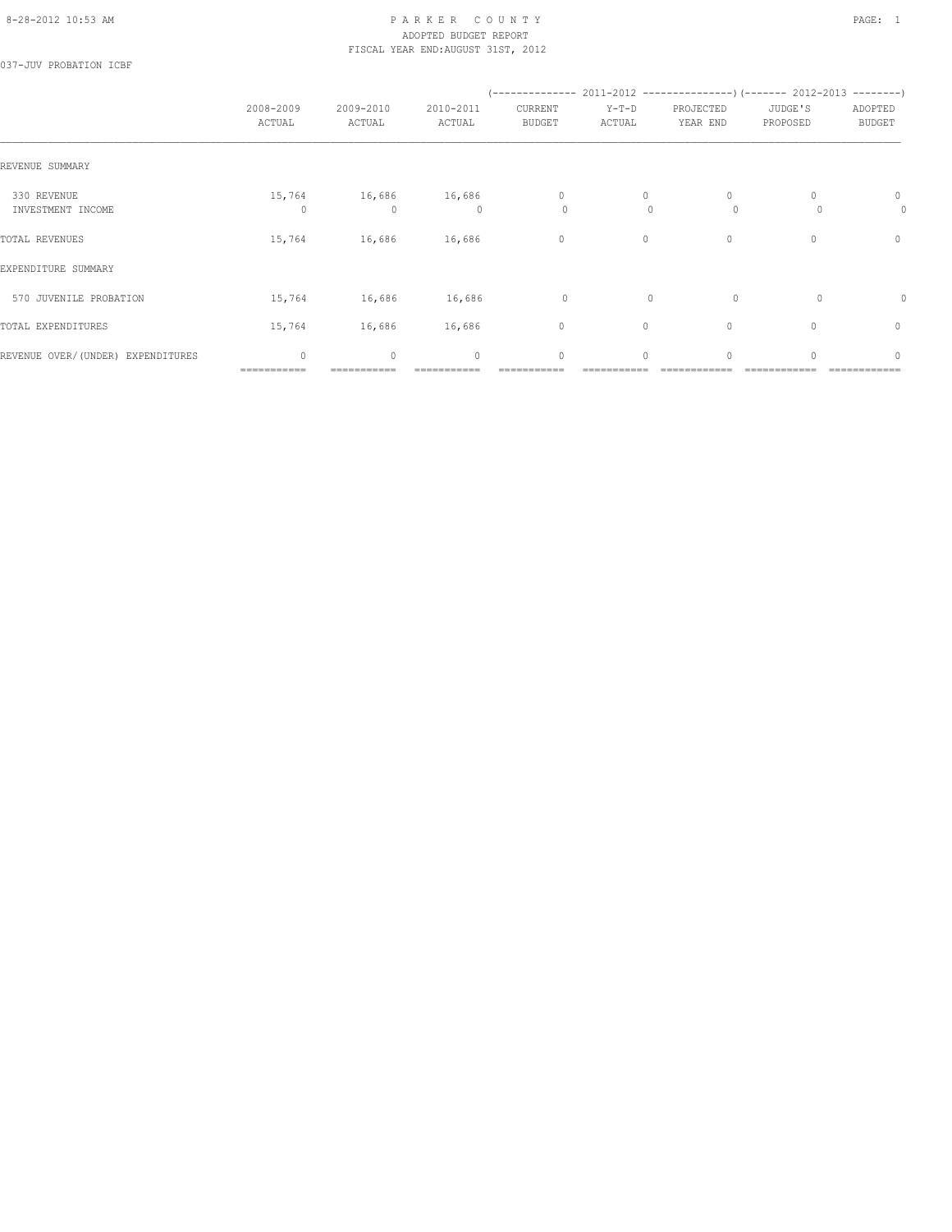PARKER COUNTY
ADOPTED BUDGET REPORT
FISCAL YEAR END:AUGUST 31ST, 2012

037-JUV PROBATION ICBF

| | 2008-2009 ACTUAL | 2009-2010 ACTUAL | 2010-2011 ACTUAL | 2011-2012 CURRENT BUDGET | 2011-2012 Y-T-D ACTUAL | 2011-2012 PROJECTED YEAR END | 2012-2013 JUDGE'S PROPOSED | 2012-2013 ADOPTED BUDGET |
|---|---|---|---|---|---|---|---|---|
| REVENUE SUMMARY | | | | | | | | |
| 330 REVENUE | 15,764 | 16,686 | 16,686 | 0 | 0 | 0 | 0 | 0 |
| INVESTMENT INCOME | 0 | 0 | 0 | 0 | 0 | 0 | 0 | 0 |
| TOTAL REVENUES | 15,764 | 16,686 | 16,686 | 0 | 0 | 0 | 0 | 0 |
| EXPENDITURE SUMMARY | | | | | | | | |
| 570 JUVENILE PROBATION | 15,764 | 16,686 | 16,686 | 0 | 0 | 0 | 0 | 0 |
| TOTAL EXPENDITURES | 15,764 | 16,686 | 16,686 | 0 | 0 | 0 | 0 | 0 |
| REVENUE OVER/(UNDER) EXPENDITURES | 0 | 0 | 0 | 0 | 0 | 0 | 0 | 0 |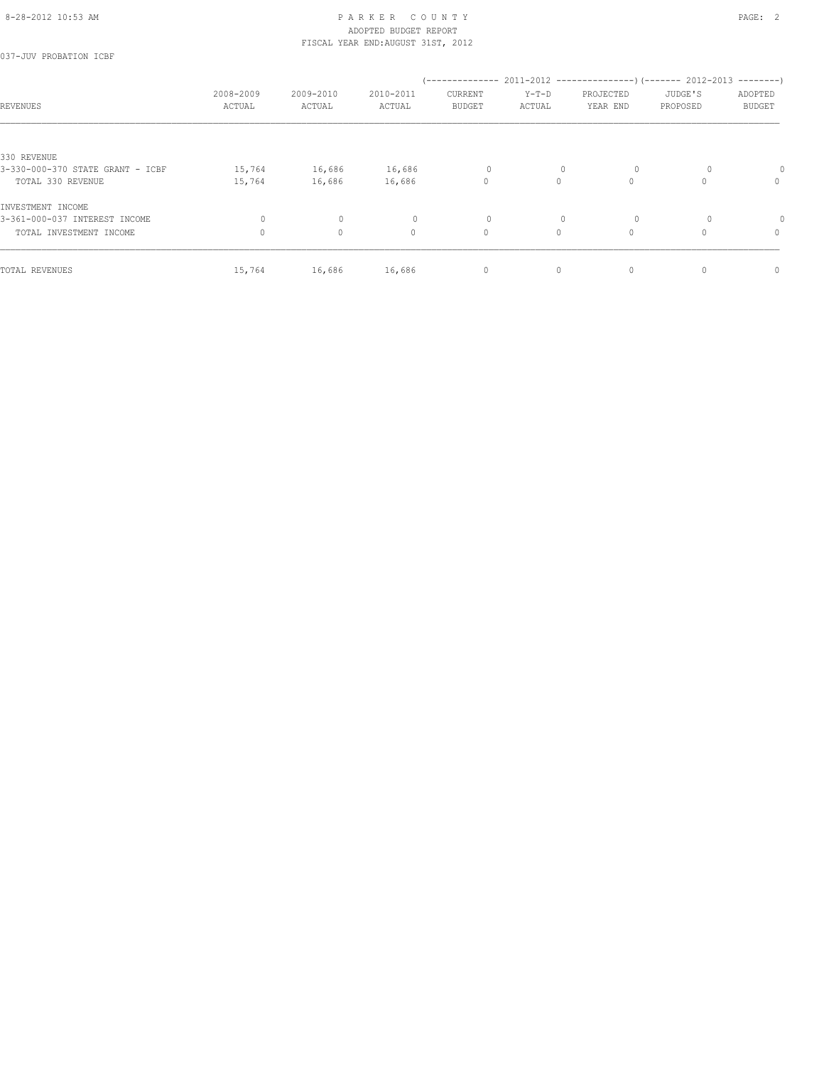PARKER COUNTY
ADOPTED BUDGET REPORT
FISCAL YEAR END:AUGUST 31ST, 2012

037-JUV PROBATION ICBF

| REVENUES | 2008-2009 ACTUAL | 2009-2010 ACTUAL | 2010-2011 ACTUAL | 2011-2012 CURRENT BUDGET | 2011-2012 Y-T-D ACTUAL | 2011-2012 PROJECTED YEAR END | 2012-2013 JUDGE'S PROPOSED | 2012-2013 ADOPTED BUDGET |
|---|---|---|---|---|---|---|---|---|
| 330 REVENUE | | | | | | | | |
| 3-330-000-370 STATE GRANT - ICBF | 15,764 | 16,686 | 16,686 | 0 | 0 | 0 | 0 | 0 |
| TOTAL 330 REVENUE | 15,764 | 16,686 | 16,686 | 0 | 0 | 0 | 0 | 0 |
| INVESTMENT INCOME | | | | | | | | |
| 3-361-000-037 INTEREST INCOME | 0 | 0 | 0 | 0 | 0 | 0 | 0 | 0 |
| TOTAL INVESTMENT INCOME | 0 | 0 | 0 | 0 | 0 | 0 | 0 | 0 |
| TOTAL REVENUES | 15,764 | 16,686 | 16,686 | 0 | 0 | 0 | 0 | 0 |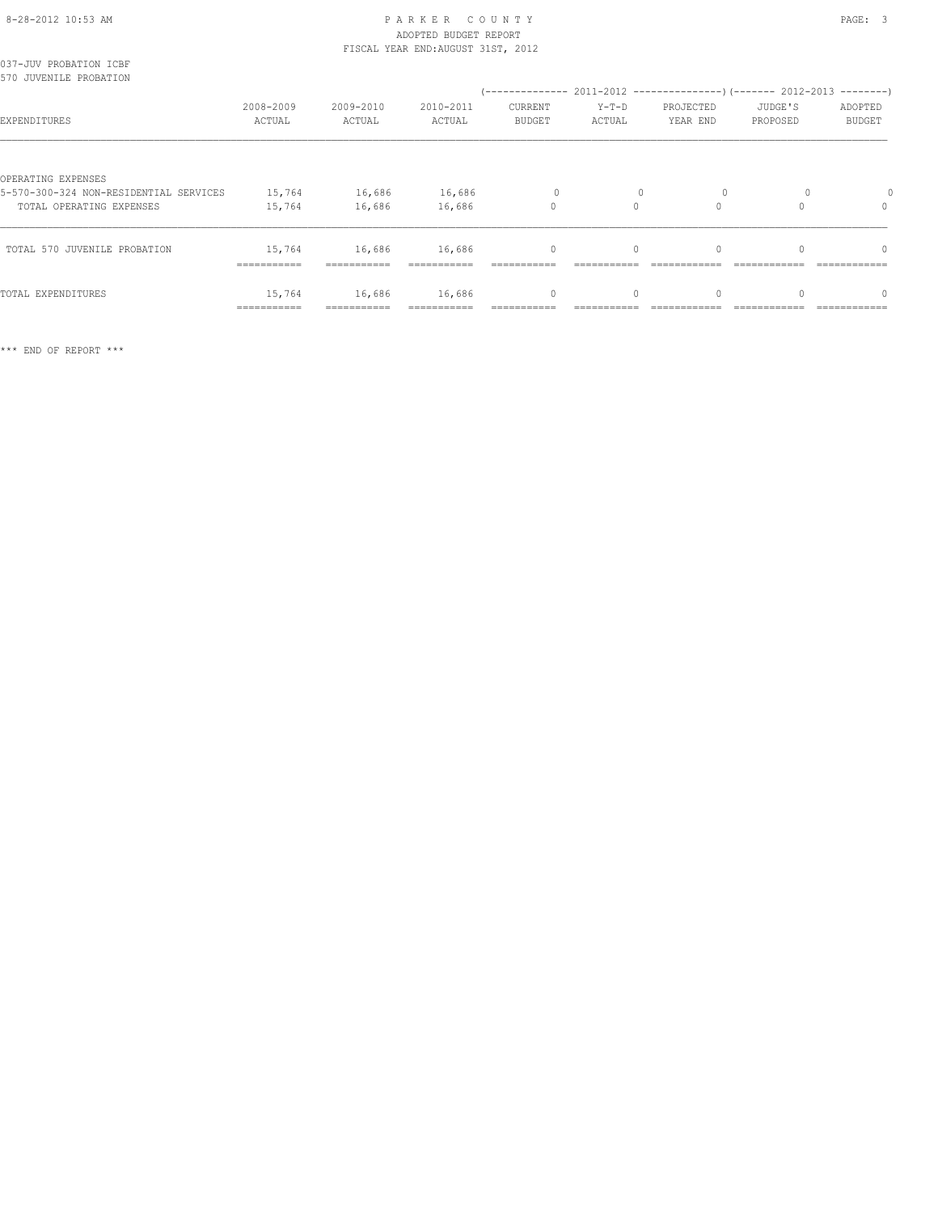PARKER COUNTY
ADOPTED BUDGET REPORT
FISCAL YEAR END:AUGUST 31ST, 2012

037-JUV PROBATION ICBF
570 JUVENILE PROBATION

| EXPENDITURES | 2008-2009 ACTUAL | 2009-2010 ACTUAL | 2010-2011 ACTUAL | 2011-2012 CURRENT BUDGET | 2011-2012 Y-T-D ACTUAL | 2011-2012 PROJECTED YEAR END | 2012-2013 JUDGE'S PROPOSED | 2012-2013 ADOPTED BUDGET |
|---|---|---|---|---|---|---|---|---|
| OPERATING EXPENSES | | | | | | | | |
| 5-570-300-324 NON-RESIDENTIAL SERVICES | 15,764 | 16,686 | 16,686 | 0 | 0 | 0 | 0 | 0 |
| TOTAL OPERATING EXPENSES | 15,764 | 16,686 | 16,686 | 0 | 0 | 0 | 0 | 0 |
| TOTAL 570 JUVENILE PROBATION | 15,764 | 16,686 | 16,686 | 0 | 0 | 0 | 0 | 0 |
| TOTAL EXPENDITURES | 15,764 | 16,686 | 16,686 | 0 | 0 | 0 | 0 | 0 |

*** END OF REPORT ***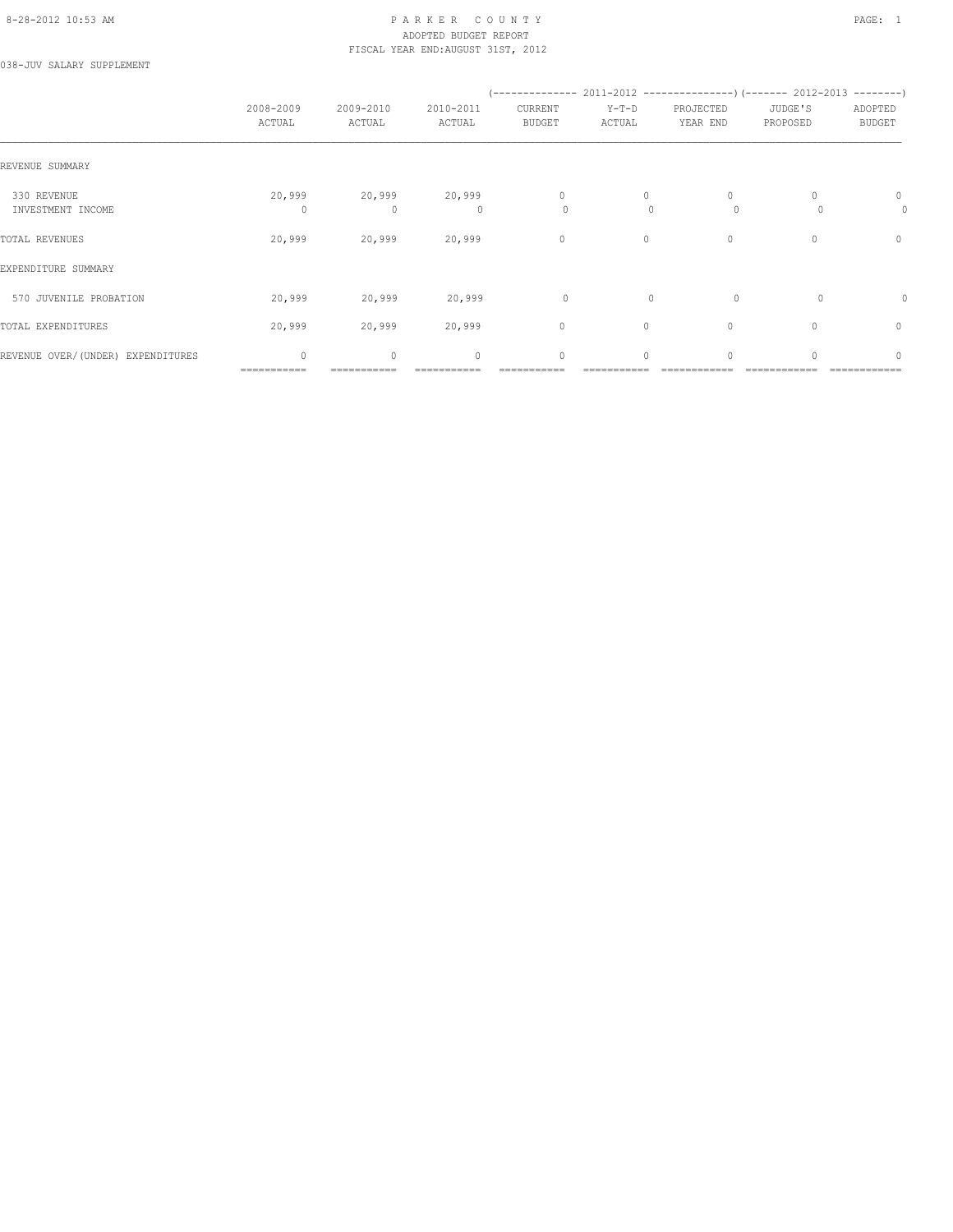# PARKER COUNTY
## ADOPTED BUDGET REPORT
### FISCAL YEAR END: AUGUST 31ST, 2012

038-JUV SALARY SUPPLEMENT

| | 2008-2009 ACTUAL | 2009-2010 ACTUAL | 2010-2011 ACTUAL | 2011-2012 CURRENT BUDGET | 2011-2012 Y-T-D ACTUAL | 2011-2012 PROJECTED YEAR END | 2012-2013 JUDGE'S PROPOSED | 2012-2013 ADOPTED BUDGET |
|---|---|---|---|---|---|---|---|---|
| REVENUE SUMMARY | | | | | | | | |
| 330 REVENUE | 20,999 | 20,999 | 20,999 | 0 | 0 | 0 | 0 | 0 |
| INVESTMENT INCOME | 0 | 0 | 0 | 0 | 0 | 0 | 0 | 0 |
| TOTAL REVENUES | 20,999 | 20,999 | 20,999 | 0 | 0 | 0 | 0 | 0 |
| EXPENDITURE SUMMARY | | | | | | | | |
| 570 JUVENILE PROBATION | 20,999 | 20,999 | 20,999 | 0 | 0 | 0 | 0 | 0 |
| TOTAL EXPENDITURES | 20,999 | 20,999 | 20,999 | 0 | 0 | 0 | 0 | 0 |
| REVENUE OVER/(UNDER) EXPENDITURES | 0 | 0 | 0 | 0 | 0 | 0 | 0 | 0 |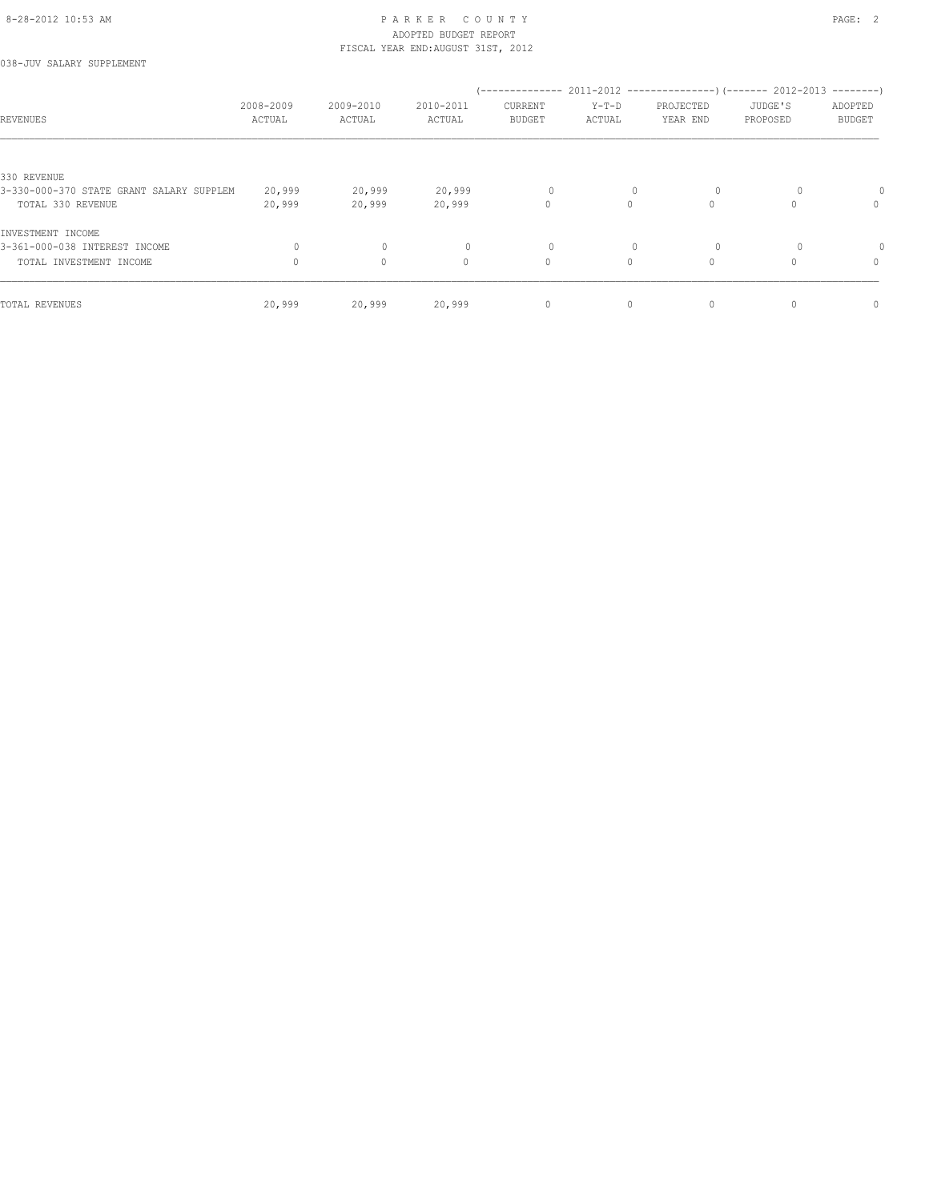PARKER COUNTY
ADOPTED BUDGET REPORT
FISCAL YEAR END:AUGUST 31ST, 2012

038-JUV SALARY SUPPLEMENT

| REVENUES | 2008-2009 ACTUAL | 2009-2010 ACTUAL | 2010-2011 ACTUAL | 2011-2012 CURRENT BUDGET | 2011-2012 Y-T-D ACTUAL | 2011-2012 PROJECTED YEAR END | 2012-2013 JUDGE'S PROPOSED | 2012-2013 ADOPTED BUDGET |
|---|---|---|---|---|---|---|---|---|
| 330 REVENUE | | | | | | | | |
| 3-330-000-370 STATE GRANT SALARY SUPPLEM | 20,999 | 20,999 | 20,999 | 0 | 0 | 0 | 0 | 0 |
| TOTAL 330 REVENUE | 20,999 | 20,999 | 20,999 | 0 | 0 | 0 | 0 | 0 |
| INVESTMENT INCOME | | | | | | | | |
| 3-361-000-038 INTEREST INCOME | 0 | 0 | 0 | 0 | 0 | 0 | 0 | 0 |
| TOTAL INVESTMENT INCOME | 0 | 0 | 0 | 0 | 0 | 0 | 0 | 0 |
| TOTAL REVENUES | 20,999 | 20,999 | 20,999 | 0 | 0 | 0 | 0 | 0 |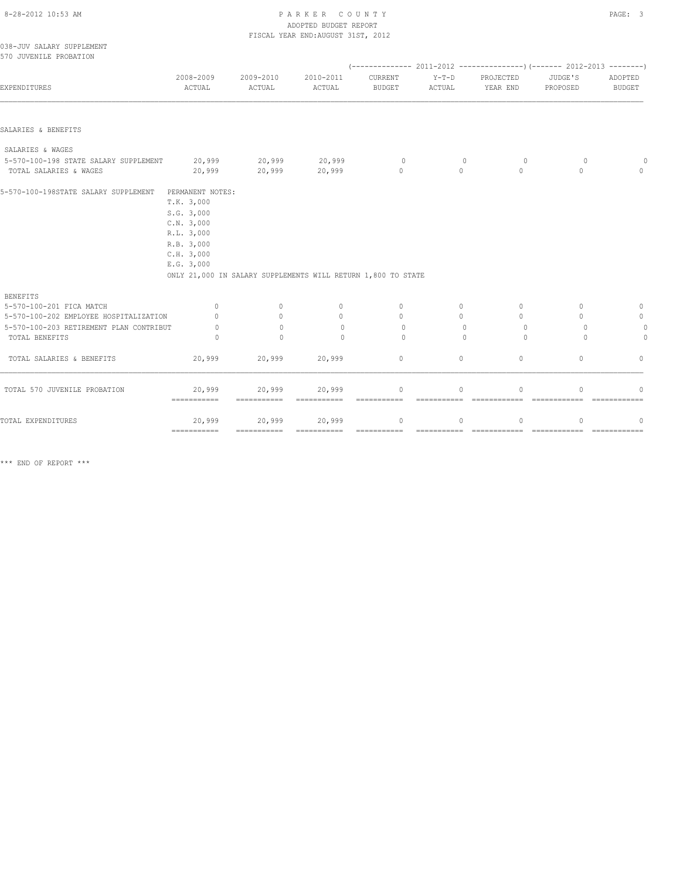PARKER COUNTY
ADOPTED BUDGET REPORT
FISCAL YEAR END:AUGUST 31ST, 2012

038-JUV SALARY SUPPLEMENT
570 JUVENILE PROBATION

| EXPENDITURES | 2008-2009 ACTUAL | 2009-2010 ACTUAL | 2010-2011 ACTUAL | 2011-2012 CURRENT BUDGET | 2011-2012 Y-T-D ACTUAL | 2011-2012 PROJECTED YEAR END | 2012-2013 JUDGE'S PROPOSED | 2012-2013 ADOPTED BUDGET |
|---|---|---|---|---|---|---|---|---|
| SALARIES & BENEFITS | | | | | | | | |
| SALARIES & WAGES | | | | | | | | |
| 5-570-100-198 STATE SALARY SUPPLEMENT | 20,999 | 20,999 | 20,999 | 0 | 0 | 0 | 0 | 0 |
| TOTAL SALARIES & WAGES | 20,999 | 20,999 | 20,999 | 0 | 0 | 0 | 0 | 0 |

5-570-100-198STATE SALARY SUPPLEMENT PERMANENT NOTES:
T.K. 3,000
S.G. 3,000
C.N. 3,000
R.L. 3,000
R.B. 3,000
C.H. 3,000
E.G. 3,000
ONLY 21,000 IN SALARY SUPPLEMENTS WILL RETURN 1,800 TO STATE

| EXPENDITURES | 2008-2009 ACTUAL | 2009-2010 ACTUAL | 2010-2011 ACTUAL | 2011-2012 CURRENT BUDGET | 2011-2012 Y-T-D ACTUAL | 2011-2012 PROJECTED YEAR END | 2012-2013 JUDGE'S PROPOSED | 2012-2013 ADOPTED BUDGET |
|---|---|---|---|---|---|---|---|---|
| BENEFITS | | | | | | | | |
| 5-570-100-201 FICA MATCH | 0 | 0 | 0 | 0 | 0 | 0 | 0 | 0 |
| 5-570-100-202 EMPLOYEE HOSPITALIZATION | 0 | 0 | 0 | 0 | 0 | 0 | 0 | 0 |
| 5-570-100-203 RETIREMENT PLAN CONTRIBUT | 0 | 0 | 0 | 0 | 0 | 0 | 0 | 0 |
| TOTAL BENEFITS | 0 | 0 | 0 | 0 | 0 | 0 | 0 | 0 |
| TOTAL SALARIES & BENEFITS | 20,999 | 20,999 | 20,999 | 0 | 0 | 0 | 0 | 0 |
| TOTAL 570 JUVENILE PROBATION | 20,999 | 20,999 | 20,999 | 0 | 0 | 0 | 0 | 0 |
| TOTAL EXPENDITURES | 20,999 | 20,999 | 20,999 | 0 | 0 | 0 | 0 | 0 |

*** END OF REPORT ***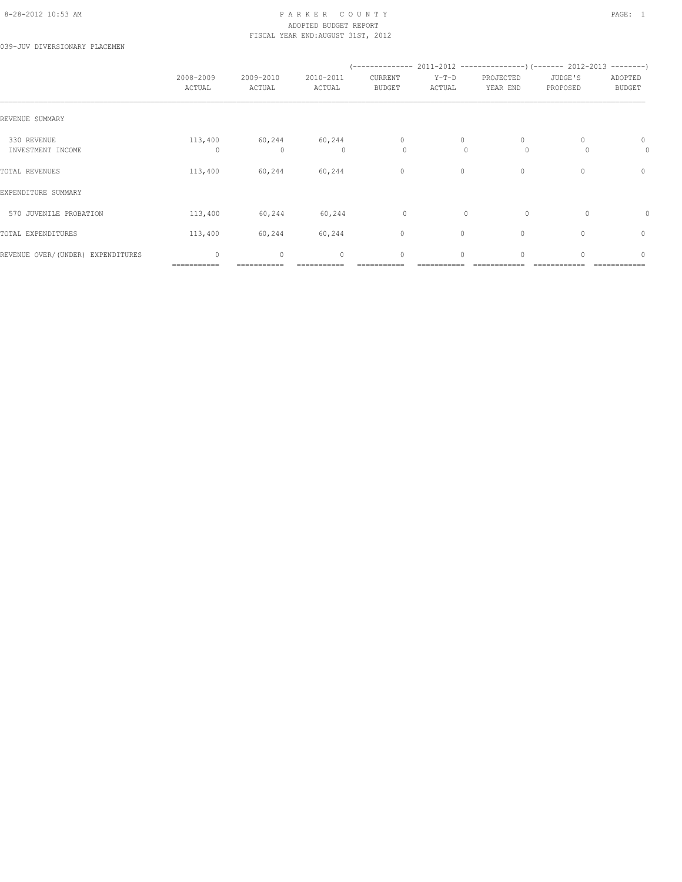PARKER COUNTY
ADOPTED BUDGET REPORT
FISCAL YEAR END:AUGUST 31ST, 2012

039-JUV DIVERSIONARY PLACEMEN

| | 2008-2009 ACTUAL | 2009-2010 ACTUAL | 2010-2011 ACTUAL | 2011-2012 CURRENT BUDGET | 2011-2012 Y-T-D ACTUAL | 2011-2012 PROJECTED YEAR END | 2012-2013 JUDGE'S PROPOSED | 2012-2013 ADOPTED BUDGET |
|---|---|---|---|---|---|---|---|---|
| REVENUE SUMMARY | | | | | | | | |
| 330 REVENUE | 113,400 | 60,244 | 60,244 | 0 | 0 | 0 | 0 | 0 |
| INVESTMENT INCOME | 0 | 0 | 0 | 0 | 0 | 0 | 0 | 0 |
| TOTAL REVENUES | 113,400 | 60,244 | 60,244 | 0 | 0 | 0 | 0 | 0 |
| EXPENDITURE SUMMARY | | | | | | | | |
| 570 JUVENILE PROBATION | 113,400 | 60,244 | 60,244 | 0 | 0 | 0 | 0 | 0 |
| TOTAL EXPENDITURES | 113,400 | 60,244 | 60,244 | 0 | 0 | 0 | 0 | 0 |
| REVENUE OVER/(UNDER) EXPENDITURES | 0 | 0 | 0 | 0 | 0 | 0 | 0 | 0 |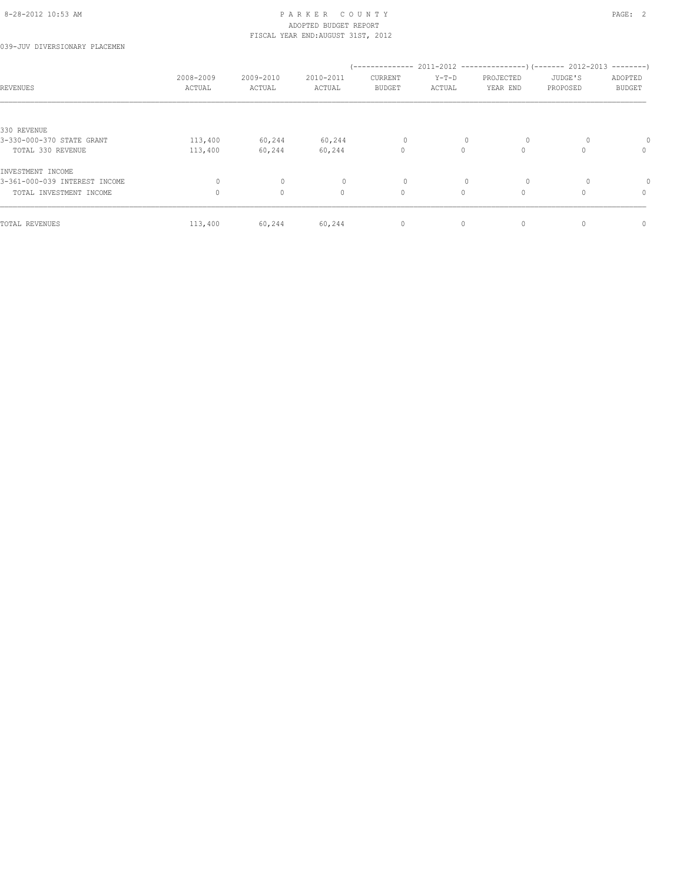PARKER COUNTY
ADOPTED BUDGET REPORT
FISCAL YEAR END:AUGUST 31ST, 2012

039-JUV DIVERSIONARY PLACEMEN

| REVENUES | 2008-2009 ACTUAL | 2009-2010 ACTUAL | 2010-2011 ACTUAL | 2011-2012 CURRENT BUDGET | 2011-2012 Y-T-D ACTUAL | 2011-2012 PROJECTED YEAR END | 2012-2013 JUDGE'S PROPOSED | 2012-2013 ADOPTED BUDGET |
|---|---|---|---|---|---|---|---|---|
| 330 REVENUE | | | | | | | | |
| 3-330-000-370 STATE GRANT | 113,400 | 60,244 | 60,244 | 0 | 0 | 0 | 0 | 0 |
| TOTAL 330 REVENUE | 113,400 | 60,244 | 60,244 | 0 | 0 | 0 | 0 | 0 |
| INVESTMENT INCOME | | | | | | | | |
| 3-361-000-039 INTEREST INCOME | 0 | 0 | 0 | 0 | 0 | 0 | 0 | 0 |
| TOTAL INVESTMENT INCOME | 0 | 0 | 0 | 0 | 0 | 0 | 0 | 0 |
| TOTAL REVENUES | 113,400 | 60,244 | 60,244 | 0 | 0 | 0 | 0 | 0 |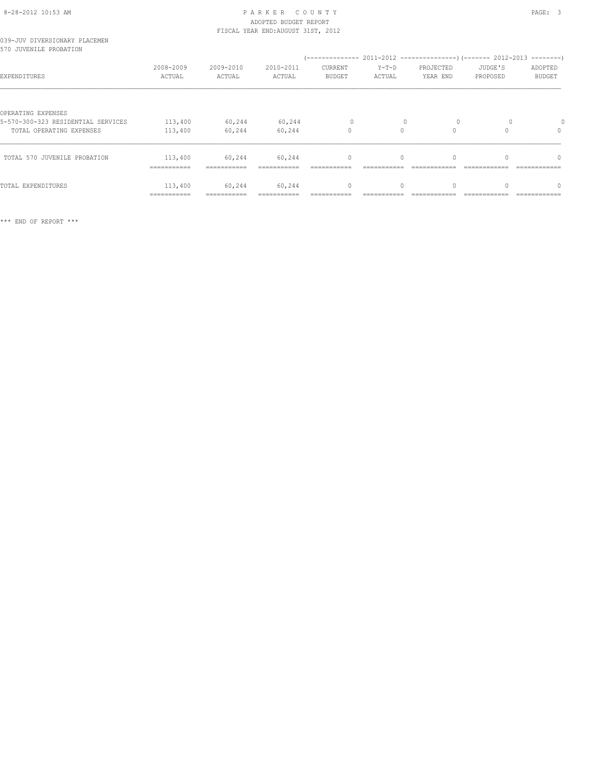PARKER COUNTY
ADOPTED BUDGET REPORT
FISCAL YEAR END:AUGUST 31ST, 2012

039-JUV DIVERSIONARY PLACEMEN
570 JUVENILE PROBATION

| EXPENDITURES | 2008-2009 ACTUAL | 2009-2010 ACTUAL | 2010-2011 ACTUAL | 2011-2012 CURRENT BUDGET | 2011-2012 Y-T-D ACTUAL | 2011-2012 PROJECTED YEAR END | 2012-2013 JUDGE'S PROPOSED | 2012-2013 ADOPTED BUDGET |
|---|---|---|---|---|---|---|---|---|
| OPERATING EXPENSES | | | | | | | | |
| 5-570-300-323 RESIDENTIAL SERVICES | 113,400 | 60,244 | 60,244 | 0 | 0 | 0 | 0 | 0 |
| TOTAL OPERATING EXPENSES | 113,400 | 60,244 | 60,244 | 0 | 0 | 0 | 0 | 0 |
| TOTAL 570 JUVENILE PROBATION | 113,400 | 60,244 | 60,244 | 0 | 0 | 0 | 0 | 0 |
| TOTAL EXPENDITURES | 113,400 | 60,244 | 60,244 | 0 | 0 | 0 | 0 | 0 |

*** END OF REPORT ***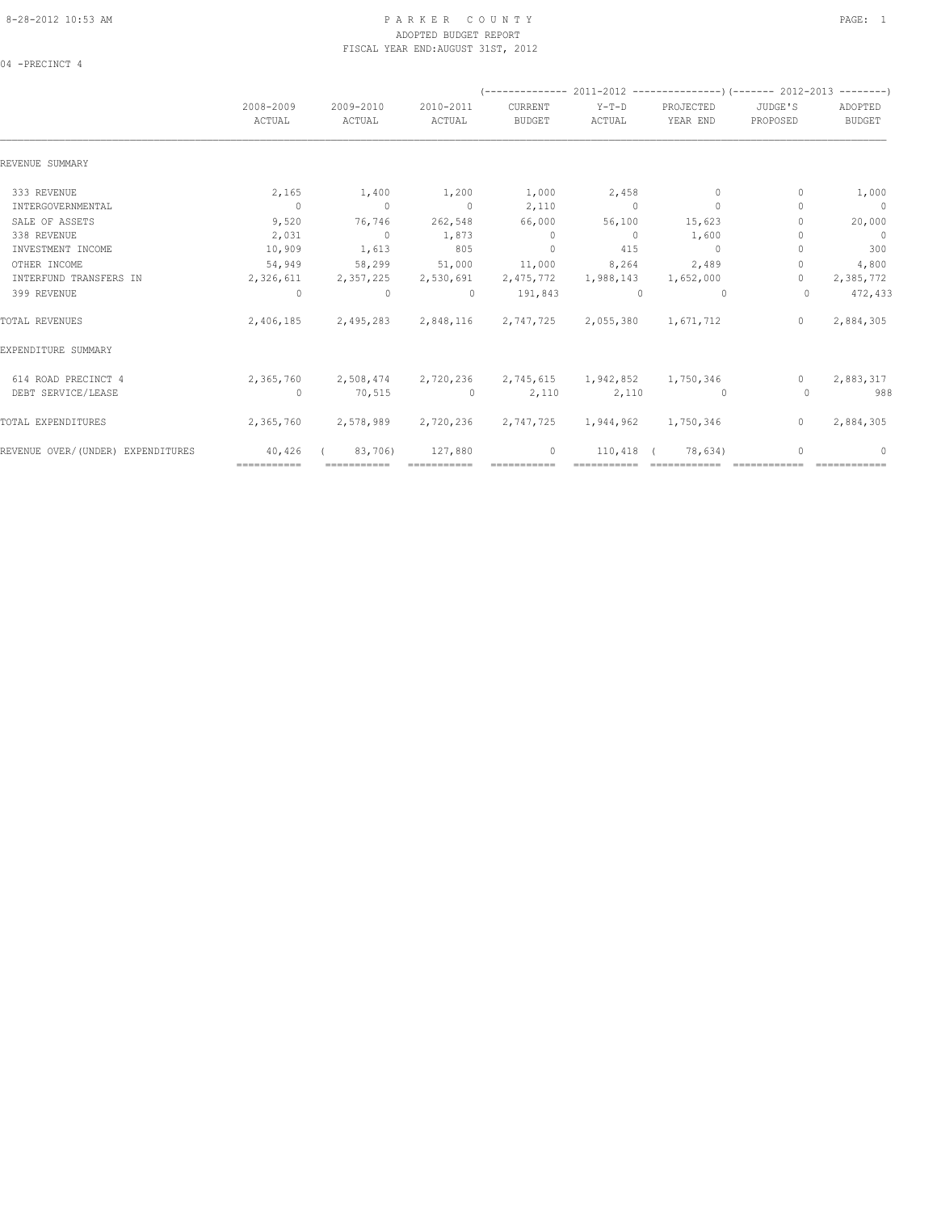PARKER COUNTY
ADOPTED BUDGET REPORT
FISCAL YEAR END:AUGUST 31ST, 2012

04 -PRECINCT 4

| | 2008-2009 ACTUAL | 2009-2010 ACTUAL | 2010-2011 ACTUAL | 2011-2012 CURRENT BUDGET | 2011-2012 Y-T-D ACTUAL | 2011-2012 PROJECTED YEAR END | 2012-2013 JUDGE'S PROPOSED | 2012-2013 ADOPTED BUDGET |
|---|---|---|---|---|---|---|---|---|
| REVENUE SUMMARY | | | | | | | | |
| 333 REVENUE | 2,165 | 1,400 | 1,200 | 1,000 | 2,458 | 0 | 0 | 1,000 |
| INTERGOVERNMENTAL | 0 | 0 | 0 | 2,110 | 0 | 0 | 0 | 0 |
| SALE OF ASSETS | 9,520 | 76,746 | 262,548 | 66,000 | 56,100 | 15,623 | 0 | 20,000 |
| 338 REVENUE | 2,031 | 0 | 1,873 | 0 | 0 | 1,600 | 0 | 0 |
| INVESTMENT INCOME | 10,909 | 1,613 | 805 | 0 | 415 | 0 | 0 | 300 |
| OTHER INCOME | 54,949 | 58,299 | 51,000 | 11,000 | 8,264 | 2,489 | 0 | 4,800 |
| INTERFUND TRANSFERS IN | 2,326,611 | 2,357,225 | 2,530,691 | 2,475,772 | 1,988,143 | 1,652,000 | 0 | 2,385,772 |
| 399 REVENUE | 0 | 0 | 0 | 191,843 | 0 | 0 | 0 | 472,433 |
| TOTAL REVENUES | 2,406,185 | 2,495,283 | 2,848,116 | 2,747,725 | 2,055,380 | 1,671,712 | 0 | 2,884,305 |
| EXPENDITURE SUMMARY | | | | | | | | |
| 614 ROAD PRECINCT 4 | 2,365,760 | 2,508,474 | 2,720,236 | 2,745,615 | 1,942,852 | 1,750,346 | 0 | 2,883,317 |
| DEBT SERVICE/LEASE | 0 | 70,515 | 0 | 2,110 | 2,110 | 0 | 0 | 988 |
| TOTAL EXPENDITURES | 2,365,760 | 2,578,989 | 2,720,236 | 2,747,725 | 1,944,962 | 1,750,346 | 0 | 2,884,305 |
| REVENUE OVER/(UNDER) EXPENDITURES | 40,426 | ( 83,706) | 127,880 | 0 | 110,418 | ( 78,634) | 0 | 0 |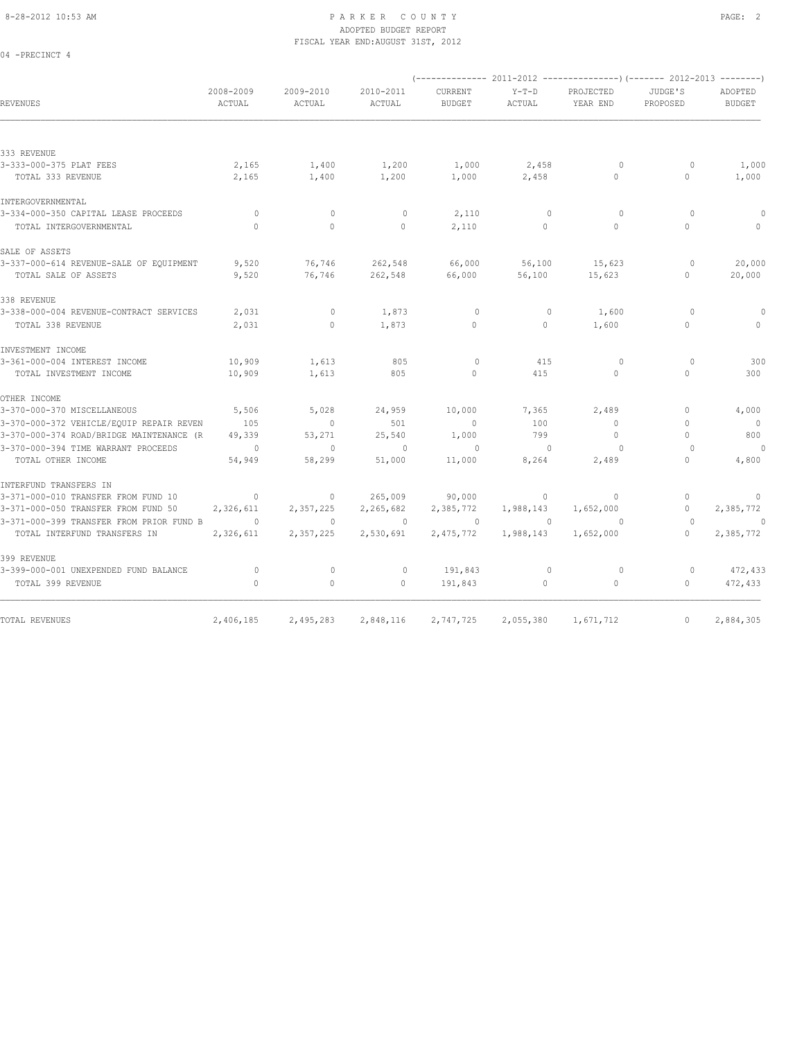# PARKER COUNTY
## ADOPTED BUDGET REPORT
### FISCAL YEAR END:AUGUST 31ST, 2012

04 -PRECINCT 4

| REVENUES | 2008-2009 ACTUAL | 2009-2010 ACTUAL | 2010-2011 ACTUAL | 2011-2012 CURRENT BUDGET | 2011-2012 Y-T-D ACTUAL | 2011-2012 PROJECTED YEAR END | 2012-2013 JUDGE'S PROPOSED | 2012-2013 ADOPTED BUDGET |
|---|---|---|---|---|---|---|---|---|
| **333 REVENUE** | | | | | | | | |
| 3-333-000-375 PLAT FEES | 2,165 | 1,400 | 1,200 | 1,000 | 2,458 | 0 | 0 | 1,000 |
| TOTAL 333 REVENUE | 2,165 | 1,400 | 1,200 | 1,000 | 2,458 | 0 | 0 | 1,000 |
| **INTERGOVERNMENTAL** | | | | | | | | |
| 3-334-000-350 CAPITAL LEASE PROCEEDS | 0 | 0 | 0 | 2,110 | 0 | 0 | 0 | 0 |
| TOTAL INTERGOVERNMENTAL | 0 | 0 | 0 | 2,110 | 0 | 0 | 0 | 0 |
| **SALE OF ASSETS** | | | | | | | | |
| 3-337-000-614 REVENUE-SALE OF EQUIPMENT | 9,520 | 76,746 | 262,548 | 66,000 | 56,100 | 15,623 | 0 | 20,000 |
| TOTAL SALE OF ASSETS | 9,520 | 76,746 | 262,548 | 66,000 | 56,100 | 15,623 | 0 | 20,000 |
| **338 REVENUE** | | | | | | | | |
| 3-338-000-004 REVENUE-CONTRACT SERVICES | 2,031 | 0 | 1,873 | 0 | 0 | 1,600 | 0 | 0 |
| TOTAL 338 REVENUE | 2,031 | 0 | 1,873 | 0 | 0 | 1,600 | 0 | 0 |
| **INVESTMENT INCOME** | | | | | | | | |
| 3-361-000-004 INTEREST INCOME | 10,909 | 1,613 | 805 | 0 | 415 | 0 | 0 | 300 |
| TOTAL INVESTMENT INCOME | 10,909 | 1,613 | 805 | 0 | 415 | 0 | 0 | 300 |
| **OTHER INCOME** | | | | | | | | |
| 3-370-000-370 MISCELLANEOUS | 5,506 | 5,028 | 24,959 | 10,000 | 7,365 | 2,489 | 0 | 4,000 |
| 3-370-000-372 VEHICLE/EQUIP REPAIR REVEN | 105 | 0 | 501 | 0 | 100 | 0 | 0 | 0 |
| 3-370-000-374 ROAD/BRIDGE MAINTENANCE (R | 49,339 | 53,271 | 25,540 | 1,000 | 799 | 0 | 0 | 800 |
| 3-370-000-394 TIME WARRANT PROCEEDS | 0 | 0 | 0 | 0 | 0 | 0 | 0 | 0 |
| TOTAL OTHER INCOME | 54,949 | 58,299 | 51,000 | 11,000 | 8,264 | 2,489 | 0 | 4,800 |
| **INTERFUND TRANSFERS IN** | | | | | | | | |
| 3-371-000-010 TRANSFER FROM FUND 10 | 0 | 0 | 265,009 | 90,000 | 0 | 0 | 0 | 0 |
| 3-371-000-050 TRANSFER FROM FUND 50 | 2,326,611 | 2,357,225 | 2,265,682 | 2,385,772 | 1,988,143 | 1,652,000 | 0 | 2,385,772 |
| 3-371-000-399 TRANSFER FROM PRIOR FUND B | 0 | 0 | 0 | 0 | 0 | 0 | 0 | 0 |
| TOTAL INTERFUND TRANSFERS IN | 2,326,611 | 2,357,225 | 2,530,691 | 2,475,772 | 1,988,143 | 1,652,000 | 0 | 2,385,772 |
| **399 REVENUE** | | | | | | | | |
| 3-399-000-001 UNEXPENDED FUND BALANCE | 0 | 0 | 0 | 191,843 | 0 | 0 | 0 | 472,433 |
| TOTAL 399 REVENUE | 0 | 0 | 0 | 191,843 | 0 | 0 | 0 | 472,433 |
| **TOTAL REVENUES** | 2,406,185 | 2,495,283 | 2,848,116 | 2,747,725 | 2,055,380 | 1,671,712 | 0 | 2,884,305 |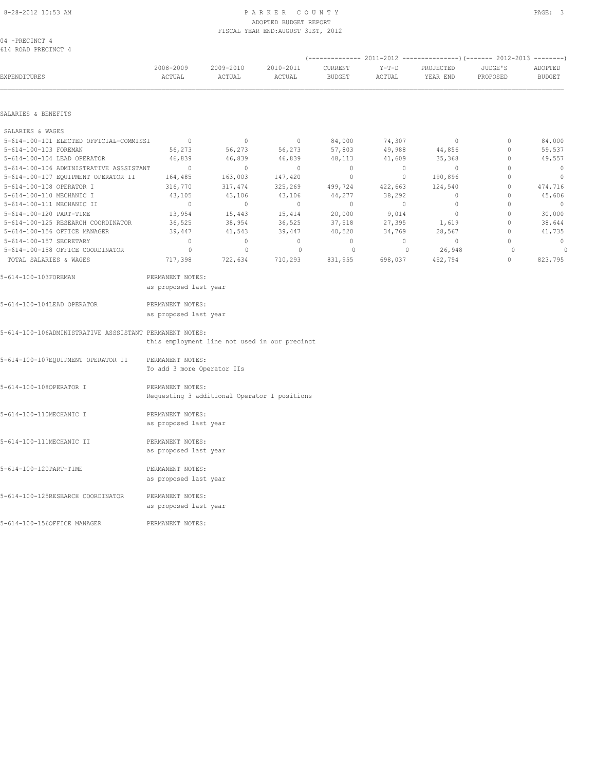PARKER COUNTY
ADOPTED BUDGET REPORT
FISCAL YEAR END:AUGUST 31ST, 2012

04 -PRECINCT 4
614 ROAD PRECINCT 4

| EXPENDITURES | 2008-2009 ACTUAL | 2009-2010 ACTUAL | 2010-2011 ACTUAL | 2011-2012 CURRENT BUDGET | 2011-2012 Y-T-D ACTUAL | 2011-2012 PROJECTED YEAR END | 2012-2013 JUDGE'S PROPOSED | 2012-2013 ADOPTED BUDGET |
|---|---|---|---|---|---|---|---|---|
| **SALARIES & BENEFITS** | | | | | | | | |
| SALARIES & WAGES | | | | | | | | |
| 5-614-100-101 ELECTED OFFICIAL-COMMISSI | 0 | 0 | 0 | 84,000 | 74,307 | 0 | 0 | 84,000 |
| 5-614-100-103 FOREMAN | 56,273 | 56,273 | 56,273 | 57,803 | 49,988 | 44,856 | 0 | 59,537 |
| 5-614-100-104 LEAD OPERATOR | 46,839 | 46,839 | 46,839 | 48,113 | 41,609 | 35,368 | 0 | 49,557 |
| 5-614-100-106 ADMINISTRATIVE ASSSISTANT | 0 | 0 | 0 | 0 | 0 | 0 | 0 | 0 |
| 5-614-100-107 EQUIPMENT OPERATOR II | 164,485 | 163,003 | 147,420 | 0 | 0 | 190,896 | 0 | 0 |
| 5-614-100-108 OPERATOR I | 316,770 | 317,474 | 325,269 | 499,724 | 422,663 | 124,540 | 0 | 474,716 |
| 5-614-100-110 MECHANIC I | 43,105 | 43,106 | 43,106 | 44,277 | 38,292 | 0 | 0 | 45,606 |
| 5-614-100-111 MECHANIC II | 0 | 0 | 0 | 0 | 0 | 0 | 0 | 0 |
| 5-614-100-120 PART-TIME | 13,954 | 15,443 | 15,414 | 20,000 | 9,014 | 0 | 0 | 30,000 |
| 5-614-100-125 RESEARCH COORDINATOR | 36,525 | 38,954 | 36,525 | 37,518 | 27,395 | 1,619 | 0 | 38,644 |
| 5-614-100-156 OFFICE MANAGER | 39,447 | 41,543 | 39,447 | 40,520 | 34,769 | 28,567 | 0 | 41,735 |
| 5-614-100-157 SECRETARY | 0 | 0 | 0 | 0 | 0 | 0 | 0 | 0 |
| 5-614-100-158 OFFICE COORDINATOR | 0 | 0 | 0 | 0 | 0 | 26,948 | 0 | 0 |
| TOTAL SALARIES & WAGES | 717,398 | 722,634 | 710,293 | 831,955 | 698,037 | 452,794 | 0 | 823,795 |

5-614-100-103FOREMAN — PERMANENT NOTES:
as proposed last year

5-614-100-104LEAD OPERATOR — PERMANENT NOTES:
as proposed last year

5-614-100-106ADMINISTRATIVE ASSSISTANT — PERMANENT NOTES:
this employment line not used in our precinct

5-614-100-107EQUIPMENT OPERATOR II — PERMANENT NOTES:
To add 3 more Operator IIs

5-614-100-108OPERATOR I — PERMANENT NOTES:
Requesting 3 additional Operator I positions

5-614-100-110MECHANIC I — PERMANENT NOTES:
as proposed last year

5-614-100-111MECHANIC II — PERMANENT NOTES:
as proposed last year

5-614-100-120PART-TIME — PERMANENT NOTES:
as proposed last year

5-614-100-125RESEARCH COORDINATOR — PERMANENT NOTES:
as proposed last year

5-614-100-156OFFICE MANAGER — PERMANENT NOTES: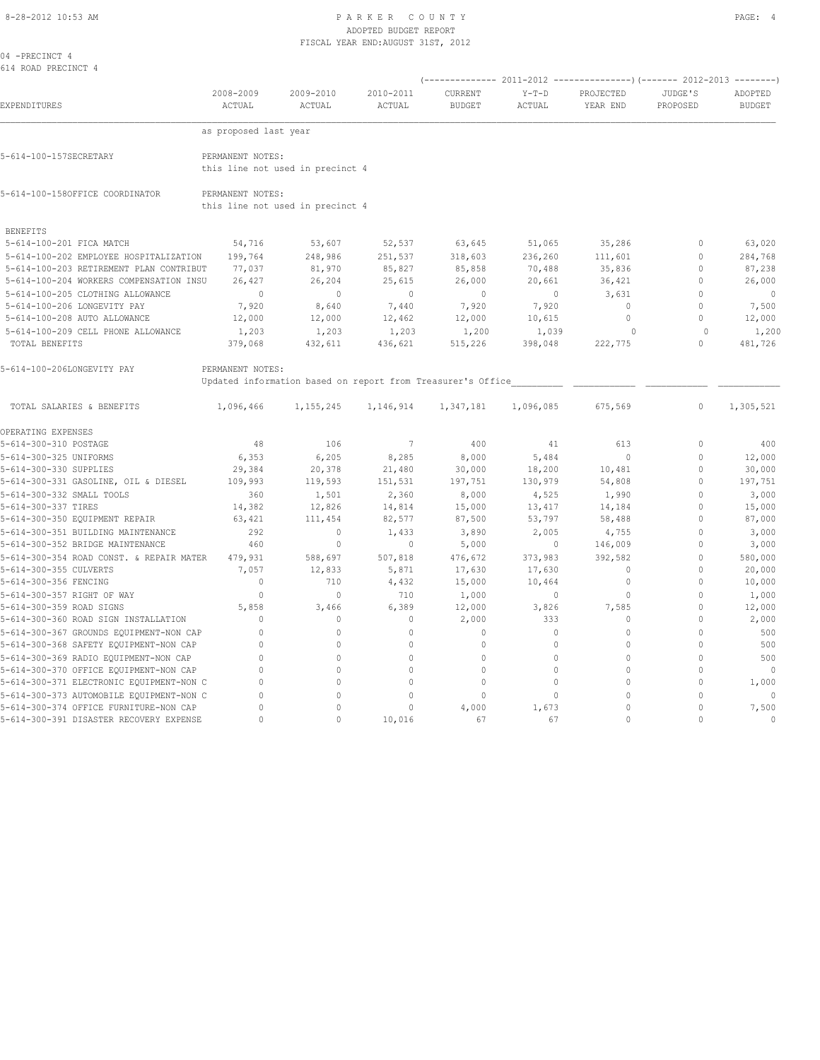PARKER COUNTY
ADOPTED BUDGET REPORT
FISCAL YEAR END:AUGUST 31ST, 2012

04 -PRECINCT 4
614 ROAD PRECINCT 4

| EXPENDITURES | 2008-2009 ACTUAL | 2009-2010 ACTUAL | 2010-2011 ACTUAL | 2011-2012 CURRENT BUDGET | 2011-2012 Y-T-D ACTUAL | 2011-2012 PROJECTED YEAR END | 2012-2013 JUDGE'S PROPOSED | 2012-2013 ADOPTED BUDGET |
|---|---|---|---|---|---|---|---|---|
| | as proposed last year | | | | | | | |
| 5-614-100-157SECRETARY | PERMANENT NOTES: this line not used in precinct 4 | | | | | | | |
| 5-614-100-158OFFICE COORDINATOR | PERMANENT NOTES: this line not used in precinct 4 | | | | | | | |
| BENEFITS | | | | | | | | |
| 5-614-100-201 FICA MATCH | 54,716 | 53,607 | 52,537 | 63,645 | 51,065 | 35,286 | 0 | 63,020 |
| 5-614-100-202 EMPLOYEE HOSPITALIZATION | 199,764 | 248,986 | 251,537 | 318,603 | 236,260 | 111,601 | 0 | 284,768 |
| 5-614-100-203 RETIREMENT PLAN CONTRIBUT | 77,037 | 81,970 | 85,827 | 85,858 | 70,488 | 35,836 | 0 | 87,238 |
| 5-614-100-204 WORKERS COMPENSATION INSU | 26,427 | 26,204 | 25,615 | 26,000 | 20,661 | 36,421 | 0 | 26,000 |
| 5-614-100-205 CLOTHING ALLOWANCE | 0 | 0 | 0 | 0 | 0 | 3,631 | 0 | 0 |
| 5-614-100-206 LONGEVITY PAY | 7,920 | 8,640 | 7,440 | 7,920 | 7,920 | 0 | 0 | 7,500 |
| 5-614-100-208 AUTO ALLOWANCE | 12,000 | 12,000 | 12,462 | 12,000 | 10,615 | 0 | 0 | 12,000 |
| 5-614-100-209 CELL PHONE ALLOWANCE | 1,203 | 1,203 | 1,203 | 1,200 | 1,039 | 0 | 0 | 1,200 |
| TOTAL BENEFITS | 379,068 | 432,611 | 436,621 | 515,226 | 398,048 | 222,775 | 0 | 481,726 |
| 5-614-100-206LONGEVITY PAY | PERMANENT NOTES: Updated information based on report from Treasurer's Office | | | | | | | |
| TOTAL SALARIES & BENEFITS | 1,096,466 | 1,155,245 | 1,146,914 | 1,347,181 | 1,096,085 | 675,569 | 0 | 1,305,521 |
| OPERATING EXPENSES | | | | | | | | |
| 5-614-300-310 POSTAGE | 48 | 106 | 7 | 400 | 41 | 613 | 0 | 400 |
| 5-614-300-325 UNIFORMS | 6,353 | 6,205 | 8,285 | 8,000 | 5,484 | 0 | 0 | 12,000 |
| 5-614-300-330 SUPPLIES | 29,384 | 20,378 | 21,480 | 30,000 | 18,200 | 10,481 | 0 | 30,000 |
| 5-614-300-331 GASOLINE, OIL & DIESEL | 109,993 | 119,593 | 151,531 | 197,751 | 130,979 | 54,808 | 0 | 197,751 |
| 5-614-300-332 SMALL TOOLS | 360 | 1,501 | 2,360 | 8,000 | 4,525 | 1,990 | 0 | 3,000 |
| 5-614-300-337 TIRES | 14,382 | 12,826 | 14,814 | 15,000 | 13,417 | 14,184 | 0 | 15,000 |
| 5-614-300-350 EQUIPMENT REPAIR | 63,421 | 111,454 | 82,577 | 87,500 | 53,797 | 58,488 | 0 | 87,000 |
| 5-614-300-351 BUILDING MAINTENANCE | 292 | 0 | 1,433 | 3,890 | 2,005 | 4,755 | 0 | 3,000 |
| 5-614-300-352 BRIDGE MAINTENANCE | 460 | 0 | 0 | 5,000 | 0 | 146,009 | 0 | 3,000 |
| 5-614-300-354 ROAD CONST. & REPAIR MATER | 479,931 | 588,697 | 507,818 | 476,672 | 373,983 | 392,582 | 0 | 580,000 |
| 5-614-300-355 CULVERTS | 7,057 | 12,833 | 5,871 | 17,630 | 17,630 | 0 | 0 | 20,000 |
| 5-614-300-356 FENCING | 0 | 710 | 4,432 | 15,000 | 10,464 | 0 | 0 | 10,000 |
| 5-614-300-357 RIGHT OF WAY | 0 | 0 | 710 | 1,000 | 0 | 0 | 0 | 1,000 |
| 5-614-300-359 ROAD SIGNS | 5,858 | 3,466 | 6,389 | 12,000 | 3,826 | 7,585 | 0 | 12,000 |
| 5-614-300-360 ROAD SIGN INSTALLATION | 0 | 0 | 0 | 2,000 | 333 | 0 | 0 | 2,000 |
| 5-614-300-367 GROUNDS EQUIPMENT-NON CAP | 0 | 0 | 0 | 0 | 0 | 0 | 0 | 500 |
| 5-614-300-368 SAFETY EQUIPMENT-NON CAP | 0 | 0 | 0 | 0 | 0 | 0 | 0 | 500 |
| 5-614-300-369 RADIO EQUIPMENT-NON CAP | 0 | 0 | 0 | 0 | 0 | 0 | 0 | 500 |
| 5-614-300-370 OFFICE EQUIPMENT-NON CAP | 0 | 0 | 0 | 0 | 0 | 0 | 0 | 0 |
| 5-614-300-371 ELECTRONIC EQUIPMENT-NON C | 0 | 0 | 0 | 0 | 0 | 0 | 0 | 1,000 |
| 5-614-300-373 AUTOMOBILE EQUIPMENT-NON C | 0 | 0 | 0 | 0 | 0 | 0 | 0 | 0 |
| 5-614-300-374 OFFICE FURNITURE-NON CAP | 0 | 0 | 0 | 4,000 | 1,673 | 0 | 0 | 7,500 |
| 5-614-300-391 DISASTER RECOVERY EXPENSE | 0 | 0 | 10,016 | 67 | 67 | 0 | 0 | 0 |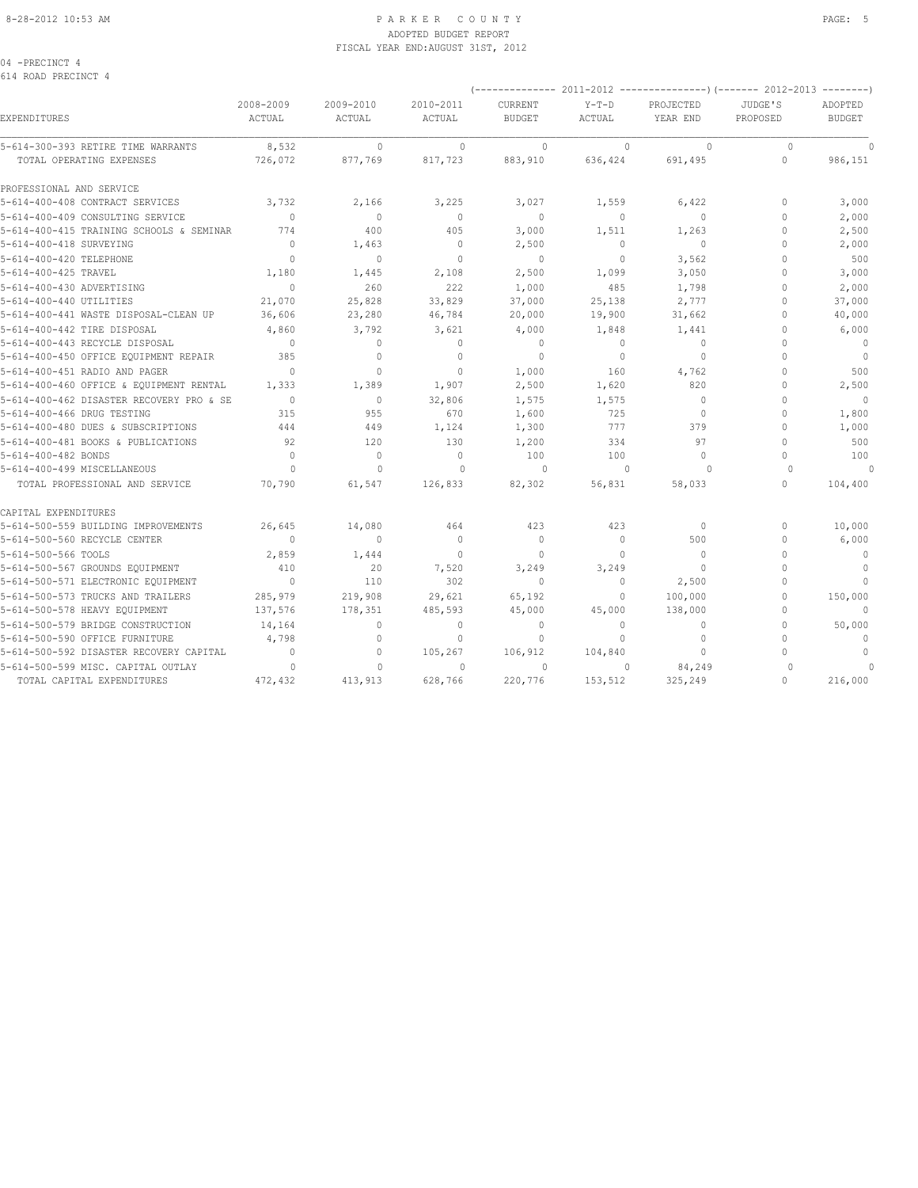04 -PRECINCT 4
614 ROAD PRECINCT 4

| EXPENDITURES | 2008-2009 ACTUAL | 2009-2010 ACTUAL | 2010-2011 ACTUAL | 2011-2012 CURRENT BUDGET | 2011-2012 Y-T-D ACTUAL | 2011-2012 PROJECTED YEAR END | 2012-2013 JUDGE'S PROPOSED | 2012-2013 ADOPTED BUDGET |
|---|---|---|---|---|---|---|---|---|
| 5-614-300-393 RETIRE TIME WARRANTS | 8,532 | 0 | 0 | 0 | 0 | 0 | 0 | 0 |
| TOTAL OPERATING EXPENSES | 726,072 | 877,769 | 817,723 | 883,910 | 636,424 | 691,495 | 0 | 986,151 |
| PROFESSIONAL AND SERVICE | | | | | | | | |
| 5-614-400-408 CONTRACT SERVICES | 3,732 | 2,166 | 3,225 | 3,027 | 1,559 | 6,422 | 0 | 3,000 |
| 5-614-400-409 CONSULTING SERVICE | 0 | 0 | 0 | 0 | 0 | 0 | 0 | 2,000 |
| 5-614-400-415 TRAINING SCHOOLS & SEMINAR | 774 | 400 | 405 | 3,000 | 1,511 | 1,263 | 0 | 2,500 |
| 5-614-400-418 SURVEYING | 0 | 1,463 | 0 | 2,500 | 0 | 0 | 0 | 2,000 |
| 5-614-400-420 TELEPHONE | 0 | 0 | 0 | 0 | 0 | 3,562 | 0 | 500 |
| 5-614-400-425 TRAVEL | 1,180 | 1,445 | 2,108 | 2,500 | 1,099 | 3,050 | 0 | 3,000 |
| 5-614-400-430 ADVERTISING | 0 | 260 | 222 | 1,000 | 485 | 1,798 | 0 | 2,000 |
| 5-614-400-440 UTILITIES | 21,070 | 25,828 | 33,829 | 37,000 | 25,138 | 2,777 | 0 | 37,000 |
| 5-614-400-441 WASTE DISPOSAL-CLEAN UP | 36,606 | 23,280 | 46,784 | 20,000 | 19,900 | 31,662 | 0 | 40,000 |
| 5-614-400-442 TIRE DISPOSAL | 4,860 | 3,792 | 3,621 | 4,000 | 1,848 | 1,441 | 0 | 6,000 |
| 5-614-400-443 RECYCLE DISPOSAL | 0 | 0 | 0 | 0 | 0 | 0 | 0 | 0 |
| 5-614-400-450 OFFICE EQUIPMENT REPAIR | 385 | 0 | 0 | 0 | 0 | 0 | 0 | 0 |
| 5-614-400-451 RADIO AND PAGER | 0 | 0 | 0 | 1,000 | 160 | 4,762 | 0 | 500 |
| 5-614-400-460 OFFICE & EQUIPMENT RENTAL | 1,333 | 1,389 | 1,907 | 2,500 | 1,620 | 820 | 0 | 2,500 |
| 5-614-400-462 DISASTER RECOVERY PRO & SE | 0 | 0 | 32,806 | 1,575 | 1,575 | 0 | 0 | 0 |
| 5-614-400-466 DRUG TESTING | 315 | 955 | 670 | 1,600 | 725 | 0 | 0 | 1,800 |
| 5-614-400-480 DUES & SUBSCRIPTIONS | 444 | 449 | 1,124 | 1,300 | 777 | 379 | 0 | 1,000 |
| 5-614-400-481 BOOKS & PUBLICATIONS | 92 | 120 | 130 | 1,200 | 334 | 97 | 0 | 500 |
| 5-614-400-482 BONDS | 0 | 0 | 0 | 100 | 100 | 0 | 0 | 100 |
| 5-614-400-499 MISCELLANEOUS | 0 | 0 | 0 | 0 | 0 | 0 | 0 | 0 |
| TOTAL PROFESSIONAL AND SERVICE | 70,790 | 61,547 | 126,833 | 82,302 | 56,831 | 58,033 | 0 | 104,400 |
| CAPITAL EXPENDITURES | | | | | | | | |
| 5-614-500-559 BUILDING IMPROVEMENTS | 26,645 | 14,080 | 464 | 423 | 423 | 0 | 0 | 10,000 |
| 5-614-500-560 RECYCLE CENTER | 0 | 0 | 0 | 0 | 0 | 500 | 0 | 6,000 |
| 5-614-500-566 TOOLS | 2,859 | 1,444 | 0 | 0 | 0 | 0 | 0 | 0 |
| 5-614-500-567 GROUNDS EQUIPMENT | 410 | 20 | 7,520 | 3,249 | 3,249 | 0 | 0 | 0 |
| 5-614-500-571 ELECTRONIC EQUIPMENT | 0 | 110 | 302 | 0 | 0 | 2,500 | 0 | 0 |
| 5-614-500-573 TRUCKS AND TRAILERS | 285,979 | 219,908 | 29,621 | 65,192 | 0 | 100,000 | 0 | 150,000 |
| 5-614-500-578 HEAVY EQUIPMENT | 137,576 | 178,351 | 485,593 | 45,000 | 45,000 | 138,000 | 0 | 0 |
| 5-614-500-579 BRIDGE CONSTRUCTION | 14,164 | 0 | 0 | 0 | 0 | 0 | 0 | 50,000 |
| 5-614-500-590 OFFICE FURNITURE | 4,798 | 0 | 0 | 0 | 0 | 0 | 0 | 0 |
| 5-614-500-592 DISASTER RECOVERY CAPITAL | 0 | 0 | 105,267 | 106,912 | 104,840 | 0 | 0 | 0 |
| 5-614-500-599 MISC. CAPITAL OUTLAY | 0 | 0 | 0 | 0 | 0 | 84,249 | 0 | 0 |
| TOTAL CAPITAL EXPENDITURES | 472,432 | 413,913 | 628,766 | 220,776 | 153,512 | 325,249 | 0 | 216,000 |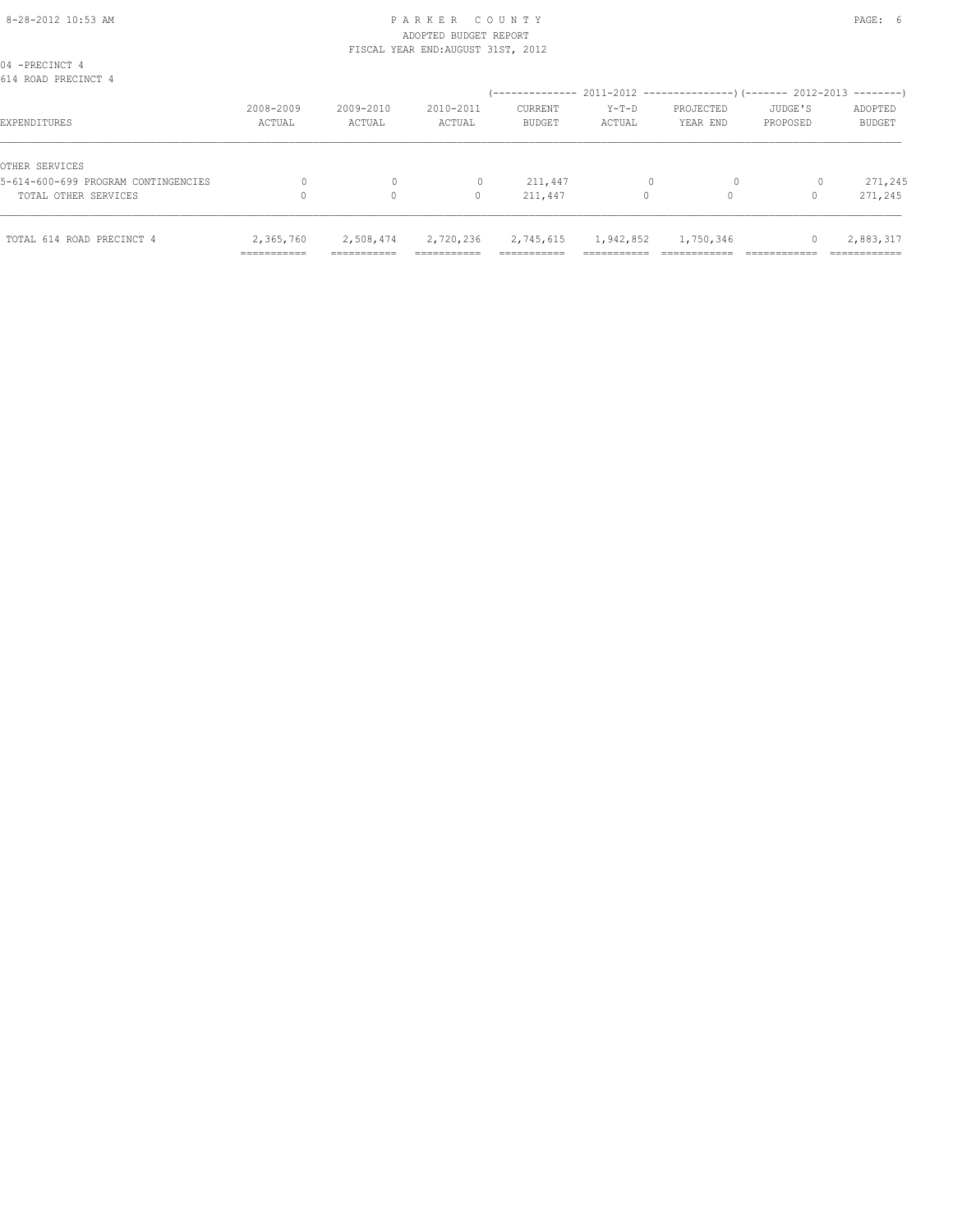PARKER COUNTY
ADOPTED BUDGET REPORT
FISCAL YEAR END:AUGUST 31ST, 2012

04 -PRECINCT 4
614 ROAD PRECINCT 4

| EXPENDITURES | 2008-2009 ACTUAL | 2009-2010 ACTUAL | 2010-2011 ACTUAL | 2011-2012 CURRENT BUDGET | 2011-2012 Y-T-D ACTUAL | 2011-2012 PROJECTED YEAR END | 2012-2013 JUDGE'S PROPOSED | 2012-2013 ADOPTED BUDGET |
|---|---|---|---|---|---|---|---|---|
| OTHER SERVICES | | | | | | | | |
| 5-614-600-699 PROGRAM CONTINGENCIES | 0 | 0 | 0 | 211,447 | 0 | 0 | 0 | 271,245 |
| TOTAL OTHER SERVICES | 0 | 0 | 0 | 211,447 | 0 | 0 | 0 | 271,245 |
| TOTAL 614 ROAD PRECINCT 4 | 2,365,760 | 2,508,474 | 2,720,236 | 2,745,615 | 1,942,852 | 1,750,346 | 0 | 2,883,317 |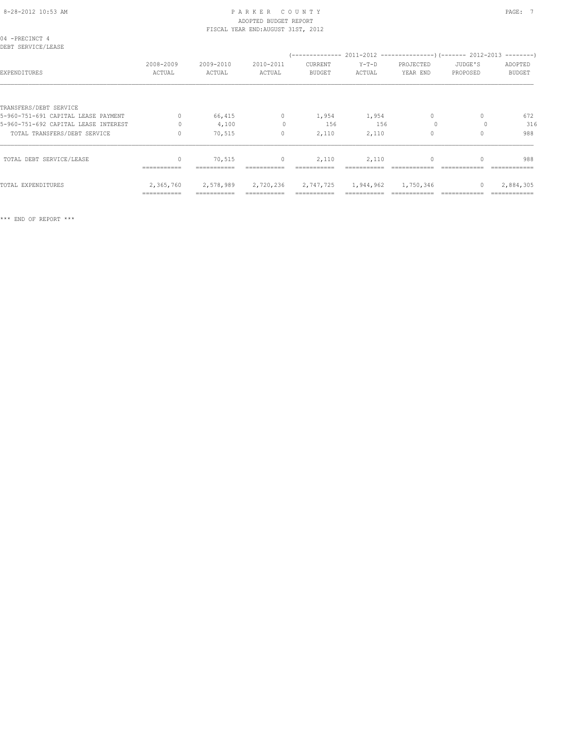# PARKER COUNTY
## ADOPTED BUDGET REPORT
### FISCAL YEAR END:AUGUST 31ST, 2012

04 -PRECINCT 4
DEBT SERVICE/LEASE

| EXPENDITURES | 2008-2009 ACTUAL | 2009-2010 ACTUAL | 2010-2011 ACTUAL | 2011-2012 CURRENT BUDGET | 2011-2012 Y-T-D ACTUAL | 2011-2012 PROJECTED YEAR END | 2012-2013 JUDGE'S PROPOSED | 2012-2013 ADOPTED BUDGET |
|---|---|---|---|---|---|---|---|---|
| TRANSFERS/DEBT SERVICE | | | | | | | | |
| 5-960-751-691 CAPITAL LEASE PAYMENT | 0 | 66,415 | 0 | 1,954 | 1,954 | 0 | 0 | 672 |
| 5-960-751-692 CAPITAL LEASE INTEREST | 0 | 4,100 | 0 | 156 | 156 | 0 | 0 | 316 |
| TOTAL TRANSFERS/DEBT SERVICE | 0 | 70,515 | 0 | 2,110 | 2,110 | 0 | 0 | 988 |
| TOTAL DEBT SERVICE/LEASE | 0 | 70,515 | 0 | 2,110 | 2,110 | 0 | 0 | 988 |
| TOTAL EXPENDITURES | 2,365,760 | 2,578,989 | 2,720,236 | 2,747,725 | 1,944,962 | 1,750,346 | 0 | 2,884,305 |

*** END OF REPORT ***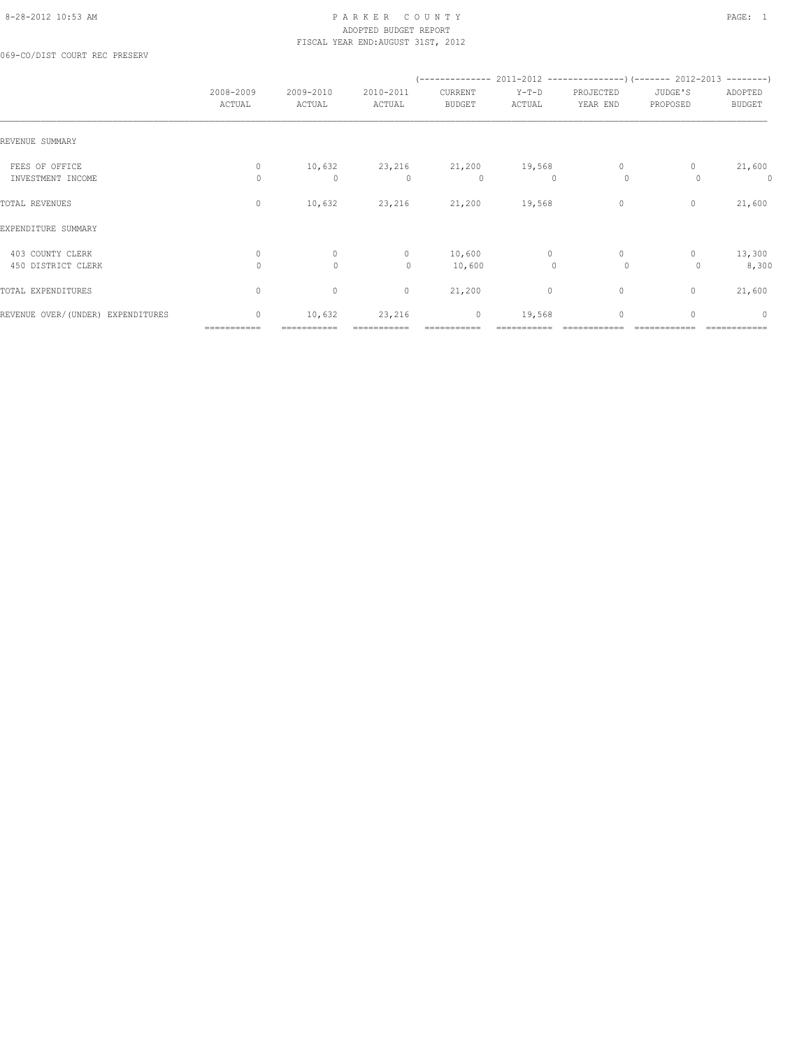PARKER COUNTY
ADOPTED BUDGET REPORT
FISCAL YEAR END:AUGUST 31ST, 2012

069-CO/DIST COURT REC PRESERV

| | 2008-2009 ACTUAL | 2009-2010 ACTUAL | 2010-2011 ACTUAL | 2011-2012 CURRENT BUDGET | 2011-2012 Y-T-D ACTUAL | 2011-2012 PROJECTED YEAR END | 2012-2013 JUDGE'S PROPOSED | 2012-2013 ADOPTED BUDGET |
|---|---|---|---|---|---|---|---|---|
| REVENUE SUMMARY | | | | | | | | |
| FEES OF OFFICE | 0 | 10,632 | 23,216 | 21,200 | 19,568 | 0 | 0 | 21,600 |
| INVESTMENT INCOME | 0 | 0 | 0 | 0 | 0 | 0 | 0 | 0 |
| TOTAL REVENUES | 0 | 10,632 | 23,216 | 21,200 | 19,568 | 0 | 0 | 21,600 |
| EXPENDITURE SUMMARY | | | | | | | | |
| 403 COUNTY CLERK | 0 | 0 | 0 | 10,600 | 0 | 0 | 0 | 13,300 |
| 450 DISTRICT CLERK | 0 | 0 | 0 | 10,600 | 0 | 0 | 0 | 8,300 |
| TOTAL EXPENDITURES | 0 | 0 | 0 | 21,200 | 0 | 0 | 0 | 21,600 |
| REVENUE OVER/(UNDER) EXPENDITURES | 0 | 10,632 | 23,216 | 0 | 19,568 | 0 | 0 | 0 |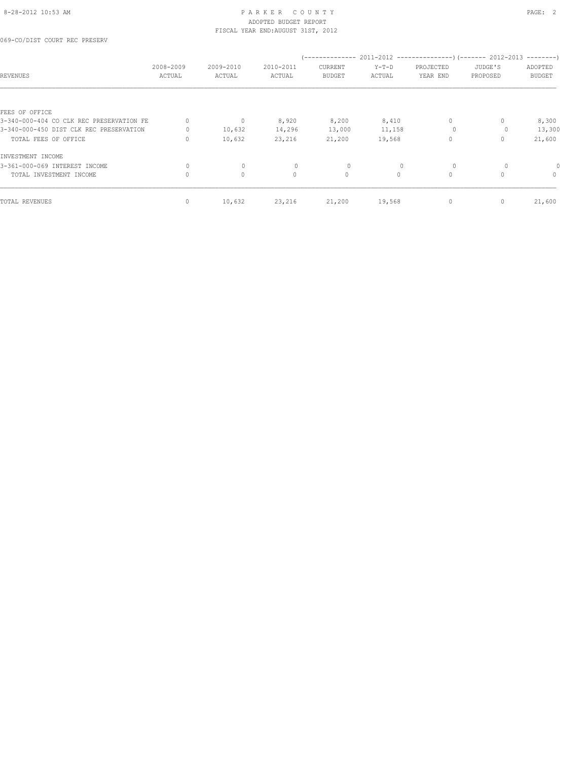# PARKER COUNTY
## ADOPTED BUDGET REPORT
### FISCAL YEAR END:AUGUST 31ST, 2012

069-CO/DIST COURT REC PRESERV

| REVENUES | 2008-2009 ACTUAL | 2009-2010 ACTUAL | 2010-2011 ACTUAL | 2011-2012 CURRENT BUDGET | 2011-2012 Y-T-D ACTUAL | 2011-2012 PROJECTED YEAR END | 2012-2013 JUDGE'S PROPOSED | 2012-2013 ADOPTED BUDGET |
|---|---|---|---|---|---|---|---|---|
| FEES OF OFFICE | | | | | | | | |
| 3-340-000-404 CO CLK REC PRESERVATION FE | 0 | 0 | 8,920 | 8,200 | 8,410 | 0 | 0 | 8,300 |
| 3-340-000-450 DIST CLK REC PRESERVATION | 0 | 10,632 | 14,296 | 13,000 | 11,158 | 0 | 0 | 13,300 |
| TOTAL FEES OF OFFICE | 0 | 10,632 | 23,216 | 21,200 | 19,568 | 0 | 0 | 21,600 |
| INVESTMENT INCOME | | | | | | | | |
| 3-361-000-069 INTEREST INCOME | 0 | 0 | 0 | 0 | 0 | 0 | 0 | 0 |
| TOTAL INVESTMENT INCOME | 0 | 0 | 0 | 0 | 0 | 0 | 0 | 0 |
| TOTAL REVENUES | 0 | 10,632 | 23,216 | 21,200 | 19,568 | 0 | 0 | 21,600 |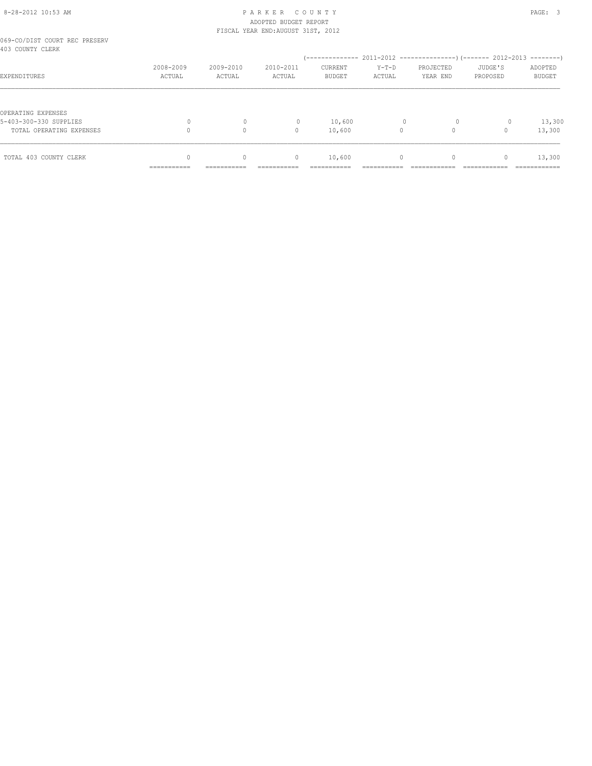069-CO/DIST COURT REC PRESERV
403 COUNTY CLERK

| EXPENDITURES | 2008-2009 ACTUAL | 2009-2010 ACTUAL | 2010-2011 ACTUAL | 2011-2012 CURRENT BUDGET | 2011-2012 Y-T-D ACTUAL | 2011-2012 PROJECTED YEAR END | 2012-2013 JUDGE'S PROPOSED | 2012-2013 ADOPTED BUDGET |
|---|---|---|---|---|---|---|---|---|
| OPERATING EXPENSES | | | | | | | | |
| 5-403-300-330 SUPPLIES | 0 | 0 | 0 | 10,600 | 0 | 0 | 0 | 13,300 |
| TOTAL OPERATING EXPENSES | 0 | 0 | 0 | 10,600 | 0 | 0 | 0 | 13,300 |
| TOTAL 403 COUNTY CLERK | 0 | 0 | 0 | 10,600 | 0 | 0 | 0 | 13,300 |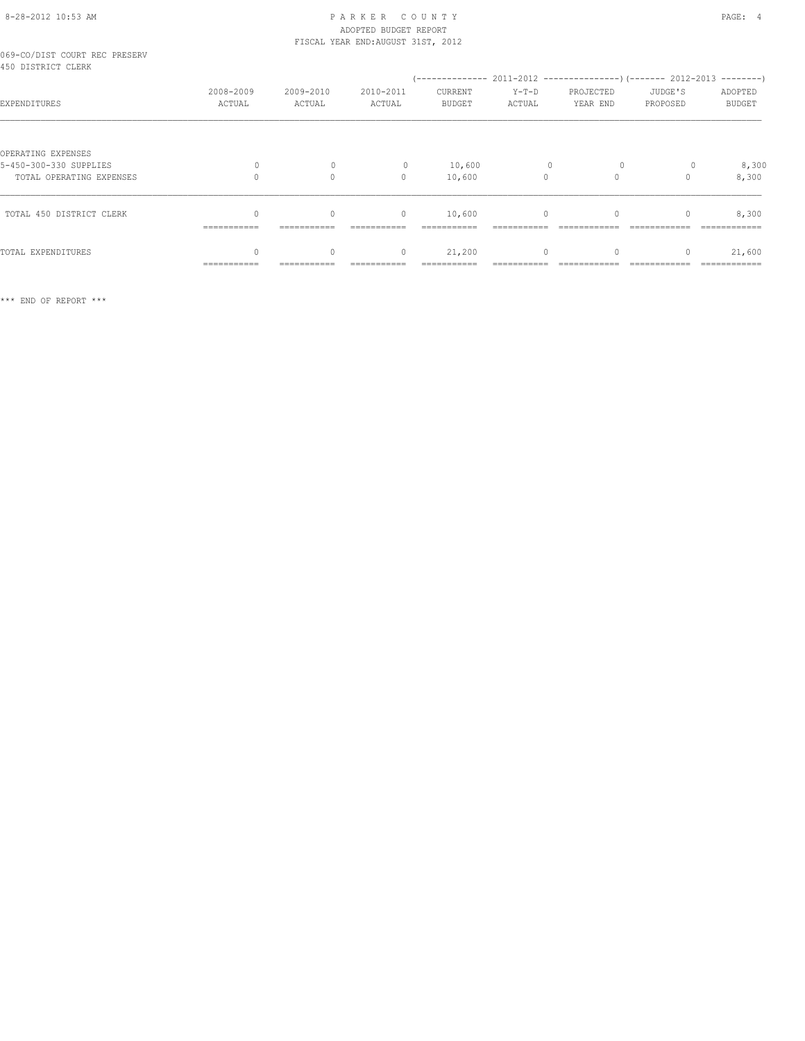069-CO/DIST COURT REC PRESERV
450 DISTRICT CLERK

| EXPENDITURES | 2008-2009 ACTUAL | 2009-2010 ACTUAL | 2010-2011 ACTUAL | 2011-2012 CURRENT BUDGET | 2011-2012 Y-T-D ACTUAL | 2011-2012 PROJECTED YEAR END | 2012-2013 JUDGE'S PROPOSED | 2012-2013 ADOPTED BUDGET |
|---|---|---|---|---|---|---|---|---|
| OPERATING EXPENSES | | | | | | | | |
| 5-450-300-330 SUPPLIES | 0 | 0 | 0 | 10,600 | 0 | 0 | 0 | 8,300 |
| TOTAL OPERATING EXPENSES | 0 | 0 | 0 | 10,600 | 0 | 0 | 0 | 8,300 |
| TOTAL 450 DISTRICT CLERK | 0 | 0 | 0 | 10,600 | 0 | 0 | 0 | 8,300 |
| TOTAL EXPENDITURES | 0 | 0 | 0 | 21,200 | 0 | 0 | 0 | 21,600 |

*** END OF REPORT ***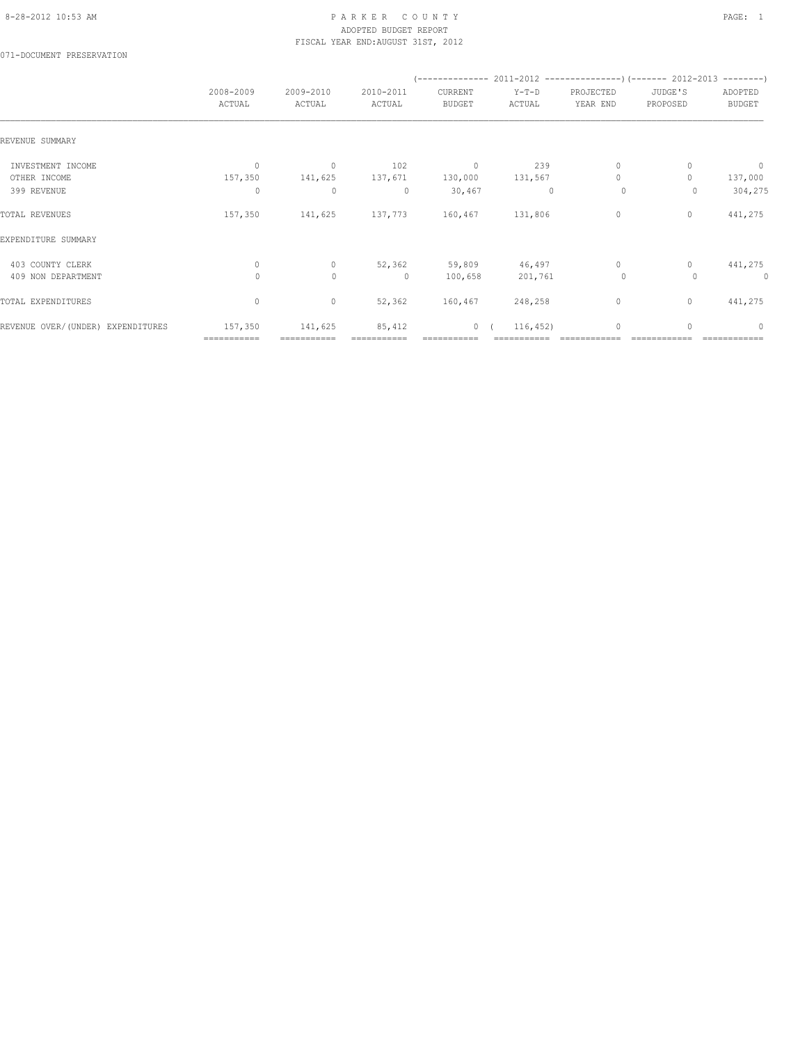# PARKER COUNTY
## ADOPTED BUDGET REPORT
### FISCAL YEAR END:AUGUST 31ST, 2012

071-DOCUMENT PRESERVATION

| | 2008-2009 ACTUAL | 2009-2010 ACTUAL | 2010-2011 ACTUAL | (---- 2011-2012 ---- CURRENT BUDGET | Y-T-D ACTUAL | PROJECTED YEAR END) | (---- 2012-2013 ---- JUDGE'S PROPOSED | ADOPTED BUDGET) |
|---|---|---|---|---|---|---|---|---|
| REVENUE SUMMARY | | | | | | | | |
| INVESTMENT INCOME | 0 | 0 | 102 | 0 | 239 | 0 | 0 | 0 |
| OTHER INCOME | 157,350 | 141,625 | 137,671 | 130,000 | 131,567 | 0 | 0 | 137,000 |
| 399 REVENUE | 0 | 0 | 0 | 30,467 | 0 | 0 | 0 | 304,275 |
| TOTAL REVENUES | 157,350 | 141,625 | 137,773 | 160,467 | 131,806 | 0 | 0 | 441,275 |
| EXPENDITURE SUMMARY | | | | | | | | |
| 403 COUNTY CLERK | 0 | 0 | 52,362 | 59,809 | 46,497 | 0 | 0 | 441,275 |
| 409 NON DEPARTMENT | 0 | 0 | 0 | 100,658 | 201,761 | 0 | 0 | 0 |
| TOTAL EXPENDITURES | 0 | 0 | 52,362 | 160,467 | 248,258 | 0 | 0 | 441,275 |
| REVENUE OVER/(UNDER) EXPENDITURES | 157,350 | 141,625 | 85,412 | 0 | ( 116,452) | 0 | 0 | 0 |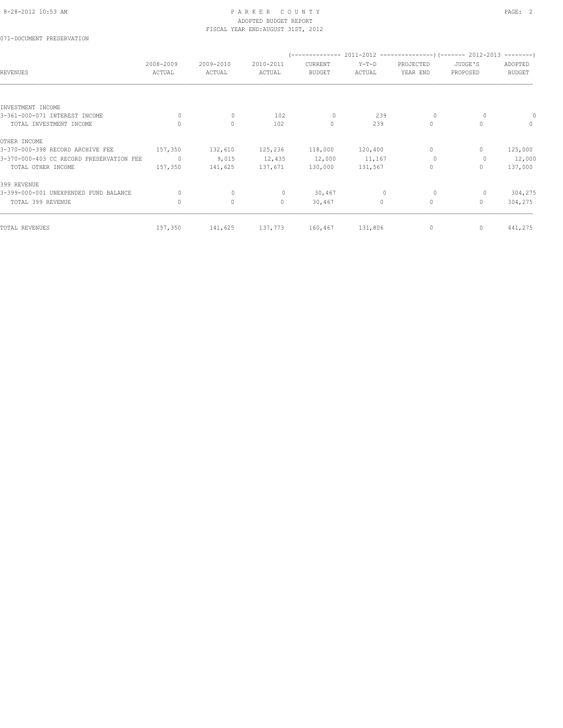# PARKER COUNTY
## ADOPTED BUDGET REPORT
### FISCAL YEAR END:AUGUST 31ST, 2012

071-DOCUMENT PRESERVATION

| REVENUES | 2008-2009 ACTUAL | 2009-2010 ACTUAL | 2010-2011 ACTUAL | (-------------- 2011-2012 CURRENT BUDGET | Y-T-D ACTUAL | PROJECTED YEAR END ---------------) | (------- 2012-2013 JUDGE'S PROPOSED | ADOPTED BUDGET --------) |
|---|---|---|---|---|---|---|---|---|
| INVESTMENT INCOME | | | | | | | | |
| 3-361-000-071 INTEREST INCOME | 0 | 0 | 102 | 0 | 239 | 0 | 0 | 0 |
| TOTAL INVESTMENT INCOME | 0 | 0 | 102 | 0 | 239 | 0 | 0 | 0 |
| OTHER INCOME | | | | | | | | |
| 3-370-000-398 RECORD ARCHIVE FEE | 157,350 | 132,610 | 125,236 | 118,000 | 120,400 | 0 | 0 | 125,000 |
| 3-370-000-403 CC RECORD PRESERVATION FEE | 0 | 9,015 | 12,435 | 12,000 | 11,167 | 0 | 0 | 12,000 |
| TOTAL OTHER INCOME | 157,350 | 141,625 | 137,671 | 130,000 | 131,567 | 0 | 0 | 137,000 |
| 399 REVENUE | | | | | | | | |
| 3-399-000-001 UNEXPENDED FUND BALANCE | 0 | 0 | 0 | 30,467 | 0 | 0 | 0 | 304,275 |
| TOTAL 399 REVENUE | 0 | 0 | 0 | 30,467 | 0 | 0 | 0 | 304,275 |
| TOTAL REVENUES | 157,350 | 141,625 | 137,773 | 160,467 | 131,806 | 0 | 0 | 441,275 |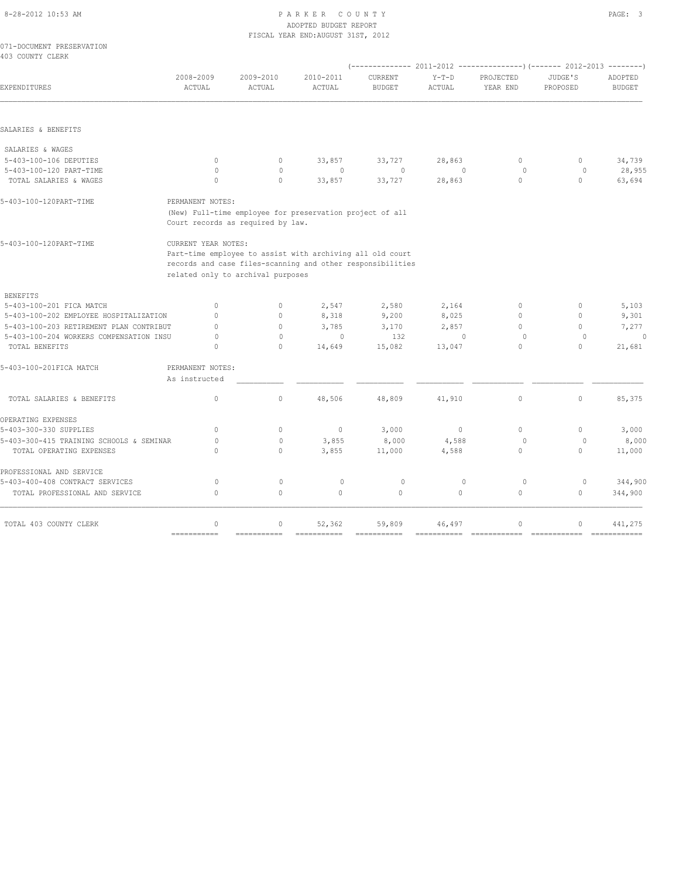PARKER COUNTY
ADOPTED BUDGET REPORT
FISCAL YEAR END:AUGUST 31ST, 2012

071-DOCUMENT PRESERVATION
403 COUNTY CLERK

| EXPENDITURES | 2008-2009 ACTUAL | 2009-2010 ACTUAL | 2010-2011 ACTUAL | 2011-2012 CURRENT BUDGET | 2011-2012 Y-T-D ACTUAL | 2011-2012 PROJECTED YEAR END | 2012-2013 JUDGE'S PROPOSED | 2012-2013 ADOPTED BUDGET |
|---|---|---|---|---|---|---|---|---|
| SALARIES & BENEFITS | | | | | | | | |
| SALARIES & WAGES | | | | | | | | |
| 5-403-100-106 DEPUTIES | 0 | 0 | 33,857 | 33,727 | 28,863 | 0 | 0 | 34,739 |
| 5-403-100-120 PART-TIME | 0 | 0 | 0 | 0 | 0 | 0 | 0 | 28,955 |
| TOTAL SALARIES & WAGES | 0 | 0 | 33,857 | 33,727 | 28,863 | 0 | 0 | 63,694 |

5-403-100-120PART-TIME — PERMANENT NOTES:
(New) Full-time employee for preservation project of all Court records as required by law.

5-403-100-120PART-TIME — CURRENT YEAR NOTES:
Part-time employee to assist with archiving all old court records and case files-scanning and other responsibilities related only to archival purposes

| EXPENDITURES | 2008-2009 ACTUAL | 2009-2010 ACTUAL | 2010-2011 ACTUAL | 2011-2012 CURRENT BUDGET | 2011-2012 Y-T-D ACTUAL | 2011-2012 PROJECTED YEAR END | 2012-2013 JUDGE'S PROPOSED | 2012-2013 ADOPTED BUDGET |
|---|---|---|---|---|---|---|---|---|
| BENEFITS | | | | | | | | |
| 5-403-100-201 FICA MATCH | 0 | 0 | 2,547 | 2,580 | 2,164 | 0 | 0 | 5,103 |
| 5-403-100-202 EMPLOYEE HOSPITALIZATION | 0 | 0 | 8,318 | 9,200 | 8,025 | 0 | 0 | 9,301 |
| 5-403-100-203 RETIREMENT PLAN CONTRIBUT | 0 | 0 | 3,785 | 3,170 | 2,857 | 0 | 0 | 7,277 |
| 5-403-100-204 WORKERS COMPENSATION INSU | 0 | 0 | 0 | 132 | 0 | 0 | 0 | 0 |
| TOTAL BENEFITS | 0 | 0 | 14,649 | 15,082 | 13,047 | 0 | 0 | 21,681 |

5-403-100-201FICA MATCH — PERMANENT NOTES:
As instructed

| EXPENDITURES | 2008-2009 ACTUAL | 2009-2010 ACTUAL | 2010-2011 ACTUAL | 2011-2012 CURRENT BUDGET | 2011-2012 Y-T-D ACTUAL | 2011-2012 PROJECTED YEAR END | 2012-2013 JUDGE'S PROPOSED | 2012-2013 ADOPTED BUDGET |
|---|---|---|---|---|---|---|---|---|
| TOTAL SALARIES & BENEFITS | 0 | 0 | 48,506 | 48,809 | 41,910 | 0 | 0 | 85,375 |
| OPERATING EXPENSES | | | | | | | | |
| 5-403-300-330 SUPPLIES | 0 | 0 | 0 | 3,000 | 0 | 0 | 0 | 3,000 |
| 5-403-300-415 TRAINING SCHOOLS & SEMINAR | 0 | 0 | 3,855 | 8,000 | 4,588 | 0 | 0 | 8,000 |
| TOTAL OPERATING EXPENSES | 0 | 0 | 3,855 | 11,000 | 4,588 | 0 | 0 | 11,000 |
| PROFESSIONAL AND SERVICE | | | | | | | | |
| 5-403-400-408 CONTRACT SERVICES | 0 | 0 | 0 | 0 | 0 | 0 | 0 | 344,900 |
| TOTAL PROFESSIONAL AND SERVICE | 0 | 0 | 0 | 0 | 0 | 0 | 0 | 344,900 |
| TOTAL 403 COUNTY CLERK | 0 | 0 | 52,362 | 59,809 | 46,497 | 0 | 0 | 441,275 |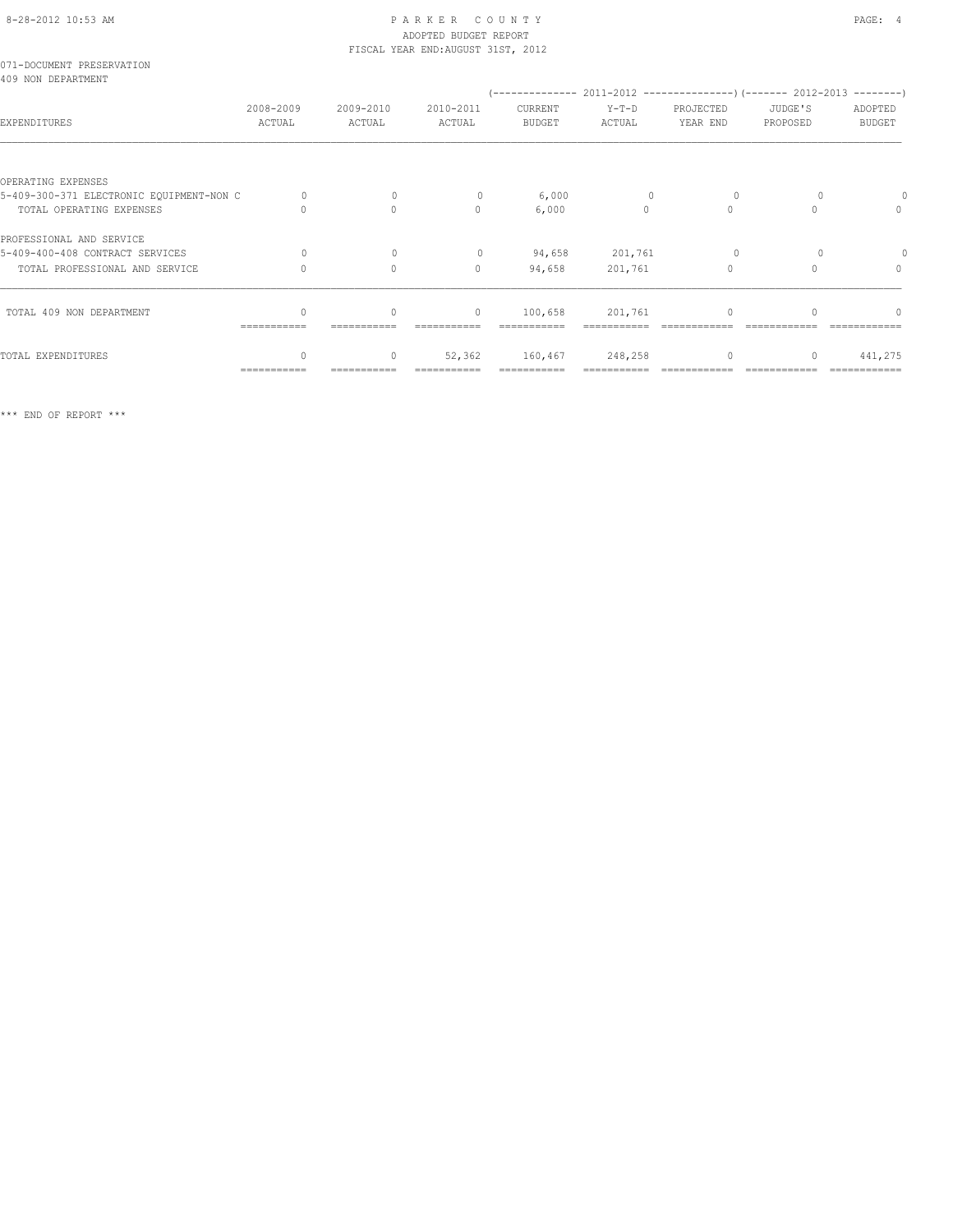PARKER COUNTY
ADOPTED BUDGET REPORT
FISCAL YEAR END:AUGUST 31ST, 2012

071-DOCUMENT PRESERVATION
409 NON DEPARTMENT

| EXPENDITURES | 2008-2009 ACTUAL | 2009-2010 ACTUAL | 2010-2011 ACTUAL | 2011-2012 CURRENT BUDGET | 2011-2012 Y-T-D ACTUAL | 2011-2012 PROJECTED YEAR END | 2012-2013 JUDGE'S PROPOSED | 2012-2013 ADOPTED BUDGET |
|---|---|---|---|---|---|---|---|---|
| OPERATING EXPENSES | | | | | | | | |
| 5-409-300-371 ELECTRONIC EQUIPMENT-NON C | 0 | 0 | 0 | 6,000 | 0 | 0 | 0 | 0 |
| TOTAL OPERATING EXPENSES | 0 | 0 | 0 | 6,000 | 0 | 0 | 0 | 0 |
| PROFESSIONAL AND SERVICE | | | | | | | | |
| 5-409-400-408 CONTRACT SERVICES | 0 | 0 | 0 | 94,658 | 201,761 | 0 | 0 | 0 |
| TOTAL PROFESSIONAL AND SERVICE | 0 | 0 | 0 | 94,658 | 201,761 | 0 | 0 | 0 |
| TOTAL 409 NON DEPARTMENT | 0 | 0 | 0 | 100,658 | 201,761 | 0 | 0 | 0 |
| TOTAL EXPENDITURES | 0 | 0 | 52,362 | 160,467 | 248,258 | 0 | 0 | 441,275 |

*** END OF REPORT ***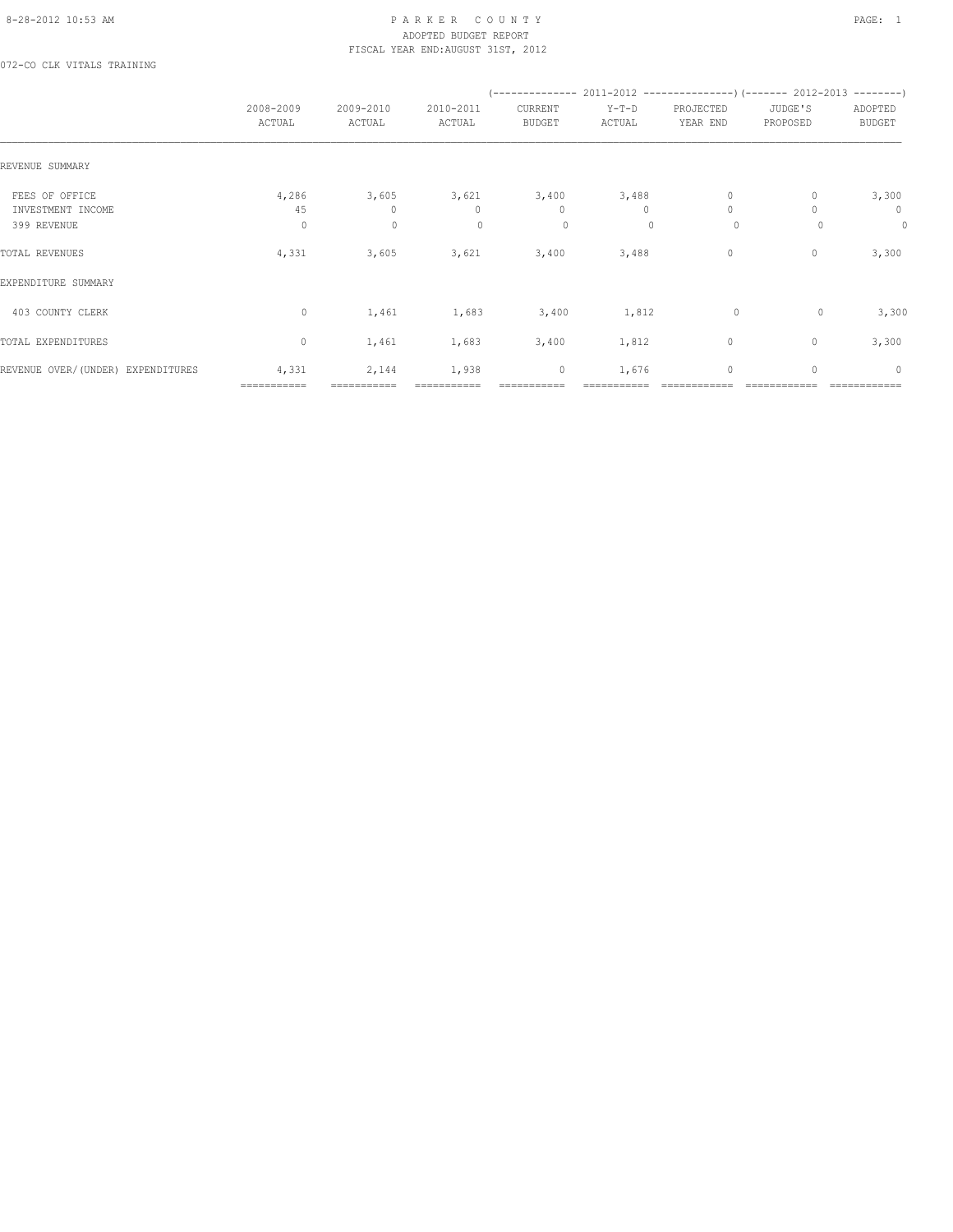# PARKER COUNTY
## ADOPTED BUDGET REPORT
### FISCAL YEAR END:AUGUST 31ST, 2012

072-CO CLK VITALS TRAINING

| | 2008-2009 ACTUAL | 2009-2010 ACTUAL | 2010-2011 ACTUAL | (-------------- 2011-2012 CURRENT BUDGET | Y-T-D ACTUAL | PROJECTED YEAR END ---------------) | (------- 2012-2013 JUDGE'S PROPOSED | ADOPTED BUDGET --------) |
|---|---|---|---|---|---|---|---|---|
| REVENUE SUMMARY | | | | | | | | |
| FEES OF OFFICE | 4,286 | 3,605 | 3,621 | 3,400 | 3,488 | 0 | 0 | 3,300 |
| INVESTMENT INCOME | 45 | 0 | 0 | 0 | 0 | 0 | 0 | 0 |
| 399 REVENUE | 0 | 0 | 0 | 0 | 0 | 0 | 0 | 0 |
| TOTAL REVENUES | 4,331 | 3,605 | 3,621 | 3,400 | 3,488 | 0 | 0 | 3,300 |
| EXPENDITURE SUMMARY | | | | | | | | |
| 403 COUNTY CLERK | 0 | 1,461 | 1,683 | 3,400 | 1,812 | 0 | 0 | 3,300 |
| TOTAL EXPENDITURES | 0 | 1,461 | 1,683 | 3,400 | 1,812 | 0 | 0 | 3,300 |
| REVENUE OVER/(UNDER) EXPENDITURES | 4,331 | 2,144 | 1,938 | 0 | 1,676 | 0 | 0 | 0 |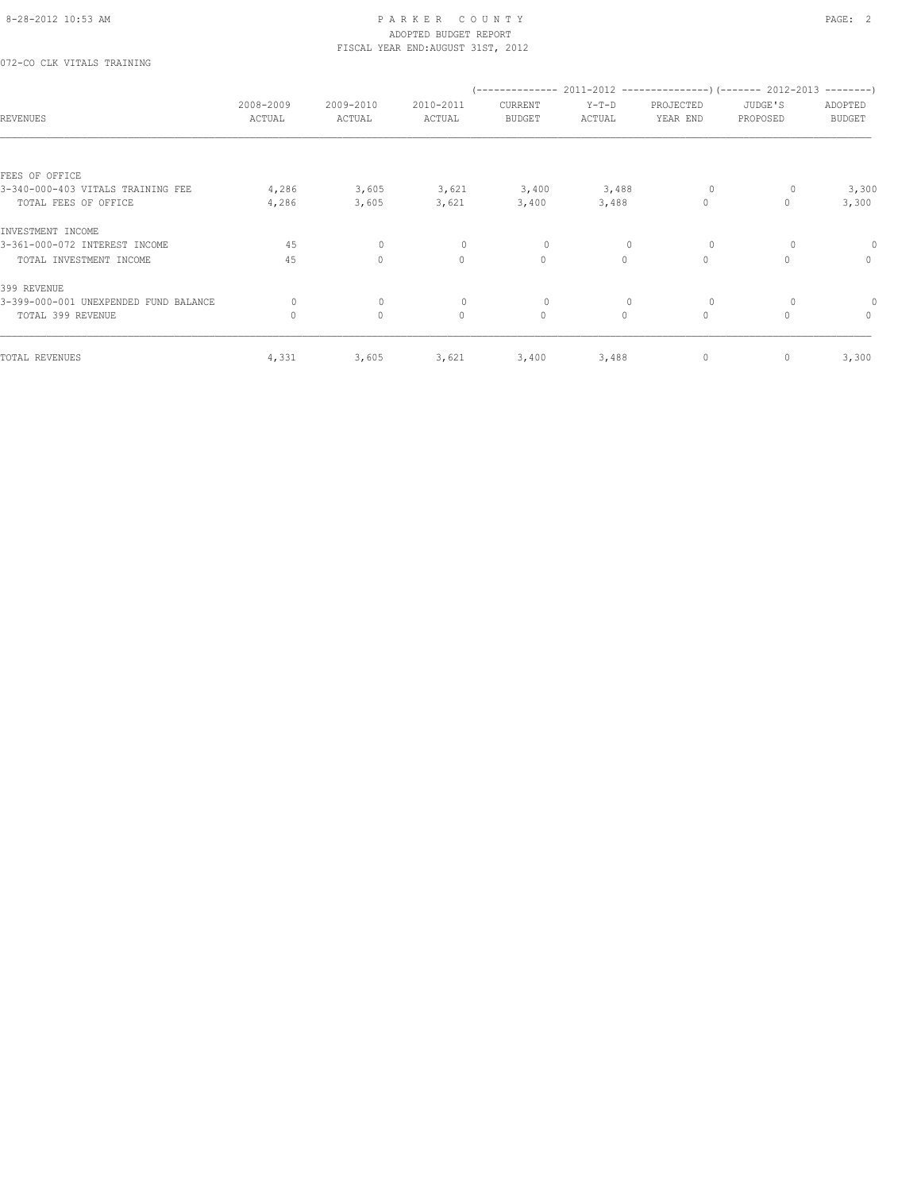# PARKER COUNTY
## ADOPTED BUDGET REPORT
### FISCAL YEAR END: AUGUST 31ST, 2012

072-CO CLK VITALS TRAINING

| REVENUES | 2008-2009 ACTUAL | 2009-2010 ACTUAL | 2010-2011 ACTUAL | (-------------- 2011-2012 CURRENT BUDGET | Y-T-D ACTUAL | PROJECTED YEAR END ---------------) | (------- 2012-2013 JUDGE'S PROPOSED | ADOPTED BUDGET --------) |
|---|---|---|---|---|---|---|---|---|
| FEES OF OFFICE | | | | | | | | |
| 3-340-000-403 VITALS TRAINING FEE | 4,286 | 3,605 | 3,621 | 3,400 | 3,488 | 0 | 0 | 3,300 |
| TOTAL FEES OF OFFICE | 4,286 | 3,605 | 3,621 | 3,400 | 3,488 | 0 | 0 | 3,300 |
| INVESTMENT INCOME | | | | | | | | |
| 3-361-000-072 INTEREST INCOME | 45 | 0 | 0 | 0 | 0 | 0 | 0 | 0 |
| TOTAL INVESTMENT INCOME | 45 | 0 | 0 | 0 | 0 | 0 | 0 | 0 |
| 399 REVENUE | | | | | | | | |
| 3-399-000-001 UNEXPENDED FUND BALANCE | 0 | 0 | 0 | 0 | 0 | 0 | 0 | 0 |
| TOTAL 399 REVENUE | 0 | 0 | 0 | 0 | 0 | 0 | 0 | 0 |
| TOTAL REVENUES | 4,331 | 3,605 | 3,621 | 3,400 | 3,488 | 0 | 0 | 3,300 |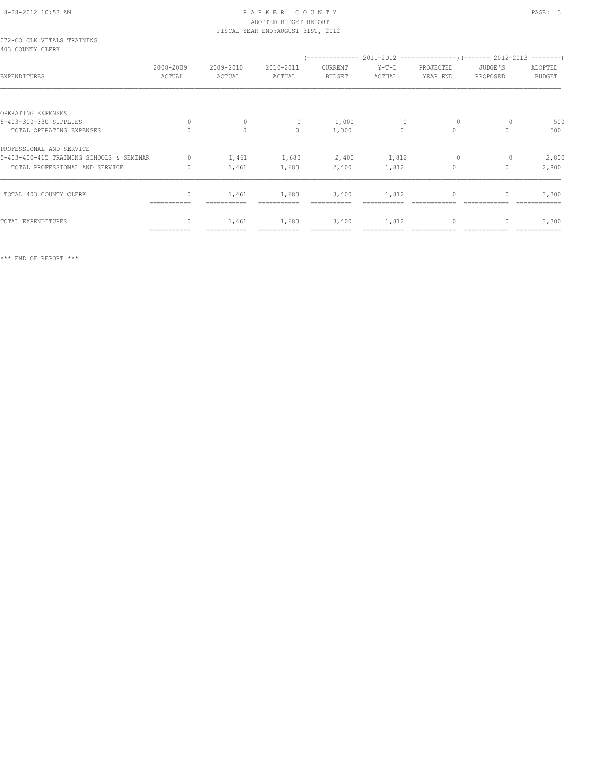# PARKER COUNTY

ADOPTED BUDGET REPORT

FISCAL YEAR END:AUGUST 31ST, 2012

072-CO CLK VITALS TRAINING

403 COUNTY CLERK

| EXPENDITURES | 2008-2009 ACTUAL | 2009-2010 ACTUAL | 2010-2011 ACTUAL | (2011-2012) CURRENT BUDGET | Y-T-D ACTUAL | PROJECTED YEAR END | (2012-2013) JUDGE'S PROPOSED | ADOPTED BUDGET |
|---|---|---|---|---|---|---|---|---|
| OPERATING EXPENSES | | | | | | | | |
| 5-403-300-330 SUPPLIES | 0 | 0 | 0 | 1,000 | 0 | 0 | 0 | 500 |
| TOTAL OPERATING EXPENSES | 0 | 0 | 0 | 1,000 | 0 | 0 | 0 | 500 |
| PROFESSIONAL AND SERVICE | | | | | | | | |
| 5-403-400-415 TRAINING SCHOOLS & SEMINAR | 0 | 1,461 | 1,683 | 2,400 | 1,812 | 0 | 0 | 2,800 |
| TOTAL PROFESSIONAL AND SERVICE | 0 | 1,461 | 1,683 | 2,400 | 1,812 | 0 | 0 | 2,800 |
| TOTAL 403 COUNTY CLERK | 0 | 1,461 | 1,683 | 3,400 | 1,812 | 0 | 0 | 3,300 |
| TOTAL EXPENDITURES | 0 | 1,461 | 1,683 | 3,400 | 1,812 | 0 | 0 | 3,300 |

*** END OF REPORT ***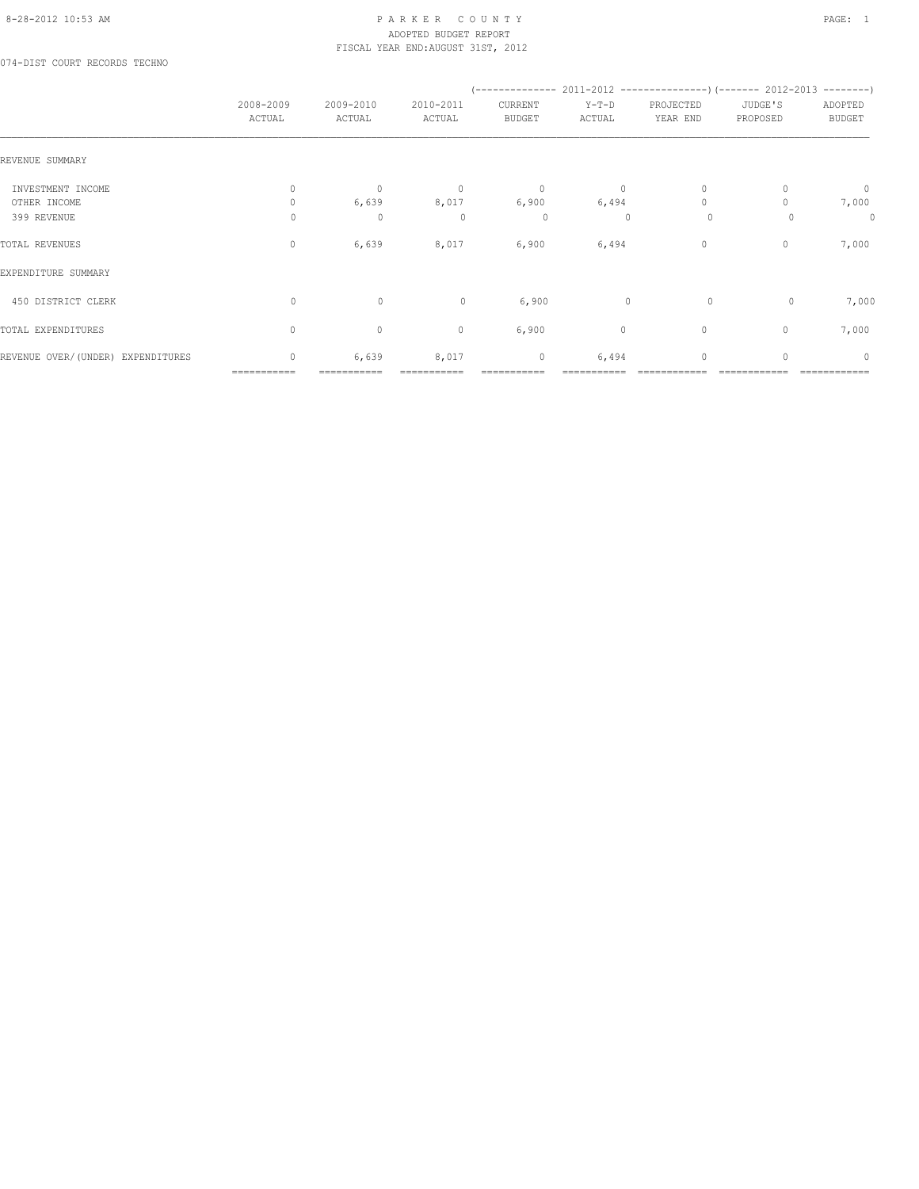PARKER COUNTY
ADOPTED BUDGET REPORT
FISCAL YEAR END:AUGUST 31ST, 2012

074-DIST COURT RECORDS TECHNO

| | 2008-2009 ACTUAL | 2009-2010 ACTUAL | 2010-2011 ACTUAL | 2011-2012 CURRENT BUDGET | 2011-2012 Y-T-D ACTUAL | 2011-2012 PROJECTED YEAR END | 2012-2013 JUDGE'S PROPOSED | 2012-2013 ADOPTED BUDGET |
|---|---|---|---|---|---|---|---|---|
| REVENUE SUMMARY | | | | | | | | |
| INVESTMENT INCOME | 0 | 0 | 0 | 0 | 0 | 0 | 0 | 0 |
| OTHER INCOME | 0 | 6,639 | 8,017 | 6,900 | 6,494 | 0 | 0 | 7,000 |
| 399 REVENUE | 0 | 0 | 0 | 0 | 0 | 0 | 0 | 0 |
| TOTAL REVENUES | 0 | 6,639 | 8,017 | 6,900 | 6,494 | 0 | 0 | 7,000 |
| EXPENDITURE SUMMARY | | | | | | | | |
| 450 DISTRICT CLERK | 0 | 0 | 0 | 6,900 | 0 | 0 | 0 | 7,000 |
| TOTAL EXPENDITURES | 0 | 0 | 0 | 6,900 | 0 | 0 | 0 | 7,000 |
| REVENUE OVER/(UNDER) EXPENDITURES | 0 | 6,639 | 8,017 | 0 | 6,494 | 0 | 0 | 0 |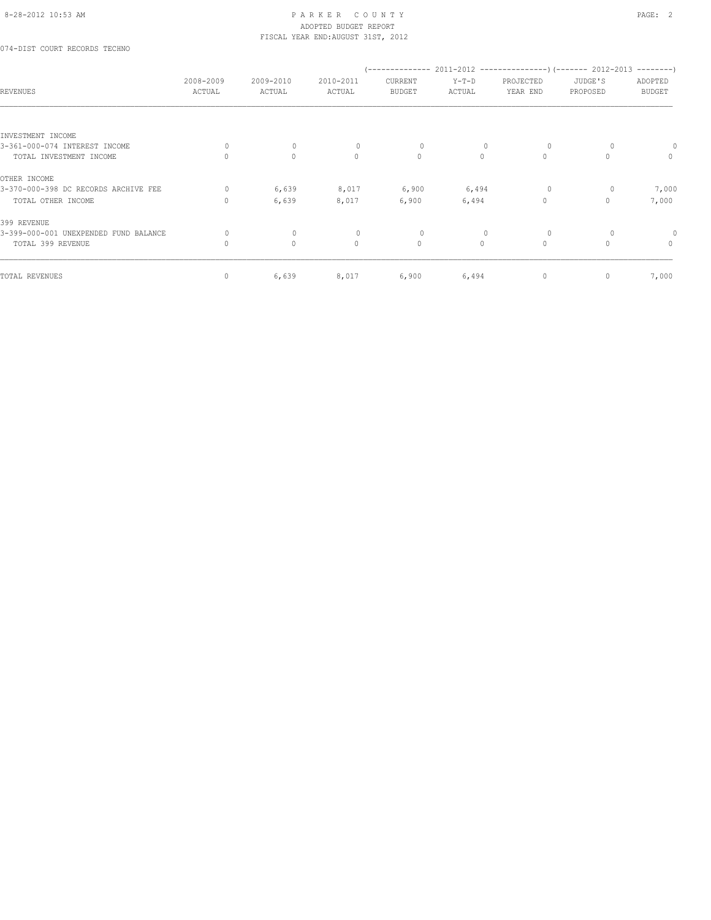ADOPTED BUDGET REPORT
FISCAL YEAR END:AUGUST 31ST, 2012

074-DIST COURT RECORDS TECHNO

| REVENUES | 2008-2009 ACTUAL | 2009-2010 ACTUAL | 2010-2011 ACTUAL | 2011-2012 CURRENT BUDGET | 2011-2012 Y-T-D ACTUAL | 2011-2012 PROJECTED YEAR END | 2012-2013 JUDGE'S PROPOSED | 2012-2013 ADOPTED BUDGET |
|---|---|---|---|---|---|---|---|---|
| INVESTMENT INCOME | | | | | | | | |
| 3-361-000-074 INTEREST INCOME | 0 | 0 | 0 | 0 | 0 | 0 | 0 | 0 |
| TOTAL INVESTMENT INCOME | 0 | 0 | 0 | 0 | 0 | 0 | 0 | 0 |
| OTHER INCOME | | | | | | | | |
| 3-370-000-398 DC RECORDS ARCHIVE FEE | 0 | 6,639 | 8,017 | 6,900 | 6,494 | 0 | 0 | 7,000 |
| TOTAL OTHER INCOME | 0 | 6,639 | 8,017 | 6,900 | 6,494 | 0 | 0 | 7,000 |
| 399 REVENUE | | | | | | | | |
| 3-399-000-001 UNEXPENDED FUND BALANCE | 0 | 0 | 0 | 0 | 0 | 0 | 0 | 0 |
| TOTAL 399 REVENUE | 0 | 0 | 0 | 0 | 0 | 0 | 0 | 0 |
| TOTAL REVENUES | 0 | 6,639 | 8,017 | 6,900 | 6,494 | 0 | 0 | 7,000 |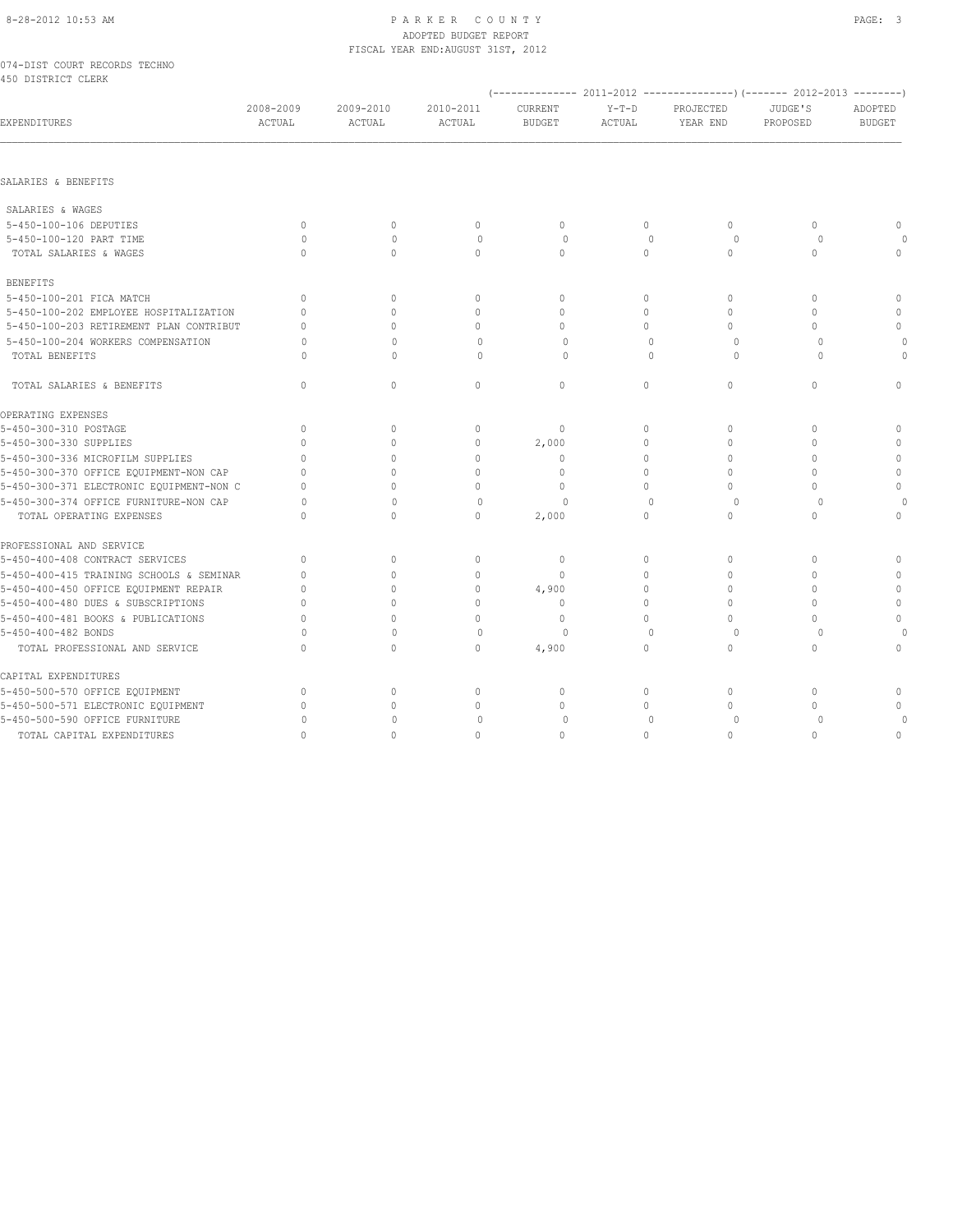PARKER COUNTY
ADOPTED BUDGET REPORT
FISCAL YEAR END:AUGUST 31ST, 2012

074-DIST COURT RECORDS TECHNO
450 DISTRICT CLERK

| EXPENDITURES | 2008-2009 ACTUAL | 2009-2010 ACTUAL | 2010-2011 ACTUAL | 2011-2012 CURRENT BUDGET | 2011-2012 Y-T-D ACTUAL | 2011-2012 PROJECTED YEAR END | 2012-2013 JUDGE'S PROPOSED | 2012-2013 ADOPTED BUDGET |
|---|---|---|---|---|---|---|---|---|
| SALARIES & BENEFITS | | | | | | | | |
| SALARIES & WAGES | | | | | | | | |
| 5-450-100-106 DEPUTIES | 0 | 0 | 0 | 0 | 0 | 0 | 0 | 0 |
| 5-450-100-120 PART TIME | 0 | 0 | 0 | 0 | 0 | 0 | 0 | 0 |
| TOTAL SALARIES & WAGES | 0 | 0 | 0 | 0 | 0 | 0 | 0 | 0 |
| BENEFITS | | | | | | | | |
| 5-450-100-201 FICA MATCH | 0 | 0 | 0 | 0 | 0 | 0 | 0 | 0 |
| 5-450-100-202 EMPLOYEE HOSPITALIZATION | 0 | 0 | 0 | 0 | 0 | 0 | 0 | 0 |
| 5-450-100-203 RETIREMENT PLAN CONTRIBUT | 0 | 0 | 0 | 0 | 0 | 0 | 0 | 0 |
| 5-450-100-204 WORKERS COMPENSATION | 0 | 0 | 0 | 0 | 0 | 0 | 0 | 0 |
| TOTAL BENEFITS | 0 | 0 | 0 | 0 | 0 | 0 | 0 | 0 |
| TOTAL SALARIES & BENEFITS | 0 | 0 | 0 | 0 | 0 | 0 | 0 | 0 |
| OPERATING EXPENSES | | | | | | | | |
| 5-450-300-310 POSTAGE | 0 | 0 | 0 | 0 | 0 | 0 | 0 | 0 |
| 5-450-300-330 SUPPLIES | 0 | 0 | 0 | 2,000 | 0 | 0 | 0 | 0 |
| 5-450-300-336 MICROFILM SUPPLIES | 0 | 0 | 0 | 0 | 0 | 0 | 0 | 0 |
| 5-450-300-370 OFFICE EQUIPMENT-NON CAP | 0 | 0 | 0 | 0 | 0 | 0 | 0 | 0 |
| 5-450-300-371 ELECTRONIC EQUIPMENT-NON C | 0 | 0 | 0 | 0 | 0 | 0 | 0 | 0 |
| 5-450-300-374 OFFICE FURNITURE-NON CAP | 0 | 0 | 0 | 0 | 0 | 0 | 0 | 0 |
| TOTAL OPERATING EXPENSES | 0 | 0 | 0 | 2,000 | 0 | 0 | 0 | 0 |
| PROFESSIONAL AND SERVICE | | | | | | | | |
| 5-450-400-408 CONTRACT SERVICES | 0 | 0 | 0 | 0 | 0 | 0 | 0 | 0 |
| 5-450-400-415 TRAINING SCHOOLS & SEMINAR | 0 | 0 | 0 | 0 | 0 | 0 | 0 | 0 |
| 5-450-400-450 OFFICE EQUIPMENT REPAIR | 0 | 0 | 0 | 4,900 | 0 | 0 | 0 | 0 |
| 5-450-400-480 DUES & SUBSCRIPTIONS | 0 | 0 | 0 | 0 | 0 | 0 | 0 | 0 |
| 5-450-400-481 BOOKS & PUBLICATIONS | 0 | 0 | 0 | 0 | 0 | 0 | 0 | 0 |
| 5-450-400-482 BONDS | 0 | 0 | 0 | 0 | 0 | 0 | 0 | 0 |
| TOTAL PROFESSIONAL AND SERVICE | 0 | 0 | 0 | 4,900 | 0 | 0 | 0 | 0 |
| CAPITAL EXPENDITURES | | | | | | | | |
| 5-450-500-570 OFFICE EQUIPMENT | 0 | 0 | 0 | 0 | 0 | 0 | 0 | 0 |
| 5-450-500-571 ELECTRONIC EQUIPMENT | 0 | 0 | 0 | 0 | 0 | 0 | 0 | 0 |
| 5-450-500-590 OFFICE FURNITURE | 0 | 0 | 0 | 0 | 0 | 0 | 0 | 0 |
| TOTAL CAPITAL EXPENDITURES | 0 | 0 | 0 | 0 | 0 | 0 | 0 | 0 |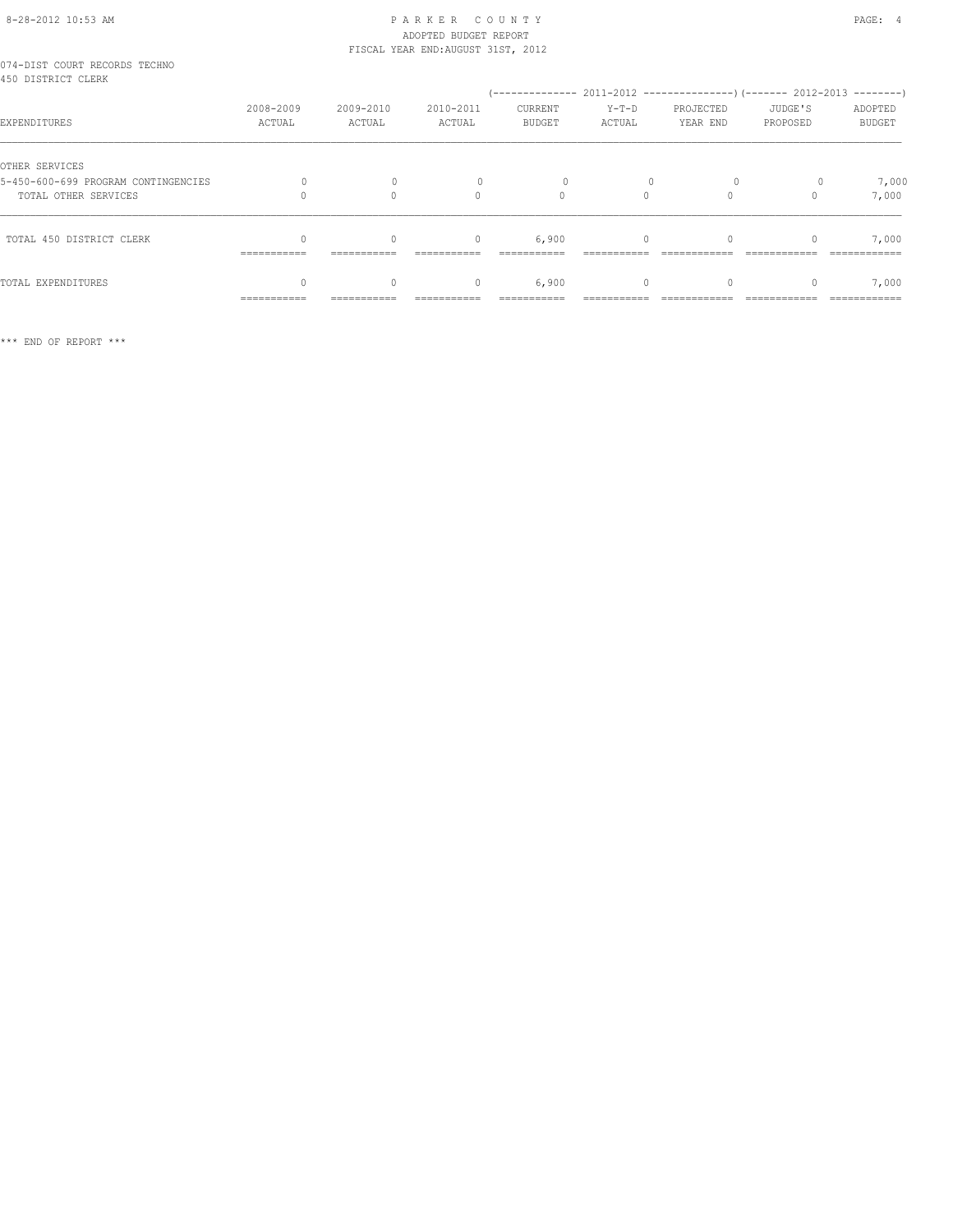PARKER COUNTY
ADOPTED BUDGET REPORT
FISCAL YEAR END:AUGUST 31ST, 2012

074-DIST COURT RECORDS TECHNO
450 DISTRICT CLERK

| EXPENDITURES | 2008-2009 ACTUAL | 2009-2010 ACTUAL | 2010-2011 ACTUAL | 2011-2012 CURRENT BUDGET | 2011-2012 Y-T-D ACTUAL | 2011-2012 PROJECTED YEAR END | 2012-2013 JUDGE'S PROPOSED | 2012-2013 ADOPTED BUDGET |
|---|---|---|---|---|---|---|---|---|
| OTHER SERVICES | | | | | | | | |
| 5-450-600-699 PROGRAM CONTINGENCIES | 0 | 0 | 0 | 0 | 0 | 0 | 0 | 7,000 |
| TOTAL OTHER SERVICES | 0 | 0 | 0 | 0 | 0 | 0 | 0 | 7,000 |
| TOTAL 450 DISTRICT CLERK | 0 | 0 | 0 | 6,900 | 0 | 0 | 0 | 7,000 |
| TOTAL EXPENDITURES | 0 | 0 | 0 | 6,900 | 0 | 0 | 0 | 7,000 |

*** END OF REPORT ***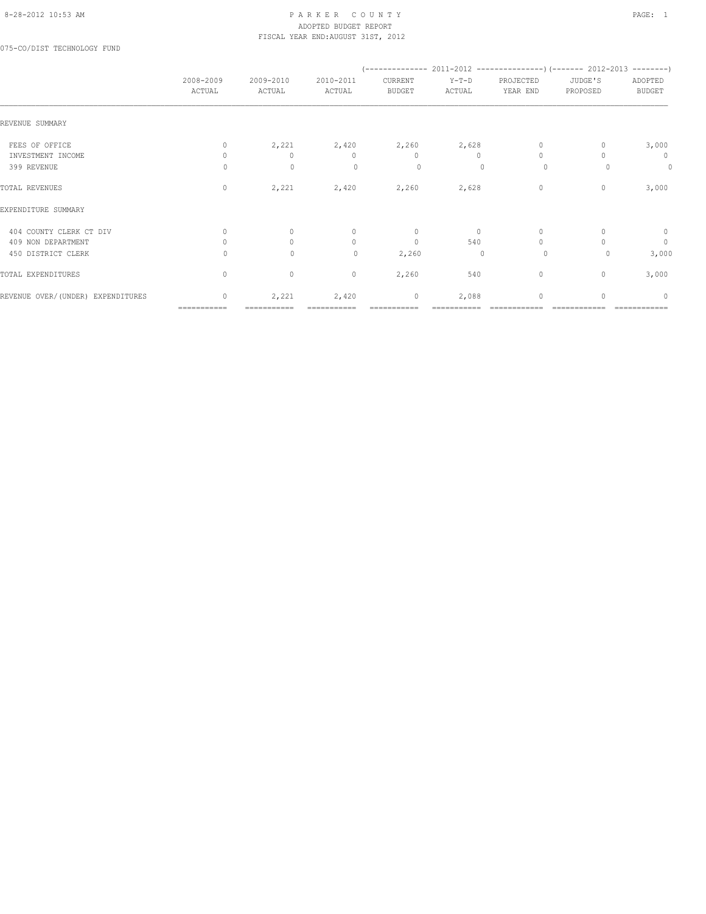# PARKER COUNTY

ADOPTED BUDGET REPORT

FISCAL YEAR END: AUGUST 31ST, 2012

075-CO/DIST TECHNOLOGY FUND

| | 2008-2009 ACTUAL | 2009-2010 ACTUAL | 2010-2011 ACTUAL | 2011-2012 CURRENT BUDGET | 2011-2012 Y-T-D ACTUAL | 2011-2012 PROJECTED YEAR END | 2012-2013 JUDGE'S PROPOSED | 2012-2013 ADOPTED BUDGET |
|---|---|---|---|---|---|---|---|---|
| REVENUE SUMMARY | | | | | | | | |
| FEES OF OFFICE | 0 | 2,221 | 2,420 | 2,260 | 2,628 | 0 | 0 | 3,000 |
| INVESTMENT INCOME | 0 | 0 | 0 | 0 | 0 | 0 | 0 | 0 |
| 399 REVENUE | 0 | 0 | 0 | 0 | 0 | 0 | 0 | 0 |
| TOTAL REVENUES | 0 | 2,221 | 2,420 | 2,260 | 2,628 | 0 | 0 | 3,000 |
| EXPENDITURE SUMMARY | | | | | | | | |
| 404 COUNTY CLERK CT DIV | 0 | 0 | 0 | 0 | 0 | 0 | 0 | 0 |
| 409 NON DEPARTMENT | 0 | 0 | 0 | 0 | 540 | 0 | 0 | 0 |
| 450 DISTRICT CLERK | 0 | 0 | 0 | 2,260 | 0 | 0 | 0 | 3,000 |
| TOTAL EXPENDITURES | 0 | 0 | 0 | 2,260 | 540 | 0 | 0 | 3,000 |
| REVENUE OVER/(UNDER) EXPENDITURES | 0 | 2,221 | 2,420 | 0 | 2,088 | 0 | 0 | 0 |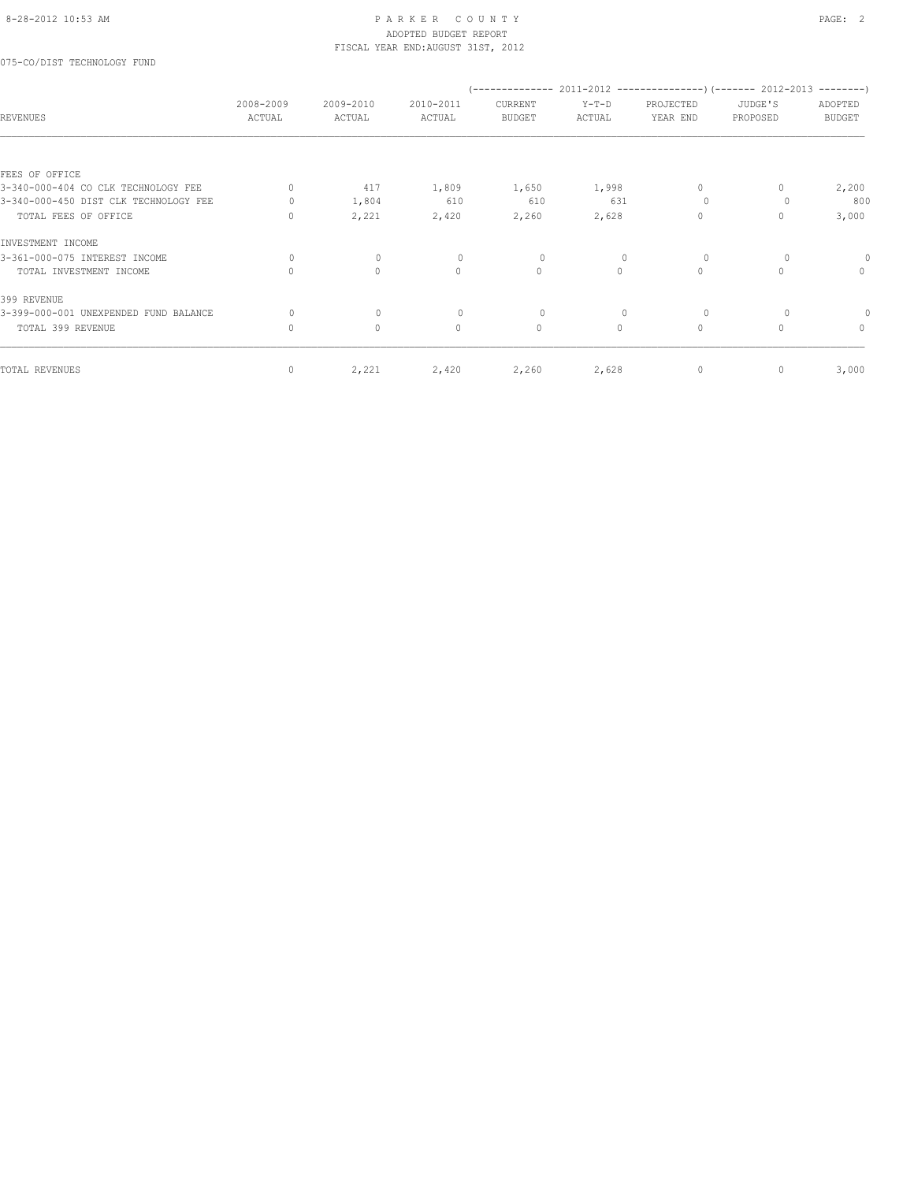# PARKER COUNTY

ADOPTED BUDGET REPORT

FISCAL YEAR END:AUGUST 31ST, 2012

075-CO/DIST TECHNOLOGY FUND

| REVENUES | 2008-2009 ACTUAL | 2009-2010 ACTUAL | 2010-2011 ACTUAL | (-------------- 2011-2012 CURRENT BUDGET | Y-T-D ACTUAL | PROJECTED YEAR END ---------------) | (------- 2012-2013 JUDGE'S PROPOSED | ADOPTED BUDGET --------) |
|---|---|---|---|---|---|---|---|---|
| FEES OF OFFICE | | | | | | | | |
| 3-340-000-404 CO CLK TECHNOLOGY FEE | 0 | 417 | 1,809 | 1,650 | 1,998 | 0 | 0 | 2,200 |
| 3-340-000-450 DIST CLK TECHNOLOGY FEE | 0 | 1,804 | 610 | 610 | 631 | 0 | 0 | 800 |
| TOTAL FEES OF OFFICE | 0 | 2,221 | 2,420 | 2,260 | 2,628 | 0 | 0 | 3,000 |
| INVESTMENT INCOME | | | | | | | | |
| 3-361-000-075 INTEREST INCOME | 0 | 0 | 0 | 0 | 0 | 0 | 0 | 0 |
| TOTAL INVESTMENT INCOME | 0 | 0 | 0 | 0 | 0 | 0 | 0 | 0 |
| 399 REVENUE | | | | | | | | |
| 3-399-000-001 UNEXPENDED FUND BALANCE | 0 | 0 | 0 | 0 | 0 | 0 | 0 | 0 |
| TOTAL 399 REVENUE | 0 | 0 | 0 | 0 | 0 | 0 | 0 | 0 |
| TOTAL REVENUES | 0 | 2,221 | 2,420 | 2,260 | 2,628 | 0 | 0 | 3,000 |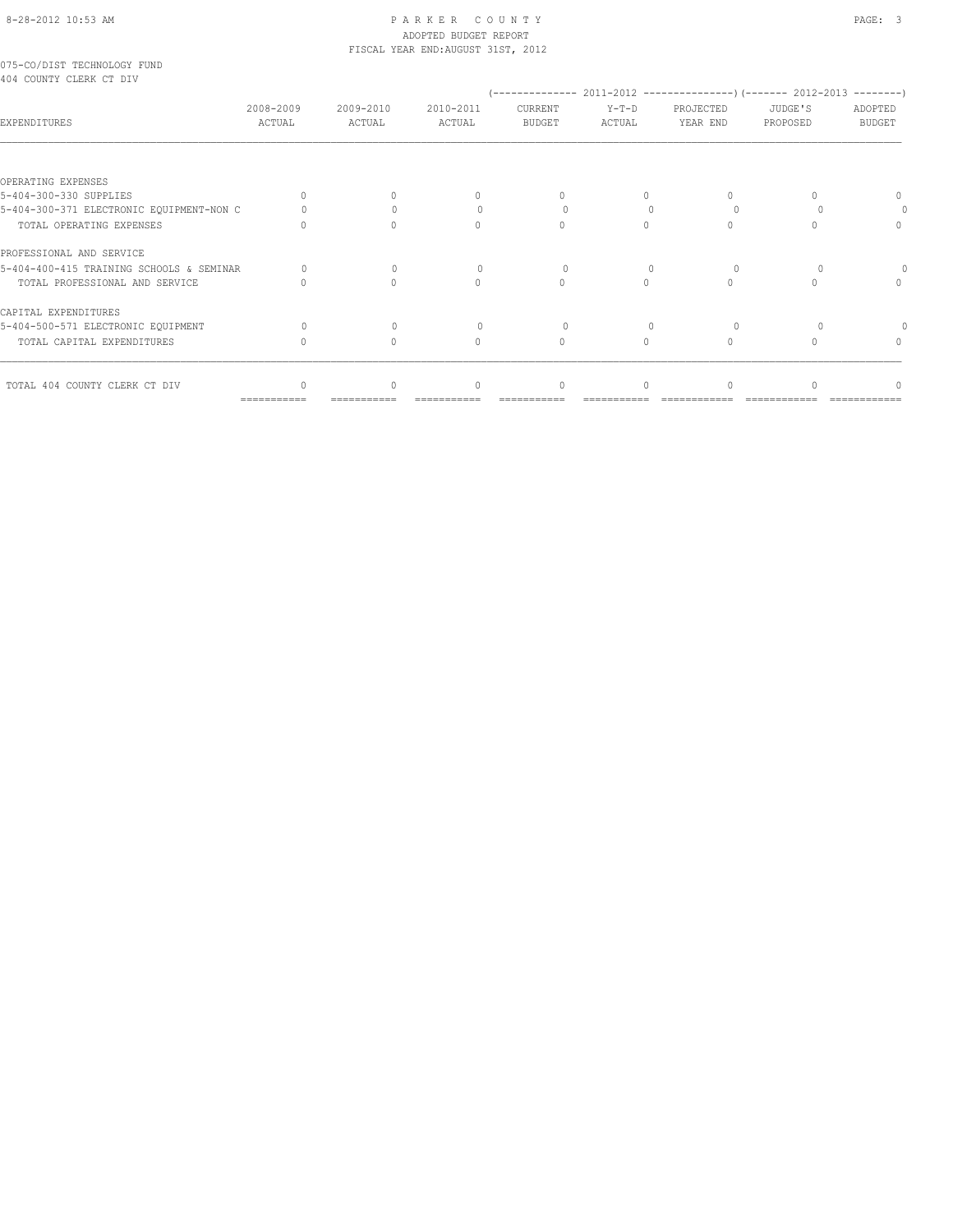PARKER COUNTY
ADOPTED BUDGET REPORT
FISCAL YEAR END:AUGUST 31ST, 2012

075-CO/DIST TECHNOLOGY FUND
404 COUNTY CLERK CT DIV

| EXPENDITURES | 2008-2009 ACTUAL | 2009-2010 ACTUAL | 2010-2011 ACTUAL | 2011-2012 CURRENT BUDGET | 2011-2012 Y-T-D ACTUAL | 2011-2012 PROJECTED YEAR END | 2012-2013 JUDGE'S PROPOSED | 2012-2013 ADOPTED BUDGET |
|---|---|---|---|---|---|---|---|---|
| OPERATING EXPENSES | | | | | | | | |
| 5-404-300-330 SUPPLIES | 0 | 0 | 0 | 0 | 0 | 0 | 0 | 0 |
| 5-404-300-371 ELECTRONIC EQUIPMENT-NON C | 0 | 0 | 0 | 0 | 0 | 0 | 0 | 0 |
| TOTAL OPERATING EXPENSES | 0 | 0 | 0 | 0 | 0 | 0 | 0 | 0 |
| PROFESSIONAL AND SERVICE | | | | | | | | |
| 5-404-400-415 TRAINING SCHOOLS & SEMINAR | 0 | 0 | 0 | 0 | 0 | 0 | 0 | 0 |
| TOTAL PROFESSIONAL AND SERVICE | 0 | 0 | 0 | 0 | 0 | 0 | 0 | 0 |
| CAPITAL EXPENDITURES | | | | | | | | |
| 5-404-500-571 ELECTRONIC EQUIPMENT | 0 | 0 | 0 | 0 | 0 | 0 | 0 | 0 |
| TOTAL CAPITAL EXPENDITURES | 0 | 0 | 0 | 0 | 0 | 0 | 0 | 0 |
| TOTAL 404 COUNTY CLERK CT DIV | 0 | 0 | 0 | 0 | 0 | 0 | 0 | 0 |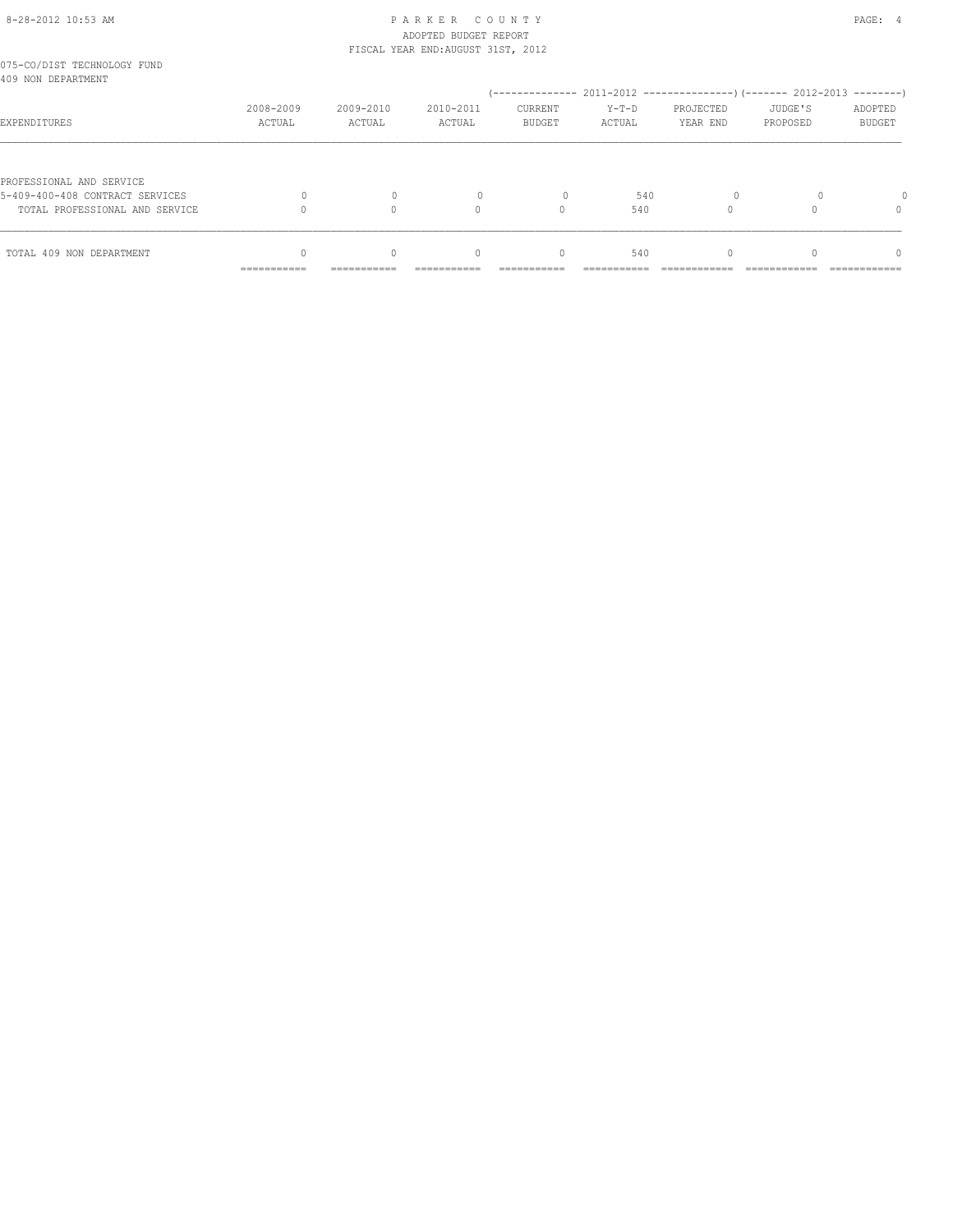075-CO/DIST TECHNOLOGY FUND
409 NON DEPARTMENT

| EXPENDITURES | 2008-2009 ACTUAL | 2009-2010 ACTUAL | 2010-2011 ACTUAL | 2011-2012 CURRENT BUDGET | 2011-2012 Y-T-D ACTUAL | 2011-2012 PROJECTED YEAR END | 2012-2013 JUDGE'S PROPOSED | 2012-2013 ADOPTED BUDGET |
|---|---|---|---|---|---|---|---|---|
| PROFESSIONAL AND SERVICE | | | | | | | | |
| 5-409-400-408 CONTRACT SERVICES | 0 | 0 | 0 | 0 | 540 | 0 | 0 | 0 |
| TOTAL PROFESSIONAL AND SERVICE | 0 | 0 | 0 | 0 | 540 | 0 | 0 | 0 |
| TOTAL 409 NON DEPARTMENT | 0 | 0 | 0 | 0 | 540 | 0 | 0 | 0 |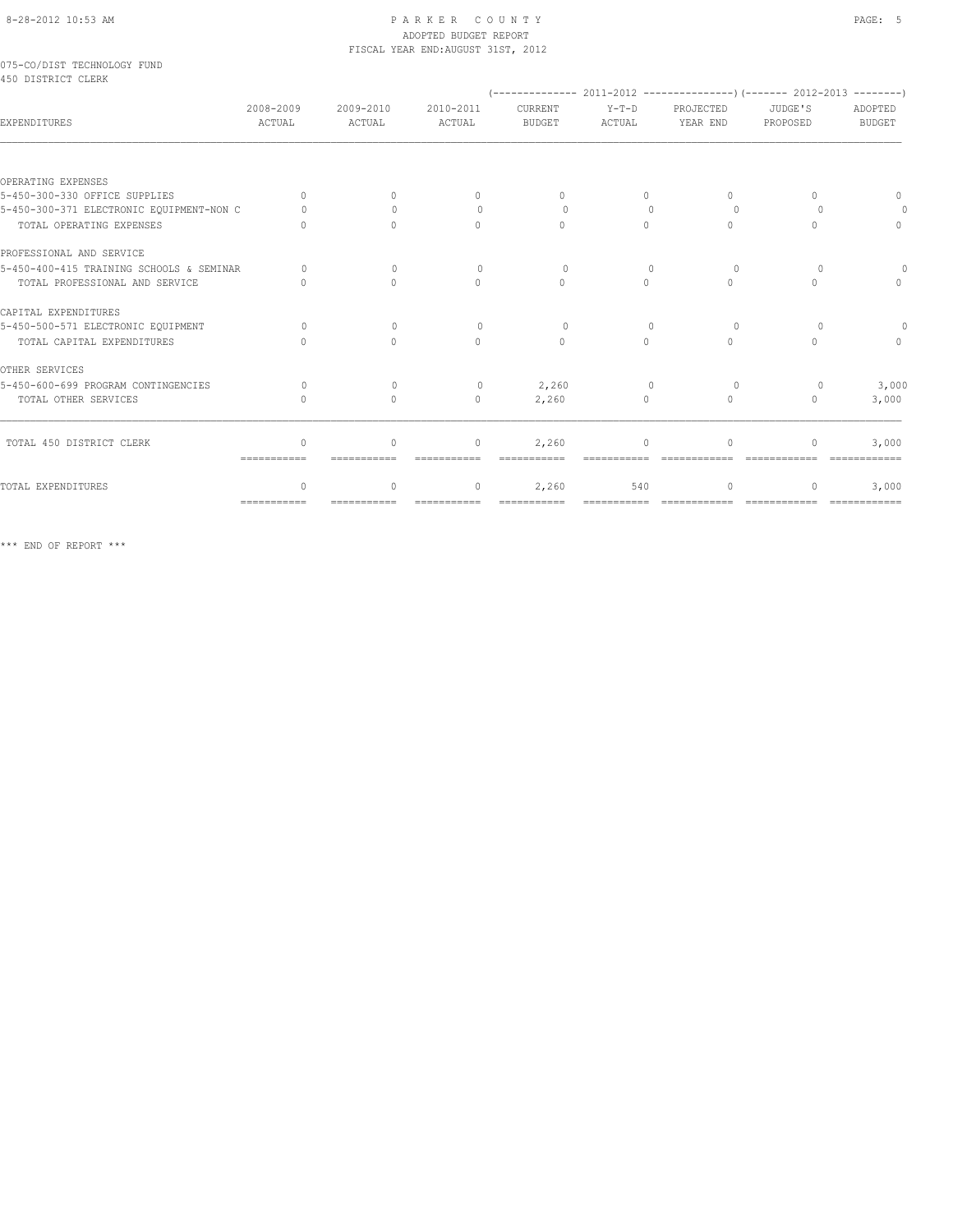PARKER COUNTY
ADOPTED BUDGET REPORT
FISCAL YEAR END:AUGUST 31ST, 2012

075-CO/DIST TECHNOLOGY FUND
450 DISTRICT CLERK

| EXPENDITURES | 2008-2009 ACTUAL | 2009-2010 ACTUAL | 2010-2011 ACTUAL | (---- 2011-2012 ----) CURRENT BUDGET | Y-T-D ACTUAL | PROJECTED YEAR END | (---- 2012-2013 ----) JUDGE'S PROPOSED | ADOPTED BUDGET |
|---|---|---|---|---|---|---|---|---|
| OPERATING EXPENSES | | | | | | | | |
| 5-450-300-330 OFFICE SUPPLIES | 0 | 0 | 0 | 0 | 0 | 0 | 0 | 0 |
| 5-450-300-371 ELECTRONIC EQUIPMENT-NON C | 0 | 0 | 0 | 0 | 0 | 0 | 0 | 0 |
| TOTAL OPERATING EXPENSES | 0 | 0 | 0 | 0 | 0 | 0 | 0 | 0 |
| PROFESSIONAL AND SERVICE | | | | | | | | |
| 5-450-400-415 TRAINING SCHOOLS & SEMINAR | 0 | 0 | 0 | 0 | 0 | 0 | 0 | 0 |
| TOTAL PROFESSIONAL AND SERVICE | 0 | 0 | 0 | 0 | 0 | 0 | 0 | 0 |
| CAPITAL EXPENDITURES | | | | | | | | |
| 5-450-500-571 ELECTRONIC EQUIPMENT | 0 | 0 | 0 | 0 | 0 | 0 | 0 | 0 |
| TOTAL CAPITAL EXPENDITURES | 0 | 0 | 0 | 0 | 0 | 0 | 0 | 0 |
| OTHER SERVICES | | | | | | | | |
| 5-450-600-699 PROGRAM CONTINGENCIES | 0 | 0 | 0 | 2,260 | 0 | 0 | 0 | 3,000 |
| TOTAL OTHER SERVICES | 0 | 0 | 0 | 2,260 | 0 | 0 | 0 | 3,000 |
| TOTAL 450 DISTRICT CLERK | 0 | 0 | 0 | 2,260 | 0 | 0 | 0 | 3,000 |
| TOTAL EXPENDITURES | 0 | 0 | 0 | 2,260 | 540 | 0 | 0 | 3,000 |

*** END OF REPORT ***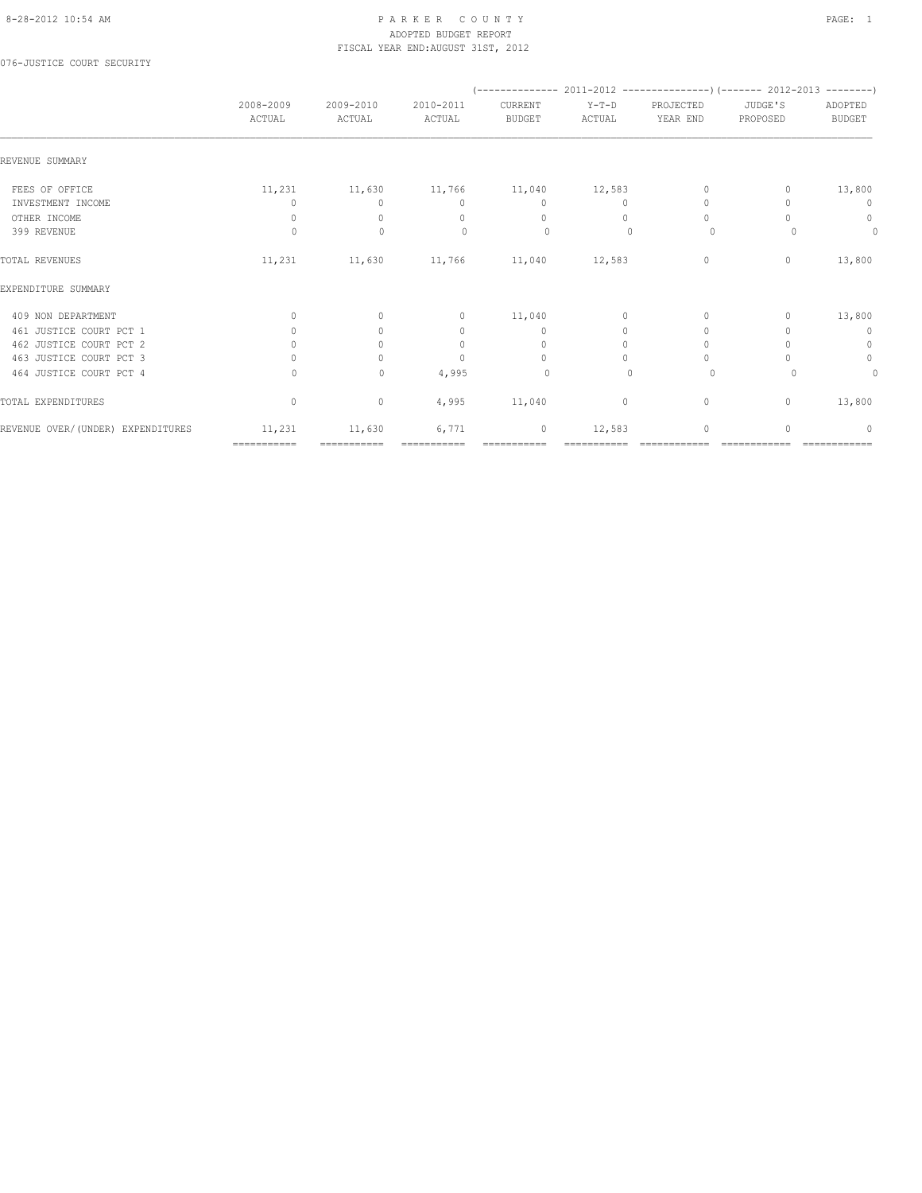PARKER COUNTY
ADOPTED BUDGET REPORT
FISCAL YEAR END:AUGUST 31ST, 2012

076-JUSTICE COURT SECURITY

| | 2008-2009 ACTUAL | 2009-2010 ACTUAL | 2010-2011 ACTUAL | 2011-2012 CURRENT BUDGET | 2011-2012 Y-T-D ACTUAL | 2011-2012 PROJECTED YEAR END | 2012-2013 JUDGE'S PROPOSED | 2012-2013 ADOPTED BUDGET |
|---|---|---|---|---|---|---|---|---|
| REVENUE SUMMARY | | | | | | | | |
| FEES OF OFFICE | 11,231 | 11,630 | 11,766 | 11,040 | 12,583 | 0 | 0 | 13,800 |
| INVESTMENT INCOME | 0 | 0 | 0 | 0 | 0 | 0 | 0 | 0 |
| OTHER INCOME | 0 | 0 | 0 | 0 | 0 | 0 | 0 | 0 |
| 399 REVENUE | 0 | 0 | 0 | 0 | 0 | 0 | 0 | 0 |
| TOTAL REVENUES | 11,231 | 11,630 | 11,766 | 11,040 | 12,583 | 0 | 0 | 13,800 |
| EXPENDITURE SUMMARY | | | | | | | | |
| 409 NON DEPARTMENT | 0 | 0 | 0 | 11,040 | 0 | 0 | 0 | 13,800 |
| 461 JUSTICE COURT PCT 1 | 0 | 0 | 0 | 0 | 0 | 0 | 0 | 0 |
| 462 JUSTICE COURT PCT 2 | 0 | 0 | 0 | 0 | 0 | 0 | 0 | 0 |
| 463 JUSTICE COURT PCT 3 | 0 | 0 | 0 | 0 | 0 | 0 | 0 | 0 |
| 464 JUSTICE COURT PCT 4 | 0 | 0 | 4,995 | 0 | 0 | 0 | 0 | 0 |
| TOTAL EXPENDITURES | 0 | 0 | 4,995 | 11,040 | 0 | 0 | 0 | 13,800 |
| REVENUE OVER/(UNDER) EXPENDITURES | 11,231 | 11,630 | 6,771 | 0 | 12,583 | 0 | 0 | 0 |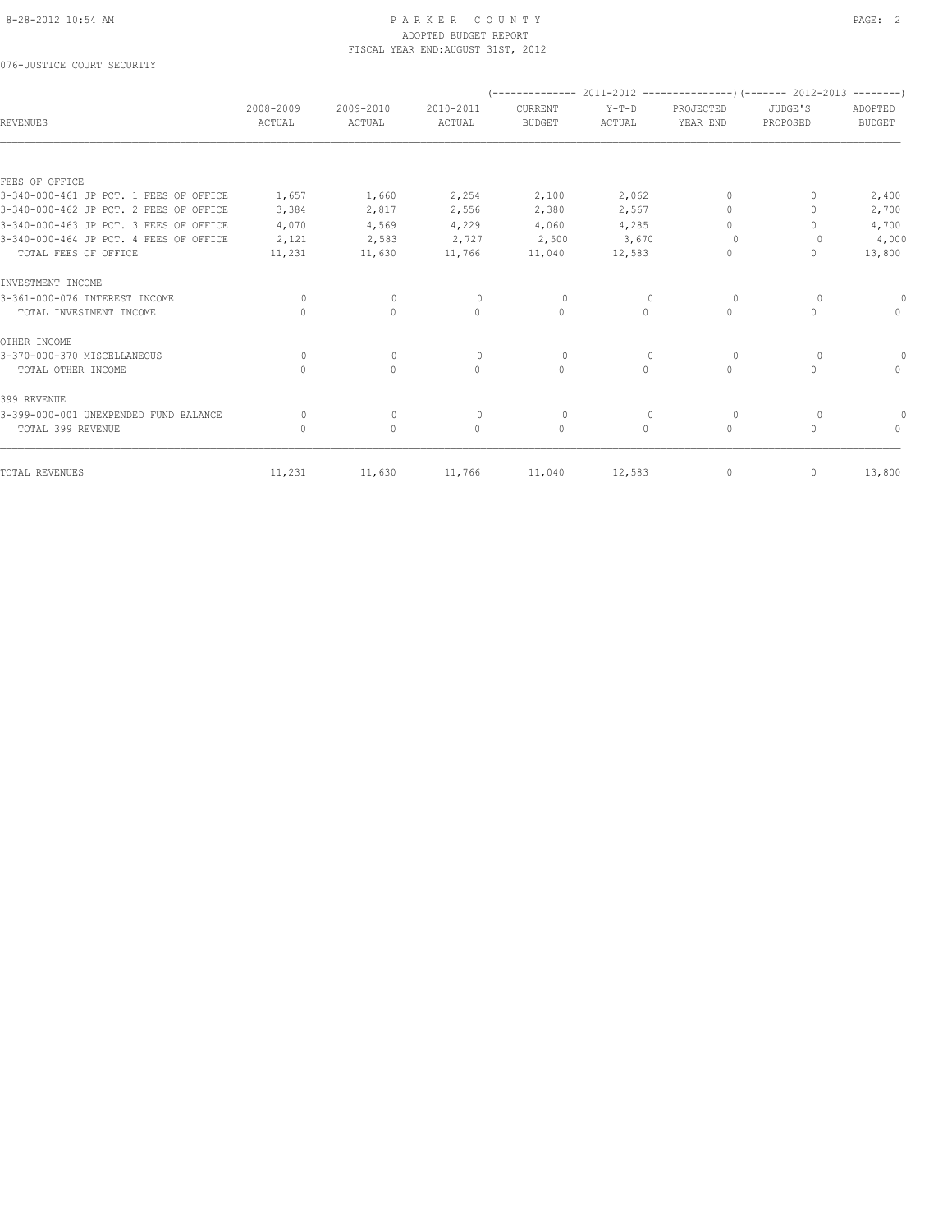# PARKER COUNTY
## ADOPTED BUDGET REPORT
### FISCAL YEAR END:AUGUST 31ST, 2012

076-JUSTICE COURT SECURITY

| REVENUES | 2008-2009 ACTUAL | 2009-2010 ACTUAL | 2010-2011 ACTUAL | (-------------- 2011-2012 CURRENT BUDGET | Y-T-D ACTUAL | PROJECTED YEAR END ---------------) | (------- 2012-2013 JUDGE'S PROPOSED | ADOPTED BUDGET --------) |
|---|---|---|---|---|---|---|---|---|
| FEES OF OFFICE | | | | | | | | |
| 3-340-000-461 JP PCT. 1 FEES OF OFFICE | 1,657 | 1,660 | 2,254 | 2,100 | 2,062 | 0 | 0 | 2,400 |
| 3-340-000-462 JP PCT. 2 FEES OF OFFICE | 3,384 | 2,817 | 2,556 | 2,380 | 2,567 | 0 | 0 | 2,700 |
| 3-340-000-463 JP PCT. 3 FEES OF OFFICE | 4,070 | 4,569 | 4,229 | 4,060 | 4,285 | 0 | 0 | 4,700 |
| 3-340-000-464 JP PCT. 4 FEES OF OFFICE | 2,121 | 2,583 | 2,727 | 2,500 | 3,670 | 0 | 0 | 4,000 |
| TOTAL FEES OF OFFICE | 11,231 | 11,630 | 11,766 | 11,040 | 12,583 | 0 | 0 | 13,800 |
| INVESTMENT INCOME | | | | | | | | |
| 3-361-000-076 INTEREST INCOME | 0 | 0 | 0 | 0 | 0 | 0 | 0 | 0 |
| TOTAL INVESTMENT INCOME | 0 | 0 | 0 | 0 | 0 | 0 | 0 | 0 |
| OTHER INCOME | | | | | | | | |
| 3-370-000-370 MISCELLANEOUS | 0 | 0 | 0 | 0 | 0 | 0 | 0 | 0 |
| TOTAL OTHER INCOME | 0 | 0 | 0 | 0 | 0 | 0 | 0 | 0 |
| 399 REVENUE | | | | | | | | |
| 3-399-000-001 UNEXPENDED FUND BALANCE | 0 | 0 | 0 | 0 | 0 | 0 | 0 | 0 |
| TOTAL 399 REVENUE | 0 | 0 | 0 | 0 | 0 | 0 | 0 | 0 |
| TOTAL REVENUES | 11,231 | 11,630 | 11,766 | 11,040 | 12,583 | 0 | 0 | 13,800 |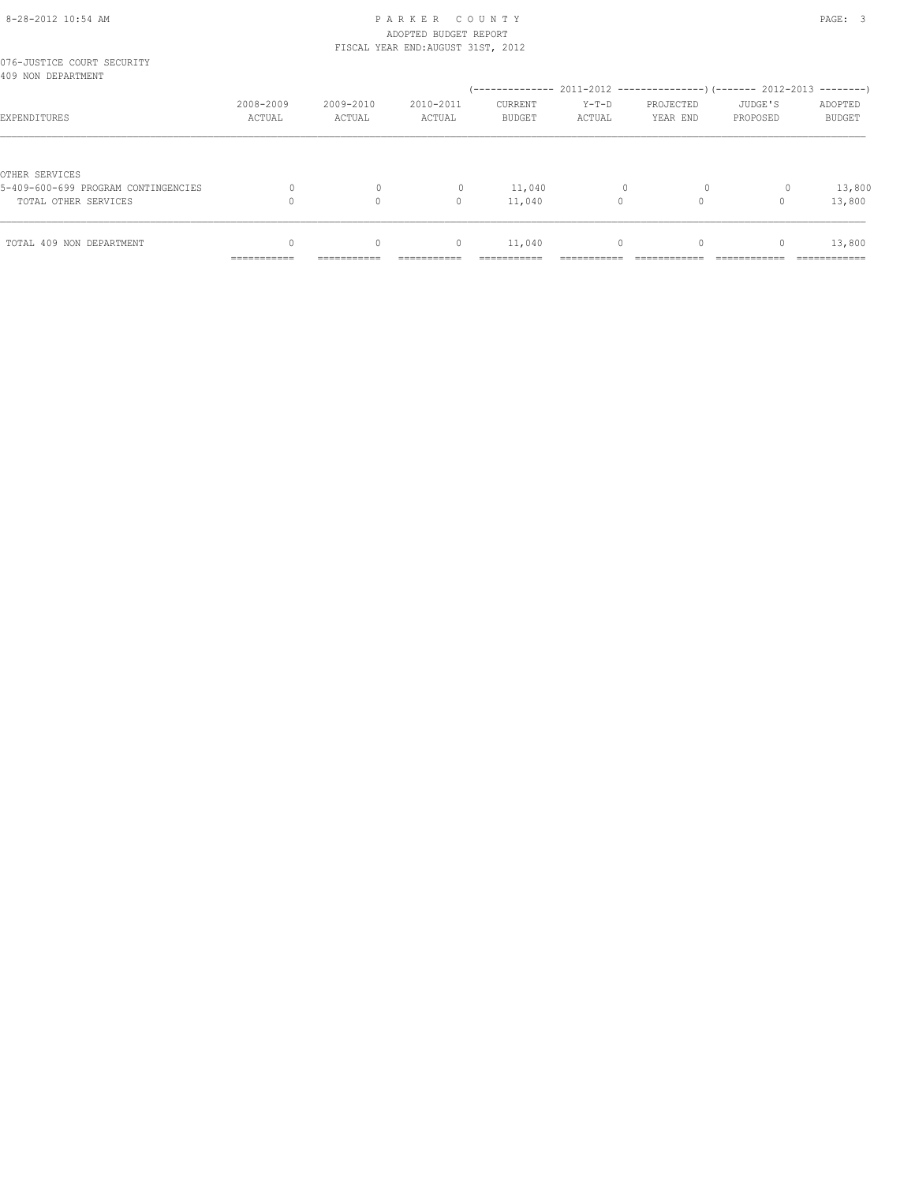076-JUSTICE COURT SECURITY
409 NON DEPARTMENT

| EXPENDITURES | 2008-2009 ACTUAL | 2009-2010 ACTUAL | 2010-2011 ACTUAL | 2011-2012 CURRENT BUDGET | 2011-2012 Y-T-D ACTUAL | 2011-2012 PROJECTED YEAR END | 2012-2013 JUDGE'S PROPOSED | 2012-2013 ADOPTED BUDGET |
|---|---|---|---|---|---|---|---|---|
| OTHER SERVICES | | | | | | | | |
| 5-409-600-699 PROGRAM CONTINGENCIES | 0 | 0 | 0 | 11,040 | 0 | 0 | 0 | 13,800 |
| TOTAL OTHER SERVICES | 0 | 0 | 0 | 11,040 | 0 | 0 | 0 | 13,800 |
| TOTAL 409 NON DEPARTMENT | 0 | 0 | 0 | 11,040 | 0 | 0 | 0 | 13,800 |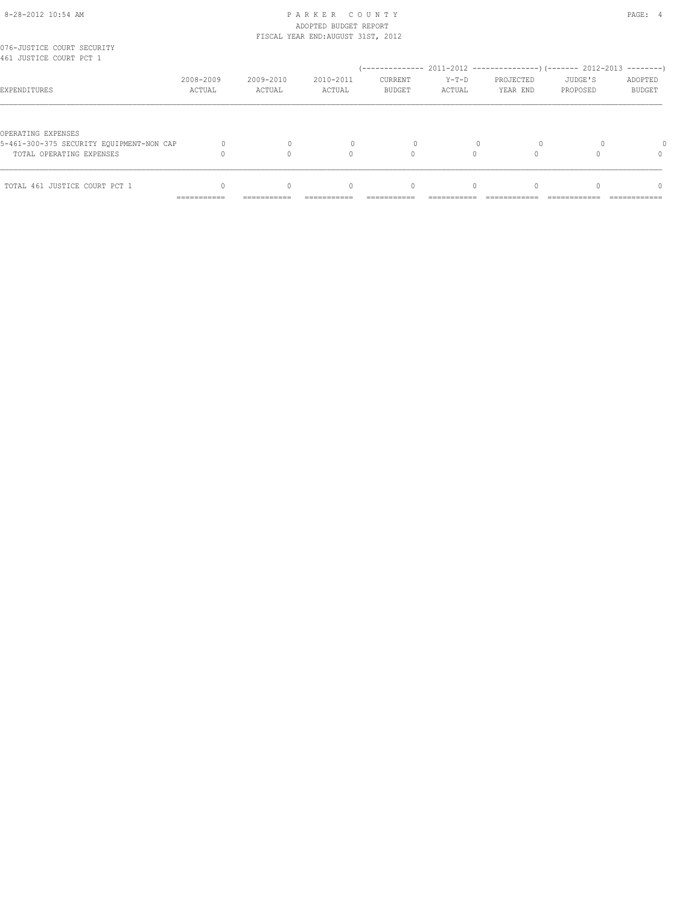076-JUSTICE COURT SECURITY
461 JUSTICE COURT PCT 1

| EXPENDITURES | 2008-2009 ACTUAL | 2009-2010 ACTUAL | 2010-2011 ACTUAL | 2011-2012 CURRENT BUDGET | 2011-2012 Y-T-D ACTUAL | 2011-2012 PROJECTED YEAR END | 2012-2013 JUDGE'S PROPOSED | 2012-2013 ADOPTED BUDGET |
|---|---|---|---|---|---|---|---|---|
| OPERATING EXPENSES | | | | | | | | |
| 5-461-300-375 SECURITY EQUIPMENT-NON CAP | 0 | 0 | 0 | 0 | 0 | 0 | 0 | 0 |
| TOTAL OPERATING EXPENSES | 0 | 0 | 0 | 0 | 0 | 0 | 0 | 0 |
| TOTAL 461 JUSTICE COURT PCT 1 | 0 | 0 | 0 | 0 | 0 | 0 | 0 | 0 |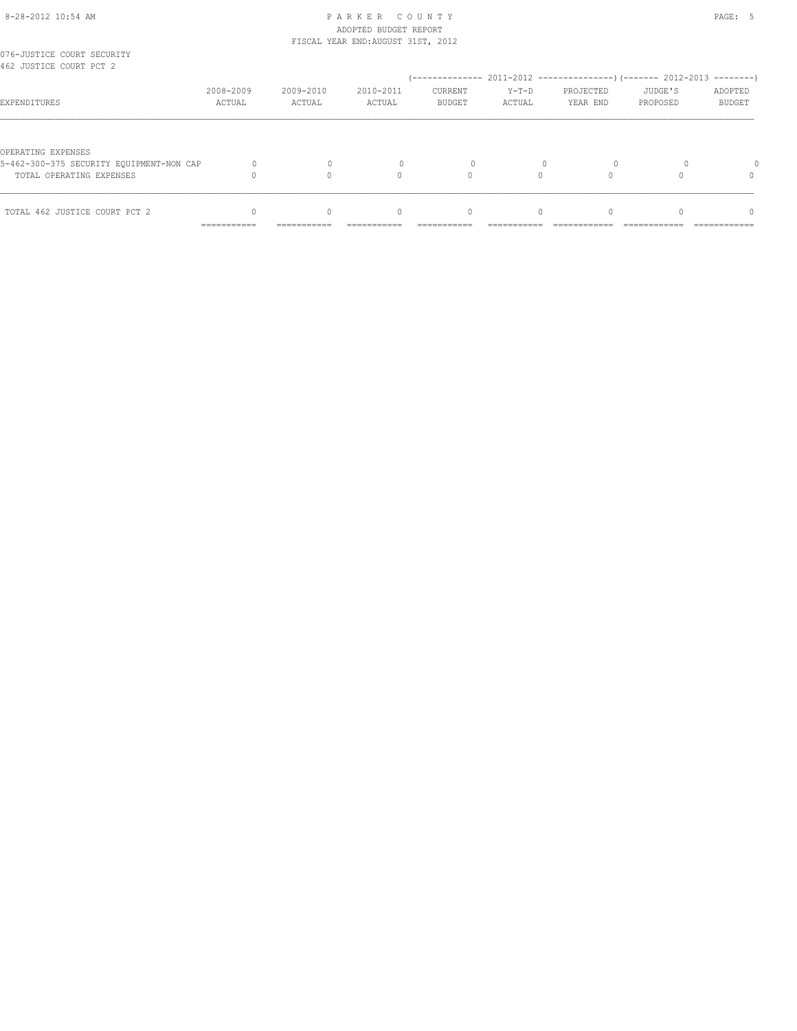076-JUSTICE COURT SECURITY
462 JUSTICE COURT PCT 2

| EXPENDITURES | 2008-2009 ACTUAL | 2009-2010 ACTUAL | 2010-2011 ACTUAL | 2011-2012 CURRENT BUDGET | 2011-2012 Y-T-D ACTUAL | 2011-2012 PROJECTED YEAR END | 2012-2013 JUDGE'S PROPOSED | 2012-2013 ADOPTED BUDGET |
|---|---|---|---|---|---|---|---|---|
| OPERATING EXPENSES | | | | | | | | |
| 5-462-300-375 SECURITY EQUIPMENT-NON CAP | 0 | 0 | 0 | 0 | 0 | 0 | 0 | 0 |
| TOTAL OPERATING EXPENSES | 0 | 0 | 0 | 0 | 0 | 0 | 0 | 0 |
| TOTAL 462 JUSTICE COURT PCT 2 | 0 | 0 | 0 | 0 | 0 | 0 | 0 | 0 |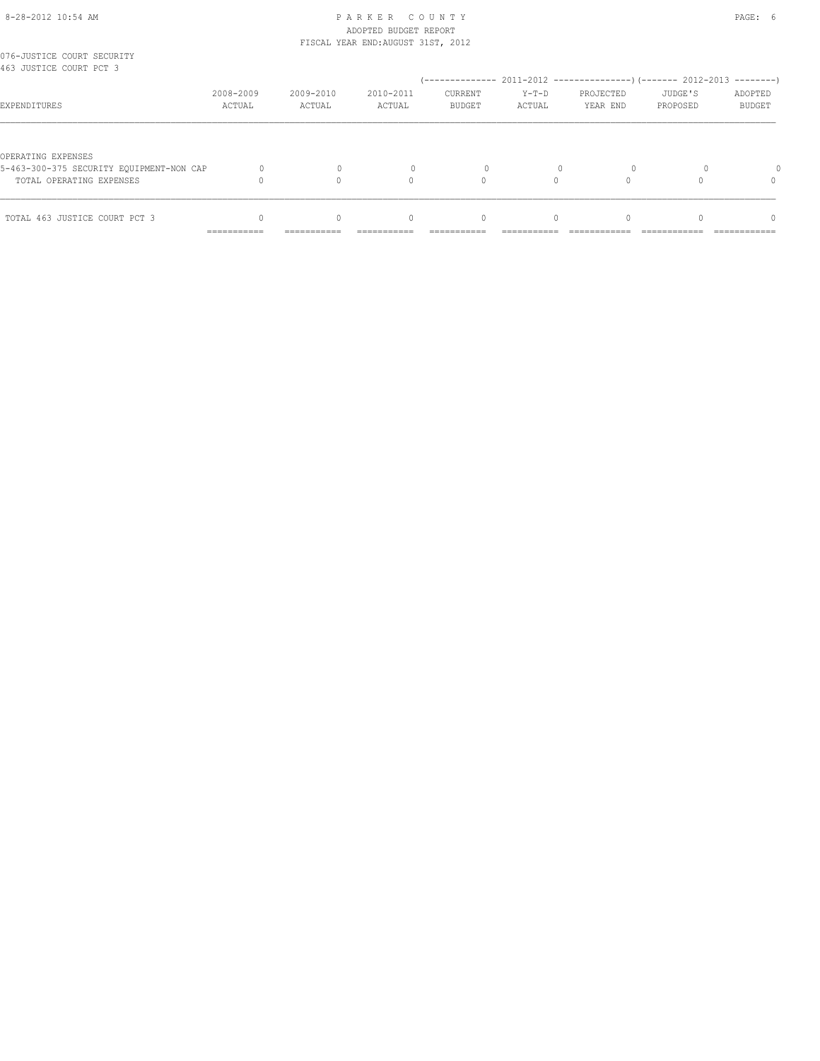076-JUSTICE COURT SECURITY
463 JUSTICE COURT PCT 3

| EXPENDITURES | 2008-2009 ACTUAL | 2009-2010 ACTUAL | 2010-2011 ACTUAL | 2011-2012 CURRENT BUDGET | 2011-2012 Y-T-D ACTUAL | 2011-2012 PROJECTED YEAR END | 2012-2013 JUDGE'S PROPOSED | 2012-2013 ADOPTED BUDGET |
|---|---|---|---|---|---|---|---|---|
| OPERATING EXPENSES | | | | | | | | |
| 5-463-300-375 SECURITY EQUIPMENT-NON CAP | 0 | 0 | 0 | 0 | 0 | 0 | 0 | 0 |
| TOTAL OPERATING EXPENSES | 0 | 0 | 0 | 0 | 0 | 0 | 0 | 0 |
| TOTAL 463 JUSTICE COURT PCT 3 | 0 | 0 | 0 | 0 | 0 | 0 | 0 | 0 |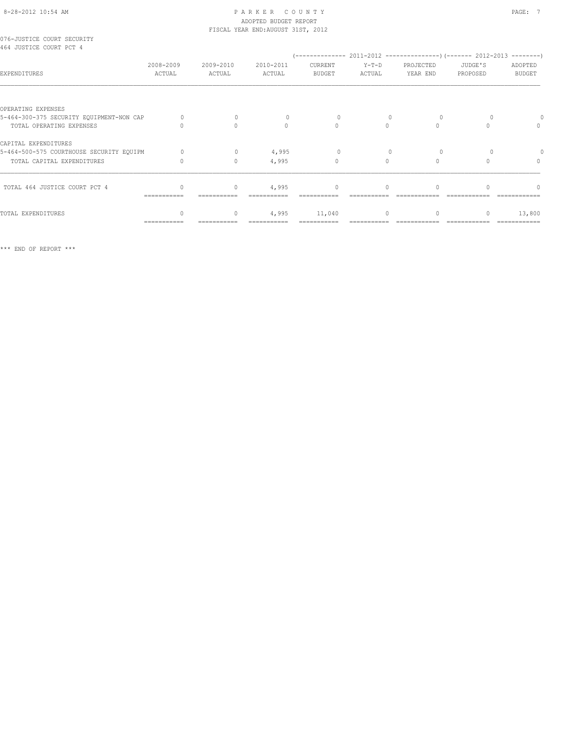076-JUSTICE COURT SECURITY
464 JUSTICE COURT PCT 4

| EXPENDITURES | 2008-2009 ACTUAL | 2009-2010 ACTUAL | 2010-2011 ACTUAL | 2011-2012 CURRENT BUDGET | 2011-2012 Y-T-D ACTUAL | 2011-2012 PROJECTED YEAR END | 2012-2013 JUDGE'S PROPOSED | 2012-2013 ADOPTED BUDGET |
|---|---|---|---|---|---|---|---|---|
| OPERATING EXPENSES | | | | | | | | |
| 5-464-300-375 SECURITY EQUIPMENT-NON CAP | 0 | 0 | 0 | 0 | 0 | 0 | 0 | 0 |
| TOTAL OPERATING EXPENSES | 0 | 0 | 0 | 0 | 0 | 0 | 0 | 0 |
| CAPITAL EXPENDITURES | | | | | | | | |
| 5-464-500-575 COURTHOUSE SECURITY EQUIPM | 0 | 0 | 4,995 | 0 | 0 | 0 | 0 | 0 |
| TOTAL CAPITAL EXPENDITURES | 0 | 0 | 4,995 | 0 | 0 | 0 | 0 | 0 |
| TOTAL 464 JUSTICE COURT PCT 4 | 0 | 0 | 4,995 | 0 | 0 | 0 | 0 | 0 |
| TOTAL EXPENDITURES | 0 | 0 | 4,995 | 11,040 | 0 | 0 | 0 | 13,800 |

*** END OF REPORT ***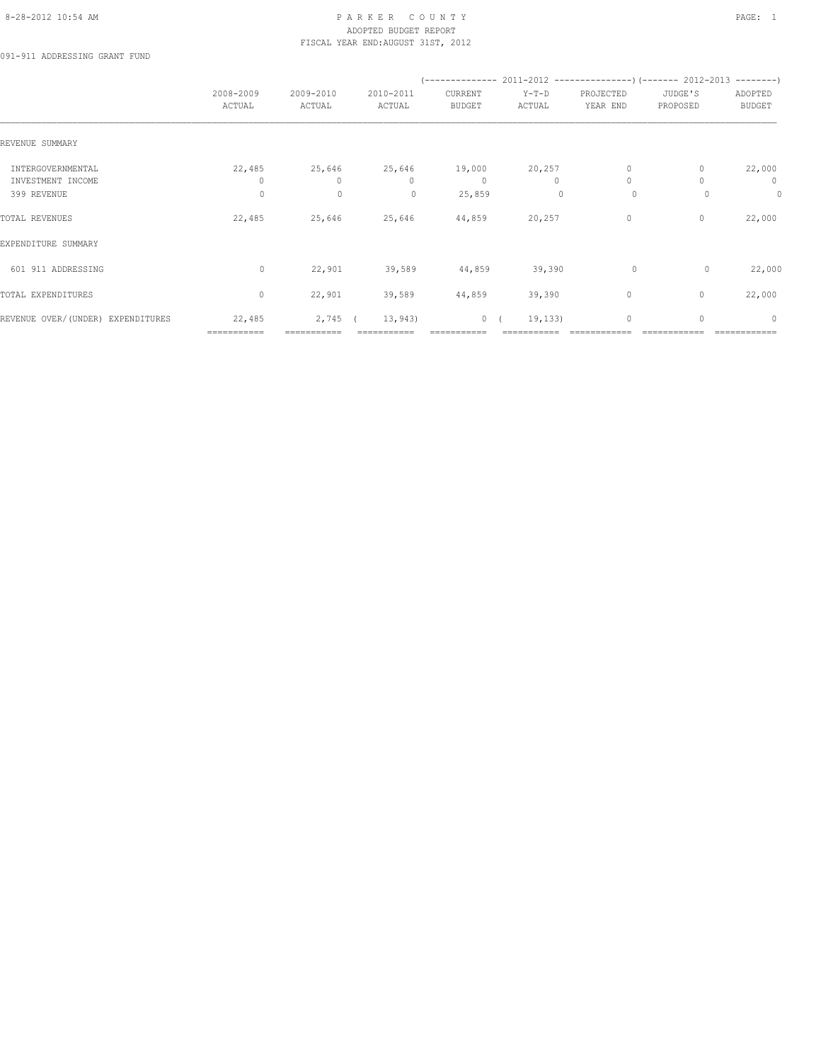PARKER COUNTY
ADOPTED BUDGET REPORT
FISCAL YEAR END:AUGUST 31ST, 2012

091-911 ADDRESSING GRANT FUND

| | 2008-2009 ACTUAL | 2009-2010 ACTUAL | 2010-2011 ACTUAL | 2011-2012 CURRENT BUDGET | 2011-2012 Y-T-D ACTUAL | 2011-2012 PROJECTED YEAR END | 2012-2013 JUDGE'S PROPOSED | 2012-2013 ADOPTED BUDGET |
|---|---|---|---|---|---|---|---|---|
| REVENUE SUMMARY | | | | | | | | |
| INTERGOVERNMENTAL | 22,485 | 25,646 | 25,646 | 19,000 | 20,257 | 0 | 0 | 22,000 |
| INVESTMENT INCOME | 0 | 0 | 0 | 0 | 0 | 0 | 0 | 0 |
| 399 REVENUE | 0 | 0 | 0 | 25,859 | 0 | 0 | 0 | 0 |
| TOTAL REVENUES | 22,485 | 25,646 | 25,646 | 44,859 | 20,257 | 0 | 0 | 22,000 |
| EXPENDITURE SUMMARY | | | | | | | | |
| 601 911 ADDRESSING | 0 | 22,901 | 39,589 | 44,859 | 39,390 | 0 | 0 | 22,000 |
| TOTAL EXPENDITURES | 0 | 22,901 | 39,589 | 44,859 | 39,390 | 0 | 0 | 22,000 |
| REVENUE OVER/(UNDER) EXPENDITURES | 22,485 | 2,745 | ( 13,943) | 0 | ( 19,133) | 0 | 0 | 0 |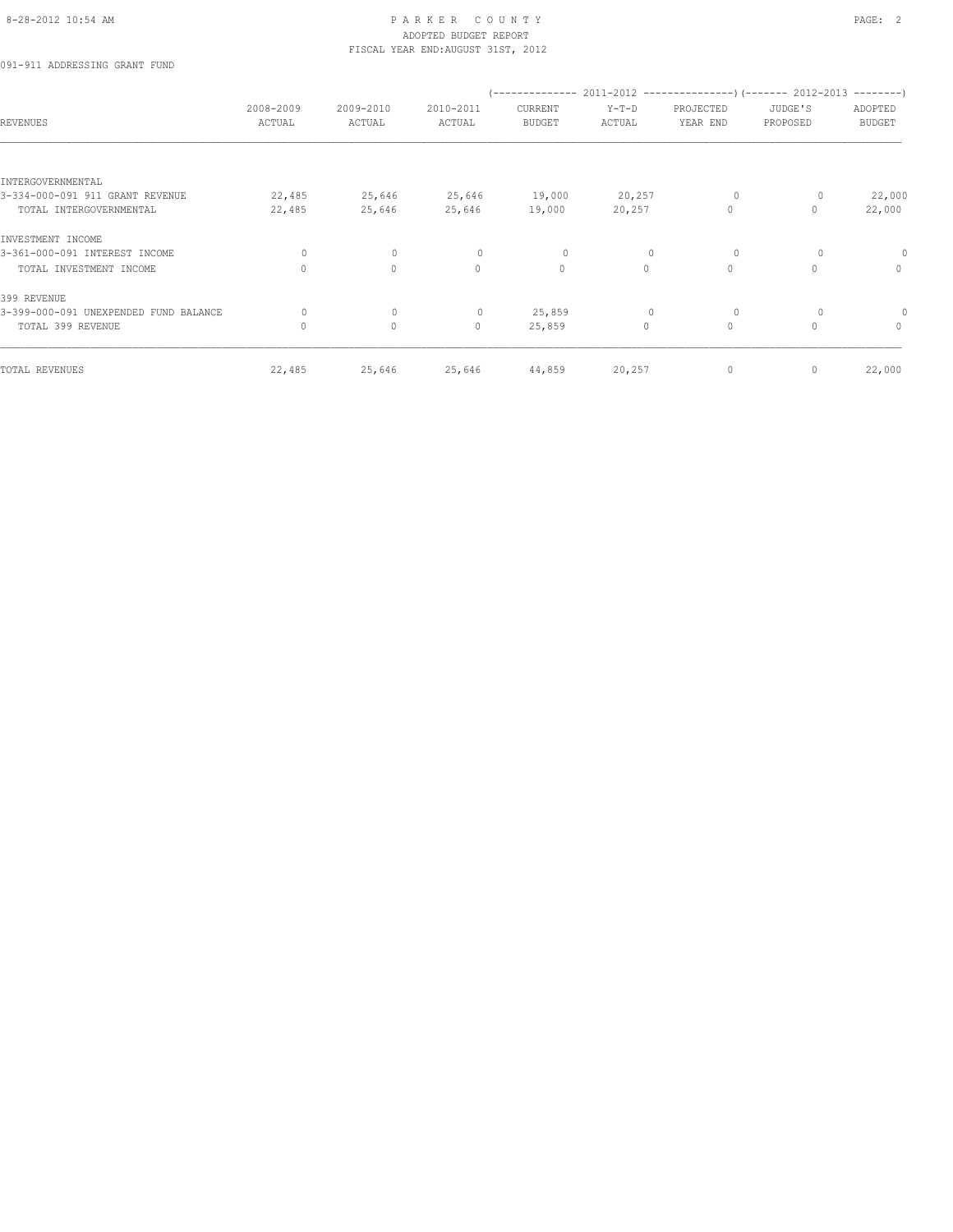ADOPTED BUDGET REPORT
FISCAL YEAR END:AUGUST 31ST, 2012

091-911 ADDRESSING GRANT FUND

| REVENUES | 2008-2009 ACTUAL | 2009-2010 ACTUAL | 2010-2011 ACTUAL | 2011-2012 CURRENT BUDGET | 2011-2012 Y-T-D ACTUAL | 2011-2012 PROJECTED YEAR END | 2012-2013 JUDGE'S PROPOSED | 2012-2013 ADOPTED BUDGET |
|---|---|---|---|---|---|---|---|---|
| INTERGOVERNMENTAL | | | | | | | | |
| 3-334-000-091 911 GRANT REVENUE | 22,485 | 25,646 | 25,646 | 19,000 | 20,257 | 0 | 0 | 22,000 |
| TOTAL INTERGOVERNMENTAL | 22,485 | 25,646 | 25,646 | 19,000 | 20,257 | 0 | 0 | 22,000 |
| INVESTMENT INCOME | | | | | | | | |
| 3-361-000-091 INTEREST INCOME | 0 | 0 | 0 | 0 | 0 | 0 | 0 | 0 |
| TOTAL INVESTMENT INCOME | 0 | 0 | 0 | 0 | 0 | 0 | 0 | 0 |
| 399 REVENUE | | | | | | | | |
| 3-399-000-091 UNEXPENDED FUND BALANCE | 0 | 0 | 0 | 25,859 | 0 | 0 | 0 | 0 |
| TOTAL 399 REVENUE | 0 | 0 | 0 | 25,859 | 0 | 0 | 0 | 0 |
| TOTAL REVENUES | 22,485 | 25,646 | 25,646 | 44,859 | 20,257 | 0 | 0 | 22,000 |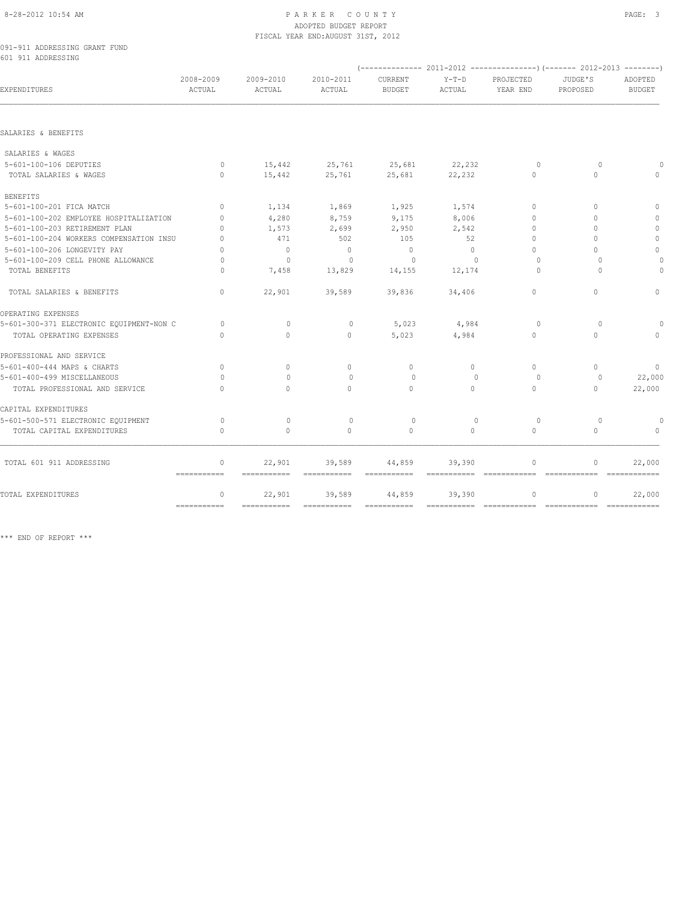PARKER COUNTY
ADOPTED BUDGET REPORT
FISCAL YEAR END:AUGUST 31ST, 2012

091-911 ADDRESSING GRANT FUND
601 911 ADDRESSING

| EXPENDITURES | 2008-2009 ACTUAL | 2009-2010 ACTUAL | 2010-2011 ACTUAL | 2011-2012 CURRENT BUDGET | 2011-2012 Y-T-D ACTUAL | 2011-2012 PROJECTED YEAR END | 2012-2013 JUDGE'S PROPOSED | 2012-2013 ADOPTED BUDGET |
|---|---|---|---|---|---|---|---|---|
| SALARIES & BENEFITS | | | | | | | | |
| SALARIES & WAGES | | | | | | | | |
| 5-601-100-106 DEPUTIES | 0 | 15,442 | 25,761 | 25,681 | 22,232 | 0 | 0 | 0 |
| TOTAL SALARIES & WAGES | 0 | 15,442 | 25,761 | 25,681 | 22,232 | 0 | 0 | 0 |
| BENEFITS | | | | | | | | |
| 5-601-100-201 FICA MATCH | 0 | 1,134 | 1,869 | 1,925 | 1,574 | 0 | 0 | 0 |
| 5-601-100-202 EMPLOYEE HOSPITALIZATION | 0 | 4,280 | 8,759 | 9,175 | 8,006 | 0 | 0 | 0 |
| 5-601-100-203 RETIREMENT PLAN | 0 | 1,573 | 2,699 | 2,950 | 2,542 | 0 | 0 | 0 |
| 5-601-100-204 WORKERS COMPENSATION INSU | 0 | 471 | 502 | 105 | 52 | 0 | 0 | 0 |
| 5-601-100-206 LONGEVITY PAY | 0 | 0 | 0 | 0 | 0 | 0 | 0 | 0 |
| 5-601-100-209 CELL PHONE ALLOWANCE | 0 | 0 | 0 | 0 | 0 | 0 | 0 | 0 |
| TOTAL BENEFITS | 0 | 7,458 | 13,829 | 14,155 | 12,174 | 0 | 0 | 0 |
| TOTAL SALARIES & BENEFITS | 0 | 22,901 | 39,589 | 39,836 | 34,406 | 0 | 0 | 0 |
| OPERATING EXPENSES | | | | | | | | |
| 5-601-300-371 ELECTRONIC EQUIPMENT-NON C | 0 | 0 | 0 | 5,023 | 4,984 | 0 | 0 | 0 |
| TOTAL OPERATING EXPENSES | 0 | 0 | 0 | 5,023 | 4,984 | 0 | 0 | 0 |
| PROFESSIONAL AND SERVICE | | | | | | | | |
| 5-601-400-444 MAPS & CHARTS | 0 | 0 | 0 | 0 | 0 | 0 | 0 | 0 |
| 5-601-400-499 MISCELLANEOUS | 0 | 0 | 0 | 0 | 0 | 0 | 0 | 22,000 |
| TOTAL PROFESSIONAL AND SERVICE | 0 | 0 | 0 | 0 | 0 | 0 | 0 | 22,000 |
| CAPITAL EXPENDITURES | | | | | | | | |
| 5-601-500-571 ELECTRONIC EQUIPMENT | 0 | 0 | 0 | 0 | 0 | 0 | 0 | 0 |
| TOTAL CAPITAL EXPENDITURES | 0 | 0 | 0 | 0 | 0 | 0 | 0 | 0 |
| TOTAL 601 911 ADDRESSING | 0 | 22,901 | 39,589 | 44,859 | 39,390 | 0 | 0 | 22,000 |
| TOTAL EXPENDITURES | 0 | 22,901 | 39,589 | 44,859 | 39,390 | 0 | 0 | 22,000 |

*** END OF REPORT ***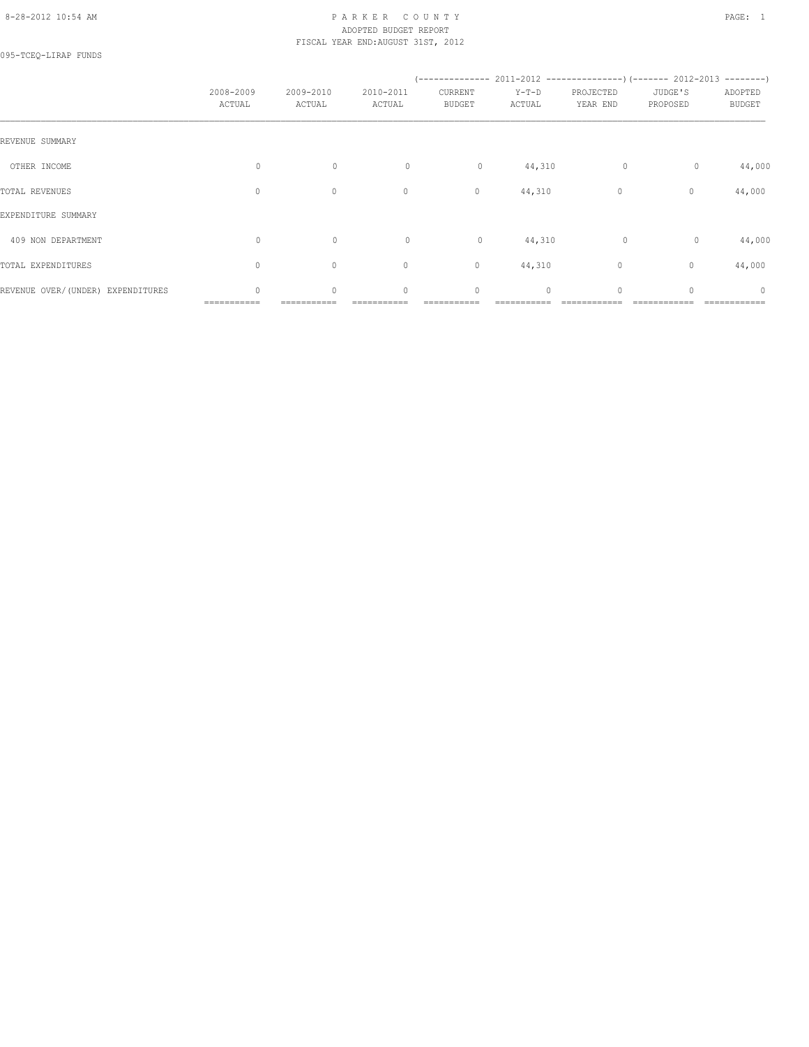# PARKER COUNTY
## ADOPTED BUDGET REPORT
### FISCAL YEAR END: AUGUST 31ST, 2012

095-TCEQ-LIRAP FUNDS

| | 2008-2009 ACTUAL | 2009-2010 ACTUAL | 2010-2011 ACTUAL | 2011-2012 CURRENT BUDGET | 2011-2012 Y-T-D ACTUAL | 2011-2012 PROJECTED YEAR END | 2012-2013 JUDGE'S PROPOSED | 2012-2013 ADOPTED BUDGET |
|---|---|---|---|---|---|---|---|---|
| REVENUE SUMMARY | | | | | | | | |
| OTHER INCOME | 0 | 0 | 0 | 0 | 44,310 | 0 | 0 | 44,000 |
| TOTAL REVENUES | 0 | 0 | 0 | 0 | 44,310 | 0 | 0 | 44,000 |
| EXPENDITURE SUMMARY | | | | | | | | |
| 409 NON DEPARTMENT | 0 | 0 | 0 | 0 | 44,310 | 0 | 0 | 44,000 |
| TOTAL EXPENDITURES | 0 | 0 | 0 | 0 | 44,310 | 0 | 0 | 44,000 |
| REVENUE OVER/(UNDER) EXPENDITURES | 0 | 0 | 0 | 0 | 0 | 0 | 0 | 0 |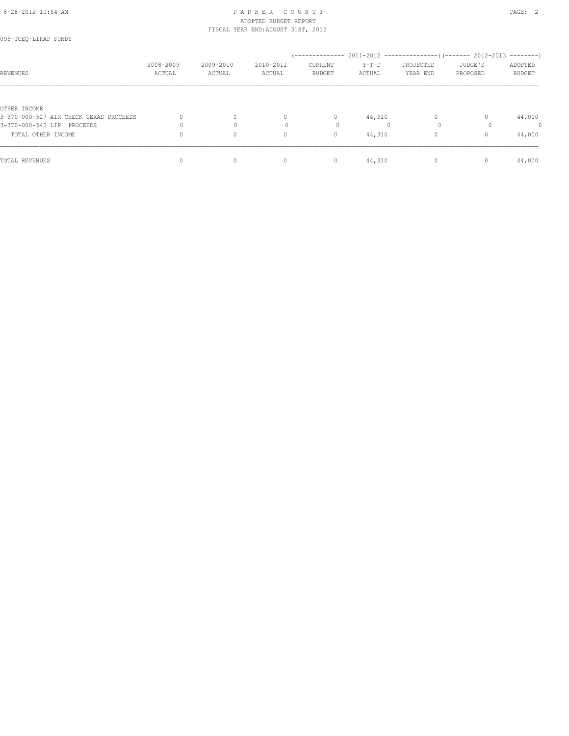PARKER COUNTY
ADOPTED BUDGET REPORT
FISCAL YEAR END:AUGUST 31ST, 2012

095-TCEQ-LIRAP FUNDS

| REVENUES | 2008-2009 ACTUAL | 2009-2010 ACTUAL | 2010-2011 ACTUAL | 2011-2012 CURRENT BUDGET | 2011-2012 Y-T-D ACTUAL | 2011-2012 PROJECTED YEAR END | 2012-2013 JUDGE'S PROPOSED | 2012-2013 ADOPTED BUDGET |
|---|---|---|---|---|---|---|---|---|
| OTHER INCOME | | | | | | | | |
| 3-370-000-527 AIR CHECK TEXAS PROCEEDS | 0 | 0 | 0 | 0 | 44,310 | 0 | 0 | 44,000 |
| 3-370-000-540 LIP PROCEEDS | 0 | 0 | 0 | 0 | 0 | 0 | 0 | 0 |
| TOTAL OTHER INCOME | 0 | 0 | 0 | 0 | 44,310 | 0 | 0 | 44,000 |
| TOTAL REVENUES | 0 | 0 | 0 | 0 | 44,310 | 0 | 0 | 44,000 |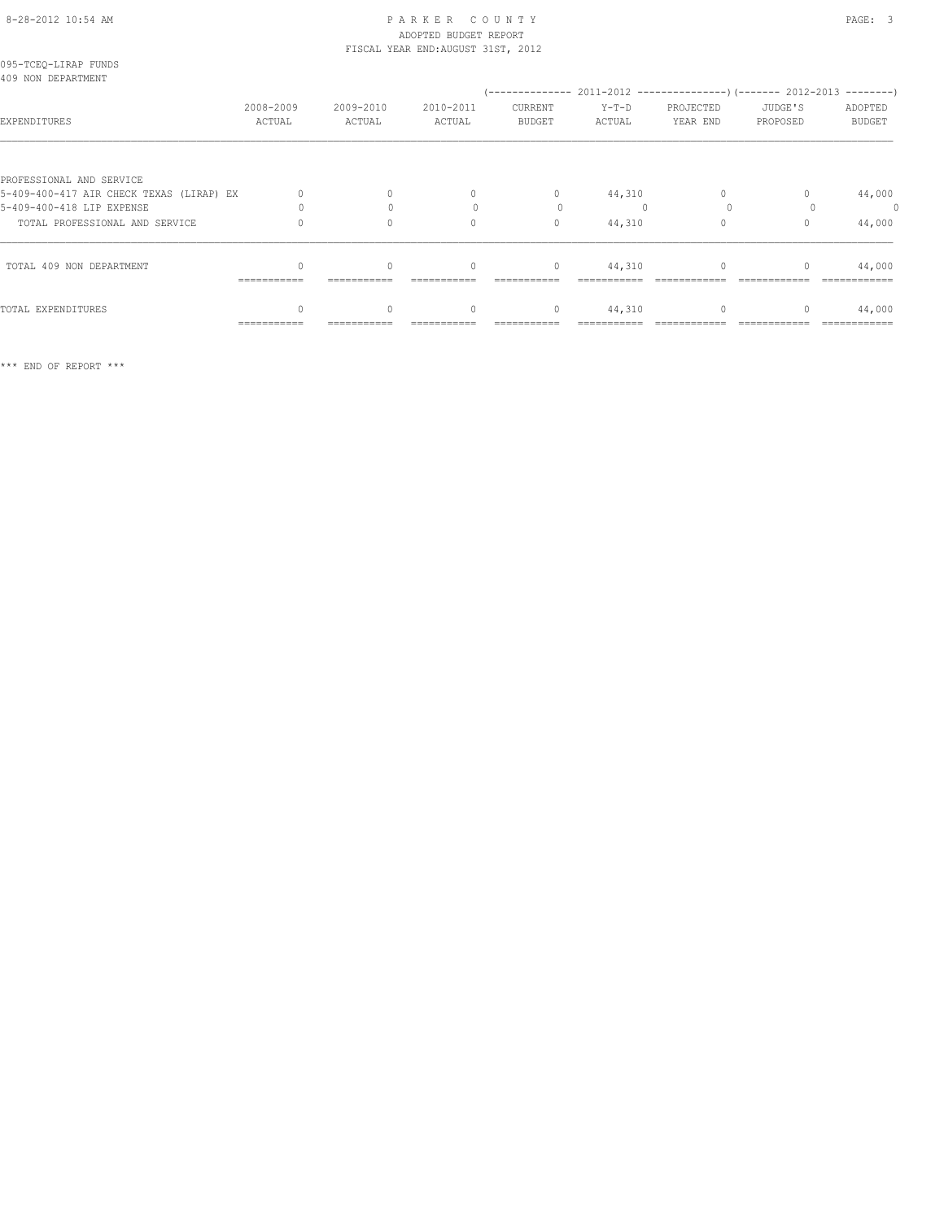PARKER COUNTY
ADOPTED BUDGET REPORT
FISCAL YEAR END:AUGUST 31ST, 2012

095-TCEQ-LIRAP FUNDS
409 NON DEPARTMENT

| EXPENDITURES | 2008-2009 ACTUAL | 2009-2010 ACTUAL | 2010-2011 ACTUAL | 2011-2012 CURRENT BUDGET | 2011-2012 Y-T-D ACTUAL | 2011-2012 PROJECTED YEAR END | 2012-2013 JUDGE'S PROPOSED | 2012-2013 ADOPTED BUDGET |
|---|---|---|---|---|---|---|---|---|
| PROFESSIONAL AND SERVICE | | | | | | | | |
| 5-409-400-417 AIR CHECK TEXAS (LIRAP) EX | 0 | 0 | 0 | 0 | 44,310 | 0 | 0 | 44,000 |
| 5-409-400-418 LIP EXPENSE | 0 | 0 | 0 | 0 | 0 | 0 | 0 | 0 |
| TOTAL PROFESSIONAL AND SERVICE | 0 | 0 | 0 | 0 | 44,310 | 0 | 0 | 44,000 |
| TOTAL 409 NON DEPARTMENT | 0 | 0 | 0 | 0 | 44,310 | 0 | 0 | 44,000 |
| TOTAL EXPENDITURES | 0 | 0 | 0 | 0 | 44,310 | 0 | 0 | 44,000 |

*** END OF REPORT ***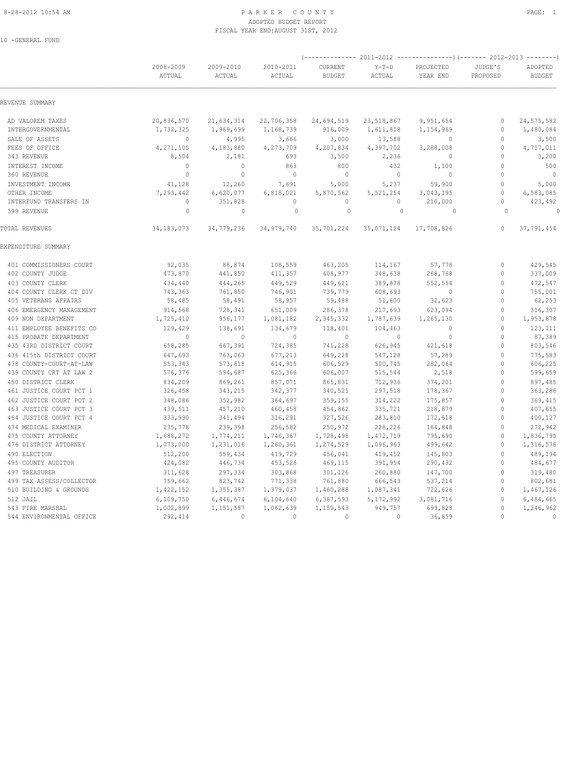PARKER COUNTY
ADOPTED BUDGET REPORT
FISCAL YEAR END: AUGUST 31ST, 2012

10 -GENERAL FUND

| | 2008-2009 ACTUAL | 2009-2010 ACTUAL | 2010-2011 ACTUAL | 2011-2012 CURRENT BUDGET | 2011-2012 Y-T-D ACTUAL | 2011-2012 PROJECTED YEAR END | 2012-2013 JUDGE'S PROPOSED | 2012-2013 ADOPTED BUDGET |
|---|---|---|---|---|---|---|---|---|
| REVENUE SUMMARY | | | | | | | | |
| AD VALOREM TAXES | 20,836,570 | 21,634,314 | 22,706,358 | 24,694,519 | 23,518,867 | 9,951,654 | 0 | 24,575,582 |
| INTERGOVERNMENTAL | 1,732,325 | 1,969,699 | 1,168,739 | 916,009 | 1,611,808 | 1,154,969 | 0 | 1,480,084 |
| SALE OF ASSETS | 0 | 4,995 | 3,666 | 3,000 | 13,588 | 0 | 0 | 3,500 |
| FEES OF OFFICE | 4,271,105 | 4,183,880 | 4,273,709 | 4,207,834 | 4,397,702 | 3,288,008 | 0 | 4,717,011 |
| 343 REVENUE | 8,504 | 2,181 | 693 | 3,500 | 2,236 | 0 | 0 | 3,200 |
| INTEREST INCOME | 0 | 0 | 863 | 800 | 432 | 1,100 | 0 | 500 |
| 360 REVENUE | 0 | 0 | 0 | 0 | 0 | 0 | 0 | 0 |
| INVESTMENT INCOME | 41,128 | 12,260 | 7,691 | 5,000 | 5,237 | 59,900 | 0 | 5,000 |
| OTHER INCOME | 7,293,442 | 6,620,077 | 6,818,021 | 5,870,562 | 5,521,254 | 3,043,195 | 0 | 6,583,085 |
| INTERFUND TRANSFERS IN | 0 | 351,828 | 0 | 0 | 0 | 210,000 | 0 | 423,492 |
| 399 REVENUE | 0 | 0 | 0 | 0 | 0 | 0 | 0 | 0 |
| TOTAL REVENUES | 34,183,073 | 34,779,236 | 34,979,740 | 35,701,224 | 35,071,124 | 17,708,826 | 0 | 37,791,454 |
| EXPENDITURE SUMMARY | | | | | | | | |
| 401 COMMISSIONERS COURT | 92,035 | 88,874 | 108,559 | 463,205 | 114,167 | 57,778 | 0 | 429,545 |
| 402 COUNTY JUDGE | 473,870 | 441,850 | 411,357 | 408,977 | 348,638 | 268,768 | 0 | 337,009 |
| 403 COUNTY CLERK | 434,440 | 444,265 | 449,529 | 449,621 | 389,878 | 552,554 | 0 | 472,547 |
| 404 COUNTY CLERK CT DIV | 743,363 | 761,850 | 746,901 | 739,779 | 608,693 | 0 | 0 | 755,001 |
| 405 VETERANS AFFAIRS | 58,485 | 58,491 | 58,957 | 59,488 | 51,600 | 32,623 | 0 | 62,253 |
| 406 EMERGENCY MANAGEMENT | 914,568 | 728,341 | 651,009 | 286,378 | 217,693 | 623,094 | 0 | 316,307 |
| 409 NON DEPARTMENT | 1,725,410 | 956,177 | 1,081,182 | 2,345,332 | 1,787,639 | 1,265,130 | 0 | 1,953,878 |
| 411 EMPLOYEE BENEFITS CO | 129,429 | 138,691 | 134,679 | 118,401 | 104,463 | 0 | 0 | 123,111 |
| 415 PROBATE DEPARTMENT | 0 | 0 | 0 | 0 | 0 | 0 | 0 | 87,389 |
| 435 43RD DISTRICT COURT | 658,285 | 667,391 | 724,385 | 741,228 | 626,945 | 421,618 | 0 | 803,546 |
| 436 415th DISTRICT COURT | 647,693 | 763,063 | 677,213 | 649,228 | 547,128 | 57,289 | 0 | 775,583 |
| 438 COUNTY-COURT-AT-LAW | 553,343 | 573,618 | 614,915 | 606,529 | 500,745 | 282,064 | 0 | 606,225 |
| 439 COUNTY CRT AT LAW 2 | 576,376 | 594,687 | 625,366 | 606,007 | 515,544 | 2,518 | 0 | 599,659 |
| 450 DISTRICT CLERK | 834,209 | 869,261 | 857,071 | 865,831 | 712,936 | 374,201 | 0 | 897,485 |
| 461 JUSTICE COURT PCT 1 | 326,458 | 343,215 | 342,377 | 340,525 | 297,518 | 178,367 | 0 | 363,286 |
| 462 JUSTICE COURT PCT 2 | 348,086 | 352,982 | 364,697 | 359,155 | 314,222 | 175,857 | 0 | 369,415 |
| 463 JUSTICE COURT PCT 3 | 439,511 | 457,210 | 460,458 | 454,862 | 335,721 | 218,879 | 0 | 407,655 |
| 464 JUSTICE COURT PCT 4 | 333,990 | 341,494 | 316,291 | 327,526 | 283,810 | 172,618 | 0 | 400,127 |
| 474 MEDICAL EXAMINER | 235,778 | 239,398 | 256,582 | 250,972 | 228,226 | 164,848 | 0 | 272,942 |
| 475 COUNTY ATTORNEY | 1,688,272 | 1,774,211 | 1,746,367 | 1,728,498 | 1,472,719 | 795,690 | 0 | 1,836,795 |
| 476 DISTRICT ATTORNEY | 1,073,000 | 1,231,016 | 1,260,361 | 1,274,529 | 1,096,963 | 499,642 | 0 | 1,316,576 |
| 490 ELECTION | 512,200 | 559,434 | 419,729 | 456,041 | 419,452 | 145,803 | 0 | 489,194 |
| 495 COUNTY AUDITOR | 424,082 | 446,734 | 453,526 | 469,115 | 391,954 | 290,432 | 0 | 484,677 |
| 497 TREASURER | 311,628 | 297,334 | 303,868 | 301,126 | 260,880 | 147,700 | 0 | 319,480 |
| 499 TAX ASSESS/COLLECTOR | 759,662 | 823,742 | 771,338 | 761,880 | 666,543 | 537,214 | 0 | 802,681 |
| 510 BUILDING & GROUNDS | 1,422,152 | 1,355,387 | 1,379,037 | 1,460,288 | 1,087,341 | 722,626 | 0 | 1,467,126 |
| 512 JAIL | 6,109,750 | 6,446,674 | 6,104,640 | 6,387,593 | 5,172,992 | 3,081,716 | 0 | 6,484,665 |
| 543 FIRE MARSHAL | 1,002,899 | 1,151,587 | 1,062,639 | 1,150,543 | 949,757 | 699,828 | 0 | 1,246,962 |
| 544 ENVIRONMENTAL OFFICE | 292,414 | 0 | 0 | 0 | 0 | 36,859 | 0 | 0 |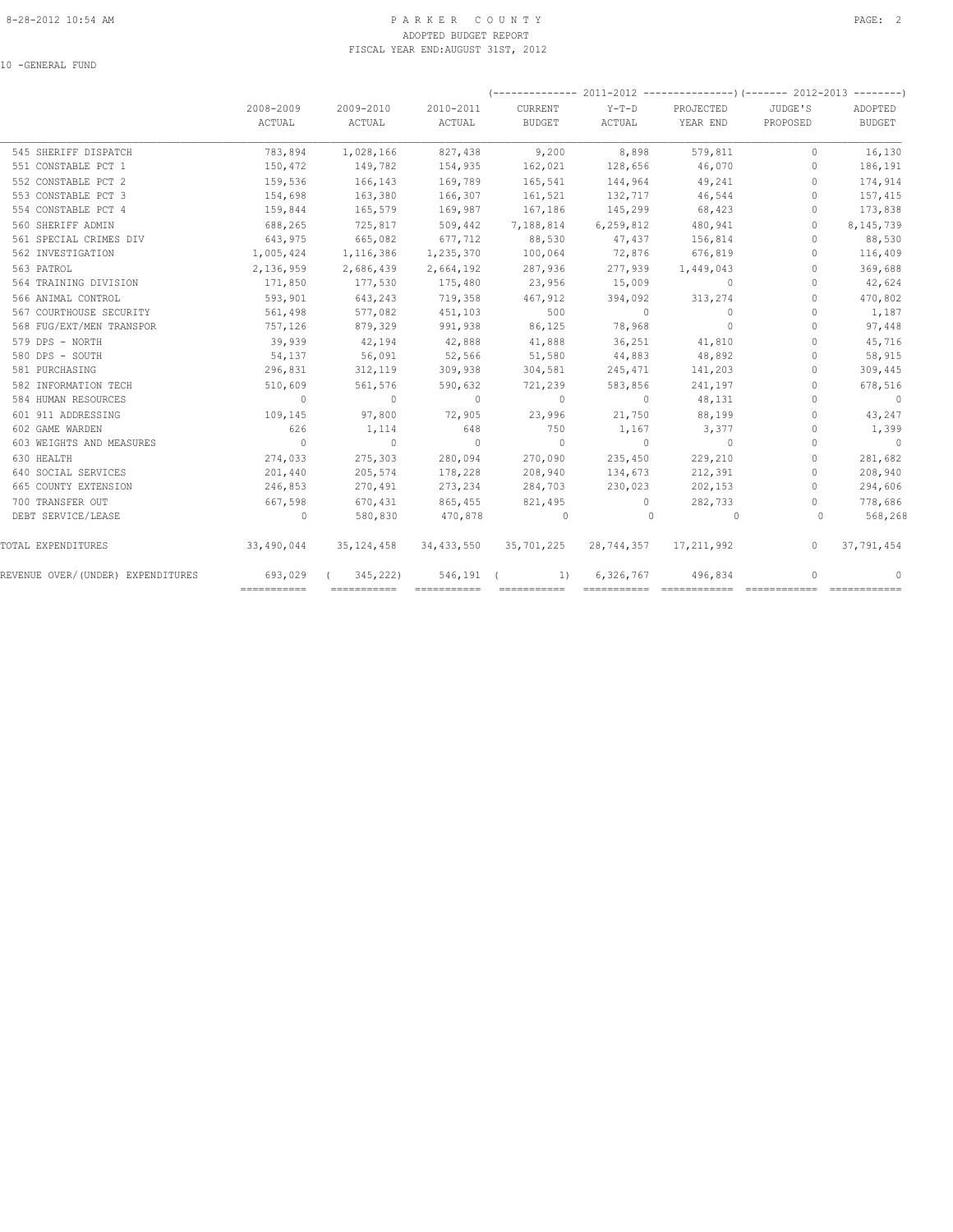PARKER COUNTY
ADOPTED BUDGET REPORT
FISCAL YEAR END:AUGUST 31ST, 2012

10 -GENERAL FUND

| | 2008-2009 ACTUAL | 2009-2010 ACTUAL | 2010-2011 ACTUAL | (---- 2011-2012 ----) CURRENT BUDGET | Y-T-D ACTUAL | PROJECTED YEAR END | (--- 2012-2013 ---) JUDGE'S PROPOSED | ADOPTED BUDGET |
|---|---|---|---|---|---|---|---|---|
| 545 SHERIFF DISPATCH | 783,894 | 1,028,166 | 827,438 | 9,200 | 8,898 | 579,811 | 0 | 16,130 |
| 551 CONSTABLE PCT 1 | 150,472 | 149,782 | 154,935 | 162,021 | 128,656 | 46,070 | 0 | 186,191 |
| 552 CONSTABLE PCT 2 | 159,536 | 166,143 | 169,789 | 165,541 | 144,964 | 49,241 | 0 | 174,914 |
| 553 CONSTABLE PCT 3 | 154,698 | 163,380 | 166,307 | 161,521 | 132,717 | 46,544 | 0 | 157,415 |
| 554 CONSTABLE PCT 4 | 159,844 | 165,579 | 169,987 | 167,186 | 145,299 | 68,423 | 0 | 173,838 |
| 560 SHERIFF ADMIN | 688,265 | 725,817 | 509,442 | 7,188,814 | 6,259,812 | 480,941 | 0 | 8,145,739 |
| 561 SPECIAL CRIMES DIV | 643,975 | 665,082 | 677,712 | 88,530 | 47,437 | 156,814 | 0 | 88,530 |
| 562 INVESTIGATION | 1,005,424 | 1,116,386 | 1,235,370 | 100,064 | 72,876 | 676,819 | 0 | 116,409 |
| 563 PATROL | 2,136,959 | 2,686,439 | 2,664,192 | 287,936 | 277,939 | 1,449,043 | 0 | 369,688 |
| 564 TRAINING DIVISION | 171,850 | 177,530 | 175,480 | 23,956 | 15,009 | 0 | 0 | 42,624 |
| 566 ANIMAL CONTROL | 593,901 | 643,243 | 719,358 | 467,912 | 394,092 | 313,274 | 0 | 470,802 |
| 567 COURTHOUSE SECURITY | 561,498 | 577,082 | 451,103 | 500 | 0 | 0 | 0 | 1,187 |
| 568 FUG/EXT/MEN TRANSPOR | 757,126 | 879,329 | 991,938 | 86,125 | 78,968 | 0 | 0 | 97,448 |
| 579 DPS - NORTH | 39,939 | 42,194 | 42,888 | 41,888 | 36,251 | 41,810 | 0 | 45,716 |
| 580 DPS - SOUTH | 54,137 | 56,091 | 52,566 | 51,580 | 44,883 | 48,892 | 0 | 58,915 |
| 581 PURCHASING | 296,831 | 312,119 | 309,938 | 304,581 | 245,471 | 141,203 | 0 | 309,445 |
| 582 INFORMATION TECH | 510,609 | 561,576 | 590,632 | 721,239 | 583,856 | 241,197 | 0 | 678,516 |
| 584 HUMAN RESOURCES | 0 | 0 | 0 | 0 | 0 | 48,131 | 0 | 0 |
| 601 911 ADDRESSING | 109,145 | 97,800 | 72,905 | 23,996 | 21,750 | 88,199 | 0 | 43,247 |
| 602 GAME WARDEN | 626 | 1,114 | 648 | 750 | 1,167 | 3,377 | 0 | 1,399 |
| 603 WEIGHTS AND MEASURES | 0 | 0 | 0 | 0 | 0 | 0 | 0 | 0 |
| 630 HEALTH | 274,033 | 275,303 | 280,094 | 270,090 | 235,450 | 229,210 | 0 | 281,682 |
| 640 SOCIAL SERVICES | 201,440 | 205,574 | 178,228 | 208,940 | 134,673 | 212,391 | 0 | 208,940 |
| 665 COUNTY EXTENSION | 246,853 | 270,491 | 273,234 | 284,703 | 230,023 | 202,153 | 0 | 294,606 |
| 700 TRANSFER OUT | 667,598 | 670,431 | 865,455 | 821,495 | 0 | 282,733 | 0 | 778,686 |
| DEBT SERVICE/LEASE | 0 | 580,830 | 470,878 | 0 | 0 | 0 | 0 | 568,268 |
| TOTAL EXPENDITURES | 33,490,044 | 35,124,458 | 34,433,550 | 35,701,225 | 28,744,357 | 17,211,992 | 0 | 37,791,454 |
| REVENUE OVER/(UNDER) EXPENDITURES | 693,029 | ( 345,222) | 546,191 | ( 1) | 6,326,767 | 496,834 | 0 | 0 |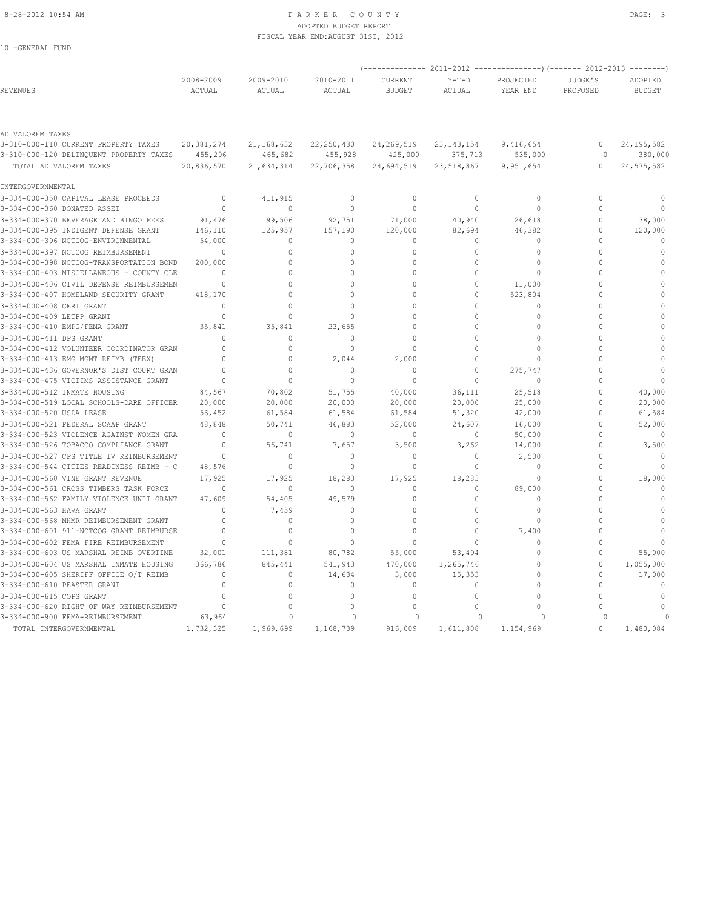# PARKER COUNTY

ADOPTED BUDGET REPORT

FISCAL YEAR END:AUGUST 31ST, 2012

10 -GENERAL FUND

| REVENUES | 2008-2009 ACTUAL | 2009-2010 ACTUAL | 2010-2011 ACTUAL | 2011-2012 CURRENT BUDGET | 2011-2012 Y-T-D ACTUAL | 2011-2012 PROJECTED YEAR END | 2012-2013 JUDGE'S PROPOSED | 2012-2013 ADOPTED BUDGET |
|---|---|---|---|---|---|---|---|---|
| **AD VALOREM TAXES** | | | | | | | | |
| 3-310-000-110 CURRENT PROPERTY TAXES | 20,381,274 | 21,168,632 | 22,250,430 | 24,269,519 | 23,143,154 | 9,416,654 | 0 | 24,195,582 |
| 3-310-000-120 DELINQUENT PROPERTY TAXES | 455,296 | 465,682 | 455,928 | 425,000 | 375,713 | 535,000 | 0 | 380,000 |
| TOTAL AD VALOREM TAXES | 20,836,570 | 21,634,314 | 22,706,358 | 24,694,519 | 23,518,867 | 9,951,654 | 0 | 24,575,582 |
| **INTERGOVERNMENTAL** | | | | | | | | |
| 3-334-000-350 CAPITAL LEASE PROCEEDS | 0 | 411,915 | 0 | 0 | 0 | 0 | 0 | 0 |
| 3-334-000-360 DONATED ASSET | 0 | 0 | 0 | 0 | 0 | 0 | 0 | 0 |
| 3-334-000-370 BEVERAGE AND BINGO FEES | 91,476 | 99,506 | 92,751 | 71,000 | 40,940 | 26,618 | 0 | 38,000 |
| 3-334-000-395 INDIGENT DEFENSE GRANT | 146,110 | 125,957 | 157,190 | 120,000 | 82,694 | 46,382 | 0 | 120,000 |
| 3-334-000-396 NCTCOG-ENVIRONMENTAL | 54,000 | 0 | 0 | 0 | 0 | 0 | 0 | 0 |
| 3-334-000-397 NCTCOG REIMBURSEMENT | 0 | 0 | 0 | 0 | 0 | 0 | 0 | 0 |
| 3-334-000-398 NCTCOG-TRANSPORTATION BOND | 200,000 | 0 | 0 | 0 | 0 | 0 | 0 | 0 |
| 3-334-000-403 MISCELLANEOUS - COUNTY CLE | 0 | 0 | 0 | 0 | 0 | 0 | 0 | 0 |
| 3-334-000-406 CIVIL DEFENSE REIMBURSEMEN | 0 | 0 | 0 | 0 | 0 | 11,000 | 0 | 0 |
| 3-334-000-407 HOMELAND SECURITY GRANT | 418,170 | 0 | 0 | 0 | 0 | 523,804 | 0 | 0 |
| 3-334-000-408 CERT GRANT | 0 | 0 | 0 | 0 | 0 | 0 | 0 | 0 |
| 3-334-000-409 LETPP GRANT | 0 | 0 | 0 | 0 | 0 | 0 | 0 | 0 |
| 3-334-000-410 EMPG/FEMA GRANT | 35,841 | 35,841 | 23,655 | 0 | 0 | 0 | 0 | 0 |
| 3-334-000-411 DPS GRANT | 0 | 0 | 0 | 0 | 0 | 0 | 0 | 0 |
| 3-334-000-412 VOLUNTEER COORDINATOR GRAN | 0 | 0 | 0 | 0 | 0 | 0 | 0 | 0 |
| 3-334-000-413 EMG MGMT REIMB (TEEX) | 0 | 0 | 2,044 | 2,000 | 0 | 0 | 0 | 0 |
| 3-334-000-436 GOVERNOR'S DIST COURT GRAN | 0 | 0 | 0 | 0 | 0 | 275,747 | 0 | 0 |
| 3-334-000-475 VICTIMS ASSISTANCE GRANT | 0 | 0 | 0 | 0 | 0 | 0 | 0 | 0 |
| 3-334-000-512 INMATE HOUSING | 84,567 | 70,802 | 51,755 | 40,000 | 36,111 | 25,518 | 0 | 40,000 |
| 3-334-000-519 LOCAL SCHOOLS-DARE OFFICER | 20,000 | 20,000 | 20,000 | 20,000 | 20,000 | 25,000 | 0 | 20,000 |
| 3-334-000-520 USDA LEASE | 56,452 | 61,584 | 61,584 | 61,584 | 51,320 | 42,000 | 0 | 61,584 |
| 3-334-000-521 FEDERAL SCAAP GRANT | 48,848 | 50,741 | 46,883 | 52,000 | 24,607 | 16,000 | 0 | 52,000 |
| 3-334-000-523 VIOLENCE AGAINST WOMEN GRA | 0 | 0 | 0 | 0 | 0 | 50,000 | 0 | 0 |
| 3-334-000-526 TOBACCO COMPLIANCE GRANT | 0 | 56,741 | 7,657 | 3,500 | 3,262 | 14,000 | 0 | 3,500 |
| 3-334-000-527 CPS TITLE IV REIMBURSEMENT | 0 | 0 | 0 | 0 | 0 | 2,500 | 0 | 0 |
| 3-334-000-544 CITIES READINESS REIMB - C | 48,576 | 0 | 0 | 0 | 0 | 0 | 0 | 0 |
| 3-334-000-560 VINE GRANT REVENUE | 17,925 | 17,925 | 18,283 | 17,925 | 18,283 | 0 | 0 | 18,000 |
| 3-334-000-561 CROSS TIMBERS TASK FORCE | 0 | 0 | 0 | 0 | 0 | 89,000 | 0 | 0 |
| 3-334-000-562 FAMILY VIOLENCE UNIT GRANT | 47,609 | 54,405 | 49,579 | 0 | 0 | 0 | 0 | 0 |
| 3-334-000-563 HAVA GRANT | 0 | 7,459 | 0 | 0 | 0 | 0 | 0 | 0 |
| 3-334-000-568 MHMR REIMBURSEMENT GRANT | 0 | 0 | 0 | 0 | 0 | 0 | 0 | 0 |
| 3-334-000-601 911-NCTCOG GRANT REIMBURSE | 0 | 0 | 0 | 0 | 0 | 7,400 | 0 | 0 |
| 3-334-000-602 FEMA FIRE REIMBURSEMENT | 0 | 0 | 0 | 0 | 0 | 0 | 0 | 0 |
| 3-334-000-603 US MARSHAL REIMB OVERTIME | 32,001 | 111,381 | 80,782 | 55,000 | 53,494 | 0 | 0 | 55,000 |
| 3-334-000-604 US MARSHAL INMATE HOUSING | 366,786 | 845,441 | 541,943 | 470,000 | 1,265,746 | 0 | 0 | 1,055,000 |
| 3-334-000-605 SHERIFF OFFICE O/T REIMB | 0 | 0 | 14,634 | 3,000 | 15,353 | 0 | 0 | 17,000 |
| 3-334-000-610 PEASTER GRANT | 0 | 0 | 0 | 0 | 0 | 0 | 0 | 0 |
| 3-334-000-615 COPS GRANT | 0 | 0 | 0 | 0 | 0 | 0 | 0 | 0 |
| 3-334-000-620 RIGHT OF WAY REIMBURSEMENT | 0 | 0 | 0 | 0 | 0 | 0 | 0 | 0 |
| 3-334-000-900 FEMA-REIMBURSEMENT | 63,964 | 0 | 0 | 0 | 0 | 0 | 0 | 0 |
| TOTAL INTERGOVERNMENTAL | 1,732,325 | 1,969,699 | 1,168,739 | 916,009 | 1,611,808 | 1,154,969 | 0 | 1,480,084 |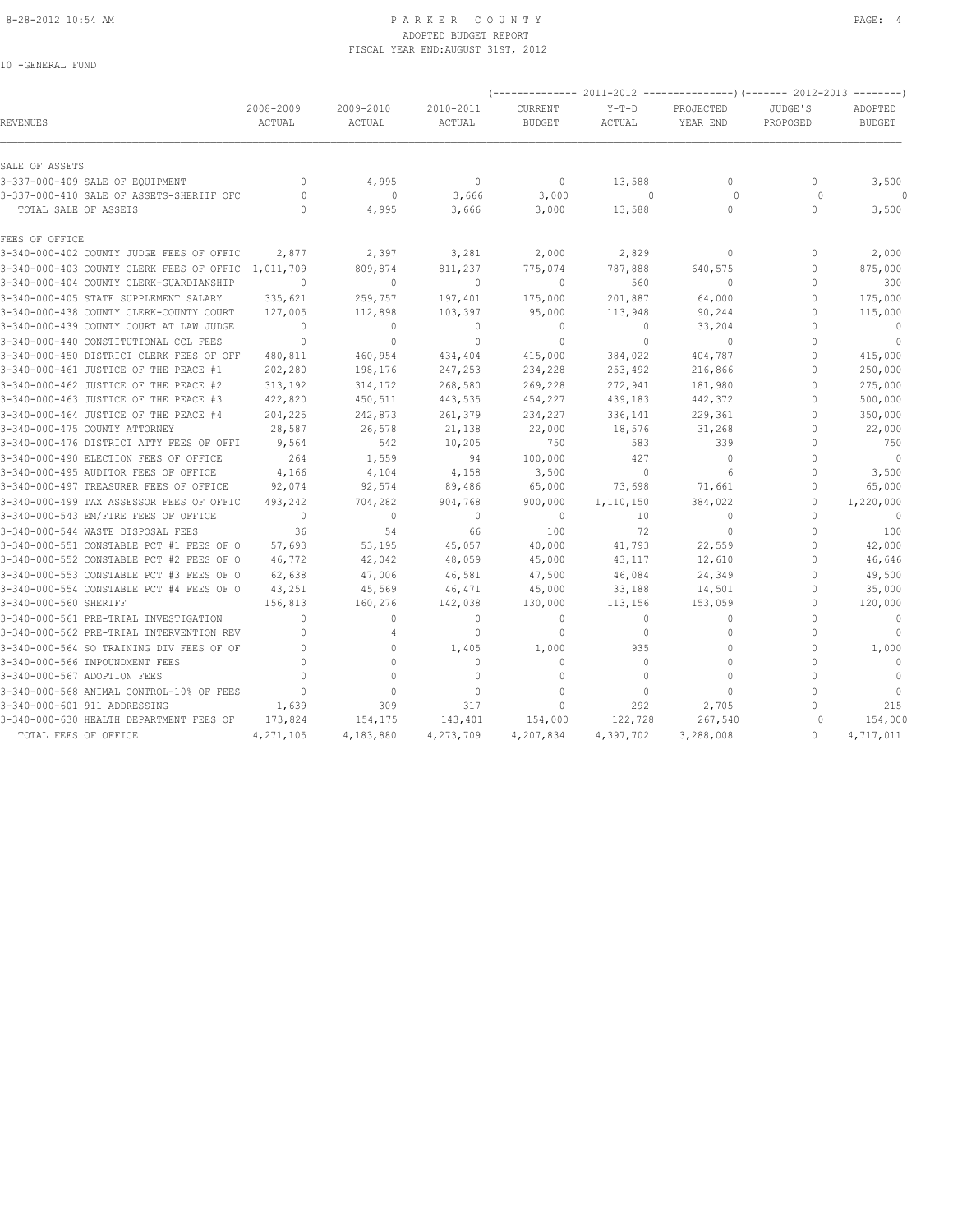PARKER COUNTY
ADOPTED BUDGET REPORT
FISCAL YEAR END:AUGUST 31ST, 2012

10 -GENERAL FUND

| REVENUES | 2008-2009 ACTUAL | 2009-2010 ACTUAL | 2010-2011 ACTUAL | 2011-2012 CURRENT BUDGET | 2011-2012 Y-T-D ACTUAL | 2011-2012 PROJECTED YEAR END | 2012-2013 JUDGE'S PROPOSED | 2012-2013 ADOPTED BUDGET |
|---|---|---|---|---|---|---|---|---|
| SALE OF ASSETS | | | | | | | | |
| 3-337-000-409 SALE OF EQUIPMENT | 0 | 4,995 | 0 | 0 | 13,588 | 0 | 0 | 3,500 |
| 3-337-000-410 SALE OF ASSETS-SHERIIF OFC | 0 | 0 | 3,666 | 3,000 | 0 | 0 | 0 | 0 |
| TOTAL SALE OF ASSETS | 0 | 4,995 | 3,666 | 3,000 | 13,588 | 0 | 0 | 3,500 |
| FEES OF OFFICE | | | | | | | | |
| 3-340-000-402 COUNTY JUDGE FEES OF OFFIC | 2,877 | 2,397 | 3,281 | 2,000 | 2,829 | 0 | 0 | 2,000 |
| 3-340-000-403 COUNTY CLERK FEES OF OFFIC | 1,011,709 | 809,874 | 811,237 | 775,074 | 787,888 | 640,575 | 0 | 875,000 |
| 3-340-000-404 COUNTY CLERK-GUARDIANSHIP | 0 | 0 | 0 | 0 | 560 | 0 | 0 | 300 |
| 3-340-000-405 STATE SUPPLEMENT SALARY | 335,621 | 259,757 | 197,401 | 175,000 | 201,887 | 64,000 | 0 | 175,000 |
| 3-340-000-438 COUNTY CLERK-COUNTY COURT | 127,005 | 112,898 | 103,397 | 95,000 | 113,948 | 90,244 | 0 | 115,000 |
| 3-340-000-439 COUNTY COURT AT LAW JUDGE | 0 | 0 | 0 | 0 | 0 | 33,204 | 0 | 0 |
| 3-340-000-440 CONSTITUTIONAL CCL FEES | 0 | 0 | 0 | 0 | 0 | 0 | 0 | 0 |
| 3-340-000-450 DISTRICT CLERK FEES OF OFF | 480,811 | 460,954 | 434,404 | 415,000 | 384,022 | 404,787 | 0 | 415,000 |
| 3-340-000-461 JUSTICE OF THE PEACE #1 | 202,280 | 198,176 | 247,253 | 234,228 | 253,492 | 216,866 | 0 | 250,000 |
| 3-340-000-462 JUSTICE OF THE PEACE #2 | 313,192 | 314,172 | 268,580 | 269,228 | 272,941 | 181,980 | 0 | 275,000 |
| 3-340-000-463 JUSTICE OF THE PEACE #3 | 422,820 | 450,511 | 443,535 | 454,227 | 439,183 | 442,372 | 0 | 500,000 |
| 3-340-000-464 JUSTICE OF THE PEACE #4 | 204,225 | 242,873 | 261,379 | 234,227 | 336,141 | 229,361 | 0 | 350,000 |
| 3-340-000-475 COUNTY ATTORNEY | 28,587 | 26,578 | 21,138 | 22,000 | 18,576 | 31,268 | 0 | 22,000 |
| 3-340-000-476 DISTRICT ATTY FEES OF OFFI | 9,564 | 542 | 10,205 | 750 | 583 | 339 | 0 | 750 |
| 3-340-000-490 ELECTION FEES OF OFFICE | 264 | 1,559 | 94 | 100,000 | 427 | 0 | 0 | 0 |
| 3-340-000-495 AUDITOR FEES OF OFFICE | 4,166 | 4,104 | 4,158 | 3,500 | 0 | 6 | 0 | 3,500 |
| 3-340-000-497 TREASURER FEES OF OFFICE | 92,074 | 92,574 | 89,486 | 65,000 | 73,698 | 71,661 | 0 | 65,000 |
| 3-340-000-499 TAX ASSESSOR FEES OF OFFIC | 493,242 | 704,282 | 904,768 | 900,000 | 1,110,150 | 384,022 | 0 | 1,220,000 |
| 3-340-000-543 EM/FIRE FEES OF OFFICE | 0 | 0 | 0 | 0 | 10 | 0 | 0 | 0 |
| 3-340-000-544 WASTE DISPOSAL FEES | 36 | 54 | 66 | 100 | 72 | 0 | 0 | 100 |
| 3-340-000-551 CONSTABLE PCT #1 FEES OF O | 57,693 | 53,195 | 45,057 | 40,000 | 41,793 | 22,559 | 0 | 42,000 |
| 3-340-000-552 CONSTABLE PCT #2 FEES OF O | 46,772 | 42,042 | 48,059 | 45,000 | 43,117 | 12,610 | 0 | 46,646 |
| 3-340-000-553 CONSTABLE PCT #3 FEES OF O | 62,638 | 47,006 | 46,581 | 47,500 | 46,084 | 24,349 | 0 | 49,500 |
| 3-340-000-554 CONSTABLE PCT #4 FEES OF O | 43,251 | 45,569 | 46,471 | 45,000 | 33,188 | 14,501 | 0 | 35,000 |
| 3-340-000-560 SHERIFF | 156,813 | 160,276 | 142,038 | 130,000 | 113,156 | 153,059 | 0 | 120,000 |
| 3-340-000-561 PRE-TRIAL INVESTIGATION | 0 | 0 | 0 | 0 | 0 | 0 | 0 | 0 |
| 3-340-000-562 PRE-TRIAL INTERVENTION REV | 0 | 4 | 0 | 0 | 0 | 0 | 0 | 0 |
| 3-340-000-564 SO TRAINING DIV FEES OF OF | 0 | 0 | 1,405 | 1,000 | 935 | 0 | 0 | 1,000 |
| 3-340-000-566 IMPOUNDMENT FEES | 0 | 0 | 0 | 0 | 0 | 0 | 0 | 0 |
| 3-340-000-567 ADOPTION FEES | 0 | 0 | 0 | 0 | 0 | 0 | 0 | 0 |
| 3-340-000-568 ANIMAL CONTROL-10% OF FEES | 0 | 0 | 0 | 0 | 0 | 0 | 0 | 0 |
| 3-340-000-601 911 ADDRESSING | 1,639 | 309 | 317 | 0 | 292 | 2,705 | 0 | 215 |
| 3-340-000-630 HEALTH DEPARTMENT FEES OF | 173,824 | 154,175 | 143,401 | 154,000 | 122,728 | 267,540 | 0 | 154,000 |
| TOTAL FEES OF OFFICE | 4,271,105 | 4,183,880 | 4,273,709 | 4,207,834 | 4,397,702 | 3,288,008 | 0 | 4,717,011 |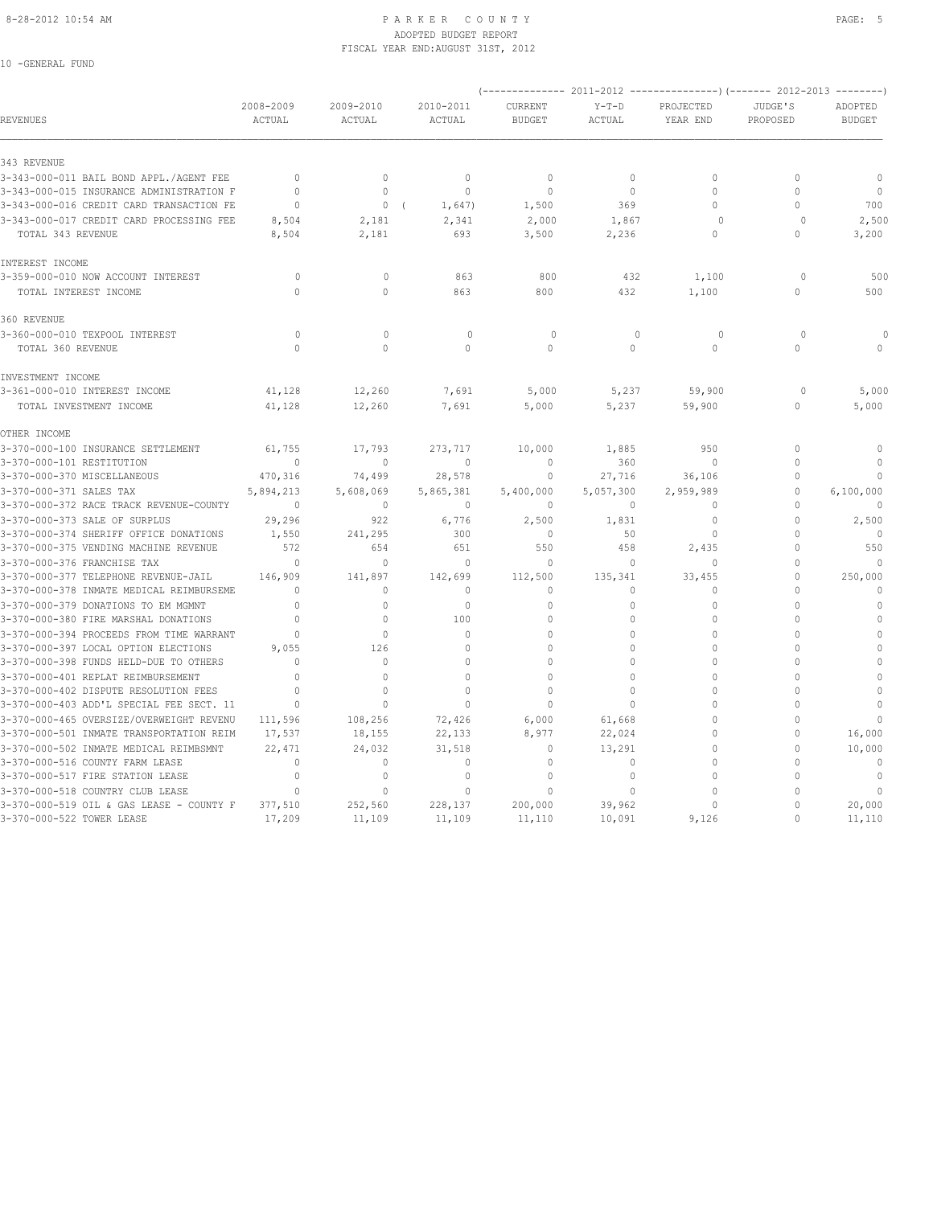PARKER COUNTY
ADOPTED BUDGET REPORT
FISCAL YEAR END:AUGUST 31ST, 2012

10 -GENERAL FUND

| REVENUES | 2008-2009 ACTUAL | 2009-2010 ACTUAL | 2010-2011 ACTUAL | 2011-2012 CURRENT BUDGET | 2011-2012 Y-T-D ACTUAL | 2011-2012 PROJECTED YEAR END | 2012-2013 JUDGE'S PROPOSED | 2012-2013 ADOPTED BUDGET |
|---|---|---|---|---|---|---|---|---|
| **343 REVENUE** | | | | | | | | |
| 3-343-000-011 BAIL BOND APPL./AGENT FEE | 0 | 0 | 0 | 0 | 0 | 0 | 0 | 0 |
| 3-343-000-015 INSURANCE ADMINISTRATION F | 0 | 0 | 0 | 0 | 0 | 0 | 0 | 0 |
| 3-343-000-016 CREDIT CARD TRANSACTION FE | 0 | 0 | ( 1,647) | 1,500 | 369 | 0 | 0 | 700 |
| 3-343-000-017 CREDIT CARD PROCESSING FEE | 8,504 | 2,181 | 2,341 | 2,000 | 1,867 | 0 | 0 | 2,500 |
| TOTAL 343 REVENUE | 8,504 | 2,181 | 693 | 3,500 | 2,236 | 0 | 0 | 3,200 |
| **INTEREST INCOME** | | | | | | | | |
| 3-359-000-010 NOW ACCOUNT INTEREST | 0 | 0 | 863 | 800 | 432 | 1,100 | 0 | 500 |
| TOTAL INTEREST INCOME | 0 | 0 | 863 | 800 | 432 | 1,100 | 0 | 500 |
| **360 REVENUE** | | | | | | | | |
| 3-360-000-010 TEXPOOL INTEREST | 0 | 0 | 0 | 0 | 0 | 0 | 0 | 0 |
| TOTAL 360 REVENUE | 0 | 0 | 0 | 0 | 0 | 0 | 0 | 0 |
| **INVESTMENT INCOME** | | | | | | | | |
| 3-361-000-010 INTEREST INCOME | 41,128 | 12,260 | 7,691 | 5,000 | 5,237 | 59,900 | 0 | 5,000 |
| TOTAL INVESTMENT INCOME | 41,128 | 12,260 | 7,691 | 5,000 | 5,237 | 59,900 | 0 | 5,000 |
| **OTHER INCOME** | | | | | | | | |
| 3-370-000-100 INSURANCE SETTLEMENT | 61,755 | 17,793 | 273,717 | 10,000 | 1,885 | 950 | 0 | 0 |
| 3-370-000-101 RESTITUTION | 0 | 0 | 0 | 0 | 360 | 0 | 0 | 0 |
| 3-370-000-370 MISCELLANEOUS | 470,316 | 74,499 | 28,578 | 0 | 27,716 | 36,106 | 0 | 0 |
| 3-370-000-371 SALES TAX | 5,894,213 | 5,608,069 | 5,865,381 | 5,400,000 | 5,057,300 | 2,959,989 | 0 | 6,100,000 |
| 3-370-000-372 RACE TRACK REVENUE-COUNTY | 0 | 0 | 0 | 0 | 0 | 0 | 0 | 0 |
| 3-370-000-373 SALE OF SURPLUS | 29,296 | 922 | 6,776 | 2,500 | 1,831 | 0 | 0 | 2,500 |
| 3-370-000-374 SHERIFF OFFICE DONATIONS | 1,550 | 241,295 | 300 | 0 | 50 | 0 | 0 | 0 |
| 3-370-000-375 VENDING MACHINE REVENUE | 572 | 654 | 651 | 550 | 458 | 2,435 | 0 | 550 |
| 3-370-000-376 FRANCHISE TAX | 0 | 0 | 0 | 0 | 0 | 0 | 0 | 0 |
| 3-370-000-377 TELEPHONE REVENUE-JAIL | 146,909 | 141,897 | 142,699 | 112,500 | 135,341 | 33,455 | 0 | 250,000 |
| 3-370-000-378 INMATE MEDICAL REIMBURSEME | 0 | 0 | 0 | 0 | 0 | 0 | 0 | 0 |
| 3-370-000-379 DONATIONS TO EM MGMNT | 0 | 0 | 0 | 0 | 0 | 0 | 0 | 0 |
| 3-370-000-380 FIRE MARSHAL DONATIONS | 0 | 0 | 100 | 0 | 0 | 0 | 0 | 0 |
| 3-370-000-394 PROCEEDS FROM TIME WARRANT | 0 | 0 | 0 | 0 | 0 | 0 | 0 | 0 |
| 3-370-000-397 LOCAL OPTION ELECTIONS | 9,055 | 126 | 0 | 0 | 0 | 0 | 0 | 0 |
| 3-370-000-398 FUNDS HELD-DUE TO OTHERS | 0 | 0 | 0 | 0 | 0 | 0 | 0 | 0 |
| 3-370-000-401 REPLAT REIMBURSEMENT | 0 | 0 | 0 | 0 | 0 | 0 | 0 | 0 |
| 3-370-000-402 DISPUTE RESOLUTION FEES | 0 | 0 | 0 | 0 | 0 | 0 | 0 | 0 |
| 3-370-000-403 ADD'L SPECIAL FEE SECT. 11 | 0 | 0 | 0 | 0 | 0 | 0 | 0 | 0 |
| 3-370-000-465 OVERSIZE/OVERWEIGHT REVENU | 111,596 | 108,256 | 72,426 | 6,000 | 61,668 | 0 | 0 | 0 |
| 3-370-000-501 INMATE TRANSPORTATION REIM | 17,537 | 18,155 | 22,133 | 8,977 | 22,024 | 0 | 0 | 16,000 |
| 3-370-000-502 INMATE MEDICAL REIMBSMNT | 22,471 | 24,032 | 31,518 | 0 | 13,291 | 0 | 0 | 10,000 |
| 3-370-000-516 COUNTY FARM LEASE | 0 | 0 | 0 | 0 | 0 | 0 | 0 | 0 |
| 3-370-000-517 FIRE STATION LEASE | 0 | 0 | 0 | 0 | 0 | 0 | 0 | 0 |
| 3-370-000-518 COUNTRY CLUB LEASE | 0 | 0 | 0 | 0 | 0 | 0 | 0 | 0 |
| 3-370-000-519 OIL & GAS LEASE - COUNTY F | 377,510 | 252,560 | 228,137 | 200,000 | 39,962 | 0 | 0 | 20,000 |
| 3-370-000-522 TOWER LEASE | 17,209 | 11,109 | 11,109 | 11,110 | 10,091 | 9,126 | 0 | 11,110 |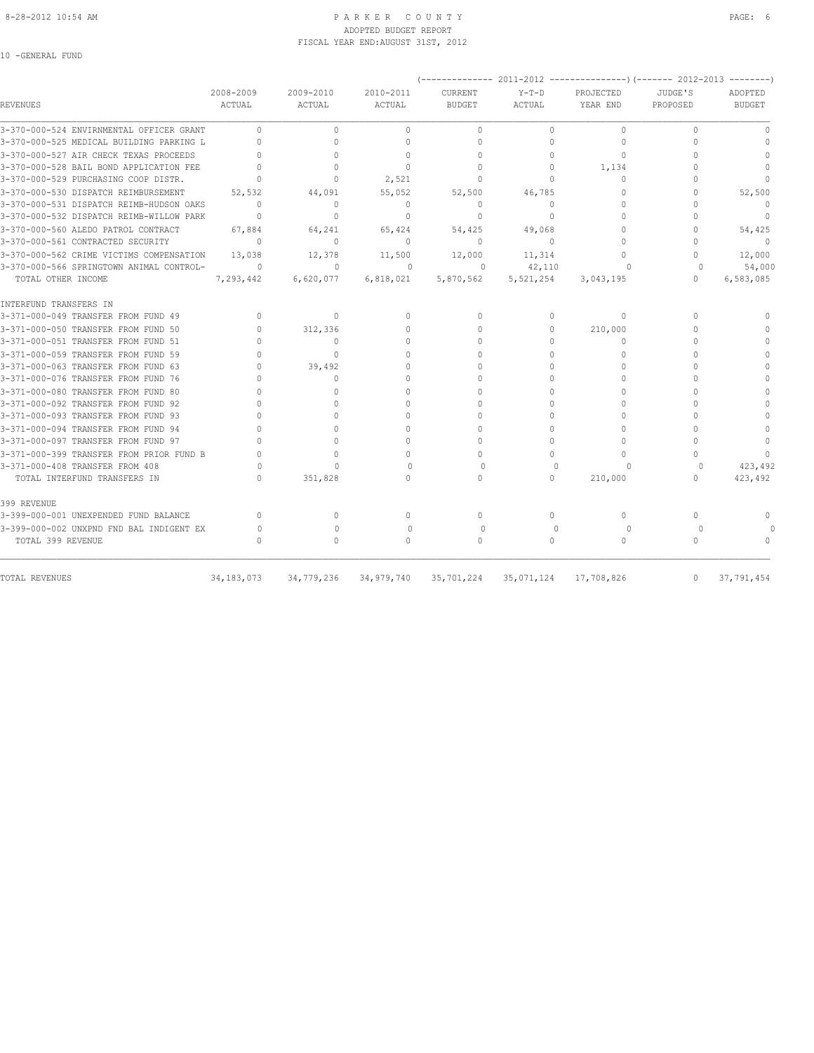# PARKER COUNTY
## ADOPTED BUDGET REPORT
### FISCAL YEAR END:AUGUST 31ST, 2012

10 -GENERAL FUND

| REVENUES | 2008-2009 ACTUAL | 2009-2010 ACTUAL | 2010-2011 ACTUAL | 2011-2012 CURRENT BUDGET | 2011-2012 Y-T-D ACTUAL | 2011-2012 PROJECTED YEAR END | 2012-2013 JUDGE'S PROPOSED | 2012-2013 ADOPTED BUDGET |
|---|---|---|---|---|---|---|---|---|
| 3-370-000-524 ENVIRNMENTAL OFFICER GRANT | 0 | 0 | 0 | 0 | 0 | 0 | 0 | 0 |
| 3-370-000-525 MEDICAL BUILDING PARKING L | 0 | 0 | 0 | 0 | 0 | 0 | 0 | 0 |
| 3-370-000-527 AIR CHECK TEXAS PROCEEDS | 0 | 0 | 0 | 0 | 0 | 0 | 0 | 0 |
| 3-370-000-528 BAIL BOND APPLICATION FEE | 0 | 0 | 0 | 0 | 0 | 1,134 | 0 | 0 |
| 3-370-000-529 PURCHASING COOP DISTR. | 0 | 0 | 2,521 | 0 | 0 | 0 | 0 | 0 |
| 3-370-000-530 DISPATCH REIMBURSEMENT | 52,532 | 44,091 | 55,052 | 52,500 | 46,785 | 0 | 0 | 52,500 |
| 3-370-000-531 DISPATCH REIMB-HUDSON OAKS | 0 | 0 | 0 | 0 | 0 | 0 | 0 | 0 |
| 3-370-000-532 DISPATCH REIMB-WILLOW PARK | 0 | 0 | 0 | 0 | 0 | 0 | 0 | 0 |
| 3-370-000-560 ALEDO PATROL CONTRACT | 67,884 | 64,241 | 65,424 | 54,425 | 49,068 | 0 | 0 | 54,425 |
| 3-370-000-561 CONTRACTED SECURITY | 0 | 0 | 0 | 0 | 0 | 0 | 0 | 0 |
| 3-370-000-562 CRIME VICTIMS COMPENSATION | 13,038 | 12,378 | 11,500 | 12,000 | 11,314 | 0 | 0 | 12,000 |
| 3-370-000-566 SPRINGTOWN ANIMAL CONTROL- | 0 | 0 | 0 | 0 | 42,110 | 0 | 0 | 54,000 |
| TOTAL OTHER INCOME | 7,293,442 | 6,620,077 | 6,818,021 | 5,870,562 | 5,521,254 | 3,043,195 | 0 | 6,583,085 |
| INTERFUND TRANSFERS IN | | | | | | | | |
| 3-371-000-049 TRANSFER FROM FUND 49 | 0 | 0 | 0 | 0 | 0 | 0 | 0 | 0 |
| 3-371-000-050 TRANSFER FROM FUND 50 | 0 | 312,336 | 0 | 0 | 0 | 210,000 | 0 | 0 |
| 3-371-000-051 TRANSFER FROM FUND 51 | 0 | 0 | 0 | 0 | 0 | 0 | 0 | 0 |
| 3-371-000-059 TRANSFER FROM FUND 59 | 0 | 0 | 0 | 0 | 0 | 0 | 0 | 0 |
| 3-371-000-063 TRANSFER FROM FUND 63 | 0 | 39,492 | 0 | 0 | 0 | 0 | 0 | 0 |
| 3-371-000-076 TRANSFER FROM FUND 76 | 0 | 0 | 0 | 0 | 0 | 0 | 0 | 0 |
| 3-371-000-080 TRANSFER FROM FUND 80 | 0 | 0 | 0 | 0 | 0 | 0 | 0 | 0 |
| 3-371-000-092 TRANSFER FROM FUND 92 | 0 | 0 | 0 | 0 | 0 | 0 | 0 | 0 |
| 3-371-000-093 TRANSFER FROM FUND 93 | 0 | 0 | 0 | 0 | 0 | 0 | 0 | 0 |
| 3-371-000-094 TRANSFER FROM FUND 94 | 0 | 0 | 0 | 0 | 0 | 0 | 0 | 0 |
| 3-371-000-097 TRANSFER FROM FUND 97 | 0 | 0 | 0 | 0 | 0 | 0 | 0 | 0 |
| 3-371-000-399 TRANSFER FROM PRIOR FUND B | 0 | 0 | 0 | 0 | 0 | 0 | 0 | 0 |
| 3-371-000-408 TRANSFER FROM 408 | 0 | 0 | 0 | 0 | 0 | 0 | 0 | 423,492 |
| TOTAL INTERFUND TRANSFERS IN | 0 | 351,828 | 0 | 0 | 0 | 210,000 | 0 | 423,492 |
| 399 REVENUE | | | | | | | | |
| 3-399-000-001 UNEXPENDED FUND BALANCE | 0 | 0 | 0 | 0 | 0 | 0 | 0 | 0 |
| 3-399-000-002 UNXPND FND BAL INDIGENT EX | 0 | 0 | 0 | 0 | 0 | 0 | 0 | 0 |
| TOTAL 399 REVENUE | 0 | 0 | 0 | 0 | 0 | 0 | 0 | 0 |
| TOTAL REVENUES | 34,183,073 | 34,779,236 | 34,979,740 | 35,701,224 | 35,071,124 | 17,708,826 | 0 | 37,791,454 |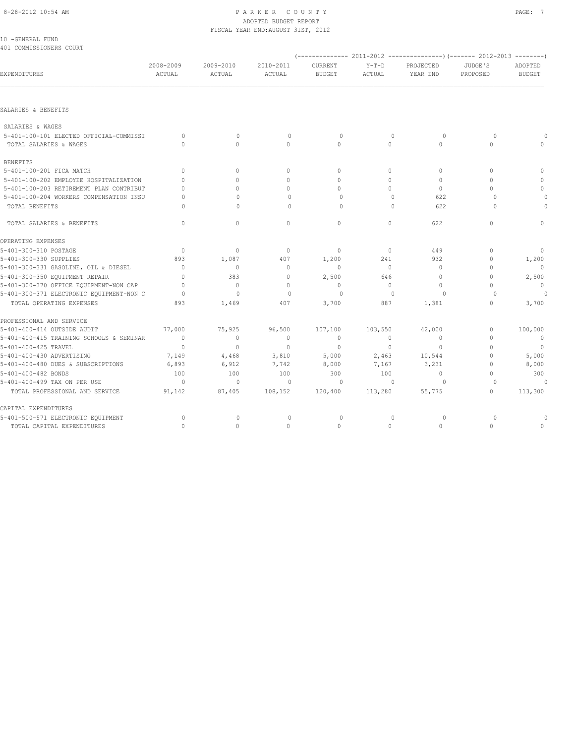# PARKER COUNTY
## ADOPTED BUDGET REPORT
### FISCAL YEAR END: AUGUST 31ST, 2012

10 -GENERAL FUND
401 COMMISSIONERS COURT

| EXPENDITURES | 2008-2009 ACTUAL | 2009-2010 ACTUAL | 2010-2011 ACTUAL | 2011-2012 CURRENT BUDGET | 2011-2012 Y-T-D ACTUAL | 2011-2012 PROJECTED YEAR END | 2012-2013 JUDGE'S PROPOSED | 2012-2013 ADOPTED BUDGET |
|---|---|---|---|---|---|---|---|---|
| **SALARIES & BENEFITS** | | | | | | | | |
| SALARIES & WAGES | | | | | | | | |
| 5-401-100-101 ELECTED OFFICIAL-COMMISSI | 0 | 0 | 0 | 0 | 0 | 0 | 0 | 0 |
| TOTAL SALARIES & WAGES | 0 | 0 | 0 | 0 | 0 | 0 | 0 | 0 |
| BENEFITS | | | | | | | | |
| 5-401-100-201 FICA MATCH | 0 | 0 | 0 | 0 | 0 | 0 | 0 | 0 |
| 5-401-100-202 EMPLOYEE HOSPITALIZATION | 0 | 0 | 0 | 0 | 0 | 0 | 0 | 0 |
| 5-401-100-203 RETIREMENT PLAN CONTRIBUT | 0 | 0 | 0 | 0 | 0 | 0 | 0 | 0 |
| 5-401-100-204 WORKERS COMPENSATION INSU | 0 | 0 | 0 | 0 | 0 | 622 | 0 | 0 |
| TOTAL BENEFITS | 0 | 0 | 0 | 0 | 0 | 622 | 0 | 0 |
| TOTAL SALARIES & BENEFITS | 0 | 0 | 0 | 0 | 0 | 622 | 0 | 0 |
| **OPERATING EXPENSES** | | | | | | | | |
| 5-401-300-310 POSTAGE | 0 | 0 | 0 | 0 | 0 | 449 | 0 | 0 |
| 5-401-300-330 SUPPLIES | 893 | 1,087 | 407 | 1,200 | 241 | 932 | 0 | 1,200 |
| 5-401-300-331 GASOLINE, OIL & DIESEL | 0 | 0 | 0 | 0 | 0 | 0 | 0 | 0 |
| 5-401-300-350 EQUIPMENT REPAIR | 0 | 383 | 0 | 2,500 | 646 | 0 | 0 | 2,500 |
| 5-401-300-370 OFFICE EQUIPMENT-NON CAP | 0 | 0 | 0 | 0 | 0 | 0 | 0 | 0 |
| 5-401-300-371 ELECTRONIC EQUIPMENT-NON C | 0 | 0 | 0 | 0 | 0 | 0 | 0 | 0 |
| TOTAL OPERATING EXPENSES | 893 | 1,469 | 407 | 3,700 | 887 | 1,381 | 0 | 3,700 |
| **PROFESSIONAL AND SERVICE** | | | | | | | | |
| 5-401-400-414 OUTSIDE AUDIT | 77,000 | 75,925 | 96,500 | 107,100 | 103,550 | 42,000 | 0 | 100,000 |
| 5-401-400-415 TRAINING SCHOOLS & SEMINAR | 0 | 0 | 0 | 0 | 0 | 0 | 0 | 0 |
| 5-401-400-425 TRAVEL | 0 | 0 | 0 | 0 | 0 | 0 | 0 | 0 |
| 5-401-400-430 ADVERTISING | 7,149 | 4,468 | 3,810 | 5,000 | 2,463 | 10,544 | 0 | 5,000 |
| 5-401-400-480 DUES & SUBSCRIPTIONS | 6,893 | 6,912 | 7,742 | 8,000 | 7,167 | 3,231 | 0 | 8,000 |
| 5-401-400-482 BONDS | 100 | 100 | 100 | 300 | 100 | 0 | 0 | 300 |
| 5-401-400-499 TAX ON PER USE | 0 | 0 | 0 | 0 | 0 | 0 | 0 | 0 |
| TOTAL PROFESSIONAL AND SERVICE | 91,142 | 87,405 | 108,152 | 120,400 | 113,280 | 55,775 | 0 | 113,300 |
| **CAPITAL EXPENDITURES** | | | | | | | | |
| 5-401-500-571 ELECTRONIC EQUIPMENT | 0 | 0 | 0 | 0 | 0 | 0 | 0 | 0 |
| TOTAL CAPITAL EXPENDITURES | 0 | 0 | 0 | 0 | 0 | 0 | 0 | 0 |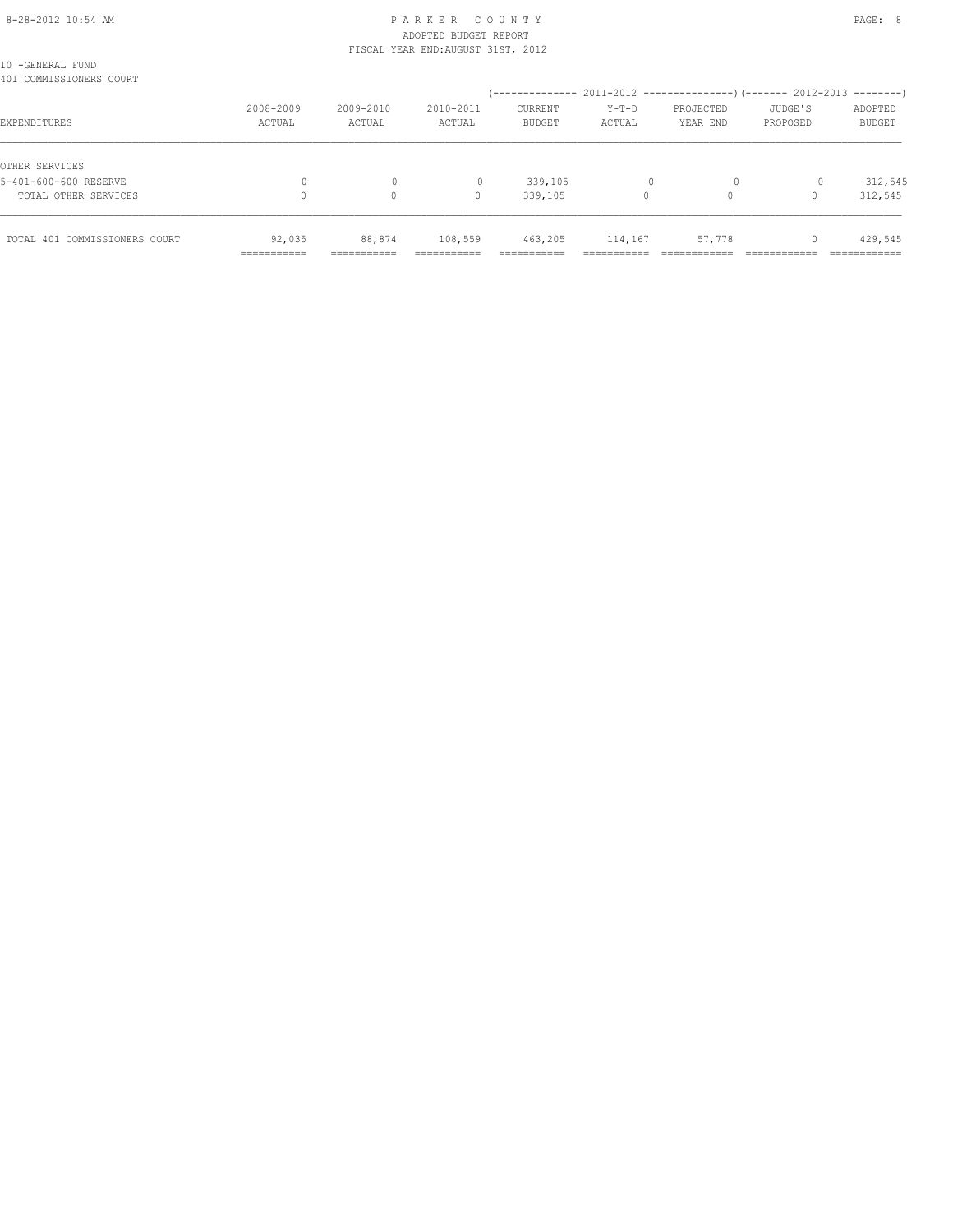10 -GENERAL FUND
401 COMMISSIONERS COURT

| EXPENDITURES | 2008-2009 ACTUAL | 2009-2010 ACTUAL | 2010-2011 ACTUAL | 2011-2012 CURRENT BUDGET | 2011-2012 Y-T-D ACTUAL | 2011-2012 PROJECTED YEAR END | 2012-2013 JUDGE'S PROPOSED | 2012-2013 ADOPTED BUDGET |
|---|---|---|---|---|---|---|---|---|
| OTHER SERVICES | | | | | | | | |
| 5-401-600-600 RESERVE | 0 | 0 | 0 | 339,105 | 0 | 0 | 0 | 312,545 |
| TOTAL OTHER SERVICES | 0 | 0 | 0 | 339,105 | 0 | 0 | 0 | 312,545 |
| TOTAL 401 COMMISSIONERS COURT | 92,035 | 88,874 | 108,559 | 463,205 | 114,167 | 57,778 | 0 | 429,545 |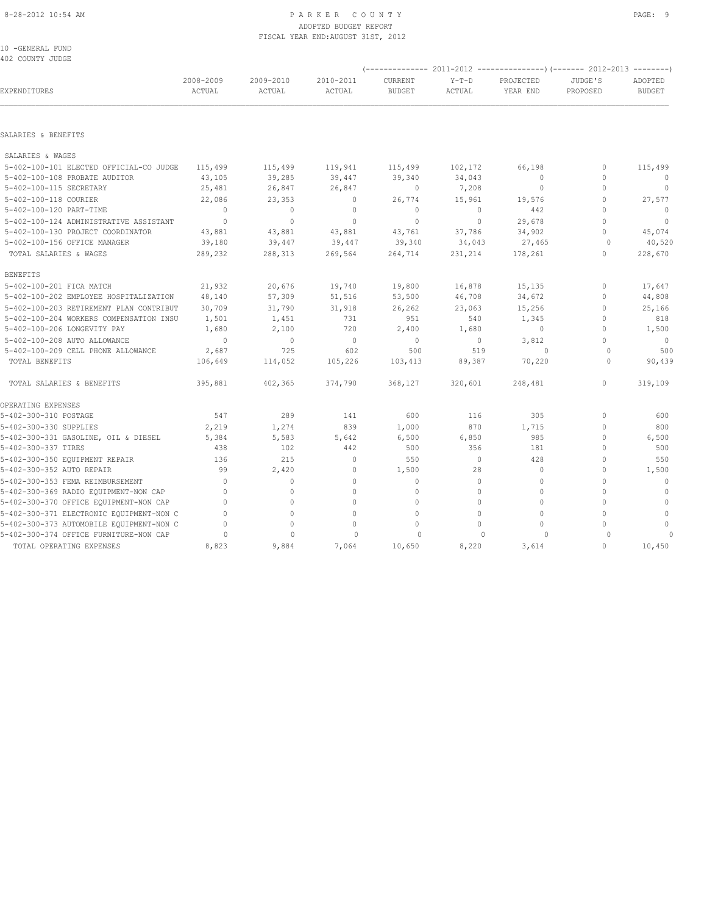PARKER COUNTY
ADOPTED BUDGET REPORT
FISCAL YEAR END:AUGUST 31ST, 2012

10 -GENERAL FUND
402 COUNTY JUDGE

| EXPENDITURES | 2008-2009 ACTUAL | 2009-2010 ACTUAL | 2010-2011 ACTUAL | 2011-2012 CURRENT BUDGET | 2011-2012 Y-T-D ACTUAL | 2011-2012 PROJECTED YEAR END | 2012-2013 JUDGE'S PROPOSED | 2012-2013 ADOPTED BUDGET |
|---|---|---|---|---|---|---|---|---|
| SALARIES & BENEFITS | | | | | | | | |
| SALARIES & WAGES | | | | | | | | |
| 5-402-100-101 ELECTED OFFICIAL-CO JUDGE | 115,499 | 115,499 | 119,941 | 115,499 | 102,172 | 66,198 | 0 | 115,499 |
| 5-402-100-108 PROBATE AUDITOR | 43,105 | 39,285 | 39,447 | 39,340 | 34,043 | 0 | 0 | 0 |
| 5-402-100-115 SECRETARY | 25,481 | 26,847 | 26,847 | 0 | 7,208 | 0 | 0 | 0 |
| 5-402-100-118 COURIER | 22,086 | 23,353 | 0 | 26,774 | 15,961 | 19,576 | 0 | 27,577 |
| 5-402-100-120 PART-TIME | 0 | 0 | 0 | 0 | 0 | 442 | 0 | 0 |
| 5-402-100-124 ADMINISTRATIVE ASSISTANT | 0 | 0 | 0 | 0 | 0 | 29,678 | 0 | 0 |
| 5-402-100-130 PROJECT COORDINATOR | 43,881 | 43,881 | 43,881 | 43,761 | 37,786 | 34,902 | 0 | 45,074 |
| 5-402-100-156 OFFICE MANAGER | 39,180 | 39,447 | 39,447 | 39,340 | 34,043 | 27,465 | 0 | 40,520 |
| TOTAL SALARIES & WAGES | 289,232 | 288,313 | 269,564 | 264,714 | 231,214 | 178,261 | 0 | 228,670 |
| BENEFITS | | | | | | | | |
| 5-402-100-201 FICA MATCH | 21,932 | 20,676 | 19,740 | 19,800 | 16,878 | 15,135 | 0 | 17,647 |
| 5-402-100-202 EMPLOYEE HOSPITALIZATION | 48,140 | 57,309 | 51,516 | 53,500 | 46,708 | 34,672 | 0 | 44,808 |
| 5-402-100-203 RETIREMENT PLAN CONTRIBUT | 30,709 | 31,790 | 31,918 | 26,262 | 23,063 | 15,256 | 0 | 25,166 |
| 5-402-100-204 WORKERS COMPENSATION INSU | 1,501 | 1,451 | 731 | 951 | 540 | 1,345 | 0 | 818 |
| 5-402-100-206 LONGEVITY PAY | 1,680 | 2,100 | 720 | 2,400 | 1,680 | 0 | 0 | 1,500 |
| 5-402-100-208 AUTO ALLOWANCE | 0 | 0 | 0 | 0 | 0 | 3,812 | 0 | 0 |
| 5-402-100-209 CELL PHONE ALLOWANCE | 2,687 | 725 | 602 | 500 | 519 | 0 | 0 | 500 |
| TOTAL BENEFITS | 106,649 | 114,052 | 105,226 | 103,413 | 89,387 | 70,220 | 0 | 90,439 |
| TOTAL SALARIES & BENEFITS | 395,881 | 402,365 | 374,790 | 368,127 | 320,601 | 248,481 | 0 | 319,109 |
| OPERATING EXPENSES | | | | | | | | |
| 5-402-300-310 POSTAGE | 547 | 289 | 141 | 600 | 116 | 305 | 0 | 600 |
| 5-402-300-330 SUPPLIES | 2,219 | 1,274 | 839 | 1,000 | 870 | 1,715 | 0 | 800 |
| 5-402-300-331 GASOLINE, OIL & DIESEL | 5,384 | 5,583 | 5,642 | 6,500 | 6,850 | 985 | 0 | 6,500 |
| 5-402-300-337 TIRES | 438 | 102 | 442 | 500 | 356 | 181 | 0 | 500 |
| 5-402-300-350 EQUIPMENT REPAIR | 136 | 215 | 0 | 550 | 0 | 428 | 0 | 550 |
| 5-402-300-352 AUTO REPAIR | 99 | 2,420 | 0 | 1,500 | 28 | 0 | 0 | 1,500 |
| 5-402-300-353 FEMA REIMBURSEMENT | 0 | 0 | 0 | 0 | 0 | 0 | 0 | 0 |
| 5-402-300-369 RADIO EQUIPMENT-NON CAP | 0 | 0 | 0 | 0 | 0 | 0 | 0 | 0 |
| 5-402-300-370 OFFICE EQUIPMENT-NON CAP | 0 | 0 | 0 | 0 | 0 | 0 | 0 | 0 |
| 5-402-300-371 ELECTRONIC EQUIPMENT-NON C | 0 | 0 | 0 | 0 | 0 | 0 | 0 | 0 |
| 5-402-300-373 AUTOMOBILE EQUIPMENT-NON C | 0 | 0 | 0 | 0 | 0 | 0 | 0 | 0 |
| 5-402-300-374 OFFICE FURNITURE-NON CAP | 0 | 0 | 0 | 0 | 0 | 0 | 0 | 0 |
| TOTAL OPERATING EXPENSES | 8,823 | 9,884 | 7,064 | 10,650 | 8,220 | 3,614 | 0 | 10,450 |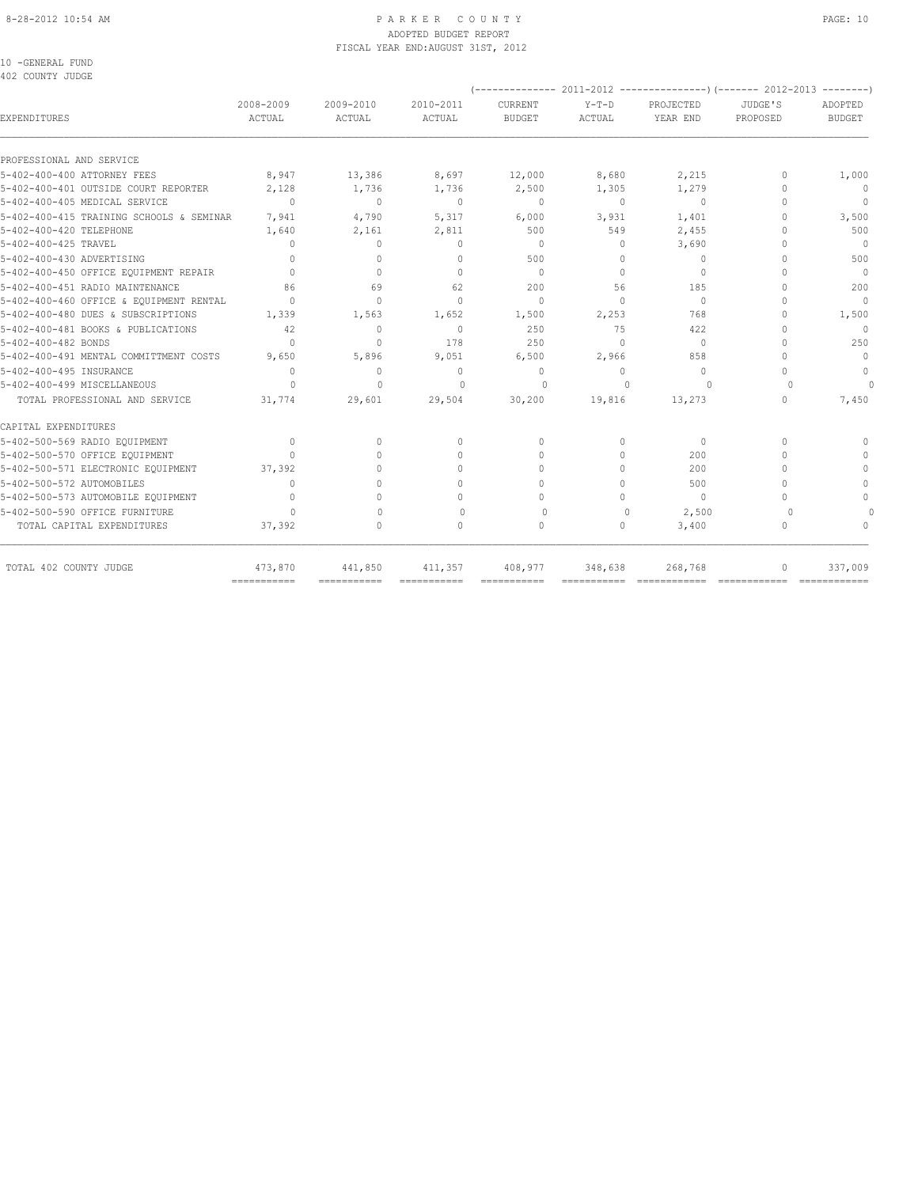PARKER COUNTY
ADOPTED BUDGET REPORT
FISCAL YEAR END:AUGUST 31ST, 2012

10 -GENERAL FUND
402 COUNTY JUDGE

| EXPENDITURES | 2008-2009 ACTUAL | 2009-2010 ACTUAL | 2010-2011 ACTUAL | 2011-2012 CURRENT BUDGET | 2011-2012 Y-T-D ACTUAL | 2011-2012 PROJECTED YEAR END | 2012-2013 JUDGE'S PROPOSED | 2012-2013 ADOPTED BUDGET |
|---|---|---|---|---|---|---|---|---|
| PROFESSIONAL AND SERVICE | | | | | | | | |
| 5-402-400-400 ATTORNEY FEES | 8,947 | 13,386 | 8,697 | 12,000 | 8,680 | 2,215 | 0 | 1,000 |
| 5-402-400-401 OUTSIDE COURT REPORTER | 2,128 | 1,736 | 1,736 | 2,500 | 1,305 | 1,279 | 0 | 0 |
| 5-402-400-405 MEDICAL SERVICE | 0 | 0 | 0 | 0 | 0 | 0 | 0 | 0 |
| 5-402-400-415 TRAINING SCHOOLS & SEMINAR | 7,941 | 4,790 | 5,317 | 6,000 | 3,931 | 1,401 | 0 | 3,500 |
| 5-402-400-420 TELEPHONE | 1,640 | 2,161 | 2,811 | 500 | 549 | 2,455 | 0 | 500 |
| 5-402-400-425 TRAVEL | 0 | 0 | 0 | 0 | 0 | 3,690 | 0 | 0 |
| 5-402-400-430 ADVERTISING | 0 | 0 | 0 | 500 | 0 | 0 | 0 | 500 |
| 5-402-400-450 OFFICE EQUIPMENT REPAIR | 0 | 0 | 0 | 0 | 0 | 0 | 0 | 0 |
| 5-402-400-451 RADIO MAINTENANCE | 86 | 69 | 62 | 200 | 56 | 185 | 0 | 200 |
| 5-402-400-460 OFFICE & EQUIPMENT RENTAL | 0 | 0 | 0 | 0 | 0 | 0 | 0 | 0 |
| 5-402-400-480 DUES & SUBSCRIPTIONS | 1,339 | 1,563 | 1,652 | 1,500 | 2,253 | 768 | 0 | 1,500 |
| 5-402-400-481 BOOKS & PUBLICATIONS | 42 | 0 | 0 | 250 | 75 | 422 | 0 | 0 |
| 5-402-400-482 BONDS | 0 | 0 | 178 | 250 | 0 | 0 | 0 | 250 |
| 5-402-400-491 MENTAL COMMITTMENT COSTS | 9,650 | 5,896 | 9,051 | 6,500 | 2,966 | 858 | 0 | 0 |
| 5-402-400-495 INSURANCE | 0 | 0 | 0 | 0 | 0 | 0 | 0 | 0 |
| 5-402-400-499 MISCELLANEOUS | 0 | 0 | 0 | 0 | 0 | 0 | 0 | 0 |
| TOTAL PROFESSIONAL AND SERVICE | 31,774 | 29,601 | 29,504 | 30,200 | 19,816 | 13,273 | 0 | 7,450 |
| CAPITAL EXPENDITURES | | | | | | | | |
| 5-402-500-569 RADIO EQUIPMENT | 0 | 0 | 0 | 0 | 0 | 0 | 0 | 0 |
| 5-402-500-570 OFFICE EQUIPMENT | 0 | 0 | 0 | 0 | 0 | 200 | 0 | 0 |
| 5-402-500-571 ELECTRONIC EQUIPMENT | 37,392 | 0 | 0 | 0 | 0 | 200 | 0 | 0 |
| 5-402-500-572 AUTOMOBILES | 0 | 0 | 0 | 0 | 0 | 500 | 0 | 0 |
| 5-402-500-573 AUTOMOBILE EQUIPMENT | 0 | 0 | 0 | 0 | 0 | 0 | 0 | 0 |
| 5-402-500-590 OFFICE FURNITURE | 0 | 0 | 0 | 0 | 0 | 2,500 | 0 | 0 |
| TOTAL CAPITAL EXPENDITURES | 37,392 | 0 | 0 | 0 | 0 | 3,400 | 0 | 0 |
| TOTAL 402 COUNTY JUDGE | 473,870 | 441,850 | 411,357 | 408,977 | 348,638 | 268,768 | 0 | 337,009 |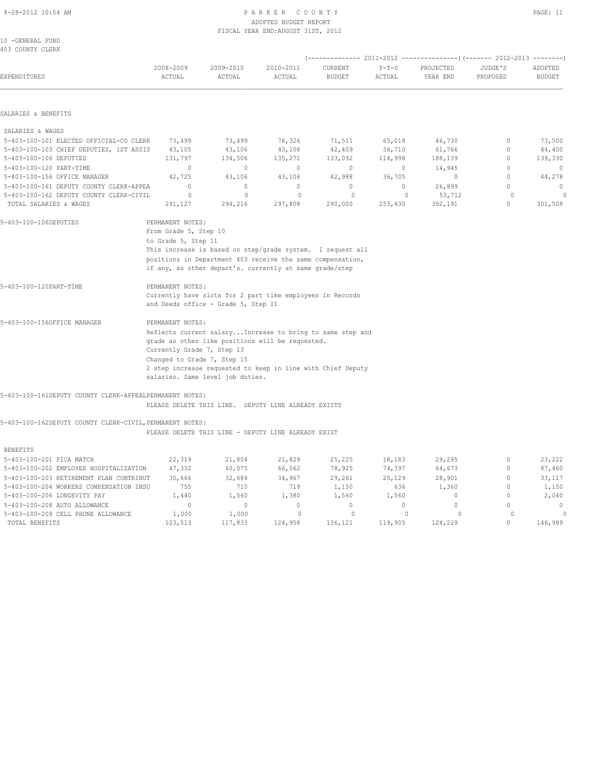PARKER COUNTY
ADOPTED BUDGET REPORT
FISCAL YEAR END:AUGUST 31ST, 2012

10 -GENERAL FUND
403 COUNTY CLERK

| EXPENDITURES | 2008-2009 ACTUAL | 2009-2010 ACTUAL | 2010-2011 ACTUAL | 2011-2012 CURRENT BUDGET | 2011-2012 Y-T-D ACTUAL | 2011-2012 PROJECTED YEAR END | 2012-2013 JUDGE'S PROPOSED | 2012-2013 ADOPTED BUDGET |
|---|---|---|---|---|---|---|---|---|
| **SALARIES & BENEFITS** | | | | | | | | |
| SALARIES & WAGES | | | | | | | | |
| 5-403-100-101 ELECTED OFFICIAL-CO CLERK | 73,499 | 73,499 | 76,326 | 71,511 | 65,018 | 46,730 | 0 | 73,500 |
| 5-403-100-103 CHIEF DEPUTIES, 1ST ASSIS | 43,105 | 43,106 | 43,106 | 42,409 | 36,710 | 61,766 | 0 | 44,400 |
| 5-403-100-106 DEPUTIES | 131,797 | 134,506 | 135,271 | 133,092 | 114,998 | 188,139 | 0 | 139,330 |
| 5-403-100-120 PART-TIME | 0 | 0 | 0 | 0 | 0 | 14,945 | 0 | 0 |
| 5-403-100-156 OFFICE MANAGER | 42,725 | 43,106 | 43,106 | 42,988 | 36,705 | 0 | 0 | 44,278 |
| 5-403-100-161 DEPUTY COUNTY CLERK-APPEA | 0 | 0 | 0 | 0 | 0 | 26,899 | 0 | 0 |
| 5-403-100-162 DEPUTY COUNTY CLERK-CIVIL | 0 | 0 | 0 | 0 | 0 | 53,712 | 0 | 0 |
| TOTAL SALARIES & WAGES | 291,127 | 294,216 | 297,808 | 290,000 | 253,430 | 392,191 | 0 | 301,508 |

5-403-100-106DEPUTIES — PERMANENT NOTES:
From Grade 5, Step 10
to Grade 5, Step 11
This increase is based on step/grade system. I request all positions in Department 403 receive the same compensation, if any, as other depart's. currently at same grade/step

5-403-100-120PART-TIME — PERMANENT NOTES:
Currently have slots for 2 part time employees in Records and Deeds office - Grade 5, Step II

5-403-100-156OFFICE MANAGER — PERMANENT NOTES:
Reflects current salary...Increase to bring to same step and grade as other like positions will be requested.
Currently Grade 7, Step 13
Changed to Grade 7, Step 15
2 step increase requested to keep in line with Chief Deputy salaries. Same level job duties.

5-403-100-161DEPUTY COUNTY CLERK-APPEAL — PERMANENT NOTES:
PLEASE DELETE THIS LINE. DEPUTY LINE ALREADY EXISTS

5-403-100-162DEPUTY COUNTY CLERK-CIVIL, — PERMANENT NOTES:
PLEASE DELETE THIS LINE - DEPUTY LINE ALREADY EXIST

| EXPENDITURES | 2008-2009 ACTUAL | 2009-2010 ACTUAL | 2010-2011 ACTUAL | 2011-2012 CURRENT BUDGET | 2011-2012 Y-T-D ACTUAL | 2011-2012 PROJECTED YEAR END | 2012-2013 JUDGE'S PROPOSED | 2012-2013 ADOPTED BUDGET |
|---|---|---|---|---|---|---|---|---|
| BENEFITS | | | | | | | | |
| 5-403-100-201 FICA MATCH | 22,319 | 21,804 | 21,829 | 25,225 | 18,183 | 29,295 | 0 | 23,222 |
| 5-403-100-202 EMPLOYEE HOSPITALIZATION | 47,332 | 60,075 | 66,062 | 78,925 | 74,397 | 64,673 | 0 | 87,460 |
| 5-403-100-203 RETIREMENT PLAN CONTRIBUT | 30,666 | 32,684 | 34,967 | 29,261 | 25,129 | 28,901 | 0 | 33,117 |
| 5-403-100-204 WORKERS COMPENSATION INSU | 755 | 710 | 719 | 1,150 | 636 | 1,360 | 0 | 1,150 |
| 5-403-100-206 LONGEVITY PAY | 1,440 | 1,560 | 1,380 | 1,560 | 1,560 | 0 | 0 | 2,040 |
| 5-403-100-208 AUTO ALLOWANCE | 0 | 0 | 0 | 0 | 0 | 0 | 0 | 0 |
| 5-403-100-209 CELL PHONE ALLOWANCE | 1,000 | 1,000 | 0 | 0 | 0 | 0 | 0 | 0 |
| TOTAL BENEFITS | 103,513 | 117,833 | 124,958 | 136,121 | 119,905 | 124,229 | 0 | 146,989 |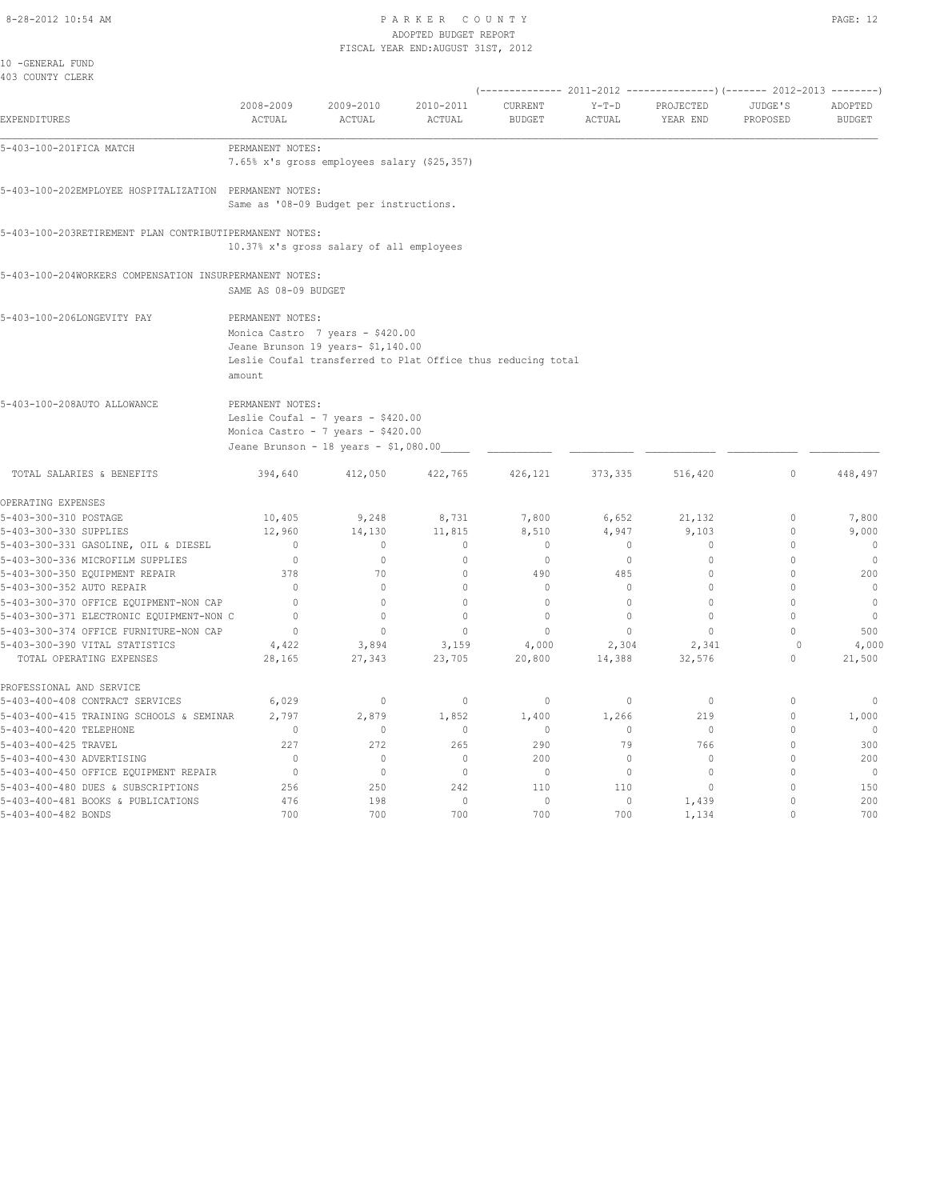PARKER COUNTY
ADOPTED BUDGET REPORT
FISCAL YEAR END:AUGUST 31ST, 2012

10 -GENERAL FUND
403 COUNTY CLERK

| EXPENDITURES | 2008-2009 ACTUAL | 2009-2010 ACTUAL | 2010-2011 ACTUAL | 2011-2012 CURRENT BUDGET | 2011-2012 Y-T-D ACTUAL | 2011-2012 PROJECTED YEAR END | 2012-2013 JUDGE'S PROPOSED | 2012-2013 ADOPTED BUDGET |
|---|---|---|---|---|---|---|---|---|
| 5-403-100-201FICA MATCH | PERMANENT NOTES: 7.65% x's gross employees salary ($25,357) | | | | | | | |
| 5-403-100-202EMPLOYEE HOSPITALIZATION | PERMANENT NOTES: Same as '08-09 Budget per instructions. | | | | | | | |
| 5-403-100-203RETIREMENT PLAN CONTRIBUTI | PERMANENT NOTES: 10.37% x's gross salary of all employees | | | | | | | |
| 5-403-100-204WORKERS COMPENSATION INSUR | PERMANENT NOTES: SAME AS 08-09 BUDGET | | | | | | | |
| 5-403-100-206LONGEVITY PAY | PERMANENT NOTES: Monica Castro 7 years - $420.00; Jeane Brunson 19 years- $1,140.00; Leslie Coufal transferred to Plat Office thus reducing total amount | | | | | | | |
| 5-403-100-208AUTO ALLOWANCE | PERMANENT NOTES: Leslie Coufal - 7 years - $420.00; Monica Castro - 7 years - $420.00; Jeane Brunson - 18 years - $1,080.00 | | | | | | | |
| TOTAL SALARIES & BENEFITS | 394,640 | 412,050 | 422,765 | 426,121 | 373,335 | 516,420 | 0 | 448,497 |
| **OPERATING EXPENSES** | | | | | | | | |
| 5-403-300-310 POSTAGE | 10,405 | 9,248 | 8,731 | 7,800 | 6,652 | 21,132 | 0 | 7,800 |
| 5-403-300-330 SUPPLIES | 12,960 | 14,130 | 11,815 | 8,510 | 4,947 | 9,103 | 0 | 9,000 |
| 5-403-300-331 GASOLINE, OIL & DIESEL | 0 | 0 | 0 | 0 | 0 | 0 | 0 | 0 |
| 5-403-300-336 MICROFILM SUPPLIES | 0 | 0 | 0 | 0 | 0 | 0 | 0 | 0 |
| 5-403-300-350 EQUIPMENT REPAIR | 378 | 70 | 0 | 490 | 485 | 0 | 0 | 200 |
| 5-403-300-352 AUTO REPAIR | 0 | 0 | 0 | 0 | 0 | 0 | 0 | 0 |
| 5-403-300-370 OFFICE EQUIPMENT-NON CAP | 0 | 0 | 0 | 0 | 0 | 0 | 0 | 0 |
| 5-403-300-371 ELECTRONIC EQUIPMENT-NON C | 0 | 0 | 0 | 0 | 0 | 0 | 0 | 0 |
| 5-403-300-374 OFFICE FURNITURE-NON CAP | 0 | 0 | 0 | 0 | 0 | 0 | 0 | 500 |
| 5-403-300-390 VITAL STATISTICS | 4,422 | 3,894 | 3,159 | 4,000 | 2,304 | 2,341 | 0 | 4,000 |
| TOTAL OPERATING EXPENSES | 28,165 | 27,343 | 23,705 | 20,800 | 14,388 | 32,576 | 0 | 21,500 |
| **PROFESSIONAL AND SERVICE** | | | | | | | | |
| 5-403-400-408 CONTRACT SERVICES | 6,029 | 0 | 0 | 0 | 0 | 0 | 0 | 0 |
| 5-403-400-415 TRAINING SCHOOLS & SEMINAR | 2,797 | 2,879 | 1,852 | 1,400 | 1,266 | 219 | 0 | 1,000 |
| 5-403-400-420 TELEPHONE | 0 | 0 | 0 | 0 | 0 | 0 | 0 | 0 |
| 5-403-400-425 TRAVEL | 227 | 272 | 265 | 290 | 79 | 766 | 0 | 300 |
| 5-403-400-430 ADVERTISING | 0 | 0 | 0 | 200 | 0 | 0 | 0 | 200 |
| 5-403-400-450 OFFICE EQUIPMENT REPAIR | 0 | 0 | 0 | 0 | 0 | 0 | 0 | 0 |
| 5-403-400-480 DUES & SUBSCRIPTIONS | 256 | 250 | 242 | 110 | 110 | 0 | 0 | 150 |
| 5-403-400-481 BOOKS & PUBLICATIONS | 476 | 198 | 0 | 0 | 0 | 1,439 | 0 | 200 |
| 5-403-400-482 BONDS | 700 | 700 | 700 | 700 | 700 | 1,134 | 0 | 700 |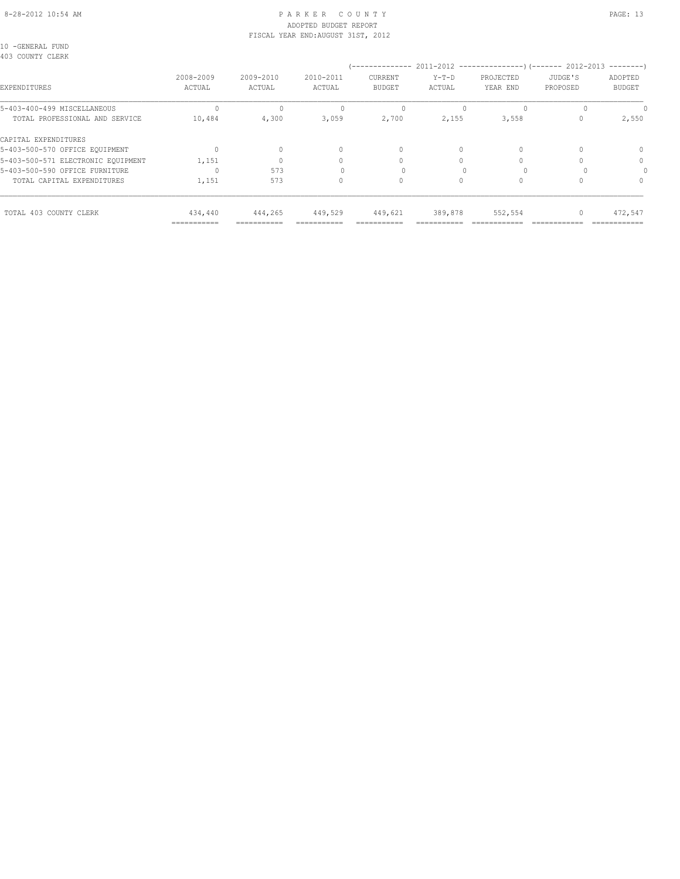10 -GENERAL FUND
403 COUNTY CLERK

| EXPENDITURES | 2008-2009 ACTUAL | 2009-2010 ACTUAL | 2010-2011 ACTUAL | 2011-2012 CURRENT BUDGET | 2011-2012 Y-T-D ACTUAL | 2011-2012 PROJECTED YEAR END | 2012-2013 JUDGE'S PROPOSED | 2012-2013 ADOPTED BUDGET |
|---|---|---|---|---|---|---|---|---|
| 5-403-400-499 MISCELLANEOUS | 0 | 0 | 0 | 0 | 0 | 0 | 0 | 0 |
| TOTAL PROFESSIONAL AND SERVICE | 10,484 | 4,300 | 3,059 | 2,700 | 2,155 | 3,558 | 0 | 2,550 |
| CAPITAL EXPENDITURES | | | | | | | | |
| 5-403-500-570 OFFICE EQUIPMENT | 0 | 0 | 0 | 0 | 0 | 0 | 0 | 0 |
| 5-403-500-571 ELECTRONIC EQUIPMENT | 1,151 | 0 | 0 | 0 | 0 | 0 | 0 | 0 |
| 5-403-500-590 OFFICE FURNITURE | 0 | 573 | 0 | 0 | 0 | 0 | 0 | 0 |
| TOTAL CAPITAL EXPENDITURES | 1,151 | 573 | 0 | 0 | 0 | 0 | 0 | 0 |
| TOTAL 403 COUNTY CLERK | 434,440 | 444,265 | 449,529 | 449,621 | 389,878 | 552,554 | 0 | 472,547 |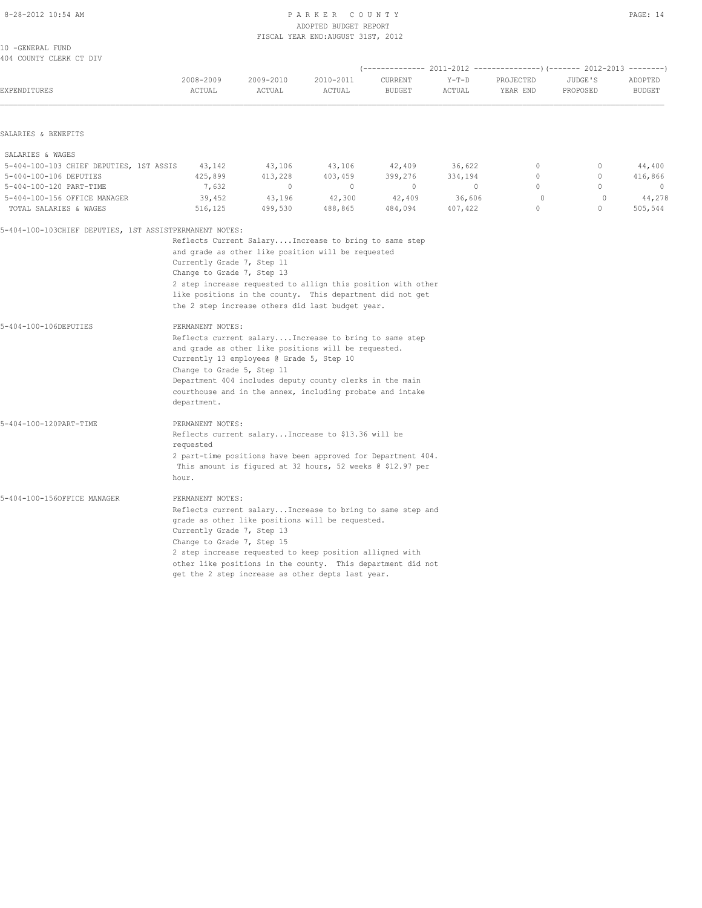PARKER COUNTY
ADOPTED BUDGET REPORT
FISCAL YEAR END:AUGUST 31ST, 2012

10 -GENERAL FUND
404 COUNTY CLERK CT DIV

| EXPENDITURES | 2008-2009 ACTUAL | 2009-2010 ACTUAL | 2010-2011 ACTUAL | 2011-2012 CURRENT BUDGET | 2011-2012 Y-T-D ACTUAL | 2011-2012 PROJECTED YEAR END | 2012-2013 JUDGE'S PROPOSED | 2012-2013 ADOPTED BUDGET |
|---|---|---|---|---|---|---|---|---|
| SALARIES & BENEFITS | | | | | | | | |
| SALARIES & WAGES | | | | | | | | |
| 5-404-100-103 CHIEF DEPUTIES, 1ST ASSIS | 43,142 | 43,106 | 43,106 | 42,409 | 36,622 | 0 | 0 | 44,400 |
| 5-404-100-106 DEPUTIES | 425,899 | 413,228 | 403,459 | 399,276 | 334,194 | 0 | 0 | 416,866 |
| 5-404-100-120 PART-TIME | 7,632 | 0 | 0 | 0 | 0 | 0 | 0 | 0 |
| 5-404-100-156 OFFICE MANAGER | 39,452 | 43,196 | 42,300 | 42,409 | 36,606 | 0 | 0 | 44,278 |
| TOTAL SALARIES & WAGES | 516,125 | 499,530 | 488,865 | 484,094 | 407,422 | 0 | 0 | 505,544 |

5-404-100-103CHIEF DEPUTIES, 1ST ASSISTPERMANENT NOTES:
Reflects Current Salary....Increase to bring to same step and grade as other like position will be requested
Currently Grade 7, Step 11
Change to Grade 7, Step 13
2 step increase requested to allign this position with other like positions in the county. This department did not get the 2 step increase others did last budget year.

5-404-100-106DEPUTIES PERMANENT NOTES:
Reflects current salary....Increase to bring to same step and grade as other like positions will be requested.
Currently 13 employees @ Grade 5, Step 10
Change to Grade 5, Step 11
Department 404 includes deputy county clerks in the main courthouse and in the annex, including probate and intake department.

5-404-100-120PART-TIME PERMANENT NOTES:
Reflects current salary...Increase to $13.36 will be requested
2 part-time positions have been approved for Department 404. This amount is figured at 32 hours, 52 weeks @ $12.97 per hour.

5-404-100-156OFFICE MANAGER PERMANENT NOTES:
Reflects current salary...Increase to bring to same step and grade as other like positions will be requested.
Currently Grade 7, Step 13
Change to Grade 7, Step 15
2 step increase requested to keep position alligned with other like positions in the county. This department did not get the 2 step increase as other depts last year.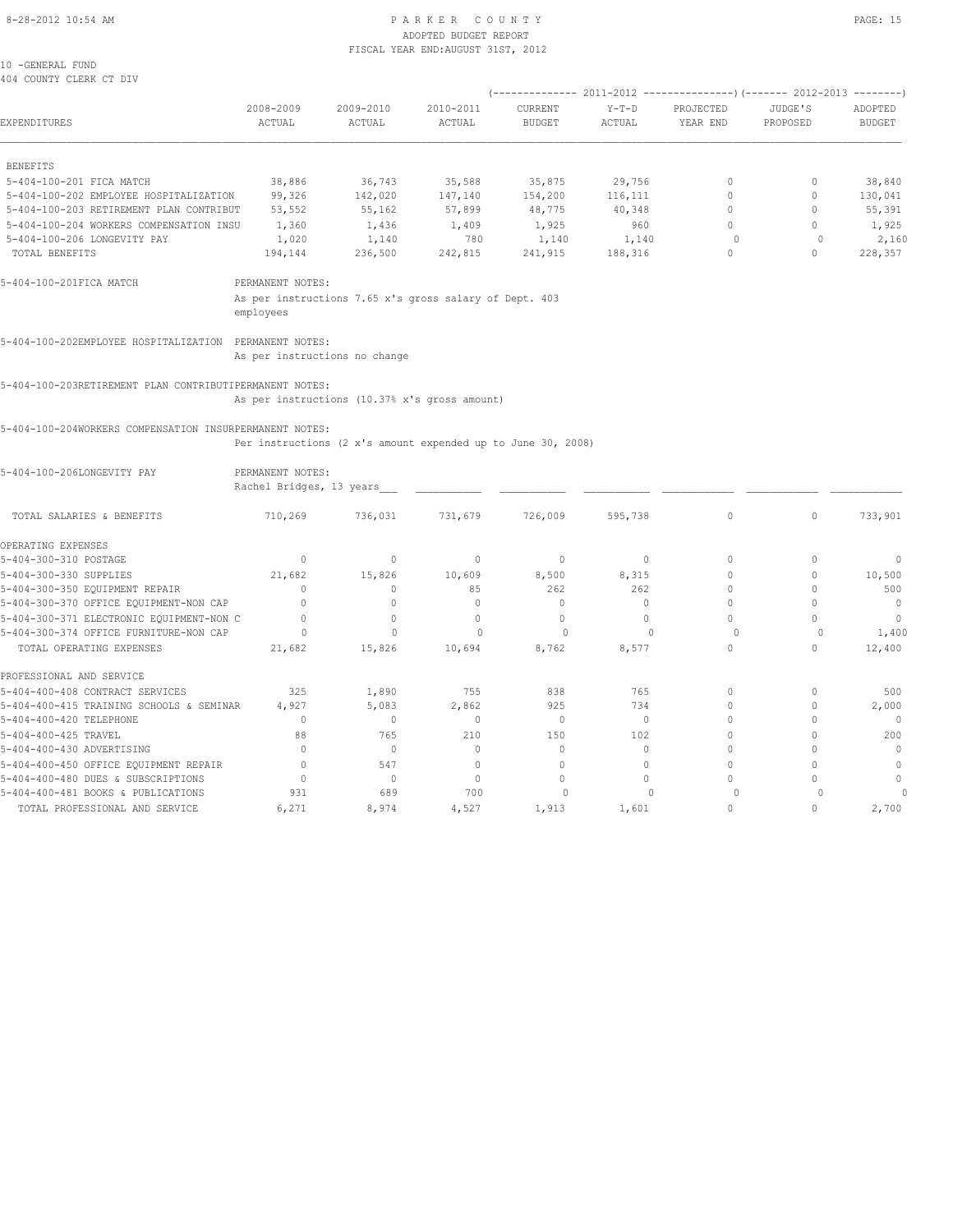10 -GENERAL FUND
404 COUNTY CLERK CT DIV

| EXPENDITURES | 2008-2009 ACTUAL | 2009-2010 ACTUAL | 2010-2011 ACTUAL | 2011-2012 CURRENT BUDGET | 2011-2012 Y-T-D ACTUAL | 2011-2012 PROJECTED YEAR END | 2012-2013 JUDGE'S PROPOSED | 2012-2013 ADOPTED BUDGET |
|---|---|---|---|---|---|---|---|---|
| BENEFITS | | | | | | | | |
| 5-404-100-201 FICA MATCH | 38,886 | 36,743 | 35,588 | 35,875 | 29,756 | 0 | 0 | 38,840 |
| 5-404-100-202 EMPLOYEE HOSPITALIZATION | 99,326 | 142,020 | 147,140 | 154,200 | 116,111 | 0 | 0 | 130,041 |
| 5-404-100-203 RETIREMENT PLAN CONTRIBUT | 53,552 | 55,162 | 57,899 | 48,775 | 40,348 | 0 | 0 | 55,391 |
| 5-404-100-204 WORKERS COMPENSATION INSU | 1,360 | 1,436 | 1,409 | 1,925 | 960 | 0 | 0 | 1,925 |
| 5-404-100-206 LONGEVITY PAY | 1,020 | 1,140 | 780 | 1,140 | 1,140 | 0 | 0 | 2,160 |
| TOTAL BENEFITS | 194,144 | 236,500 | 242,815 | 241,915 | 188,316 | 0 | 0 | 228,357 |

5-404-100-201FICA MATCH — PERMANENT NOTES:
As per instructions 7.65 x's gross salary of Dept. 403 employees

5-404-100-202EMPLOYEE HOSPITALIZATION — PERMANENT NOTES:
As per instructions no change

5-404-100-203RETIREMENT PLAN CONTRIBUTIPERMANENT NOTES:
As per instructions (10.37% x's gross amount)

5-404-100-204WORKERS COMPENSATION INSURPERMANENT NOTES:
Per instructions (2 x's amount expended up to June 30, 2008)

5-404-100-206LONGEVITY PAY — PERMANENT NOTES:
Rachel Bridges, 13 years

| EXPENDITURES | 2008-2009 ACTUAL | 2009-2010 ACTUAL | 2010-2011 ACTUAL | 2011-2012 CURRENT BUDGET | 2011-2012 Y-T-D ACTUAL | 2011-2012 PROJECTED YEAR END | 2012-2013 JUDGE'S PROPOSED | 2012-2013 ADOPTED BUDGET |
|---|---|---|---|---|---|---|---|---|
| TOTAL SALARIES & BENEFITS | 710,269 | 736,031 | 731,679 | 726,009 | 595,738 | 0 | 0 | 733,901 |
| OPERATING EXPENSES | | | | | | | | |
| 5-404-300-310 POSTAGE | 0 | 0 | 0 | 0 | 0 | 0 | 0 | 0 |
| 5-404-300-330 SUPPLIES | 21,682 | 15,826 | 10,609 | 8,500 | 8,315 | 0 | 0 | 10,500 |
| 5-404-300-350 EQUIPMENT REPAIR | 0 | 0 | 85 | 262 | 262 | 0 | 0 | 500 |
| 5-404-300-370 OFFICE EQUIPMENT-NON CAP | 0 | 0 | 0 | 0 | 0 | 0 | 0 | 0 |
| 5-404-300-371 ELECTRONIC EQUIPMENT-NON C | 0 | 0 | 0 | 0 | 0 | 0 | 0 | 0 |
| 5-404-300-374 OFFICE FURNITURE-NON CAP | 0 | 0 | 0 | 0 | 0 | 0 | 0 | 1,400 |
| TOTAL OPERATING EXPENSES | 21,682 | 15,826 | 10,694 | 8,762 | 8,577 | 0 | 0 | 12,400 |
| PROFESSIONAL AND SERVICE | | | | | | | | |
| 5-404-400-408 CONTRACT SERVICES | 325 | 1,890 | 755 | 838 | 765 | 0 | 0 | 500 |
| 5-404-400-415 TRAINING SCHOOLS & SEMINAR | 4,927 | 5,083 | 2,862 | 925 | 734 | 0 | 0 | 2,000 |
| 5-404-400-420 TELEPHONE | 0 | 0 | 0 | 0 | 0 | 0 | 0 | 0 |
| 5-404-400-425 TRAVEL | 88 | 765 | 210 | 150 | 102 | 0 | 0 | 200 |
| 5-404-400-430 ADVERTISING | 0 | 0 | 0 | 0 | 0 | 0 | 0 | 0 |
| 5-404-400-450 OFFICE EQUIPMENT REPAIR | 0 | 547 | 0 | 0 | 0 | 0 | 0 | 0 |
| 5-404-400-480 DUES & SUBSCRIPTIONS | 0 | 0 | 0 | 0 | 0 | 0 | 0 | 0 |
| 5-404-400-481 BOOKS & PUBLICATIONS | 931 | 689 | 700 | 0 | 0 | 0 | 0 | 0 |
| TOTAL PROFESSIONAL AND SERVICE | 6,271 | 8,974 | 4,527 | 1,913 | 1,601 | 0 | 0 | 2,700 |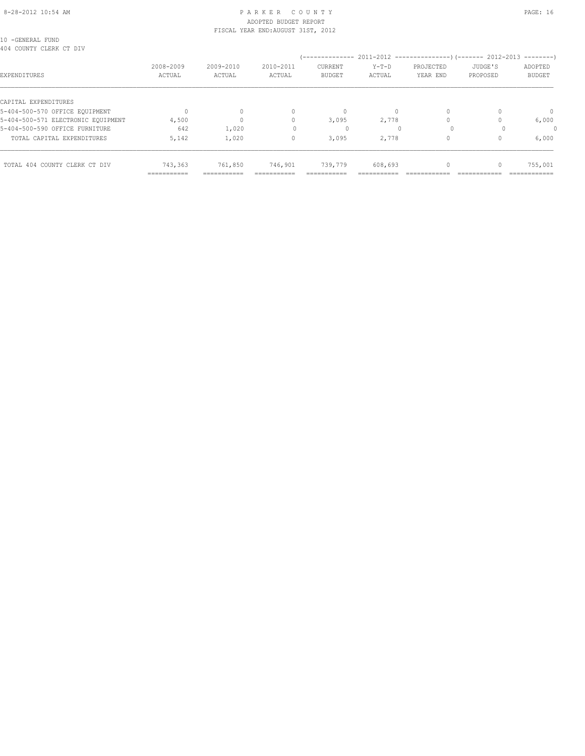8-28-2012 10:54 AM

# PARKER COUNTY
ADOPTED BUDGET REPORT
FISCAL YEAR END:AUGUST 31ST, 2012

10 -GENERAL FUND
404 COUNTY CLERK CT DIV

| EXPENDITURES | 2008-2009 ACTUAL | 2009-2010 ACTUAL | 2010-2011 ACTUAL | 2011-2012 CURRENT BUDGET | 2011-2012 Y-T-D ACTUAL | 2011-2012 PROJECTED YEAR END | 2012-2013 JUDGE'S PROPOSED | 2012-2013 ADOPTED BUDGET |
|---|---|---|---|---|---|---|---|---|
| CAPITAL EXPENDITURES | | | | | | | | |
| 5-404-500-570 OFFICE EQUIPMENT | 0 | 0 | 0 | 0 | 0 | 0 | 0 | 0 |
| 5-404-500-571 ELECTRONIC EQUIPMENT | 4,500 | 0 | 0 | 3,095 | 2,778 | 0 | 0 | 6,000 |
| 5-404-500-590 OFFICE FURNITURE | 642 | 1,020 | 0 | 0 | 0 | 0 | 0 | 0 |
| TOTAL CAPITAL EXPENDITURES | 5,142 | 1,020 | 0 | 3,095 | 2,778 | 0 | 0 | 6,000 |
| TOTAL 404 COUNTY CLERK CT DIV | 743,363 | 761,850 | 746,901 | 739,779 | 608,693 | 0 | 0 | 755,001 |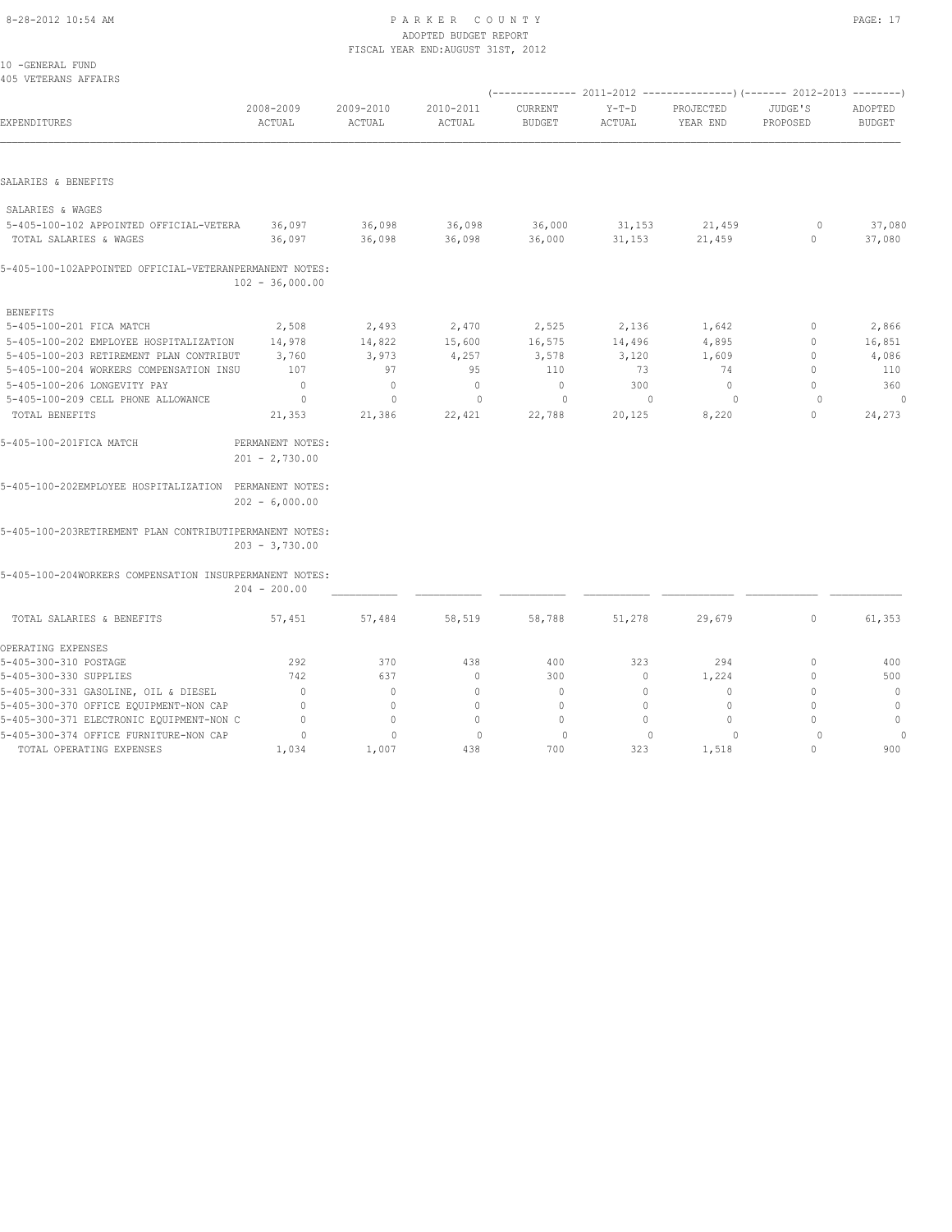# PARKER COUNTY

ADOPTED BUDGET REPORT

FISCAL YEAR END:AUGUST 31ST, 2012

10 -GENERAL FUND

405 VETERANS AFFAIRS

| EXPENDITURES | 2008-2009 ACTUAL | 2009-2010 ACTUAL | 2010-2011 ACTUAL | 2011-2012 CURRENT BUDGET | 2011-2012 Y-T-D ACTUAL | 2011-2012 PROJECTED YEAR END | 2012-2013 JUDGE'S PROPOSED | 2012-2013 ADOPTED BUDGET |
|---|---|---|---|---|---|---|---|---|
| **SALARIES & BENEFITS** | | | | | | | | |
| SALARIES & WAGES | | | | | | | | |
| 5-405-100-102 APPOINTED OFFICIAL-VETERA | 36,097 | 36,098 | 36,098 | 36,000 | 31,153 | 21,459 | 0 | 37,080 |
| TOTAL SALARIES & WAGES | 36,097 | 36,098 | 36,098 | 36,000 | 31,153 | 21,459 | 0 | 37,080 |
| 5-405-100-102APPOINTED OFFICIAL-VETERANPERMANENT NOTES: 102 - 36,000.00 | | | | | | | | |
| BENEFITS | | | | | | | | |
| 5-405-100-201 FICA MATCH | 2,508 | 2,493 | 2,470 | 2,525 | 2,136 | 1,642 | 0 | 2,866 |
| 5-405-100-202 EMPLOYEE HOSPITALIZATION | 14,978 | 14,822 | 15,600 | 16,575 | 14,496 | 4,895 | 0 | 16,851 |
| 5-405-100-203 RETIREMENT PLAN CONTRIBUT | 3,760 | 3,973 | 4,257 | 3,578 | 3,120 | 1,609 | 0 | 4,086 |
| 5-405-100-204 WORKERS COMPENSATION INSU | 107 | 97 | 95 | 110 | 73 | 74 | 0 | 110 |
| 5-405-100-206 LONGEVITY PAY | 0 | 0 | 0 | 0 | 300 | 0 | 0 | 360 |
| 5-405-100-209 CELL PHONE ALLOWANCE | 0 | 0 | 0 | 0 | 0 | 0 | 0 | 0 |
| TOTAL BENEFITS | 21,353 | 21,386 | 22,421 | 22,788 | 20,125 | 8,220 | 0 | 24,273 |
| 5-405-100-201FICA MATCH PERMANENT NOTES: 201 - 2,730.00 | | | | | | | | |
| 5-405-100-202EMPLOYEE HOSPITALIZATION PERMANENT NOTES: 202 - 6,000.00 | | | | | | | | |
| 5-405-100-203RETIREMENT PLAN CONTRIBUTIPERMANENT NOTES: 203 - 3,730.00 | | | | | | | | |
| 5-405-100-204WORKERS COMPENSATION INSURPERMANENT NOTES: 204 - 200.00 | | | | | | | | |
| TOTAL SALARIES & BENEFITS | 57,451 | 57,484 | 58,519 | 58,788 | 51,278 | 29,679 | 0 | 61,353 |
| **OPERATING EXPENSES** | | | | | | | | |
| 5-405-300-310 POSTAGE | 292 | 370 | 438 | 400 | 323 | 294 | 0 | 400 |
| 5-405-300-330 SUPPLIES | 742 | 637 | 0 | 300 | 0 | 1,224 | 0 | 500 |
| 5-405-300-331 GASOLINE, OIL & DIESEL | 0 | 0 | 0 | 0 | 0 | 0 | 0 | 0 |
| 5-405-300-370 OFFICE EQUIPMENT-NON CAP | 0 | 0 | 0 | 0 | 0 | 0 | 0 | 0 |
| 5-405-300-371 ELECTRONIC EQUIPMENT-NON C | 0 | 0 | 0 | 0 | 0 | 0 | 0 | 0 |
| 5-405-300-374 OFFICE FURNITURE-NON CAP | 0 | 0 | 0 | 0 | 0 | 0 | 0 | 0 |
| TOTAL OPERATING EXPENSES | 1,034 | 1,007 | 438 | 700 | 323 | 1,518 | 0 | 900 |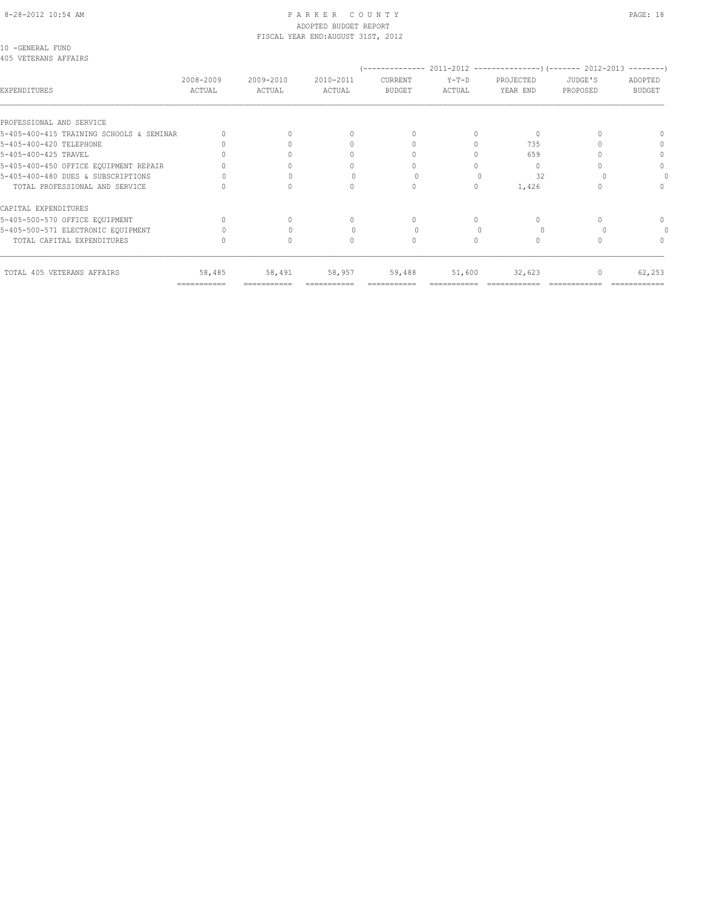PARKER COUNTY
ADOPTED BUDGET REPORT
FISCAL YEAR END:AUGUST 31ST, 2012

10 -GENERAL FUND
405 VETERANS AFFAIRS

| EXPENDITURES | 2008-2009 ACTUAL | 2009-2010 ACTUAL | 2010-2011 ACTUAL | 2011-2012 CURRENT BUDGET | 2011-2012 Y-T-D ACTUAL | 2011-2012 PROJECTED YEAR END | 2012-2013 JUDGE'S PROPOSED | 2012-2013 ADOPTED BUDGET |
|---|---|---|---|---|---|---|---|---|
| PROFESSIONAL AND SERVICE | | | | | | | | |
| 5-405-400-415 TRAINING SCHOOLS & SEMINAR | 0 | 0 | 0 | 0 | 0 | 0 | 0 | 0 |
| 5-405-400-420 TELEPHONE | 0 | 0 | 0 | 0 | 0 | 735 | 0 | 0 |
| 5-405-400-425 TRAVEL | 0 | 0 | 0 | 0 | 0 | 659 | 0 | 0 |
| 5-405-400-450 OFFICE EQUIPMENT REPAIR | 0 | 0 | 0 | 0 | 0 | 0 | 0 | 0 |
| 5-405-400-480 DUES & SUBSCRIPTIONS | 0 | 0 | 0 | 0 | 0 | 32 | 0 | 0 |
| TOTAL PROFESSIONAL AND SERVICE | 0 | 0 | 0 | 0 | 0 | 1,426 | 0 | 0 |
| CAPITAL EXPENDITURES | | | | | | | | |
| 5-405-500-570 OFFICE EQUIPMENT | 0 | 0 | 0 | 0 | 0 | 0 | 0 | 0 |
| 5-405-500-571 ELECTRONIC EQUIPMENT | 0 | 0 | 0 | 0 | 0 | 0 | 0 | 0 |
| TOTAL CAPITAL EXPENDITURES | 0 | 0 | 0 | 0 | 0 | 0 | 0 | 0 |
| TOTAL 405 VETERANS AFFAIRS | 58,485 | 58,491 | 58,957 | 59,488 | 51,600 | 32,623 | 0 | 62,253 |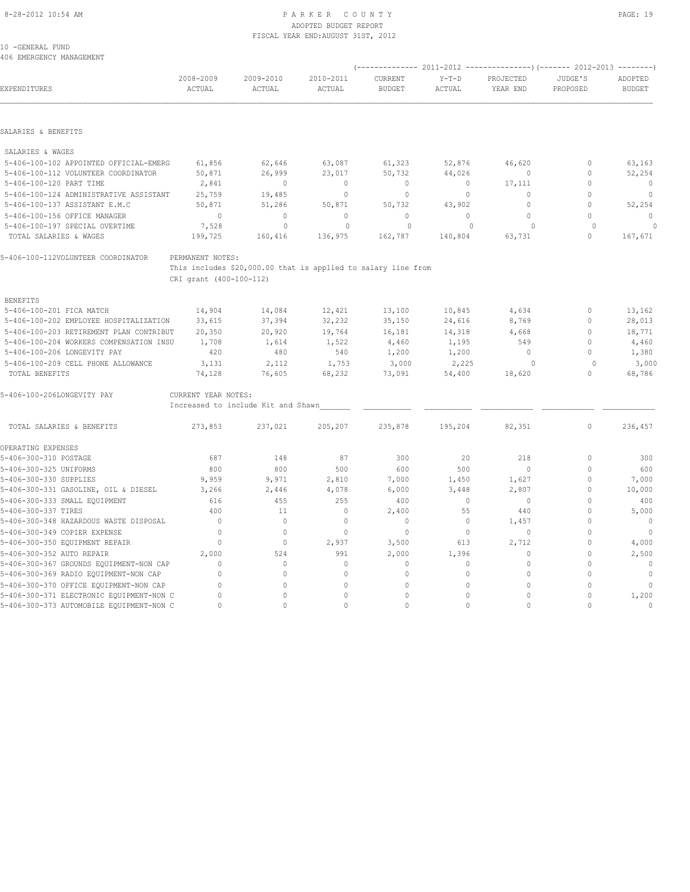10 -GENERAL FUND
406 EMERGENCY MANAGEMENT

| EXPENDITURES | 2008-2009 ACTUAL | 2009-2010 ACTUAL | 2010-2011 ACTUAL | 2011-2012 CURRENT BUDGET | 2011-2012 Y-T-D ACTUAL | 2011-2012 PROJECTED YEAR END | 2012-2013 JUDGE'S PROPOSED | 2012-2013 ADOPTED BUDGET |
|---|---|---|---|---|---|---|---|---|
| **SALARIES & BENEFITS** | | | | | | | | |
| SALARIES & WAGES | | | | | | | | |
| 5-406-100-102 APPOINTED OFFICIAL-EMERG | 61,856 | 62,646 | 63,087 | 61,323 | 52,876 | 46,620 | 0 | 63,163 |
| 5-406-100-112 VOLUNTEER COORDINATOR | 50,871 | 26,999 | 23,017 | 50,732 | 44,026 | 0 | 0 | 52,254 |
| 5-406-100-120 PART TIME | 2,841 | 0 | 0 | 0 | 0 | 17,111 | 0 | 0 |
| 5-406-100-124 ADMINISTRATIVE ASSISTANT | 25,759 | 19,485 | 0 | 0 | 0 | 0 | 0 | 0 |
| 5-406-100-137 ASSISTANT E.M.C | 50,871 | 51,286 | 50,871 | 50,732 | 43,902 | 0 | 0 | 52,254 |
| 5-406-100-156 OFFICE MANAGER | 0 | 0 | 0 | 0 | 0 | 0 | 0 | 0 |
| 5-406-100-197 SPECIAL OVERTIME | 7,528 | 0 | 0 | 0 | 0 | 0 | 0 | 0 |
| TOTAL SALARIES & WAGES | 199,725 | 160,416 | 136,975 | 162,787 | 140,804 | 63,731 | 0 | 167,671 |

5-406-100-112VOLUNTEER COORDINATOR — PERMANENT NOTES:
This includes $20,000.00 that is applied to salary line from CRI grant (400-100-112)

| EXPENDITURES | 2008-2009 ACTUAL | 2009-2010 ACTUAL | 2010-2011 ACTUAL | 2011-2012 CURRENT BUDGET | 2011-2012 Y-T-D ACTUAL | 2011-2012 PROJECTED YEAR END | 2012-2013 JUDGE'S PROPOSED | 2012-2013 ADOPTED BUDGET |
|---|---|---|---|---|---|---|---|---|
| BENEFITS | | | | | | | | |
| 5-406-100-201 FICA MATCH | 14,904 | 14,084 | 12,421 | 13,100 | 10,845 | 4,634 | 0 | 13,162 |
| 5-406-100-202 EMPLOYEE HOSPITALIZATION | 33,615 | 37,394 | 32,232 | 35,150 | 24,616 | 8,769 | 0 | 28,013 |
| 5-406-100-203 RETIREMENT PLAN CONTRIBUT | 20,350 | 20,920 | 19,764 | 16,181 | 14,318 | 4,668 | 0 | 18,771 |
| 5-406-100-204 WORKERS COMPENSATION INSU | 1,708 | 1,614 | 1,522 | 4,460 | 1,195 | 549 | 0 | 4,460 |
| 5-406-100-206 LONGEVITY PAY | 420 | 480 | 540 | 1,200 | 1,200 | 0 | 0 | 1,380 |
| 5-406-100-209 CELL PHONE ALLOWANCE | 3,131 | 2,112 | 1,753 | 3,000 | 2,225 | 0 | 0 | 3,000 |
| TOTAL BENEFITS | 74,128 | 76,605 | 68,232 | 73,091 | 54,400 | 18,620 | 0 | 68,786 |

5-406-100-206LONGEVITY PAY — CURRENT YEAR NOTES:
Increased to include Kit and Shawn

| EXPENDITURES | 2008-2009 ACTUAL | 2009-2010 ACTUAL | 2010-2011 ACTUAL | 2011-2012 CURRENT BUDGET | 2011-2012 Y-T-D ACTUAL | 2011-2012 PROJECTED YEAR END | 2012-2013 JUDGE'S PROPOSED | 2012-2013 ADOPTED BUDGET |
|---|---|---|---|---|---|---|---|---|
| TOTAL SALARIES & BENEFITS | 273,853 | 237,021 | 205,207 | 235,878 | 195,204 | 82,351 | 0 | 236,457 |
| **OPERATING EXPENSES** | | | | | | | | |
| 5-406-300-310 POSTAGE | 687 | 148 | 87 | 300 | 20 | 218 | 0 | 300 |
| 5-406-300-325 UNIFORMS | 800 | 800 | 500 | 600 | 500 | 0 | 0 | 600 |
| 5-406-300-330 SUPPLIES | 9,959 | 9,971 | 2,810 | 7,000 | 1,450 | 1,627 | 0 | 7,000 |
| 5-406-300-331 GASOLINE, OIL & DIESEL | 3,266 | 2,446 | 4,078 | 6,000 | 3,448 | 2,807 | 0 | 10,000 |
| 5-406-300-333 SMALL EQUIPMENT | 616 | 455 | 255 | 400 | 0 | 0 | 0 | 400 |
| 5-406-300-337 TIRES | 400 | 11 | 0 | 2,400 | 55 | 440 | 0 | 5,000 |
| 5-406-300-348 HAZARDOUS WASTE DISPOSAL | 0 | 0 | 0 | 0 | 0 | 1,457 | 0 | 0 |
| 5-406-300-349 COPIER EXPENSE | 0 | 0 | 0 | 0 | 0 | 0 | 0 | 0 |
| 5-406-300-350 EQUIPMENT REPAIR | 0 | 0 | 2,937 | 3,500 | 613 | 2,712 | 0 | 4,000 |
| 5-406-300-352 AUTO REPAIR | 2,000 | 524 | 991 | 2,000 | 1,396 | 0 | 0 | 2,500 |
| 5-406-300-367 GROUNDS EQUIPMENT-NON CAP | 0 | 0 | 0 | 0 | 0 | 0 | 0 | 0 |
| 5-406-300-369 RADIO EQUIPMENT-NON CAP | 0 | 0 | 0 | 0 | 0 | 0 | 0 | 0 |
| 5-406-300-370 OFFICE EQUIPMENT-NON CAP | 0 | 0 | 0 | 0 | 0 | 0 | 0 | 0 |
| 5-406-300-371 ELECTRONIC EQUIPMENT-NON C | 0 | 0 | 0 | 0 | 0 | 0 | 0 | 1,200 |
| 5-406-300-373 AUTOMOBILE EQUIPMENT-NON C | 0 | 0 | 0 | 0 | 0 | 0 | 0 | 0 |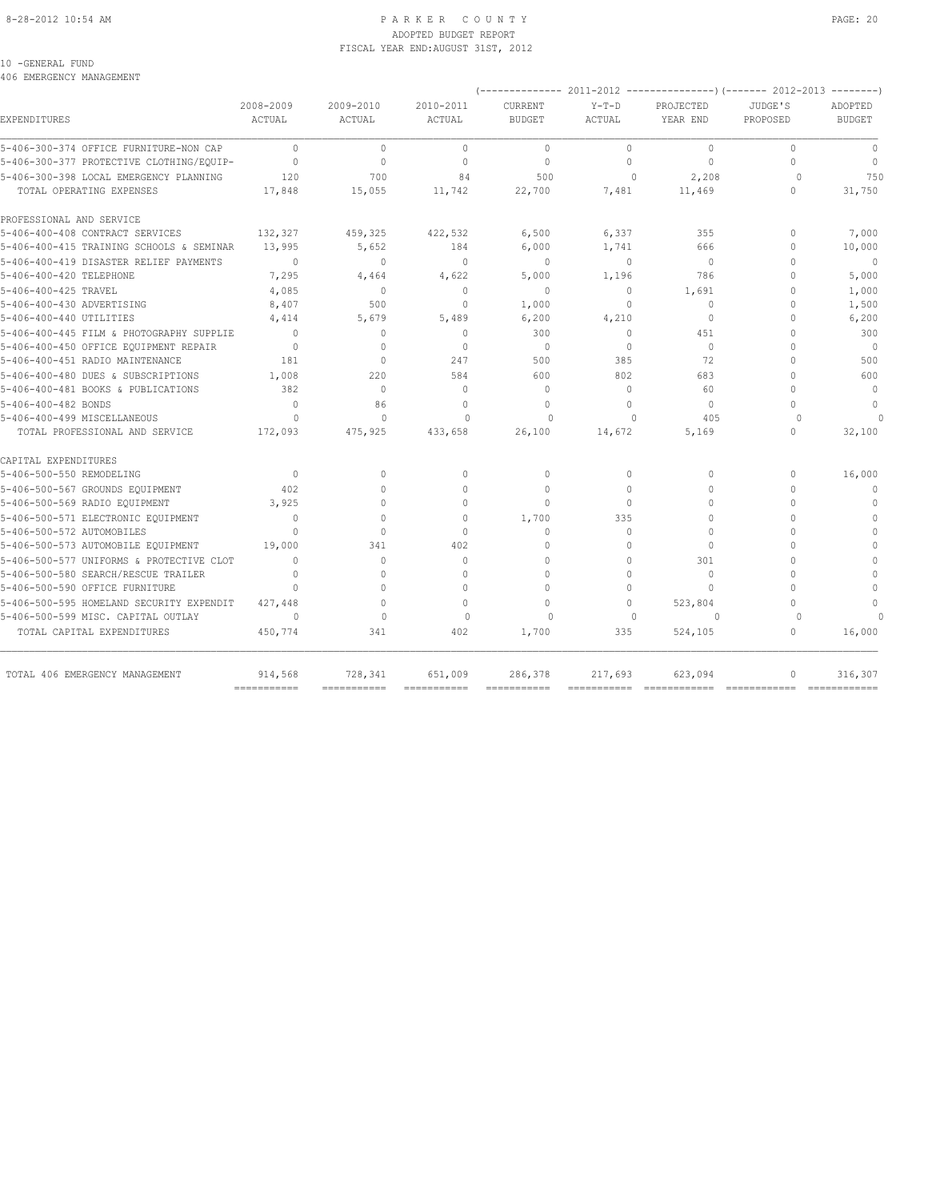8-28-2012 10:54 AM

# PARKER COUNTY
## ADOPTED BUDGET REPORT
### FISCAL YEAR END:AUGUST 31ST, 2012

10 -GENERAL FUND
406 EMERGENCY MANAGEMENT

| EXPENDITURES | 2008-2009 ACTUAL | 2009-2010 ACTUAL | 2010-2011 ACTUAL | 2011-2012 CURRENT BUDGET | 2011-2012 Y-T-D ACTUAL | 2011-2012 PROJECTED YEAR END | 2012-2013 JUDGE'S PROPOSED | 2012-2013 ADOPTED BUDGET |
|---|---|---|---|---|---|---|---|---|
| 5-406-300-374 OFFICE FURNITURE-NON CAP | 0 | 0 | 0 | 0 | 0 | 0 | 0 | 0 |
| 5-406-300-377 PROTECTIVE CLOTHING/EQUIP- | 0 | 0 | 0 | 0 | 0 | 0 | 0 | 0 |
| 5-406-300-398 LOCAL EMERGENCY PLANNING | 120 | 700 | 84 | 500 | 0 | 2,208 | 0 | 750 |
| TOTAL OPERATING EXPENSES | 17,848 | 15,055 | 11,742 | 22,700 | 7,481 | 11,469 | 0 | 31,750 |
| PROFESSIONAL AND SERVICE | | | | | | | | |
| 5-406-400-408 CONTRACT SERVICES | 132,327 | 459,325 | 422,532 | 6,500 | 6,337 | 355 | 0 | 7,000 |
| 5-406-400-415 TRAINING SCHOOLS & SEMINAR | 13,995 | 5,652 | 184 | 6,000 | 1,741 | 666 | 0 | 10,000 |
| 5-406-400-419 DISASTER RELIEF PAYMENTS | 0 | 0 | 0 | 0 | 0 | 0 | 0 | 0 |
| 5-406-400-420 TELEPHONE | 7,295 | 4,464 | 4,622 | 5,000 | 1,196 | 786 | 0 | 5,000 |
| 5-406-400-425 TRAVEL | 4,085 | 0 | 0 | 0 | 0 | 1,691 | 0 | 1,000 |
| 5-406-400-430 ADVERTISING | 8,407 | 500 | 0 | 1,000 | 0 | 0 | 0 | 1,500 |
| 5-406-400-440 UTILITIES | 4,414 | 5,679 | 5,489 | 6,200 | 4,210 | 0 | 0 | 6,200 |
| 5-406-400-445 FILM & PHOTOGRAPHY SUPPLIE | 0 | 0 | 0 | 300 | 0 | 451 | 0 | 300 |
| 5-406-400-450 OFFICE EQUIPMENT REPAIR | 0 | 0 | 0 | 0 | 0 | 0 | 0 | 0 |
| 5-406-400-451 RADIO MAINTENANCE | 181 | 0 | 247 | 500 | 385 | 72 | 0 | 500 |
| 5-406-400-480 DUES & SUBSCRIPTIONS | 1,008 | 220 | 584 | 600 | 802 | 683 | 0 | 600 |
| 5-406-400-481 BOOKS & PUBLICATIONS | 382 | 0 | 0 | 0 | 0 | 60 | 0 | 0 |
| 5-406-400-482 BONDS | 0 | 86 | 0 | 0 | 0 | 0 | 0 | 0 |
| 5-406-400-499 MISCELLANEOUS | 0 | 0 | 0 | 0 | 0 | 405 | 0 | 0 |
| TOTAL PROFESSIONAL AND SERVICE | 172,093 | 475,925 | 433,658 | 26,100 | 14,672 | 5,169 | 0 | 32,100 |
| CAPITAL EXPENDITURES | | | | | | | | |
| 5-406-500-550 REMODELING | 0 | 0 | 0 | 0 | 0 | 0 | 0 | 16,000 |
| 5-406-500-567 GROUNDS EQUIPMENT | 402 | 0 | 0 | 0 | 0 | 0 | 0 | 0 |
| 5-406-500-569 RADIO EQUIPMENT | 3,925 | 0 | 0 | 0 | 0 | 0 | 0 | 0 |
| 5-406-500-571 ELECTRONIC EQUIPMENT | 0 | 0 | 0 | 1,700 | 335 | 0 | 0 | 0 |
| 5-406-500-572 AUTOMOBILES | 0 | 0 | 0 | 0 | 0 | 0 | 0 | 0 |
| 5-406-500-573 AUTOMOBILE EQUIPMENT | 19,000 | 341 | 402 | 0 | 0 | 0 | 0 | 0 |
| 5-406-500-577 UNIFORMS & PROTECTIVE CLOT | 0 | 0 | 0 | 0 | 0 | 301 | 0 | 0 |
| 5-406-500-580 SEARCH/RESCUE TRAILER | 0 | 0 | 0 | 0 | 0 | 0 | 0 | 0 |
| 5-406-500-590 OFFICE FURNITURE | 0 | 0 | 0 | 0 | 0 | 0 | 0 | 0 |
| 5-406-500-595 HOMELAND SECURITY EXPENDIT | 427,448 | 0 | 0 | 0 | 0 | 523,804 | 0 | 0 |
| 5-406-500-599 MISC. CAPITAL OUTLAY | 0 | 0 | 0 | 0 | 0 | 0 | 0 | 0 |
| TOTAL CAPITAL EXPENDITURES | 450,774 | 341 | 402 | 1,700 | 335 | 524,105 | 0 | 16,000 |
| TOTAL 406 EMERGENCY MANAGEMENT | 914,568 | 728,341 | 651,009 | 286,378 | 217,693 | 623,094 | 0 | 316,307 |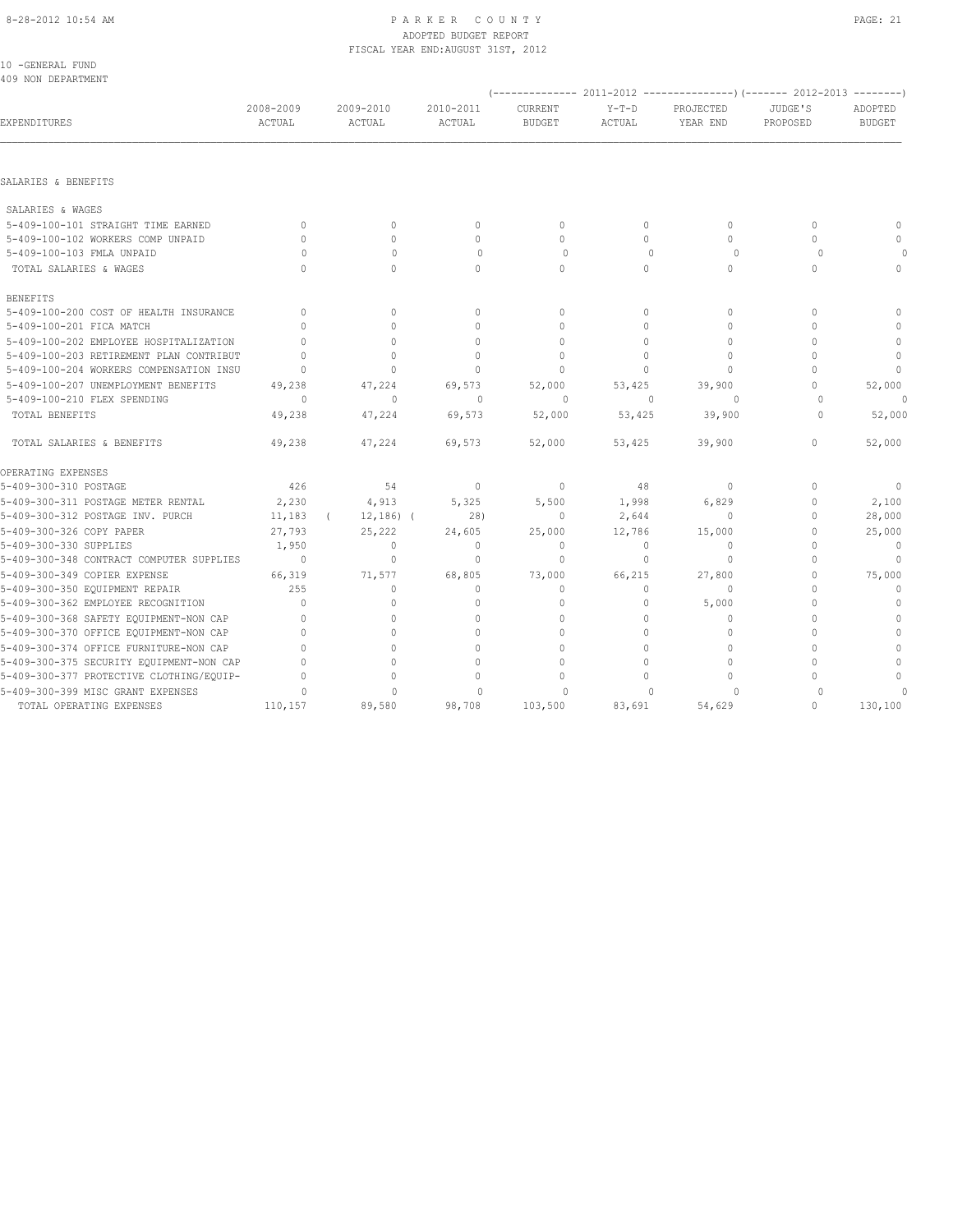# PARKER COUNTY
## ADOPTED BUDGET REPORT
### FISCAL YEAR END: AUGUST 31ST, 2012

10 -GENERAL FUND
409 NON DEPARTMENT

| EXPENDITURES | 2008-2009 ACTUAL | 2009-2010 ACTUAL | 2010-2011 ACTUAL | 2011-2012 CURRENT BUDGET | 2011-2012 Y-T-D ACTUAL | 2011-2012 PROJECTED YEAR END | 2012-2013 JUDGE'S PROPOSED | 2012-2013 ADOPTED BUDGET |
|---|---|---|---|---|---|---|---|---|
| **SALARIES & BENEFITS** | | | | | | | | |
| SALARIES & WAGES | | | | | | | | |
| 5-409-100-101 STRAIGHT TIME EARNED | 0 | 0 | 0 | 0 | 0 | 0 | 0 | 0 |
| 5-409-100-102 WORKERS COMP UNPAID | 0 | 0 | 0 | 0 | 0 | 0 | 0 | 0 |
| 5-409-100-103 FMLA UNPAID | 0 | 0 | 0 | 0 | 0 | 0 | 0 | 0 |
| TOTAL SALARIES & WAGES | 0 | 0 | 0 | 0 | 0 | 0 | 0 | 0 |
| BENEFITS | | | | | | | | |
| 5-409-100-200 COST OF HEALTH INSURANCE | 0 | 0 | 0 | 0 | 0 | 0 | 0 | 0 |
| 5-409-100-201 FICA MATCH | 0 | 0 | 0 | 0 | 0 | 0 | 0 | 0 |
| 5-409-100-202 EMPLOYEE HOSPITALIZATION | 0 | 0 | 0 | 0 | 0 | 0 | 0 | 0 |
| 5-409-100-203 RETIREMENT PLAN CONTRIBUT | 0 | 0 | 0 | 0 | 0 | 0 | 0 | 0 |
| 5-409-100-204 WORKERS COMPENSATION INSU | 0 | 0 | 0 | 0 | 0 | 0 | 0 | 0 |
| 5-409-100-207 UNEMPLOYMENT BENEFITS | 49,238 | 47,224 | 69,573 | 52,000 | 53,425 | 39,900 | 0 | 52,000 |
| 5-409-100-210 FLEX SPENDING | 0 | 0 | 0 | 0 | 0 | 0 | 0 | 0 |
| TOTAL BENEFITS | 49,238 | 47,224 | 69,573 | 52,000 | 53,425 | 39,900 | 0 | 52,000 |
| TOTAL SALARIES & BENEFITS | 49,238 | 47,224 | 69,573 | 52,000 | 53,425 | 39,900 | 0 | 52,000 |
| **OPERATING EXPENSES** | | | | | | | | |
| 5-409-300-310 POSTAGE | 426 | 54 | 0 | 0 | 48 | 0 | 0 | 0 |
| 5-409-300-311 POSTAGE METER RENTAL | 2,230 | 4,913 | 5,325 | 5,500 | 1,998 | 6,829 | 0 | 2,100 |
| 5-409-300-312 POSTAGE INV. PURCH | 11,183 | ( 12,186) | ( 28) | 0 | 2,644 | 0 | 0 | 28,000 |
| 5-409-300-326 COPY PAPER | 27,793 | 25,222 | 24,605 | 25,000 | 12,786 | 15,000 | 0 | 25,000 |
| 5-409-300-330 SUPPLIES | 1,950 | 0 | 0 | 0 | 0 | 0 | 0 | 0 |
| 5-409-300-348 CONTRACT COMPUTER SUPPLIES | 0 | 0 | 0 | 0 | 0 | 0 | 0 | 0 |
| 5-409-300-349 COPIER EXPENSE | 66,319 | 71,577 | 68,805 | 73,000 | 66,215 | 27,800 | 0 | 75,000 |
| 5-409-300-350 EQUIPMENT REPAIR | 255 | 0 | 0 | 0 | 0 | 0 | 0 | 0 |
| 5-409-300-362 EMPLOYEE RECOGNITION | 0 | 0 | 0 | 0 | 0 | 5,000 | 0 | 0 |
| 5-409-300-368 SAFETY EQUIPMENT-NON CAP | 0 | 0 | 0 | 0 | 0 | 0 | 0 | 0 |
| 5-409-300-370 OFFICE EQUIPMENT-NON CAP | 0 | 0 | 0 | 0 | 0 | 0 | 0 | 0 |
| 5-409-300-374 OFFICE FURNITURE-NON CAP | 0 | 0 | 0 | 0 | 0 | 0 | 0 | 0 |
| 5-409-300-375 SECURITY EQUIPMENT-NON CAP | 0 | 0 | 0 | 0 | 0 | 0 | 0 | 0 |
| 5-409-300-377 PROTECTIVE CLOTHING/EQUIP- | 0 | 0 | 0 | 0 | 0 | 0 | 0 | 0 |
| 5-409-300-399 MISC GRANT EXPENSES | 0 | 0 | 0 | 0 | 0 | 0 | 0 | 0 |
| TOTAL OPERATING EXPENSES | 110,157 | 89,580 | 98,708 | 103,500 | 83,691 | 54,629 | 0 | 130,100 |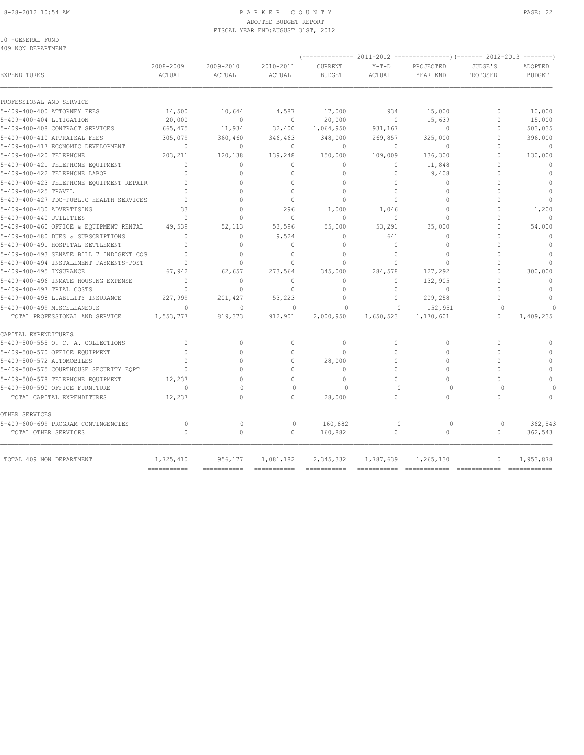PARKER COUNTY
ADOPTED BUDGET REPORT
FISCAL YEAR END:AUGUST 31ST, 2012

10 -GENERAL FUND
409 NON DEPARTMENT

| EXPENDITURES | 2008-2009 ACTUAL | 2009-2010 ACTUAL | 2010-2011 ACTUAL | 2011-2012 CURRENT BUDGET | 2011-2012 Y-T-D ACTUAL | 2011-2012 PROJECTED YEAR END | 2012-2013 JUDGE'S PROPOSED | 2012-2013 ADOPTED BUDGET |
|---|---|---|---|---|---|---|---|---|
| PROFESSIONAL AND SERVICE | | | | | | | | |
| 5-409-400-400 ATTORNEY FEES | 14,500 | 10,644 | 4,587 | 17,000 | 934 | 15,000 | 0 | 10,000 |
| 5-409-400-404 LITIGATION | 20,000 | 0 | 0 | 20,000 | 0 | 15,639 | 0 | 15,000 |
| 5-409-400-408 CONTRACT SERVICES | 665,475 | 11,934 | 32,400 | 1,064,950 | 931,167 | 0 | 0 | 503,035 |
| 5-409-400-410 APPRAISAL FEES | 305,079 | 360,460 | 346,463 | 348,000 | 269,857 | 325,000 | 0 | 396,000 |
| 5-409-400-417 ECONOMIC DEVELOPMENT | 0 | 0 | 0 | 0 | 0 | 0 | 0 | 0 |
| 5-409-400-420 TELEPHONE | 203,211 | 120,138 | 139,248 | 150,000 | 109,009 | 136,300 | 0 | 130,000 |
| 5-409-400-421 TELEPHONE EQUIPMENT | 0 | 0 | 0 | 0 | 0 | 11,848 | 0 | 0 |
| 5-409-400-422 TELEPHONE LABOR | 0 | 0 | 0 | 0 | 0 | 9,408 | 0 | 0 |
| 5-409-400-423 TELEPHONE EQUIPMENT REPAIR | 0 | 0 | 0 | 0 | 0 | 0 | 0 | 0 |
| 5-409-400-425 TRAVEL | 0 | 0 | 0 | 0 | 0 | 0 | 0 | 0 |
| 5-409-400-427 TDC-PUBLIC HEALTH SERVICES | 0 | 0 | 0 | 0 | 0 | 0 | 0 | 0 |
| 5-409-400-430 ADVERTISING | 33 | 0 | 296 | 1,000 | 1,046 | 0 | 0 | 1,200 |
| 5-409-400-440 UTILITIES | 0 | 0 | 0 | 0 | 0 | 0 | 0 | 0 |
| 5-409-400-460 OFFICE & EQUIPMENT RENTAL | 49,539 | 52,113 | 53,596 | 55,000 | 53,291 | 35,000 | 0 | 54,000 |
| 5-409-400-480 DUES & SUBSCRIPTIONS | 0 | 0 | 9,524 | 0 | 641 | 0 | 0 | 0 |
| 5-409-400-491 HOSPITAL SETTLEMENT | 0 | 0 | 0 | 0 | 0 | 0 | 0 | 0 |
| 5-409-400-493 SENATE BILL 7 INDIGENT COS | 0 | 0 | 0 | 0 | 0 | 0 | 0 | 0 |
| 5-409-400-494 INSTALLMENT PAYMENTS-POST | 0 | 0 | 0 | 0 | 0 | 0 | 0 | 0 |
| 5-409-400-495 INSURANCE | 67,942 | 62,657 | 273,564 | 345,000 | 284,578 | 127,292 | 0 | 300,000 |
| 5-409-400-496 INMATE HOUSING EXPENSE | 0 | 0 | 0 | 0 | 0 | 132,905 | 0 | 0 |
| 5-409-400-497 TRIAL COSTS | 0 | 0 | 0 | 0 | 0 | 0 | 0 | 0 |
| 5-409-400-498 LIABILITY INSURANCE | 227,999 | 201,427 | 53,223 | 0 | 0 | 209,258 | 0 | 0 |
| 5-409-400-499 MISCELLANEOUS | 0 | 0 | 0 | 0 | 0 | 152,951 | 0 | 0 |
| TOTAL PROFESSIONAL AND SERVICE | 1,553,777 | 819,373 | 912,901 | 2,000,950 | 1,650,523 | 1,170,601 | 0 | 1,409,235 |
| CAPITAL EXPENDITURES | | | | | | | | |
| 5-409-500-555 O. C. A. COLLECTIONS | 0 | 0 | 0 | 0 | 0 | 0 | 0 | 0 |
| 5-409-500-570 OFFICE EQUIPMENT | 0 | 0 | 0 | 0 | 0 | 0 | 0 | 0 |
| 5-409-500-572 AUTOMOBILES | 0 | 0 | 0 | 28,000 | 0 | 0 | 0 | 0 |
| 5-409-500-575 COURTHOUSE SECURITY EQPT | 0 | 0 | 0 | 0 | 0 | 0 | 0 | 0 |
| 5-409-500-578 TELEPHONE EQUIPMENT | 12,237 | 0 | 0 | 0 | 0 | 0 | 0 | 0 |
| 5-409-500-590 OFFICE FURNITURE | 0 | 0 | 0 | 0 | 0 | 0 | 0 | 0 |
| TOTAL CAPITAL EXPENDITURES | 12,237 | 0 | 0 | 28,000 | 0 | 0 | 0 | 0 |
| OTHER SERVICES | | | | | | | | |
| 5-409-600-699 PROGRAM CONTINGENCIES | 0 | 0 | 0 | 160,882 | 0 | 0 | 0 | 362,543 |
| TOTAL OTHER SERVICES | 0 | 0 | 0 | 160,882 | 0 | 0 | 0 | 362,543 |
| TOTAL 409 NON DEPARTMENT | 1,725,410 | 956,177 | 1,081,182 | 2,345,332 | 1,787,639 | 1,265,130 | 0 | 1,953,878 |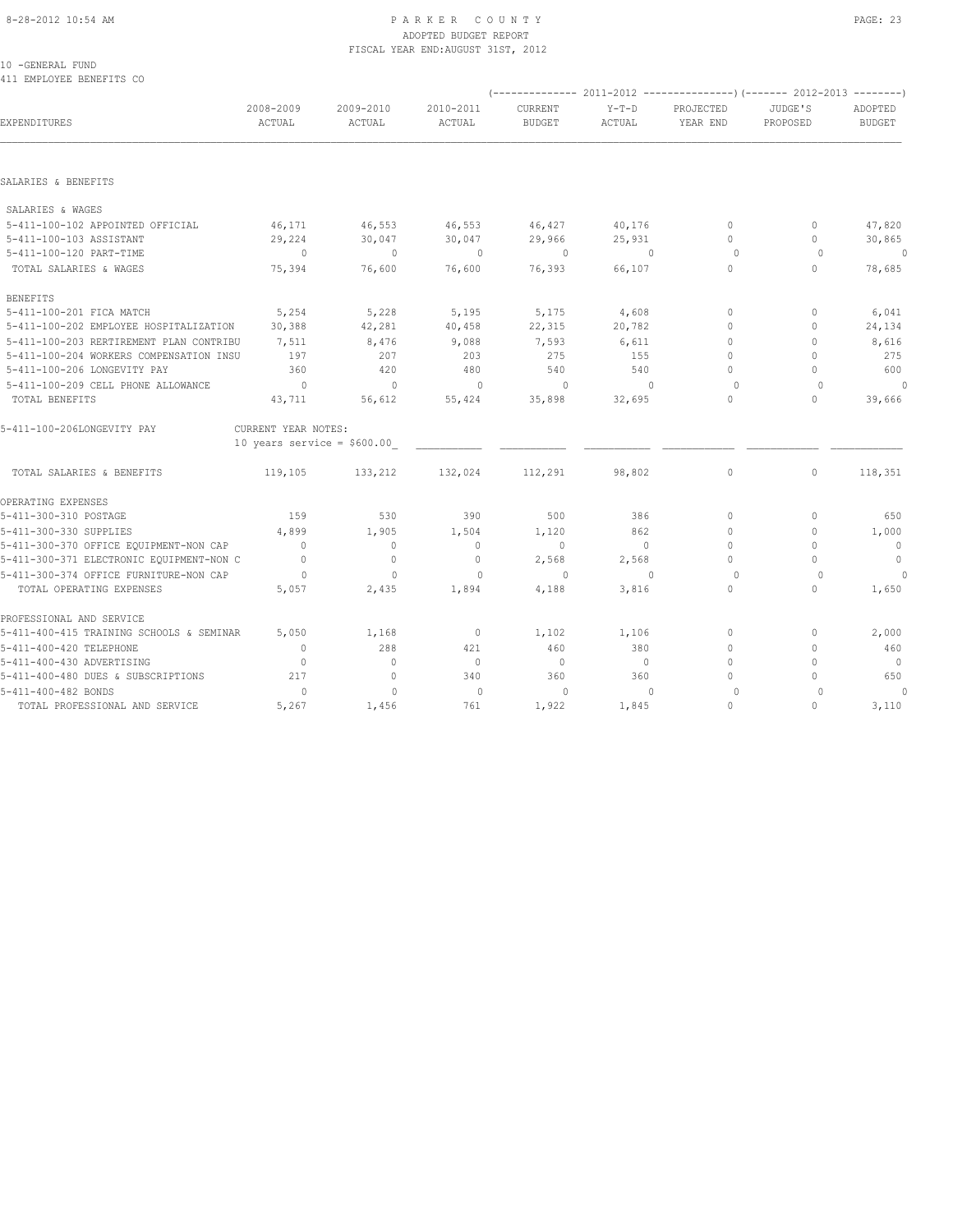# PARKER COUNTY

ADOPTED BUDGET REPORT

FISCAL YEAR END: AUGUST 31ST, 2012

10 -GENERAL FUND

411 EMPLOYEE BENEFITS CO

| EXPENDITURES | 2008-2009 ACTUAL | 2009-2010 ACTUAL | 2010-2011 ACTUAL | 2011-2012 CURRENT BUDGET | 2011-2012 Y-T-D ACTUAL | 2011-2012 PROJECTED YEAR END | 2012-2013 JUDGE'S PROPOSED | 2012-2013 ADOPTED BUDGET |
|---|---|---|---|---|---|---|---|---|
| **SALARIES & BENEFITS** | | | | | | | | |
| SALARIES & WAGES | | | | | | | | |
| 5-411-100-102 APPOINTED OFFICIAL | 46,171 | 46,553 | 46,553 | 46,427 | 40,176 | 0 | 0 | 47,820 |
| 5-411-100-103 ASSISTANT | 29,224 | 30,047 | 30,047 | 29,966 | 25,931 | 0 | 0 | 30,865 |
| 5-411-100-120 PART-TIME | 0 | 0 | 0 | 0 | 0 | 0 | 0 | 0 |
| TOTAL SALARIES & WAGES | 75,394 | 76,600 | 76,600 | 76,393 | 66,107 | 0 | 0 | 78,685 |
| BENEFITS | | | | | | | | |
| 5-411-100-201 FICA MATCH | 5,254 | 5,228 | 5,195 | 5,175 | 4,608 | 0 | 0 | 6,041 |
| 5-411-100-202 EMPLOYEE HOSPITALIZATION | 30,388 | 42,281 | 40,458 | 22,315 | 20,782 | 0 | 0 | 24,134 |
| 5-411-100-203 RERTIREMENT PLAN CONTRIBU | 7,511 | 8,476 | 9,088 | 7,593 | 6,611 | 0 | 0 | 8,616 |
| 5-411-100-204 WORKERS COMPENSATION INSU | 197 | 207 | 203 | 275 | 155 | 0 | 0 | 275 |
| 5-411-100-206 LONGEVITY PAY | 360 | 420 | 480 | 540 | 540 | 0 | 0 | 600 |
| 5-411-100-209 CELL PHONE ALLOWANCE | 0 | 0 | 0 | 0 | 0 | 0 | 0 | 0 |
| TOTAL BENEFITS | 43,711 | 56,612 | 55,424 | 35,898 | 32,695 | 0 | 0 | 39,666 |
| 5-411-100-206LONGEVITY PAY | CURRENT YEAR NOTES: 10 years service = $600.00 | | | | | | | |
| TOTAL SALARIES & BENEFITS | 119,105 | 133,212 | 132,024 | 112,291 | 98,802 | 0 | 0 | 118,351 |
| **OPERATING EXPENSES** | | | | | | | | |
| 5-411-300-310 POSTAGE | 159 | 530 | 390 | 500 | 386 | 0 | 0 | 650 |
| 5-411-300-330 SUPPLIES | 4,899 | 1,905 | 1,504 | 1,120 | 862 | 0 | 0 | 1,000 |
| 5-411-300-370 OFFICE EQUIPMENT-NON CAP | 0 | 0 | 0 | 0 | 0 | 0 | 0 | 0 |
| 5-411-300-371 ELECTRONIC EQUIPMENT-NON C | 0 | 0 | 0 | 2,568 | 2,568 | 0 | 0 | 0 |
| 5-411-300-374 OFFICE FURNITURE-NON CAP | 0 | 0 | 0 | 0 | 0 | 0 | 0 | 0 |
| TOTAL OPERATING EXPENSES | 5,057 | 2,435 | 1,894 | 4,188 | 3,816 | 0 | 0 | 1,650 |
| **PROFESSIONAL AND SERVICE** | | | | | | | | |
| 5-411-400-415 TRAINING SCHOOLS & SEMINAR | 5,050 | 1,168 | 0 | 1,102 | 1,106 | 0 | 0 | 2,000 |
| 5-411-400-420 TELEPHONE | 0 | 288 | 421 | 460 | 380 | 0 | 0 | 460 |
| 5-411-400-430 ADVERTISING | 0 | 0 | 0 | 0 | 0 | 0 | 0 | 0 |
| 5-411-400-480 DUES & SUBSCRIPTIONS | 217 | 0 | 340 | 360 | 360 | 0 | 0 | 650 |
| 5-411-400-482 BONDS | 0 | 0 | 0 | 0 | 0 | 0 | 0 | 0 |
| TOTAL PROFESSIONAL AND SERVICE | 5,267 | 1,456 | 761 | 1,922 | 1,845 | 0 | 0 | 3,110 |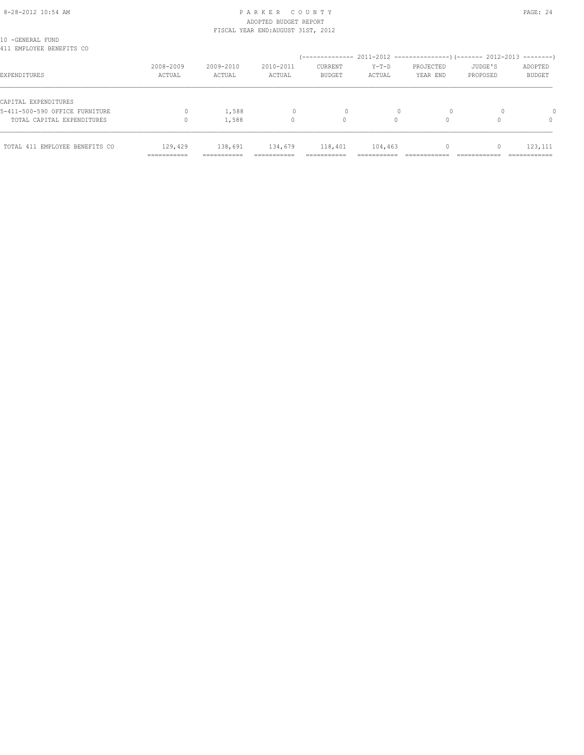PARKER COUNTY
ADOPTED BUDGET REPORT
FISCAL YEAR END:AUGUST 31ST, 2012

10 -GENERAL FUND
411 EMPLOYEE BENEFITS CO

| EXPENDITURES | 2008-2009 ACTUAL | 2009-2010 ACTUAL | 2010-2011 ACTUAL | 2011-2012 CURRENT BUDGET | 2011-2012 Y-T-D ACTUAL | 2011-2012 PROJECTED YEAR END | 2012-2013 JUDGE'S PROPOSED | 2012-2013 ADOPTED BUDGET |
|---|---|---|---|---|---|---|---|---|
| CAPITAL EXPENDITURES | | | | | | | | |
| 5-411-500-590 OFFICE FURNITURE | 0 | 1,588 | 0 | 0 | 0 | 0 | 0 | 0 |
| TOTAL CAPITAL EXPENDITURES | 0 | 1,588 | 0 | 0 | 0 | 0 | 0 | 0 |
| TOTAL 411 EMPLOYEE BENEFITS CO | 129,429 | 138,691 | 134,679 | 118,401 | 104,463 | 0 | 0 | 123,111 |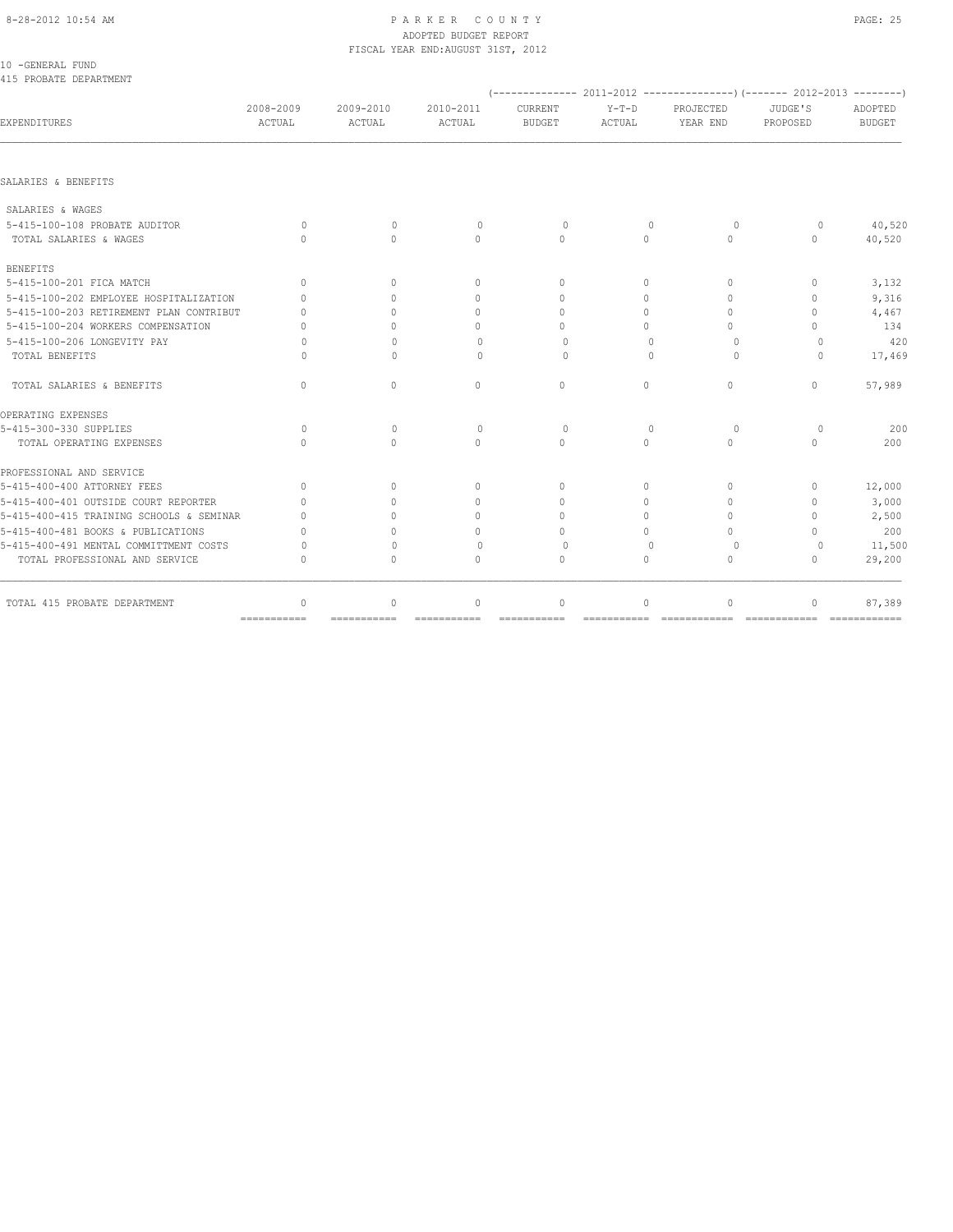10 -GENERAL FUND
415 PROBATE DEPARTMENT

| EXPENDITURES | 2008-2009 ACTUAL | 2009-2010 ACTUAL | 2010-2011 ACTUAL | 2011-2012 CURRENT BUDGET | 2011-2012 Y-T-D ACTUAL | 2011-2012 PROJECTED YEAR END | 2012-2013 JUDGE'S PROPOSED | 2012-2013 ADOPTED BUDGET |
|---|---|---|---|---|---|---|---|---|
| SALARIES & BENEFITS | | | | | | | | |
| SALARIES & WAGES | | | | | | | | |
| 5-415-100-108 PROBATE AUDITOR | 0 | 0 | 0 | 0 | 0 | 0 | 0 | 40,520 |
| TOTAL SALARIES & WAGES | 0 | 0 | 0 | 0 | 0 | 0 | 0 | 40,520 |
| BENEFITS | | | | | | | | |
| 5-415-100-201 FICA MATCH | 0 | 0 | 0 | 0 | 0 | 0 | 0 | 3,132 |
| 5-415-100-202 EMPLOYEE HOSPITALIZATION | 0 | 0 | 0 | 0 | 0 | 0 | 0 | 9,316 |
| 5-415-100-203 RETIREMENT PLAN CONTRIBUT | 0 | 0 | 0 | 0 | 0 | 0 | 0 | 4,467 |
| 5-415-100-204 WORKERS COMPENSATION | 0 | 0 | 0 | 0 | 0 | 0 | 0 | 134 |
| 5-415-100-206 LONGEVITY PAY | 0 | 0 | 0 | 0 | 0 | 0 | 0 | 420 |
| TOTAL BENEFITS | 0 | 0 | 0 | 0 | 0 | 0 | 0 | 17,469 |
| TOTAL SALARIES & BENEFITS | 0 | 0 | 0 | 0 | 0 | 0 | 0 | 57,989 |
| OPERATING EXPENSES | | | | | | | | |
| 5-415-300-330 SUPPLIES | 0 | 0 | 0 | 0 | 0 | 0 | 0 | 200 |
| TOTAL OPERATING EXPENSES | 0 | 0 | 0 | 0 | 0 | 0 | 0 | 200 |
| PROFESSIONAL AND SERVICE | | | | | | | | |
| 5-415-400-400 ATTORNEY FEES | 0 | 0 | 0 | 0 | 0 | 0 | 0 | 12,000 |
| 5-415-400-401 OUTSIDE COURT REPORTER | 0 | 0 | 0 | 0 | 0 | 0 | 0 | 3,000 |
| 5-415-400-415 TRAINING SCHOOLS & SEMINAR | 0 | 0 | 0 | 0 | 0 | 0 | 0 | 2,500 |
| 5-415-400-481 BOOKS & PUBLICATIONS | 0 | 0 | 0 | 0 | 0 | 0 | 0 | 200 |
| 5-415-400-491 MENTAL COMMITTMENT COSTS | 0 | 0 | 0 | 0 | 0 | 0 | 0 | 11,500 |
| TOTAL PROFESSIONAL AND SERVICE | 0 | 0 | 0 | 0 | 0 | 0 | 0 | 29,200 |
| TOTAL 415 PROBATE DEPARTMENT | 0 | 0 | 0 | 0 | 0 | 0 | 0 | 87,389 |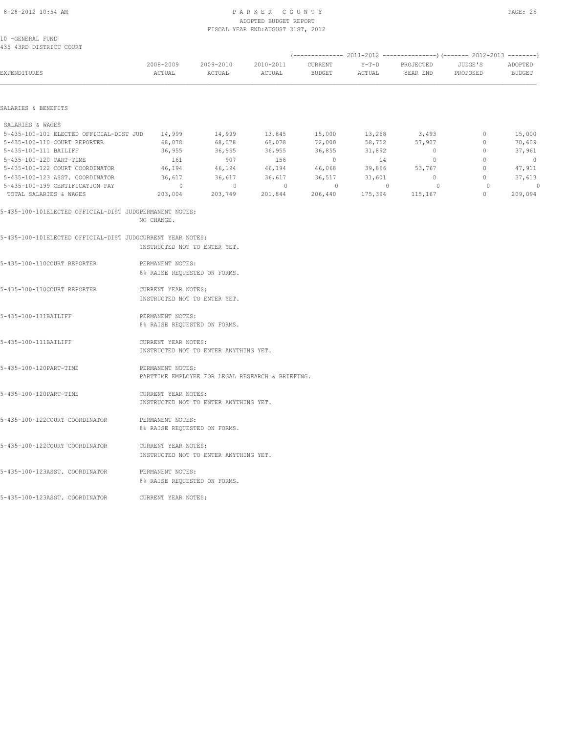PARKER COUNTY
ADOPTED BUDGET REPORT
FISCAL YEAR END:AUGUST 31ST, 2012

10 -GENERAL FUND
435 43RD DISTRICT COURT

| EXPENDITURES | 2008-2009 ACTUAL | 2009-2010 ACTUAL | 2010-2011 ACTUAL | 2011-2012 CURRENT BUDGET | 2011-2012 Y-T-D ACTUAL | 2011-2012 PROJECTED YEAR END | 2012-2013 JUDGE'S PROPOSED | 2012-2013 ADOPTED BUDGET |
|---|---|---|---|---|---|---|---|---|
| SALARIES & BENEFITS | | | | | | | | |
| SALARIES & WAGES | | | | | | | | |
| 5-435-100-101 ELECTED OFFICIAL-DIST JUD | 14,999 | 14,999 | 13,845 | 15,000 | 13,268 | 3,493 | 0 | 15,000 |
| 5-435-100-110 COURT REPORTER | 68,078 | 68,078 | 68,078 | 72,000 | 58,752 | 57,907 | 0 | 70,609 |
| 5-435-100-111 BAILIFF | 36,955 | 36,955 | 36,955 | 36,855 | 31,892 | 0 | 0 | 37,961 |
| 5-435-100-120 PART-TIME | 161 | 907 | 156 | 0 | 14 | 0 | 0 | 0 |
| 5-435-100-122 COURT COORDINATOR | 46,194 | 46,194 | 46,194 | 46,068 | 39,866 | 53,767 | 0 | 47,911 |
| 5-435-100-123 ASST. COORDINATOR | 36,617 | 36,617 | 36,617 | 36,517 | 31,601 | 0 | 0 | 37,613 |
| 5-435-100-199 CERTIFICATION PAY | 0 | 0 | 0 | 0 | 0 | 0 | 0 | 0 |
| TOTAL SALARIES & WAGES | 203,004 | 203,749 | 201,844 | 206,440 | 175,394 | 115,167 | 0 | 209,094 |

5-435-100-101ELECTED OFFICIAL-DIST JUDGPERMANENT NOTES:
NO CHANGE.

5-435-100-101ELECTED OFFICIAL-DIST JUDGCURRENT YEAR NOTES:
INSTRUCTED NOT TO ENTER YET.

5-435-100-110COURT REPORTER PERMANENT NOTES:
8% RAISE REQUESTED ON FORMS.

5-435-100-110COURT REPORTER CURRENT YEAR NOTES:
INSTRUCTED NOT TO ENTER YET.

5-435-100-111BAILIFF PERMANENT NOTES:
8% RAISE REQUESTED ON FORMS.

5-435-100-111BAILIFF CURRENT YEAR NOTES:
INSTRUCTED NOT TO ENTER ANYTHING YET.

5-435-100-120PART-TIME PERMANENT NOTES:
PARTTIME EMPLOYEE FOR LEGAL RESEARCH & BRIEFING.

5-435-100-120PART-TIME CURRENT YEAR NOTES:
INSTRUCTED NOT TO ENTER ANYTHING YET.

5-435-100-122COURT COORDINATOR PERMANENT NOTES:
8% RAISE REQUESTED ON FORMS.

5-435-100-122COURT COORDINATOR CURRENT YEAR NOTES:
INSTRUCTED NOT TO ENTER ANYTHING YET.

5-435-100-123ASST. COORDINATOR PERMANENT NOTES:
8% RAISE REQUESTED ON FORMS.

5-435-100-123ASST. COORDINATOR CURRENT YEAR NOTES: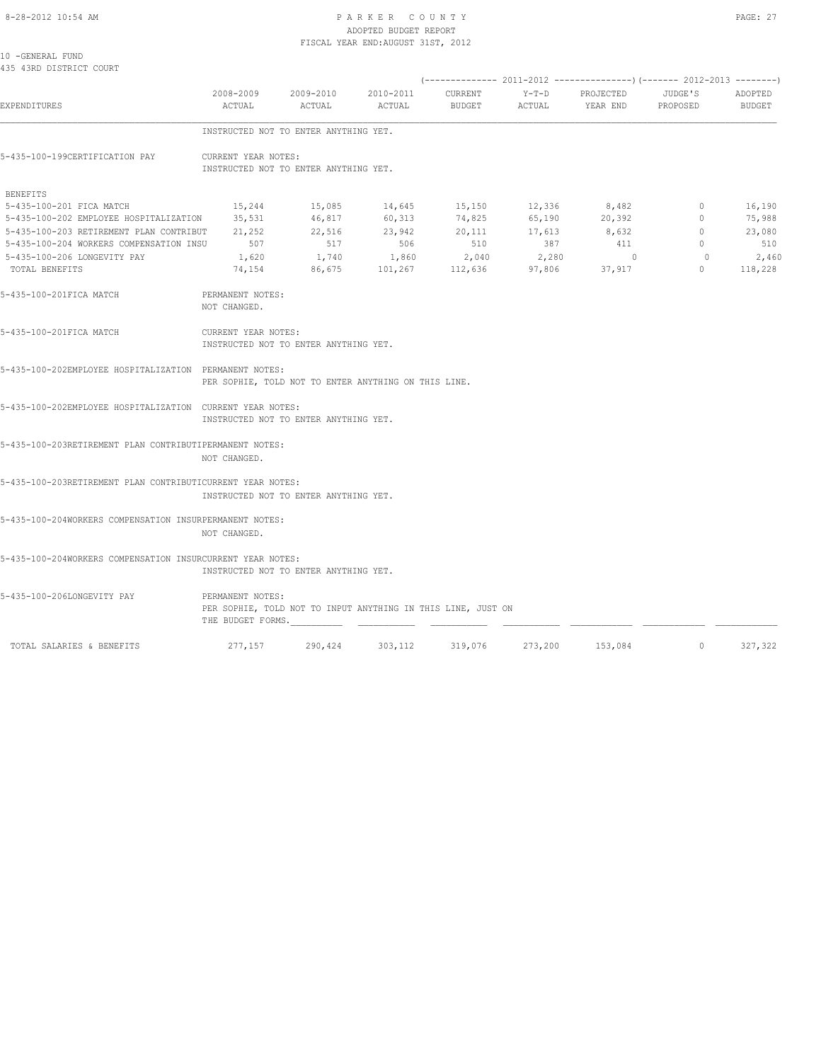PARKER COUNTY
ADOPTED BUDGET REPORT
FISCAL YEAR END:AUGUST 31ST, 2012

10 -GENERAL FUND
435 43RD DISTRICT COURT

| EXPENDITURES | 2008-2009 ACTUAL | 2009-2010 ACTUAL | 2010-2011 ACTUAL | 2011-2012 CURRENT BUDGET | 2011-2012 Y-T-D ACTUAL | 2011-2012 PROJECTED YEAR END | 2012-2013 JUDGE'S PROPOSED | 2012-2013 ADOPTED BUDGET |
|---|---|---|---|---|---|---|---|---|
| | INSTRUCTED NOT TO ENTER ANYTHING YET. | | | | | | | |
| 5-435-100-199CERTIFICATION PAY | CURRENT YEAR NOTES: INSTRUCTED NOT TO ENTER ANYTHING YET. | | | | | | | |
| BENEFITS | | | | | | | | |
| 5-435-100-201 FICA MATCH | 15,244 | 15,085 | 14,645 | 15,150 | 12,336 | 8,482 | 0 | 16,190 |
| 5-435-100-202 EMPLOYEE HOSPITALIZATION | 35,531 | 46,817 | 60,313 | 74,825 | 65,190 | 20,392 | 0 | 75,988 |
| 5-435-100-203 RETIREMENT PLAN CONTRIBUT | 21,252 | 22,516 | 23,942 | 20,111 | 17,613 | 8,632 | 0 | 23,080 |
| 5-435-100-204 WORKERS COMPENSATION INSU | 507 | 517 | 506 | 510 | 387 | 411 | 0 | 510 |
| 5-435-100-206 LONGEVITY PAY | 1,620 | 1,740 | 1,860 | 2,040 | 2,280 | 0 | 0 | 2,460 |
| TOTAL BENEFITS | 74,154 | 86,675 | 101,267 | 112,636 | 97,806 | 37,917 | 0 | 118,228 |
| 5-435-100-201FICA MATCH | PERMANENT NOTES: NOT CHANGED. | | | | | | | |
| 5-435-100-201FICA MATCH | CURRENT YEAR NOTES: INSTRUCTED NOT TO ENTER ANYTHING YET. | | | | | | | |
| 5-435-100-202EMPLOYEE HOSPITALIZATION | PERMANENT NOTES: PER SOPHIE, TOLD NOT TO ENTER ANYTHING ON THIS LINE. | | | | | | | |
| 5-435-100-202EMPLOYEE HOSPITALIZATION | CURRENT YEAR NOTES: INSTRUCTED NOT TO ENTER ANYTHING YET. | | | | | | | |
| 5-435-100-203RETIREMENT PLAN CONTRIBUTI | PERMANENT NOTES: NOT CHANGED. | | | | | | | |
| 5-435-100-203RETIREMENT PLAN CONTRIBUTI | CURRENT YEAR NOTES: INSTRUCTED NOT TO ENTER ANYTHING YET. | | | | | | | |
| 5-435-100-204WORKERS COMPENSATION INSUR | PERMANENT NOTES: NOT CHANGED. | | | | | | | |
| 5-435-100-204WORKERS COMPENSATION INSUR | CURRENT YEAR NOTES: INSTRUCTED NOT TO ENTER ANYTHING YET. | | | | | | | |
| 5-435-100-206LONGEVITY PAY | PERMANENT NOTES: PER SOPHIE, TOLD NOT TO INPUT ANYTHING IN THIS LINE, JUST ON THE BUDGET FORMS. | | | | | | | |
| TOTAL SALARIES & BENEFITS | 277,157 | 290,424 | 303,112 | 319,076 | 273,200 | 153,084 | 0 | 327,322 |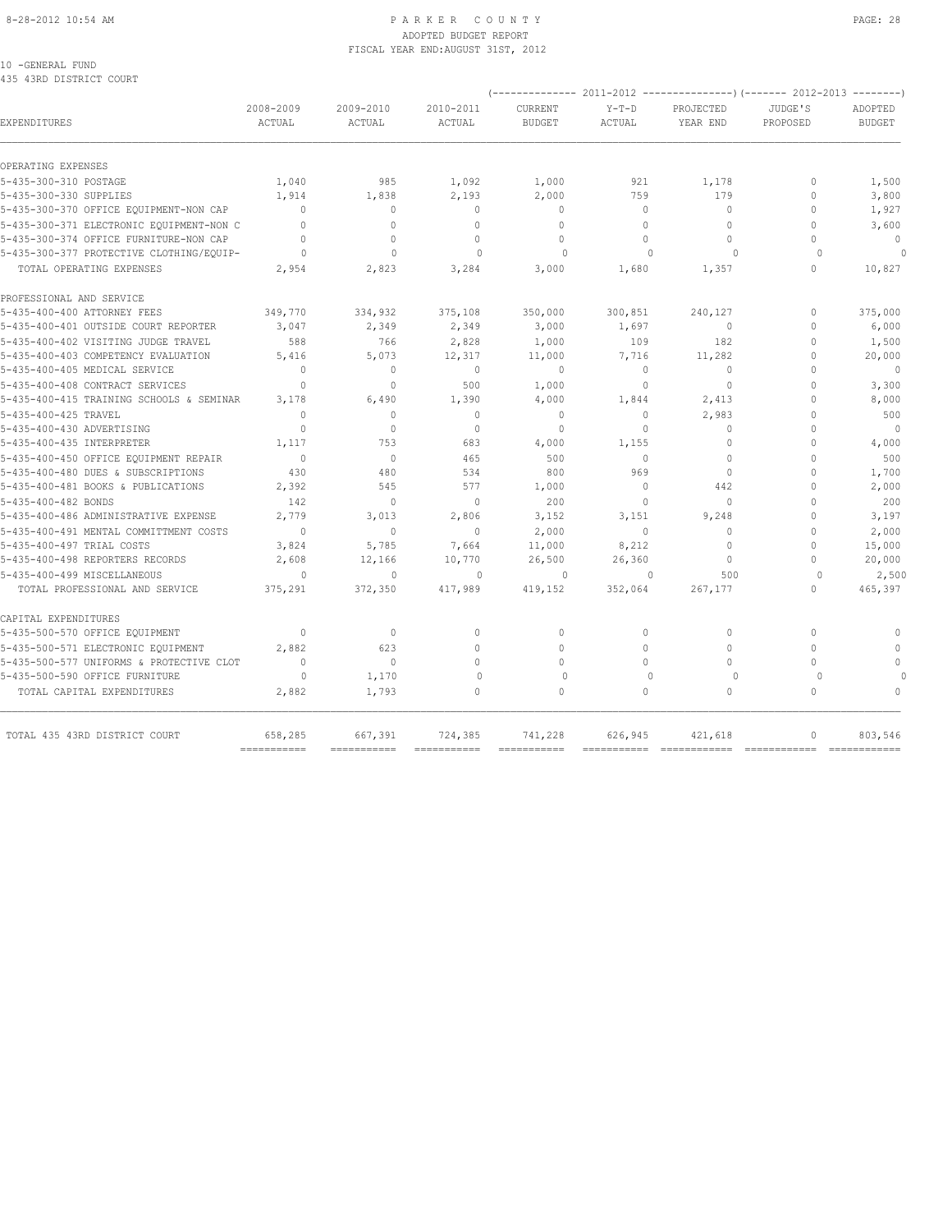PARKER COUNTY
ADOPTED BUDGET REPORT
FISCAL YEAR END:AUGUST 31ST, 2012

10 -GENERAL FUND
435 43RD DISTRICT COURT

| EXPENDITURES | 2008-2009 ACTUAL | 2009-2010 ACTUAL | 2010-2011 ACTUAL | 2011-2012 CURRENT BUDGET | 2011-2012 Y-T-D ACTUAL | 2011-2012 PROJECTED YEAR END | 2012-2013 JUDGE'S PROPOSED | 2012-2013 ADOPTED BUDGET |
|---|---|---|---|---|---|---|---|---|
| OPERATING EXPENSES | | | | | | | | |
| 5-435-300-310 POSTAGE | 1,040 | 985 | 1,092 | 1,000 | 921 | 1,178 | 0 | 1,500 |
| 5-435-300-330 SUPPLIES | 1,914 | 1,838 | 2,193 | 2,000 | 759 | 179 | 0 | 3,800 |
| 5-435-300-370 OFFICE EQUIPMENT-NON CAP | 0 | 0 | 0 | 0 | 0 | 0 | 0 | 1,927 |
| 5-435-300-371 ELECTRONIC EQUIPMENT-NON C | 0 | 0 | 0 | 0 | 0 | 0 | 0 | 3,600 |
| 5-435-300-374 OFFICE FURNITURE-NON CAP | 0 | 0 | 0 | 0 | 0 | 0 | 0 | 0 |
| 5-435-300-377 PROTECTIVE CLOTHING/EQUIP- | 0 | 0 | 0 | 0 | 0 | 0 | 0 | 0 |
| TOTAL OPERATING EXPENSES | 2,954 | 2,823 | 3,284 | 3,000 | 1,680 | 1,357 | 0 | 10,827 |
| PROFESSIONAL AND SERVICE | | | | | | | | |
| 5-435-400-400 ATTORNEY FEES | 349,770 | 334,932 | 375,108 | 350,000 | 300,851 | 240,127 | 0 | 375,000 |
| 5-435-400-401 OUTSIDE COURT REPORTER | 3,047 | 2,349 | 2,349 | 3,000 | 1,697 | 0 | 0 | 6,000 |
| 5-435-400-402 VISITING JUDGE TRAVEL | 588 | 766 | 2,828 | 1,000 | 109 | 182 | 0 | 1,500 |
| 5-435-400-403 COMPETENCY EVALUATION | 5,416 | 5,073 | 12,317 | 11,000 | 7,716 | 11,282 | 0 | 20,000 |
| 5-435-400-405 MEDICAL SERVICE | 0 | 0 | 0 | 0 | 0 | 0 | 0 | 0 |
| 5-435-400-408 CONTRACT SERVICES | 0 | 0 | 500 | 1,000 | 0 | 0 | 0 | 3,300 |
| 5-435-400-415 TRAINING SCHOOLS & SEMINAR | 3,178 | 6,490 | 1,390 | 4,000 | 1,844 | 2,413 | 0 | 8,000 |
| 5-435-400-425 TRAVEL | 0 | 0 | 0 | 0 | 0 | 2,983 | 0 | 500 |
| 5-435-400-430 ADVERTISING | 0 | 0 | 0 | 0 | 0 | 0 | 0 | 0 |
| 5-435-400-435 INTERPRETER | 1,117 | 753 | 683 | 4,000 | 1,155 | 0 | 0 | 4,000 |
| 5-435-400-450 OFFICE EQUIPMENT REPAIR | 0 | 0 | 465 | 500 | 0 | 0 | 0 | 500 |
| 5-435-400-480 DUES & SUBSCRIPTIONS | 430 | 480 | 534 | 800 | 969 | 0 | 0 | 1,700 |
| 5-435-400-481 BOOKS & PUBLICATIONS | 2,392 | 545 | 577 | 1,000 | 0 | 442 | 0 | 2,000 |
| 5-435-400-482 BONDS | 142 | 0 | 0 | 200 | 0 | 0 | 0 | 200 |
| 5-435-400-486 ADMINISTRATIVE EXPENSE | 2,779 | 3,013 | 2,806 | 3,152 | 3,151 | 9,248 | 0 | 3,197 |
| 5-435-400-491 MENTAL COMMITTMENT COSTS | 0 | 0 | 0 | 2,000 | 0 | 0 | 0 | 2,000 |
| 5-435-400-497 TRIAL COSTS | 3,824 | 5,785 | 7,664 | 11,000 | 8,212 | 0 | 0 | 15,000 |
| 5-435-400-498 REPORTERS RECORDS | 2,608 | 12,166 | 10,770 | 26,500 | 26,360 | 0 | 0 | 20,000 |
| 5-435-400-499 MISCELLANEOUS | 0 | 0 | 0 | 0 | 0 | 500 | 0 | 2,500 |
| TOTAL PROFESSIONAL AND SERVICE | 375,291 | 372,350 | 417,989 | 419,152 | 352,064 | 267,177 | 0 | 465,397 |
| CAPITAL EXPENDITURES | | | | | | | | |
| 5-435-500-570 OFFICE EQUIPMENT | 0 | 0 | 0 | 0 | 0 | 0 | 0 | 0 |
| 5-435-500-571 ELECTRONIC EQUIPMENT | 2,882 | 623 | 0 | 0 | 0 | 0 | 0 | 0 |
| 5-435-500-577 UNIFORMS & PROTECTIVE CLOT | 0 | 0 | 0 | 0 | 0 | 0 | 0 | 0 |
| 5-435-500-590 OFFICE FURNITURE | 0 | 1,170 | 0 | 0 | 0 | 0 | 0 | 0 |
| TOTAL CAPITAL EXPENDITURES | 2,882 | 1,793 | 0 | 0 | 0 | 0 | 0 | 0 |
| TOTAL 435 43RD DISTRICT COURT | 658,285 | 667,391 | 724,385 | 741,228 | 626,945 | 421,618 | 0 | 803,546 |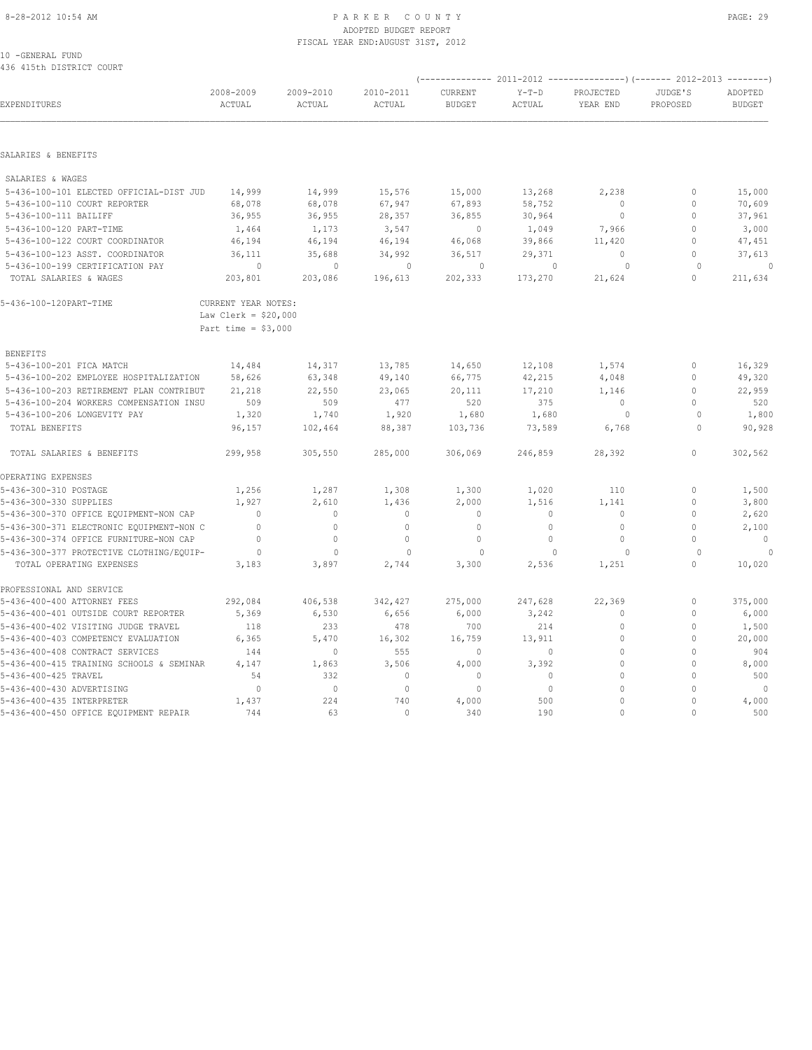PARKER COUNTY
ADOPTED BUDGET REPORT
FISCAL YEAR END:AUGUST 31ST, 2012

10 -GENERAL FUND
436 415th DISTRICT COURT

| EXPENDITURES | 2008-2009 ACTUAL | 2009-2010 ACTUAL | 2010-2011 ACTUAL | 2011-2012 CURRENT BUDGET | 2011-2012 Y-T-D ACTUAL | 2011-2012 PROJECTED YEAR END | 2012-2013 JUDGE'S PROPOSED | 2012-2013 ADOPTED BUDGET |
|---|---|---|---|---|---|---|---|---|
| **SALARIES & BENEFITS** | | | | | | | | |
| SALARIES & WAGES | | | | | | | | |
| 5-436-100-101 ELECTED OFFICIAL-DIST JUD | 14,999 | 14,999 | 15,576 | 15,000 | 13,268 | 2,238 | 0 | 15,000 |
| 5-436-100-110 COURT REPORTER | 68,078 | 68,078 | 67,947 | 67,893 | 58,752 | 0 | 0 | 70,609 |
| 5-436-100-111 BAILIFF | 36,955 | 36,955 | 28,357 | 36,855 | 30,964 | 0 | 0 | 37,961 |
| 5-436-100-120 PART-TIME | 1,464 | 1,173 | 3,547 | 0 | 1,049 | 7,966 | 0 | 3,000 |
| 5-436-100-122 COURT COORDINATOR | 46,194 | 46,194 | 46,194 | 46,068 | 39,866 | 11,420 | 0 | 47,451 |
| 5-436-100-123 ASST. COORDINATOR | 36,111 | 35,688 | 34,992 | 36,517 | 29,371 | 0 | 0 | 37,613 |
| 5-436-100-199 CERTIFICATION PAY | 0 | 0 | 0 | 0 | 0 | 0 | 0 | 0 |
| TOTAL SALARIES & WAGES | 203,801 | 203,086 | 196,613 | 202,333 | 173,270 | 21,624 | 0 | 211,634 |
| 5-436-100-120PART-TIME | CURRENT YEAR NOTES: Law Clerk = $20,000 Part time = $3,000 | | | | | | | |
| BENEFITS | | | | | | | | |
| 5-436-100-201 FICA MATCH | 14,484 | 14,317 | 13,785 | 14,650 | 12,108 | 1,574 | 0 | 16,329 |
| 5-436-100-202 EMPLOYEE HOSPITALIZATION | 58,626 | 63,348 | 49,140 | 66,775 | 42,215 | 4,048 | 0 | 49,320 |
| 5-436-100-203 RETIREMENT PLAN CONTRIBUT | 21,218 | 22,550 | 23,065 | 20,111 | 17,210 | 1,146 | 0 | 22,959 |
| 5-436-100-204 WORKERS COMPENSATION INSU | 509 | 509 | 477 | 520 | 375 | 0 | 0 | 520 |
| 5-436-100-206 LONGEVITY PAY | 1,320 | 1,740 | 1,920 | 1,680 | 1,680 | 0 | 0 | 1,800 |
| TOTAL BENEFITS | 96,157 | 102,464 | 88,387 | 103,736 | 73,589 | 6,768 | 0 | 90,928 |
| TOTAL SALARIES & BENEFITS | 299,958 | 305,550 | 285,000 | 306,069 | 246,859 | 28,392 | 0 | 302,562 |
| **OPERATING EXPENSES** | | | | | | | | |
| 5-436-300-310 POSTAGE | 1,256 | 1,287 | 1,308 | 1,300 | 1,020 | 110 | 0 | 1,500 |
| 5-436-300-330 SUPPLIES | 1,927 | 2,610 | 1,436 | 2,000 | 1,516 | 1,141 | 0 | 3,800 |
| 5-436-300-370 OFFICE EQUIPMENT-NON CAP | 0 | 0 | 0 | 0 | 0 | 0 | 0 | 2,620 |
| 5-436-300-371 ELECTRONIC EQUIPMENT-NON C | 0 | 0 | 0 | 0 | 0 | 0 | 0 | 2,100 |
| 5-436-300-374 OFFICE FURNITURE-NON CAP | 0 | 0 | 0 | 0 | 0 | 0 | 0 | 0 |
| 5-436-300-377 PROTECTIVE CLOTHING/EQUIP- | 0 | 0 | 0 | 0 | 0 | 0 | 0 | 0 |
| TOTAL OPERATING EXPENSES | 3,183 | 3,897 | 2,744 | 3,300 | 2,536 | 1,251 | 0 | 10,020 |
| **PROFESSIONAL AND SERVICE** | | | | | | | | |
| 5-436-400-400 ATTORNEY FEES | 292,084 | 406,538 | 342,427 | 275,000 | 247,628 | 22,369 | 0 | 375,000 |
| 5-436-400-401 OUTSIDE COURT REPORTER | 5,369 | 6,530 | 6,656 | 6,000 | 3,242 | 0 | 0 | 6,000 |
| 5-436-400-402 VISITING JUDGE TRAVEL | 118 | 233 | 478 | 700 | 214 | 0 | 0 | 1,500 |
| 5-436-400-403 COMPETENCY EVALUATION | 6,365 | 5,470 | 16,302 | 16,759 | 13,911 | 0 | 0 | 20,000 |
| 5-436-400-408 CONTRACT SERVICES | 144 | 0 | 555 | 0 | 0 | 0 | 0 | 904 |
| 5-436-400-415 TRAINING SCHOOLS & SEMINAR | 4,147 | 1,863 | 3,506 | 4,000 | 3,392 | 0 | 0 | 8,000 |
| 5-436-400-425 TRAVEL | 54 | 332 | 0 | 0 | 0 | 0 | 0 | 500 |
| 5-436-400-430 ADVERTISING | 0 | 0 | 0 | 0 | 0 | 0 | 0 | 0 |
| 5-436-400-435 INTERPRETER | 1,437 | 224 | 740 | 4,000 | 500 | 0 | 0 | 4,000 |
| 5-436-400-450 OFFICE EQUIPMENT REPAIR | 744 | 63 | 0 | 340 | 190 | 0 | 0 | 500 |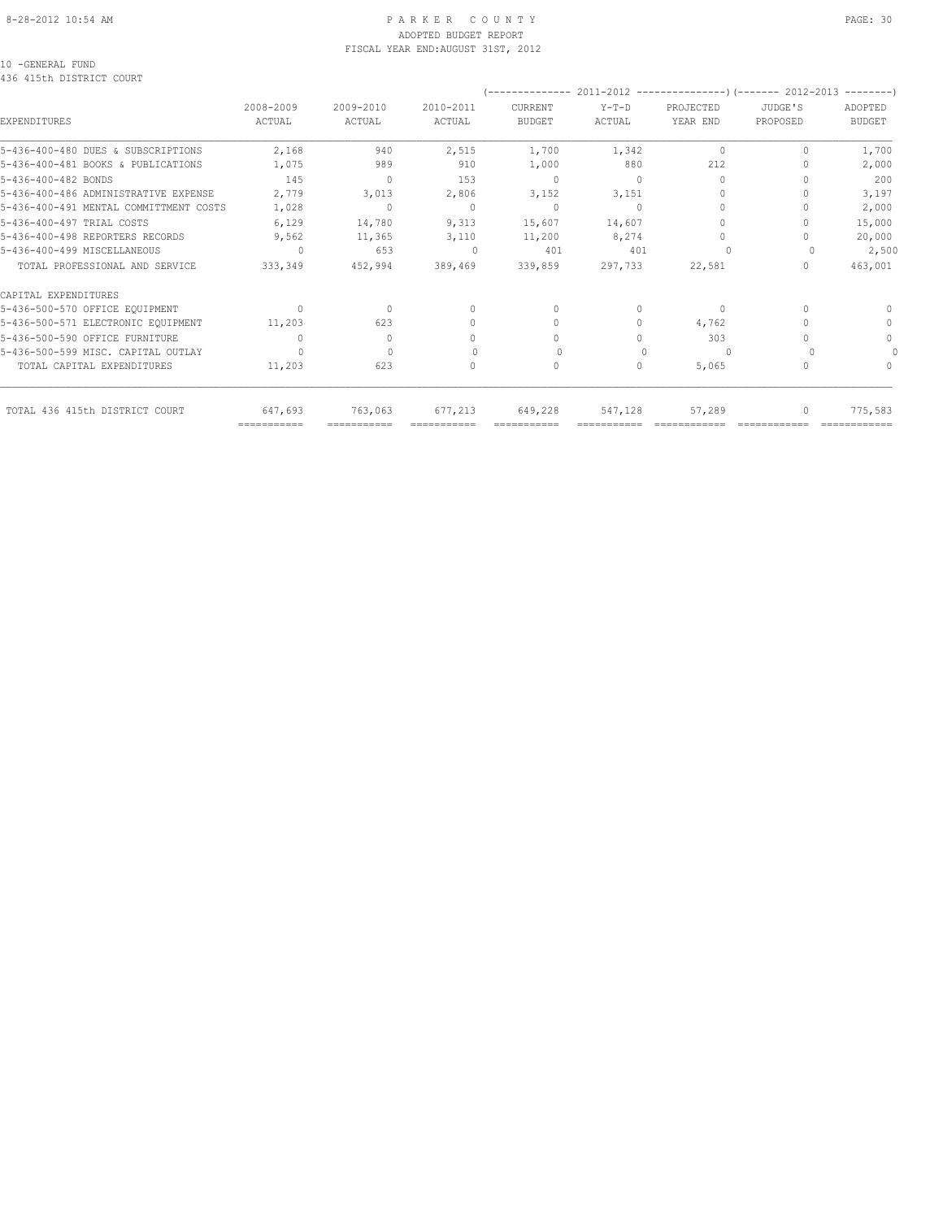PARKER COUNTY
ADOPTED BUDGET REPORT
FISCAL YEAR END:AUGUST 31ST, 2012

10 -GENERAL FUND
436 415th DISTRICT COURT

| EXPENDITURES | 2008-2009 ACTUAL | 2009-2010 ACTUAL | 2010-2011 ACTUAL | 2011-2012 CURRENT BUDGET | 2011-2012 Y-T-D ACTUAL | 2011-2012 PROJECTED YEAR END | 2012-2013 JUDGE'S PROPOSED | 2012-2013 ADOPTED BUDGET |
|---|---|---|---|---|---|---|---|---|
| 5-436-400-480 DUES & SUBSCRIPTIONS | 2,168 | 940 | 2,515 | 1,700 | 1,342 | 0 | 0 | 1,700 |
| 5-436-400-481 BOOKS & PUBLICATIONS | 1,075 | 989 | 910 | 1,000 | 880 | 212 | 0 | 2,000 |
| 5-436-400-482 BONDS | 145 | 0 | 153 | 0 | 0 | 0 | 0 | 200 |
| 5-436-400-486 ADMINISTRATIVE EXPENSE | 2,779 | 3,013 | 2,806 | 3,152 | 3,151 | 0 | 0 | 3,197 |
| 5-436-400-491 MENTAL COMMITTMENT COSTS | 1,028 | 0 | 0 | 0 | 0 | 0 | 0 | 2,000 |
| 5-436-400-497 TRIAL COSTS | 6,129 | 14,780 | 9,313 | 15,607 | 14,607 | 0 | 0 | 15,000 |
| 5-436-400-498 REPORTERS RECORDS | 9,562 | 11,365 | 3,110 | 11,200 | 8,274 | 0 | 0 | 20,000 |
| 5-436-400-499 MISCELLANEOUS | 0 | 653 | 0 | 401 | 401 | 0 | 0 | 2,500 |
| TOTAL PROFESSIONAL AND SERVICE | 333,349 | 452,994 | 389,469 | 339,859 | 297,733 | 22,581 | 0 | 463,001 |
| CAPITAL EXPENDITURES | | | | | | | | |
| 5-436-500-570 OFFICE EQUIPMENT | 0 | 0 | 0 | 0 | 0 | 0 | 0 | 0 |
| 5-436-500-571 ELECTRONIC EQUIPMENT | 11,203 | 623 | 0 | 0 | 0 | 4,762 | 0 | 0 |
| 5-436-500-590 OFFICE FURNITURE | 0 | 0 | 0 | 0 | 0 | 303 | 0 | 0 |
| 5-436-500-599 MISC. CAPITAL OUTLAY | 0 | 0 | 0 | 0 | 0 | 0 | 0 | 0 |
| TOTAL CAPITAL EXPENDITURES | 11,203 | 623 | 0 | 0 | 0 | 5,065 | 0 | 0 |
| TOTAL 436 415th DISTRICT COURT | 647,693 | 763,063 | 677,213 | 649,228 | 547,128 | 57,289 | 0 | 775,583 |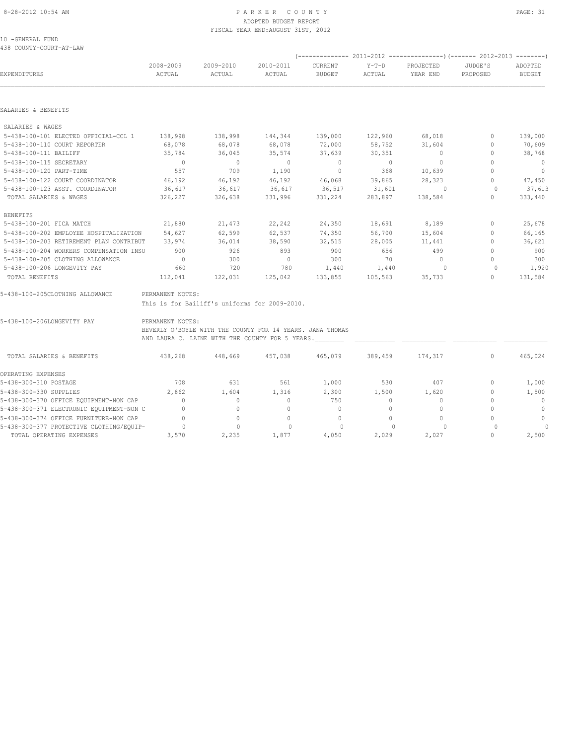PARKER COUNTY
ADOPTED BUDGET REPORT
FISCAL YEAR END:AUGUST 31ST, 2012

10 -GENERAL FUND
438 COUNTY-COURT-AT-LAW

| EXPENDITURES | 2008-2009 ACTUAL | 2009-2010 ACTUAL | 2010-2011 ACTUAL | 2011-2012 CURRENT BUDGET | 2011-2012 Y-T-D ACTUAL | 2011-2012 PROJECTED YEAR END | 2012-2013 JUDGE'S PROPOSED | 2012-2013 ADOPTED BUDGET |
|---|---|---|---|---|---|---|---|---|
| **SALARIES & BENEFITS** | | | | | | | | |
| SALARIES & WAGES | | | | | | | | |
| 5-438-100-101 ELECTED OFFICIAL-CCL 1 | 138,998 | 138,998 | 144,344 | 139,000 | 122,960 | 68,018 | 0 | 139,000 |
| 5-438-100-110 COURT REPORTER | 68,078 | 68,078 | 68,078 | 72,000 | 58,752 | 31,604 | 0 | 70,609 |
| 5-438-100-111 BAILIFF | 35,784 | 36,045 | 35,574 | 37,639 | 30,351 | 0 | 0 | 38,768 |
| 5-438-100-115 SECRETARY | 0 | 0 | 0 | 0 | 0 | 0 | 0 | 0 |
| 5-438-100-120 PART-TIME | 557 | 709 | 1,190 | 0 | 368 | 10,639 | 0 | 0 |
| 5-438-100-122 COURT COORDINATOR | 46,192 | 46,192 | 46,192 | 46,068 | 39,865 | 28,323 | 0 | 47,450 |
| 5-438-100-123 ASST. COORDINATOR | 36,617 | 36,617 | 36,617 | 36,517 | 31,601 | 0 | 0 | 37,613 |
| TOTAL SALARIES & WAGES | 326,227 | 326,638 | 331,996 | 331,224 | 283,897 | 138,584 | 0 | 333,440 |
| BENEFITS | | | | | | | | |
| 5-438-100-201 FICA MATCH | 21,880 | 21,473 | 22,242 | 24,350 | 18,691 | 8,189 | 0 | 25,678 |
| 5-438-100-202 EMPLOYEE HOSPITALIZATION | 54,627 | 62,599 | 62,537 | 74,350 | 56,700 | 15,604 | 0 | 66,165 |
| 5-438-100-203 RETIREMENT PLAN CONTRIBUT | 33,974 | 36,014 | 38,590 | 32,515 | 28,005 | 11,441 | 0 | 36,621 |
| 5-438-100-204 WORKERS COMPENSATION INSU | 900 | 926 | 893 | 900 | 656 | 499 | 0 | 900 |
| 5-438-100-205 CLOTHING ALLOWANCE | 0 | 300 | 0 | 300 | 70 | 0 | 0 | 300 |
| 5-438-100-206 LONGEVITY PAY | 660 | 720 | 780 | 1,440 | 1,440 | 0 | 0 | 1,920 |
| TOTAL BENEFITS | 112,041 | 122,031 | 125,042 | 133,855 | 105,563 | 35,733 | 0 | 131,584 |

5-438-100-205CLOTHING ALLOWANCE — PERMANENT NOTES:
This is for Bailiff's uniforms for 2009-2010.

5-438-100-206LONGEVITY PAY — PERMANENT NOTES:
BEVERLY O'BOYLE WITH THE COUNTY FOR 14 YEARS. JANA THOMAS AND LAURA C. LAINE WITH THE COUNTY FOR 5 YEARS.

| EXPENDITURES | 2008-2009 ACTUAL | 2009-2010 ACTUAL | 2010-2011 ACTUAL | 2011-2012 CURRENT BUDGET | 2011-2012 Y-T-D ACTUAL | 2011-2012 PROJECTED YEAR END | 2012-2013 JUDGE'S PROPOSED | 2012-2013 ADOPTED BUDGET |
|---|---|---|---|---|---|---|---|---|
| TOTAL SALARIES & BENEFITS | 438,268 | 448,669 | 457,038 | 465,079 | 389,459 | 174,317 | 0 | 465,024 |
| **OPERATING EXPENSES** | | | | | | | | |
| 5-438-300-310 POSTAGE | 708 | 631 | 561 | 1,000 | 530 | 407 | 0 | 1,000 |
| 5-438-300-330 SUPPLIES | 2,862 | 1,604 | 1,316 | 2,300 | 1,500 | 1,620 | 0 | 1,500 |
| 5-438-300-370 OFFICE EQUIPMENT-NON CAP | 0 | 0 | 0 | 750 | 0 | 0 | 0 | 0 |
| 5-438-300-371 ELECTRONIC EQUIPMENT-NON C | 0 | 0 | 0 | 0 | 0 | 0 | 0 | 0 |
| 5-438-300-374 OFFICE FURNITURE-NON CAP | 0 | 0 | 0 | 0 | 0 | 0 | 0 | 0 |
| 5-438-300-377 PROTECTIVE CLOTHING/EQUIP- | 0 | 0 | 0 | 0 | 0 | 0 | 0 | 0 |
| TOTAL OPERATING EXPENSES | 3,570 | 2,235 | 1,877 | 4,050 | 2,029 | 2,027 | 0 | 2,500 |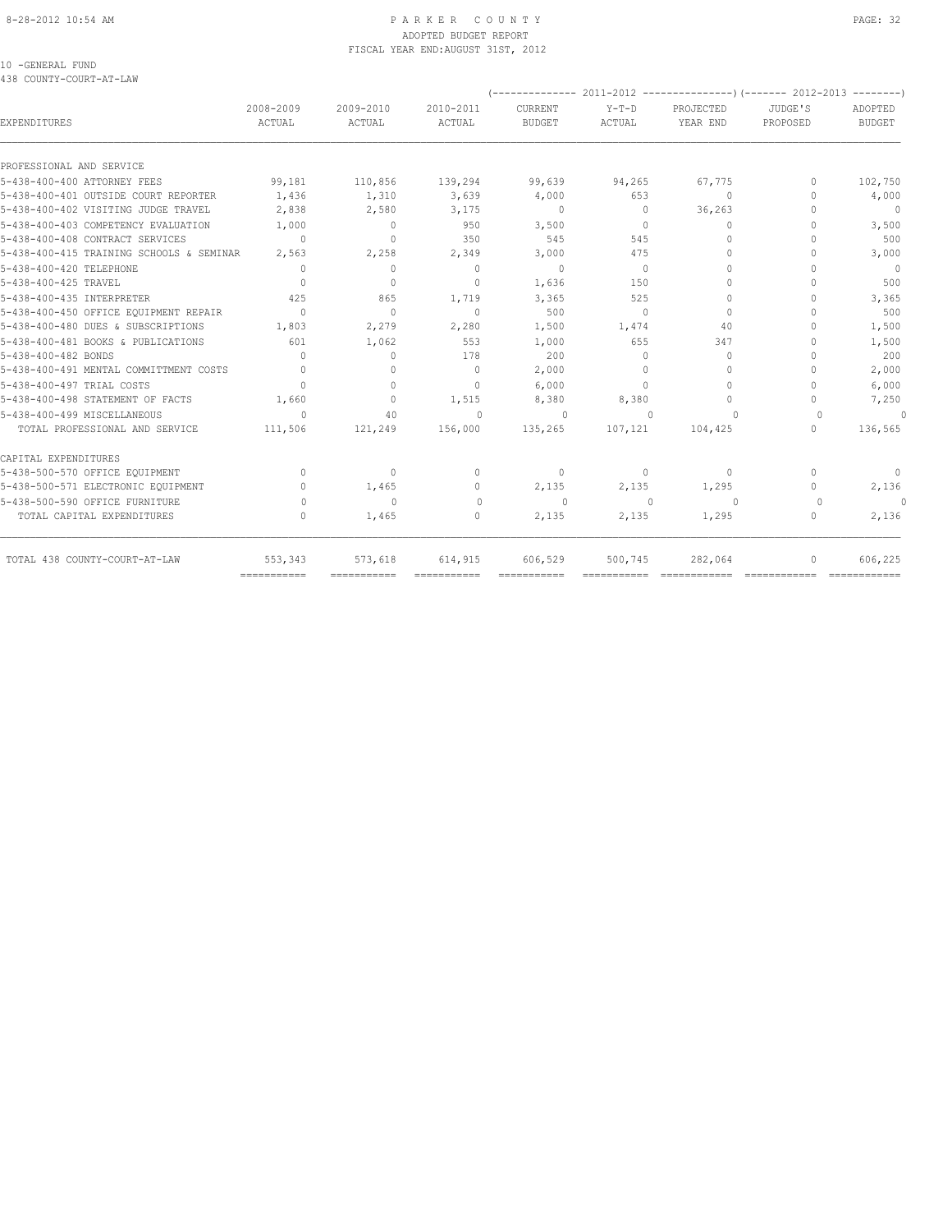10 -GENERAL FUND
438 COUNTY-COURT-AT-LAW

| EXPENDITURES | 2008-2009 ACTUAL | 2009-2010 ACTUAL | 2010-2011 ACTUAL | 2011-2012 CURRENT BUDGET | 2011-2012 Y-T-D ACTUAL | 2011-2012 PROJECTED YEAR END | 2012-2013 JUDGE'S PROPOSED | 2012-2013 ADOPTED BUDGET |
|---|---|---|---|---|---|---|---|---|
| PROFESSIONAL AND SERVICE | | | | | | | | |
| 5-438-400-400 ATTORNEY FEES | 99,181 | 110,856 | 139,294 | 99,639 | 94,265 | 67,775 | 0 | 102,750 |
| 5-438-400-401 OUTSIDE COURT REPORTER | 1,436 | 1,310 | 3,639 | 4,000 | 653 | 0 | 0 | 4,000 |
| 5-438-400-402 VISITING JUDGE TRAVEL | 2,838 | 2,580 | 3,175 | 0 | 0 | 36,263 | 0 | 0 |
| 5-438-400-403 COMPETENCY EVALUATION | 1,000 | 0 | 950 | 3,500 | 0 | 0 | 0 | 3,500 |
| 5-438-400-408 CONTRACT SERVICES | 0 | 0 | 350 | 545 | 545 | 0 | 0 | 500 |
| 5-438-400-415 TRAINING SCHOOLS & SEMINAR | 2,563 | 2,258 | 2,349 | 3,000 | 475 | 0 | 0 | 3,000 |
| 5-438-400-420 TELEPHONE | 0 | 0 | 0 | 0 | 0 | 0 | 0 | 0 |
| 5-438-400-425 TRAVEL | 0 | 0 | 0 | 1,636 | 150 | 0 | 0 | 500 |
| 5-438-400-435 INTERPRETER | 425 | 865 | 1,719 | 3,365 | 525 | 0 | 0 | 3,365 |
| 5-438-400-450 OFFICE EQUIPMENT REPAIR | 0 | 0 | 0 | 500 | 0 | 0 | 0 | 500 |
| 5-438-400-480 DUES & SUBSCRIPTIONS | 1,803 | 2,279 | 2,280 | 1,500 | 1,474 | 40 | 0 | 1,500 |
| 5-438-400-481 BOOKS & PUBLICATIONS | 601 | 1,062 | 553 | 1,000 | 655 | 347 | 0 | 1,500 |
| 5-438-400-482 BONDS | 0 | 0 | 178 | 200 | 0 | 0 | 0 | 200 |
| 5-438-400-491 MENTAL COMMITTMENT COSTS | 0 | 0 | 0 | 2,000 | 0 | 0 | 0 | 2,000 |
| 5-438-400-497 TRIAL COSTS | 0 | 0 | 0 | 6,000 | 0 | 0 | 0 | 6,000 |
| 5-438-400-498 STATEMENT OF FACTS | 1,660 | 0 | 1,515 | 8,380 | 8,380 | 0 | 0 | 7,250 |
| 5-438-400-499 MISCELLANEOUS | 0 | 40 | 0 | 0 | 0 | 0 | 0 | 0 |
| TOTAL PROFESSIONAL AND SERVICE | 111,506 | 121,249 | 156,000 | 135,265 | 107,121 | 104,425 | 0 | 136,565 |
| CAPITAL EXPENDITURES | | | | | | | | |
| 5-438-500-570 OFFICE EQUIPMENT | 0 | 0 | 0 | 0 | 0 | 0 | 0 | 0 |
| 5-438-500-571 ELECTRONIC EQUIPMENT | 0 | 1,465 | 0 | 2,135 | 2,135 | 1,295 | 0 | 2,136 |
| 5-438-500-590 OFFICE FURNITURE | 0 | 0 | 0 | 0 | 0 | 0 | 0 | 0 |
| TOTAL CAPITAL EXPENDITURES | 0 | 1,465 | 0 | 2,135 | 2,135 | 1,295 | 0 | 2,136 |
| TOTAL 438 COUNTY-COURT-AT-LAW | 553,343 | 573,618 | 614,915 | 606,529 | 500,745 | 282,064 | 0 | 606,225 |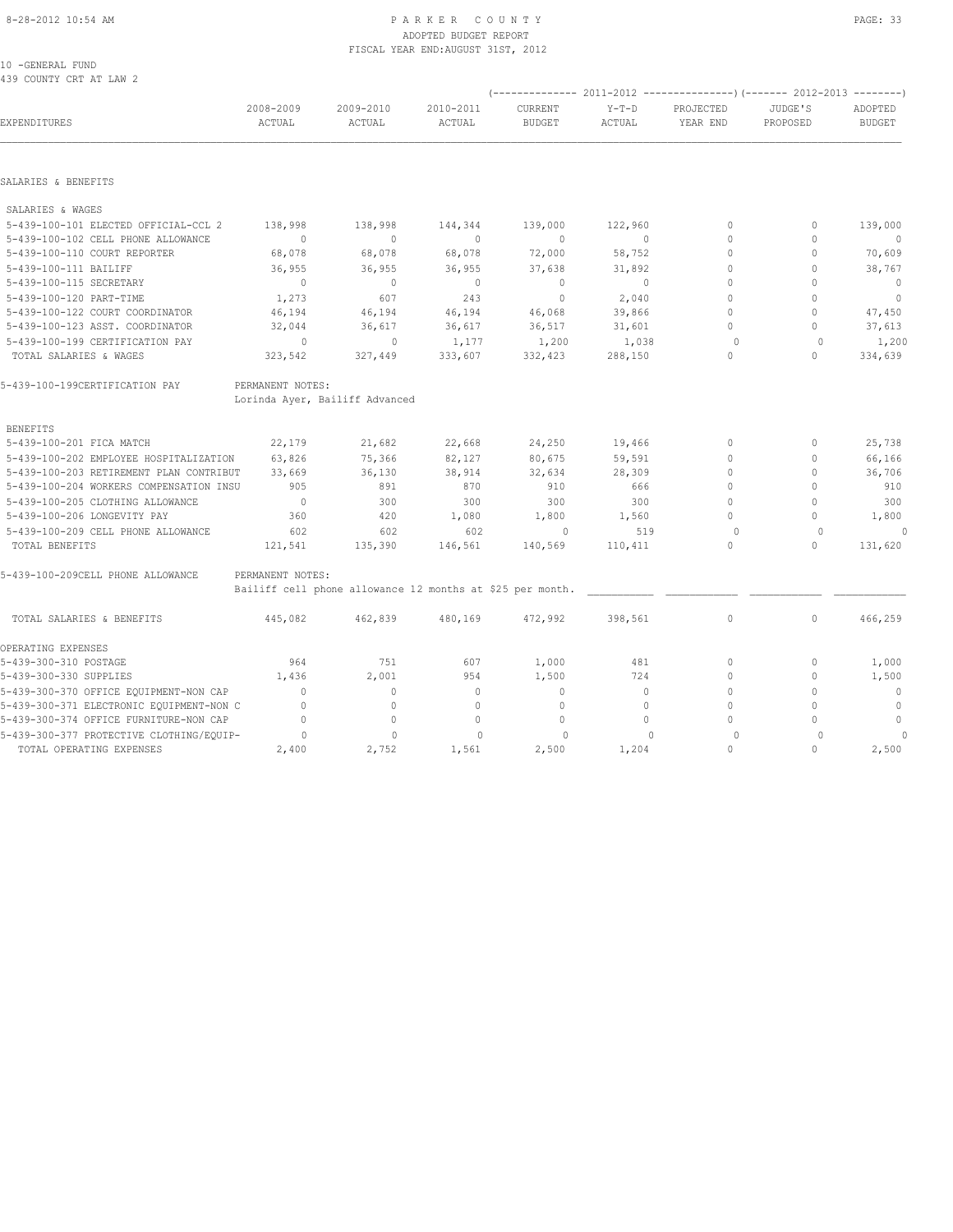PARKER COUNTY
ADOPTED BUDGET REPORT
FISCAL YEAR END: AUGUST 31ST, 2012

10 -GENERAL FUND
439 COUNTY CRT AT LAW 2

| EXPENDITURES | 2008-2009 ACTUAL | 2009-2010 ACTUAL | 2010-2011 ACTUAL | 2011-2012 CURRENT BUDGET | 2011-2012 Y-T-D ACTUAL | 2011-2012 PROJECTED YEAR END | 2012-2013 JUDGE'S PROPOSED | 2012-2013 ADOPTED BUDGET |
|---|---|---|---|---|---|---|---|---|
| **SALARIES & BENEFITS** | | | | | | | | |
| SALARIES & WAGES | | | | | | | | |
| 5-439-100-101 ELECTED OFFICIAL-CCL 2 | 138,998 | 138,998 | 144,344 | 139,000 | 122,960 | 0 | 0 | 139,000 |
| 5-439-100-102 CELL PHONE ALLOWANCE | 0 | 0 | 0 | 0 | 0 | 0 | 0 | 0 |
| 5-439-100-110 COURT REPORTER | 68,078 | 68,078 | 68,078 | 72,000 | 58,752 | 0 | 0 | 70,609 |
| 5-439-100-111 BAILIFF | 36,955 | 36,955 | 36,955 | 37,638 | 31,892 | 0 | 0 | 38,767 |
| 5-439-100-115 SECRETARY | 0 | 0 | 0 | 0 | 0 | 0 | 0 | 0 |
| 5-439-100-120 PART-TIME | 1,273 | 607 | 243 | 0 | 2,040 | 0 | 0 | 0 |
| 5-439-100-122 COURT COORDINATOR | 46,194 | 46,194 | 46,194 | 46,068 | 39,866 | 0 | 0 | 47,450 |
| 5-439-100-123 ASST. COORDINATOR | 32,044 | 36,617 | 36,617 | 36,517 | 31,601 | 0 | 0 | 37,613 |
| 5-439-100-199 CERTIFICATION PAY | 0 | 0 | 1,177 | 1,200 | 1,038 | 0 | 0 | 1,200 |
| TOTAL SALARIES & WAGES | 323,542 | 327,449 | 333,607 | 332,423 | 288,150 | 0 | 0 | 334,639 |
| 5-439-100-199CERTIFICATION PAY | PERMANENT NOTES: Lorinda Ayer, Bailiff Advanced | | | | | | | |
| BENEFITS | | | | | | | | |
| 5-439-100-201 FICA MATCH | 22,179 | 21,682 | 22,668 | 24,250 | 19,466 | 0 | 0 | 25,738 |
| 5-439-100-202 EMPLOYEE HOSPITALIZATION | 63,826 | 75,366 | 82,127 | 80,675 | 59,591 | 0 | 0 | 66,166 |
| 5-439-100-203 RETIREMENT PLAN CONTRIBUT | 33,669 | 36,130 | 38,914 | 32,634 | 28,309 | 0 | 0 | 36,706 |
| 5-439-100-204 WORKERS COMPENSATION INSU | 905 | 891 | 870 | 910 | 666 | 0 | 0 | 910 |
| 5-439-100-205 CLOTHING ALLOWANCE | 0 | 300 | 300 | 300 | 300 | 0 | 0 | 300 |
| 5-439-100-206 LONGEVITY PAY | 360 | 420 | 1,080 | 1,800 | 1,560 | 0 | 0 | 1,800 |
| 5-439-100-209 CELL PHONE ALLOWANCE | 602 | 602 | 602 | 0 | 519 | 0 | 0 | 0 |
| TOTAL BENEFITS | 121,541 | 135,390 | 146,561 | 140,569 | 110,411 | 0 | 0 | 131,620 |
| 5-439-100-209CELL PHONE ALLOWANCE | PERMANENT NOTES: Bailiff cell phone allowance 12 months at $25 per month. | | | | | | | |
| TOTAL SALARIES & BENEFITS | 445,082 | 462,839 | 480,169 | 472,992 | 398,561 | 0 | 0 | 466,259 |
| **OPERATING EXPENSES** | | | | | | | | |
| 5-439-300-310 POSTAGE | 964 | 751 | 607 | 1,000 | 481 | 0 | 0 | 1,000 |
| 5-439-300-330 SUPPLIES | 1,436 | 2,001 | 954 | 1,500 | 724 | 0 | 0 | 1,500 |
| 5-439-300-370 OFFICE EQUIPMENT-NON CAP | 0 | 0 | 0 | 0 | 0 | 0 | 0 | 0 |
| 5-439-300-371 ELECTRONIC EQUIPMENT-NON C | 0 | 0 | 0 | 0 | 0 | 0 | 0 | 0 |
| 5-439-300-374 OFFICE FURNITURE-NON CAP | 0 | 0 | 0 | 0 | 0 | 0 | 0 | 0 |
| 5-439-300-377 PROTECTIVE CLOTHING/EQUIP- | 0 | 0 | 0 | 0 | 0 | 0 | 0 | 0 |
| TOTAL OPERATING EXPENSES | 2,400 | 2,752 | 1,561 | 2,500 | 1,204 | 0 | 0 | 2,500 |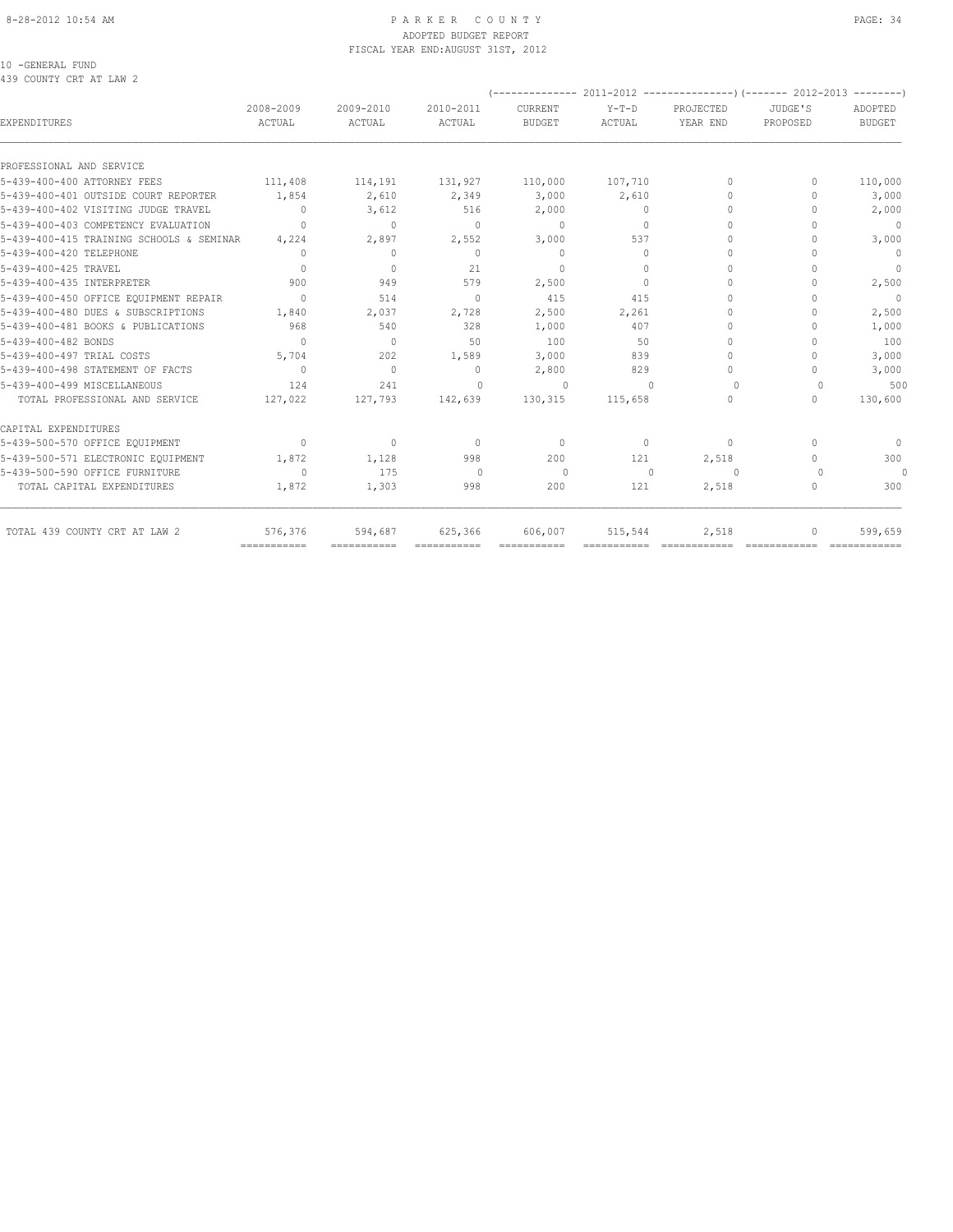PARKER COUNTY
ADOPTED BUDGET REPORT
FISCAL YEAR END:AUGUST 31ST, 2012

10 -GENERAL FUND
439 COUNTY CRT AT LAW 2

| EXPENDITURES | 2008-2009 ACTUAL | 2009-2010 ACTUAL | 2010-2011 ACTUAL | 2011-2012 CURRENT BUDGET | 2011-2012 Y-T-D ACTUAL | 2011-2012 PROJECTED YEAR END | 2012-2013 JUDGE'S PROPOSED | 2012-2013 ADOPTED BUDGET |
|---|---|---|---|---|---|---|---|---|
| PROFESSIONAL AND SERVICE | | | | | | | | |
| 5-439-400-400 ATTORNEY FEES | 111,408 | 114,191 | 131,927 | 110,000 | 107,710 | 0 | 0 | 110,000 |
| 5-439-400-401 OUTSIDE COURT REPORTER | 1,854 | 2,610 | 2,349 | 3,000 | 2,610 | 0 | 0 | 3,000 |
| 5-439-400-402 VISITING JUDGE TRAVEL | 0 | 3,612 | 516 | 2,000 | 0 | 0 | 0 | 2,000 |
| 5-439-400-403 COMPETENCY EVALUATION | 0 | 0 | 0 | 0 | 0 | 0 | 0 | 0 |
| 5-439-400-415 TRAINING SCHOOLS & SEMINAR | 4,224 | 2,897 | 2,552 | 3,000 | 537 | 0 | 0 | 3,000 |
| 5-439-400-420 TELEPHONE | 0 | 0 | 0 | 0 | 0 | 0 | 0 | 0 |
| 5-439-400-425 TRAVEL | 0 | 0 | 21 | 0 | 0 | 0 | 0 | 0 |
| 5-439-400-435 INTERPRETER | 900 | 949 | 579 | 2,500 | 0 | 0 | 0 | 2,500 |
| 5-439-400-450 OFFICE EQUIPMENT REPAIR | 0 | 514 | 0 | 415 | 415 | 0 | 0 | 0 |
| 5-439-400-480 DUES & SUBSCRIPTIONS | 1,840 | 2,037 | 2,728 | 2,500 | 2,261 | 0 | 0 | 2,500 |
| 5-439-400-481 BOOKS & PUBLICATIONS | 968 | 540 | 328 | 1,000 | 407 | 0 | 0 | 1,000 |
| 5-439-400-482 BONDS | 0 | 0 | 50 | 100 | 50 | 0 | 0 | 100 |
| 5-439-400-497 TRIAL COSTS | 5,704 | 202 | 1,589 | 3,000 | 839 | 0 | 0 | 3,000 |
| 5-439-400-498 STATEMENT OF FACTS | 0 | 0 | 0 | 2,800 | 829 | 0 | 0 | 3,000 |
| 5-439-400-499 MISCELLANEOUS | 124 | 241 | 0 | 0 | 0 | 0 | 0 | 500 |
| TOTAL PROFESSIONAL AND SERVICE | 127,022 | 127,793 | 142,639 | 130,315 | 115,658 | 0 | 0 | 130,600 |
| CAPITAL EXPENDITURES | | | | | | | | |
| 5-439-500-570 OFFICE EQUIPMENT | 0 | 0 | 0 | 0 | 0 | 0 | 0 | 0 |
| 5-439-500-571 ELECTRONIC EQUIPMENT | 1,872 | 1,128 | 998 | 200 | 121 | 2,518 | 0 | 300 |
| 5-439-500-590 OFFICE FURNITURE | 0 | 175 | 0 | 0 | 0 | 0 | 0 | 0 |
| TOTAL CAPITAL EXPENDITURES | 1,872 | 1,303 | 998 | 200 | 121 | 2,518 | 0 | 300 |
| TOTAL 439 COUNTY CRT AT LAW 2 | 576,376 | 594,687 | 625,366 | 606,007 | 515,544 | 2,518 | 0 | 599,659 |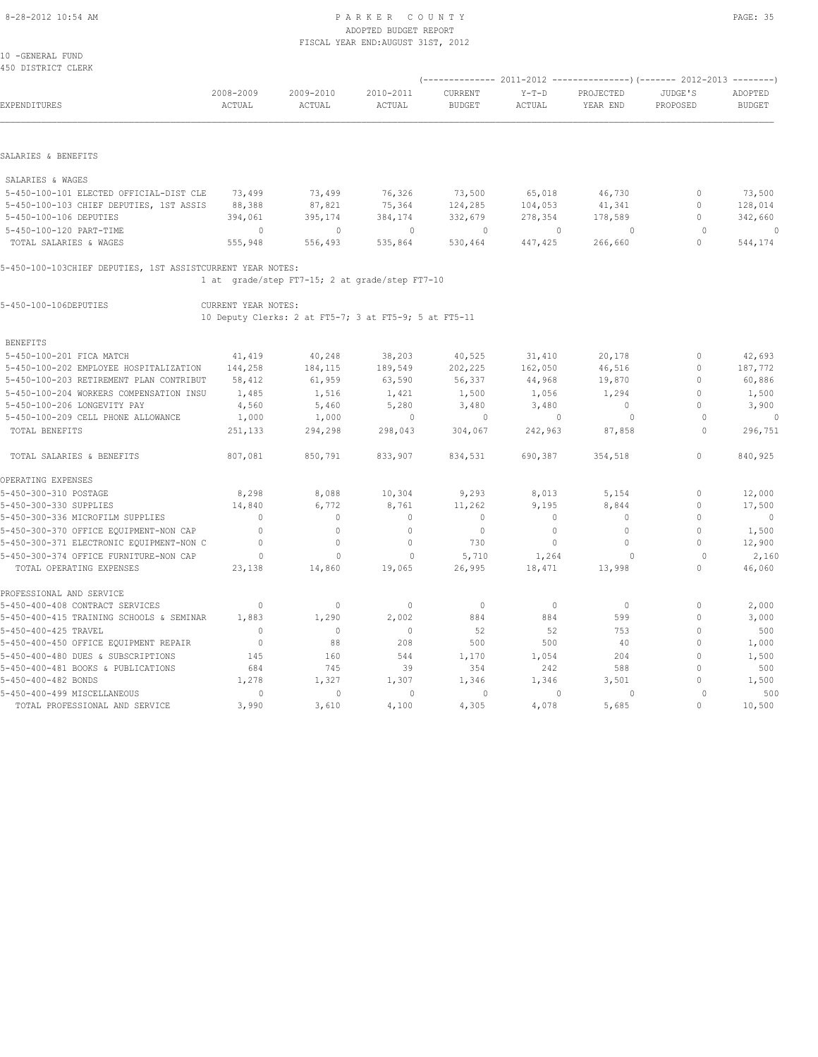# PARKER COUNTY
ADOPTED BUDGET REPORT
FISCAL YEAR END:AUGUST 31ST, 2012

10 -GENERAL FUND
450 DISTRICT CLERK

| EXPENDITURES | 2008-2009 ACTUAL | 2009-2010 ACTUAL | 2010-2011 ACTUAL | 2011-2012 CURRENT BUDGET | 2011-2012 Y-T-D ACTUAL | 2011-2012 PROJECTED YEAR END | 2012-2013 JUDGE'S PROPOSED | 2012-2013 ADOPTED BUDGET |
|---|---|---|---|---|---|---|---|---|
| **SALARIES & BENEFITS** | | | | | | | | |
| SALARIES & WAGES | | | | | | | | |
| 5-450-100-101 ELECTED OFFICIAL-DIST CLE | 73,499 | 73,499 | 76,326 | 73,500 | 65,018 | 46,730 | 0 | 73,500 |
| 5-450-100-103 CHIEF DEPUTIES, 1ST ASSIS | 88,388 | 87,821 | 75,364 | 124,285 | 104,053 | 41,341 | 0 | 128,014 |
| 5-450-100-106 DEPUTIES | 394,061 | 395,174 | 384,174 | 332,679 | 278,354 | 178,589 | 0 | 342,660 |
| 5-450-100-120 PART-TIME | 0 | 0 | 0 | 0 | 0 | 0 | 0 | 0 |
| TOTAL SALARIES & WAGES | 555,948 | 556,493 | 535,864 | 530,464 | 447,425 | 266,660 | 0 | 544,174 |

5-450-100-103CHIEF DEPUTIES, 1ST ASSISTCURRENT YEAR NOTES:
1 at grade/step FT7-15; 2 at grade/step FT7-10

5-450-100-106DEPUTIES CURRENT YEAR NOTES:
10 Deputy Clerks: 2 at FT5-7; 3 at FT5-9; 5 at FT5-11

| EXPENDITURES | 2008-2009 ACTUAL | 2009-2010 ACTUAL | 2010-2011 ACTUAL | 2011-2012 CURRENT BUDGET | 2011-2012 Y-T-D ACTUAL | 2011-2012 PROJECTED YEAR END | 2012-2013 JUDGE'S PROPOSED | 2012-2013 ADOPTED BUDGET |
|---|---|---|---|---|---|---|---|---|
| BENEFITS | | | | | | | | |
| 5-450-100-201 FICA MATCH | 41,419 | 40,248 | 38,203 | 40,525 | 31,410 | 20,178 | 0 | 42,693 |
| 5-450-100-202 EMPLOYEE HOSPITALIZATION | 144,258 | 184,115 | 189,549 | 202,225 | 162,050 | 46,516 | 0 | 187,772 |
| 5-450-100-203 RETIREMENT PLAN CONTRIBUT | 58,412 | 61,959 | 63,590 | 56,337 | 44,968 | 19,870 | 0 | 60,886 |
| 5-450-100-204 WORKERS COMPENSATION INSU | 1,485 | 1,516 | 1,421 | 1,500 | 1,056 | 1,294 | 0 | 1,500 |
| 5-450-100-206 LONGEVITY PAY | 4,560 | 5,460 | 5,280 | 3,480 | 3,480 | 0 | 0 | 3,900 |
| 5-450-100-209 CELL PHONE ALLOWANCE | 1,000 | 1,000 | 0 | 0 | 0 | 0 | 0 | 0 |
| TOTAL BENEFITS | 251,133 | 294,298 | 298,043 | 304,067 | 242,963 | 87,858 | 0 | 296,751 |
| TOTAL SALARIES & BENEFITS | 807,081 | 850,791 | 833,907 | 834,531 | 690,387 | 354,518 | 0 | 840,925 |
| **OPERATING EXPENSES** | | | | | | | | |
| 5-450-300-310 POSTAGE | 8,298 | 8,088 | 10,304 | 9,293 | 8,013 | 5,154 | 0 | 12,000 |
| 5-450-300-330 SUPPLIES | 14,840 | 6,772 | 8,761 | 11,262 | 9,195 | 8,844 | 0 | 17,500 |
| 5-450-300-336 MICROFILM SUPPLIES | 0 | 0 | 0 | 0 | 0 | 0 | 0 | 0 |
| 5-450-300-370 OFFICE EQUIPMENT-NON CAP | 0 | 0 | 0 | 0 | 0 | 0 | 0 | 1,500 |
| 5-450-300-371 ELECTRONIC EQUIPMENT-NON C | 0 | 0 | 0 | 730 | 0 | 0 | 0 | 12,900 |
| 5-450-300-374 OFFICE FURNITURE-NON CAP | 0 | 0 | 0 | 5,710 | 1,264 | 0 | 0 | 2,160 |
| TOTAL OPERATING EXPENSES | 23,138 | 14,860 | 19,065 | 26,995 | 18,471 | 13,998 | 0 | 46,060 |
| **PROFESSIONAL AND SERVICE** | | | | | | | | |
| 5-450-400-408 CONTRACT SERVICES | 0 | 0 | 0 | 0 | 0 | 0 | 0 | 2,000 |
| 5-450-400-415 TRAINING SCHOOLS & SEMINAR | 1,883 | 1,290 | 2,002 | 884 | 884 | 599 | 0 | 3,000 |
| 5-450-400-425 TRAVEL | 0 | 0 | 0 | 52 | 52 | 753 | 0 | 500 |
| 5-450-400-450 OFFICE EQUIPMENT REPAIR | 0 | 88 | 208 | 500 | 500 | 40 | 0 | 1,000 |
| 5-450-400-480 DUES & SUBSCRIPTIONS | 145 | 160 | 544 | 1,170 | 1,054 | 204 | 0 | 1,500 |
| 5-450-400-481 BOOKS & PUBLICATIONS | 684 | 745 | 39 | 354 | 242 | 588 | 0 | 500 |
| 5-450-400-482 BONDS | 1,278 | 1,327 | 1,307 | 1,346 | 1,346 | 3,501 | 0 | 1,500 |
| 5-450-400-499 MISCELLANEOUS | 0 | 0 | 0 | 0 | 0 | 0 | 0 | 500 |
| TOTAL PROFESSIONAL AND SERVICE | 3,990 | 3,610 | 4,100 | 4,305 | 4,078 | 5,685 | 0 | 10,500 |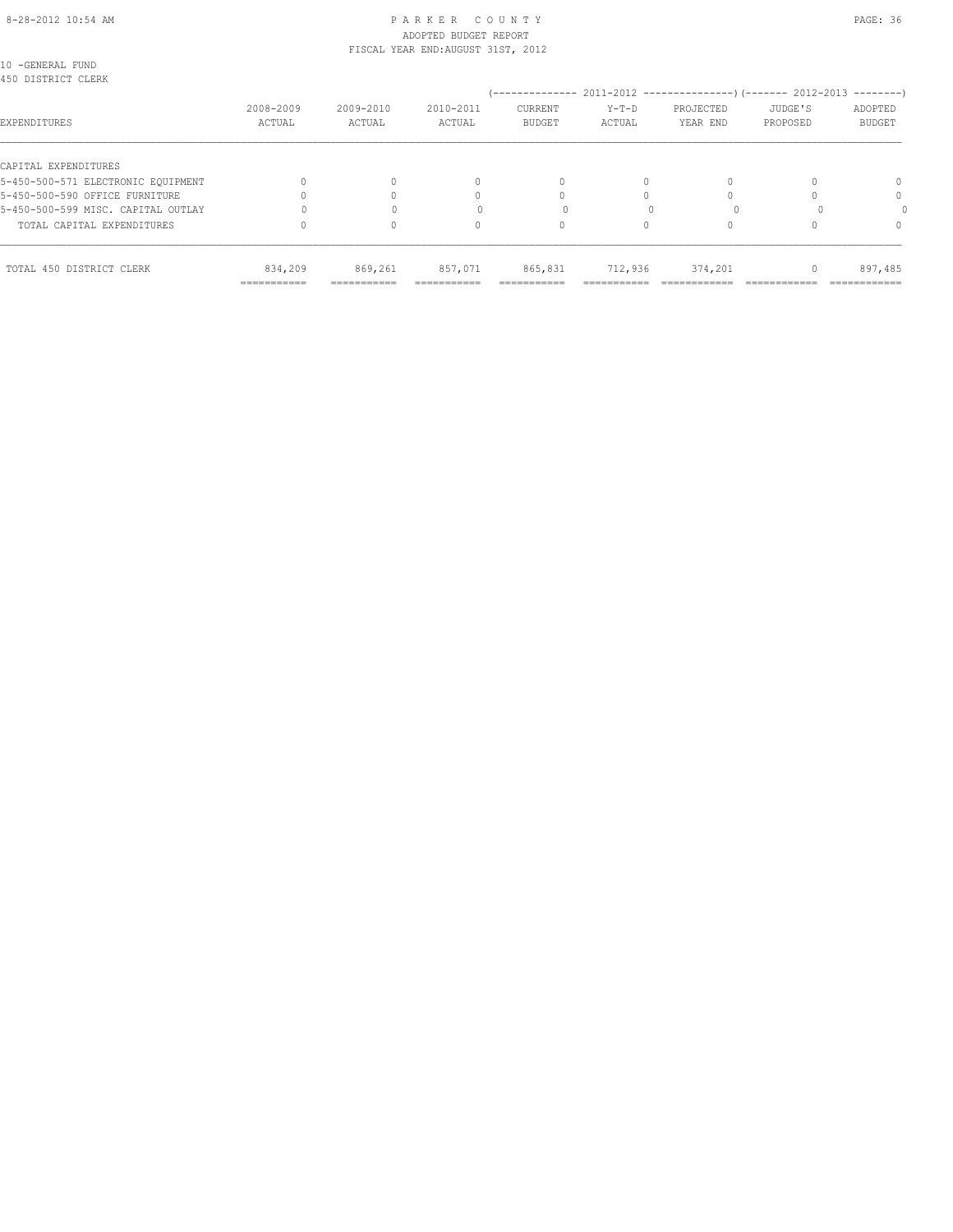10 -GENERAL FUND
450 DISTRICT CLERK

| EXPENDITURES | 2008-2009 ACTUAL | 2009-2010 ACTUAL | 2010-2011 ACTUAL | 2011-2012 CURRENT BUDGET | 2011-2012 Y-T-D ACTUAL | 2011-2012 PROJECTED YEAR END | 2012-2013 JUDGE'S PROPOSED | 2012-2013 ADOPTED BUDGET |
|---|---|---|---|---|---|---|---|---|
| CAPITAL EXPENDITURES | | | | | | | | |
| 5-450-500-571 ELECTRONIC EQUIPMENT | 0 | 0 | 0 | 0 | 0 | 0 | 0 | 0 |
| 5-450-500-590 OFFICE FURNITURE | 0 | 0 | 0 | 0 | 0 | 0 | 0 | 0 |
| 5-450-500-599 MISC. CAPITAL OUTLAY | 0 | 0 | 0 | 0 | 0 | 0 | 0 | 0 |
| TOTAL CAPITAL EXPENDITURES | 0 | 0 | 0 | 0 | 0 | 0 | 0 | 0 |
| TOTAL 450 DISTRICT CLERK | 834,209 | 869,261 | 857,071 | 865,831 | 712,936 | 374,201 | 0 | 897,485 |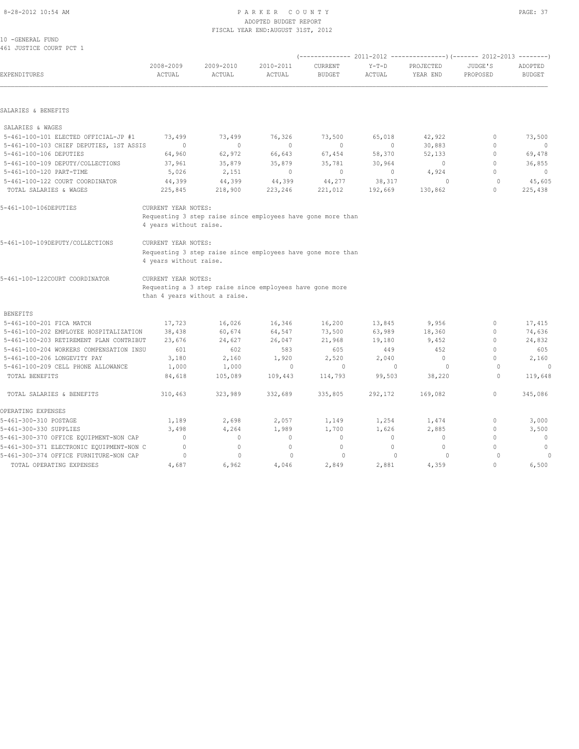10 -GENERAL FUND
461 JUSTICE COURT PCT 1

| EXPENDITURES | 2008-2009 ACTUAL | 2009-2010 ACTUAL | 2010-2011 ACTUAL | 2011-2012 CURRENT BUDGET | 2011-2012 Y-T-D ACTUAL | 2011-2012 PROJECTED YEAR END | 2012-2013 JUDGE'S PROPOSED | 2012-2013 ADOPTED BUDGET |
|---|---|---|---|---|---|---|---|---|
| **SALARIES & BENEFITS** | | | | | | | | |
| SALARIES & WAGES | | | | | | | | |
| 5-461-100-101 ELECTED OFFICIAL-JP #1 | 73,499 | 73,499 | 76,326 | 73,500 | 65,018 | 42,922 | 0 | 73,500 |
| 5-461-100-103 CHIEF DEPUTIES, 1ST ASSIS | 0 | 0 | 0 | 0 | 0 | 30,883 | 0 | 0 |
| 5-461-100-106 DEPUTIES | 64,960 | 62,972 | 66,643 | 67,454 | 58,370 | 52,133 | 0 | 69,478 |
| 5-461-100-109 DEPUTY/COLLECTIONS | 37,961 | 35,879 | 35,879 | 35,781 | 30,964 | 0 | 0 | 36,855 |
| 5-461-100-120 PART-TIME | 5,026 | 2,151 | 0 | 0 | 0 | 4,924 | 0 | 0 |
| 5-461-100-122 COURT COORDINATOR | 44,399 | 44,399 | 44,399 | 44,277 | 38,317 | 0 | 0 | 45,605 |
| TOTAL SALARIES & WAGES | 225,845 | 218,900 | 223,246 | 221,012 | 192,669 | 130,862 | 0 | 225,438 |

5-461-100-106DEPUTIES — CURRENT YEAR NOTES:
Requesting 3 step raise since employees have gone more than 4 years without raise.

5-461-100-109DEPUTY/COLLECTIONS — CURRENT YEAR NOTES:
Requesting 3 step raise since employees have gone more than 4 years without raise.

5-461-100-122COURT COORDINATOR — CURRENT YEAR NOTES:
Requesting a 3 step raise since employees have gone more than 4 years without a raise.

| EXPENDITURES | 2008-2009 ACTUAL | 2009-2010 ACTUAL | 2010-2011 ACTUAL | 2011-2012 CURRENT BUDGET | 2011-2012 Y-T-D ACTUAL | 2011-2012 PROJECTED YEAR END | 2012-2013 JUDGE'S PROPOSED | 2012-2013 ADOPTED BUDGET |
|---|---|---|---|---|---|---|---|---|
| BENEFITS | | | | | | | | |
| 5-461-100-201 FICA MATCH | 17,723 | 16,026 | 16,346 | 16,200 | 13,845 | 9,956 | 0 | 17,415 |
| 5-461-100-202 EMPLOYEE HOSPITALIZATION | 38,438 | 60,674 | 64,547 | 73,500 | 63,989 | 18,360 | 0 | 74,636 |
| 5-461-100-203 RETIREMENT PLAN CONTRIBUT | 23,676 | 24,627 | 26,047 | 21,968 | 19,180 | 9,452 | 0 | 24,832 |
| 5-461-100-204 WORKERS COMPENSATION INSU | 601 | 602 | 583 | 605 | 449 | 452 | 0 | 605 |
| 5-461-100-206 LONGEVITY PAY | 3,180 | 2,160 | 1,920 | 2,520 | 2,040 | 0 | 0 | 2,160 |
| 5-461-100-209 CELL PHONE ALLOWANCE | 1,000 | 1,000 | 0 | 0 | 0 | 0 | 0 | 0 |
| TOTAL BENEFITS | 84,618 | 105,089 | 109,443 | 114,793 | 99,503 | 38,220 | 0 | 119,648 |
| TOTAL SALARIES & BENEFITS | 310,463 | 323,989 | 332,689 | 335,805 | 292,172 | 169,082 | 0 | 345,086 |
| **OPERATING EXPENSES** | | | | | | | | |
| 5-461-300-310 POSTAGE | 1,189 | 2,698 | 2,057 | 1,149 | 1,254 | 1,474 | 0 | 3,000 |
| 5-461-300-330 SUPPLIES | 3,498 | 4,264 | 1,989 | 1,700 | 1,626 | 2,885 | 0 | 3,500 |
| 5-461-300-370 OFFICE EQUIPMENT-NON CAP | 0 | 0 | 0 | 0 | 0 | 0 | 0 | 0 |
| 5-461-300-371 ELECTRONIC EQUIPMENT-NON C | 0 | 0 | 0 | 0 | 0 | 0 | 0 | 0 |
| 5-461-300-374 OFFICE FURNITURE-NON CAP | 0 | 0 | 0 | 0 | 0 | 0 | 0 | 0 |
| TOTAL OPERATING EXPENSES | 4,687 | 6,962 | 4,046 | 2,849 | 2,881 | 4,359 | 0 | 6,500 |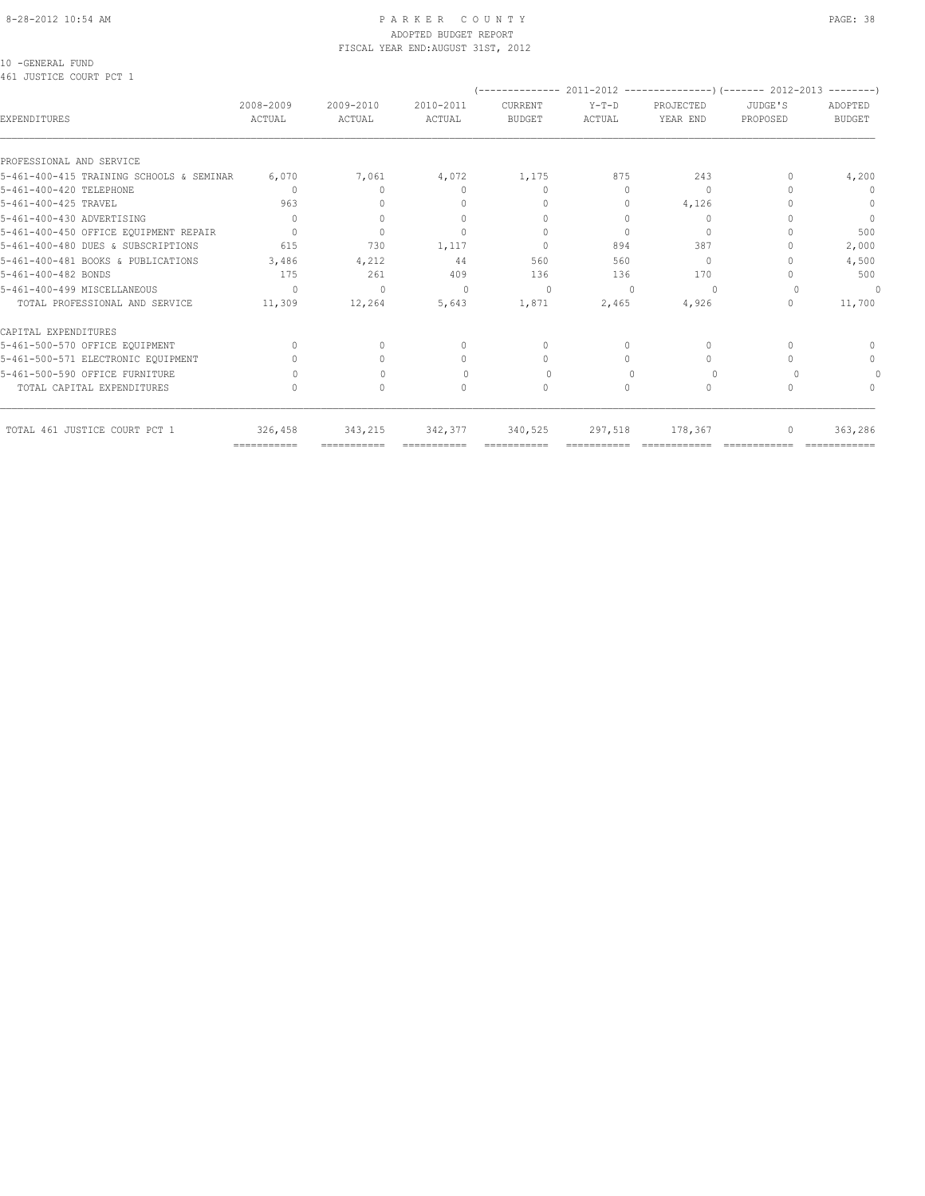PARKER COUNTY
ADOPTED BUDGET REPORT
FISCAL YEAR END: AUGUST 31ST, 2012

10 -GENERAL FUND
461 JUSTICE COURT PCT 1

| EXPENDITURES | 2008-2009 ACTUAL | 2009-2010 ACTUAL | 2010-2011 ACTUAL | 2011-2012 CURRENT BUDGET | 2011-2012 Y-T-D ACTUAL | 2011-2012 PROJECTED YEAR END | 2012-2013 JUDGE'S PROPOSED | 2012-2013 ADOPTED BUDGET |
|---|---|---|---|---|---|---|---|---|
| PROFESSIONAL AND SERVICE | | | | | | | | |
| 5-461-400-415 TRAINING SCHOOLS & SEMINAR | 6,070 | 7,061 | 4,072 | 1,175 | 875 | 243 | 0 | 4,200 |
| 5-461-400-420 TELEPHONE | 0 | 0 | 0 | 0 | 0 | 0 | 0 | 0 |
| 5-461-400-425 TRAVEL | 963 | 0 | 0 | 0 | 0 | 4,126 | 0 | 0 |
| 5-461-400-430 ADVERTISING | 0 | 0 | 0 | 0 | 0 | 0 | 0 | 0 |
| 5-461-400-450 OFFICE EQUIPMENT REPAIR | 0 | 0 | 0 | 0 | 0 | 0 | 0 | 500 |
| 5-461-400-480 DUES & SUBSCRIPTIONS | 615 | 730 | 1,117 | 0 | 894 | 387 | 0 | 2,000 |
| 5-461-400-481 BOOKS & PUBLICATIONS | 3,486 | 4,212 | 44 | 560 | 560 | 0 | 0 | 4,500 |
| 5-461-400-482 BONDS | 175 | 261 | 409 | 136 | 136 | 170 | 0 | 500 |
| 5-461-400-499 MISCELLANEOUS | 0 | 0 | 0 | 0 | 0 | 0 | 0 | 0 |
| TOTAL PROFESSIONAL AND SERVICE | 11,309 | 12,264 | 5,643 | 1,871 | 2,465 | 4,926 | 0 | 11,700 |
| CAPITAL EXPENDITURES | | | | | | | | |
| 5-461-500-570 OFFICE EQUIPMENT | 0 | 0 | 0 | 0 | 0 | 0 | 0 | 0 |
| 5-461-500-571 ELECTRONIC EQUIPMENT | 0 | 0 | 0 | 0 | 0 | 0 | 0 | 0 |
| 5-461-500-590 OFFICE FURNITURE | 0 | 0 | 0 | 0 | 0 | 0 | 0 | 0 |
| TOTAL CAPITAL EXPENDITURES | 0 | 0 | 0 | 0 | 0 | 0 | 0 | 0 |
| TOTAL 461 JUSTICE COURT PCT 1 | 326,458 | 343,215 | 342,377 | 340,525 | 297,518 | 178,367 | 0 | 363,286 |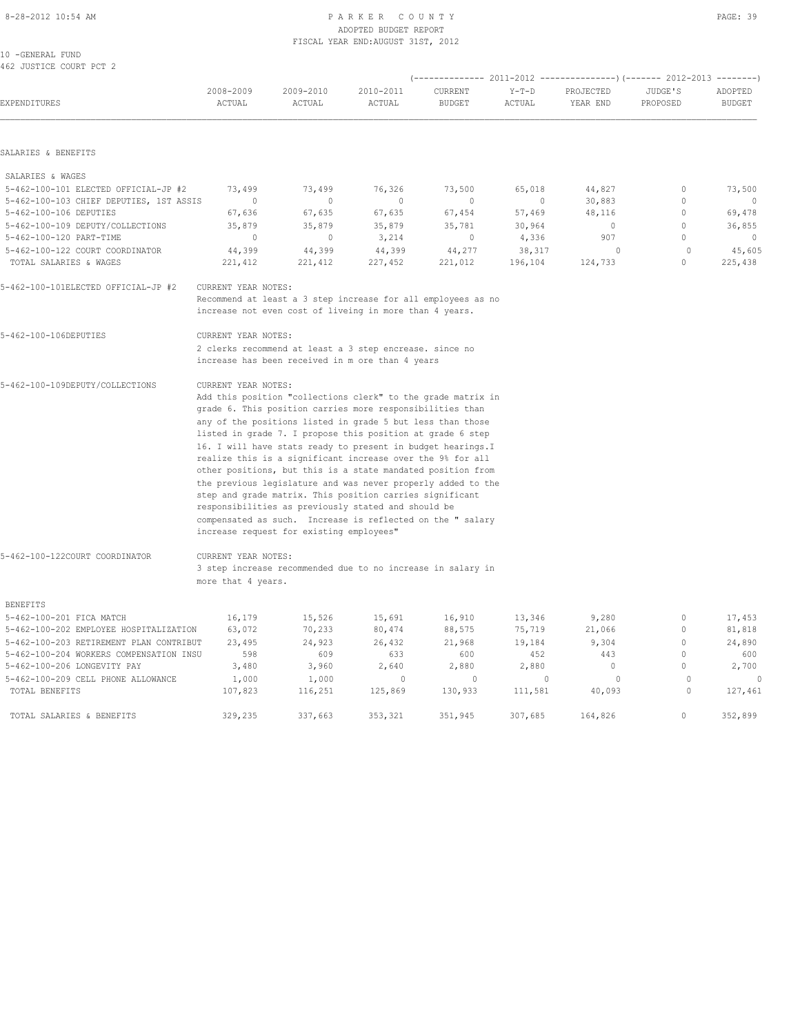# PARKER COUNTY
## ADOPTED BUDGET REPORT
### FISCAL YEAR END:AUGUST 31ST, 2012

10 -GENERAL FUND
462 JUSTICE COURT PCT 2

| EXPENDITURES | 2008-2009 ACTUAL | 2009-2010 ACTUAL | 2010-2011 ACTUAL | 2011-2012 CURRENT BUDGET | 2011-2012 Y-T-D ACTUAL | 2011-2012 PROJECTED YEAR END | 2012-2013 JUDGE'S PROPOSED | 2012-2013 ADOPTED BUDGET |
|---|---|---|---|---|---|---|---|---|
| **SALARIES & BENEFITS** | | | | | | | | |
| SALARIES & WAGES | | | | | | | | |
| 5-462-100-101 ELECTED OFFICIAL-JP #2 | 73,499 | 73,499 | 76,326 | 73,500 | 65,018 | 44,827 | 0 | 73,500 |
| 5-462-100-103 CHIEF DEPUTIES, 1ST ASSIS | 0 | 0 | 0 | 0 | 0 | 30,883 | 0 | 0 |
| 5-462-100-106 DEPUTIES | 67,636 | 67,635 | 67,635 | 67,454 | 57,469 | 48,116 | 0 | 69,478 |
| 5-462-100-109 DEPUTY/COLLECTIONS | 35,879 | 35,879 | 35,879 | 35,781 | 30,964 | 0 | 0 | 36,855 |
| 5-462-100-120 PART-TIME | 0 | 0 | 3,214 | 0 | 4,336 | 907 | 0 | 0 |
| 5-462-100-122 COURT COORDINATOR | 44,399 | 44,399 | 44,399 | 44,277 | 38,317 | 0 | 0 | 45,605 |
| TOTAL SALARIES & WAGES | 221,412 | 221,412 | 227,452 | 221,012 | 196,104 | 124,733 | 0 | 225,438 |

5-462-100-101ELECTED OFFICIAL-JP #2 — CURRENT YEAR NOTES:
Recommend at least a 3 step increase for all employees as no increase not even cost of liveing in more than 4 years.

5-462-100-106DEPUTIES — CURRENT YEAR NOTES:
2 clerks recommend at least a 3 step encrease. since no increase has been received in m ore than 4 years

5-462-100-109DEPUTY/COLLECTIONS — CURRENT YEAR NOTES:
Add this position "collections clerk" to the grade matrix in grade 6. This position carries more responsibilities than any of the positions listed in grade 5 but less than those listed in grade 7. I propose this position at grade 6 step 16. I will have stats ready to present in budget hearings.I realize this is a significant increase over the 9% for all other positions, but this is a state mandated position from the previous legislature and was never properly added to the step and grade matrix. This position carries significant responsibilities as previously stated and should be compensated as such. Increase is reflected on the " salary increase request for existing employees"

5-462-100-122COURT COORDINATOR — CURRENT YEAR NOTES:
3 step increase recommended due to no increase in salary in more that 4 years.

| EXPENDITURES | 2008-2009 ACTUAL | 2009-2010 ACTUAL | 2010-2011 ACTUAL | 2011-2012 CURRENT BUDGET | 2011-2012 Y-T-D ACTUAL | 2011-2012 PROJECTED YEAR END | 2012-2013 JUDGE'S PROPOSED | 2012-2013 ADOPTED BUDGET |
|---|---|---|---|---|---|---|---|---|
| BENEFITS | | | | | | | | |
| 5-462-100-201 FICA MATCH | 16,179 | 15,526 | 15,691 | 16,910 | 13,346 | 9,280 | 0 | 17,453 |
| 5-462-100-202 EMPLOYEE HOSPITALIZATION | 63,072 | 70,233 | 80,474 | 88,575 | 75,719 | 21,066 | 0 | 81,818 |
| 5-462-100-203 RETIREMENT PLAN CONTRIBUT | 23,495 | 24,923 | 26,432 | 21,968 | 19,184 | 9,304 | 0 | 24,890 |
| 5-462-100-204 WORKERS COMPENSATION INSU | 598 | 609 | 633 | 600 | 452 | 443 | 0 | 600 |
| 5-462-100-206 LONGEVITY PAY | 3,480 | 3,960 | 2,640 | 2,880 | 2,880 | 0 | 0 | 2,700 |
| 5-462-100-209 CELL PHONE ALLOWANCE | 1,000 | 1,000 | 0 | 0 | 0 | 0 | 0 | 0 |
| TOTAL BENEFITS | 107,823 | 116,251 | 125,869 | 130,933 | 111,581 | 40,093 | 0 | 127,461 |
| TOTAL SALARIES & BENEFITS | 329,235 | 337,663 | 353,321 | 351,945 | 307,685 | 164,826 | 0 | 352,899 |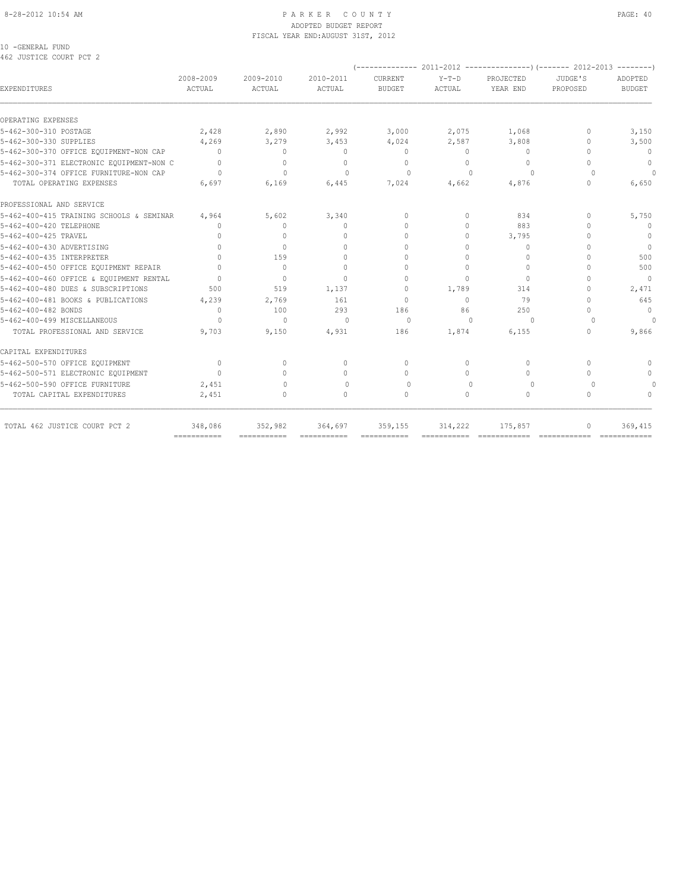10 -GENERAL FUND
462 JUSTICE COURT PCT 2

| EXPENDITURES | 2008-2009 ACTUAL | 2009-2010 ACTUAL | 2010-2011 ACTUAL | 2011-2012 CURRENT BUDGET | 2011-2012 Y-T-D ACTUAL | 2011-2012 PROJECTED YEAR END | 2012-2013 JUDGE'S PROPOSED | 2012-2013 ADOPTED BUDGET |
|---|---|---|---|---|---|---|---|---|
| OPERATING EXPENSES | | | | | | | | |
| 5-462-300-310 POSTAGE | 2,428 | 2,890 | 2,992 | 3,000 | 2,075 | 1,068 | 0 | 3,150 |
| 5-462-300-330 SUPPLIES | 4,269 | 3,279 | 3,453 | 4,024 | 2,587 | 3,808 | 0 | 3,500 |
| 5-462-300-370 OFFICE EQUIPMENT-NON CAP | 0 | 0 | 0 | 0 | 0 | 0 | 0 | 0 |
| 5-462-300-371 ELECTRONIC EQUIPMENT-NON C | 0 | 0 | 0 | 0 | 0 | 0 | 0 | 0 |
| 5-462-300-374 OFFICE FURNITURE-NON CAP | 0 | 0 | 0 | 0 | 0 | 0 | 0 | 0 |
| TOTAL OPERATING EXPENSES | 6,697 | 6,169 | 6,445 | 7,024 | 4,662 | 4,876 | 0 | 6,650 |
| PROFESSIONAL AND SERVICE | | | | | | | | |
| 5-462-400-415 TRAINING SCHOOLS & SEMINAR | 4,964 | 5,602 | 3,340 | 0 | 0 | 834 | 0 | 5,750 |
| 5-462-400-420 TELEPHONE | 0 | 0 | 0 | 0 | 0 | 883 | 0 | 0 |
| 5-462-400-425 TRAVEL | 0 | 0 | 0 | 0 | 0 | 3,795 | 0 | 0 |
| 5-462-400-430 ADVERTISING | 0 | 0 | 0 | 0 | 0 | 0 | 0 | 0 |
| 5-462-400-435 INTERPRETER | 0 | 159 | 0 | 0 | 0 | 0 | 0 | 500 |
| 5-462-400-450 OFFICE EQUIPMENT REPAIR | 0 | 0 | 0 | 0 | 0 | 0 | 0 | 500 |
| 5-462-400-460 OFFICE & EQUIPMENT RENTAL | 0 | 0 | 0 | 0 | 0 | 0 | 0 | 0 |
| 5-462-400-480 DUES & SUBSCRIPTIONS | 500 | 519 | 1,137 | 0 | 1,789 | 314 | 0 | 2,471 |
| 5-462-400-481 BOOKS & PUBLICATIONS | 4,239 | 2,769 | 161 | 0 | 0 | 79 | 0 | 645 |
| 5-462-400-482 BONDS | 0 | 100 | 293 | 186 | 86 | 250 | 0 | 0 |
| 5-462-400-499 MISCELLANEOUS | 0 | 0 | 0 | 0 | 0 | 0 | 0 | 0 |
| TOTAL PROFESSIONAL AND SERVICE | 9,703 | 9,150 | 4,931 | 186 | 1,874 | 6,155 | 0 | 9,866 |
| CAPITAL EXPENDITURES | | | | | | | | |
| 5-462-500-570 OFFICE EQUIPMENT | 0 | 0 | 0 | 0 | 0 | 0 | 0 | 0 |
| 5-462-500-571 ELECTRONIC EQUIPMENT | 0 | 0 | 0 | 0 | 0 | 0 | 0 | 0 |
| 5-462-500-590 OFFICE FURNITURE | 2,451 | 0 | 0 | 0 | 0 | 0 | 0 | 0 |
| TOTAL CAPITAL EXPENDITURES | 2,451 | 0 | 0 | 0 | 0 | 0 | 0 | 0 |
| TOTAL 462 JUSTICE COURT PCT 2 | 348,086 | 352,982 | 364,697 | 359,155 | 314,222 | 175,857 | 0 | 369,415 |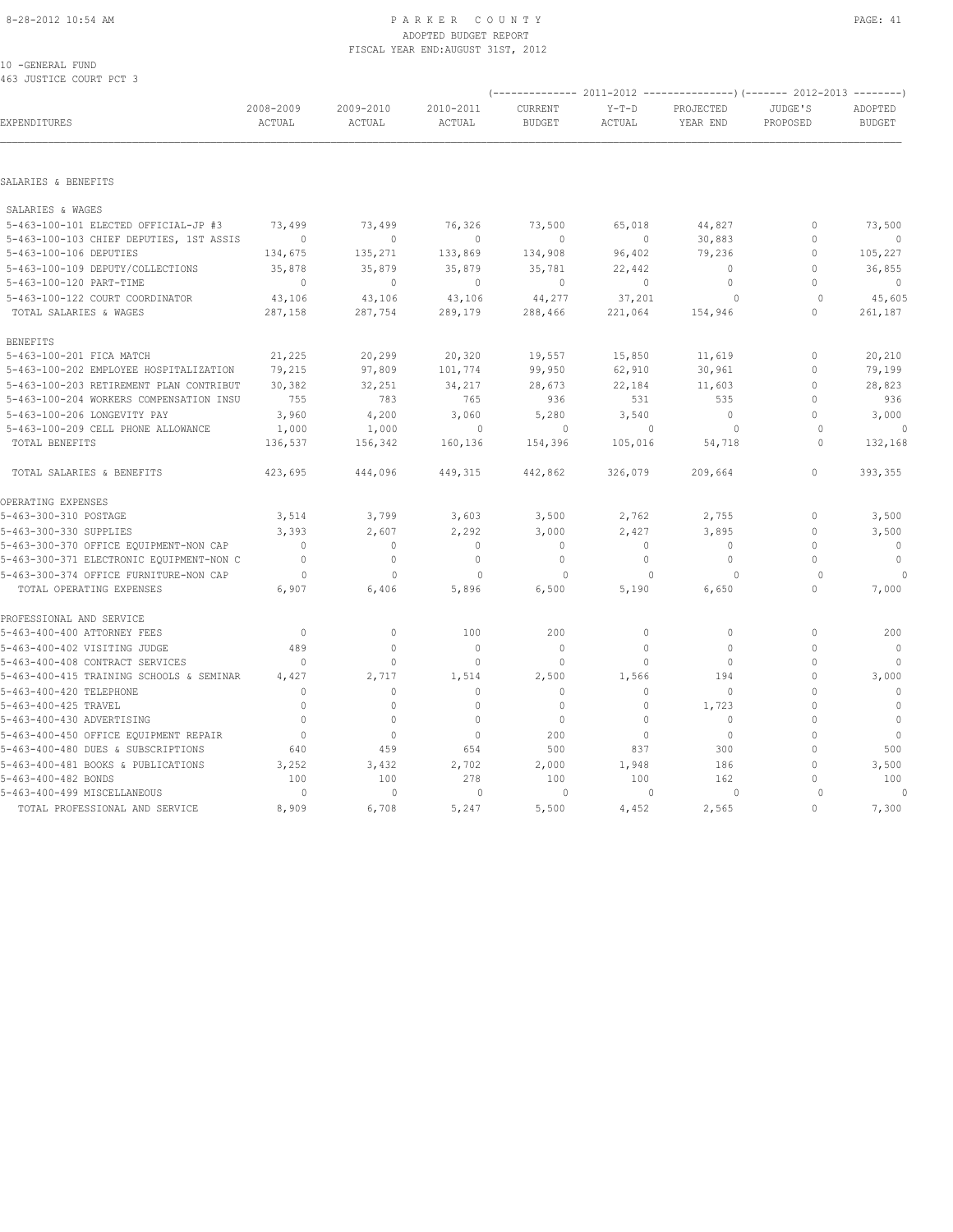10 -GENERAL FUND
463 JUSTICE COURT PCT 3

| EXPENDITURES | 2008-2009 ACTUAL | 2009-2010 ACTUAL | 2010-2011 ACTUAL | 2011-2012 CURRENT BUDGET | 2011-2012 Y-T-D ACTUAL | 2011-2012 PROJECTED YEAR END | 2012-2013 JUDGE'S PROPOSED | 2012-2013 ADOPTED BUDGET |
|---|---|---|---|---|---|---|---|---|
| **SALARIES & BENEFITS** | | | | | | | | |
| SALARIES & WAGES | | | | | | | | |
| 5-463-100-101 ELECTED OFFICIAL-JP #3 | 73,499 | 73,499 | 76,326 | 73,500 | 65,018 | 44,827 | 0 | 73,500 |
| 5-463-100-103 CHIEF DEPUTIES, 1ST ASSIS | 0 | 0 | 0 | 0 | 0 | 30,883 | 0 | 0 |
| 5-463-100-106 DEPUTIES | 134,675 | 135,271 | 133,869 | 134,908 | 96,402 | 79,236 | 0 | 105,227 |
| 5-463-100-109 DEPUTY/COLLECTIONS | 35,878 | 35,879 | 35,879 | 35,781 | 22,442 | 0 | 0 | 36,855 |
| 5-463-100-120 PART-TIME | 0 | 0 | 0 | 0 | 0 | 0 | 0 | 0 |
| 5-463-100-122 COURT COORDINATOR | 43,106 | 43,106 | 43,106 | 44,277 | 37,201 | 0 | 0 | 45,605 |
| TOTAL SALARIES & WAGES | 287,158 | 287,754 | 289,179 | 288,466 | 221,064 | 154,946 | 0 | 261,187 |
| BENEFITS | | | | | | | | |
| 5-463-100-201 FICA MATCH | 21,225 | 20,299 | 20,320 | 19,557 | 15,850 | 11,619 | 0 | 20,210 |
| 5-463-100-202 EMPLOYEE HOSPITALIZATION | 79,215 | 97,809 | 101,774 | 99,950 | 62,910 | 30,961 | 0 | 79,199 |
| 5-463-100-203 RETIREMENT PLAN CONTRIBUT | 30,382 | 32,251 | 34,217 | 28,673 | 22,184 | 11,603 | 0 | 28,823 |
| 5-463-100-204 WORKERS COMPENSATION INSU | 755 | 783 | 765 | 936 | 531 | 535 | 0 | 936 |
| 5-463-100-206 LONGEVITY PAY | 3,960 | 4,200 | 3,060 | 5,280 | 3,540 | 0 | 0 | 3,000 |
| 5-463-100-209 CELL PHONE ALLOWANCE | 1,000 | 1,000 | 0 | 0 | 0 | 0 | 0 | 0 |
| TOTAL BENEFITS | 136,537 | 156,342 | 160,136 | 154,396 | 105,016 | 54,718 | 0 | 132,168 |
| TOTAL SALARIES & BENEFITS | 423,695 | 444,096 | 449,315 | 442,862 | 326,079 | 209,664 | 0 | 393,355 |
| **OPERATING EXPENSES** | | | | | | | | |
| 5-463-300-310 POSTAGE | 3,514 | 3,799 | 3,603 | 3,500 | 2,762 | 2,755 | 0 | 3,500 |
| 5-463-300-330 SUPPLIES | 3,393 | 2,607 | 2,292 | 3,000 | 2,427 | 3,895 | 0 | 3,500 |
| 5-463-300-370 OFFICE EQUIPMENT-NON CAP | 0 | 0 | 0 | 0 | 0 | 0 | 0 | 0 |
| 5-463-300-371 ELECTRONIC EQUIPMENT-NON C | 0 | 0 | 0 | 0 | 0 | 0 | 0 | 0 |
| 5-463-300-374 OFFICE FURNITURE-NON CAP | 0 | 0 | 0 | 0 | 0 | 0 | 0 | 0 |
| TOTAL OPERATING EXPENSES | 6,907 | 6,406 | 5,896 | 6,500 | 5,190 | 6,650 | 0 | 7,000 |
| **PROFESSIONAL AND SERVICE** | | | | | | | | |
| 5-463-400-400 ATTORNEY FEES | 0 | 0 | 100 | 200 | 0 | 0 | 0 | 200 |
| 5-463-400-402 VISITING JUDGE | 489 | 0 | 0 | 0 | 0 | 0 | 0 | 0 |
| 5-463-400-408 CONTRACT SERVICES | 0 | 0 | 0 | 0 | 0 | 0 | 0 | 0 |
| 5-463-400-415 TRAINING SCHOOLS & SEMINAR | 4,427 | 2,717 | 1,514 | 2,500 | 1,566 | 194 | 0 | 3,000 |
| 5-463-400-420 TELEPHONE | 0 | 0 | 0 | 0 | 0 | 0 | 0 | 0 |
| 5-463-400-425 TRAVEL | 0 | 0 | 0 | 0 | 0 | 1,723 | 0 | 0 |
| 5-463-400-430 ADVERTISING | 0 | 0 | 0 | 0 | 0 | 0 | 0 | 0 |
| 5-463-400-450 OFFICE EQUIPMENT REPAIR | 0 | 0 | 0 | 200 | 0 | 0 | 0 | 0 |
| 5-463-400-480 DUES & SUBSCRIPTIONS | 640 | 459 | 654 | 500 | 837 | 300 | 0 | 500 |
| 5-463-400-481 BOOKS & PUBLICATIONS | 3,252 | 3,432 | 2,702 | 2,000 | 1,948 | 186 | 0 | 3,500 |
| 5-463-400-482 BONDS | 100 | 100 | 278 | 100 | 100 | 162 | 0 | 100 |
| 5-463-400-499 MISCELLANEOUS | 0 | 0 | 0 | 0 | 0 | 0 | 0 | 0 |
| TOTAL PROFESSIONAL AND SERVICE | 8,909 | 6,708 | 5,247 | 5,500 | 4,452 | 2,565 | 0 | 7,300 |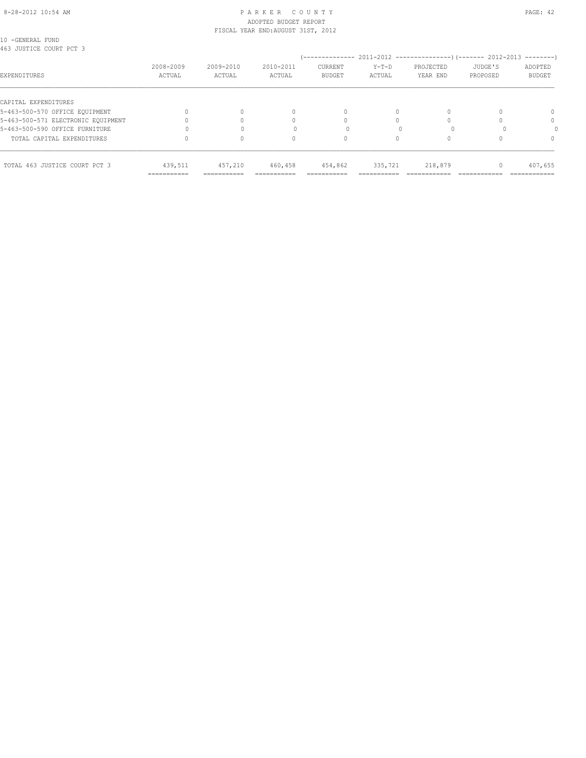10 -GENERAL FUND
463 JUSTICE COURT PCT 3

| EXPENDITURES | 2008-2009 ACTUAL | 2009-2010 ACTUAL | 2010-2011 ACTUAL | 2011-2012 CURRENT BUDGET | 2011-2012 Y-T-D ACTUAL | 2011-2012 PROJECTED YEAR END | 2012-2013 JUDGE'S PROPOSED | 2012-2013 ADOPTED BUDGET |
|---|---|---|---|---|---|---|---|---|
| CAPITAL EXPENDITURES | | | | | | | | |
| 5-463-500-570 OFFICE EQUIPMENT | 0 | 0 | 0 | 0 | 0 | 0 | 0 | 0 |
| 5-463-500-571 ELECTRONIC EQUIPMENT | 0 | 0 | 0 | 0 | 0 | 0 | 0 | 0 |
| 5-463-500-590 OFFICE FURNITURE | 0 | 0 | 0 | 0 | 0 | 0 | 0 | 0 |
| TOTAL CAPITAL EXPENDITURES | 0 | 0 | 0 | 0 | 0 | 0 | 0 | 0 |
| TOTAL 463 JUSTICE COURT PCT 3 | 439,511 | 457,210 | 460,458 | 454,862 | 335,721 | 218,879 | 0 | 407,655 |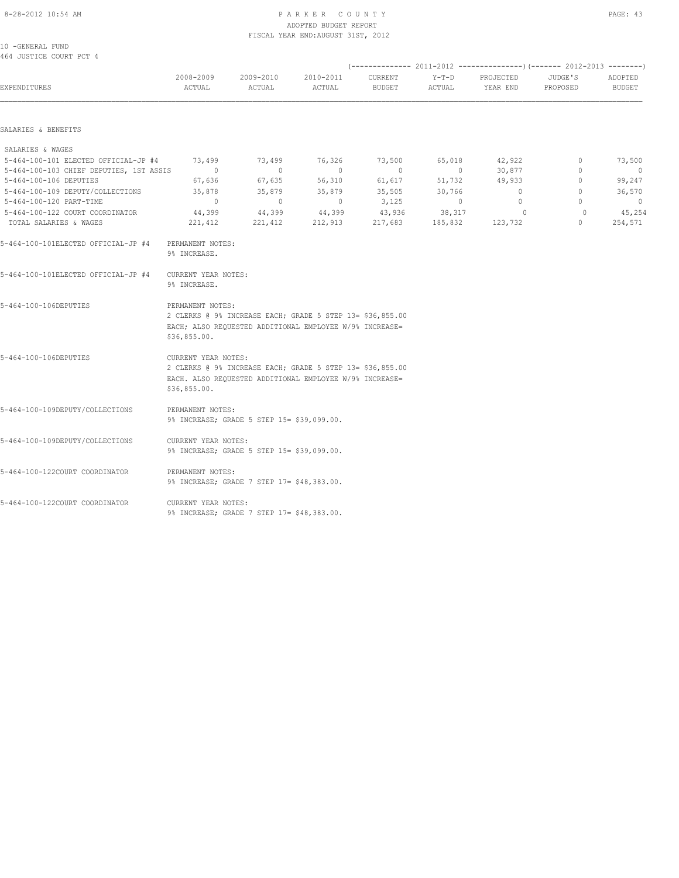PARKER COUNTY
ADOPTED BUDGET REPORT
FISCAL YEAR END: AUGUST 31ST, 2012

10 -GENERAL FUND
464 JUSTICE COURT PCT 4

| EXPENDITURES | 2008-2009 ACTUAL | 2009-2010 ACTUAL | 2010-2011 ACTUAL | 2011-2012 CURRENT BUDGET | 2011-2012 Y-T-D ACTUAL | 2011-2012 PROJECTED YEAR END | 2012-2013 JUDGE'S PROPOSED | 2012-2013 ADOPTED BUDGET |
|---|---|---|---|---|---|---|---|---|
| **SALARIES & BENEFITS** | | | | | | | | |
| SALARIES & WAGES | | | | | | | | |
| 5-464-100-101 ELECTED OFFICIAL-JP #4 | 73,499 | 73,499 | 76,326 | 73,500 | 65,018 | 42,922 | 0 | 73,500 |
| 5-464-100-103 CHIEF DEPUTIES, 1ST ASSIS | 0 | 0 | 0 | 0 | 0 | 30,877 | 0 | 0 |
| 5-464-100-106 DEPUTIES | 67,636 | 67,635 | 56,310 | 61,617 | 51,732 | 49,933 | 0 | 99,247 |
| 5-464-100-109 DEPUTY/COLLECTIONS | 35,878 | 35,879 | 35,879 | 35,505 | 30,766 | 0 | 0 | 36,570 |
| 5-464-100-120 PART-TIME | 0 | 0 | 0 | 3,125 | 0 | 0 | 0 | 0 |
| 5-464-100-122 COURT COORDINATOR | 44,399 | 44,399 | 44,399 | 43,936 | 38,317 | 0 | 0 | 45,254 |
| TOTAL SALARIES & WAGES | 221,412 | 221,412 | 212,913 | 217,683 | 185,832 | 123,732 | 0 | 254,571 |

5-464-100-101ELECTED OFFICIAL-JP #4 — PERMANENT NOTES:
9% INCREASE.

5-464-100-101ELECTED OFFICIAL-JP #4 — CURRENT YEAR NOTES:
9% INCREASE.

5-464-100-106DEPUTIES — PERMANENT NOTES:
2 CLERKS @ 9% INCREASE EACH; GRADE 5 STEP 13= $36,855.00 EACH; ALSO REQUESTED ADDITIONAL EMPLOYEE W/9% INCREASE= $36,855.00.

5-464-100-106DEPUTIES — CURRENT YEAR NOTES:
2 CLERKS @ 9% INCREASE EACH; GRADE 5 STEP 13= $36,855.00 EACH. ALSO REQUESTED ADDITIONAL EMPLOYEE W/9% INCREASE= $36,855.00.

5-464-100-109DEPUTY/COLLECTIONS — PERMANENT NOTES:
9% INCREASE; GRADE 5 STEP 15= $39,099.00.

5-464-100-109DEPUTY/COLLECTIONS — CURRENT YEAR NOTES:
9% INCREASE; GRADE 5 STEP 15= $39,099.00.

5-464-100-122COURT COORDINATOR — PERMANENT NOTES:
9% INCREASE; GRADE 7 STEP 17= $48,383.00.

5-464-100-122COURT COORDINATOR — CURRENT YEAR NOTES:
9% INCREASE; GRADE 7 STEP 17= $48,383.00.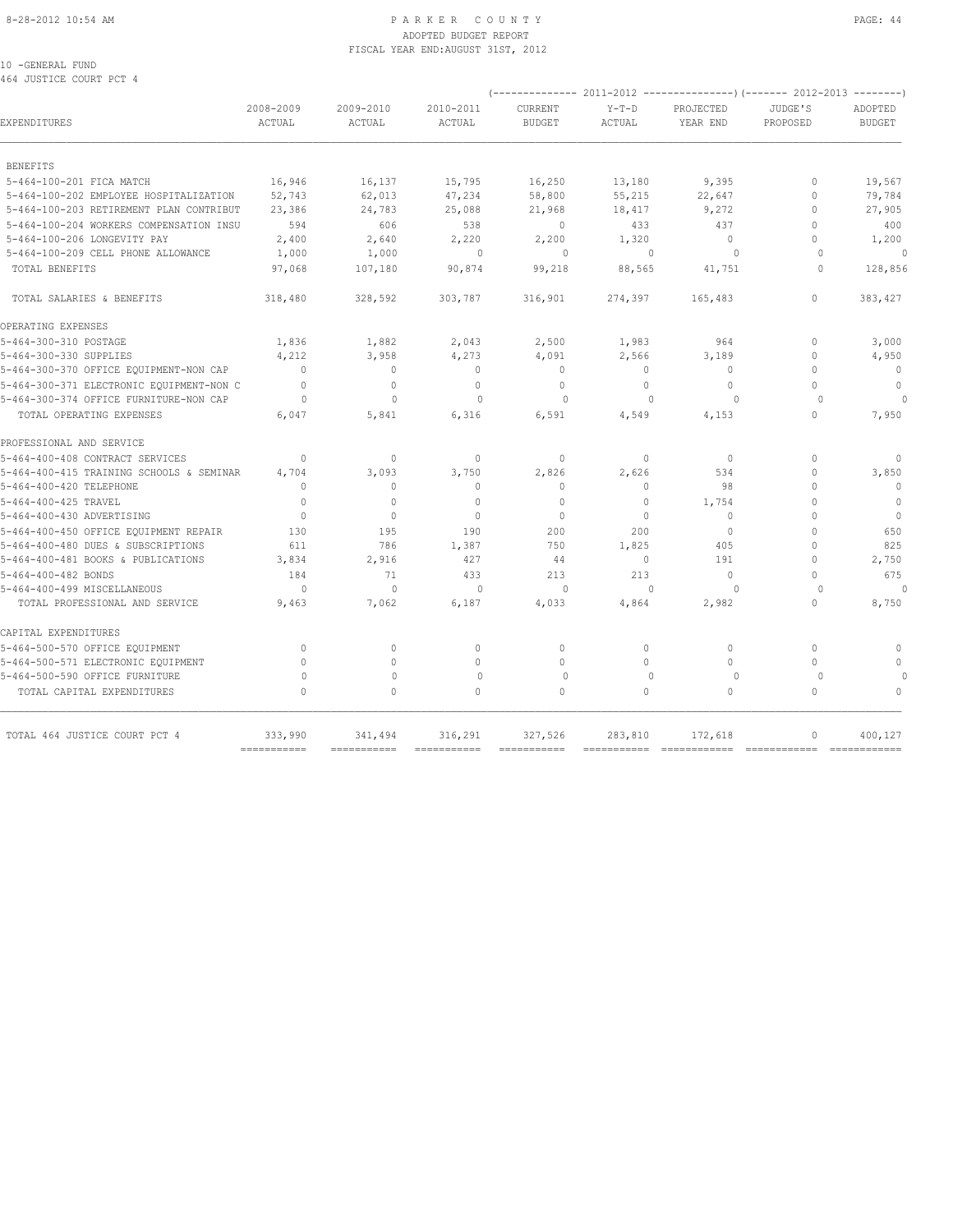PARKER COUNTY
ADOPTED BUDGET REPORT
FISCAL YEAR END:AUGUST 31ST, 2012

10 -GENERAL FUND
464 JUSTICE COURT PCT 4

| EXPENDITURES | 2008-2009 ACTUAL | 2009-2010 ACTUAL | 2010-2011 ACTUAL | 2011-2012 CURRENT BUDGET | 2011-2012 Y-T-D ACTUAL | 2011-2012 PROJECTED YEAR END | 2012-2013 JUDGE'S PROPOSED | 2012-2013 ADOPTED BUDGET |
|---|---|---|---|---|---|---|---|---|
| **BENEFITS** | | | | | | | | |
| 5-464-100-201 FICA MATCH | 16,946 | 16,137 | 15,795 | 16,250 | 13,180 | 9,395 | 0 | 19,567 |
| 5-464-100-202 EMPLOYEE HOSPITALIZATION | 52,743 | 62,013 | 47,234 | 58,800 | 55,215 | 22,647 | 0 | 79,784 |
| 5-464-100-203 RETIREMENT PLAN CONTRIBUT | 23,386 | 24,783 | 25,088 | 21,968 | 18,417 | 9,272 | 0 | 27,905 |
| 5-464-100-204 WORKERS COMPENSATION INSU | 594 | 606 | 538 | 0 | 433 | 437 | 0 | 400 |
| 5-464-100-206 LONGEVITY PAY | 2,400 | 2,640 | 2,220 | 2,200 | 1,320 | 0 | 0 | 1,200 |
| 5-464-100-209 CELL PHONE ALLOWANCE | 1,000 | 1,000 | 0 | 0 | 0 | 0 | 0 | 0 |
| TOTAL BENEFITS | 97,068 | 107,180 | 90,874 | 99,218 | 88,565 | 41,751 | 0 | 128,856 |
| TOTAL SALARIES & BENEFITS | 318,480 | 328,592 | 303,787 | 316,901 | 274,397 | 165,483 | 0 | 383,427 |
| **OPERATING EXPENSES** | | | | | | | | |
| 5-464-300-310 POSTAGE | 1,836 | 1,882 | 2,043 | 2,500 | 1,983 | 964 | 0 | 3,000 |
| 5-464-300-330 SUPPLIES | 4,212 | 3,958 | 4,273 | 4,091 | 2,566 | 3,189 | 0 | 4,950 |
| 5-464-300-370 OFFICE EQUIPMENT-NON CAP | 0 | 0 | 0 | 0 | 0 | 0 | 0 | 0 |
| 5-464-300-371 ELECTRONIC EQUIPMENT-NON C | 0 | 0 | 0 | 0 | 0 | 0 | 0 | 0 |
| 5-464-300-374 OFFICE FURNITURE-NON CAP | 0 | 0 | 0 | 0 | 0 | 0 | 0 | 0 |
| TOTAL OPERATING EXPENSES | 6,047 | 5,841 | 6,316 | 6,591 | 4,549 | 4,153 | 0 | 7,950 |
| **PROFESSIONAL AND SERVICE** | | | | | | | | |
| 5-464-400-408 CONTRACT SERVICES | 0 | 0 | 0 | 0 | 0 | 0 | 0 | 0 |
| 5-464-400-415 TRAINING SCHOOLS & SEMINAR | 4,704 | 3,093 | 3,750 | 2,826 | 2,626 | 534 | 0 | 3,850 |
| 5-464-400-420 TELEPHONE | 0 | 0 | 0 | 0 | 0 | 98 | 0 | 0 |
| 5-464-400-425 TRAVEL | 0 | 0 | 0 | 0 | 0 | 1,754 | 0 | 0 |
| 5-464-400-430 ADVERTISING | 0 | 0 | 0 | 0 | 0 | 0 | 0 | 0 |
| 5-464-400-450 OFFICE EQUIPMENT REPAIR | 130 | 195 | 190 | 200 | 200 | 0 | 0 | 650 |
| 5-464-400-480 DUES & SUBSCRIPTIONS | 611 | 786 | 1,387 | 750 | 1,825 | 405 | 0 | 825 |
| 5-464-400-481 BOOKS & PUBLICATIONS | 3,834 | 2,916 | 427 | 44 | 0 | 191 | 0 | 2,750 |
| 5-464-400-482 BONDS | 184 | 71 | 433 | 213 | 213 | 0 | 0 | 675 |
| 5-464-400-499 MISCELLANEOUS | 0 | 0 | 0 | 0 | 0 | 0 | 0 | 0 |
| TOTAL PROFESSIONAL AND SERVICE | 9,463 | 7,062 | 6,187 | 4,033 | 4,864 | 2,982 | 0 | 8,750 |
| **CAPITAL EXPENDITURES** | | | | | | | | |
| 5-464-500-570 OFFICE EQUIPMENT | 0 | 0 | 0 | 0 | 0 | 0 | 0 | 0 |
| 5-464-500-571 ELECTRONIC EQUIPMENT | 0 | 0 | 0 | 0 | 0 | 0 | 0 | 0 |
| 5-464-500-590 OFFICE FURNITURE | 0 | 0 | 0 | 0 | 0 | 0 | 0 | 0 |
| TOTAL CAPITAL EXPENDITURES | 0 | 0 | 0 | 0 | 0 | 0 | 0 | 0 |
| TOTAL 464 JUSTICE COURT PCT 4 | 333,990 | 341,494 | 316,291 | 327,526 | 283,810 | 172,618 | 0 | 400,127 |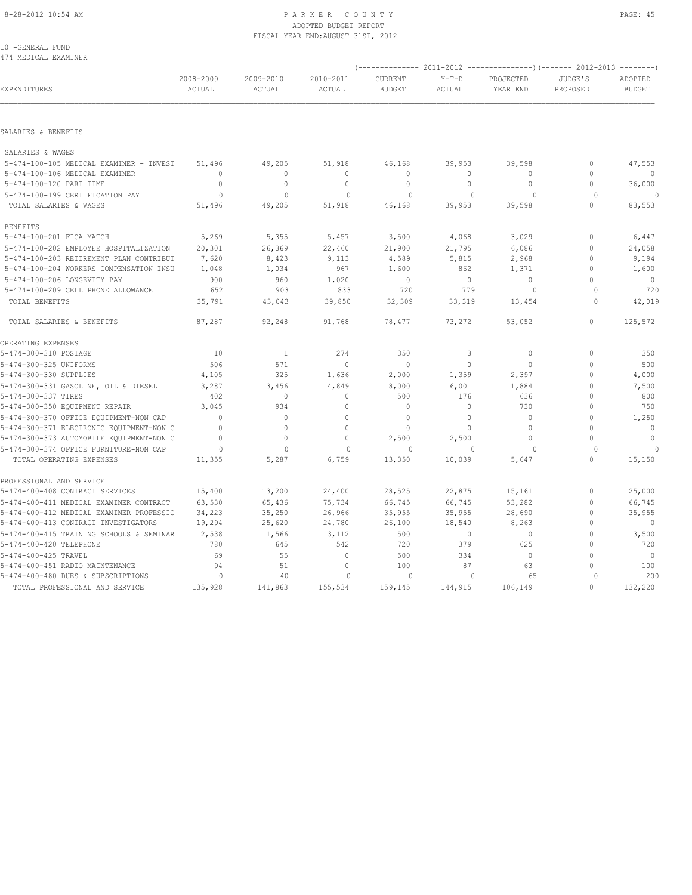PARKER COUNTY
ADOPTED BUDGET REPORT
FISCAL YEAR END:AUGUST 31ST, 2012

10 -GENERAL FUND
474 MEDICAL EXAMINER

| EXPENDITURES | 2008-2009 ACTUAL | 2009-2010 ACTUAL | 2010-2011 ACTUAL | 2011-2012 CURRENT BUDGET | 2011-2012 Y-T-D ACTUAL | 2011-2012 PROJECTED YEAR END | 2012-2013 JUDGE'S PROPOSED | 2012-2013 ADOPTED BUDGET |
|---|---|---|---|---|---|---|---|---|
| SALARIES & BENEFITS | | | | | | | | |
| SALARIES & WAGES | | | | | | | | |
| 5-474-100-105 MEDICAL EXAMINER - INVEST | 51,496 | 49,205 | 51,918 | 46,168 | 39,953 | 39,598 | 0 | 47,553 |
| 5-474-100-106 MEDICAL EXAMINER | 0 | 0 | 0 | 0 | 0 | 0 | 0 | 0 |
| 5-474-100-120 PART TIME | 0 | 0 | 0 | 0 | 0 | 0 | 0 | 36,000 |
| 5-474-100-199 CERTIFICATION PAY | 0 | 0 | 0 | 0 | 0 | 0 | 0 | 0 |
| TOTAL SALARIES & WAGES | 51,496 | 49,205 | 51,918 | 46,168 | 39,953 | 39,598 | 0 | 83,553 |
| BENEFITS | | | | | | | | |
| 5-474-100-201 FICA MATCH | 5,269 | 5,355 | 5,457 | 3,500 | 4,068 | 3,029 | 0 | 6,447 |
| 5-474-100-202 EMPLOYEE HOSPITALIZATION | 20,301 | 26,369 | 22,460 | 21,900 | 21,795 | 6,086 | 0 | 24,058 |
| 5-474-100-203 RETIREMENT PLAN CONTRIBUT | 7,620 | 8,423 | 9,113 | 4,589 | 5,815 | 2,968 | 0 | 9,194 |
| 5-474-100-204 WORKERS COMPENSATION INSU | 1,048 | 1,034 | 967 | 1,600 | 862 | 1,371 | 0 | 1,600 |
| 5-474-100-206 LONGEVITY PAY | 900 | 960 | 1,020 | 0 | 0 | 0 | 0 | 0 |
| 5-474-100-209 CELL PHONE ALLOWANCE | 652 | 903 | 833 | 720 | 779 | 0 | 0 | 720 |
| TOTAL BENEFITS | 35,791 | 43,043 | 39,850 | 32,309 | 33,319 | 13,454 | 0 | 42,019 |
| TOTAL SALARIES & BENEFITS | 87,287 | 92,248 | 91,768 | 78,477 | 73,272 | 53,052 | 0 | 125,572 |
| OPERATING EXPENSES | | | | | | | | |
| 5-474-300-310 POSTAGE | 10 | 1 | 274 | 350 | 3 | 0 | 0 | 350 |
| 5-474-300-325 UNIFORMS | 506 | 571 | 0 | 0 | 0 | 0 | 0 | 500 |
| 5-474-300-330 SUPPLIES | 4,105 | 325 | 1,636 | 2,000 | 1,359 | 2,397 | 0 | 4,000 |
| 5-474-300-331 GASOLINE, OIL & DIESEL | 3,287 | 3,456 | 4,849 | 8,000 | 6,001 | 1,884 | 0 | 7,500 |
| 5-474-300-337 TIRES | 402 | 0 | 0 | 500 | 176 | 636 | 0 | 800 |
| 5-474-300-350 EQUIPMENT REPAIR | 3,045 | 934 | 0 | 0 | 0 | 730 | 0 | 750 |
| 5-474-300-370 OFFICE EQUIPMENT-NON CAP | 0 | 0 | 0 | 0 | 0 | 0 | 0 | 1,250 |
| 5-474-300-371 ELECTRONIC EQUIPMENT-NON C | 0 | 0 | 0 | 0 | 0 | 0 | 0 | 0 |
| 5-474-300-373 AUTOMOBILE EQUIPMENT-NON C | 0 | 0 | 0 | 2,500 | 2,500 | 0 | 0 | 0 |
| 5-474-300-374 OFFICE FURNITURE-NON CAP | 0 | 0 | 0 | 0 | 0 | 0 | 0 | 0 |
| TOTAL OPERATING EXPENSES | 11,355 | 5,287 | 6,759 | 13,350 | 10,039 | 5,647 | 0 | 15,150 |
| PROFESSIONAL AND SERVICE | | | | | | | | |
| 5-474-400-408 CONTRACT SERVICES | 15,400 | 13,200 | 24,400 | 28,525 | 22,875 | 15,161 | 0 | 25,000 |
| 5-474-400-411 MEDICAL EXAMINER CONTRACT | 63,530 | 65,436 | 75,734 | 66,745 | 66,745 | 53,282 | 0 | 66,745 |
| 5-474-400-412 MEDICAL EXAMINER PROFESSIO | 34,223 | 35,250 | 26,966 | 35,955 | 35,955 | 28,690 | 0 | 35,955 |
| 5-474-400-413 CONTRACT INVESTIGATORS | 19,294 | 25,620 | 24,780 | 26,100 | 18,540 | 8,263 | 0 | 0 |
| 5-474-400-415 TRAINING SCHOOLS & SEMINAR | 2,538 | 1,566 | 3,112 | 500 | 0 | 0 | 0 | 3,500 |
| 5-474-400-420 TELEPHONE | 780 | 645 | 542 | 720 | 379 | 625 | 0 | 720 |
| 5-474-400-425 TRAVEL | 69 | 55 | 0 | 500 | 334 | 0 | 0 | 0 |
| 5-474-400-451 RADIO MAINTENANCE | 94 | 51 | 0 | 100 | 87 | 63 | 0 | 100 |
| 5-474-400-480 DUES & SUBSCRIPTIONS | 0 | 40 | 0 | 0 | 0 | 65 | 0 | 200 |
| TOTAL PROFESSIONAL AND SERVICE | 135,928 | 141,863 | 155,534 | 159,145 | 144,915 | 106,149 | 0 | 132,220 |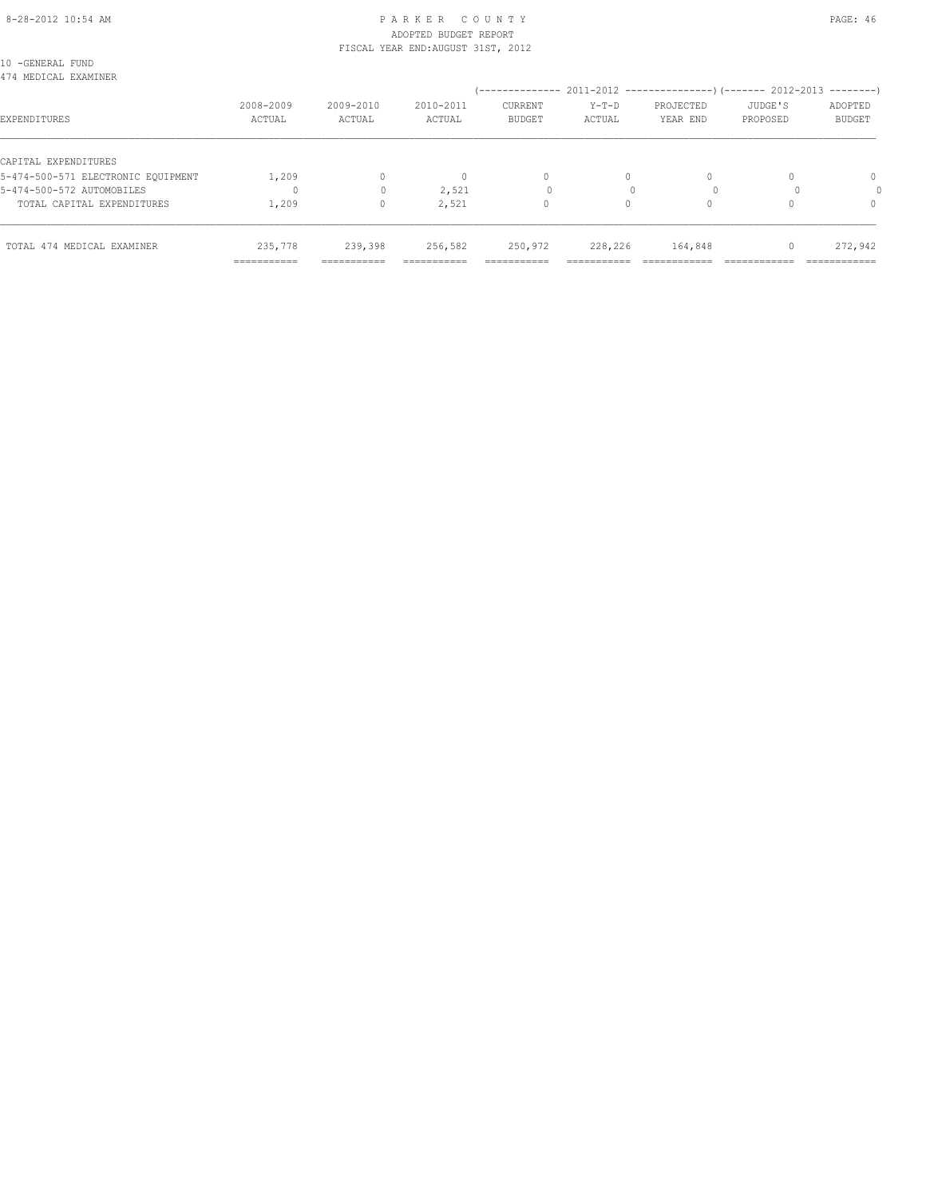# PARKER COUNTY
## ADOPTED BUDGET REPORT
### FISCAL YEAR END:AUGUST 31ST, 2012

10 -GENERAL FUND
474 MEDICAL EXAMINER

| EXPENDITURES | 2008-2009 ACTUAL | 2009-2010 ACTUAL | 2010-2011 ACTUAL | 2011-2012 CURRENT BUDGET | 2011-2012 Y-T-D ACTUAL | 2011-2012 PROJECTED YEAR END | 2012-2013 JUDGE'S PROPOSED | 2012-2013 ADOPTED BUDGET |
|---|---|---|---|---|---|---|---|---|
| CAPITAL EXPENDITURES | | | | | | | | |
| 5-474-500-571 ELECTRONIC EQUIPMENT | 1,209 | 0 | 0 | 0 | 0 | 0 | 0 | 0 |
| 5-474-500-572 AUTOMOBILES | 0 | 0 | 2,521 | 0 | 0 | 0 | 0 | 0 |
| TOTAL CAPITAL EXPENDITURES | 1,209 | 0 | 2,521 | 0 | 0 | 0 | 0 | 0 |
| TOTAL 474 MEDICAL EXAMINER | 235,778 | 239,398 | 256,582 | 250,972 | 228,226 | 164,848 | 0 | 272,942 |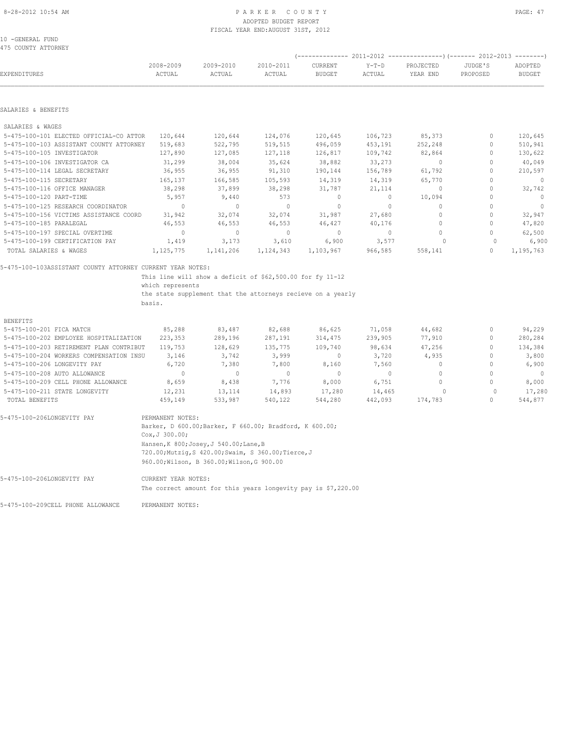10 -GENERAL FUND
475 COUNTY ATTORNEY

| EXPENDITURES | 2008-2009 ACTUAL | 2009-2010 ACTUAL | 2010-2011 ACTUAL | 2011-2012 CURRENT BUDGET | 2011-2012 Y-T-D ACTUAL | 2011-2012 PROJECTED YEAR END | 2012-2013 JUDGE'S PROPOSED | 2012-2013 ADOPTED BUDGET |
|---|---|---|---|---|---|---|---|---|
| **SALARIES & BENEFITS** | | | | | | | | |
| SALARIES & WAGES | | | | | | | | |
| 5-475-100-101 ELECTED OFFICIAL-CO ATTOR | 120,644 | 120,644 | 124,076 | 120,645 | 106,723 | 85,373 | 0 | 120,645 |
| 5-475-100-103 ASSISTANT COUNTY ATTORNEY | 519,683 | 522,795 | 519,515 | 496,059 | 453,191 | 252,248 | 0 | 510,941 |
| 5-475-100-105 INVESTIGATOR | 127,890 | 127,085 | 127,118 | 126,817 | 109,742 | 82,864 | 0 | 130,622 |
| 5-475-100-106 INVESTIGATOR CA | 31,299 | 38,004 | 35,624 | 38,882 | 33,273 | 0 | 0 | 40,049 |
| 5-475-100-114 LEGAL SECRETARY | 36,955 | 36,955 | 91,310 | 190,144 | 156,789 | 61,792 | 0 | 210,597 |
| 5-475-100-115 SECRETARY | 165,137 | 166,585 | 105,593 | 14,319 | 14,319 | 65,770 | 0 | 0 |
| 5-475-100-116 OFFICE MANAGER | 38,298 | 37,899 | 38,298 | 31,787 | 21,114 | 0 | 0 | 32,742 |
| 5-475-100-120 PART-TIME | 5,957 | 9,440 | 573 | 0 | 0 | 10,094 | 0 | 0 |
| 5-475-100-125 RESEARCH COORDINATOR | 0 | 0 | 0 | 0 | 0 | 0 | 0 | 0 |
| 5-475-100-156 VICTIMS ASSISTANCE COORD | 31,942 | 32,074 | 32,074 | 31,987 | 27,680 | 0 | 0 | 32,947 |
| 5-475-100-185 PARALEGAL | 46,553 | 46,553 | 46,553 | 46,427 | 40,176 | 0 | 0 | 47,820 |
| 5-475-100-197 SPECIAL OVERTIME | 0 | 0 | 0 | 0 | 0 | 0 | 0 | 62,500 |
| 5-475-100-199 CERTIFICATION PAY | 1,419 | 3,173 | 3,610 | 6,900 | 3,577 | 0 | 0 | 6,900 |
| TOTAL SALARIES & WAGES | 1,125,775 | 1,141,206 | 1,124,343 | 1,103,967 | 966,585 | 558,141 | 0 | 1,195,763 |

5-475-100-103ASSISTANT COUNTY ATTORNEY CURRENT YEAR NOTES:
This line will show a deficit of $62,500.00 for fy 11-12 which represents the state supplement that the attorneys recieve on a yearly basis.

| EXPENDITURES | 2008-2009 ACTUAL | 2009-2010 ACTUAL | 2010-2011 ACTUAL | 2011-2012 CURRENT BUDGET | 2011-2012 Y-T-D ACTUAL | 2011-2012 PROJECTED YEAR END | 2012-2013 JUDGE'S PROPOSED | 2012-2013 ADOPTED BUDGET |
|---|---|---|---|---|---|---|---|---|
| BENEFITS | | | | | | | | |
| 5-475-100-201 FICA MATCH | 85,288 | 83,487 | 82,688 | 86,625 | 71,058 | 44,682 | 0 | 94,229 |
| 5-475-100-202 EMPLOYEE HOSPITALIZATION | 223,353 | 289,196 | 287,191 | 314,475 | 239,905 | 77,910 | 0 | 280,284 |
| 5-475-100-203 RETIREMENT PLAN CONTRIBUT | 119,753 | 128,629 | 135,775 | 109,740 | 98,634 | 47,256 | 0 | 134,384 |
| 5-475-100-204 WORKERS COMPENSATION INSU | 3,146 | 3,742 | 3,999 | 0 | 3,720 | 4,935 | 0 | 3,800 |
| 5-475-100-206 LONGEVITY PAY | 6,720 | 7,380 | 7,800 | 8,160 | 7,560 | 0 | 0 | 6,900 |
| 5-475-100-208 AUTO ALLOWANCE | 0 | 0 | 0 | 0 | 0 | 0 | 0 | 0 |
| 5-475-100-209 CELL PHONE ALLOWANCE | 8,659 | 8,438 | 7,776 | 8,000 | 6,751 | 0 | 0 | 8,000 |
| 5-475-100-211 STATE LONGEVITY | 12,231 | 13,114 | 14,893 | 17,280 | 14,465 | 0 | 0 | 17,280 |
| TOTAL BENEFITS | 459,149 | 533,987 | 540,122 | 544,280 | 442,093 | 174,783 | 0 | 544,877 |

5-475-100-206LONGEVITY PAY PERMANENT NOTES:
Barker, D 600.00;Barker, F 660.00; Bradford, K 600.00; Cox,J 300.00; Hansen,K 800;Josey,J 540.00;Lane,B 720.00;Mutzig,S 420.00;Swaim, S 360.00;Tierce,J 960.00;Wilson, B 360.00;Wilson,G 900.00

5-475-100-206LONGEVITY PAY CURRENT YEAR NOTES:
The correct amount for this years longevity pay is $7,220.00

5-475-100-209CELL PHONE ALLOWANCE PERMANENT NOTES: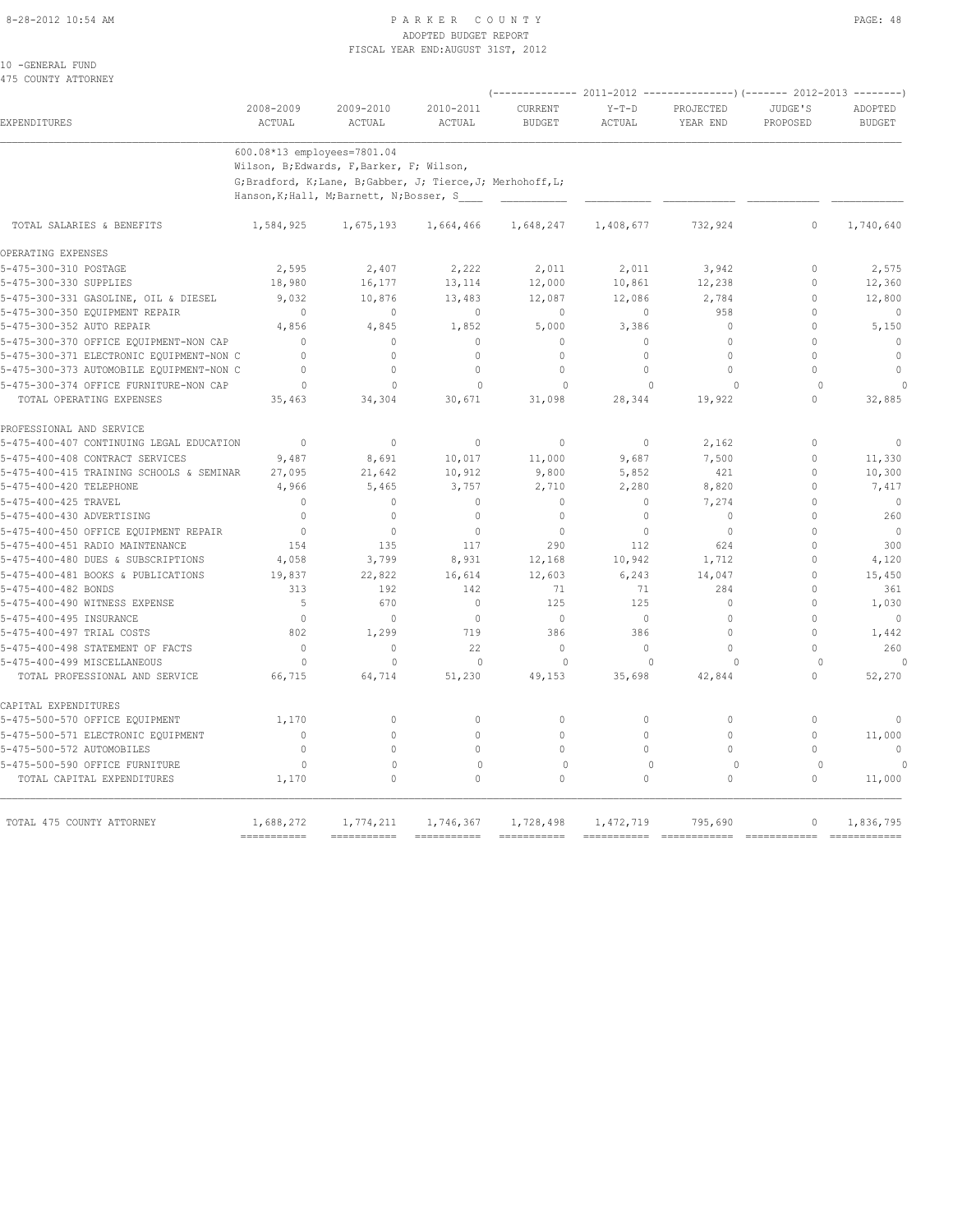10 -GENERAL FUND
475 COUNTY ATTORNEY

| EXPENDITURES | 2008-2009 ACTUAL | 2009-2010 ACTUAL | 2010-2011 ACTUAL | 2011-2012 CURRENT BUDGET | 2011-2012 Y-T-D ACTUAL | 2011-2012 PROJECTED YEAR END | 2012-2013 JUDGE'S PROPOSED | 2012-2013 ADOPTED BUDGET |
|---|---|---|---|---|---|---|---|---|
| | 600.08*13 employees=7801.04 Wilson, B;Edwards, F,Barker, F; Wilson, G;Bradford, K;Lane, B;Gabber, J; Tierce,J; Merhohoff,L; Hanson,K;Hall, M;Barnett, N;Bosser, S | | | | | | | |
| TOTAL SALARIES & BENEFITS | 1,584,925 | 1,675,193 | 1,664,466 | 1,648,247 | 1,408,677 | 732,924 | 0 | 1,740,640 |
| OPERATING EXPENSES | | | | | | | | |
| 5-475-300-310 POSTAGE | 2,595 | 2,407 | 2,222 | 2,011 | 2,011 | 3,942 | 0 | 2,575 |
| 5-475-300-330 SUPPLIES | 18,980 | 16,177 | 13,114 | 12,000 | 10,861 | 12,238 | 0 | 12,360 |
| 5-475-300-331 GASOLINE, OIL & DIESEL | 9,032 | 10,876 | 13,483 | 12,087 | 12,086 | 2,784 | 0 | 12,800 |
| 5-475-300-350 EQUIPMENT REPAIR | 0 | 0 | 0 | 0 | 0 | 958 | 0 | 0 |
| 5-475-300-352 AUTO REPAIR | 4,856 | 4,845 | 1,852 | 5,000 | 3,386 | 0 | 0 | 5,150 |
| 5-475-300-370 OFFICE EQUIPMENT-NON CAP | 0 | 0 | 0 | 0 | 0 | 0 | 0 | 0 |
| 5-475-300-371 ELECTRONIC EQUIPMENT-NON C | 0 | 0 | 0 | 0 | 0 | 0 | 0 | 0 |
| 5-475-300-373 AUTOMOBILE EQUIPMENT-NON C | 0 | 0 | 0 | 0 | 0 | 0 | 0 | 0 |
| 5-475-300-374 OFFICE FURNITURE-NON CAP | 0 | 0 | 0 | 0 | 0 | 0 | 0 | 0 |
| TOTAL OPERATING EXPENSES | 35,463 | 34,304 | 30,671 | 31,098 | 28,344 | 19,922 | 0 | 32,885 |
| PROFESSIONAL AND SERVICE | | | | | | | | |
| 5-475-400-407 CONTINUING LEGAL EDUCATION | 0 | 0 | 0 | 0 | 0 | 2,162 | 0 | 0 |
| 5-475-400-408 CONTRACT SERVICES | 9,487 | 8,691 | 10,017 | 11,000 | 9,687 | 7,500 | 0 | 11,330 |
| 5-475-400-415 TRAINING SCHOOLS & SEMINAR | 27,095 | 21,642 | 10,912 | 9,800 | 5,852 | 421 | 0 | 10,300 |
| 5-475-400-420 TELEPHONE | 4,966 | 5,465 | 3,757 | 2,710 | 2,280 | 8,820 | 0 | 7,417 |
| 5-475-400-425 TRAVEL | 0 | 0 | 0 | 0 | 0 | 7,274 | 0 | 0 |
| 5-475-400-430 ADVERTISING | 0 | 0 | 0 | 0 | 0 | 0 | 0 | 260 |
| 5-475-400-450 OFFICE EQUIPMENT REPAIR | 0 | 0 | 0 | 0 | 0 | 0 | 0 | 0 |
| 5-475-400-451 RADIO MAINTENANCE | 154 | 135 | 117 | 290 | 112 | 624 | 0 | 300 |
| 5-475-400-480 DUES & SUBSCRIPTIONS | 4,058 | 3,799 | 8,931 | 12,168 | 10,942 | 1,712 | 0 | 4,120 |
| 5-475-400-481 BOOKS & PUBLICATIONS | 19,837 | 22,822 | 16,614 | 12,603 | 6,243 | 14,047 | 0 | 15,450 |
| 5-475-400-482 BONDS | 313 | 192 | 142 | 71 | 71 | 284 | 0 | 361 |
| 5-475-400-490 WITNESS EXPENSE | 5 | 670 | 0 | 125 | 125 | 0 | 0 | 1,030 |
| 5-475-400-495 INSURANCE | 0 | 0 | 0 | 0 | 0 | 0 | 0 | 0 |
| 5-475-400-497 TRIAL COSTS | 802 | 1,299 | 719 | 386 | 386 | 0 | 0 | 1,442 |
| 5-475-400-498 STATEMENT OF FACTS | 0 | 0 | 22 | 0 | 0 | 0 | 0 | 260 |
| 5-475-400-499 MISCELLANEOUS | 0 | 0 | 0 | 0 | 0 | 0 | 0 | 0 |
| TOTAL PROFESSIONAL AND SERVICE | 66,715 | 64,714 | 51,230 | 49,153 | 35,698 | 42,844 | 0 | 52,270 |
| CAPITAL EXPENDITURES | | | | | | | | |
| 5-475-500-570 OFFICE EQUIPMENT | 1,170 | 0 | 0 | 0 | 0 | 0 | 0 | 0 |
| 5-475-500-571 ELECTRONIC EQUIPMENT | 0 | 0 | 0 | 0 | 0 | 0 | 0 | 11,000 |
| 5-475-500-572 AUTOMOBILES | 0 | 0 | 0 | 0 | 0 | 0 | 0 | 0 |
| 5-475-500-590 OFFICE FURNITURE | 0 | 0 | 0 | 0 | 0 | 0 | 0 | 0 |
| TOTAL CAPITAL EXPENDITURES | 1,170 | 0 | 0 | 0 | 0 | 0 | 0 | 11,000 |
| TOTAL 475 COUNTY ATTORNEY | 1,688,272 | 1,774,211 | 1,746,367 | 1,728,498 | 1,472,719 | 795,690 | 0 | 1,836,795 |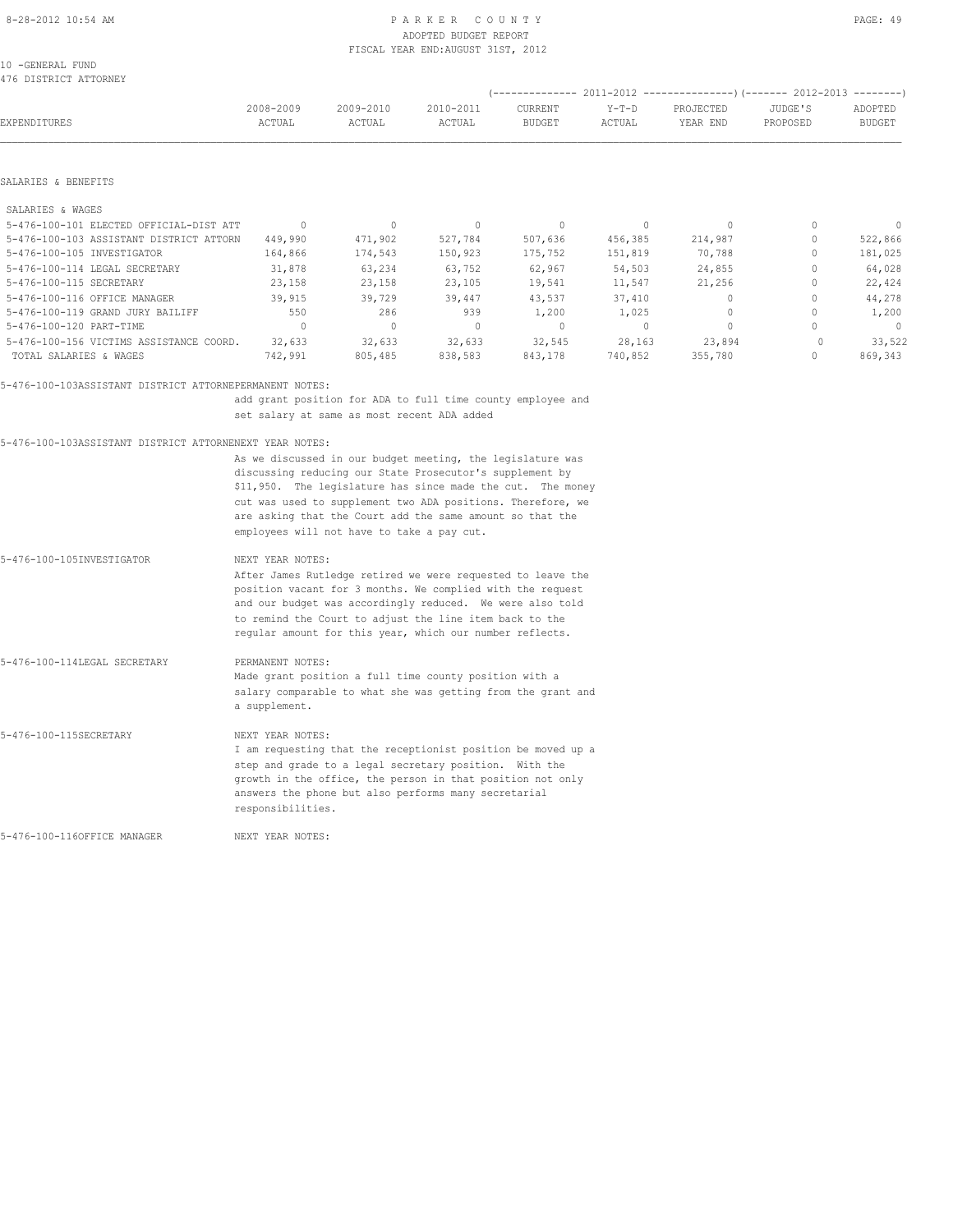10 -GENERAL FUND
476 DISTRICT ATTORNEY

| EXPENDITURES | 2008-2009 ACTUAL | 2009-2010 ACTUAL | 2010-2011 ACTUAL | 2011-2012 CURRENT BUDGET | 2011-2012 Y-T-D ACTUAL | 2011-2012 PROJECTED YEAR END | 2012-2013 JUDGE'S PROPOSED | 2012-2013 ADOPTED BUDGET |
|---|---|---|---|---|---|---|---|---|

SALARIES & BENEFITS

| SALARIES & WAGES | | | | | | | | |
|---|---|---|---|---|---|---|---|---|
| 5-476-100-101 ELECTED OFFICIAL-DIST ATT | 0 | 0 | 0 | 0 | 0 | 0 | 0 | 0 |
| 5-476-100-103 ASSISTANT DISTRICT ATTORN | 449,990 | 471,902 | 527,784 | 507,636 | 456,385 | 214,987 | 0 | 522,866 |
| 5-476-100-105 INVESTIGATOR | 164,866 | 174,543 | 150,923 | 175,752 | 151,819 | 70,788 | 0 | 181,025 |
| 5-476-100-114 LEGAL SECRETARY | 31,878 | 63,234 | 63,752 | 62,967 | 54,503 | 24,855 | 0 | 64,028 |
| 5-476-100-115 SECRETARY | 23,158 | 23,158 | 23,105 | 19,541 | 11,547 | 21,256 | 0 | 22,424 |
| 5-476-100-116 OFFICE MANAGER | 39,915 | 39,729 | 39,447 | 43,537 | 37,410 | 0 | 0 | 44,278 |
| 5-476-100-119 GRAND JURY BAILIFF | 550 | 286 | 939 | 1,200 | 1,025 | 0 | 0 | 1,200 |
| 5-476-100-120 PART-TIME | 0 | 0 | 0 | 0 | 0 | 0 | 0 | 0 |
| 5-476-100-156 VICTIMS ASSISTANCE COORD. | 32,633 | 32,633 | 32,633 | 32,545 | 28,163 | 23,894 | 0 | 33,522 |
| TOTAL SALARIES & WAGES | 742,991 | 805,485 | 838,583 | 843,178 | 740,852 | 355,780 | 0 | 869,343 |

5-476-100-103ASSISTANT DISTRICT ATTORNEPERMANENT NOTES:

add grant position for ADA to full time county employee and set salary at same as most recent ADA added

5-476-100-103ASSISTANT DISTRICT ATTORNENEXT YEAR NOTES:

As we discussed in our budget meeting, the legislature was discussing reducing our State Prosecutor's supplement by $11,950. The legislature has since made the cut. The money cut was used to supplement two ADA positions. Therefore, we are asking that the Court add the same amount so that the employees will not have to take a pay cut.

5-476-100-105INVESTIGATOR NEXT YEAR NOTES:

After James Rutledge retired we were requested to leave the position vacant for 3 months. We complied with the request and our budget was accordingly reduced. We were also told to remind the Court to adjust the line item back to the regular amount for this year, which our number reflects.

5-476-100-114LEGAL SECRETARY PERMANENT NOTES:

Made grant position a full time county position with a salary comparable to what she was getting from the grant and a supplement.

5-476-100-115SECRETARY NEXT YEAR NOTES:

I am requesting that the receptionist position be moved up a step and grade to a legal secretary position. With the growth in the office, the person in that position not only answers the phone but also performs many secretarial responsibilities.

5-476-100-116OFFICE MANAGER NEXT YEAR NOTES: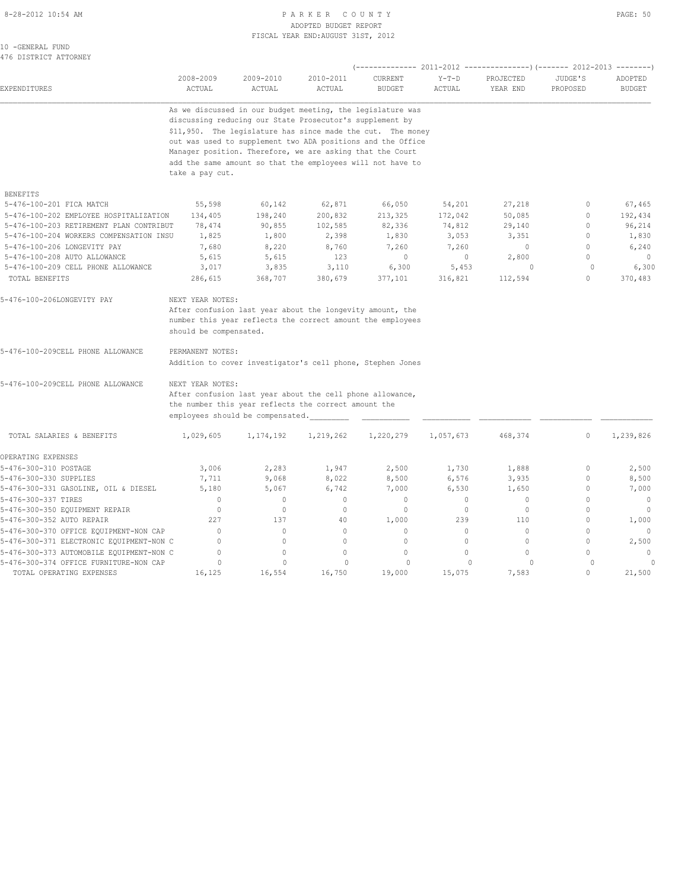10 -GENERAL FUND
476 DISTRICT ATTORNEY

| EXPENDITURES | 2008-2009 ACTUAL | 2009-2010 ACTUAL | 2010-2011 ACTUAL | 2011-2012 CURRENT BUDGET | 2011-2012 Y-T-D ACTUAL | 2011-2012 PROJECTED YEAR END | 2012-2013 JUDGE'S PROPOSED | 2012-2013 ADOPTED BUDGET |
|---|---|---|---|---|---|---|---|---|
| | As we discussed in our budget meeting, the legislature was discussing reducing our State Prosecutor's supplement by $11,950. The legislature has since made the cut. The money out was used to supplement two ADA positions and the Office Manager position. Therefore, we are asking that the Court add the same amount so that the employees will not have to take a pay cut. | | | | | | | |
| BENEFITS | | | | | | | | |
| 5-476-100-201 FICA MATCH | 55,598 | 60,142 | 62,871 | 66,050 | 54,201 | 27,218 | 0 | 67,465 |
| 5-476-100-202 EMPLOYEE HOSPITALIZATION | 134,405 | 198,240 | 200,832 | 213,325 | 172,042 | 50,085 | 0 | 192,434 |
| 5-476-100-203 RETIREMENT PLAN CONTRIBUT | 78,474 | 90,855 | 102,585 | 82,336 | 74,812 | 29,140 | 0 | 96,214 |
| 5-476-100-204 WORKERS COMPENSATION INSU | 1,825 | 1,800 | 2,398 | 1,830 | 3,053 | 3,351 | 0 | 1,830 |
| 5-476-100-206 LONGEVITY PAY | 7,680 | 8,220 | 8,760 | 7,260 | 7,260 | 0 | 0 | 6,240 |
| 5-476-100-208 AUTO ALLOWANCE | 5,615 | 5,615 | 123 | 0 | 0 | 2,800 | 0 | 0 |
| 5-476-100-209 CELL PHONE ALLOWANCE | 3,017 | 3,835 | 3,110 | 6,300 | 5,453 | 0 | 0 | 6,300 |
| TOTAL BENEFITS | 286,615 | 368,707 | 380,679 | 377,101 | 316,821 | 112,594 | 0 | 370,483 |
| 5-476-100-206LONGEVITY PAY | NEXT YEAR NOTES: After confusion last year about the longevity amount, the number this year reflects the correct amount the employees should be compensated. | | | | | | | |
| 5-476-100-209CELL PHONE ALLOWANCE | PERMANENT NOTES: Addition to cover investigator's cell phone, Stephen Jones | | | | | | | |
| 5-476-100-209CELL PHONE ALLOWANCE | NEXT YEAR NOTES: After confusion last year about the cell phone allowance, the number this year reflects the correct amount the employees should be compensated. | | | | | | | |
| TOTAL SALARIES & BENEFITS | 1,029,605 | 1,174,192 | 1,219,262 | 1,220,279 | 1,057,673 | 468,374 | 0 | 1,239,826 |
| OPERATING EXPENSES | | | | | | | | |
| 5-476-300-310 POSTAGE | 3,006 | 2,283 | 1,947 | 2,500 | 1,730 | 1,888 | 0 | 2,500 |
| 5-476-300-330 SUPPLIES | 7,711 | 9,068 | 8,022 | 8,500 | 6,576 | 3,935 | 0 | 8,500 |
| 5-476-300-331 GASOLINE, OIL & DIESEL | 5,180 | 5,067 | 6,742 | 7,000 | 6,530 | 1,650 | 0 | 7,000 |
| 5-476-300-337 TIRES | 0 | 0 | 0 | 0 | 0 | 0 | 0 | 0 |
| 5-476-300-350 EQUIPMENT REPAIR | 0 | 0 | 0 | 0 | 0 | 0 | 0 | 0 |
| 5-476-300-352 AUTO REPAIR | 227 | 137 | 40 | 1,000 | 239 | 110 | 0 | 1,000 |
| 5-476-300-370 OFFICE EQUIPMENT-NON CAP | 0 | 0 | 0 | 0 | 0 | 0 | 0 | 0 |
| 5-476-300-371 ELECTRONIC EQUIPMENT-NON C | 0 | 0 | 0 | 0 | 0 | 0 | 0 | 2,500 |
| 5-476-300-373 AUTOMOBILE EQUIPMENT-NON C | 0 | 0 | 0 | 0 | 0 | 0 | 0 | 0 |
| 5-476-300-374 OFFICE FURNITURE-NON CAP | 0 | 0 | 0 | 0 | 0 | 0 | 0 | 0 |
| TOTAL OPERATING EXPENSES | 16,125 | 16,554 | 16,750 | 19,000 | 15,075 | 7,583 | 0 | 21,500 |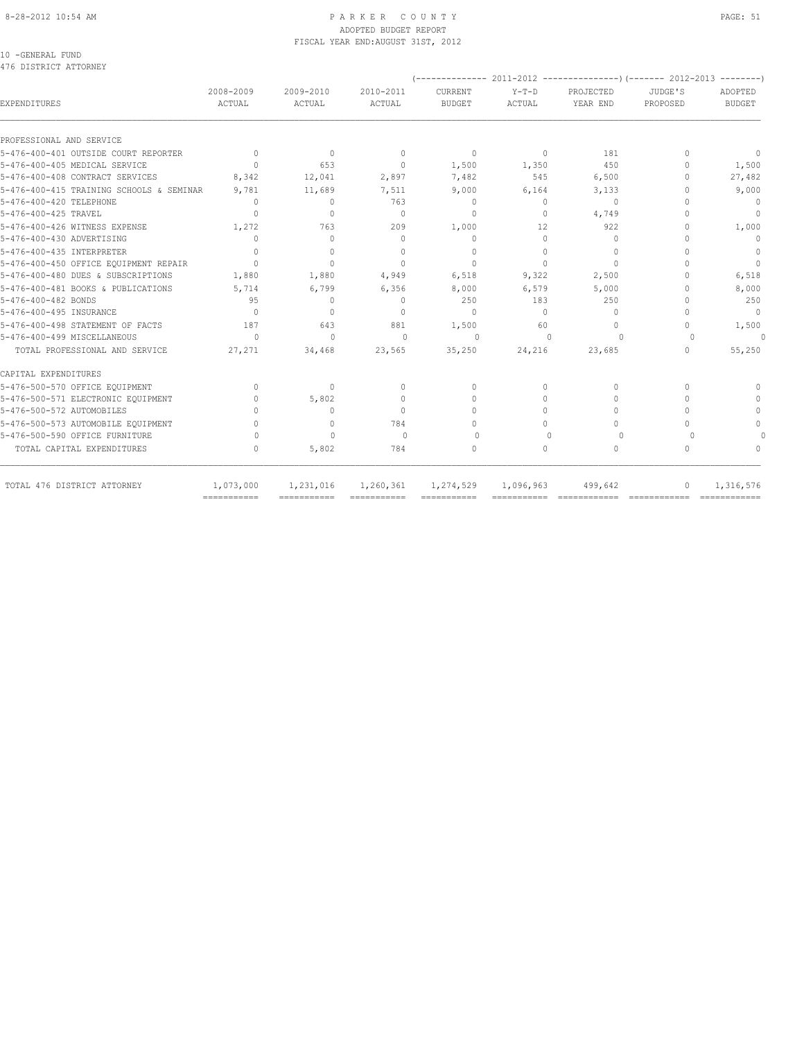# PARKER COUNTY

ADOPTED BUDGET REPORT
FISCAL YEAR END:AUGUST 31ST, 2012

10 -GENERAL FUND
476 DISTRICT ATTORNEY

| EXPENDITURES | 2008-2009 ACTUAL | 2009-2010 ACTUAL | 2010-2011 ACTUAL | 2011-2012 CURRENT BUDGET | 2011-2012 Y-T-D ACTUAL | 2011-2012 PROJECTED YEAR END | 2012-2013 JUDGE'S PROPOSED | 2012-2013 ADOPTED BUDGET |
|---|---|---|---|---|---|---|---|---|
| PROFESSIONAL AND SERVICE | | | | | | | | |
| 5-476-400-401 OUTSIDE COURT REPORTER | 0 | 0 | 0 | 0 | 0 | 181 | 0 | 0 |
| 5-476-400-405 MEDICAL SERVICE | 0 | 653 | 0 | 1,500 | 1,350 | 450 | 0 | 1,500 |
| 5-476-400-408 CONTRACT SERVICES | 8,342 | 12,041 | 2,897 | 7,482 | 545 | 6,500 | 0 | 27,482 |
| 5-476-400-415 TRAINING SCHOOLS & SEMINAR | 9,781 | 11,689 | 7,511 | 9,000 | 6,164 | 3,133 | 0 | 9,000 |
| 5-476-400-420 TELEPHONE | 0 | 0 | 763 | 0 | 0 | 0 | 0 | 0 |
| 5-476-400-425 TRAVEL | 0 | 0 | 0 | 0 | 0 | 4,749 | 0 | 0 |
| 5-476-400-426 WITNESS EXPENSE | 1,272 | 763 | 209 | 1,000 | 12 | 922 | 0 | 1,000 |
| 5-476-400-430 ADVERTISING | 0 | 0 | 0 | 0 | 0 | 0 | 0 | 0 |
| 5-476-400-435 INTERPRETER | 0 | 0 | 0 | 0 | 0 | 0 | 0 | 0 |
| 5-476-400-450 OFFICE EQUIPMENT REPAIR | 0 | 0 | 0 | 0 | 0 | 0 | 0 | 0 |
| 5-476-400-480 DUES & SUBSCRIPTIONS | 1,880 | 1,880 | 4,949 | 6,518 | 9,322 | 2,500 | 0 | 6,518 |
| 5-476-400-481 BOOKS & PUBLICATIONS | 5,714 | 6,799 | 6,356 | 8,000 | 6,579 | 5,000 | 0 | 8,000 |
| 5-476-400-482 BONDS | 95 | 0 | 0 | 250 | 183 | 250 | 0 | 250 |
| 5-476-400-495 INSURANCE | 0 | 0 | 0 | 0 | 0 | 0 | 0 | 0 |
| 5-476-400-498 STATEMENT OF FACTS | 187 | 643 | 881 | 1,500 | 60 | 0 | 0 | 1,500 |
| 5-476-400-499 MISCELLANEOUS | 0 | 0 | 0 | 0 | 0 | 0 | 0 | 0 |
| TOTAL PROFESSIONAL AND SERVICE | 27,271 | 34,468 | 23,565 | 35,250 | 24,216 | 23,685 | 0 | 55,250 |
| CAPITAL EXPENDITURES | | | | | | | | |
| 5-476-500-570 OFFICE EQUIPMENT | 0 | 0 | 0 | 0 | 0 | 0 | 0 | 0 |
| 5-476-500-571 ELECTRONIC EQUIPMENT | 0 | 5,802 | 0 | 0 | 0 | 0 | 0 | 0 |
| 5-476-500-572 AUTOMOBILES | 0 | 0 | 0 | 0 | 0 | 0 | 0 | 0 |
| 5-476-500-573 AUTOMOBILE EQUIPMENT | 0 | 0 | 784 | 0 | 0 | 0 | 0 | 0 |
| 5-476-500-590 OFFICE FURNITURE | 0 | 0 | 0 | 0 | 0 | 0 | 0 | 0 |
| TOTAL CAPITAL EXPENDITURES | 0 | 5,802 | 784 | 0 | 0 | 0 | 0 | 0 |
| TOTAL 476 DISTRICT ATTORNEY | 1,073,000 | 1,231,016 | 1,260,361 | 1,274,529 | 1,096,963 | 499,642 | 0 | 1,316,576 |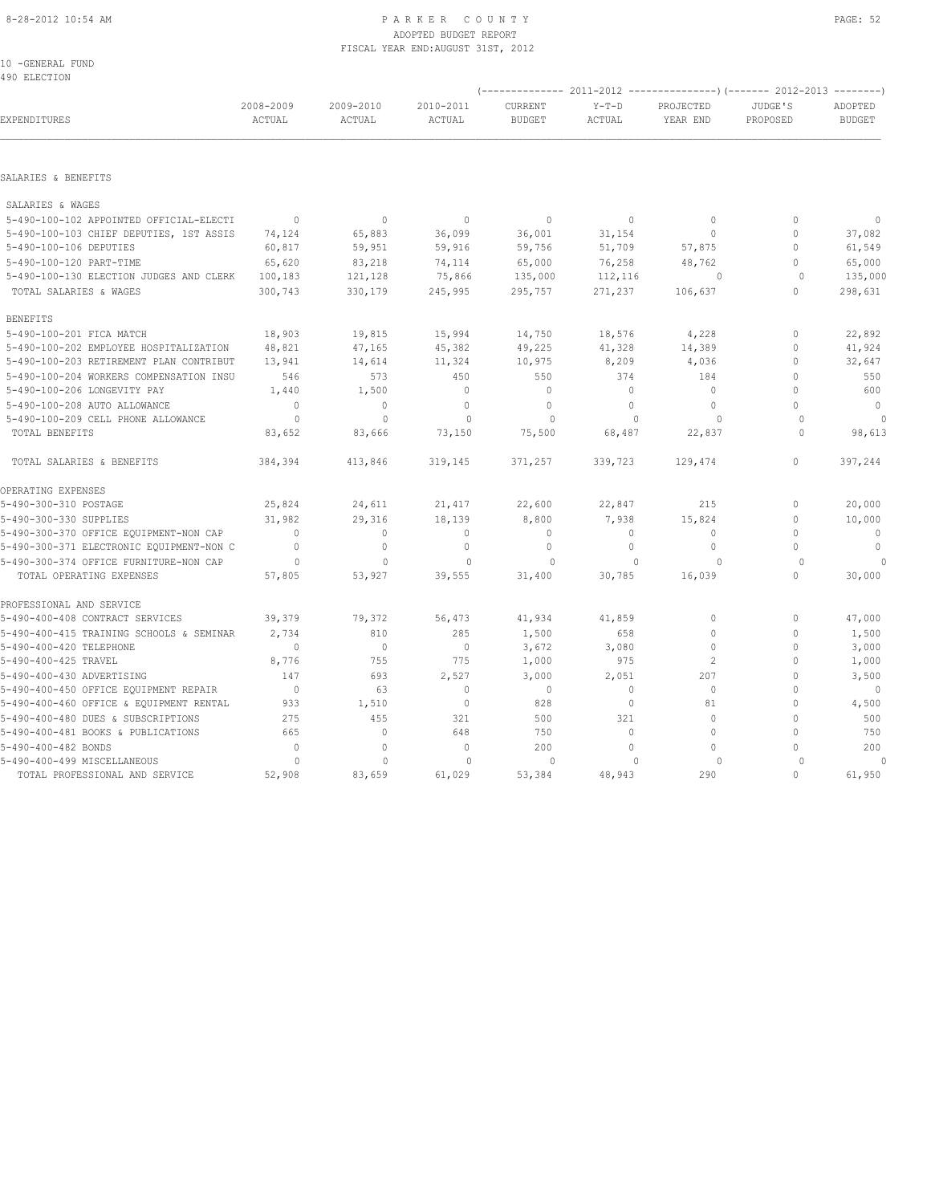PARKER COUNTY
ADOPTED BUDGET REPORT
FISCAL YEAR END:AUGUST 31ST, 2012

10 -GENERAL FUND
490 ELECTION

| EXPENDITURES | 2008-2009 ACTUAL | 2009-2010 ACTUAL | 2010-2011 ACTUAL | 2011-2012 CURRENT BUDGET | 2011-2012 Y-T-D ACTUAL | 2011-2012 PROJECTED YEAR END | 2012-2013 JUDGE'S PROPOSED | 2012-2013 ADOPTED BUDGET |
|---|---|---|---|---|---|---|---|---|
| SALARIES & BENEFITS | | | | | | | | |
| SALARIES & WAGES | | | | | | | | |
| 5-490-100-102 APPOINTED OFFICIAL-ELECTI | 0 | 0 | 0 | 0 | 0 | 0 | 0 | 0 |
| 5-490-100-103 CHIEF DEPUTIES, 1ST ASSIS | 74,124 | 65,883 | 36,099 | 36,001 | 31,154 | 0 | 0 | 37,082 |
| 5-490-100-106 DEPUTIES | 60,817 | 59,951 | 59,916 | 59,756 | 51,709 | 57,875 | 0 | 61,549 |
| 5-490-100-120 PART-TIME | 65,620 | 83,218 | 74,114 | 65,000 | 76,258 | 48,762 | 0 | 65,000 |
| 5-490-100-130 ELECTION JUDGES AND CLERK | 100,183 | 121,128 | 75,866 | 135,000 | 112,116 | 0 | 0 | 135,000 |
| TOTAL SALARIES & WAGES | 300,743 | 330,179 | 245,995 | 295,757 | 271,237 | 106,637 | 0 | 298,631 |
| BENEFITS | | | | | | | | |
| 5-490-100-201 FICA MATCH | 18,903 | 19,815 | 15,994 | 14,750 | 18,576 | 4,228 | 0 | 22,892 |
| 5-490-100-202 EMPLOYEE HOSPITALIZATION | 48,821 | 47,165 | 45,382 | 49,225 | 41,328 | 14,389 | 0 | 41,924 |
| 5-490-100-203 RETIREMENT PLAN CONTRIBUT | 13,941 | 14,614 | 11,324 | 10,975 | 8,209 | 4,036 | 0 | 32,647 |
| 5-490-100-204 WORKERS COMPENSATION INSU | 546 | 573 | 450 | 550 | 374 | 184 | 0 | 550 |
| 5-490-100-206 LONGEVITY PAY | 1,440 | 1,500 | 0 | 0 | 0 | 0 | 0 | 600 |
| 5-490-100-208 AUTO ALLOWANCE | 0 | 0 | 0 | 0 | 0 | 0 | 0 | 0 |
| 5-490-100-209 CELL PHONE ALLOWANCE | 0 | 0 | 0 | 0 | 0 | 0 | 0 | 0 |
| TOTAL BENEFITS | 83,652 | 83,666 | 73,150 | 75,500 | 68,487 | 22,837 | 0 | 98,613 |
| TOTAL SALARIES & BENEFITS | 384,394 | 413,846 | 319,145 | 371,257 | 339,723 | 129,474 | 0 | 397,244 |
| OPERATING EXPENSES | | | | | | | | |
| 5-490-300-310 POSTAGE | 25,824 | 24,611 | 21,417 | 22,600 | 22,847 | 215 | 0 | 20,000 |
| 5-490-300-330 SUPPLIES | 31,982 | 29,316 | 18,139 | 8,800 | 7,938 | 15,824 | 0 | 10,000 |
| 5-490-300-370 OFFICE EQUIPMENT-NON CAP | 0 | 0 | 0 | 0 | 0 | 0 | 0 | 0 |
| 5-490-300-371 ELECTRONIC EQUIPMENT-NON C | 0 | 0 | 0 | 0 | 0 | 0 | 0 | 0 |
| 5-490-300-374 OFFICE FURNITURE-NON CAP | 0 | 0 | 0 | 0 | 0 | 0 | 0 | 0 |
| TOTAL OPERATING EXPENSES | 57,805 | 53,927 | 39,555 | 31,400 | 30,785 | 16,039 | 0 | 30,000 |
| PROFESSIONAL AND SERVICE | | | | | | | | |
| 5-490-400-408 CONTRACT SERVICES | 39,379 | 79,372 | 56,473 | 41,934 | 41,859 | 0 | 0 | 47,000 |
| 5-490-400-415 TRAINING SCHOOLS & SEMINAR | 2,734 | 810 | 285 | 1,500 | 658 | 0 | 0 | 1,500 |
| 5-490-400-420 TELEPHONE | 0 | 0 | 0 | 3,672 | 3,080 | 0 | 0 | 3,000 |
| 5-490-400-425 TRAVEL | 8,776 | 755 | 775 | 1,000 | 975 | 2 | 0 | 1,000 |
| 5-490-400-430 ADVERTISING | 147 | 693 | 2,527 | 3,000 | 2,051 | 207 | 0 | 3,500 |
| 5-490-400-450 OFFICE EQUIPMENT REPAIR | 0 | 63 | 0 | 0 | 0 | 0 | 0 | 0 |
| 5-490-400-460 OFFICE & EQUIPMENT RENTAL | 933 | 1,510 | 0 | 828 | 0 | 81 | 0 | 4,500 |
| 5-490-400-480 DUES & SUBSCRIPTIONS | 275 | 455 | 321 | 500 | 321 | 0 | 0 | 500 |
| 5-490-400-481 BOOKS & PUBLICATIONS | 665 | 0 | 648 | 750 | 0 | 0 | 0 | 750 |
| 5-490-400-482 BONDS | 0 | 0 | 0 | 200 | 0 | 0 | 0 | 200 |
| 5-490-400-499 MISCELLANEOUS | 0 | 0 | 0 | 0 | 0 | 0 | 0 | 0 |
| TOTAL PROFESSIONAL AND SERVICE | 52,908 | 83,659 | 61,029 | 53,384 | 48,943 | 290 | 0 | 61,950 |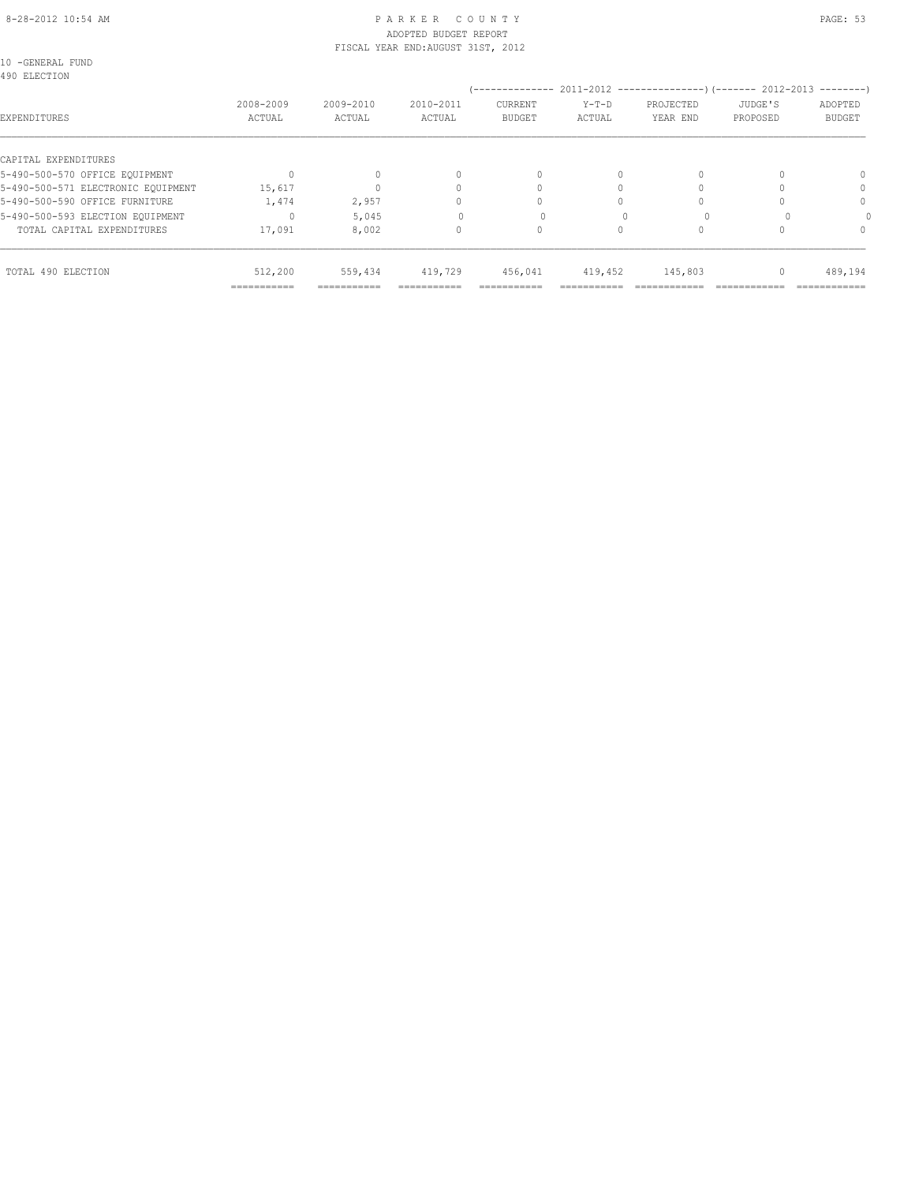10 -GENERAL FUND
490 ELECTION

| EXPENDITURES | 2008-2009 ACTUAL | 2009-2010 ACTUAL | 2010-2011 ACTUAL | 2011-2012 CURRENT BUDGET | 2011-2012 Y-T-D ACTUAL | 2011-2012 PROJECTED YEAR END | 2012-2013 JUDGE'S PROPOSED | 2012-2013 ADOPTED BUDGET |
|---|---|---|---|---|---|---|---|---|
| CAPITAL EXPENDITURES | | | | | | | | |
| 5-490-500-570 OFFICE EQUIPMENT | 0 | 0 | 0 | 0 | 0 | 0 | 0 | 0 |
| 5-490-500-571 ELECTRONIC EQUIPMENT | 15,617 | 0 | 0 | 0 | 0 | 0 | 0 | 0 |
| 5-490-500-590 OFFICE FURNITURE | 1,474 | 2,957 | 0 | 0 | 0 | 0 | 0 | 0 |
| 5-490-500-593 ELECTION EQUIPMENT | 0 | 5,045 | 0 | 0 | 0 | 0 | 0 | 0 |
| TOTAL CAPITAL EXPENDITURES | 17,091 | 8,002 | 0 | 0 | 0 | 0 | 0 | 0 |
| TOTAL 490 ELECTION | 512,200 | 559,434 | 419,729 | 456,041 | 419,452 | 145,803 | 0 | 489,194 |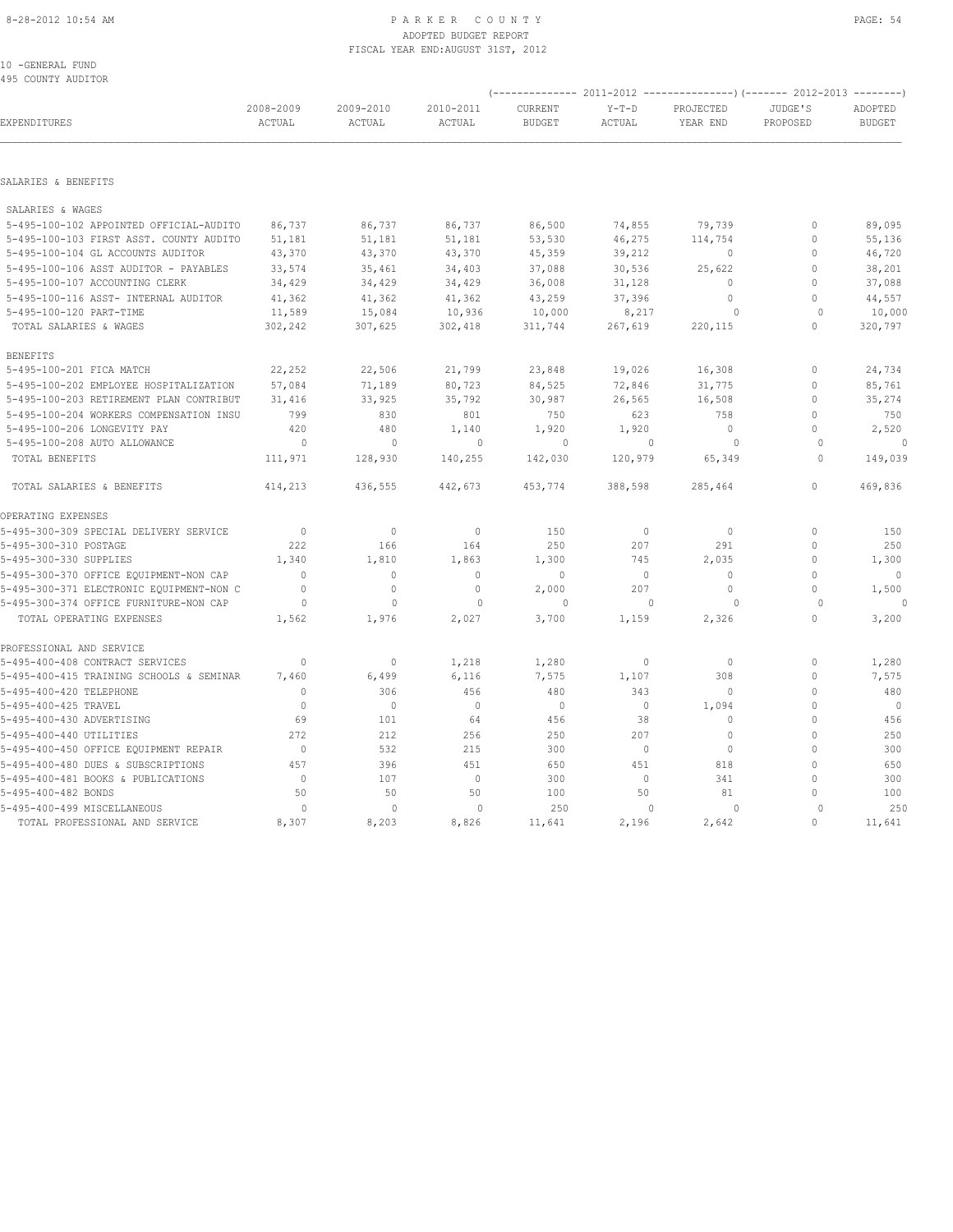10 -GENERAL FUND
495 COUNTY AUDITOR

| EXPENDITURES | 2008-2009 ACTUAL | 2009-2010 ACTUAL | 2010-2011 ACTUAL | 2011-2012 CURRENT BUDGET | 2011-2012 Y-T-D ACTUAL | 2011-2012 PROJECTED YEAR END | 2012-2013 JUDGE'S PROPOSED | 2012-2013 ADOPTED BUDGET |
|---|---|---|---|---|---|---|---|---|
| SALARIES & BENEFITS | | | | | | | | |
| SALARIES & WAGES | | | | | | | | |
| 5-495-100-102 APPOINTED OFFICIAL-AUDITO | 86,737 | 86,737 | 86,737 | 86,500 | 74,855 | 79,739 | 0 | 89,095 |
| 5-495-100-103 FIRST ASST. COUNTY AUDITO | 51,181 | 51,181 | 51,181 | 53,530 | 46,275 | 114,754 | 0 | 55,136 |
| 5-495-100-104 GL ACCOUNTS AUDITOR | 43,370 | 43,370 | 43,370 | 45,359 | 39,212 | 0 | 0 | 46,720 |
| 5-495-100-106 ASST AUDITOR - PAYABLES | 33,574 | 35,461 | 34,403 | 37,088 | 30,536 | 25,622 | 0 | 38,201 |
| 5-495-100-107 ACCOUNTING CLERK | 34,429 | 34,429 | 34,429 | 36,008 | 31,128 | 0 | 0 | 37,088 |
| 5-495-100-116 ASST- INTERNAL AUDITOR | 41,362 | 41,362 | 41,362 | 43,259 | 37,396 | 0 | 0 | 44,557 |
| 5-495-100-120 PART-TIME | 11,589 | 15,084 | 10,936 | 10,000 | 8,217 | 0 | 0 | 10,000 |
| TOTAL SALARIES & WAGES | 302,242 | 307,625 | 302,418 | 311,744 | 267,619 | 220,115 | 0 | 320,797 |
| BENEFITS | | | | | | | | |
| 5-495-100-201 FICA MATCH | 22,252 | 22,506 | 21,799 | 23,848 | 19,026 | 16,308 | 0 | 24,734 |
| 5-495-100-202 EMPLOYEE HOSPITALIZATION | 57,084 | 71,189 | 80,723 | 84,525 | 72,846 | 31,775 | 0 | 85,761 |
| 5-495-100-203 RETIREMENT PLAN CONTRIBUT | 31,416 | 33,925 | 35,792 | 30,987 | 26,565 | 16,508 | 0 | 35,274 |
| 5-495-100-204 WORKERS COMPENSATION INSU | 799 | 830 | 801 | 750 | 623 | 758 | 0 | 750 |
| 5-495-100-206 LONGEVITY PAY | 420 | 480 | 1,140 | 1,920 | 1,920 | 0 | 0 | 2,520 |
| 5-495-100-208 AUTO ALLOWANCE | 0 | 0 | 0 | 0 | 0 | 0 | 0 | 0 |
| TOTAL BENEFITS | 111,971 | 128,930 | 140,255 | 142,030 | 120,979 | 65,349 | 0 | 149,039 |
| TOTAL SALARIES & BENEFITS | 414,213 | 436,555 | 442,673 | 453,774 | 388,598 | 285,464 | 0 | 469,836 |
| OPERATING EXPENSES | | | | | | | | |
| 5-495-300-309 SPECIAL DELIVERY SERVICE | 0 | 0 | 0 | 150 | 0 | 0 | 0 | 150 |
| 5-495-300-310 POSTAGE | 222 | 166 | 164 | 250 | 207 | 291 | 0 | 250 |
| 5-495-300-330 SUPPLIES | 1,340 | 1,810 | 1,863 | 1,300 | 745 | 2,035 | 0 | 1,300 |
| 5-495-300-370 OFFICE EQUIPMENT-NON CAP | 0 | 0 | 0 | 0 | 0 | 0 | 0 | 0 |
| 5-495-300-371 ELECTRONIC EQUIPMENT-NON C | 0 | 0 | 0 | 2,000 | 207 | 0 | 0 | 1,500 |
| 5-495-300-374 OFFICE FURNITURE-NON CAP | 0 | 0 | 0 | 0 | 0 | 0 | 0 | 0 |
| TOTAL OPERATING EXPENSES | 1,562 | 1,976 | 2,027 | 3,700 | 1,159 | 2,326 | 0 | 3,200 |
| PROFESSIONAL AND SERVICE | | | | | | | | |
| 5-495-400-408 CONTRACT SERVICES | 0 | 0 | 1,218 | 1,280 | 0 | 0 | 0 | 1,280 |
| 5-495-400-415 TRAINING SCHOOLS & SEMINAR | 7,460 | 6,499 | 6,116 | 7,575 | 1,107 | 308 | 0 | 7,575 |
| 5-495-400-420 TELEPHONE | 0 | 306 | 456 | 480 | 343 | 0 | 0 | 480 |
| 5-495-400-425 TRAVEL | 0 | 0 | 0 | 0 | 0 | 1,094 | 0 | 0 |
| 5-495-400-430 ADVERTISING | 69 | 101 | 64 | 456 | 38 | 0 | 0 | 456 |
| 5-495-400-440 UTILITIES | 272 | 212 | 256 | 250 | 207 | 0 | 0 | 250 |
| 5-495-400-450 OFFICE EQUIPMENT REPAIR | 0 | 532 | 215 | 300 | 0 | 0 | 0 | 300 |
| 5-495-400-480 DUES & SUBSCRIPTIONS | 457 | 396 | 451 | 650 | 451 | 818 | 0 | 650 |
| 5-495-400-481 BOOKS & PUBLICATIONS | 0 | 107 | 0 | 300 | 0 | 341 | 0 | 300 |
| 5-495-400-482 BONDS | 50 | 50 | 50 | 100 | 50 | 81 | 0 | 100 |
| 5-495-400-499 MISCELLANEOUS | 0 | 0 | 0 | 250 | 0 | 0 | 0 | 250 |
| TOTAL PROFESSIONAL AND SERVICE | 8,307 | 8,203 | 8,826 | 11,641 | 2,196 | 2,642 | 0 | 11,641 |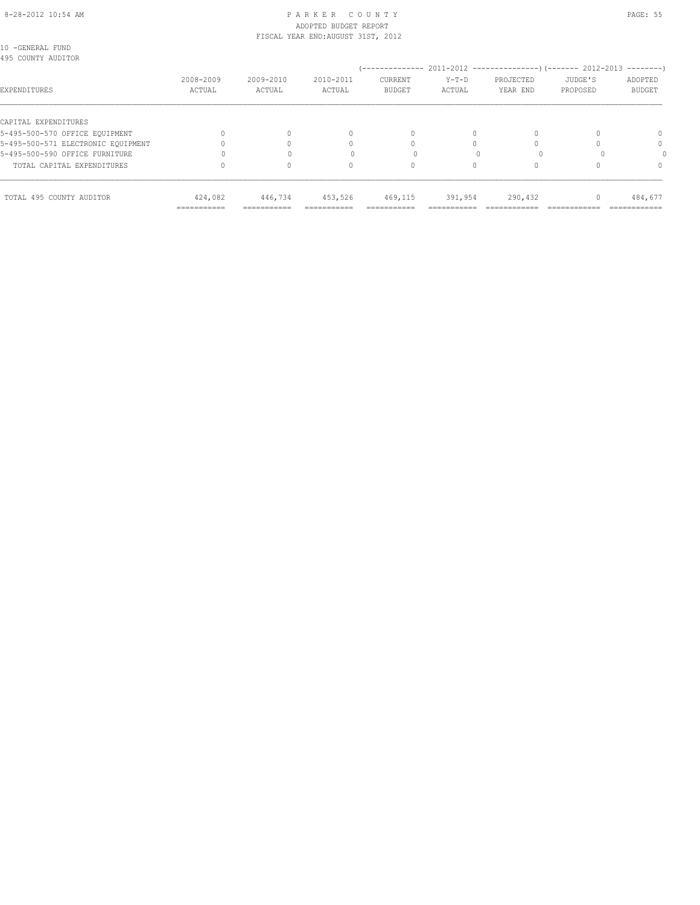10 -GENERAL FUND
495 COUNTY AUDITOR

| EXPENDITURES | 2008-2009 ACTUAL | 2009-2010 ACTUAL | 2010-2011 ACTUAL | 2011-2012 CURRENT BUDGET | 2011-2012 Y-T-D ACTUAL | 2011-2012 PROJECTED YEAR END | 2012-2013 JUDGE'S PROPOSED | 2012-2013 ADOPTED BUDGET |
|---|---|---|---|---|---|---|---|---|
| CAPITAL EXPENDITURES | | | | | | | | |
| 5-495-500-570 OFFICE EQUIPMENT | 0 | 0 | 0 | 0 | 0 | 0 | 0 | 0 |
| 5-495-500-571 ELECTRONIC EQUIPMENT | 0 | 0 | 0 | 0 | 0 | 0 | 0 | 0 |
| 5-495-500-590 OFFICE FURNITURE | 0 | 0 | 0 | 0 | 0 | 0 | 0 | 0 |
| TOTAL CAPITAL EXPENDITURES | 0 | 0 | 0 | 0 | 0 | 0 | 0 | 0 |
| TOTAL 495 COUNTY AUDITOR | 424,082 | 446,734 | 453,526 | 469,115 | 391,954 | 290,432 | 0 | 484,677 |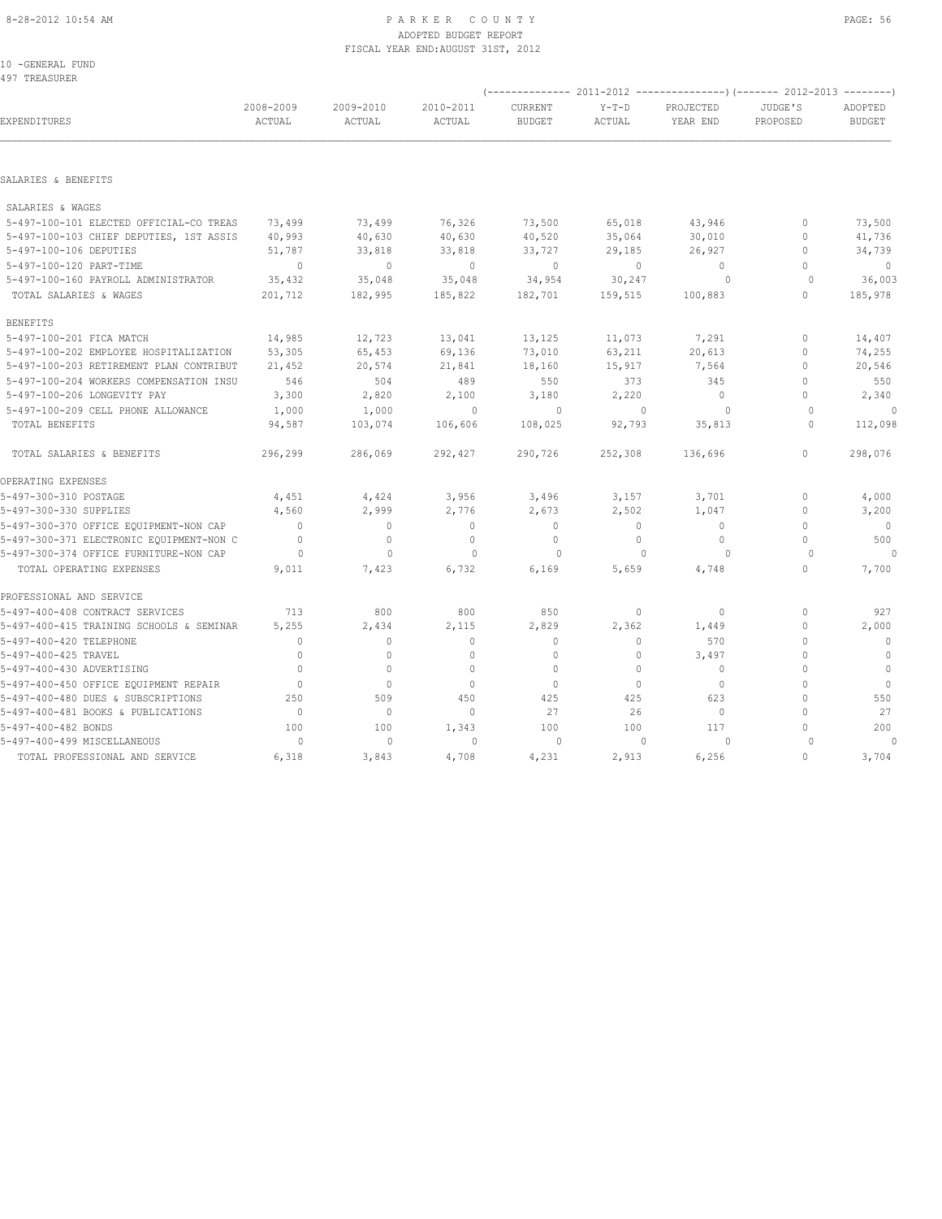PARKER COUNTY
ADOPTED BUDGET REPORT
FISCAL YEAR END:AUGUST 31ST, 2012

10 -GENERAL FUND
497 TREASURER

| EXPENDITURES | 2008-2009 ACTUAL | 2009-2010 ACTUAL | 2010-2011 ACTUAL | 2011-2012 CURRENT BUDGET | 2011-2012 Y-T-D ACTUAL | 2011-2012 PROJECTED YEAR END | 2012-2013 JUDGE'S PROPOSED | 2012-2013 ADOPTED BUDGET |
|---|---|---|---|---|---|---|---|---|
| SALARIES & BENEFITS | | | | | | | | |
| SALARIES & WAGES | | | | | | | | |
| 5-497-100-101 ELECTED OFFICIAL-CO TREAS | 73,499 | 73,499 | 76,326 | 73,500 | 65,018 | 43,946 | 0 | 73,500 |
| 5-497-100-103 CHIEF DEPUTIES, 1ST ASSIS | 40,993 | 40,630 | 40,630 | 40,520 | 35,064 | 30,010 | 0 | 41,736 |
| 5-497-100-106 DEPUTIES | 51,787 | 33,818 | 33,818 | 33,727 | 29,185 | 26,927 | 0 | 34,739 |
| 5-497-100-120 PART-TIME | 0 | 0 | 0 | 0 | 0 | 0 | 0 | 0 |
| 5-497-100-160 PAYROLL ADMINISTRATOR | 35,432 | 35,048 | 35,048 | 34,954 | 30,247 | 0 | 0 | 36,003 |
| TOTAL SALARIES & WAGES | 201,712 | 182,995 | 185,822 | 182,701 | 159,515 | 100,883 | 0 | 185,978 |
| BENEFITS | | | | | | | | |
| 5-497-100-201 FICA MATCH | 14,985 | 12,723 | 13,041 | 13,125 | 11,073 | 7,291 | 0 | 14,407 |
| 5-497-100-202 EMPLOYEE HOSPITALIZATION | 53,305 | 65,453 | 69,136 | 73,010 | 63,211 | 20,613 | 0 | 74,255 |
| 5-497-100-203 RETIREMENT PLAN CONTRIBUT | 21,452 | 20,574 | 21,841 | 18,160 | 15,917 | 7,564 | 0 | 20,546 |
| 5-497-100-204 WORKERS COMPENSATION INSU | 546 | 504 | 489 | 550 | 373 | 345 | 0 | 550 |
| 5-497-100-206 LONGEVITY PAY | 3,300 | 2,820 | 2,100 | 3,180 | 2,220 | 0 | 0 | 2,340 |
| 5-497-100-209 CELL PHONE ALLOWANCE | 1,000 | 1,000 | 0 | 0 | 0 | 0 | 0 | 0 |
| TOTAL BENEFITS | 94,587 | 103,074 | 106,606 | 108,025 | 92,793 | 35,813 | 0 | 112,098 |
| TOTAL SALARIES & BENEFITS | 296,299 | 286,069 | 292,427 | 290,726 | 252,308 | 136,696 | 0 | 298,076 |
| OPERATING EXPENSES | | | | | | | | |
| 5-497-300-310 POSTAGE | 4,451 | 4,424 | 3,956 | 3,496 | 3,157 | 3,701 | 0 | 4,000 |
| 5-497-300-330 SUPPLIES | 4,560 | 2,999 | 2,776 | 2,673 | 2,502 | 1,047 | 0 | 3,200 |
| 5-497-300-370 OFFICE EQUIPMENT-NON CAP | 0 | 0 | 0 | 0 | 0 | 0 | 0 | 0 |
| 5-497-300-371 ELECTRONIC EQUIPMENT-NON C | 0 | 0 | 0 | 0 | 0 | 0 | 0 | 500 |
| 5-497-300-374 OFFICE FURNITURE-NON CAP | 0 | 0 | 0 | 0 | 0 | 0 | 0 | 0 |
| TOTAL OPERATING EXPENSES | 9,011 | 7,423 | 6,732 | 6,169 | 5,659 | 4,748 | 0 | 7,700 |
| PROFESSIONAL AND SERVICE | | | | | | | | |
| 5-497-400-408 CONTRACT SERVICES | 713 | 800 | 800 | 850 | 0 | 0 | 0 | 927 |
| 5-497-400-415 TRAINING SCHOOLS & SEMINAR | 5,255 | 2,434 | 2,115 | 2,829 | 2,362 | 1,449 | 0 | 2,000 |
| 5-497-400-420 TELEPHONE | 0 | 0 | 0 | 0 | 0 | 570 | 0 | 0 |
| 5-497-400-425 TRAVEL | 0 | 0 | 0 | 0 | 0 | 3,497 | 0 | 0 |
| 5-497-400-430 ADVERTISING | 0 | 0 | 0 | 0 | 0 | 0 | 0 | 0 |
| 5-497-400-450 OFFICE EQUIPMENT REPAIR | 0 | 0 | 0 | 0 | 0 | 0 | 0 | 0 |
| 5-497-400-480 DUES & SUBSCRIPTIONS | 250 | 509 | 450 | 425 | 425 | 623 | 0 | 550 |
| 5-497-400-481 BOOKS & PUBLICATIONS | 0 | 0 | 0 | 27 | 26 | 0 | 0 | 27 |
| 5-497-400-482 BONDS | 100 | 100 | 1,343 | 100 | 100 | 117 | 0 | 200 |
| 5-497-400-499 MISCELLANEOUS | 0 | 0 | 0 | 0 | 0 | 0 | 0 | 0 |
| TOTAL PROFESSIONAL AND SERVICE | 6,318 | 3,843 | 4,708 | 4,231 | 2,913 | 6,256 | 0 | 3,704 |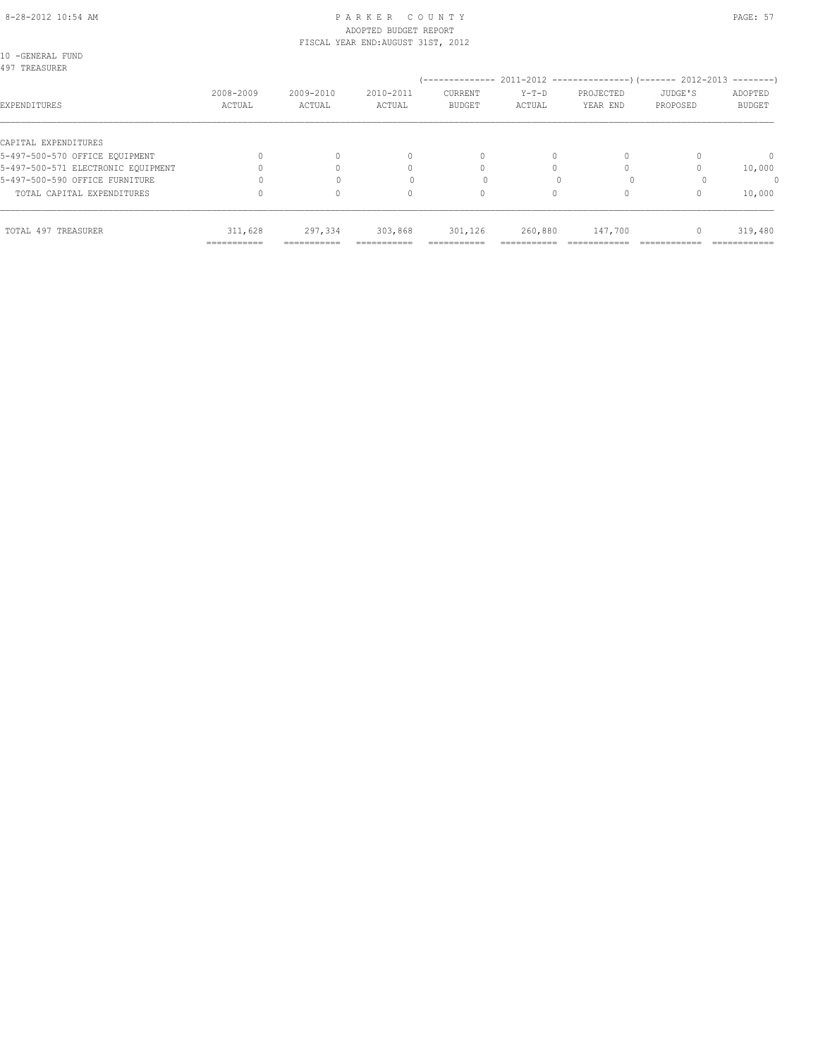10 -GENERAL FUND
497 TREASURER

| EXPENDITURES | 2008-2009 ACTUAL | 2009-2010 ACTUAL | 2010-2011 ACTUAL | 2011-2012 CURRENT BUDGET | 2011-2012 Y-T-D ACTUAL | 2011-2012 PROJECTED YEAR END | 2012-2013 JUDGE'S PROPOSED | 2012-2013 ADOPTED BUDGET |
|---|---|---|---|---|---|---|---|---|
| CAPITAL EXPENDITURES | | | | | | | | |
| 5-497-500-570 OFFICE EQUIPMENT | 0 | 0 | 0 | 0 | 0 | 0 | 0 | 0 |
| 5-497-500-571 ELECTRONIC EQUIPMENT | 0 | 0 | 0 | 0 | 0 | 0 | 0 | 10,000 |
| 5-497-500-590 OFFICE FURNITURE | 0 | 0 | 0 | 0 | 0 | 0 | 0 | 0 |
| TOTAL CAPITAL EXPENDITURES | 0 | 0 | 0 | 0 | 0 | 0 | 0 | 10,000 |
| TOTAL 497 TREASURER | 311,628 | 297,334 | 303,868 | 301,126 | 260,880 | 147,700 | 0 | 319,480 |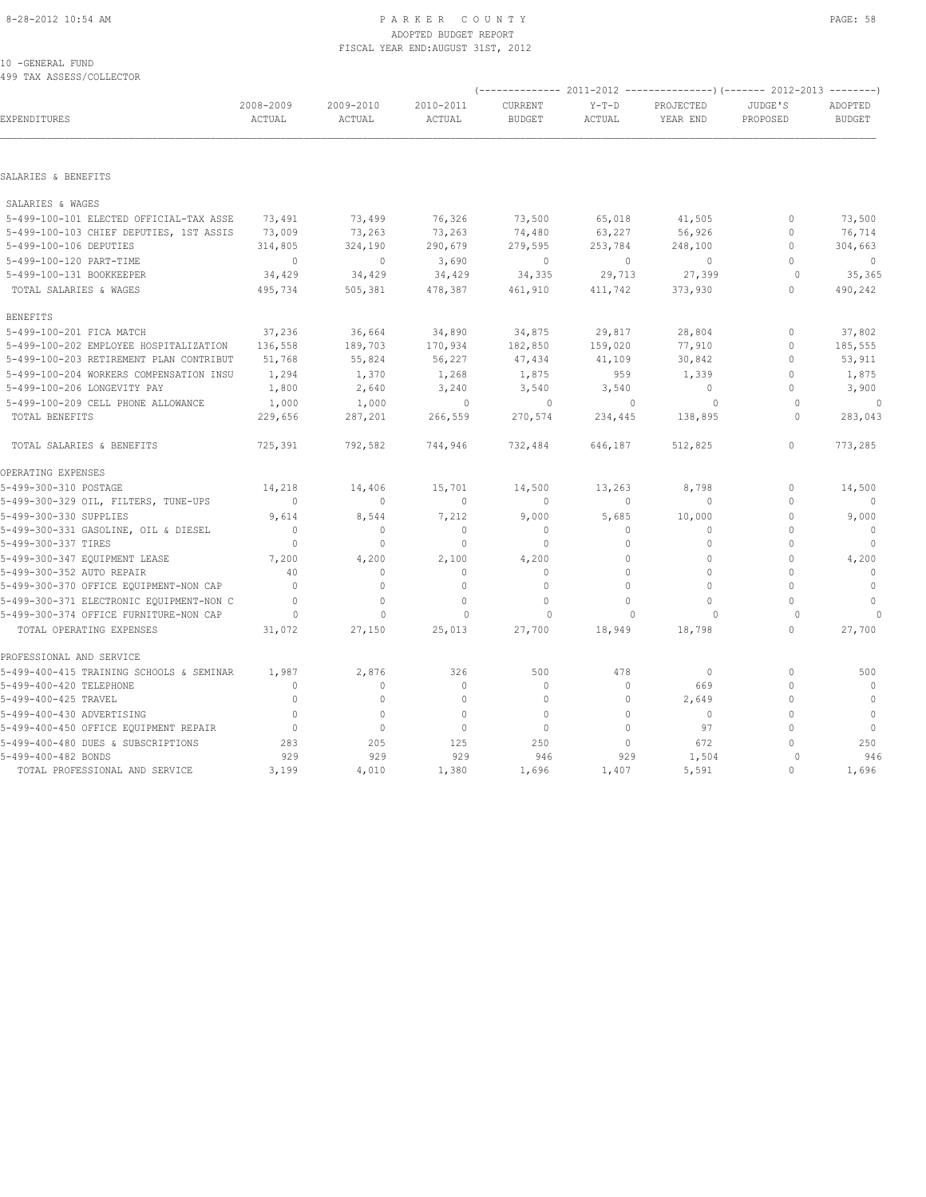PARKER COUNTY
ADOPTED BUDGET REPORT
FISCAL YEAR END:AUGUST 31ST, 2012

10 -GENERAL FUND
499 TAX ASSESS/COLLECTOR

| EXPENDITURES | 2008-2009 ACTUAL | 2009-2010 ACTUAL | 2010-2011 ACTUAL | 2011-2012 CURRENT BUDGET | 2011-2012 Y-T-D ACTUAL | 2011-2012 PROJECTED YEAR END | 2012-2013 JUDGE'S PROPOSED | 2012-2013 ADOPTED BUDGET |
|---|---|---|---|---|---|---|---|---|
| **SALARIES & BENEFITS** | | | | | | | | |
| SALARIES & WAGES | | | | | | | | |
| 5-499-100-101 ELECTED OFFICIAL-TAX ASSE | 73,491 | 73,499 | 76,326 | 73,500 | 65,018 | 41,505 | 0 | 73,500 |
| 5-499-100-103 CHIEF DEPUTIES, 1ST ASSIS | 73,009 | 73,263 | 73,263 | 74,480 | 63,227 | 56,926 | 0 | 76,714 |
| 5-499-100-106 DEPUTIES | 314,805 | 324,190 | 290,679 | 279,595 | 253,784 | 248,100 | 0 | 304,663 |
| 5-499-100-120 PART-TIME | 0 | 0 | 3,690 | 0 | 0 | 0 | 0 | 0 |
| 5-499-100-131 BOOKKEEPER | 34,429 | 34,429 | 34,429 | 34,335 | 29,713 | 27,399 | 0 | 35,365 |
| TOTAL SALARIES & WAGES | 495,734 | 505,381 | 478,387 | 461,910 | 411,742 | 373,930 | 0 | 490,242 |
| BENEFITS | | | | | | | | |
| 5-499-100-201 FICA MATCH | 37,236 | 36,664 | 34,890 | 34,875 | 29,817 | 28,804 | 0 | 37,802 |
| 5-499-100-202 EMPLOYEE HOSPITALIZATION | 136,558 | 189,703 | 170,934 | 182,850 | 159,020 | 77,910 | 0 | 185,555 |
| 5-499-100-203 RETIREMENT PLAN CONTRIBUT | 51,768 | 55,824 | 56,227 | 47,434 | 41,109 | 30,842 | 0 | 53,911 |
| 5-499-100-204 WORKERS COMPENSATION INSU | 1,294 | 1,370 | 1,268 | 1,875 | 959 | 1,339 | 0 | 1,875 |
| 5-499-100-206 LONGEVITY PAY | 1,800 | 2,640 | 3,240 | 3,540 | 3,540 | 0 | 0 | 3,900 |
| 5-499-100-209 CELL PHONE ALLOWANCE | 1,000 | 1,000 | 0 | 0 | 0 | 0 | 0 | 0 |
| TOTAL BENEFITS | 229,656 | 287,201 | 266,559 | 270,574 | 234,445 | 138,895 | 0 | 283,043 |
| TOTAL SALARIES & BENEFITS | 725,391 | 792,582 | 744,946 | 732,484 | 646,187 | 512,825 | 0 | 773,285 |
| **OPERATING EXPENSES** | | | | | | | | |
| 5-499-300-310 POSTAGE | 14,218 | 14,406 | 15,701 | 14,500 | 13,263 | 8,798 | 0 | 14,500 |
| 5-499-300-329 OIL, FILTERS, TUNE-UPS | 0 | 0 | 0 | 0 | 0 | 0 | 0 | 0 |
| 5-499-300-330 SUPPLIES | 9,614 | 8,544 | 7,212 | 9,000 | 5,685 | 10,000 | 0 | 9,000 |
| 5-499-300-331 GASOLINE, OIL & DIESEL | 0 | 0 | 0 | 0 | 0 | 0 | 0 | 0 |
| 5-499-300-337 TIRES | 0 | 0 | 0 | 0 | 0 | 0 | 0 | 0 |
| 5-499-300-347 EQUIPMENT LEASE | 7,200 | 4,200 | 2,100 | 4,200 | 0 | 0 | 0 | 4,200 |
| 5-499-300-352 AUTO REPAIR | 40 | 0 | 0 | 0 | 0 | 0 | 0 | 0 |
| 5-499-300-370 OFFICE EQUIPMENT-NON CAP | 0 | 0 | 0 | 0 | 0 | 0 | 0 | 0 |
| 5-499-300-371 ELECTRONIC EQUIPMENT-NON C | 0 | 0 | 0 | 0 | 0 | 0 | 0 | 0 |
| 5-499-300-374 OFFICE FURNITURE-NON CAP | 0 | 0 | 0 | 0 | 0 | 0 | 0 | 0 |
| TOTAL OPERATING EXPENSES | 31,072 | 27,150 | 25,013 | 27,700 | 18,949 | 18,798 | 0 | 27,700 |
| **PROFESSIONAL AND SERVICE** | | | | | | | | |
| 5-499-400-415 TRAINING SCHOOLS & SEMINAR | 1,987 | 2,876 | 326 | 500 | 478 | 0 | 0 | 500 |
| 5-499-400-420 TELEPHONE | 0 | 0 | 0 | 0 | 0 | 669 | 0 | 0 |
| 5-499-400-425 TRAVEL | 0 | 0 | 0 | 0 | 0 | 2,649 | 0 | 0 |
| 5-499-400-430 ADVERTISING | 0 | 0 | 0 | 0 | 0 | 0 | 0 | 0 |
| 5-499-400-450 OFFICE EQUIPMENT REPAIR | 0 | 0 | 0 | 0 | 0 | 97 | 0 | 0 |
| 5-499-400-480 DUES & SUBSCRIPTIONS | 283 | 205 | 125 | 250 | 0 | 672 | 0 | 250 |
| 5-499-400-482 BONDS | 929 | 929 | 929 | 946 | 929 | 1,504 | 0 | 946 |
| TOTAL PROFESSIONAL AND SERVICE | 3,199 | 4,010 | 1,380 | 1,696 | 1,407 | 5,591 | 0 | 1,696 |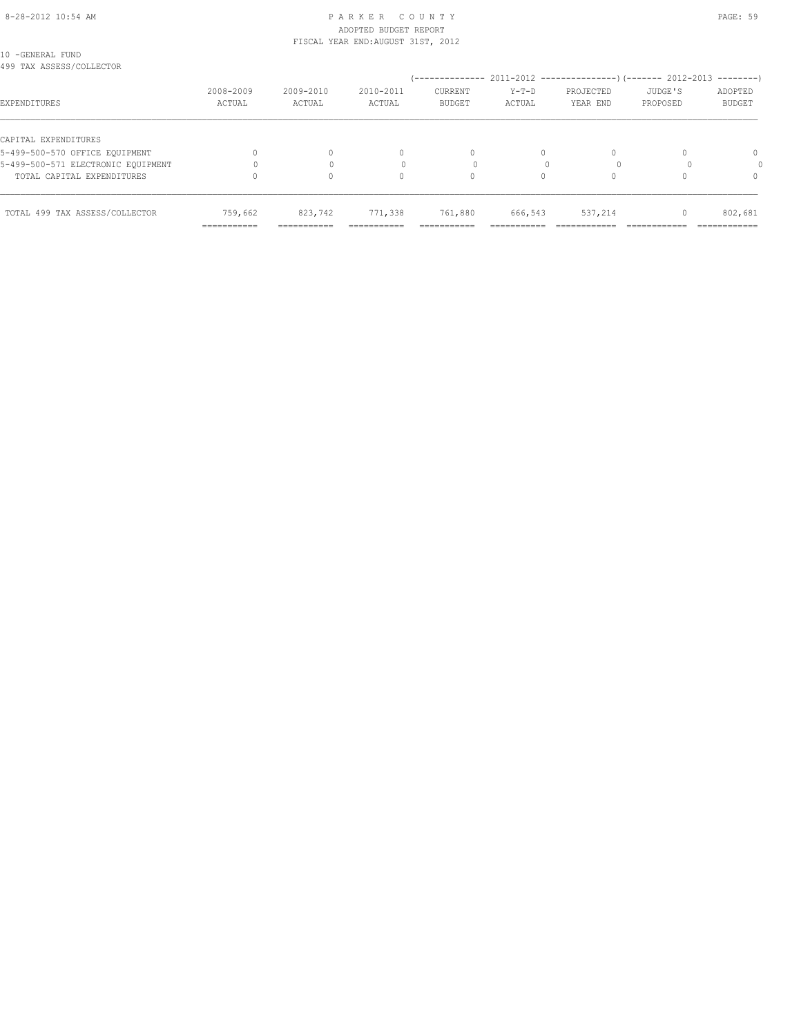10 -GENERAL FUND
499 TAX ASSESS/COLLECTOR

| EXPENDITURES | 2008-2009 ACTUAL | 2009-2010 ACTUAL | 2010-2011 ACTUAL | 2011-2012 CURRENT BUDGET | 2011-2012 Y-T-D ACTUAL | 2011-2012 PROJECTED YEAR END | 2012-2013 JUDGE'S PROPOSED | 2012-2013 ADOPTED BUDGET |
|---|---|---|---|---|---|---|---|---|
| CAPITAL EXPENDITURES | | | | | | | | |
| 5-499-500-570 OFFICE EQUIPMENT | 0 | 0 | 0 | 0 | 0 | 0 | 0 | 0 |
| 5-499-500-571 ELECTRONIC EQUIPMENT | 0 | 0 | 0 | 0 | 0 | 0 | 0 | 0 |
| TOTAL CAPITAL EXPENDITURES | 0 | 0 | 0 | 0 | 0 | 0 | 0 | 0 |
| TOTAL 499 TAX ASSESS/COLLECTOR | 759,662 | 823,742 | 771,338 | 761,880 | 666,543 | 537,214 | 0 | 802,681 |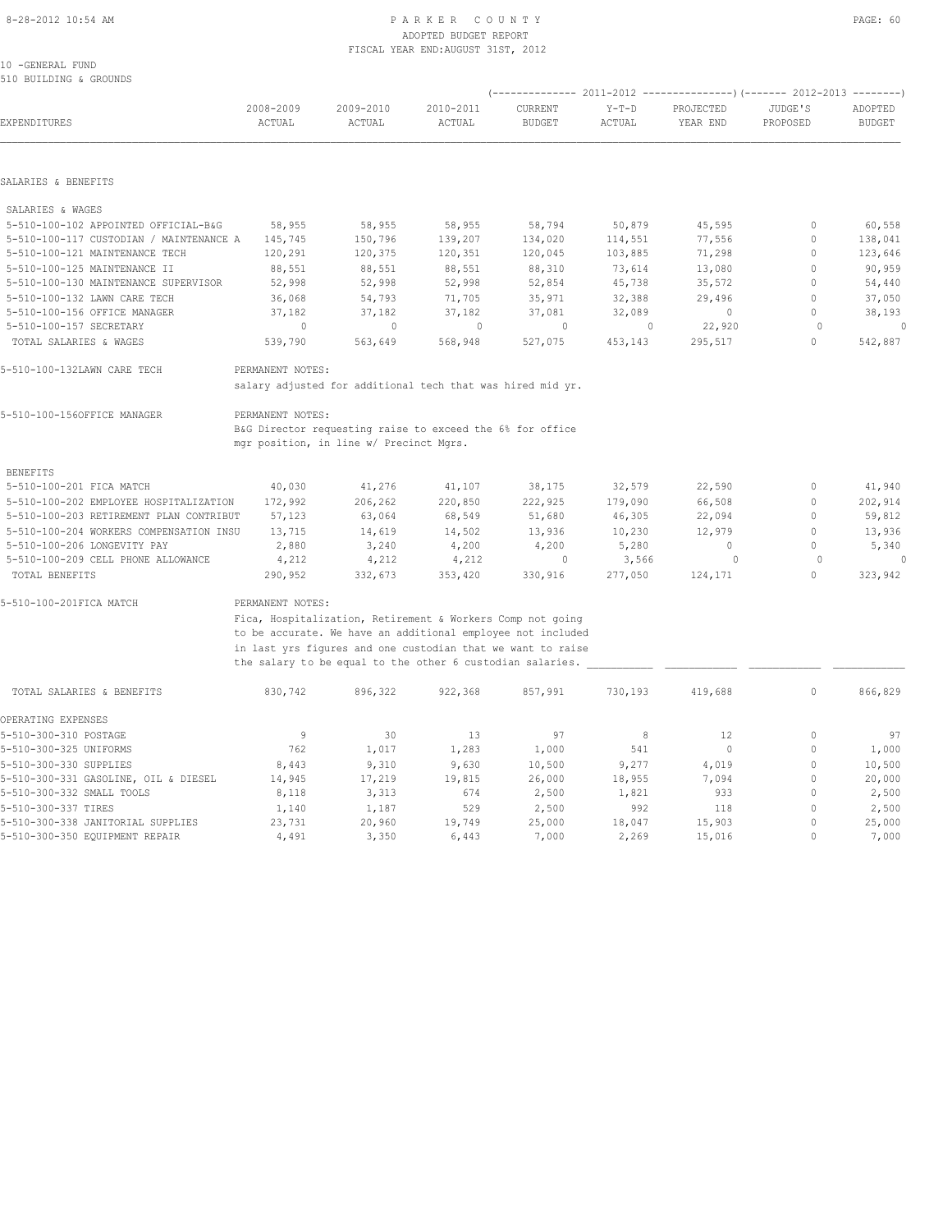PARKER COUNTY
ADOPTED BUDGET REPORT
FISCAL YEAR END: AUGUST 31ST, 2012

10 -GENERAL FUND
510 BUILDING & GROUNDS

| EXPENDITURES | 2008-2009 ACTUAL | 2009-2010 ACTUAL | 2010-2011 ACTUAL | 2011-2012 CURRENT BUDGET | 2011-2012 Y-T-D ACTUAL | 2011-2012 PROJECTED YEAR END | 2012-2013 JUDGE'S PROPOSED | 2012-2013 ADOPTED BUDGET |
|---|---|---|---|---|---|---|---|---|
| **SALARIES & BENEFITS** | | | | | | | | |
| SALARIES & WAGES | | | | | | | | |
| 5-510-100-102 APPOINTED OFFICIAL-B&G | 58,955 | 58,955 | 58,955 | 58,794 | 50,879 | 45,595 | 0 | 60,558 |
| 5-510-100-117 CUSTODIAN / MAINTENANCE A | 145,745 | 150,796 | 139,207 | 134,020 | 114,551 | 77,556 | 0 | 138,041 |
| 5-510-100-121 MAINTENANCE TECH | 120,291 | 120,375 | 120,351 | 120,045 | 103,885 | 71,298 | 0 | 123,646 |
| 5-510-100-125 MAINTENANCE II | 88,551 | 88,551 | 88,551 | 88,310 | 73,614 | 13,080 | 0 | 90,959 |
| 5-510-100-130 MAINTENANCE SUPERVISOR | 52,998 | 52,998 | 52,998 | 52,854 | 45,738 | 35,572 | 0 | 54,440 |
| 5-510-100-132 LAWN CARE TECH | 36,068 | 54,793 | 71,705 | 35,971 | 32,388 | 29,496 | 0 | 37,050 |
| 5-510-100-156 OFFICE MANAGER | 37,182 | 37,182 | 37,182 | 37,081 | 32,089 | 0 | 0 | 38,193 |
| 5-510-100-157 SECRETARY | 0 | 0 | 0 | 0 | 0 | 22,920 | 0 | 0 |
| TOTAL SALARIES & WAGES | 539,790 | 563,649 | 568,948 | 527,075 | 453,143 | 295,517 | 0 | 542,887 |

5-510-100-132LAWN CARE TECH — PERMANENT NOTES:
salary adjusted for additional tech that was hired mid yr.

5-510-100-156OFFICE MANAGER — PERMANENT NOTES:
B&G Director requesting raise to exceed the 6% for office mgr position, in line w/ Precinct Mgrs.

| EXPENDITURES | 2008-2009 ACTUAL | 2009-2010 ACTUAL | 2010-2011 ACTUAL | 2011-2012 CURRENT BUDGET | 2011-2012 Y-T-D ACTUAL | 2011-2012 PROJECTED YEAR END | 2012-2013 JUDGE'S PROPOSED | 2012-2013 ADOPTED BUDGET |
|---|---|---|---|---|---|---|---|---|
| BENEFITS | | | | | | | | |
| 5-510-100-201 FICA MATCH | 40,030 | 41,276 | 41,107 | 38,175 | 32,579 | 22,590 | 0 | 41,940 |
| 5-510-100-202 EMPLOYEE HOSPITALIZATION | 172,992 | 206,262 | 220,850 | 222,925 | 179,090 | 66,508 | 0 | 202,914 |
| 5-510-100-203 RETIREMENT PLAN CONTRIBUT | 57,123 | 63,064 | 68,549 | 51,680 | 46,305 | 22,094 | 0 | 59,812 |
| 5-510-100-204 WORKERS COMPENSATION INSU | 13,715 | 14,619 | 14,502 | 13,936 | 10,230 | 12,979 | 0 | 13,936 |
| 5-510-100-206 LONGEVITY PAY | 2,880 | 3,240 | 4,200 | 4,200 | 5,280 | 0 | 0 | 5,340 |
| 5-510-100-209 CELL PHONE ALLOWANCE | 4,212 | 4,212 | 4,212 | 0 | 3,566 | 0 | 0 | 0 |
| TOTAL BENEFITS | 290,952 | 332,673 | 353,420 | 330,916 | 277,050 | 124,171 | 0 | 323,942 |

5-510-100-201FICA MATCH — PERMANENT NOTES:
Fica, Hospitalization, Retirement & Workers Comp not going to be accurate. We have an additional employee not included in last yrs figures and one custodian that we want to raise the salary to be equal to the other 6 custodian salaries.

| EXPENDITURES | 2008-2009 ACTUAL | 2009-2010 ACTUAL | 2010-2011 ACTUAL | 2011-2012 CURRENT BUDGET | 2011-2012 Y-T-D ACTUAL | 2011-2012 PROJECTED YEAR END | 2012-2013 JUDGE'S PROPOSED | 2012-2013 ADOPTED BUDGET |
|---|---|---|---|---|---|---|---|---|
| TOTAL SALARIES & BENEFITS | 830,742 | 896,322 | 922,368 | 857,991 | 730,193 | 419,688 | 0 | 866,829 |
| **OPERATING EXPENSES** | | | | | | | | |
| 5-510-300-310 POSTAGE | 9 | 30 | 13 | 97 | 8 | 12 | 0 | 97 |
| 5-510-300-325 UNIFORMS | 762 | 1,017 | 1,283 | 1,000 | 541 | 0 | 0 | 1,000 |
| 5-510-300-330 SUPPLIES | 8,443 | 9,310 | 9,630 | 10,500 | 9,277 | 4,019 | 0 | 10,500 |
| 5-510-300-331 GASOLINE, OIL & DIESEL | 14,945 | 17,219 | 19,815 | 26,000 | 18,955 | 7,094 | 0 | 20,000 |
| 5-510-300-332 SMALL TOOLS | 8,118 | 3,313 | 674 | 2,500 | 1,821 | 933 | 0 | 2,500 |
| 5-510-300-337 TIRES | 1,140 | 1,187 | 529 | 2,500 | 992 | 118 | 0 | 2,500 |
| 5-510-300-338 JANITORIAL SUPPLIES | 23,731 | 20,960 | 19,749 | 25,000 | 18,047 | 15,903 | 0 | 25,000 |
| 5-510-300-350 EQUIPMENT REPAIR | 4,491 | 3,350 | 6,443 | 7,000 | 2,269 | 15,016 | 0 | 7,000 |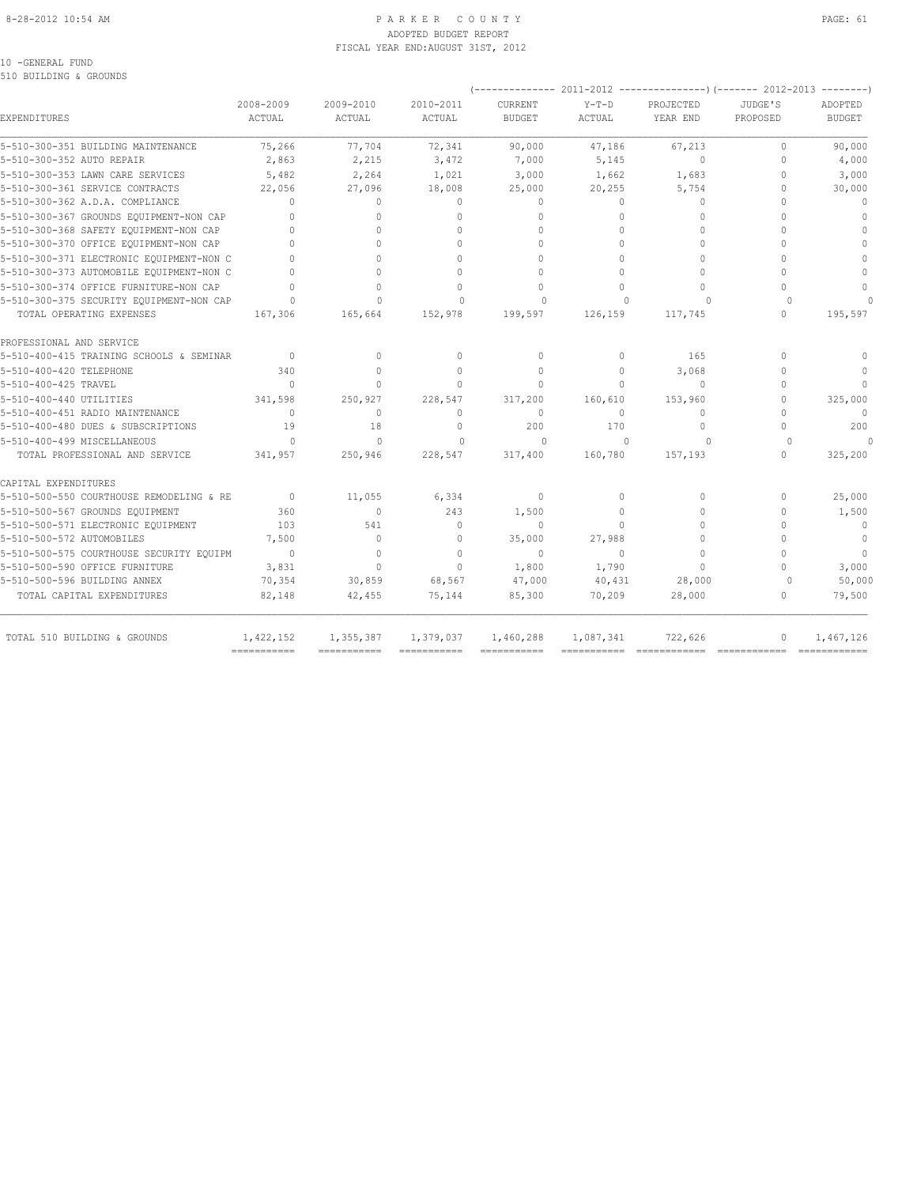# PARKER COUNTY
## ADOPTED BUDGET REPORT
### FISCAL YEAR END:AUGUST 31ST, 2012

10 -GENERAL FUND
510 BUILDING & GROUNDS

| EXPENDITURES | 2008-2009 ACTUAL | 2009-2010 ACTUAL | 2010-2011 ACTUAL | 2011-2012 CURRENT BUDGET | 2011-2012 Y-T-D ACTUAL | 2011-2012 PROJECTED YEAR END | 2012-2013 JUDGE'S PROPOSED | 2012-2013 ADOPTED BUDGET |
|---|---|---|---|---|---|---|---|---|
| 5-510-300-351 BUILDING MAINTENANCE | 75,266 | 77,704 | 72,341 | 90,000 | 47,186 | 67,213 | 0 | 90,000 |
| 5-510-300-352 AUTO REPAIR | 2,863 | 2,215 | 3,472 | 7,000 | 5,145 | 0 | 0 | 4,000 |
| 5-510-300-353 LAWN CARE SERVICES | 5,482 | 2,264 | 1,021 | 3,000 | 1,662 | 1,683 | 0 | 3,000 |
| 5-510-300-361 SERVICE CONTRACTS | 22,056 | 27,096 | 18,008 | 25,000 | 20,255 | 5,754 | 0 | 30,000 |
| 5-510-300-362 A.D.A. COMPLIANCE | 0 | 0 | 0 | 0 | 0 | 0 | 0 | 0 |
| 5-510-300-367 GROUNDS EQUIPMENT-NON CAP | 0 | 0 | 0 | 0 | 0 | 0 | 0 | 0 |
| 5-510-300-368 SAFETY EQUIPMENT-NON CAP | 0 | 0 | 0 | 0 | 0 | 0 | 0 | 0 |
| 5-510-300-370 OFFICE EQUIPMENT-NON CAP | 0 | 0 | 0 | 0 | 0 | 0 | 0 | 0 |
| 5-510-300-371 ELECTRONIC EQUIPMENT-NON C | 0 | 0 | 0 | 0 | 0 | 0 | 0 | 0 |
| 5-510-300-373 AUTOMOBILE EQUIPMENT-NON C | 0 | 0 | 0 | 0 | 0 | 0 | 0 | 0 |
| 5-510-300-374 OFFICE FURNITURE-NON CAP | 0 | 0 | 0 | 0 | 0 | 0 | 0 | 0 |
| 5-510-300-375 SECURITY EQUIPMENT-NON CAP | 0 | 0 | 0 | 0 | 0 | 0 | 0 | 0 |
| TOTAL OPERATING EXPENSES | 167,306 | 165,664 | 152,978 | 199,597 | 126,159 | 117,745 | 0 | 195,597 |
| PROFESSIONAL AND SERVICE | | | | | | | | |
| 5-510-400-415 TRAINING SCHOOLS & SEMINAR | 0 | 0 | 0 | 0 | 0 | 165 | 0 | 0 |
| 5-510-400-420 TELEPHONE | 340 | 0 | 0 | 0 | 0 | 3,068 | 0 | 0 |
| 5-510-400-425 TRAVEL | 0 | 0 | 0 | 0 | 0 | 0 | 0 | 0 |
| 5-510-400-440 UTILITIES | 341,598 | 250,927 | 228,547 | 317,200 | 160,610 | 153,960 | 0 | 325,000 |
| 5-510-400-451 RADIO MAINTENANCE | 0 | 0 | 0 | 0 | 0 | 0 | 0 | 0 |
| 5-510-400-480 DUES & SUBSCRIPTIONS | 19 | 18 | 0 | 200 | 170 | 0 | 0 | 200 |
| 5-510-400-499 MISCELLANEOUS | 0 | 0 | 0 | 0 | 0 | 0 | 0 | 0 |
| TOTAL PROFESSIONAL AND SERVICE | 341,957 | 250,946 | 228,547 | 317,400 | 160,780 | 157,193 | 0 | 325,200 |
| CAPITAL EXPENDITURES | | | | | | | | |
| 5-510-500-550 COURTHOUSE REMODELING & RE | 0 | 11,055 | 6,334 | 0 | 0 | 0 | 0 | 25,000 |
| 5-510-500-567 GROUNDS EQUIPMENT | 360 | 0 | 243 | 1,500 | 0 | 0 | 0 | 1,500 |
| 5-510-500-571 ELECTRONIC EQUIPMENT | 103 | 541 | 0 | 0 | 0 | 0 | 0 | 0 |
| 5-510-500-572 AUTOMOBILES | 7,500 | 0 | 0 | 35,000 | 27,988 | 0 | 0 | 0 |
| 5-510-500-575 COURTHOUSE SECURITY EQUIPM | 0 | 0 | 0 | 0 | 0 | 0 | 0 | 0 |
| 5-510-500-590 OFFICE FURNITURE | 3,831 | 0 | 0 | 1,800 | 1,790 | 0 | 0 | 3,000 |
| 5-510-500-596 BUILDING ANNEX | 70,354 | 30,859 | 68,567 | 47,000 | 40,431 | 28,000 | 0 | 50,000 |
| TOTAL CAPITAL EXPENDITURES | 82,148 | 42,455 | 75,144 | 85,300 | 70,209 | 28,000 | 0 | 79,500 |
| TOTAL 510 BUILDING & GROUNDS | 1,422,152 | 1,355,387 | 1,379,037 | 1,460,288 | 1,087,341 | 722,626 | 0 | 1,467,126 |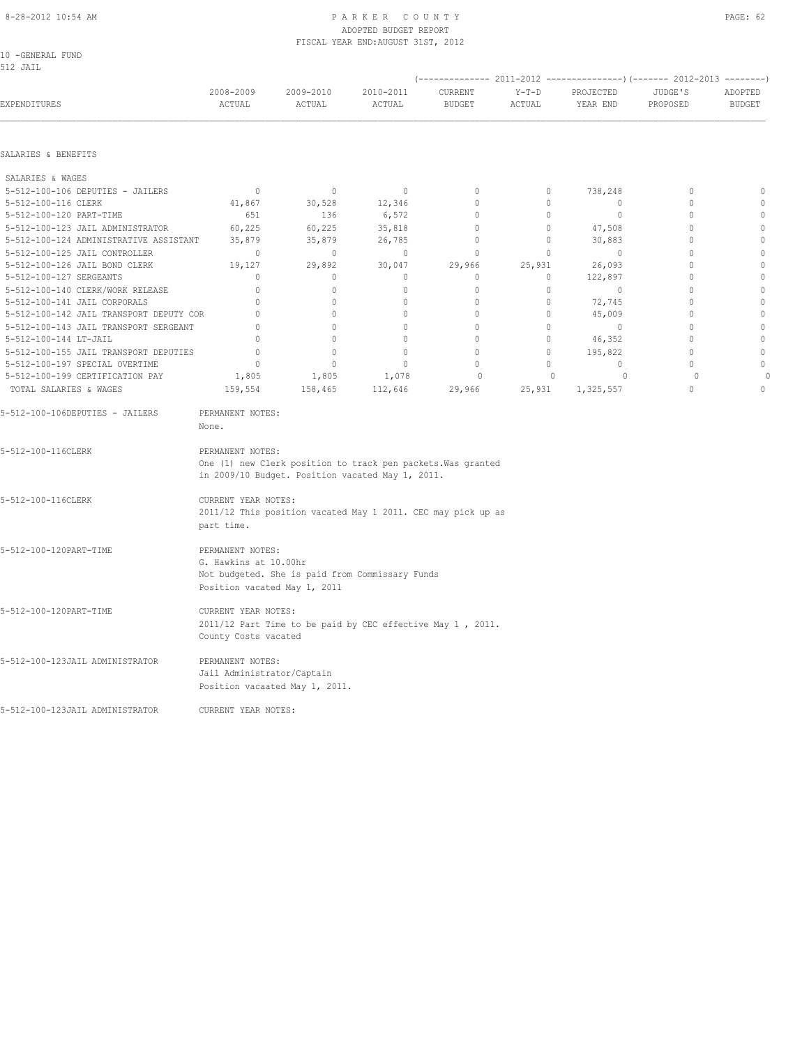10 -GENERAL FUND
512 JAIL

| EXPENDITURES | 2008-2009 ACTUAL | 2009-2010 ACTUAL | 2010-2011 ACTUAL | 2011-2012 CURRENT BUDGET | 2011-2012 Y-T-D ACTUAL | 2011-2012 PROJECTED YEAR END | 2012-2013 JUDGE'S PROPOSED | 2012-2013 ADOPTED BUDGET |
|---|---|---|---|---|---|---|---|---|
| **SALARIES & BENEFITS** | | | | | | | | |
| SALARIES & WAGES | | | | | | | | |
| 5-512-100-106 DEPUTIES - JAILERS | 0 | 0 | 0 | 0 | 0 | 738,248 | 0 | 0 |
| 5-512-100-116 CLERK | 41,867 | 30,528 | 12,346 | 0 | 0 | 0 | 0 | 0 |
| 5-512-100-120 PART-TIME | 651 | 136 | 6,572 | 0 | 0 | 0 | 0 | 0 |
| 5-512-100-123 JAIL ADMINISTRATOR | 60,225 | 60,225 | 35,818 | 0 | 0 | 47,508 | 0 | 0 |
| 5-512-100-124 ADMINISTRATIVE ASSISTANT | 35,879 | 35,879 | 26,785 | 0 | 0 | 30,883 | 0 | 0 |
| 5-512-100-125 JAIL CONTROLLER | 0 | 0 | 0 | 0 | 0 | 0 | 0 | 0 |
| 5-512-100-126 JAIL BOND CLERK | 19,127 | 29,892 | 30,047 | 29,966 | 25,931 | 26,093 | 0 | 0 |
| 5-512-100-127 SERGEANTS | 0 | 0 | 0 | 0 | 0 | 122,897 | 0 | 0 |
| 5-512-100-140 CLERK/WORK RELEASE | 0 | 0 | 0 | 0 | 0 | 0 | 0 | 0 |
| 5-512-100-141 JAIL CORPORALS | 0 | 0 | 0 | 0 | 0 | 72,745 | 0 | 0 |
| 5-512-100-142 JAIL TRANSPORT DEPUTY COR | 0 | 0 | 0 | 0 | 0 | 45,009 | 0 | 0 |
| 5-512-100-143 JAIL TRANSPORT SERGEANT | 0 | 0 | 0 | 0 | 0 | 0 | 0 | 0 |
| 5-512-100-144 LT-JAIL | 0 | 0 | 0 | 0 | 0 | 46,352 | 0 | 0 |
| 5-512-100-155 JAIL TRANSPORT DEPUTIES | 0 | 0 | 0 | 0 | 0 | 195,822 | 0 | 0 |
| 5-512-100-197 SPECIAL OVERTIME | 0 | 0 | 0 | 0 | 0 | 0 | 0 | 0 |
| 5-512-100-199 CERTIFICATION PAY | 1,805 | 1,805 | 1,078 | 0 | 0 | 0 | 0 | 0 |
| TOTAL SALARIES & WAGES | 159,554 | 158,465 | 112,646 | 29,966 | 25,931 | 1,325,557 | 0 | 0 |

5-512-100-106DEPUTIES - JAILERS — PERMANENT NOTES:
None.

5-512-100-116CLERK — PERMANENT NOTES:
One (1) new Clerk position to track pen packets.Was granted in 2009/10 Budget. Position vacated May 1, 2011.

5-512-100-116CLERK — CURRENT YEAR NOTES:
2011/12 This position vacated May 1 2011. CEC may pick up as part time.

5-512-100-120PART-TIME — PERMANENT NOTES:
G. Hawkins at 10.00hr
Not budgeted. She is paid from Commissary Funds
Position vacated May 1, 2011

5-512-100-120PART-TIME — CURRENT YEAR NOTES:
2011/12 Part Time to be paid by CEC effective May 1 , 2011.
County Costs vacated

5-512-100-123JAIL ADMINISTRATOR — PERMANENT NOTES:
Jail Administrator/Captain
Position vacaated May 1, 2011.

5-512-100-123JAIL ADMINISTRATOR — CURRENT YEAR NOTES: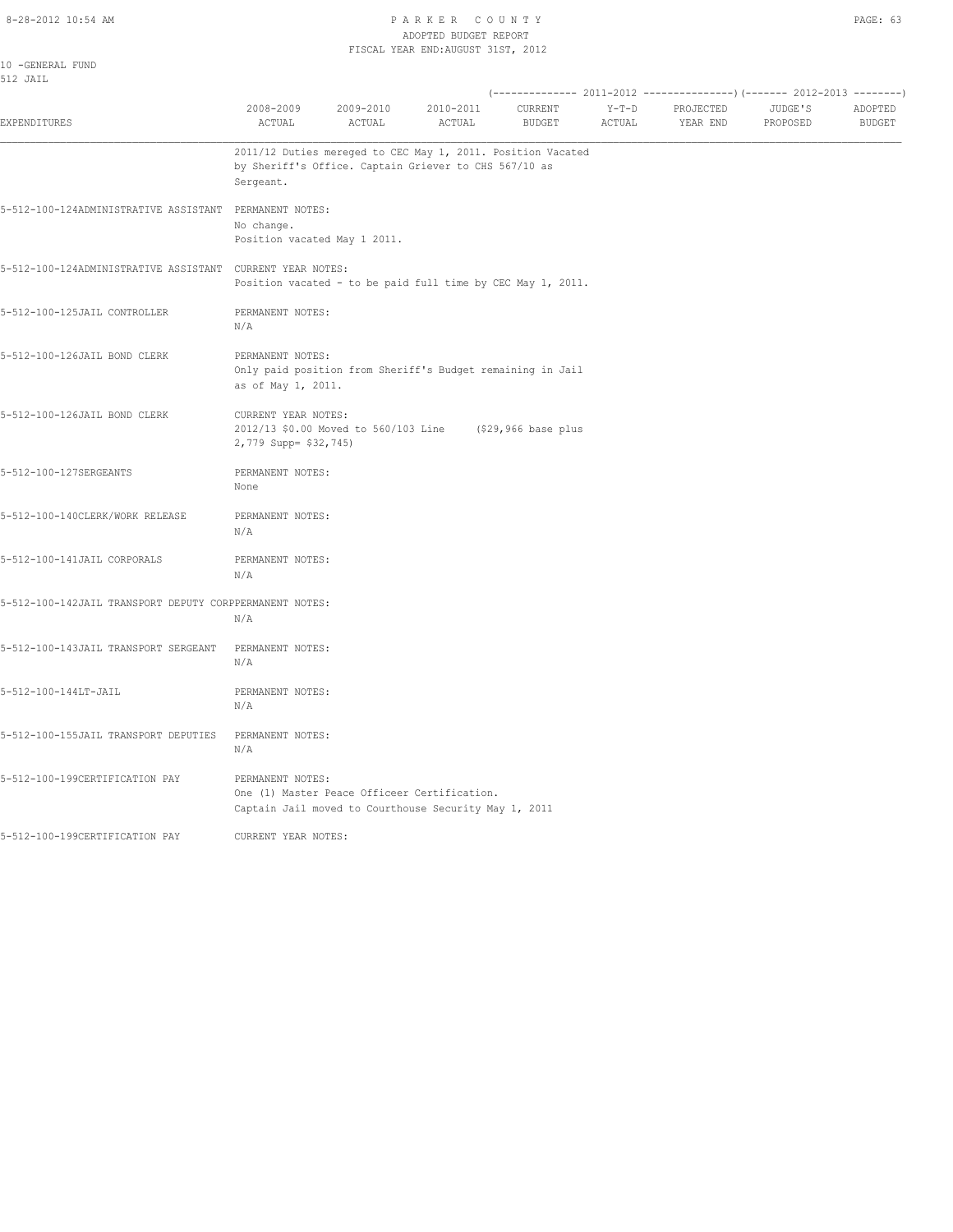10 -GENERAL FUND
512 JAIL

| EXPENDITURES | 2008-2009 ACTUAL | 2009-2010 ACTUAL | 2010-2011 ACTUAL | 2011-2012 CURRENT BUDGET | 2011-2012 Y-T-D ACTUAL | 2011-2012 PROJECTED YEAR END | 2012-2013 JUDGE'S PROPOSED | 2012-2013 ADOPTED BUDGET |
|---|---|---|---|---|---|---|---|---|

2011/12 Duties mereged to CEC May 1, 2011. Position Vacated by Sheriff's Office. Captain Griever to CHS 567/10 as Sergeant.

**5-512-100-124ADMINISTRATIVE ASSISTANT** PERMANENT NOTES:
No change.
Position vacated May 1 2011.

**5-512-100-124ADMINISTRATIVE ASSISTANT** CURRENT YEAR NOTES:
Position vacated - to be paid full time by CEC May 1, 2011.

**5-512-100-125JAIL CONTROLLER** PERMANENT NOTES:
N/A

**5-512-100-126JAIL BOND CLERK** PERMANENT NOTES:
Only paid position from Sheriff's Budget remaining in Jail as of May 1, 2011.

**5-512-100-126JAIL BOND CLERK** CURRENT YEAR NOTES:
2012/13 $0.00 Moved to 560/103 Line ($29,966 base plus 2,779 Supp= $32,745)

**5-512-100-127SERGEANTS** PERMANENT NOTES:
None

**5-512-100-140CLERK/WORK RELEASE** PERMANENT NOTES:
N/A

**5-512-100-141JAIL CORPORALS** PERMANENT NOTES:
N/A

**5-512-100-142JAIL TRANSPORT DEPUTY CORP** PERMANENT NOTES:
N/A

**5-512-100-143JAIL TRANSPORT SERGEANT** PERMANENT NOTES:
N/A

**5-512-100-144LT-JAIL** PERMANENT NOTES:
N/A

**5-512-100-155JAIL TRANSPORT DEPUTIES** PERMANENT NOTES:
N/A

**5-512-100-199CERTIFICATION PAY** PERMANENT NOTES:
One (1) Master Peace Officeer Certification.
Captain Jail moved to Courthouse Security May 1, 2011

**5-512-100-199CERTIFICATION PAY** CURRENT YEAR NOTES: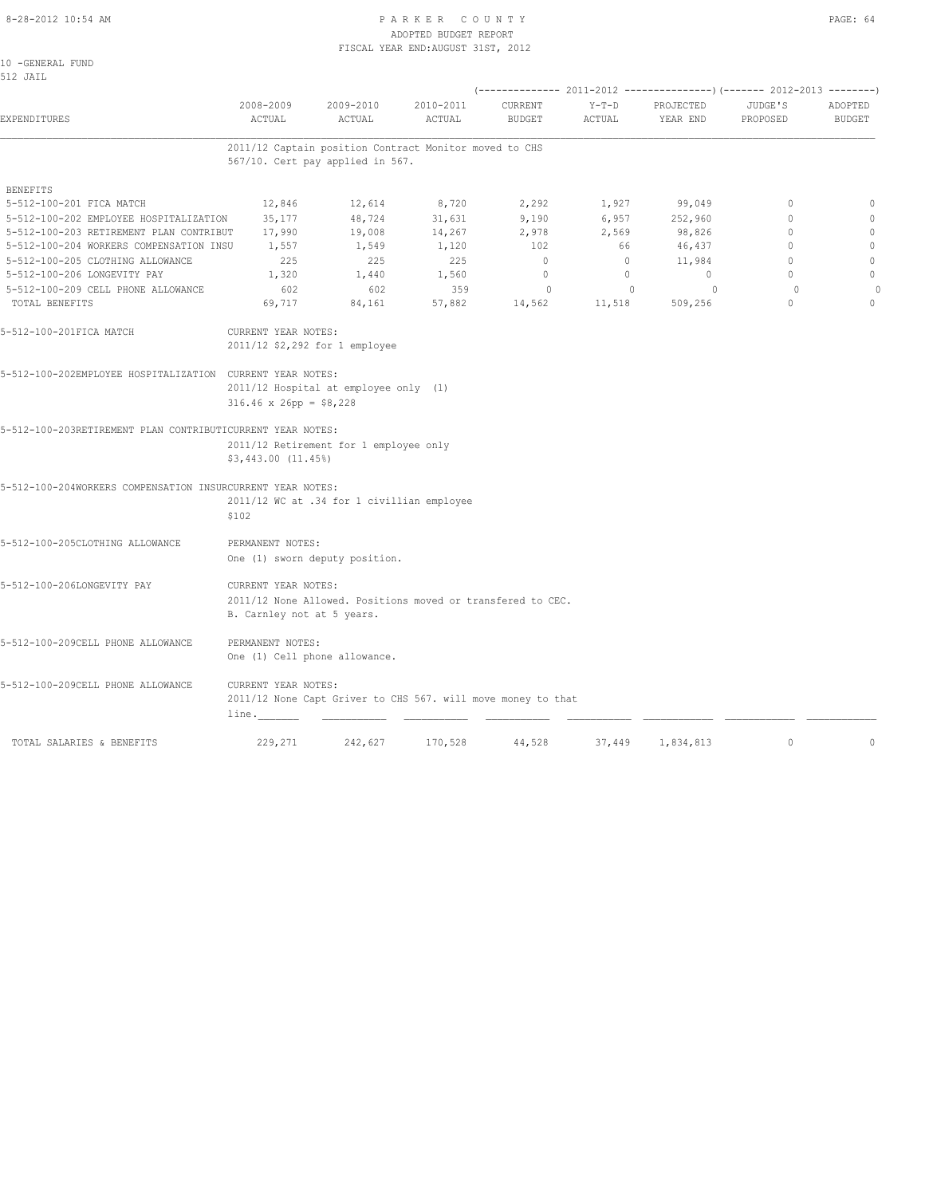10 -GENERAL FUND
512 JAIL

| EXPENDITURES | 2008-2009 ACTUAL | 2009-2010 ACTUAL | 2010-2011 ACTUAL | 2011-2012 CURRENT BUDGET | 2011-2012 Y-T-D ACTUAL | 2011-2012 PROJECTED YEAR END | 2012-2013 JUDGE'S PROPOSED | 2012-2013 ADOPTED BUDGET |
|---|---|---|---|---|---|---|---|---|
| | 2011/12 Captain position Contract Monitor moved to CHS 567/10. Cert pay applied in 567. | | | | | | | |
| BENEFITS | | | | | | | | |
| 5-512-100-201 FICA MATCH | 12,846 | 12,614 | 8,720 | 2,292 | 1,927 | 99,049 | 0 | 0 |
| 5-512-100-202 EMPLOYEE HOSPITALIZATION | 35,177 | 48,724 | 31,631 | 9,190 | 6,957 | 252,960 | 0 | 0 |
| 5-512-100-203 RETIREMENT PLAN CONTRIBUT | 17,990 | 19,008 | 14,267 | 2,978 | 2,569 | 98,826 | 0 | 0 |
| 5-512-100-204 WORKERS COMPENSATION INSU | 1,557 | 1,549 | 1,120 | 102 | 66 | 46,437 | 0 | 0 |
| 5-512-100-205 CLOTHING ALLOWANCE | 225 | 225 | 225 | 0 | 0 | 11,984 | 0 | 0 |
| 5-512-100-206 LONGEVITY PAY | 1,320 | 1,440 | 1,560 | 0 | 0 | 0 | 0 | 0 |
| 5-512-100-209 CELL PHONE ALLOWANCE | 602 | 602 | 359 | 0 | 0 | 0 | 0 | 0 |
| TOTAL BENEFITS | 69,717 | 84,161 | 57,882 | 14,562 | 11,518 | 509,256 | 0 | 0 |

5-512-100-201FICA MATCH — CURRENT YEAR NOTES:
2011/12 $2,292 for 1 employee

5-512-100-202EMPLOYEE HOSPITALIZATION — CURRENT YEAR NOTES:
2011/12 Hospital at employee only (1)
316.46 x 26pp = $8,228

5-512-100-203RETIREMENT PLAN CONTRIBUTI — CURRENT YEAR NOTES:
2011/12 Retirement for 1 employee only
$3,443.00 (11.45%)

5-512-100-204WORKERS COMPENSATION INSUR — CURRENT YEAR NOTES:
2011/12 WC at .34 for 1 civillian employee
$102

5-512-100-205CLOTHING ALLOWANCE — PERMANENT NOTES:
One (1) sworn deputy position.

5-512-100-206LONGEVITY PAY — CURRENT YEAR NOTES:
2011/12 None Allowed. Positions moved or transfered to CEC.
B. Carnley not at 5 years.

5-512-100-209CELL PHONE ALLOWANCE — PERMANENT NOTES:
One (1) Cell phone allowance.

5-512-100-209CELL PHONE ALLOWANCE — CURRENT YEAR NOTES:
2011/12 None Capt Griver to CHS 567. will move money to that line.

| | 2008-2009 ACTUAL | 2009-2010 ACTUAL | 2010-2011 ACTUAL | CURRENT BUDGET | Y-T-D ACTUAL | PROJECTED YEAR END | JUDGE'S PROPOSED | ADOPTED BUDGET |
|---|---|---|---|---|---|---|---|---|
| TOTAL SALARIES & BENEFITS | 229,271 | 242,627 | 170,528 | 44,528 | 37,449 | 1,834,813 | 0 | 0 |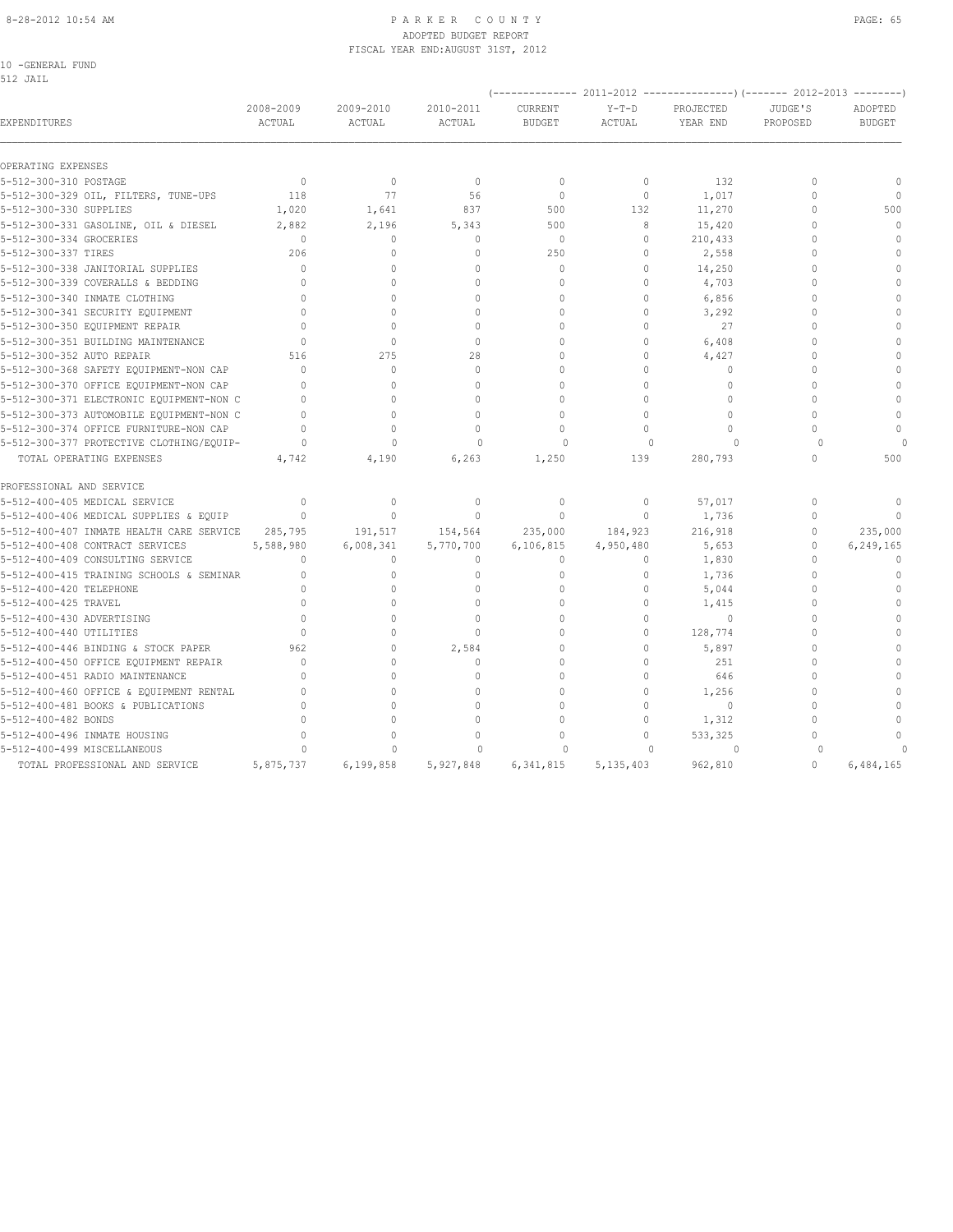# PARKER COUNTY
## ADOPTED BUDGET REPORT
## FISCAL YEAR END:AUGUST 31ST, 2012

10 -GENERAL FUND
512 JAIL

| EXPENDITURES | 2008-2009 ACTUAL | 2009-2010 ACTUAL | 2010-2011 ACTUAL | 2011-2012 CURRENT BUDGET | 2011-2012 Y-T-D ACTUAL | 2011-2012 PROJECTED YEAR END | 2012-2013 JUDGE'S PROPOSED | 2012-2013 ADOPTED BUDGET |
|---|---|---|---|---|---|---|---|---|
| OPERATING EXPENSES | | | | | | | | |
| 5-512-300-310 POSTAGE | 0 | 0 | 0 | 0 | 0 | 132 | 0 | 0 |
| 5-512-300-329 OIL, FILTERS, TUNE-UPS | 118 | 77 | 56 | 0 | 0 | 1,017 | 0 | 0 |
| 5-512-300-330 SUPPLIES | 1,020 | 1,641 | 837 | 500 | 132 | 11,270 | 0 | 500 |
| 5-512-300-331 GASOLINE, OIL & DIESEL | 2,882 | 2,196 | 5,343 | 500 | 8 | 15,420 | 0 | 0 |
| 5-512-300-334 GROCERIES | 0 | 0 | 0 | 0 | 0 | 210,433 | 0 | 0 |
| 5-512-300-337 TIRES | 206 | 0 | 0 | 250 | 0 | 2,558 | 0 | 0 |
| 5-512-300-338 JANITORIAL SUPPLIES | 0 | 0 | 0 | 0 | 0 | 14,250 | 0 | 0 |
| 5-512-300-339 COVERALLS & BEDDING | 0 | 0 | 0 | 0 | 0 | 4,703 | 0 | 0 |
| 5-512-300-340 INMATE CLOTHING | 0 | 0 | 0 | 0 | 0 | 6,856 | 0 | 0 |
| 5-512-300-341 SECURITY EQUIPMENT | 0 | 0 | 0 | 0 | 0 | 3,292 | 0 | 0 |
| 5-512-300-350 EQUIPMENT REPAIR | 0 | 0 | 0 | 0 | 0 | 27 | 0 | 0 |
| 5-512-300-351 BUILDING MAINTENANCE | 0 | 0 | 0 | 0 | 0 | 6,408 | 0 | 0 |
| 5-512-300-352 AUTO REPAIR | 516 | 275 | 28 | 0 | 0 | 4,427 | 0 | 0 |
| 5-512-300-368 SAFETY EQUIPMENT-NON CAP | 0 | 0 | 0 | 0 | 0 | 0 | 0 | 0 |
| 5-512-300-370 OFFICE EQUIPMENT-NON CAP | 0 | 0 | 0 | 0 | 0 | 0 | 0 | 0 |
| 5-512-300-371 ELECTRONIC EQUIPMENT-NON C | 0 | 0 | 0 | 0 | 0 | 0 | 0 | 0 |
| 5-512-300-373 AUTOMOBILE EQUIPMENT-NON C | 0 | 0 | 0 | 0 | 0 | 0 | 0 | 0 |
| 5-512-300-374 OFFICE FURNITURE-NON CAP | 0 | 0 | 0 | 0 | 0 | 0 | 0 | 0 |
| 5-512-300-377 PROTECTIVE CLOTHING/EQUIP- | 0 | 0 | 0 | 0 | 0 | 0 | 0 | 0 |
| TOTAL OPERATING EXPENSES | 4,742 | 4,190 | 6,263 | 1,250 | 139 | 280,793 | 0 | 500 |
| PROFESSIONAL AND SERVICE | | | | | | | | |
| 5-512-400-405 MEDICAL SERVICE | 0 | 0 | 0 | 0 | 0 | 57,017 | 0 | 0 |
| 5-512-400-406 MEDICAL SUPPLIES & EQUIP | 0 | 0 | 0 | 0 | 0 | 1,736 | 0 | 0 |
| 5-512-400-407 INMATE HEALTH CARE SERVICE | 285,795 | 191,517 | 154,564 | 235,000 | 184,923 | 216,918 | 0 | 235,000 |
| 5-512-400-408 CONTRACT SERVICES | 5,588,980 | 6,008,341 | 5,770,700 | 6,106,815 | 4,950,480 | 5,653 | 0 | 6,249,165 |
| 5-512-400-409 CONSULTING SERVICE | 0 | 0 | 0 | 0 | 0 | 1,830 | 0 | 0 |
| 5-512-400-415 TRAINING SCHOOLS & SEMINAR | 0 | 0 | 0 | 0 | 0 | 1,736 | 0 | 0 |
| 5-512-400-420 TELEPHONE | 0 | 0 | 0 | 0 | 0 | 5,044 | 0 | 0 |
| 5-512-400-425 TRAVEL | 0 | 0 | 0 | 0 | 0 | 1,415 | 0 | 0 |
| 5-512-400-430 ADVERTISING | 0 | 0 | 0 | 0 | 0 | 0 | 0 | 0 |
| 5-512-400-440 UTILITIES | 0 | 0 | 0 | 0 | 0 | 128,774 | 0 | 0 |
| 5-512-400-446 BINDING & STOCK PAPER | 962 | 0 | 2,584 | 0 | 0 | 5,897 | 0 | 0 |
| 5-512-400-450 OFFICE EQUIPMENT REPAIR | 0 | 0 | 0 | 0 | 0 | 251 | 0 | 0 |
| 5-512-400-451 RADIO MAINTENANCE | 0 | 0 | 0 | 0 | 0 | 646 | 0 | 0 |
| 5-512-400-460 OFFICE & EQUIPMENT RENTAL | 0 | 0 | 0 | 0 | 0 | 1,256 | 0 | 0 |
| 5-512-400-481 BOOKS & PUBLICATIONS | 0 | 0 | 0 | 0 | 0 | 0 | 0 | 0 |
| 5-512-400-482 BONDS | 0 | 0 | 0 | 0 | 0 | 1,312 | 0 | 0 |
| 5-512-400-496 INMATE HOUSING | 0 | 0 | 0 | 0 | 0 | 533,325 | 0 | 0 |
| 5-512-400-499 MISCELLANEOUS | 0 | 0 | 0 | 0 | 0 | 0 | 0 | 0 |
| TOTAL PROFESSIONAL AND SERVICE | 5,875,737 | 6,199,858 | 5,927,848 | 6,341,815 | 5,135,403 | 962,810 | 0 | 6,484,165 |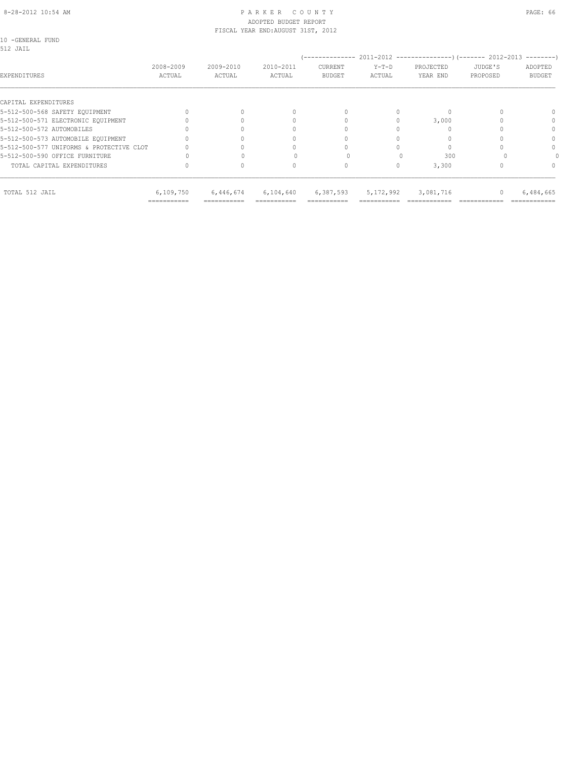10 -GENERAL FUND
512 JAIL

| EXPENDITURES | 2008-2009 ACTUAL | 2009-2010 ACTUAL | 2010-2011 ACTUAL | 2011-2012 CURRENT BUDGET | 2011-2012 Y-T-D ACTUAL | 2011-2012 PROJECTED YEAR END | 2012-2013 JUDGE'S PROPOSED | 2012-2013 ADOPTED BUDGET |
|---|---|---|---|---|---|---|---|---|
| CAPITAL EXPENDITURES | | | | | | | | |
| 5-512-500-568 SAFETY EQUIPMENT | 0 | 0 | 0 | 0 | 0 | 0 | 0 | 0 |
| 5-512-500-571 ELECTRONIC EQUIPMENT | 0 | 0 | 0 | 0 | 0 | 3,000 | 0 | 0 |
| 5-512-500-572 AUTOMOBILES | 0 | 0 | 0 | 0 | 0 | 0 | 0 | 0 |
| 5-512-500-573 AUTOMOBILE EQUIPMENT | 0 | 0 | 0 | 0 | 0 | 0 | 0 | 0 |
| 5-512-500-577 UNIFORMS & PROTECTIVE CLOT | 0 | 0 | 0 | 0 | 0 | 0 | 0 | 0 |
| 5-512-500-590 OFFICE FURNITURE | 0 | 0 | 0 | 0 | 0 | 300 | 0 | 0 |
| TOTAL CAPITAL EXPENDITURES | 0 | 0 | 0 | 0 | 0 | 3,300 | 0 | 0 |
| TOTAL 512 JAIL | 6,109,750 | 6,446,674 | 6,104,640 | 6,387,593 | 5,172,992 | 3,081,716 | 0 | 6,484,665 |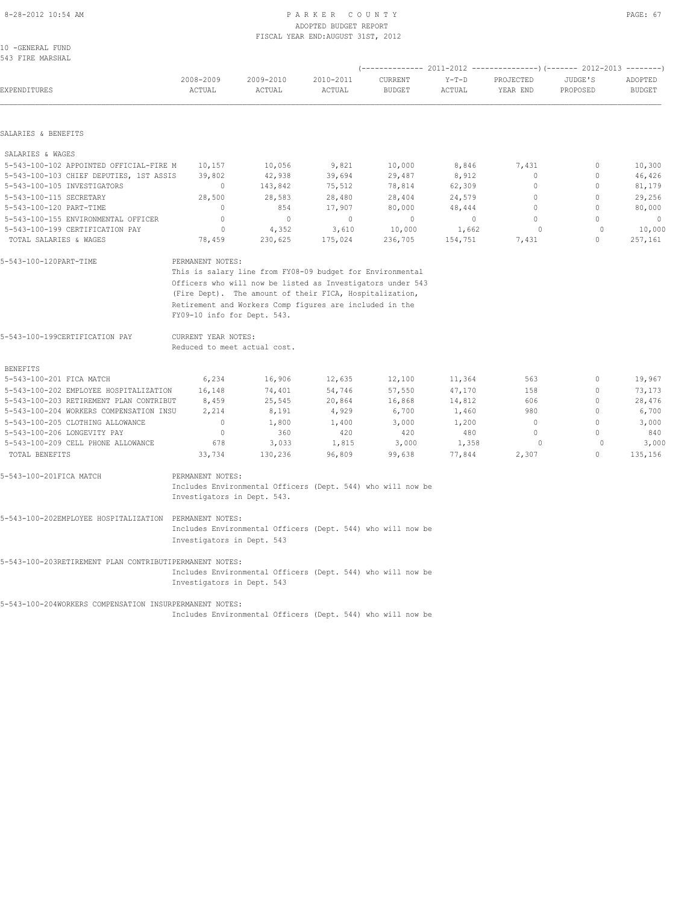PARKER COUNTY
ADOPTED BUDGET REPORT
FISCAL YEAR END: AUGUST 31ST, 2012

10 -GENERAL FUND
543 FIRE MARSHAL

| EXPENDITURES | 2008-2009 ACTUAL | 2009-2010 ACTUAL | 2010-2011 ACTUAL | 2011-2012 CURRENT BUDGET | 2011-2012 Y-T-D ACTUAL | 2011-2012 PROJECTED YEAR END | 2012-2013 JUDGE'S PROPOSED | 2012-2013 ADOPTED BUDGET |
|---|---|---|---|---|---|---|---|---|
| **SALARIES & BENEFITS** | | | | | | | | |
| SALARIES & WAGES | | | | | | | | |
| 5-543-100-102 APPOINTED OFFICIAL-FIRE M | 10,157 | 10,056 | 9,821 | 10,000 | 8,846 | 7,431 | 0 | 10,300 |
| 5-543-100-103 CHIEF DEPUTIES, 1ST ASSIS | 39,802 | 42,938 | 39,694 | 29,487 | 8,912 | 0 | 0 | 46,426 |
| 5-543-100-105 INVESTIGATORS | 0 | 143,842 | 75,512 | 78,814 | 62,309 | 0 | 0 | 81,179 |
| 5-543-100-115 SECRETARY | 28,500 | 28,583 | 28,480 | 28,404 | 24,579 | 0 | 0 | 29,256 |
| 5-543-100-120 PART-TIME | 0 | 854 | 17,907 | 80,000 | 48,444 | 0 | 0 | 80,000 |
| 5-543-100-155 ENVIRONMENTAL OFFICER | 0 | 0 | 0 | 0 | 0 | 0 | 0 | 0 |
| 5-543-100-199 CERTIFICATION PAY | 0 | 4,352 | 3,610 | 10,000 | 1,662 | 0 | 0 | 10,000 |
| TOTAL SALARIES & WAGES | 78,459 | 230,625 | 175,024 | 236,705 | 154,751 | 7,431 | 0 | 257,161 |

5-543-100-120PART-TIME — PERMANENT NOTES:
This is salary line from FY08-09 budget for Environmental Officers who will now be listed as Investigators under 543 (Fire Dept). The amount of their FICA, Hospitalization, Retirement and Workers Comp figures are included in the FY09-10 info for Dept. 543.

5-543-100-199CERTIFICATION PAY — CURRENT YEAR NOTES:
Reduced to meet actual cost.

| EXPENDITURES | 2008-2009 ACTUAL | 2009-2010 ACTUAL | 2010-2011 ACTUAL | 2011-2012 CURRENT BUDGET | 2011-2012 Y-T-D ACTUAL | 2011-2012 PROJECTED YEAR END | 2012-2013 JUDGE'S PROPOSED | 2012-2013 ADOPTED BUDGET |
|---|---|---|---|---|---|---|---|---|
| BENEFITS | | | | | | | | |
| 5-543-100-201 FICA MATCH | 6,234 | 16,906 | 12,635 | 12,100 | 11,364 | 563 | 0 | 19,967 |
| 5-543-100-202 EMPLOYEE HOSPITALIZATION | 16,148 | 74,401 | 54,746 | 57,550 | 47,170 | 158 | 0 | 73,173 |
| 5-543-100-203 RETIREMENT PLAN CONTRIBUT | 8,459 | 25,545 | 20,864 | 16,868 | 14,812 | 606 | 0 | 28,476 |
| 5-543-100-204 WORKERS COMPENSATION INSU | 2,214 | 8,191 | 4,929 | 6,700 | 1,460 | 980 | 0 | 6,700 |
| 5-543-100-205 CLOTHING ALLOWANCE | 0 | 1,800 | 1,400 | 3,000 | 1,200 | 0 | 0 | 3,000 |
| 5-543-100-206 LONGEVITY PAY | 0 | 360 | 420 | 420 | 480 | 0 | 0 | 840 |
| 5-543-100-209 CELL PHONE ALLOWANCE | 678 | 3,033 | 1,815 | 3,000 | 1,358 | 0 | 0 | 3,000 |
| TOTAL BENEFITS | 33,734 | 130,236 | 96,809 | 99,638 | 77,844 | 2,307 | 0 | 135,156 |

5-543-100-201FICA MATCH — PERMANENT NOTES:
Includes Environmental Officers (Dept. 544) who will now be Investigators in Dept. 543.

5-543-100-202EMPLOYEE HOSPITALIZATION — PERMANENT NOTES:
Includes Environmental Officers (Dept. 544) who will now be Investigators in Dept. 543

5-543-100-203RETIREMENT PLAN CONTRIBUT — PERMANENT NOTES:
Includes Environmental Officers (Dept. 544) who will now be Investigators in Dept. 543

5-543-100-204WORKERS COMPENSATION INSUR — PERMANENT NOTES:
Includes Environmental Officers (Dept. 544) who will now be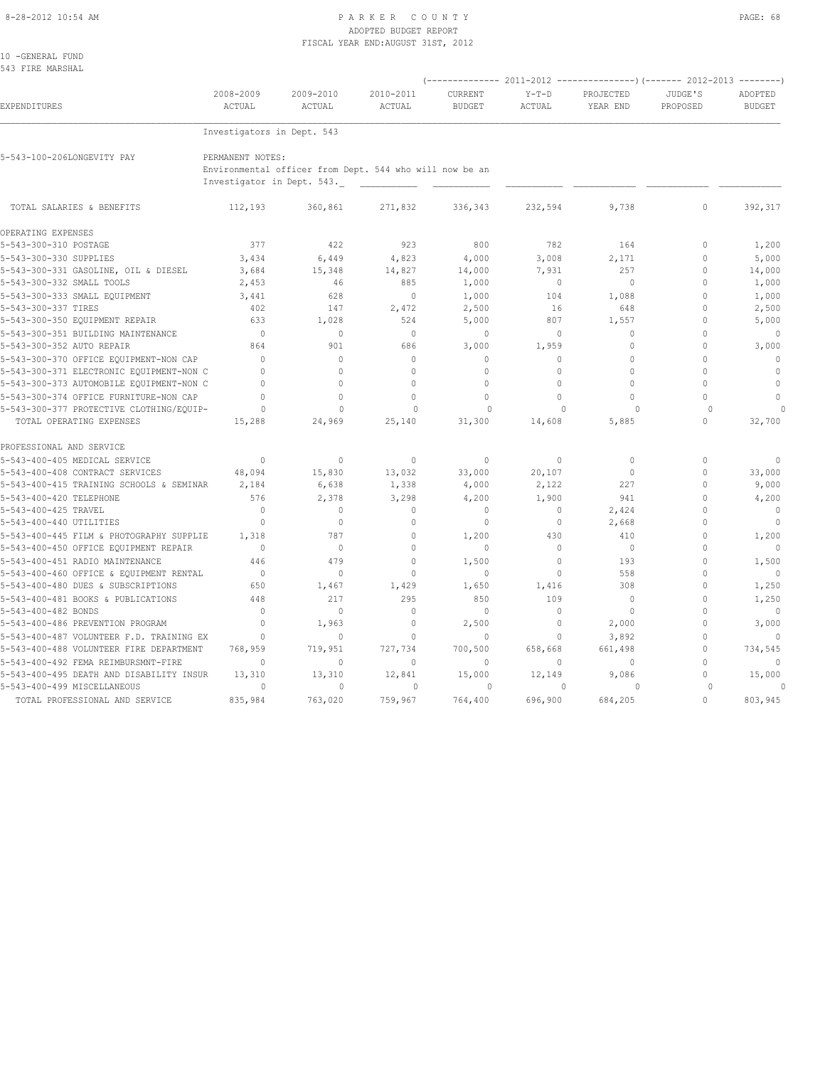10 -GENERAL FUND
543 FIRE MARSHAL

| EXPENDITURES | 2008-2009 ACTUAL | 2009-2010 ACTUAL | 2010-2011 ACTUAL | 2011-2012 CURRENT BUDGET | 2011-2012 Y-T-D ACTUAL | 2011-2012 PROJECTED YEAR END | 2012-2013 JUDGE'S PROPOSED | 2012-2013 ADOPTED BUDGET |
|---|---|---|---|---|---|---|---|---|
| | Investigators in Dept. 543 | | | | | | | |
| 5-543-100-206LONGEVITY PAY | PERMANENT NOTES: Environmental officer from Dept. 544 who will now be an Investigator in Dept. 543. | | | | | | | |
| TOTAL SALARIES & BENEFITS | 112,193 | 360,861 | 271,832 | 336,343 | 232,594 | 9,738 | 0 | 392,317 |
| OPERATING EXPENSES | | | | | | | | |
| 5-543-300-310 POSTAGE | 377 | 422 | 923 | 800 | 782 | 164 | 0 | 1,200 |
| 5-543-300-330 SUPPLIES | 3,434 | 6,449 | 4,823 | 4,000 | 3,008 | 2,171 | 0 | 5,000 |
| 5-543-300-331 GASOLINE, OIL & DIESEL | 3,684 | 15,348 | 14,827 | 14,000 | 7,931 | 257 | 0 | 14,000 |
| 5-543-300-332 SMALL TOOLS | 2,453 | 46 | 885 | 1,000 | 0 | 0 | 0 | 1,000 |
| 5-543-300-333 SMALL EQUIPMENT | 3,441 | 628 | 0 | 1,000 | 104 | 1,088 | 0 | 1,000 |
| 5-543-300-337 TIRES | 402 | 147 | 2,472 | 2,500 | 16 | 648 | 0 | 2,500 |
| 5-543-300-350 EQUIPMENT REPAIR | 633 | 1,028 | 524 | 5,000 | 807 | 1,557 | 0 | 5,000 |
| 5-543-300-351 BUILDING MAINTENANCE | 0 | 0 | 0 | 0 | 0 | 0 | 0 | 0 |
| 5-543-300-352 AUTO REPAIR | 864 | 901 | 686 | 3,000 | 1,959 | 0 | 0 | 3,000 |
| 5-543-300-370 OFFICE EQUIPMENT-NON CAP | 0 | 0 | 0 | 0 | 0 | 0 | 0 | 0 |
| 5-543-300-371 ELECTRONIC EQUIPMENT-NON C | 0 | 0 | 0 | 0 | 0 | 0 | 0 | 0 |
| 5-543-300-373 AUTOMOBILE EQUIPMENT-NON C | 0 | 0 | 0 | 0 | 0 | 0 | 0 | 0 |
| 5-543-300-374 OFFICE FURNITURE-NON CAP | 0 | 0 | 0 | 0 | 0 | 0 | 0 | 0 |
| 5-543-300-377 PROTECTIVE CLOTHING/EQUIP- | 0 | 0 | 0 | 0 | 0 | 0 | 0 | 0 |
| TOTAL OPERATING EXPENSES | 15,288 | 24,969 | 25,140 | 31,300 | 14,608 | 5,885 | 0 | 32,700 |
| PROFESSIONAL AND SERVICE | | | | | | | | |
| 5-543-400-405 MEDICAL SERVICE | 0 | 0 | 0 | 0 | 0 | 0 | 0 | 0 |
| 5-543-400-408 CONTRACT SERVICES | 48,094 | 15,830 | 13,032 | 33,000 | 20,107 | 0 | 0 | 33,000 |
| 5-543-400-415 TRAINING SCHOOLS & SEMINAR | 2,184 | 6,638 | 1,338 | 4,000 | 2,122 | 227 | 0 | 9,000 |
| 5-543-400-420 TELEPHONE | 576 | 2,378 | 3,298 | 4,200 | 1,900 | 941 | 0 | 4,200 |
| 5-543-400-425 TRAVEL | 0 | 0 | 0 | 0 | 0 | 2,424 | 0 | 0 |
| 5-543-400-440 UTILITIES | 0 | 0 | 0 | 0 | 0 | 2,668 | 0 | 0 |
| 5-543-400-445 FILM & PHOTOGRAPHY SUPPLIE | 1,318 | 787 | 0 | 1,200 | 430 | 410 | 0 | 1,200 |
| 5-543-400-450 OFFICE EQUIPMENT REPAIR | 0 | 0 | 0 | 0 | 0 | 0 | 0 | 0 |
| 5-543-400-451 RADIO MAINTENANCE | 446 | 479 | 0 | 1,500 | 0 | 193 | 0 | 1,500 |
| 5-543-400-460 OFFICE & EQUIPMENT RENTAL | 0 | 0 | 0 | 0 | 0 | 558 | 0 | 0 |
| 5-543-400-480 DUES & SUBSCRIPTIONS | 650 | 1,467 | 1,429 | 1,650 | 1,416 | 308 | 0 | 1,250 |
| 5-543-400-481 BOOKS & PUBLICATIONS | 448 | 217 | 295 | 850 | 109 | 0 | 0 | 1,250 |
| 5-543-400-482 BONDS | 0 | 0 | 0 | 0 | 0 | 0 | 0 | 0 |
| 5-543-400-486 PREVENTION PROGRAM | 0 | 1,963 | 0 | 2,500 | 0 | 2,000 | 0 | 3,000 |
| 5-543-400-487 VOLUNTEER F.D. TRAINING EX | 0 | 0 | 0 | 0 | 0 | 3,892 | 0 | 0 |
| 5-543-400-488 VOLUNTEER FIRE DEPARTMENT | 768,959 | 719,951 | 727,734 | 700,500 | 658,668 | 661,498 | 0 | 734,545 |
| 5-543-400-492 FEMA REIMBURSMNT-FIRE | 0 | 0 | 0 | 0 | 0 | 0 | 0 | 0 |
| 5-543-400-495 DEATH AND DISABILITY INSUR | 13,310 | 13,310 | 12,841 | 15,000 | 12,149 | 9,086 | 0 | 15,000 |
| 5-543-400-499 MISCELLANEOUS | 0 | 0 | 0 | 0 | 0 | 0 | 0 | 0 |
| TOTAL PROFESSIONAL AND SERVICE | 835,984 | 763,020 | 759,967 | 764,400 | 696,900 | 684,205 | 0 | 803,945 |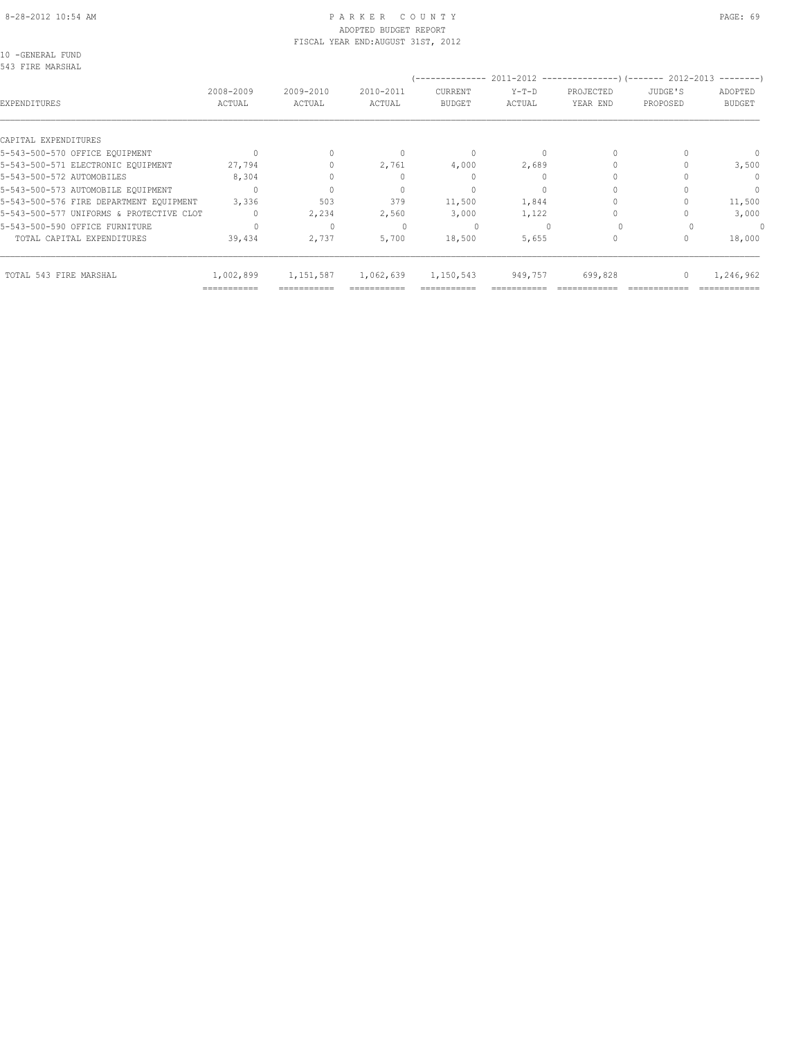PARKER COUNTY
ADOPTED BUDGET REPORT
FISCAL YEAR END:AUGUST 31ST, 2012

10 -GENERAL FUND
543 FIRE MARSHAL

| EXPENDITURES | 2008-2009 ACTUAL | 2009-2010 ACTUAL | 2010-2011 ACTUAL | 2011-2012 CURRENT BUDGET | 2011-2012 Y-T-D ACTUAL | 2011-2012 PROJECTED YEAR END | 2012-2013 JUDGE'S PROPOSED | 2012-2013 ADOPTED BUDGET |
|---|---|---|---|---|---|---|---|---|
| CAPITAL EXPENDITURES | | | | | | | | |
| 5-543-500-570 OFFICE EQUIPMENT | 0 | 0 | 0 | 0 | 0 | 0 | 0 | 0 |
| 5-543-500-571 ELECTRONIC EQUIPMENT | 27,794 | 0 | 2,761 | 4,000 | 2,689 | 0 | 0 | 3,500 |
| 5-543-500-572 AUTOMOBILES | 8,304 | 0 | 0 | 0 | 0 | 0 | 0 | 0 |
| 5-543-500-573 AUTOMOBILE EQUIPMENT | 0 | 0 | 0 | 0 | 0 | 0 | 0 | 0 |
| 5-543-500-576 FIRE DEPARTMENT EQUIPMENT | 3,336 | 503 | 379 | 11,500 | 1,844 | 0 | 0 | 11,500 |
| 5-543-500-577 UNIFORMS & PROTECTIVE CLOT | 0 | 2,234 | 2,560 | 3,000 | 1,122 | 0 | 0 | 3,000 |
| 5-543-500-590 OFFICE FURNITURE | 0 | 0 | 0 | 0 | 0 | 0 | 0 | 0 |
| TOTAL CAPITAL EXPENDITURES | 39,434 | 2,737 | 5,700 | 18,500 | 5,655 | 0 | 0 | 18,000 |
| TOTAL 543 FIRE MARSHAL | 1,002,899 | 1,151,587 | 1,062,639 | 1,150,543 | 949,757 | 699,828 | 0 | 1,246,962 |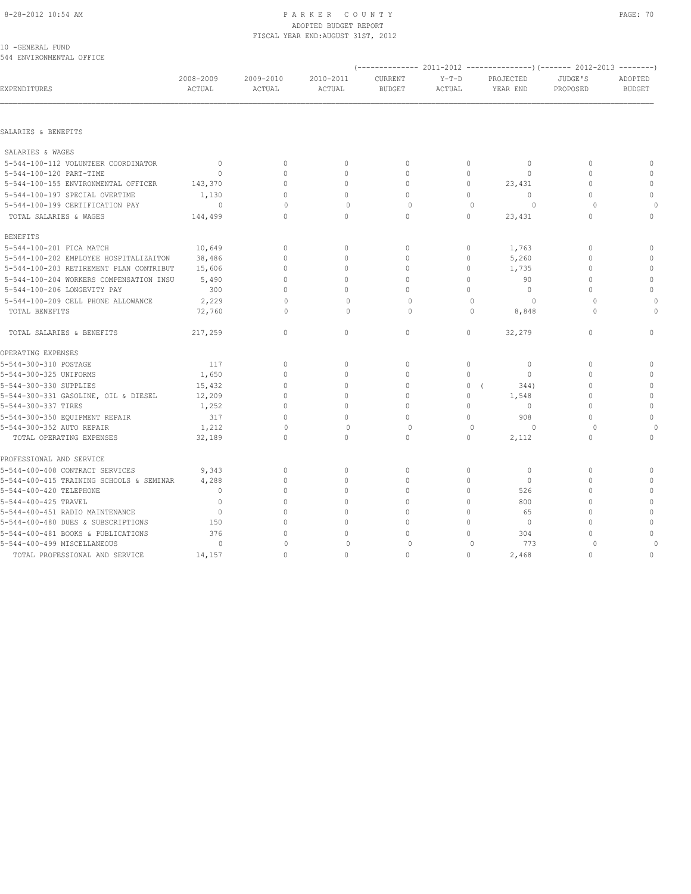PARKER COUNTY
ADOPTED BUDGET REPORT
FISCAL YEAR END:AUGUST 31ST, 2012

10 -GENERAL FUND
544 ENVIRONMENTAL OFFICE

| EXPENDITURES | 2008-2009 ACTUAL | 2009-2010 ACTUAL | 2010-2011 ACTUAL | 2011-2012 CURRENT BUDGET | 2011-2012 Y-T-D ACTUAL | 2011-2012 PROJECTED YEAR END | 2012-2013 JUDGE'S PROPOSED | 2012-2013 ADOPTED BUDGET |
|---|---|---|---|---|---|---|---|---|
| SALARIES & BENEFITS | | | | | | | | |
| SALARIES & WAGES | | | | | | | | |
| 5-544-100-112 VOLUNTEER COORDINATOR | 0 | 0 | 0 | 0 | 0 | 0 | 0 | 0 |
| 5-544-100-120 PART-TIME | 0 | 0 | 0 | 0 | 0 | 0 | 0 | 0 |
| 5-544-100-155 ENVIRONMENTAL OFFICER | 143,370 | 0 | 0 | 0 | 0 | 23,431 | 0 | 0 |
| 5-544-100-197 SPECIAL OVERTIME | 1,130 | 0 | 0 | 0 | 0 | 0 | 0 | 0 |
| 5-544-100-199 CERTIFICATION PAY | 0 | 0 | 0 | 0 | 0 | 0 | 0 | 0 |
| TOTAL SALARIES & WAGES | 144,499 | 0 | 0 | 0 | 0 | 23,431 | 0 | 0 |
| BENEFITS | | | | | | | | |
| 5-544-100-201 FICA MATCH | 10,649 | 0 | 0 | 0 | 0 | 1,763 | 0 | 0 |
| 5-544-100-202 EMPLOYEE HOSPITALIZAITON | 38,486 | 0 | 0 | 0 | 0 | 5,260 | 0 | 0 |
| 5-544-100-203 RETIREMENT PLAN CONTRIBUT | 15,606 | 0 | 0 | 0 | 0 | 1,735 | 0 | 0 |
| 5-544-100-204 WORKERS COMPENSATION INSU | 5,490 | 0 | 0 | 0 | 0 | 90 | 0 | 0 |
| 5-544-100-206 LONGEVITY PAY | 300 | 0 | 0 | 0 | 0 | 0 | 0 | 0 |
| 5-544-100-209 CELL PHONE ALLOWANCE | 2,229 | 0 | 0 | 0 | 0 | 0 | 0 | 0 |
| TOTAL BENEFITS | 72,760 | 0 | 0 | 0 | 0 | 8,848 | 0 | 0 |
| TOTAL SALARIES & BENEFITS | 217,259 | 0 | 0 | 0 | 0 | 32,279 | 0 | 0 |
| OPERATING EXPENSES | | | | | | | | |
| 5-544-300-310 POSTAGE | 117 | 0 | 0 | 0 | 0 | 0 | 0 | 0 |
| 5-544-300-325 UNIFORMS | 1,650 | 0 | 0 | 0 | 0 | 0 | 0 | 0 |
| 5-544-300-330 SUPPLIES | 15,432 | 0 | 0 | 0 | 0 | ( 344) | 0 | 0 |
| 5-544-300-331 GASOLINE, OIL & DIESEL | 12,209 | 0 | 0 | 0 | 0 | 1,548 | 0 | 0 |
| 5-544-300-337 TIRES | 1,252 | 0 | 0 | 0 | 0 | 0 | 0 | 0 |
| 5-544-300-350 EQUIPMENT REPAIR | 317 | 0 | 0 | 0 | 0 | 908 | 0 | 0 |
| 5-544-300-352 AUTO REPAIR | 1,212 | 0 | 0 | 0 | 0 | 0 | 0 | 0 |
| TOTAL OPERATING EXPENSES | 32,189 | 0 | 0 | 0 | 0 | 2,112 | 0 | 0 |
| PROFESSIONAL AND SERVICE | | | | | | | | |
| 5-544-400-408 CONTRACT SERVICES | 9,343 | 0 | 0 | 0 | 0 | 0 | 0 | 0 |
| 5-544-400-415 TRAINING SCHOOLS & SEMINAR | 4,288 | 0 | 0 | 0 | 0 | 0 | 0 | 0 |
| 5-544-400-420 TELEPHONE | 0 | 0 | 0 | 0 | 0 | 526 | 0 | 0 |
| 5-544-400-425 TRAVEL | 0 | 0 | 0 | 0 | 0 | 800 | 0 | 0 |
| 5-544-400-451 RADIO MAINTENANCE | 0 | 0 | 0 | 0 | 0 | 65 | 0 | 0 |
| 5-544-400-480 DUES & SUBSCRIPTIONS | 150 | 0 | 0 | 0 | 0 | 0 | 0 | 0 |
| 5-544-400-481 BOOKS & PUBLICATIONS | 376 | 0 | 0 | 0 | 0 | 304 | 0 | 0 |
| 5-544-400-499 MISCELLANEOUS | 0 | 0 | 0 | 0 | 0 | 773 | 0 | 0 |
| TOTAL PROFESSIONAL AND SERVICE | 14,157 | 0 | 0 | 0 | 0 | 2,468 | 0 | 0 |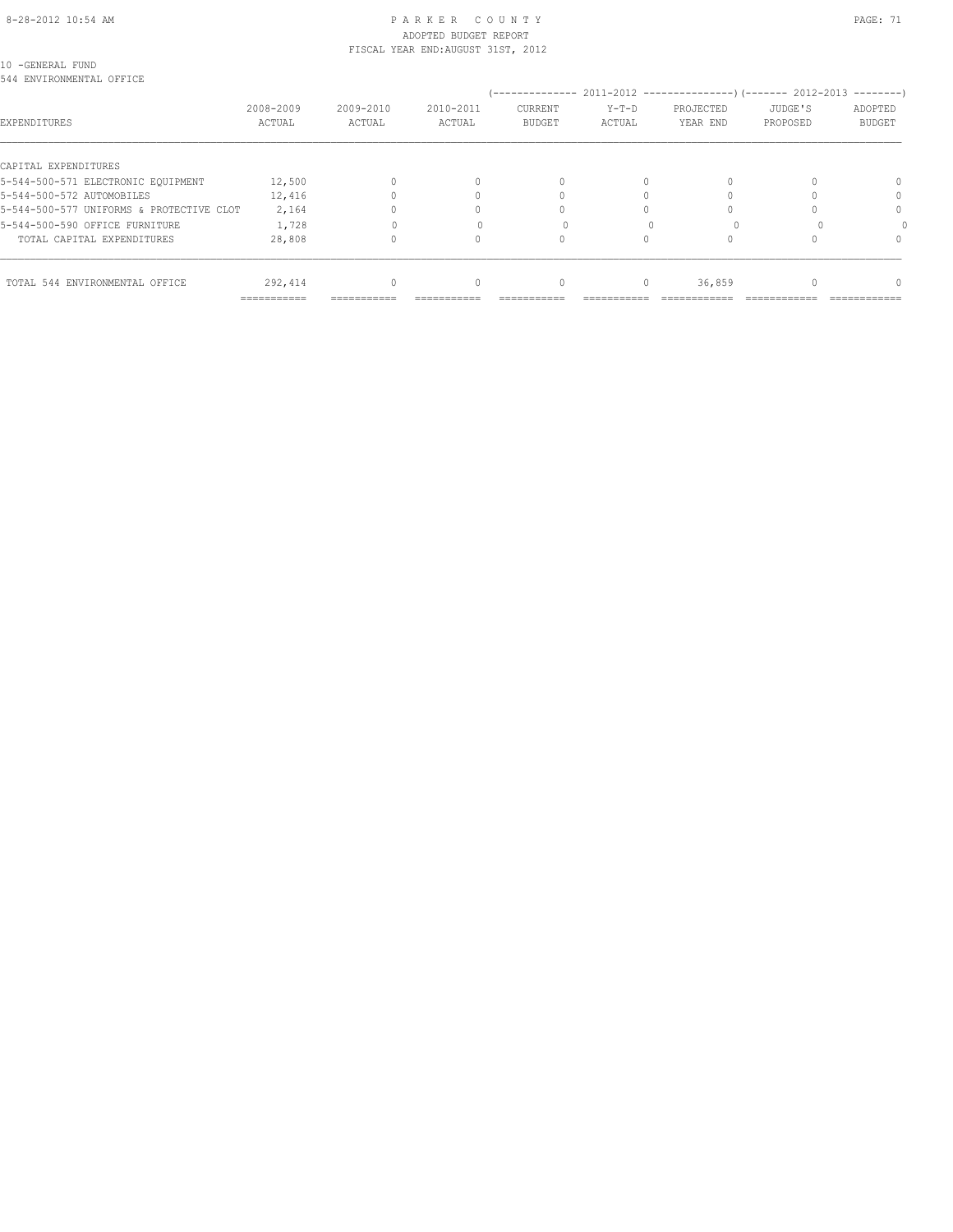10 -GENERAL FUND
544 ENVIRONMENTAL OFFICE

| EXPENDITURES | 2008-2009 ACTUAL | 2009-2010 ACTUAL | 2010-2011 ACTUAL | 2011-2012 CURRENT BUDGET | 2011-2012 Y-T-D ACTUAL | 2011-2012 PROJECTED YEAR END | 2012-2013 JUDGE'S PROPOSED | 2012-2013 ADOPTED BUDGET |
|---|---|---|---|---|---|---|---|---|
| CAPITAL EXPENDITURES | | | | | | | | |
| 5-544-500-571 ELECTRONIC EQUIPMENT | 12,500 | 0 | 0 | 0 | 0 | 0 | 0 | 0 |
| 5-544-500-572 AUTOMOBILES | 12,416 | 0 | 0 | 0 | 0 | 0 | 0 | 0 |
| 5-544-500-577 UNIFORMS & PROTECTIVE CLOT | 2,164 | 0 | 0 | 0 | 0 | 0 | 0 | 0 |
| 5-544-500-590 OFFICE FURNITURE | 1,728 | 0 | 0 | 0 | 0 | 0 | 0 | 0 |
| TOTAL CAPITAL EXPENDITURES | 28,808 | 0 | 0 | 0 | 0 | 0 | 0 | 0 |
| TOTAL 544 ENVIRONMENTAL OFFICE | 292,414 | 0 | 0 | 0 | 0 | 36,859 | 0 | 0 |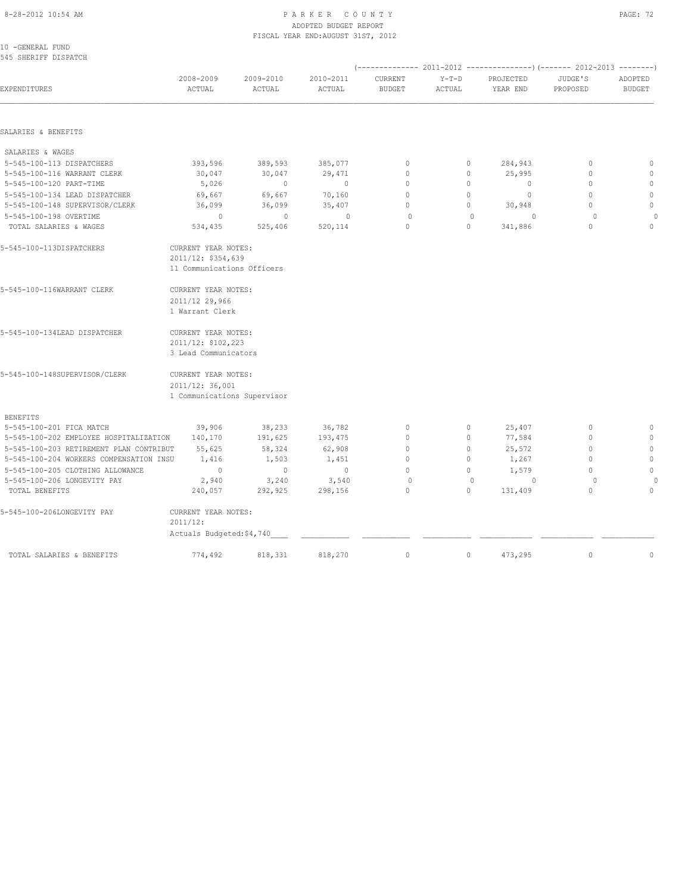PARKER COUNTY
ADOPTED BUDGET REPORT
FISCAL YEAR END: AUGUST 31ST, 2012

10 -GENERAL FUND
545 SHERIFF DISPATCH

| EXPENDITURES | 2008-2009 ACTUAL | 2009-2010 ACTUAL | 2010-2011 ACTUAL | 2011-2012 CURRENT BUDGET | 2011-2012 Y-T-D ACTUAL | 2011-2012 PROJECTED YEAR END | 2012-2013 JUDGE'S PROPOSED | 2012-2013 ADOPTED BUDGET |
|---|---|---|---|---|---|---|---|---|
| **SALARIES & BENEFITS** | | | | | | | | |
| SALARIES & WAGES | | | | | | | | |
| 5-545-100-113 DISPATCHERS | 393,596 | 389,593 | 385,077 | 0 | 0 | 284,943 | 0 | 0 |
| 5-545-100-116 WARRANT CLERK | 30,047 | 30,047 | 29,471 | 0 | 0 | 25,995 | 0 | 0 |
| 5-545-100-120 PART-TIME | 5,026 | 0 | 0 | 0 | 0 | 0 | 0 | 0 |
| 5-545-100-134 LEAD DISPATCHER | 69,667 | 69,667 | 70,160 | 0 | 0 | 0 | 0 | 0 |
| 5-545-100-148 SUPERVISOR/CLERK | 36,099 | 36,099 | 35,407 | 0 | 0 | 30,948 | 0 | 0 |
| 5-545-100-198 OVERTIME | 0 | 0 | 0 | 0 | 0 | 0 | 0 | 0 |
| TOTAL SALARIES & WAGES | 534,435 | 525,406 | 520,114 | 0 | 0 | 341,886 | 0 | 0 |

5-545-100-113DISPATCHERS — CURRENT YEAR NOTES:
2011/12: $354,639
11 Communications Officers

5-545-100-116WARRANT CLERK — CURRENT YEAR NOTES:
2011/12 29,966
1 Warrant Clerk

5-545-100-134LEAD DISPATCHER — CURRENT YEAR NOTES:
2011/12: $102,223
3 Lead Communicators

5-545-100-148SUPERVISOR/CLERK — CURRENT YEAR NOTES:
2011/12: 36,001
1 Communications Supervisor

| EXPENDITURES | 2008-2009 ACTUAL | 2009-2010 ACTUAL | 2010-2011 ACTUAL | 2011-2012 CURRENT BUDGET | 2011-2012 Y-T-D ACTUAL | 2011-2012 PROJECTED YEAR END | 2012-2013 JUDGE'S PROPOSED | 2012-2013 ADOPTED BUDGET |
|---|---|---|---|---|---|---|---|---|
| BENEFITS | | | | | | | | |
| 5-545-100-201 FICA MATCH | 39,906 | 38,233 | 36,782 | 0 | 0 | 25,407 | 0 | 0 |
| 5-545-100-202 EMPLOYEE HOSPITALIZATION | 140,170 | 191,625 | 193,475 | 0 | 0 | 77,584 | 0 | 0 |
| 5-545-100-203 RETIREMENT PLAN CONTRIBUT | 55,625 | 58,324 | 62,908 | 0 | 0 | 25,572 | 0 | 0 |
| 5-545-100-204 WORKERS COMPENSATION INSU | 1,416 | 1,503 | 1,451 | 0 | 0 | 1,267 | 0 | 0 |
| 5-545-100-205 CLOTHING ALLOWANCE | 0 | 0 | 0 | 0 | 0 | 1,579 | 0 | 0 |
| 5-545-100-206 LONGEVITY PAY | 2,940 | 3,240 | 3,540 | 0 | 0 | 0 | 0 | 0 |
| TOTAL BENEFITS | 240,057 | 292,925 | 298,156 | 0 | 0 | 131,409 | 0 | 0 |

5-545-100-206LONGEVITY PAY — CURRENT YEAR NOTES:
2011/12:
Actuals Budgeted:$4,740

| | 2008-2009 ACTUAL | 2009-2010 ACTUAL | 2010-2011 ACTUAL | 2011-2012 CURRENT BUDGET | 2011-2012 Y-T-D ACTUAL | 2011-2012 PROJECTED YEAR END | 2012-2013 JUDGE'S PROPOSED | 2012-2013 ADOPTED BUDGET |
|---|---|---|---|---|---|---|---|---|
| TOTAL SALARIES & BENEFITS | 774,492 | 818,331 | 818,270 | 0 | 0 | 473,295 | 0 | 0 |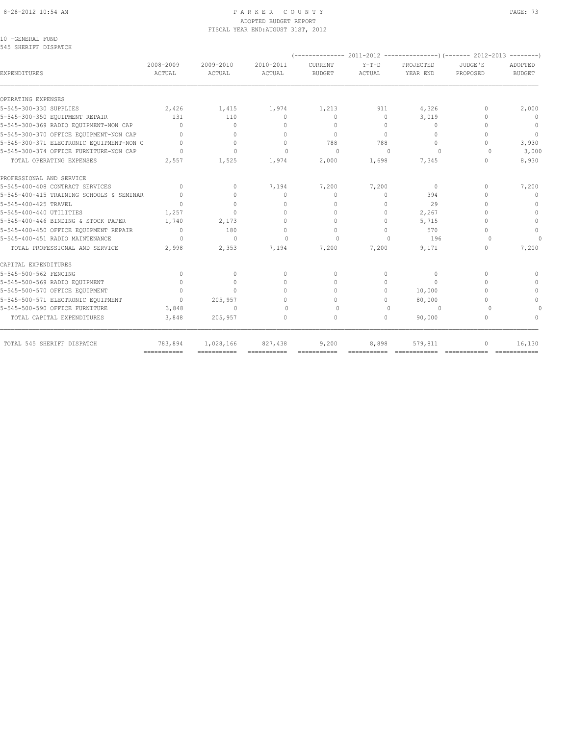PARKER COUNTY
ADOPTED BUDGET REPORT
FISCAL YEAR END:AUGUST 31ST, 2012

10 -GENERAL FUND
545 SHERIFF DISPATCH

| EXPENDITURES | 2008-2009 ACTUAL | 2009-2010 ACTUAL | 2010-2011 ACTUAL | 2011-2012 CURRENT BUDGET | 2011-2012 Y-T-D ACTUAL | 2011-2012 PROJECTED YEAR END | 2012-2013 JUDGE'S PROPOSED | 2012-2013 ADOPTED BUDGET |
|---|---|---|---|---|---|---|---|---|
| OPERATING EXPENSES | | | | | | | | |
| 5-545-300-330 SUPPLIES | 2,426 | 1,415 | 1,974 | 1,213 | 911 | 4,326 | 0 | 2,000 |
| 5-545-300-350 EQUIPMENT REPAIR | 131 | 110 | 0 | 0 | 0 | 3,019 | 0 | 0 |
| 5-545-300-369 RADIO EQUIPMENT-NON CAP | 0 | 0 | 0 | 0 | 0 | 0 | 0 | 0 |
| 5-545-300-370 OFFICE EQUIPMENT-NON CAP | 0 | 0 | 0 | 0 | 0 | 0 | 0 | 0 |
| 5-545-300-371 ELECTRONIC EQUIPMENT-NON C | 0 | 0 | 0 | 788 | 788 | 0 | 0 | 3,930 |
| 5-545-300-374 OFFICE FURNITURE-NON CAP | 0 | 0 | 0 | 0 | 0 | 0 | 0 | 3,000 |
| TOTAL OPERATING EXPENSES | 2,557 | 1,525 | 1,974 | 2,000 | 1,698 | 7,345 | 0 | 8,930 |
| PROFESSIONAL AND SERVICE | | | | | | | | |
| 5-545-400-408 CONTRACT SERVICES | 0 | 0 | 7,194 | 7,200 | 7,200 | 0 | 0 | 7,200 |
| 5-545-400-415 TRAINING SCHOOLS & SEMINAR | 0 | 0 | 0 | 0 | 0 | 394 | 0 | 0 |
| 5-545-400-425 TRAVEL | 0 | 0 | 0 | 0 | 0 | 29 | 0 | 0 |
| 5-545-400-440 UTILITIES | 1,257 | 0 | 0 | 0 | 0 | 2,267 | 0 | 0 |
| 5-545-400-446 BINDING & STOCK PAPER | 1,740 | 2,173 | 0 | 0 | 0 | 5,715 | 0 | 0 |
| 5-545-400-450 OFFICE EQUIPMENT REPAIR | 0 | 180 | 0 | 0 | 0 | 570 | 0 | 0 |
| 5-545-400-451 RADIO MAINTENANCE | 0 | 0 | 0 | 0 | 0 | 196 | 0 | 0 |
| TOTAL PROFESSIONAL AND SERVICE | 2,998 | 2,353 | 7,194 | 7,200 | 7,200 | 9,171 | 0 | 7,200 |
| CAPITAL EXPENDITURES | | | | | | | | |
| 5-545-500-562 FENCING | 0 | 0 | 0 | 0 | 0 | 0 | 0 | 0 |
| 5-545-500-569 RADIO EQUIPMENT | 0 | 0 | 0 | 0 | 0 | 0 | 0 | 0 |
| 5-545-500-570 OFFICE EQUIPMENT | 0 | 0 | 0 | 0 | 0 | 10,000 | 0 | 0 |
| 5-545-500-571 ELECTRONIC EQUIPMENT | 0 | 205,957 | 0 | 0 | 0 | 80,000 | 0 | 0 |
| 5-545-500-590 OFFICE FURNITURE | 3,848 | 0 | 0 | 0 | 0 | 0 | 0 | 0 |
| TOTAL CAPITAL EXPENDITURES | 3,848 | 205,957 | 0 | 0 | 0 | 90,000 | 0 | 0 |
| TOTAL 545 SHERIFF DISPATCH | 783,894 | 1,028,166 | 827,438 | 9,200 | 8,898 | 579,811 | 0 | 16,130 |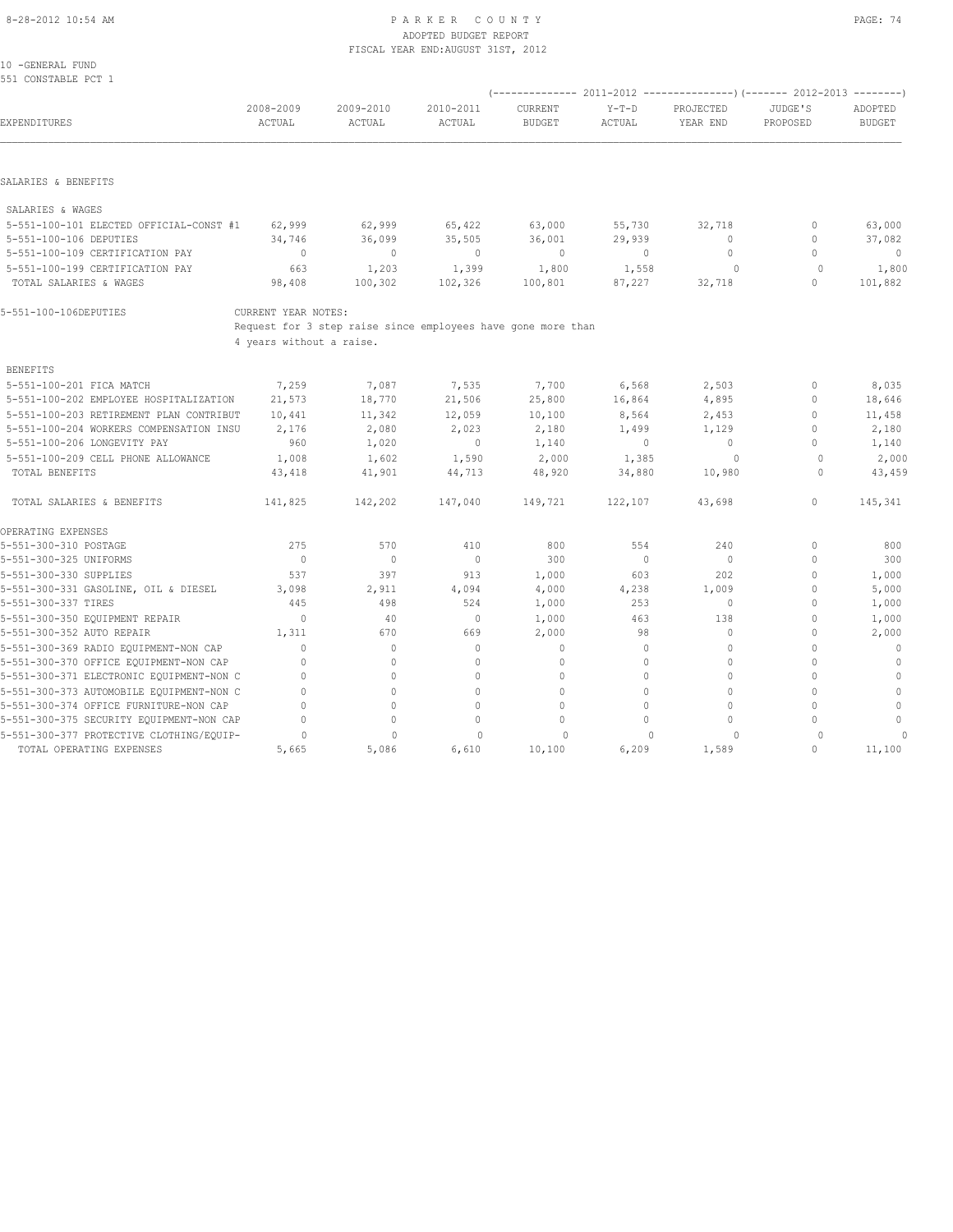# PARKER COUNTY

ADOPTED BUDGET REPORT

FISCAL YEAR END:AUGUST 31ST, 2012

10 -GENERAL FUND

551 CONSTABLE PCT 1

| EXPENDITURES | 2008-2009 ACTUAL | 2009-2010 ACTUAL | 2010-2011 ACTUAL | 2011-2012 CURRENT BUDGET | 2011-2012 Y-T-D ACTUAL | 2011-2012 PROJECTED YEAR END | 2012-2013 JUDGE'S PROPOSED | 2012-2013 ADOPTED BUDGET |
|---|---|---|---|---|---|---|---|---|
| **SALARIES & BENEFITS** | | | | | | | | |
| SALARIES & WAGES | | | | | | | | |
| 5-551-100-101 ELECTED OFFICIAL-CONST #1 | 62,999 | 62,999 | 65,422 | 63,000 | 55,730 | 32,718 | 0 | 63,000 |
| 5-551-100-106 DEPUTIES | 34,746 | 36,099 | 35,505 | 36,001 | 29,939 | 0 | 0 | 37,082 |
| 5-551-100-109 CERTIFICATION PAY | 0 | 0 | 0 | 0 | 0 | 0 | 0 | 0 |
| 5-551-100-199 CERTIFICATION PAY | 663 | 1,203 | 1,399 | 1,800 | 1,558 | 0 | 0 | 1,800 |
| TOTAL SALARIES & WAGES | 98,408 | 100,302 | 102,326 | 100,801 | 87,227 | 32,718 | 0 | 101,882 |

5-551-100-106DEPUTIES — CURRENT YEAR NOTES:
Request for 3 step raise since employees have gone more than 4 years without a raise.

| EXPENDITURES | 2008-2009 ACTUAL | 2009-2010 ACTUAL | 2010-2011 ACTUAL | 2011-2012 CURRENT BUDGET | 2011-2012 Y-T-D ACTUAL | 2011-2012 PROJECTED YEAR END | 2012-2013 JUDGE'S PROPOSED | 2012-2013 ADOPTED BUDGET |
|---|---|---|---|---|---|---|---|---|
| BENEFITS | | | | | | | | |
| 5-551-100-201 FICA MATCH | 7,259 | 7,087 | 7,535 | 7,700 | 6,568 | 2,503 | 0 | 8,035 |
| 5-551-100-202 EMPLOYEE HOSPITALIZATION | 21,573 | 18,770 | 21,506 | 25,800 | 16,864 | 4,895 | 0 | 18,646 |
| 5-551-100-203 RETIREMENT PLAN CONTRIBUT | 10,441 | 11,342 | 12,059 | 10,100 | 8,564 | 2,453 | 0 | 11,458 |
| 5-551-100-204 WORKERS COMPENSATION INSU | 2,176 | 2,080 | 2,023 | 2,180 | 1,499 | 1,129 | 0 | 2,180 |
| 5-551-100-206 LONGEVITY PAY | 960 | 1,020 | 0 | 1,140 | 0 | 0 | 0 | 1,140 |
| 5-551-100-209 CELL PHONE ALLOWANCE | 1,008 | 1,602 | 1,590 | 2,000 | 1,385 | 0 | 0 | 2,000 |
| TOTAL BENEFITS | 43,418 | 41,901 | 44,713 | 48,920 | 34,880 | 10,980 | 0 | 43,459 |
| TOTAL SALARIES & BENEFITS | 141,825 | 142,202 | 147,040 | 149,721 | 122,107 | 43,698 | 0 | 145,341 |
| **OPERATING EXPENSES** | | | | | | | | |
| 5-551-300-310 POSTAGE | 275 | 570 | 410 | 800 | 554 | 240 | 0 | 800 |
| 5-551-300-325 UNIFORMS | 0 | 0 | 0 | 300 | 0 | 0 | 0 | 300 |
| 5-551-300-330 SUPPLIES | 537 | 397 | 913 | 1,000 | 603 | 202 | 0 | 1,000 |
| 5-551-300-331 GASOLINE, OIL & DIESEL | 3,098 | 2,911 | 4,094 | 4,000 | 4,238 | 1,009 | 0 | 5,000 |
| 5-551-300-337 TIRES | 445 | 498 | 524 | 1,000 | 253 | 0 | 0 | 1,000 |
| 5-551-300-350 EQUIPMENT REPAIR | 0 | 40 | 0 | 1,000 | 463 | 138 | 0 | 1,000 |
| 5-551-300-352 AUTO REPAIR | 1,311 | 670 | 669 | 2,000 | 98 | 0 | 0 | 2,000 |
| 5-551-300-369 RADIO EQUIPMENT-NON CAP | 0 | 0 | 0 | 0 | 0 | 0 | 0 | 0 |
| 5-551-300-370 OFFICE EQUIPMENT-NON CAP | 0 | 0 | 0 | 0 | 0 | 0 | 0 | 0 |
| 5-551-300-371 ELECTRONIC EQUIPMENT-NON C | 0 | 0 | 0 | 0 | 0 | 0 | 0 | 0 |
| 5-551-300-373 AUTOMOBILE EQUIPMENT-NON C | 0 | 0 | 0 | 0 | 0 | 0 | 0 | 0 |
| 5-551-300-374 OFFICE FURNITURE-NON CAP | 0 | 0 | 0 | 0 | 0 | 0 | 0 | 0 |
| 5-551-300-375 SECURITY EQUIPMENT-NON CAP | 0 | 0 | 0 | 0 | 0 | 0 | 0 | 0 |
| 5-551-300-377 PROTECTIVE CLOTHING/EQUIP- | 0 | 0 | 0 | 0 | 0 | 0 | 0 | 0 |
| TOTAL OPERATING EXPENSES | 5,665 | 5,086 | 6,610 | 10,100 | 6,209 | 1,589 | 0 | 11,100 |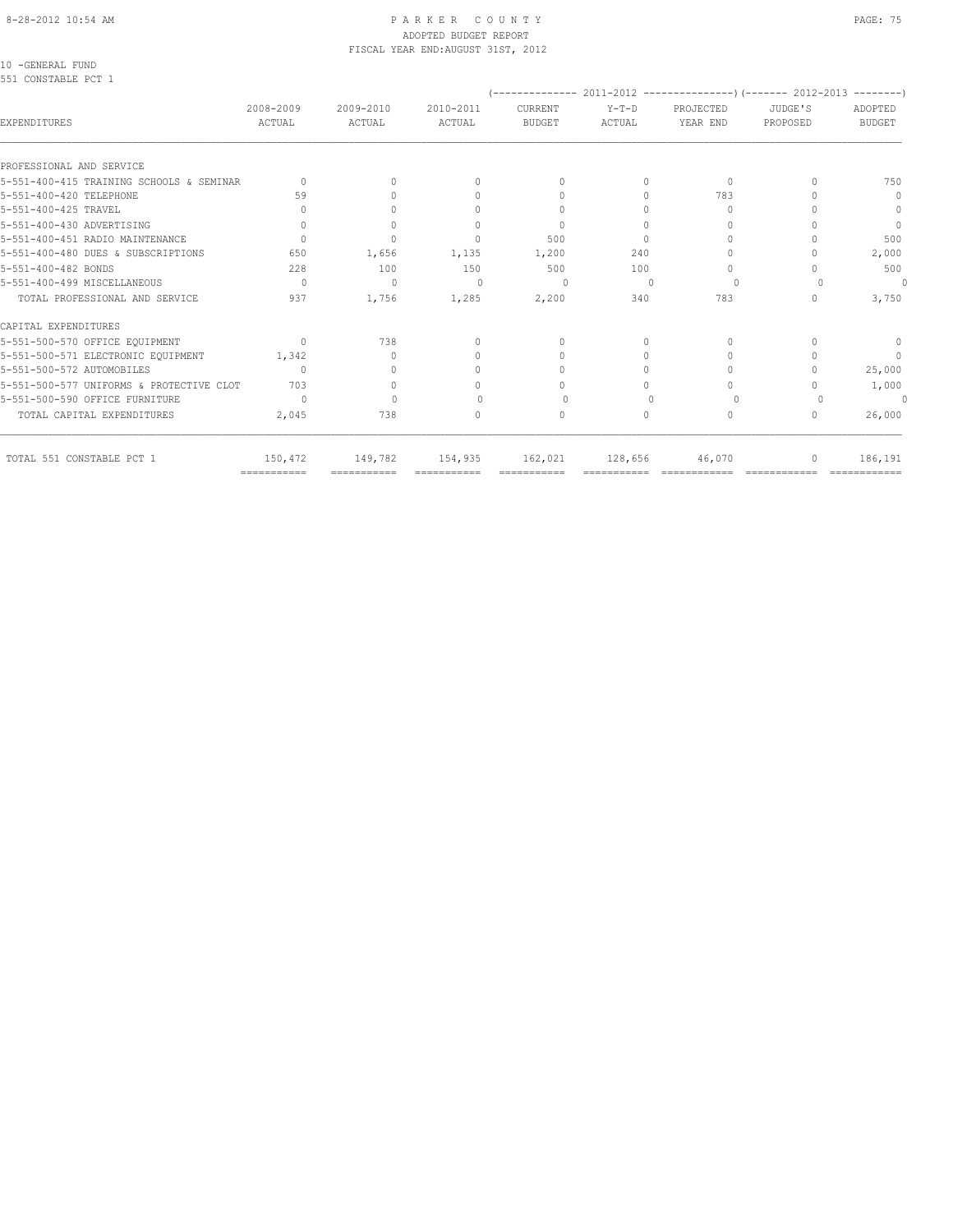10 -GENERAL FUND
551 CONSTABLE PCT 1

| EXPENDITURES | 2008-2009 ACTUAL | 2009-2010 ACTUAL | 2010-2011 ACTUAL | 2011-2012 CURRENT BUDGET | 2011-2012 Y-T-D ACTUAL | 2011-2012 PROJECTED YEAR END | 2012-2013 JUDGE'S PROPOSED | 2012-2013 ADOPTED BUDGET |
|---|---|---|---|---|---|---|---|---|
| PROFESSIONAL AND SERVICE | | | | | | | | |
| 5-551-400-415 TRAINING SCHOOLS & SEMINAR | 0 | 0 | 0 | 0 | 0 | 0 | 0 | 750 |
| 5-551-400-420 TELEPHONE | 59 | 0 | 0 | 0 | 0 | 783 | 0 | 0 |
| 5-551-400-425 TRAVEL | 0 | 0 | 0 | 0 | 0 | 0 | 0 | 0 |
| 5-551-400-430 ADVERTISING | 0 | 0 | 0 | 0 | 0 | 0 | 0 | 0 |
| 5-551-400-451 RADIO MAINTENANCE | 0 | 0 | 0 | 500 | 0 | 0 | 0 | 500 |
| 5-551-400-480 DUES & SUBSCRIPTIONS | 650 | 1,656 | 1,135 | 1,200 | 240 | 0 | 0 | 2,000 |
| 5-551-400-482 BONDS | 228 | 100 | 150 | 500 | 100 | 0 | 0 | 500 |
| 5-551-400-499 MISCELLANEOUS | 0 | 0 | 0 | 0 | 0 | 0 | 0 | 0 |
| TOTAL PROFESSIONAL AND SERVICE | 937 | 1,756 | 1,285 | 2,200 | 340 | 783 | 0 | 3,750 |
| CAPITAL EXPENDITURES | | | | | | | | |
| 5-551-500-570 OFFICE EQUIPMENT | 0 | 738 | 0 | 0 | 0 | 0 | 0 | 0 |
| 5-551-500-571 ELECTRONIC EQUIPMENT | 1,342 | 0 | 0 | 0 | 0 | 0 | 0 | 0 |
| 5-551-500-572 AUTOMOBILES | 0 | 0 | 0 | 0 | 0 | 0 | 0 | 25,000 |
| 5-551-500-577 UNIFORMS & PROTECTIVE CLOT | 703 | 0 | 0 | 0 | 0 | 0 | 0 | 1,000 |
| 5-551-500-590 OFFICE FURNITURE | 0 | 0 | 0 | 0 | 0 | 0 | 0 | 0 |
| TOTAL CAPITAL EXPENDITURES | 2,045 | 738 | 0 | 0 | 0 | 0 | 0 | 26,000 |
| TOTAL 551 CONSTABLE PCT 1 | 150,472 | 149,782 | 154,935 | 162,021 | 128,656 | 46,070 | 0 | 186,191 |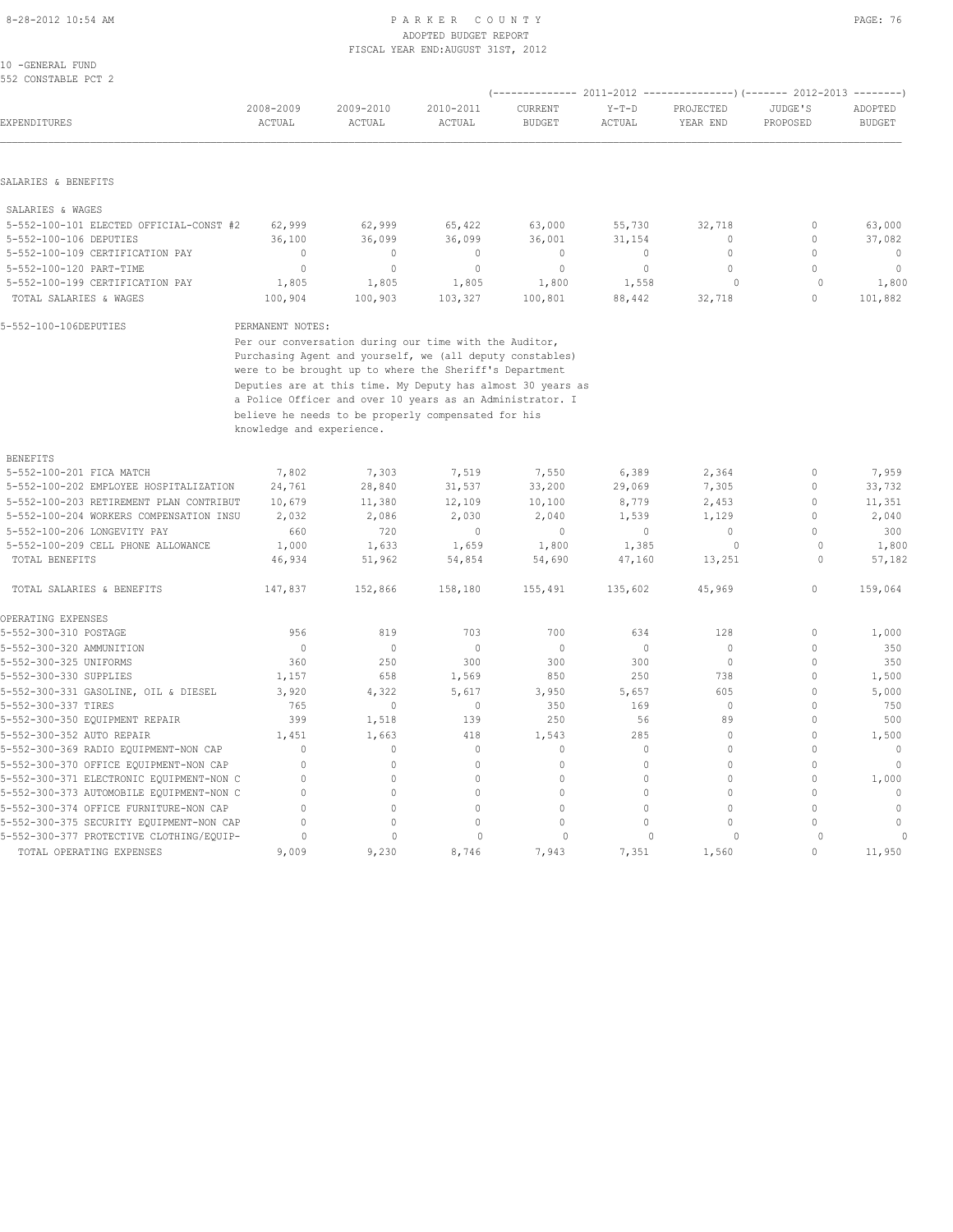PARKER COUNTY
ADOPTED BUDGET REPORT
FISCAL YEAR END:AUGUST 31ST, 2012

10 -GENERAL FUND
552 CONSTABLE PCT 2

| EXPENDITURES | 2008-2009 ACTUAL | 2009-2010 ACTUAL | 2010-2011 ACTUAL | 2011-2012 CURRENT BUDGET | 2011-2012 Y-T-D ACTUAL | 2011-2012 PROJECTED YEAR END | 2012-2013 JUDGE'S PROPOSED | 2012-2013 ADOPTED BUDGET |
|---|---|---|---|---|---|---|---|---|
| **SALARIES & BENEFITS** | | | | | | | | |
| SALARIES & WAGES | | | | | | | | |
| 5-552-100-101 ELECTED OFFICIAL-CONST #2 | 62,999 | 62,999 | 65,422 | 63,000 | 55,730 | 32,718 | 0 | 63,000 |
| 5-552-100-106 DEPUTIES | 36,100 | 36,099 | 36,099 | 36,001 | 31,154 | 0 | 0 | 37,082 |
| 5-552-100-109 CERTIFICATION PAY | 0 | 0 | 0 | 0 | 0 | 0 | 0 | 0 |
| 5-552-100-120 PART-TIME | 0 | 0 | 0 | 0 | 0 | 0 | 0 | 0 |
| 5-552-100-199 CERTIFICATION PAY | 1,805 | 1,805 | 1,805 | 1,800 | 1,558 | 0 | 0 | 1,800 |
| TOTAL SALARIES & WAGES | 100,904 | 100,903 | 103,327 | 100,801 | 88,442 | 32,718 | 0 | 101,882 |

5-552-100-106DEPUTIES — PERMANENT NOTES:
Per our conversation during our time with the Auditor, Purchasing Agent and yourself, we (all deputy constables) were to be brought up to where the Sheriff's Department Deputies are at this time. My Deputy has almost 30 years as a Police Officer and over 10 years as an Administrator. I believe he needs to be properly compensated for his knowledge and experience.

| EXPENDITURES | 2008-2009 ACTUAL | 2009-2010 ACTUAL | 2010-2011 ACTUAL | 2011-2012 CURRENT BUDGET | 2011-2012 Y-T-D ACTUAL | 2011-2012 PROJECTED YEAR END | 2012-2013 JUDGE'S PROPOSED | 2012-2013 ADOPTED BUDGET |
|---|---|---|---|---|---|---|---|---|
| BENEFITS | | | | | | | | |
| 5-552-100-201 FICA MATCH | 7,802 | 7,303 | 7,519 | 7,550 | 6,389 | 2,364 | 0 | 7,959 |
| 5-552-100-202 EMPLOYEE HOSPITALIZATION | 24,761 | 28,840 | 31,537 | 33,200 | 29,069 | 7,305 | 0 | 33,732 |
| 5-552-100-203 RETIREMENT PLAN CONTRIBUT | 10,679 | 11,380 | 12,109 | 10,100 | 8,779 | 2,453 | 0 | 11,351 |
| 5-552-100-204 WORKERS COMPENSATION INSU | 2,032 | 2,086 | 2,030 | 2,040 | 1,539 | 1,129 | 0 | 2,040 |
| 5-552-100-206 LONGEVITY PAY | 660 | 720 | 0 | 0 | 0 | 0 | 0 | 300 |
| 5-552-100-209 CELL PHONE ALLOWANCE | 1,000 | 1,633 | 1,659 | 1,800 | 1,385 | 0 | 0 | 1,800 |
| TOTAL BENEFITS | 46,934 | 51,962 | 54,854 | 54,690 | 47,160 | 13,251 | 0 | 57,182 |
| TOTAL SALARIES & BENEFITS | 147,837 | 152,866 | 158,180 | 155,491 | 135,602 | 45,969 | 0 | 159,064 |
| **OPERATING EXPENSES** | | | | | | | | |
| 5-552-300-310 POSTAGE | 956 | 819 | 703 | 700 | 634 | 128 | 0 | 1,000 |
| 5-552-300-320 AMMUNITION | 0 | 0 | 0 | 0 | 0 | 0 | 0 | 350 |
| 5-552-300-325 UNIFORMS | 360 | 250 | 300 | 300 | 300 | 0 | 0 | 350 |
| 5-552-300-330 SUPPLIES | 1,157 | 658 | 1,569 | 850 | 250 | 738 | 0 | 1,500 |
| 5-552-300-331 GASOLINE, OIL & DIESEL | 3,920 | 4,322 | 5,617 | 3,950 | 5,657 | 605 | 0 | 5,000 |
| 5-552-300-337 TIRES | 765 | 0 | 0 | 350 | 169 | 0 | 0 | 750 |
| 5-552-300-350 EQUIPMENT REPAIR | 399 | 1,518 | 139 | 250 | 56 | 89 | 0 | 500 |
| 5-552-300-352 AUTO REPAIR | 1,451 | 1,663 | 418 | 1,543 | 285 | 0 | 0 | 1,500 |
| 5-552-300-369 RADIO EQUIPMENT-NON CAP | 0 | 0 | 0 | 0 | 0 | 0 | 0 | 0 |
| 5-552-300-370 OFFICE EQUIPMENT-NON CAP | 0 | 0 | 0 | 0 | 0 | 0 | 0 | 0 |
| 5-552-300-371 ELECTRONIC EQUIPMENT-NON C | 0 | 0 | 0 | 0 | 0 | 0 | 0 | 1,000 |
| 5-552-300-373 AUTOMOBILE EQUIPMENT-NON C | 0 | 0 | 0 | 0 | 0 | 0 | 0 | 0 |
| 5-552-300-374 OFFICE FURNITURE-NON CAP | 0 | 0 | 0 | 0 | 0 | 0 | 0 | 0 |
| 5-552-300-375 SECURITY EQUIPMENT-NON CAP | 0 | 0 | 0 | 0 | 0 | 0 | 0 | 0 |
| 5-552-300-377 PROTECTIVE CLOTHING/EQUIP- | 0 | 0 | 0 | 0 | 0 | 0 | 0 | 0 |
| TOTAL OPERATING EXPENSES | 9,009 | 9,230 | 8,746 | 7,943 | 7,351 | 1,560 | 0 | 11,950 |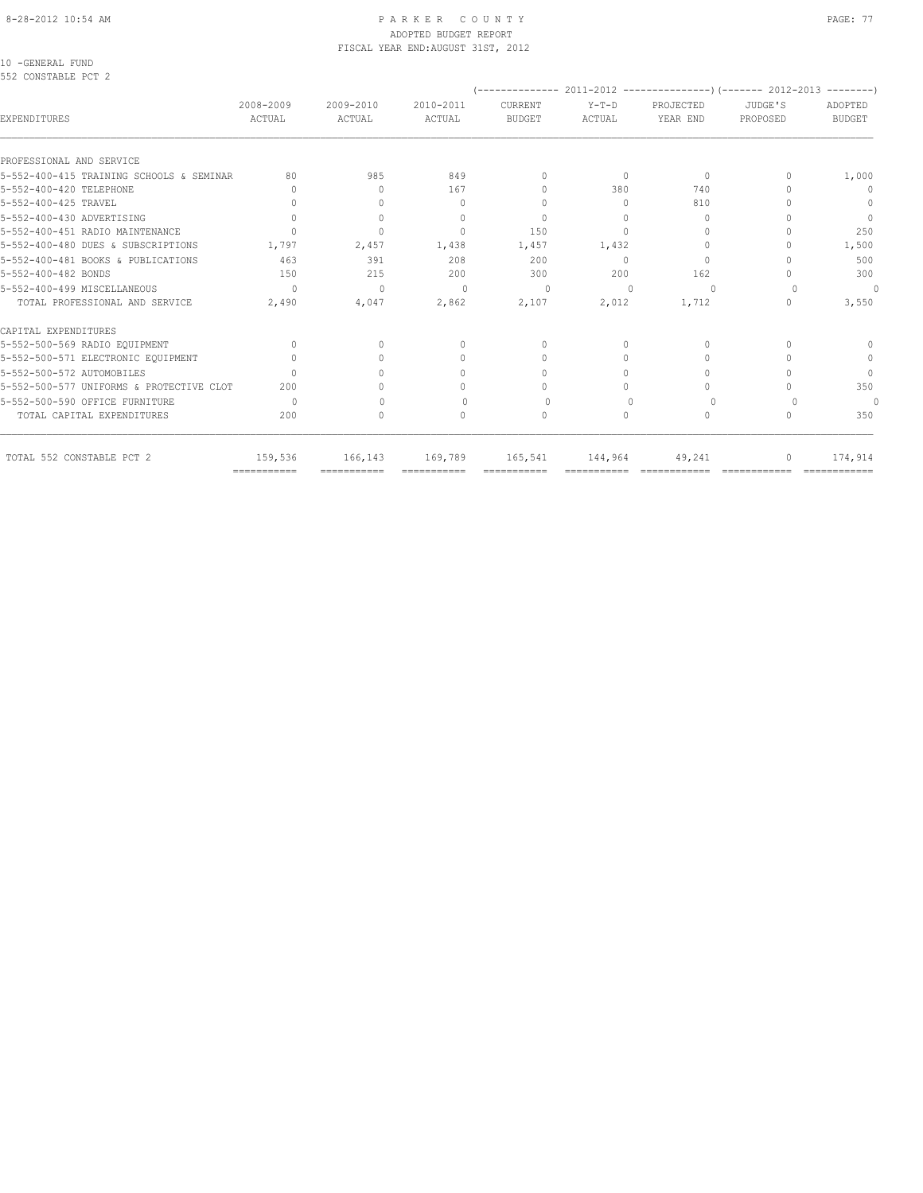PARKER COUNTY
ADOPTED BUDGET REPORT
FISCAL YEAR END:AUGUST 31ST, 2012

10 -GENERAL FUND
552 CONSTABLE PCT 2

| EXPENDITURES | 2008-2009 ACTUAL | 2009-2010 ACTUAL | 2010-2011 ACTUAL | (------ 2011-2012 ------) CURRENT BUDGET | Y-T-D ACTUAL | PROJECTED YEAR END | (------ 2012-2013 ------) JUDGE'S PROPOSED | ADOPTED BUDGET |
|---|---|---|---|---|---|---|---|---|
| PROFESSIONAL AND SERVICE | | | | | | | | |
| 5-552-400-415 TRAINING SCHOOLS & SEMINAR | 80 | 985 | 849 | 0 | 0 | 0 | 0 | 1,000 |
| 5-552-400-420 TELEPHONE | 0 | 0 | 167 | 0 | 380 | 740 | 0 | 0 |
| 5-552-400-425 TRAVEL | 0 | 0 | 0 | 0 | 0 | 810 | 0 | 0 |
| 5-552-400-430 ADVERTISING | 0 | 0 | 0 | 0 | 0 | 0 | 0 | 0 |
| 5-552-400-451 RADIO MAINTENANCE | 0 | 0 | 0 | 150 | 0 | 0 | 0 | 250 |
| 5-552-400-480 DUES & SUBSCRIPTIONS | 1,797 | 2,457 | 1,438 | 1,457 | 1,432 | 0 | 0 | 1,500 |
| 5-552-400-481 BOOKS & PUBLICATIONS | 463 | 391 | 208 | 200 | 0 | 0 | 0 | 500 |
| 5-552-400-482 BONDS | 150 | 215 | 200 | 300 | 200 | 162 | 0 | 300 |
| 5-552-400-499 MISCELLANEOUS | 0 | 0 | 0 | 0 | 0 | 0 | 0 | 0 |
| TOTAL PROFESSIONAL AND SERVICE | 2,490 | 4,047 | 2,862 | 2,107 | 2,012 | 1,712 | 0 | 3,550 |
| CAPITAL EXPENDITURES | | | | | | | | |
| 5-552-500-569 RADIO EQUIPMENT | 0 | 0 | 0 | 0 | 0 | 0 | 0 | 0 |
| 5-552-500-571 ELECTRONIC EQUIPMENT | 0 | 0 | 0 | 0 | 0 | 0 | 0 | 0 |
| 5-552-500-572 AUTOMOBILES | 0 | 0 | 0 | 0 | 0 | 0 | 0 | 0 |
| 5-552-500-577 UNIFORMS & PROTECTIVE CLOT | 200 | 0 | 0 | 0 | 0 | 0 | 0 | 350 |
| 5-552-500-590 OFFICE FURNITURE | 0 | 0 | 0 | 0 | 0 | 0 | 0 | 0 |
| TOTAL CAPITAL EXPENDITURES | 200 | 0 | 0 | 0 | 0 | 0 | 0 | 350 |
| TOTAL 552 CONSTABLE PCT 2 | 159,536 | 166,143 | 169,789 | 165,541 | 144,964 | 49,241 | 0 | 174,914 |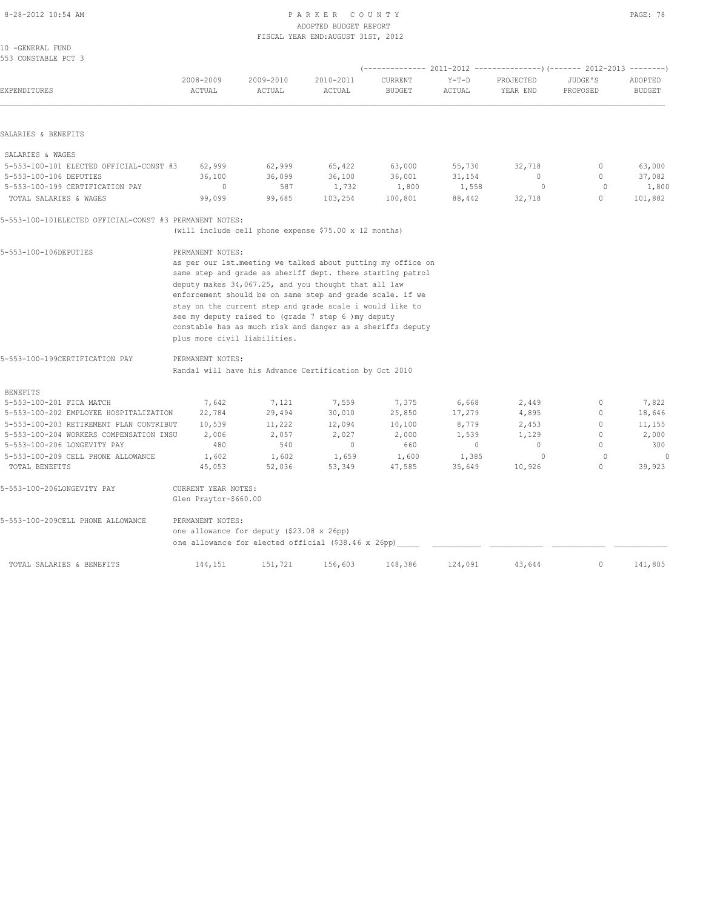10 -GENERAL FUND
553 CONSTABLE PCT 3

| EXPENDITURES | 2008-2009 ACTUAL | 2009-2010 ACTUAL | 2010-2011 ACTUAL | 2011-2012 CURRENT BUDGET | 2011-2012 Y-T-D ACTUAL | 2011-2012 PROJECTED YEAR END | 2012-2013 JUDGE'S PROPOSED | 2012-2013 ADOPTED BUDGET |
|---|---|---|---|---|---|---|---|---|
| **SALARIES & BENEFITS** | | | | | | | | |
| SALARIES & WAGES | | | | | | | | |
| 5-553-100-101 ELECTED OFFICIAL-CONST #3 | 62,999 | 62,999 | 65,422 | 63,000 | 55,730 | 32,718 | 0 | 63,000 |
| 5-553-100-106 DEPUTIES | 36,100 | 36,099 | 36,100 | 36,001 | 31,154 | 0 | 0 | 37,082 |
| 5-553-100-199 CERTIFICATION PAY | 0 | 587 | 1,732 | 1,800 | 1,558 | 0 | 0 | 1,800 |
| TOTAL SALARIES & WAGES | 99,099 | 99,685 | 103,254 | 100,801 | 88,442 | 32,718 | 0 | 101,882 |

5-553-100-101ELECTED OFFICIAL-CONST #3 PERMANENT NOTES:
(will include cell phone expense $75.00 x 12 months)

5-553-100-106DEPUTIES PERMANENT NOTES:
as per our 1st.meeting we talked about putting my office on same step and grade as sheriff dept. there starting patrol deputy makes 34,067.25, and you thought that all law enforcement should be on same step and grade scale. if we stay on the current step and grade scale i would like to see my deputy raised to (grade 7 step 6 )my deputy constable has as much risk and danger as a sheriffs deputy plus more civil liabilities.

5-553-100-199CERTIFICATION PAY PERMANENT NOTES:
Randal will have his Advance Certification by Oct 2010

| EXPENDITURES | 2008-2009 ACTUAL | 2009-2010 ACTUAL | 2010-2011 ACTUAL | 2011-2012 CURRENT BUDGET | 2011-2012 Y-T-D ACTUAL | 2011-2012 PROJECTED YEAR END | 2012-2013 JUDGE'S PROPOSED | 2012-2013 ADOPTED BUDGET |
|---|---|---|---|---|---|---|---|---|
| BENEFITS | | | | | | | | |
| 5-553-100-201 FICA MATCH | 7,642 | 7,121 | 7,559 | 7,375 | 6,668 | 2,449 | 0 | 7,822 |
| 5-553-100-202 EMPLOYEE HOSPITALIZATION | 22,784 | 29,494 | 30,010 | 25,850 | 17,279 | 4,895 | 0 | 18,646 |
| 5-553-100-203 RETIREMENT PLAN CONTRIBUT | 10,539 | 11,222 | 12,094 | 10,100 | 8,779 | 2,453 | 0 | 11,155 |
| 5-553-100-204 WORKERS COMPENSATION INSU | 2,006 | 2,057 | 2,027 | 2,000 | 1,539 | 1,129 | 0 | 2,000 |
| 5-553-100-206 LONGEVITY PAY | 480 | 540 | 0 | 660 | 0 | 0 | 0 | 300 |
| 5-553-100-209 CELL PHONE ALLOWANCE | 1,602 | 1,602 | 1,659 | 1,600 | 1,385 | 0 | 0 | 0 |
| TOTAL BENEFITS | 45,053 | 52,036 | 53,349 | 47,585 | 35,649 | 10,926 | 0 | 39,923 |

5-553-100-206LONGEVITY PAY CURRENT YEAR NOTES:
Glen Praytor-$660.00

5-553-100-209CELL PHONE ALLOWANCE PERMANENT NOTES:
one allowance for deputy ($23.08 x 26pp)
one allowance for elected official ($38.46 x 26pp)

| | 2008-2009 ACTUAL | 2009-2010 ACTUAL | 2010-2011 ACTUAL | 2011-2012 CURRENT BUDGET | 2011-2012 Y-T-D ACTUAL | 2011-2012 PROJECTED YEAR END | 2012-2013 JUDGE'S PROPOSED | 2012-2013 ADOPTED BUDGET |
|---|---|---|---|---|---|---|---|---|
| TOTAL SALARIES & BENEFITS | 144,151 | 151,721 | 156,603 | 148,386 | 124,091 | 43,644 | 0 | 141,805 |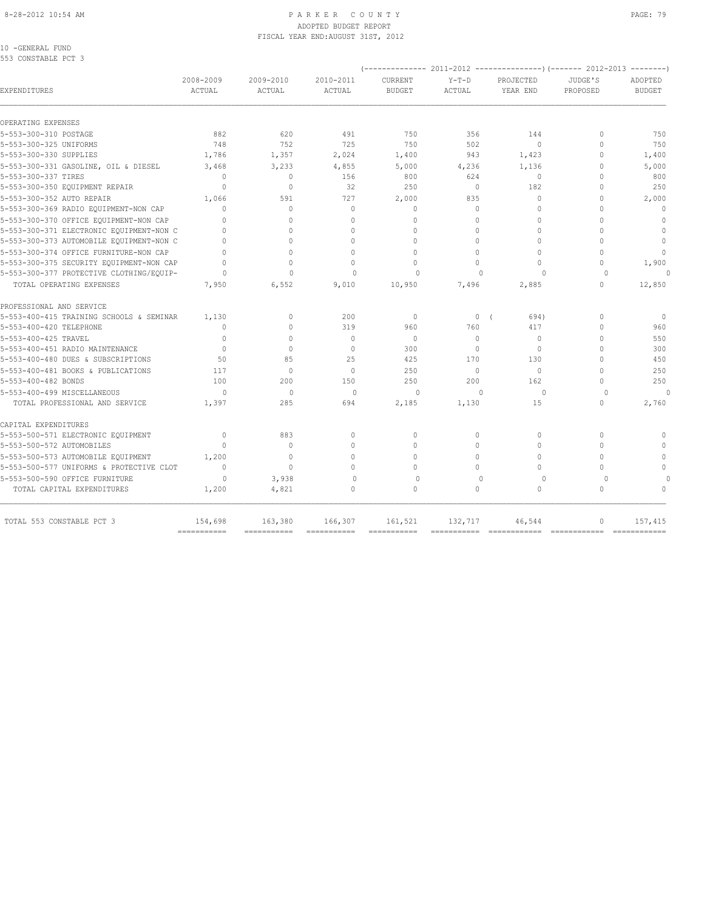10 -GENERAL FUND
553 CONSTABLE PCT 3

| EXPENDITURES | 2008-2009 ACTUAL | 2009-2010 ACTUAL | 2010-2011 ACTUAL | 2011-2012 CURRENT BUDGET | 2011-2012 Y-T-D ACTUAL | 2011-2012 PROJECTED YEAR END | 2012-2013 JUDGE'S PROPOSED | 2012-2013 ADOPTED BUDGET |
|---|---|---|---|---|---|---|---|---|
| OPERATING EXPENSES | | | | | | | | |
| 5-553-300-310 POSTAGE | 882 | 620 | 491 | 750 | 356 | 144 | 0 | 750 |
| 5-553-300-325 UNIFORMS | 748 | 752 | 725 | 750 | 502 | 0 | 0 | 750 |
| 5-553-300-330 SUPPLIES | 1,786 | 1,357 | 2,024 | 1,400 | 943 | 1,423 | 0 | 1,400 |
| 5-553-300-331 GASOLINE, OIL & DIESEL | 3,468 | 3,233 | 4,855 | 5,000 | 4,236 | 1,136 | 0 | 5,000 |
| 5-553-300-337 TIRES | 0 | 0 | 156 | 800 | 624 | 0 | 0 | 800 |
| 5-553-300-350 EQUIPMENT REPAIR | 0 | 0 | 32 | 250 | 0 | 182 | 0 | 250 |
| 5-553-300-352 AUTO REPAIR | 1,066 | 591 | 727 | 2,000 | 835 | 0 | 0 | 2,000 |
| 5-553-300-369 RADIO EQUIPMENT-NON CAP | 0 | 0 | 0 | 0 | 0 | 0 | 0 | 0 |
| 5-553-300-370 OFFICE EQUIPMENT-NON CAP | 0 | 0 | 0 | 0 | 0 | 0 | 0 | 0 |
| 5-553-300-371 ELECTRONIC EQUIPMENT-NON C | 0 | 0 | 0 | 0 | 0 | 0 | 0 | 0 |
| 5-553-300-373 AUTOMOBILE EQUIPMENT-NON C | 0 | 0 | 0 | 0 | 0 | 0 | 0 | 0 |
| 5-553-300-374 OFFICE FURNITURE-NON CAP | 0 | 0 | 0 | 0 | 0 | 0 | 0 | 0 |
| 5-553-300-375 SECURITY EQUIPMENT-NON CAP | 0 | 0 | 0 | 0 | 0 | 0 | 0 | 1,900 |
| 5-553-300-377 PROTECTIVE CLOTHING/EQUIP- | 0 | 0 | 0 | 0 | 0 | 0 | 0 | 0 |
| TOTAL OPERATING EXPENSES | 7,950 | 6,552 | 9,010 | 10,950 | 7,496 | 2,885 | 0 | 12,850 |
| PROFESSIONAL AND SERVICE | | | | | | | | |
| 5-553-400-415 TRAINING SCHOOLS & SEMINAR | 1,130 | 0 | 200 | 0 | 0 | ( 694) | 0 | 0 |
| 5-553-400-420 TELEPHONE | 0 | 0 | 319 | 960 | 760 | 417 | 0 | 960 |
| 5-553-400-425 TRAVEL | 0 | 0 | 0 | 0 | 0 | 0 | 0 | 550 |
| 5-553-400-451 RADIO MAINTENANCE | 0 | 0 | 0 | 300 | 0 | 0 | 0 | 300 |
| 5-553-400-480 DUES & SUBSCRIPTIONS | 50 | 85 | 25 | 425 | 170 | 130 | 0 | 450 |
| 5-553-400-481 BOOKS & PUBLICATIONS | 117 | 0 | 0 | 250 | 0 | 0 | 0 | 250 |
| 5-553-400-482 BONDS | 100 | 200 | 150 | 250 | 200 | 162 | 0 | 250 |
| 5-553-400-499 MISCELLANEOUS | 0 | 0 | 0 | 0 | 0 | 0 | 0 | 0 |
| TOTAL PROFESSIONAL AND SERVICE | 1,397 | 285 | 694 | 2,185 | 1,130 | 15 | 0 | 2,760 |
| CAPITAL EXPENDITURES | | | | | | | | |
| 5-553-500-571 ELECTRONIC EQUIPMENT | 0 | 883 | 0 | 0 | 0 | 0 | 0 | 0 |
| 5-553-500-572 AUTOMOBILES | 0 | 0 | 0 | 0 | 0 | 0 | 0 | 0 |
| 5-553-500-573 AUTOMOBILE EQUIPMENT | 1,200 | 0 | 0 | 0 | 0 | 0 | 0 | 0 |
| 5-553-500-577 UNIFORMS & PROTECTIVE CLOT | 0 | 0 | 0 | 0 | 0 | 0 | 0 | 0 |
| 5-553-500-590 OFFICE FURNITURE | 0 | 3,938 | 0 | 0 | 0 | 0 | 0 | 0 |
| TOTAL CAPITAL EXPENDITURES | 1,200 | 4,821 | 0 | 0 | 0 | 0 | 0 | 0 |
| TOTAL 553 CONSTABLE PCT 3 | 154,698 | 163,380 | 166,307 | 161,521 | 132,717 | 46,544 | 0 | 157,415 |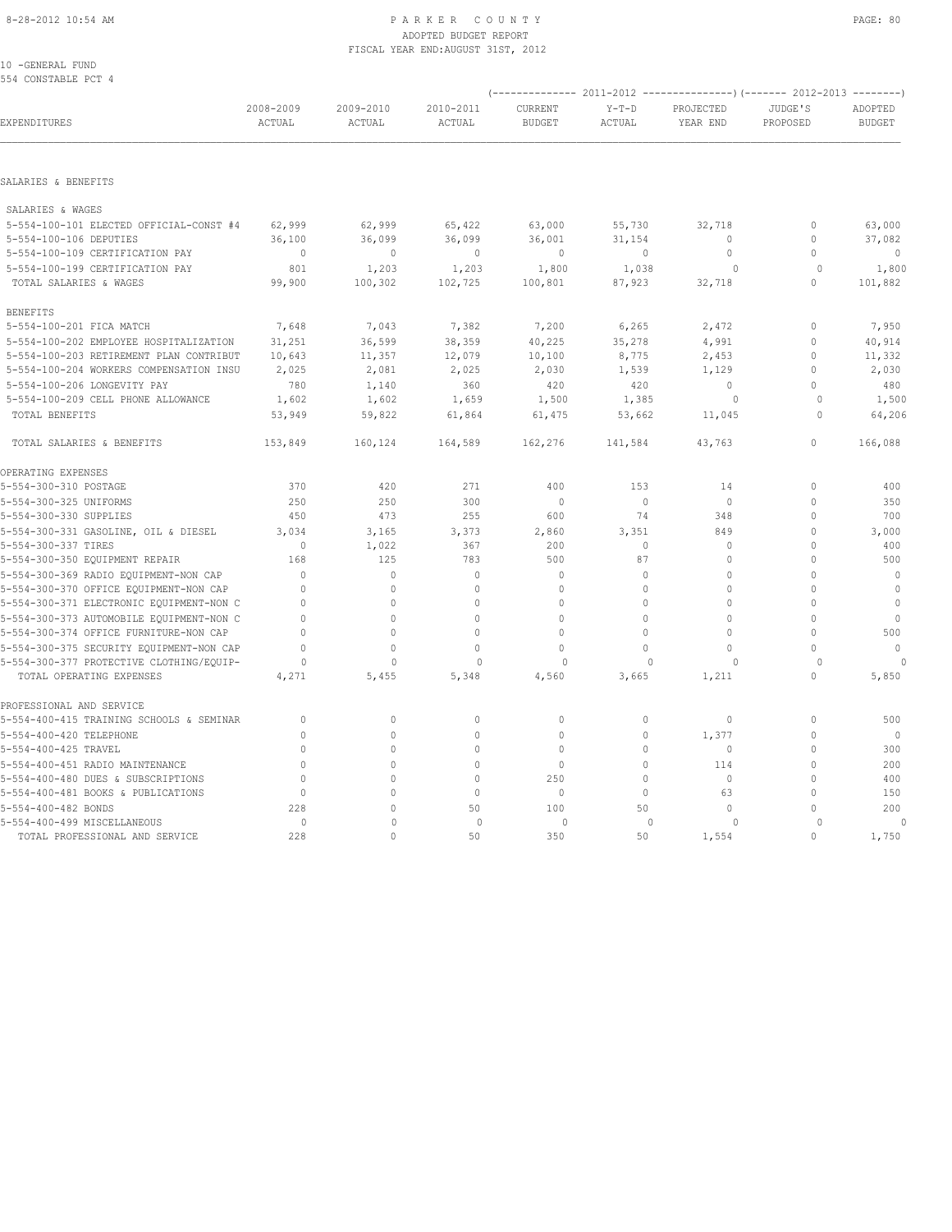PARKER COUNTY
ADOPTED BUDGET REPORT
FISCAL YEAR END:AUGUST 31ST, 2012

10 -GENERAL FUND
554 CONSTABLE PCT 4

| EXPENDITURES | 2008-2009 ACTUAL | 2009-2010 ACTUAL | 2010-2011 ACTUAL | 2011-2012 CURRENT BUDGET | 2011-2012 Y-T-D ACTUAL | 2011-2012 PROJECTED YEAR END | 2012-2013 JUDGE'S PROPOSED | 2012-2013 ADOPTED BUDGET |
|---|---|---|---|---|---|---|---|---|
| **SALARIES & BENEFITS** | | | | | | | | |
| SALARIES & WAGES | | | | | | | | |
| 5-554-100-101 ELECTED OFFICIAL-CONST #4 | 62,999 | 62,999 | 65,422 | 63,000 | 55,730 | 32,718 | 0 | 63,000 |
| 5-554-100-106 DEPUTIES | 36,100 | 36,099 | 36,099 | 36,001 | 31,154 | 0 | 0 | 37,082 |
| 5-554-100-109 CERTIFICATION PAY | 0 | 0 | 0 | 0 | 0 | 0 | 0 | 0 |
| 5-554-100-199 CERTIFICATION PAY | 801 | 1,203 | 1,203 | 1,800 | 1,038 | 0 | 0 | 1,800 |
| TOTAL SALARIES & WAGES | 99,900 | 100,302 | 102,725 | 100,801 | 87,923 | 32,718 | 0 | 101,882 |
| BENEFITS | | | | | | | | |
| 5-554-100-201 FICA MATCH | 7,648 | 7,043 | 7,382 | 7,200 | 6,265 | 2,472 | 0 | 7,950 |
| 5-554-100-202 EMPLOYEE HOSPITALIZATION | 31,251 | 36,599 | 38,359 | 40,225 | 35,278 | 4,991 | 0 | 40,914 |
| 5-554-100-203 RETIREMENT PLAN CONTRIBUT | 10,643 | 11,357 | 12,079 | 10,100 | 8,775 | 2,453 | 0 | 11,332 |
| 5-554-100-204 WORKERS COMPENSATION INSU | 2,025 | 2,081 | 2,025 | 2,030 | 1,539 | 1,129 | 0 | 2,030 |
| 5-554-100-206 LONGEVITY PAY | 780 | 1,140 | 360 | 420 | 420 | 0 | 0 | 480 |
| 5-554-100-209 CELL PHONE ALLOWANCE | 1,602 | 1,602 | 1,659 | 1,500 | 1,385 | 0 | 0 | 1,500 |
| TOTAL BENEFITS | 53,949 | 59,822 | 61,864 | 61,475 | 53,662 | 11,045 | 0 | 64,206 |
| TOTAL SALARIES & BENEFITS | 153,849 | 160,124 | 164,589 | 162,276 | 141,584 | 43,763 | 0 | 166,088 |
| **OPERATING EXPENSES** | | | | | | | | |
| 5-554-300-310 POSTAGE | 370 | 420 | 271 | 400 | 153 | 14 | 0 | 400 |
| 5-554-300-325 UNIFORMS | 250 | 250 | 300 | 0 | 0 | 0 | 0 | 350 |
| 5-554-300-330 SUPPLIES | 450 | 473 | 255 | 600 | 74 | 348 | 0 | 700 |
| 5-554-300-331 GASOLINE, OIL & DIESEL | 3,034 | 3,165 | 3,373 | 2,860 | 3,351 | 849 | 0 | 3,000 |
| 5-554-300-337 TIRES | 0 | 1,022 | 367 | 200 | 0 | 0 | 0 | 400 |
| 5-554-300-350 EQUIPMENT REPAIR | 168 | 125 | 783 | 500 | 87 | 0 | 0 | 500 |
| 5-554-300-369 RADIO EQUIPMENT-NON CAP | 0 | 0 | 0 | 0 | 0 | 0 | 0 | 0 |
| 5-554-300-370 OFFICE EQUIPMENT-NON CAP | 0 | 0 | 0 | 0 | 0 | 0 | 0 | 0 |
| 5-554-300-371 ELECTRONIC EQUIPMENT-NON C | 0 | 0 | 0 | 0 | 0 | 0 | 0 | 0 |
| 5-554-300-373 AUTOMOBILE EQUIPMENT-NON C | 0 | 0 | 0 | 0 | 0 | 0 | 0 | 0 |
| 5-554-300-374 OFFICE FURNITURE-NON CAP | 0 | 0 | 0 | 0 | 0 | 0 | 0 | 500 |
| 5-554-300-375 SECURITY EQUIPMENT-NON CAP | 0 | 0 | 0 | 0 | 0 | 0 | 0 | 0 |
| 5-554-300-377 PROTECTIVE CLOTHING/EQUIP- | 0 | 0 | 0 | 0 | 0 | 0 | 0 | 0 |
| TOTAL OPERATING EXPENSES | 4,271 | 5,455 | 5,348 | 4,560 | 3,665 | 1,211 | 0 | 5,850 |
| **PROFESSIONAL AND SERVICE** | | | | | | | | |
| 5-554-400-415 TRAINING SCHOOLS & SEMINAR | 0 | 0 | 0 | 0 | 0 | 0 | 0 | 500 |
| 5-554-400-420 TELEPHONE | 0 | 0 | 0 | 0 | 0 | 1,377 | 0 | 0 |
| 5-554-400-425 TRAVEL | 0 | 0 | 0 | 0 | 0 | 0 | 0 | 300 |
| 5-554-400-451 RADIO MAINTENANCE | 0 | 0 | 0 | 0 | 0 | 114 | 0 | 200 |
| 5-554-400-480 DUES & SUBSCRIPTIONS | 0 | 0 | 0 | 250 | 0 | 0 | 0 | 400 |
| 5-554-400-481 BOOKS & PUBLICATIONS | 0 | 0 | 0 | 0 | 0 | 63 | 0 | 150 |
| 5-554-400-482 BONDS | 228 | 0 | 50 | 100 | 50 | 0 | 0 | 200 |
| 5-554-400-499 MISCELLANEOUS | 0 | 0 | 0 | 0 | 0 | 0 | 0 | 0 |
| TOTAL PROFESSIONAL AND SERVICE | 228 | 0 | 50 | 350 | 50 | 1,554 | 0 | 1,750 |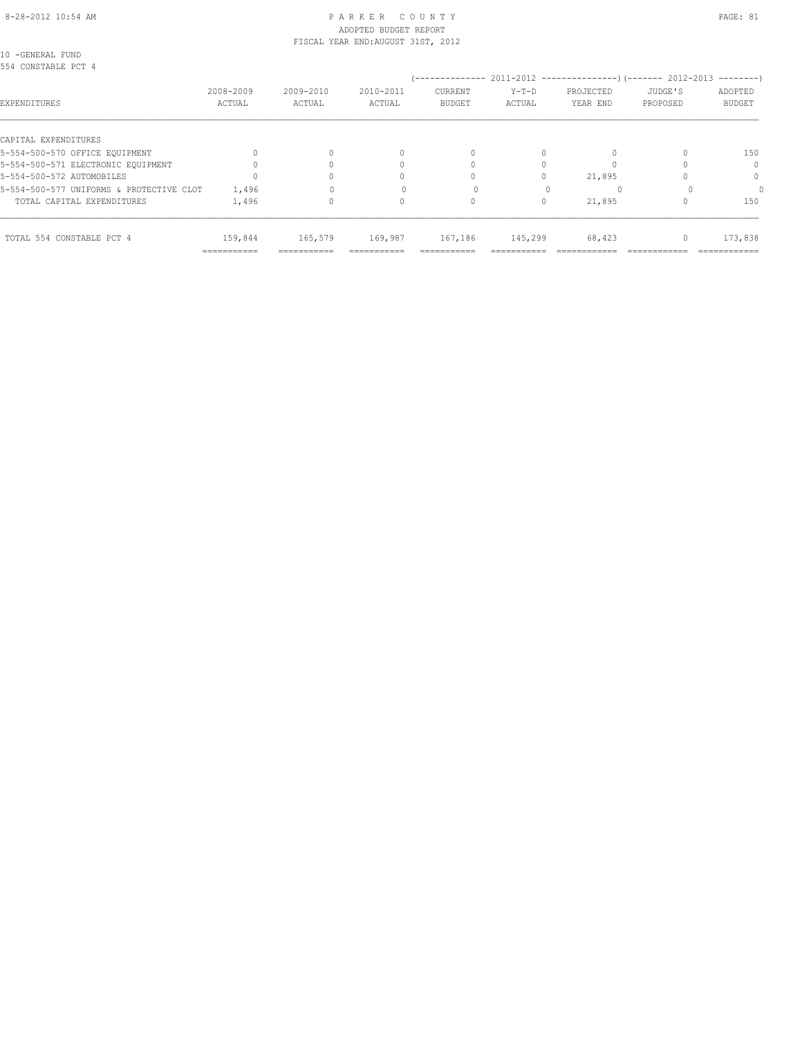PARKER COUNTY
ADOPTED BUDGET REPORT
FISCAL YEAR END:AUGUST 31ST, 2012

10 -GENERAL FUND
554 CONSTABLE PCT 4

| EXPENDITURES | 2008-2009 ACTUAL | 2009-2010 ACTUAL | 2010-2011 ACTUAL | 2011-2012 CURRENT BUDGET | 2011-2012 Y-T-D ACTUAL | 2011-2012 PROJECTED YEAR END | 2012-2013 JUDGE'S PROPOSED | 2012-2013 ADOPTED BUDGET |
|---|---|---|---|---|---|---|---|---|
| CAPITAL EXPENDITURES | | | | | | | | |
| 5-554-500-570 OFFICE EQUIPMENT | 0 | 0 | 0 | 0 | 0 | 0 | 0 | 150 |
| 5-554-500-571 ELECTRONIC EQUIPMENT | 0 | 0 | 0 | 0 | 0 | 0 | 0 | 0 |
| 5-554-500-572 AUTOMOBILES | 0 | 0 | 0 | 0 | 0 | 21,895 | 0 | 0 |
| 5-554-500-577 UNIFORMS & PROTECTIVE CLOT | 1,496 | 0 | 0 | 0 | 0 | 0 | 0 | 0 |
| TOTAL CAPITAL EXPENDITURES | 1,496 | 0 | 0 | 0 | 0 | 21,895 | 0 | 150 |
| TOTAL 554 CONSTABLE PCT 4 | 159,844 | 165,579 | 169,987 | 167,186 | 145,299 | 68,423 | 0 | 173,838 |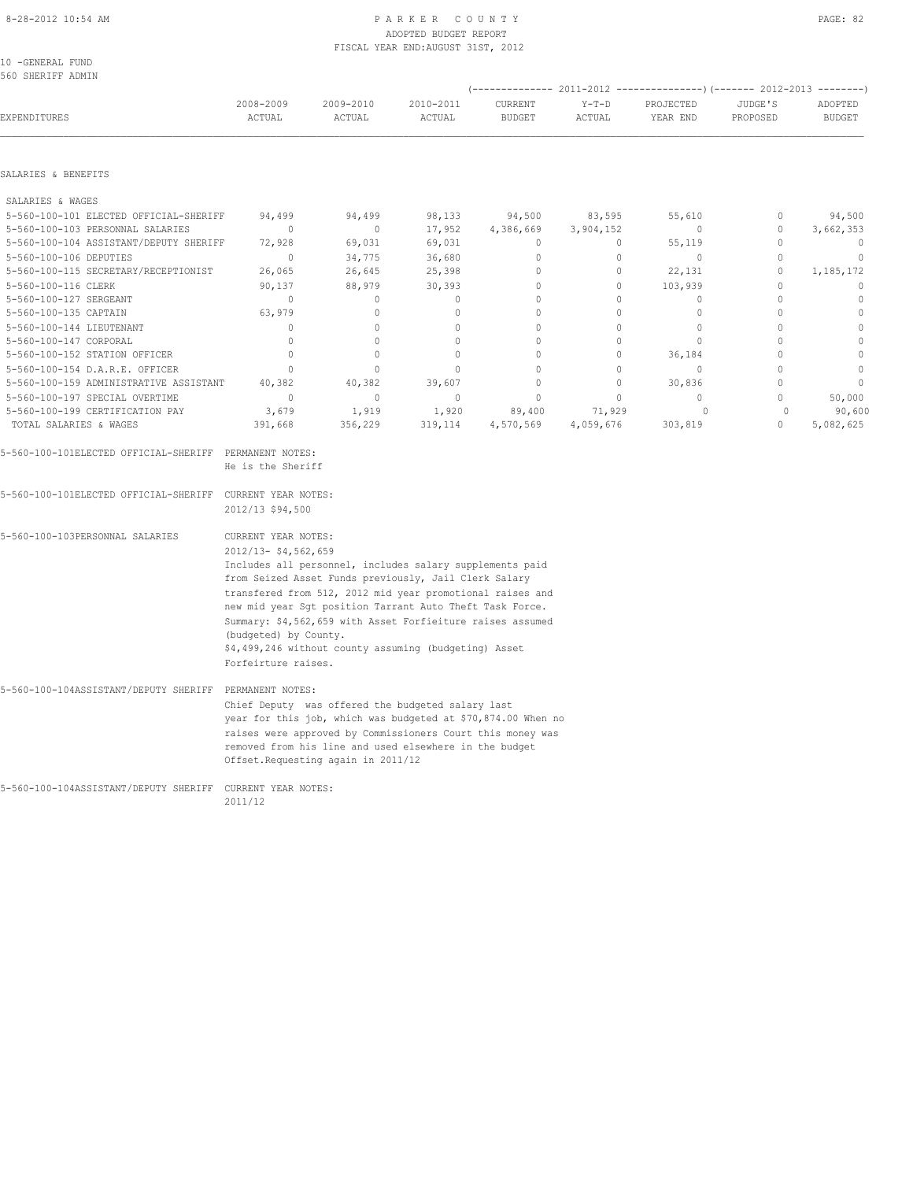PARKER COUNTY
ADOPTED BUDGET REPORT
FISCAL YEAR END:AUGUST 31ST, 2012

10 -GENERAL FUND
560 SHERIFF ADMIN

| EXPENDITURES | 2008-2009 ACTUAL | 2009-2010 ACTUAL | 2010-2011 ACTUAL | 2011-2012 CURRENT BUDGET | 2011-2012 Y-T-D ACTUAL | 2011-2012 PROJECTED YEAR END | 2012-2013 JUDGE'S PROPOSED | 2012-2013 ADOPTED BUDGET |
|---|---|---|---|---|---|---|---|---|
| **SALARIES & BENEFITS** | | | | | | | | |
| SALARIES & WAGES | | | | | | | | |
| 5-560-100-101 ELECTED OFFICIAL-SHERIFF | 94,499 | 94,499 | 98,133 | 94,500 | 83,595 | 55,610 | 0 | 94,500 |
| 5-560-100-103 PERSONNAL SALARIES | 0 | 0 | 17,952 | 4,386,669 | 3,904,152 | 0 | 0 | 3,662,353 |
| 5-560-100-104 ASSISTANT/DEPUTY SHERIFF | 72,928 | 69,031 | 69,031 | 0 | 0 | 55,119 | 0 | 0 |
| 5-560-100-106 DEPUTIES | 0 | 34,775 | 36,680 | 0 | 0 | 0 | 0 | 0 |
| 5-560-100-115 SECRETARY/RECEPTIONIST | 26,065 | 26,645 | 25,398 | 0 | 0 | 22,131 | 0 | 1,185,172 |
| 5-560-100-116 CLERK | 90,137 | 88,979 | 30,393 | 0 | 0 | 103,939 | 0 | 0 |
| 5-560-100-127 SERGEANT | 0 | 0 | 0 | 0 | 0 | 0 | 0 | 0 |
| 5-560-100-135 CAPTAIN | 63,979 | 0 | 0 | 0 | 0 | 0 | 0 | 0 |
| 5-560-100-144 LIEUTENANT | 0 | 0 | 0 | 0 | 0 | 0 | 0 | 0 |
| 5-560-100-147 CORPORAL | 0 | 0 | 0 | 0 | 0 | 0 | 0 | 0 |
| 5-560-100-152 STATION OFFICER | 0 | 0 | 0 | 0 | 0 | 36,184 | 0 | 0 |
| 5-560-100-154 D.A.R.E. OFFICER | 0 | 0 | 0 | 0 | 0 | 0 | 0 | 0 |
| 5-560-100-159 ADMINISTRATIVE ASSISTANT | 40,382 | 40,382 | 39,607 | 0 | 0 | 30,836 | 0 | 0 |
| 5-560-100-197 SPECIAL OVERTIME | 0 | 0 | 0 | 0 | 0 | 0 | 0 | 50,000 |
| 5-560-100-199 CERTIFICATION PAY | 3,679 | 1,919 | 1,920 | 89,400 | 71,929 | 0 | 0 | 90,600 |
| TOTAL SALARIES & WAGES | 391,668 | 356,229 | 319,114 | 4,570,569 | 4,059,676 | 303,819 | 0 | 5,082,625 |

5-560-100-101ELECTED OFFICIAL-SHERIFF PERMANENT NOTES:
He is the Sheriff

5-560-100-101ELECTED OFFICIAL-SHERIFF CURRENT YEAR NOTES:
2012/13 $94,500

5-560-100-103PERSONNAL SALARIES CURRENT YEAR NOTES:
2012/13- $4,562,659
Includes all personnel, includes salary supplements paid from Seized Asset Funds previously, Jail Clerk Salary transfered from 512, 2012 mid year promotional raises and new mid year Sgt position Tarrant Auto Theft Task Force.
Summary: $4,562,659 with Asset Forfieiture raises assumed (budgeted) by County.
$4,499,246 without county assuming (budgeting) Asset Forfeirture raises.

5-560-100-104ASSISTANT/DEPUTY SHERIFF PERMANENT NOTES:
Chief Deputy was offered the budgeted salary last year for this job, which was budgeted at $70,874.00 When no raises were approved by Commissioners Court this money was removed from his line and used elsewhere in the budget Offset.Requesting again in 2011/12

5-560-100-104ASSISTANT/DEPUTY SHERIFF CURRENT YEAR NOTES:
2011/12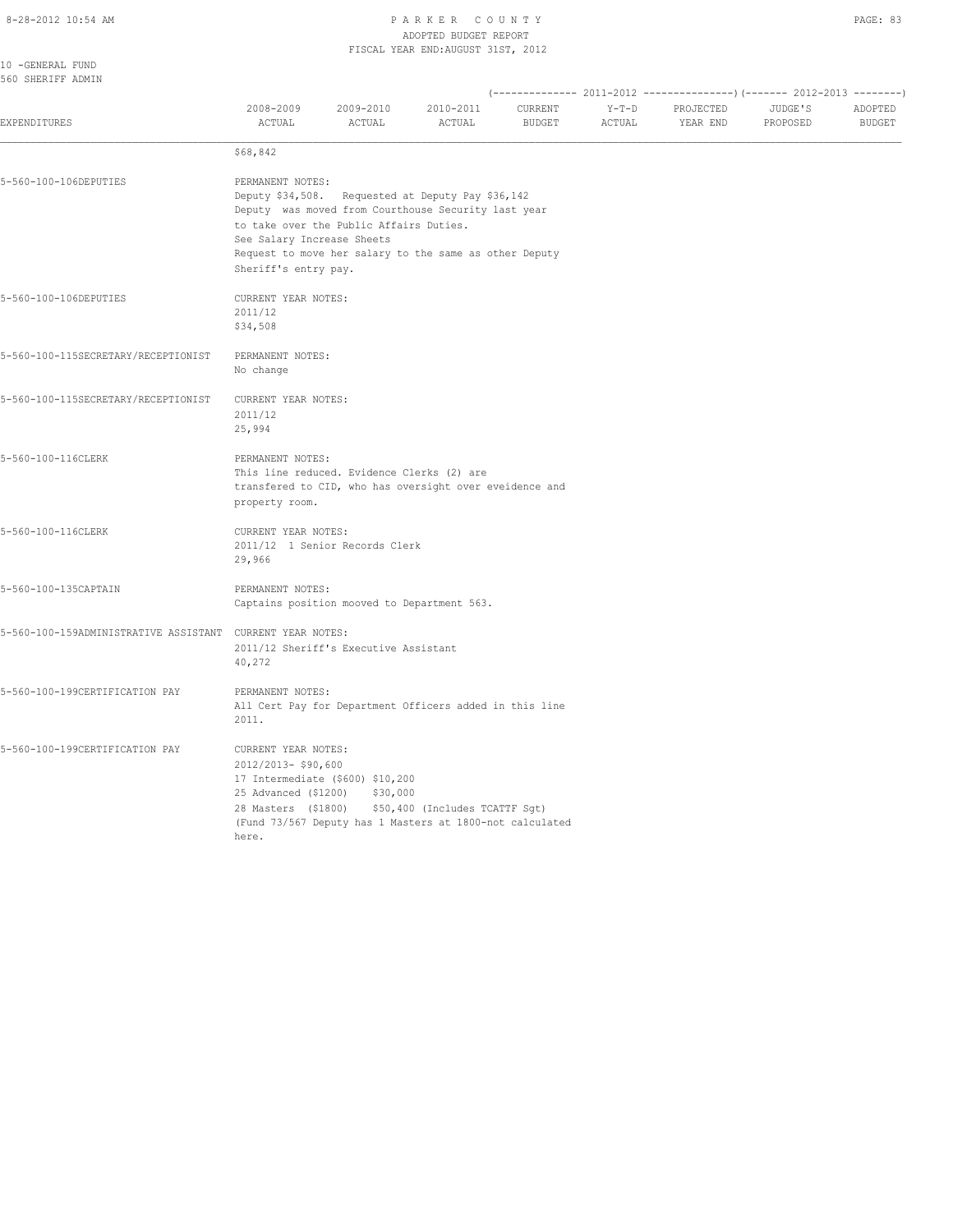PARKER COUNTY
ADOPTED BUDGET REPORT
FISCAL YEAR END:AUGUST 31ST, 2012

10 -GENERAL FUND
560 SHERIFF ADMIN

| EXPENDITURES | 2008-2009 ACTUAL | 2009-2010 ACTUAL | 2010-2011 ACTUAL | 2011-2012 CURRENT BUDGET | 2011-2012 Y-T-D ACTUAL | 2011-2012 PROJECTED YEAR END | 2012-2013 JUDGE'S PROPOSED | 2012-2013 ADOPTED BUDGET |
|---|---|---|---|---|---|---|---|---|

$68,842

**5-560-100-106DEPUTIES** — PERMANENT NOTES:
Deputy $34,508. Requested at Deputy Pay $36,142
Deputy was moved from Courthouse Security last year
to take over the Public Affairs Duties.
See Salary Increase Sheets
Request to move her salary to the same as other Deputy
Sheriff's entry pay.

**5-560-100-106DEPUTIES** — CURRENT YEAR NOTES:
2011/12
$34,508

**5-560-100-115SECRETARY/RECEPTIONIST** — PERMANENT NOTES:
No change

**5-560-100-115SECRETARY/RECEPTIONIST** — CURRENT YEAR NOTES:
2011/12
25,994

**5-560-100-116CLERK** — PERMANENT NOTES:
This line reduced. Evidence Clerks (2) are
transfered to CID, who has oversight over eveidence and
property room.

**5-560-100-116CLERK** — CURRENT YEAR NOTES:
2011/12 1 Senior Records Clerk
29,966

**5-560-100-135CAPTAIN** — PERMANENT NOTES:
Captains position mooved to Department 563.

**5-560-100-159ADMINISTRATIVE ASSISTANT** — CURRENT YEAR NOTES:
2011/12 Sheriff's Executive Assistant
40,272

**5-560-100-199CERTIFICATION PAY** — PERMANENT NOTES:
All Cert Pay for Department Officers added in this line
2011.

**5-560-100-199CERTIFICATION PAY** — CURRENT YEAR NOTES:
2012/2013- $90,600
17 Intermediate ($600) $10,200
25 Advanced ($1200) $30,000
28 Masters ($1800) $50,400 (Includes TCATTF Sgt)
(Fund 73/567 Deputy has 1 Masters at 1800-not calculated
here.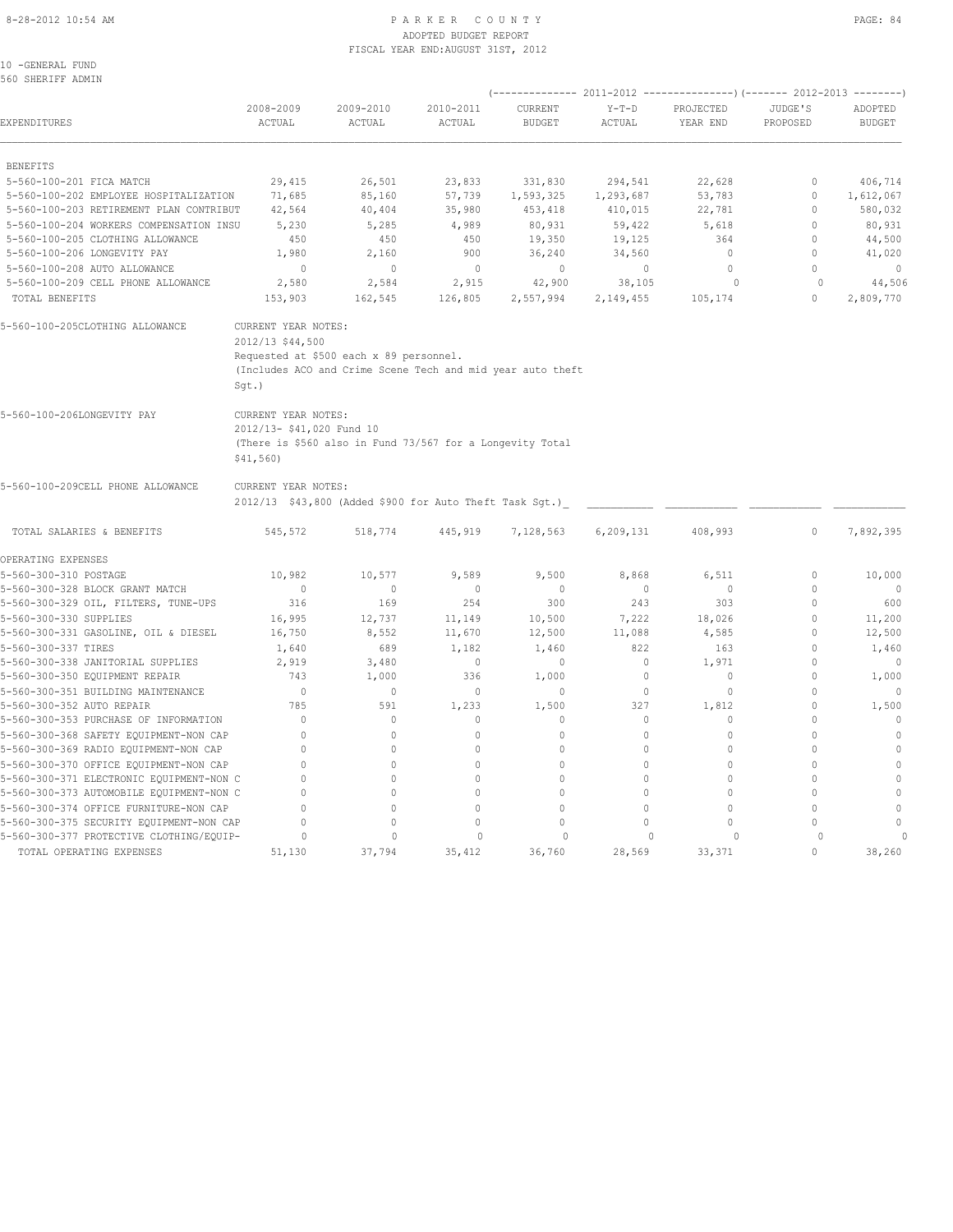PARKER COUNTY
ADOPTED BUDGET REPORT
FISCAL YEAR END:AUGUST 31ST, 2012

10 -GENERAL FUND
560 SHERIFF ADMIN

| EXPENDITURES | 2008-2009 ACTUAL | 2009-2010 ACTUAL | 2010-2011 ACTUAL | 2011-2012 CURRENT BUDGET | 2011-2012 Y-T-D ACTUAL | 2011-2012 PROJECTED YEAR END | 2012-2013 JUDGE'S PROPOSED | 2012-2013 ADOPTED BUDGET |
|---|---|---|---|---|---|---|---|---|
| BENEFITS | | | | | | | | |
| 5-560-100-201 FICA MATCH | 29,415 | 26,501 | 23,833 | 331,830 | 294,541 | 22,628 | 0 | 406,714 |
| 5-560-100-202 EMPLOYEE HOSPITALIZATION | 71,685 | 85,160 | 57,739 | 1,593,325 | 1,293,687 | 53,783 | 0 | 1,612,067 |
| 5-560-100-203 RETIREMENT PLAN CONTRIBUT | 42,564 | 40,404 | 35,980 | 453,418 | 410,015 | 22,781 | 0 | 580,032 |
| 5-560-100-204 WORKERS COMPENSATION INSU | 5,230 | 5,285 | 4,989 | 80,931 | 59,422 | 5,618 | 0 | 80,931 |
| 5-560-100-205 CLOTHING ALLOWANCE | 450 | 450 | 450 | 19,350 | 19,125 | 364 | 0 | 44,500 |
| 5-560-100-206 LONGEVITY PAY | 1,980 | 2,160 | 900 | 36,240 | 34,560 | 0 | 0 | 41,020 |
| 5-560-100-208 AUTO ALLOWANCE | 0 | 0 | 0 | 0 | 0 | 0 | 0 | 0 |
| 5-560-100-209 CELL PHONE ALLOWANCE | 2,580 | 2,584 | 2,915 | 42,900 | 38,105 | 0 | 0 | 44,506 |
| TOTAL BENEFITS | 153,903 | 162,545 | 126,805 | 2,557,994 | 2,149,455 | 105,174 | 0 | 2,809,770 |

5-560-100-205CLOTHING ALLOWANCE — CURRENT YEAR NOTES:
2012/13 $44,500
Requested at $500 each x 89 personnel.
(Includes ACO and Crime Scene Tech and mid year auto theft Sgt.)

5-560-100-206LONGEVITY PAY — CURRENT YEAR NOTES:
2012/13- $41,020 Fund 10
(There is $560 also in Fund 73/567 for a Longevity Total $41,560)

5-560-100-209CELL PHONE ALLOWANCE — CURRENT YEAR NOTES:
2012/13 $43,800 (Added $900 for Auto Theft Task Sgt.)

| EXPENDITURES | 2008-2009 ACTUAL | 2009-2010 ACTUAL | 2010-2011 ACTUAL | 2011-2012 CURRENT BUDGET | 2011-2012 Y-T-D ACTUAL | 2011-2012 PROJECTED YEAR END | 2012-2013 JUDGE'S PROPOSED | 2012-2013 ADOPTED BUDGET |
|---|---|---|---|---|---|---|---|---|
| TOTAL SALARIES & BENEFITS | 545,572 | 518,774 | 445,919 | 7,128,563 | 6,209,131 | 408,993 | 0 | 7,892,395 |
| OPERATING EXPENSES | | | | | | | | |
| 5-560-300-310 POSTAGE | 10,982 | 10,577 | 9,589 | 9,500 | 8,868 | 6,511 | 0 | 10,000 |
| 5-560-300-328 BLOCK GRANT MATCH | 0 | 0 | 0 | 0 | 0 | 0 | 0 | 0 |
| 5-560-300-329 OIL, FILTERS, TUNE-UPS | 316 | 169 | 254 | 300 | 243 | 303 | 0 | 600 |
| 5-560-300-330 SUPPLIES | 16,995 | 12,737 | 11,149 | 10,500 | 7,222 | 18,026 | 0 | 11,200 |
| 5-560-300-331 GASOLINE, OIL & DIESEL | 16,750 | 8,552 | 11,670 | 12,500 | 11,088 | 4,585 | 0 | 12,500 |
| 5-560-300-337 TIRES | 1,640 | 689 | 1,182 | 1,460 | 822 | 163 | 0 | 1,460 |
| 5-560-300-338 JANITORIAL SUPPLIES | 2,919 | 3,480 | 0 | 0 | 0 | 1,971 | 0 | 0 |
| 5-560-300-350 EQUIPMENT REPAIR | 743 | 1,000 | 336 | 1,000 | 0 | 0 | 0 | 1,000 |
| 5-560-300-351 BUILDING MAINTENANCE | 0 | 0 | 0 | 0 | 0 | 0 | 0 | 0 |
| 5-560-300-352 AUTO REPAIR | 785 | 591 | 1,233 | 1,500 | 327 | 1,812 | 0 | 1,500 |
| 5-560-300-353 PURCHASE OF INFORMATION | 0 | 0 | 0 | 0 | 0 | 0 | 0 | 0 |
| 5-560-300-368 SAFETY EQUIPMENT-NON CAP | 0 | 0 | 0 | 0 | 0 | 0 | 0 | 0 |
| 5-560-300-369 RADIO EQUIPMENT-NON CAP | 0 | 0 | 0 | 0 | 0 | 0 | 0 | 0 |
| 5-560-300-370 OFFICE EQUIPMENT-NON CAP | 0 | 0 | 0 | 0 | 0 | 0 | 0 | 0 |
| 5-560-300-371 ELECTRONIC EQUIPMENT-NON C | 0 | 0 | 0 | 0 | 0 | 0 | 0 | 0 |
| 5-560-300-373 AUTOMOBILE EQUIPMENT-NON C | 0 | 0 | 0 | 0 | 0 | 0 | 0 | 0 |
| 5-560-300-374 OFFICE FURNITURE-NON CAP | 0 | 0 | 0 | 0 | 0 | 0 | 0 | 0 |
| 5-560-300-375 SECURITY EQUIPMENT-NON CAP | 0 | 0 | 0 | 0 | 0 | 0 | 0 | 0 |
| 5-560-300-377 PROTECTIVE CLOTHING/EQUIP- | 0 | 0 | 0 | 0 | 0 | 0 | 0 | 0 |
| TOTAL OPERATING EXPENSES | 51,130 | 37,794 | 35,412 | 36,760 | 28,569 | 33,371 | 0 | 38,260 |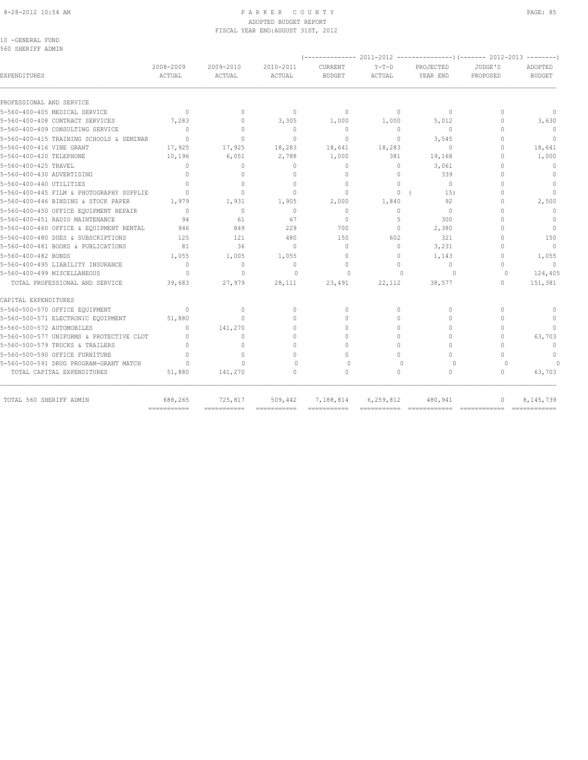# PARKER COUNTY
## ADOPTED BUDGET REPORT
### FISCAL YEAR END:AUGUST 31ST, 2012

10 -GENERAL FUND
560 SHERIFF ADMIN

| EXPENDITURES | 2008-2009 ACTUAL | 2009-2010 ACTUAL | 2010-2011 ACTUAL | 2011-2012 CURRENT BUDGET | 2011-2012 Y-T-D ACTUAL | 2011-2012 PROJECTED YEAR END | 2012-2013 JUDGE'S PROPOSED | 2012-2013 ADOPTED BUDGET |
|---|---|---|---|---|---|---|---|---|
| PROFESSIONAL AND SERVICE | | | | | | | | |
| 5-560-400-405 MEDICAL SERVICE | 0 | 0 | 0 | 0 | 0 | 0 | 0 | 0 |
| 5-560-400-408 CONTRACT SERVICES | 7,283 | 0 | 3,305 | 1,000 | 1,000 | 5,012 | 0 | 3,630 |
| 5-560-400-409 CONSULTING SERVICE | 0 | 0 | 0 | 0 | 0 | 0 | 0 | 0 |
| 5-560-400-415 TRAINING SCHOOLS & SEMINAR | 0 | 0 | 0 | 0 | 0 | 3,545 | 0 | 0 |
| 5-560-400-416 VINE GRANT | 17,925 | 17,925 | 18,283 | 18,641 | 18,283 | 0 | 0 | 18,641 |
| 5-560-400-420 TELEPHONE | 10,196 | 6,051 | 2,788 | 1,000 | 381 | 19,168 | 0 | 1,000 |
| 5-560-400-425 TRAVEL | 0 | 0 | 0 | 0 | 0 | 3,061 | 0 | 0 |
| 5-560-400-430 ADVERTISING | 0 | 0 | 0 | 0 | 0 | 339 | 0 | 0 |
| 5-560-400-440 UTILITIES | 0 | 0 | 0 | 0 | 0 | 0 | 0 | 0 |
| 5-560-400-445 FILM & PHOTOGRAPHY SUPPLIE | 0 | 0 | 0 | 0 | 0 | ( 15) | 0 | 0 |
| 5-560-400-446 BINDING & STOCK PAPER | 1,979 | 1,931 | 1,905 | 2,000 | 1,840 | 92 | 0 | 2,500 |
| 5-560-400-450 OFFICE EQUIPMENT REPAIR | 0 | 0 | 0 | 0 | 0 | 0 | 0 | 0 |
| 5-560-400-451 RADIO MAINTENANCE | 94 | 61 | 67 | 0 | 5 | 300 | 0 | 0 |
| 5-560-400-460 OFFICE & EQUIPMENT RENTAL | 946 | 849 | 229 | 700 | 0 | 2,380 | 0 | 0 |
| 5-560-400-480 DUES & SUBSCRIPTIONS | 125 | 121 | 480 | 150 | 602 | 321 | 0 | 150 |
| 5-560-400-481 BOOKS & PUBLICATIONS | 81 | 36 | 0 | 0 | 0 | 3,231 | 0 | 0 |
| 5-560-400-482 BONDS | 1,055 | 1,005 | 1,055 | 0 | 0 | 1,143 | 0 | 1,055 |
| 5-560-400-495 LIABILITY INSURANCE | 0 | 0 | 0 | 0 | 0 | 0 | 0 | 0 |
| 5-560-400-499 MISCELLANEOUS | 0 | 0 | 0 | 0 | 0 | 0 | 0 | 124,405 |
| TOTAL PROFESSIONAL AND SERVICE | 39,683 | 27,979 | 28,111 | 23,491 | 22,112 | 38,577 | 0 | 151,381 |
| CAPITAL EXPENDITURES | | | | | | | | |
| 5-560-500-570 OFFICE EQUIPMENT | 0 | 0 | 0 | 0 | 0 | 0 | 0 | 0 |
| 5-560-500-571 ELECTRONIC EQUIPMENT | 51,880 | 0 | 0 | 0 | 0 | 0 | 0 | 0 |
| 5-560-500-572 AUTOMOBILES | 0 | 141,270 | 0 | 0 | 0 | 0 | 0 | 0 |
| 5-560-500-577 UNIFORMS & PROTECTIVE CLOT | 0 | 0 | 0 | 0 | 0 | 0 | 0 | 63,703 |
| 5-560-500-579 TRUCKS & TRAILERS | 0 | 0 | 0 | 0 | 0 | 0 | 0 | 0 |
| 5-560-500-590 OFFICE FURNITURE | 0 | 0 | 0 | 0 | 0 | 0 | 0 | 0 |
| 5-560-500-591 DRUG PROGRAM-GRANT MATCH | 0 | 0 | 0 | 0 | 0 | 0 | 0 | 0 |
| TOTAL CAPITAL EXPENDITURES | 51,880 | 141,270 | 0 | 0 | 0 | 0 | 0 | 63,703 |
| TOTAL 560 SHERIFF ADMIN | 688,265 | 725,817 | 509,442 | 7,188,814 | 6,259,812 | 480,941 | 0 | 8,145,739 |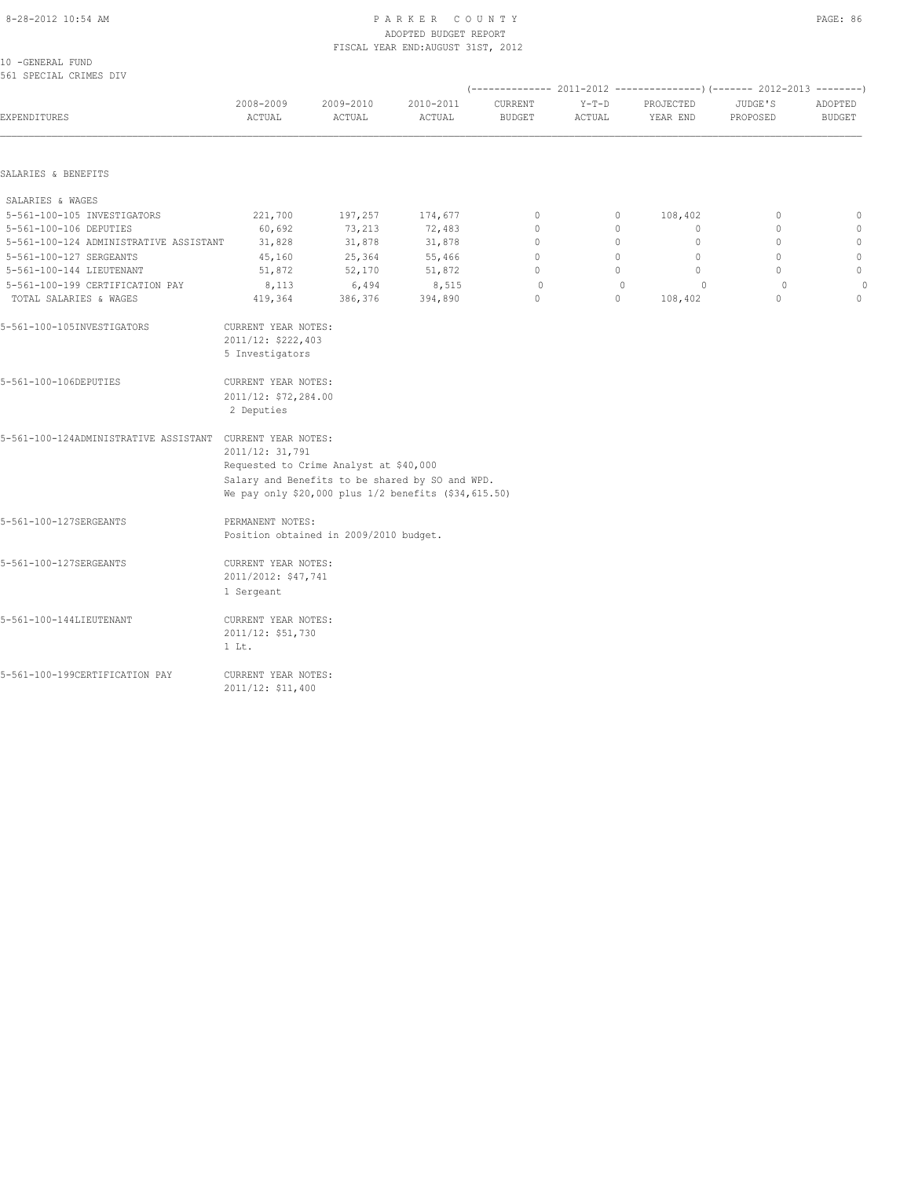10 -GENERAL FUND
561 SPECIAL CRIMES DIV

| EXPENDITURES | 2008-2009 ACTUAL | 2009-2010 ACTUAL | 2010-2011 ACTUAL | 2011-2012 CURRENT BUDGET | 2011-2012 Y-T-D ACTUAL | 2011-2012 PROJECTED YEAR END | 2012-2013 JUDGE'S PROPOSED | 2012-2013 ADOPTED BUDGET |
|---|---|---|---|---|---|---|---|---|
| **SALARIES & BENEFITS** | | | | | | | | |
| SALARIES & WAGES | | | | | | | | |
| 5-561-100-105 INVESTIGATORS | 221,700 | 197,257 | 174,677 | 0 | 0 | 108,402 | 0 | 0 |
| 5-561-100-106 DEPUTIES | 60,692 | 73,213 | 72,483 | 0 | 0 | 0 | 0 | 0 |
| 5-561-100-124 ADMINISTRATIVE ASSISTANT | 31,828 | 31,878 | 31,878 | 0 | 0 | 0 | 0 | 0 |
| 5-561-100-127 SERGEANTS | 45,160 | 25,364 | 55,466 | 0 | 0 | 0 | 0 | 0 |
| 5-561-100-144 LIEUTENANT | 51,872 | 52,170 | 51,872 | 0 | 0 | 0 | 0 | 0 |
| 5-561-100-199 CERTIFICATION PAY | 8,113 | 6,494 | 8,515 | 0 | 0 | 0 | 0 | 0 |
| TOTAL SALARIES & WAGES | 419,364 | 386,376 | 394,890 | 0 | 0 | 108,402 | 0 | 0 |

5-561-100-105INVESTIGATORS — CURRENT YEAR NOTES:
2011/12: $222,403
5 Investigators

5-561-100-106DEPUTIES — CURRENT YEAR NOTES:
2011/12: $72,284.00
2 Deputies

5-561-100-124ADMINISTRATIVE ASSISTANT — CURRENT YEAR NOTES:
2011/12: 31,791
Requested to Crime Analyst at $40,000
Salary and Benefits to be shared by SO and WPD.
We pay only $20,000 plus 1/2 benefits ($34,615.50)

5-561-100-127SERGEANTS — PERMANENT NOTES:
Position obtained in 2009/2010 budget.

5-561-100-127SERGEANTS — CURRENT YEAR NOTES:
2011/2012: $47,741
1 Sergeant

5-561-100-144LIEUTENANT — CURRENT YEAR NOTES:
2011/12: $51,730
1 Lt.

5-561-100-199CERTIFICATION PAY — CURRENT YEAR NOTES:
2011/12: $11,400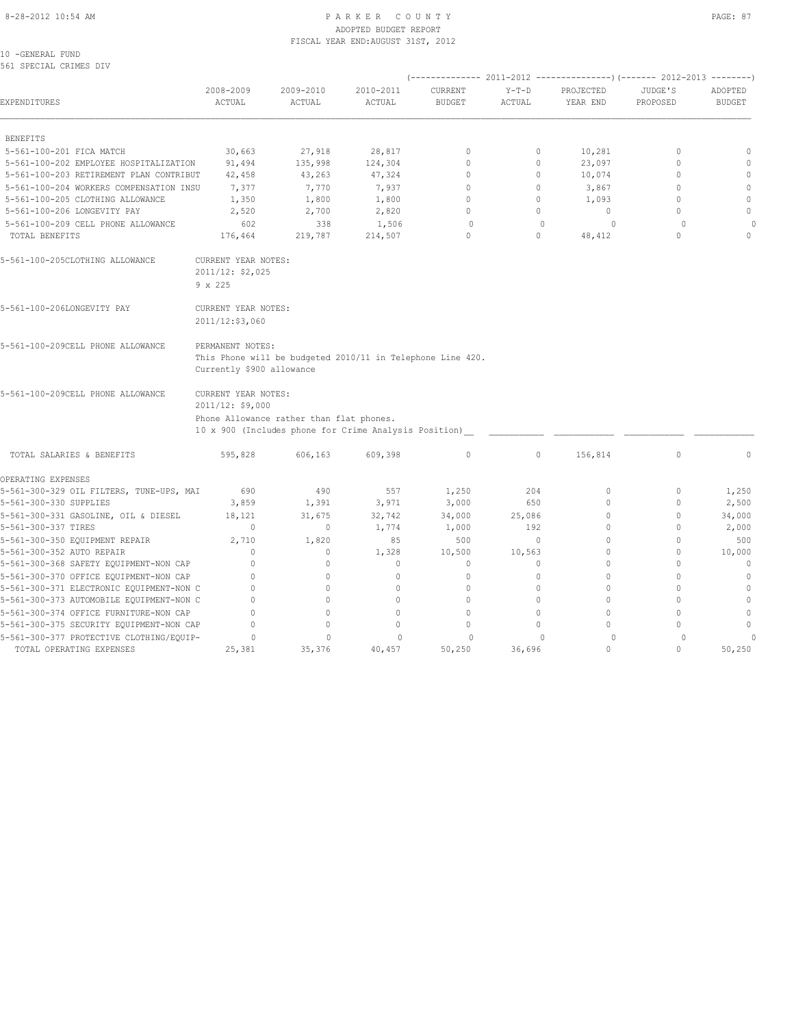10 -GENERAL FUND
561 SPECIAL CRIMES DIV

| EXPENDITURES | 2008-2009 ACTUAL | 2009-2010 ACTUAL | 2010-2011 ACTUAL | 2011-2012 CURRENT BUDGET | 2011-2012 Y-T-D ACTUAL | 2011-2012 PROJECTED YEAR END | 2012-2013 JUDGE'S PROPOSED | 2012-2013 ADOPTED BUDGET |
|---|---|---|---|---|---|---|---|---|
| BENEFITS | | | | | | | | |
| 5-561-100-201 FICA MATCH | 30,663 | 27,918 | 28,817 | 0 | 0 | 10,281 | 0 | 0 |
| 5-561-100-202 EMPLOYEE HOSPITALIZATION | 91,494 | 135,998 | 124,304 | 0 | 0 | 23,097 | 0 | 0 |
| 5-561-100-203 RETIREMENT PLAN CONTRIBUT | 42,458 | 43,263 | 47,324 | 0 | 0 | 10,074 | 0 | 0 |
| 5-561-100-204 WORKERS COMPENSATION INSU | 7,377 | 7,770 | 7,937 | 0 | 0 | 3,867 | 0 | 0 |
| 5-561-100-205 CLOTHING ALLOWANCE | 1,350 | 1,800 | 1,800 | 0 | 0 | 1,093 | 0 | 0 |
| 5-561-100-206 LONGEVITY PAY | 2,520 | 2,700 | 2,820 | 0 | 0 | 0 | 0 | 0 |
| 5-561-100-209 CELL PHONE ALLOWANCE | 602 | 338 | 1,506 | 0 | 0 | 0 | 0 | 0 |
| TOTAL BENEFITS | 176,464 | 219,787 | 214,507 | 0 | 0 | 48,412 | 0 | 0 |

5-561-100-205CLOTHING ALLOWANCE — CURRENT YEAR NOTES:
2011/12: $2,025
9 x 225

5-561-100-206LONGEVITY PAY — CURRENT YEAR NOTES:
2011/12:$3,060

5-561-100-209CELL PHONE ALLOWANCE — PERMANENT NOTES:
This Phone will be budgeted 2010/11 in Telephone Line 420.
Currently $900 allowance

5-561-100-209CELL PHONE ALLOWANCE — CURRENT YEAR NOTES:
2011/12: $9,000
Phone Allowance rather than flat phones.
10 x 900 (Includes phone for Crime Analysis Position)

| EXPENDITURES | 2008-2009 ACTUAL | 2009-2010 ACTUAL | 2010-2011 ACTUAL | 2011-2012 CURRENT BUDGET | 2011-2012 Y-T-D ACTUAL | 2011-2012 PROJECTED YEAR END | 2012-2013 JUDGE'S PROPOSED | 2012-2013 ADOPTED BUDGET |
|---|---|---|---|---|---|---|---|---|
| TOTAL SALARIES & BENEFITS | 595,828 | 606,163 | 609,398 | 0 | 0 | 156,814 | 0 | 0 |
| OPERATING EXPENSES | | | | | | | | |
| 5-561-300-329 OIL FILTERS, TUNE-UPS, MAI | 690 | 490 | 557 | 1,250 | 204 | 0 | 0 | 1,250 |
| 5-561-300-330 SUPPLIES | 3,859 | 1,391 | 3,971 | 3,000 | 650 | 0 | 0 | 2,500 |
| 5-561-300-331 GASOLINE, OIL & DIESEL | 18,121 | 31,675 | 32,742 | 34,000 | 25,086 | 0 | 0 | 34,000 |
| 5-561-300-337 TIRES | 0 | 0 | 1,774 | 1,000 | 192 | 0 | 0 | 2,000 |
| 5-561-300-350 EQUIPMENT REPAIR | 2,710 | 1,820 | 85 | 500 | 0 | 0 | 0 | 500 |
| 5-561-300-352 AUTO REPAIR | 0 | 0 | 1,328 | 10,500 | 10,563 | 0 | 0 | 10,000 |
| 5-561-300-368 SAFETY EQUIPMENT-NON CAP | 0 | 0 | 0 | 0 | 0 | 0 | 0 | 0 |
| 5-561-300-370 OFFICE EQUIPMENT-NON CAP | 0 | 0 | 0 | 0 | 0 | 0 | 0 | 0 |
| 5-561-300-371 ELECTRONIC EQUIPMENT-NON C | 0 | 0 | 0 | 0 | 0 | 0 | 0 | 0 |
| 5-561-300-373 AUTOMOBILE EQUIPMENT-NON C | 0 | 0 | 0 | 0 | 0 | 0 | 0 | 0 |
| 5-561-300-374 OFFICE FURNITURE-NON CAP | 0 | 0 | 0 | 0 | 0 | 0 | 0 | 0 |
| 5-561-300-375 SECURITY EQUIPMENT-NON CAP | 0 | 0 | 0 | 0 | 0 | 0 | 0 | 0 |
| 5-561-300-377 PROTECTIVE CLOTHING/EQUIP- | 0 | 0 | 0 | 0 | 0 | 0 | 0 | 0 |
| TOTAL OPERATING EXPENSES | 25,381 | 35,376 | 40,457 | 50,250 | 36,696 | 0 | 0 | 50,250 |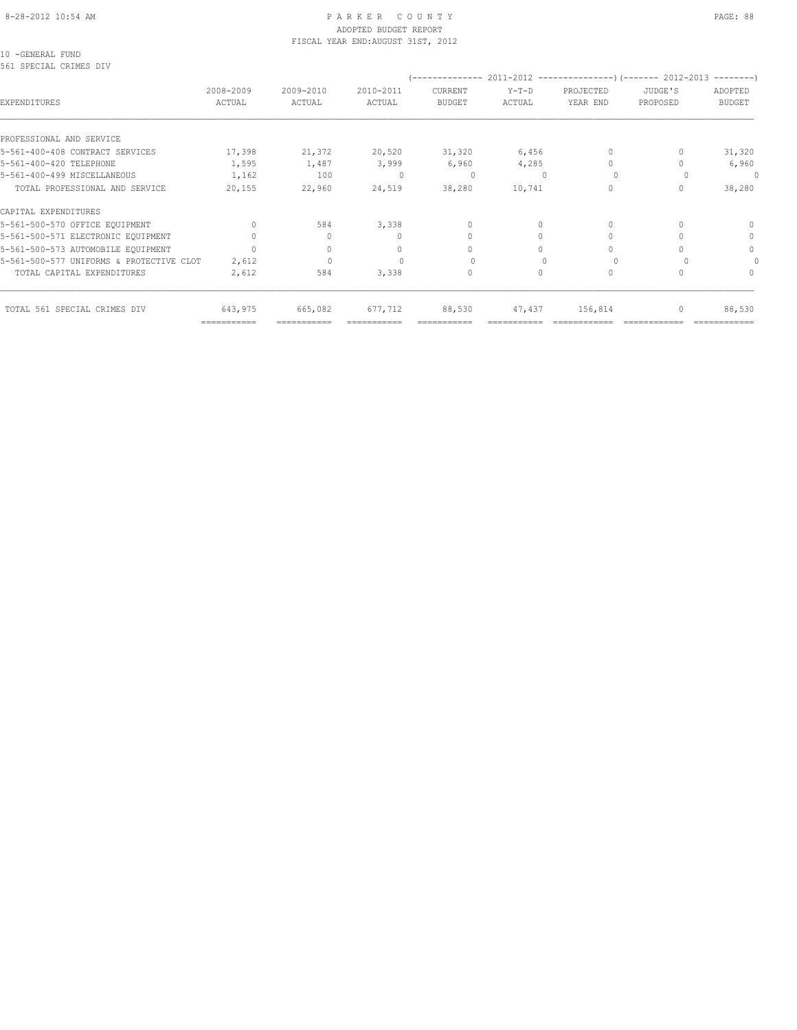10 -GENERAL FUND
561 SPECIAL CRIMES DIV

| EXPENDITURES | 2008-2009 ACTUAL | 2009-2010 ACTUAL | 2010-2011 ACTUAL | 2011-2012 CURRENT BUDGET | 2011-2012 Y-T-D ACTUAL | 2011-2012 PROJECTED YEAR END | 2012-2013 JUDGE'S PROPOSED | 2012-2013 ADOPTED BUDGET |
|---|---|---|---|---|---|---|---|---|
| PROFESSIONAL AND SERVICE | | | | | | | | |
| 5-561-400-408 CONTRACT SERVICES | 17,398 | 21,372 | 20,520 | 31,320 | 6,456 | 0 | 0 | 31,320 |
| 5-561-400-420 TELEPHONE | 1,595 | 1,487 | 3,999 | 6,960 | 4,285 | 0 | 0 | 6,960 |
| 5-561-400-499 MISCELLANEOUS | 1,162 | 100 | 0 | 0 | 0 | 0 | 0 | 0 |
| TOTAL PROFESSIONAL AND SERVICE | 20,155 | 22,960 | 24,519 | 38,280 | 10,741 | 0 | 0 | 38,280 |
| CAPITAL EXPENDITURES | | | | | | | | |
| 5-561-500-570 OFFICE EQUIPMENT | 0 | 584 | 3,338 | 0 | 0 | 0 | 0 | 0 |
| 5-561-500-571 ELECTRONIC EQUIPMENT | 0 | 0 | 0 | 0 | 0 | 0 | 0 | 0 |
| 5-561-500-573 AUTOMOBILE EQUIPMENT | 0 | 0 | 0 | 0 | 0 | 0 | 0 | 0 |
| 5-561-500-577 UNIFORMS & PROTECTIVE CLOT | 2,612 | 0 | 0 | 0 | 0 | 0 | 0 | 0 |
| TOTAL CAPITAL EXPENDITURES | 2,612 | 584 | 3,338 | 0 | 0 | 0 | 0 | 0 |
| TOTAL 561 SPECIAL CRIMES DIV | 643,975 | 665,082 | 677,712 | 88,530 | 47,437 | 156,814 | 0 | 88,530 |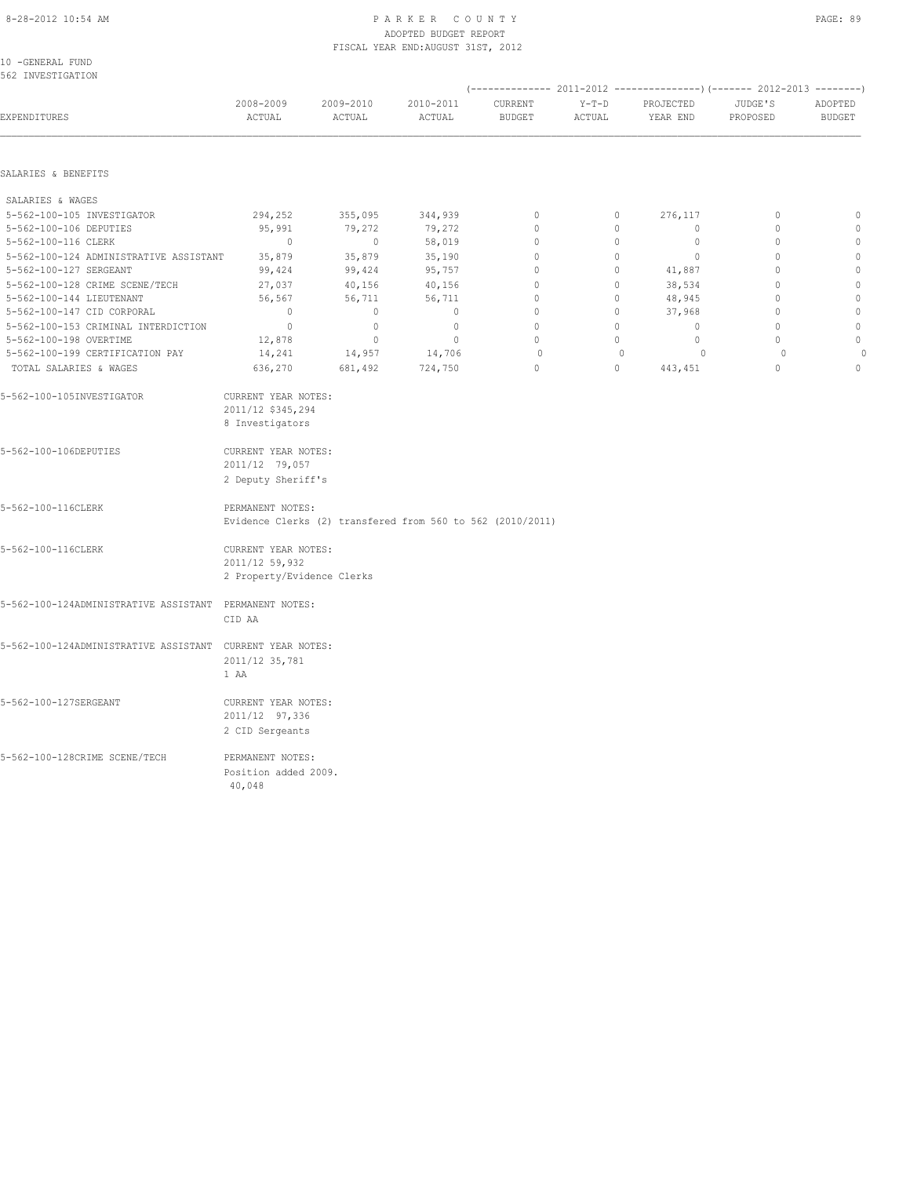10 -GENERAL FUND
562 INVESTIGATION

| EXPENDITURES | 2008-2009 ACTUAL | 2009-2010 ACTUAL | 2010-2011 ACTUAL | 2011-2012 CURRENT BUDGET | 2011-2012 Y-T-D ACTUAL | 2011-2012 PROJECTED YEAR END | 2012-2013 JUDGE'S PROPOSED | 2012-2013 ADOPTED BUDGET |
|---|---|---|---|---|---|---|---|---|
| SALARIES & BENEFITS | | | | | | | | |
| SALARIES & WAGES | | | | | | | | |
| 5-562-100-105 INVESTIGATOR | 294,252 | 355,095 | 344,939 | 0 | 0 | 276,117 | 0 | 0 |
| 5-562-100-106 DEPUTIES | 95,991 | 79,272 | 79,272 | 0 | 0 | 0 | 0 | 0 |
| 5-562-100-116 CLERK | 0 | 0 | 58,019 | 0 | 0 | 0 | 0 | 0 |
| 5-562-100-124 ADMINISTRATIVE ASSISTANT | 35,879 | 35,879 | 35,190 | 0 | 0 | 0 | 0 | 0 |
| 5-562-100-127 SERGEANT | 99,424 | 99,424 | 95,757 | 0 | 0 | 41,887 | 0 | 0 |
| 5-562-100-128 CRIME SCENE/TECH | 27,037 | 40,156 | 40,156 | 0 | 0 | 38,534 | 0 | 0 |
| 5-562-100-144 LIEUTENANT | 56,567 | 56,711 | 56,711 | 0 | 0 | 48,945 | 0 | 0 |
| 5-562-100-147 CID CORPORAL | 0 | 0 | 0 | 0 | 0 | 37,968 | 0 | 0 |
| 5-562-100-153 CRIMINAL INTERDICTION | 0 | 0 | 0 | 0 | 0 | 0 | 0 | 0 |
| 5-562-100-198 OVERTIME | 12,878 | 0 | 0 | 0 | 0 | 0 | 0 | 0 |
| 5-562-100-199 CERTIFICATION PAY | 14,241 | 14,957 | 14,706 | 0 | 0 | 0 | 0 | 0 |
| TOTAL SALARIES & WAGES | 636,270 | 681,492 | 724,750 | 0 | 0 | 443,451 | 0 | 0 |

5-562-100-105INVESTIGATOR — CURRENT YEAR NOTES:
2011/12 $345,294
8 Investigators

5-562-100-106DEPUTIES — CURRENT YEAR NOTES:
2011/12 79,057
2 Deputy Sheriff's

5-562-100-116CLERK — PERMANENT NOTES:
Evidence Clerks (2) transfered from 560 to 562 (2010/2011)

5-562-100-116CLERK — CURRENT YEAR NOTES:
2011/12 59,932
2 Property/Evidence Clerks

5-562-100-124ADMINISTRATIVE ASSISTANT — PERMANENT NOTES:
CID AA

5-562-100-124ADMINISTRATIVE ASSISTANT — CURRENT YEAR NOTES:
2011/12 35,781
1 AA

5-562-100-127SERGEANT — CURRENT YEAR NOTES:
2011/12 97,336
2 CID Sergeants

5-562-100-128CRIME SCENE/TECH — PERMANENT NOTES:
Position added 2009.
40,048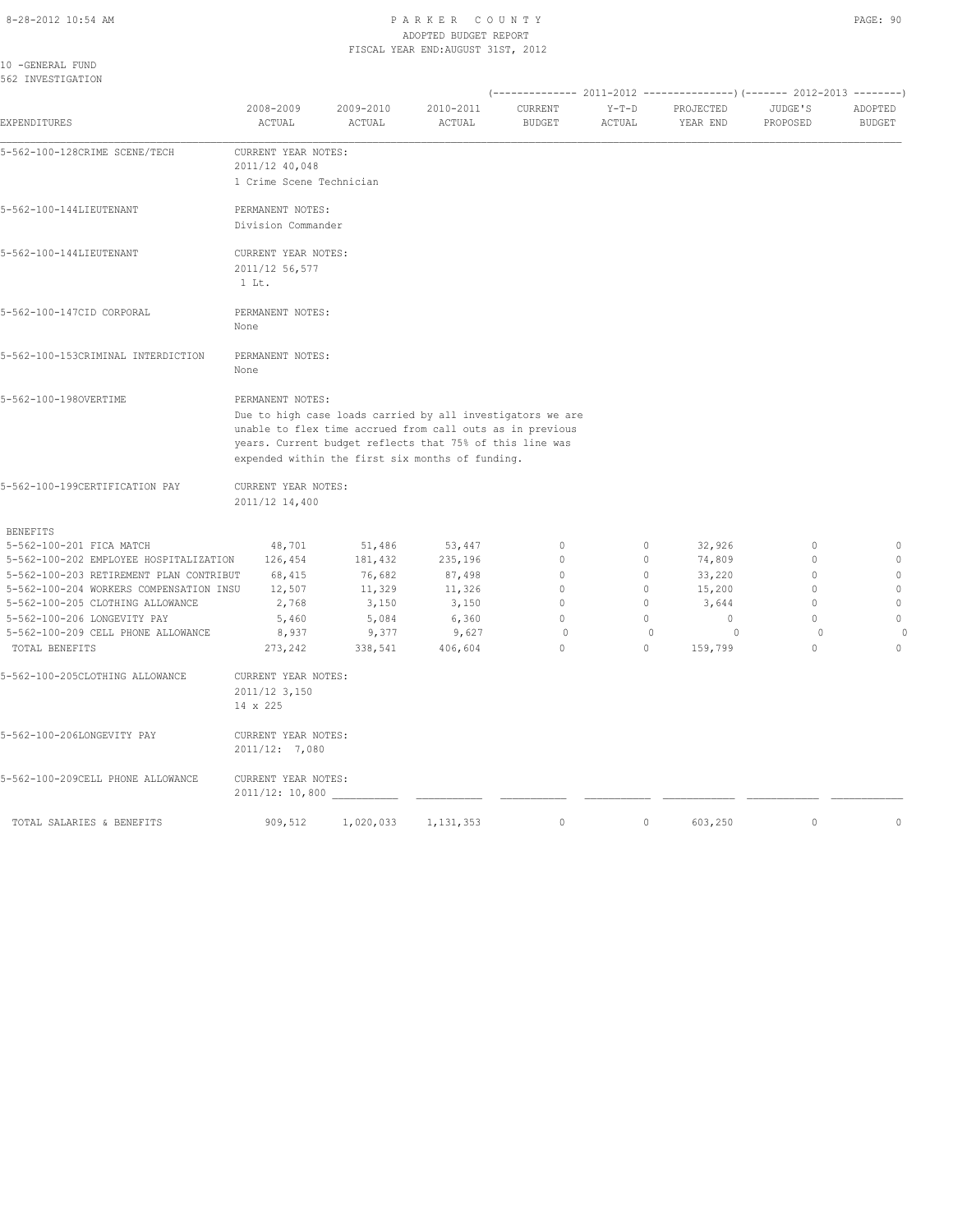PARKER COUNTY
ADOPTED BUDGET REPORT
FISCAL YEAR END: AUGUST 31ST, 2012

10 -GENERAL FUND
562 INVESTIGATION

| EXPENDITURES | 2008-2009 ACTUAL | 2009-2010 ACTUAL | 2010-2011 ACTUAL | 2011-2012 CURRENT BUDGET | 2011-2012 Y-T-D ACTUAL | 2011-2012 PROJECTED YEAR END | 2012-2013 JUDGE'S PROPOSED | 2012-2013 ADOPTED BUDGET |
|---|---|---|---|---|---|---|---|---|
| 5-562-100-128CRIME SCENE/TECH | CURRENT YEAR NOTES: 2011/12 40,048 1 Crime Scene Technician | | | | | | | |
| 5-562-100-144LIEUTENANT | PERMANENT NOTES: Division Commander | | | | | | | |
| 5-562-100-144LIEUTENANT | CURRENT YEAR NOTES: 2011/12 56,577 1 Lt. | | | | | | | |
| 5-562-100-147CID CORPORAL | PERMANENT NOTES: None | | | | | | | |
| 5-562-100-153CRIMINAL INTERDICTION | PERMANENT NOTES: None | | | | | | | |
| 5-562-100-198OVERTIME | PERMANENT NOTES: Due to high case loads carried by all investigators we are unable to flex time accrued from call outs as in previous years. Current budget reflects that 75% of this line was expended within the first six months of funding. | | | | | | | |
| 5-562-100-199CERTIFICATION PAY | CURRENT YEAR NOTES: 2011/12 14,400 | | | | | | | |
| BENEFITS | | | | | | | | |
| 5-562-100-201 FICA MATCH | 48,701 | 51,486 | 53,447 | 0 | 0 | 32,926 | 0 | 0 |
| 5-562-100-202 EMPLOYEE HOSPITALIZATION | 126,454 | 181,432 | 235,196 | 0 | 0 | 74,809 | 0 | 0 |
| 5-562-100-203 RETIREMENT PLAN CONTRIBUT | 68,415 | 76,682 | 87,498 | 0 | 0 | 33,220 | 0 | 0 |
| 5-562-100-204 WORKERS COMPENSATION INSU | 12,507 | 11,329 | 11,326 | 0 | 0 | 15,200 | 0 | 0 |
| 5-562-100-205 CLOTHING ALLOWANCE | 2,768 | 3,150 | 3,150 | 0 | 0 | 3,644 | 0 | 0 |
| 5-562-100-206 LONGEVITY PAY | 5,460 | 5,084 | 6,360 | 0 | 0 | 0 | 0 | 0 |
| 5-562-100-209 CELL PHONE ALLOWANCE | 8,937 | 9,377 | 9,627 | 0 | 0 | 0 | 0 | 0 |
| TOTAL BENEFITS | 273,242 | 338,541 | 406,604 | 0 | 0 | 159,799 | 0 | 0 |
| 5-562-100-205CLOTHING ALLOWANCE | CURRENT YEAR NOTES: 2011/12 3,150 14 x 225 | | | | | | | |
| 5-562-100-206LONGEVITY PAY | CURRENT YEAR NOTES: 2011/12: 7,080 | | | | | | | |
| 5-562-100-209CELL PHONE ALLOWANCE | CURRENT YEAR NOTES: 2011/12: 10,800 | | | | | | | |
| TOTAL SALARIES & BENEFITS | 909,512 | 1,020,033 | 1,131,353 | 0 | 0 | 603,250 | 0 | 0 |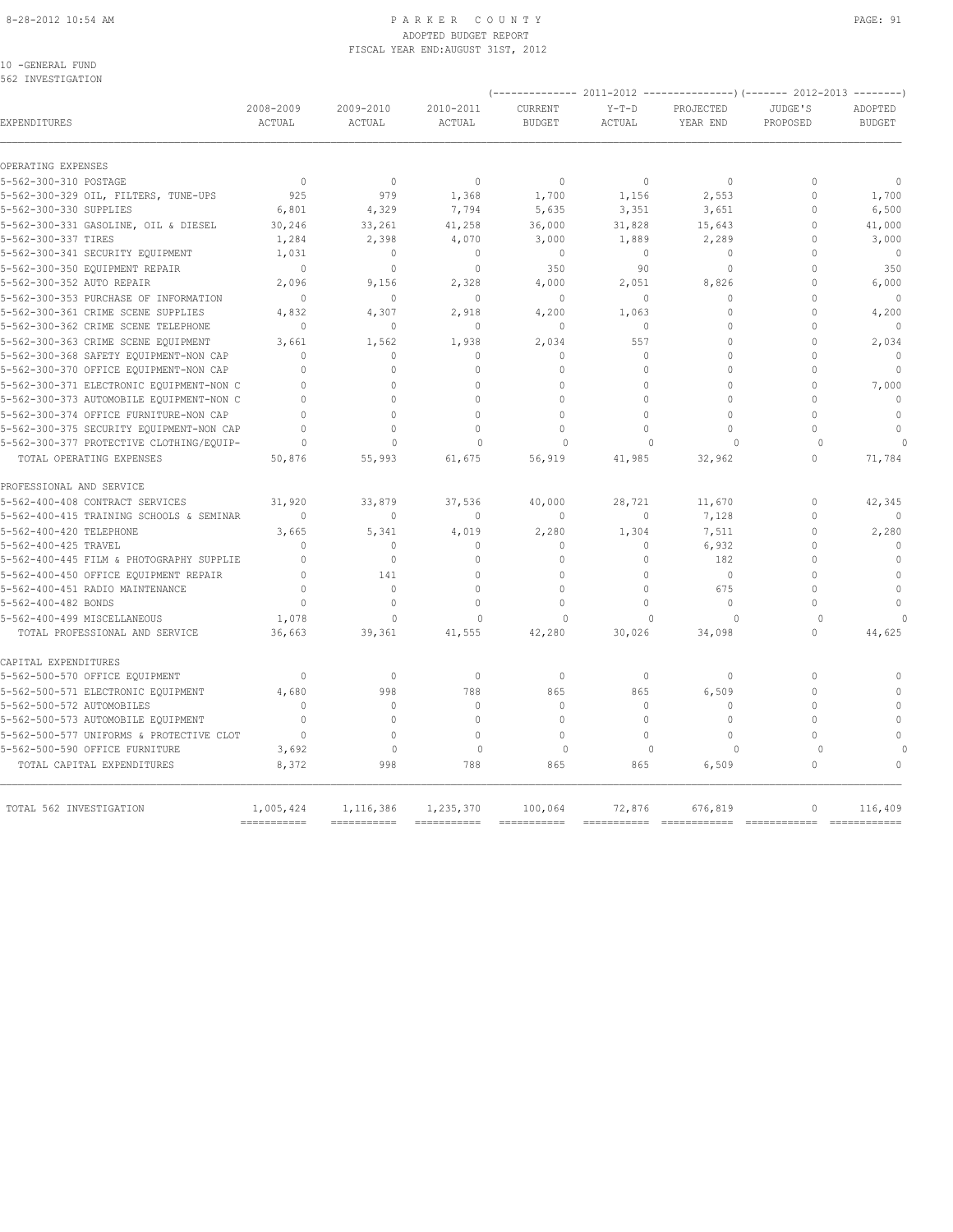PARKER COUNTY
ADOPTED BUDGET REPORT
FISCAL YEAR END:AUGUST 31ST, 2012

10 -GENERAL FUND
562 INVESTIGATION

| EXPENDITURES | 2008-2009 ACTUAL | 2009-2010 ACTUAL | 2010-2011 ACTUAL | 2011-2012 CURRENT BUDGET | 2011-2012 Y-T-D ACTUAL | 2011-2012 PROJECTED YEAR END | 2012-2013 JUDGE'S PROPOSED | 2012-2013 ADOPTED BUDGET |
|---|---|---|---|---|---|---|---|---|
| **OPERATING EXPENSES** | | | | | | | | |
| 5-562-300-310 POSTAGE | 0 | 0 | 0 | 0 | 0 | 0 | 0 | 0 |
| 5-562-300-329 OIL, FILTERS, TUNE-UPS | 925 | 979 | 1,368 | 1,700 | 1,156 | 2,553 | 0 | 1,700 |
| 5-562-300-330 SUPPLIES | 6,801 | 4,329 | 7,794 | 5,635 | 3,351 | 3,651 | 0 | 6,500 |
| 5-562-300-331 GASOLINE, OIL & DIESEL | 30,246 | 33,261 | 41,258 | 36,000 | 31,828 | 15,643 | 0 | 41,000 |
| 5-562-300-337 TIRES | 1,284 | 2,398 | 4,070 | 3,000 | 1,889 | 2,289 | 0 | 3,000 |
| 5-562-300-341 SECURITY EQUIPMENT | 1,031 | 0 | 0 | 0 | 0 | 0 | 0 | 0 |
| 5-562-300-350 EQUIPMENT REPAIR | 0 | 0 | 0 | 350 | 90 | 0 | 0 | 350 |
| 5-562-300-352 AUTO REPAIR | 2,096 | 9,156 | 2,328 | 4,000 | 2,051 | 8,826 | 0 | 6,000 |
| 5-562-300-353 PURCHASE OF INFORMATION | 0 | 0 | 0 | 0 | 0 | 0 | 0 | 0 |
| 5-562-300-361 CRIME SCENE SUPPLIES | 4,832 | 4,307 | 2,918 | 4,200 | 1,063 | 0 | 0 | 4,200 |
| 5-562-300-362 CRIME SCENE TELEPHONE | 0 | 0 | 0 | 0 | 0 | 0 | 0 | 0 |
| 5-562-300-363 CRIME SCENE EQUIPMENT | 3,661 | 1,562 | 1,938 | 2,034 | 557 | 0 | 0 | 2,034 |
| 5-562-300-368 SAFETY EQUIPMENT-NON CAP | 0 | 0 | 0 | 0 | 0 | 0 | 0 | 0 |
| 5-562-300-370 OFFICE EQUIPMENT-NON CAP | 0 | 0 | 0 | 0 | 0 | 0 | 0 | 0 |
| 5-562-300-371 ELECTRONIC EQUIPMENT-NON C | 0 | 0 | 0 | 0 | 0 | 0 | 0 | 7,000 |
| 5-562-300-373 AUTOMOBILE EQUIPMENT-NON C | 0 | 0 | 0 | 0 | 0 | 0 | 0 | 0 |
| 5-562-300-374 OFFICE FURNITURE-NON CAP | 0 | 0 | 0 | 0 | 0 | 0 | 0 | 0 |
| 5-562-300-375 SECURITY EQUIPMENT-NON CAP | 0 | 0 | 0 | 0 | 0 | 0 | 0 | 0 |
| 5-562-300-377 PROTECTIVE CLOTHING/EQUIP- | 0 | 0 | 0 | 0 | 0 | 0 | 0 | 0 |
| TOTAL OPERATING EXPENSES | 50,876 | 55,993 | 61,675 | 56,919 | 41,985 | 32,962 | 0 | 71,784 |
| **PROFESSIONAL AND SERVICE** | | | | | | | | |
| 5-562-400-408 CONTRACT SERVICES | 31,920 | 33,879 | 37,536 | 40,000 | 28,721 | 11,670 | 0 | 42,345 |
| 5-562-400-415 TRAINING SCHOOLS & SEMINAR | 0 | 0 | 0 | 0 | 0 | 7,128 | 0 | 0 |
| 5-562-400-420 TELEPHONE | 3,665 | 5,341 | 4,019 | 2,280 | 1,304 | 7,511 | 0 | 2,280 |
| 5-562-400-425 TRAVEL | 0 | 0 | 0 | 0 | 0 | 6,932 | 0 | 0 |
| 5-562-400-445 FILM & PHOTOGRAPHY SUPPLIE | 0 | 0 | 0 | 0 | 0 | 182 | 0 | 0 |
| 5-562-400-450 OFFICE EQUIPMENT REPAIR | 0 | 141 | 0 | 0 | 0 | 0 | 0 | 0 |
| 5-562-400-451 RADIO MAINTENANCE | 0 | 0 | 0 | 0 | 0 | 675 | 0 | 0 |
| 5-562-400-482 BONDS | 0 | 0 | 0 | 0 | 0 | 0 | 0 | 0 |
| 5-562-400-499 MISCELLANEOUS | 1,078 | 0 | 0 | 0 | 0 | 0 | 0 | 0 |
| TOTAL PROFESSIONAL AND SERVICE | 36,663 | 39,361 | 41,555 | 42,280 | 30,026 | 34,098 | 0 | 44,625 |
| **CAPITAL EXPENDITURES** | | | | | | | | |
| 5-562-500-570 OFFICE EQUIPMENT | 0 | 0 | 0 | 0 | 0 | 0 | 0 | 0 |
| 5-562-500-571 ELECTRONIC EQUIPMENT | 4,680 | 998 | 788 | 865 | 865 | 6,509 | 0 | 0 |
| 5-562-500-572 AUTOMOBILES | 0 | 0 | 0 | 0 | 0 | 0 | 0 | 0 |
| 5-562-500-573 AUTOMOBILE EQUIPMENT | 0 | 0 | 0 | 0 | 0 | 0 | 0 | 0 |
| 5-562-500-577 UNIFORMS & PROTECTIVE CLOT | 0 | 0 | 0 | 0 | 0 | 0 | 0 | 0 |
| 5-562-500-590 OFFICE FURNITURE | 3,692 | 0 | 0 | 0 | 0 | 0 | 0 | 0 |
| TOTAL CAPITAL EXPENDITURES | 8,372 | 998 | 788 | 865 | 865 | 6,509 | 0 | 0 |
| TOTAL 562 INVESTIGATION | 1,005,424 | 1,116,386 | 1,235,370 | 100,064 | 72,876 | 676,819 | 0 | 116,409 |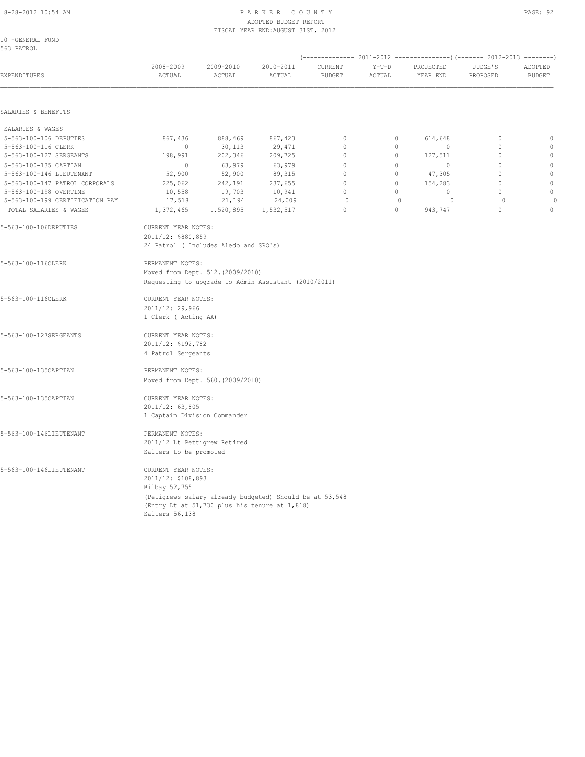PARKER COUNTY
ADOPTED BUDGET REPORT
FISCAL YEAR END:AUGUST 31ST, 2012

10 -GENERAL FUND
563 PATROL

| EXPENDITURES | 2008-2009 ACTUAL | 2009-2010 ACTUAL | 2010-2011 ACTUAL | 2011-2012 CURRENT BUDGET | 2011-2012 Y-T-D ACTUAL | 2011-2012 PROJECTED YEAR END | 2012-2013 JUDGE'S PROPOSED | 2012-2013 ADOPTED BUDGET |
|---|---|---|---|---|---|---|---|---|
| SALARIES & BENEFITS | | | | | | | | |
| SALARIES & WAGES | | | | | | | | |
| 5-563-100-106 DEPUTIES | 867,436 | 888,469 | 867,423 | 0 | 0 | 614,648 | 0 | 0 |
| 5-563-100-116 CLERK | 0 | 30,113 | 29,471 | 0 | 0 | 0 | 0 | 0 |
| 5-563-100-127 SERGEANTS | 198,991 | 202,346 | 209,725 | 0 | 0 | 127,511 | 0 | 0 |
| 5-563-100-135 CAPTIAN | 0 | 63,979 | 63,979 | 0 | 0 | 0 | 0 | 0 |
| 5-563-100-146 LIEUTENANT | 52,900 | 52,900 | 89,315 | 0 | 0 | 47,305 | 0 | 0 |
| 5-563-100-147 PATROL CORPORALS | 225,062 | 242,191 | 237,655 | 0 | 0 | 154,283 | 0 | 0 |
| 5-563-100-198 OVERTIME | 10,558 | 19,703 | 10,941 | 0 | 0 | 0 | 0 | 0 |
| 5-563-100-199 CERTIFICATION PAY | 17,518 | 21,194 | 24,009 | 0 | 0 | 0 | 0 | 0 |
| TOTAL SALARIES & WAGES | 1,372,465 | 1,520,895 | 1,532,517 | 0 | 0 | 943,747 | 0 | 0 |

5-563-100-106DEPUTIES — CURRENT YEAR NOTES:
2011/12: $880,859
24 Patrol ( Includes Aledo and SRO's)

5-563-100-116CLERK — PERMANENT NOTES:
Moved from Dept. 512.(2009/2010)
Requesting to upgrade to Admin Assistant (2010/2011)

5-563-100-116CLERK — CURRENT YEAR NOTES:
2011/12: 29,966
1 Clerk ( Acting AA)

5-563-100-127SERGEANTS — CURRENT YEAR NOTES:
2011/12: $192,782
4 Patrol Sergeants

5-563-100-135CAPTIAN — PERMANENT NOTES:
Moved from Dept. 560.(2009/2010)

5-563-100-135CAPTIAN — CURRENT YEAR NOTES:
2011/12: 63,805
1 Captain Division Commander

5-563-100-146LIEUTENANT — PERMANENT NOTES:
2011/12 Lt Pettigrew Retired
Salters to be promoted

5-563-100-146LIEUTENANT — CURRENT YEAR NOTES:
2011/12: $108,893
Bilbay 52,755
(Petigrews salary already budgeted) Should be at 53,548
(Entry Lt at 51,730 plus his tenure at 1,818)
Salters 56,138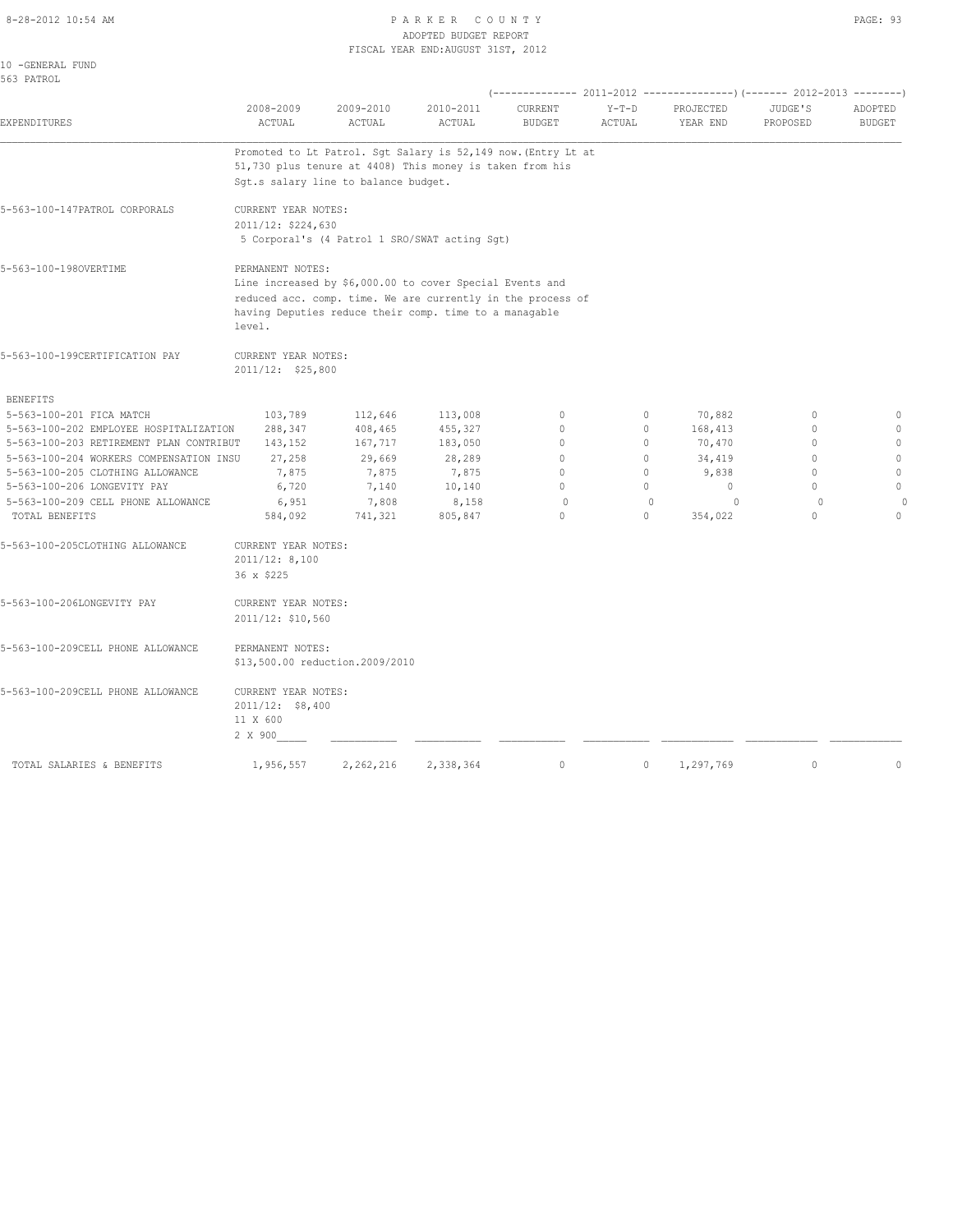10 -GENERAL FUND
563 PATROL

| EXPENDITURES | 2008-2009 ACTUAL | 2009-2010 ACTUAL | 2010-2011 ACTUAL | 2011-2012 CURRENT BUDGET | 2011-2012 Y-T-D ACTUAL | 2011-2012 PROJECTED YEAR END | 2012-2013 JUDGE'S PROPOSED | 2012-2013 ADOPTED BUDGET |
|---|---|---|---|---|---|---|---|---|
| | Promoted to Lt Patrol. Sgt Salary is 52,149 now.(Entry Lt at 51,730 plus tenure at 4408) This money is taken from his Sgt.s salary line to balance budget. | | | | | | | |
| 5-563-100-147PATROL CORPORALS | CURRENT YEAR NOTES: 2011/12: $224,630 5 Corporal's (4 Patrol 1 SRO/SWAT acting Sgt) | | | | | | | |
| 5-563-100-198OVERTIME | PERMANENT NOTES: Line increased by $6,000.00 to cover Special Events and reduced acc. comp. time. We are currently in the process of having Deputies reduce their comp. time to a managable level. | | | | | | | |
| 5-563-100-199CERTIFICATION PAY | CURRENT YEAR NOTES: 2011/12: $25,800 | | | | | | | |
| BENEFITS | | | | | | | | |
| 5-563-100-201 FICA MATCH | 103,789 | 112,646 | 113,008 | 0 | 0 | 70,882 | 0 | 0 |
| 5-563-100-202 EMPLOYEE HOSPITALIZATION | 288,347 | 408,465 | 455,327 | 0 | 0 | 168,413 | 0 | 0 |
| 5-563-100-203 RETIREMENT PLAN CONTRIBUT | 143,152 | 167,717 | 183,050 | 0 | 0 | 70,470 | 0 | 0 |
| 5-563-100-204 WORKERS COMPENSATION INSU | 27,258 | 29,669 | 28,289 | 0 | 0 | 34,419 | 0 | 0 |
| 5-563-100-205 CLOTHING ALLOWANCE | 7,875 | 7,875 | 7,875 | 0 | 0 | 9,838 | 0 | 0 |
| 5-563-100-206 LONGEVITY PAY | 6,720 | 7,140 | 10,140 | 0 | 0 | 0 | 0 | 0 |
| 5-563-100-209 CELL PHONE ALLOWANCE | 6,951 | 7,808 | 8,158 | 0 | 0 | 0 | 0 | 0 |
| TOTAL BENEFITS | 584,092 | 741,321 | 805,847 | 0 | 0 | 354,022 | 0 | 0 |
| 5-563-100-205CLOTHING ALLOWANCE | CURRENT YEAR NOTES: 2011/12: 8,100 36 x $225 | | | | | | | |
| 5-563-100-206LONGEVITY PAY | CURRENT YEAR NOTES: 2011/12: $10,560 | | | | | | | |
| 5-563-100-209CELL PHONE ALLOWANCE | PERMANENT NOTES: $13,500.00 reduction.2009/2010 | | | | | | | |
| 5-563-100-209CELL PHONE ALLOWANCE | CURRENT YEAR NOTES: 2011/12: $8,400 11 X 600 2 X 900 | | | | | | | |
| TOTAL SALARIES & BENEFITS | 1,956,557 | 2,262,216 | 2,338,364 | 0 | 0 | 1,297,769 | 0 | 0 |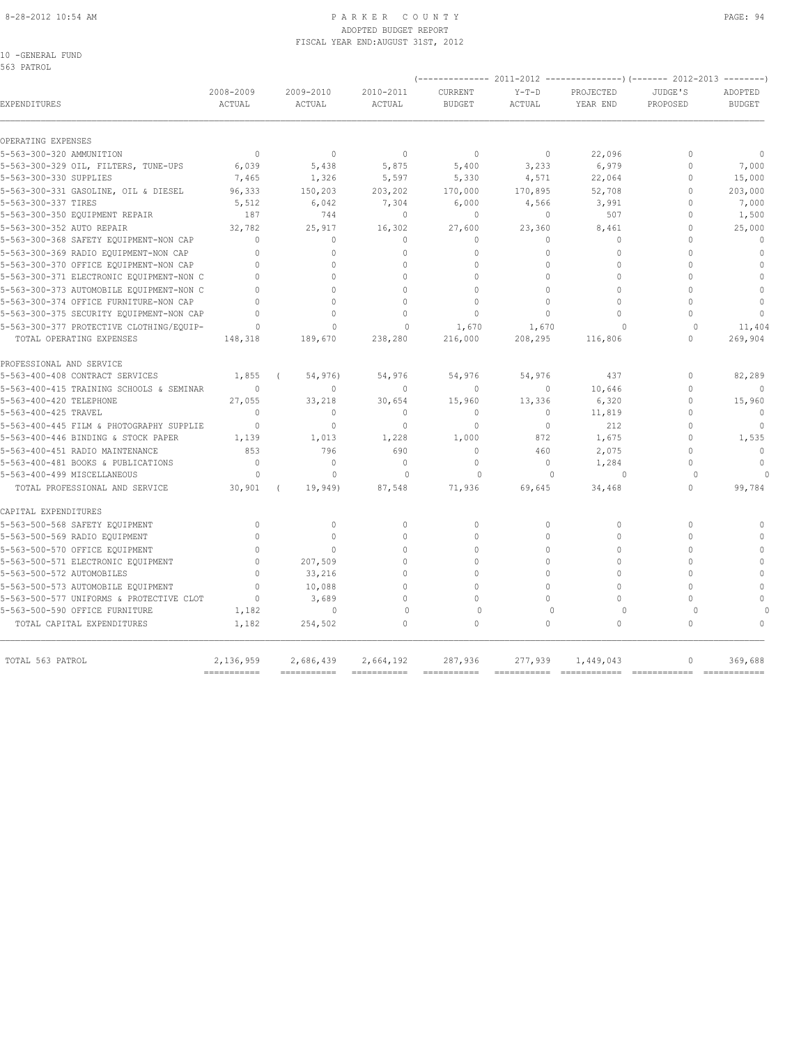# PARKER COUNTY
## ADOPTED BUDGET REPORT
### FISCAL YEAR END: AUGUST 31ST, 2012

10 -GENERAL FUND
563 PATROL

| EXPENDITURES | 2008-2009 ACTUAL | 2009-2010 ACTUAL | 2010-2011 ACTUAL | 2011-2012 CURRENT BUDGET | 2011-2012 Y-T-D ACTUAL | 2011-2012 PROJECTED YEAR END | 2012-2013 JUDGE'S PROPOSED | 2012-2013 ADOPTED BUDGET |
|---|---|---|---|---|---|---|---|---|
| **OPERATING EXPENSES** | | | | | | | | |
| 5-563-300-320 AMMUNITION | 0 | 0 | 0 | 0 | 0 | 22,096 | 0 | 0 |
| 5-563-300-329 OIL, FILTERS, TUNE-UPS | 6,039 | 5,438 | 5,875 | 5,400 | 3,233 | 6,979 | 0 | 7,000 |
| 5-563-300-330 SUPPLIES | 7,465 | 1,326 | 5,597 | 5,330 | 4,571 | 22,064 | 0 | 15,000 |
| 5-563-300-331 GASOLINE, OIL & DIESEL | 96,333 | 150,203 | 203,202 | 170,000 | 170,895 | 52,708 | 0 | 203,000 |
| 5-563-300-337 TIRES | 5,512 | 6,042 | 7,304 | 6,000 | 4,566 | 3,991 | 0 | 7,000 |
| 5-563-300-350 EQUIPMENT REPAIR | 187 | 744 | 0 | 0 | 0 | 507 | 0 | 1,500 |
| 5-563-300-352 AUTO REPAIR | 32,782 | 25,917 | 16,302 | 27,600 | 23,360 | 8,461 | 0 | 25,000 |
| 5-563-300-368 SAFETY EQUIPMENT-NON CAP | 0 | 0 | 0 | 0 | 0 | 0 | 0 | 0 |
| 5-563-300-369 RADIO EQUIPMENT-NON CAP | 0 | 0 | 0 | 0 | 0 | 0 | 0 | 0 |
| 5-563-300-370 OFFICE EQUIPMENT-NON CAP | 0 | 0 | 0 | 0 | 0 | 0 | 0 | 0 |
| 5-563-300-371 ELECTRONIC EQUIPMENT-NON C | 0 | 0 | 0 | 0 | 0 | 0 | 0 | 0 |
| 5-563-300-373 AUTOMOBILE EQUIPMENT-NON C | 0 | 0 | 0 | 0 | 0 | 0 | 0 | 0 |
| 5-563-300-374 OFFICE FURNITURE-NON CAP | 0 | 0 | 0 | 0 | 0 | 0 | 0 | 0 |
| 5-563-300-375 SECURITY EQUIPMENT-NON CAP | 0 | 0 | 0 | 0 | 0 | 0 | 0 | 0 |
| 5-563-300-377 PROTECTIVE CLOTHING/EQUIP- | 0 | 0 | 0 | 1,670 | 1,670 | 0 | 0 | 11,404 |
| TOTAL OPERATING EXPENSES | 148,318 | 189,670 | 238,280 | 216,000 | 208,295 | 116,806 | 0 | 269,904 |
| **PROFESSIONAL AND SERVICE** | | | | | | | | |
| 5-563-400-408 CONTRACT SERVICES | 1,855 | ( 54,976) | 54,976 | 54,976 | 54,976 | 437 | 0 | 82,289 |
| 5-563-400-415 TRAINING SCHOOLS & SEMINAR | 0 | 0 | 0 | 0 | 0 | 10,646 | 0 | 0 |
| 5-563-400-420 TELEPHONE | 27,055 | 33,218 | 30,654 | 15,960 | 13,336 | 6,320 | 0 | 15,960 |
| 5-563-400-425 TRAVEL | 0 | 0 | 0 | 0 | 0 | 11,819 | 0 | 0 |
| 5-563-400-445 FILM & PHOTOGRAPHY SUPPLIE | 0 | 0 | 0 | 0 | 0 | 212 | 0 | 0 |
| 5-563-400-446 BINDING & STOCK PAPER | 1,139 | 1,013 | 1,228 | 1,000 | 872 | 1,675 | 0 | 1,535 |
| 5-563-400-451 RADIO MAINTENANCE | 853 | 796 | 690 | 0 | 460 | 2,075 | 0 | 0 |
| 5-563-400-481 BOOKS & PUBLICATIONS | 0 | 0 | 0 | 0 | 0 | 1,284 | 0 | 0 |
| 5-563-400-499 MISCELLANEOUS | 0 | 0 | 0 | 0 | 0 | 0 | 0 | 0 |
| TOTAL PROFESSIONAL AND SERVICE | 30,901 | ( 19,949) | 87,548 | 71,936 | 69,645 | 34,468 | 0 | 99,784 |
| **CAPITAL EXPENDITURES** | | | | | | | | |
| 5-563-500-568 SAFETY EQUIPMENT | 0 | 0 | 0 | 0 | 0 | 0 | 0 | 0 |
| 5-563-500-569 RADIO EQUIPMENT | 0 | 0 | 0 | 0 | 0 | 0 | 0 | 0 |
| 5-563-500-570 OFFICE EQUIPMENT | 0 | 0 | 0 | 0 | 0 | 0 | 0 | 0 |
| 5-563-500-571 ELECTRONIC EQUIPMENT | 0 | 207,509 | 0 | 0 | 0 | 0 | 0 | 0 |
| 5-563-500-572 AUTOMOBILES | 0 | 33,216 | 0 | 0 | 0 | 0 | 0 | 0 |
| 5-563-500-573 AUTOMOBILE EQUIPMENT | 0 | 10,088 | 0 | 0 | 0 | 0 | 0 | 0 |
| 5-563-500-577 UNIFORMS & PROTECTIVE CLOT | 0 | 3,689 | 0 | 0 | 0 | 0 | 0 | 0 |
| 5-563-500-590 OFFICE FURNITURE | 1,182 | 0 | 0 | 0 | 0 | 0 | 0 | 0 |
| TOTAL CAPITAL EXPENDITURES | 1,182 | 254,502 | 0 | 0 | 0 | 0 | 0 | 0 |
| TOTAL 563 PATROL | 2,136,959 | 2,686,439 | 2,664,192 | 287,936 | 277,939 | 1,449,043 | 0 | 369,688 |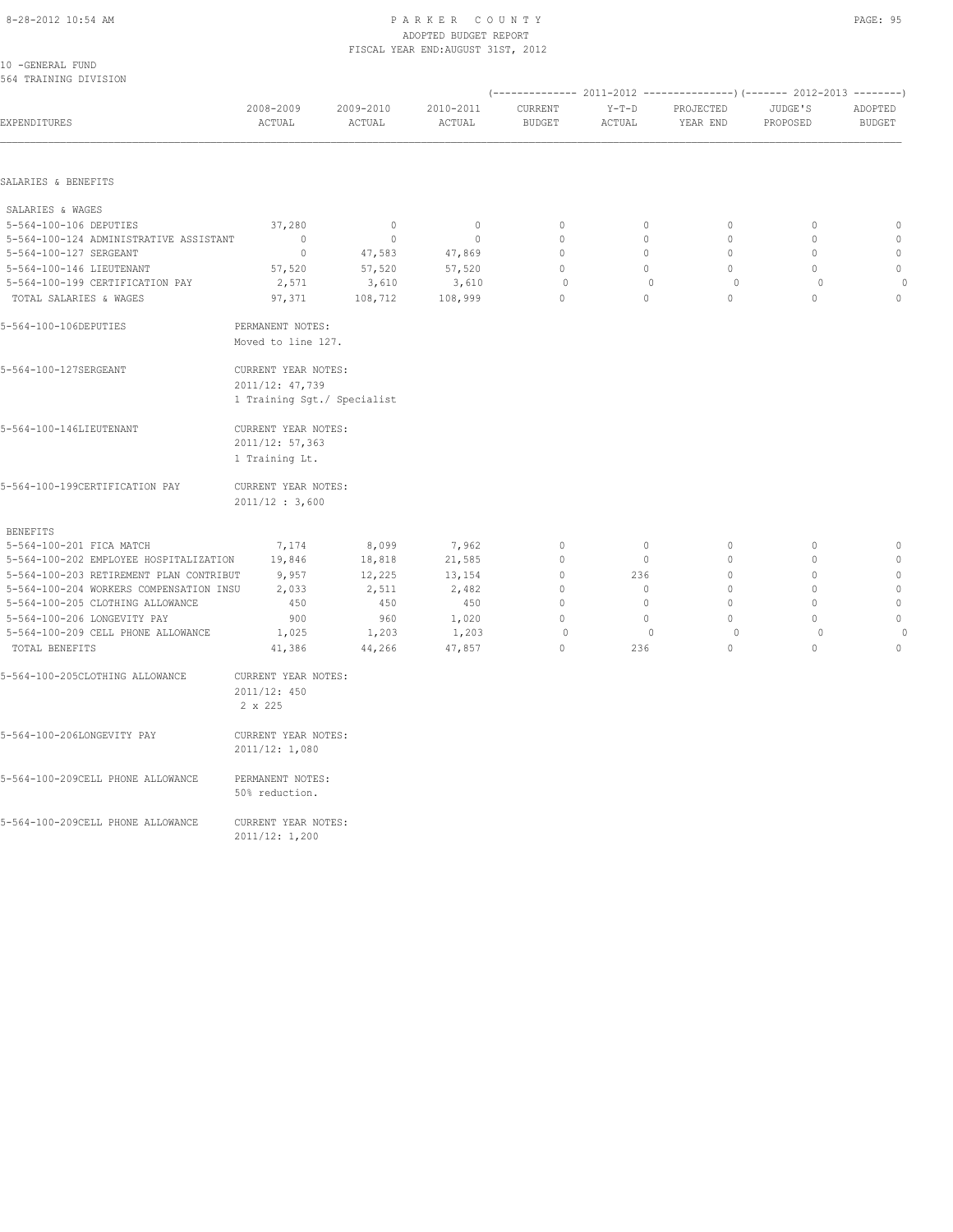PARKER COUNTY
ADOPTED BUDGET REPORT
FISCAL YEAR END:AUGUST 31ST, 2012

10 -GENERAL FUND
564 TRAINING DIVISION

| EXPENDITURES | 2008-2009 ACTUAL | 2009-2010 ACTUAL | 2010-2011 ACTUAL | 2011-2012 CURRENT BUDGET | 2011-2012 Y-T-D ACTUAL | 2011-2012 PROJECTED YEAR END | 2012-2013 JUDGE'S PROPOSED | 2012-2013 ADOPTED BUDGET |
|---|---|---|---|---|---|---|---|---|
| **SALARIES & BENEFITS** | | | | | | | | |
| SALARIES & WAGES | | | | | | | | |
| 5-564-100-106 DEPUTIES | 37,280 | 0 | 0 | 0 | 0 | 0 | 0 | 0 |
| 5-564-100-124 ADMINISTRATIVE ASSISTANT | 0 | 0 | 0 | 0 | 0 | 0 | 0 | 0 |
| 5-564-100-127 SERGEANT | 0 | 47,583 | 47,869 | 0 | 0 | 0 | 0 | 0 |
| 5-564-100-146 LIEUTENANT | 57,520 | 57,520 | 57,520 | 0 | 0 | 0 | 0 | 0 |
| 5-564-100-199 CERTIFICATION PAY | 2,571 | 3,610 | 3,610 | 0 | 0 | 0 | 0 | 0 |
| TOTAL SALARIES & WAGES | 97,371 | 108,712 | 108,999 | 0 | 0 | 0 | 0 | 0 |

5-564-100-106DEPUTIES — PERMANENT NOTES:
Moved to line 127.

5-564-100-127SERGEANT — CURRENT YEAR NOTES:
2011/12: 47,739
1 Training Sgt./ Specialist

5-564-100-146LIEUTENANT — CURRENT YEAR NOTES:
2011/12: 57,363
1 Training Lt.

5-564-100-199CERTIFICATION PAY — CURRENT YEAR NOTES:
2011/12 : 3,600

| EXPENDITURES | 2008-2009 ACTUAL | 2009-2010 ACTUAL | 2010-2011 ACTUAL | 2011-2012 CURRENT BUDGET | 2011-2012 Y-T-D ACTUAL | 2011-2012 PROJECTED YEAR END | 2012-2013 JUDGE'S PROPOSED | 2012-2013 ADOPTED BUDGET |
|---|---|---|---|---|---|---|---|---|
| BENEFITS | | | | | | | | |
| 5-564-100-201 FICA MATCH | 7,174 | 8,099 | 7,962 | 0 | 0 | 0 | 0 | 0 |
| 5-564-100-202 EMPLOYEE HOSPITALIZATION | 19,846 | 18,818 | 21,585 | 0 | 0 | 0 | 0 | 0 |
| 5-564-100-203 RETIREMENT PLAN CONTRIBUT | 9,957 | 12,225 | 13,154 | 0 | 236 | 0 | 0 | 0 |
| 5-564-100-204 WORKERS COMPENSATION INSU | 2,033 | 2,511 | 2,482 | 0 | 0 | 0 | 0 | 0 |
| 5-564-100-205 CLOTHING ALLOWANCE | 450 | 450 | 450 | 0 | 0 | 0 | 0 | 0 |
| 5-564-100-206 LONGEVITY PAY | 900 | 960 | 1,020 | 0 | 0 | 0 | 0 | 0 |
| 5-564-100-209 CELL PHONE ALLOWANCE | 1,025 | 1,203 | 1,203 | 0 | 0 | 0 | 0 | 0 |
| TOTAL BENEFITS | 41,386 | 44,266 | 47,857 | 0 | 236 | 0 | 0 | 0 |

5-564-100-205CLOTHING ALLOWANCE — CURRENT YEAR NOTES:
2011/12: 450
2 x 225

5-564-100-206LONGEVITY PAY — CURRENT YEAR NOTES:
2011/12: 1,080

5-564-100-209CELL PHONE ALLOWANCE — PERMANENT NOTES:
50% reduction.

5-564-100-209CELL PHONE ALLOWANCE — CURRENT YEAR NOTES:
2011/12: 1,200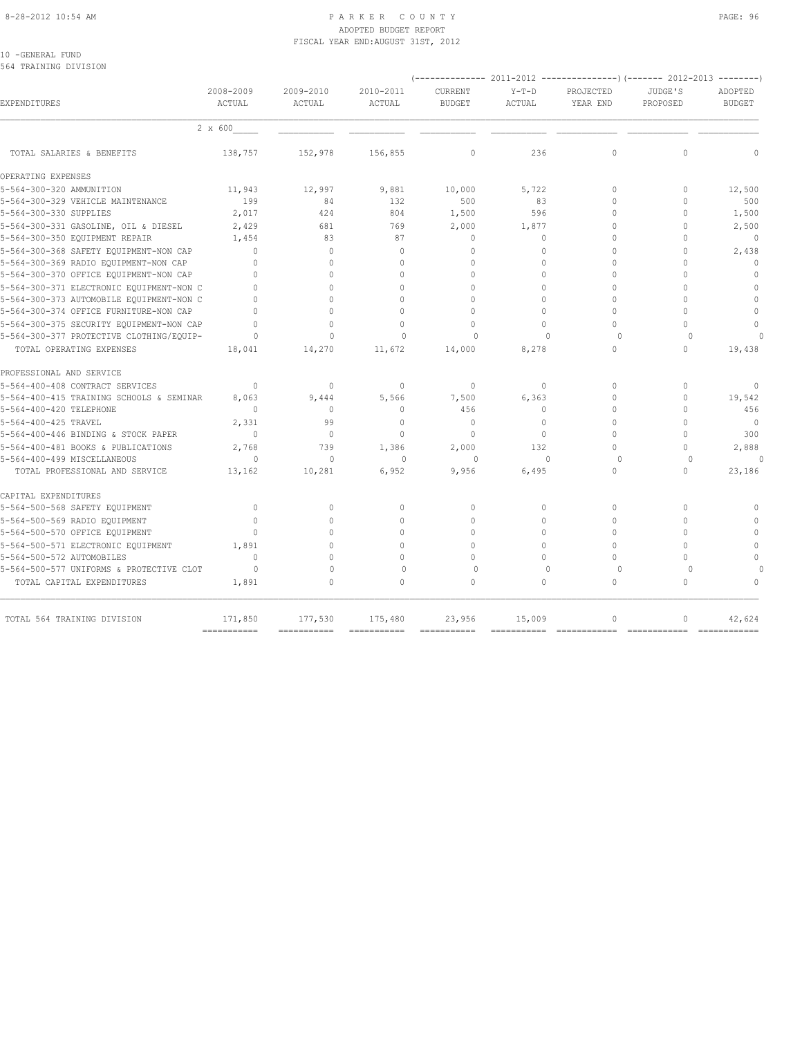10 -GENERAL FUND
564 TRAINING DIVISION

| EXPENDITURES | 2008-2009 ACTUAL | 2009-2010 ACTUAL | 2010-2011 ACTUAL | 2011-2012 CURRENT BUDGET | 2011-2012 Y-T-D ACTUAL | 2011-2012 PROJECTED YEAR END | 2012-2013 JUDGE'S PROPOSED | 2012-2013 ADOPTED BUDGET |
|---|---|---|---|---|---|---|---|---|
| | 2 x 600 | | | | | | | |
| TOTAL SALARIES & BENEFITS | 138,757 | 152,978 | 156,855 | 0 | 236 | 0 | 0 | 0 |
| OPERATING EXPENSES | | | | | | | | |
| 5-564-300-320 AMMUNITION | 11,943 | 12,997 | 9,881 | 10,000 | 5,722 | 0 | 0 | 12,500 |
| 5-564-300-329 VEHICLE MAINTENANCE | 199 | 84 | 132 | 500 | 83 | 0 | 0 | 500 |
| 5-564-300-330 SUPPLIES | 2,017 | 424 | 804 | 1,500 | 596 | 0 | 0 | 1,500 |
| 5-564-300-331 GASOLINE, OIL & DIESEL | 2,429 | 681 | 769 | 2,000 | 1,877 | 0 | 0 | 2,500 |
| 5-564-300-350 EQUIPMENT REPAIR | 1,454 | 83 | 87 | 0 | 0 | 0 | 0 | 0 |
| 5-564-300-368 SAFETY EQUIPMENT-NON CAP | 0 | 0 | 0 | 0 | 0 | 0 | 0 | 2,438 |
| 5-564-300-369 RADIO EQUIPMENT-NON CAP | 0 | 0 | 0 | 0 | 0 | 0 | 0 | 0 |
| 5-564-300-370 OFFICE EQUIPMENT-NON CAP | 0 | 0 | 0 | 0 | 0 | 0 | 0 | 0 |
| 5-564-300-371 ELECTRONIC EQUIPMENT-NON C | 0 | 0 | 0 | 0 | 0 | 0 | 0 | 0 |
| 5-564-300-373 AUTOMOBILE EQUIPMENT-NON C | 0 | 0 | 0 | 0 | 0 | 0 | 0 | 0 |
| 5-564-300-374 OFFICE FURNITURE-NON CAP | 0 | 0 | 0 | 0 | 0 | 0 | 0 | 0 |
| 5-564-300-375 SECURITY EQUIPMENT-NON CAP | 0 | 0 | 0 | 0 | 0 | 0 | 0 | 0 |
| 5-564-300-377 PROTECTIVE CLOTHING/EQUIP- | 0 | 0 | 0 | 0 | 0 | 0 | 0 | 0 |
| TOTAL OPERATING EXPENSES | 18,041 | 14,270 | 11,672 | 14,000 | 8,278 | 0 | 0 | 19,438 |
| PROFESSIONAL AND SERVICE | | | | | | | | |
| 5-564-400-408 CONTRACT SERVICES | 0 | 0 | 0 | 0 | 0 | 0 | 0 | 0 |
| 5-564-400-415 TRAINING SCHOOLS & SEMINAR | 8,063 | 9,444 | 5,566 | 7,500 | 6,363 | 0 | 0 | 19,542 |
| 5-564-400-420 TELEPHONE | 0 | 0 | 0 | 456 | 0 | 0 | 0 | 456 |
| 5-564-400-425 TRAVEL | 2,331 | 99 | 0 | 0 | 0 | 0 | 0 | 0 |
| 5-564-400-446 BINDING & STOCK PAPER | 0 | 0 | 0 | 0 | 0 | 0 | 0 | 300 |
| 5-564-400-481 BOOKS & PUBLICATIONS | 2,768 | 739 | 1,386 | 2,000 | 132 | 0 | 0 | 2,888 |
| 5-564-400-499 MISCELLANEOUS | 0 | 0 | 0 | 0 | 0 | 0 | 0 | 0 |
| TOTAL PROFESSIONAL AND SERVICE | 13,162 | 10,281 | 6,952 | 9,956 | 6,495 | 0 | 0 | 23,186 |
| CAPITAL EXPENDITURES | | | | | | | | |
| 5-564-500-568 SAFETY EQUIPMENT | 0 | 0 | 0 | 0 | 0 | 0 | 0 | 0 |
| 5-564-500-569 RADIO EQUIPMENT | 0 | 0 | 0 | 0 | 0 | 0 | 0 | 0 |
| 5-564-500-570 OFFICE EQUIPMENT | 0 | 0 | 0 | 0 | 0 | 0 | 0 | 0 |
| 5-564-500-571 ELECTRONIC EQUIPMENT | 1,891 | 0 | 0 | 0 | 0 | 0 | 0 | 0 |
| 5-564-500-572 AUTOMOBILES | 0 | 0 | 0 | 0 | 0 | 0 | 0 | 0 |
| 5-564-500-577 UNIFORMS & PROTECTIVE CLOT | 0 | 0 | 0 | 0 | 0 | 0 | 0 | 0 |
| TOTAL CAPITAL EXPENDITURES | 1,891 | 0 | 0 | 0 | 0 | 0 | 0 | 0 |
| TOTAL 564 TRAINING DIVISION | 171,850 | 177,530 | 175,480 | 23,956 | 15,009 | 0 | 0 | 42,624 |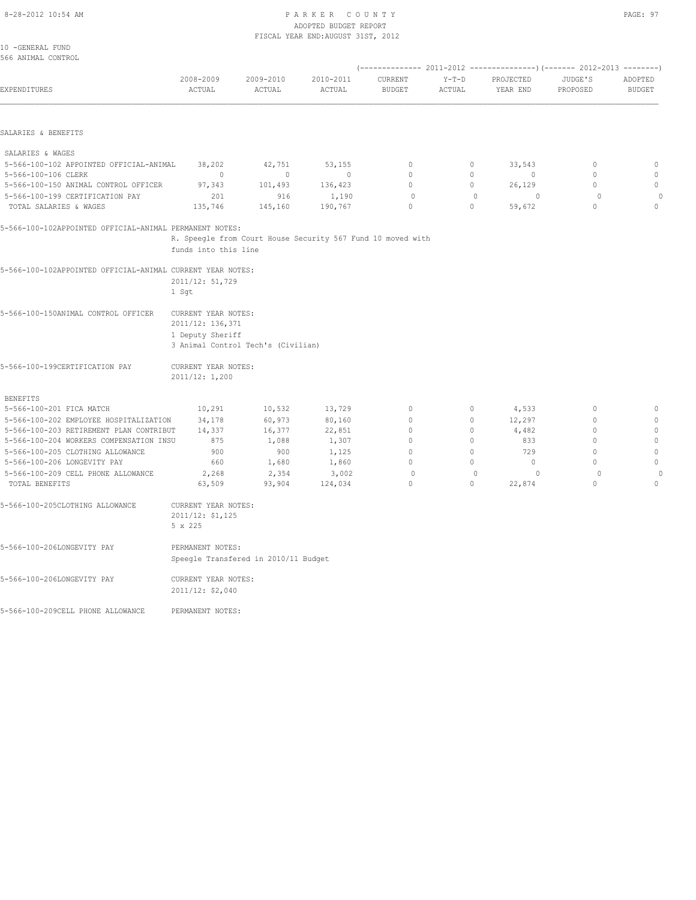10 -GENERAL FUND
566 ANIMAL CONTROL

| EXPENDITURES | 2008-2009 ACTUAL | 2009-2010 ACTUAL | 2010-2011 ACTUAL | 2011-2012 CURRENT BUDGET | 2011-2012 Y-T-D ACTUAL | 2011-2012 PROJECTED YEAR END | 2012-2013 JUDGE'S PROPOSED | 2012-2013 ADOPTED BUDGET |
|---|---|---|---|---|---|---|---|---|
| **SALARIES & BENEFITS** | | | | | | | | |
| SALARIES & WAGES | | | | | | | | |
| 5-566-100-102 APPOINTED OFFICIAL-ANIMAL | 38,202 | 42,751 | 53,155 | 0 | 0 | 33,543 | 0 | 0 |
| 5-566-100-106 CLERK | 0 | 0 | 0 | 0 | 0 | 0 | 0 | 0 |
| 5-566-100-150 ANIMAL CONTROL OFFICER | 97,343 | 101,493 | 136,423 | 0 | 0 | 26,129 | 0 | 0 |
| 5-566-100-199 CERTIFICATION PAY | 201 | 916 | 1,190 | 0 | 0 | 0 | 0 | 0 |
| TOTAL SALARIES & WAGES | 135,746 | 145,160 | 190,767 | 0 | 0 | 59,672 | 0 | 0 |

5-566-100-102APPOINTED OFFICIAL-ANIMAL PERMANENT NOTES:
R. Speegle from Court House Security 567 Fund 10 moved with funds into this line

5-566-100-102APPOINTED OFFICIAL-ANIMAL CURRENT YEAR NOTES:
2011/12: 51,729
1 Sgt

5-566-100-150ANIMAL CONTROL OFFICER CURRENT YEAR NOTES:
2011/12: 136,371
1 Deputy Sheriff
3 Animal Control Tech's (Civilian)

5-566-100-199CERTIFICATION PAY CURRENT YEAR NOTES:
2011/12: 1,200

| EXPENDITURES | 2008-2009 ACTUAL | 2009-2010 ACTUAL | 2010-2011 ACTUAL | 2011-2012 CURRENT BUDGET | 2011-2012 Y-T-D ACTUAL | 2011-2012 PROJECTED YEAR END | 2012-2013 JUDGE'S PROPOSED | 2012-2013 ADOPTED BUDGET |
|---|---|---|---|---|---|---|---|---|
| BENEFITS | | | | | | | | |
| 5-566-100-201 FICA MATCH | 10,291 | 10,532 | 13,729 | 0 | 0 | 4,533 | 0 | 0 |
| 5-566-100-202 EMPLOYEE HOSPITALIZATION | 34,178 | 60,973 | 80,160 | 0 | 0 | 12,297 | 0 | 0 |
| 5-566-100-203 RETIREMENT PLAN CONTRIBUT | 14,337 | 16,377 | 22,851 | 0 | 0 | 4,482 | 0 | 0 |
| 5-566-100-204 WORKERS COMPENSATION INSU | 875 | 1,088 | 1,307 | 0 | 0 | 833 | 0 | 0 |
| 5-566-100-205 CLOTHING ALLOWANCE | 900 | 900 | 1,125 | 0 | 0 | 729 | 0 | 0 |
| 5-566-100-206 LONGEVITY PAY | 660 | 1,680 | 1,860 | 0 | 0 | 0 | 0 | 0 |
| 5-566-100-209 CELL PHONE ALLOWANCE | 2,268 | 2,354 | 3,002 | 0 | 0 | 0 | 0 | 0 |
| TOTAL BENEFITS | 63,509 | 93,904 | 124,034 | 0 | 0 | 22,874 | 0 | 0 |

5-566-100-205CLOTHING ALLOWANCE CURRENT YEAR NOTES:
2011/12: $1,125
5 x 225

5-566-100-206LONGEVITY PAY PERMANENT NOTES:
Speegle Transfered in 2010/11 Budget

5-566-100-206LONGEVITY PAY CURRENT YEAR NOTES:
2011/12: $2,040

5-566-100-209CELL PHONE ALLOWANCE PERMANENT NOTES: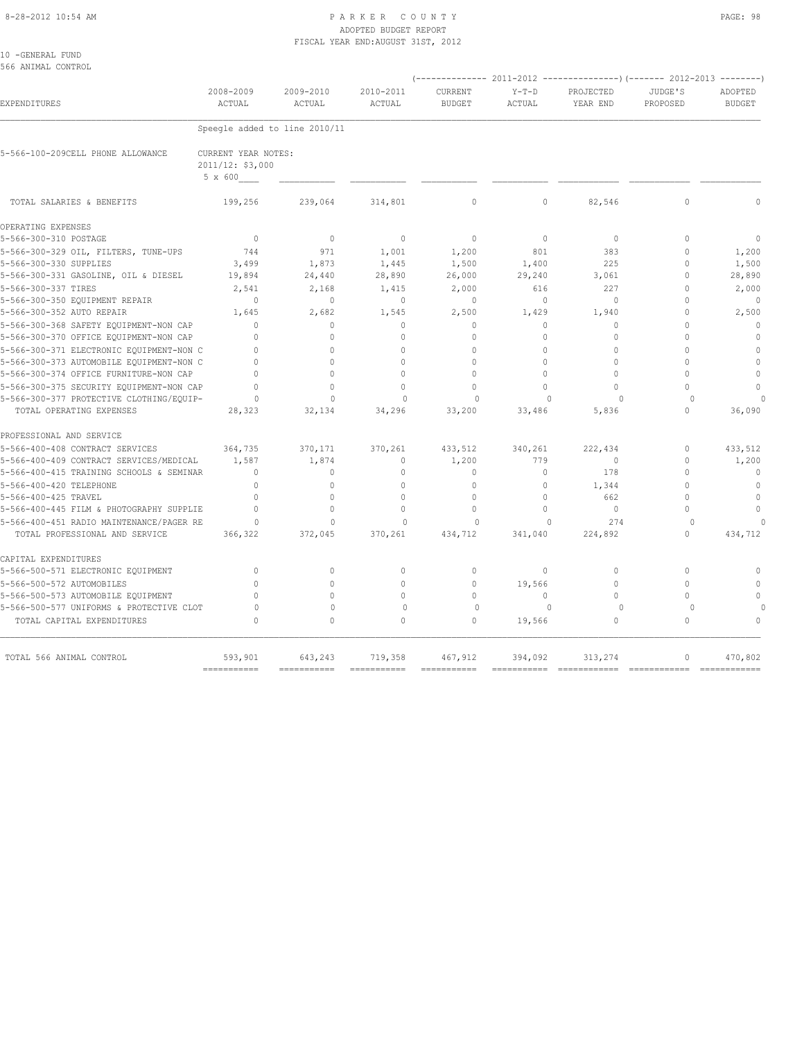PARKER COUNTY
ADOPTED BUDGET REPORT
FISCAL YEAR END:AUGUST 31ST, 2012

10 -GENERAL FUND
566 ANIMAL CONTROL

| EXPENDITURES | 2008-2009 ACTUAL | 2009-2010 ACTUAL | 2010-2011 ACTUAL | 2011-2012 CURRENT BUDGET | 2011-2012 Y-T-D ACTUAL | 2011-2012 PROJECTED YEAR END | 2012-2013 JUDGE'S PROPOSED | 2012-2013 ADOPTED BUDGET |
|---|---|---|---|---|---|---|---|---|
| | Speegle added to line 2010/11 | | | | | | | |
| 5-566-100-209CELL PHONE ALLOWANCE | CURRENT YEAR NOTES: 2011/12: $3,000 5 x 600 | | | | | | | |
| TOTAL SALARIES & BENEFITS | 199,256 | 239,064 | 314,801 | 0 | 0 | 82,546 | 0 | 0 |
| OPERATING EXPENSES | | | | | | | | |
| 5-566-300-310 POSTAGE | 0 | 0 | 0 | 0 | 0 | 0 | 0 | 0 |
| 5-566-300-329 OIL, FILTERS, TUNE-UPS | 744 | 971 | 1,001 | 1,200 | 801 | 383 | 0 | 1,200 |
| 5-566-300-330 SUPPLIES | 3,499 | 1,873 | 1,445 | 1,500 | 1,400 | 225 | 0 | 1,500 |
| 5-566-300-331 GASOLINE, OIL & DIESEL | 19,894 | 24,440 | 28,890 | 26,000 | 29,240 | 3,061 | 0 | 28,890 |
| 5-566-300-337 TIRES | 2,541 | 2,168 | 1,415 | 2,000 | 616 | 227 | 0 | 2,000 |
| 5-566-300-350 EQUIPMENT REPAIR | 0 | 0 | 0 | 0 | 0 | 0 | 0 | 0 |
| 5-566-300-352 AUTO REPAIR | 1,645 | 2,682 | 1,545 | 2,500 | 1,429 | 1,940 | 0 | 2,500 |
| 5-566-300-368 SAFETY EQUIPMENT-NON CAP | 0 | 0 | 0 | 0 | 0 | 0 | 0 | 0 |
| 5-566-300-370 OFFICE EQUIPMENT-NON CAP | 0 | 0 | 0 | 0 | 0 | 0 | 0 | 0 |
| 5-566-300-371 ELECTRONIC EQUIPMENT-NON C | 0 | 0 | 0 | 0 | 0 | 0 | 0 | 0 |
| 5-566-300-373 AUTOMOBILE EQUIPMENT-NON C | 0 | 0 | 0 | 0 | 0 | 0 | 0 | 0 |
| 5-566-300-374 OFFICE FURNITURE-NON CAP | 0 | 0 | 0 | 0 | 0 | 0 | 0 | 0 |
| 5-566-300-375 SECURITY EQUIPMENT-NON CAP | 0 | 0 | 0 | 0 | 0 | 0 | 0 | 0 |
| 5-566-300-377 PROTECTIVE CLOTHING/EQUIP- | 0 | 0 | 0 | 0 | 0 | 0 | 0 | 0 |
| TOTAL OPERATING EXPENSES | 28,323 | 32,134 | 34,296 | 33,200 | 33,486 | 5,836 | 0 | 36,090 |
| PROFESSIONAL AND SERVICE | | | | | | | | |
| 5-566-400-408 CONTRACT SERVICES | 364,735 | 370,171 | 370,261 | 433,512 | 340,261 | 222,434 | 0 | 433,512 |
| 5-566-400-409 CONTRACT SERVICES/MEDICAL | 1,587 | 1,874 | 0 | 1,200 | 779 | 0 | 0 | 1,200 |
| 5-566-400-415 TRAINING SCHOOLS & SEMINAR | 0 | 0 | 0 | 0 | 0 | 178 | 0 | 0 |
| 5-566-400-420 TELEPHONE | 0 | 0 | 0 | 0 | 0 | 1,344 | 0 | 0 |
| 5-566-400-425 TRAVEL | 0 | 0 | 0 | 0 | 0 | 662 | 0 | 0 |
| 5-566-400-445 FILM & PHOTOGRAPHY SUPPLIE | 0 | 0 | 0 | 0 | 0 | 0 | 0 | 0 |
| 5-566-400-451 RADIO MAINTENANCE/PAGER RE | 0 | 0 | 0 | 0 | 0 | 274 | 0 | 0 |
| TOTAL PROFESSIONAL AND SERVICE | 366,322 | 372,045 | 370,261 | 434,712 | 341,040 | 224,892 | 0 | 434,712 |
| CAPITAL EXPENDITURES | | | | | | | | |
| 5-566-500-571 ELECTRONIC EQUIPMENT | 0 | 0 | 0 | 0 | 0 | 0 | 0 | 0 |
| 5-566-500-572 AUTOMOBILES | 0 | 0 | 0 | 0 | 19,566 | 0 | 0 | 0 |
| 5-566-500-573 AUTOMOBILE EQUIPMENT | 0 | 0 | 0 | 0 | 0 | 0 | 0 | 0 |
| 5-566-500-577 UNIFORMS & PROTECTIVE CLOT | 0 | 0 | 0 | 0 | 0 | 0 | 0 | 0 |
| TOTAL CAPITAL EXPENDITURES | 0 | 0 | 0 | 0 | 19,566 | 0 | 0 | 0 |
| TOTAL 566 ANIMAL CONTROL | 593,901 | 643,243 | 719,358 | 467,912 | 394,092 | 313,274 | 0 | 470,802 |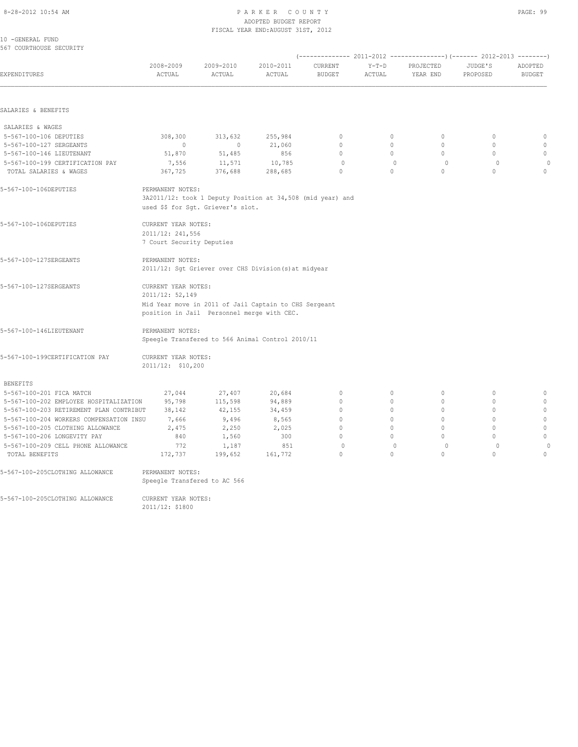# PARKER COUNTY
ADOPTED BUDGET REPORT
FISCAL YEAR END:AUGUST 31ST, 2012

10 -GENERAL FUND
567 COURTHOUSE SECURITY

| EXPENDITURES | 2008-2009 ACTUAL | 2009-2010 ACTUAL | 2010-2011 ACTUAL | 2011-2012 CURRENT BUDGET | 2011-2012 Y-T-D ACTUAL | 2011-2012 PROJECTED YEAR END | 2012-2013 JUDGE'S PROPOSED | 2012-2013 ADOPTED BUDGET |
|---|---|---|---|---|---|---|---|---|
| **SALARIES & BENEFITS** | | | | | | | | |
| SALARIES & WAGES | | | | | | | | |
| 5-567-100-106 DEPUTIES | 308,300 | 313,632 | 255,984 | 0 | 0 | 0 | 0 | 0 |
| 5-567-100-127 SERGEANTS | 0 | 0 | 21,060 | 0 | 0 | 0 | 0 | 0 |
| 5-567-100-146 LIEUTENANT | 51,870 | 51,485 | 856 | 0 | 0 | 0 | 0 | 0 |
| 5-567-100-199 CERTIFICATION PAY | 7,556 | 11,571 | 10,785 | 0 | 0 | 0 | 0 | 0 |
| TOTAL SALARIES & WAGES | 367,725 | 376,688 | 288,685 | 0 | 0 | 0 | 0 | 0 |

5-567-100-106DEPUTIES — PERMANENT NOTES:
3A2011/12: took 1 Deputy Position at 34,508 (mid year) and used $$ for Sgt. Griever's slot.

5-567-100-106DEPUTIES — CURRENT YEAR NOTES:
2011/12: 241,556
7 Court Security Deputies

5-567-100-127SERGEANTS — PERMANENT NOTES:
2011/12: Sgt Griever over CHS Division(s)at midyear

5-567-100-127SERGEANTS — CURRENT YEAR NOTES:
2011/12: 52,149
Mid Year move in 2011 of Jail Captain to CHS Sergeant position in Jail Personnel merge with CEC.

5-567-100-146LIEUTENANT — PERMANENT NOTES:
Speegle Transfered to 566 Animal Control 2010/11

5-567-100-199CERTIFICATION PAY — CURRENT YEAR NOTES:
2011/12: $10,200

| EXPENDITURES | 2008-2009 ACTUAL | 2009-2010 ACTUAL | 2010-2011 ACTUAL | 2011-2012 CURRENT BUDGET | 2011-2012 Y-T-D ACTUAL | 2011-2012 PROJECTED YEAR END | 2012-2013 JUDGE'S PROPOSED | 2012-2013 ADOPTED BUDGET |
|---|---|---|---|---|---|---|---|---|
| BENEFITS | | | | | | | | |
| 5-567-100-201 FICA MATCH | 27,044 | 27,407 | 20,684 | 0 | 0 | 0 | 0 | 0 |
| 5-567-100-202 EMPLOYEE HOSPITALIZATION | 95,798 | 115,598 | 94,889 | 0 | 0 | 0 | 0 | 0 |
| 5-567-100-203 RETIREMENT PLAN CONTRIBUT | 38,142 | 42,155 | 34,459 | 0 | 0 | 0 | 0 | 0 |
| 5-567-100-204 WORKERS COMPENSATION INSU | 7,666 | 9,496 | 8,565 | 0 | 0 | 0 | 0 | 0 |
| 5-567-100-205 CLOTHING ALLOWANCE | 2,475 | 2,250 | 2,025 | 0 | 0 | 0 | 0 | 0 |
| 5-567-100-206 LONGEVITY PAY | 840 | 1,560 | 300 | 0 | 0 | 0 | 0 | 0 |
| 5-567-100-209 CELL PHONE ALLOWANCE | 772 | 1,187 | 851 | 0 | 0 | 0 | 0 | 0 |
| TOTAL BENEFITS | 172,737 | 199,652 | 161,772 | 0 | 0 | 0 | 0 | 0 |

5-567-100-205CLOTHING ALLOWANCE — PERMANENT NOTES:
Speegle Transfered to AC 566

5-567-100-205CLOTHING ALLOWANCE — CURRENT YEAR NOTES:
2011/12: $1800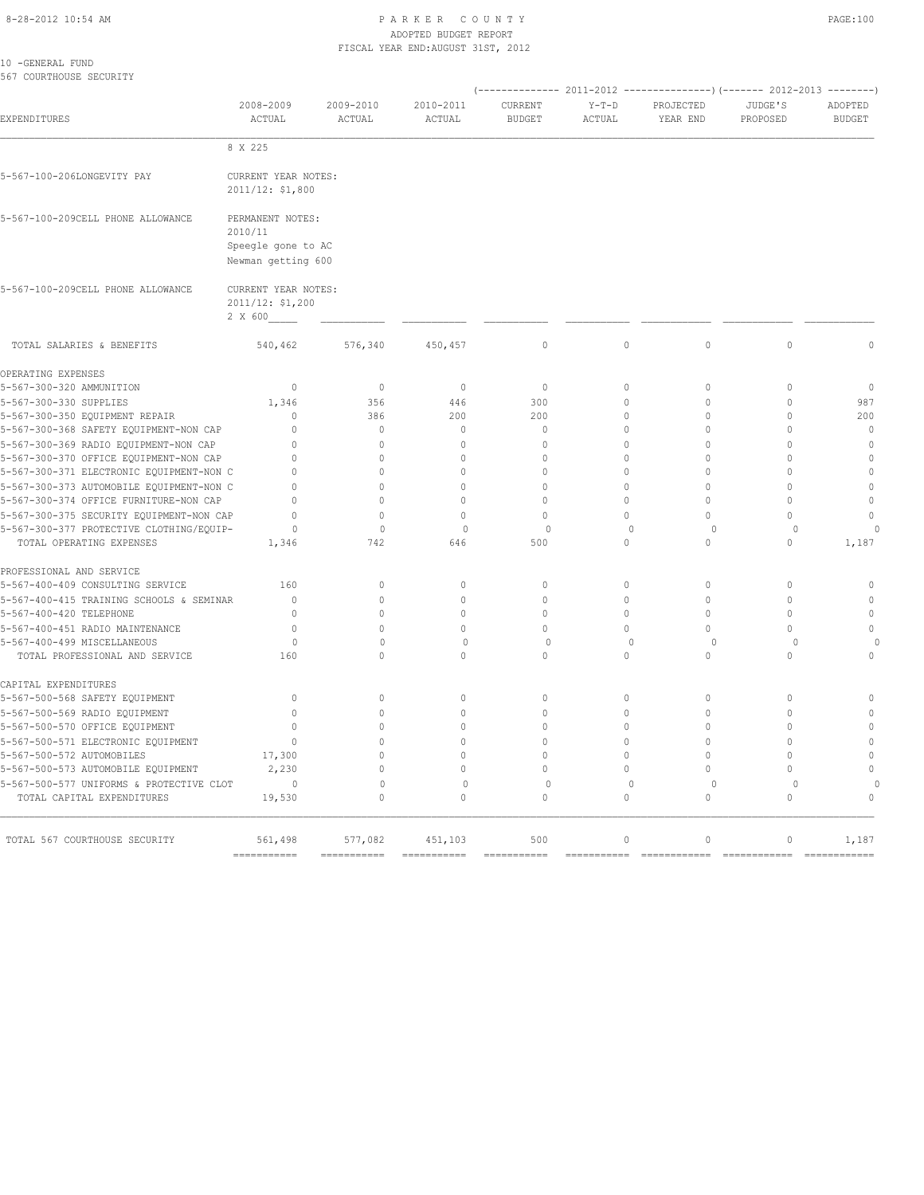10 -GENERAL FUND
567 COURTHOUSE SECURITY

| EXPENDITURES | 2008-2009 ACTUAL | 2009-2010 ACTUAL | 2010-2011 ACTUAL | 2011-2012 CURRENT BUDGET | 2011-2012 Y-T-D ACTUAL | 2011-2012 PROJECTED YEAR END | 2012-2013 JUDGE'S PROPOSED | 2012-2013 ADOPTED BUDGET |
|---|---|---|---|---|---|---|---|---|
| | 8 X 225 | | | | | | | |
| 5-567-100-206LONGEVITY PAY | CURRENT YEAR NOTES: 2011/12: $1,800 | | | | | | | |
| 5-567-100-209CELL PHONE ALLOWANCE | PERMANENT NOTES: 2010/11 Speegle gone to AC Newman getting 600 | | | | | | | |
| 5-567-100-209CELL PHONE ALLOWANCE | CURRENT YEAR NOTES: 2011/12: $1,200 2 X 600 | | | | | | | |
| TOTAL SALARIES & BENEFITS | 540,462 | 576,340 | 450,457 | 0 | 0 | 0 | 0 | 0 |
| OPERATING EXPENSES | | | | | | | | |
| 5-567-300-320 AMMUNITION | 0 | 0 | 0 | 0 | 0 | 0 | 0 | 0 |
| 5-567-300-330 SUPPLIES | 1,346 | 356 | 446 | 300 | 0 | 0 | 0 | 987 |
| 5-567-300-350 EQUIPMENT REPAIR | 0 | 386 | 200 | 200 | 0 | 0 | 0 | 200 |
| 5-567-300-368 SAFETY EQUIPMENT-NON CAP | 0 | 0 | 0 | 0 | 0 | 0 | 0 | 0 |
| 5-567-300-369 RADIO EQUIPMENT-NON CAP | 0 | 0 | 0 | 0 | 0 | 0 | 0 | 0 |
| 5-567-300-370 OFFICE EQUIPMENT-NON CAP | 0 | 0 | 0 | 0 | 0 | 0 | 0 | 0 |
| 5-567-300-371 ELECTRONIC EQUIPMENT-NON C | 0 | 0 | 0 | 0 | 0 | 0 | 0 | 0 |
| 5-567-300-373 AUTOMOBILE EQUIPMENT-NON C | 0 | 0 | 0 | 0 | 0 | 0 | 0 | 0 |
| 5-567-300-374 OFFICE FURNITURE-NON CAP | 0 | 0 | 0 | 0 | 0 | 0 | 0 | 0 |
| 5-567-300-375 SECURITY EQUIPMENT-NON CAP | 0 | 0 | 0 | 0 | 0 | 0 | 0 | 0 |
| 5-567-300-377 PROTECTIVE CLOTHING/EQUIP- | 0 | 0 | 0 | 0 | 0 | 0 | 0 | 0 |
| TOTAL OPERATING EXPENSES | 1,346 | 742 | 646 | 500 | 0 | 0 | 0 | 1,187 |
| PROFESSIONAL AND SERVICE | | | | | | | | |
| 5-567-400-409 CONSULTING SERVICE | 160 | 0 | 0 | 0 | 0 | 0 | 0 | 0 |
| 5-567-400-415 TRAINING SCHOOLS & SEMINAR | 0 | 0 | 0 | 0 | 0 | 0 | 0 | 0 |
| 5-567-400-420 TELEPHONE | 0 | 0 | 0 | 0 | 0 | 0 | 0 | 0 |
| 5-567-400-451 RADIO MAINTENANCE | 0 | 0 | 0 | 0 | 0 | 0 | 0 | 0 |
| 5-567-400-499 MISCELLANEOUS | 0 | 0 | 0 | 0 | 0 | 0 | 0 | 0 |
| TOTAL PROFESSIONAL AND SERVICE | 160 | 0 | 0 | 0 | 0 | 0 | 0 | 0 |
| CAPITAL EXPENDITURES | | | | | | | | |
| 5-567-500-568 SAFETY EQUIPMENT | 0 | 0 | 0 | 0 | 0 | 0 | 0 | 0 |
| 5-567-500-569 RADIO EQUIPMENT | 0 | 0 | 0 | 0 | 0 | 0 | 0 | 0 |
| 5-567-500-570 OFFICE EQUIPMENT | 0 | 0 | 0 | 0 | 0 | 0 | 0 | 0 |
| 5-567-500-571 ELECTRONIC EQUIPMENT | 0 | 0 | 0 | 0 | 0 | 0 | 0 | 0 |
| 5-567-500-572 AUTOMOBILES | 17,300 | 0 | 0 | 0 | 0 | 0 | 0 | 0 |
| 5-567-500-573 AUTOMOBILE EQUIPMENT | 2,230 | 0 | 0 | 0 | 0 | 0 | 0 | 0 |
| 5-567-500-577 UNIFORMS & PROTECTIVE CLOT | 0 | 0 | 0 | 0 | 0 | 0 | 0 | 0 |
| TOTAL CAPITAL EXPENDITURES | 19,530 | 0 | 0 | 0 | 0 | 0 | 0 | 0 |
| TOTAL 567 COURTHOUSE SECURITY | 561,498 | 577,082 | 451,103 | 500 | 0 | 0 | 0 | 1,187 |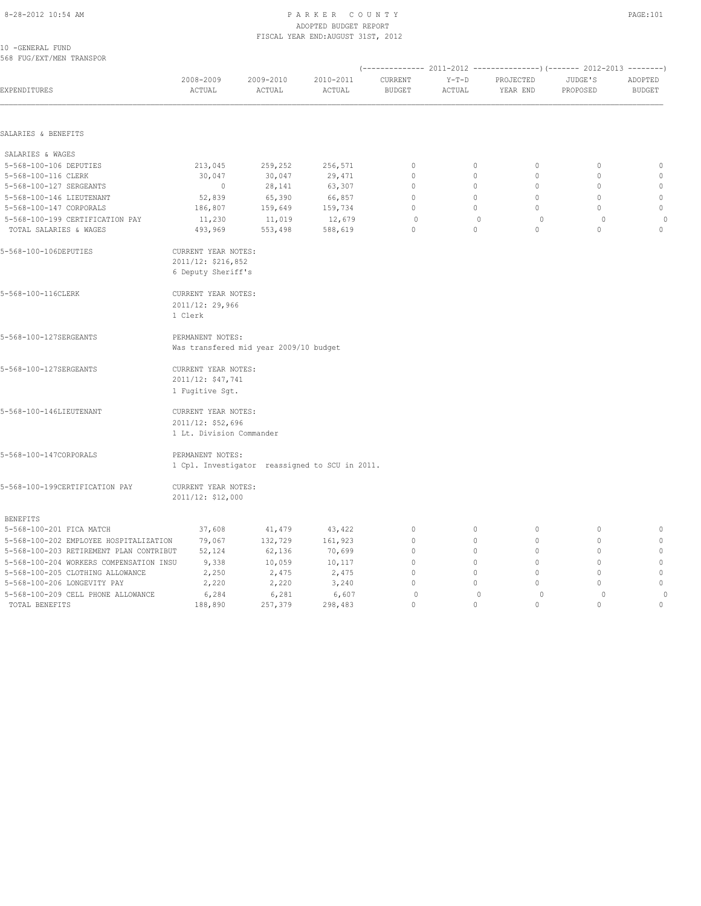PARKER COUNTY
ADOPTED BUDGET REPORT
FISCAL YEAR END: AUGUST 31ST, 2012

10 -GENERAL FUND
568 FUG/EXT/MEN TRANSPOR

| EXPENDITURES | 2008-2009 ACTUAL | 2009-2010 ACTUAL | 2010-2011 ACTUAL | 2011-2012 CURRENT BUDGET | 2011-2012 Y-T-D ACTUAL | 2011-2012 PROJECTED YEAR END | 2012-2013 JUDGE'S PROPOSED | 2012-2013 ADOPTED BUDGET |
|---|---|---|---|---|---|---|---|---|
| **SALARIES & BENEFITS** | | | | | | | | |
| SALARIES & WAGES | | | | | | | | |
| 5-568-100-106 DEPUTIES | 213,045 | 259,252 | 256,571 | 0 | 0 | 0 | 0 | 0 |
| 5-568-100-116 CLERK | 30,047 | 30,047 | 29,471 | 0 | 0 | 0 | 0 | 0 |
| 5-568-100-127 SERGEANTS | 0 | 28,141 | 63,307 | 0 | 0 | 0 | 0 | 0 |
| 5-568-100-146 LIEUTENANT | 52,839 | 65,390 | 66,857 | 0 | 0 | 0 | 0 | 0 |
| 5-568-100-147 CORPORALS | 186,807 | 159,649 | 159,734 | 0 | 0 | 0 | 0 | 0 |
| 5-568-100-199 CERTIFICATION PAY | 11,230 | 11,019 | 12,679 | 0 | 0 | 0 | 0 | 0 |
| TOTAL SALARIES & WAGES | 493,969 | 553,498 | 588,619 | 0 | 0 | 0 | 0 | 0 |

5-568-100-106DEPUTIES — CURRENT YEAR NOTES:
2011/12: $216,852
6 Deputy Sheriff's

5-568-100-116CLERK — CURRENT YEAR NOTES:
2011/12: 29,966
1 Clerk

5-568-100-127SERGEANTS — PERMANENT NOTES:
Was transfered mid year 2009/10 budget

5-568-100-127SERGEANTS — CURRENT YEAR NOTES:
2011/12: $47,741
1 Fugitive Sgt.

5-568-100-146LIEUTENANT — CURRENT YEAR NOTES:
2011/12: $52,696
1 Lt. Division Commander

5-568-100-147CORPORALS — PERMANENT NOTES:
1 Cpl. Investigator reassigned to SCU in 2011.

5-568-100-199CERTIFICATION PAY — CURRENT YEAR NOTES:
2011/12: $12,000

| EXPENDITURES | 2008-2009 ACTUAL | 2009-2010 ACTUAL | 2010-2011 ACTUAL | 2011-2012 CURRENT BUDGET | 2011-2012 Y-T-D ACTUAL | 2011-2012 PROJECTED YEAR END | 2012-2013 JUDGE'S PROPOSED | 2012-2013 ADOPTED BUDGET |
|---|---|---|---|---|---|---|---|---|
| BENEFITS | | | | | | | | |
| 5-568-100-201 FICA MATCH | 37,608 | 41,479 | 43,422 | 0 | 0 | 0 | 0 | 0 |
| 5-568-100-202 EMPLOYEE HOSPITALIZATION | 79,067 | 132,729 | 161,923 | 0 | 0 | 0 | 0 | 0 |
| 5-568-100-203 RETIREMENT PLAN CONTRIBUT | 52,124 | 62,136 | 70,699 | 0 | 0 | 0 | 0 | 0 |
| 5-568-100-204 WORKERS COMPENSATION INSU | 9,338 | 10,059 | 10,117 | 0 | 0 | 0 | 0 | 0 |
| 5-568-100-205 CLOTHING ALLOWANCE | 2,250 | 2,475 | 2,475 | 0 | 0 | 0 | 0 | 0 |
| 5-568-100-206 LONGEVITY PAY | 2,220 | 2,220 | 3,240 | 0 | 0 | 0 | 0 | 0 |
| 5-568-100-209 CELL PHONE ALLOWANCE | 6,284 | 6,281 | 6,607 | 0 | 0 | 0 | 0 | 0 |
| TOTAL BENEFITS | 188,890 | 257,379 | 298,483 | 0 | 0 | 0 | 0 | 0 |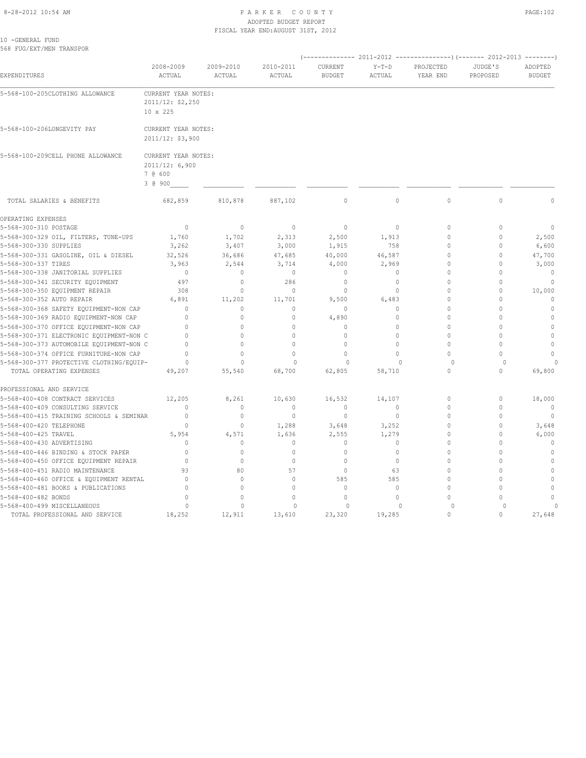# PARKER COUNTY
## ADOPTED BUDGET REPORT
### FISCAL YEAR END:AUGUST 31ST, 2012

10 -GENERAL FUND
568 FUG/EXT/MEN TRANSPOR

| EXPENDITURES | 2008-2009 ACTUAL | 2009-2010 ACTUAL | 2010-2011 ACTUAL | 2011-2012 CURRENT BUDGET | 2011-2012 Y-T-D ACTUAL | 2011-2012 PROJECTED YEAR END | 2012-2013 JUDGE'S PROPOSED | 2012-2013 ADOPTED BUDGET |
|---|---|---|---|---|---|---|---|---|
| 5-568-100-205CLOTHING ALLOWANCE | CURRENT YEAR NOTES: 2011/12: $2,250 10 x 225 | | | | | | | |
| 5-568-100-206LONGEVITY PAY | CURRENT YEAR NOTES: 2011/12: $3,900 | | | | | | | |
| 5-568-100-209CELL PHONE ALLOWANCE | CURRENT YEAR NOTES: 2011/12: 6,900 7 @ 600 3 @ 900 | | | | | | | |
| TOTAL SALARIES & BENEFITS | 682,859 | 810,878 | 887,102 | 0 | 0 | 0 | 0 | 0 |
| **OPERATING EXPENSES** | | | | | | | | |
| 5-568-300-310 POSTAGE | 0 | 0 | 0 | 0 | 0 | 0 | 0 | 0 |
| 5-568-300-329 OIL, FILTERS, TUNE-UPS | 1,760 | 1,702 | 2,313 | 2,500 | 1,913 | 0 | 0 | 2,500 |
| 5-568-300-330 SUPPLIES | 3,262 | 3,407 | 3,000 | 1,915 | 758 | 0 | 0 | 6,600 |
| 5-568-300-331 GASOLINE, OIL & DIESEL | 32,526 | 36,686 | 47,685 | 40,000 | 46,587 | 0 | 0 | 47,700 |
| 5-568-300-337 TIRES | 3,963 | 2,544 | 3,714 | 4,000 | 2,969 | 0 | 0 | 3,000 |
| 5-568-300-338 JANITORIAL SUPPLIES | 0 | 0 | 0 | 0 | 0 | 0 | 0 | 0 |
| 5-568-300-341 SECURITY EQUIPMENT | 497 | 0 | 286 | 0 | 0 | 0 | 0 | 0 |
| 5-568-300-350 EQUIPMENT REPAIR | 308 | 0 | 0 | 0 | 0 | 0 | 0 | 10,000 |
| 5-568-300-352 AUTO REPAIR | 6,891 | 11,202 | 11,701 | 9,500 | 6,483 | 0 | 0 | 0 |
| 5-568-300-368 SAFETY EQUIPMENT-NON CAP | 0 | 0 | 0 | 0 | 0 | 0 | 0 | 0 |
| 5-568-300-369 RADIO EQUIPMENT-NON CAP | 0 | 0 | 0 | 4,890 | 0 | 0 | 0 | 0 |
| 5-568-300-370 OFFICE EQUIPMENT-NON CAP | 0 | 0 | 0 | 0 | 0 | 0 | 0 | 0 |
| 5-568-300-371 ELECTRONIC EQUIPMENT-NON C | 0 | 0 | 0 | 0 | 0 | 0 | 0 | 0 |
| 5-568-300-373 AUTOMOBILE EQUIPMENT-NON C | 0 | 0 | 0 | 0 | 0 | 0 | 0 | 0 |
| 5-568-300-374 OFFICE FURNITURE-NON CAP | 0 | 0 | 0 | 0 | 0 | 0 | 0 | 0 |
| 5-568-300-377 PROTECTIVE CLOTHING/EQUIP- | 0 | 0 | 0 | 0 | 0 | 0 | 0 | 0 |
| TOTAL OPERATING EXPENSES | 49,207 | 55,540 | 68,700 | 62,805 | 58,710 | 0 | 0 | 69,800 |
| **PROFESSIONAL AND SERVICE** | | | | | | | | |
| 5-568-400-408 CONTRACT SERVICES | 12,205 | 8,261 | 10,630 | 16,532 | 14,107 | 0 | 0 | 18,000 |
| 5-568-400-409 CONSULTING SERVICE | 0 | 0 | 0 | 0 | 0 | 0 | 0 | 0 |
| 5-568-400-415 TRAINING SCHOOLS & SEMINAR | 0 | 0 | 0 | 0 | 0 | 0 | 0 | 0 |
| 5-568-400-420 TELEPHONE | 0 | 0 | 1,288 | 3,648 | 3,252 | 0 | 0 | 3,648 |
| 5-568-400-425 TRAVEL | 5,954 | 4,571 | 1,636 | 2,555 | 1,279 | 0 | 0 | 6,000 |
| 5-568-400-430 ADVERTISING | 0 | 0 | 0 | 0 | 0 | 0 | 0 | 0 |
| 5-568-400-446 BINDING & STOCK PAPER | 0 | 0 | 0 | 0 | 0 | 0 | 0 | 0 |
| 5-568-400-450 OFFICE EQUIPMENT REPAIR | 0 | 0 | 0 | 0 | 0 | 0 | 0 | 0 |
| 5-568-400-451 RADIO MAINTENANCE | 93 | 80 | 57 | 0 | 63 | 0 | 0 | 0 |
| 5-568-400-460 OFFICE & EQUIPMENT RENTAL | 0 | 0 | 0 | 585 | 585 | 0 | 0 | 0 |
| 5-568-400-481 BOOKS & PUBLICATIONS | 0 | 0 | 0 | 0 | 0 | 0 | 0 | 0 |
| 5-568-400-482 BONDS | 0 | 0 | 0 | 0 | 0 | 0 | 0 | 0 |
| 5-568-400-499 MISCELLANEOUS | 0 | 0 | 0 | 0 | 0 | 0 | 0 | 0 |
| TOTAL PROFESSIONAL AND SERVICE | 18,252 | 12,911 | 13,610 | 23,320 | 19,285 | 0 | 0 | 27,648 |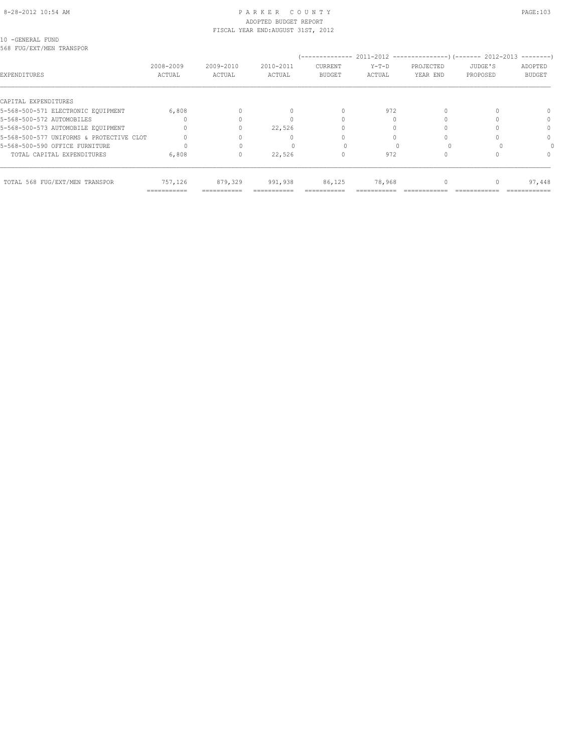PARKER COUNTY
ADOPTED BUDGET REPORT
FISCAL YEAR END:AUGUST 31ST, 2012

10 -GENERAL FUND
568 FUG/EXT/MEN TRANSPOR

| EXPENDITURES | 2008-2009 ACTUAL | 2009-2010 ACTUAL | 2010-2011 ACTUAL | 2011-2012 CURRENT BUDGET | 2011-2012 Y-T-D ACTUAL | 2011-2012 PROJECTED YEAR END | 2012-2013 JUDGE'S PROPOSED | 2012-2013 ADOPTED BUDGET |
|---|---|---|---|---|---|---|---|---|
| CAPITAL EXPENDITURES | | | | | | | | |
| 5-568-500-571 ELECTRONIC EQUIPMENT | 6,808 | 0 | 0 | 0 | 972 | 0 | 0 | 0 |
| 5-568-500-572 AUTOMOBILES | 0 | 0 | 0 | 0 | 0 | 0 | 0 | 0 |
| 5-568-500-573 AUTOMOBILE EQUIPMENT | 0 | 0 | 22,526 | 0 | 0 | 0 | 0 | 0 |
| 5-568-500-577 UNIFORMS & PROTECTIVE CLOT | 0 | 0 | 0 | 0 | 0 | 0 | 0 | 0 |
| 5-568-500-590 OFFICE FURNITURE | 0 | 0 | 0 | 0 | 0 | 0 | 0 | 0 |
| TOTAL CAPITAL EXPENDITURES | 6,808 | 0 | 22,526 | 0 | 972 | 0 | 0 | 0 |
| TOTAL 568 FUG/EXT/MEN TRANSPOR | 757,126 | 879,329 | 991,938 | 86,125 | 78,968 | 0 | 0 | 97,448 |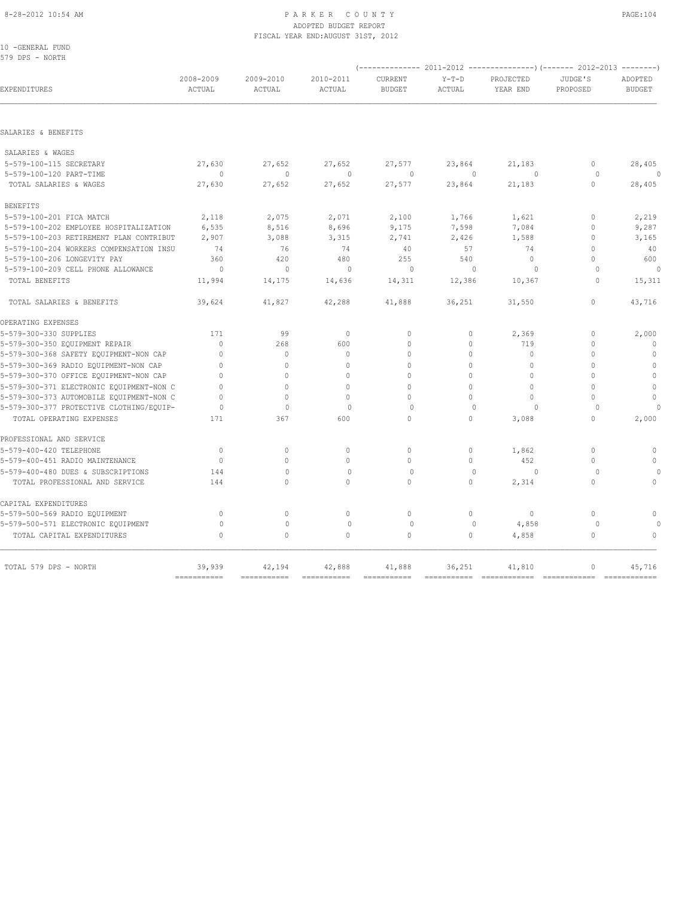# PARKER COUNTY
## ADOPTED BUDGET REPORT
### FISCAL YEAR END:AUGUST 31ST, 2012

10 -GENERAL FUND
579 DPS - NORTH

| EXPENDITURES | 2008-2009 ACTUAL | 2009-2010 ACTUAL | 2010-2011 ACTUAL | 2011-2012 CURRENT BUDGET | 2011-2012 Y-T-D ACTUAL | 2011-2012 PROJECTED YEAR END | 2012-2013 JUDGE'S PROPOSED | 2012-2013 ADOPTED BUDGET |
|---|---|---|---|---|---|---|---|---|
| **SALARIES & BENEFITS** | | | | | | | | |
| SALARIES & WAGES | | | | | | | | |
| 5-579-100-115 SECRETARY | 27,630 | 27,652 | 27,652 | 27,577 | 23,864 | 21,183 | 0 | 28,405 |
| 5-579-100-120 PART-TIME | 0 | 0 | 0 | 0 | 0 | 0 | 0 | 0 |
| TOTAL SALARIES & WAGES | 27,630 | 27,652 | 27,652 | 27,577 | 23,864 | 21,183 | 0 | 28,405 |
| BENEFITS | | | | | | | | |
| 5-579-100-201 FICA MATCH | 2,118 | 2,075 | 2,071 | 2,100 | 1,766 | 1,621 | 0 | 2,219 |
| 5-579-100-202 EMPLOYEE HOSPITALIZATION | 6,535 | 8,516 | 8,696 | 9,175 | 7,598 | 7,084 | 0 | 9,287 |
| 5-579-100-203 RETIREMENT PLAN CONTRIBUT | 2,907 | 3,088 | 3,315 | 2,741 | 2,426 | 1,588 | 0 | 3,165 |
| 5-579-100-204 WORKERS COMPENSATION INSU | 74 | 76 | 74 | 40 | 57 | 74 | 0 | 40 |
| 5-579-100-206 LONGEVITY PAY | 360 | 420 | 480 | 255 | 540 | 0 | 0 | 600 |
| 5-579-100-209 CELL PHONE ALLOWANCE | 0 | 0 | 0 | 0 | 0 | 0 | 0 | 0 |
| TOTAL BENEFITS | 11,994 | 14,175 | 14,636 | 14,311 | 12,386 | 10,367 | 0 | 15,311 |
| TOTAL SALARIES & BENEFITS | 39,624 | 41,827 | 42,288 | 41,888 | 36,251 | 31,550 | 0 | 43,716 |
| **OPERATING EXPENSES** | | | | | | | | |
| 5-579-300-330 SUPPLIES | 171 | 99 | 0 | 0 | 0 | 2,369 | 0 | 2,000 |
| 5-579-300-350 EQUIPMENT REPAIR | 0 | 268 | 600 | 0 | 0 | 719 | 0 | 0 |
| 5-579-300-368 SAFETY EQUIPMENT-NON CAP | 0 | 0 | 0 | 0 | 0 | 0 | 0 | 0 |
| 5-579-300-369 RADIO EQUIPMENT-NON CAP | 0 | 0 | 0 | 0 | 0 | 0 | 0 | 0 |
| 5-579-300-370 OFFICE EQUIPMENT-NON CAP | 0 | 0 | 0 | 0 | 0 | 0 | 0 | 0 |
| 5-579-300-371 ELECTRONIC EQUIPMENT-NON C | 0 | 0 | 0 | 0 | 0 | 0 | 0 | 0 |
| 5-579-300-373 AUTOMOBILE EQUIPMENT-NON C | 0 | 0 | 0 | 0 | 0 | 0 | 0 | 0 |
| 5-579-300-377 PROTECTIVE CLOTHING/EQUIP- | 0 | 0 | 0 | 0 | 0 | 0 | 0 | 0 |
| TOTAL OPERATING EXPENSES | 171 | 367 | 600 | 0 | 0 | 3,088 | 0 | 2,000 |
| **PROFESSIONAL AND SERVICE** | | | | | | | | |
| 5-579-400-420 TELEPHONE | 0 | 0 | 0 | 0 | 0 | 1,862 | 0 | 0 |
| 5-579-400-451 RADIO MAINTENANCE | 0 | 0 | 0 | 0 | 0 | 452 | 0 | 0 |
| 5-579-400-480 DUES & SUBSCRIPTIONS | 144 | 0 | 0 | 0 | 0 | 0 | 0 | 0 |
| TOTAL PROFESSIONAL AND SERVICE | 144 | 0 | 0 | 0 | 0 | 2,314 | 0 | 0 |
| **CAPITAL EXPENDITURES** | | | | | | | | |
| 5-579-500-569 RADIO EQUIPMENT | 0 | 0 | 0 | 0 | 0 | 0 | 0 | 0 |
| 5-579-500-571 ELECTRONIC EQUIPMENT | 0 | 0 | 0 | 0 | 0 | 4,858 | 0 | 0 |
| TOTAL CAPITAL EXPENDITURES | 0 | 0 | 0 | 0 | 0 | 4,858 | 0 | 0 |
| TOTAL 579 DPS - NORTH | 39,939 | 42,194 | 42,888 | 41,888 | 36,251 | 41,810 | 0 | 45,716 |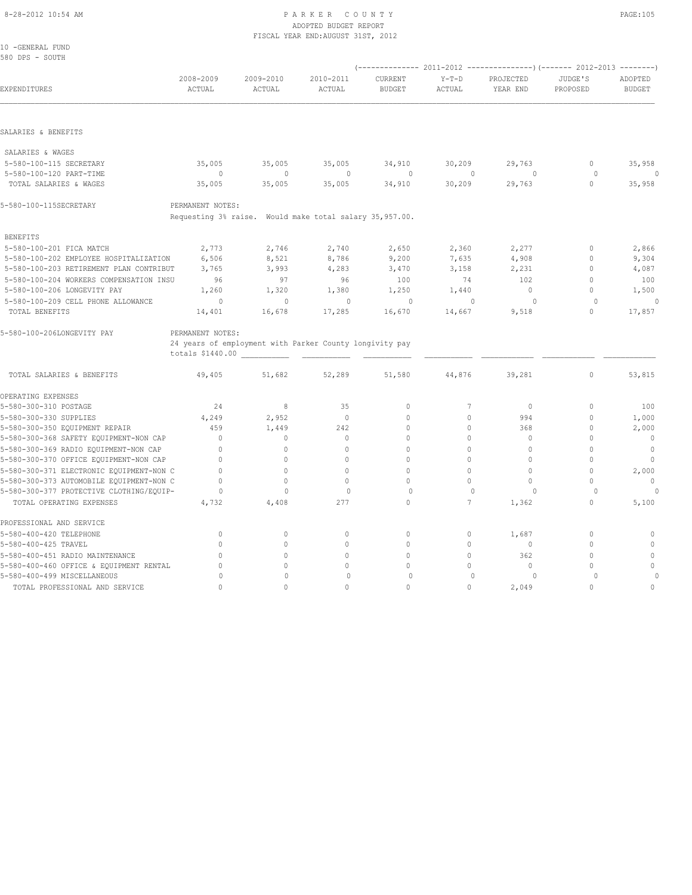PARKER COUNTY
ADOPTED BUDGET REPORT
FISCAL YEAR END:AUGUST 31ST, 2012

10 -GENERAL FUND
580 DPS - SOUTH

| EXPENDITURES | 2008-2009 ACTUAL | 2009-2010 ACTUAL | 2010-2011 ACTUAL | 2011-2012 CURRENT BUDGET | 2011-2012 Y-T-D ACTUAL | 2011-2012 PROJECTED YEAR END | 2012-2013 JUDGE'S PROPOSED | 2012-2013 ADOPTED BUDGET |
|---|---|---|---|---|---|---|---|---|
| **SALARIES & BENEFITS** | | | | | | | | |
| SALARIES & WAGES | | | | | | | | |
| 5-580-100-115 SECRETARY | 35,005 | 35,005 | 35,005 | 34,910 | 30,209 | 29,763 | 0 | 35,958 |
| 5-580-100-120 PART-TIME | 0 | 0 | 0 | 0 | 0 | 0 | 0 | 0 |
| TOTAL SALARIES & WAGES | 35,005 | 35,005 | 35,005 | 34,910 | 30,209 | 29,763 | 0 | 35,958 |
| 5-580-100-115SECRETARY | PERMANENT NOTES: Requesting 3% raise. Would make total salary 35,957.00. | | | | | | | |
| BENEFITS | | | | | | | | |
| 5-580-100-201 FICA MATCH | 2,773 | 2,746 | 2,740 | 2,650 | 2,360 | 2,277 | 0 | 2,866 |
| 5-580-100-202 EMPLOYEE HOSPITALIZATION | 6,506 | 8,521 | 8,786 | 9,200 | 7,635 | 4,908 | 0 | 9,304 |
| 5-580-100-203 RETIREMENT PLAN CONTRIBUT | 3,765 | 3,993 | 4,283 | 3,470 | 3,158 | 2,231 | 0 | 4,087 |
| 5-580-100-204 WORKERS COMPENSATION INSU | 96 | 97 | 96 | 100 | 74 | 102 | 0 | 100 |
| 5-580-100-206 LONGEVITY PAY | 1,260 | 1,320 | 1,380 | 1,250 | 1,440 | 0 | 0 | 1,500 |
| 5-580-100-209 CELL PHONE ALLOWANCE | 0 | 0 | 0 | 0 | 0 | 0 | 0 | 0 |
| TOTAL BENEFITS | 14,401 | 16,678 | 17,285 | 16,670 | 14,667 | 9,518 | 0 | 17,857 |
| 5-580-100-206LONGEVITY PAY | PERMANENT NOTES: 24 years of employment with Parker County longivity pay totals $1440.00 | | | | | | | |
| TOTAL SALARIES & BENEFITS | 49,405 | 51,682 | 52,289 | 51,580 | 44,876 | 39,281 | 0 | 53,815 |
| **OPERATING EXPENSES** | | | | | | | | |
| 5-580-300-310 POSTAGE | 24 | 8 | 35 | 0 | 7 | 0 | 0 | 100 |
| 5-580-300-330 SUPPLIES | 4,249 | 2,952 | 0 | 0 | 0 | 994 | 0 | 1,000 |
| 5-580-300-350 EQUIPMENT REPAIR | 459 | 1,449 | 242 | 0 | 0 | 368 | 0 | 2,000 |
| 5-580-300-368 SAFETY EQUIPMENT-NON CAP | 0 | 0 | 0 | 0 | 0 | 0 | 0 | 0 |
| 5-580-300-369 RADIO EQUIPMENT-NON CAP | 0 | 0 | 0 | 0 | 0 | 0 | 0 | 0 |
| 5-580-300-370 OFFICE EQUIPMENT-NON CAP | 0 | 0 | 0 | 0 | 0 | 0 | 0 | 0 |
| 5-580-300-371 ELECTRONIC EQUIPMENT-NON C | 0 | 0 | 0 | 0 | 0 | 0 | 0 | 2,000 |
| 5-580-300-373 AUTOMOBILE EQUIPMENT-NON C | 0 | 0 | 0 | 0 | 0 | 0 | 0 | 0 |
| 5-580-300-377 PROTECTIVE CLOTHING/EQUIP- | 0 | 0 | 0 | 0 | 0 | 0 | 0 | 0 |
| TOTAL OPERATING EXPENSES | 4,732 | 4,408 | 277 | 0 | 7 | 1,362 | 0 | 5,100 |
| **PROFESSIONAL AND SERVICE** | | | | | | | | |
| 5-580-400-420 TELEPHONE | 0 | 0 | 0 | 0 | 0 | 1,687 | 0 | 0 |
| 5-580-400-425 TRAVEL | 0 | 0 | 0 | 0 | 0 | 0 | 0 | 0 |
| 5-580-400-451 RADIO MAINTENANCE | 0 | 0 | 0 | 0 | 0 | 362 | 0 | 0 |
| 5-580-400-460 OFFICE & EQUIPMENT RENTAL | 0 | 0 | 0 | 0 | 0 | 0 | 0 | 0 |
| 5-580-400-499 MISCELLANEOUS | 0 | 0 | 0 | 0 | 0 | 0 | 0 | 0 |
| TOTAL PROFESSIONAL AND SERVICE | 0 | 0 | 0 | 0 | 0 | 2,049 | 0 | 0 |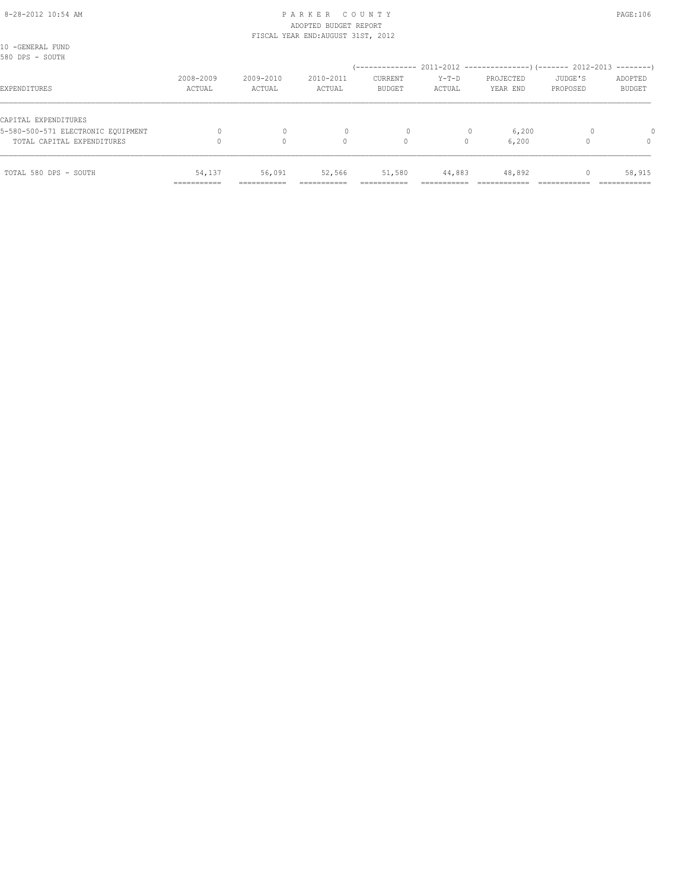10 -GENERAL FUND
580 DPS - SOUTH

| EXPENDITURES | 2008-2009 ACTUAL | 2009-2010 ACTUAL | 2010-2011 ACTUAL | 2011-2012 CURRENT BUDGET | 2011-2012 Y-T-D ACTUAL | 2011-2012 PROJECTED YEAR END | 2012-2013 JUDGE'S PROPOSED | 2012-2013 ADOPTED BUDGET |
|---|---|---|---|---|---|---|---|---|
| CAPITAL EXPENDITURES | | | | | | | | |
| 5-580-500-571 ELECTRONIC EQUIPMENT | 0 | 0 | 0 | 0 | 0 | 6,200 | 0 | 0 |
| TOTAL CAPITAL EXPENDITURES | 0 | 0 | 0 | 0 | 0 | 6,200 | 0 | 0 |
| TOTAL 580 DPS - SOUTH | 54,137 | 56,091 | 52,566 | 51,580 | 44,883 | 48,892 | 0 | 58,915 |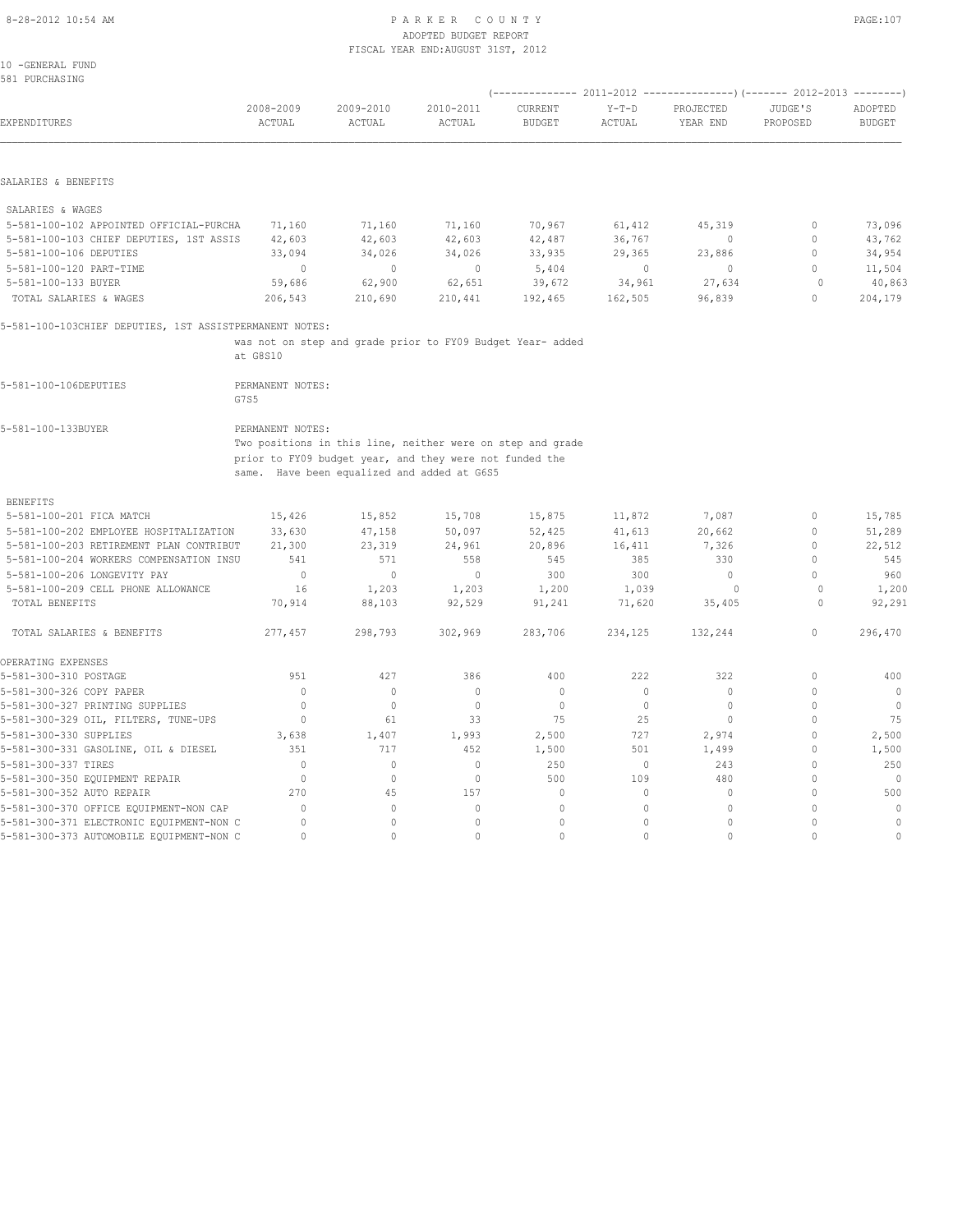10 -GENERAL FUND
581 PURCHASING

| EXPENDITURES | 2008-2009 ACTUAL | 2009-2010 ACTUAL | 2010-2011 ACTUAL | 2011-2012 CURRENT BUDGET | 2011-2012 Y-T-D ACTUAL | 2011-2012 PROJECTED YEAR END | 2012-2013 JUDGE'S PROPOSED | 2012-2013 ADOPTED BUDGET |
|---|---|---|---|---|---|---|---|---|
| **SALARIES & BENEFITS** | | | | | | | | |
| SALARIES & WAGES | | | | | | | | |
| 5-581-100-102 APPOINTED OFFICIAL-PURCHA | 71,160 | 71,160 | 71,160 | 70,967 | 61,412 | 45,319 | 0 | 73,096 |
| 5-581-100-103 CHIEF DEPUTIES, 1ST ASSIS | 42,603 | 42,603 | 42,603 | 42,487 | 36,767 | 0 | 0 | 43,762 |
| 5-581-100-106 DEPUTIES | 33,094 | 34,026 | 34,026 | 33,935 | 29,365 | 23,886 | 0 | 34,954 |
| 5-581-100-120 PART-TIME | 0 | 0 | 0 | 5,404 | 0 | 0 | 0 | 11,504 |
| 5-581-100-133 BUYER | 59,686 | 62,900 | 62,651 | 39,672 | 34,961 | 27,634 | 0 | 40,863 |
| TOTAL SALARIES & WAGES | 206,543 | 210,690 | 210,441 | 192,465 | 162,505 | 96,839 | 0 | 204,179 |

5-581-100-103CHIEF DEPUTIES, 1ST ASSISTPERMANENT NOTES:
was not on step and grade prior to FY09 Budget Year- added at G8S10

5-581-100-106DEPUTIES PERMANENT NOTES:
G7S5

5-581-100-133BUYER PERMANENT NOTES:
Two positions in this line, neither were on step and grade prior to FY09 budget year, and they were not funded the same. Have been equalized and added at G6S5

| EXPENDITURES | 2008-2009 ACTUAL | 2009-2010 ACTUAL | 2010-2011 ACTUAL | 2011-2012 CURRENT BUDGET | 2011-2012 Y-T-D ACTUAL | 2011-2012 PROJECTED YEAR END | 2012-2013 JUDGE'S PROPOSED | 2012-2013 ADOPTED BUDGET |
|---|---|---|---|---|---|---|---|---|
| BENEFITS | | | | | | | | |
| 5-581-100-201 FICA MATCH | 15,426 | 15,852 | 15,708 | 15,875 | 11,872 | 7,087 | 0 | 15,785 |
| 5-581-100-202 EMPLOYEE HOSPITALIZATION | 33,630 | 47,158 | 50,097 | 52,425 | 41,613 | 20,662 | 0 | 51,289 |
| 5-581-100-203 RETIREMENT PLAN CONTRIBUT | 21,300 | 23,319 | 24,961 | 20,896 | 16,411 | 7,326 | 0 | 22,512 |
| 5-581-100-204 WORKERS COMPENSATION INSU | 541 | 571 | 558 | 545 | 385 | 330 | 0 | 545 |
| 5-581-100-206 LONGEVITY PAY | 0 | 0 | 0 | 300 | 300 | 0 | 0 | 960 |
| 5-581-100-209 CELL PHONE ALLOWANCE | 16 | 1,203 | 1,203 | 1,200 | 1,039 | 0 | 0 | 1,200 |
| TOTAL BENEFITS | 70,914 | 88,103 | 92,529 | 91,241 | 71,620 | 35,405 | 0 | 92,291 |
| TOTAL SALARIES & BENEFITS | 277,457 | 298,793 | 302,969 | 283,706 | 234,125 | 132,244 | 0 | 296,470 |
| **OPERATING EXPENSES** | | | | | | | | |
| 5-581-300-310 POSTAGE | 951 | 427 | 386 | 400 | 222 | 322 | 0 | 400 |
| 5-581-300-326 COPY PAPER | 0 | 0 | 0 | 0 | 0 | 0 | 0 | 0 |
| 5-581-300-327 PRINTING SUPPLIES | 0 | 0 | 0 | 0 | 0 | 0 | 0 | 0 |
| 5-581-300-329 OIL, FILTERS, TUNE-UPS | 0 | 61 | 33 | 75 | 25 | 0 | 0 | 75 |
| 5-581-300-330 SUPPLIES | 3,638 | 1,407 | 1,993 | 2,500 | 727 | 2,974 | 0 | 2,500 |
| 5-581-300-331 GASOLINE, OIL & DIESEL | 351 | 717 | 452 | 1,500 | 501 | 1,499 | 0 | 1,500 |
| 5-581-300-337 TIRES | 0 | 0 | 0 | 250 | 0 | 243 | 0 | 250 |
| 5-581-300-350 EQUIPMENT REPAIR | 0 | 0 | 0 | 500 | 109 | 480 | 0 | 0 |
| 5-581-300-352 AUTO REPAIR | 270 | 45 | 157 | 0 | 0 | 0 | 0 | 500 |
| 5-581-300-370 OFFICE EQUIPMENT-NON CAP | 0 | 0 | 0 | 0 | 0 | 0 | 0 | 0 |
| 5-581-300-371 ELECTRONIC EQUIPMENT-NON C | 0 | 0 | 0 | 0 | 0 | 0 | 0 | 0 |
| 5-581-300-373 AUTOMOBILE EQUIPMENT-NON C | 0 | 0 | 0 | 0 | 0 | 0 | 0 | 0 |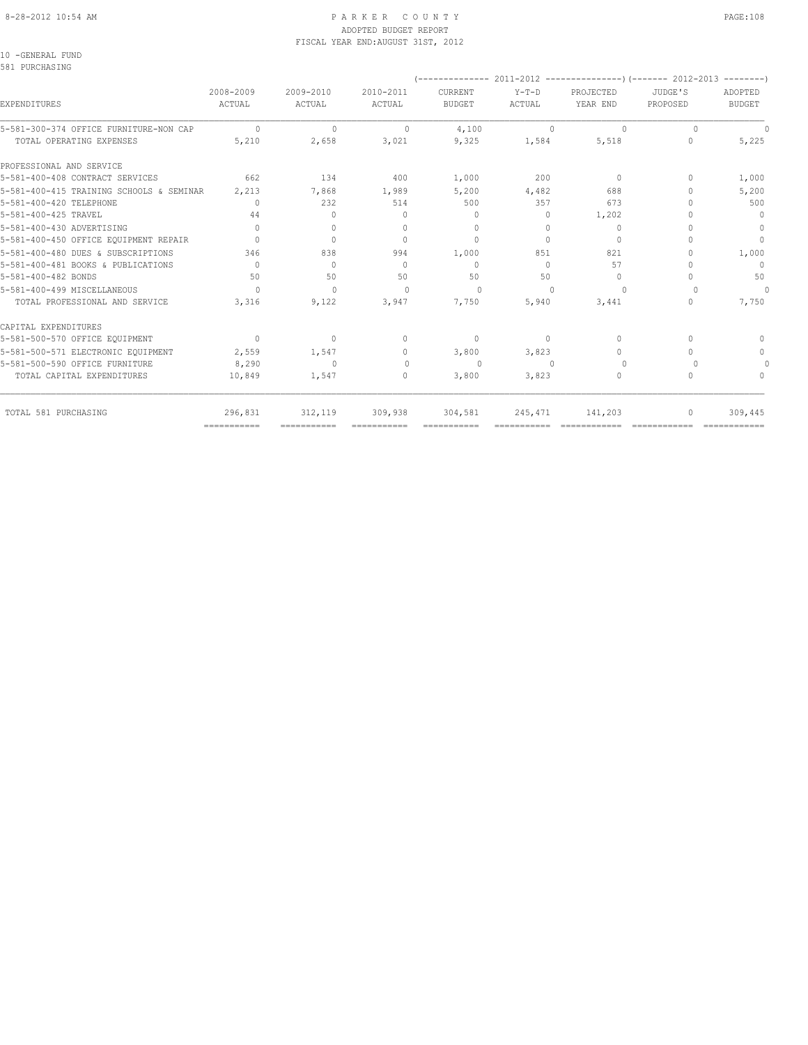PARKER COUNTY
ADOPTED BUDGET REPORT
FISCAL YEAR END: AUGUST 31ST, 2012

10 -GENERAL FUND
581 PURCHASING

| EXPENDITURES | 2008-2009 ACTUAL | 2009-2010 ACTUAL | 2010-2011 ACTUAL | 2011-2012 CURRENT BUDGET | 2011-2012 Y-T-D ACTUAL | 2011-2012 PROJECTED YEAR END | 2012-2013 JUDGE'S PROPOSED | 2012-2013 ADOPTED BUDGET |
|---|---|---|---|---|---|---|---|---|
| 5-581-300-374 OFFICE FURNITURE-NON CAP | 0 | 0 | 0 | 4,100 | 0 | 0 | 0 | 0 |
| TOTAL OPERATING EXPENSES | 5,210 | 2,658 | 3,021 | 9,325 | 1,584 | 5,518 | 0 | 5,225 |
| PROFESSIONAL AND SERVICE | | | | | | | | |
| 5-581-400-408 CONTRACT SERVICES | 662 | 134 | 400 | 1,000 | 200 | 0 | 0 | 1,000 |
| 5-581-400-415 TRAINING SCHOOLS & SEMINAR | 2,213 | 7,868 | 1,989 | 5,200 | 4,482 | 688 | 0 | 5,200 |
| 5-581-400-420 TELEPHONE | 0 | 232 | 514 | 500 | 357 | 673 | 0 | 500 |
| 5-581-400-425 TRAVEL | 44 | 0 | 0 | 0 | 0 | 1,202 | 0 | 0 |
| 5-581-400-430 ADVERTISING | 0 | 0 | 0 | 0 | 0 | 0 | 0 | 0 |
| 5-581-400-450 OFFICE EQUIPMENT REPAIR | 0 | 0 | 0 | 0 | 0 | 0 | 0 | 0 |
| 5-581-400-480 DUES & SUBSCRIPTIONS | 346 | 838 | 994 | 1,000 | 851 | 821 | 0 | 1,000 |
| 5-581-400-481 BOOKS & PUBLICATIONS | 0 | 0 | 0 | 0 | 0 | 57 | 0 | 0 |
| 5-581-400-482 BONDS | 50 | 50 | 50 | 50 | 50 | 0 | 0 | 50 |
| 5-581-400-499 MISCELLANEOUS | 0 | 0 | 0 | 0 | 0 | 0 | 0 | 0 |
| TOTAL PROFESSIONAL AND SERVICE | 3,316 | 9,122 | 3,947 | 7,750 | 5,940 | 3,441 | 0 | 7,750 |
| CAPITAL EXPENDITURES | | | | | | | | |
| 5-581-500-570 OFFICE EQUIPMENT | 0 | 0 | 0 | 0 | 0 | 0 | 0 | 0 |
| 5-581-500-571 ELECTRONIC EQUIPMENT | 2,559 | 1,547 | 0 | 3,800 | 3,823 | 0 | 0 | 0 |
| 5-581-500-590 OFFICE FURNITURE | 8,290 | 0 | 0 | 0 | 0 | 0 | 0 | 0 |
| TOTAL CAPITAL EXPENDITURES | 10,849 | 1,547 | 0 | 3,800 | 3,823 | 0 | 0 | 0 |
| TOTAL 581 PURCHASING | 296,831 | 312,119 | 309,938 | 304,581 | 245,471 | 141,203 | 0 | 309,445 |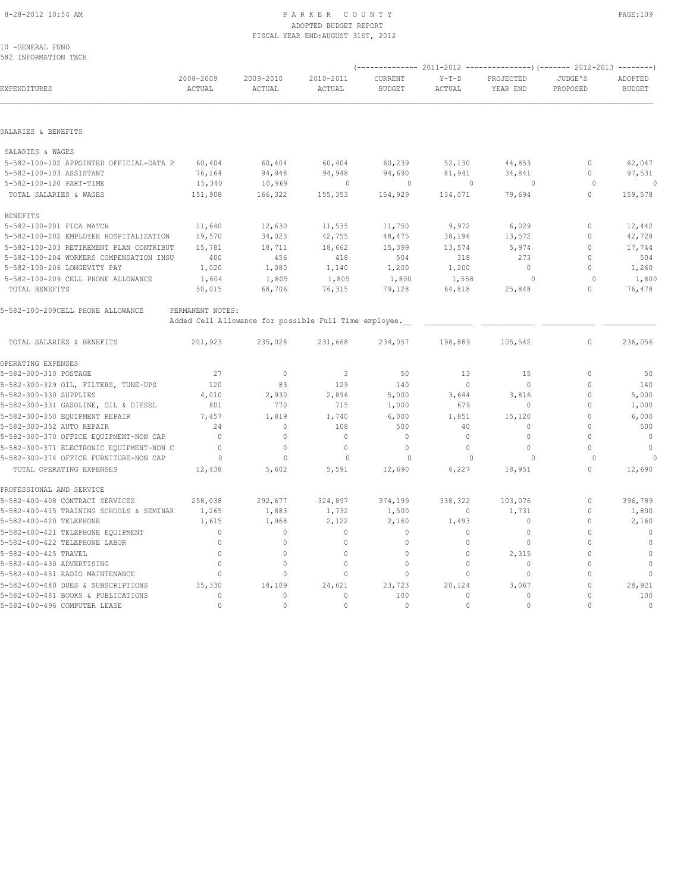PARKER COUNTY
ADOPTED BUDGET REPORT
FISCAL YEAR END: AUGUST 31ST, 2012

10 -GENERAL FUND
582 INFORMATION TECH

| EXPENDITURES | 2008-2009 ACTUAL | 2009-2010 ACTUAL | 2010-2011 ACTUAL | 2011-2012 CURRENT BUDGET | 2011-2012 Y-T-D ACTUAL | 2011-2012 PROJECTED YEAR END | 2012-2013 JUDGE'S PROPOSED | 2012-2013 ADOPTED BUDGET |
|---|---|---|---|---|---|---|---|---|
| **SALARIES & BENEFITS** | | | | | | | | |
| SALARIES & WAGES | | | | | | | | |
| 5-582-100-102 APPOINTED OFFICIAL-DATA P | 60,404 | 60,404 | 60,404 | 60,239 | 52,130 | 44,853 | 0 | 62,047 |
| 5-582-100-103 ASSISTANT | 76,164 | 94,948 | 94,948 | 94,690 | 81,941 | 34,841 | 0 | 97,531 |
| 5-582-100-120 PART-TIME | 15,340 | 10,969 | 0 | 0 | 0 | 0 | 0 | 0 |
| TOTAL SALARIES & WAGES | 151,908 | 166,322 | 155,353 | 154,929 | 134,071 | 79,694 | 0 | 159,578 |
| BENEFITS | | | | | | | | |
| 5-582-100-201 FICA MATCH | 11,640 | 12,630 | 11,535 | 11,750 | 9,972 | 6,029 | 0 | 12,442 |
| 5-582-100-202 EMPLOYEE HOSPITALIZATION | 19,570 | 34,023 | 42,755 | 48,475 | 38,196 | 13,572 | 0 | 42,728 |
| 5-582-100-203 RETIREMENT PLAN CONTRIBUT | 15,781 | 18,711 | 18,662 | 15,399 | 13,574 | 5,974 | 0 | 17,744 |
| 5-582-100-204 WORKERS COMPENSATION INSU | 400 | 456 | 418 | 504 | 318 | 273 | 0 | 504 |
| 5-582-100-206 LONGEVITY PAY | 1,020 | 1,080 | 1,140 | 1,200 | 1,200 | 0 | 0 | 1,260 |
| 5-582-100-209 CELL PHONE ALLOWANCE | 1,604 | 1,805 | 1,805 | 1,800 | 1,558 | 0 | 0 | 1,800 |
| TOTAL BENEFITS | 50,015 | 68,706 | 76,315 | 79,128 | 64,818 | 25,848 | 0 | 76,478 |

5-582-100-209CELL PHONE ALLOWANCE PERMANENT NOTES:
Added Cell Allowance for possible Full Time employee.

| EXPENDITURES | 2008-2009 ACTUAL | 2009-2010 ACTUAL | 2010-2011 ACTUAL | 2011-2012 CURRENT BUDGET | 2011-2012 Y-T-D ACTUAL | 2011-2012 PROJECTED YEAR END | 2012-2013 JUDGE'S PROPOSED | 2012-2013 ADOPTED BUDGET |
|---|---|---|---|---|---|---|---|---|
| TOTAL SALARIES & BENEFITS | 201,923 | 235,028 | 231,668 | 234,057 | 198,889 | 105,542 | 0 | 236,056 |
| **OPERATING EXPENSES** | | | | | | | | |
| 5-582-300-310 POSTAGE | 27 | 0 | 3 | 50 | 13 | 15 | 0 | 50 |
| 5-582-300-329 OIL, FILTERS, TUNE-UPS | 120 | 83 | 129 | 140 | 0 | 0 | 0 | 140 |
| 5-582-300-330 SUPPLIES | 4,010 | 2,930 | 2,896 | 5,000 | 3,644 | 3,816 | 0 | 5,000 |
| 5-582-300-331 GASOLINE, OIL & DIESEL | 801 | 770 | 715 | 1,000 | 679 | 0 | 0 | 1,000 |
| 5-582-300-350 EQUIPMENT REPAIR | 7,457 | 1,819 | 1,740 | 6,000 | 1,851 | 15,120 | 0 | 6,000 |
| 5-582-300-352 AUTO REPAIR | 24 | 0 | 108 | 500 | 40 | 0 | 0 | 500 |
| 5-582-300-370 OFFICE EQUIPMENT-NON CAP | 0 | 0 | 0 | 0 | 0 | 0 | 0 | 0 |
| 5-582-300-371 ELECTRONIC EQUIPMENT-NON C | 0 | 0 | 0 | 0 | 0 | 0 | 0 | 0 |
| 5-582-300-374 OFFICE FURNITURE-NON CAP | 0 | 0 | 0 | 0 | 0 | 0 | 0 | 0 |
| TOTAL OPERATING EXPENSES | 12,438 | 5,602 | 5,591 | 12,690 | 6,227 | 18,951 | 0 | 12,690 |
| **PROFESSIONAL AND SERVICE** | | | | | | | | |
| 5-582-400-408 CONTRACT SERVICES | 258,038 | 292,677 | 324,897 | 374,199 | 338,322 | 103,076 | 0 | 396,789 |
| 5-582-400-415 TRAINING SCHOOLS & SEMINAR | 1,265 | 1,883 | 1,732 | 1,500 | 0 | 1,731 | 0 | 1,800 |
| 5-582-400-420 TELEPHONE | 1,615 | 1,968 | 2,122 | 2,160 | 1,493 | 0 | 0 | 2,160 |
| 5-582-400-421 TELEPHONE EQUIPMENT | 0 | 0 | 0 | 0 | 0 | 0 | 0 | 0 |
| 5-582-400-422 TELEPHONE LABOR | 0 | 0 | 0 | 0 | 0 | 0 | 0 | 0 |
| 5-582-400-425 TRAVEL | 0 | 0 | 0 | 0 | 0 | 2,315 | 0 | 0 |
| 5-582-400-430 ADVERTISING | 0 | 0 | 0 | 0 | 0 | 0 | 0 | 0 |
| 5-582-400-451 RADIO MAINTENANCE | 0 | 0 | 0 | 0 | 0 | 0 | 0 | 0 |
| 5-582-400-480 DUES & SUBSCRIPTIONS | 35,330 | 18,109 | 24,621 | 23,723 | 20,124 | 3,067 | 0 | 28,921 |
| 5-582-400-481 BOOKS & PUBLICATIONS | 0 | 0 | 0 | 100 | 0 | 0 | 0 | 100 |
| 5-582-400-496 COMPUTER LEASE | 0 | 0 | 0 | 0 | 0 | 0 | 0 | 0 |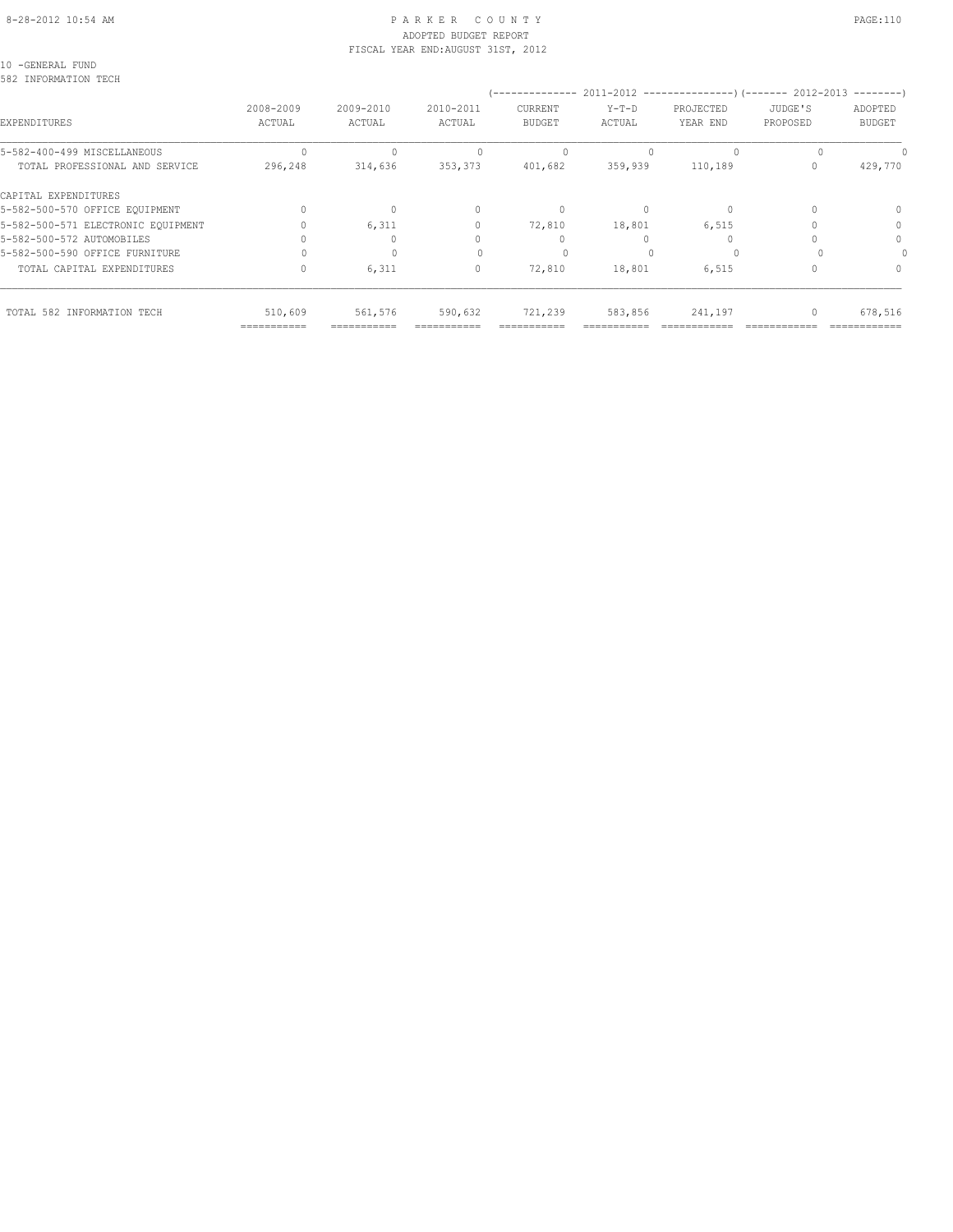# PARKER COUNTY
## ADOPTED BUDGET REPORT
### FISCAL YEAR END:AUGUST 31ST, 2012

10 -GENERAL FUND
582 INFORMATION TECH

| EXPENDITURES | 2008-2009 ACTUAL | 2009-2010 ACTUAL | 2010-2011 ACTUAL | 2011-2012 CURRENT BUDGET | 2011-2012 Y-T-D ACTUAL | 2011-2012 PROJECTED YEAR END | 2012-2013 JUDGE'S PROPOSED | 2012-2013 ADOPTED BUDGET |
|---|---|---|---|---|---|---|---|---|
| 5-582-400-499 MISCELLANEOUS | 0 | 0 | 0 | 0 | 0 | 0 | 0 | 0 |
| TOTAL PROFESSIONAL AND SERVICE | 296,248 | 314,636 | 353,373 | 401,682 | 359,939 | 110,189 | 0 | 429,770 |
| CAPITAL EXPENDITURES | | | | | | | | |
| 5-582-500-570 OFFICE EQUIPMENT | 0 | 0 | 0 | 0 | 0 | 0 | 0 | 0 |
| 5-582-500-571 ELECTRONIC EQUIPMENT | 0 | 6,311 | 0 | 72,810 | 18,801 | 6,515 | 0 | 0 |
| 5-582-500-572 AUTOMOBILES | 0 | 0 | 0 | 0 | 0 | 0 | 0 | 0 |
| 5-582-500-590 OFFICE FURNITURE | 0 | 0 | 0 | 0 | 0 | 0 | 0 | 0 |
| TOTAL CAPITAL EXPENDITURES | 0 | 6,311 | 0 | 72,810 | 18,801 | 6,515 | 0 | 0 |
| TOTAL 582 INFORMATION TECH | 510,609 | 561,576 | 590,632 | 721,239 | 583,856 | 241,197 | 0 | 678,516 |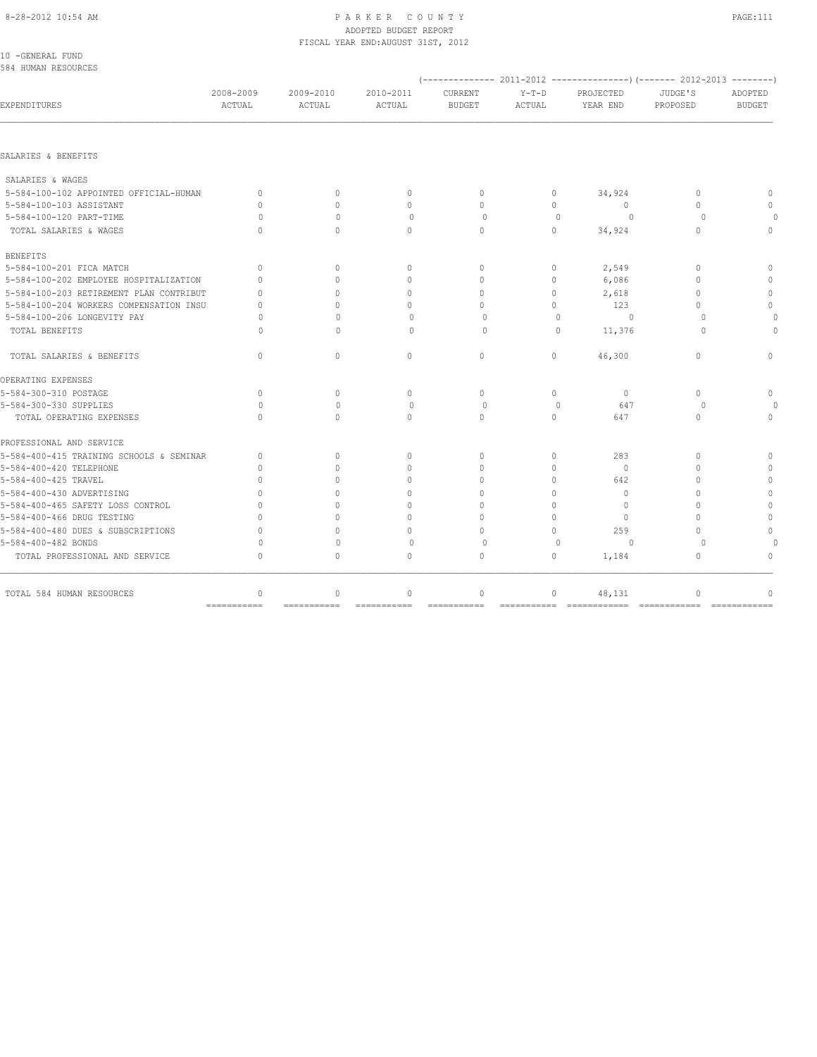10 -GENERAL FUND
584 HUMAN RESOURCES

| EXPENDITURES | 2008-2009 ACTUAL | 2009-2010 ACTUAL | 2010-2011 ACTUAL | 2011-2012 CURRENT BUDGET | 2011-2012 Y-T-D ACTUAL | 2011-2012 PROJECTED YEAR END | 2012-2013 JUDGE'S PROPOSED | 2012-2013 ADOPTED BUDGET |
|---|---|---|---|---|---|---|---|---|
| SALARIES & BENEFITS | | | | | | | | |
| SALARIES & WAGES | | | | | | | | |
| 5-584-100-102 APPOINTED OFFICIAL-HUMAN | 0 | 0 | 0 | 0 | 0 | 34,924 | 0 | 0 |
| 5-584-100-103 ASSISTANT | 0 | 0 | 0 | 0 | 0 | 0 | 0 | 0 |
| 5-584-100-120 PART-TIME | 0 | 0 | 0 | 0 | 0 | 0 | 0 | 0 |
| TOTAL SALARIES & WAGES | 0 | 0 | 0 | 0 | 0 | 34,924 | 0 | 0 |
| BENEFITS | | | | | | | | |
| 5-584-100-201 FICA MATCH | 0 | 0 | 0 | 0 | 0 | 2,549 | 0 | 0 |
| 5-584-100-202 EMPLOYEE HOSPITALIZATION | 0 | 0 | 0 | 0 | 0 | 6,086 | 0 | 0 |
| 5-584-100-203 RETIREMENT PLAN CONTRIBUT | 0 | 0 | 0 | 0 | 0 | 2,618 | 0 | 0 |
| 5-584-100-204 WORKERS COMPENSATION INSU | 0 | 0 | 0 | 0 | 0 | 123 | 0 | 0 |
| 5-584-100-206 LONGEVITY PAY | 0 | 0 | 0 | 0 | 0 | 0 | 0 | 0 |
| TOTAL BENEFITS | 0 | 0 | 0 | 0 | 0 | 11,376 | 0 | 0 |
| TOTAL SALARIES & BENEFITS | 0 | 0 | 0 | 0 | 0 | 46,300 | 0 | 0 |
| OPERATING EXPENSES | | | | | | | | |
| 5-584-300-310 POSTAGE | 0 | 0 | 0 | 0 | 0 | 0 | 0 | 0 |
| 5-584-300-330 SUPPLIES | 0 | 0 | 0 | 0 | 0 | 647 | 0 | 0 |
| TOTAL OPERATING EXPENSES | 0 | 0 | 0 | 0 | 0 | 647 | 0 | 0 |
| PROFESSIONAL AND SERVICE | | | | | | | | |
| 5-584-400-415 TRAINING SCHOOLS & SEMINAR | 0 | 0 | 0 | 0 | 0 | 283 | 0 | 0 |
| 5-584-400-420 TELEPHONE | 0 | 0 | 0 | 0 | 0 | 0 | 0 | 0 |
| 5-584-400-425 TRAVEL | 0 | 0 | 0 | 0 | 0 | 642 | 0 | 0 |
| 5-584-400-430 ADVERTISING | 0 | 0 | 0 | 0 | 0 | 0 | 0 | 0 |
| 5-584-400-465 SAFETY LOSS CONTROL | 0 | 0 | 0 | 0 | 0 | 0 | 0 | 0 |
| 5-584-400-466 DRUG TESTING | 0 | 0 | 0 | 0 | 0 | 0 | 0 | 0 |
| 5-584-400-480 DUES & SUBSCRIPTIONS | 0 | 0 | 0 | 0 | 0 | 259 | 0 | 0 |
| 5-584-400-482 BONDS | 0 | 0 | 0 | 0 | 0 | 0 | 0 | 0 |
| TOTAL PROFESSIONAL AND SERVICE | 0 | 0 | 0 | 0 | 0 | 1,184 | 0 | 0 |
| TOTAL 584 HUMAN RESOURCES | 0 | 0 | 0 | 0 | 0 | 48,131 | 0 | 0 |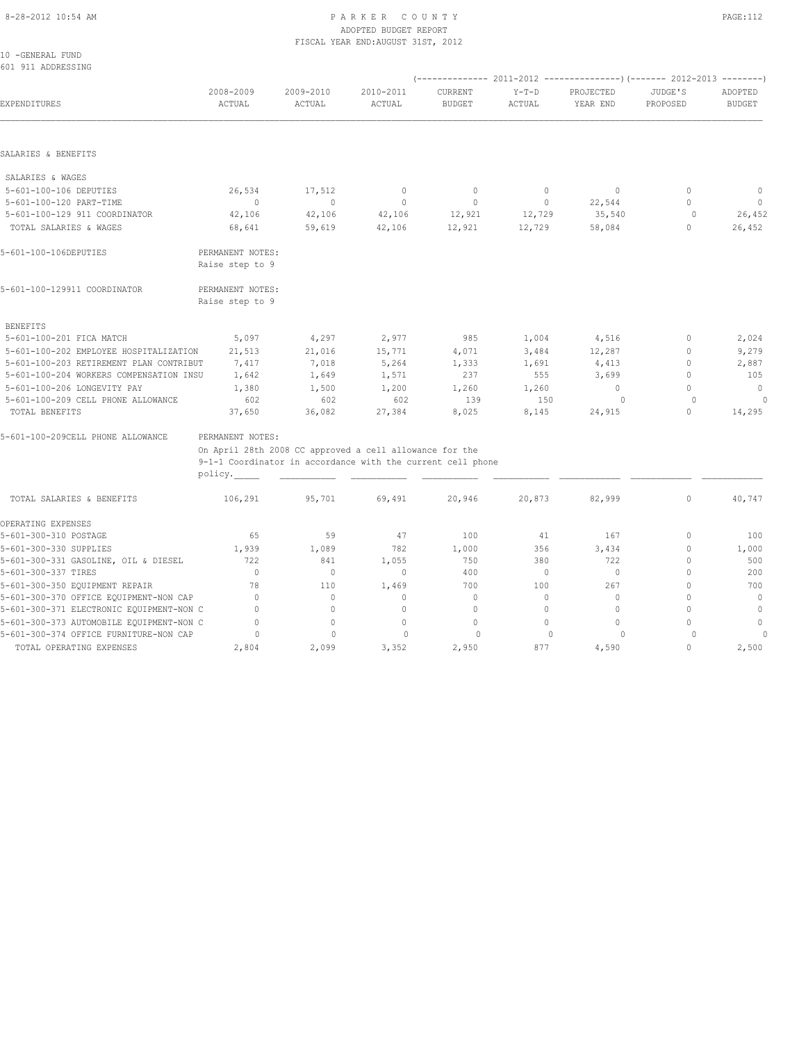# PARKER COUNTY

ADOPTED BUDGET REPORT

FISCAL YEAR END:AUGUST 31ST, 2012

10 -GENERAL FUND

601 911 ADDRESSING

| EXPENDITURES | 2008-2009 ACTUAL | 2009-2010 ACTUAL | 2010-2011 ACTUAL | 2011-2012 CURRENT BUDGET | 2011-2012 Y-T-D ACTUAL | 2011-2012 PROJECTED YEAR END | 2012-2013 JUDGE'S PROPOSED | 2012-2013 ADOPTED BUDGET |
|---|---|---|---|---|---|---|---|---|
| **SALARIES & BENEFITS** | | | | | | | | |
| SALARIES & WAGES | | | | | | | | |
| 5-601-100-106 DEPUTIES | 26,534 | 17,512 | 0 | 0 | 0 | 0 | 0 | 0 |
| 5-601-100-120 PART-TIME | 0 | 0 | 0 | 0 | 0 | 22,544 | 0 | 0 |
| 5-601-100-129 911 COORDINATOR | 42,106 | 42,106 | 42,106 | 12,921 | 12,729 | 35,540 | 0 | 26,452 |
| TOTAL SALARIES & WAGES | 68,641 | 59,619 | 42,106 | 12,921 | 12,729 | 58,084 | 0 | 26,452 |
| 5-601-100-106DEPUTIES | PERMANENT NOTES: Raise step to 9 | | | | | | | |
| 5-601-100-129911 COORDINATOR | PERMANENT NOTES: Raise step to 9 | | | | | | | |
| BENEFITS | | | | | | | | |
| 5-601-100-201 FICA MATCH | 5,097 | 4,297 | 2,977 | 985 | 1,004 | 4,516 | 0 | 2,024 |
| 5-601-100-202 EMPLOYEE HOSPITALIZATION | 21,513 | 21,016 | 15,771 | 4,071 | 3,484 | 12,287 | 0 | 9,279 |
| 5-601-100-203 RETIREMENT PLAN CONTRIBUT | 7,417 | 7,018 | 5,264 | 1,333 | 1,691 | 4,413 | 0 | 2,887 |
| 5-601-100-204 WORKERS COMPENSATION INSU | 1,642 | 1,649 | 1,571 | 237 | 555 | 3,699 | 0 | 105 |
| 5-601-100-206 LONGEVITY PAY | 1,380 | 1,500 | 1,200 | 1,260 | 1,260 | 0 | 0 | 0 |
| 5-601-100-209 CELL PHONE ALLOWANCE | 602 | 602 | 602 | 139 | 150 | 0 | 0 | 0 |
| TOTAL BENEFITS | 37,650 | 36,082 | 27,384 | 8,025 | 8,145 | 24,915 | 0 | 14,295 |
| 5-601-100-209CELL PHONE ALLOWANCE | PERMANENT NOTES: On April 28th 2008 CC approved a cell allowance for the 9-1-1 Coordinator in accordance with the current cell phone policy. | | | | | | | |
| TOTAL SALARIES & BENEFITS | 106,291 | 95,701 | 69,491 | 20,946 | 20,873 | 82,999 | 0 | 40,747 |
| **OPERATING EXPENSES** | | | | | | | | |
| 5-601-300-310 POSTAGE | 65 | 59 | 47 | 100 | 41 | 167 | 0 | 100 |
| 5-601-300-330 SUPPLIES | 1,939 | 1,089 | 782 | 1,000 | 356 | 3,434 | 0 | 1,000 |
| 5-601-300-331 GASOLINE, OIL & DIESEL | 722 | 841 | 1,055 | 750 | 380 | 722 | 0 | 500 |
| 5-601-300-337 TIRES | 0 | 0 | 0 | 400 | 0 | 0 | 0 | 200 |
| 5-601-300-350 EQUIPMENT REPAIR | 78 | 110 | 1,469 | 700 | 100 | 267 | 0 | 700 |
| 5-601-300-370 OFFICE EQUIPMENT-NON CAP | 0 | 0 | 0 | 0 | 0 | 0 | 0 | 0 |
| 5-601-300-371 ELECTRONIC EQUIPMENT-NON C | 0 | 0 | 0 | 0 | 0 | 0 | 0 | 0 |
| 5-601-300-373 AUTOMOBILE EQUIPMENT-NON C | 0 | 0 | 0 | 0 | 0 | 0 | 0 | 0 |
| 5-601-300-374 OFFICE FURNITURE-NON CAP | 0 | 0 | 0 | 0 | 0 | 0 | 0 | 0 |
| TOTAL OPERATING EXPENSES | 2,804 | 2,099 | 3,352 | 2,950 | 877 | 4,590 | 0 | 2,500 |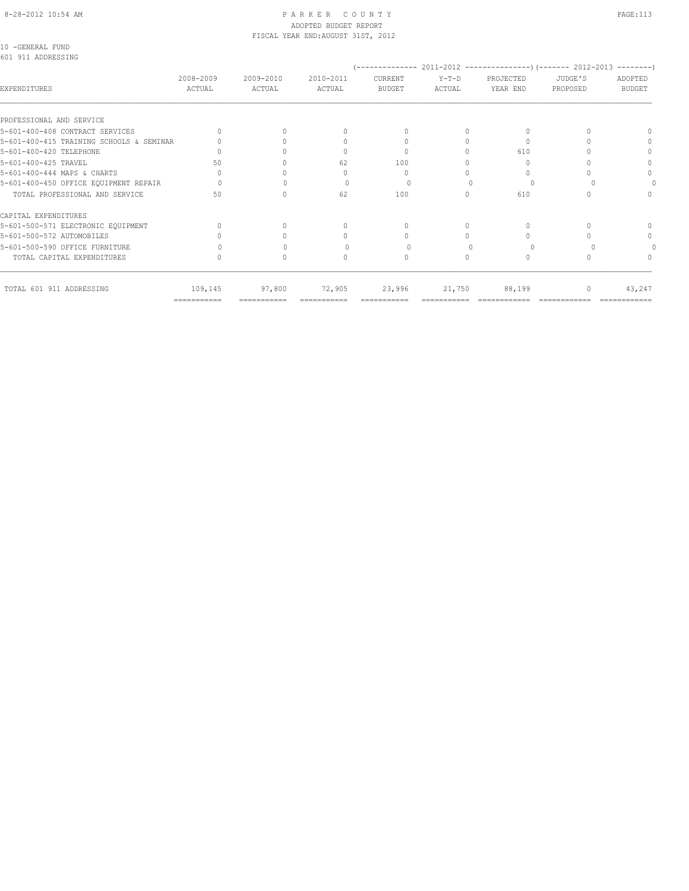10 -GENERAL FUND
601 911 ADDRESSING

| EXPENDITURES | 2008-2009 ACTUAL | 2009-2010 ACTUAL | 2010-2011 ACTUAL | 2011-2012 CURRENT BUDGET | 2011-2012 Y-T-D ACTUAL | 2011-2012 PROJECTED YEAR END | 2012-2013 JUDGE'S PROPOSED | 2012-2013 ADOPTED BUDGET |
|---|---|---|---|---|---|---|---|---|
| PROFESSIONAL AND SERVICE | | | | | | | | |
| 5-601-400-408 CONTRACT SERVICES | 0 | 0 | 0 | 0 | 0 | 0 | 0 | 0 |
| 5-601-400-415 TRAINING SCHOOLS & SEMINAR | 0 | 0 | 0 | 0 | 0 | 0 | 0 | 0 |
| 5-601-400-420 TELEPHONE | 0 | 0 | 0 | 0 | 0 | 610 | 0 | 0 |
| 5-601-400-425 TRAVEL | 50 | 0 | 62 | 100 | 0 | 0 | 0 | 0 |
| 5-601-400-444 MAPS & CHARTS | 0 | 0 | 0 | 0 | 0 | 0 | 0 | 0 |
| 5-601-400-450 OFFICE EQUIPMENT REPAIR | 0 | 0 | 0 | 0 | 0 | 0 | 0 | 0 |
| TOTAL PROFESSIONAL AND SERVICE | 50 | 0 | 62 | 100 | 0 | 610 | 0 | 0 |
| CAPITAL EXPENDITURES | | | | | | | | |
| 5-601-500-571 ELECTRONIC EQUIPMENT | 0 | 0 | 0 | 0 | 0 | 0 | 0 | 0 |
| 5-601-500-572 AUTOMOBILES | 0 | 0 | 0 | 0 | 0 | 0 | 0 | 0 |
| 5-601-500-590 OFFICE FURNITURE | 0 | 0 | 0 | 0 | 0 | 0 | 0 | 0 |
| TOTAL CAPITAL EXPENDITURES | 0 | 0 | 0 | 0 | 0 | 0 | 0 | 0 |
| TOTAL 601 911 ADDRESSING | 109,145 | 97,800 | 72,905 | 23,996 | 21,750 | 88,199 | 0 | 43,247 |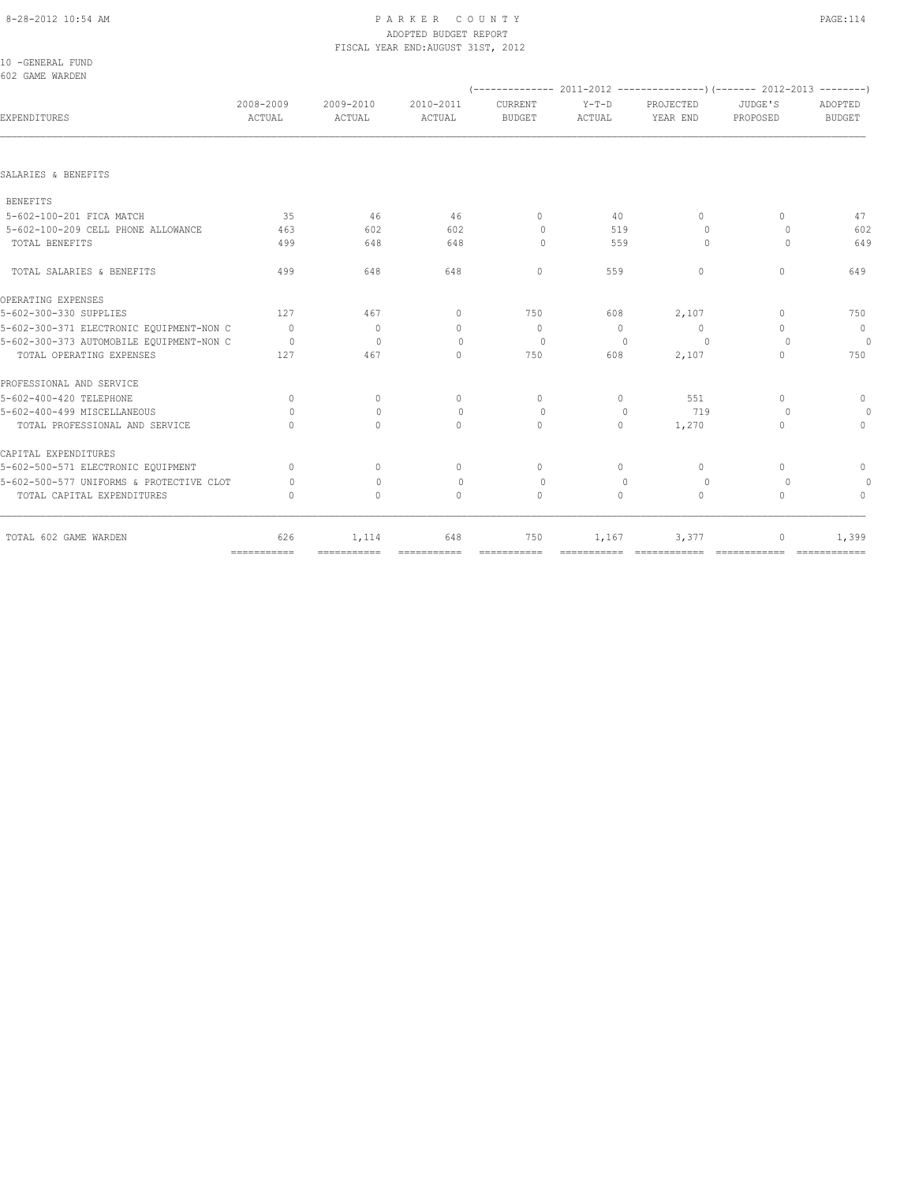# PARKER COUNTY
## ADOPTED BUDGET REPORT
### FISCAL YEAR END:AUGUST 31ST, 2012

10 -GENERAL FUND
602 GAME WARDEN

| EXPENDITURES | 2008-2009 ACTUAL | 2009-2010 ACTUAL | 2010-2011 ACTUAL | 2011-2012 CURRENT BUDGET | 2011-2012 Y-T-D ACTUAL | 2011-2012 PROJECTED YEAR END | 2012-2013 JUDGE'S PROPOSED | 2012-2013 ADOPTED BUDGET |
|---|---|---|---|---|---|---|---|---|
| SALARIES & BENEFITS | | | | | | | | |
| BENEFITS | | | | | | | | |
| 5-602-100-201 FICA MATCH | 35 | 46 | 46 | 0 | 40 | 0 | 0 | 47 |
| 5-602-100-209 CELL PHONE ALLOWANCE | 463 | 602 | 602 | 0 | 519 | 0 | 0 | 602 |
| TOTAL BENEFITS | 499 | 648 | 648 | 0 | 559 | 0 | 0 | 649 |
| TOTAL SALARIES & BENEFITS | 499 | 648 | 648 | 0 | 559 | 0 | 0 | 649 |
| OPERATING EXPENSES | | | | | | | | |
| 5-602-300-330 SUPPLIES | 127 | 467 | 0 | 750 | 608 | 2,107 | 0 | 750 |
| 5-602-300-371 ELECTRONIC EQUIPMENT-NON C | 0 | 0 | 0 | 0 | 0 | 0 | 0 | 0 |
| 5-602-300-373 AUTOMOBILE EQUIPMENT-NON C | 0 | 0 | 0 | 0 | 0 | 0 | 0 | 0 |
| TOTAL OPERATING EXPENSES | 127 | 467 | 0 | 750 | 608 | 2,107 | 0 | 750 |
| PROFESSIONAL AND SERVICE | | | | | | | | |
| 5-602-400-420 TELEPHONE | 0 | 0 | 0 | 0 | 0 | 551 | 0 | 0 |
| 5-602-400-499 MISCELLANEOUS | 0 | 0 | 0 | 0 | 0 | 719 | 0 | 0 |
| TOTAL PROFESSIONAL AND SERVICE | 0 | 0 | 0 | 0 | 0 | 1,270 | 0 | 0 |
| CAPITAL EXPENDITURES | | | | | | | | |
| 5-602-500-571 ELECTRONIC EQUIPMENT | 0 | 0 | 0 | 0 | 0 | 0 | 0 | 0 |
| 5-602-500-577 UNIFORMS & PROTECTIVE CLOT | 0 | 0 | 0 | 0 | 0 | 0 | 0 | 0 |
| TOTAL CAPITAL EXPENDITURES | 0 | 0 | 0 | 0 | 0 | 0 | 0 | 0 |
| TOTAL 602 GAME WARDEN | 626 | 1,114 | 648 | 750 | 1,167 | 3,377 | 0 | 1,399 |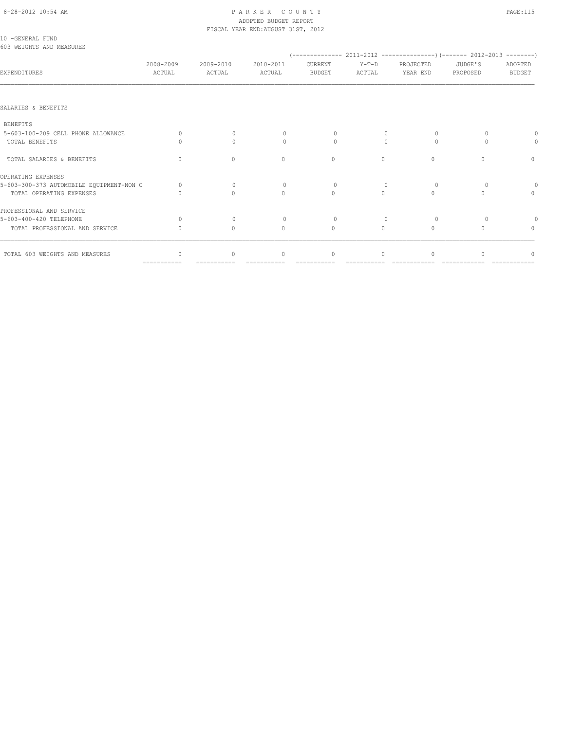10 -GENERAL FUND
603 WEIGHTS AND MEASURES

| EXPENDITURES | 2008-2009 ACTUAL | 2009-2010 ACTUAL | 2010-2011 ACTUAL | 2011-2012 CURRENT BUDGET | 2011-2012 Y-T-D ACTUAL | 2011-2012 PROJECTED YEAR END | 2012-2013 JUDGE'S PROPOSED | 2012-2013 ADOPTED BUDGET |
|---|---|---|---|---|---|---|---|---|
| SALARIES & BENEFITS | | | | | | | | |
| BENEFITS | | | | | | | | |
| 5-603-100-209 CELL PHONE ALLOWANCE | 0 | 0 | 0 | 0 | 0 | 0 | 0 | 0 |
| TOTAL BENEFITS | 0 | 0 | 0 | 0 | 0 | 0 | 0 | 0 |
| TOTAL SALARIES & BENEFITS | 0 | 0 | 0 | 0 | 0 | 0 | 0 | 0 |
| OPERATING EXPENSES | | | | | | | | |
| 5-603-300-373 AUTOMOBILE EQUIPMENT-NON C | 0 | 0 | 0 | 0 | 0 | 0 | 0 | 0 |
| TOTAL OPERATING EXPENSES | 0 | 0 | 0 | 0 | 0 | 0 | 0 | 0 |
| PROFESSIONAL AND SERVICE | | | | | | | | |
| 5-603-400-420 TELEPHONE | 0 | 0 | 0 | 0 | 0 | 0 | 0 | 0 |
| TOTAL PROFESSIONAL AND SERVICE | 0 | 0 | 0 | 0 | 0 | 0 | 0 | 0 |
| TOTAL 603 WEIGHTS AND MEASURES | 0 | 0 | 0 | 0 | 0 | 0 | 0 | 0 |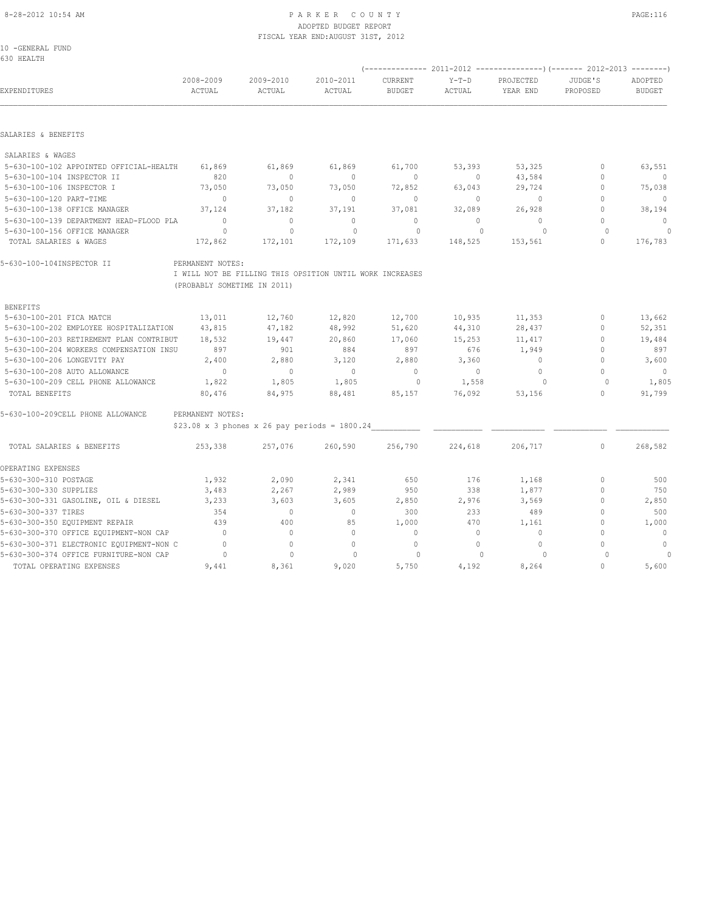PARKER COUNTY
ADOPTED BUDGET REPORT
FISCAL YEAR END: AUGUST 31ST, 2012

10 -GENERAL FUND
630 HEALTH

| EXPENDITURES | 2008-2009 ACTUAL | 2009-2010 ACTUAL | 2010-2011 ACTUAL | 2011-2012 CURRENT BUDGET | 2011-2012 Y-T-D ACTUAL | 2011-2012 PROJECTED YEAR END | 2012-2013 JUDGE'S PROPOSED | 2012-2013 ADOPTED BUDGET |
|---|---|---|---|---|---|---|---|---|
| **SALARIES & BENEFITS** | | | | | | | | |
| SALARIES & WAGES | | | | | | | | |
| 5-630-100-102 APPOINTED OFFICIAL-HEALTH | 61,869 | 61,869 | 61,869 | 61,700 | 53,393 | 53,325 | 0 | 63,551 |
| 5-630-100-104 INSPECTOR II | 820 | 0 | 0 | 0 | 0 | 43,584 | 0 | 0 |
| 5-630-100-106 INSPECTOR I | 73,050 | 73,050 | 73,050 | 72,852 | 63,043 | 29,724 | 0 | 75,038 |
| 5-630-100-120 PART-TIME | 0 | 0 | 0 | 0 | 0 | 0 | 0 | 0 |
| 5-630-100-138 OFFICE MANAGER | 37,124 | 37,182 | 37,191 | 37,081 | 32,089 | 26,928 | 0 | 38,194 |
| 5-630-100-139 DEPARTMENT HEAD-FLOOD PLA | 0 | 0 | 0 | 0 | 0 | 0 | 0 | 0 |
| 5-630-100-156 OFFICE MANAGER | 0 | 0 | 0 | 0 | 0 | 0 | 0 | 0 |
| TOTAL SALARIES & WAGES | 172,862 | 172,101 | 172,109 | 171,633 | 148,525 | 153,561 | 0 | 176,783 |

5-630-100-104INSPECTOR II — PERMANENT NOTES:
I WILL NOT BE FILLING THIS OPSITION UNTIL WORK INCREASES
(PROBABLY SOMETIME IN 2011)

| EXPENDITURES | 2008-2009 ACTUAL | 2009-2010 ACTUAL | 2010-2011 ACTUAL | 2011-2012 CURRENT BUDGET | 2011-2012 Y-T-D ACTUAL | 2011-2012 PROJECTED YEAR END | 2012-2013 JUDGE'S PROPOSED | 2012-2013 ADOPTED BUDGET |
|---|---|---|---|---|---|---|---|---|
| BENEFITS | | | | | | | | |
| 5-630-100-201 FICA MATCH | 13,011 | 12,760 | 12,820 | 12,700 | 10,935 | 11,353 | 0 | 13,662 |
| 5-630-100-202 EMPLOYEE HOSPITALIZATION | 43,815 | 47,182 | 48,992 | 51,620 | 44,310 | 28,437 | 0 | 52,351 |
| 5-630-100-203 RETIREMENT PLAN CONTRIBUT | 18,532 | 19,447 | 20,860 | 17,060 | 15,253 | 11,417 | 0 | 19,484 |
| 5-630-100-204 WORKERS COMPENSATION INSU | 897 | 901 | 884 | 897 | 676 | 1,949 | 0 | 897 |
| 5-630-100-206 LONGEVITY PAY | 2,400 | 2,880 | 3,120 | 2,880 | 3,360 | 0 | 0 | 3,600 |
| 5-630-100-208 AUTO ALLOWANCE | 0 | 0 | 0 | 0 | 0 | 0 | 0 | 0 |
| 5-630-100-209 CELL PHONE ALLOWANCE | 1,822 | 1,805 | 1,805 | 0 | 1,558 | 0 | 0 | 1,805 |
| TOTAL BENEFITS | 80,476 | 84,975 | 88,481 | 85,157 | 76,092 | 53,156 | 0 | 91,799 |

5-630-100-209CELL PHONE ALLOWANCE — PERMANENT NOTES:
$23.08 x 3 phones x 26 pay periods = 1800.24

| EXPENDITURES | 2008-2009 ACTUAL | 2009-2010 ACTUAL | 2010-2011 ACTUAL | 2011-2012 CURRENT BUDGET | 2011-2012 Y-T-D ACTUAL | 2011-2012 PROJECTED YEAR END | 2012-2013 JUDGE'S PROPOSED | 2012-2013 ADOPTED BUDGET |
|---|---|---|---|---|---|---|---|---|
| TOTAL SALARIES & BENEFITS | 253,338 | 257,076 | 260,590 | 256,790 | 224,618 | 206,717 | 0 | 268,582 |
| **OPERATING EXPENSES** | | | | | | | | |
| 5-630-300-310 POSTAGE | 1,932 | 2,090 | 2,341 | 650 | 176 | 1,168 | 0 | 500 |
| 5-630-300-330 SUPPLIES | 3,483 | 2,267 | 2,989 | 950 | 338 | 1,877 | 0 | 750 |
| 5-630-300-331 GASOLINE, OIL & DIESEL | 3,233 | 3,603 | 3,605 | 2,850 | 2,976 | 3,569 | 0 | 2,850 |
| 5-630-300-337 TIRES | 354 | 0 | 0 | 300 | 233 | 489 | 0 | 500 |
| 5-630-300-350 EQUIPMENT REPAIR | 439 | 400 | 85 | 1,000 | 470 | 1,161 | 0 | 1,000 |
| 5-630-300-370 OFFICE EQUIPMENT-NON CAP | 0 | 0 | 0 | 0 | 0 | 0 | 0 | 0 |
| 5-630-300-371 ELECTRONIC EQUIPMENT-NON C | 0 | 0 | 0 | 0 | 0 | 0 | 0 | 0 |
| 5-630-300-374 OFFICE FURNITURE-NON CAP | 0 | 0 | 0 | 0 | 0 | 0 | 0 | 0 |
| TOTAL OPERATING EXPENSES | 9,441 | 8,361 | 9,020 | 5,750 | 4,192 | 8,264 | 0 | 5,600 |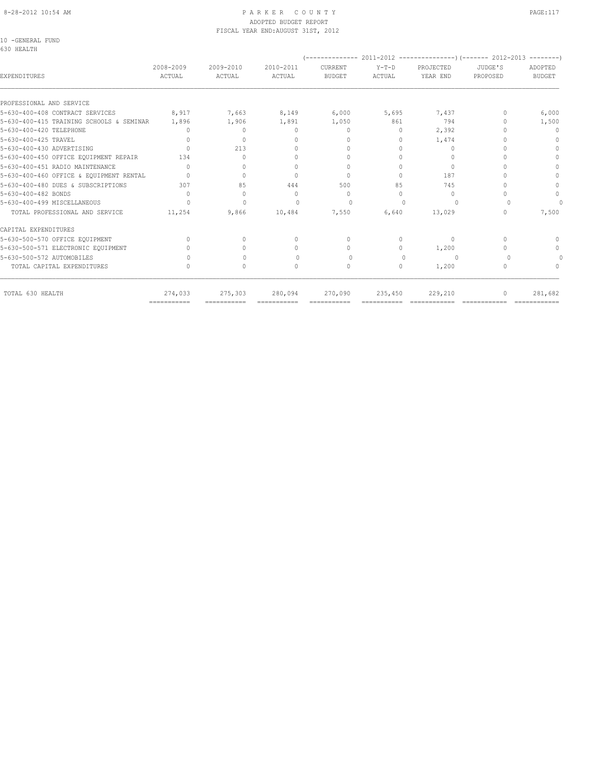10 -GENERAL FUND
630 HEALTH

| EXPENDITURES | 2008-2009 ACTUAL | 2009-2010 ACTUAL | 2010-2011 ACTUAL | 2011-2012 CURRENT BUDGET | 2011-2012 Y-T-D ACTUAL | 2011-2012 PROJECTED YEAR END | 2012-2013 JUDGE'S PROPOSED | 2012-2013 ADOPTED BUDGET |
|---|---|---|---|---|---|---|---|---|
| PROFESSIONAL AND SERVICE | | | | | | | | |
| 5-630-400-408 CONTRACT SERVICES | 8,917 | 7,663 | 8,149 | 6,000 | 5,695 | 7,437 | 0 | 6,000 |
| 5-630-400-415 TRAINING SCHOOLS & SEMINAR | 1,896 | 1,906 | 1,891 | 1,050 | 861 | 794 | 0 | 1,500 |
| 5-630-400-420 TELEPHONE | 0 | 0 | 0 | 0 | 0 | 2,392 | 0 | 0 |
| 5-630-400-425 TRAVEL | 0 | 0 | 0 | 0 | 0 | 1,474 | 0 | 0 |
| 5-630-400-430 ADVERTISING | 0 | 213 | 0 | 0 | 0 | 0 | 0 | 0 |
| 5-630-400-450 OFFICE EQUIPMENT REPAIR | 134 | 0 | 0 | 0 | 0 | 0 | 0 | 0 |
| 5-630-400-451 RADIO MAINTENANCE | 0 | 0 | 0 | 0 | 0 | 0 | 0 | 0 |
| 5-630-400-460 OFFICE & EQUIPMENT RENTAL | 0 | 0 | 0 | 0 | 0 | 187 | 0 | 0 |
| 5-630-400-480 DUES & SUBSCRIPTIONS | 307 | 85 | 444 | 500 | 85 | 745 | 0 | 0 |
| 5-630-400-482 BONDS | 0 | 0 | 0 | 0 | 0 | 0 | 0 | 0 |
| 5-630-400-499 MISCELLANEOUS | 0 | 0 | 0 | 0 | 0 | 0 | 0 | 0 |
| TOTAL PROFESSIONAL AND SERVICE | 11,254 | 9,866 | 10,484 | 7,550 | 6,640 | 13,029 | 0 | 7,500 |
| CAPITAL EXPENDITURES | | | | | | | | |
| 5-630-500-570 OFFICE EQUIPMENT | 0 | 0 | 0 | 0 | 0 | 0 | 0 | 0 |
| 5-630-500-571 ELECTRONIC EQUIPMENT | 0 | 0 | 0 | 0 | 0 | 1,200 | 0 | 0 |
| 5-630-500-572 AUTOMOBILES | 0 | 0 | 0 | 0 | 0 | 0 | 0 | 0 |
| TOTAL CAPITAL EXPENDITURES | 0 | 0 | 0 | 0 | 0 | 1,200 | 0 | 0 |
| TOTAL 630 HEALTH | 274,033 | 275,303 | 280,094 | 270,090 | 235,450 | 229,210 | 0 | 281,682 |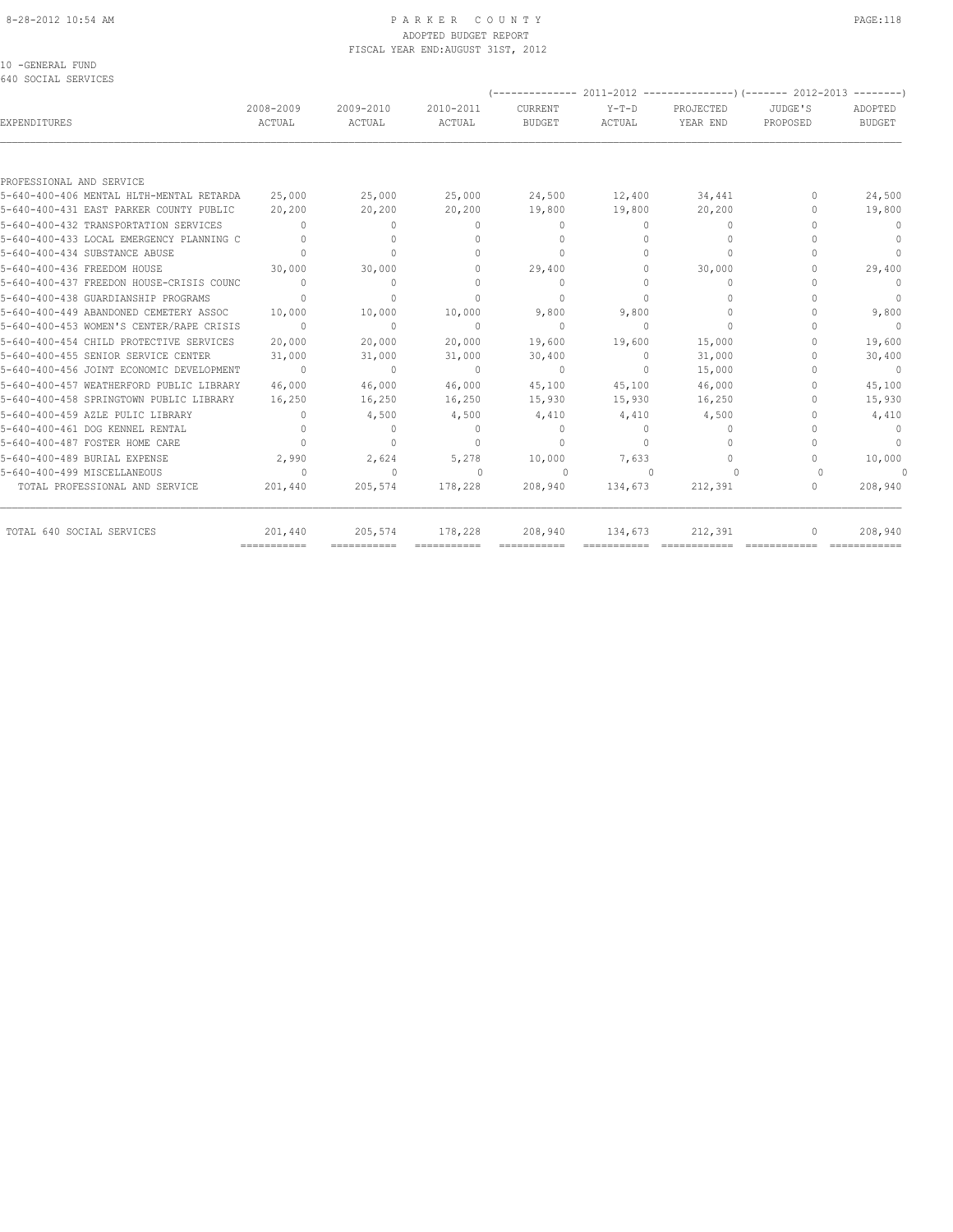PARKER COUNTY
ADOPTED BUDGET REPORT
FISCAL YEAR END:AUGUST 31ST, 2012

10 -GENERAL FUND
640 SOCIAL SERVICES

| EXPENDITURES | 2008-2009 ACTUAL | 2009-2010 ACTUAL | 2010-2011 ACTUAL | 2011-2012 CURRENT BUDGET | 2011-2012 Y-T-D ACTUAL | 2011-2012 PROJECTED YEAR END | 2012-2013 JUDGE'S PROPOSED | 2012-2013 ADOPTED BUDGET |
|---|---|---|---|---|---|---|---|---|
| PROFESSIONAL AND SERVICE | | | | | | | | |
| 5-640-400-406 MENTAL HLTH-MENTAL RETARDA | 25,000 | 25,000 | 25,000 | 24,500 | 12,400 | 34,441 | 0 | 24,500 |
| 5-640-400-431 EAST PARKER COUNTY PUBLIC | 20,200 | 20,200 | 20,200 | 19,800 | 19,800 | 20,200 | 0 | 19,800 |
| 5-640-400-432 TRANSPORTATION SERVICES | 0 | 0 | 0 | 0 | 0 | 0 | 0 | 0 |
| 5-640-400-433 LOCAL EMERGENCY PLANNING C | 0 | 0 | 0 | 0 | 0 | 0 | 0 | 0 |
| 5-640-400-434 SUBSTANCE ABUSE | 0 | 0 | 0 | 0 | 0 | 0 | 0 | 0 |
| 5-640-400-436 FREEDOM HOUSE | 30,000 | 30,000 | 0 | 29,400 | 0 | 30,000 | 0 | 29,400 |
| 5-640-400-437 FREEDON HOUSE-CRISIS COUNC | 0 | 0 | 0 | 0 | 0 | 0 | 0 | 0 |
| 5-640-400-438 GUARDIANSHIP PROGRAMS | 0 | 0 | 0 | 0 | 0 | 0 | 0 | 0 |
| 5-640-400-449 ABANDONED CEMETERY ASSOC | 10,000 | 10,000 | 10,000 | 9,800 | 9,800 | 0 | 0 | 9,800 |
| 5-640-400-453 WOMEN'S CENTER/RAPE CRISIS | 0 | 0 | 0 | 0 | 0 | 0 | 0 | 0 |
| 5-640-400-454 CHILD PROTECTIVE SERVICES | 20,000 | 20,000 | 20,000 | 19,600 | 19,600 | 15,000 | 0 | 19,600 |
| 5-640-400-455 SENIOR SERVICE CENTER | 31,000 | 31,000 | 31,000 | 30,400 | 0 | 31,000 | 0 | 30,400 |
| 5-640-400-456 JOINT ECONOMIC DEVELOPMENT | 0 | 0 | 0 | 0 | 0 | 15,000 | 0 | 0 |
| 5-640-400-457 WEATHERFORD PUBLIC LIBRARY | 46,000 | 46,000 | 46,000 | 45,100 | 45,100 | 46,000 | 0 | 45,100 |
| 5-640-400-458 SPRINGTOWN PUBLIC LIBRARY | 16,250 | 16,250 | 16,250 | 15,930 | 15,930 | 16,250 | 0 | 15,930 |
| 5-640-400-459 AZLE PULIC LIBRARY | 0 | 4,500 | 4,500 | 4,410 | 4,410 | 4,500 | 0 | 4,410 |
| 5-640-400-461 DOG KENNEL RENTAL | 0 | 0 | 0 | 0 | 0 | 0 | 0 | 0 |
| 5-640-400-487 FOSTER HOME CARE | 0 | 0 | 0 | 0 | 0 | 0 | 0 | 0 |
| 5-640-400-489 BURIAL EXPENSE | 2,990 | 2,624 | 5,278 | 10,000 | 7,633 | 0 | 0 | 10,000 |
| 5-640-400-499 MISCELLANEOUS | 0 | 0 | 0 | 0 | 0 | 0 | 0 | 0 |
| TOTAL PROFESSIONAL AND SERVICE | 201,440 | 205,574 | 178,228 | 208,940 | 134,673 | 212,391 | 0 | 208,940 |
| TOTAL 640 SOCIAL SERVICES | 201,440 | 205,574 | 178,228 | 208,940 | 134,673 | 212,391 | 0 | 208,940 |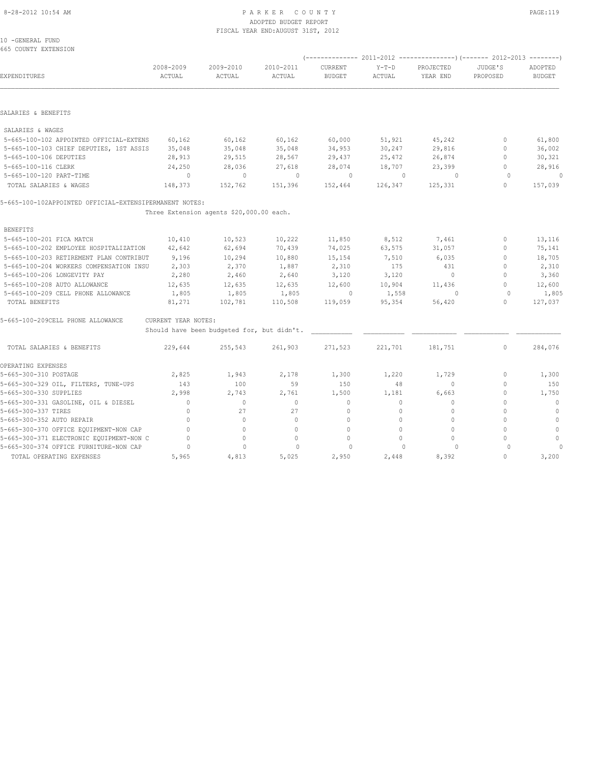10 -GENERAL FUND
665 COUNTY EXTENSION

| EXPENDITURES | 2008-2009 ACTUAL | 2009-2010 ACTUAL | 2010-2011 ACTUAL | 2011-2012 CURRENT BUDGET | 2011-2012 Y-T-D ACTUAL | 2011-2012 PROJECTED YEAR END | 2012-2013 JUDGE'S PROPOSED | 2012-2013 ADOPTED BUDGET |
|---|---|---|---|---|---|---|---|---|
| SALARIES & BENEFITS | | | | | | | | |
| SALARIES & WAGES | | | | | | | | |
| 5-665-100-102 APPOINTED OFFICIAL-EXTENS | 60,162 | 60,162 | 60,162 | 60,000 | 51,921 | 45,242 | 0 | 61,800 |
| 5-665-100-103 CHIEF DEPUTIES, 1ST ASSIS | 35,048 | 35,048 | 35,048 | 34,953 | 30,247 | 29,816 | 0 | 36,002 |
| 5-665-100-106 DEPUTIES | 28,913 | 29,515 | 28,567 | 29,437 | 25,472 | 26,874 | 0 | 30,321 |
| 5-665-100-116 CLERK | 24,250 | 28,036 | 27,618 | 28,074 | 18,707 | 23,399 | 0 | 28,916 |
| 5-665-100-120 PART-TIME | 0 | 0 | 0 | 0 | 0 | 0 | 0 | 0 |
| TOTAL SALARIES & WAGES | 148,373 | 152,762 | 151,396 | 152,464 | 126,347 | 125,331 | 0 | 157,039 |

5-665-100-102APPOINTED OFFICIAL-EXTENSIPERMANENT NOTES:
Three Extension agents $20,000.00 each.

| EXPENDITURES | 2008-2009 ACTUAL | 2009-2010 ACTUAL | 2010-2011 ACTUAL | 2011-2012 CURRENT BUDGET | 2011-2012 Y-T-D ACTUAL | 2011-2012 PROJECTED YEAR END | 2012-2013 JUDGE'S PROPOSED | 2012-2013 ADOPTED BUDGET |
|---|---|---|---|---|---|---|---|---|
| BENEFITS | | | | | | | | |
| 5-665-100-201 FICA MATCH | 10,410 | 10,523 | 10,222 | 11,850 | 8,512 | 7,461 | 0 | 13,116 |
| 5-665-100-202 EMPLOYEE HOSPITALIZATION | 42,642 | 62,694 | 70,439 | 74,025 | 63,575 | 31,057 | 0 | 75,141 |
| 5-665-100-203 RETIREMENT PLAN CONTRIBUT | 9,196 | 10,294 | 10,880 | 15,154 | 7,510 | 6,035 | 0 | 18,705 |
| 5-665-100-204 WORKERS COMPENSATION INSU | 2,303 | 2,370 | 1,887 | 2,310 | 175 | 431 | 0 | 2,310 |
| 5-665-100-206 LONGEVITY PAY | 2,280 | 2,460 | 2,640 | 3,120 | 3,120 | 0 | 0 | 3,360 |
| 5-665-100-208 AUTO ALLOWANCE | 12,635 | 12,635 | 12,635 | 12,600 | 10,904 | 11,436 | 0 | 12,600 |
| 5-665-100-209 CELL PHONE ALLOWANCE | 1,805 | 1,805 | 1,805 | 0 | 1,558 | 0 | 0 | 1,805 |
| TOTAL BENEFITS | 81,271 | 102,781 | 110,508 | 119,059 | 95,354 | 56,420 | 0 | 127,037 |

5-665-100-209CELL PHONE ALLOWANCE CURRENT YEAR NOTES:
Should have been budgeted for, but didn't.

| EXPENDITURES | 2008-2009 ACTUAL | 2009-2010 ACTUAL | 2010-2011 ACTUAL | 2011-2012 CURRENT BUDGET | 2011-2012 Y-T-D ACTUAL | 2011-2012 PROJECTED YEAR END | 2012-2013 JUDGE'S PROPOSED | 2012-2013 ADOPTED BUDGET |
|---|---|---|---|---|---|---|---|---|
| TOTAL SALARIES & BENEFITS | 229,644 | 255,543 | 261,903 | 271,523 | 221,701 | 181,751 | 0 | 284,076 |
| OPERATING EXPENSES | | | | | | | | |
| 5-665-300-310 POSTAGE | 2,825 | 1,943 | 2,178 | 1,300 | 1,220 | 1,729 | 0 | 1,300 |
| 5-665-300-329 OIL, FILTERS, TUNE-UPS | 143 | 100 | 59 | 150 | 48 | 0 | 0 | 150 |
| 5-665-300-330 SUPPLIES | 2,998 | 2,743 | 2,761 | 1,500 | 1,181 | 6,663 | 0 | 1,750 |
| 5-665-300-331 GASOLINE, OIL & DIESEL | 0 | 0 | 0 | 0 | 0 | 0 | 0 | 0 |
| 5-665-300-337 TIRES | 0 | 27 | 27 | 0 | 0 | 0 | 0 | 0 |
| 5-665-300-352 AUTO REPAIR | 0 | 0 | 0 | 0 | 0 | 0 | 0 | 0 |
| 5-665-300-370 OFFICE EQUIPMENT-NON CAP | 0 | 0 | 0 | 0 | 0 | 0 | 0 | 0 |
| 5-665-300-371 ELECTRONIC EQUIPMENT-NON C | 0 | 0 | 0 | 0 | 0 | 0 | 0 | 0 |
| 5-665-300-374 OFFICE FURNITURE-NON CAP | 0 | 0 | 0 | 0 | 0 | 0 | 0 | 0 |
| TOTAL OPERATING EXPENSES | 5,965 | 4,813 | 5,025 | 2,950 | 2,448 | 8,392 | 0 | 3,200 |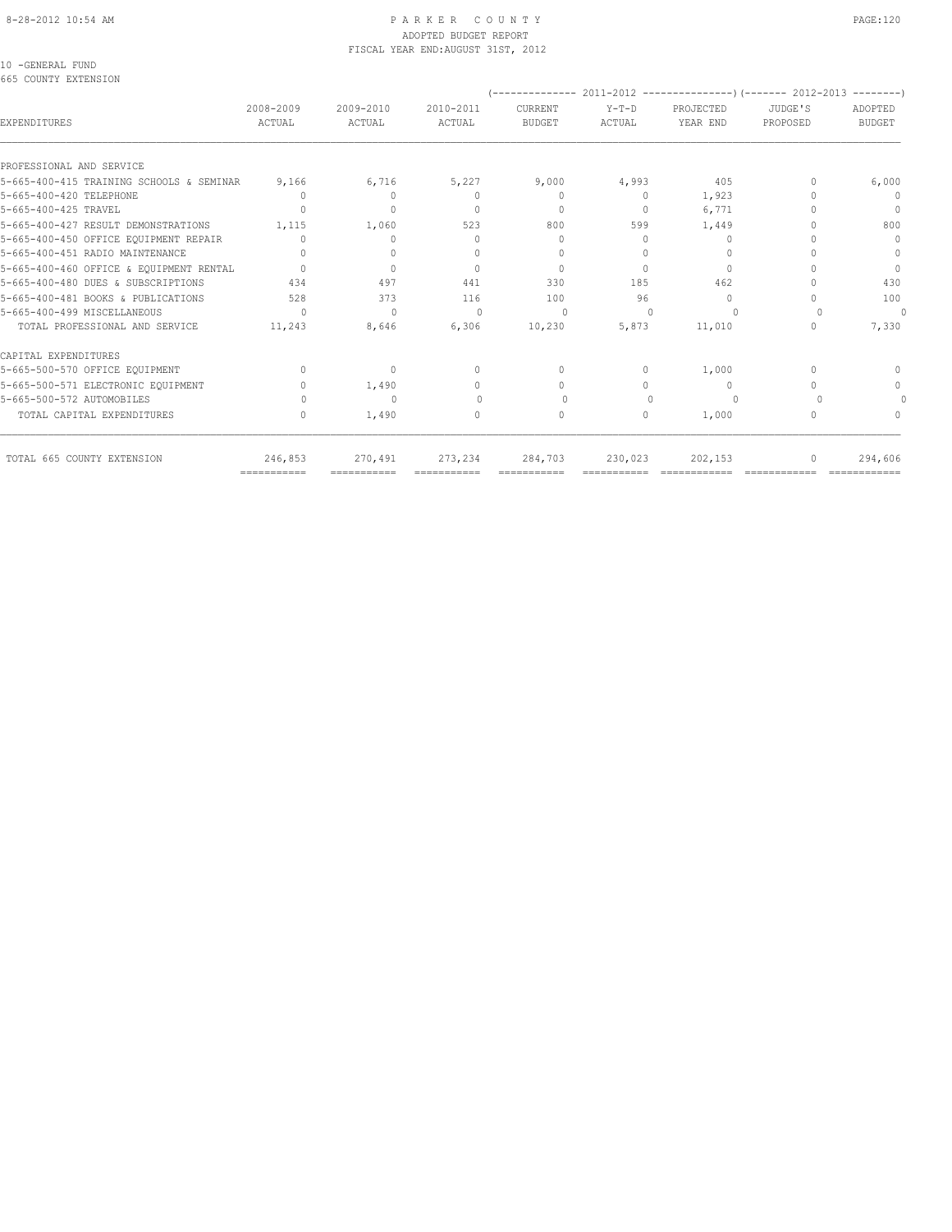10 -GENERAL FUND
665 COUNTY EXTENSION

| EXPENDITURES | 2008-2009 ACTUAL | 2009-2010 ACTUAL | 2010-2011 ACTUAL | 2011-2012 CURRENT BUDGET | 2011-2012 Y-T-D ACTUAL | 2011-2012 PROJECTED YEAR END | 2012-2013 JUDGE'S PROPOSED | 2012-2013 ADOPTED BUDGET |
|---|---|---|---|---|---|---|---|---|
| PROFESSIONAL AND SERVICE | | | | | | | | |
| 5-665-400-415 TRAINING SCHOOLS & SEMINAR | 9,166 | 6,716 | 5,227 | 9,000 | 4,993 | 405 | 0 | 6,000 |
| 5-665-400-420 TELEPHONE | 0 | 0 | 0 | 0 | 0 | 1,923 | 0 | 0 |
| 5-665-400-425 TRAVEL | 0 | 0 | 0 | 0 | 0 | 6,771 | 0 | 0 |
| 5-665-400-427 RESULT DEMONSTRATIONS | 1,115 | 1,060 | 523 | 800 | 599 | 1,449 | 0 | 800 |
| 5-665-400-450 OFFICE EQUIPMENT REPAIR | 0 | 0 | 0 | 0 | 0 | 0 | 0 | 0 |
| 5-665-400-451 RADIO MAINTENANCE | 0 | 0 | 0 | 0 | 0 | 0 | 0 | 0 |
| 5-665-400-460 OFFICE & EQUIPMENT RENTAL | 0 | 0 | 0 | 0 | 0 | 0 | 0 | 0 |
| 5-665-400-480 DUES & SUBSCRIPTIONS | 434 | 497 | 441 | 330 | 185 | 462 | 0 | 430 |
| 5-665-400-481 BOOKS & PUBLICATIONS | 528 | 373 | 116 | 100 | 96 | 0 | 0 | 100 |
| 5-665-400-499 MISCELLANEOUS | 0 | 0 | 0 | 0 | 0 | 0 | 0 | 0 |
| TOTAL PROFESSIONAL AND SERVICE | 11,243 | 8,646 | 6,306 | 10,230 | 5,873 | 11,010 | 0 | 7,330 |
| CAPITAL EXPENDITURES | | | | | | | | |
| 5-665-500-570 OFFICE EQUIPMENT | 0 | 0 | 0 | 0 | 0 | 1,000 | 0 | 0 |
| 5-665-500-571 ELECTRONIC EQUIPMENT | 0 | 1,490 | 0 | 0 | 0 | 0 | 0 | 0 |
| 5-665-500-572 AUTOMOBILES | 0 | 0 | 0 | 0 | 0 | 0 | 0 | 0 |
| TOTAL CAPITAL EXPENDITURES | 0 | 1,490 | 0 | 0 | 0 | 1,000 | 0 | 0 |
| TOTAL 665 COUNTY EXTENSION | 246,853 | 270,491 | 273,234 | 284,703 | 230,023 | 202,153 | 0 | 294,606 |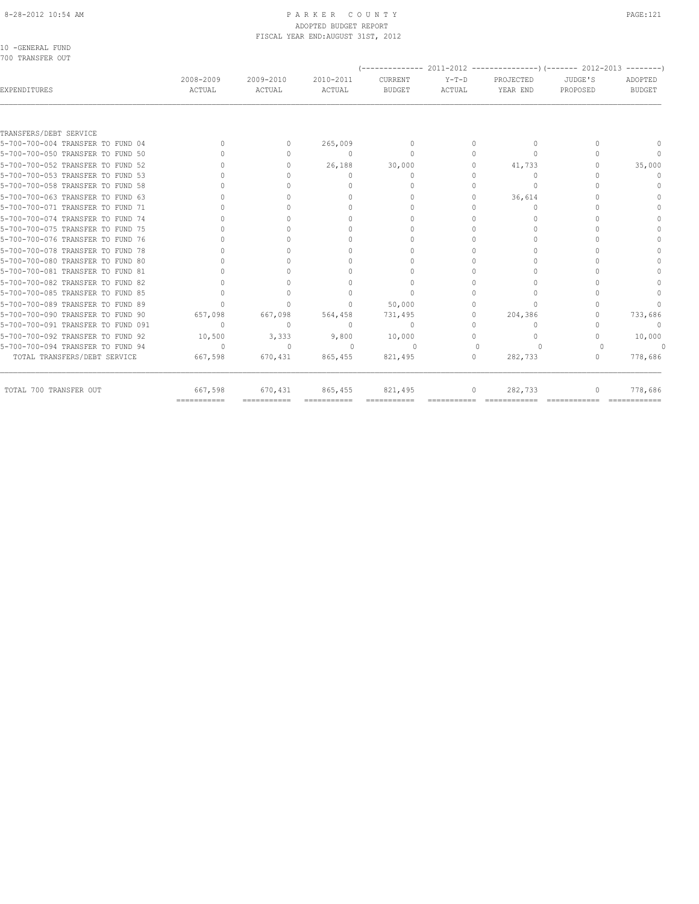PARKER COUNTY
ADOPTED BUDGET REPORT
FISCAL YEAR END:AUGUST 31ST, 2012

10 -GENERAL FUND
700 TRANSFER OUT

| EXPENDITURES | 2008-2009 ACTUAL | 2009-2010 ACTUAL | 2010-2011 ACTUAL | (-------------- 2011-2012 CURRENT BUDGET | Y-T-D ACTUAL | ---------------) PROJECTED YEAR END | (------- 2012-2013 JUDGE'S PROPOSED | --------) ADOPTED BUDGET |
|---|---|---|---|---|---|---|---|---|
| TRANSFERS/DEBT SERVICE | | | | | | | | |
| 5-700-700-004 TRANSFER TO FUND 04 | 0 | 0 | 265,009 | 0 | 0 | 0 | 0 | 0 |
| 5-700-700-050 TRANSFER TO FUND 50 | 0 | 0 | 0 | 0 | 0 | 0 | 0 | 0 |
| 5-700-700-052 TRANSFER TO FUND 52 | 0 | 0 | 26,188 | 30,000 | 0 | 41,733 | 0 | 35,000 |
| 5-700-700-053 TRANSFER TO FUND 53 | 0 | 0 | 0 | 0 | 0 | 0 | 0 | 0 |
| 5-700-700-058 TRANSFER TO FUND 58 | 0 | 0 | 0 | 0 | 0 | 0 | 0 | 0 |
| 5-700-700-063 TRANSFER TO FUND 63 | 0 | 0 | 0 | 0 | 0 | 36,614 | 0 | 0 |
| 5-700-700-071 TRANSFER TO FUND 71 | 0 | 0 | 0 | 0 | 0 | 0 | 0 | 0 |
| 5-700-700-074 TRANSFER TO FUND 74 | 0 | 0 | 0 | 0 | 0 | 0 | 0 | 0 |
| 5-700-700-075 TRANSFER TO FUND 75 | 0 | 0 | 0 | 0 | 0 | 0 | 0 | 0 |
| 5-700-700-076 TRANSFER TO FUND 76 | 0 | 0 | 0 | 0 | 0 | 0 | 0 | 0 |
| 5-700-700-078 TRANSFER TO FUND 78 | 0 | 0 | 0 | 0 | 0 | 0 | 0 | 0 |
| 5-700-700-080 TRANSFER TO FUND 80 | 0 | 0 | 0 | 0 | 0 | 0 | 0 | 0 |
| 5-700-700-081 TRANSFER TO FUND 81 | 0 | 0 | 0 | 0 | 0 | 0 | 0 | 0 |
| 5-700-700-082 TRANSFER TO FUND 82 | 0 | 0 | 0 | 0 | 0 | 0 | 0 | 0 |
| 5-700-700-085 TRANSFER TO FUND 85 | 0 | 0 | 0 | 0 | 0 | 0 | 0 | 0 |
| 5-700-700-089 TRANSFER TO FUND 89 | 0 | 0 | 0 | 50,000 | 0 | 0 | 0 | 0 |
| 5-700-700-090 TRANSFER TO FUND 90 | 657,098 | 667,098 | 564,458 | 731,495 | 0 | 204,386 | 0 | 733,686 |
| 5-700-700-091 TRANSFER TO FUND 091 | 0 | 0 | 0 | 0 | 0 | 0 | 0 | 0 |
| 5-700-700-092 TRANSFER TO FUND 92 | 10,500 | 3,333 | 9,800 | 10,000 | 0 | 0 | 0 | 10,000 |
| 5-700-700-094 TRANSFER TO FUND 94 | 0 | 0 | 0 | 0 | 0 | 0 | 0 | 0 |
| TOTAL TRANSFERS/DEBT SERVICE | 667,598 | 670,431 | 865,455 | 821,495 | 0 | 282,733 | 0 | 778,686 |
| TOTAL 700 TRANSFER OUT | 667,598 | 670,431 | 865,455 | 821,495 | 0 | 282,733 | 0 | 778,686 |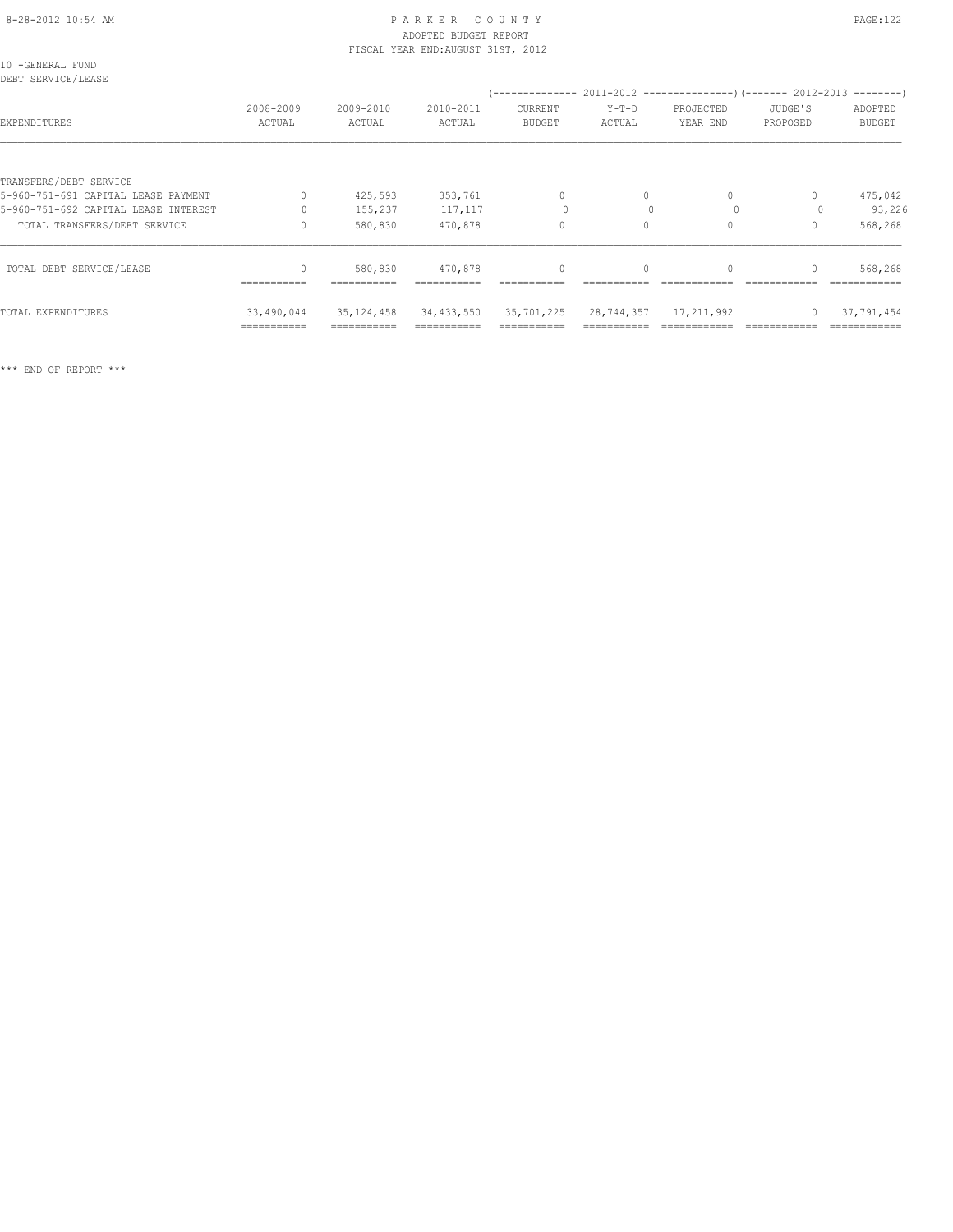10 -GENERAL FUND
DEBT SERVICE/LEASE

| EXPENDITURES | 2008-2009 ACTUAL | 2009-2010 ACTUAL | 2010-2011 ACTUAL | 2011-2012 CURRENT BUDGET | 2011-2012 Y-T-D ACTUAL | 2011-2012 PROJECTED YEAR END | 2012-2013 JUDGE'S PROPOSED | 2012-2013 ADOPTED BUDGET |
|---|---|---|---|---|---|---|---|---|
| TRANSFERS/DEBT SERVICE | | | | | | | | |
| 5-960-751-691 CAPITAL LEASE PAYMENT | 0 | 425,593 | 353,761 | 0 | 0 | 0 | 0 | 475,042 |
| 5-960-751-692 CAPITAL LEASE INTEREST | 0 | 155,237 | 117,117 | 0 | 0 | 0 | 0 | 93,226 |
| TOTAL TRANSFERS/DEBT SERVICE | 0 | 580,830 | 470,878 | 0 | 0 | 0 | 0 | 568,268 |
| TOTAL DEBT SERVICE/LEASE | 0 | 580,830 | 470,878 | 0 | 0 | 0 | 0 | 568,268 |
| TOTAL EXPENDITURES | 33,490,044 | 35,124,458 | 34,433,550 | 35,701,225 | 28,744,357 | 17,211,992 | 0 | 37,791,454 |

\*\*\* END OF REPORT \*\*\*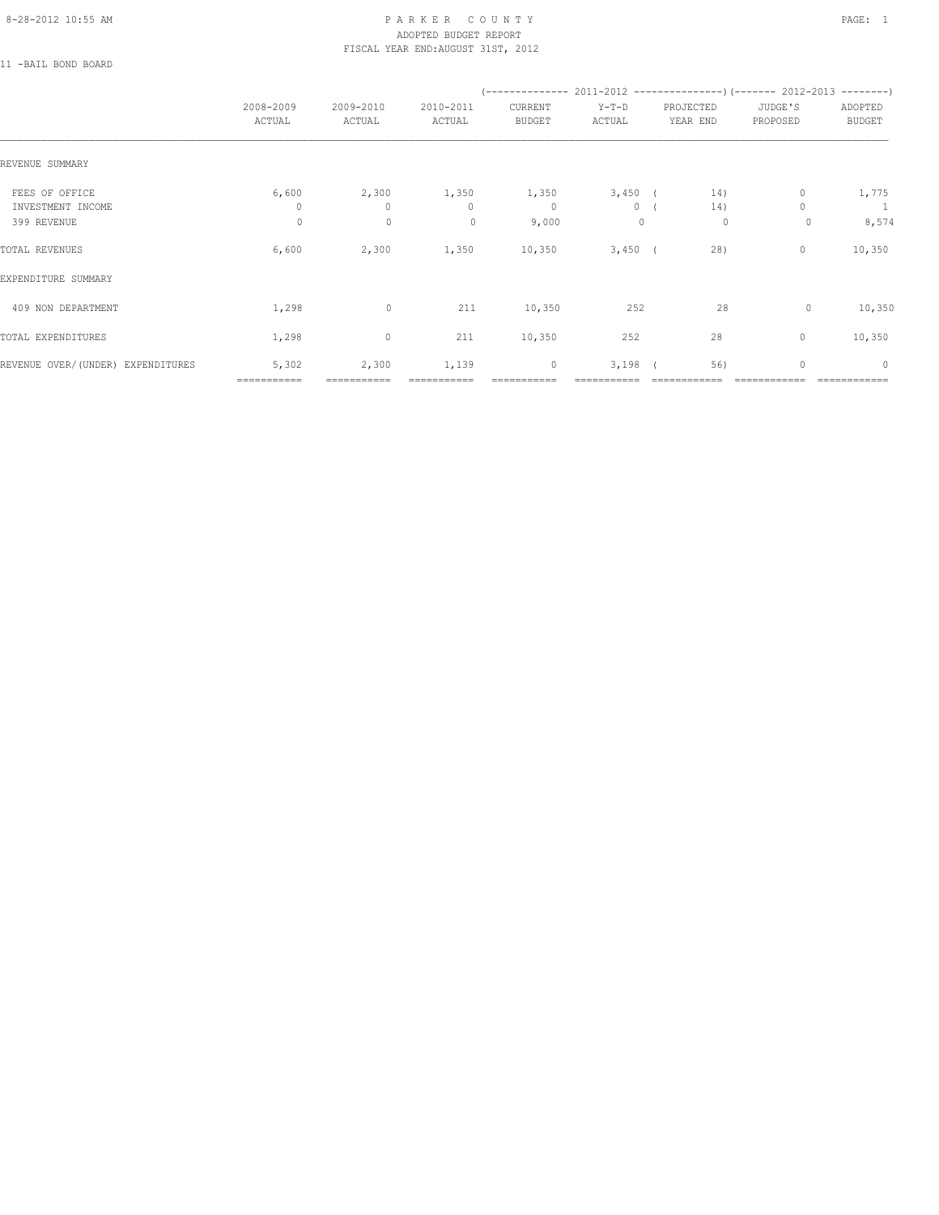# PARKER COUNTY
## ADOPTED BUDGET REPORT
### FISCAL YEAR END:AUGUST 31ST, 2012

11 -BAIL BOND BOARD

| | 2008-2009 ACTUAL | 2009-2010 ACTUAL | 2010-2011 ACTUAL | 2011-2012 CURRENT BUDGET | 2011-2012 Y-T-D ACTUAL | 2011-2012 PROJECTED YEAR END | 2012-2013 JUDGE'S PROPOSED | 2012-2013 ADOPTED BUDGET |
|---|---|---|---|---|---|---|---|---|
| REVENUE SUMMARY | | | | | | | | |
| FEES OF OFFICE | 6,600 | 2,300 | 1,350 | 1,350 | 3,450 | ( 14) | 0 | 1,775 |
| INVESTMENT INCOME | 0 | 0 | 0 | 0 | 0 | ( 14) | 0 | 1 |
| 399 REVENUE | 0 | 0 | 0 | 9,000 | 0 | 0 | 0 | 8,574 |
| TOTAL REVENUES | 6,600 | 2,300 | 1,350 | 10,350 | 3,450 | ( 28) | 0 | 10,350 |
| EXPENDITURE SUMMARY | | | | | | | | |
| 409 NON DEPARTMENT | 1,298 | 0 | 211 | 10,350 | 252 | 28 | 0 | 10,350 |
| TOTAL EXPENDITURES | 1,298 | 0 | 211 | 10,350 | 252 | 28 | 0 | 10,350 |
| REVENUE OVER/(UNDER) EXPENDITURES | 5,302 | 2,300 | 1,139 | 0 | 3,198 | ( 56) | 0 | 0 |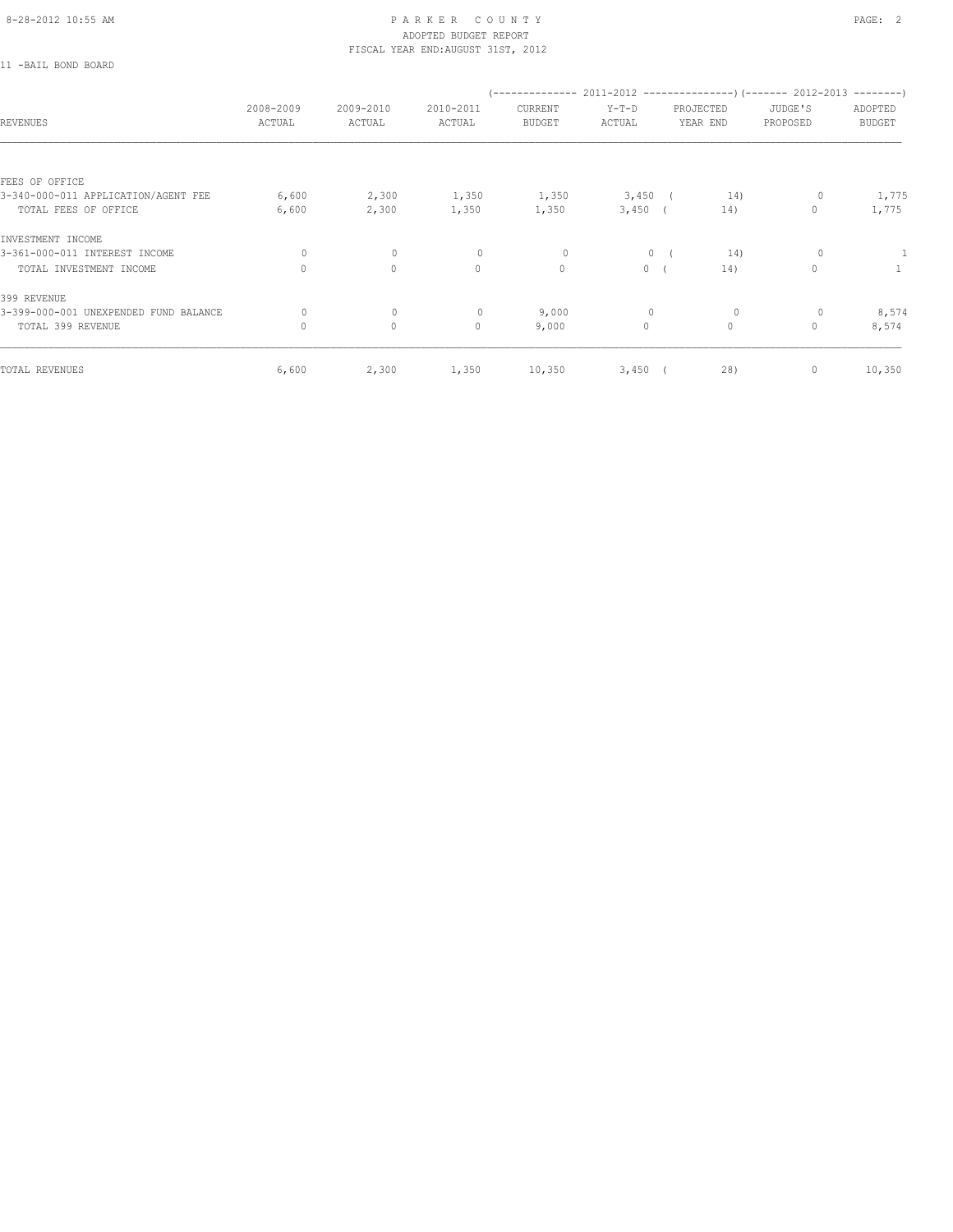# PARKER COUNTY
## ADOPTED BUDGET REPORT
### FISCAL YEAR END:AUGUST 31ST, 2012

11 -BAIL BOND BOARD

| REVENUES | 2008-2009 ACTUAL | 2009-2010 ACTUAL | 2010-2011 ACTUAL | (------------- 2011-2012 CURRENT BUDGET | Y-T-D ACTUAL | PROJECTED YEAR END ---------------) | (------- 2012-2013 JUDGE'S PROPOSED | ADOPTED BUDGET --------) |
|---|---|---|---|---|---|---|---|---|
| FEES OF OFFICE | | | | | | | | |
| 3-340-000-011 APPLICATION/AGENT FEE | 6,600 | 2,300 | 1,350 | 1,350 | 3,450 | ( 14) | 0 | 1,775 |
| TOTAL FEES OF OFFICE | 6,600 | 2,300 | 1,350 | 1,350 | 3,450 | ( 14) | 0 | 1,775 |
| INVESTMENT INCOME | | | | | | | | |
| 3-361-000-011 INTEREST INCOME | 0 | 0 | 0 | 0 | 0 | ( 14) | 0 | 1 |
| TOTAL INVESTMENT INCOME | 0 | 0 | 0 | 0 | 0 | ( 14) | 0 | 1 |
| 399 REVENUE | | | | | | | | |
| 3-399-000-001 UNEXPENDED FUND BALANCE | 0 | 0 | 0 | 9,000 | 0 | 0 | 0 | 8,574 |
| TOTAL 399 REVENUE | 0 | 0 | 0 | 9,000 | 0 | 0 | 0 | 8,574 |
| TOTAL REVENUES | 6,600 | 2,300 | 1,350 | 10,350 | 3,450 | ( 28) | 0 | 10,350 |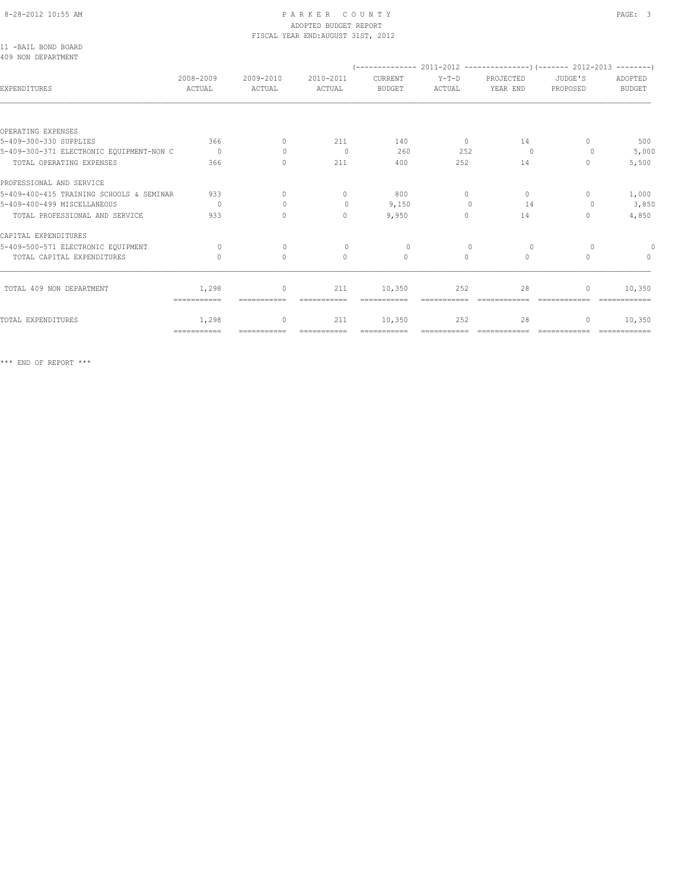# PARKER COUNTY

ADOPTED BUDGET REPORT

FISCAL YEAR END:AUGUST 31ST, 2012

11 -BAIL BOND BOARD

409 NON DEPARTMENT

| EXPENDITURES | 2008-2009 ACTUAL | 2009-2010 ACTUAL | 2010-2011 ACTUAL | (----- 2011-2012 CURRENT BUDGET | Y-T-D ACTUAL | PROJECTED YEAR END -----) | (---- 2012-2013 JUDGE'S PROPOSED | ADOPTED BUDGET ----) |
|---|---|---|---|---|---|---|---|---|
| OPERATING EXPENSES | | | | | | | | |
| 5-409-300-330 SUPPLIES | 366 | 0 | 211 | 140 | 0 | 14 | 0 | 500 |
| 5-409-300-371 ELECTRONIC EQUIPMENT-NON C | 0 | 0 | 0 | 260 | 252 | 0 | 0 | 5,000 |
| TOTAL OPERATING EXPENSES | 366 | 0 | 211 | 400 | 252 | 14 | 0 | 5,500 |
| PROFESSIONAL AND SERVICE | | | | | | | | |
| 5-409-400-415 TRAINING SCHOOLS & SEMINAR | 933 | 0 | 0 | 800 | 0 | 0 | 0 | 1,000 |
| 5-409-400-499 MISCELLANEOUS | 0 | 0 | 0 | 9,150 | 0 | 14 | 0 | 3,850 |
| TOTAL PROFESSIONAL AND SERVICE | 933 | 0 | 0 | 9,950 | 0 | 14 | 0 | 4,850 |
| CAPITAL EXPENDITURES | | | | | | | | |
| 5-409-500-571 ELECTRONIC EQUIPMENT | 0 | 0 | 0 | 0 | 0 | 0 | 0 | 0 |
| TOTAL CAPITAL EXPENDITURES | 0 | 0 | 0 | 0 | 0 | 0 | 0 | 0 |
| TOTAL 409 NON DEPARTMENT | 1,298 | 0 | 211 | 10,350 | 252 | 28 | 0 | 10,350 |
| TOTAL EXPENDITURES | 1,298 | 0 | 211 | 10,350 | 252 | 28 | 0 | 10,350 |

*** END OF REPORT ***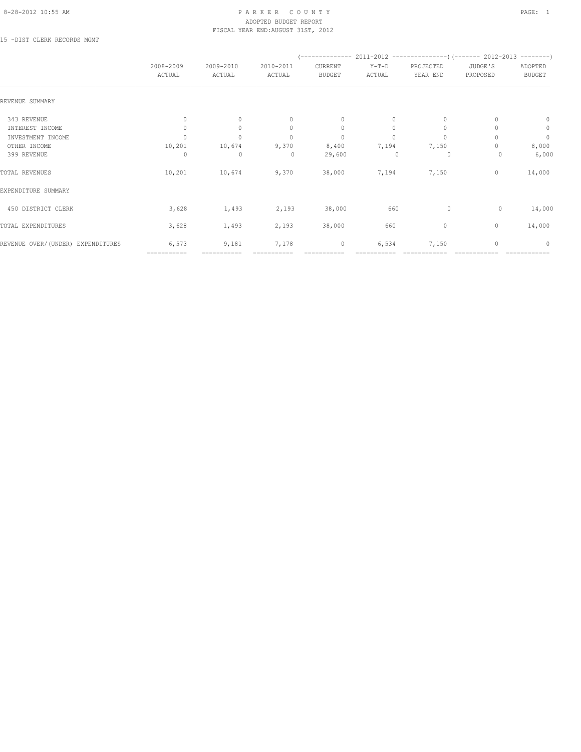# PARKER COUNTY
## ADOPTED BUDGET REPORT
### FISCAL YEAR END:AUGUST 31ST, 2012

15 -DIST CLERK RECORDS MGMT

| | 2008-2009 ACTUAL | 2009-2010 ACTUAL | 2010-2011 ACTUAL | 2011-2012 CURRENT BUDGET | 2011-2012 Y-T-D ACTUAL | 2011-2012 PROJECTED YEAR END | 2012-2013 JUDGE'S PROPOSED | 2012-2013 ADOPTED BUDGET |
|---|---|---|---|---|---|---|---|---|
| REVENUE SUMMARY | | | | | | | | |
| 343 REVENUE | 0 | 0 | 0 | 0 | 0 | 0 | 0 | 0 |
| INTEREST INCOME | 0 | 0 | 0 | 0 | 0 | 0 | 0 | 0 |
| INVESTMENT INCOME | 0 | 0 | 0 | 0 | 0 | 0 | 0 | 0 |
| OTHER INCOME | 10,201 | 10,674 | 9,370 | 8,400 | 7,194 | 7,150 | 0 | 8,000 |
| 399 REVENUE | 0 | 0 | 0 | 29,600 | 0 | 0 | 0 | 6,000 |
| TOTAL REVENUES | 10,201 | 10,674 | 9,370 | 38,000 | 7,194 | 7,150 | 0 | 14,000 |
| EXPENDITURE SUMMARY | | | | | | | | |
| 450 DISTRICT CLERK | 3,628 | 1,493 | 2,193 | 38,000 | 660 | 0 | 0 | 14,000 |
| TOTAL EXPENDITURES | 3,628 | 1,493 | 2,193 | 38,000 | 660 | 0 | 0 | 14,000 |
| REVENUE OVER/(UNDER) EXPENDITURES | 6,573 | 9,181 | 7,178 | 0 | 6,534 | 7,150 | 0 | 0 |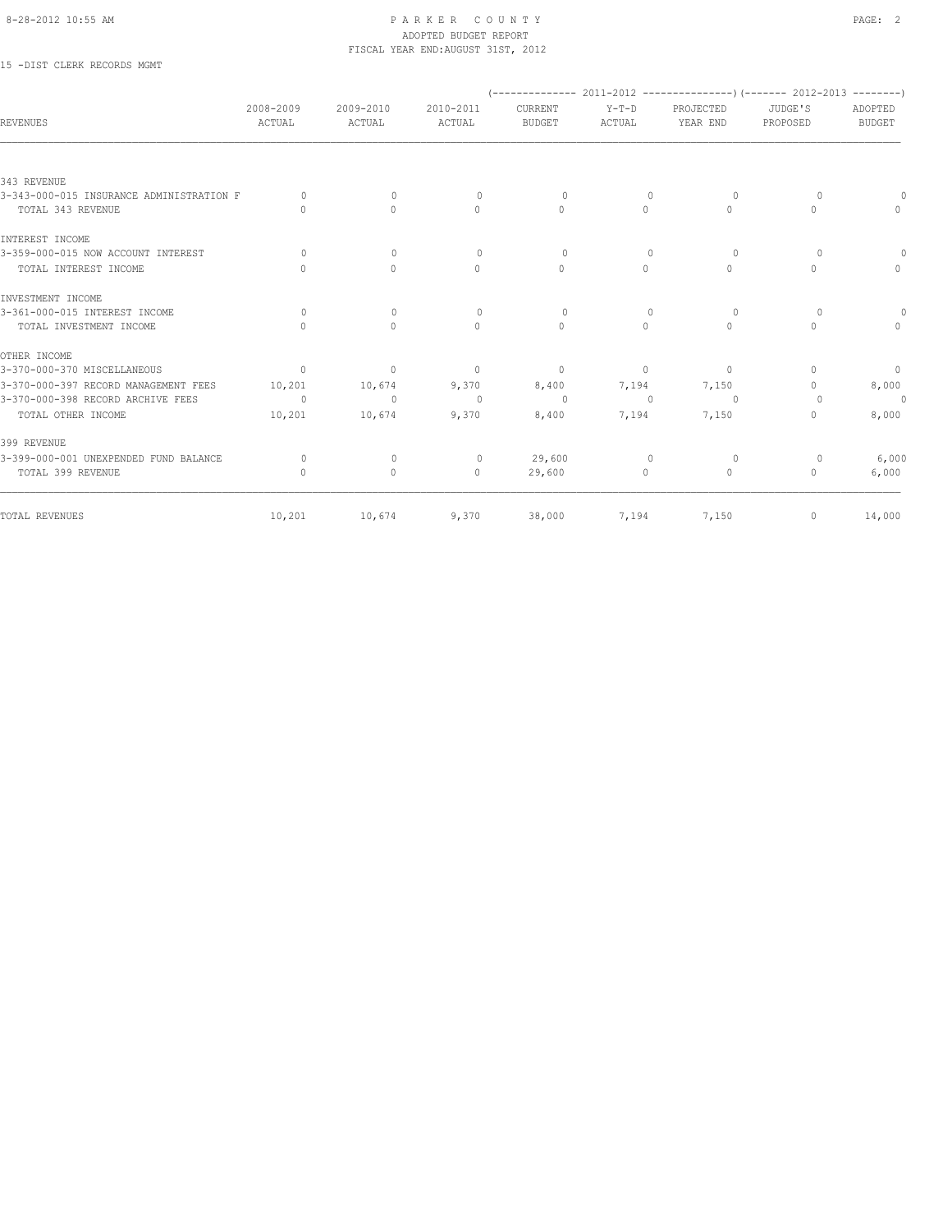8-28-2012 10:55 AM

# PARKER COUNTY
ADOPTED BUDGET REPORT
FISCAL YEAR END:AUGUST 31ST, 2012

15 -DIST CLERK RECORDS MGMT

| REVENUES | 2008-2009 ACTUAL | 2009-2010 ACTUAL | 2010-2011 ACTUAL | 2011-2012 CURRENT BUDGET | 2011-2012 Y-T-D ACTUAL | 2011-2012 PROJECTED YEAR END | 2012-2013 JUDGE'S PROPOSED | 2012-2013 ADOPTED BUDGET |
|---|---|---|---|---|---|---|---|---|
| **343 REVENUE** | | | | | | | | |
| 3-343-000-015 INSURANCE ADMINISTRATION F | 0 | 0 | 0 | 0 | 0 | 0 | 0 | 0 |
| TOTAL 343 REVENUE | 0 | 0 | 0 | 0 | 0 | 0 | 0 | 0 |
| **INTEREST INCOME** | | | | | | | | |
| 3-359-000-015 NOW ACCOUNT INTEREST | 0 | 0 | 0 | 0 | 0 | 0 | 0 | 0 |
| TOTAL INTEREST INCOME | 0 | 0 | 0 | 0 | 0 | 0 | 0 | 0 |
| **INVESTMENT INCOME** | | | | | | | | |
| 3-361-000-015 INTEREST INCOME | 0 | 0 | 0 | 0 | 0 | 0 | 0 | 0 |
| TOTAL INVESTMENT INCOME | 0 | 0 | 0 | 0 | 0 | 0 | 0 | 0 |
| **OTHER INCOME** | | | | | | | | |
| 3-370-000-370 MISCELLANEOUS | 0 | 0 | 0 | 0 | 0 | 0 | 0 | 0 |
| 3-370-000-397 RECORD MANAGEMENT FEES | 10,201 | 10,674 | 9,370 | 8,400 | 7,194 | 7,150 | 0 | 8,000 |
| 3-370-000-398 RECORD ARCHIVE FEES | 0 | 0 | 0 | 0 | 0 | 0 | 0 | 0 |
| TOTAL OTHER INCOME | 10,201 | 10,674 | 9,370 | 8,400 | 7,194 | 7,150 | 0 | 8,000 |
| **399 REVENUE** | | | | | | | | |
| 3-399-000-001 UNEXPENDED FUND BALANCE | 0 | 0 | 0 | 29,600 | 0 | 0 | 0 | 6,000 |
| TOTAL 399 REVENUE | 0 | 0 | 0 | 29,600 | 0 | 0 | 0 | 6,000 |
| TOTAL REVENUES | 10,201 | 10,674 | 9,370 | 38,000 | 7,194 | 7,150 | 0 | 14,000 |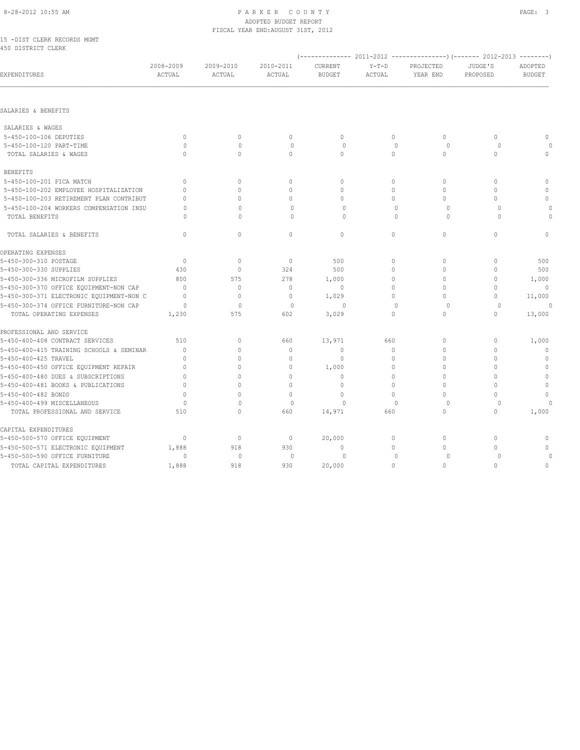PARKER COUNTY
ADOPTED BUDGET REPORT
FISCAL YEAR END:AUGUST 31ST, 2012

15 -DIST CLERK RECORDS MGMT
450 DISTRICT CLERK

| EXPENDITURES | 2008-2009 ACTUAL | 2009-2010 ACTUAL | 2010-2011 ACTUAL | (-------- 2011-2012 -------- CURRENT BUDGET | Y-T-D ACTUAL | PROJECTED YEAR END) | (---- 2012-2013 ---- JUDGE'S PROPOSED | ADOPTED BUDGET) |
|---|---|---|---|---|---|---|---|---|
| SALARIES & BENEFITS | | | | | | | | |
| SALARIES & WAGES | | | | | | | | |
| 5-450-100-106 DEPUTIES | 0 | 0 | 0 | 0 | 0 | 0 | 0 | 0 |
| 5-450-100-120 PART-TIME | 0 | 0 | 0 | 0 | 0 | 0 | 0 | 0 |
| TOTAL SALARIES & WAGES | 0 | 0 | 0 | 0 | 0 | 0 | 0 | 0 |
| BENEFITS | | | | | | | | |
| 5-450-100-201 FICA MATCH | 0 | 0 | 0 | 0 | 0 | 0 | 0 | 0 |
| 5-450-100-202 EMPLOYEE HOSPITALIZATION | 0 | 0 | 0 | 0 | 0 | 0 | 0 | 0 |
| 5-450-100-203 RETIREMENT PLAN CONTRIBUT | 0 | 0 | 0 | 0 | 0 | 0 | 0 | 0 |
| 5-450-100-204 WORKERS COMPENSATION INSU | 0 | 0 | 0 | 0 | 0 | 0 | 0 | 0 |
| TOTAL BENEFITS | 0 | 0 | 0 | 0 | 0 | 0 | 0 | 0 |
| TOTAL SALARIES & BENEFITS | 0 | 0 | 0 | 0 | 0 | 0 | 0 | 0 |
| OPERATING EXPENSES | | | | | | | | |
| 5-450-300-310 POSTAGE | 0 | 0 | 0 | 500 | 0 | 0 | 0 | 500 |
| 5-450-300-330 SUPPLIES | 430 | 0 | 324 | 500 | 0 | 0 | 0 | 500 |
| 5-450-300-336 MICROFILM SUPPLIES | 800 | 575 | 278 | 1,000 | 0 | 0 | 0 | 1,000 |
| 5-450-300-370 OFFICE EQUIPMENT-NON CAP | 0 | 0 | 0 | 0 | 0 | 0 | 0 | 0 |
| 5-450-300-371 ELECTRONIC EQUIPMENT-NON C | 0 | 0 | 0 | 1,029 | 0 | 0 | 0 | 11,000 |
| 5-450-300-374 OFFICE FURNITURE-NON CAP | 0 | 0 | 0 | 0 | 0 | 0 | 0 | 0 |
| TOTAL OPERATING EXPENSES | 1,230 | 575 | 602 | 3,029 | 0 | 0 | 0 | 13,000 |
| PROFESSIONAL AND SERVICE | | | | | | | | |
| 5-450-400-408 CONTRACT SERVICES | 510 | 0 | 660 | 13,971 | 660 | 0 | 0 | 1,000 |
| 5-450-400-415 TRAINING SCHOOLS & SEMINAR | 0 | 0 | 0 | 0 | 0 | 0 | 0 | 0 |
| 5-450-400-425 TRAVEL | 0 | 0 | 0 | 0 | 0 | 0 | 0 | 0 |
| 5-450-400-450 OFFICE EQUIPMENT REPAIR | 0 | 0 | 0 | 1,000 | 0 | 0 | 0 | 0 |
| 5-450-400-480 DUES & SUBSCRIPTIONS | 0 | 0 | 0 | 0 | 0 | 0 | 0 | 0 |
| 5-450-400-481 BOOKS & PUBLICATIONS | 0 | 0 | 0 | 0 | 0 | 0 | 0 | 0 |
| 5-450-400-482 BONDS | 0 | 0 | 0 | 0 | 0 | 0 | 0 | 0 |
| 5-450-400-499 MISCELLANEOUS | 0 | 0 | 0 | 0 | 0 | 0 | 0 | 0 |
| TOTAL PROFESSIONAL AND SERVICE | 510 | 0 | 660 | 14,971 | 660 | 0 | 0 | 1,000 |
| CAPITAL EXPENDITURES | | | | | | | | |
| 5-450-500-570 OFFICE EQUIPMENT | 0 | 0 | 0 | 20,000 | 0 | 0 | 0 | 0 |
| 5-450-500-571 ELECTRONIC EQUIPMENT | 1,888 | 918 | 930 | 0 | 0 | 0 | 0 | 0 |
| 5-450-500-590 OFFICE FURNITURE | 0 | 0 | 0 | 0 | 0 | 0 | 0 | 0 |
| TOTAL CAPITAL EXPENDITURES | 1,888 | 918 | 930 | 20,000 | 0 | 0 | 0 | 0 |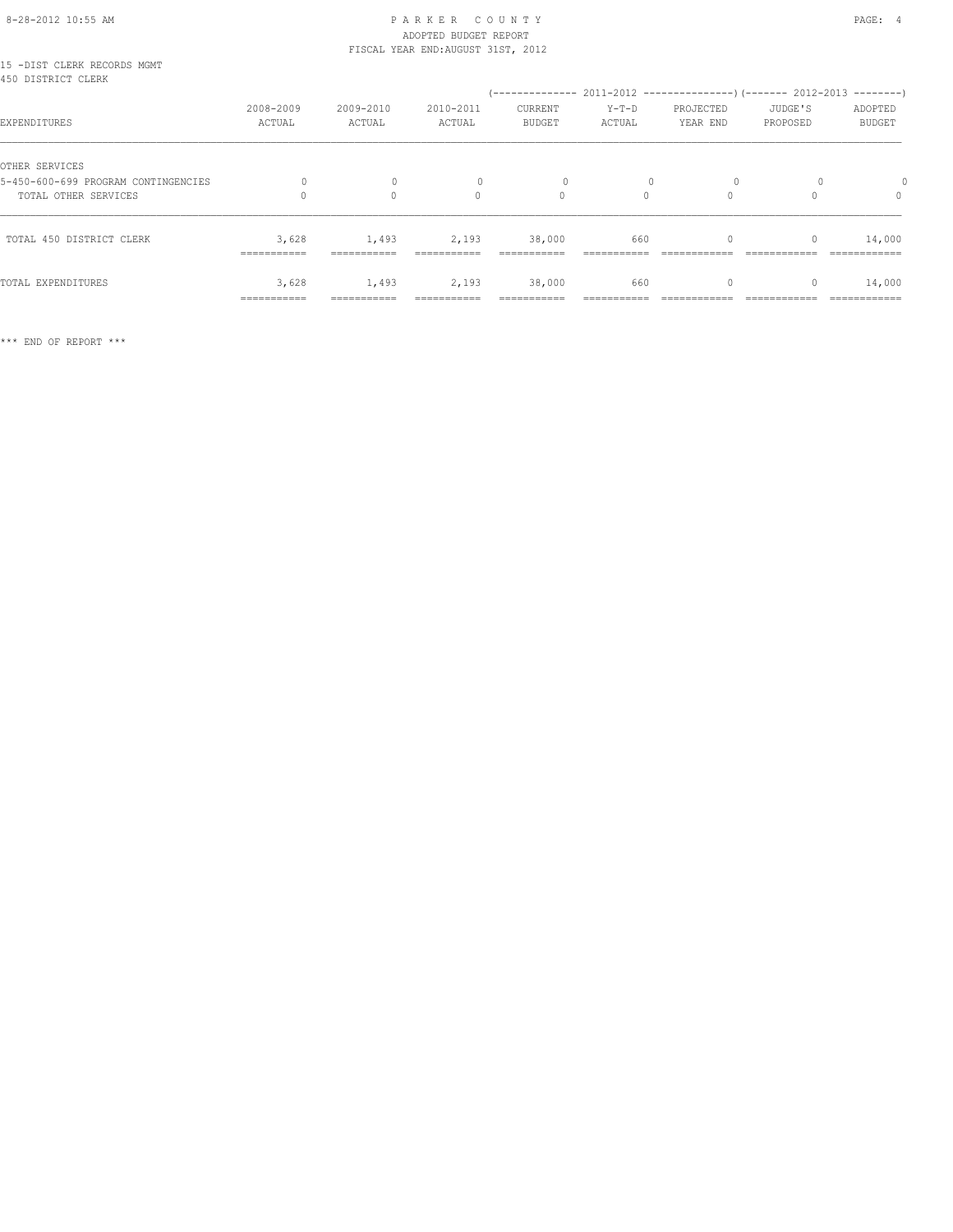PARKER COUNTY
ADOPTED BUDGET REPORT
FISCAL YEAR END:AUGUST 31ST, 2012

15 -DIST CLERK RECORDS MGMT
450 DISTRICT CLERK

| EXPENDITURES | 2008-2009 ACTUAL | 2009-2010 ACTUAL | 2010-2011 ACTUAL | 2011-2012 CURRENT BUDGET | 2011-2012 Y-T-D ACTUAL | 2011-2012 PROJECTED YEAR END | 2012-2013 JUDGE'S PROPOSED | 2012-2013 ADOPTED BUDGET |
|---|---|---|---|---|---|---|---|---|
| OTHER SERVICES | | | | | | | | |
| 5-450-600-699 PROGRAM CONTINGENCIES | 0 | 0 | 0 | 0 | 0 | 0 | 0 | 0 |
| TOTAL OTHER SERVICES | 0 | 0 | 0 | 0 | 0 | 0 | 0 | 0 |
| TOTAL 450 DISTRICT CLERK | 3,628 | 1,493 | 2,193 | 38,000 | 660 | 0 | 0 | 14,000 |
| TOTAL EXPENDITURES | 3,628 | 1,493 | 2,193 | 38,000 | 660 | 0 | 0 | 14,000 |

*** END OF REPORT ***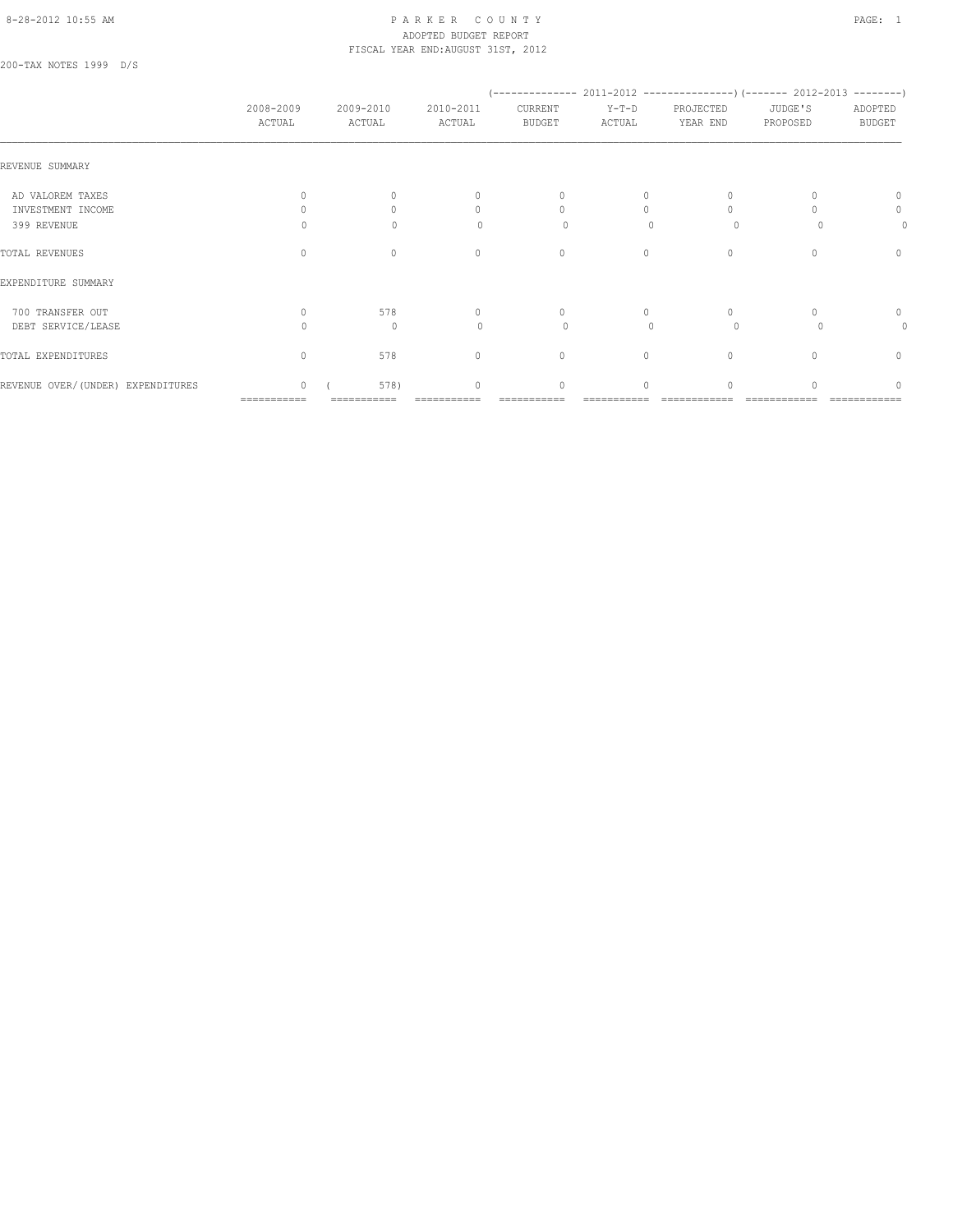# PARKER COUNTY
## ADOPTED BUDGET REPORT
### FISCAL YEAR END:AUGUST 31ST, 2012

200-TAX NOTES 1999 D/S

| | 2008-2009 ACTUAL | 2009-2010 ACTUAL | 2010-2011 ACTUAL | 2011-2012 CURRENT BUDGET | 2011-2012 Y-T-D ACTUAL | 2011-2012 PROJECTED YEAR END | 2012-2013 JUDGE'S PROPOSED | 2012-2013 ADOPTED BUDGET |
|---|---|---|---|---|---|---|---|---|
| REVENUE SUMMARY | | | | | | | | |
| AD VALOREM TAXES | 0 | 0 | 0 | 0 | 0 | 0 | 0 | 0 |
| INVESTMENT INCOME | 0 | 0 | 0 | 0 | 0 | 0 | 0 | 0 |
| 399 REVENUE | 0 | 0 | 0 | 0 | 0 | 0 | 0 | 0 |
| TOTAL REVENUES | 0 | 0 | 0 | 0 | 0 | 0 | 0 | 0 |
| EXPENDITURE SUMMARY | | | | | | | | |
| 700 TRANSFER OUT | 0 | 578 | 0 | 0 | 0 | 0 | 0 | 0 |
| DEBT SERVICE/LEASE | 0 | 0 | 0 | 0 | 0 | 0 | 0 | 0 |
| TOTAL EXPENDITURES | 0 | 578 | 0 | 0 | 0 | 0 | 0 | 0 |
| REVENUE OVER/(UNDER) EXPENDITURES | 0 | ( 578) | 0 | 0 | 0 | 0 | 0 | 0 |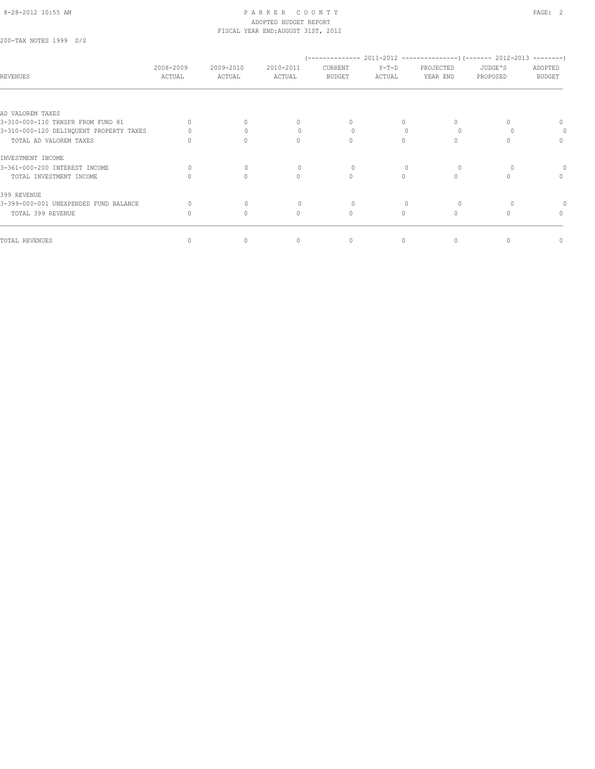200-TAX NOTES 1999 D/S

| REVENUES | 2008-2009 ACTUAL | 2009-2010 ACTUAL | 2010-2011 ACTUAL | (-------------- 2011-2012 CURRENT BUDGET | Y-T-D ACTUAL | PROJECTED YEAR END ---------------) | (------- 2012-2013 JUDGE'S PROPOSED | ADOPTED BUDGET --------) |
|---|---|---|---|---|---|---|---|---|
| AD VALOREM TAXES | | | | | | | | |
| 3-310-000-110 TRNSFR FROM FUND 81 | 0 | 0 | 0 | 0 | 0 | 0 | 0 | 0 |
| 3-310-000-120 DELINQUENT PROPERTY TAXES | 0 | 0 | 0 | 0 | 0 | 0 | 0 | 0 |
| TOTAL AD VALOREM TAXES | 0 | 0 | 0 | 0 | 0 | 0 | 0 | 0 |
| INVESTMENT INCOME | | | | | | | | |
| 3-361-000-200 INTEREST INCOME | 0 | 0 | 0 | 0 | 0 | 0 | 0 | 0 |
| TOTAL INVESTMENT INCOME | 0 | 0 | 0 | 0 | 0 | 0 | 0 | 0 |
| 399 REVENUE | | | | | | | | |
| 3-399-000-001 UNEXPENDED FUND BALANCE | 0 | 0 | 0 | 0 | 0 | 0 | 0 | 0 |
| TOTAL 399 REVENUE | 0 | 0 | 0 | 0 | 0 | 0 | 0 | 0 |
| TOTAL REVENUES | 0 | 0 | 0 | 0 | 0 | 0 | 0 | 0 |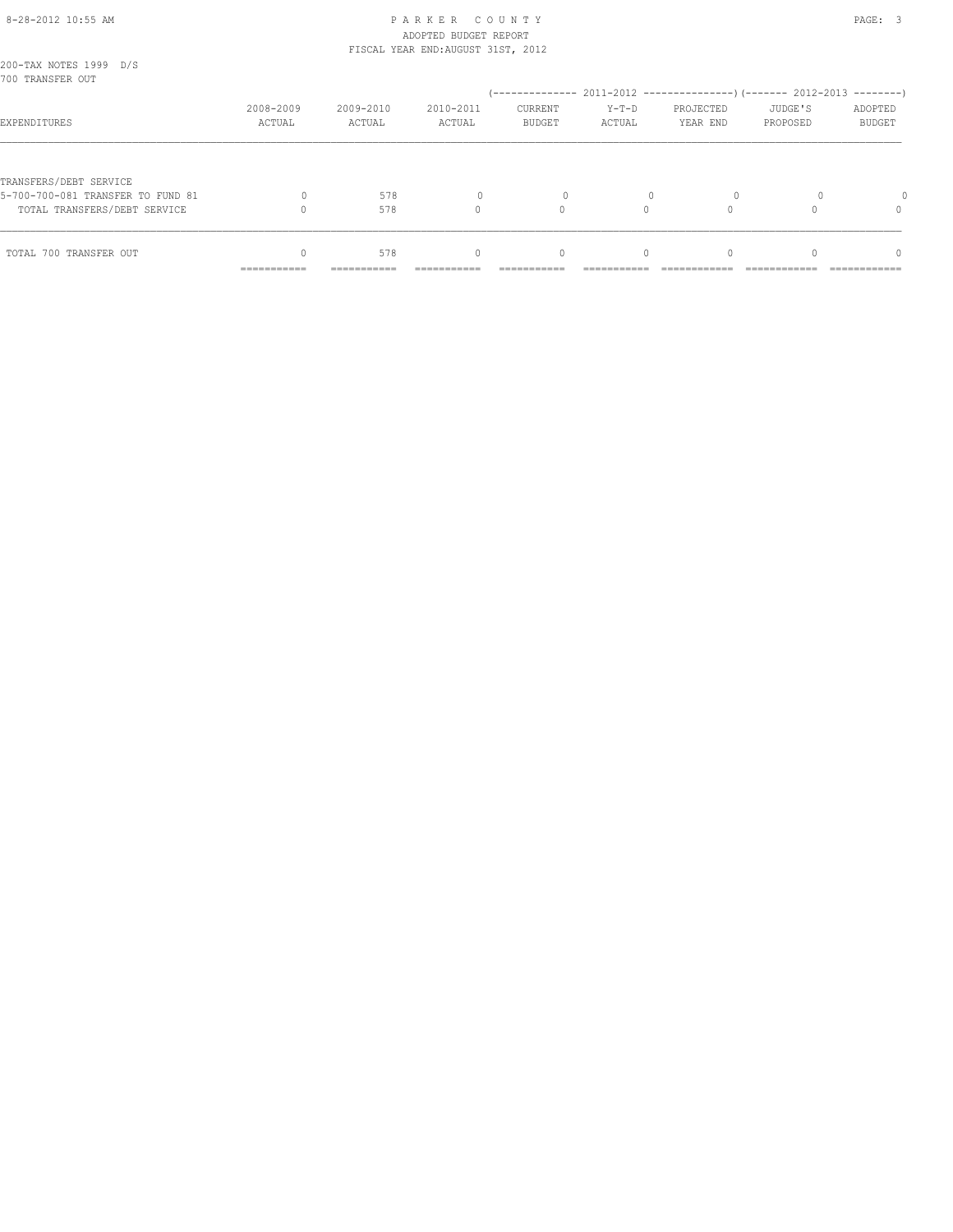200-TAX NOTES 1999 D/S
700 TRANSFER OUT

| EXPENDITURES | 2008-2009 ACTUAL | 2009-2010 ACTUAL | 2010-2011 ACTUAL | 2011-2012 CURRENT BUDGET | 2011-2012 Y-T-D ACTUAL | 2011-2012 PROJECTED YEAR END | 2012-2013 JUDGE'S PROPOSED | 2012-2013 ADOPTED BUDGET |
|---|---|---|---|---|---|---|---|---|
| TRANSFERS/DEBT SERVICE | | | | | | | | |
| 5-700-700-081 TRANSFER TO FUND 81 | 0 | 578 | 0 | 0 | 0 | 0 | 0 | 0 |
| TOTAL TRANSFERS/DEBT SERVICE | 0 | 578 | 0 | 0 | 0 | 0 | 0 | 0 |
| TOTAL 700 TRANSFER OUT | 0 | 578 | 0 | 0 | 0 | 0 | 0 | 0 |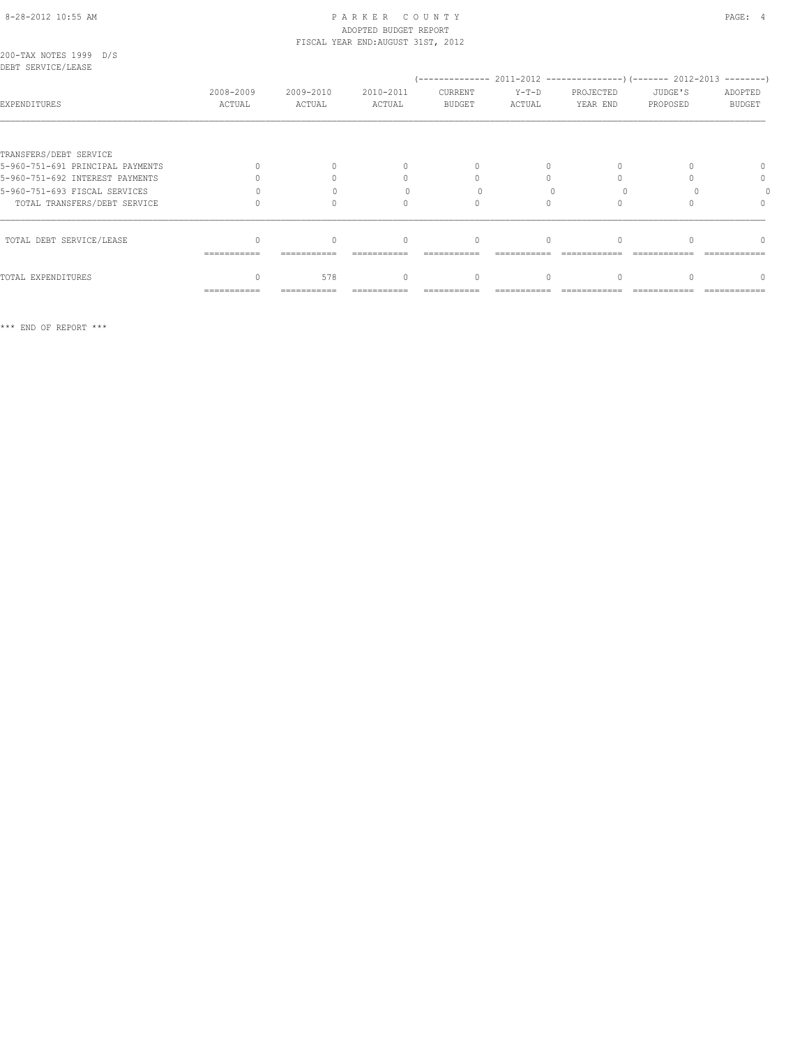PARKER COUNTY
ADOPTED BUDGET REPORT
FISCAL YEAR END:AUGUST 31ST, 2012

200-TAX NOTES 1999 D/S
DEBT SERVICE/LEASE

| EXPENDITURES | 2008-2009 ACTUAL | 2009-2010 ACTUAL | 2010-2011 ACTUAL | 2011-2012 CURRENT BUDGET | 2011-2012 Y-T-D ACTUAL | 2011-2012 PROJECTED YEAR END | 2012-2013 JUDGE'S PROPOSED | 2012-2013 ADOPTED BUDGET |
|---|---|---|---|---|---|---|---|---|
| TRANSFERS/DEBT SERVICE | | | | | | | | |
| 5-960-751-691 PRINCIPAL PAYMENTS | 0 | 0 | 0 | 0 | 0 | 0 | 0 | 0 |
| 5-960-751-692 INTEREST PAYMENTS | 0 | 0 | 0 | 0 | 0 | 0 | 0 | 0 |
| 5-960-751-693 FISCAL SERVICES | 0 | 0 | 0 | 0 | 0 | 0 | 0 | 0 |
| TOTAL TRANSFERS/DEBT SERVICE | 0 | 0 | 0 | 0 | 0 | 0 | 0 | 0 |
| TOTAL DEBT SERVICE/LEASE | 0 | 0 | 0 | 0 | 0 | 0 | 0 | 0 |
| TOTAL EXPENDITURES | 0 | 578 | 0 | 0 | 0 | 0 | 0 | 0 |

*** END OF REPORT ***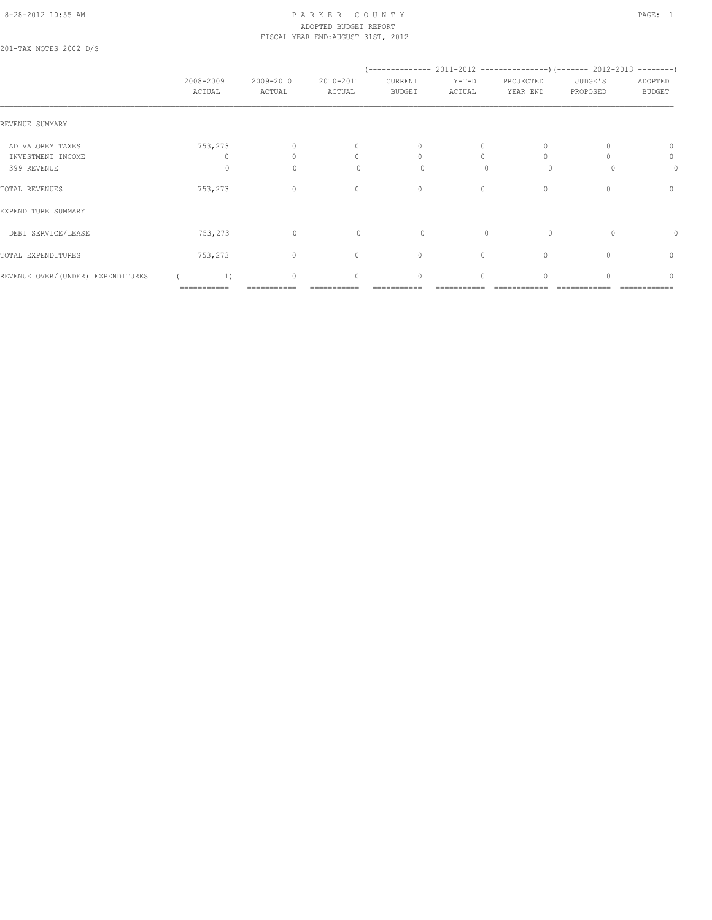8-28-2012 10:55 AM

# PARKER COUNTY

ADOPTED BUDGET REPORT

FISCAL YEAR END:AUGUST 31ST, 2012

201-TAX NOTES 2002 D/S

| | 2008-2009 ACTUAL | 2009-2010 ACTUAL | 2010-2011 ACTUAL | (------ 2011-2012 CURRENT BUDGET | Y-T-D ACTUAL | PROJECTED YEAR END ------) | (------ 2012-2013 JUDGE'S PROPOSED | ADOPTED BUDGET ------) |
|---|---|---|---|---|---|---|---|---|
| REVENUE SUMMARY | | | | | | | | |
| AD VALOREM TAXES | 753,273 | 0 | 0 | 0 | 0 | 0 | 0 | 0 |
| INVESTMENT INCOME | 0 | 0 | 0 | 0 | 0 | 0 | 0 | 0 |
| 399 REVENUE | 0 | 0 | 0 | 0 | 0 | 0 | 0 | 0 |
| TOTAL REVENUES | 753,273 | 0 | 0 | 0 | 0 | 0 | 0 | 0 |
| EXPENDITURE SUMMARY | | | | | | | | |
| DEBT SERVICE/LEASE | 753,273 | 0 | 0 | 0 | 0 | 0 | 0 | 0 |
| TOTAL EXPENDITURES | 753,273 | 0 | 0 | 0 | 0 | 0 | 0 | 0 |
| REVENUE OVER/(UNDER) EXPENDITURES | ( 1) | 0 | 0 | 0 | 0 | 0 | 0 | 0 |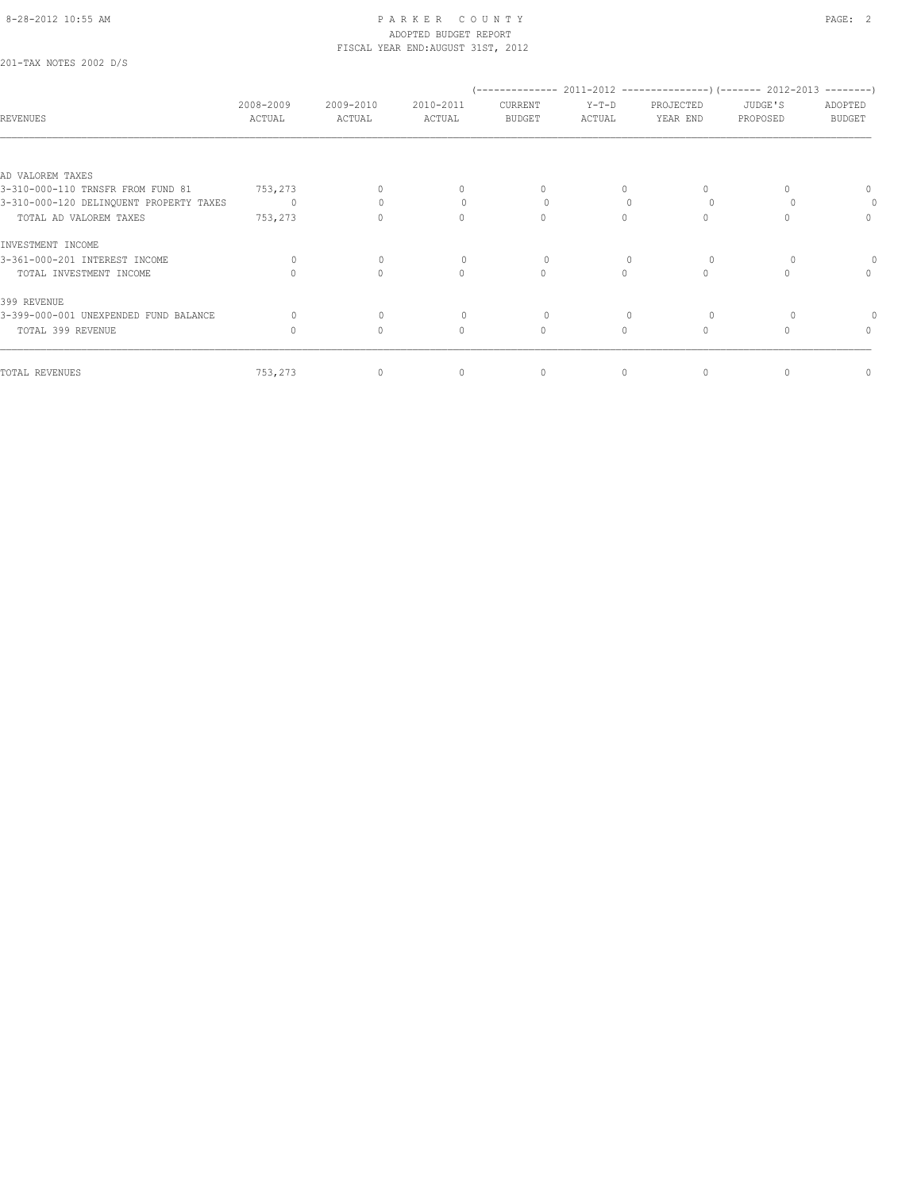201-TAX NOTES 2002 D/S

| REVENUES | 2008-2009 ACTUAL | 2009-2010 ACTUAL | 2010-2011 ACTUAL | (------ 2011-2012 CURRENT BUDGET | Y-T-D ACTUAL | PROJECTED YEAR END ------) | (---- 2012-2013 JUDGE'S PROPOSED | ADOPTED BUDGET ----) |
|---|---|---|---|---|---|---|---|---|
| AD VALOREM TAXES | | | | | | | | |
| 3-310-000-110 TRNSFR FROM FUND 81 | 753,273 | 0 | 0 | 0 | 0 | 0 | 0 | 0 |
| 3-310-000-120 DELINQUENT PROPERTY TAXES | 0 | 0 | 0 | 0 | 0 | 0 | 0 | 0 |
| TOTAL AD VALOREM TAXES | 753,273 | 0 | 0 | 0 | 0 | 0 | 0 | 0 |
| INVESTMENT INCOME | | | | | | | | |
| 3-361-000-201 INTEREST INCOME | 0 | 0 | 0 | 0 | 0 | 0 | 0 | 0 |
| TOTAL INVESTMENT INCOME | 0 | 0 | 0 | 0 | 0 | 0 | 0 | 0 |
| 399 REVENUE | | | | | | | | |
| 3-399-000-001 UNEXPENDED FUND BALANCE | 0 | 0 | 0 | 0 | 0 | 0 | 0 | 0 |
| TOTAL 399 REVENUE | 0 | 0 | 0 | 0 | 0 | 0 | 0 | 0 |
| TOTAL REVENUES | 753,273 | 0 | 0 | 0 | 0 | 0 | 0 | 0 |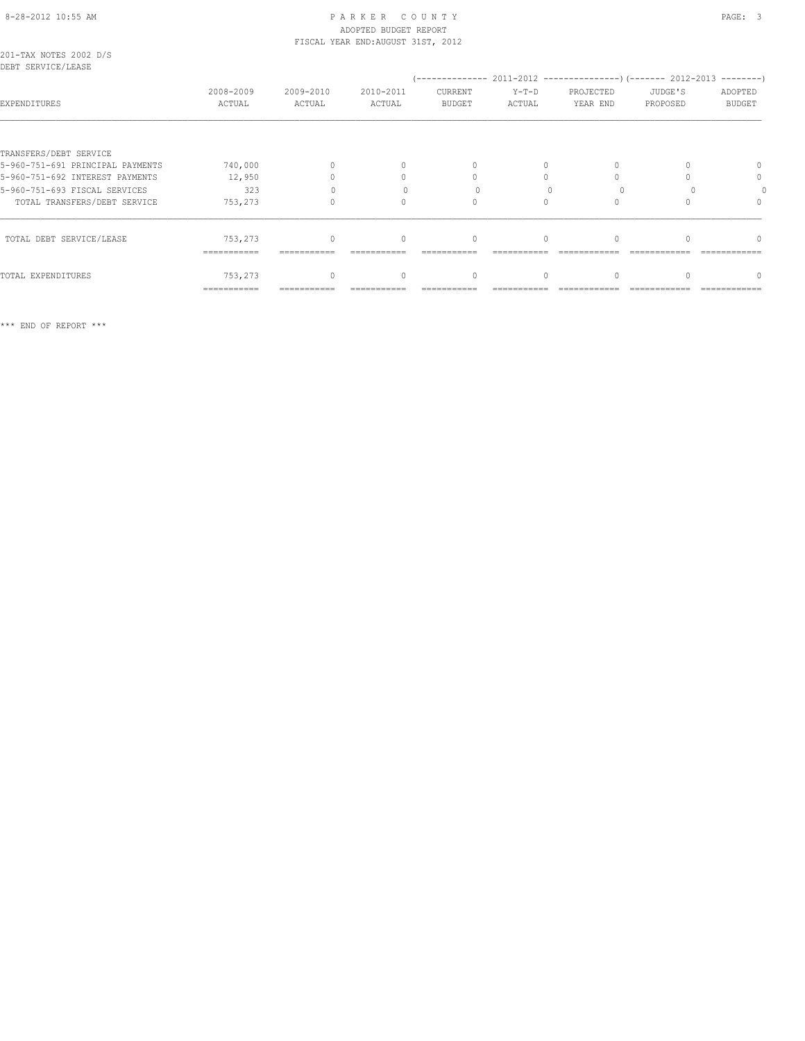# PARKER COUNTY

ADOPTED BUDGET REPORT

FISCAL YEAR END:AUGUST 31ST, 2012

201-TAX NOTES 2002 D/S

DEBT SERVICE/LEASE

| EXPENDITURES | 2008-2009 ACTUAL | 2009-2010 ACTUAL | 2010-2011 ACTUAL | 2011-2012 CURRENT BUDGET | 2011-2012 Y-T-D ACTUAL | 2011-2012 PROJECTED YEAR END | 2012-2013 JUDGE'S PROPOSED | 2012-2013 ADOPTED BUDGET |
|---|---|---|---|---|---|---|---|---|
| TRANSFERS/DEBT SERVICE | | | | | | | | |
| 5-960-751-691 PRINCIPAL PAYMENTS | 740,000 | 0 | 0 | 0 | 0 | 0 | 0 | 0 |
| 5-960-751-692 INTEREST PAYMENTS | 12,950 | 0 | 0 | 0 | 0 | 0 | 0 | 0 |
| 5-960-751-693 FISCAL SERVICES | 323 | 0 | 0 | 0 | 0 | 0 | 0 | 0 |
| TOTAL TRANSFERS/DEBT SERVICE | 753,273 | 0 | 0 | 0 | 0 | 0 | 0 | 0 |
| TOTAL DEBT SERVICE/LEASE | 753,273 | 0 | 0 | 0 | 0 | 0 | 0 | 0 |
| TOTAL EXPENDITURES | 753,273 | 0 | 0 | 0 | 0 | 0 | 0 | 0 |

*** END OF REPORT ***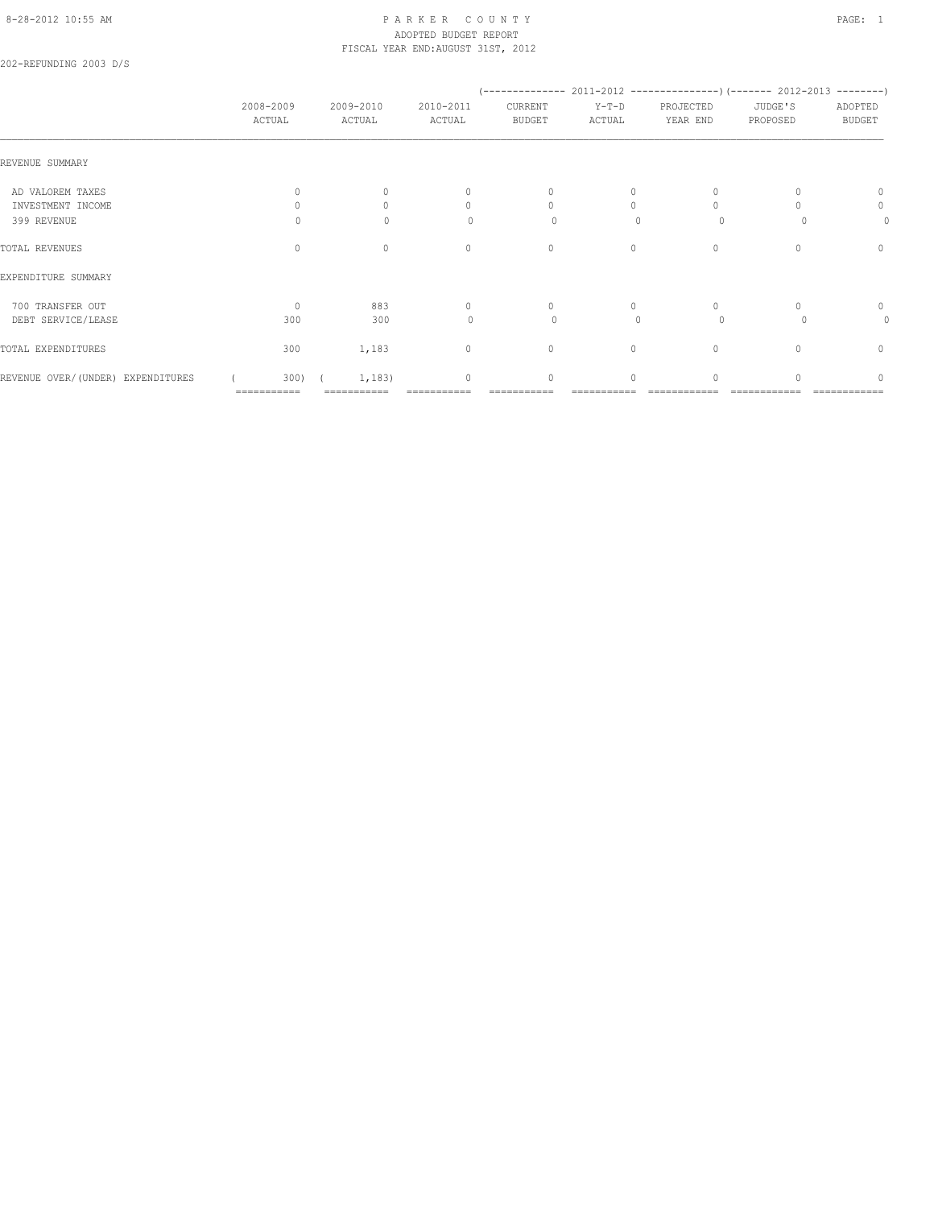# PARKER COUNTY
## ADOPTED BUDGET REPORT
### FISCAL YEAR END:AUGUST 31ST, 2012

202-REFUNDING 2003 D/S

| | 2008-2009 ACTUAL | 2009-2010 ACTUAL | 2010-2011 ACTUAL | 2011-2012 CURRENT BUDGET | 2011-2012 Y-T-D ACTUAL | 2011-2012 PROJECTED YEAR END | 2012-2013 JUDGE'S PROPOSED | 2012-2013 ADOPTED BUDGET |
|---|---|---|---|---|---|---|---|---|
| REVENUE SUMMARY | | | | | | | | |
| AD VALOREM TAXES | 0 | 0 | 0 | 0 | 0 | 0 | 0 | 0 |
| INVESTMENT INCOME | 0 | 0 | 0 | 0 | 0 | 0 | 0 | 0 |
| 399 REVENUE | 0 | 0 | 0 | 0 | 0 | 0 | 0 | 0 |
| TOTAL REVENUES | 0 | 0 | 0 | 0 | 0 | 0 | 0 | 0 |
| EXPENDITURE SUMMARY | | | | | | | | |
| 700 TRANSFER OUT | 0 | 883 | 0 | 0 | 0 | 0 | 0 | 0 |
| DEBT SERVICE/LEASE | 300 | 300 | 0 | 0 | 0 | 0 | 0 | 0 |
| TOTAL EXPENDITURES | 300 | 1,183 | 0 | 0 | 0 | 0 | 0 | 0 |
| REVENUE OVER/(UNDER) EXPENDITURES | ( 300) | ( 1,183) | 0 | 0 | 0 | 0 | 0 | 0 |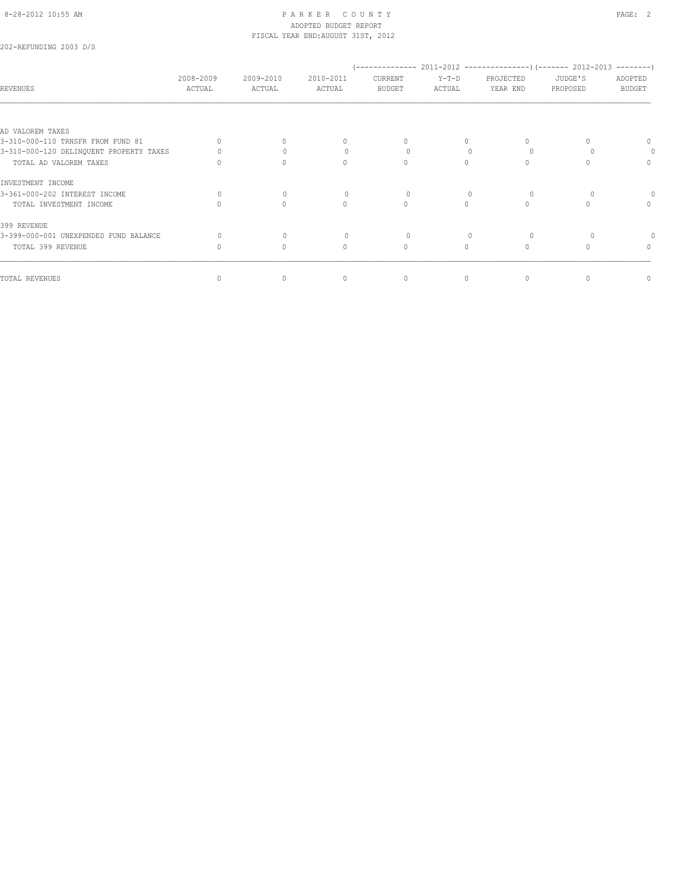202-REFUNDING 2003 D/S

| REVENUES | 2008-2009 ACTUAL | 2009-2010 ACTUAL | 2010-2011 ACTUAL | 2011-2012 CURRENT BUDGET | 2011-2012 Y-T-D ACTUAL | 2011-2012 PROJECTED YEAR END | 2012-2013 JUDGE'S PROPOSED | 2012-2013 ADOPTED BUDGET |
|---|---|---|---|---|---|---|---|---|
| AD VALOREM TAXES | | | | | | | | |
| 3-310-000-110 TRNSFR FROM FUND 81 | 0 | 0 | 0 | 0 | 0 | 0 | 0 | 0 |
| 3-310-000-120 DELINQUENT PROPERTY TAXES | 0 | 0 | 0 | 0 | 0 | 0 | 0 | 0 |
| TOTAL AD VALOREM TAXES | 0 | 0 | 0 | 0 | 0 | 0 | 0 | 0 |
| INVESTMENT INCOME | | | | | | | | |
| 3-361-000-202 INTEREST INCOME | 0 | 0 | 0 | 0 | 0 | 0 | 0 | 0 |
| TOTAL INVESTMENT INCOME | 0 | 0 | 0 | 0 | 0 | 0 | 0 | 0 |
| 399 REVENUE | | | | | | | | |
| 3-399-000-001 UNEXPENDED FUND BALANCE | 0 | 0 | 0 | 0 | 0 | 0 | 0 | 0 |
| TOTAL 399 REVENUE | 0 | 0 | 0 | 0 | 0 | 0 | 0 | 0 |
| TOTAL REVENUES | 0 | 0 | 0 | 0 | 0 | 0 | 0 | 0 |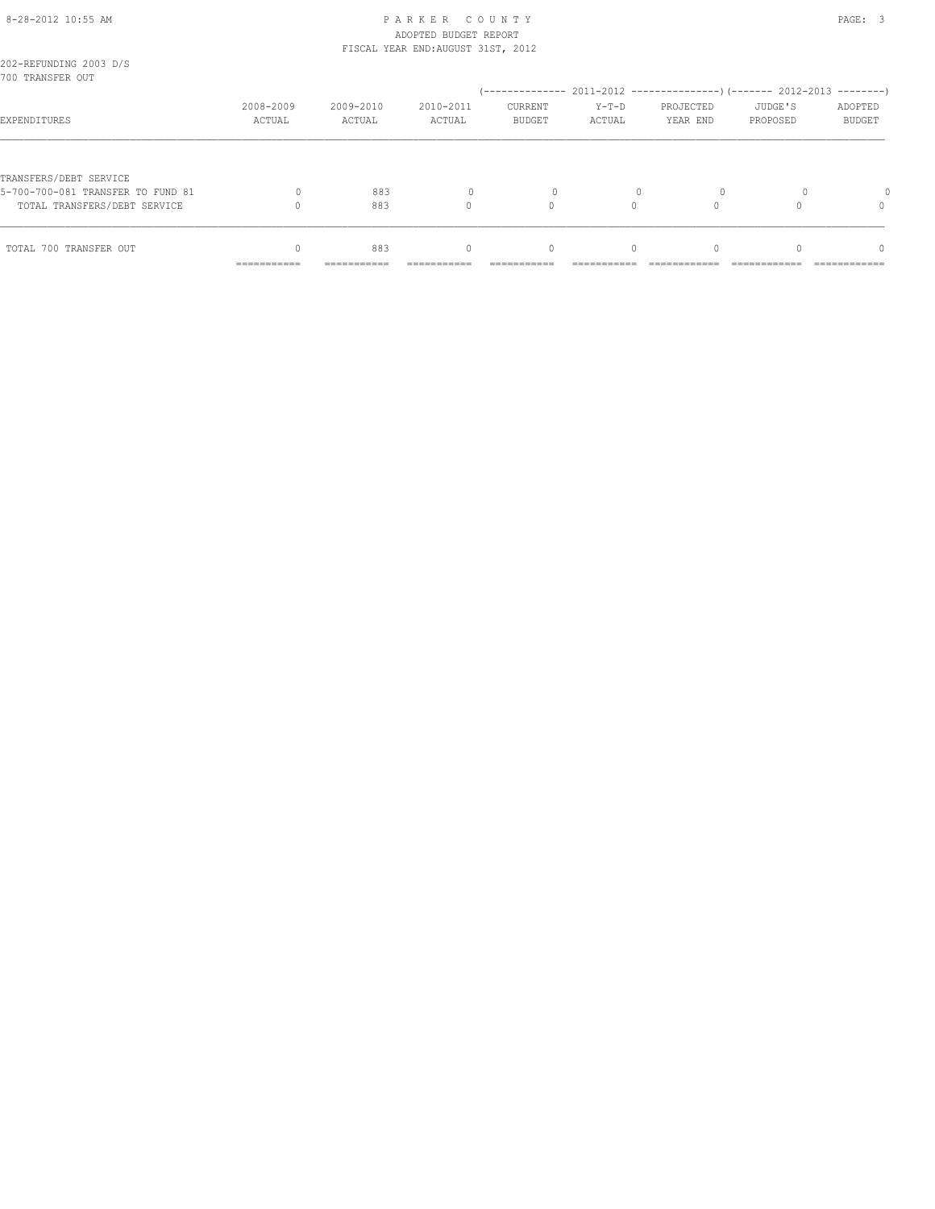PARKER COUNTY
ADOPTED BUDGET REPORT
FISCAL YEAR END:AUGUST 31ST, 2012

202-REFUNDING 2003 D/S
700 TRANSFER OUT

| EXPENDITURES | 2008-2009 ACTUAL | 2009-2010 ACTUAL | 2010-2011 ACTUAL | 2011-2012 CURRENT BUDGET | 2011-2012 Y-T-D ACTUAL | 2011-2012 PROJECTED YEAR END | 2012-2013 JUDGE'S PROPOSED | 2012-2013 ADOPTED BUDGET |
|---|---|---|---|---|---|---|---|---|
| TRANSFERS/DEBT SERVICE | | | | | | | | |
| 5-700-700-081 TRANSFER TO FUND 81 | 0 | 883 | 0 | 0 | 0 | 0 | 0 | 0 |
| TOTAL TRANSFERS/DEBT SERVICE | 0 | 883 | 0 | 0 | 0 | 0 | 0 | 0 |
| TOTAL 700 TRANSFER OUT | 0 | 883 | 0 | 0 | 0 | 0 | 0 | 0 |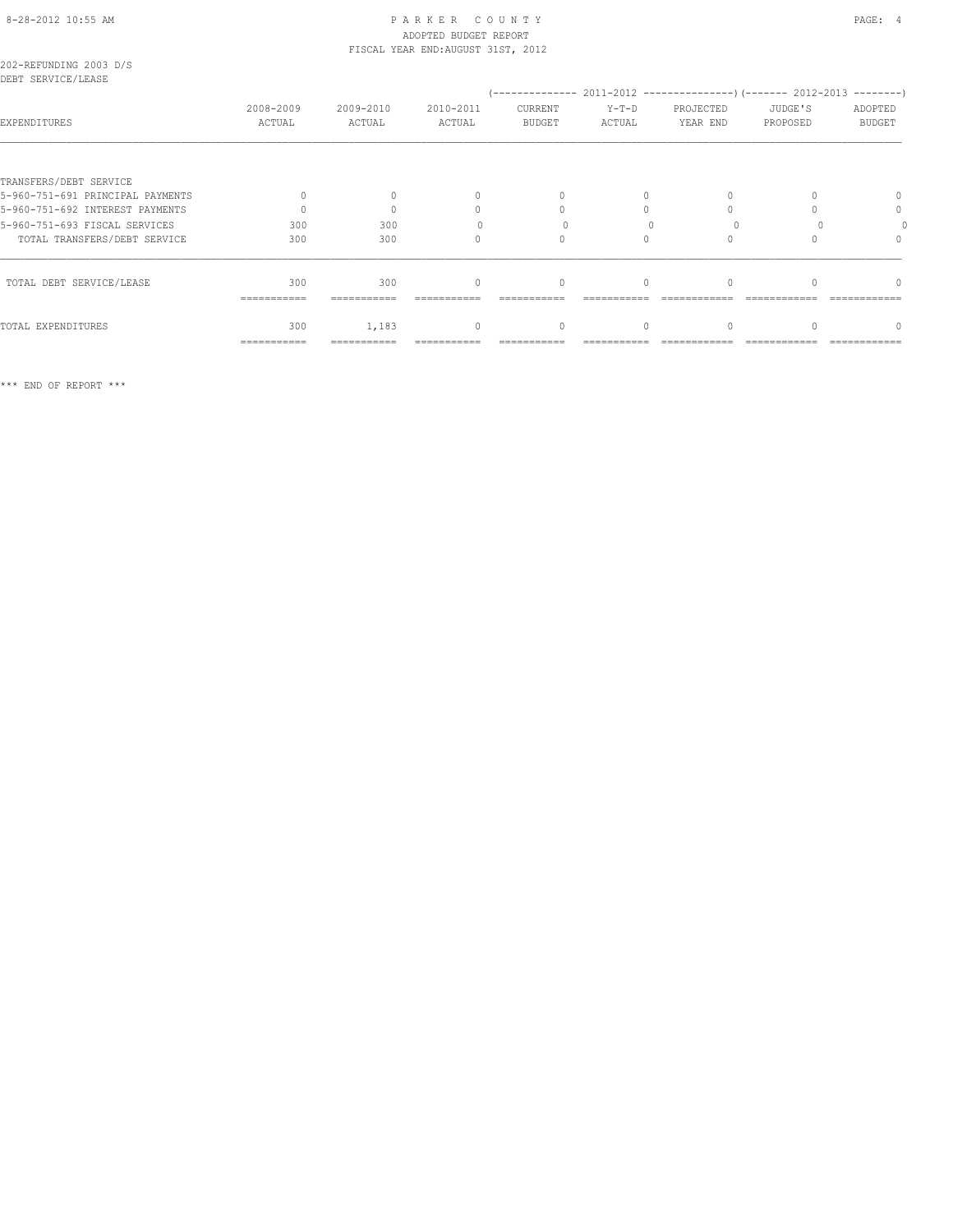PARKER COUNTY
ADOPTED BUDGET REPORT
FISCAL YEAR END:AUGUST 31ST, 2012

202-REFUNDING 2003 D/S
DEBT SERVICE/LEASE

| EXPENDITURES | 2008-2009 ACTUAL | 2009-2010 ACTUAL | 2010-2011 ACTUAL | 2011-2012 CURRENT BUDGET | 2011-2012 Y-T-D ACTUAL | 2011-2012 PROJECTED YEAR END | 2012-2013 JUDGE'S PROPOSED | 2012-2013 ADOPTED BUDGET |
|---|---|---|---|---|---|---|---|---|
| TRANSFERS/DEBT SERVICE | | | | | | | | |
| 5-960-751-691 PRINCIPAL PAYMENTS | 0 | 0 | 0 | 0 | 0 | 0 | 0 | 0 |
| 5-960-751-692 INTEREST PAYMENTS | 0 | 0 | 0 | 0 | 0 | 0 | 0 | 0 |
| 5-960-751-693 FISCAL SERVICES | 300 | 300 | 0 | 0 | 0 | 0 | 0 | 0 |
| TOTAL TRANSFERS/DEBT SERVICE | 300 | 300 | 0 | 0 | 0 | 0 | 0 | 0 |
| TOTAL DEBT SERVICE/LEASE | 300 | 300 | 0 | 0 | 0 | 0 | 0 | 0 |
| TOTAL EXPENDITURES | 300 | 1,183 | 0 | 0 | 0 | 0 | 0 | 0 |

*** END OF REPORT ***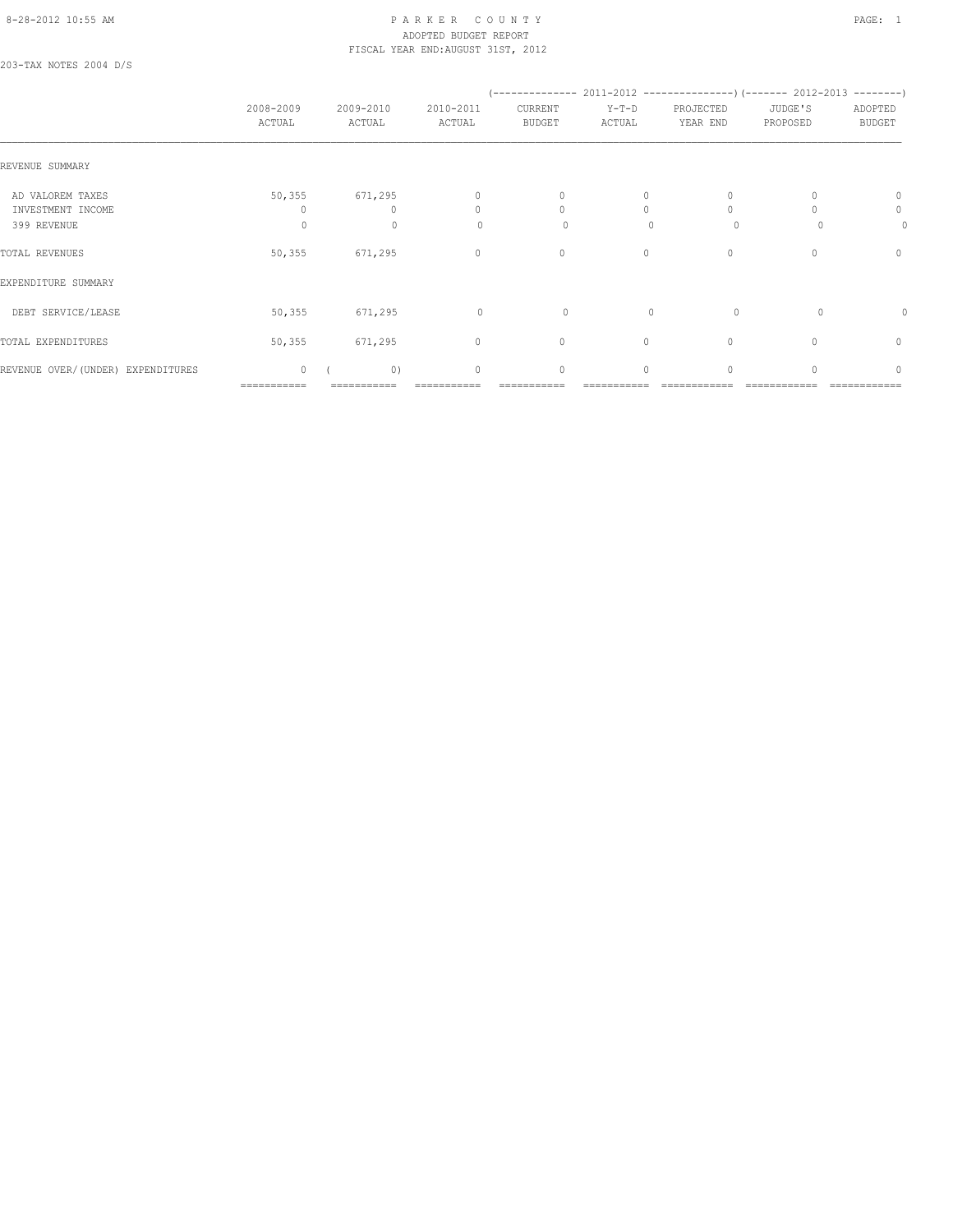# PARKER COUNTY
## ADOPTED BUDGET REPORT
### FISCAL YEAR END:AUGUST 31ST, 2012

203-TAX NOTES 2004 D/S

| | 2008-2009 ACTUAL | 2009-2010 ACTUAL | 2010-2011 ACTUAL | 2011-2012 CURRENT BUDGET | 2011-2012 Y-T-D ACTUAL | 2011-2012 PROJECTED YEAR END | 2012-2013 JUDGE'S PROPOSED | 2012-2013 ADOPTED BUDGET |
|---|---|---|---|---|---|---|---|---|
| REVENUE SUMMARY | | | | | | | | |
| AD VALOREM TAXES | 50,355 | 671,295 | 0 | 0 | 0 | 0 | 0 | 0 |
| INVESTMENT INCOME | 0 | 0 | 0 | 0 | 0 | 0 | 0 | 0 |
| 399 REVENUE | 0 | 0 | 0 | 0 | 0 | 0 | 0 | 0 |
| TOTAL REVENUES | 50,355 | 671,295 | 0 | 0 | 0 | 0 | 0 | 0 |
| EXPENDITURE SUMMARY | | | | | | | | |
| DEBT SERVICE/LEASE | 50,355 | 671,295 | 0 | 0 | 0 | 0 | 0 | 0 |
| TOTAL EXPENDITURES | 50,355 | 671,295 | 0 | 0 | 0 | 0 | 0 | 0 |
| REVENUE OVER/(UNDER) EXPENDITURES | 0 | ( 0) | 0 | 0 | 0 | 0 | 0 | 0 |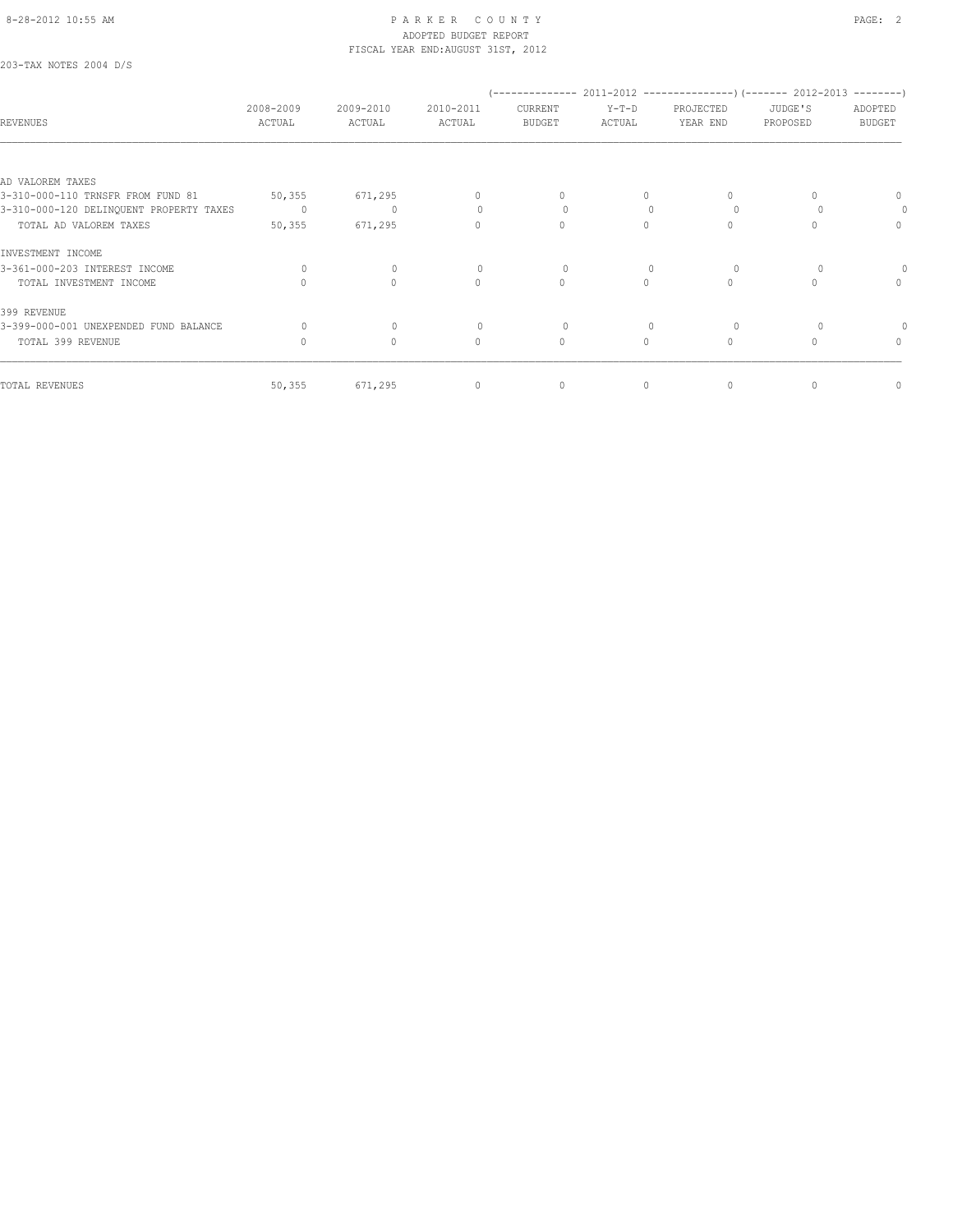PARKER COUNTY
ADOPTED BUDGET REPORT
FISCAL YEAR END:AUGUST 31ST, 2012

203-TAX NOTES 2004 D/S

| REVENUES | 2008-2009 ACTUAL | 2009-2010 ACTUAL | 2010-2011 ACTUAL | 2011-2012 CURRENT BUDGET | 2011-2012 Y-T-D ACTUAL | 2011-2012 PROJECTED YEAR END | 2012-2013 JUDGE'S PROPOSED | 2012-2013 ADOPTED BUDGET |
|---|---|---|---|---|---|---|---|---|
| AD VALOREM TAXES | | | | | | | | |
| 3-310-000-110 TRNSFR FROM FUND 81 | 50,355 | 671,295 | 0 | 0 | 0 | 0 | 0 | 0 |
| 3-310-000-120 DELINQUENT PROPERTY TAXES | 0 | 0 | 0 | 0 | 0 | 0 | 0 | 0 |
| TOTAL AD VALOREM TAXES | 50,355 | 671,295 | 0 | 0 | 0 | 0 | 0 | 0 |
| INVESTMENT INCOME | | | | | | | | |
| 3-361-000-203 INTEREST INCOME | 0 | 0 | 0 | 0 | 0 | 0 | 0 | 0 |
| TOTAL INVESTMENT INCOME | 0 | 0 | 0 | 0 | 0 | 0 | 0 | 0 |
| 399 REVENUE | | | | | | | | |
| 3-399-000-001 UNEXPENDED FUND BALANCE | 0 | 0 | 0 | 0 | 0 | 0 | 0 | 0 |
| TOTAL 399 REVENUE | 0 | 0 | 0 | 0 | 0 | 0 | 0 | 0 |
| TOTAL REVENUES | 50,355 | 671,295 | 0 | 0 | 0 | 0 | 0 | 0 |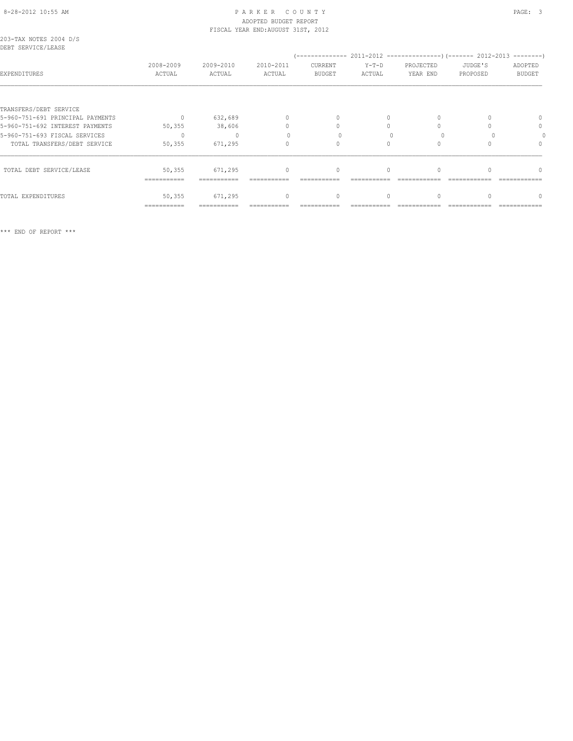PARKER COUNTY
ADOPTED BUDGET REPORT
FISCAL YEAR END: AUGUST 31ST, 2012

203-TAX NOTES 2004 D/S
DEBT SERVICE/LEASE

| EXPENDITURES | 2008-2009 ACTUAL | 2009-2010 ACTUAL | 2010-2011 ACTUAL | 2011-2012 CURRENT BUDGET | 2011-2012 Y-T-D ACTUAL | 2011-2012 PROJECTED YEAR END | 2012-2013 JUDGE'S PROPOSED | 2012-2013 ADOPTED BUDGET |
|---|---|---|---|---|---|---|---|---|
| TRANSFERS/DEBT SERVICE | | | | | | | | |
| 5-960-751-691 PRINCIPAL PAYMENTS | 0 | 632,689 | 0 | 0 | 0 | 0 | 0 | 0 |
| 5-960-751-692 INTEREST PAYMENTS | 50,355 | 38,606 | 0 | 0 | 0 | 0 | 0 | 0 |
| 5-960-751-693 FISCAL SERVICES | 0 | 0 | 0 | 0 | 0 | 0 | 0 | 0 |
| TOTAL TRANSFERS/DEBT SERVICE | 50,355 | 671,295 | 0 | 0 | 0 | 0 | 0 | 0 |
| TOTAL DEBT SERVICE/LEASE | 50,355 | 671,295 | 0 | 0 | 0 | 0 | 0 | 0 |
| TOTAL EXPENDITURES | 50,355 | 671,295 | 0 | 0 | 0 | 0 | 0 | 0 |

*** END OF REPORT ***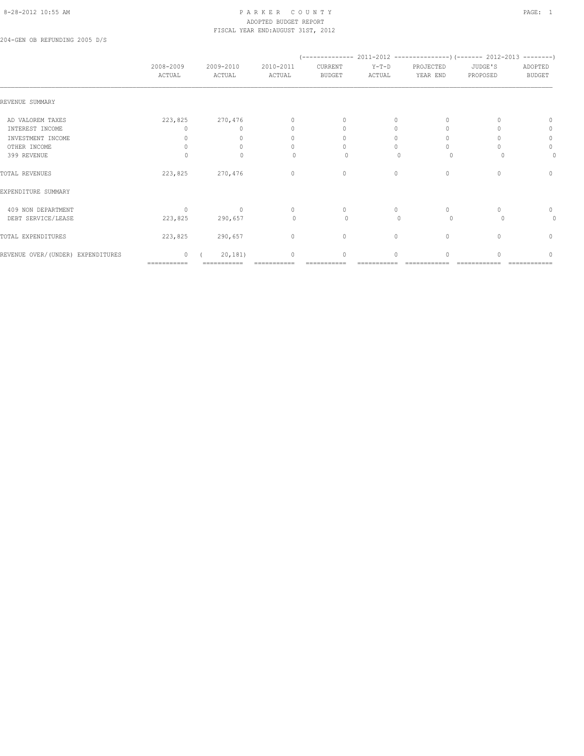PARKER COUNTY
ADOPTED BUDGET REPORT
FISCAL YEAR END:AUGUST 31ST, 2012

204-GEN OB REFUNDING 2005 D/S

| | 2008-2009 ACTUAL | 2009-2010 ACTUAL | 2010-2011 ACTUAL | (------ 2011-2012 ------) CURRENT BUDGET | Y-T-D ACTUAL | PROJECTED YEAR END | (------ 2012-2013 ------) JUDGE'S PROPOSED | ADOPTED BUDGET |
|---|---|---|---|---|---|---|---|---|
| REVENUE SUMMARY | | | | | | | | |
| AD VALOREM TAXES | 223,825 | 270,476 | 0 | 0 | 0 | 0 | 0 | 0 |
| INTEREST INCOME | 0 | 0 | 0 | 0 | 0 | 0 | 0 | 0 |
| INVESTMENT INCOME | 0 | 0 | 0 | 0 | 0 | 0 | 0 | 0 |
| OTHER INCOME | 0 | 0 | 0 | 0 | 0 | 0 | 0 | 0 |
| 399 REVENUE | 0 | 0 | 0 | 0 | 0 | 0 | 0 | 0 |
| TOTAL REVENUES | 223,825 | 270,476 | 0 | 0 | 0 | 0 | 0 | 0 |
| EXPENDITURE SUMMARY | | | | | | | | |
| 409 NON DEPARTMENT | 0 | 0 | 0 | 0 | 0 | 0 | 0 | 0 |
| DEBT SERVICE/LEASE | 223,825 | 290,657 | 0 | 0 | 0 | 0 | 0 | 0 |
| TOTAL EXPENDITURES | 223,825 | 290,657 | 0 | 0 | 0 | 0 | 0 | 0 |
| REVENUE OVER/(UNDER) EXPENDITURES | 0 | ( 20,181) | 0 | 0 | 0 | 0 | 0 | 0 |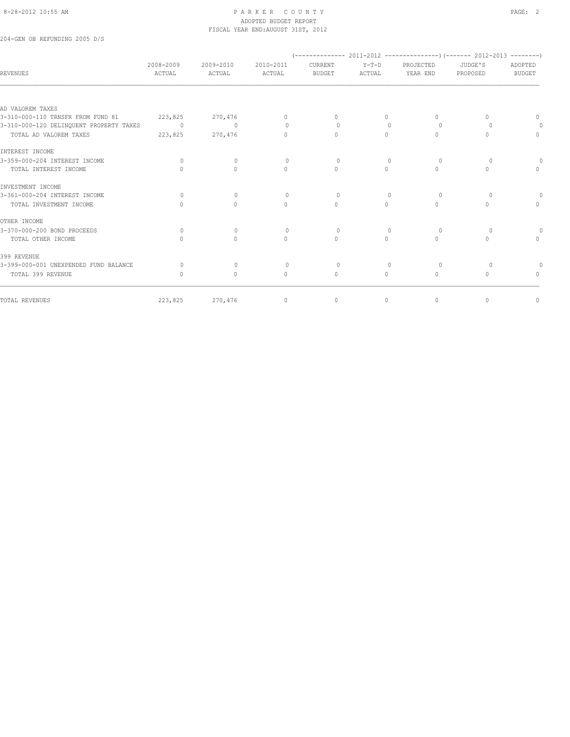204-GEN OB REFUNDING 2005 D/S

| REVENUES | 2008-2009 ACTUAL | 2009-2010 ACTUAL | 2010-2011 ACTUAL | 2011-2012 CURRENT BUDGET | 2011-2012 Y-T-D ACTUAL | 2011-2012 PROJECTED YEAR END | 2012-2013 JUDGE'S PROPOSED | 2012-2013 ADOPTED BUDGET |
|---|---|---|---|---|---|---|---|---|
| AD VALOREM TAXES | | | | | | | | |
| 3-310-000-110 TRNSFR FROM FUND 81 | 223,825 | 270,476 | 0 | 0 | 0 | 0 | 0 | 0 |
| 3-310-000-120 DELINQUENT PROPERTY TAXES | 0 | 0 | 0 | 0 | 0 | 0 | 0 | 0 |
| TOTAL AD VALOREM TAXES | 223,825 | 270,476 | 0 | 0 | 0 | 0 | 0 | 0 |
| INTEREST INCOME | | | | | | | | |
| 3-359-000-204 INTEREST INCOME | 0 | 0 | 0 | 0 | 0 | 0 | 0 | 0 |
| TOTAL INTEREST INCOME | 0 | 0 | 0 | 0 | 0 | 0 | 0 | 0 |
| INVESTMENT INCOME | | | | | | | | |
| 3-361-000-204 INTEREST INCOME | 0 | 0 | 0 | 0 | 0 | 0 | 0 | 0 |
| TOTAL INVESTMENT INCOME | 0 | 0 | 0 | 0 | 0 | 0 | 0 | 0 |
| OTHER INCOME | | | | | | | | |
| 3-370-000-200 BOND PROCEEDS | 0 | 0 | 0 | 0 | 0 | 0 | 0 | 0 |
| TOTAL OTHER INCOME | 0 | 0 | 0 | 0 | 0 | 0 | 0 | 0 |
| 399 REVENUE | | | | | | | | |
| 3-399-000-001 UNEXPENDED FUND BALANCE | 0 | 0 | 0 | 0 | 0 | 0 | 0 | 0 |
| TOTAL 399 REVENUE | 0 | 0 | 0 | 0 | 0 | 0 | 0 | 0 |
| TOTAL REVENUES | 223,825 | 270,476 | 0 | 0 | 0 | 0 | 0 | 0 |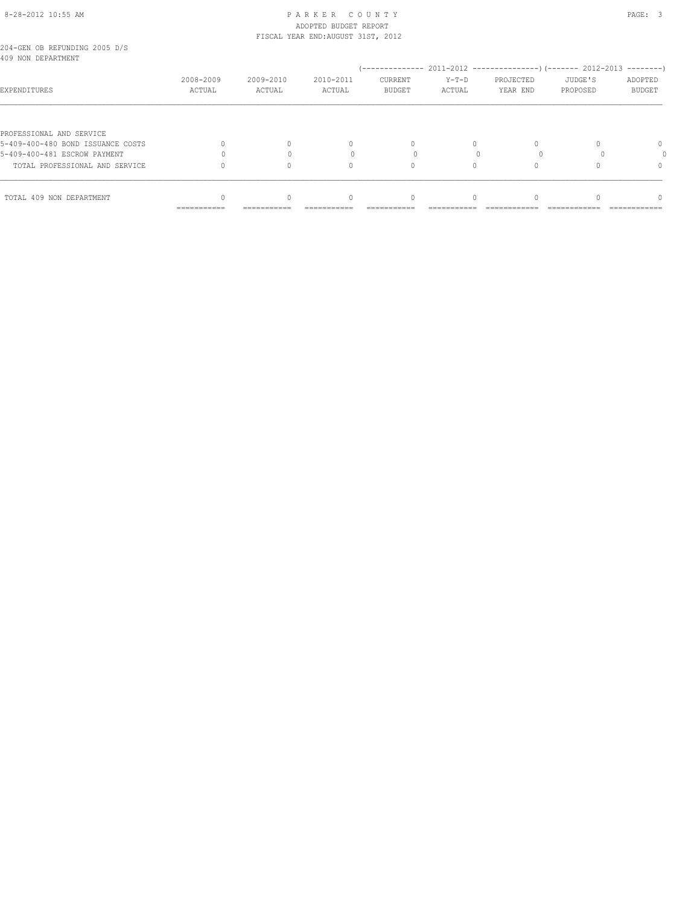PARKER COUNTY
ADOPTED BUDGET REPORT
FISCAL YEAR END:AUGUST 31ST, 2012

204-GEN OB REFUNDING 2005 D/S
409 NON DEPARTMENT

| EXPENDITURES | 2008-2009 ACTUAL | 2009-2010 ACTUAL | 2010-2011 ACTUAL | 2011-2012 CURRENT BUDGET | 2011-2012 Y-T-D ACTUAL | 2011-2012 PROJECTED YEAR END | 2012-2013 JUDGE'S PROPOSED | 2012-2013 ADOPTED BUDGET |
|---|---|---|---|---|---|---|---|---|
| PROFESSIONAL AND SERVICE | | | | | | | | |
| 5-409-400-480 BOND ISSUANCE COSTS | 0 | 0 | 0 | 0 | 0 | 0 | 0 | 0 |
| 5-409-400-481 ESCROW PAYMENT | 0 | 0 | 0 | 0 | 0 | 0 | 0 | 0 |
| TOTAL PROFESSIONAL AND SERVICE | 0 | 0 | 0 | 0 | 0 | 0 | 0 | 0 |
| TOTAL 409 NON DEPARTMENT | 0 | 0 | 0 | 0 | 0 | 0 | 0 | 0 |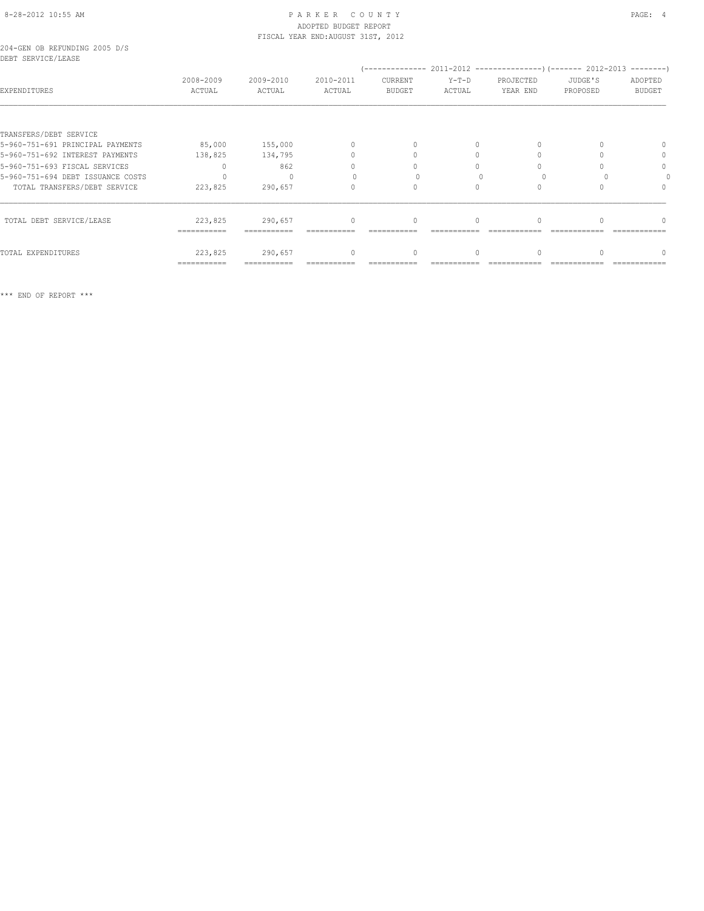PARKER COUNTY
ADOPTED BUDGET REPORT
FISCAL YEAR END:AUGUST 31ST, 2012

204-GEN OB REFUNDING 2005 D/S
DEBT SERVICE/LEASE

| EXPENDITURES | 2008-2009 ACTUAL | 2009-2010 ACTUAL | 2010-2011 ACTUAL | 2011-2012 CURRENT BUDGET | 2011-2012 Y-T-D ACTUAL | 2011-2012 PROJECTED YEAR END | 2012-2013 JUDGE'S PROPOSED | 2012-2013 ADOPTED BUDGET |
|---|---|---|---|---|---|---|---|---|
| TRANSFERS/DEBT SERVICE | | | | | | | | |
| 5-960-751-691 PRINCIPAL PAYMENTS | 85,000 | 155,000 | 0 | 0 | 0 | 0 | 0 | 0 |
| 5-960-751-692 INTEREST PAYMENTS | 138,825 | 134,795 | 0 | 0 | 0 | 0 | 0 | 0 |
| 5-960-751-693 FISCAL SERVICES | 0 | 862 | 0 | 0 | 0 | 0 | 0 | 0 |
| 5-960-751-694 DEBT ISSUANCE COSTS | 0 | 0 | 0 | 0 | 0 | 0 | 0 | 0 |
| TOTAL TRANSFERS/DEBT SERVICE | 223,825 | 290,657 | 0 | 0 | 0 | 0 | 0 | 0 |
| TOTAL DEBT SERVICE/LEASE | 223,825 | 290,657 | 0 | 0 | 0 | 0 | 0 | 0 |
| TOTAL EXPENDITURES | 223,825 | 290,657 | 0 | 0 | 0 | 0 | 0 | 0 |

*** END OF REPORT ***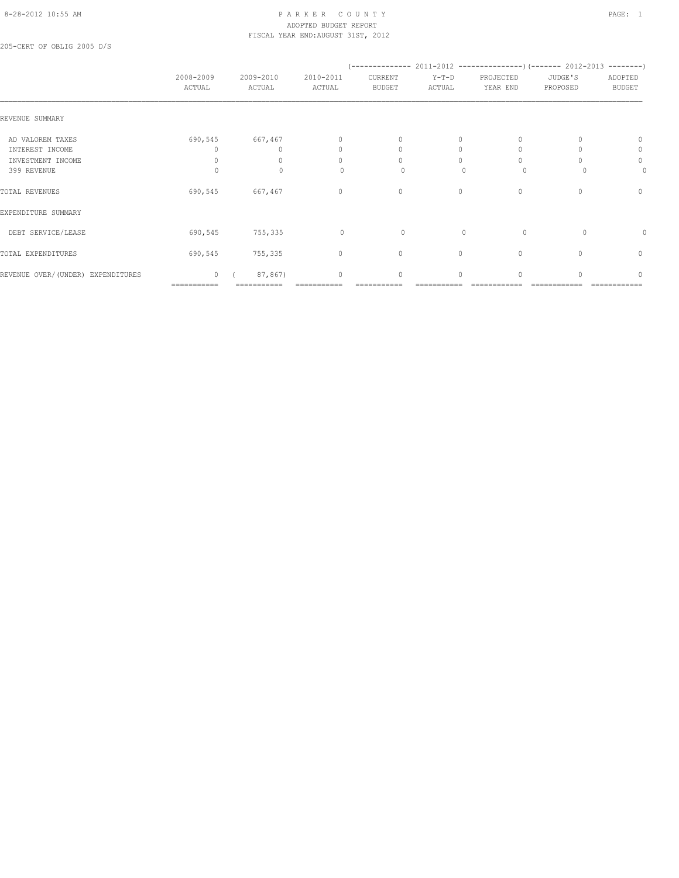PARKER COUNTY
ADOPTED BUDGET REPORT
FISCAL YEAR END:AUGUST 31ST, 2012

205-CERT OF OBLIG 2005 D/S

| | 2008-2009 ACTUAL | 2009-2010 ACTUAL | 2010-2011 ACTUAL | 2011-2012 CURRENT BUDGET | 2011-2012 Y-T-D ACTUAL | 2011-2012 PROJECTED YEAR END | 2012-2013 JUDGE'S PROPOSED | 2012-2013 ADOPTED BUDGET |
|---|---|---|---|---|---|---|---|---|
| REVENUE SUMMARY | | | | | | | | |
| AD VALOREM TAXES | 690,545 | 667,467 | 0 | 0 | 0 | 0 | 0 | 0 |
| INTEREST INCOME | 0 | 0 | 0 | 0 | 0 | 0 | 0 | 0 |
| INVESTMENT INCOME | 0 | 0 | 0 | 0 | 0 | 0 | 0 | 0 |
| 399 REVENUE | 0 | 0 | 0 | 0 | 0 | 0 | 0 | 0 |
| TOTAL REVENUES | 690,545 | 667,467 | 0 | 0 | 0 | 0 | 0 | 0 |
| EXPENDITURE SUMMARY | | | | | | | | |
| DEBT SERVICE/LEASE | 690,545 | 755,335 | 0 | 0 | 0 | 0 | 0 | 0 |
| TOTAL EXPENDITURES | 690,545 | 755,335 | 0 | 0 | 0 | 0 | 0 | 0 |
| REVENUE OVER/(UNDER) EXPENDITURES | 0 | ( 87,867) | 0 | 0 | 0 | 0 | 0 | 0 |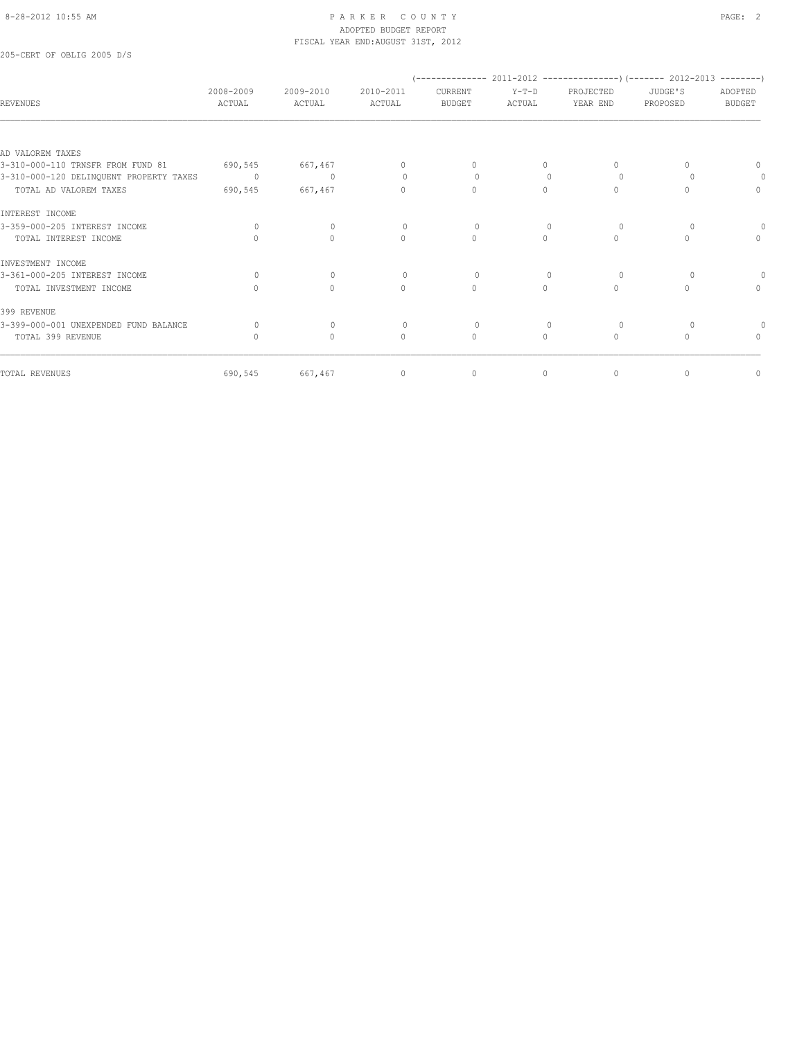# PARKER COUNTY
## ADOPTED BUDGET REPORT
### FISCAL YEAR END:AUGUST 31ST, 2012

205-CERT OF OBLIG 2005 D/S

| REVENUES | 2008-2009 ACTUAL | 2009-2010 ACTUAL | 2010-2011 ACTUAL | (-------------- 2011-2012 CURRENT BUDGET | Y-T-D ACTUAL | PROJECTED YEAR END ---------------) | (------- 2012-2013 JUDGE'S PROPOSED | ADOPTED BUDGET --------) |
|---|---|---|---|---|---|---|---|---|
| AD VALOREM TAXES | | | | | | | | |
| 3-310-000-110 TRNSFR FROM FUND 81 | 690,545 | 667,467 | 0 | 0 | 0 | 0 | 0 | 0 |
| 3-310-000-120 DELINQUENT PROPERTY TAXES | 0 | 0 | 0 | 0 | 0 | 0 | 0 | 0 |
| TOTAL AD VALOREM TAXES | 690,545 | 667,467 | 0 | 0 | 0 | 0 | 0 | 0 |
| INTEREST INCOME | | | | | | | | |
| 3-359-000-205 INTEREST INCOME | 0 | 0 | 0 | 0 | 0 | 0 | 0 | 0 |
| TOTAL INTEREST INCOME | 0 | 0 | 0 | 0 | 0 | 0 | 0 | 0 |
| INVESTMENT INCOME | | | | | | | | |
| 3-361-000-205 INTEREST INCOME | 0 | 0 | 0 | 0 | 0 | 0 | 0 | 0 |
| TOTAL INVESTMENT INCOME | 0 | 0 | 0 | 0 | 0 | 0 | 0 | 0 |
| 399 REVENUE | | | | | | | | |
| 3-399-000-001 UNEXPENDED FUND BALANCE | 0 | 0 | 0 | 0 | 0 | 0 | 0 | 0 |
| TOTAL 399 REVENUE | 0 | 0 | 0 | 0 | 0 | 0 | 0 | 0 |
| TOTAL REVENUES | 690,545 | 667,467 | 0 | 0 | 0 | 0 | 0 | 0 |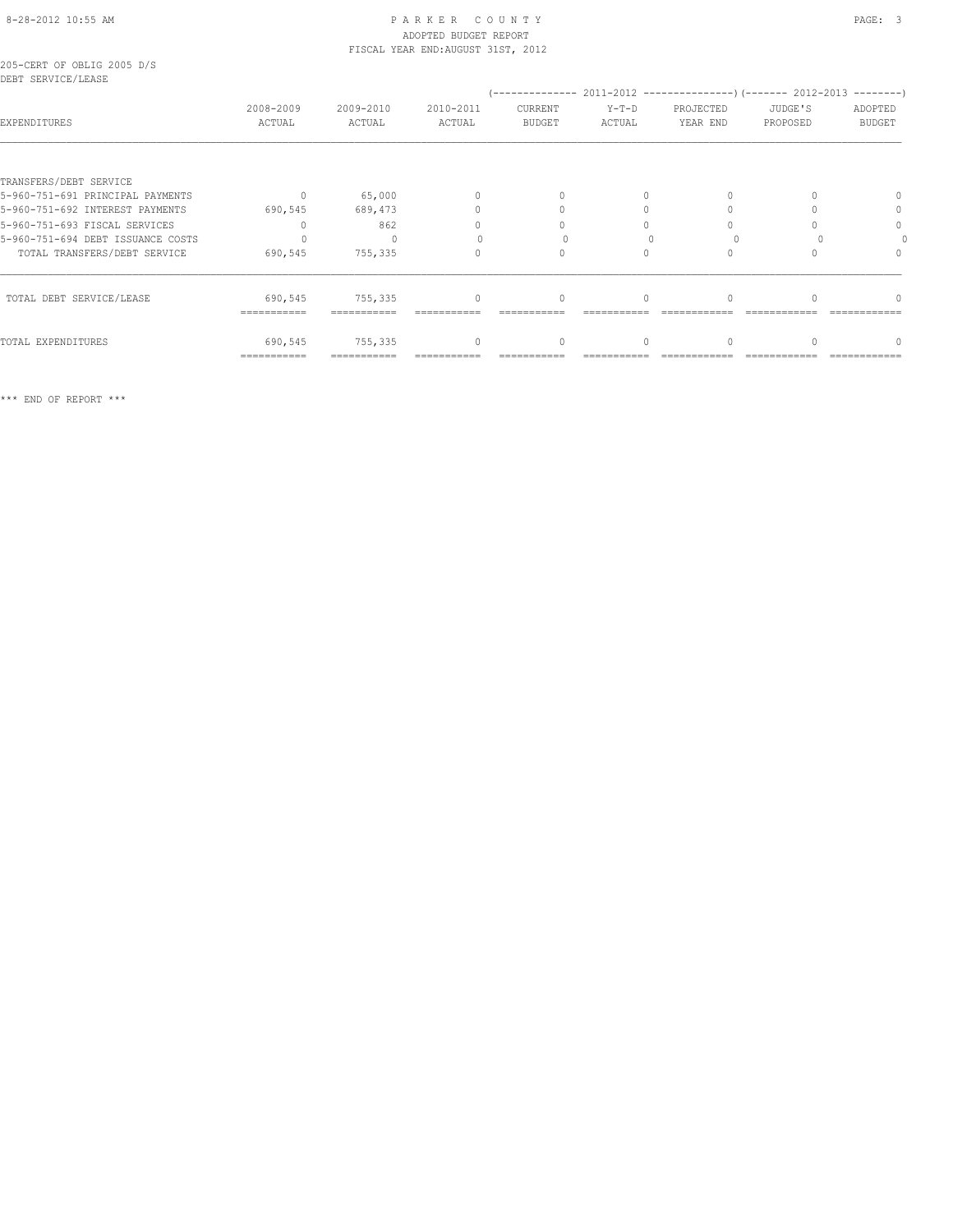PARKER COUNTY
ADOPTED BUDGET REPORT
FISCAL YEAR END:AUGUST 31ST, 2012

205-CERT OF OBLIG 2005 D/S
DEBT SERVICE/LEASE

| EXPENDITURES | 2008-2009 ACTUAL | 2009-2010 ACTUAL | 2010-2011 ACTUAL | 2011-2012 CURRENT BUDGET | 2011-2012 Y-T-D ACTUAL | 2011-2012 PROJECTED YEAR END | 2012-2013 JUDGE'S PROPOSED | 2012-2013 ADOPTED BUDGET |
|---|---|---|---|---|---|---|---|---|
| TRANSFERS/DEBT SERVICE | | | | | | | | |
| 5-960-751-691 PRINCIPAL PAYMENTS | 0 | 65,000 | 0 | 0 | 0 | 0 | 0 | 0 |
| 5-960-751-692 INTEREST PAYMENTS | 690,545 | 689,473 | 0 | 0 | 0 | 0 | 0 | 0 |
| 5-960-751-693 FISCAL SERVICES | 0 | 862 | 0 | 0 | 0 | 0 | 0 | 0 |
| 5-960-751-694 DEBT ISSUANCE COSTS | 0 | 0 | 0 | 0 | 0 | 0 | 0 | 0 |
| TOTAL TRANSFERS/DEBT SERVICE | 690,545 | 755,335 | 0 | 0 | 0 | 0 | 0 | 0 |
| TOTAL DEBT SERVICE/LEASE | 690,545 | 755,335 | 0 | 0 | 0 | 0 | 0 | 0 |
| TOTAL EXPENDITURES | 690,545 | 755,335 | 0 | 0 | 0 | 0 | 0 | 0 |

*** END OF REPORT ***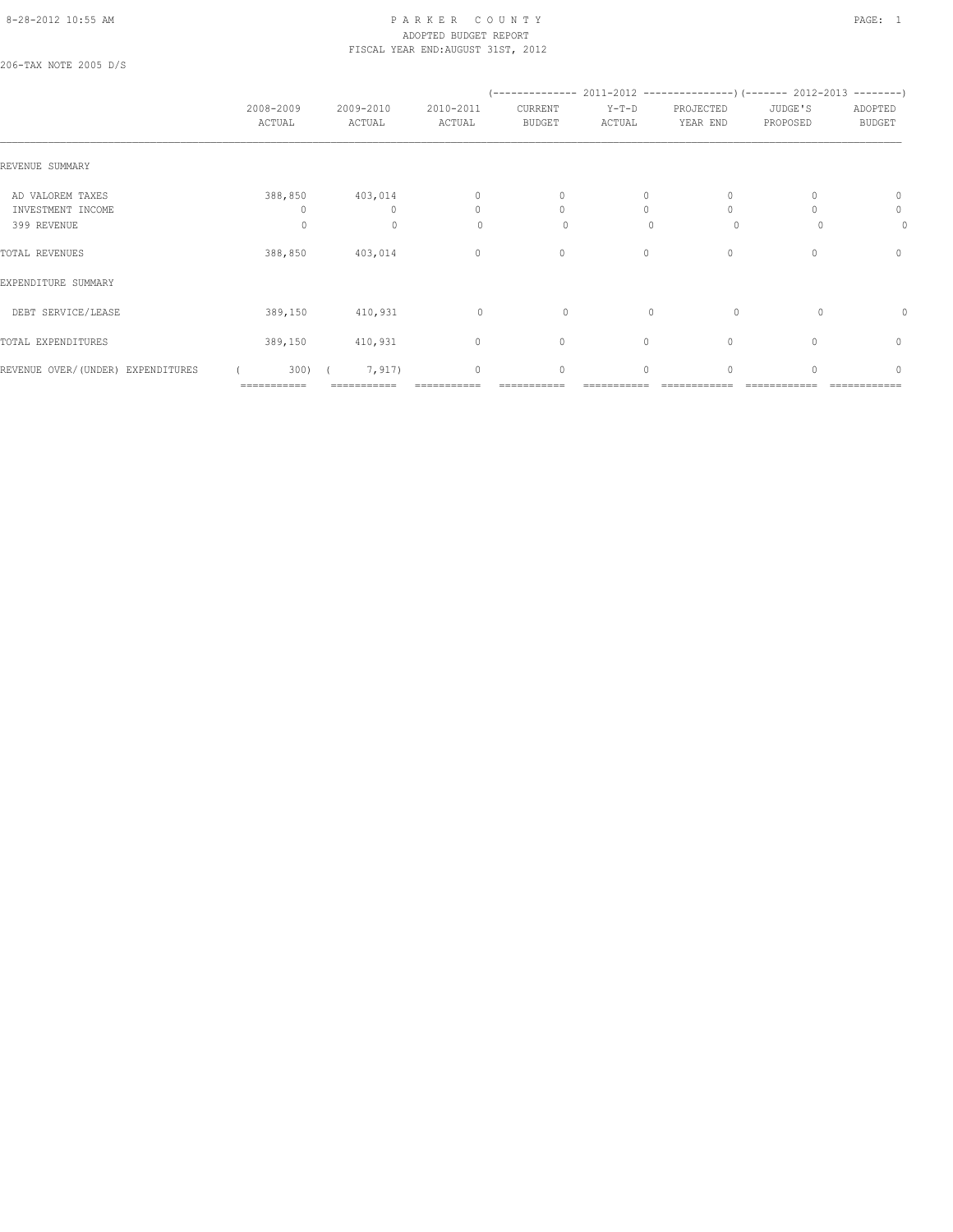PARKER COUNTY
ADOPTED BUDGET REPORT
FISCAL YEAR END:AUGUST 31ST, 2012

206-TAX NOTE 2005 D/S

| | 2008-2009 ACTUAL | 2009-2010 ACTUAL | 2010-2011 ACTUAL | 2011-2012 CURRENT BUDGET | 2011-2012 Y-T-D ACTUAL | 2011-2012 PROJECTED YEAR END | 2012-2013 JUDGE'S PROPOSED | 2012-2013 ADOPTED BUDGET |
|---|---|---|---|---|---|---|---|---|
| REVENUE SUMMARY | | | | | | | | |
| AD VALOREM TAXES | 388,850 | 403,014 | 0 | 0 | 0 | 0 | 0 | 0 |
| INVESTMENT INCOME | 0 | 0 | 0 | 0 | 0 | 0 | 0 | 0 |
| 399 REVENUE | 0 | 0 | 0 | 0 | 0 | 0 | 0 | 0 |
| TOTAL REVENUES | 388,850 | 403,014 | 0 | 0 | 0 | 0 | 0 | 0 |
| EXPENDITURE SUMMARY | | | | | | | | |
| DEBT SERVICE/LEASE | 389,150 | 410,931 | 0 | 0 | 0 | 0 | 0 | 0 |
| TOTAL EXPENDITURES | 389,150 | 410,931 | 0 | 0 | 0 | 0 | 0 | 0 |
| REVENUE OVER/(UNDER) EXPENDITURES | ( 300) | ( 7,917) | 0 | 0 | 0 | 0 | 0 | 0 |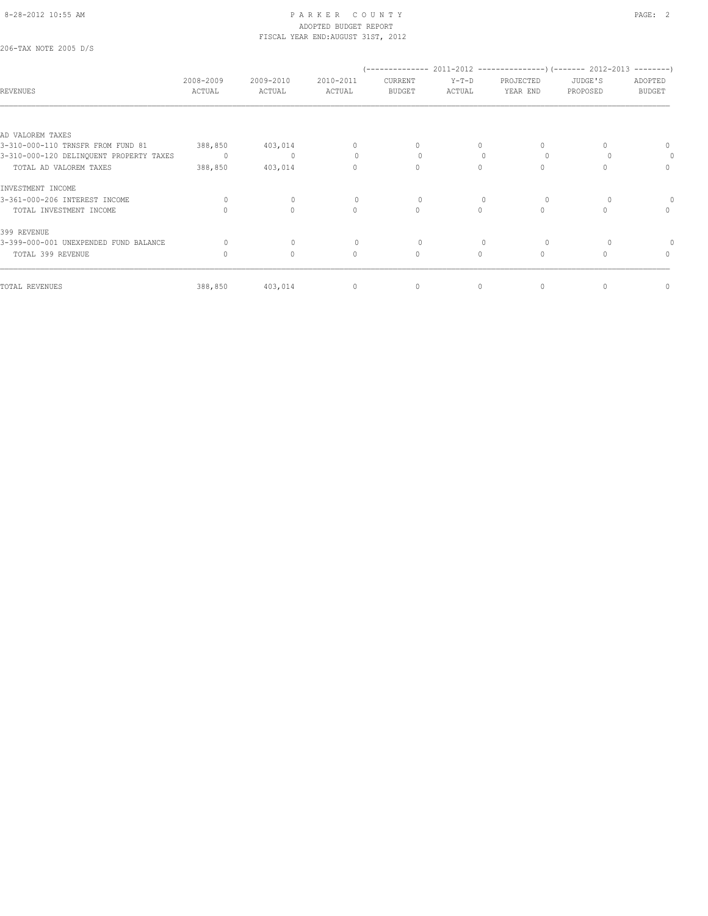8-28-2012 10:55 AM

# PARKER COUNTY
## ADOPTED BUDGET REPORT
### FISCAL YEAR END:AUGUST 31ST, 2012

206-TAX NOTE 2005 D/S

| REVENUES | 2008-2009 ACTUAL | 2009-2010 ACTUAL | 2010-2011 ACTUAL | (-------------- 2011-2012 CURRENT BUDGET | Y-T-D ACTUAL | PROJECTED YEAR END ---------------) | (------- 2012-2013 JUDGE'S PROPOSED | ADOPTED BUDGET --------) |
|---|---|---|---|---|---|---|---|---|
| AD VALOREM TAXES | | | | | | | | |
| 3-310-000-110 TRNSFR FROM FUND 81 | 388,850 | 403,014 | 0 | 0 | 0 | 0 | 0 | 0 |
| 3-310-000-120 DELINQUENT PROPERTY TAXES | 0 | 0 | 0 | 0 | 0 | 0 | 0 | 0 |
| TOTAL AD VALOREM TAXES | 388,850 | 403,014 | 0 | 0 | 0 | 0 | 0 | 0 |
| INVESTMENT INCOME | | | | | | | | |
| 3-361-000-206 INTEREST INCOME | 0 | 0 | 0 | 0 | 0 | 0 | 0 | 0 |
| TOTAL INVESTMENT INCOME | 0 | 0 | 0 | 0 | 0 | 0 | 0 | 0 |
| 399 REVENUE | | | | | | | | |
| 3-399-000-001 UNEXPENDED FUND BALANCE | 0 | 0 | 0 | 0 | 0 | 0 | 0 | 0 |
| TOTAL 399 REVENUE | 0 | 0 | 0 | 0 | 0 | 0 | 0 | 0 |
| TOTAL REVENUES | 388,850 | 403,014 | 0 | 0 | 0 | 0 | 0 | 0 |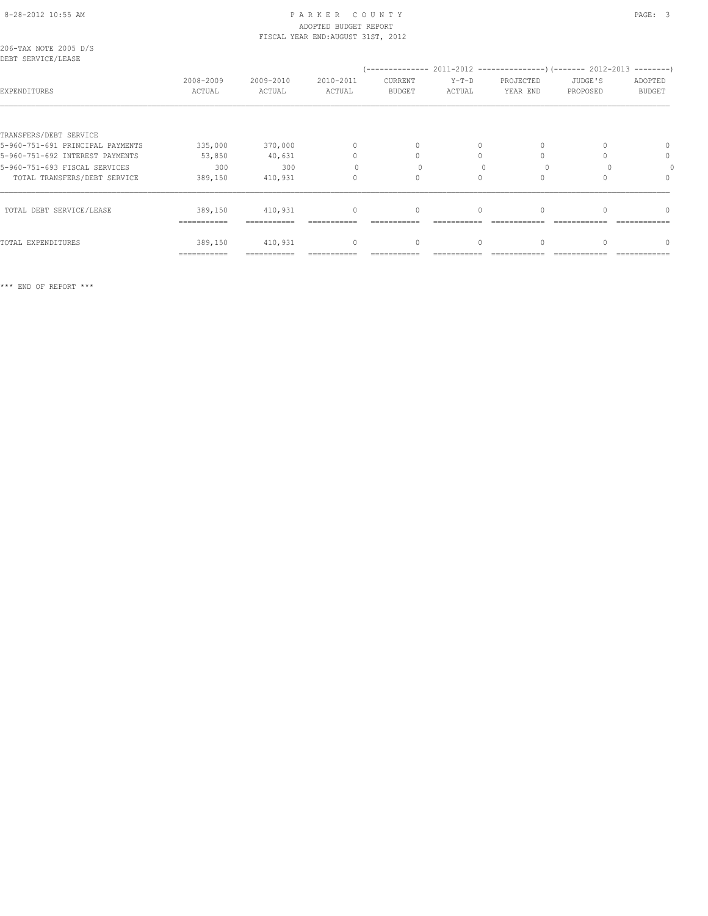PARKER COUNTY
ADOPTED BUDGET REPORT
FISCAL YEAR END:AUGUST 31ST, 2012

206-TAX NOTE 2005 D/S
DEBT SERVICE/LEASE

| EXPENDITURES | 2008-2009 ACTUAL | 2009-2010 ACTUAL | 2010-2011 ACTUAL | 2011-2012 CURRENT BUDGET | 2011-2012 Y-T-D ACTUAL | 2011-2012 PROJECTED YEAR END | 2012-2013 JUDGE'S PROPOSED | 2012-2013 ADOPTED BUDGET |
|---|---|---|---|---|---|---|---|---|
| TRANSFERS/DEBT SERVICE | | | | | | | | |
| 5-960-751-691 PRINCIPAL PAYMENTS | 335,000 | 370,000 | 0 | 0 | 0 | 0 | 0 | 0 |
| 5-960-751-692 INTEREST PAYMENTS | 53,850 | 40,631 | 0 | 0 | 0 | 0 | 0 | 0 |
| 5-960-751-693 FISCAL SERVICES | 300 | 300 | 0 | 0 | 0 | 0 | 0 | 0 |
| TOTAL TRANSFERS/DEBT SERVICE | 389,150 | 410,931 | 0 | 0 | 0 | 0 | 0 | 0 |
| TOTAL DEBT SERVICE/LEASE | 389,150 | 410,931 | 0 | 0 | 0 | 0 | 0 | 0 |
| TOTAL EXPENDITURES | 389,150 | 410,931 | 0 | 0 | 0 | 0 | 0 | 0 |

*** END OF REPORT ***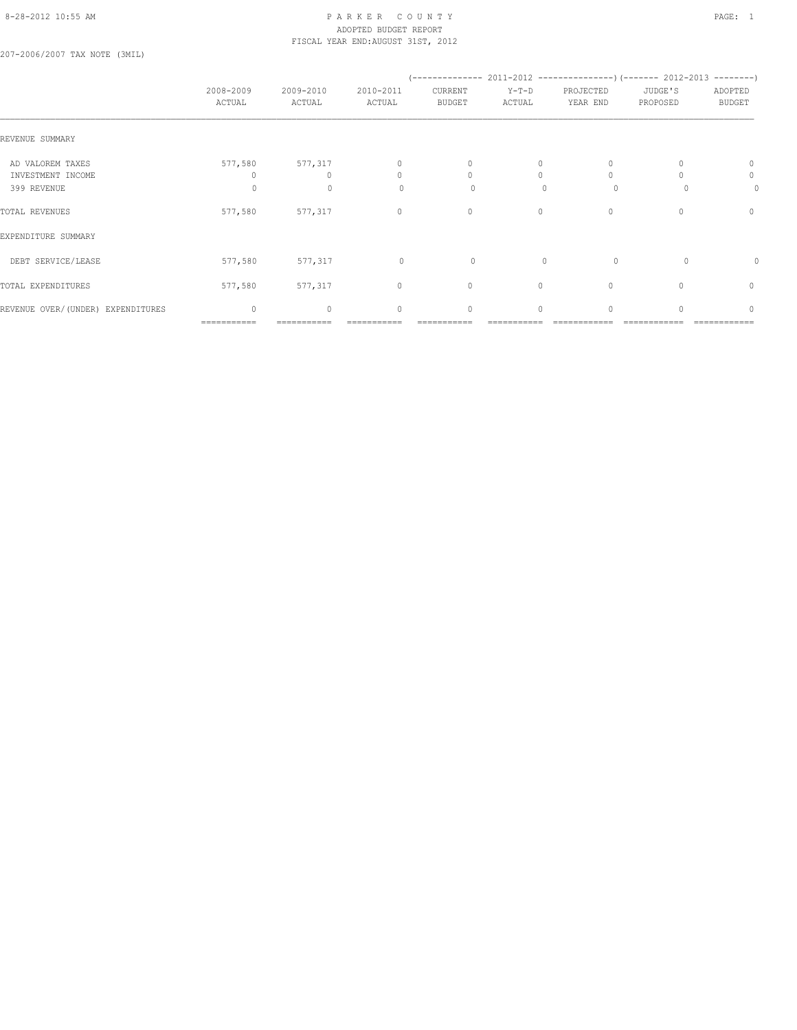PARKER COUNTY
ADOPTED BUDGET REPORT
FISCAL YEAR END:AUGUST 31ST, 2012

207-2006/2007 TAX NOTE (3MIL)

| | 2008-2009 ACTUAL | 2009-2010 ACTUAL | 2010-2011 ACTUAL | 2011-2012 CURRENT BUDGET | 2011-2012 Y-T-D ACTUAL | 2011-2012 PROJECTED YEAR END | 2012-2013 JUDGE'S PROPOSED | 2012-2013 ADOPTED BUDGET |
|---|---|---|---|---|---|---|---|---|
| REVENUE SUMMARY | | | | | | | | |
| AD VALOREM TAXES | 577,580 | 577,317 | 0 | 0 | 0 | 0 | 0 | 0 |
| INVESTMENT INCOME | 0 | 0 | 0 | 0 | 0 | 0 | 0 | 0 |
| 399 REVENUE | 0 | 0 | 0 | 0 | 0 | 0 | 0 | 0 |
| TOTAL REVENUES | 577,580 | 577,317 | 0 | 0 | 0 | 0 | 0 | 0 |
| EXPENDITURE SUMMARY | | | | | | | | |
| DEBT SERVICE/LEASE | 577,580 | 577,317 | 0 | 0 | 0 | 0 | 0 | 0 |
| TOTAL EXPENDITURES | 577,580 | 577,317 | 0 | 0 | 0 | 0 | 0 | 0 |
| REVENUE OVER/(UNDER) EXPENDITURES | 0 | 0 | 0 | 0 | 0 | 0 | 0 | 0 |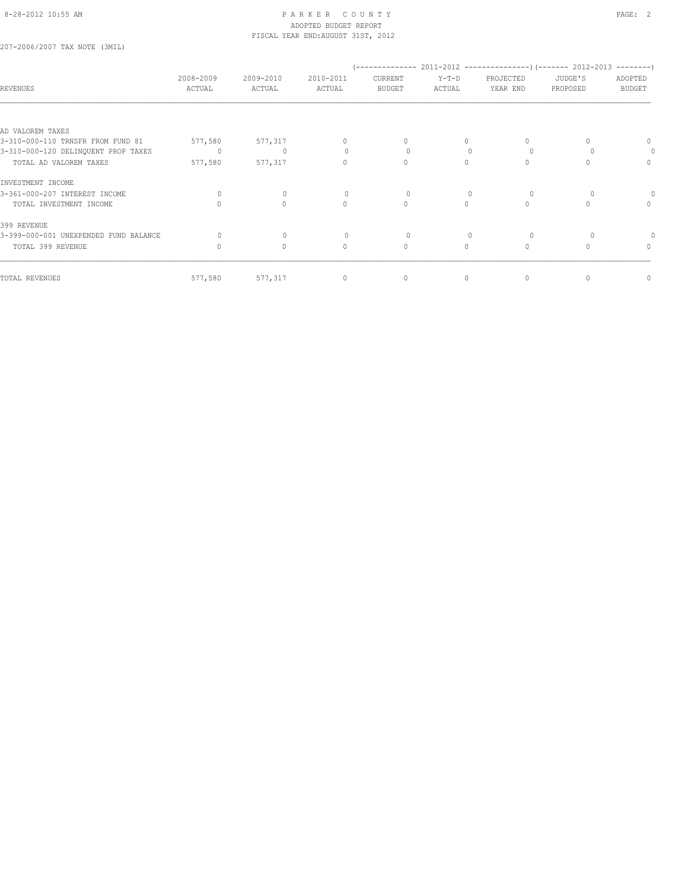207-2006/2007 TAX NOTE (3MIL)

| REVENUES | 2008-2009 ACTUAL | 2009-2010 ACTUAL | 2010-2011 ACTUAL | 2011-2012 CURRENT BUDGET | 2011-2012 Y-T-D ACTUAL | 2011-2012 PROJECTED YEAR END | 2012-2013 JUDGE'S PROPOSED | 2012-2013 ADOPTED BUDGET |
|---|---|---|---|---|---|---|---|---|
| AD VALOREM TAXES | | | | | | | | |
| 3-310-000-110 TRNSFR FROM FUND 81 | 577,580 | 577,317 | 0 | 0 | 0 | 0 | 0 | 0 |
| 3-310-000-120 DELINQUENT PROP TAXES | 0 | 0 | 0 | 0 | 0 | 0 | 0 | 0 |
| TOTAL AD VALOREM TAXES | 577,580 | 577,317 | 0 | 0 | 0 | 0 | 0 | 0 |
| INVESTMENT INCOME | | | | | | | | |
| 3-361-000-207 INTEREST INCOME | 0 | 0 | 0 | 0 | 0 | 0 | 0 | 0 |
| TOTAL INVESTMENT INCOME | 0 | 0 | 0 | 0 | 0 | 0 | 0 | 0 |
| 399 REVENUE | | | | | | | | |
| 3-399-000-001 UNEXPENDED FUND BALANCE | 0 | 0 | 0 | 0 | 0 | 0 | 0 | 0 |
| TOTAL 399 REVENUE | 0 | 0 | 0 | 0 | 0 | 0 | 0 | 0 |
| TOTAL REVENUES | 577,580 | 577,317 | 0 | 0 | 0 | 0 | 0 | 0 |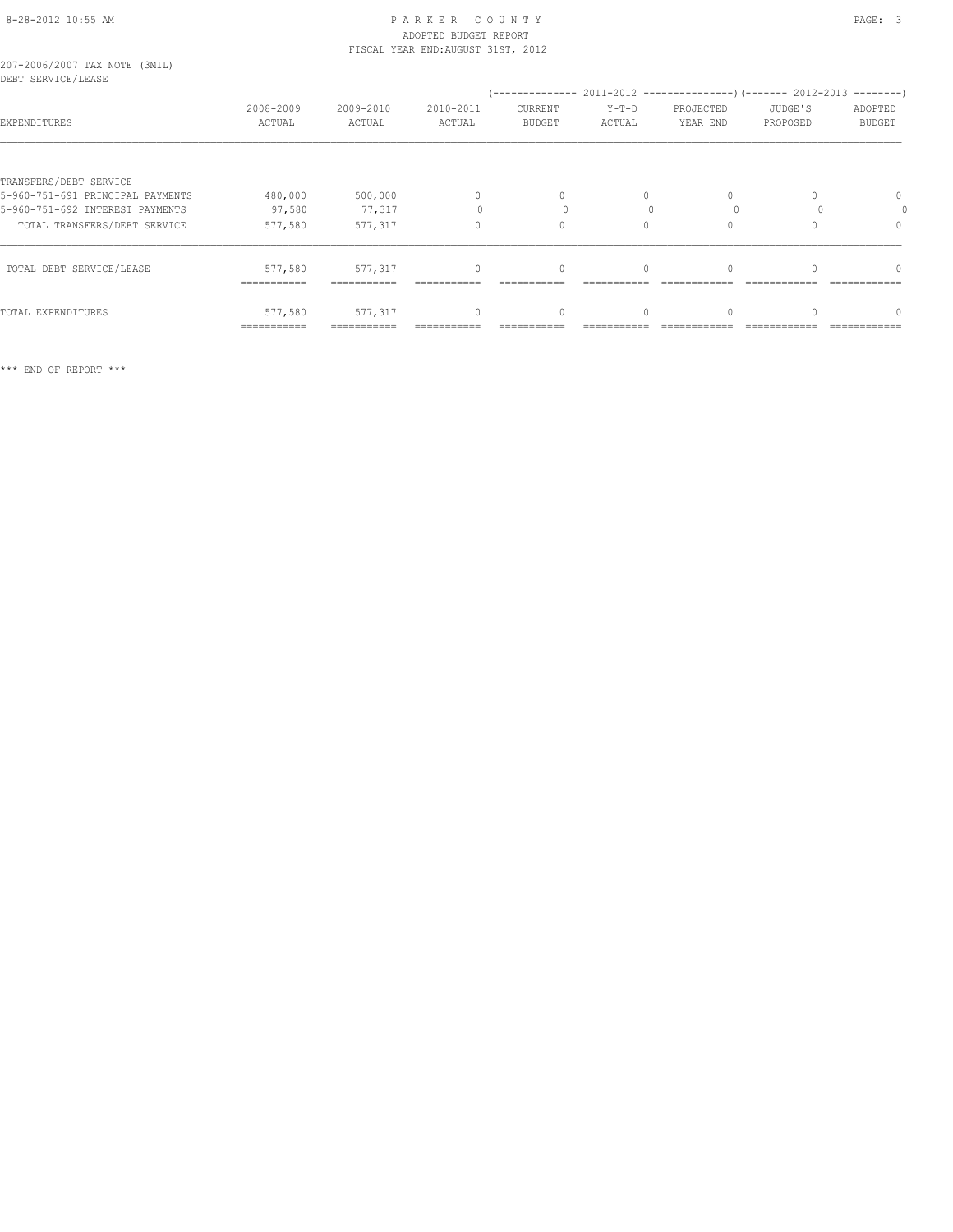PARKER COUNTY
ADOPTED BUDGET REPORT
FISCAL YEAR END:AUGUST 31ST, 2012

207-2006/2007 TAX NOTE (3MIL)
DEBT SERVICE/LEASE

| EXPENDITURES | 2008-2009 ACTUAL | 2009-2010 ACTUAL | 2010-2011 ACTUAL | 2011-2012 CURRENT BUDGET | 2011-2012 Y-T-D ACTUAL | 2011-2012 PROJECTED YEAR END | 2012-2013 JUDGE'S PROPOSED | 2012-2013 ADOPTED BUDGET |
|---|---|---|---|---|---|---|---|---|
| TRANSFERS/DEBT SERVICE | | | | | | | | |
| 5-960-751-691 PRINCIPAL PAYMENTS | 480,000 | 500,000 | 0 | 0 | 0 | 0 | 0 | 0 |
| 5-960-751-692 INTEREST PAYMENTS | 97,580 | 77,317 | 0 | 0 | 0 | 0 | 0 | 0 |
| TOTAL TRANSFERS/DEBT SERVICE | 577,580 | 577,317 | 0 | 0 | 0 | 0 | 0 | 0 |
| TOTAL DEBT SERVICE/LEASE | 577,580 | 577,317 | 0 | 0 | 0 | 0 | 0 | 0 |
| TOTAL EXPENDITURES | 577,580 | 577,317 | 0 | 0 | 0 | 0 | 0 | 0 |

*** END OF REPORT ***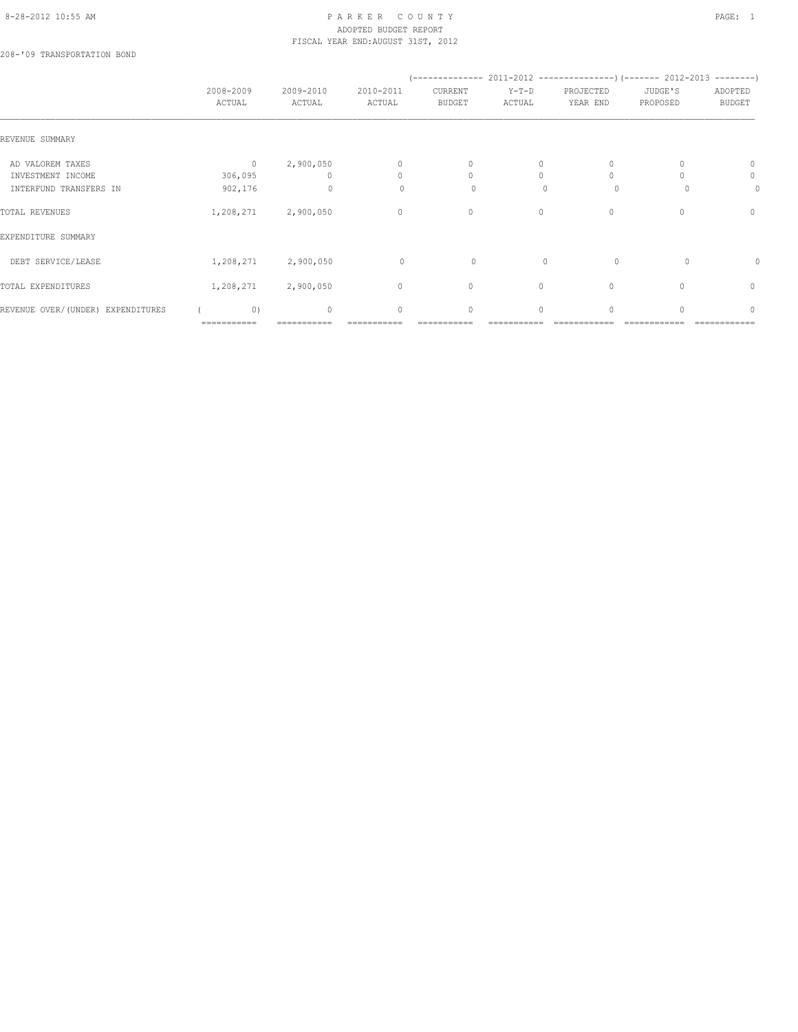PARKER COUNTY
ADOPTED BUDGET REPORT
FISCAL YEAR END:AUGUST 31ST, 2012

208-'09 TRANSPORTATION BOND

| | 2008-2009 ACTUAL | 2009-2010 ACTUAL | 2010-2011 ACTUAL | 2011-2012 CURRENT BUDGET | 2011-2012 Y-T-D ACTUAL | 2011-2012 PROJECTED YEAR END | 2012-2013 JUDGE'S PROPOSED | 2012-2013 ADOPTED BUDGET |
|---|---|---|---|---|---|---|---|---|
| REVENUE SUMMARY | | | | | | | | |
| AD VALOREM TAXES | 0 | 2,900,050 | 0 | 0 | 0 | 0 | 0 | 0 |
| INVESTMENT INCOME | 306,095 | 0 | 0 | 0 | 0 | 0 | 0 | 0 |
| INTERFUND TRANSFERS IN | 902,176 | 0 | 0 | 0 | 0 | 0 | 0 | 0 |
| TOTAL REVENUES | 1,208,271 | 2,900,050 | 0 | 0 | 0 | 0 | 0 | 0 |
| EXPENDITURE SUMMARY | | | | | | | | |
| DEBT SERVICE/LEASE | 1,208,271 | 2,900,050 | 0 | 0 | 0 | 0 | 0 | 0 |
| TOTAL EXPENDITURES | 1,208,271 | 2,900,050 | 0 | 0 | 0 | 0 | 0 | 0 |
| REVENUE OVER/(UNDER) EXPENDITURES | ( 0) | 0 | 0 | 0 | 0 | 0 | 0 | 0 |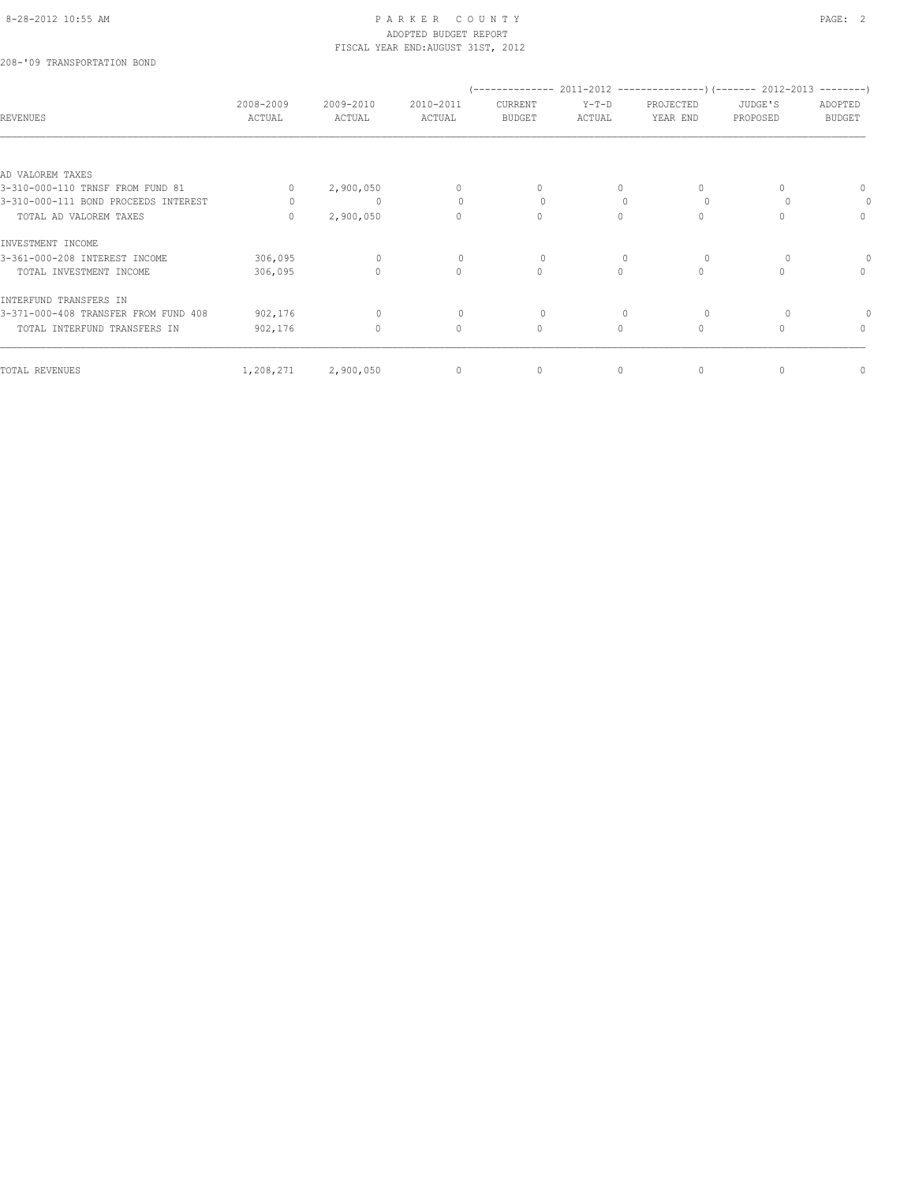# PARKER COUNTY

ADOPTED BUDGET REPORT

FISCAL YEAR END:AUGUST 31ST, 2012

208-'09 TRANSPORTATION BOND

| REVENUES | 2008-2009 ACTUAL | 2009-2010 ACTUAL | 2010-2011 ACTUAL | (-------------- 2011-2012 CURRENT BUDGET | Y-T-D ACTUAL | PROJECTED YEAR END ---------------) | (------- 2012-2013 JUDGE'S PROPOSED | ADOPTED BUDGET --------) |
|---|---|---|---|---|---|---|---|---|
| AD VALOREM TAXES | | | | | | | | |
| 3-310-000-110 TRNSF FROM FUND 81 | 0 | 2,900,050 | 0 | 0 | 0 | 0 | 0 | 0 |
| 3-310-000-111 BOND PROCEEDS INTEREST | 0 | 0 | 0 | 0 | 0 | 0 | 0 | 0 |
| TOTAL AD VALOREM TAXES | 0 | 2,900,050 | 0 | 0 | 0 | 0 | 0 | 0 |
| INVESTMENT INCOME | | | | | | | | |
| 3-361-000-208 INTEREST INCOME | 306,095 | 0 | 0 | 0 | 0 | 0 | 0 | 0 |
| TOTAL INVESTMENT INCOME | 306,095 | 0 | 0 | 0 | 0 | 0 | 0 | 0 |
| INTERFUND TRANSFERS IN | | | | | | | | |
| 3-371-000-408 TRANSFER FROM FUND 408 | 902,176 | 0 | 0 | 0 | 0 | 0 | 0 | 0 |
| TOTAL INTERFUND TRANSFERS IN | 902,176 | 0 | 0 | 0 | 0 | 0 | 0 | 0 |
| TOTAL REVENUES | 1,208,271 | 2,900,050 | 0 | 0 | 0 | 0 | 0 | 0 |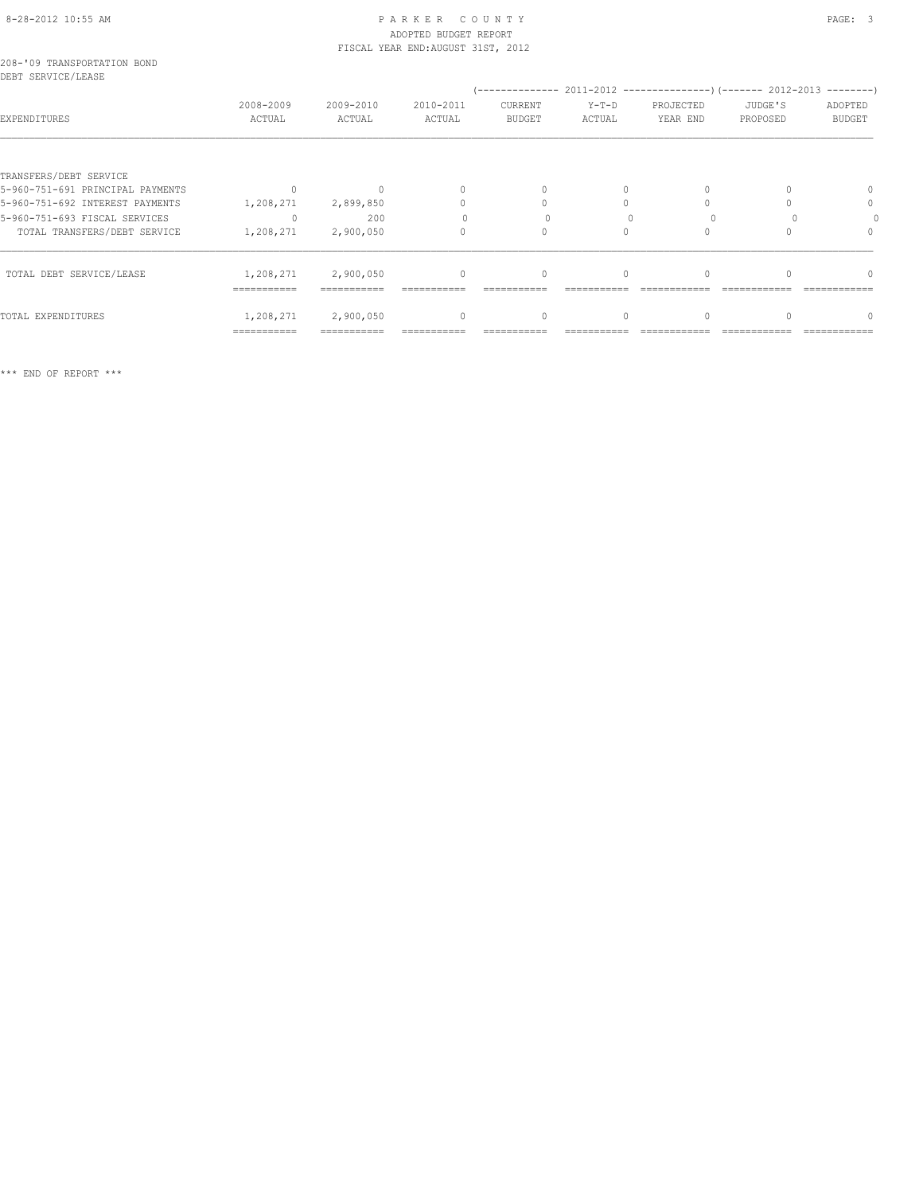208-'09 TRANSPORTATION BOND
DEBT SERVICE/LEASE

| EXPENDITURES | 2008-2009 ACTUAL | 2009-2010 ACTUAL | 2010-2011 ACTUAL | 2011-2012 CURRENT BUDGET | 2011-2012 Y-T-D ACTUAL | 2011-2012 PROJECTED YEAR END | 2012-2013 JUDGE'S PROPOSED | 2012-2013 ADOPTED BUDGET |
|---|---|---|---|---|---|---|---|---|
| TRANSFERS/DEBT SERVICE | | | | | | | | |
| 5-960-751-691 PRINCIPAL PAYMENTS | 0 | 0 | 0 | 0 | 0 | 0 | 0 | 0 |
| 5-960-751-692 INTEREST PAYMENTS | 1,208,271 | 2,899,850 | 0 | 0 | 0 | 0 | 0 | 0 |
| 5-960-751-693 FISCAL SERVICES | 0 | 200 | 0 | 0 | 0 | 0 | 0 | 0 |
| TOTAL TRANSFERS/DEBT SERVICE | 1,208,271 | 2,900,050 | 0 | 0 | 0 | 0 | 0 | 0 |
| TOTAL DEBT SERVICE/LEASE | 1,208,271 | 2,900,050 | 0 | 0 | 0 | 0 | 0 | 0 |
| TOTAL EXPENDITURES | 1,208,271 | 2,900,050 | 0 | 0 | 0 | 0 | 0 | 0 |

*** END OF REPORT ***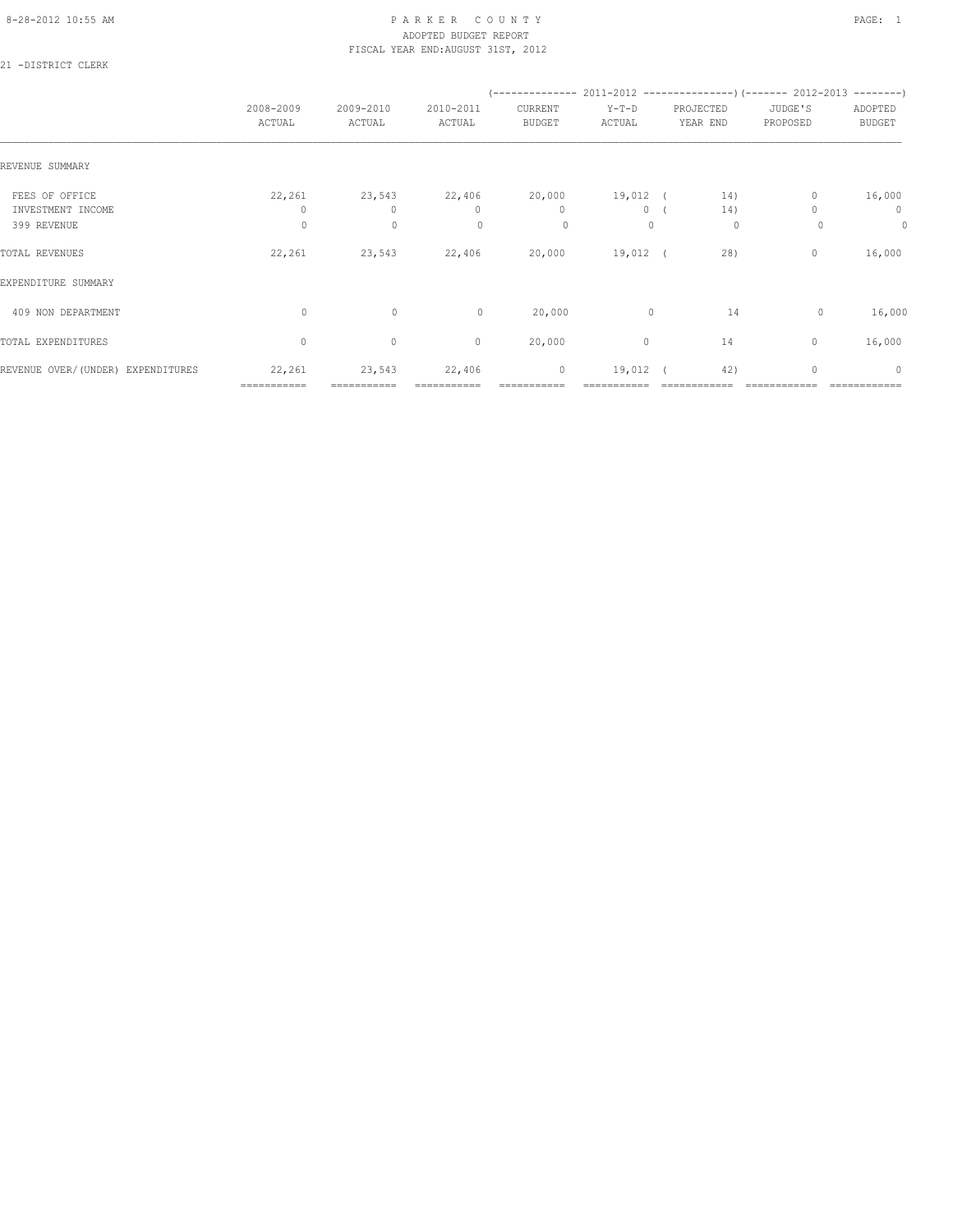PARKER COUNTY
ADOPTED BUDGET REPORT
FISCAL YEAR END:AUGUST 31ST, 2012

21 -DISTRICT CLERK

| | 2008-2009 ACTUAL | 2009-2010 ACTUAL | 2010-2011 ACTUAL | (-------------- 2011-2012 CURRENT BUDGET | Y-T-D ACTUAL | PROJECTED YEAR END ---------------) | (------- 2012-2013 JUDGE'S PROPOSED | ADOPTED BUDGET --------) |
|---|---|---|---|---|---|---|---|---|
| REVENUE SUMMARY | | | | | | | | |
| FEES OF OFFICE | 22,261 | 23,543 | 22,406 | 20,000 | 19,012 | ( 14) | 0 | 16,000 |
| INVESTMENT INCOME | 0 | 0 | 0 | 0 | 0 | ( 14) | 0 | 0 |
| 399 REVENUE | 0 | 0 | 0 | 0 | 0 | 0 | 0 | 0 |
| TOTAL REVENUES | 22,261 | 23,543 | 22,406 | 20,000 | 19,012 | ( 28) | 0 | 16,000 |
| EXPENDITURE SUMMARY | | | | | | | | |
| 409 NON DEPARTMENT | 0 | 0 | 0 | 20,000 | 0 | 14 | 0 | 16,000 |
| TOTAL EXPENDITURES | 0 | 0 | 0 | 20,000 | 0 | 14 | 0 | 16,000 |
| REVENUE OVER/(UNDER) EXPENDITURES | 22,261 | 23,543 | 22,406 | 0 | 19,012 | ( 42) | 0 | 0 |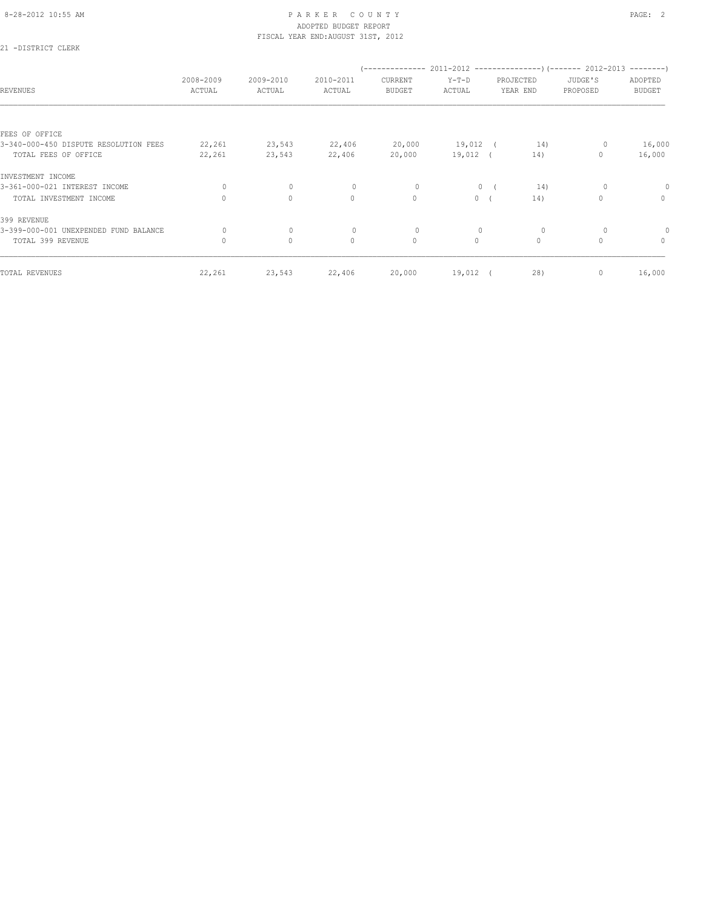PARKER COUNTY
ADOPTED BUDGET REPORT
FISCAL YEAR END:AUGUST 31ST, 2012

21 -DISTRICT CLERK

| REVENUES | 2008-2009 ACTUAL | 2009-2010 ACTUAL | 2010-2011 ACTUAL | 2011-2012 CURRENT BUDGET | 2011-2012 Y-T-D ACTUAL | 2011-2012 PROJECTED YEAR END | 2012-2013 JUDGE'S PROPOSED | 2012-2013 ADOPTED BUDGET |
|---|---|---|---|---|---|---|---|---|
| FEES OF OFFICE | | | | | | | | |
| 3-340-000-450 DISPUTE RESOLUTION FEES | 22,261 | 23,543 | 22,406 | 20,000 | 19,012 | ( 14) | 0 | 16,000 |
| TOTAL FEES OF OFFICE | 22,261 | 23,543 | 22,406 | 20,000 | 19,012 | ( 14) | 0 | 16,000 |
| INVESTMENT INCOME | | | | | | | | |
| 3-361-000-021 INTEREST INCOME | 0 | 0 | 0 | 0 | 0 | ( 14) | 0 | 0 |
| TOTAL INVESTMENT INCOME | 0 | 0 | 0 | 0 | 0 | ( 14) | 0 | 0 |
| 399 REVENUE | | | | | | | | |
| 3-399-000-001 UNEXPENDED FUND BALANCE | 0 | 0 | 0 | 0 | 0 | 0 | 0 | 0 |
| TOTAL 399 REVENUE | 0 | 0 | 0 | 0 | 0 | 0 | 0 | 0 |
| TOTAL REVENUES | 22,261 | 23,543 | 22,406 | 20,000 | 19,012 | ( 28) | 0 | 16,000 |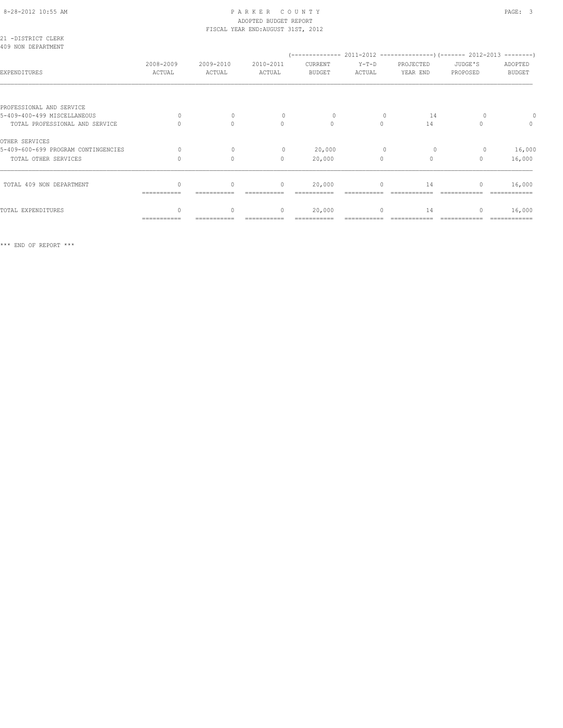# PARKER COUNTY
## ADOPTED BUDGET REPORT
### FISCAL YEAR END:AUGUST 31ST, 2012

21 -DISTRICT CLERK
409 NON DEPARTMENT

| EXPENDITURES | 2008-2009 ACTUAL | 2009-2010 ACTUAL | 2010-2011 ACTUAL | 2011-2012 CURRENT BUDGET | 2011-2012 Y-T-D ACTUAL | 2011-2012 PROJECTED YEAR END | 2012-2013 JUDGE'S PROPOSED | 2012-2013 ADOPTED BUDGET |
|---|---|---|---|---|---|---|---|---|
| PROFESSIONAL AND SERVICE | | | | | | | | |
| 5-409-400-499 MISCELLANEOUS | 0 | 0 | 0 | 0 | 0 | 14 | 0 | 0 |
| TOTAL PROFESSIONAL AND SERVICE | 0 | 0 | 0 | 0 | 0 | 14 | 0 | 0 |
| OTHER SERVICES | | | | | | | | |
| 5-409-600-699 PROGRAM CONTINGENCIES | 0 | 0 | 0 | 20,000 | 0 | 0 | 0 | 16,000 |
| TOTAL OTHER SERVICES | 0 | 0 | 0 | 20,000 | 0 | 0 | 0 | 16,000 |
| TOTAL 409 NON DEPARTMENT | 0 | 0 | 0 | 20,000 | 0 | 14 | 0 | 16,000 |
| TOTAL EXPENDITURES | 0 | 0 | 0 | 20,000 | 0 | 14 | 0 | 16,000 |

*** END OF REPORT ***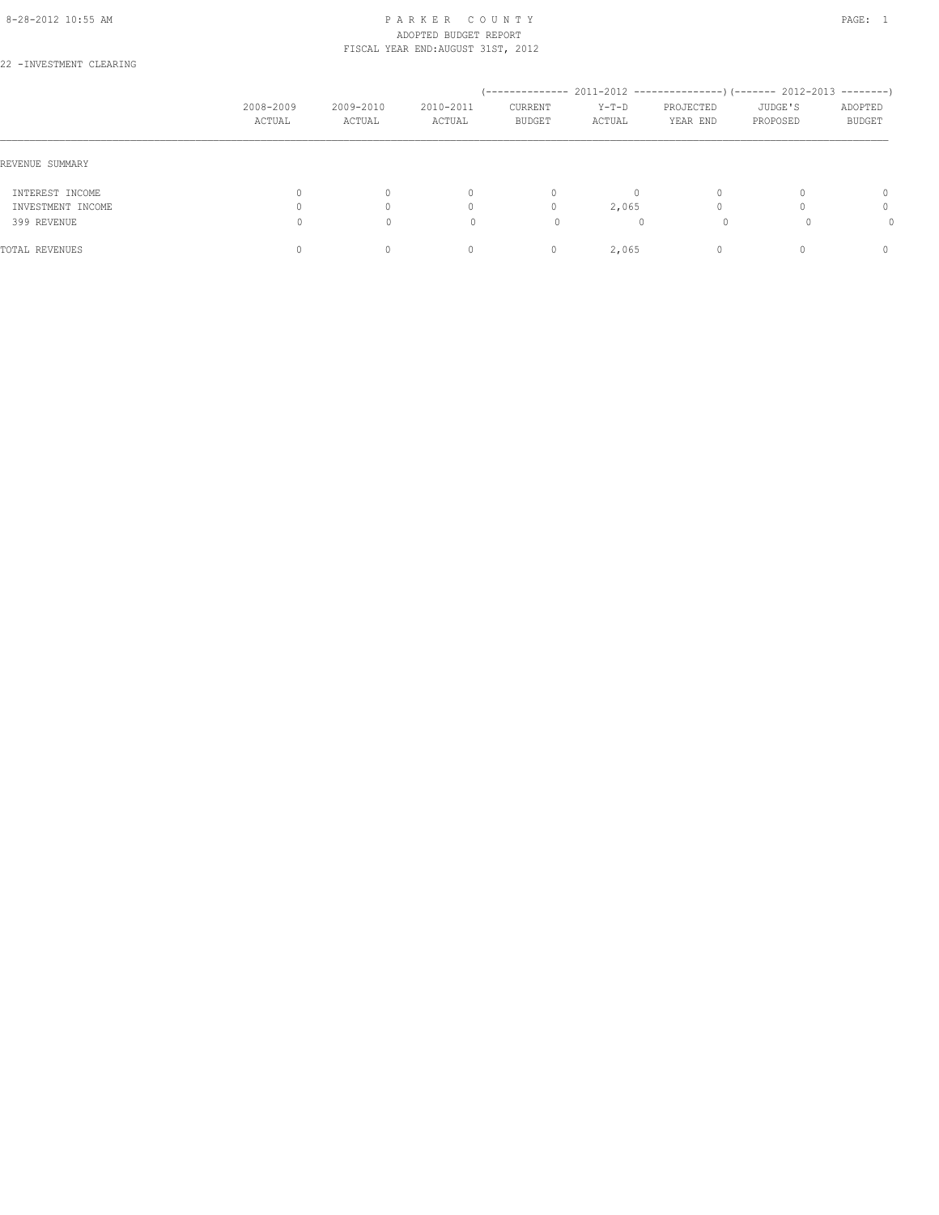PARKER COUNTY
ADOPTED BUDGET REPORT
FISCAL YEAR END: AUGUST 31ST, 2012

22 -INVESTMENT CLEARING

| | 2008-2009 ACTUAL | 2009-2010 ACTUAL | 2010-2011 ACTUAL | 2011-2012 CURRENT BUDGET | 2011-2012 Y-T-D ACTUAL | 2011-2012 PROJECTED YEAR END | 2012-2013 JUDGE'S PROPOSED | 2012-2013 ADOPTED BUDGET |
|---|---|---|---|---|---|---|---|---|
| REVENUE SUMMARY | | | | | | | | |
| INTEREST INCOME | 0 | 0 | 0 | 0 | 0 | 0 | 0 | 0 |
| INVESTMENT INCOME | 0 | 0 | 0 | 0 | 2,065 | 0 | 0 | 0 |
| 399 REVENUE | 0 | 0 | 0 | 0 | 0 | 0 | 0 | 0 |
| TOTAL REVENUES | 0 | 0 | 0 | 0 | 2,065 | 0 | 0 | 0 |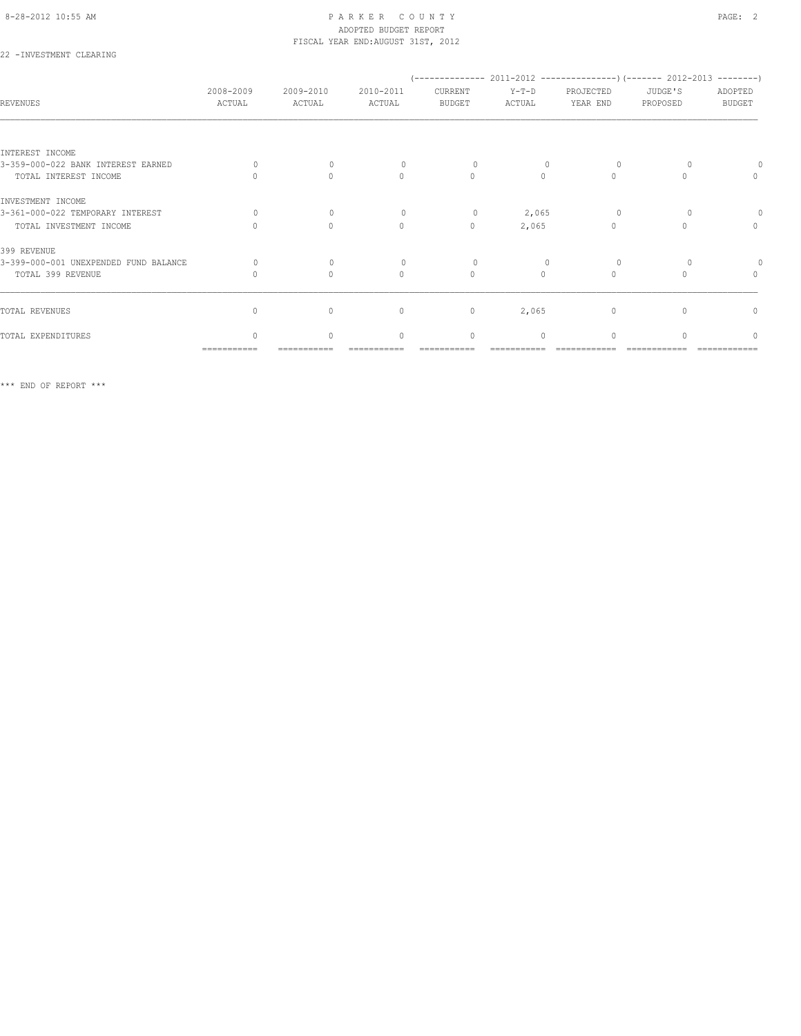PARKER COUNTY
ADOPTED BUDGET REPORT
FISCAL YEAR END:AUGUST 31ST, 2012

22 -INVESTMENT CLEARING

| REVENUES | 2008-2009 ACTUAL | 2009-2010 ACTUAL | 2010-2011 ACTUAL | (------ 2011-2012 ------) CURRENT BUDGET | Y-T-D ACTUAL | PROJECTED YEAR END | (---- 2012-2013 ----) JUDGE'S PROPOSED | ADOPTED BUDGET |
|---|---|---|---|---|---|---|---|---|
| INTEREST INCOME | | | | | | | | |
| 3-359-000-022 BANK INTEREST EARNED | 0 | 0 | 0 | 0 | 0 | 0 | 0 | 0 |
| TOTAL INTEREST INCOME | 0 | 0 | 0 | 0 | 0 | 0 | 0 | 0 |
| INVESTMENT INCOME | | | | | | | | |
| 3-361-000-022 TEMPORARY INTEREST | 0 | 0 | 0 | 0 | 2,065 | 0 | 0 | 0 |
| TOTAL INVESTMENT INCOME | 0 | 0 | 0 | 0 | 2,065 | 0 | 0 | 0 |
| 399 REVENUE | | | | | | | | |
| 3-399-000-001 UNEXPENDED FUND BALANCE | 0 | 0 | 0 | 0 | 0 | 0 | 0 | 0 |
| TOTAL 399 REVENUE | 0 | 0 | 0 | 0 | 0 | 0 | 0 | 0 |
| TOTAL REVENUES | 0 | 0 | 0 | 0 | 2,065 | 0 | 0 | 0 |
| TOTAL EXPENDITURES | 0 | 0 | 0 | 0 | 0 | 0 | 0 | 0 |

*** END OF REPORT ***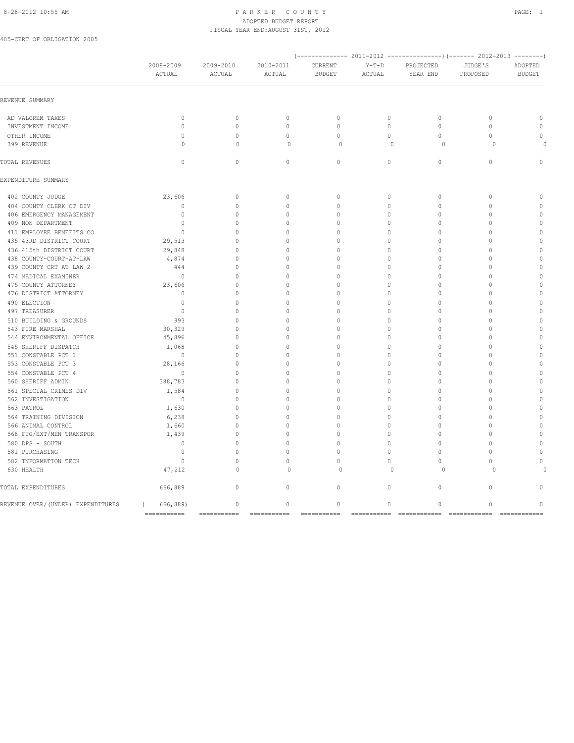PARKER COUNTY
ADOPTED BUDGET REPORT
FISCAL YEAR END:AUGUST 31ST, 2012

405-CERT OF OBLIGATION 2005

| | 2008-2009 ACTUAL | 2009-2010 ACTUAL | 2010-2011 ACTUAL | 2011-2012 CURRENT BUDGET | 2011-2012 Y-T-D ACTUAL | 2011-2012 PROJECTED YEAR END | 2012-2013 JUDGE'S PROPOSED | 2012-2013 ADOPTED BUDGET |
|---|---|---|---|---|---|---|---|---|
| REVENUE SUMMARY | | | | | | | | |
| AD VALOREM TAXES | 0 | 0 | 0 | 0 | 0 | 0 | 0 | 0 |
| INVESTMENT INCOME | 0 | 0 | 0 | 0 | 0 | 0 | 0 | 0 |
| OTHER INCOME | 0 | 0 | 0 | 0 | 0 | 0 | 0 | 0 |
| 399 REVENUE | 0 | 0 | 0 | 0 | 0 | 0 | 0 | 0 |
| TOTAL REVENUES | 0 | 0 | 0 | 0 | 0 | 0 | 0 | 0 |
| EXPENDITURE SUMMARY | | | | | | | | |
| 402 COUNTY JUDGE | 23,606 | 0 | 0 | 0 | 0 | 0 | 0 | 0 |
| 404 COUNTY CLERK CT DIV | 0 | 0 | 0 | 0 | 0 | 0 | 0 | 0 |
| 406 EMERGENCY MANAGEMENT | 0 | 0 | 0 | 0 | 0 | 0 | 0 | 0 |
| 409 NON DEPARTMENT | 0 | 0 | 0 | 0 | 0 | 0 | 0 | 0 |
| 411 EMPLOYEE BENEFITS CO | 0 | 0 | 0 | 0 | 0 | 0 | 0 | 0 |
| 435 43RD DISTRICT COURT | 29,513 | 0 | 0 | 0 | 0 | 0 | 0 | 0 |
| 436 415th DISTRICT COURT | 29,848 | 0 | 0 | 0 | 0 | 0 | 0 | 0 |
| 438 COUNTY-COURT-AT-LAW | 4,874 | 0 | 0 | 0 | 0 | 0 | 0 | 0 |
| 439 COUNTY CRT AT LAW 2 | 444 | 0 | 0 | 0 | 0 | 0 | 0 | 0 |
| 474 MEDICAL EXAMINER | 0 | 0 | 0 | 0 | 0 | 0 | 0 | 0 |
| 475 COUNTY ATTORNEY | 23,606 | 0 | 0 | 0 | 0 | 0 | 0 | 0 |
| 476 DISTRICT ATTORNEY | 0 | 0 | 0 | 0 | 0 | 0 | 0 | 0 |
| 490 ELECTION | 0 | 0 | 0 | 0 | 0 | 0 | 0 | 0 |
| 497 TREASURER | 0 | 0 | 0 | 0 | 0 | 0 | 0 | 0 |
| 510 BUILDING & GROUNDS | 993 | 0 | 0 | 0 | 0 | 0 | 0 | 0 |
| 543 FIRE MARSHAL | 30,329 | 0 | 0 | 0 | 0 | 0 | 0 | 0 |
| 544 ENVIRONMENTAL OFFICE | 45,896 | 0 | 0 | 0 | 0 | 0 | 0 | 0 |
| 545 SHERIFF DISPATCH | 1,068 | 0 | 0 | 0 | 0 | 0 | 0 | 0 |
| 551 CONSTABLE PCT 1 | 0 | 0 | 0 | 0 | 0 | 0 | 0 | 0 |
| 553 CONSTABLE PCT 3 | 28,166 | 0 | 0 | 0 | 0 | 0 | 0 | 0 |
| 554 CONSTABLE PCT 4 | 0 | 0 | 0 | 0 | 0 | 0 | 0 | 0 |
| 560 SHERIFF ADMIN | 388,783 | 0 | 0 | 0 | 0 | 0 | 0 | 0 |
| 561 SPECIAL CRIMES DIV | 1,584 | 0 | 0 | 0 | 0 | 0 | 0 | 0 |
| 562 INVESTIGATION | 0 | 0 | 0 | 0 | 0 | 0 | 0 | 0 |
| 563 PATROL | 1,630 | 0 | 0 | 0 | 0 | 0 | 0 | 0 |
| 564 TRAINING DIVISION | 6,238 | 0 | 0 | 0 | 0 | 0 | 0 | 0 |
| 566 ANIMAL CONTROL | 1,660 | 0 | 0 | 0 | 0 | 0 | 0 | 0 |
| 568 FUG/EXT/MEN TRANSPOR | 1,439 | 0 | 0 | 0 | 0 | 0 | 0 | 0 |
| 580 DPS - SOUTH | 0 | 0 | 0 | 0 | 0 | 0 | 0 | 0 |
| 581 PURCHASING | 0 | 0 | 0 | 0 | 0 | 0 | 0 | 0 |
| 582 INFORMATION TECH | 0 | 0 | 0 | 0 | 0 | 0 | 0 | 0 |
| 630 HEALTH | 47,212 | 0 | 0 | 0 | 0 | 0 | 0 | 0 |
| TOTAL EXPENDITURES | 666,889 | 0 | 0 | 0 | 0 | 0 | 0 | 0 |
| REVENUE OVER/(UNDER) EXPENDITURES | ( 666,889) | 0 | 0 | 0 | 0 | 0 | 0 | 0 |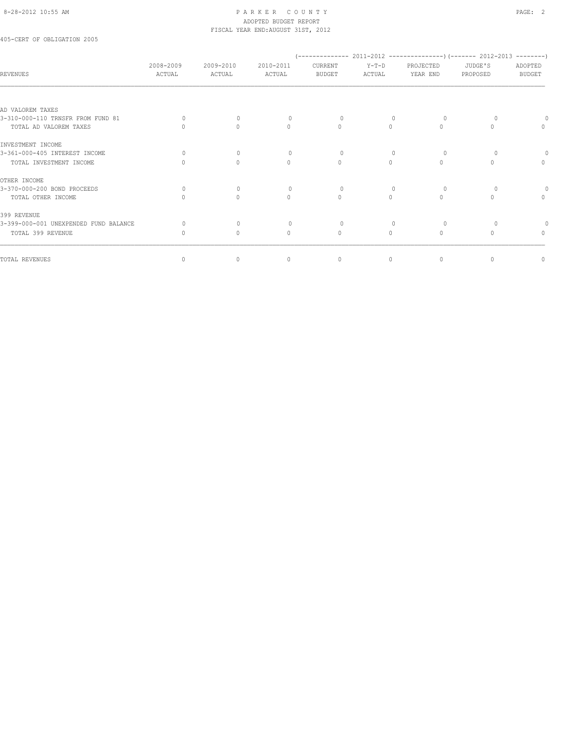PARKER COUNTY
ADOPTED BUDGET REPORT
FISCAL YEAR END:AUGUST 31ST, 2012

405-CERT OF OBLIGATION 2005

| REVENUES | 2008-2009 ACTUAL | 2009-2010 ACTUAL | 2010-2011 ACTUAL | 2011-2012 CURRENT BUDGET | 2011-2012 Y-T-D ACTUAL | 2011-2012 PROJECTED YEAR END | 2012-2013 JUDGE'S PROPOSED | 2012-2013 ADOPTED BUDGET |
|---|---|---|---|---|---|---|---|---|
| AD VALOREM TAXES | | | | | | | | |
| 3-310-000-110 TRNSFR FROM FUND 81 | 0 | 0 | 0 | 0 | 0 | 0 | 0 | 0 |
| TOTAL AD VALOREM TAXES | 0 | 0 | 0 | 0 | 0 | 0 | 0 | 0 |
| INVESTMENT INCOME | | | | | | | | |
| 3-361-000-405 INTEREST INCOME | 0 | 0 | 0 | 0 | 0 | 0 | 0 | 0 |
| TOTAL INVESTMENT INCOME | 0 | 0 | 0 | 0 | 0 | 0 | 0 | 0 |
| OTHER INCOME | | | | | | | | |
| 3-370-000-200 BOND PROCEEDS | 0 | 0 | 0 | 0 | 0 | 0 | 0 | 0 |
| TOTAL OTHER INCOME | 0 | 0 | 0 | 0 | 0 | 0 | 0 | 0 |
| 399 REVENUE | | | | | | | | |
| 3-399-000-001 UNEXPENDED FUND BALANCE | 0 | 0 | 0 | 0 | 0 | 0 | 0 | 0 |
| TOTAL 399 REVENUE | 0 | 0 | 0 | 0 | 0 | 0 | 0 | 0 |
| TOTAL REVENUES | 0 | 0 | 0 | 0 | 0 | 0 | 0 | 0 |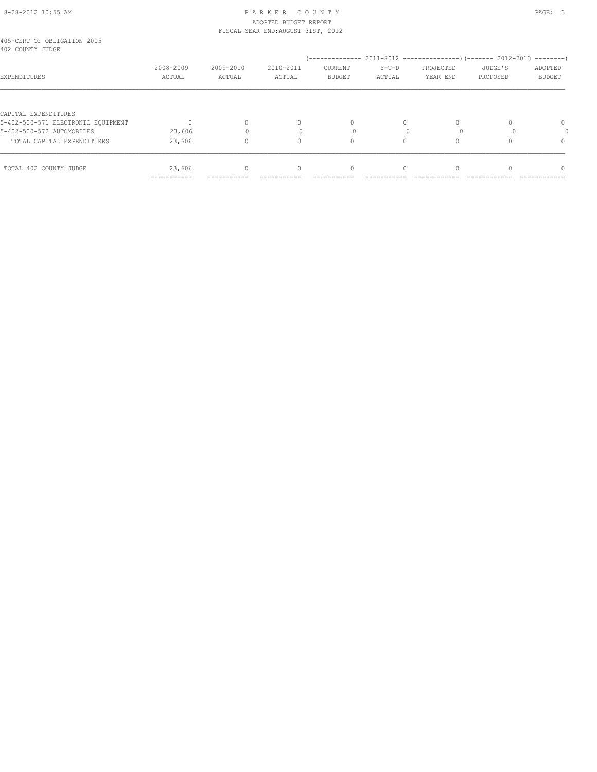PARKER COUNTY
ADOPTED BUDGET REPORT
FISCAL YEAR END:AUGUST 31ST, 2012

405-CERT OF OBLIGATION 2005
402 COUNTY JUDGE

| EXPENDITURES | 2008-2009 ACTUAL | 2009-2010 ACTUAL | 2010-2011 ACTUAL | 2011-2012 CURRENT BUDGET | 2011-2012 Y-T-D ACTUAL | 2011-2012 PROJECTED YEAR END | 2012-2013 JUDGE'S PROPOSED | 2012-2013 ADOPTED BUDGET |
|---|---|---|---|---|---|---|---|---|
| CAPITAL EXPENDITURES | | | | | | | | |
| 5-402-500-571 ELECTRONIC EQUIPMENT | 0 | 0 | 0 | 0 | 0 | 0 | 0 | 0 |
| 5-402-500-572 AUTOMOBILES | 23,606 | 0 | 0 | 0 | 0 | 0 | 0 | 0 |
| TOTAL CAPITAL EXPENDITURES | 23,606 | 0 | 0 | 0 | 0 | 0 | 0 | 0 |
| TOTAL 402 COUNTY JUDGE | 23,606 | 0 | 0 | 0 | 0 | 0 | 0 | 0 |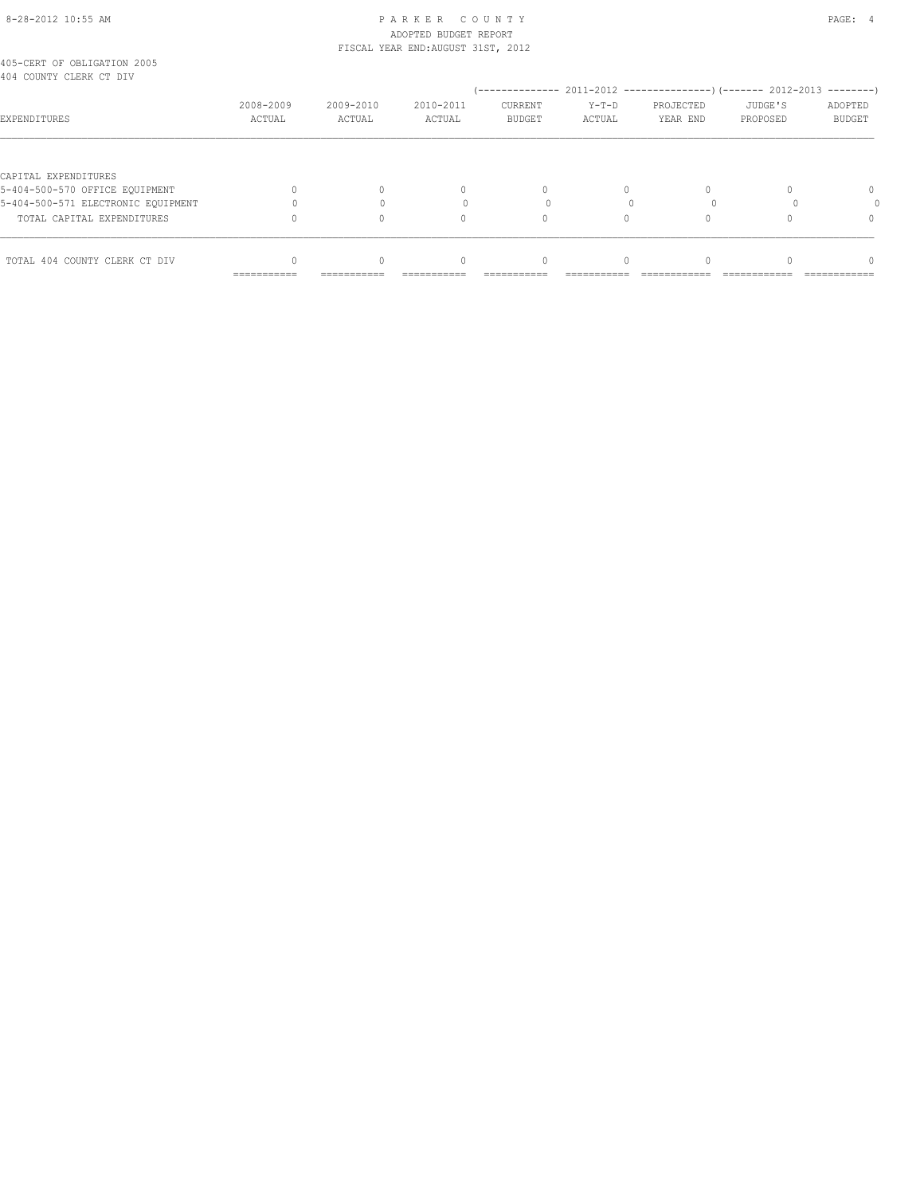405-CERT OF OBLIGATION 2005
404 COUNTY CLERK CT DIV

| EXPENDITURES | 2008-2009 ACTUAL | 2009-2010 ACTUAL | 2010-2011 ACTUAL | 2011-2012 CURRENT BUDGET | 2011-2012 Y-T-D ACTUAL | 2011-2012 PROJECTED YEAR END | 2012-2013 JUDGE'S PROPOSED | 2012-2013 ADOPTED BUDGET |
|---|---|---|---|---|---|---|---|---|
| CAPITAL EXPENDITURES | | | | | | | | |
| 5-404-500-570 OFFICE EQUIPMENT | 0 | 0 | 0 | 0 | 0 | 0 | 0 | 0 |
| 5-404-500-571 ELECTRONIC EQUIPMENT | 0 | 0 | 0 | 0 | 0 | 0 | 0 | 0 |
| TOTAL CAPITAL EXPENDITURES | 0 | 0 | 0 | 0 | 0 | 0 | 0 | 0 |
| TOTAL 404 COUNTY CLERK CT DIV | 0 | 0 | 0 | 0 | 0 | 0 | 0 | 0 |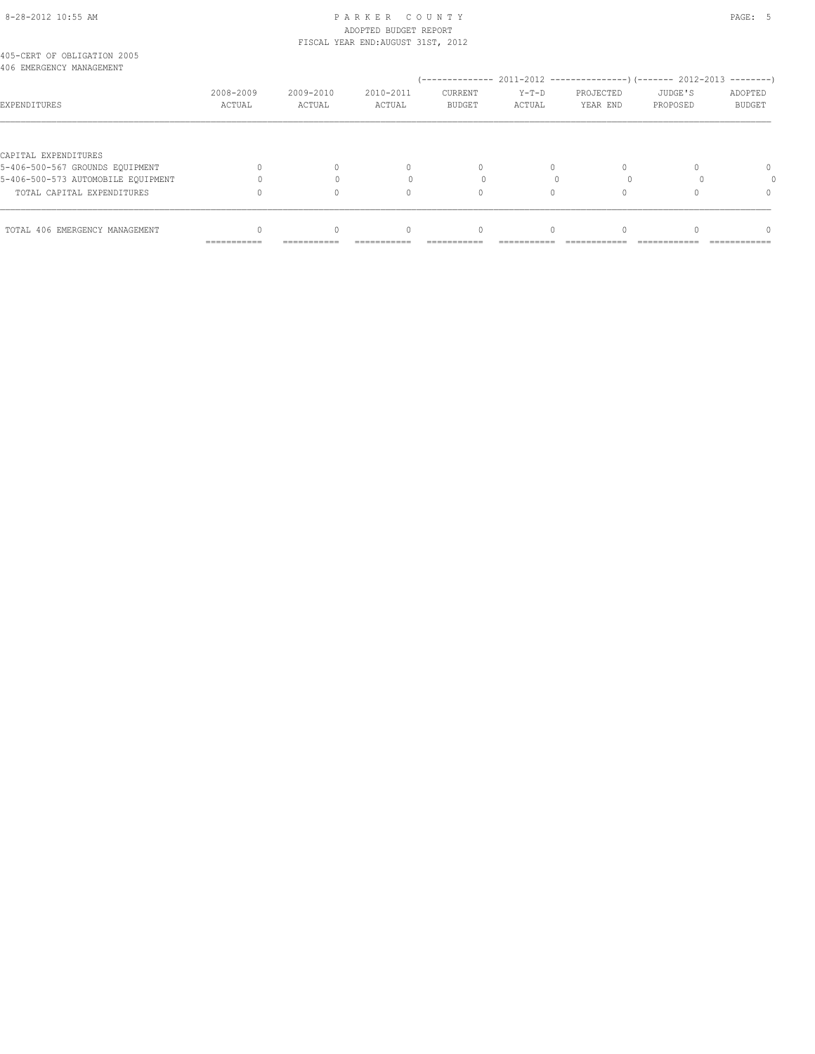405-CERT OF OBLIGATION 2005
406 EMERGENCY MANAGEMENT

| EXPENDITURES | 2008-2009 ACTUAL | 2009-2010 ACTUAL | 2010-2011 ACTUAL | 2011-2012 CURRENT BUDGET | 2011-2012 Y-T-D ACTUAL | 2011-2012 PROJECTED YEAR END | 2012-2013 JUDGE'S PROPOSED | 2012-2013 ADOPTED BUDGET |
|---|---|---|---|---|---|---|---|---|
| CAPITAL EXPENDITURES | | | | | | | | |
| 5-406-500-567 GROUNDS EQUIPMENT | 0 | 0 | 0 | 0 | 0 | 0 | 0 | 0 |
| 5-406-500-573 AUTOMOBILE EQUIPMENT | 0 | 0 | 0 | 0 | 0 | 0 | 0 | 0 |
| TOTAL CAPITAL EXPENDITURES | 0 | 0 | 0 | 0 | 0 | 0 | 0 | 0 |
| TOTAL 406 EMERGENCY MANAGEMENT | 0 | 0 | 0 | 0 | 0 | 0 | 0 | 0 |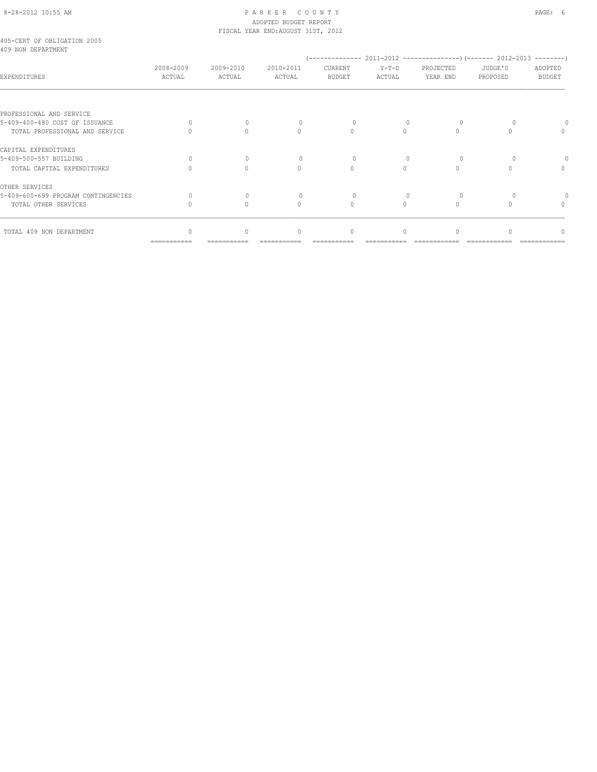PARKER COUNTY
ADOPTED BUDGET REPORT
FISCAL YEAR END:AUGUST 31ST, 2012

405-CERT OF OBLIGATION 2005
409 NON DEPARTMENT

| EXPENDITURES | 2008-2009 ACTUAL | 2009-2010 ACTUAL | 2010-2011 ACTUAL | 2011-2012 CURRENT BUDGET | 2011-2012 Y-T-D ACTUAL | 2011-2012 PROJECTED YEAR END | 2012-2013 JUDGE'S PROPOSED | 2012-2013 ADOPTED BUDGET |
|---|---|---|---|---|---|---|---|---|
| PROFESSIONAL AND SERVICE | | | | | | | | |
| 5-409-400-480 COST OF ISSUANCE | 0 | 0 | 0 | 0 | 0 | 0 | 0 | 0 |
| TOTAL PROFESSIONAL AND SERVICE | 0 | 0 | 0 | 0 | 0 | 0 | 0 | 0 |
| CAPITAL EXPENDITURES | | | | | | | | |
| 5-409-500-557 BUILDING | 0 | 0 | 0 | 0 | 0 | 0 | 0 | 0 |
| TOTAL CAPITAL EXPENDITURES | 0 | 0 | 0 | 0 | 0 | 0 | 0 | 0 |
| OTHER SERVICES | | | | | | | | |
| 5-409-600-699 PROGRAM CONTINGENCIES | 0 | 0 | 0 | 0 | 0 | 0 | 0 | 0 |
| TOTAL OTHER SERVICES | 0 | 0 | 0 | 0 | 0 | 0 | 0 | 0 |
| TOTAL 409 NON DEPARTMENT | 0 | 0 | 0 | 0 | 0 | 0 | 0 | 0 |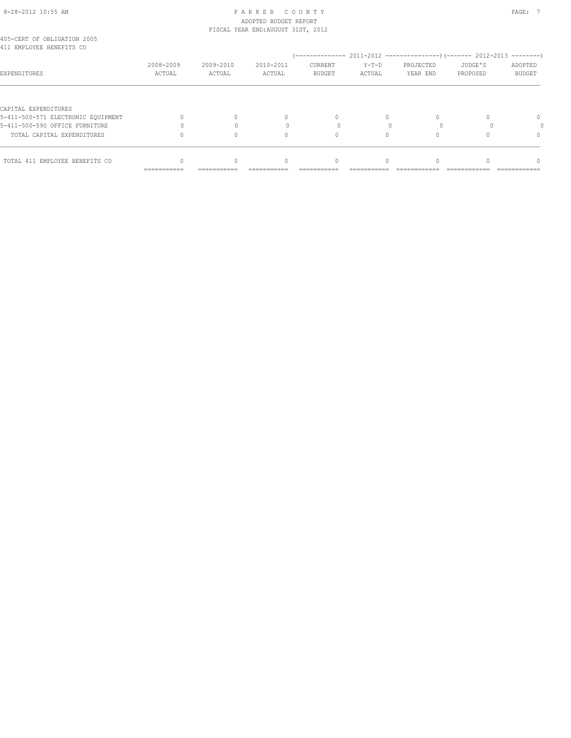405-CERT OF OBLIGATION 2005
411 EMPLOYEE BENEFITS CO

| EXPENDITURES | 2008-2009 ACTUAL | 2009-2010 ACTUAL | 2010-2011 ACTUAL | (-------------- 2011-2012 CURRENT BUDGET | Y-T-D ACTUAL | PROJECTED YEAR END ---------------) | (------- 2012-2013 JUDGE'S PROPOSED | ADOPTED BUDGET --------) |
|---|---|---|---|---|---|---|---|---|
| CAPITAL EXPENDITURES | | | | | | | | |
| 5-411-500-571 ELECTRONIC EQUIPMENT | 0 | 0 | 0 | 0 | 0 | 0 | 0 | 0 |
| 5-411-500-590 OFFICE FURNITURE | 0 | 0 | 0 | 0 | 0 | 0 | 0 | 0 |
| TOTAL CAPITAL EXPENDITURES | 0 | 0 | 0 | 0 | 0 | 0 | 0 | 0 |
| TOTAL 411 EMPLOYEE BENEFITS CO | 0 | 0 | 0 | 0 | 0 | 0 | 0 | 0 |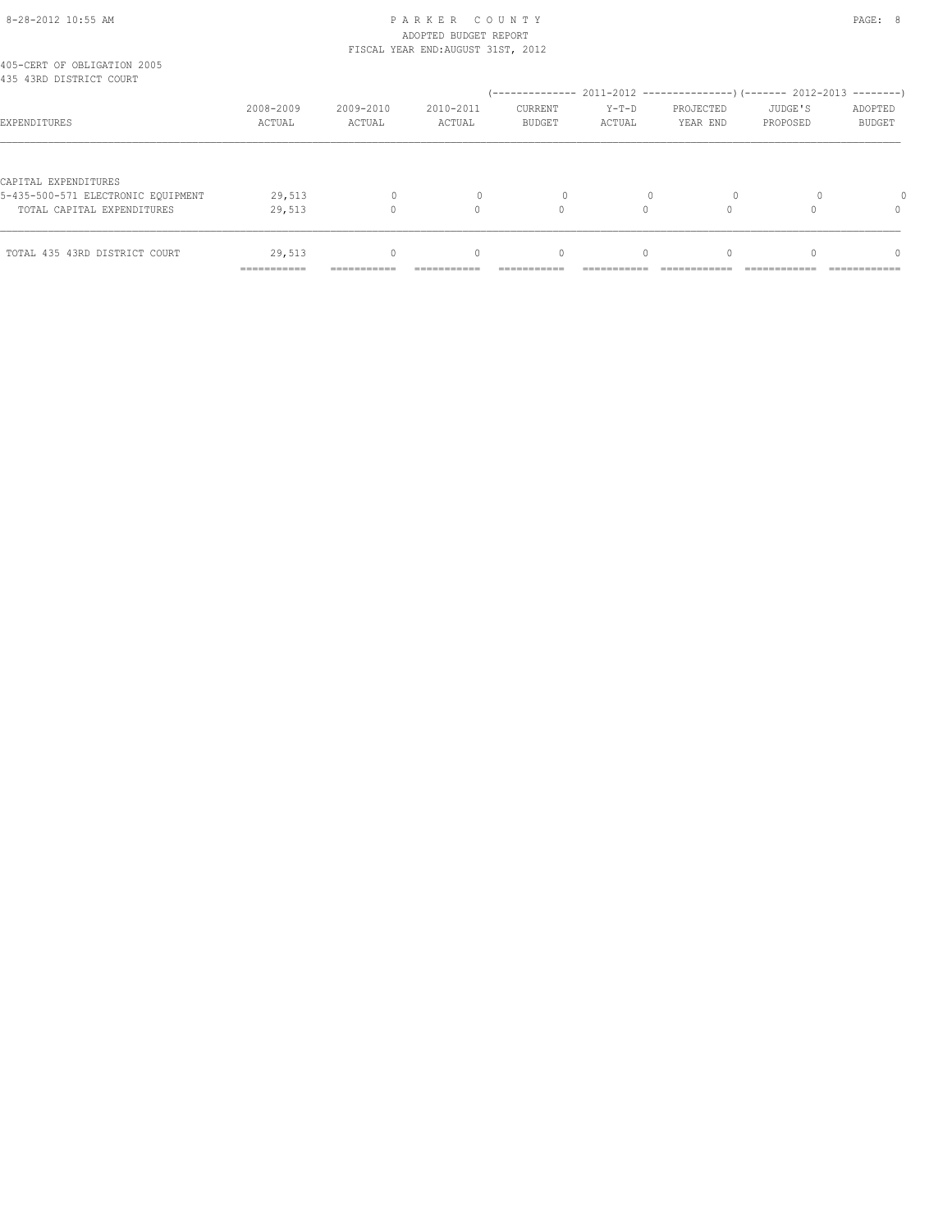# PARKER COUNTY

ADOPTED BUDGET REPORT

FISCAL YEAR END:AUGUST 31ST, 2012

405-CERT OF OBLIGATION 2005

435 43RD DISTRICT COURT

| EXPENDITURES | 2008-2009 ACTUAL | 2009-2010 ACTUAL | 2010-2011 ACTUAL | 2011-2012 CURRENT BUDGET | 2011-2012 Y-T-D ACTUAL | 2011-2012 PROJECTED YEAR END | 2012-2013 JUDGE'S PROPOSED | 2012-2013 ADOPTED BUDGET |
|---|---|---|---|---|---|---|---|---|
| CAPITAL EXPENDITURES | | | | | | | | |
| 5-435-500-571 ELECTRONIC EQUIPMENT | 29,513 | 0 | 0 | 0 | 0 | 0 | 0 | 0 |
| TOTAL CAPITAL EXPENDITURES | 29,513 | 0 | 0 | 0 | 0 | 0 | 0 | 0 |
| TOTAL 435 43RD DISTRICT COURT | 29,513 | 0 | 0 | 0 | 0 | 0 | 0 | 0 |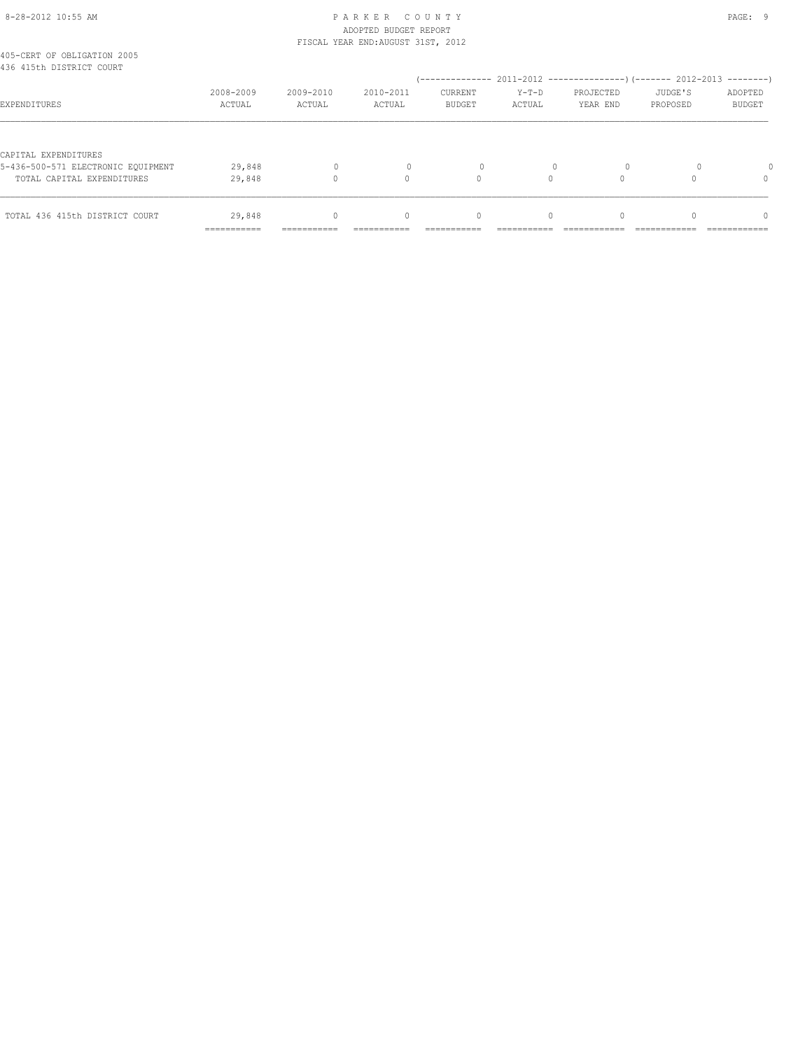405-CERT OF OBLIGATION 2005
436 415th DISTRICT COURT

| EXPENDITURES | 2008-2009 ACTUAL | 2009-2010 ACTUAL | 2010-2011 ACTUAL | 2011-2012 CURRENT BUDGET | 2011-2012 Y-T-D ACTUAL | 2011-2012 PROJECTED YEAR END | 2012-2013 JUDGE'S PROPOSED | 2012-2013 ADOPTED BUDGET |
|---|---|---|---|---|---|---|---|---|
| CAPITAL EXPENDITURES | | | | | | | | |
| 5-436-500-571 ELECTRONIC EQUIPMENT | 29,848 | 0 | 0 | 0 | 0 | 0 | 0 | 0 |
| TOTAL CAPITAL EXPENDITURES | 29,848 | 0 | 0 | 0 | 0 | 0 | 0 | 0 |
| TOTAL 436 415th DISTRICT COURT | 29,848 | 0 | 0 | 0 | 0 | 0 | 0 | 0 |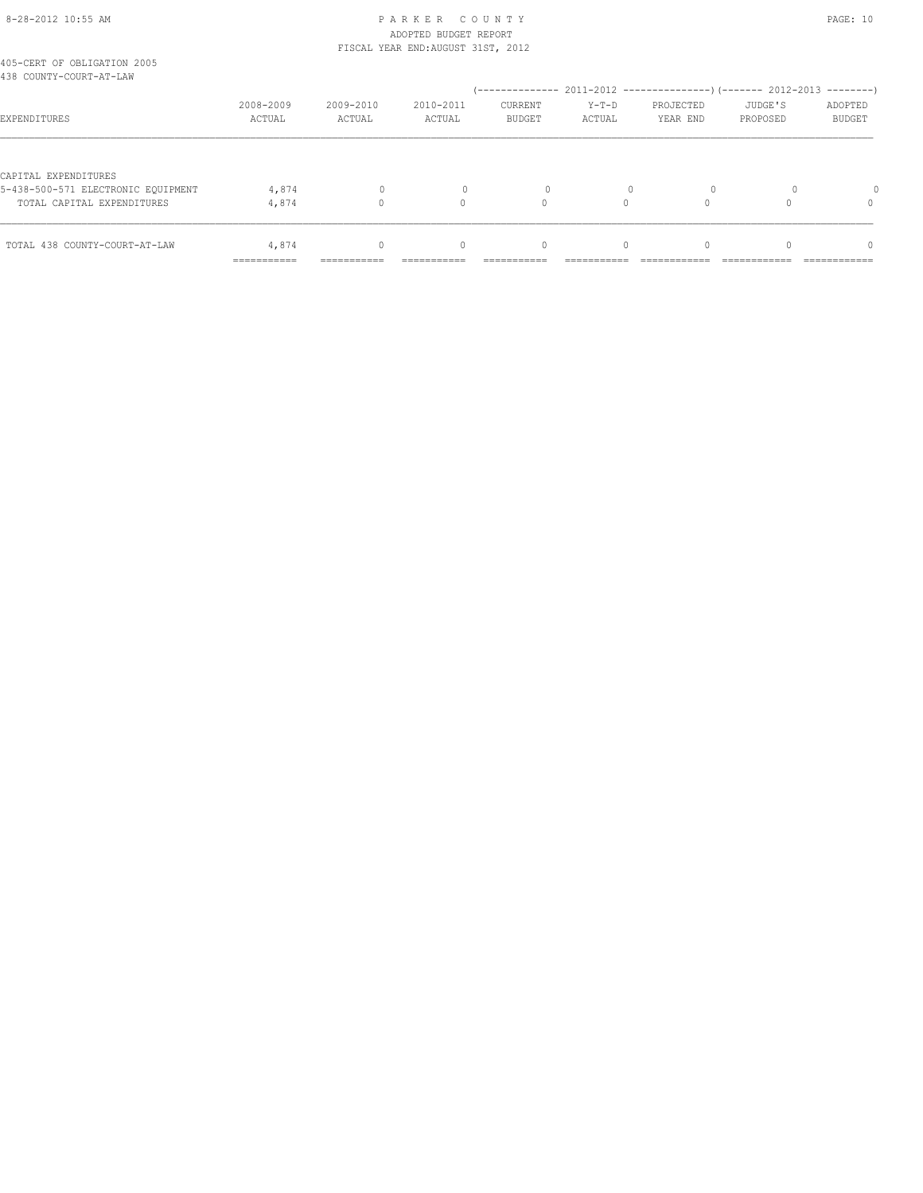# PARKER COUNTY

ADOPTED BUDGET REPORT

FISCAL YEAR END:AUGUST 31ST, 2012

405-CERT OF OBLIGATION 2005

438 COUNTY-COURT-AT-LAW

| EXPENDITURES | 2008-2009 ACTUAL | 2009-2010 ACTUAL | 2010-2011 ACTUAL | 2011-2012 CURRENT BUDGET | 2011-2012 Y-T-D ACTUAL | 2011-2012 PROJECTED YEAR END | 2012-2013 JUDGE'S PROPOSED | 2012-2013 ADOPTED BUDGET |
|---|---|---|---|---|---|---|---|---|
| CAPITAL EXPENDITURES | | | | | | | | |
| 5-438-500-571 ELECTRONIC EQUIPMENT | 4,874 | 0 | 0 | 0 | 0 | 0 | 0 | 0 |
| TOTAL CAPITAL EXPENDITURES | 4,874 | 0 | 0 | 0 | 0 | 0 | 0 | 0 |
| TOTAL 438 COUNTY-COURT-AT-LAW | 4,874 | 0 | 0 | 0 | 0 | 0 | 0 | 0 |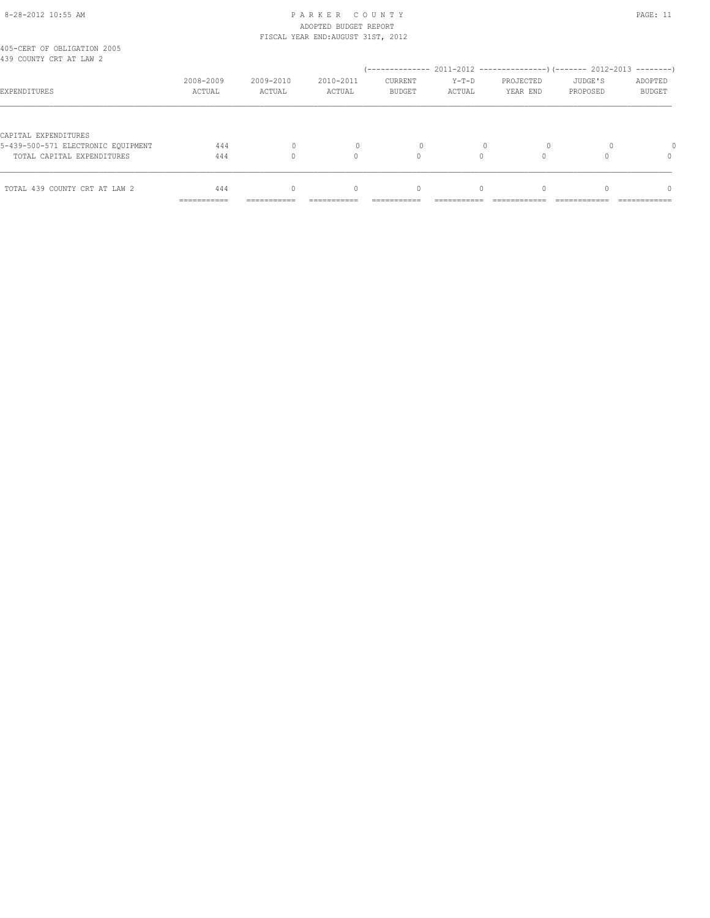405-CERT OF OBLIGATION 2005
439 COUNTY CRT AT LAW 2

| EXPENDITURES | 2008-2009 ACTUAL | 2009-2010 ACTUAL | 2010-2011 ACTUAL | 2011-2012 CURRENT BUDGET | 2011-2012 Y-T-D ACTUAL | 2011-2012 PROJECTED YEAR END | 2012-2013 JUDGE'S PROPOSED | 2012-2013 ADOPTED BUDGET |
|---|---|---|---|---|---|---|---|---|
| CAPITAL EXPENDITURES | | | | | | | | |
| 5-439-500-571 ELECTRONIC EQUIPMENT | 444 | 0 | 0 | 0 | 0 | 0 | 0 | 0 |
| TOTAL CAPITAL EXPENDITURES | 444 | 0 | 0 | 0 | 0 | 0 | 0 | 0 |
| TOTAL 439 COUNTY CRT AT LAW 2 | 444 | 0 | 0 | 0 | 0 | 0 | 0 | 0 |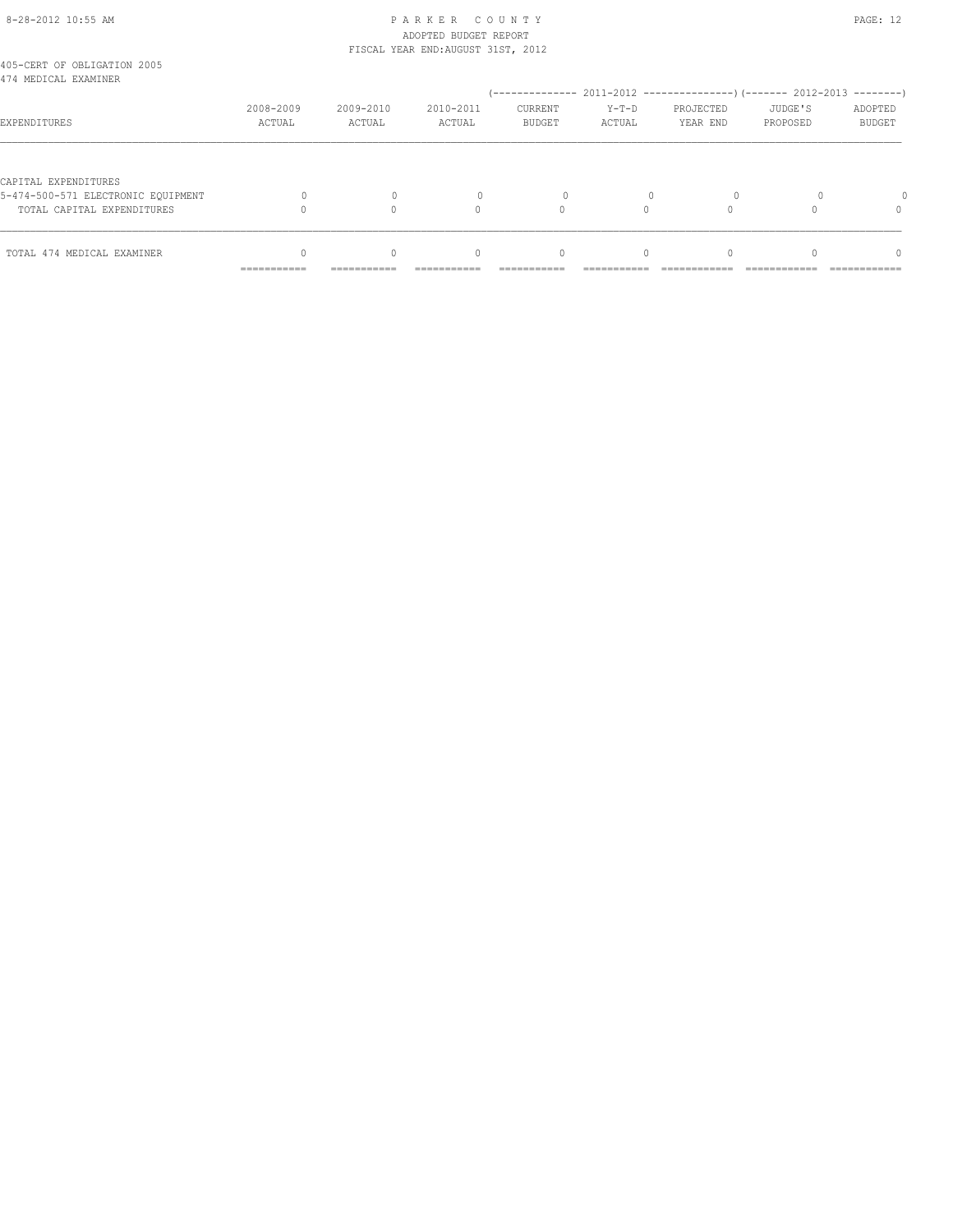PARKER COUNTY
ADOPTED BUDGET REPORT
FISCAL YEAR END:AUGUST 31ST, 2012

405-CERT OF OBLIGATION 2005
474 MEDICAL EXAMINER

| EXPENDITURES | 2008-2009 ACTUAL | 2009-2010 ACTUAL | 2010-2011 ACTUAL | 2011-2012 CURRENT BUDGET | 2011-2012 Y-T-D ACTUAL | 2011-2012 PROJECTED YEAR END | 2012-2013 JUDGE'S PROPOSED | 2012-2013 ADOPTED BUDGET |
|---|---|---|---|---|---|---|---|---|
| CAPITAL EXPENDITURES | | | | | | | | |
| 5-474-500-571 ELECTRONIC EQUIPMENT | 0 | 0 | 0 | 0 | 0 | 0 | 0 | 0 |
| TOTAL CAPITAL EXPENDITURES | 0 | 0 | 0 | 0 | 0 | 0 | 0 | 0 |
| TOTAL 474 MEDICAL EXAMINER | 0 | 0 | 0 | 0 | 0 | 0 | 0 | 0 |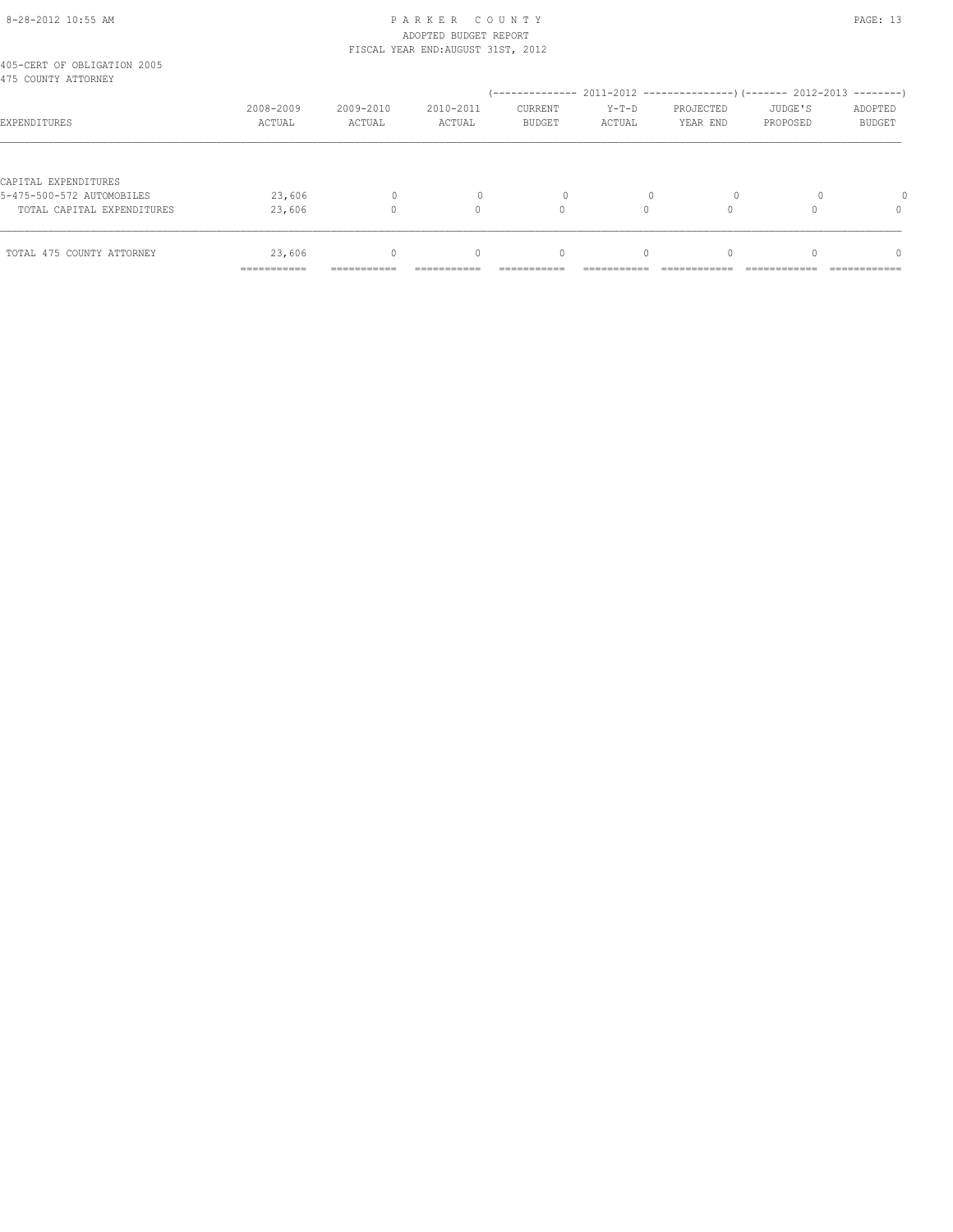PARKER COUNTY
ADOPTED BUDGET REPORT
FISCAL YEAR END:AUGUST 31ST, 2012

405-CERT OF OBLIGATION 2005
475 COUNTY ATTORNEY

| EXPENDITURES | 2008-2009 ACTUAL | 2009-2010 ACTUAL | 2010-2011 ACTUAL | 2011-2012 CURRENT BUDGET | 2011-2012 Y-T-D ACTUAL | 2011-2012 PROJECTED YEAR END | 2012-2013 JUDGE'S PROPOSED | 2012-2013 ADOPTED BUDGET |
|---|---|---|---|---|---|---|---|---|
| CAPITAL EXPENDITURES | | | | | | | | |
| 5-475-500-572 AUTOMOBILES | 23,606 | 0 | 0 | 0 | 0 | 0 | 0 | 0 |
| TOTAL CAPITAL EXPENDITURES | 23,606 | 0 | 0 | 0 | 0 | 0 | 0 | 0 |
| TOTAL 475 COUNTY ATTORNEY | 23,606 | 0 | 0 | 0 | 0 | 0 | 0 | 0 |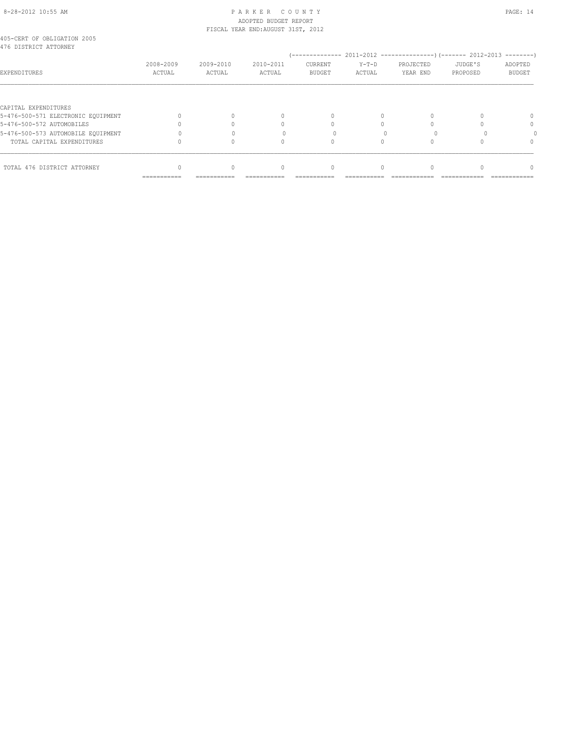405-CERT OF OBLIGATION 2005
476 DISTRICT ATTORNEY

| EXPENDITURES | 2008-2009 ACTUAL | 2009-2010 ACTUAL | 2010-2011 ACTUAL | 2011-2012 CURRENT BUDGET | 2011-2012 Y-T-D ACTUAL | 2011-2012 PROJECTED YEAR END | 2012-2013 JUDGE'S PROPOSED | 2012-2013 ADOPTED BUDGET |
|---|---|---|---|---|---|---|---|---|
| CAPITAL EXPENDITURES | | | | | | | | |
| 5-476-500-571 ELECTRONIC EQUIPMENT | 0 | 0 | 0 | 0 | 0 | 0 | 0 | 0 |
| 5-476-500-572 AUTOMOBILES | 0 | 0 | 0 | 0 | 0 | 0 | 0 | 0 |
| 5-476-500-573 AUTOMOBILE EQUIPMENT | 0 | 0 | 0 | 0 | 0 | 0 | 0 | 0 |
| TOTAL CAPITAL EXPENDITURES | 0 | 0 | 0 | 0 | 0 | 0 | 0 | 0 |
| TOTAL 476 DISTRICT ATTORNEY | 0 | 0 | 0 | 0 | 0 | 0 | 0 | 0 |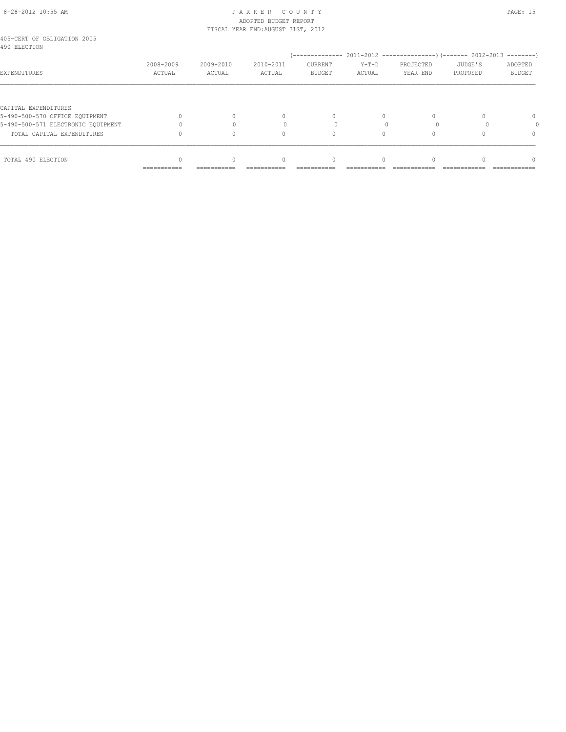405-CERT OF OBLIGATION 2005
490 ELECTION

| EXPENDITURES | 2008-2009 ACTUAL | 2009-2010 ACTUAL | 2010-2011 ACTUAL | 2011-2012 CURRENT BUDGET | 2011-2012 Y-T-D ACTUAL | 2011-2012 PROJECTED YEAR END | 2012-2013 JUDGE'S PROPOSED | 2012-2013 ADOPTED BUDGET |
|---|---|---|---|---|---|---|---|---|
| CAPITAL EXPENDITURES | | | | | | | | |
| 5-490-500-570 OFFICE EQUIPMENT | 0 | 0 | 0 | 0 | 0 | 0 | 0 | 0 |
| 5-490-500-571 ELECTRONIC EQUIPMENT | 0 | 0 | 0 | 0 | 0 | 0 | 0 | 0 |
| TOTAL CAPITAL EXPENDITURES | 0 | 0 | 0 | 0 | 0 | 0 | 0 | 0 |
| TOTAL 490 ELECTION | 0 | 0 | 0 | 0 | 0 | 0 | 0 | 0 |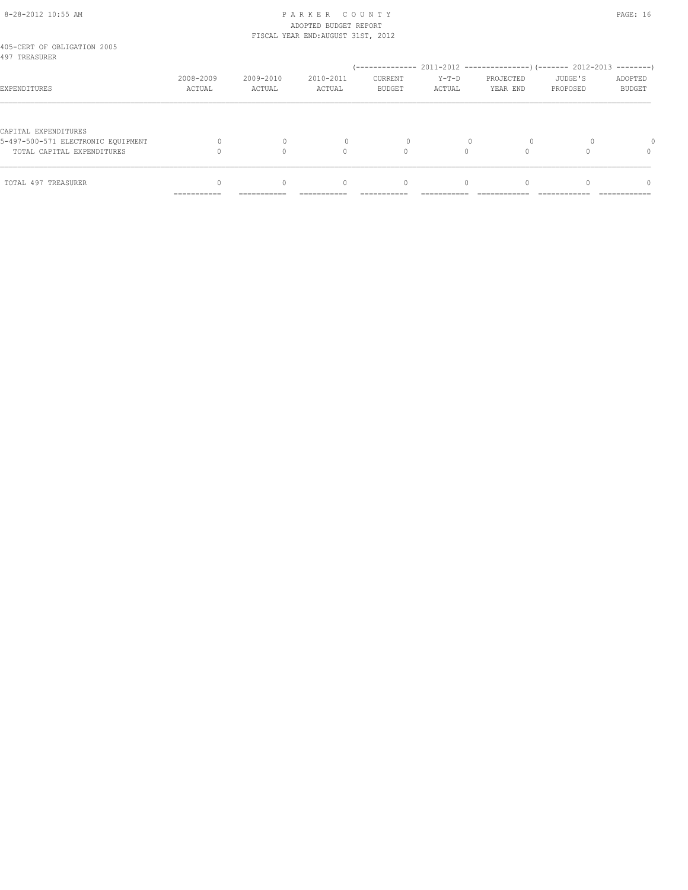PARKER COUNTY
ADOPTED BUDGET REPORT
FISCAL YEAR END:AUGUST 31ST, 2012

405-CERT OF OBLIGATION 2005
497 TREASURER

| EXPENDITURES | 2008-2009 ACTUAL | 2009-2010 ACTUAL | 2010-2011 ACTUAL | 2011-2012 CURRENT BUDGET | 2011-2012 Y-T-D ACTUAL | 2011-2012 PROJECTED YEAR END | 2012-2013 JUDGE'S PROPOSED | 2012-2013 ADOPTED BUDGET |
|---|---|---|---|---|---|---|---|---|
| CAPITAL EXPENDITURES | | | | | | | | |
| 5-497-500-571 ELECTRONIC EQUIPMENT | 0 | 0 | 0 | 0 | 0 | 0 | 0 | 0 |
| TOTAL CAPITAL EXPENDITURES | 0 | 0 | 0 | 0 | 0 | 0 | 0 | 0 |
| TOTAL 497 TREASURER | 0 | 0 | 0 | 0 | 0 | 0 | 0 | 0 |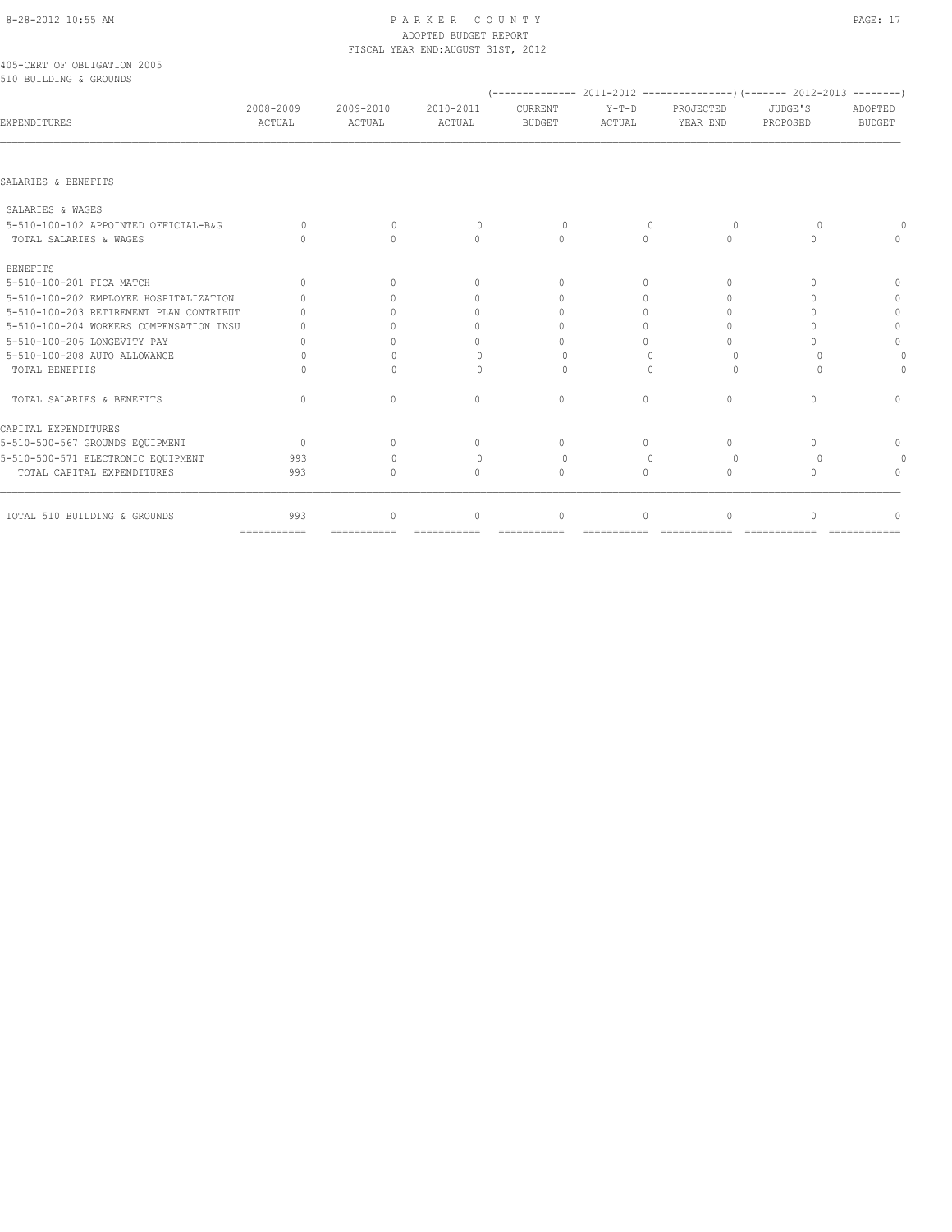405-CERT OF OBLIGATION 2005
510 BUILDING & GROUNDS

| EXPENDITURES | 2008-2009 ACTUAL | 2009-2010 ACTUAL | 2010-2011 ACTUAL | 2011-2012 CURRENT BUDGET | 2011-2012 Y-T-D ACTUAL | 2011-2012 PROJECTED YEAR END | 2012-2013 JUDGE'S PROPOSED | 2012-2013 ADOPTED BUDGET |
|---|---|---|---|---|---|---|---|---|
| SALARIES & BENEFITS | | | | | | | | |
| SALARIES & WAGES | | | | | | | | |
| 5-510-100-102 APPOINTED OFFICIAL-B&G | 0 | 0 | 0 | 0 | 0 | 0 | 0 | 0 |
| TOTAL SALARIES & WAGES | 0 | 0 | 0 | 0 | 0 | 0 | 0 | 0 |
| BENEFITS | | | | | | | | |
| 5-510-100-201 FICA MATCH | 0 | 0 | 0 | 0 | 0 | 0 | 0 | 0 |
| 5-510-100-202 EMPLOYEE HOSPITALIZATION | 0 | 0 | 0 | 0 | 0 | 0 | 0 | 0 |
| 5-510-100-203 RETIREMENT PLAN CONTRIBUT | 0 | 0 | 0 | 0 | 0 | 0 | 0 | 0 |
| 5-510-100-204 WORKERS COMPENSATION INSU | 0 | 0 | 0 | 0 | 0 | 0 | 0 | 0 |
| 5-510-100-206 LONGEVITY PAY | 0 | 0 | 0 | 0 | 0 | 0 | 0 | 0 |
| 5-510-100-208 AUTO ALLOWANCE | 0 | 0 | 0 | 0 | 0 | 0 | 0 | 0 |
| TOTAL BENEFITS | 0 | 0 | 0 | 0 | 0 | 0 | 0 | 0 |
| TOTAL SALARIES & BENEFITS | 0 | 0 | 0 | 0 | 0 | 0 | 0 | 0 |
| CAPITAL EXPENDITURES | | | | | | | | |
| 5-510-500-567 GROUNDS EQUIPMENT | 0 | 0 | 0 | 0 | 0 | 0 | 0 | 0 |
| 5-510-500-571 ELECTRONIC EQUIPMENT | 993 | 0 | 0 | 0 | 0 | 0 | 0 | 0 |
| TOTAL CAPITAL EXPENDITURES | 993 | 0 | 0 | 0 | 0 | 0 | 0 | 0 |
| TOTAL 510 BUILDING & GROUNDS | 993 | 0 | 0 | 0 | 0 | 0 | 0 | 0 |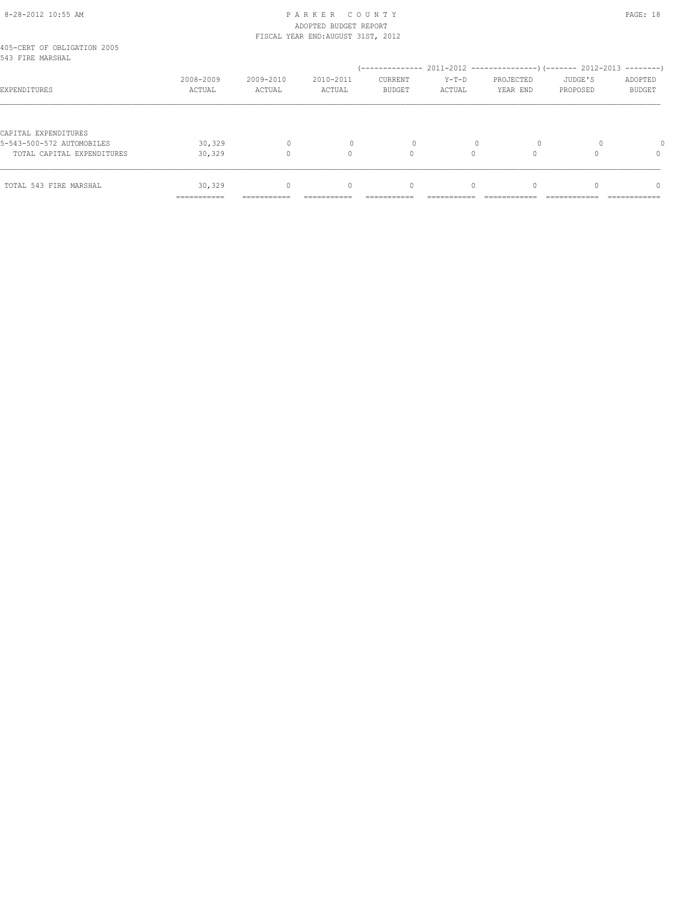PARKER COUNTY
ADOPTED BUDGET REPORT
FISCAL YEAR END:AUGUST 31ST, 2012

405-CERT OF OBLIGATION 2005
543 FIRE MARSHAL

| EXPENDITURES | 2008-2009 ACTUAL | 2009-2010 ACTUAL | 2010-2011 ACTUAL | 2011-2012 CURRENT BUDGET | 2011-2012 Y-T-D ACTUAL | 2011-2012 PROJECTED YEAR END | 2012-2013 JUDGE'S PROPOSED | 2012-2013 ADOPTED BUDGET |
|---|---|---|---|---|---|---|---|---|
| CAPITAL EXPENDITURES | | | | | | | | |
| 5-543-500-572 AUTOMOBILES | 30,329 | 0 | 0 | 0 | 0 | 0 | 0 | 0 |
| TOTAL CAPITAL EXPENDITURES | 30,329 | 0 | 0 | 0 | 0 | 0 | 0 | 0 |
| TOTAL 543 FIRE MARSHAL | 30,329 | 0 | 0 | 0 | 0 | 0 | 0 | 0 |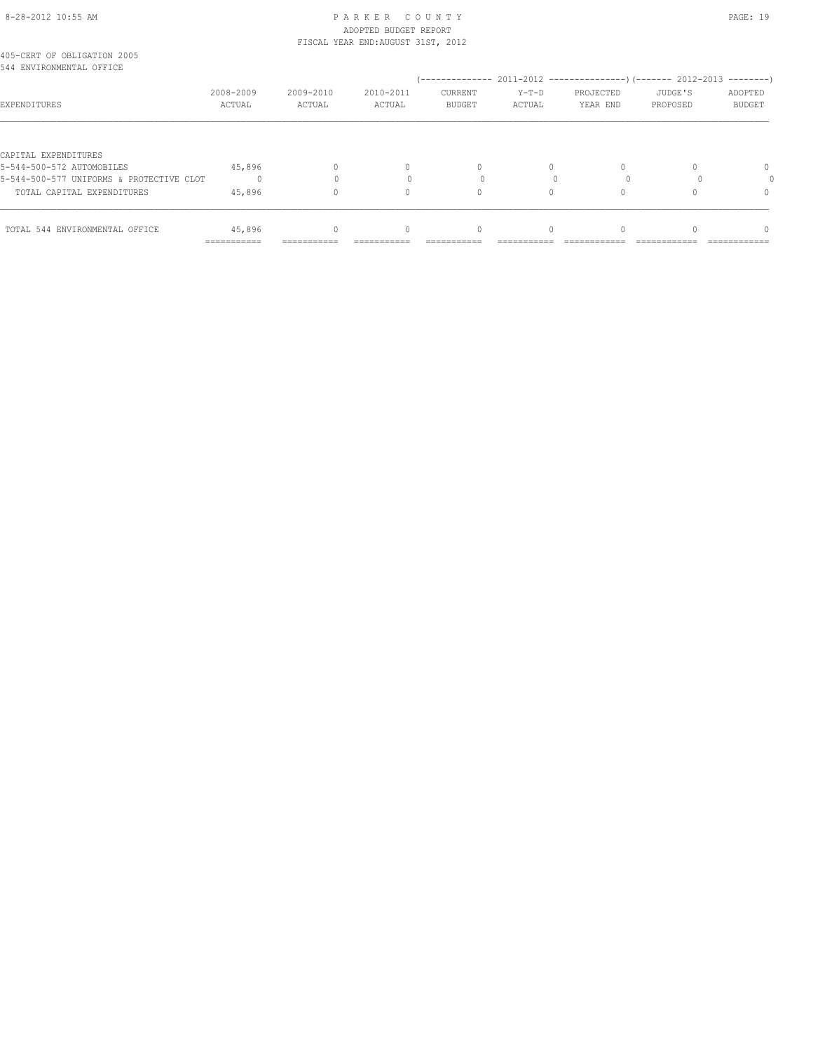405-CERT OF OBLIGATION 2005
544 ENVIRONMENTAL OFFICE

| EXPENDITURES | 2008-2009 ACTUAL | 2009-2010 ACTUAL | 2010-2011 ACTUAL | 2011-2012 CURRENT BUDGET | 2011-2012 Y-T-D ACTUAL | 2011-2012 PROJECTED YEAR END | 2012-2013 JUDGE'S PROPOSED | 2012-2013 ADOPTED BUDGET |
|---|---|---|---|---|---|---|---|---|
| CAPITAL EXPENDITURES | | | | | | | | |
| 5-544-500-572 AUTOMOBILES | 45,896 | 0 | 0 | 0 | 0 | 0 | 0 | 0 |
| 5-544-500-577 UNIFORMS & PROTECTIVE CLOT | 0 | 0 | 0 | 0 | 0 | 0 | 0 | 0 |
| TOTAL CAPITAL EXPENDITURES | 45,896 | 0 | 0 | 0 | 0 | 0 | 0 | 0 |
| TOTAL 544 ENVIRONMENTAL OFFICE | 45,896 | 0 | 0 | 0 | 0 | 0 | 0 | 0 |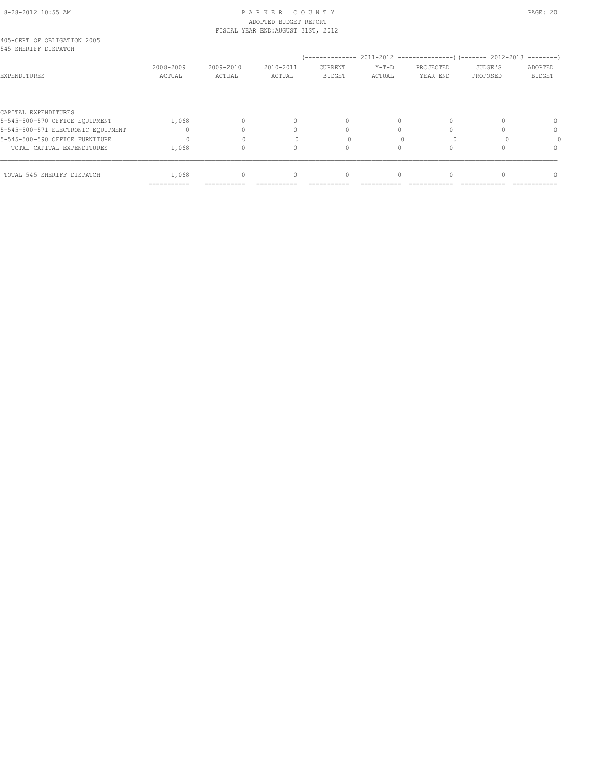PARKER COUNTY
ADOPTED BUDGET REPORT
FISCAL YEAR END:AUGUST 31ST, 2012

405-CERT OF OBLIGATION 2005
545 SHERIFF DISPATCH

| EXPENDITURES | 2008-2009 ACTUAL | 2009-2010 ACTUAL | 2010-2011 ACTUAL | 2011-2012 CURRENT BUDGET | 2011-2012 Y-T-D ACTUAL | 2011-2012 PROJECTED YEAR END | 2012-2013 JUDGE'S PROPOSED | 2012-2013 ADOPTED BUDGET |
|---|---|---|---|---|---|---|---|---|
| CAPITAL EXPENDITURES | | | | | | | | |
| 5-545-500-570 OFFICE EQUIPMENT | 1,068 | 0 | 0 | 0 | 0 | 0 | 0 | 0 |
| 5-545-500-571 ELECTRONIC EQUIPMENT | 0 | 0 | 0 | 0 | 0 | 0 | 0 | 0 |
| 5-545-500-590 OFFICE FURNITURE | 0 | 0 | 0 | 0 | 0 | 0 | 0 | 0 |
| TOTAL CAPITAL EXPENDITURES | 1,068 | 0 | 0 | 0 | 0 | 0 | 0 | 0 |
| TOTAL 545 SHERIFF DISPATCH | 1,068 | 0 | 0 | 0 | 0 | 0 | 0 | 0 |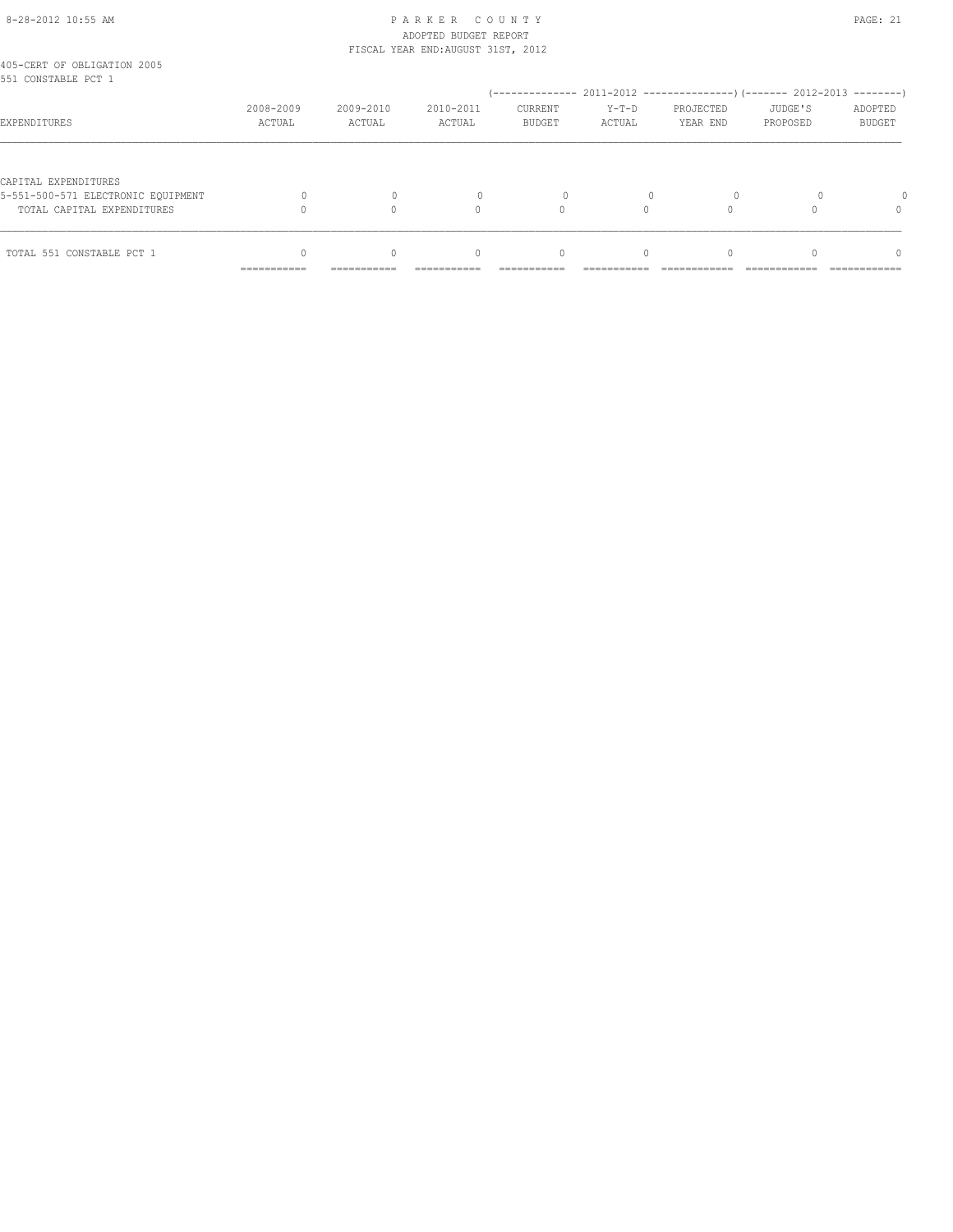8-28-2012 10:55 AM

# PARKER COUNTY
ADOPTED BUDGET REPORT
FISCAL YEAR END:AUGUST 31ST, 2012

405-CERT OF OBLIGATION 2005
551 CONSTABLE PCT 1

| EXPENDITURES | 2008-2009 ACTUAL | 2009-2010 ACTUAL | 2010-2011 ACTUAL | 2011-2012 CURRENT BUDGET | 2011-2012 Y-T-D ACTUAL | 2011-2012 PROJECTED YEAR END | 2012-2013 JUDGE'S PROPOSED | 2012-2013 ADOPTED BUDGET |
|---|---|---|---|---|---|---|---|---|
| CAPITAL EXPENDITURES | | | | | | | | |
| 5-551-500-571 ELECTRONIC EQUIPMENT | 0 | 0 | 0 | 0 | 0 | 0 | 0 | 0 |
| TOTAL CAPITAL EXPENDITURES | 0 | 0 | 0 | 0 | 0 | 0 | 0 | 0 |
| TOTAL 551 CONSTABLE PCT 1 | 0 | 0 | 0 | 0 | 0 | 0 | 0 | 0 |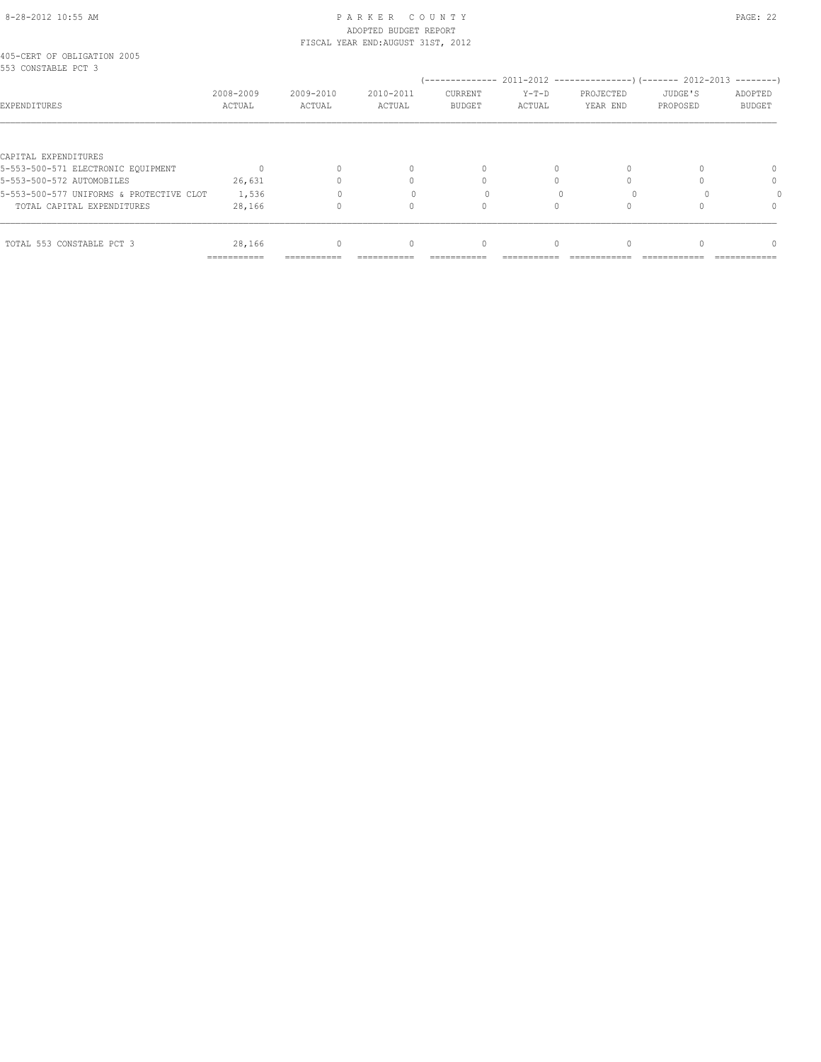405-CERT OF OBLIGATION 2005
553 CONSTABLE PCT 3

| EXPENDITURES | 2008-2009 ACTUAL | 2009-2010 ACTUAL | 2010-2011 ACTUAL | 2011-2012 CURRENT BUDGET | 2011-2012 Y-T-D ACTUAL | 2011-2012 PROJECTED YEAR END | 2012-2013 JUDGE'S PROPOSED | 2012-2013 ADOPTED BUDGET |
|---|---|---|---|---|---|---|---|---|
| CAPITAL EXPENDITURES | | | | | | | | |
| 5-553-500-571 ELECTRONIC EQUIPMENT | 0 | 0 | 0 | 0 | 0 | 0 | 0 | 0 |
| 5-553-500-572 AUTOMOBILES | 26,631 | 0 | 0 | 0 | 0 | 0 | 0 | 0 |
| 5-553-500-577 UNIFORMS & PROTECTIVE CLOT | 1,536 | 0 | 0 | 0 | 0 | 0 | 0 | 0 |
| TOTAL CAPITAL EXPENDITURES | 28,166 | 0 | 0 | 0 | 0 | 0 | 0 | 0 |
| TOTAL 553 CONSTABLE PCT 3 | 28,166 | 0 | 0 | 0 | 0 | 0 | 0 | 0 |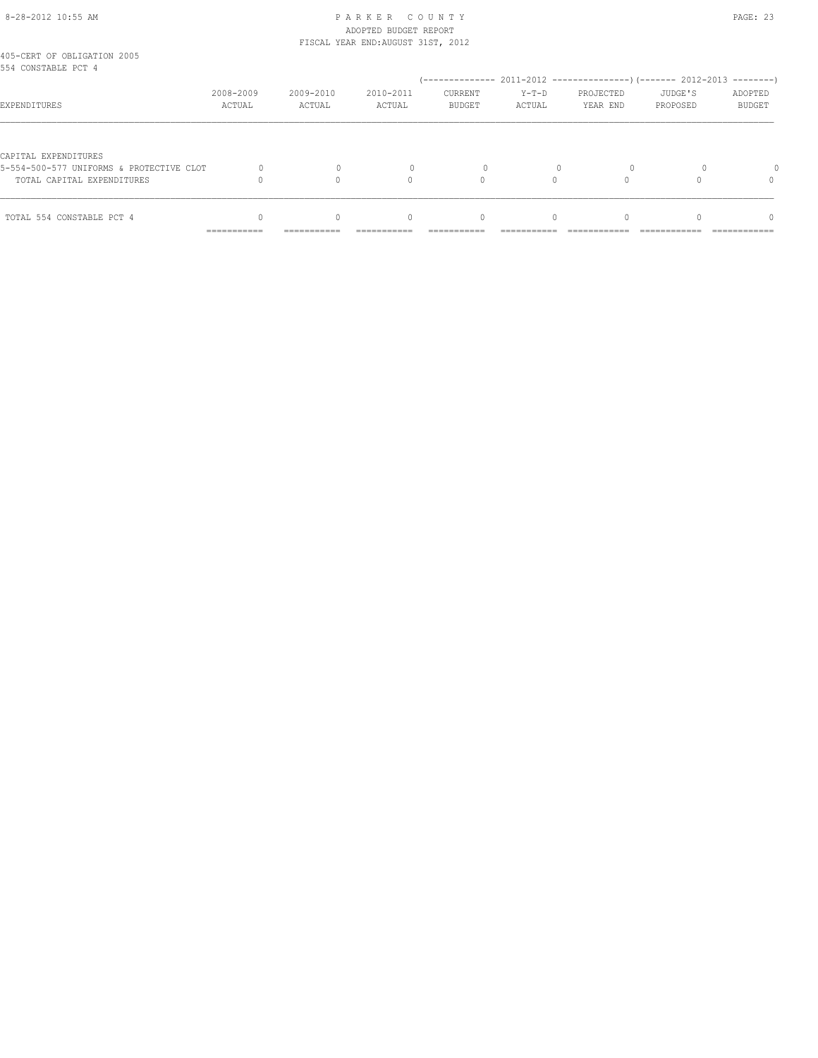405-CERT OF OBLIGATION 2005
554 CONSTABLE PCT 4

| EXPENDITURES | 2008-2009 ACTUAL | 2009-2010 ACTUAL | 2010-2011 ACTUAL | (------------- 2011-2012 CURRENT BUDGET | Y-T-D ACTUAL | PROJECTED YEAR END ---------------) | (------- 2012-2013 JUDGE'S PROPOSED | ADOPTED BUDGET --------) |
|---|---|---|---|---|---|---|---|---|
| CAPITAL EXPENDITURES | | | | | | | | |
| 5-554-500-577 UNIFORMS & PROTECTIVE CLOT | 0 | 0 | 0 | 0 | 0 | 0 | 0 | 0 |
| TOTAL CAPITAL EXPENDITURES | 0 | 0 | 0 | 0 | 0 | 0 | 0 | 0 |
| TOTAL 554 CONSTABLE PCT 4 | 0 | 0 | 0 | 0 | 0 | 0 | 0 | 0 |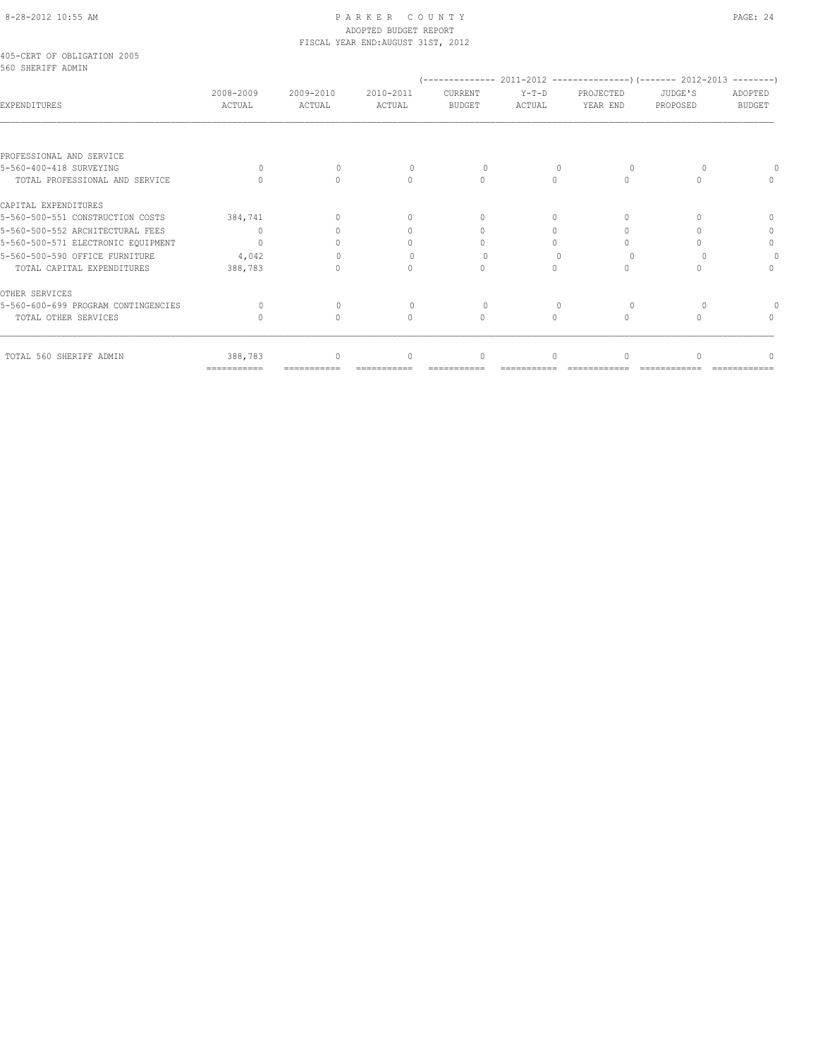PARKER COUNTY
ADOPTED BUDGET REPORT
FISCAL YEAR END:AUGUST 31ST, 2012

405-CERT OF OBLIGATION 2005
560 SHERIFF ADMIN

| EXPENDITURES | 2008-2009 ACTUAL | 2009-2010 ACTUAL | 2010-2011 ACTUAL | 2011-2012 CURRENT BUDGET | 2011-2012 Y-T-D ACTUAL | 2011-2012 PROJECTED YEAR END | 2012-2013 JUDGE'S PROPOSED | 2012-2013 ADOPTED BUDGET |
|---|---|---|---|---|---|---|---|---|
| PROFESSIONAL AND SERVICE | | | | | | | | |
| 5-560-400-418 SURVEYING | 0 | 0 | 0 | 0 | 0 | 0 | 0 | 0 |
| TOTAL PROFESSIONAL AND SERVICE | 0 | 0 | 0 | 0 | 0 | 0 | 0 | 0 |
| CAPITAL EXPENDITURES | | | | | | | | |
| 5-560-500-551 CONSTRUCTION COSTS | 384,741 | 0 | 0 | 0 | 0 | 0 | 0 | 0 |
| 5-560-500-552 ARCHITECTURAL FEES | 0 | 0 | 0 | 0 | 0 | 0 | 0 | 0 |
| 5-560-500-571 ELECTRONIC EQUIPMENT | 0 | 0 | 0 | 0 | 0 | 0 | 0 | 0 |
| 5-560-500-590 OFFICE FURNITURE | 4,042 | 0 | 0 | 0 | 0 | 0 | 0 | 0 |
| TOTAL CAPITAL EXPENDITURES | 388,783 | 0 | 0 | 0 | 0 | 0 | 0 | 0 |
| OTHER SERVICES | | | | | | | | |
| 5-560-600-699 PROGRAM CONTINGENCIES | 0 | 0 | 0 | 0 | 0 | 0 | 0 | 0 |
| TOTAL OTHER SERVICES | 0 | 0 | 0 | 0 | 0 | 0 | 0 | 0 |
| TOTAL 560 SHERIFF ADMIN | 388,783 | 0 | 0 | 0 | 0 | 0 | 0 | 0 |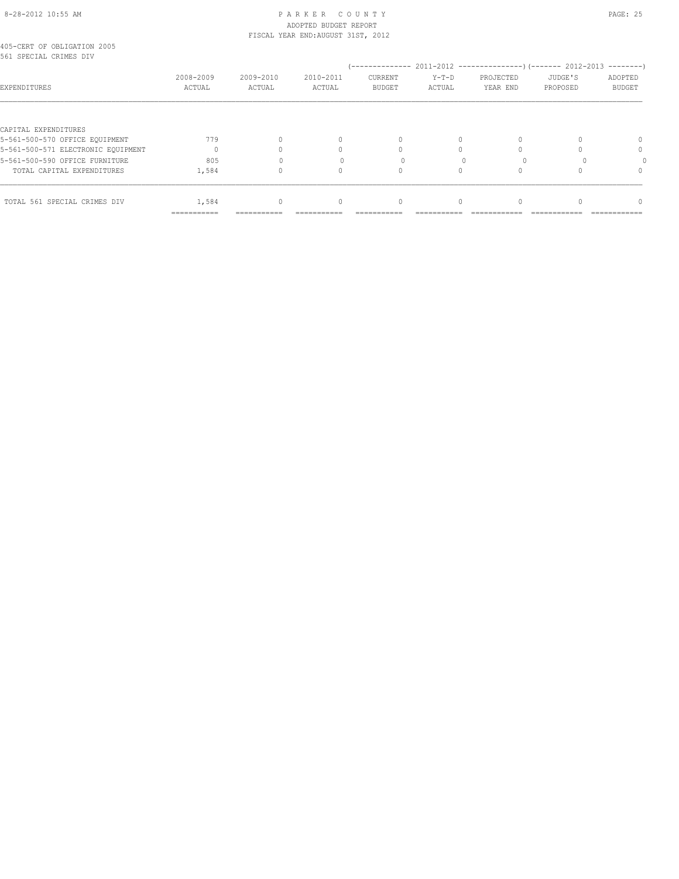PARKER COUNTY
ADOPTED BUDGET REPORT
FISCAL YEAR END:AUGUST 31ST, 2012

405-CERT OF OBLIGATION 2005
561 SPECIAL CRIMES DIV

| EXPENDITURES | 2008-2009 ACTUAL | 2009-2010 ACTUAL | 2010-2011 ACTUAL | 2011-2012 CURRENT BUDGET | 2011-2012 Y-T-D ACTUAL | 2011-2012 PROJECTED YEAR END | 2012-2013 JUDGE'S PROPOSED | 2012-2013 ADOPTED BUDGET |
|---|---|---|---|---|---|---|---|---|
| CAPITAL EXPENDITURES | | | | | | | | |
| 5-561-500-570 OFFICE EQUIPMENT | 779 | 0 | 0 | 0 | 0 | 0 | 0 | 0 |
| 5-561-500-571 ELECTRONIC EQUIPMENT | 0 | 0 | 0 | 0 | 0 | 0 | 0 | 0 |
| 5-561-500-590 OFFICE FURNITURE | 805 | 0 | 0 | 0 | 0 | 0 | 0 | 0 |
| TOTAL CAPITAL EXPENDITURES | 1,584 | 0 | 0 | 0 | 0 | 0 | 0 | 0 |
| TOTAL 561 SPECIAL CRIMES DIV | 1,584 | 0 | 0 | 0 | 0 | 0 | 0 | 0 |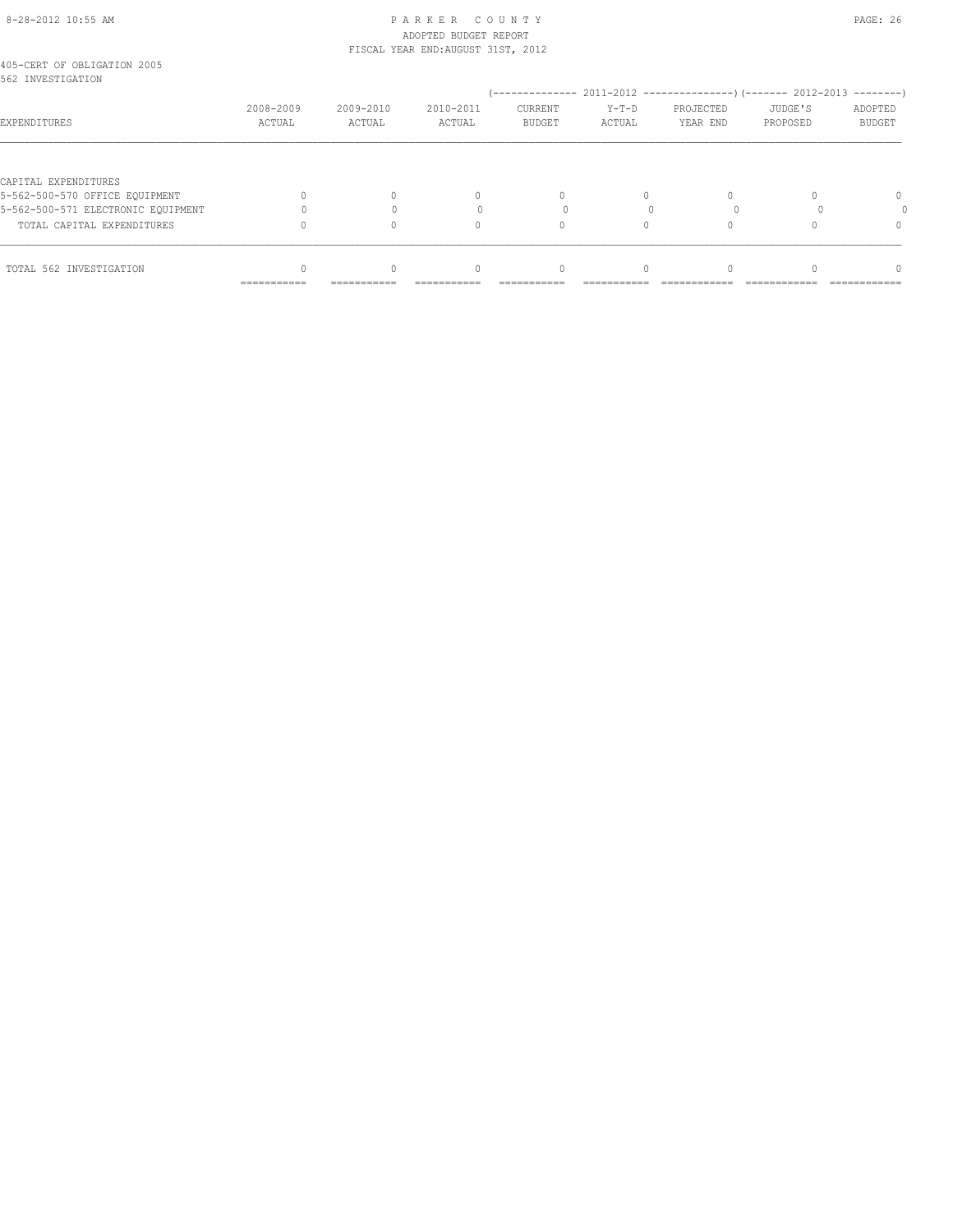405-CERT OF OBLIGATION 2005
562 INVESTIGATION

| EXPENDITURES | 2008-2009 ACTUAL | 2009-2010 ACTUAL | 2010-2011 ACTUAL | (-------------- 2011-2012 CURRENT BUDGET | Y-T-D ACTUAL | PROJECTED YEAR END ---------------) | (------- 2012-2013 JUDGE'S PROPOSED | ADOPTED BUDGET --------) |
|---|---|---|---|---|---|---|---|---|
| CAPITAL EXPENDITURES | | | | | | | | |
| 5-562-500-570 OFFICE EQUIPMENT | 0 | 0 | 0 | 0 | 0 | 0 | 0 | 0 |
| 5-562-500-571 ELECTRONIC EQUIPMENT | 0 | 0 | 0 | 0 | 0 | 0 | 0 | 0 |
| TOTAL CAPITAL EXPENDITURES | 0 | 0 | 0 | 0 | 0 | 0 | 0 | 0 |
| TOTAL 562 INVESTIGATION | 0 | 0 | 0 | 0 | 0 | 0 | 0 | 0 |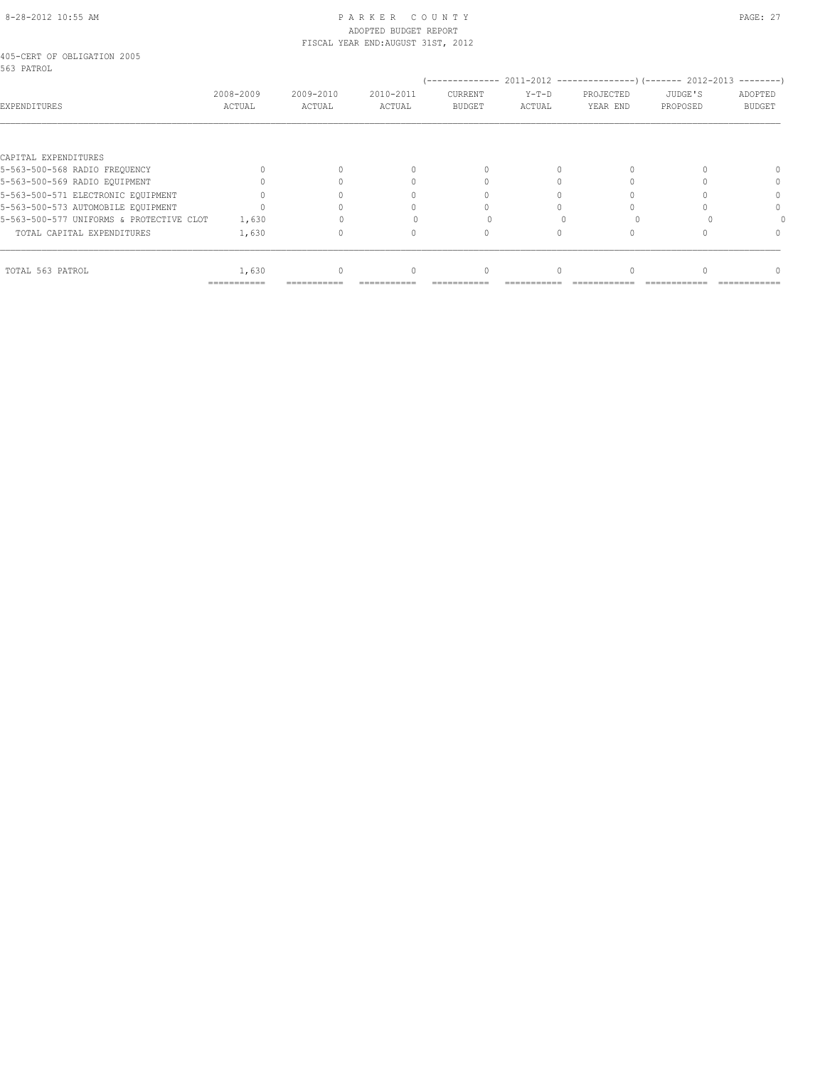PARKER COUNTY
ADOPTED BUDGET REPORT
FISCAL YEAR END:AUGUST 31ST, 2012

405-CERT OF OBLIGATION 2005
563 PATROL

| EXPENDITURES | 2008-2009 ACTUAL | 2009-2010 ACTUAL | 2010-2011 ACTUAL | 2011-2012 CURRENT BUDGET | 2011-2012 Y-T-D ACTUAL | 2011-2012 PROJECTED YEAR END | 2012-2013 JUDGE'S PROPOSED | 2012-2013 ADOPTED BUDGET |
|---|---|---|---|---|---|---|---|---|
| CAPITAL EXPENDITURES | | | | | | | | |
| 5-563-500-568 RADIO FREQUENCY | 0 | 0 | 0 | 0 | 0 | 0 | 0 | 0 |
| 5-563-500-569 RADIO EQUIPMENT | 0 | 0 | 0 | 0 | 0 | 0 | 0 | 0 |
| 5-563-500-571 ELECTRONIC EQUIPMENT | 0 | 0 | 0 | 0 | 0 | 0 | 0 | 0 |
| 5-563-500-573 AUTOMOBILE EQUIPMENT | 0 | 0 | 0 | 0 | 0 | 0 | 0 | 0 |
| 5-563-500-577 UNIFORMS & PROTECTIVE CLOT | 1,630 | 0 | 0 | 0 | 0 | 0 | 0 | 0 |
| TOTAL CAPITAL EXPENDITURES | 1,630 | 0 | 0 | 0 | 0 | 0 | 0 | 0 |
| TOTAL 563 PATROL | 1,630 | 0 | 0 | 0 | 0 | 0 | 0 | 0 |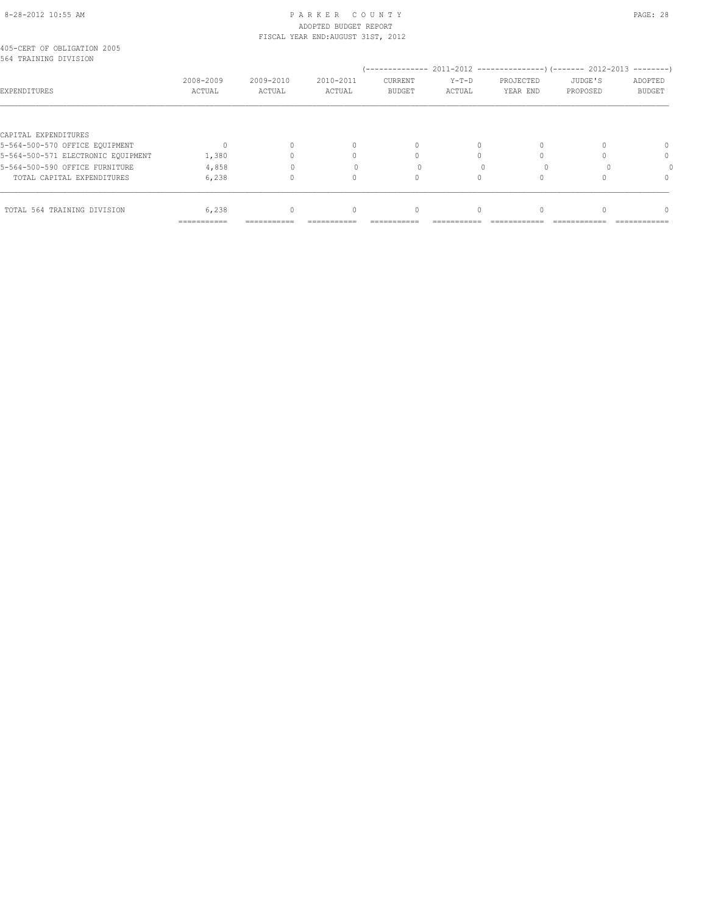405-CERT OF OBLIGATION 2005
564 TRAINING DIVISION

| EXPENDITURES | 2008-2009 ACTUAL | 2009-2010 ACTUAL | 2010-2011 ACTUAL | 2011-2012 CURRENT BUDGET | 2011-2012 Y-T-D ACTUAL | 2011-2012 PROJECTED YEAR END | 2012-2013 JUDGE'S PROPOSED | 2012-2013 ADOPTED BUDGET |
|---|---|---|---|---|---|---|---|---|
| CAPITAL EXPENDITURES | | | | | | | | |
| 5-564-500-570 OFFICE EQUIPMENT | 0 | 0 | 0 | 0 | 0 | 0 | 0 | 0 |
| 5-564-500-571 ELECTRONIC EQUIPMENT | 1,380 | 0 | 0 | 0 | 0 | 0 | 0 | 0 |
| 5-564-500-590 OFFICE FURNITURE | 4,858 | 0 | 0 | 0 | 0 | 0 | 0 | 0 |
| TOTAL CAPITAL EXPENDITURES | 6,238 | 0 | 0 | 0 | 0 | 0 | 0 | 0 |
| TOTAL 564 TRAINING DIVISION | 6,238 | 0 | 0 | 0 | 0 | 0 | 0 | 0 |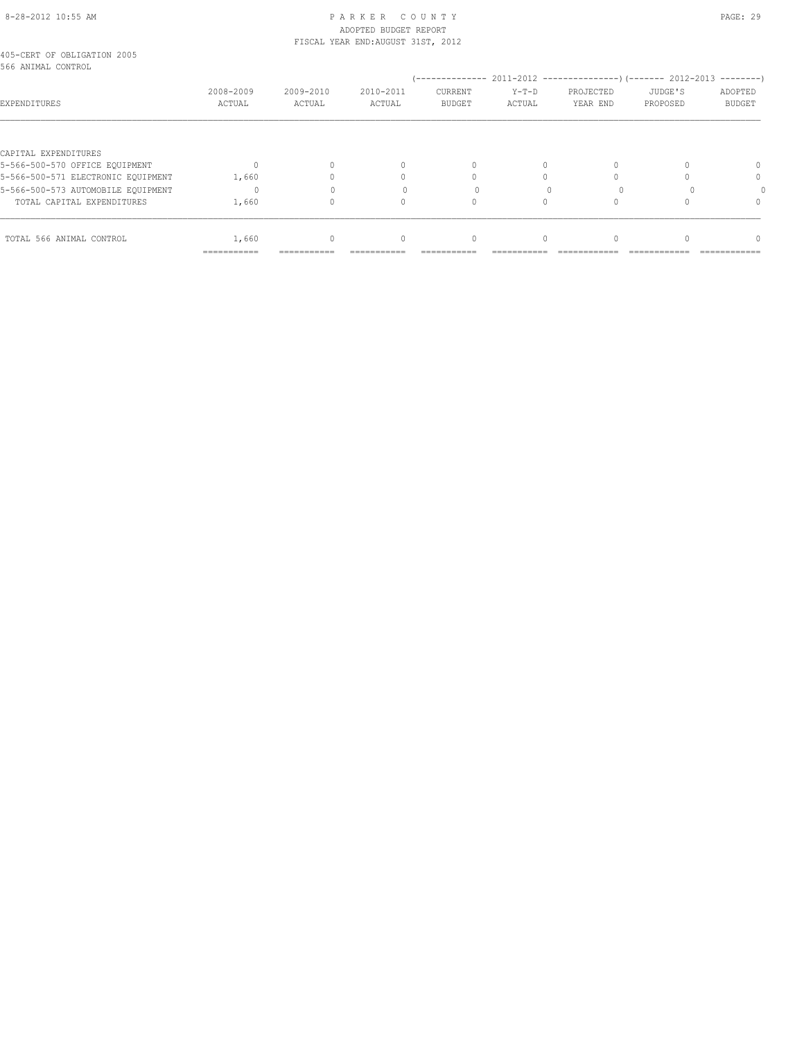405-CERT OF OBLIGATION 2005
566 ANIMAL CONTROL

| EXPENDITURES | 2008-2009 ACTUAL | 2009-2010 ACTUAL | 2010-2011 ACTUAL | 2011-2012 CURRENT BUDGET | 2011-2012 Y-T-D ACTUAL | 2011-2012 PROJECTED YEAR END | 2012-2013 JUDGE'S PROPOSED | 2012-2013 ADOPTED BUDGET |
|---|---|---|---|---|---|---|---|---|
| CAPITAL EXPENDITURES | | | | | | | | |
| 5-566-500-570 OFFICE EQUIPMENT | 0 | 0 | 0 | 0 | 0 | 0 | 0 | 0 |
| 5-566-500-571 ELECTRONIC EQUIPMENT | 1,660 | 0 | 0 | 0 | 0 | 0 | 0 | 0 |
| 5-566-500-573 AUTOMOBILE EQUIPMENT | 0 | 0 | 0 | 0 | 0 | 0 | 0 | 0 |
| TOTAL CAPITAL EXPENDITURES | 1,660 | 0 | 0 | 0 | 0 | 0 | 0 | 0 |
| TOTAL 566 ANIMAL CONTROL | 1,660 | 0 | 0 | 0 | 0 | 0 | 0 | 0 |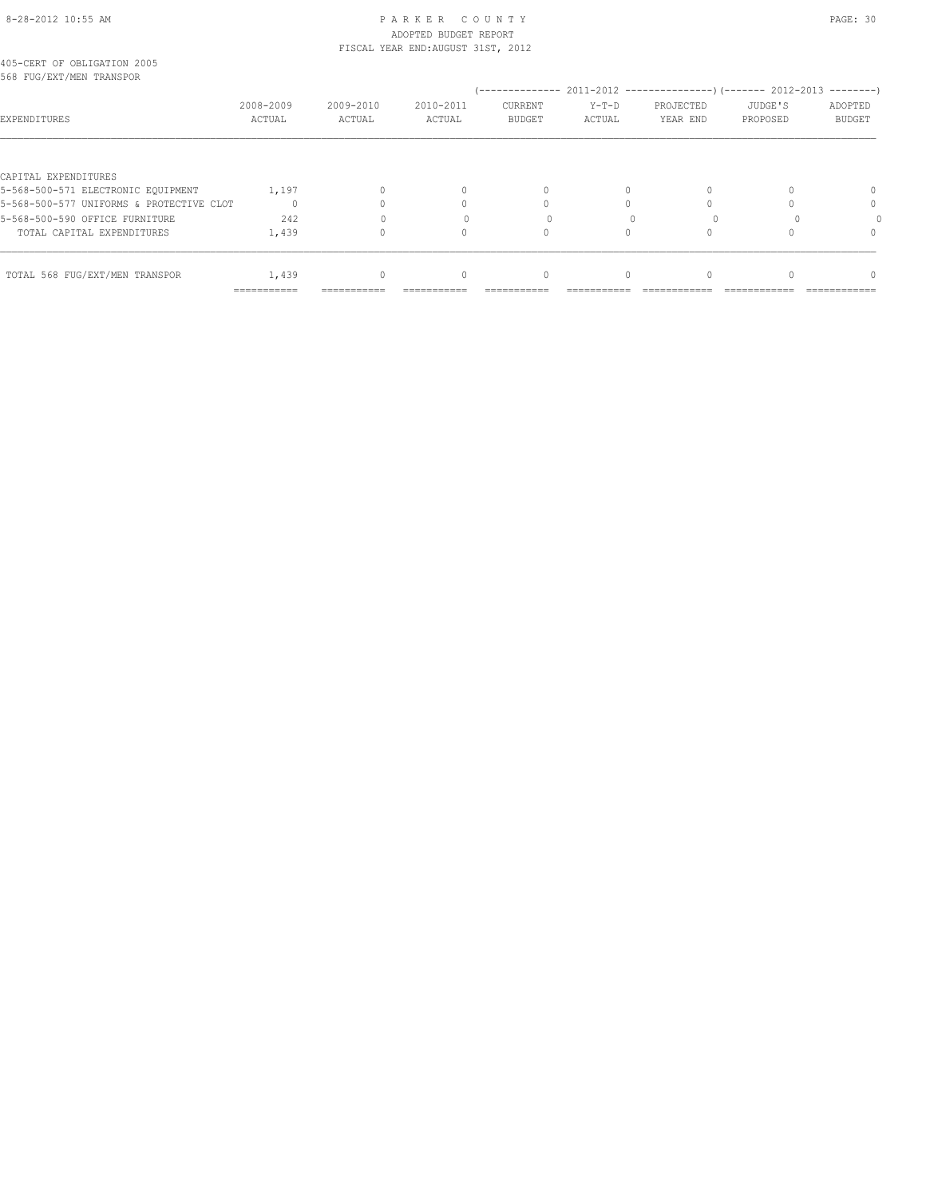405-CERT OF OBLIGATION 2005
568 FUG/EXT/MEN TRANSPOR

| EXPENDITURES | 2008-2009 ACTUAL | 2009-2010 ACTUAL | 2010-2011 ACTUAL | (-------------- 2011-2012 CURRENT BUDGET | Y-T-D ACTUAL | PROJECTED YEAR END ---------------) | (------- 2012-2013 JUDGE'S PROPOSED | ADOPTED BUDGET --------) |
|---|---|---|---|---|---|---|---|---|
| CAPITAL EXPENDITURES | | | | | | | | |
| 5-568-500-571 ELECTRONIC EQUIPMENT | 1,197 | 0 | 0 | 0 | 0 | 0 | 0 | 0 |
| 5-568-500-577 UNIFORMS & PROTECTIVE CLOT | 0 | 0 | 0 | 0 | 0 | 0 | 0 | 0 |
| 5-568-500-590 OFFICE FURNITURE | 242 | 0 | 0 | 0 | 0 | 0 | 0 | 0 |
| TOTAL CAPITAL EXPENDITURES | 1,439 | 0 | 0 | 0 | 0 | 0 | 0 | 0 |
| TOTAL 568 FUG/EXT/MEN TRANSPOR | 1,439 | 0 | 0 | 0 | 0 | 0 | 0 | 0 |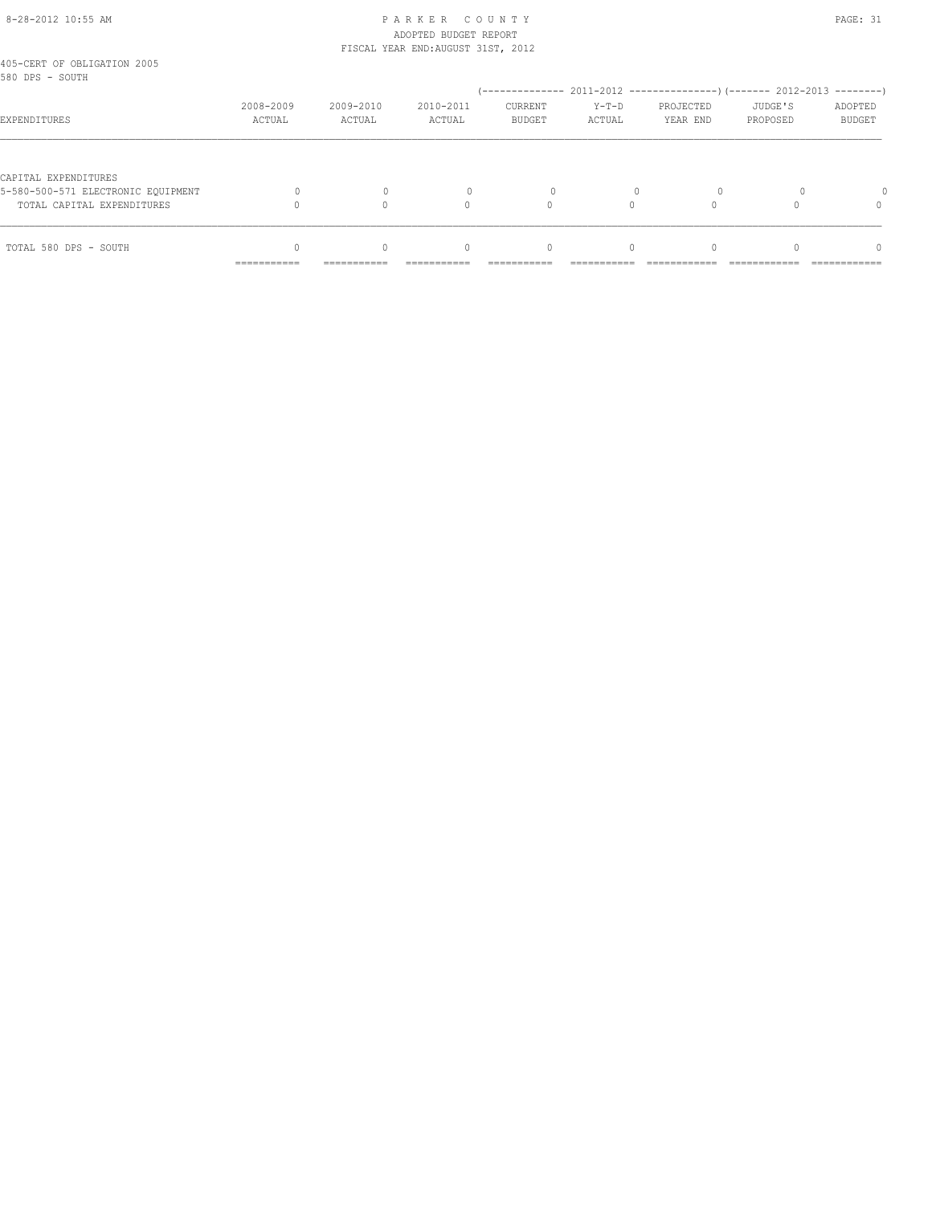405-CERT OF OBLIGATION 2005
580 DPS - SOUTH

| EXPENDITURES | 2008-2009 ACTUAL | 2009-2010 ACTUAL | 2010-2011 ACTUAL | 2011-2012 CURRENT BUDGET | 2011-2012 Y-T-D ACTUAL | 2011-2012 PROJECTED YEAR END | 2012-2013 JUDGE'S PROPOSED | 2012-2013 ADOPTED BUDGET |
|---|---|---|---|---|---|---|---|---|
| CAPITAL EXPENDITURES | | | | | | | | |
| 5-580-500-571 ELECTRONIC EQUIPMENT | 0 | 0 | 0 | 0 | 0 | 0 | 0 | 0 |
| TOTAL CAPITAL EXPENDITURES | 0 | 0 | 0 | 0 | 0 | 0 | 0 | 0 |
| TOTAL 580 DPS - SOUTH | 0 | 0 | 0 | 0 | 0 | 0 | 0 | 0 |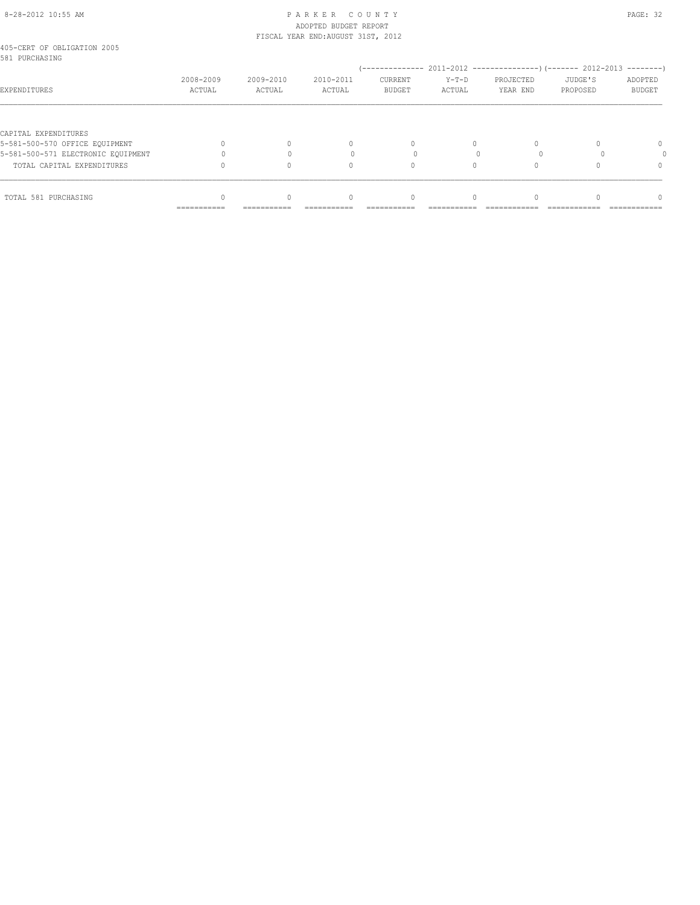405-CERT OF OBLIGATION 2005
581 PURCHASING

| EXPENDITURES | 2008-2009 ACTUAL | 2009-2010 ACTUAL | 2010-2011 ACTUAL | 2011-2012 CURRENT BUDGET | 2011-2012 Y-T-D ACTUAL | 2011-2012 PROJECTED YEAR END | 2012-2013 JUDGE'S PROPOSED | 2012-2013 ADOPTED BUDGET |
|---|---|---|---|---|---|---|---|---|
| CAPITAL EXPENDITURES | | | | | | | | |
| 5-581-500-570 OFFICE EQUIPMENT | 0 | 0 | 0 | 0 | 0 | 0 | 0 | 0 |
| 5-581-500-571 ELECTRONIC EQUIPMENT | 0 | 0 | 0 | 0 | 0 | 0 | 0 | 0 |
| TOTAL CAPITAL EXPENDITURES | 0 | 0 | 0 | 0 | 0 | 0 | 0 | 0 |
| TOTAL 581 PURCHASING | 0 | 0 | 0 | 0 | 0 | 0 | 0 | 0 |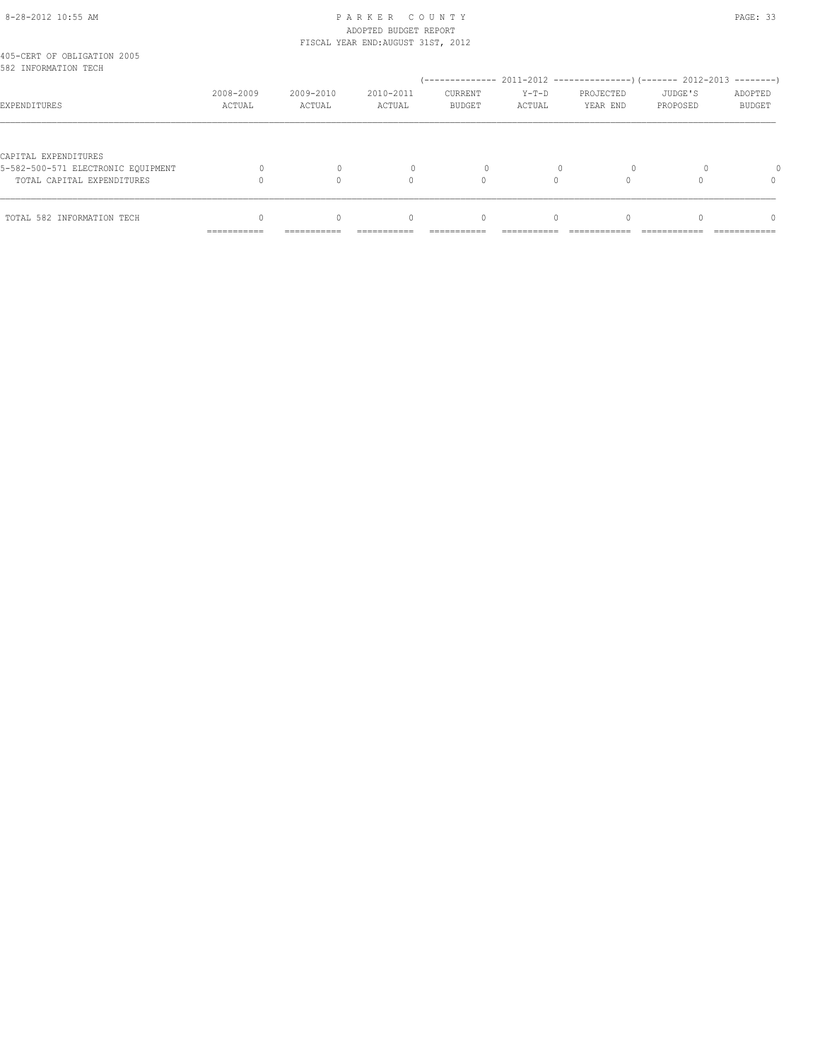405-CERT OF OBLIGATION 2005
582 INFORMATION TECH

| EXPENDITURES | 2008-2009 ACTUAL | 2009-2010 ACTUAL | 2010-2011 ACTUAL | 2011-2012 CURRENT BUDGET | 2011-2012 Y-T-D ACTUAL | 2011-2012 PROJECTED YEAR END | 2012-2013 JUDGE'S PROPOSED | 2012-2013 ADOPTED BUDGET |
|---|---|---|---|---|---|---|---|---|
| CAPITAL EXPENDITURES | | | | | | | | |
| 5-582-500-571 ELECTRONIC EQUIPMENT | 0 | 0 | 0 | 0 | 0 | 0 | 0 | 0 |
| TOTAL CAPITAL EXPENDITURES | 0 | 0 | 0 | 0 | 0 | 0 | 0 | 0 |
| TOTAL 582 INFORMATION TECH | 0 | 0 | 0 | 0 | 0 | 0 | 0 | 0 |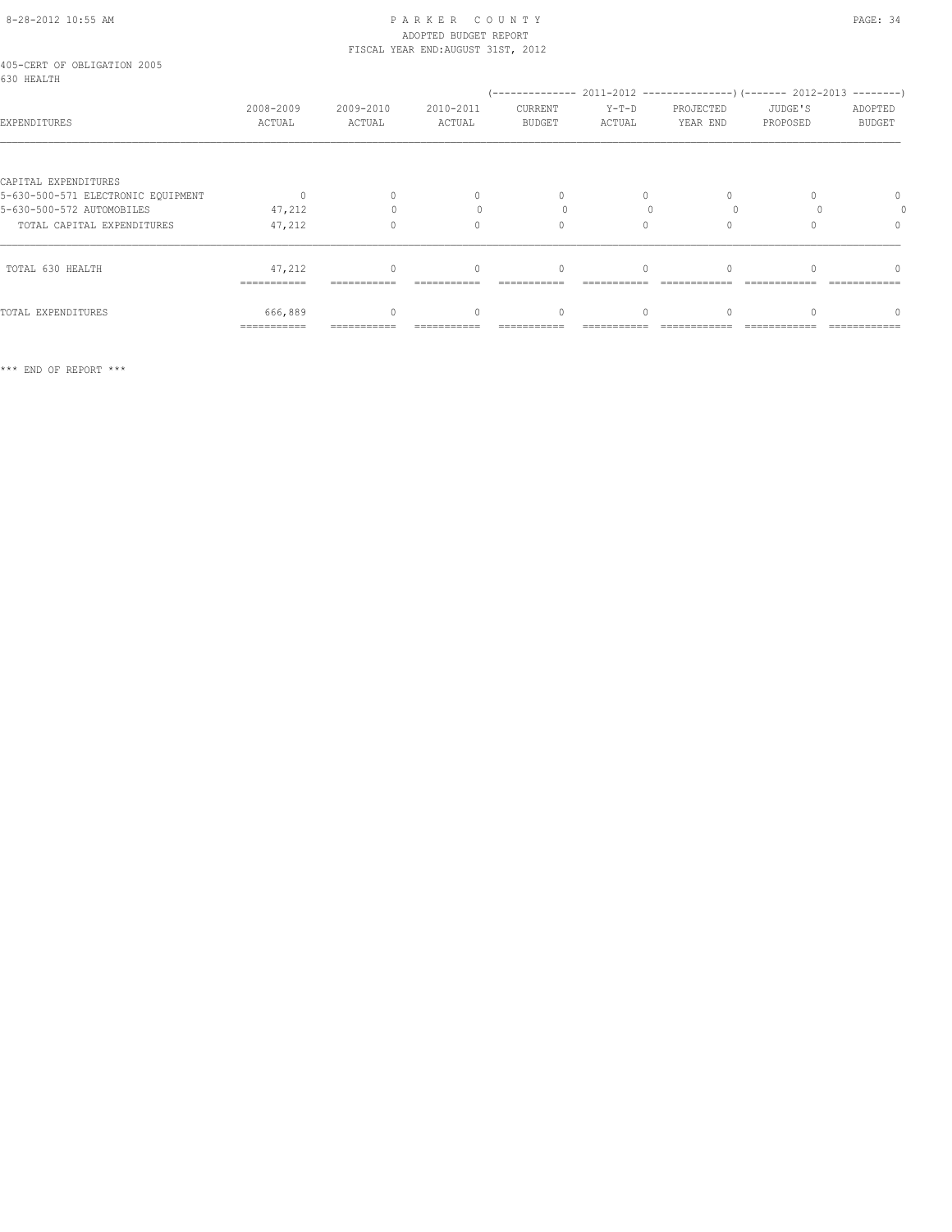PARKER COUNTY
ADOPTED BUDGET REPORT
FISCAL YEAR END:AUGUST 31ST, 2012

405-CERT OF OBLIGATION 2005
630 HEALTH

| EXPENDITURES | 2008-2009 ACTUAL | 2009-2010 ACTUAL | 2010-2011 ACTUAL | 2011-2012 CURRENT BUDGET | 2011-2012 Y-T-D ACTUAL | 2011-2012 PROJECTED YEAR END | 2012-2013 JUDGE'S PROPOSED | 2012-2013 ADOPTED BUDGET |
|---|---|---|---|---|---|---|---|---|
| CAPITAL EXPENDITURES | | | | | | | | |
| 5-630-500-571 ELECTRONIC EQUIPMENT | 0 | 0 | 0 | 0 | 0 | 0 | 0 | 0 |
| 5-630-500-572 AUTOMOBILES | 47,212 | 0 | 0 | 0 | 0 | 0 | 0 | 0 |
| TOTAL CAPITAL EXPENDITURES | 47,212 | 0 | 0 | 0 | 0 | 0 | 0 | 0 |
| TOTAL 630 HEALTH | 47,212 | 0 | 0 | 0 | 0 | 0 | 0 | 0 |
| TOTAL EXPENDITURES | 666,889 | 0 | 0 | 0 | 0 | 0 | 0 | 0 |

*** END OF REPORT ***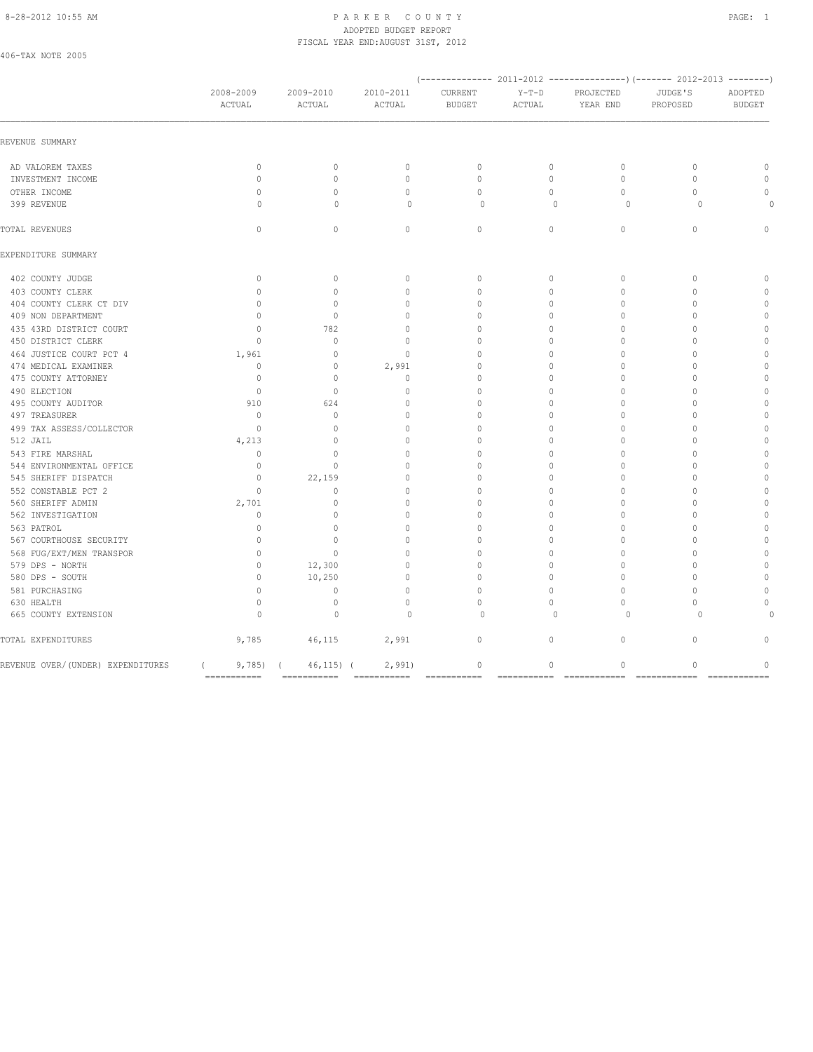# PARKER COUNTY
## ADOPTED BUDGET REPORT
### FISCAL YEAR END:AUGUST 31ST, 2012

406-TAX NOTE 2005

| | 2008-2009 ACTUAL | 2009-2010 ACTUAL | 2010-2011 ACTUAL | 2011-2012 CURRENT BUDGET | 2011-2012 Y-T-D ACTUAL | 2011-2012 PROJECTED YEAR END | 2012-2013 JUDGE'S PROPOSED | 2012-2013 ADOPTED BUDGET |
|---|---|---|---|---|---|---|---|---|
| REVENUE SUMMARY | | | | | | | | |
| AD VALOREM TAXES | 0 | 0 | 0 | 0 | 0 | 0 | 0 | 0 |
| INVESTMENT INCOME | 0 | 0 | 0 | 0 | 0 | 0 | 0 | 0 |
| OTHER INCOME | 0 | 0 | 0 | 0 | 0 | 0 | 0 | 0 |
| 399 REVENUE | 0 | 0 | 0 | 0 | 0 | 0 | 0 | 0 |
| TOTAL REVENUES | 0 | 0 | 0 | 0 | 0 | 0 | 0 | 0 |
| EXPENDITURE SUMMARY | | | | | | | | |
| 402 COUNTY JUDGE | 0 | 0 | 0 | 0 | 0 | 0 | 0 | 0 |
| 403 COUNTY CLERK | 0 | 0 | 0 | 0 | 0 | 0 | 0 | 0 |
| 404 COUNTY CLERK CT DIV | 0 | 0 | 0 | 0 | 0 | 0 | 0 | 0 |
| 409 NON DEPARTMENT | 0 | 0 | 0 | 0 | 0 | 0 | 0 | 0 |
| 435 43RD DISTRICT COURT | 0 | 782 | 0 | 0 | 0 | 0 | 0 | 0 |
| 450 DISTRICT CLERK | 0 | 0 | 0 | 0 | 0 | 0 | 0 | 0 |
| 464 JUSTICE COURT PCT 4 | 1,961 | 0 | 0 | 0 | 0 | 0 | 0 | 0 |
| 474 MEDICAL EXAMINER | 0 | 0 | 2,991 | 0 | 0 | 0 | 0 | 0 |
| 475 COUNTY ATTORNEY | 0 | 0 | 0 | 0 | 0 | 0 | 0 | 0 |
| 490 ELECTION | 0 | 0 | 0 | 0 | 0 | 0 | 0 | 0 |
| 495 COUNTY AUDITOR | 910 | 624 | 0 | 0 | 0 | 0 | 0 | 0 |
| 497 TREASURER | 0 | 0 | 0 | 0 | 0 | 0 | 0 | 0 |
| 499 TAX ASSESS/COLLECTOR | 0 | 0 | 0 | 0 | 0 | 0 | 0 | 0 |
| 512 JAIL | 4,213 | 0 | 0 | 0 | 0 | 0 | 0 | 0 |
| 543 FIRE MARSHAL | 0 | 0 | 0 | 0 | 0 | 0 | 0 | 0 |
| 544 ENVIRONMENTAL OFFICE | 0 | 0 | 0 | 0 | 0 | 0 | 0 | 0 |
| 545 SHERIFF DISPATCH | 0 | 22,159 | 0 | 0 | 0 | 0 | 0 | 0 |
| 552 CONSTABLE PCT 2 | 0 | 0 | 0 | 0 | 0 | 0 | 0 | 0 |
| 560 SHERIFF ADMIN | 2,701 | 0 | 0 | 0 | 0 | 0 | 0 | 0 |
| 562 INVESTIGATION | 0 | 0 | 0 | 0 | 0 | 0 | 0 | 0 |
| 563 PATROL | 0 | 0 | 0 | 0 | 0 | 0 | 0 | 0 |
| 567 COURTHOUSE SECURITY | 0 | 0 | 0 | 0 | 0 | 0 | 0 | 0 |
| 568 FUG/EXT/MEN TRANSPOR | 0 | 0 | 0 | 0 | 0 | 0 | 0 | 0 |
| 579 DPS - NORTH | 0 | 12,300 | 0 | 0 | 0 | 0 | 0 | 0 |
| 580 DPS - SOUTH | 0 | 10,250 | 0 | 0 | 0 | 0 | 0 | 0 |
| 581 PURCHASING | 0 | 0 | 0 | 0 | 0 | 0 | 0 | 0 |
| 630 HEALTH | 0 | 0 | 0 | 0 | 0 | 0 | 0 | 0 |
| 665 COUNTY EXTENSION | 0 | 0 | 0 | 0 | 0 | 0 | 0 | 0 |
| TOTAL EXPENDITURES | 9,785 | 46,115 | 2,991 | 0 | 0 | 0 | 0 | 0 |
| REVENUE OVER/(UNDER) EXPENDITURES | ( 9,785) | ( 46,115) | ( 2,991) | 0 | 0 | 0 | 0 | 0 |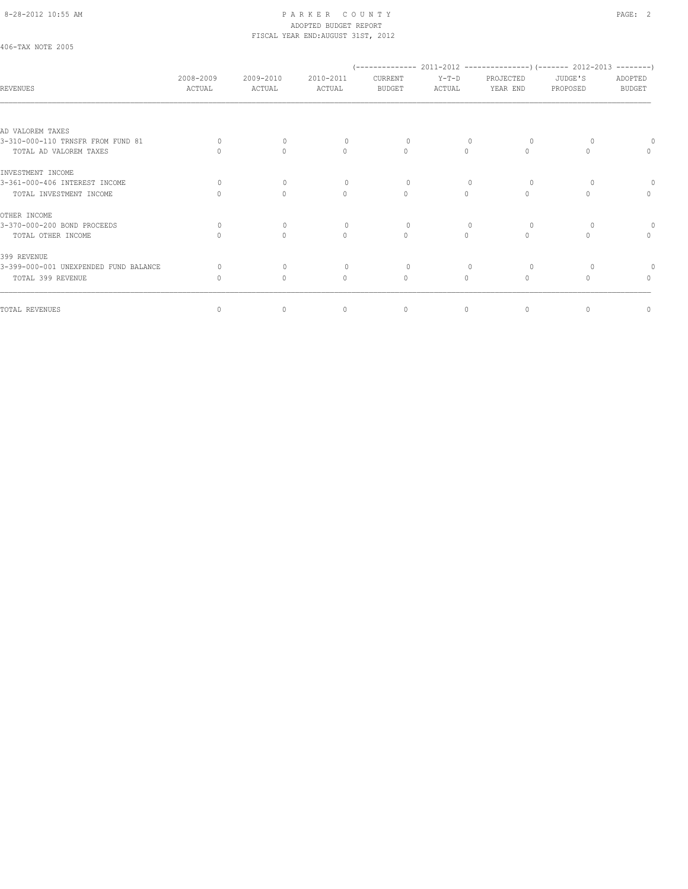PARKER COUNTY
ADOPTED BUDGET REPORT
FISCAL YEAR END:AUGUST 31ST, 2012

406-TAX NOTE 2005

| REVENUES | 2008-2009 ACTUAL | 2009-2010 ACTUAL | 2010-2011 ACTUAL | (-------------- 2011-2012 CURRENT BUDGET | Y-T-D ACTUAL | PROJECTED YEAR END ---------------) | (------- 2012-2013 JUDGE'S PROPOSED | ADOPTED BUDGET --------) |
|---|---|---|---|---|---|---|---|---|
| AD VALOREM TAXES | | | | | | | | |
| 3-310-000-110 TRNSFR FROM FUND 81 | 0 | 0 | 0 | 0 | 0 | 0 | 0 | 0 |
| TOTAL AD VALOREM TAXES | 0 | 0 | 0 | 0 | 0 | 0 | 0 | 0 |
| INVESTMENT INCOME | | | | | | | | |
| 3-361-000-406 INTEREST INCOME | 0 | 0 | 0 | 0 | 0 | 0 | 0 | 0 |
| TOTAL INVESTMENT INCOME | 0 | 0 | 0 | 0 | 0 | 0 | 0 | 0 |
| OTHER INCOME | | | | | | | | |
| 3-370-000-200 BOND PROCEEDS | 0 | 0 | 0 | 0 | 0 | 0 | 0 | 0 |
| TOTAL OTHER INCOME | 0 | 0 | 0 | 0 | 0 | 0 | 0 | 0 |
| 399 REVENUE | | | | | | | | |
| 3-399-000-001 UNEXPENDED FUND BALANCE | 0 | 0 | 0 | 0 | 0 | 0 | 0 | 0 |
| TOTAL 399 REVENUE | 0 | 0 | 0 | 0 | 0 | 0 | 0 | 0 |
| TOTAL REVENUES | 0 | 0 | 0 | 0 | 0 | 0 | 0 | 0 |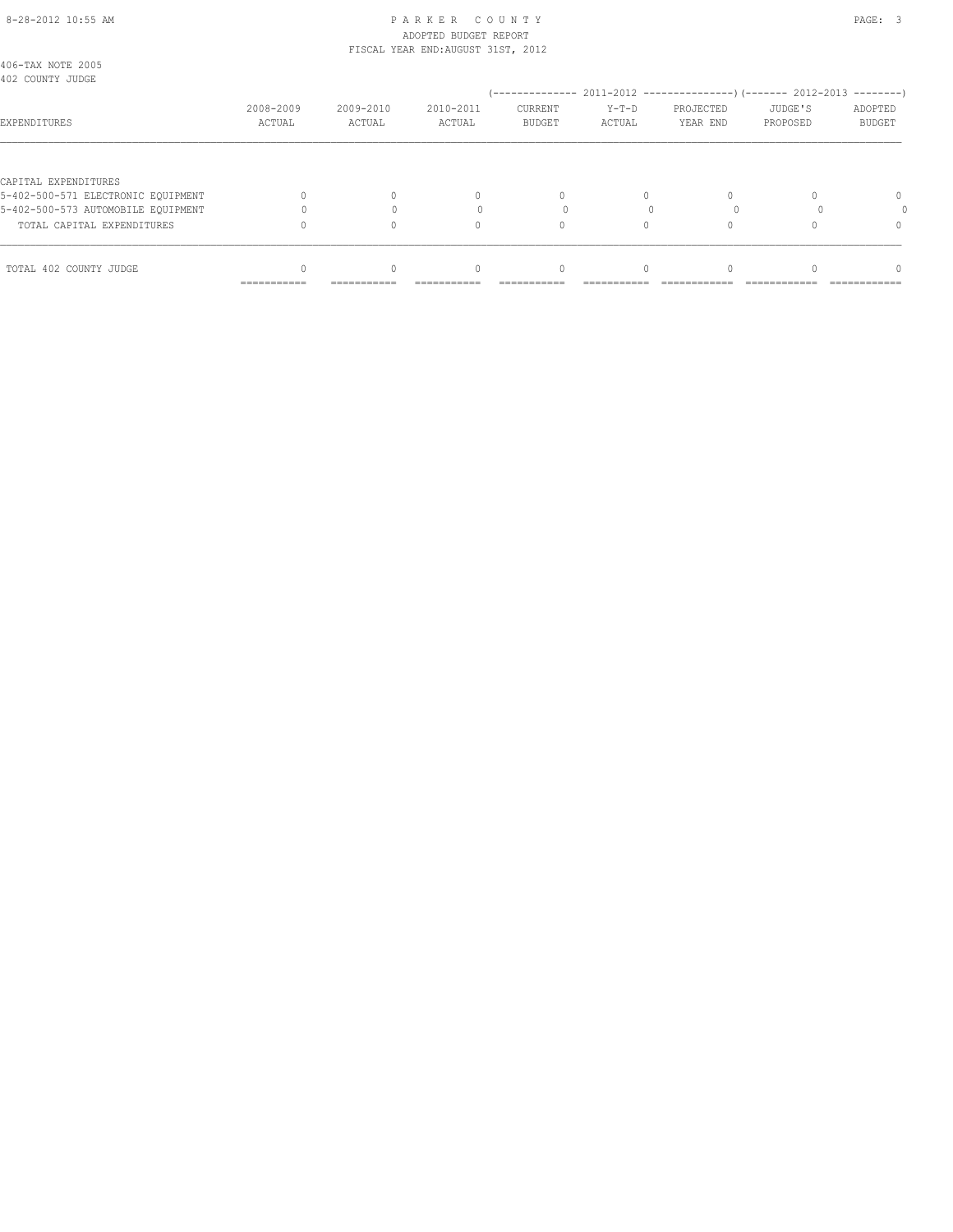PARKER COUNTY
ADOPTED BUDGET REPORT
FISCAL YEAR END:AUGUST 31ST, 2012

406-TAX NOTE 2005
402 COUNTY JUDGE

| EXPENDITURES | 2008-2009 ACTUAL | 2009-2010 ACTUAL | 2010-2011 ACTUAL | 2011-2012 CURRENT BUDGET | 2011-2012 Y-T-D ACTUAL | 2011-2012 PROJECTED YEAR END | 2012-2013 JUDGE'S PROPOSED | 2012-2013 ADOPTED BUDGET |
|---|---|---|---|---|---|---|---|---|
| CAPITAL EXPENDITURES | | | | | | | | |
| 5-402-500-571 ELECTRONIC EQUIPMENT | 0 | 0 | 0 | 0 | 0 | 0 | 0 | 0 |
| 5-402-500-573 AUTOMOBILE EQUIPMENT | 0 | 0 | 0 | 0 | 0 | 0 | 0 | 0 |
| TOTAL CAPITAL EXPENDITURES | 0 | 0 | 0 | 0 | 0 | 0 | 0 | 0 |
| TOTAL 402 COUNTY JUDGE | 0 | 0 | 0 | 0 | 0 | 0 | 0 | 0 |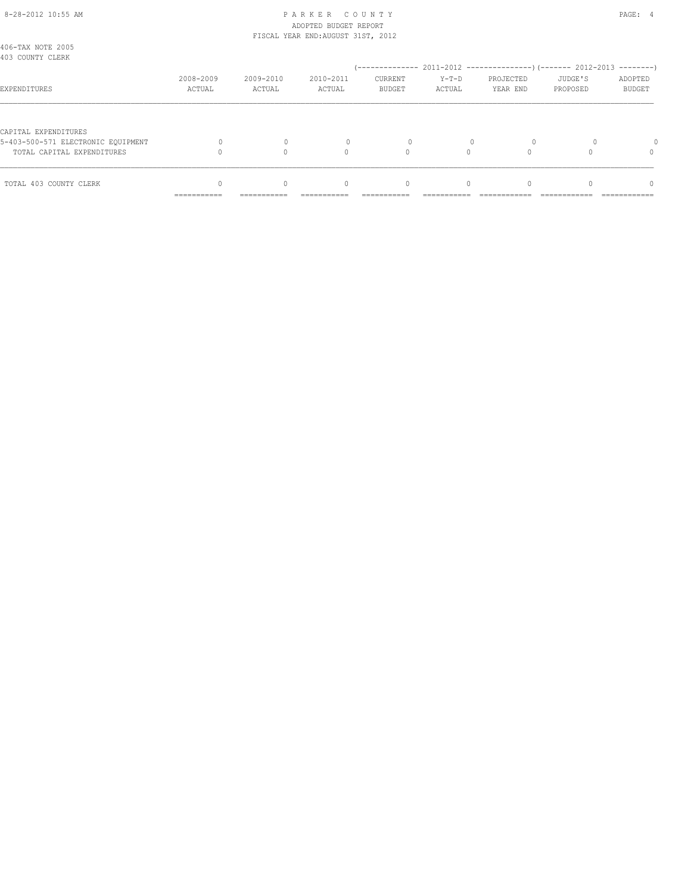PARKER COUNTY
ADOPTED BUDGET REPORT
FISCAL YEAR END:AUGUST 31ST, 2012

406-TAX NOTE 2005
403 COUNTY CLERK

| EXPENDITURES | 2008-2009 ACTUAL | 2009-2010 ACTUAL | 2010-2011 ACTUAL | 2011-2012 CURRENT BUDGET | 2011-2012 Y-T-D ACTUAL | 2011-2012 PROJECTED YEAR END | 2012-2013 JUDGE'S PROPOSED | 2012-2013 ADOPTED BUDGET |
|---|---|---|---|---|---|---|---|---|
| CAPITAL EXPENDITURES | | | | | | | | |
| 5-403-500-571 ELECTRONIC EQUIPMENT | 0 | 0 | 0 | 0 | 0 | 0 | 0 | 0 |
| TOTAL CAPITAL EXPENDITURES | 0 | 0 | 0 | 0 | 0 | 0 | 0 | 0 |
| TOTAL 403 COUNTY CLERK | 0 | 0 | 0 | 0 | 0 | 0 | 0 | 0 |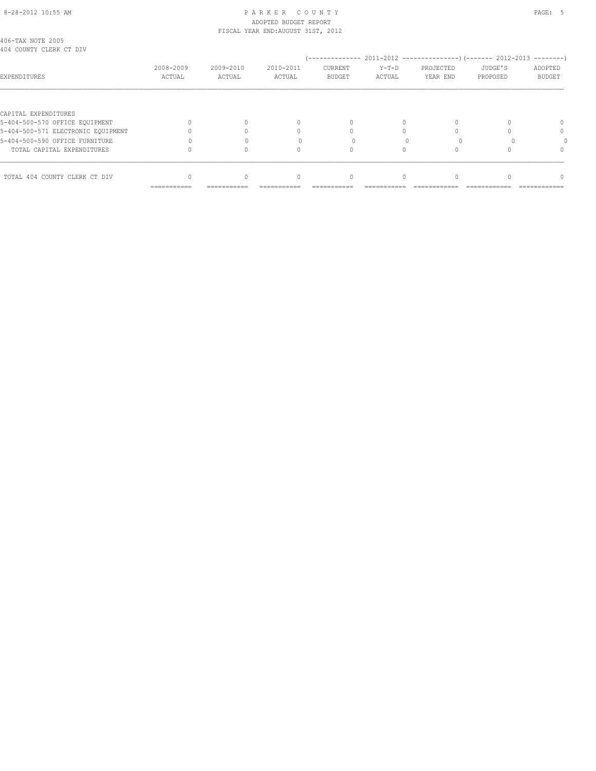406-TAX NOTE 2005
404 COUNTY CLERK CT DIV

| EXPENDITURES | 2008-2009 ACTUAL | 2009-2010 ACTUAL | 2010-2011 ACTUAL | 2011-2012 CURRENT BUDGET | 2011-2012 Y-T-D ACTUAL | 2011-2012 PROJECTED YEAR END | 2012-2013 JUDGE'S PROPOSED | 2012-2013 ADOPTED BUDGET |
|---|---|---|---|---|---|---|---|---|
| CAPITAL EXPENDITURES | | | | | | | | |
| 5-404-500-570 OFFICE EQUIPMENT | 0 | 0 | 0 | 0 | 0 | 0 | 0 | 0 |
| 5-404-500-571 ELECTRONIC EQUIPMENT | 0 | 0 | 0 | 0 | 0 | 0 | 0 | 0 |
| 5-404-500-590 OFFICE FURNITURE | 0 | 0 | 0 | 0 | 0 | 0 | 0 | 0 |
| TOTAL CAPITAL EXPENDITURES | 0 | 0 | 0 | 0 | 0 | 0 | 0 | 0 |
| TOTAL 404 COUNTY CLERK CT DIV | 0 | 0 | 0 | 0 | 0 | 0 | 0 | 0 |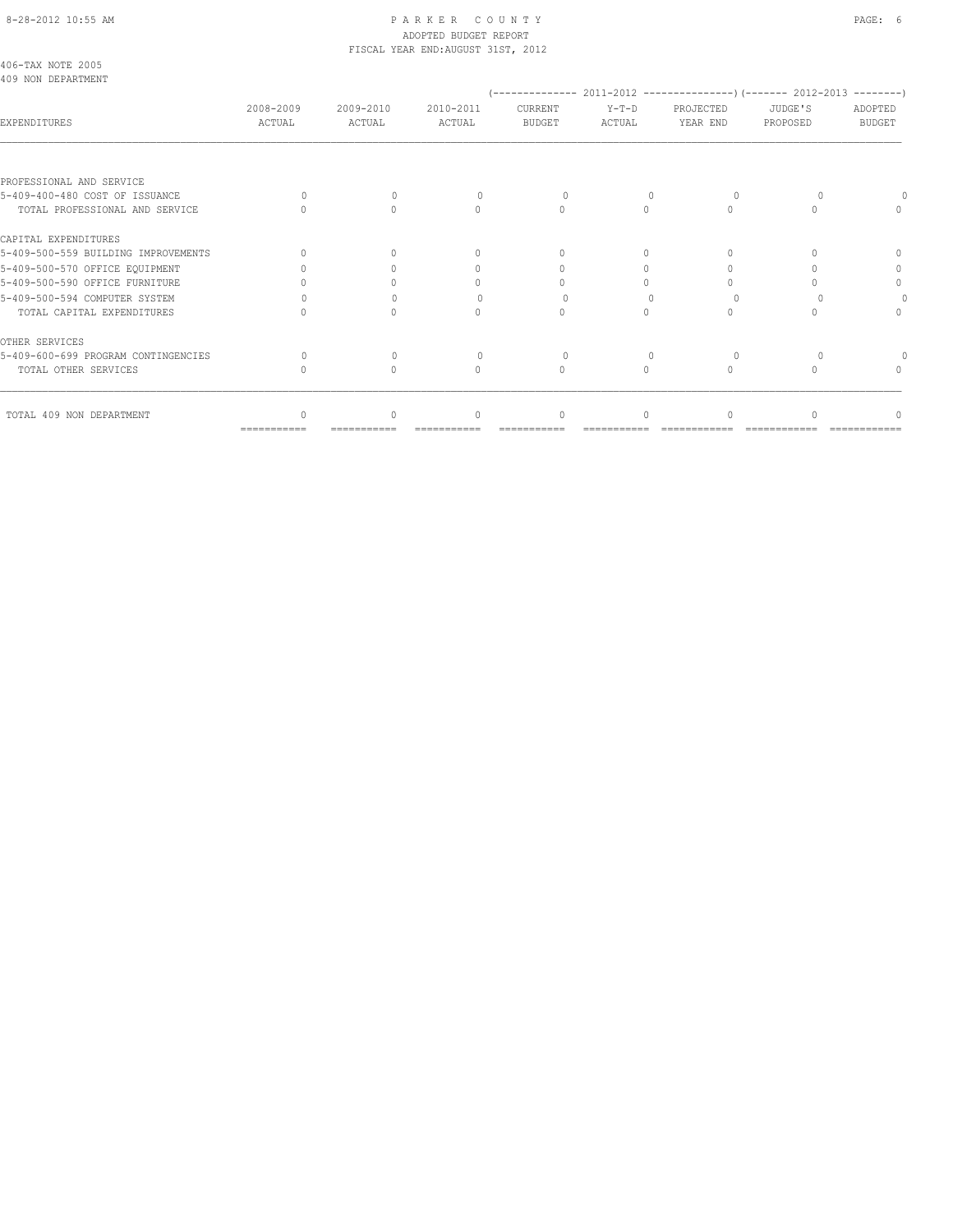406-TAX NOTE 2005
409 NON DEPARTMENT

| EXPENDITURES | 2008-2009 ACTUAL | 2009-2010 ACTUAL | 2010-2011 ACTUAL | 2011-2012 CURRENT BUDGET | 2011-2012 Y-T-D ACTUAL | 2011-2012 PROJECTED YEAR END | 2012-2013 JUDGE'S PROPOSED | 2012-2013 ADOPTED BUDGET |
|---|---|---|---|---|---|---|---|---|
| PROFESSIONAL AND SERVICE | | | | | | | | |
| 5-409-400-480 COST OF ISSUANCE | 0 | 0 | 0 | 0 | 0 | 0 | 0 | 0 |
| TOTAL PROFESSIONAL AND SERVICE | 0 | 0 | 0 | 0 | 0 | 0 | 0 | 0 |
| CAPITAL EXPENDITURES | | | | | | | | |
| 5-409-500-559 BUILDING IMPROVEMENTS | 0 | 0 | 0 | 0 | 0 | 0 | 0 | 0 |
| 5-409-500-570 OFFICE EQUIPMENT | 0 | 0 | 0 | 0 | 0 | 0 | 0 | 0 |
| 5-409-500-590 OFFICE FURNITURE | 0 | 0 | 0 | 0 | 0 | 0 | 0 | 0 |
| 5-409-500-594 COMPUTER SYSTEM | 0 | 0 | 0 | 0 | 0 | 0 | 0 | 0 |
| TOTAL CAPITAL EXPENDITURES | 0 | 0 | 0 | 0 | 0 | 0 | 0 | 0 |
| OTHER SERVICES | | | | | | | | |
| 5-409-600-699 PROGRAM CONTINGENCIES | 0 | 0 | 0 | 0 | 0 | 0 | 0 | 0 |
| TOTAL OTHER SERVICES | 0 | 0 | 0 | 0 | 0 | 0 | 0 | 0 |
| TOTAL 409 NON DEPARTMENT | 0 | 0 | 0 | 0 | 0 | 0 | 0 | 0 |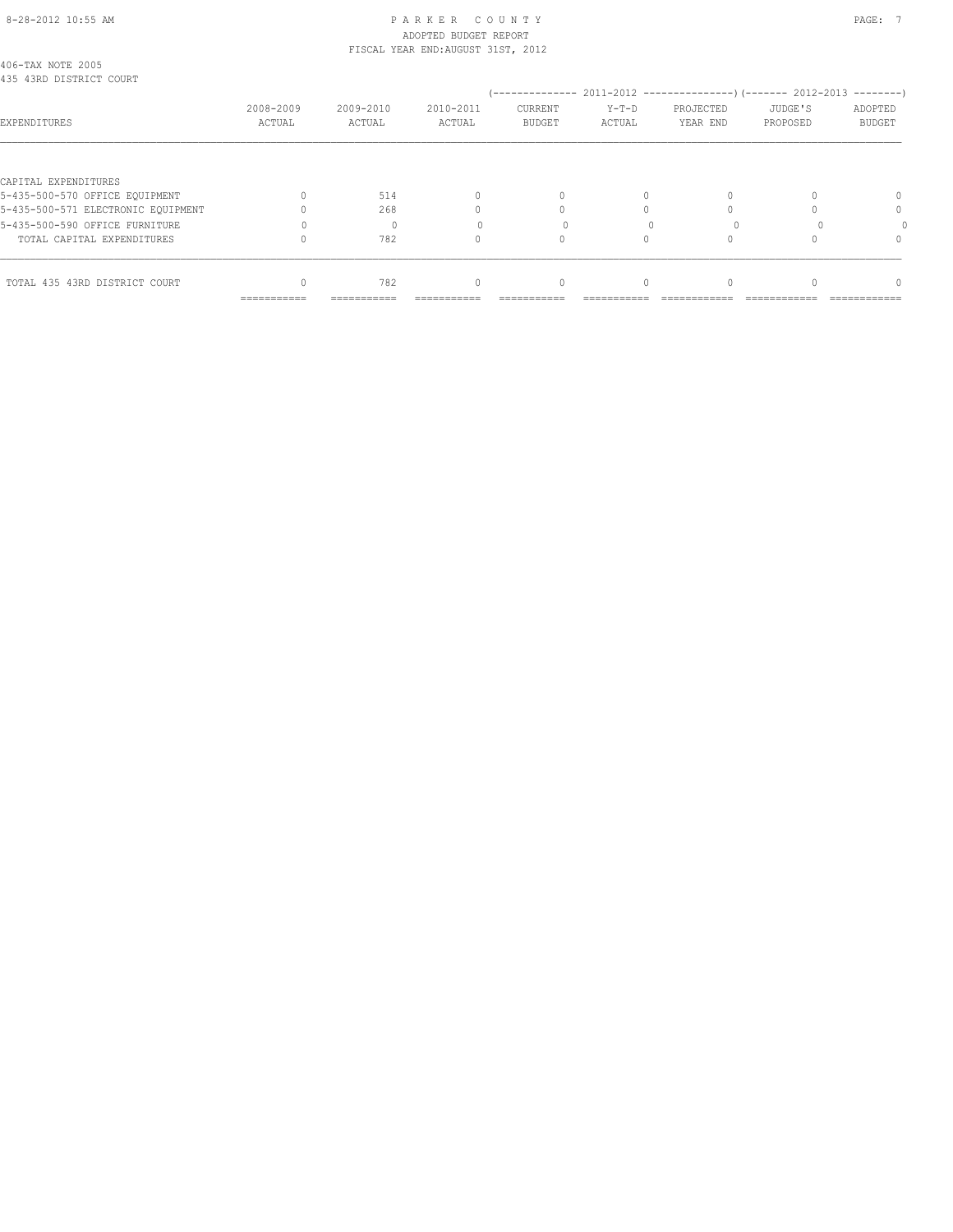406-TAX NOTE 2005
435 43RD DISTRICT COURT

| EXPENDITURES | 2008-2009 ACTUAL | 2009-2010 ACTUAL | 2010-2011 ACTUAL | 2011-2012 CURRENT BUDGET | 2011-2012 Y-T-D ACTUAL | 2011-2012 PROJECTED YEAR END | 2012-2013 JUDGE'S PROPOSED | 2012-2013 ADOPTED BUDGET |
|---|---|---|---|---|---|---|---|---|
| CAPITAL EXPENDITURES | | | | | | | | |
| 5-435-500-570 OFFICE EQUIPMENT | 0 | 514 | 0 | 0 | 0 | 0 | 0 | 0 |
| 5-435-500-571 ELECTRONIC EQUIPMENT | 0 | 268 | 0 | 0 | 0 | 0 | 0 | 0 |
| 5-435-500-590 OFFICE FURNITURE | 0 | 0 | 0 | 0 | 0 | 0 | 0 | 0 |
| TOTAL CAPITAL EXPENDITURES | 0 | 782 | 0 | 0 | 0 | 0 | 0 | 0 |
| TOTAL 435 43RD DISTRICT COURT | 0 | 782 | 0 | 0 | 0 | 0 | 0 | 0 |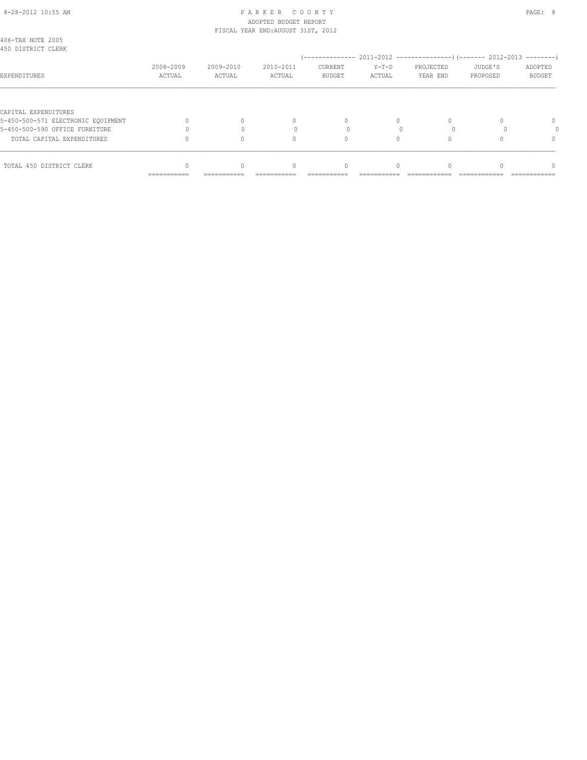406-TAX NOTE 2005
450 DISTRICT CLERK

| EXPENDITURES | 2008-2009 ACTUAL | 2009-2010 ACTUAL | 2010-2011 ACTUAL | 2011-2012 CURRENT BUDGET | 2011-2012 Y-T-D ACTUAL | 2011-2012 PROJECTED YEAR END | 2012-2013 JUDGE'S PROPOSED | 2012-2013 ADOPTED BUDGET |
|---|---|---|---|---|---|---|---|---|
| CAPITAL EXPENDITURES | | | | | | | | |
| 5-450-500-571 ELECTRONIC EQUIPMENT | 0 | 0 | 0 | 0 | 0 | 0 | 0 | 0 |
| 5-450-500-590 OFFICE FURNITURE | 0 | 0 | 0 | 0 | 0 | 0 | 0 | 0 |
| TOTAL CAPITAL EXPENDITURES | 0 | 0 | 0 | 0 | 0 | 0 | 0 | 0 |
| TOTAL 450 DISTRICT CLERK | 0 | 0 | 0 | 0 | 0 | 0 | 0 | 0 |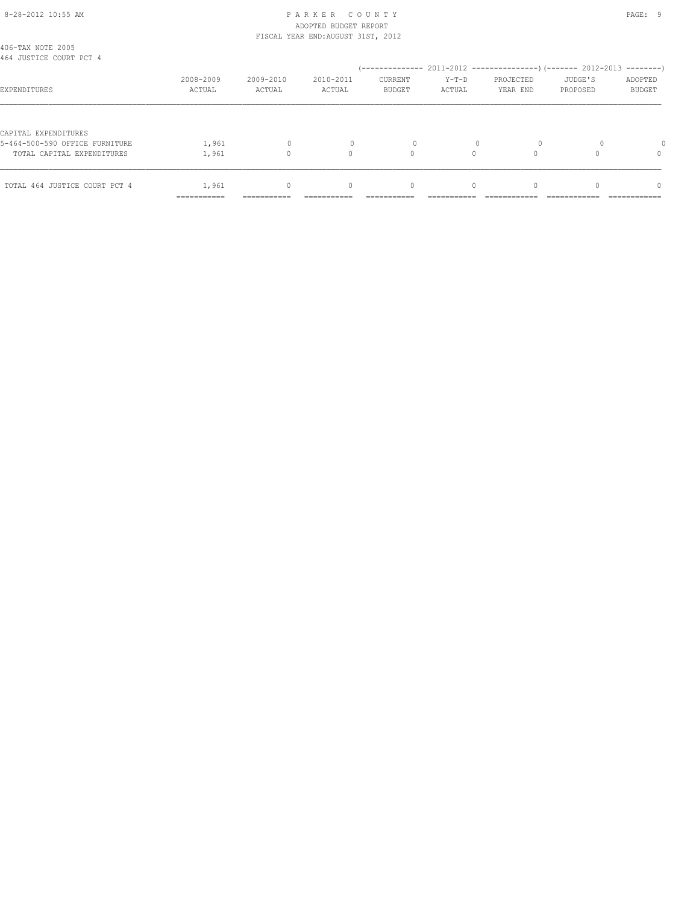406-TAX NOTE 2005
464 JUSTICE COURT PCT 4

| EXPENDITURES | 2008-2009 ACTUAL | 2009-2010 ACTUAL | 2010-2011 ACTUAL | 2011-2012 CURRENT BUDGET | 2011-2012 Y-T-D ACTUAL | 2011-2012 PROJECTED YEAR END | 2012-2013 JUDGE'S PROPOSED | 2012-2013 ADOPTED BUDGET |
|---|---|---|---|---|---|---|---|---|
| CAPITAL EXPENDITURES | | | | | | | | |
| 5-464-500-590 OFFICE FURNITURE | 1,961 | 0 | 0 | 0 | 0 | 0 | 0 | 0 |
| TOTAL CAPITAL EXPENDITURES | 1,961 | 0 | 0 | 0 | 0 | 0 | 0 | 0 |
| TOTAL 464 JUSTICE COURT PCT 4 | 1,961 | 0 | 0 | 0 | 0 | 0 | 0 | 0 |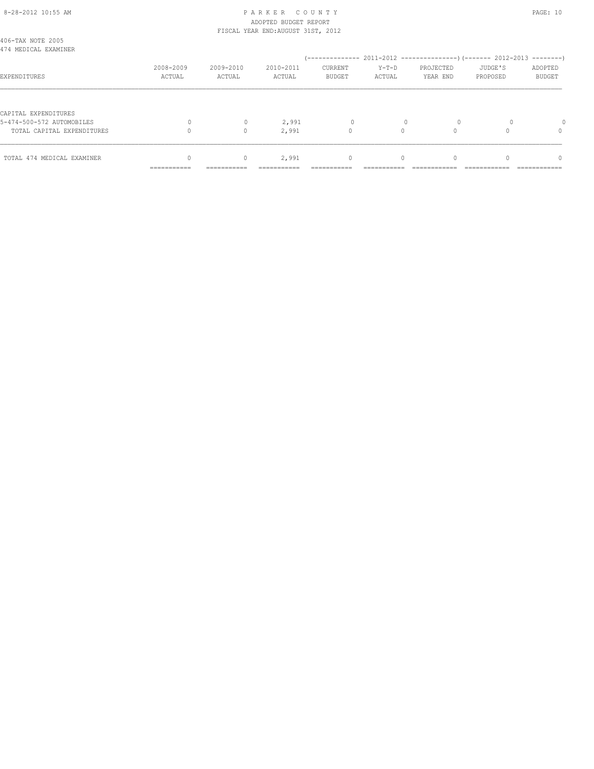406-TAX NOTE 2005
474 MEDICAL EXAMINER

| EXPENDITURES | 2008-2009 ACTUAL | 2009-2010 ACTUAL | 2010-2011 ACTUAL | 2011-2012 CURRENT BUDGET | 2011-2012 Y-T-D ACTUAL | 2011-2012 PROJECTED YEAR END | 2012-2013 JUDGE'S PROPOSED | 2012-2013 ADOPTED BUDGET |
|---|---|---|---|---|---|---|---|---|
| CAPITAL EXPENDITURES | | | | | | | | |
| 5-474-500-572 AUTOMOBILES | 0 | 0 | 2,991 | 0 | 0 | 0 | 0 | 0 |
| TOTAL CAPITAL EXPENDITURES | 0 | 0 | 2,991 | 0 | 0 | 0 | 0 | 0 |
| TOTAL 474 MEDICAL EXAMINER | 0 | 0 | 2,991 | 0 | 0 | 0 | 0 | 0 |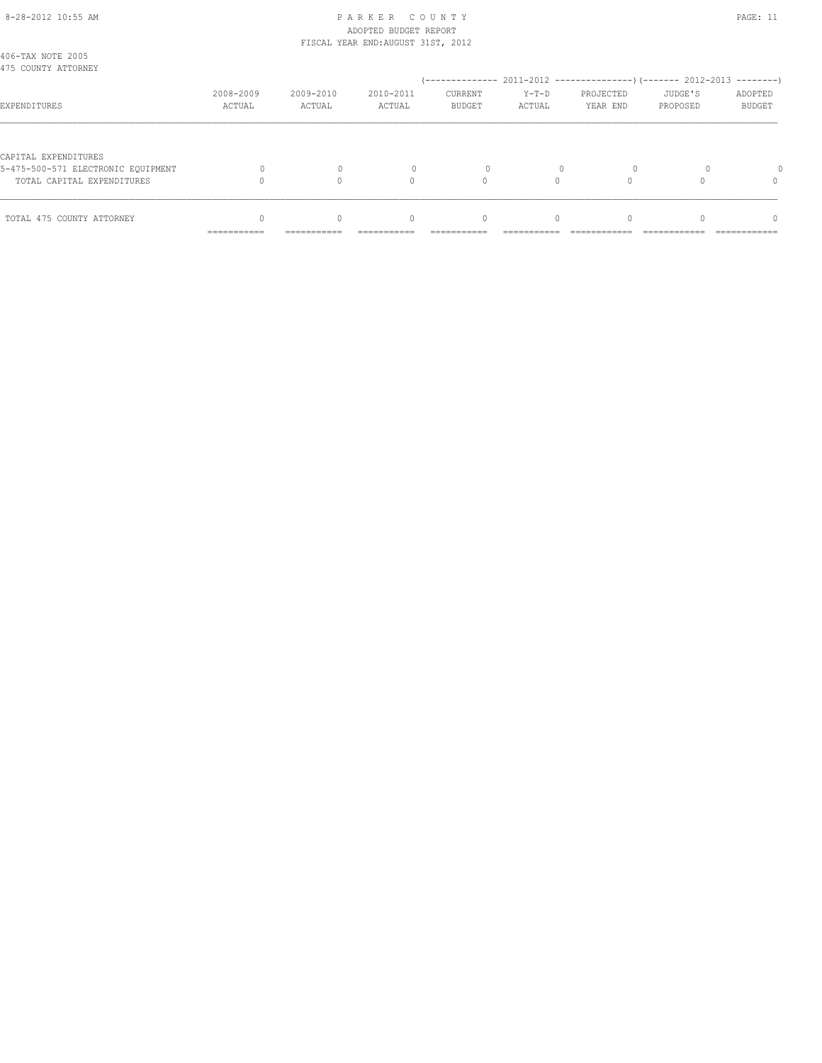406-TAX NOTE 2005
475 COUNTY ATTORNEY

| EXPENDITURES | 2008-2009 ACTUAL | 2009-2010 ACTUAL | 2010-2011 ACTUAL | 2011-2012 CURRENT BUDGET | 2011-2012 Y-T-D ACTUAL | 2011-2012 PROJECTED YEAR END | 2012-2013 JUDGE'S PROPOSED | 2012-2013 ADOPTED BUDGET |
|---|---|---|---|---|---|---|---|---|
| CAPITAL EXPENDITURES | | | | | | | | |
| 5-475-500-571 ELECTRONIC EQUIPMENT | 0 | 0 | 0 | 0 | 0 | 0 | 0 | 0 |
| TOTAL CAPITAL EXPENDITURES | 0 | 0 | 0 | 0 | 0 | 0 | 0 | 0 |
| TOTAL 475 COUNTY ATTORNEY | 0 | 0 | 0 | 0 | 0 | 0 | 0 | 0 |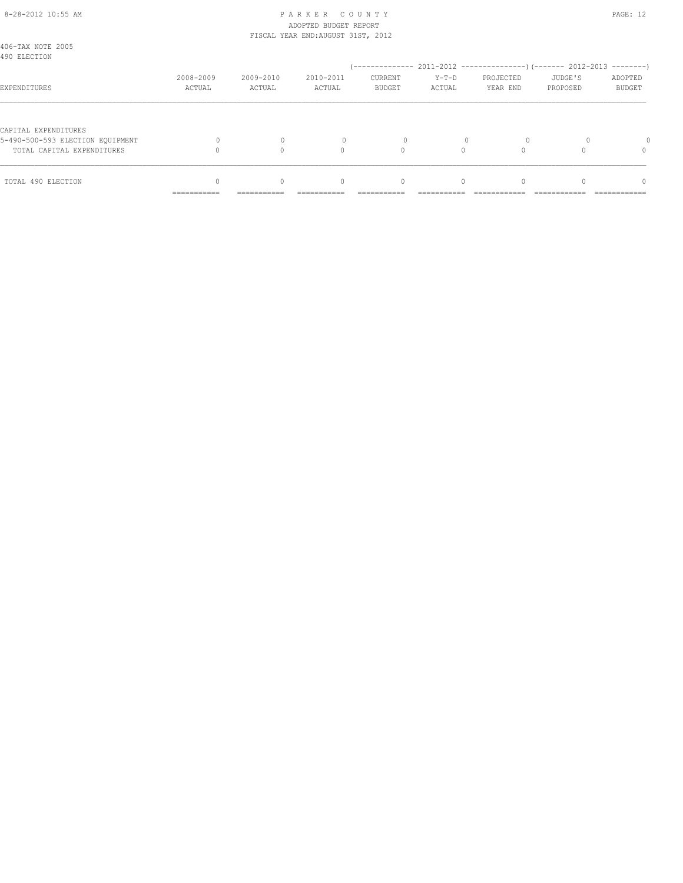406-TAX NOTE 2005
490 ELECTION

| EXPENDITURES | 2008-2009 ACTUAL | 2009-2010 ACTUAL | 2010-2011 ACTUAL | 2011-2012 CURRENT BUDGET | 2011-2012 Y-T-D ACTUAL | 2011-2012 PROJECTED YEAR END | 2012-2013 JUDGE'S PROPOSED | 2012-2013 ADOPTED BUDGET |
|---|---|---|---|---|---|---|---|---|
| CAPITAL EXPENDITURES | | | | | | | | |
| 5-490-500-593 ELECTION EQUIPMENT | 0 | 0 | 0 | 0 | 0 | 0 | 0 | 0 |
| TOTAL CAPITAL EXPENDITURES | 0 | 0 | 0 | 0 | 0 | 0 | 0 | 0 |
| TOTAL 490 ELECTION | 0 | 0 | 0 | 0 | 0 | 0 | 0 | 0 |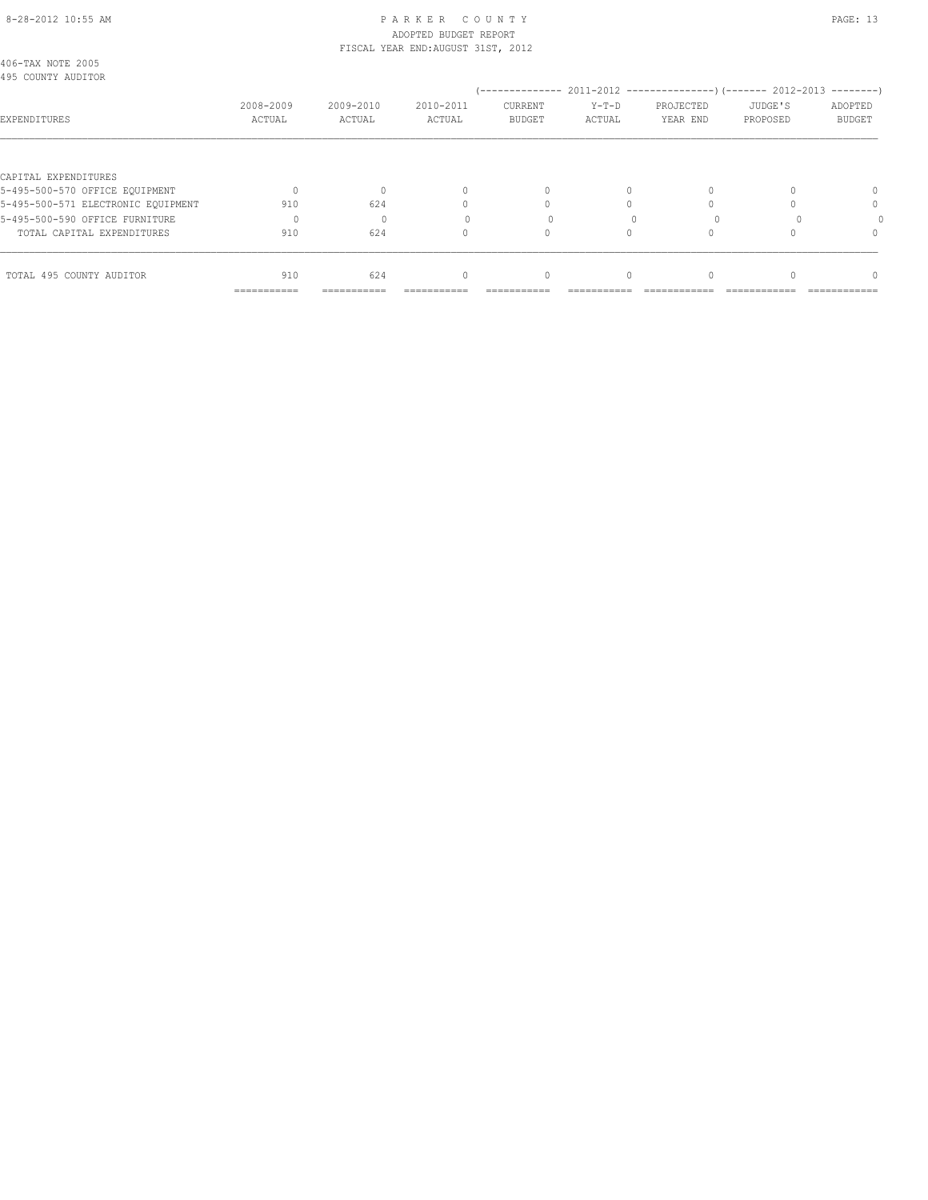406-TAX NOTE 2005
495 COUNTY AUDITOR

| EXPENDITURES | 2008-2009 ACTUAL | 2009-2010 ACTUAL | 2010-2011 ACTUAL | 2011-2012 CURRENT BUDGET | 2011-2012 Y-T-D ACTUAL | 2011-2012 PROJECTED YEAR END | 2012-2013 JUDGE'S PROPOSED | 2012-2013 ADOPTED BUDGET |
|---|---|---|---|---|---|---|---|---|
| CAPITAL EXPENDITURES | | | | | | | | |
| 5-495-500-570 OFFICE EQUIPMENT | 0 | 0 | 0 | 0 | 0 | 0 | 0 | 0 |
| 5-495-500-571 ELECTRONIC EQUIPMENT | 910 | 624 | 0 | 0 | 0 | 0 | 0 | 0 |
| 5-495-500-590 OFFICE FURNITURE | 0 | 0 | 0 | 0 | 0 | 0 | 0 | 0 |
| TOTAL CAPITAL EXPENDITURES | 910 | 624 | 0 | 0 | 0 | 0 | 0 | 0 |
| TOTAL 495 COUNTY AUDITOR | 910 | 624 | 0 | 0 | 0 | 0 | 0 | 0 |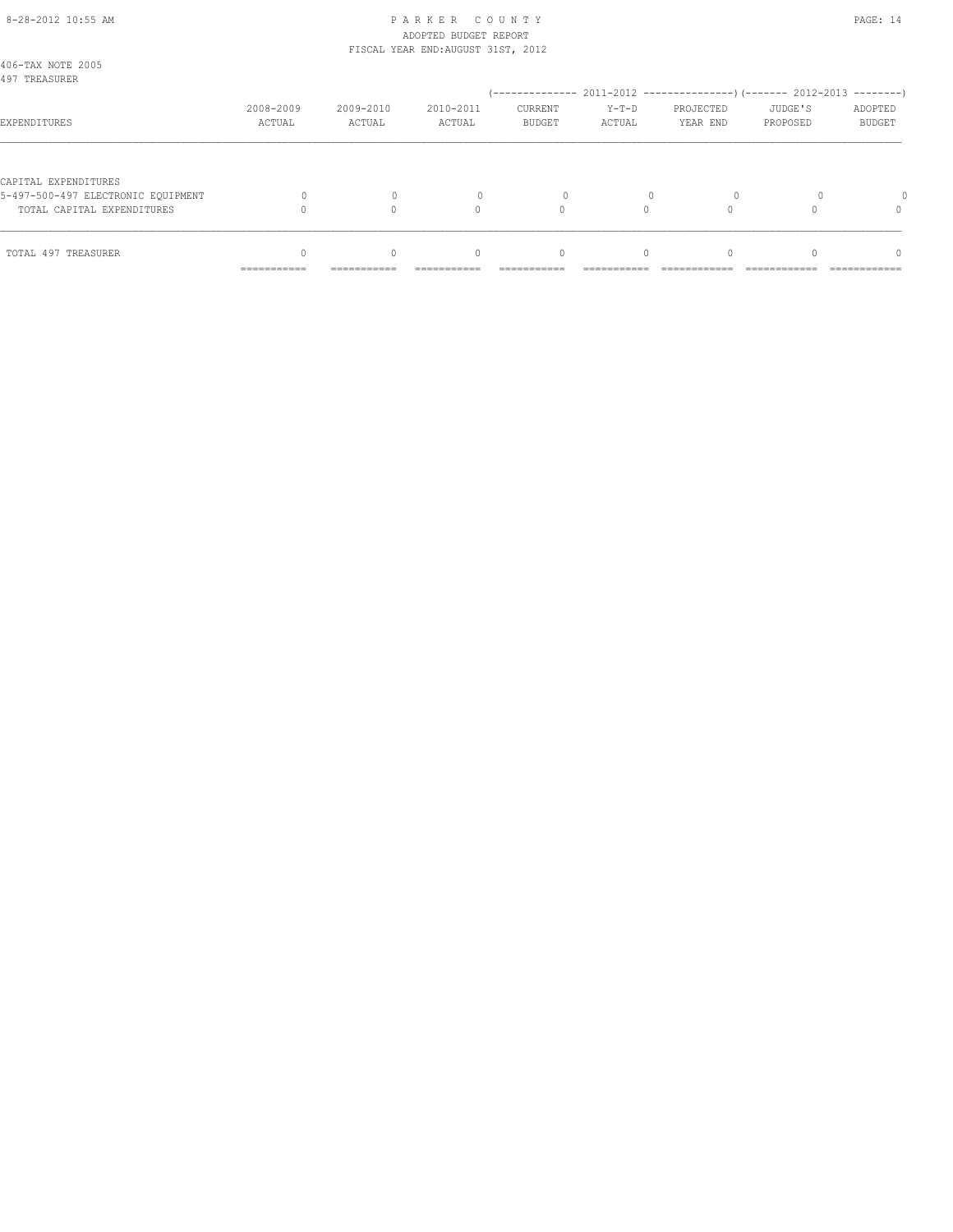406-TAX NOTE 2005
497 TREASURER

| EXPENDITURES | 2008-2009 ACTUAL | 2009-2010 ACTUAL | 2010-2011 ACTUAL | 2011-2012 CURRENT BUDGET | 2011-2012 Y-T-D ACTUAL | 2011-2012 PROJECTED YEAR END | 2012-2013 JUDGE'S PROPOSED | 2012-2013 ADOPTED BUDGET |
|---|---|---|---|---|---|---|---|---|
| CAPITAL EXPENDITURES | | | | | | | | |
| 5-497-500-497 ELECTRONIC EQUIPMENT | 0 | 0 | 0 | 0 | 0 | 0 | 0 | 0 |
| TOTAL CAPITAL EXPENDITURES | 0 | 0 | 0 | 0 | 0 | 0 | 0 | 0 |
| TOTAL 497 TREASURER | 0 | 0 | 0 | 0 | 0 | 0 | 0 | 0 |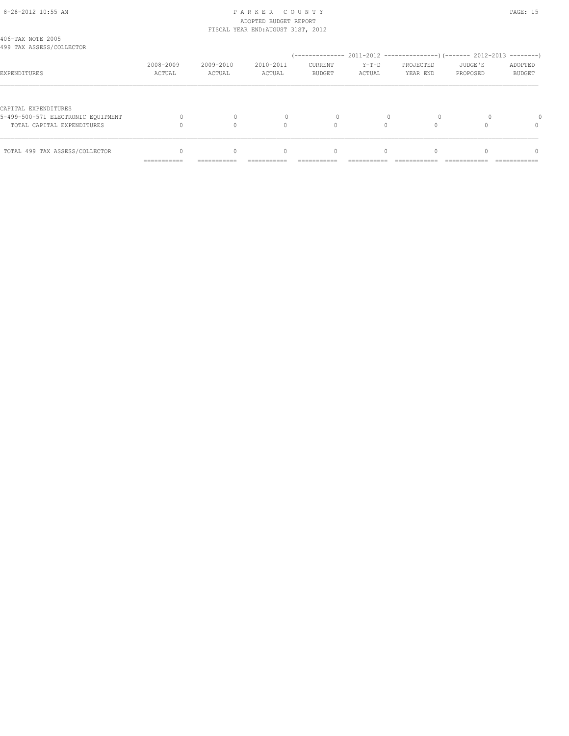PARKER COUNTY
ADOPTED BUDGET REPORT
FISCAL YEAR END:AUGUST 31ST, 2012

406-TAX NOTE 2005
499 TAX ASSESS/COLLECTOR

| EXPENDITURES | 2008-2009 ACTUAL | 2009-2010 ACTUAL | 2010-2011 ACTUAL | 2011-2012 CURRENT BUDGET | 2011-2012 Y-T-D ACTUAL | 2011-2012 PROJECTED YEAR END | 2012-2013 JUDGE'S PROPOSED | 2012-2013 ADOPTED BUDGET |
|---|---|---|---|---|---|---|---|---|
| CAPITAL EXPENDITURES | | | | | | | | |
| 5-499-500-571 ELECTRONIC EQUIPMENT | 0 | 0 | 0 | 0 | 0 | 0 | 0 | 0 |
| TOTAL CAPITAL EXPENDITURES | 0 | 0 | 0 | 0 | 0 | 0 | 0 | 0 |
| TOTAL 499 TAX ASSESS/COLLECTOR | 0 | 0 | 0 | 0 | 0 | 0 | 0 | 0 |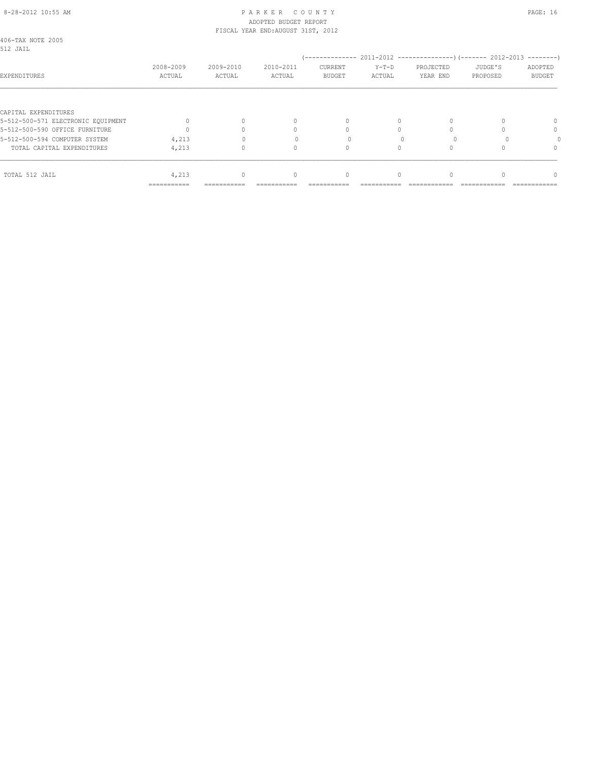PARKER COUNTY
ADOPTED BUDGET REPORT
FISCAL YEAR END:AUGUST 31ST, 2012

406-TAX NOTE 2005
512 JAIL

| EXPENDITURES | 2008-2009 ACTUAL | 2009-2010 ACTUAL | 2010-2011 ACTUAL | 2011-2012 CURRENT BUDGET | 2011-2012 Y-T-D ACTUAL | 2011-2012 PROJECTED YEAR END | 2012-2013 JUDGE'S PROPOSED | 2012-2013 ADOPTED BUDGET |
|---|---|---|---|---|---|---|---|---|
| CAPITAL EXPENDITURES | | | | | | | | |
| 5-512-500-571 ELECTRONIC EQUIPMENT | 0 | 0 | 0 | 0 | 0 | 0 | 0 | 0 |
| 5-512-500-590 OFFICE FURNITURE | 0 | 0 | 0 | 0 | 0 | 0 | 0 | 0 |
| 5-512-500-594 COMPUTER SYSTEM | 4,213 | 0 | 0 | 0 | 0 | 0 | 0 | 0 |
| TOTAL CAPITAL EXPENDITURES | 4,213 | 0 | 0 | 0 | 0 | 0 | 0 | 0 |
| TOTAL 512 JAIL | 4,213 | 0 | 0 | 0 | 0 | 0 | 0 | 0 |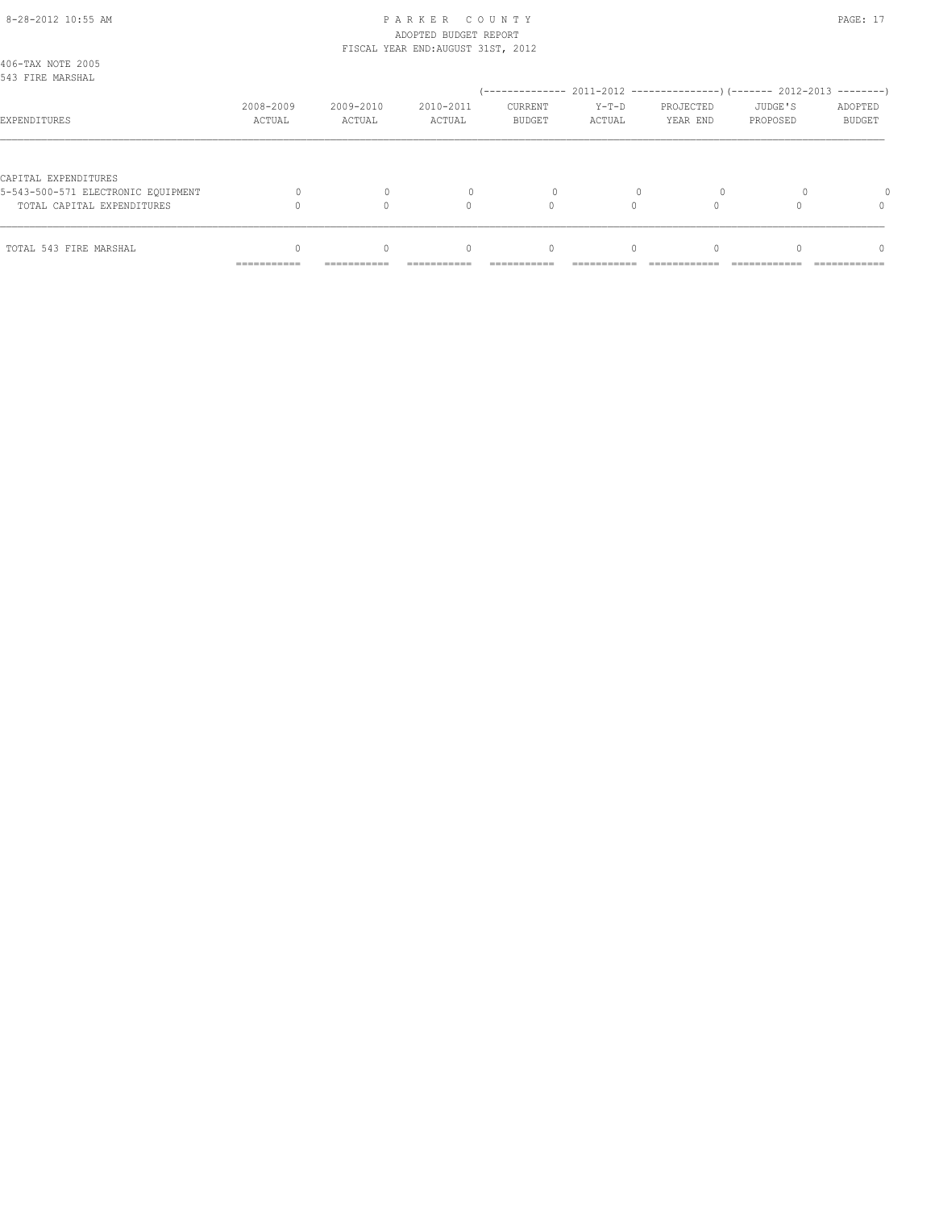406-TAX NOTE 2005
543 FIRE MARSHAL

| EXPENDITURES | 2008-2009 ACTUAL | 2009-2010 ACTUAL | 2010-2011 ACTUAL | 2011-2012 CURRENT BUDGET | 2011-2012 Y-T-D ACTUAL | 2011-2012 PROJECTED YEAR END | 2012-2013 JUDGE'S PROPOSED | 2012-2013 ADOPTED BUDGET |
|---|---|---|---|---|---|---|---|---|
| CAPITAL EXPENDITURES | | | | | | | | |
| 5-543-500-571 ELECTRONIC EQUIPMENT | 0 | 0 | 0 | 0 | 0 | 0 | 0 | 0 |
| TOTAL CAPITAL EXPENDITURES | 0 | 0 | 0 | 0 | 0 | 0 | 0 | 0 |
| TOTAL 543 FIRE MARSHAL | 0 | 0 | 0 | 0 | 0 | 0 | 0 | 0 |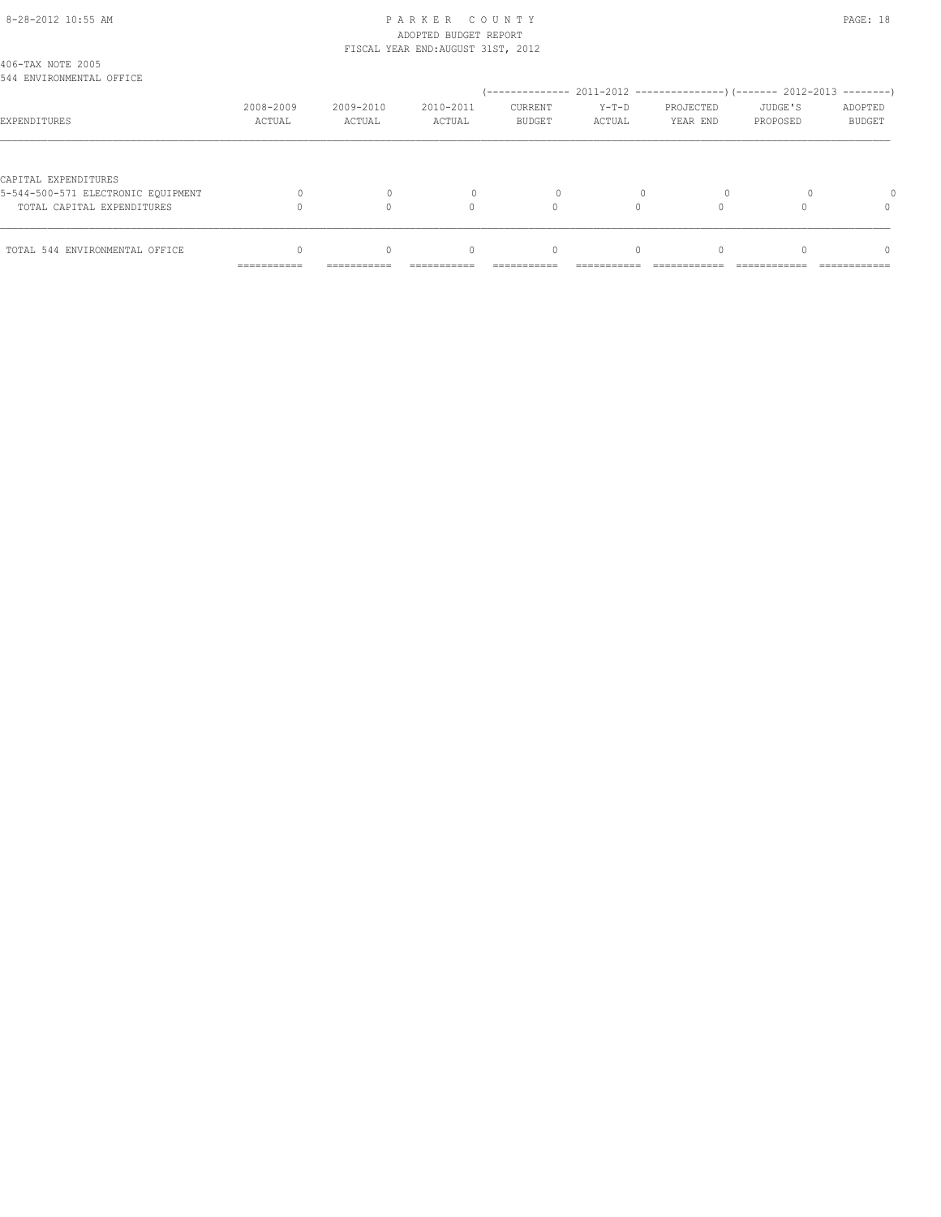406-TAX NOTE 2005
544 ENVIRONMENTAL OFFICE

| EXPENDITURES | 2008-2009 ACTUAL | 2009-2010 ACTUAL | 2010-2011 ACTUAL | 2011-2012 CURRENT BUDGET | 2011-2012 Y-T-D ACTUAL | 2011-2012 PROJECTED YEAR END | 2012-2013 JUDGE'S PROPOSED | 2012-2013 ADOPTED BUDGET |
|---|---|---|---|---|---|---|---|---|
| CAPITAL EXPENDITURES | | | | | | | | |
| 5-544-500-571 ELECTRONIC EQUIPMENT | 0 | 0 | 0 | 0 | 0 | 0 | 0 | 0 |
| TOTAL CAPITAL EXPENDITURES | 0 | 0 | 0 | 0 | 0 | 0 | 0 | 0 |
| TOTAL 544 ENVIRONMENTAL OFFICE | 0 | 0 | 0 | 0 | 0 | 0 | 0 | 0 |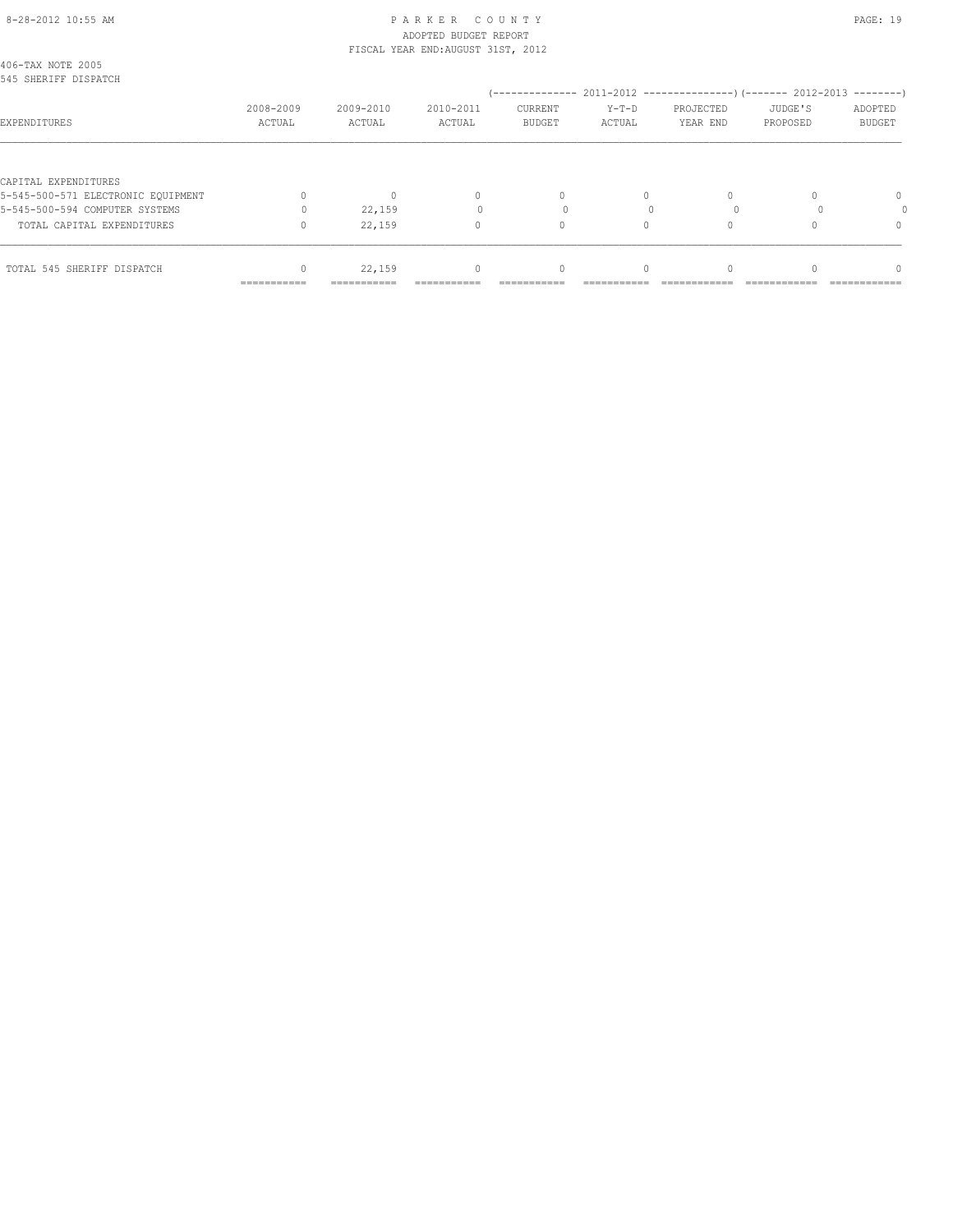406-TAX NOTE 2005
545 SHERIFF DISPATCH

| EXPENDITURES | 2008-2009 ACTUAL | 2009-2010 ACTUAL | 2010-2011 ACTUAL | 2011-2012 CURRENT BUDGET | 2011-2012 Y-T-D ACTUAL | 2011-2012 PROJECTED YEAR END | 2012-2013 JUDGE'S PROPOSED | 2012-2013 ADOPTED BUDGET |
|---|---|---|---|---|---|---|---|---|
| CAPITAL EXPENDITURES | | | | | | | | |
| 5-545-500-571 ELECTRONIC EQUIPMENT | 0 | 0 | 0 | 0 | 0 | 0 | 0 | 0 |
| 5-545-500-594 COMPUTER SYSTEMS | 0 | 22,159 | 0 | 0 | 0 | 0 | 0 | 0 |
| TOTAL CAPITAL EXPENDITURES | 0 | 22,159 | 0 | 0 | 0 | 0 | 0 | 0 |
| TOTAL 545 SHERIFF DISPATCH | 0 | 22,159 | 0 | 0 | 0 | 0 | 0 | 0 |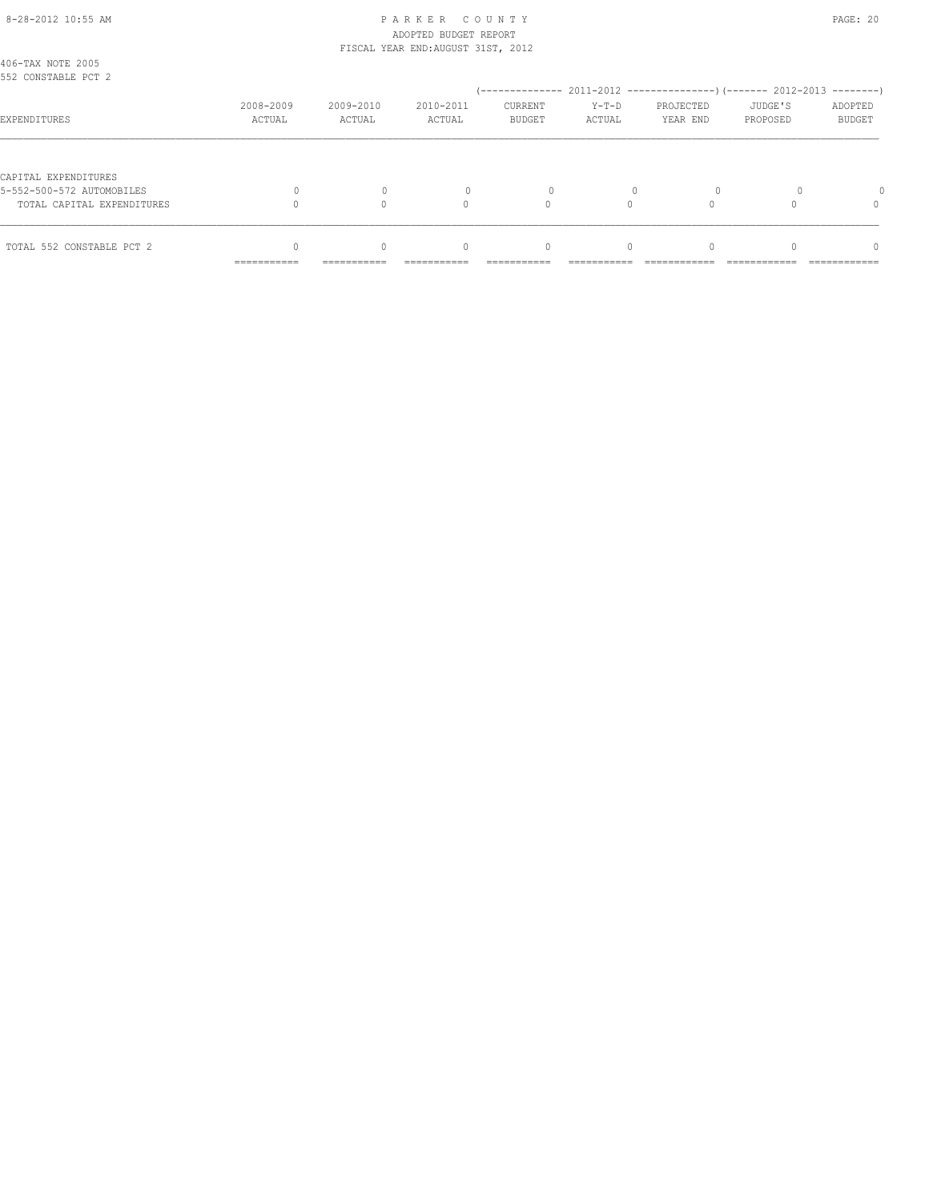406-TAX NOTE 2005
552 CONSTABLE PCT 2

| EXPENDITURES | 2008-2009 ACTUAL | 2009-2010 ACTUAL | 2010-2011 ACTUAL | 2011-2012 CURRENT BUDGET | 2011-2012 Y-T-D ACTUAL | 2011-2012 PROJECTED YEAR END | 2012-2013 JUDGE'S PROPOSED | 2012-2013 ADOPTED BUDGET |
|---|---|---|---|---|---|---|---|---|
| CAPITAL EXPENDITURES | | | | | | | | |
| 5-552-500-572 AUTOMOBILES | 0 | 0 | 0 | 0 | 0 | 0 | 0 | 0 |
| TOTAL CAPITAL EXPENDITURES | 0 | 0 | 0 | 0 | 0 | 0 | 0 | 0 |
| TOTAL 552 CONSTABLE PCT 2 | 0 | 0 | 0 | 0 | 0 | 0 | 0 | 0 |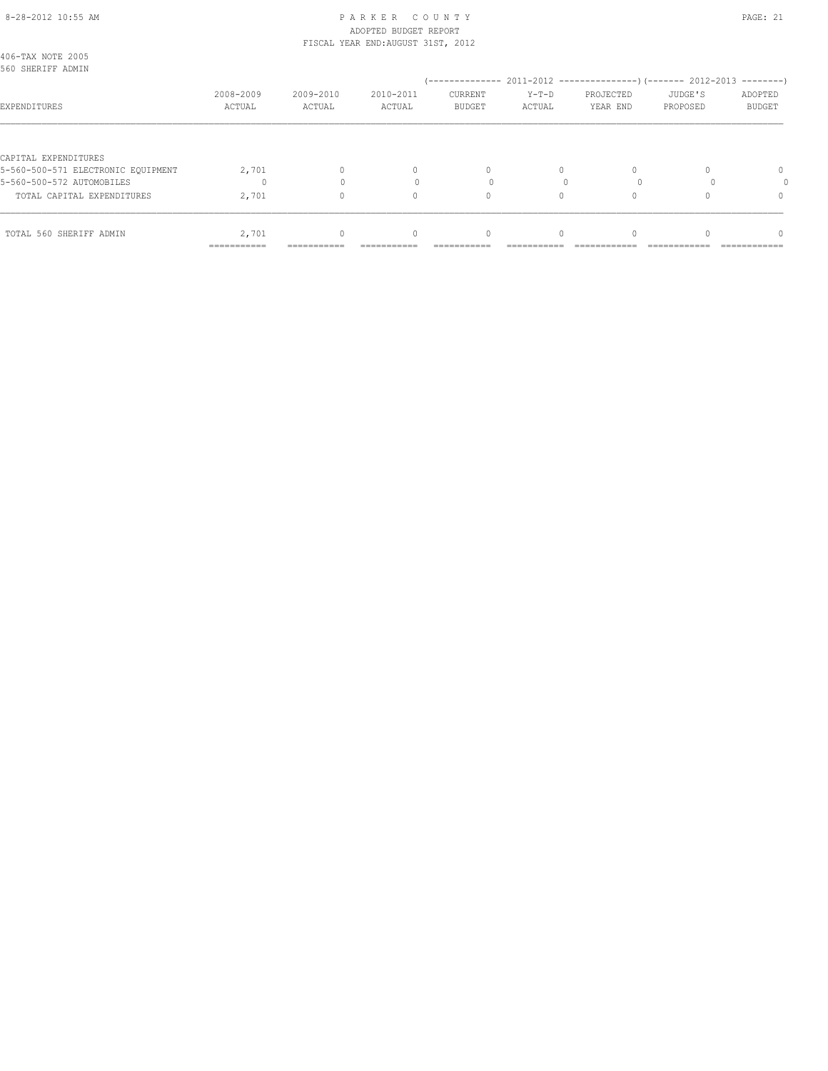406-TAX NOTE 2005
560 SHERIFF ADMIN

| EXPENDITURES | 2008-2009 ACTUAL | 2009-2010 ACTUAL | 2010-2011 ACTUAL | 2011-2012 CURRENT BUDGET | 2011-2012 Y-T-D ACTUAL | 2011-2012 PROJECTED YEAR END | 2012-2013 JUDGE'S PROPOSED | 2012-2013 ADOPTED BUDGET |
|---|---|---|---|---|---|---|---|---|
| CAPITAL EXPENDITURES | | | | | | | | |
| 5-560-500-571 ELECTRONIC EQUIPMENT | 2,701 | 0 | 0 | 0 | 0 | 0 | 0 | 0 |
| 5-560-500-572 AUTOMOBILES | 0 | 0 | 0 | 0 | 0 | 0 | 0 | 0 |
| TOTAL CAPITAL EXPENDITURES | 2,701 | 0 | 0 | 0 | 0 | 0 | 0 | 0 |
| TOTAL 560 SHERIFF ADMIN | 2,701 | 0 | 0 | 0 | 0 | 0 | 0 | 0 |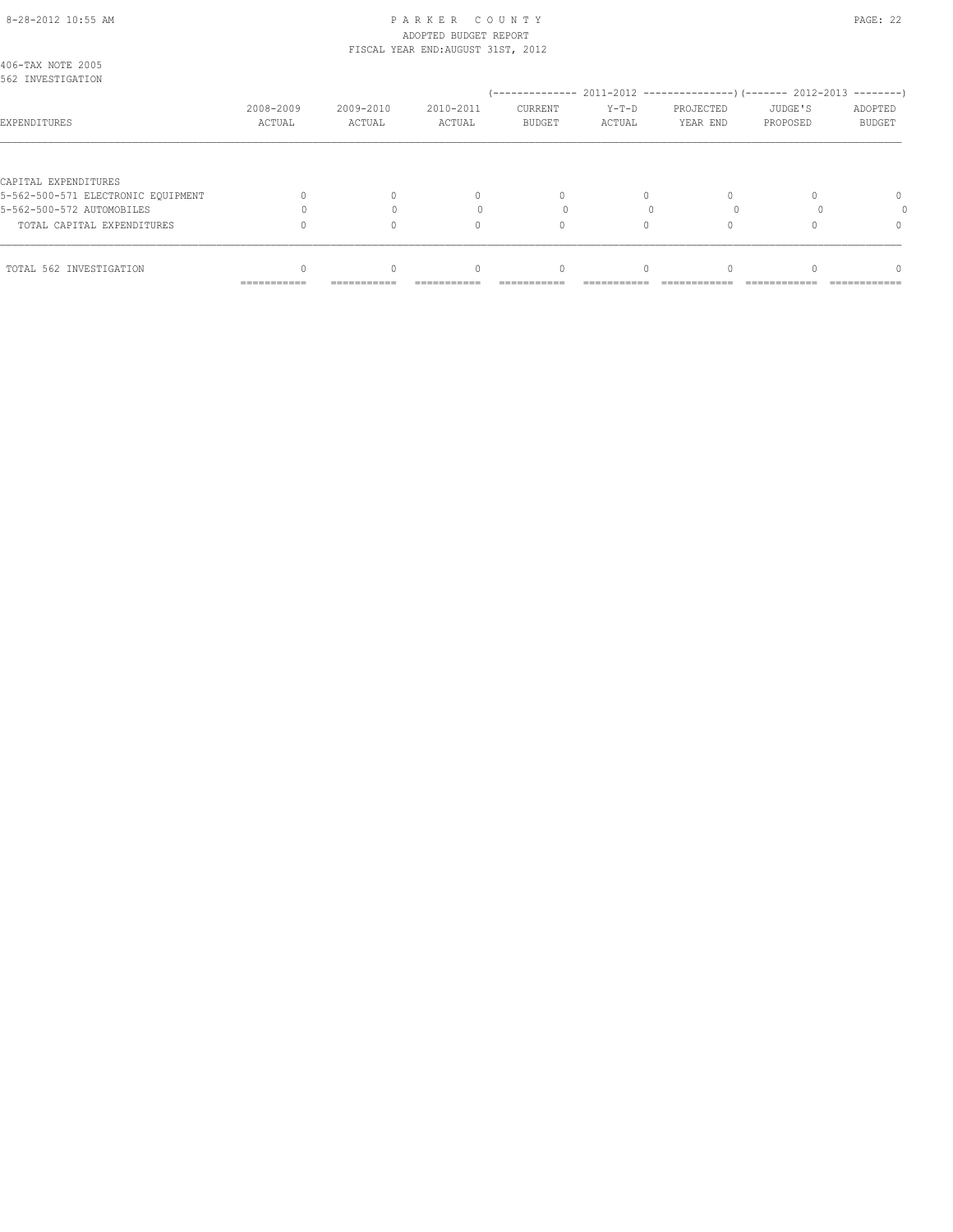406-TAX NOTE 2005
562 INVESTIGATION

| EXPENDITURES | 2008-2009 ACTUAL | 2009-2010 ACTUAL | 2010-2011 ACTUAL | 2011-2012 CURRENT BUDGET | 2011-2012 Y-T-D ACTUAL | 2011-2012 PROJECTED YEAR END | 2012-2013 JUDGE'S PROPOSED | 2012-2013 ADOPTED BUDGET |
|---|---|---|---|---|---|---|---|---|
| CAPITAL EXPENDITURES | | | | | | | | |
| 5-562-500-571 ELECTRONIC EQUIPMENT | 0 | 0 | 0 | 0 | 0 | 0 | 0 | 0 |
| 5-562-500-572 AUTOMOBILES | 0 | 0 | 0 | 0 | 0 | 0 | 0 | 0 |
| TOTAL CAPITAL EXPENDITURES | 0 | 0 | 0 | 0 | 0 | 0 | 0 | 0 |
| TOTAL 562 INVESTIGATION | 0 | 0 | 0 | 0 | 0 | 0 | 0 | 0 |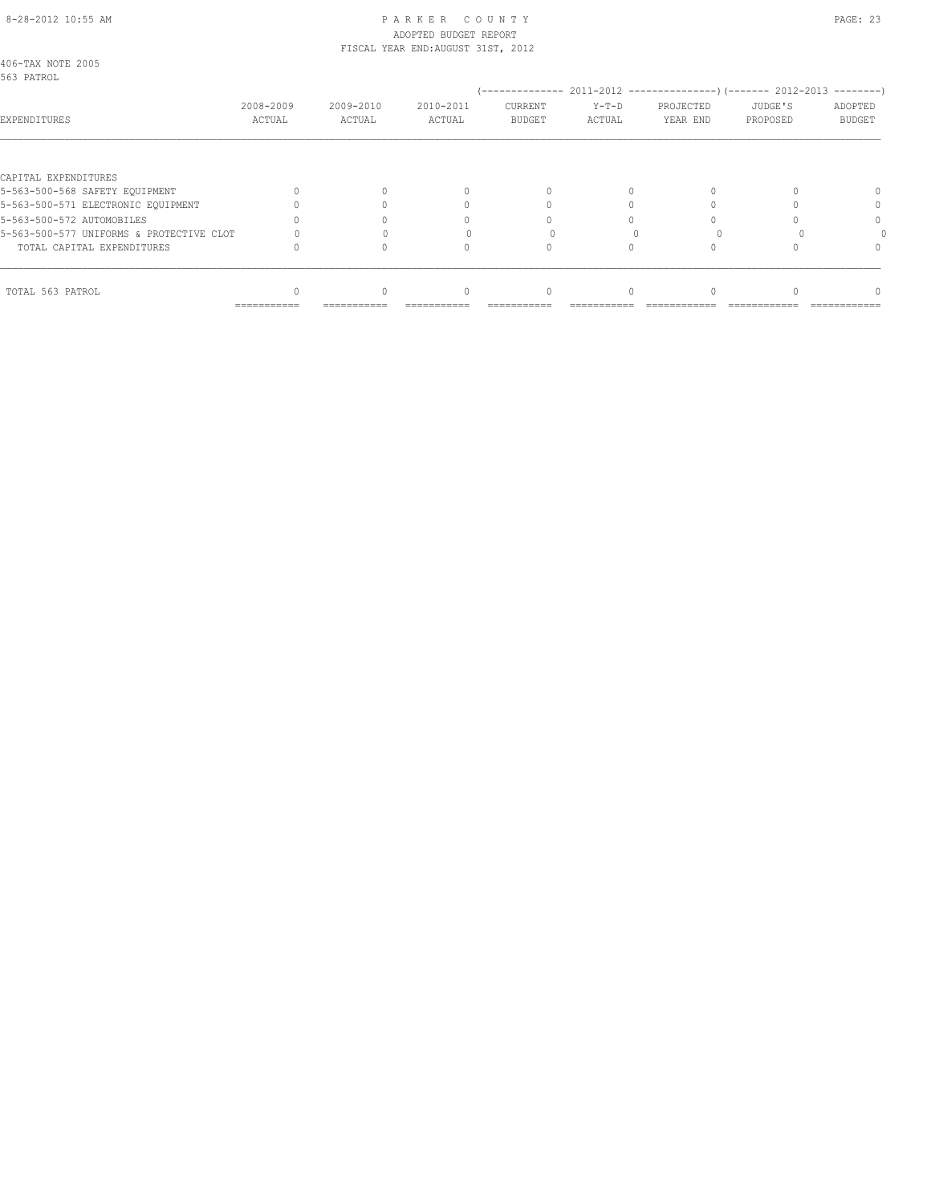406-TAX NOTE 2005
563 PATROL

| EXPENDITURES | 2008-2009 ACTUAL | 2009-2010 ACTUAL | 2010-2011 ACTUAL | 2011-2012 CURRENT BUDGET | 2011-2012 Y-T-D ACTUAL | 2011-2012 PROJECTED YEAR END | 2012-2013 JUDGE'S PROPOSED | 2012-2013 ADOPTED BUDGET |
|---|---|---|---|---|---|---|---|---|
| CAPITAL EXPENDITURES | | | | | | | | |
| 5-563-500-568 SAFETY EQUIPMENT | 0 | 0 | 0 | 0 | 0 | 0 | 0 | 0 |
| 5-563-500-571 ELECTRONIC EQUIPMENT | 0 | 0 | 0 | 0 | 0 | 0 | 0 | 0 |
| 5-563-500-572 AUTOMOBILES | 0 | 0 | 0 | 0 | 0 | 0 | 0 | 0 |
| 5-563-500-577 UNIFORMS & PROTECTIVE CLOT | 0 | 0 | 0 | 0 | 0 | 0 | 0 | 0 |
| TOTAL CAPITAL EXPENDITURES | 0 | 0 | 0 | 0 | 0 | 0 | 0 | 0 |
| TOTAL 563 PATROL | 0 | 0 | 0 | 0 | 0 | 0 | 0 | 0 |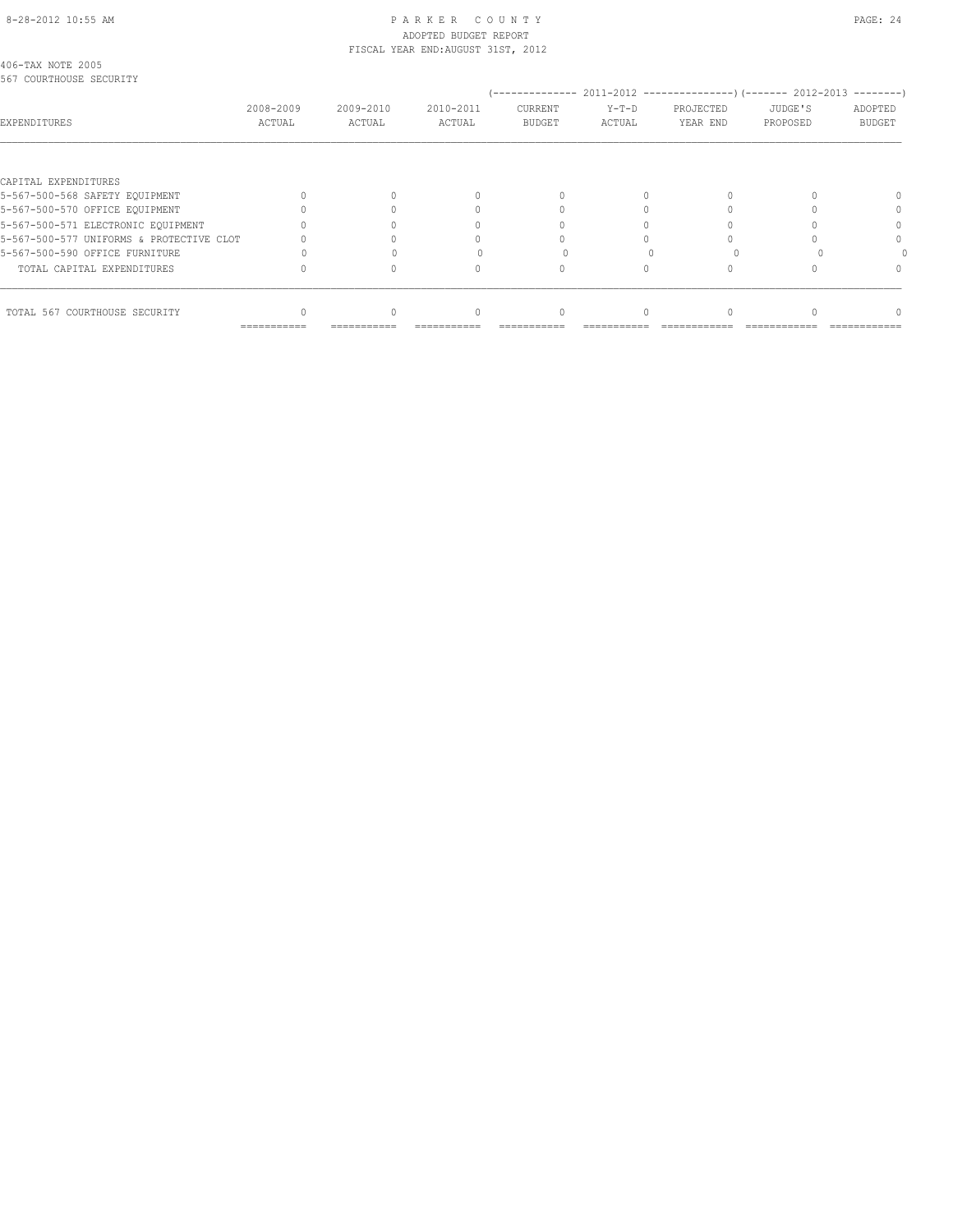406-TAX NOTE 2005
567 COURTHOUSE SECURITY

| EXPENDITURES | 2008-2009 ACTUAL | 2009-2010 ACTUAL | 2010-2011 ACTUAL | 2011-2012 CURRENT BUDGET | 2011-2012 Y-T-D ACTUAL | 2011-2012 PROJECTED YEAR END | 2012-2013 JUDGE'S PROPOSED | 2012-2013 ADOPTED BUDGET |
|---|---|---|---|---|---|---|---|---|
| CAPITAL EXPENDITURES | | | | | | | | |
| 5-567-500-568 SAFETY EQUIPMENT | 0 | 0 | 0 | 0 | 0 | 0 | 0 | 0 |
| 5-567-500-570 OFFICE EQUIPMENT | 0 | 0 | 0 | 0 | 0 | 0 | 0 | 0 |
| 5-567-500-571 ELECTRONIC EQUIPMENT | 0 | 0 | 0 | 0 | 0 | 0 | 0 | 0 |
| 5-567-500-577 UNIFORMS & PROTECTIVE CLOT | 0 | 0 | 0 | 0 | 0 | 0 | 0 | 0 |
| 5-567-500-590 OFFICE FURNITURE | 0 | 0 | 0 | 0 | 0 | 0 | 0 | 0 |
| TOTAL CAPITAL EXPENDITURES | 0 | 0 | 0 | 0 | 0 | 0 | 0 | 0 |
| TOTAL 567 COURTHOUSE SECURITY | 0 | 0 | 0 | 0 | 0 | 0 | 0 | 0 |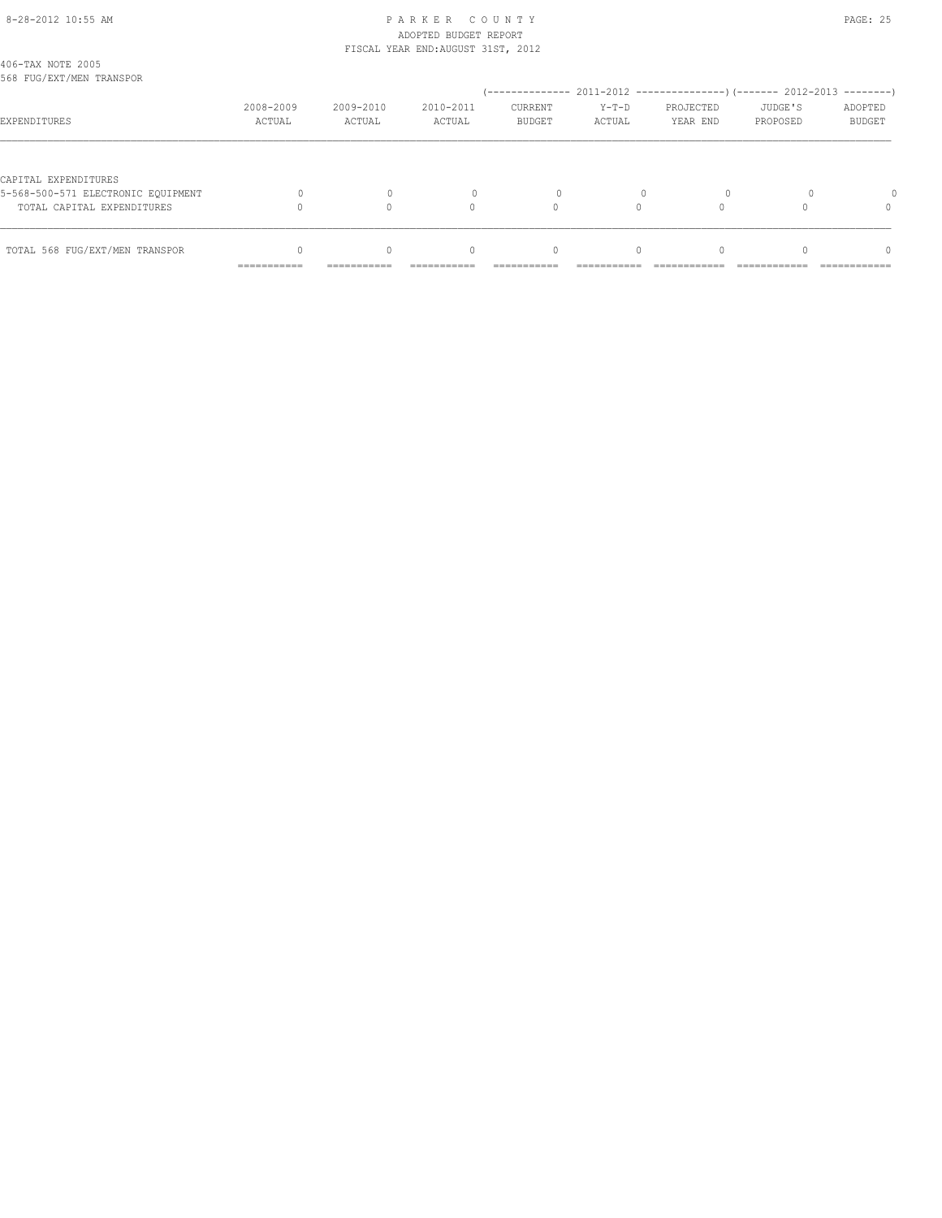406-TAX NOTE 2005
568 FUG/EXT/MEN TRANSPOR

| EXPENDITURES | 2008-2009 ACTUAL | 2009-2010 ACTUAL | 2010-2011 ACTUAL | 2011-2012 CURRENT BUDGET | 2011-2012 Y-T-D ACTUAL | 2011-2012 PROJECTED YEAR END | 2012-2013 JUDGE'S PROPOSED | 2012-2013 ADOPTED BUDGET |
|---|---|---|---|---|---|---|---|---|
| CAPITAL EXPENDITURES | | | | | | | | |
| 5-568-500-571 ELECTRONIC EQUIPMENT | 0 | 0 | 0 | 0 | 0 | 0 | 0 | 0 |
| TOTAL CAPITAL EXPENDITURES | 0 | 0 | 0 | 0 | 0 | 0 | 0 | 0 |
| TOTAL 568 FUG/EXT/MEN TRANSPOR | 0 | 0 | 0 | 0 | 0 | 0 | 0 | 0 |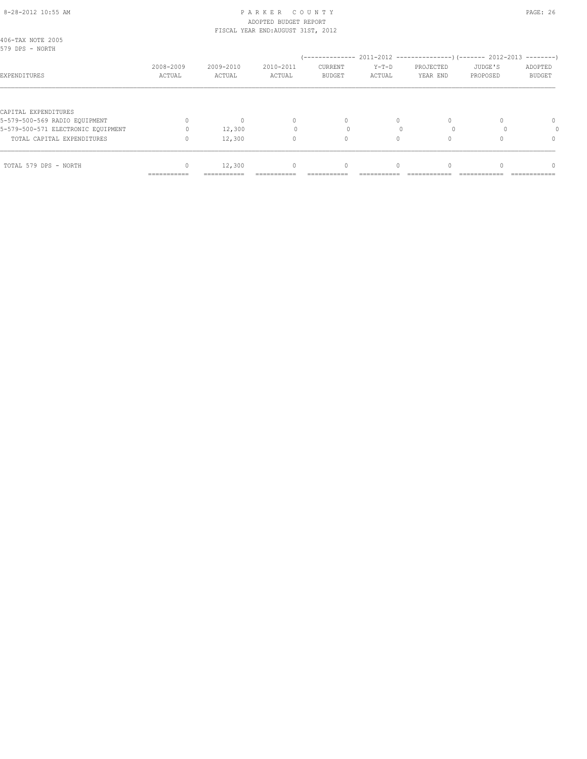406-TAX NOTE 2005
579 DPS - NORTH

| EXPENDITURES | 2008-2009 ACTUAL | 2009-2010 ACTUAL | 2010-2011 ACTUAL | 2011-2012 CURRENT BUDGET | 2011-2012 Y-T-D ACTUAL | 2011-2012 PROJECTED YEAR END | 2012-2013 JUDGE'S PROPOSED | 2012-2013 ADOPTED BUDGET |
|---|---|---|---|---|---|---|---|---|
| CAPITAL EXPENDITURES | | | | | | | | |
| 5-579-500-569 RADIO EQUIPMENT | 0 | 0 | 0 | 0 | 0 | 0 | 0 | 0 |
| 5-579-500-571 ELECTRONIC EQUIPMENT | 0 | 12,300 | 0 | 0 | 0 | 0 | 0 | 0 |
| TOTAL CAPITAL EXPENDITURES | 0 | 12,300 | 0 | 0 | 0 | 0 | 0 | 0 |
| TOTAL 579 DPS - NORTH | 0 | 12,300 | 0 | 0 | 0 | 0 | 0 | 0 |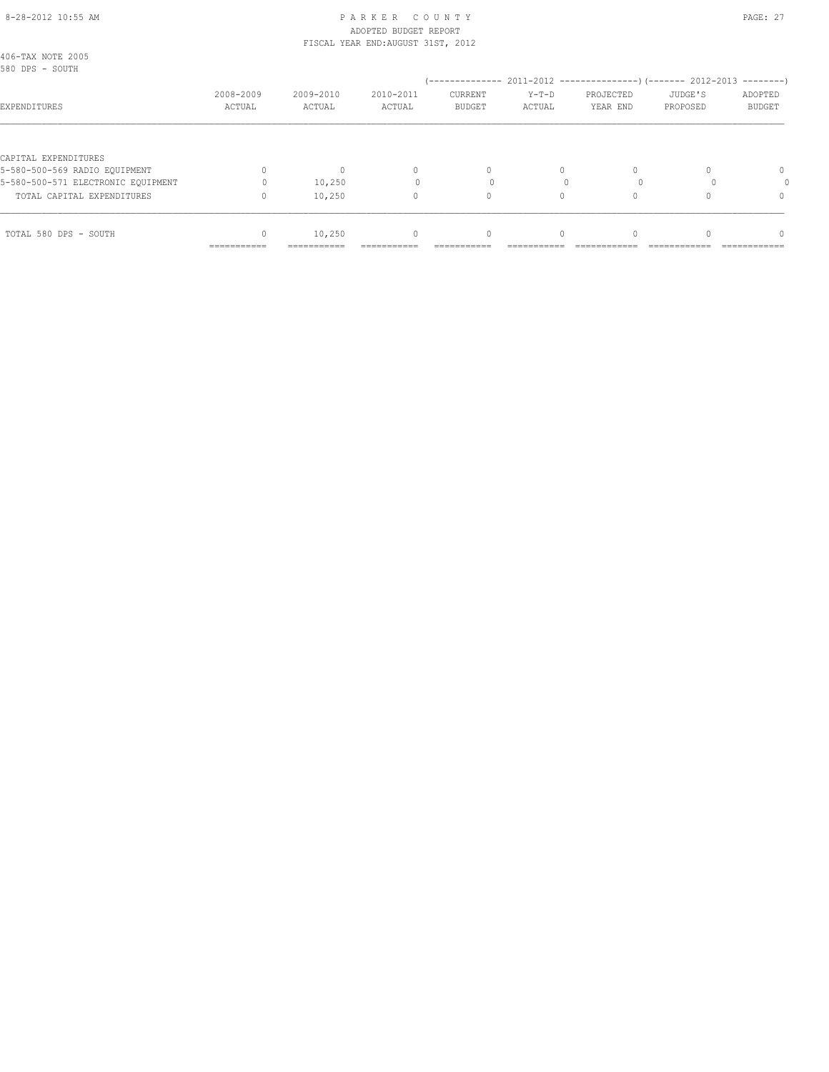# PARKER COUNTY

ADOPTED BUDGET REPORT

FISCAL YEAR END:AUGUST 31ST, 2012

406-TAX NOTE 2005

580 DPS - SOUTH

| EXPENDITURES | 2008-2009 ACTUAL | 2009-2010 ACTUAL | 2010-2011 ACTUAL | 2011-2012 CURRENT BUDGET | 2011-2012 Y-T-D ACTUAL | 2011-2012 PROJECTED YEAR END | 2012-2013 JUDGE'S PROPOSED | 2012-2013 ADOPTED BUDGET |
|---|---|---|---|---|---|---|---|---|
| CAPITAL EXPENDITURES | | | | | | | | |
| 5-580-500-569 RADIO EQUIPMENT | 0 | 0 | 0 | 0 | 0 | 0 | 0 | 0 |
| 5-580-500-571 ELECTRONIC EQUIPMENT | 0 | 10,250 | 0 | 0 | 0 | 0 | 0 | 0 |
| TOTAL CAPITAL EXPENDITURES | 0 | 10,250 | 0 | 0 | 0 | 0 | 0 | 0 |
| TOTAL 580 DPS - SOUTH | 0 | 10,250 | 0 | 0 | 0 | 0 | 0 | 0 |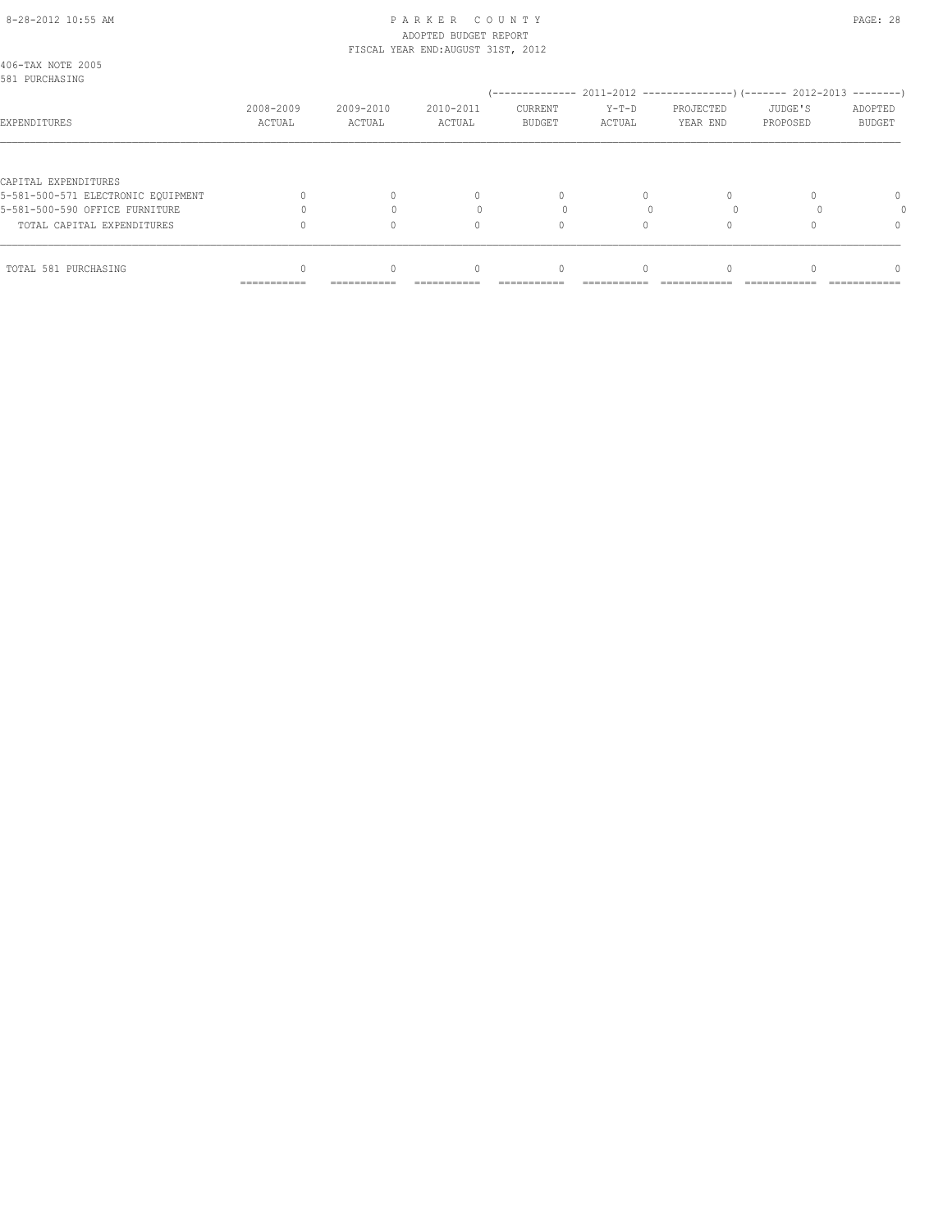406-TAX NOTE 2005
581 PURCHASING

| EXPENDITURES | 2008-2009 ACTUAL | 2009-2010 ACTUAL | 2010-2011 ACTUAL | 2011-2012 CURRENT BUDGET | 2011-2012 Y-T-D ACTUAL | 2011-2012 PROJECTED YEAR END | 2012-2013 JUDGE'S PROPOSED | 2012-2013 ADOPTED BUDGET |
|---|---|---|---|---|---|---|---|---|
| CAPITAL EXPENDITURES | | | | | | | | |
| 5-581-500-571 ELECTRONIC EQUIPMENT | 0 | 0 | 0 | 0 | 0 | 0 | 0 | 0 |
| 5-581-500-590 OFFICE FURNITURE | 0 | 0 | 0 | 0 | 0 | 0 | 0 | 0 |
| TOTAL CAPITAL EXPENDITURES | 0 | 0 | 0 | 0 | 0 | 0 | 0 | 0 |
| TOTAL 581 PURCHASING | 0 | 0 | 0 | 0 | 0 | 0 | 0 | 0 |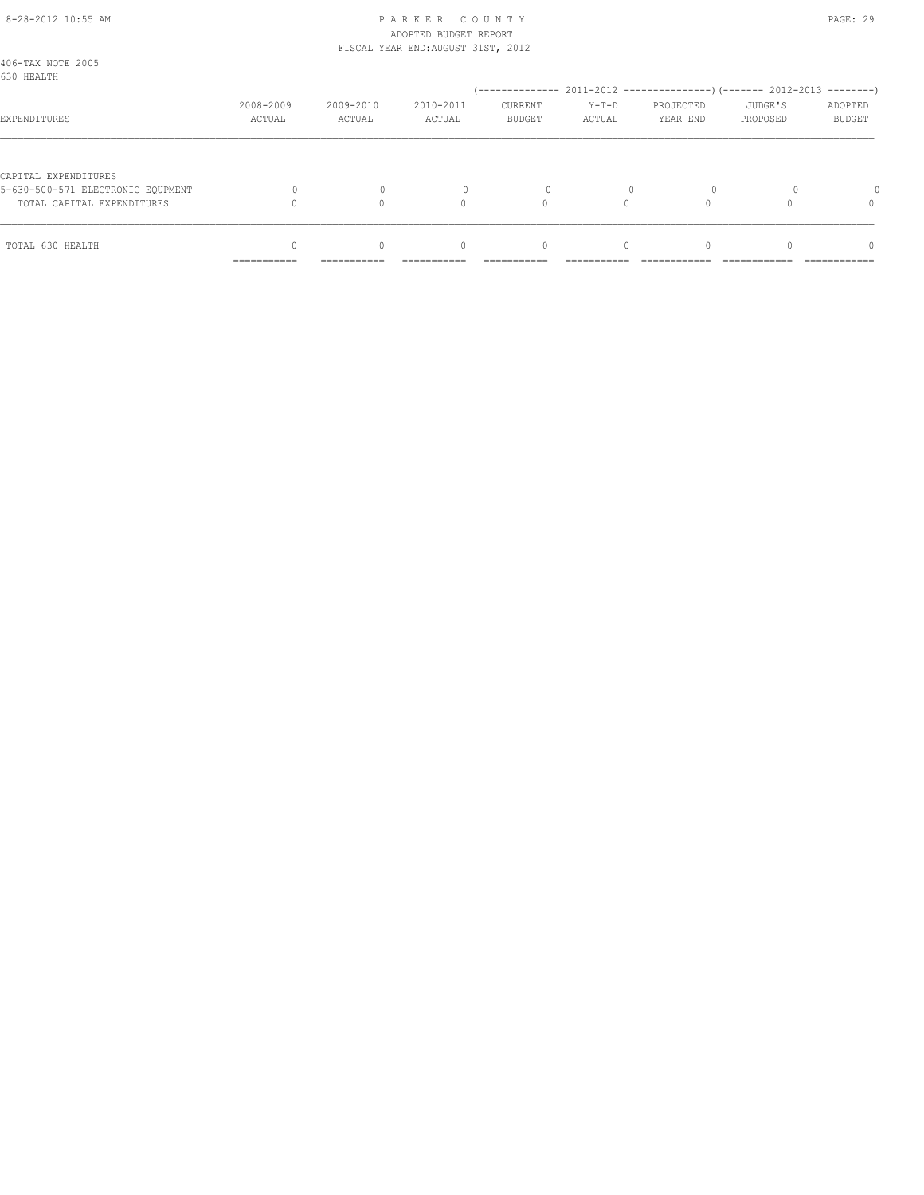406-TAX NOTE 2005
630 HEALTH

| EXPENDITURES | 2008-2009 ACTUAL | 2009-2010 ACTUAL | 2010-2011 ACTUAL | 2011-2012 CURRENT BUDGET | 2011-2012 Y-T-D ACTUAL | 2011-2012 PROJECTED YEAR END | 2012-2013 JUDGE'S PROPOSED | 2012-2013 ADOPTED BUDGET |
|---|---|---|---|---|---|---|---|---|
| CAPITAL EXPENDITURES | | | | | | | | |
| 5-630-500-571 ELECTRONIC EQUPMENT | 0 | 0 | 0 | 0 | 0 | 0 | 0 | 0 |
| TOTAL CAPITAL EXPENDITURES | 0 | 0 | 0 | 0 | 0 | 0 | 0 | 0 |
| TOTAL 630 HEALTH | 0 | 0 | 0 | 0 | 0 | 0 | 0 | 0 |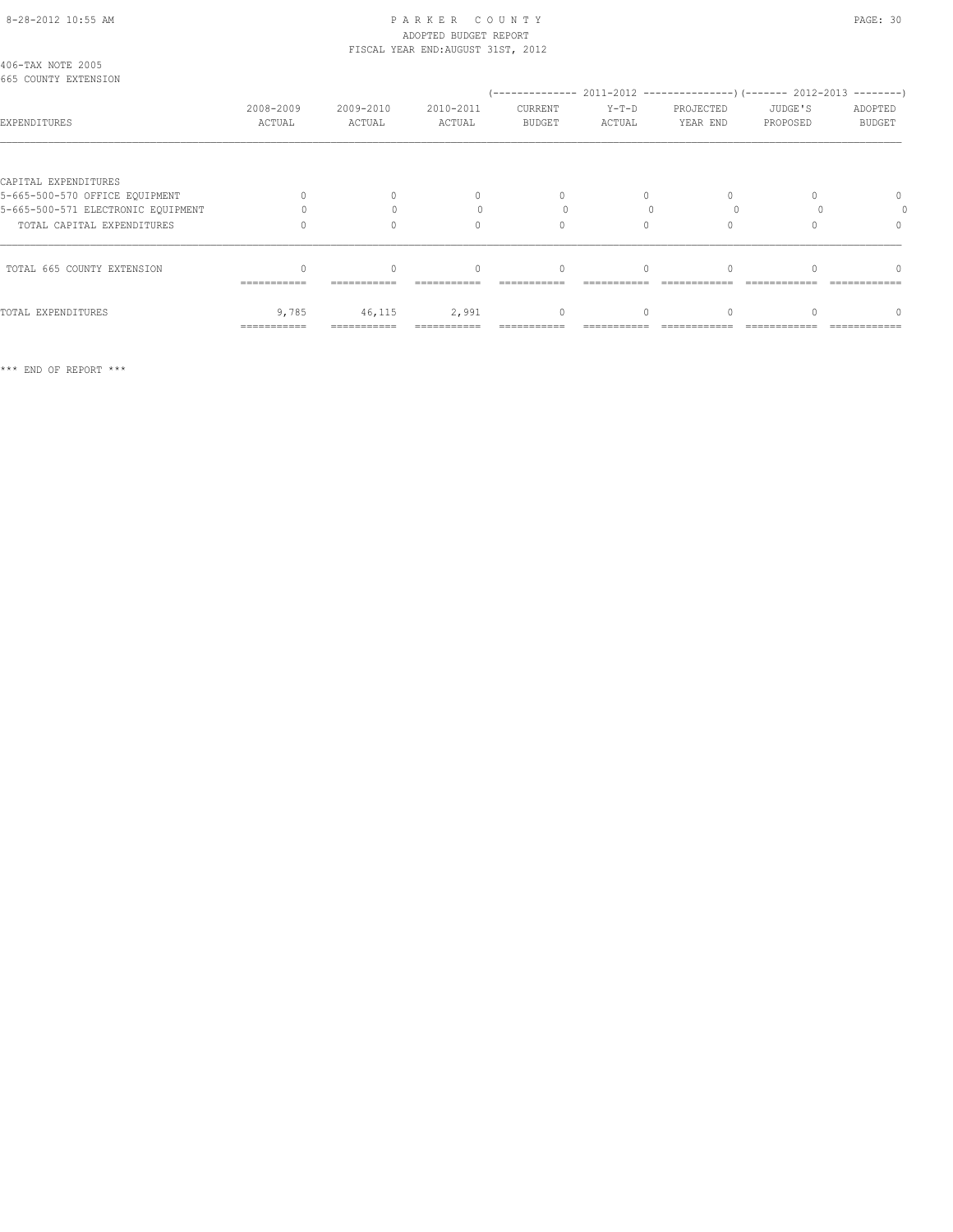406-TAX NOTE 2005
665 COUNTY EXTENSION

| EXPENDITURES | 2008-2009 ACTUAL | 2009-2010 ACTUAL | 2010-2011 ACTUAL | 2011-2012 CURRENT BUDGET | 2011-2012 Y-T-D ACTUAL | 2011-2012 PROJECTED YEAR END | 2012-2013 JUDGE'S PROPOSED | 2012-2013 ADOPTED BUDGET |
|---|---|---|---|---|---|---|---|---|
| CAPITAL EXPENDITURES | | | | | | | | |
| 5-665-500-570 OFFICE EQUIPMENT | 0 | 0 | 0 | 0 | 0 | 0 | 0 | 0 |
| 5-665-500-571 ELECTRONIC EQUIPMENT | 0 | 0 | 0 | 0 | 0 | 0 | 0 | 0 |
| TOTAL CAPITAL EXPENDITURES | 0 | 0 | 0 | 0 | 0 | 0 | 0 | 0 |
| TOTAL 665 COUNTY EXTENSION | 0 | 0 | 0 | 0 | 0 | 0 | 0 | 0 |
| TOTAL EXPENDITURES | 9,785 | 46,115 | 2,991 | 0 | 0 | 0 | 0 | 0 |

*** END OF REPORT ***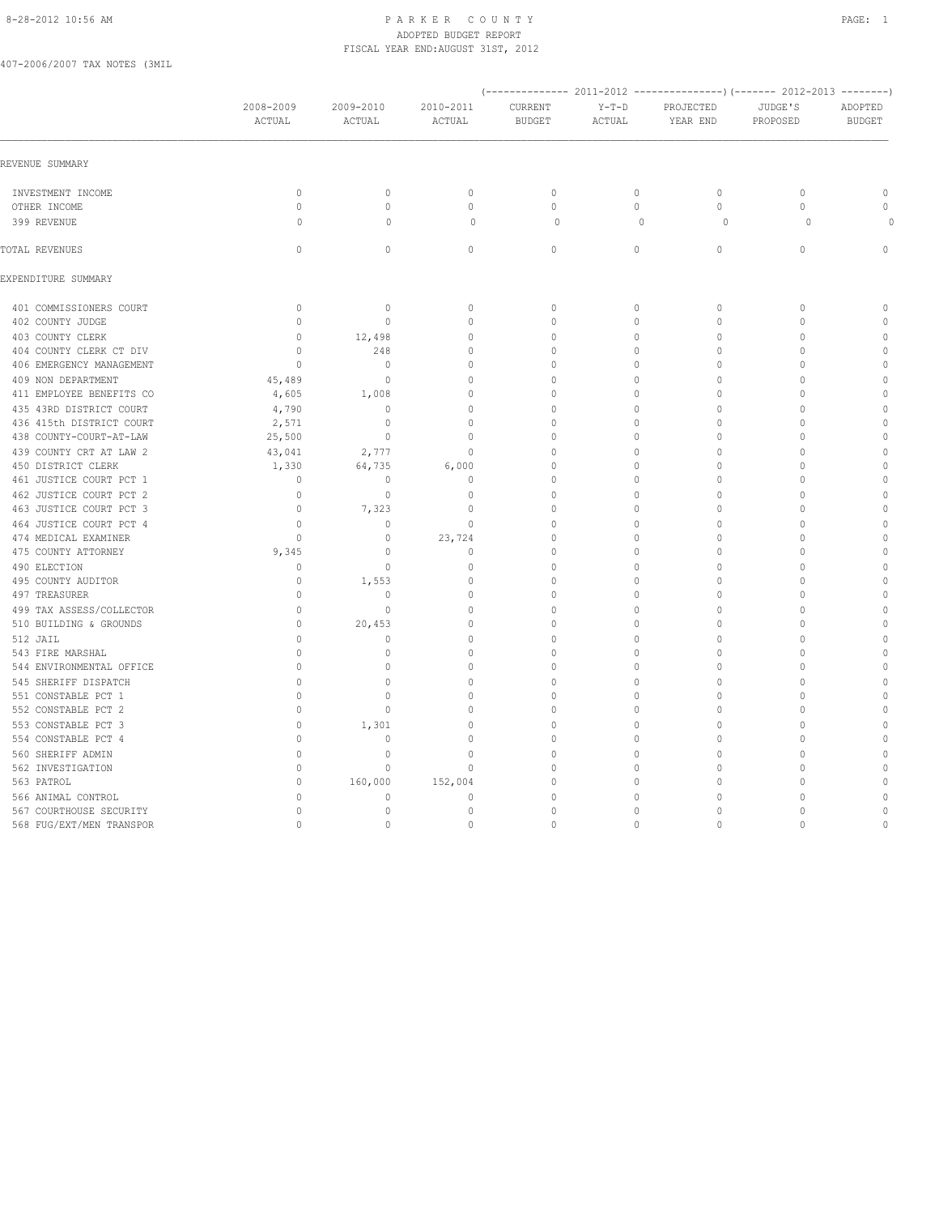PARKER COUNTY
ADOPTED BUDGET REPORT
FISCAL YEAR END:AUGUST 31ST, 2012

407-2006/2007 TAX NOTES (3MIL

| | 2008-2009 ACTUAL | 2009-2010 ACTUAL | 2010-2011 ACTUAL | (------------- 2011-2012 CURRENT BUDGET | Y-T-D ACTUAL | PROJECTED YEAR END ---------------) | (------- 2012-2013 JUDGE'S PROPOSED | ADOPTED BUDGET --------) |
|---|---|---|---|---|---|---|---|---|
| REVENUE SUMMARY | | | | | | | | |
| INVESTMENT INCOME | 0 | 0 | 0 | 0 | 0 | 0 | 0 | 0 |
| OTHER INCOME | 0 | 0 | 0 | 0 | 0 | 0 | 0 | 0 |
| 399 REVENUE | 0 | 0 | 0 | 0 | 0 | 0 | 0 | 0 |
| TOTAL REVENUES | 0 | 0 | 0 | 0 | 0 | 0 | 0 | 0 |
| EXPENDITURE SUMMARY | | | | | | | | |
| 401 COMMISSIONERS COURT | 0 | 0 | 0 | 0 | 0 | 0 | 0 | 0 |
| 402 COUNTY JUDGE | 0 | 0 | 0 | 0 | 0 | 0 | 0 | 0 |
| 403 COUNTY CLERK | 0 | 12,498 | 0 | 0 | 0 | 0 | 0 | 0 |
| 404 COUNTY CLERK CT DIV | 0 | 248 | 0 | 0 | 0 | 0 | 0 | 0 |
| 406 EMERGENCY MANAGEMENT | 0 | 0 | 0 | 0 | 0 | 0 | 0 | 0 |
| 409 NON DEPARTMENT | 45,489 | 0 | 0 | 0 | 0 | 0 | 0 | 0 |
| 411 EMPLOYEE BENEFITS CO | 4,605 | 1,008 | 0 | 0 | 0 | 0 | 0 | 0 |
| 435 43RD DISTRICT COURT | 4,790 | 0 | 0 | 0 | 0 | 0 | 0 | 0 |
| 436 415th DISTRICT COURT | 2,571 | 0 | 0 | 0 | 0 | 0 | 0 | 0 |
| 438 COUNTY-COURT-AT-LAW | 25,500 | 0 | 0 | 0 | 0 | 0 | 0 | 0 |
| 439 COUNTY CRT AT LAW 2 | 43,041 | 2,777 | 0 | 0 | 0 | 0 | 0 | 0 |
| 450 DISTRICT CLERK | 1,330 | 64,735 | 6,000 | 0 | 0 | 0 | 0 | 0 |
| 461 JUSTICE COURT PCT 1 | 0 | 0 | 0 | 0 | 0 | 0 | 0 | 0 |
| 462 JUSTICE COURT PCT 2 | 0 | 0 | 0 | 0 | 0 | 0 | 0 | 0 |
| 463 JUSTICE COURT PCT 3 | 0 | 7,323 | 0 | 0 | 0 | 0 | 0 | 0 |
| 464 JUSTICE COURT PCT 4 | 0 | 0 | 0 | 0 | 0 | 0 | 0 | 0 |
| 474 MEDICAL EXAMINER | 0 | 0 | 23,724 | 0 | 0 | 0 | 0 | 0 |
| 475 COUNTY ATTORNEY | 9,345 | 0 | 0 | 0 | 0 | 0 | 0 | 0 |
| 490 ELECTION | 0 | 0 | 0 | 0 | 0 | 0 | 0 | 0 |
| 495 COUNTY AUDITOR | 0 | 1,553 | 0 | 0 | 0 | 0 | 0 | 0 |
| 497 TREASURER | 0 | 0 | 0 | 0 | 0 | 0 | 0 | 0 |
| 499 TAX ASSESS/COLLECTOR | 0 | 0 | 0 | 0 | 0 | 0 | 0 | 0 |
| 510 BUILDING & GROUNDS | 0 | 20,453 | 0 | 0 | 0 | 0 | 0 | 0 |
| 512 JAIL | 0 | 0 | 0 | 0 | 0 | 0 | 0 | 0 |
| 543 FIRE MARSHAL | 0 | 0 | 0 | 0 | 0 | 0 | 0 | 0 |
| 544 ENVIRONMENTAL OFFICE | 0 | 0 | 0 | 0 | 0 | 0 | 0 | 0 |
| 545 SHERIFF DISPATCH | 0 | 0 | 0 | 0 | 0 | 0 | 0 | 0 |
| 551 CONSTABLE PCT 1 | 0 | 0 | 0 | 0 | 0 | 0 | 0 | 0 |
| 552 CONSTABLE PCT 2 | 0 | 0 | 0 | 0 | 0 | 0 | 0 | 0 |
| 553 CONSTABLE PCT 3 | 0 | 1,301 | 0 | 0 | 0 | 0 | 0 | 0 |
| 554 CONSTABLE PCT 4 | 0 | 0 | 0 | 0 | 0 | 0 | 0 | 0 |
| 560 SHERIFF ADMIN | 0 | 0 | 0 | 0 | 0 | 0 | 0 | 0 |
| 562 INVESTIGATION | 0 | 0 | 0 | 0 | 0 | 0 | 0 | 0 |
| 563 PATROL | 0 | 160,000 | 152,004 | 0 | 0 | 0 | 0 | 0 |
| 566 ANIMAL CONTROL | 0 | 0 | 0 | 0 | 0 | 0 | 0 | 0 |
| 567 COURTHOUSE SECURITY | 0 | 0 | 0 | 0 | 0 | 0 | 0 | 0 |
| 568 FUG/EXT/MEN TRANSPOR | 0 | 0 | 0 | 0 | 0 | 0 | 0 | 0 |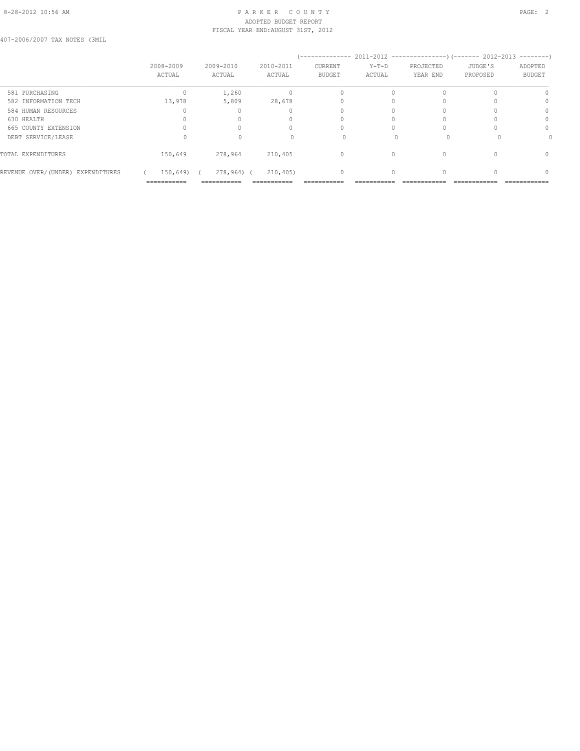407-2006/2007 TAX NOTES (3MIL

| | 2008-2009 ACTUAL | 2009-2010 ACTUAL | 2010-2011 ACTUAL | 2011-2012 CURRENT BUDGET | 2011-2012 Y-T-D ACTUAL | 2011-2012 PROJECTED YEAR END | 2012-2013 JUDGE'S PROPOSED | 2012-2013 ADOPTED BUDGET |
|---|---|---|---|---|---|---|---|---|
| 581 PURCHASING | 0 | 1,260 | 0 | 0 | 0 | 0 | 0 | 0 |
| 582 INFORMATION TECH | 13,978 | 5,809 | 28,678 | 0 | 0 | 0 | 0 | 0 |
| 584 HUMAN RESOURCES | 0 | 0 | 0 | 0 | 0 | 0 | 0 | 0 |
| 630 HEALTH | 0 | 0 | 0 | 0 | 0 | 0 | 0 | 0 |
| 665 COUNTY EXTENSION | 0 | 0 | 0 | 0 | 0 | 0 | 0 | 0 |
| DEBT SERVICE/LEASE | 0 | 0 | 0 | 0 | 0 | 0 | 0 | 0 |
| TOTAL EXPENDITURES | 150,649 | 278,964 | 210,405 | 0 | 0 | 0 | 0 | 0 |
| REVENUE OVER/(UNDER) EXPENDITURES | ( 150,649) | ( 278,964) | ( 210,405) | 0 | 0 | 0 | 0 | 0 |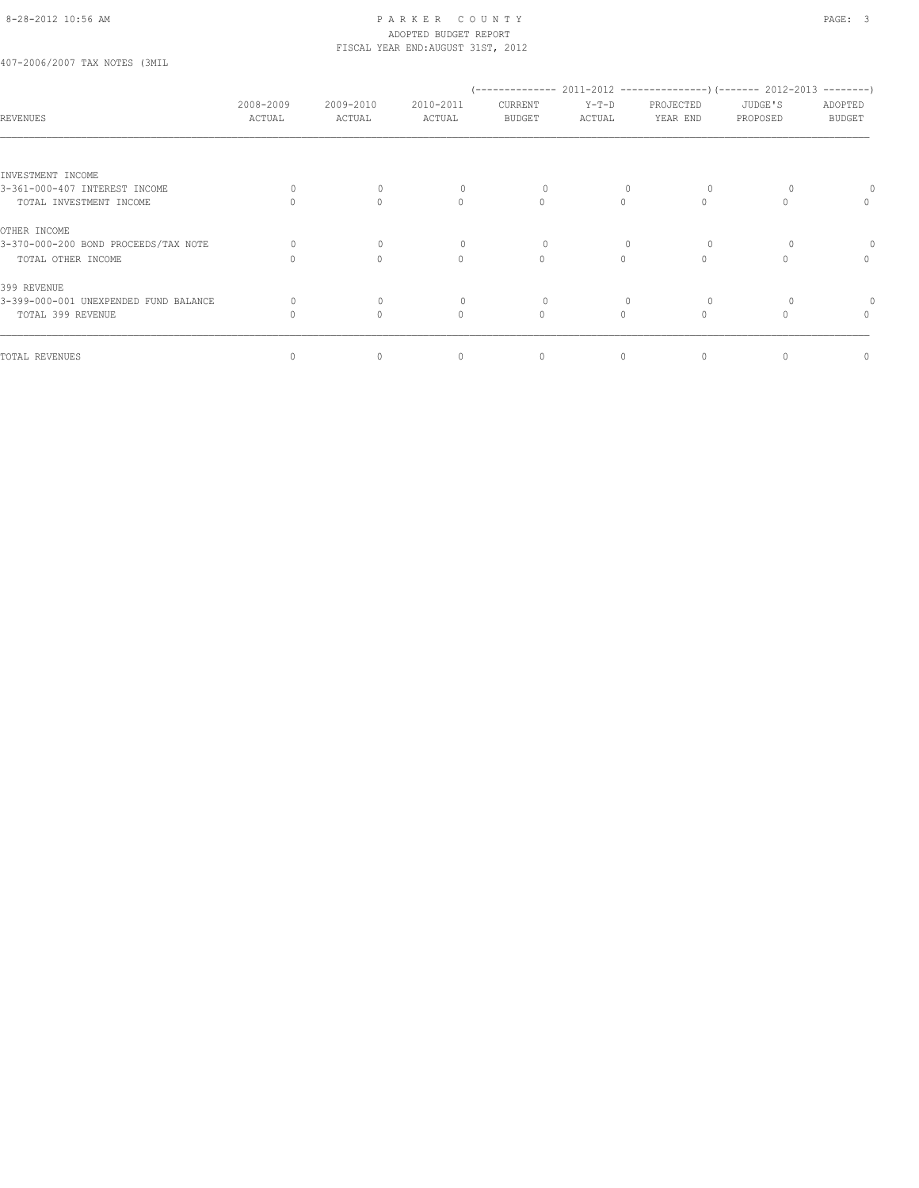PARKER COUNTY
ADOPTED BUDGET REPORT
FISCAL YEAR END:AUGUST 31ST, 2012

407-2006/2007 TAX NOTES (3MIL

| REVENUES | 2008-2009 ACTUAL | 2009-2010 ACTUAL | 2010-2011 ACTUAL | 2011-2012 CURRENT BUDGET | 2011-2012 Y-T-D ACTUAL | 2011-2012 PROJECTED YEAR END | 2012-2013 JUDGE'S PROPOSED | 2012-2013 ADOPTED BUDGET |
|---|---|---|---|---|---|---|---|---|
| INVESTMENT INCOME | | | | | | | | |
| 3-361-000-407 INTEREST INCOME | 0 | 0 | 0 | 0 | 0 | 0 | 0 | 0 |
| TOTAL INVESTMENT INCOME | 0 | 0 | 0 | 0 | 0 | 0 | 0 | 0 |
| OTHER INCOME | | | | | | | | |
| 3-370-000-200 BOND PROCEEDS/TAX NOTE | 0 | 0 | 0 | 0 | 0 | 0 | 0 | 0 |
| TOTAL OTHER INCOME | 0 | 0 | 0 | 0 | 0 | 0 | 0 | 0 |
| 399 REVENUE | | | | | | | | |
| 3-399-000-001 UNEXPENDED FUND BALANCE | 0 | 0 | 0 | 0 | 0 | 0 | 0 | 0 |
| TOTAL 399 REVENUE | 0 | 0 | 0 | 0 | 0 | 0 | 0 | 0 |
| TOTAL REVENUES | 0 | 0 | 0 | 0 | 0 | 0 | 0 | 0 |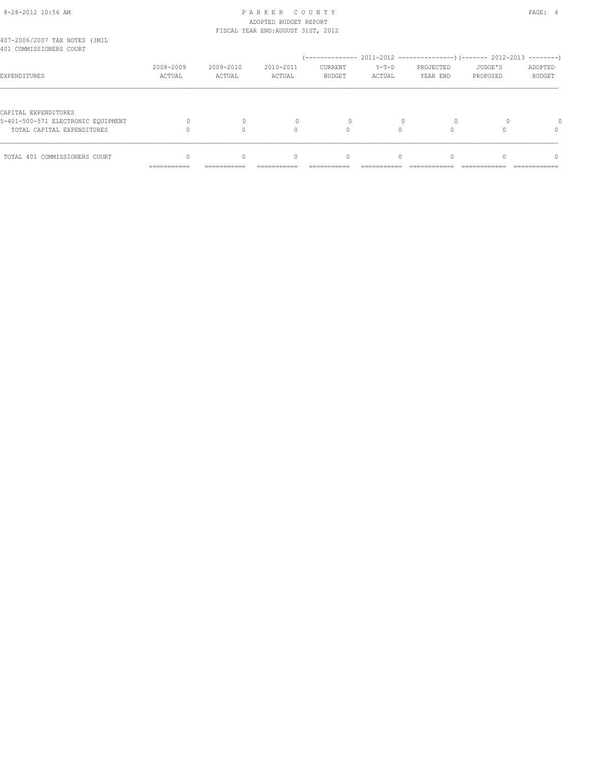PARKER COUNTY
ADOPTED BUDGET REPORT
FISCAL YEAR END:AUGUST 31ST, 2012

407-2006/2007 TAX NOTES (3MIL
401 COMMISSIONERS COURT

| EXPENDITURES | 2008-2009 ACTUAL | 2009-2010 ACTUAL | 2010-2011 ACTUAL | 2011-2012 CURRENT BUDGET | 2011-2012 Y-T-D ACTUAL | 2011-2012 PROJECTED YEAR END | 2012-2013 JUDGE'S PROPOSED | 2012-2013 ADOPTED BUDGET |
|---|---|---|---|---|---|---|---|---|
| CAPITAL EXPENDITURES | | | | | | | | |
| 5-401-500-571 ELECTRONIC EQUIPMENT | 0 | 0 | 0 | 0 | 0 | 0 | 0 | 0 |
| TOTAL CAPITAL EXPENDITURES | 0 | 0 | 0 | 0 | 0 | 0 | 0 | 0 |
| TOTAL 401 COMMISSIONERS COURT | 0 | 0 | 0 | 0 | 0 | 0 | 0 | 0 |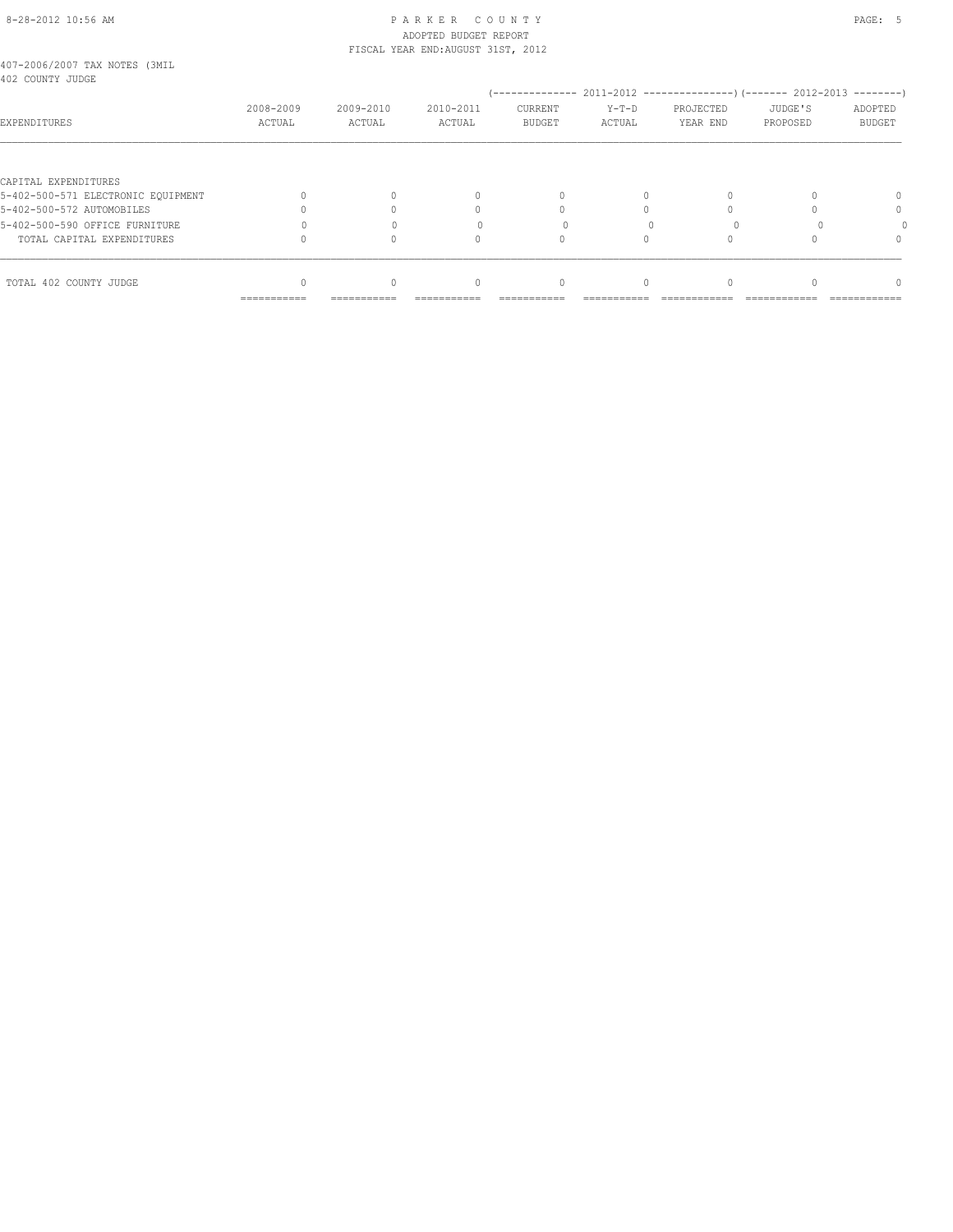PARKER COUNTY
ADOPTED BUDGET REPORT
FISCAL YEAR END:AUGUST 31ST, 2012

407-2006/2007 TAX NOTES (3MIL
402 COUNTY JUDGE

| EXPENDITURES | 2008-2009 ACTUAL | 2009-2010 ACTUAL | 2010-2011 ACTUAL | 2011-2012 CURRENT BUDGET | 2011-2012 Y-T-D ACTUAL | 2011-2012 PROJECTED YEAR END | 2012-2013 JUDGE'S PROPOSED | 2012-2013 ADOPTED BUDGET |
|---|---|---|---|---|---|---|---|---|
| CAPITAL EXPENDITURES | | | | | | | | |
| 5-402-500-571 ELECTRONIC EQUIPMENT | 0 | 0 | 0 | 0 | 0 | 0 | 0 | 0 |
| 5-402-500-572 AUTOMOBILES | 0 | 0 | 0 | 0 | 0 | 0 | 0 | 0 |
| 5-402-500-590 OFFICE FURNITURE | 0 | 0 | 0 | 0 | 0 | 0 | 0 | 0 |
| TOTAL CAPITAL EXPENDITURES | 0 | 0 | 0 | 0 | 0 | 0 | 0 | 0 |
| TOTAL 402 COUNTY JUDGE | 0 | 0 | 0 | 0 | 0 | 0 | 0 | 0 |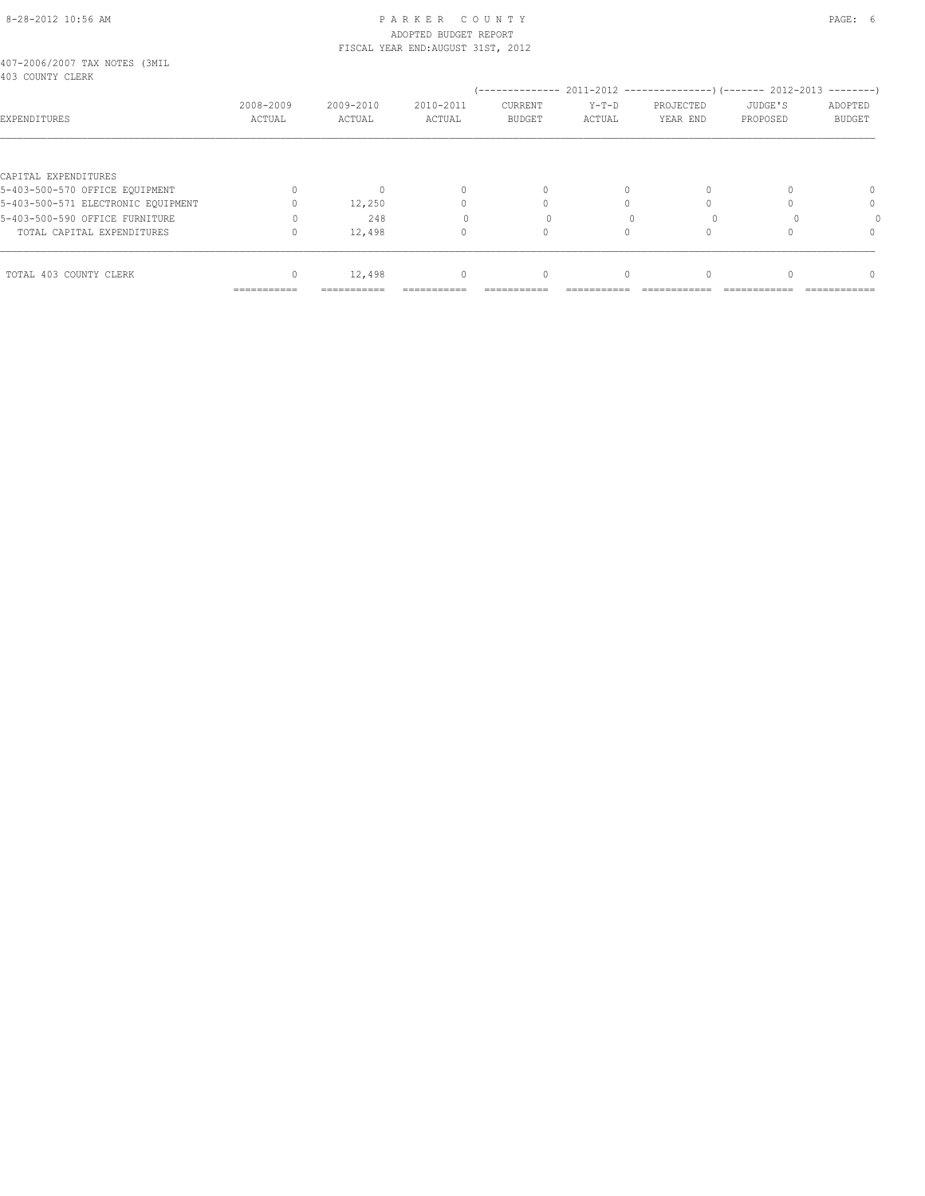PARKER COUNTY
ADOPTED BUDGET REPORT
FISCAL YEAR END:AUGUST 31ST, 2012

407-2006/2007 TAX NOTES (3MIL
403 COUNTY CLERK

| EXPENDITURES | 2008-2009 ACTUAL | 2009-2010 ACTUAL | 2010-2011 ACTUAL | 2011-2012 CURRENT BUDGET | 2011-2012 Y-T-D ACTUAL | 2011-2012 PROJECTED YEAR END | 2012-2013 JUDGE'S PROPOSED | 2012-2013 ADOPTED BUDGET |
|---|---|---|---|---|---|---|---|---|
| CAPITAL EXPENDITURES | | | | | | | | |
| 5-403-500-570 OFFICE EQUIPMENT | 0 | 0 | 0 | 0 | 0 | 0 | 0 | 0 |
| 5-403-500-571 ELECTRONIC EQUIPMENT | 0 | 12,250 | 0 | 0 | 0 | 0 | 0 | 0 |
| 5-403-500-590 OFFICE FURNITURE | 0 | 248 | 0 | 0 | 0 | 0 | 0 | 0 |
| TOTAL CAPITAL EXPENDITURES | 0 | 12,498 | 0 | 0 | 0 | 0 | 0 | 0 |
| TOTAL 403 COUNTY CLERK | 0 | 12,498 | 0 | 0 | 0 | 0 | 0 | 0 |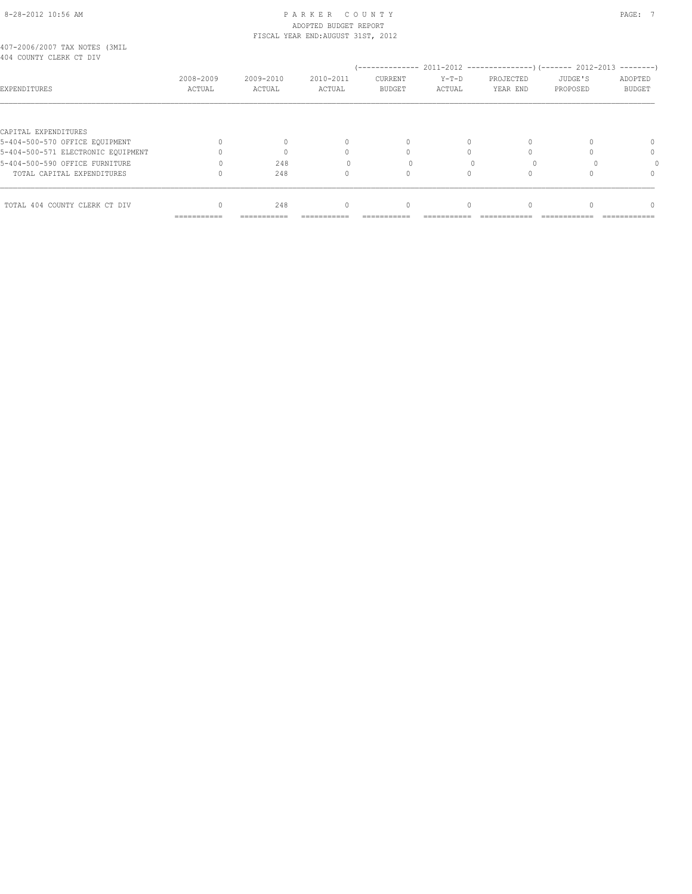PARKER COUNTY
ADOPTED BUDGET REPORT
FISCAL YEAR END:AUGUST 31ST, 2012

407-2006/2007 TAX NOTES (3MIL
404 COUNTY CLERK CT DIV

| EXPENDITURES | 2008-2009 ACTUAL | 2009-2010 ACTUAL | 2010-2011 ACTUAL | 2011-2012 CURRENT BUDGET | 2011-2012 Y-T-D ACTUAL | 2011-2012 PROJECTED YEAR END | 2012-2013 JUDGE'S PROPOSED | 2012-2013 ADOPTED BUDGET |
|---|---|---|---|---|---|---|---|---|
| CAPITAL EXPENDITURES | | | | | | | | |
| 5-404-500-570 OFFICE EQUIPMENT | 0 | 0 | 0 | 0 | 0 | 0 | 0 | 0 |
| 5-404-500-571 ELECTRONIC EQUIPMENT | 0 | 0 | 0 | 0 | 0 | 0 | 0 | 0 |
| 5-404-500-590 OFFICE FURNITURE | 0 | 248 | 0 | 0 | 0 | 0 | 0 | 0 |
| TOTAL CAPITAL EXPENDITURES | 0 | 248 | 0 | 0 | 0 | 0 | 0 | 0 |
| TOTAL 404 COUNTY CLERK CT DIV | 0 | 248 | 0 | 0 | 0 | 0 | 0 | 0 |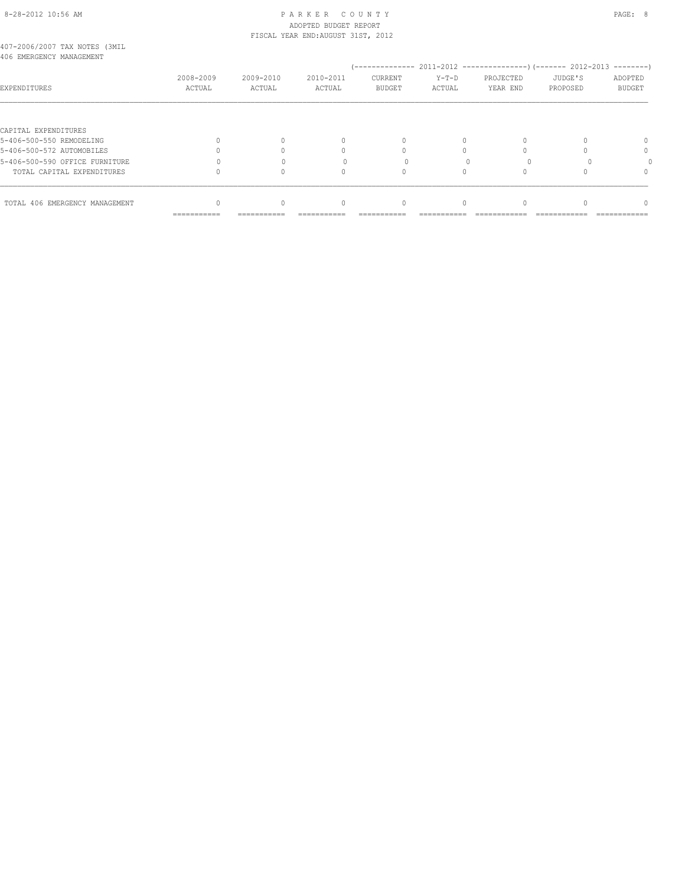PARKER COUNTY
ADOPTED BUDGET REPORT
FISCAL YEAR END:AUGUST 31ST, 2012

407-2006/2007 TAX NOTES (3MIL
406 EMERGENCY MANAGEMENT

| EXPENDITURES | 2008-2009 ACTUAL | 2009-2010 ACTUAL | 2010-2011 ACTUAL | 2011-2012 CURRENT BUDGET | 2011-2012 Y-T-D ACTUAL | 2011-2012 PROJECTED YEAR END | 2012-2013 JUDGE'S PROPOSED | 2012-2013 ADOPTED BUDGET |
|---|---|---|---|---|---|---|---|---|
| CAPITAL EXPENDITURES | | | | | | | | |
| 5-406-500-550 REMODELING | 0 | 0 | 0 | 0 | 0 | 0 | 0 | 0 |
| 5-406-500-572 AUTOMOBILES | 0 | 0 | 0 | 0 | 0 | 0 | 0 | 0 |
| 5-406-500-590 OFFICE FURNITURE | 0 | 0 | 0 | 0 | 0 | 0 | 0 | 0 |
| TOTAL CAPITAL EXPENDITURES | 0 | 0 | 0 | 0 | 0 | 0 | 0 | 0 |
| TOTAL 406 EMERGENCY MANAGEMENT | 0 | 0 | 0 | 0 | 0 | 0 | 0 | 0 |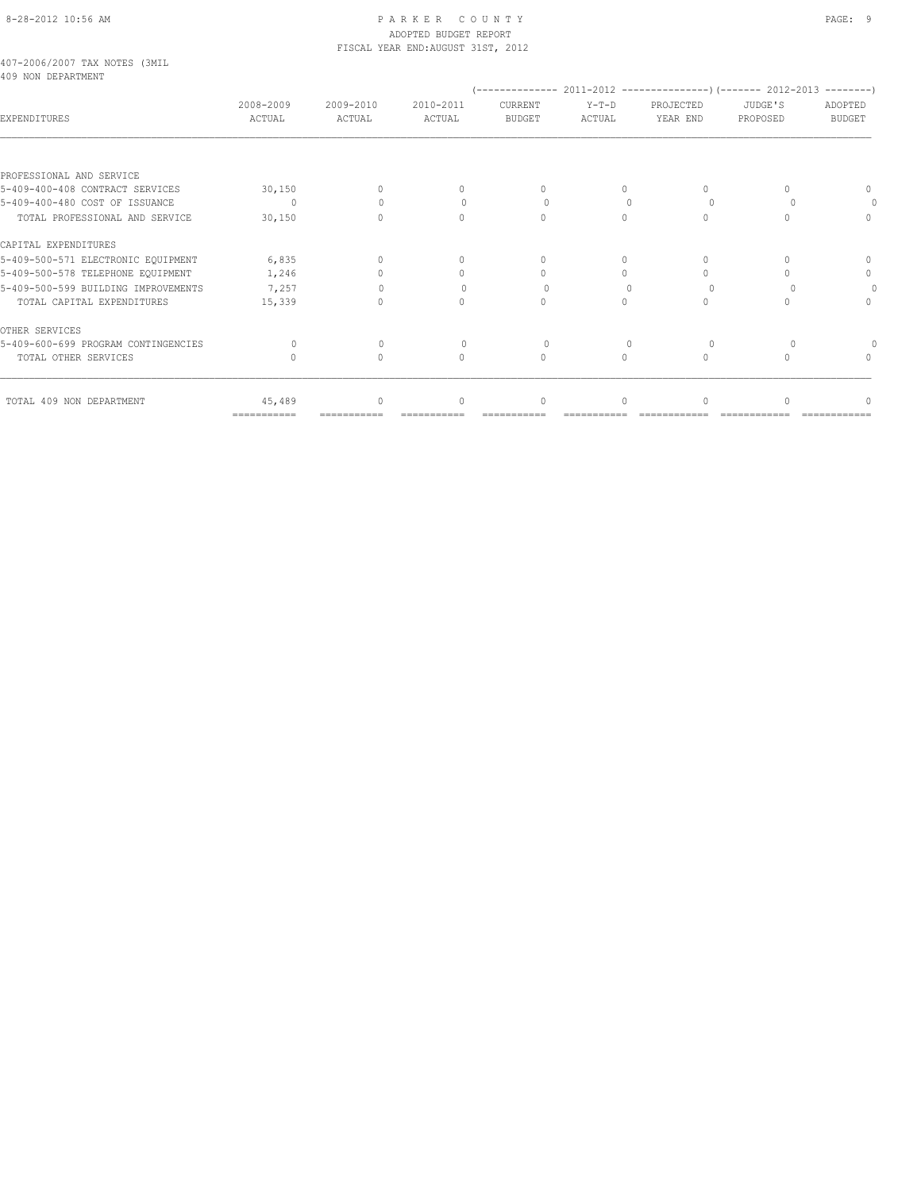PARKER COUNTY
ADOPTED BUDGET REPORT
FISCAL YEAR END:AUGUST 31ST, 2012

407-2006/2007 TAX NOTES (3MIL
409 NON DEPARTMENT

| EXPENDITURES | 2008-2009 ACTUAL | 2009-2010 ACTUAL | 2010-2011 ACTUAL | 2011-2012 CURRENT BUDGET | 2011-2012 Y-T-D ACTUAL | 2011-2012 PROJECTED YEAR END | 2012-2013 JUDGE'S PROPOSED | 2012-2013 ADOPTED BUDGET |
|---|---|---|---|---|---|---|---|---|
| PROFESSIONAL AND SERVICE | | | | | | | | |
| 5-409-400-408 CONTRACT SERVICES | 30,150 | 0 | 0 | 0 | 0 | 0 | 0 | 0 |
| 5-409-400-480 COST OF ISSUANCE | 0 | 0 | 0 | 0 | 0 | 0 | 0 | 0 |
| TOTAL PROFESSIONAL AND SERVICE | 30,150 | 0 | 0 | 0 | 0 | 0 | 0 | 0 |
| CAPITAL EXPENDITURES | | | | | | | | |
| 5-409-500-571 ELECTRONIC EQUIPMENT | 6,835 | 0 | 0 | 0 | 0 | 0 | 0 | 0 |
| 5-409-500-578 TELEPHONE EQUIPMENT | 1,246 | 0 | 0 | 0 | 0 | 0 | 0 | 0 |
| 5-409-500-599 BUILDING IMPROVEMENTS | 7,257 | 0 | 0 | 0 | 0 | 0 | 0 | 0 |
| TOTAL CAPITAL EXPENDITURES | 15,339 | 0 | 0 | 0 | 0 | 0 | 0 | 0 |
| OTHER SERVICES | | | | | | | | |
| 5-409-600-699 PROGRAM CONTINGENCIES | 0 | 0 | 0 | 0 | 0 | 0 | 0 | 0 |
| TOTAL OTHER SERVICES | 0 | 0 | 0 | 0 | 0 | 0 | 0 | 0 |
| TOTAL 409 NON DEPARTMENT | 45,489 | 0 | 0 | 0 | 0 | 0 | 0 | 0 |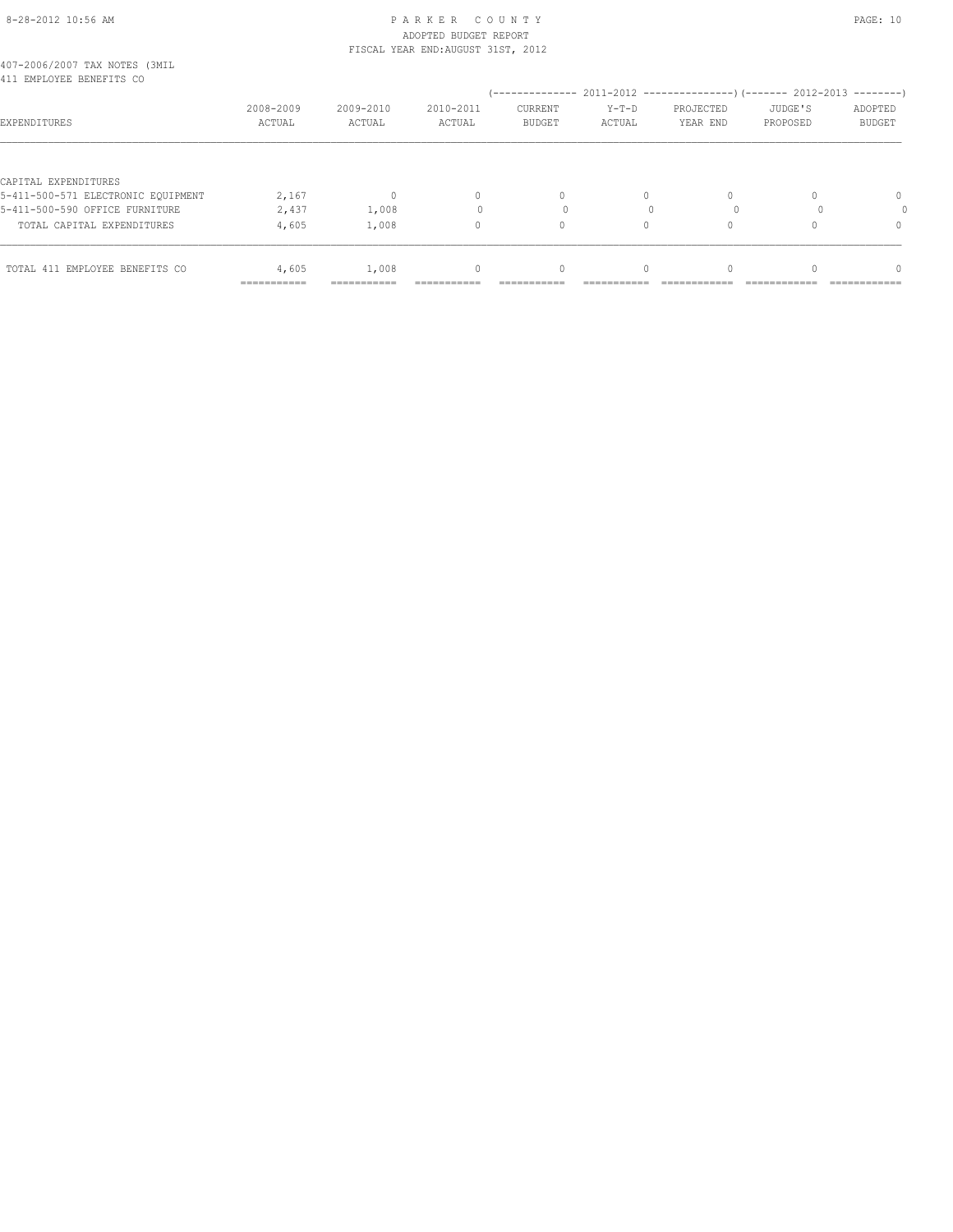PARKER COUNTY
ADOPTED BUDGET REPORT
FISCAL YEAR END:AUGUST 31ST, 2012

407-2006/2007 TAX NOTES (3MIL
411 EMPLOYEE BENEFITS CO

| EXPENDITURES | 2008-2009 ACTUAL | 2009-2010 ACTUAL | 2010-2011 ACTUAL | 2011-2012 CURRENT BUDGET | 2011-2012 Y-T-D ACTUAL | 2011-2012 PROJECTED YEAR END | 2012-2013 JUDGE'S PROPOSED | 2012-2013 ADOPTED BUDGET |
|---|---|---|---|---|---|---|---|---|
| CAPITAL EXPENDITURES | | | | | | | | |
| 5-411-500-571 ELECTRONIC EQUIPMENT | 2,167 | 0 | 0 | 0 | 0 | 0 | 0 | 0 |
| 5-411-500-590 OFFICE FURNITURE | 2,437 | 1,008 | 0 | 0 | 0 | 0 | 0 | 0 |
| TOTAL CAPITAL EXPENDITURES | 4,605 | 1,008 | 0 | 0 | 0 | 0 | 0 | 0 |
| TOTAL 411 EMPLOYEE BENEFITS CO | 4,605 | 1,008 | 0 | 0 | 0 | 0 | 0 | 0 |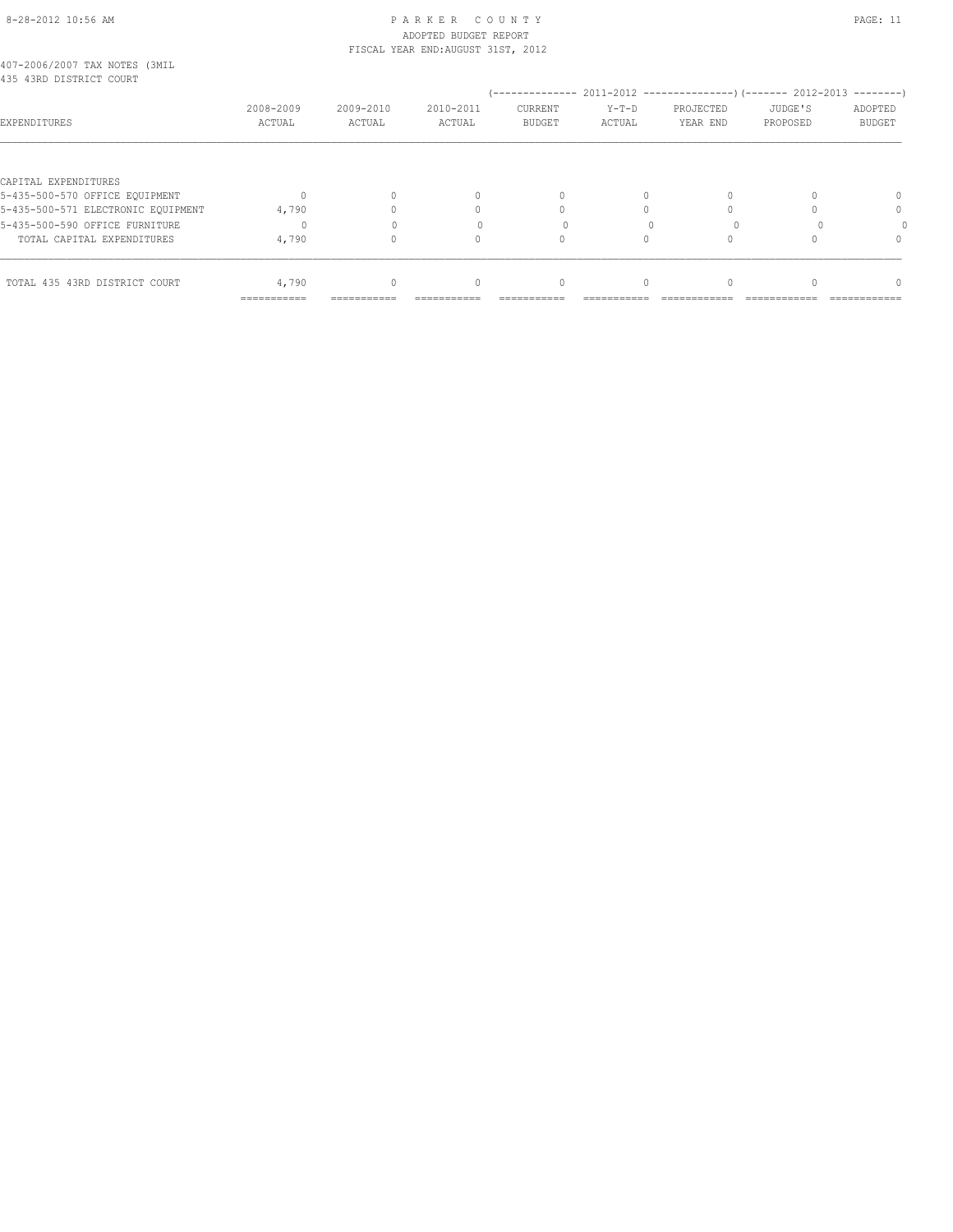PARKER COUNTY
ADOPTED BUDGET REPORT
FISCAL YEAR END:AUGUST 31ST, 2012

407-2006/2007 TAX NOTES (3MIL
435 43RD DISTRICT COURT

| EXPENDITURES | 2008-2009 ACTUAL | 2009-2010 ACTUAL | 2010-2011 ACTUAL | 2011-2012 CURRENT BUDGET | 2011-2012 Y-T-D ACTUAL | 2011-2012 PROJECTED YEAR END | 2012-2013 JUDGE'S PROPOSED | 2012-2013 ADOPTED BUDGET |
|---|---|---|---|---|---|---|---|---|
| CAPITAL EXPENDITURES | | | | | | | | |
| 5-435-500-570 OFFICE EQUIPMENT | 0 | 0 | 0 | 0 | 0 | 0 | 0 | 0 |
| 5-435-500-571 ELECTRONIC EQUIPMENT | 4,790 | 0 | 0 | 0 | 0 | 0 | 0 | 0 |
| 5-435-500-590 OFFICE FURNITURE | 0 | 0 | 0 | 0 | 0 | 0 | 0 | 0 |
| TOTAL CAPITAL EXPENDITURES | 4,790 | 0 | 0 | 0 | 0 | 0 | 0 | 0 |
| TOTAL 435 43RD DISTRICT COURT | 4,790 | 0 | 0 | 0 | 0 | 0 | 0 | 0 |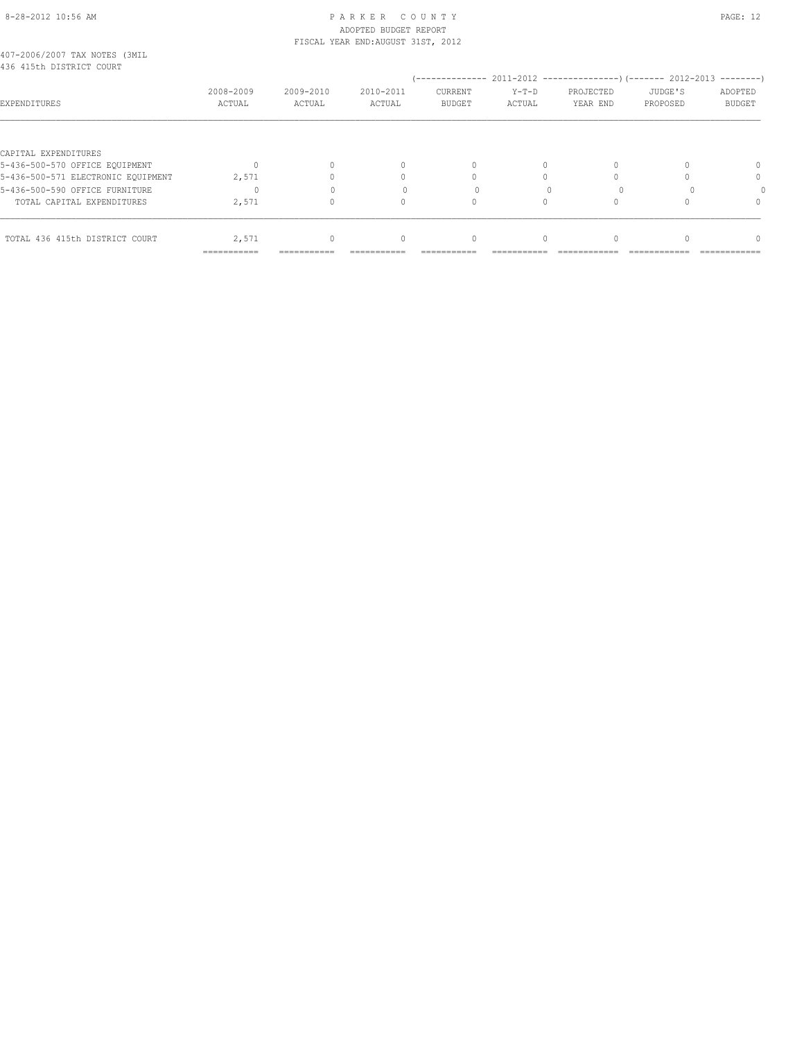407-2006/2007 TAX NOTES (3MIL
436 415th DISTRICT COURT

| EXPENDITURES | 2008-2009 ACTUAL | 2009-2010 ACTUAL | 2010-2011 ACTUAL | 2011-2012 CURRENT BUDGET | 2011-2012 Y-T-D ACTUAL | 2011-2012 PROJECTED YEAR END | 2012-2013 JUDGE'S PROPOSED | 2012-2013 ADOPTED BUDGET |
|---|---|---|---|---|---|---|---|---|
| CAPITAL EXPENDITURES | | | | | | | | |
| 5-436-500-570 OFFICE EQUIPMENT | 0 | 0 | 0 | 0 | 0 | 0 | 0 | 0 |
| 5-436-500-571 ELECTRONIC EQUIPMENT | 2,571 | 0 | 0 | 0 | 0 | 0 | 0 | 0 |
| 5-436-500-590 OFFICE FURNITURE | 0 | 0 | 0 | 0 | 0 | 0 | 0 | 0 |
| TOTAL CAPITAL EXPENDITURES | 2,571 | 0 | 0 | 0 | 0 | 0 | 0 | 0 |
| TOTAL 436 415th DISTRICT COURT | 2,571 | 0 | 0 | 0 | 0 | 0 | 0 | 0 |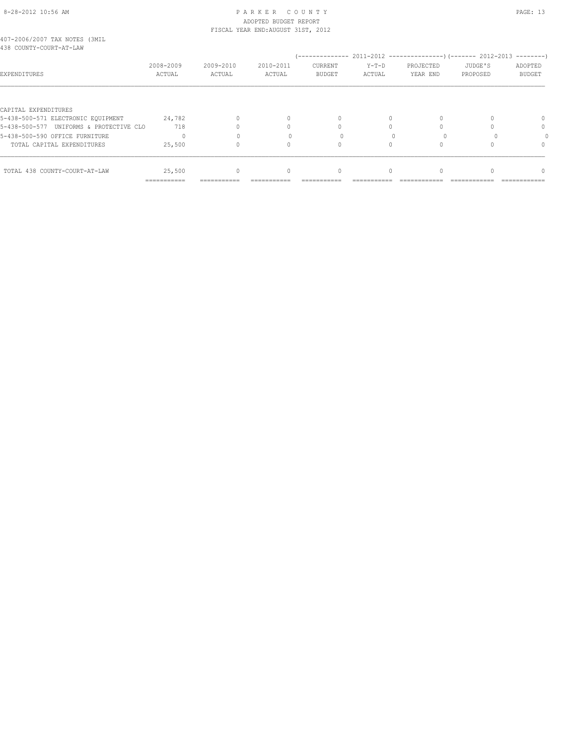407-2006/2007 TAX NOTES (3MIL
438 COUNTY-COURT-AT-LAW

| EXPENDITURES | 2008-2009 ACTUAL | 2009-2010 ACTUAL | 2010-2011 ACTUAL | 2011-2012 CURRENT BUDGET | 2011-2012 Y-T-D ACTUAL | 2011-2012 PROJECTED YEAR END | 2012-2013 JUDGE'S PROPOSED | 2012-2013 ADOPTED BUDGET |
|---|---|---|---|---|---|---|---|---|
| CAPITAL EXPENDITURES | | | | | | | | |
| 5-438-500-571 ELECTRONIC EQUIPMENT | 24,782 | 0 | 0 | 0 | 0 | 0 | 0 | 0 |
| 5-438-500-577 UNIFORMS & PROTECTIVE CLO | 718 | 0 | 0 | 0 | 0 | 0 | 0 | 0 |
| 5-438-500-590 OFFICE FURNITURE | 0 | 0 | 0 | 0 | 0 | 0 | 0 | 0 |
| TOTAL CAPITAL EXPENDITURES | 25,500 | 0 | 0 | 0 | 0 | 0 | 0 | 0 |
| TOTAL 438 COUNTY-COURT-AT-LAW | 25,500 | 0 | 0 | 0 | 0 | 0 | 0 | 0 |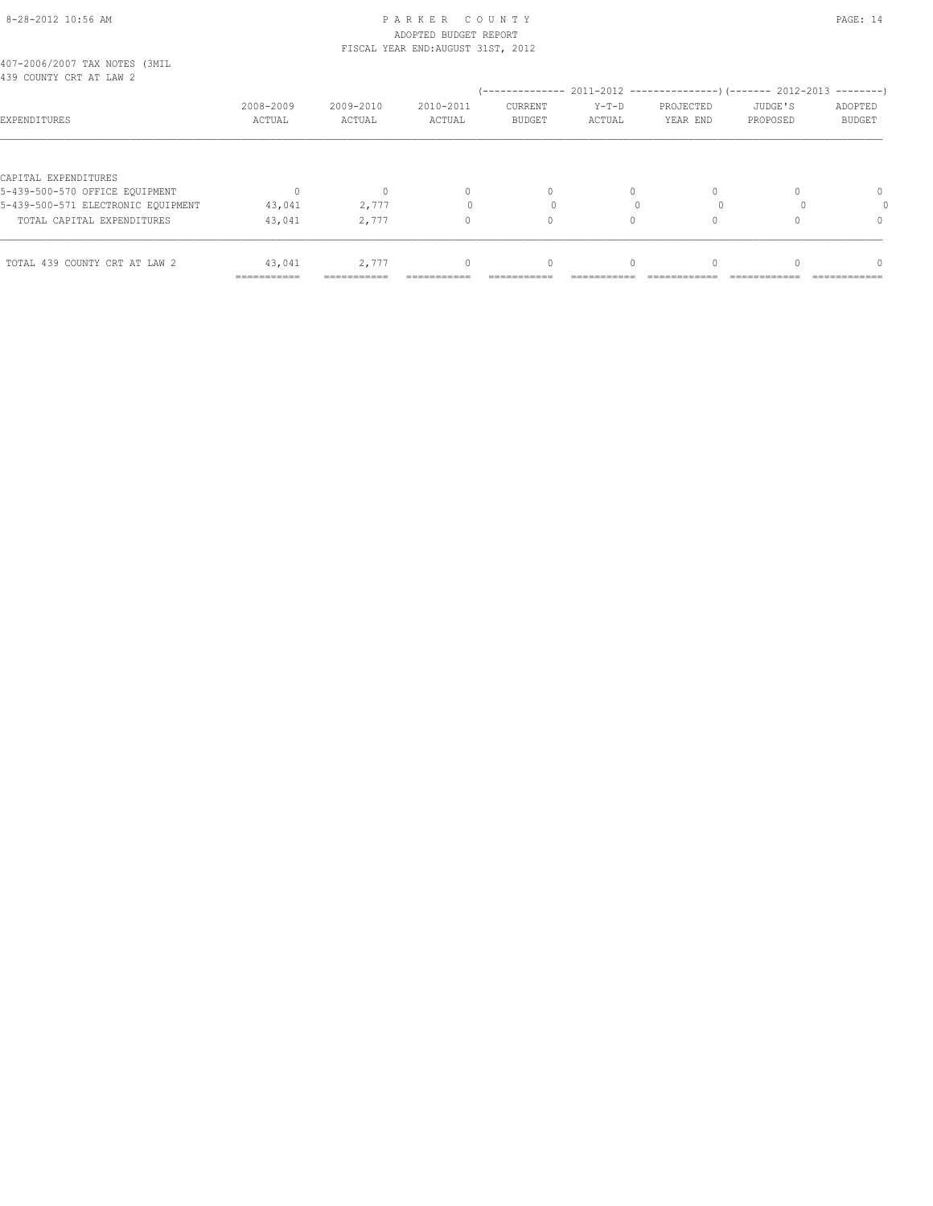407-2006/2007 TAX NOTES (3MIL
439 COUNTY CRT AT LAW 2

| EXPENDITURES | 2008-2009 ACTUAL | 2009-2010 ACTUAL | 2010-2011 ACTUAL | 2011-2012 CURRENT BUDGET | 2011-2012 Y-T-D ACTUAL | 2011-2012 PROJECTED YEAR END | 2012-2013 JUDGE'S PROPOSED | 2012-2013 ADOPTED BUDGET |
|---|---|---|---|---|---|---|---|---|
| CAPITAL EXPENDITURES | | | | | | | | |
| 5-439-500-570 OFFICE EQUIPMENT | 0 | 0 | 0 | 0 | 0 | 0 | 0 | 0 |
| 5-439-500-571 ELECTRONIC EQUIPMENT | 43,041 | 2,777 | 0 | 0 | 0 | 0 | 0 | 0 |
| TOTAL CAPITAL EXPENDITURES | 43,041 | 2,777 | 0 | 0 | 0 | 0 | 0 | 0 |
| TOTAL 439 COUNTY CRT AT LAW 2 | 43,041 | 2,777 | 0 | 0 | 0 | 0 | 0 | 0 |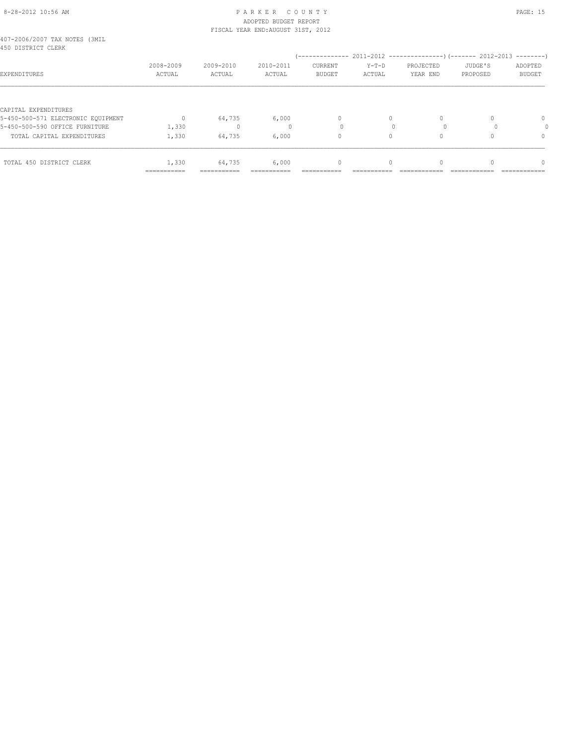407-2006/2007 TAX NOTES (3MIL
450 DISTRICT CLERK

| EXPENDITURES | 2008-2009 ACTUAL | 2009-2010 ACTUAL | 2010-2011 ACTUAL | (-------------- 2011-2012 CURRENT BUDGET | Y-T-D ACTUAL | PROJECTED YEAR END ---------------) | (------- 2012-2013 JUDGE'S PROPOSED | ADOPTED BUDGET --------) |
|---|---|---|---|---|---|---|---|---|
| CAPITAL EXPENDITURES | | | | | | | | |
| 5-450-500-571 ELECTRONIC EQUIPMENT | 0 | 64,735 | 6,000 | 0 | 0 | 0 | 0 | 0 |
| 5-450-500-590 OFFICE FURNITURE | 1,330 | 0 | 0 | 0 | 0 | 0 | 0 | 0 |
| TOTAL CAPITAL EXPENDITURES | 1,330 | 64,735 | 6,000 | 0 | 0 | 0 | 0 | 0 |
| TOTAL 450 DISTRICT CLERK | 1,330 | 64,735 | 6,000 | 0 | 0 | 0 | 0 | 0 |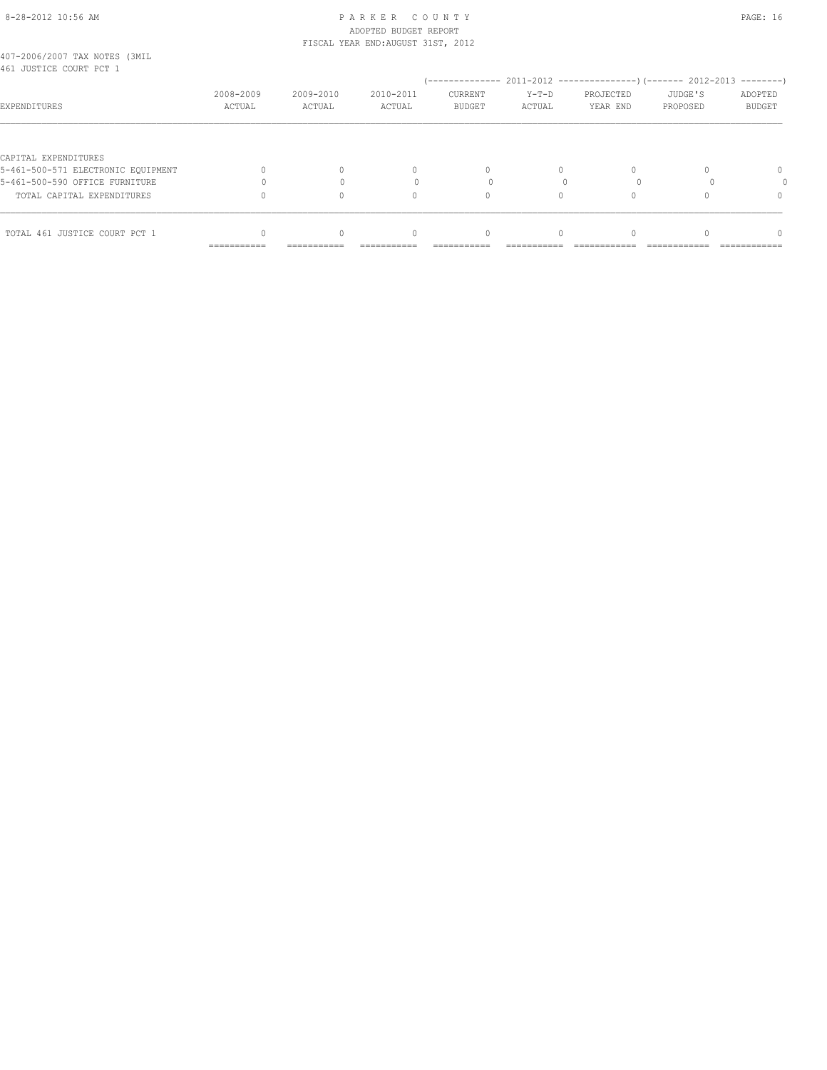407-2006/2007 TAX NOTES (3MIL
461 JUSTICE COURT PCT 1

| EXPENDITURES | 2008-2009 ACTUAL | 2009-2010 ACTUAL | 2010-2011 ACTUAL | 2011-2012 CURRENT BUDGET | 2011-2012 Y-T-D ACTUAL | 2011-2012 PROJECTED YEAR END | 2012-2013 JUDGE'S PROPOSED | 2012-2013 ADOPTED BUDGET |
|---|---|---|---|---|---|---|---|---|
| CAPITAL EXPENDITURES | | | | | | | | |
| 5-461-500-571 ELECTRONIC EQUIPMENT | 0 | 0 | 0 | 0 | 0 | 0 | 0 | 0 |
| 5-461-500-590 OFFICE FURNITURE | 0 | 0 | 0 | 0 | 0 | 0 | 0 | 0 |
| TOTAL CAPITAL EXPENDITURES | 0 | 0 | 0 | 0 | 0 | 0 | 0 | 0 |
| TOTAL 461 JUSTICE COURT PCT 1 | 0 | 0 | 0 | 0 | 0 | 0 | 0 | 0 |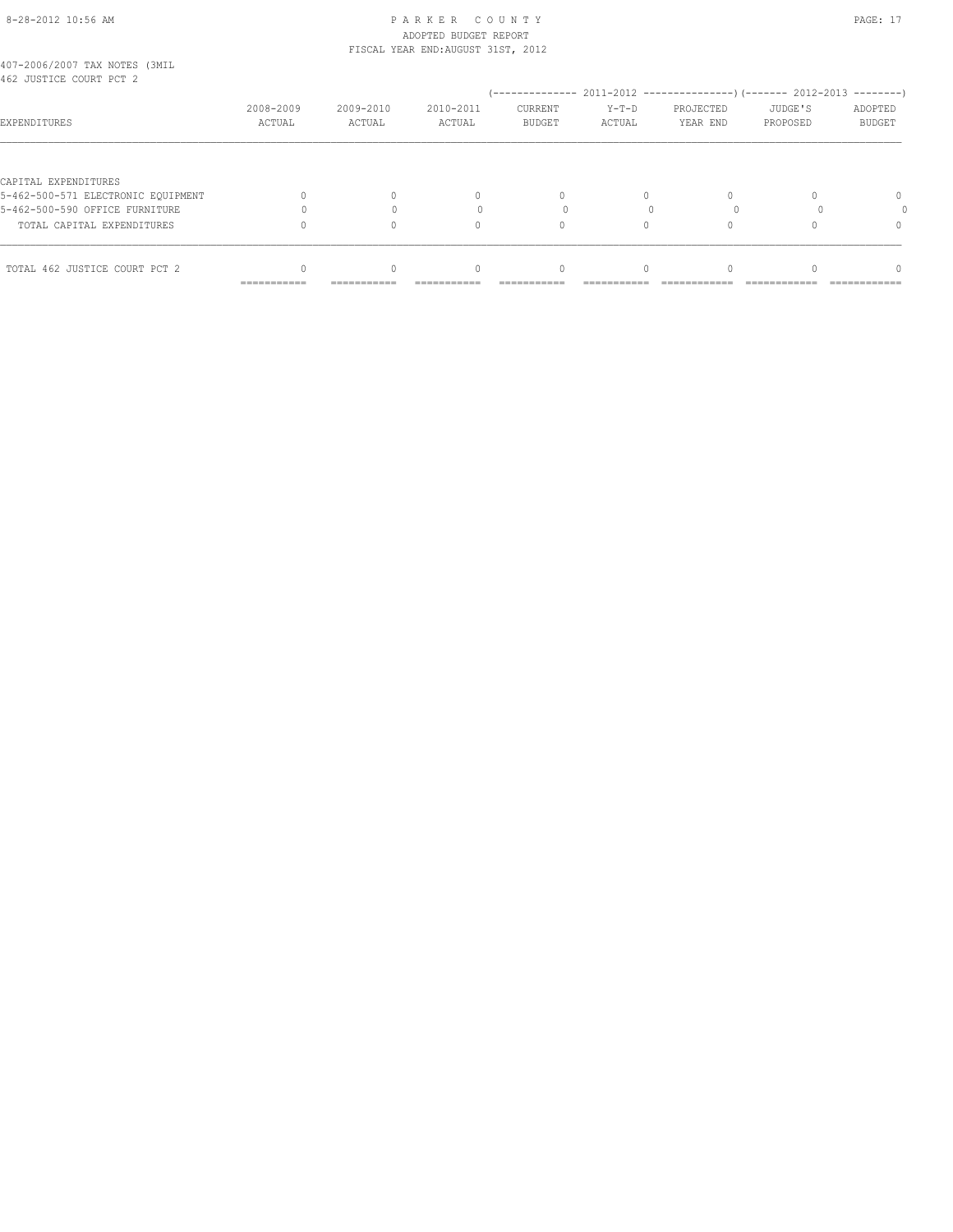407-2006/2007 TAX NOTES (3MIL
462 JUSTICE COURT PCT 2

| EXPENDITURES | 2008-2009 ACTUAL | 2009-2010 ACTUAL | 2010-2011 ACTUAL | 2011-2012 CURRENT BUDGET | 2011-2012 Y-T-D ACTUAL | 2011-2012 PROJECTED YEAR END | 2012-2013 JUDGE'S PROPOSED | 2012-2013 ADOPTED BUDGET |
|---|---|---|---|---|---|---|---|---|
| CAPITAL EXPENDITURES | | | | | | | | |
| 5-462-500-571 ELECTRONIC EQUIPMENT | 0 | 0 | 0 | 0 | 0 | 0 | 0 | 0 |
| 5-462-500-590 OFFICE FURNITURE | 0 | 0 | 0 | 0 | 0 | 0 | 0 | 0 |
| TOTAL CAPITAL EXPENDITURES | 0 | 0 | 0 | 0 | 0 | 0 | 0 | 0 |
| TOTAL 462 JUSTICE COURT PCT 2 | 0 | 0 | 0 | 0 | 0 | 0 | 0 | 0 |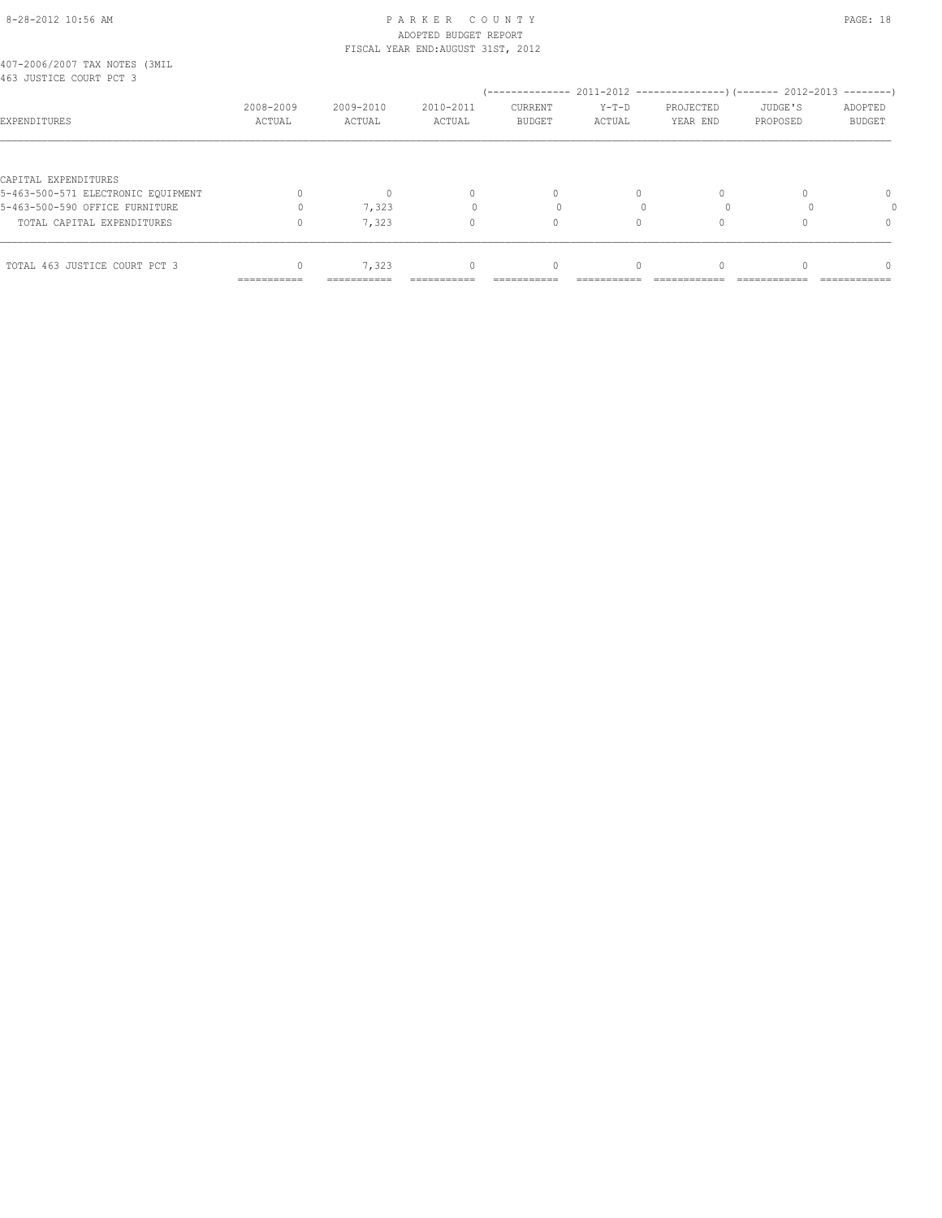407-2006/2007 TAX NOTES (3MIL
463 JUSTICE COURT PCT 3

| EXPENDITURES | 2008-2009 ACTUAL | 2009-2010 ACTUAL | 2010-2011 ACTUAL | 2011-2012 CURRENT BUDGET | 2011-2012 Y-T-D ACTUAL | 2011-2012 PROJECTED YEAR END | 2012-2013 JUDGE'S PROPOSED | 2012-2013 ADOPTED BUDGET |
|---|---|---|---|---|---|---|---|---|
| CAPITAL EXPENDITURES | | | | | | | | |
| 5-463-500-571 ELECTRONIC EQUIPMENT | 0 | 0 | 0 | 0 | 0 | 0 | 0 | 0 |
| 5-463-500-590 OFFICE FURNITURE | 0 | 7,323 | 0 | 0 | 0 | 0 | 0 | 0 |
| TOTAL CAPITAL EXPENDITURES | 0 | 7,323 | 0 | 0 | 0 | 0 | 0 | 0 |
| TOTAL 463 JUSTICE COURT PCT 3 | 0 | 7,323 | 0 | 0 | 0 | 0 | 0 | 0 |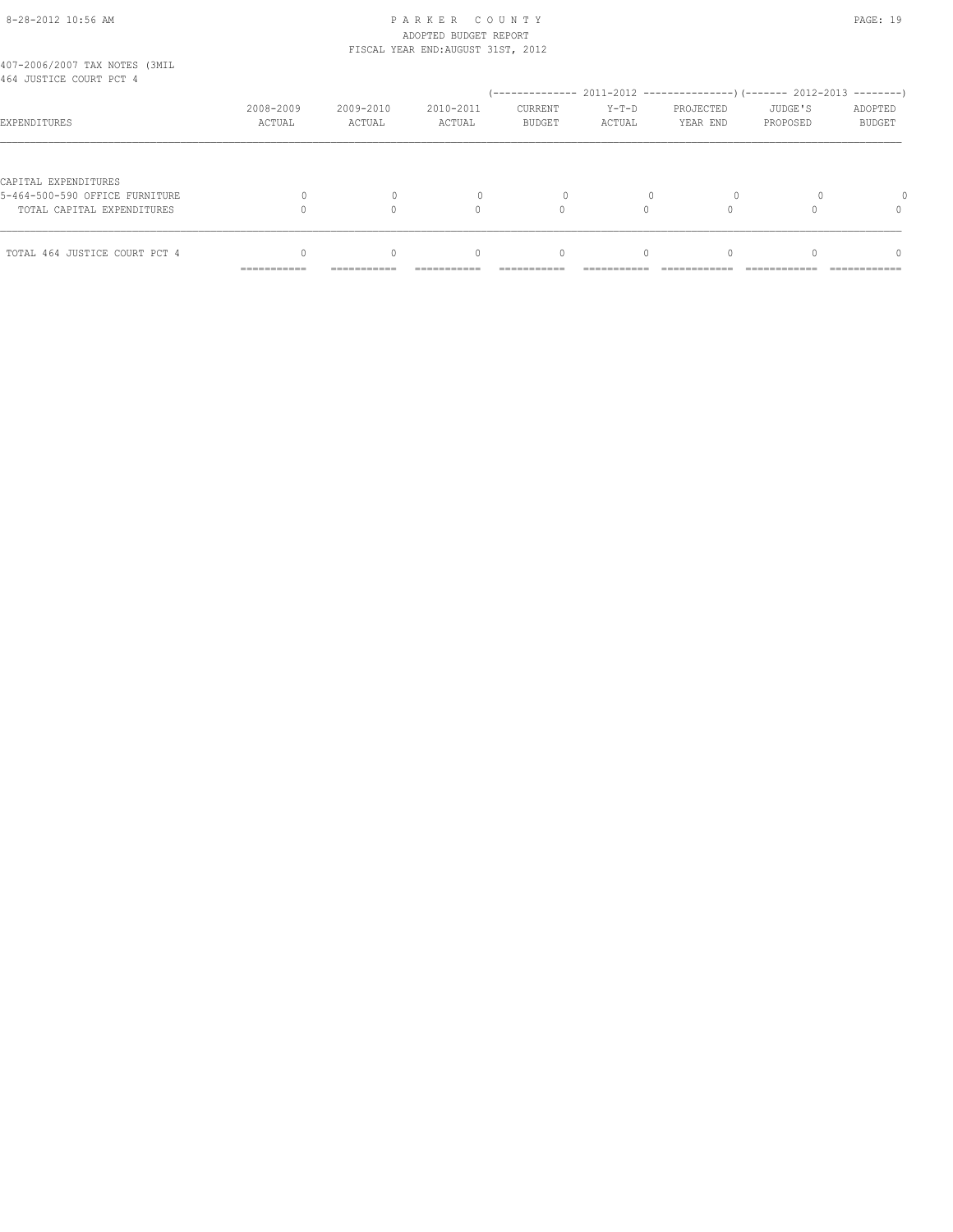407-2006/2007 TAX NOTES (3MIL
464 JUSTICE COURT PCT 4

| EXPENDITURES | 2008-2009 ACTUAL | 2009-2010 ACTUAL | 2010-2011 ACTUAL | 2011-2012 CURRENT BUDGET | 2011-2012 Y-T-D ACTUAL | 2011-2012 PROJECTED YEAR END | 2012-2013 JUDGE'S PROPOSED | 2012-2013 ADOPTED BUDGET |
|---|---|---|---|---|---|---|---|---|
| CAPITAL EXPENDITURES | | | | | | | | |
| 5-464-500-590 OFFICE FURNITURE | 0 | 0 | 0 | 0 | 0 | 0 | 0 | 0 |
| TOTAL CAPITAL EXPENDITURES | 0 | 0 | 0 | 0 | 0 | 0 | 0 | 0 |
| TOTAL 464 JUSTICE COURT PCT 4 | 0 | 0 | 0 | 0 | 0 | 0 | 0 | 0 |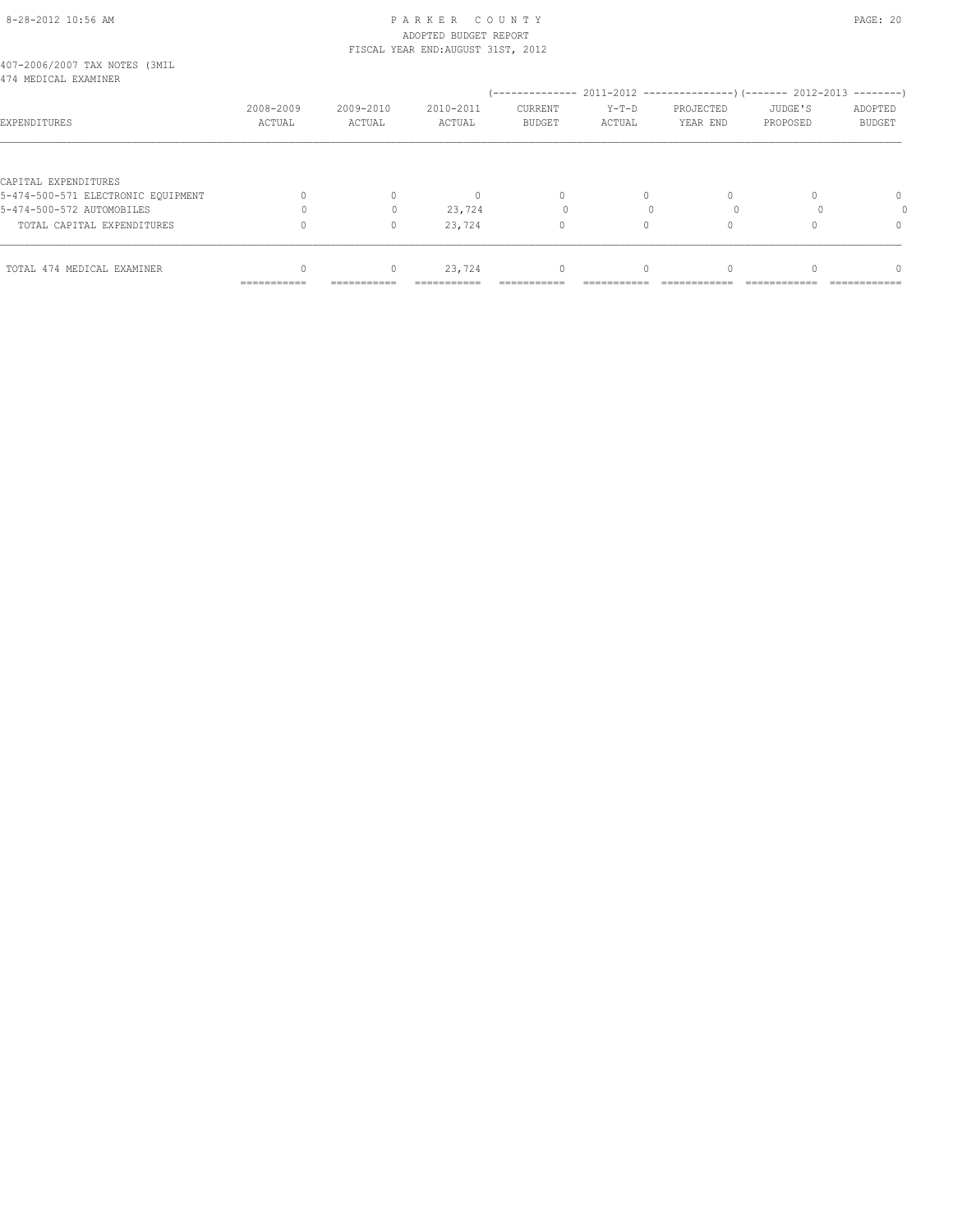407-2006/2007 TAX NOTES (3MIL
474 MEDICAL EXAMINER

| EXPENDITURES | 2008-2009 ACTUAL | 2009-2010 ACTUAL | 2010-2011 ACTUAL | 2011-2012 CURRENT BUDGET | 2011-2012 Y-T-D ACTUAL | 2011-2012 PROJECTED YEAR END | 2012-2013 JUDGE'S PROPOSED | 2012-2013 ADOPTED BUDGET |
|---|---|---|---|---|---|---|---|---|
| CAPITAL EXPENDITURES | | | | | | | | |
| 5-474-500-571 ELECTRONIC EQUIPMENT | 0 | 0 | 0 | 0 | 0 | 0 | 0 | 0 |
| 5-474-500-572 AUTOMOBILES | 0 | 0 | 23,724 | 0 | 0 | 0 | 0 | 0 |
| TOTAL CAPITAL EXPENDITURES | 0 | 0 | 23,724 | 0 | 0 | 0 | 0 | 0 |
| TOTAL 474 MEDICAL EXAMINER | 0 | 0 | 23,724 | 0 | 0 | 0 | 0 | 0 |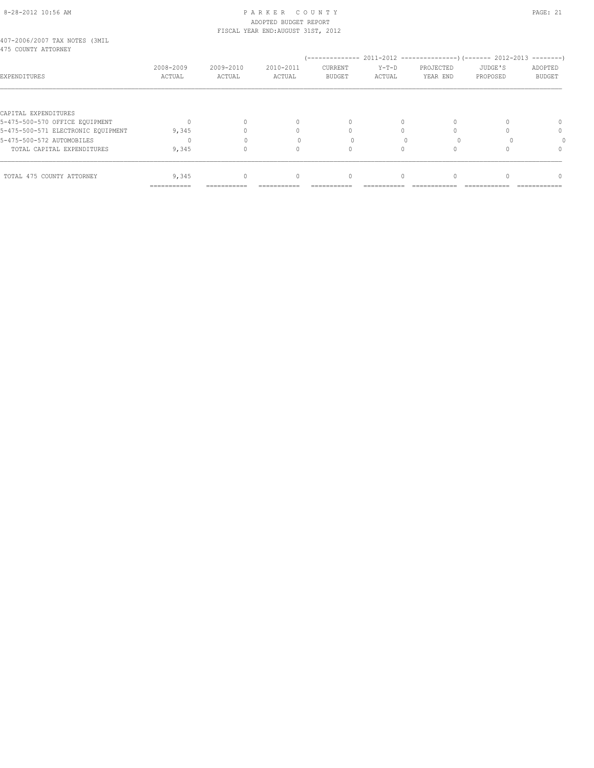407-2006/2007 TAX NOTES (3MIL
475 COUNTY ATTORNEY

| EXPENDITURES | 2008-2009 ACTUAL | 2009-2010 ACTUAL | 2010-2011 ACTUAL | 2011-2012 CURRENT BUDGET | 2011-2012 Y-T-D ACTUAL | 2011-2012 PROJECTED YEAR END | 2012-2013 JUDGE'S PROPOSED | 2012-2013 ADOPTED BUDGET |
|---|---|---|---|---|---|---|---|---|
| CAPITAL EXPENDITURES | | | | | | | | |
| 5-475-500-570 OFFICE EQUIPMENT | 0 | 0 | 0 | 0 | 0 | 0 | 0 | 0 |
| 5-475-500-571 ELECTRONIC EQUIPMENT | 9,345 | 0 | 0 | 0 | 0 | 0 | 0 | 0 |
| 5-475-500-572 AUTOMOBILES | 0 | 0 | 0 | 0 | 0 | 0 | 0 | 0 |
| TOTAL CAPITAL EXPENDITURES | 9,345 | 0 | 0 | 0 | 0 | 0 | 0 | 0 |
| TOTAL 475 COUNTY ATTORNEY | 9,345 | 0 | 0 | 0 | 0 | 0 | 0 | 0 |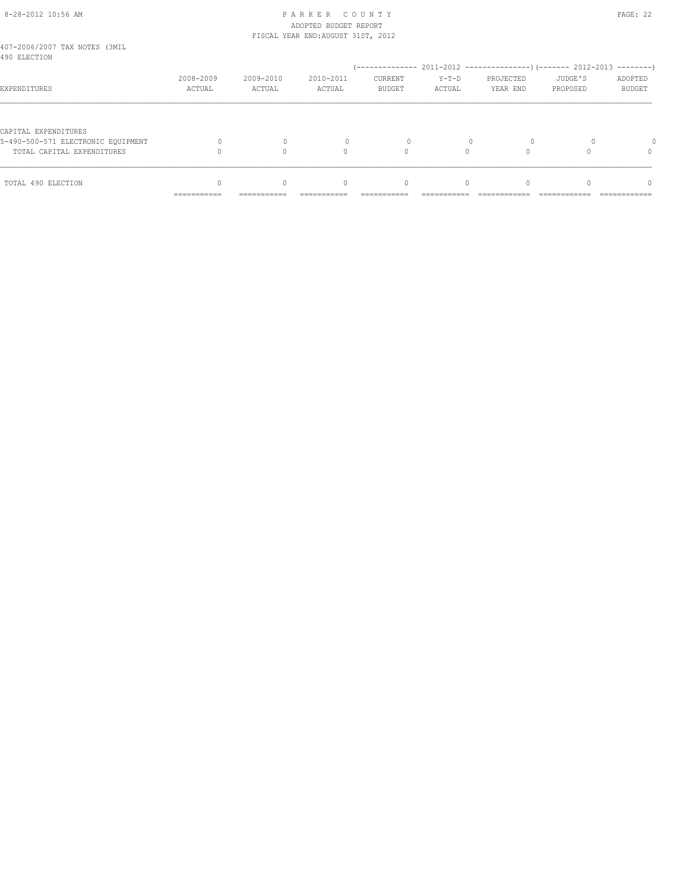PARKER COUNTY
ADOPTED BUDGET REPORT
FISCAL YEAR END:AUGUST 31ST, 2012

407-2006/2007 TAX NOTES (3MIL
490 ELECTION

| EXPENDITURES | 2008-2009 ACTUAL | 2009-2010 ACTUAL | 2010-2011 ACTUAL | 2011-2012 CURRENT BUDGET | 2011-2012 Y-T-D ACTUAL | 2011-2012 PROJECTED YEAR END | 2012-2013 JUDGE'S PROPOSED | 2012-2013 ADOPTED BUDGET |
|---|---|---|---|---|---|---|---|---|
| CAPITAL EXPENDITURES | | | | | | | | |
| 5-490-500-571 ELECTRONIC EQUIPMENT | 0 | 0 | 0 | 0 | 0 | 0 | 0 | 0 |
| TOTAL CAPITAL EXPENDITURES | 0 | 0 | 0 | 0 | 0 | 0 | 0 | 0 |
| TOTAL 490 ELECTION | 0 | 0 | 0 | 0 | 0 | 0 | 0 | 0 |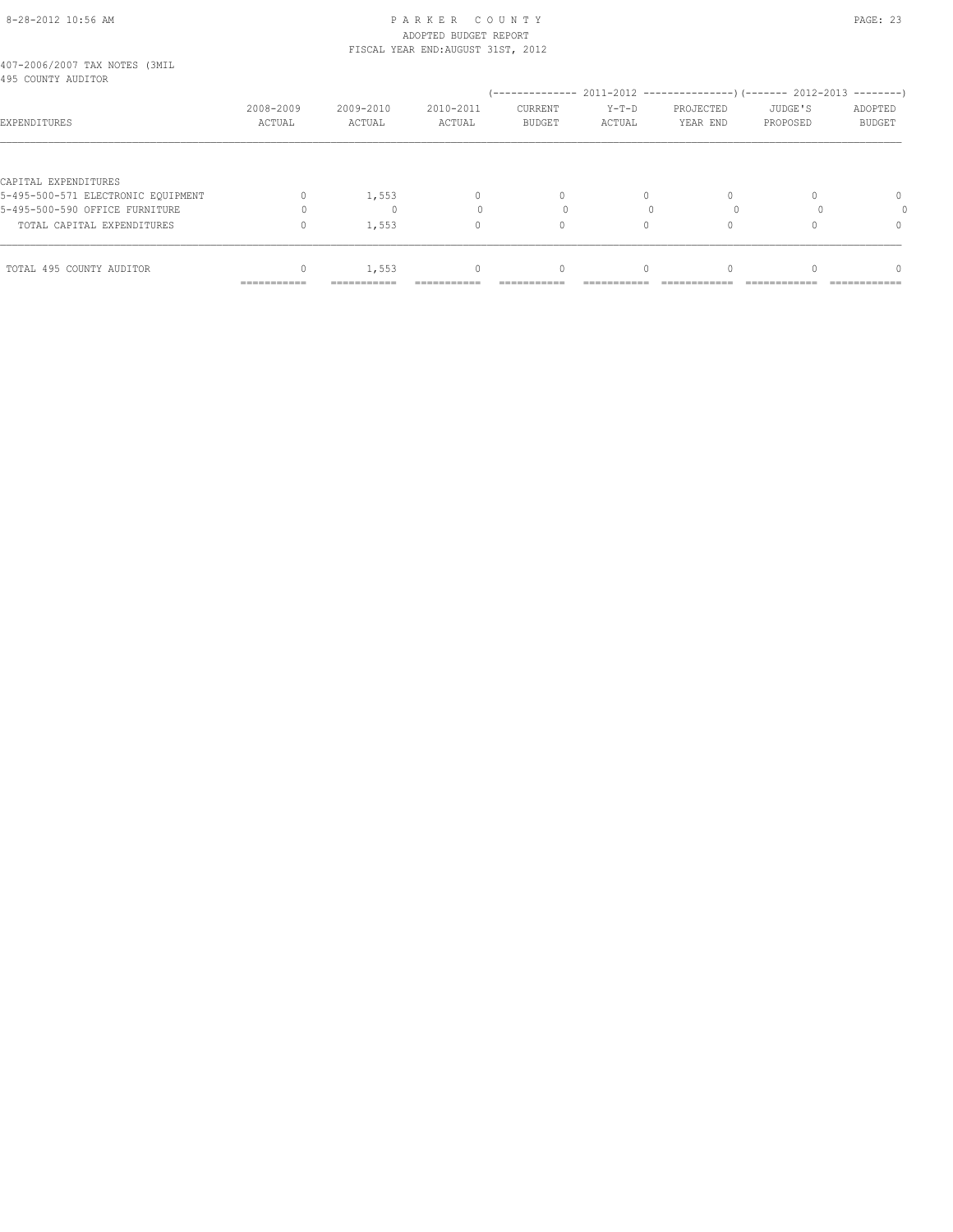407-2006/2007 TAX NOTES (3MIL
495 COUNTY AUDITOR

| EXPENDITURES | 2008-2009 ACTUAL | 2009-2010 ACTUAL | 2010-2011 ACTUAL | 2011-2012 CURRENT BUDGET | 2011-2012 Y-T-D ACTUAL | 2011-2012 PROJECTED YEAR END | 2012-2013 JUDGE'S PROPOSED | 2012-2013 ADOPTED BUDGET |
|---|---|---|---|---|---|---|---|---|
| CAPITAL EXPENDITURES | | | | | | | | |
| 5-495-500-571 ELECTRONIC EQUIPMENT | 0 | 1,553 | 0 | 0 | 0 | 0 | 0 | 0 |
| 5-495-500-590 OFFICE FURNITURE | 0 | 0 | 0 | 0 | 0 | 0 | 0 | 0 |
| TOTAL CAPITAL EXPENDITURES | 0 | 1,553 | 0 | 0 | 0 | 0 | 0 | 0 |
| TOTAL 495 COUNTY AUDITOR | 0 | 1,553 | 0 | 0 | 0 | 0 | 0 | 0 |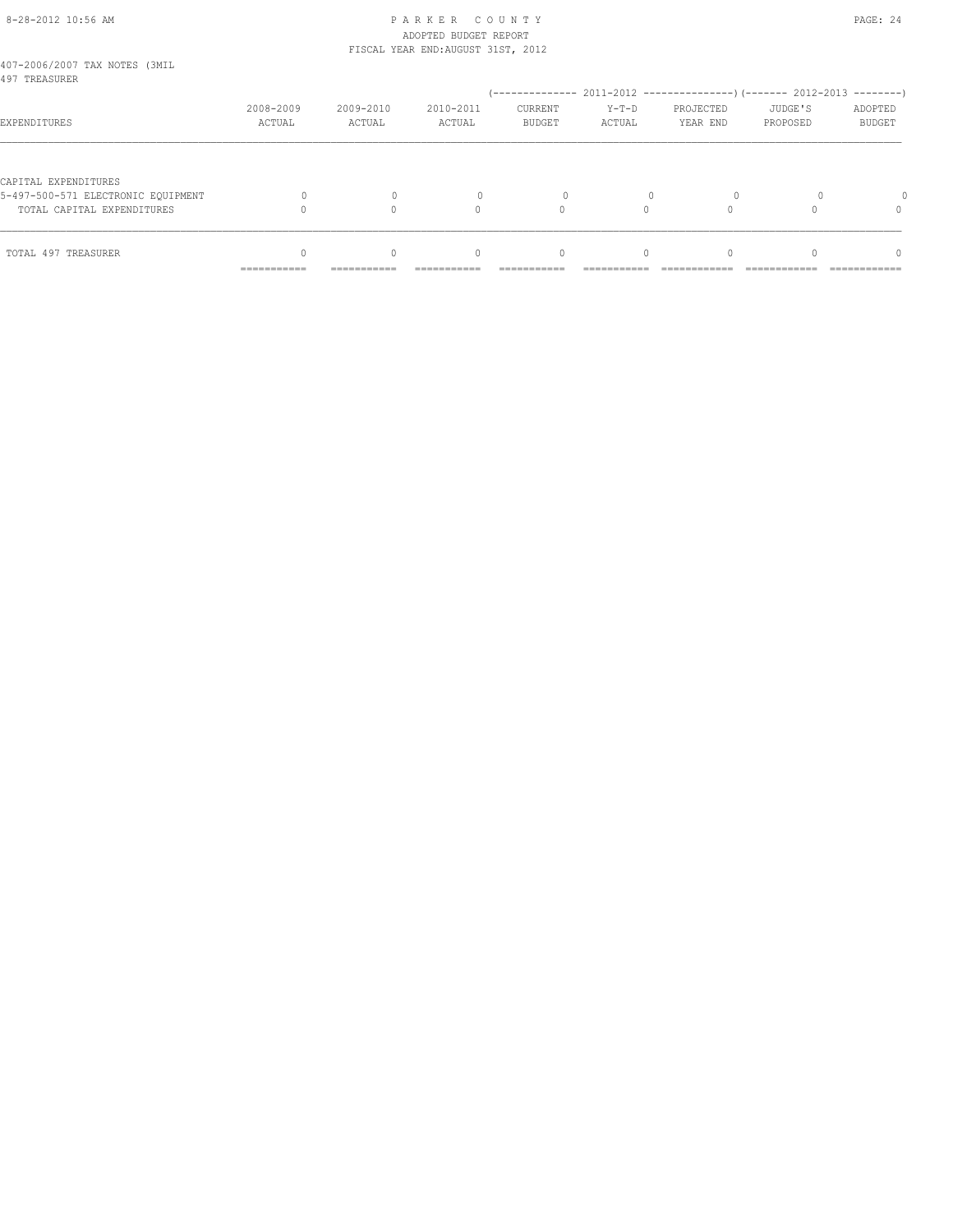407-2006/2007 TAX NOTES (3MIL
497 TREASURER

| EXPENDITURES | 2008-2009 ACTUAL | 2009-2010 ACTUAL | 2010-2011 ACTUAL | 2011-2012 CURRENT BUDGET | 2011-2012 Y-T-D ACTUAL | 2011-2012 PROJECTED YEAR END | 2012-2013 JUDGE'S PROPOSED | 2012-2013 ADOPTED BUDGET |
|---|---|---|---|---|---|---|---|---|
| CAPITAL EXPENDITURES | | | | | | | | |
| 5-497-500-571 ELECTRONIC EQUIPMENT | 0 | 0 | 0 | 0 | 0 | 0 | 0 | 0 |
| TOTAL CAPITAL EXPENDITURES | 0 | 0 | 0 | 0 | 0 | 0 | 0 | 0 |
| TOTAL 497 TREASURER | 0 | 0 | 0 | 0 | 0 | 0 | 0 | 0 |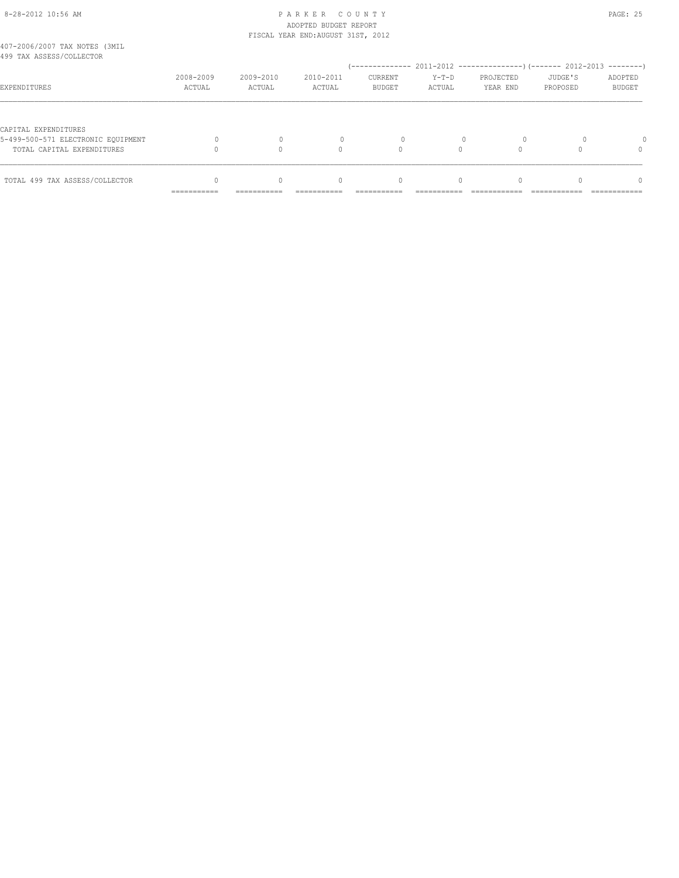PARKER COUNTY
ADOPTED BUDGET REPORT
FISCAL YEAR END:AUGUST 31ST, 2012

407-2006/2007 TAX NOTES (3MIL
499 TAX ASSESS/COLLECTOR

| EXPENDITURES | 2008-2009 ACTUAL | 2009-2010 ACTUAL | 2010-2011 ACTUAL | 2011-2012 CURRENT BUDGET | 2011-2012 Y-T-D ACTUAL | 2011-2012 PROJECTED YEAR END | 2012-2013 JUDGE'S PROPOSED | 2012-2013 ADOPTED BUDGET |
|---|---|---|---|---|---|---|---|---|
| CAPITAL EXPENDITURES | | | | | | | | |
| 5-499-500-571 ELECTRONIC EQUIPMENT | 0 | 0 | 0 | 0 | 0 | 0 | 0 | 0 |
| TOTAL CAPITAL EXPENDITURES | 0 | 0 | 0 | 0 | 0 | 0 | 0 | 0 |
| TOTAL 499 TAX ASSESS/COLLECTOR | 0 | 0 | 0 | 0 | 0 | 0 | 0 | 0 |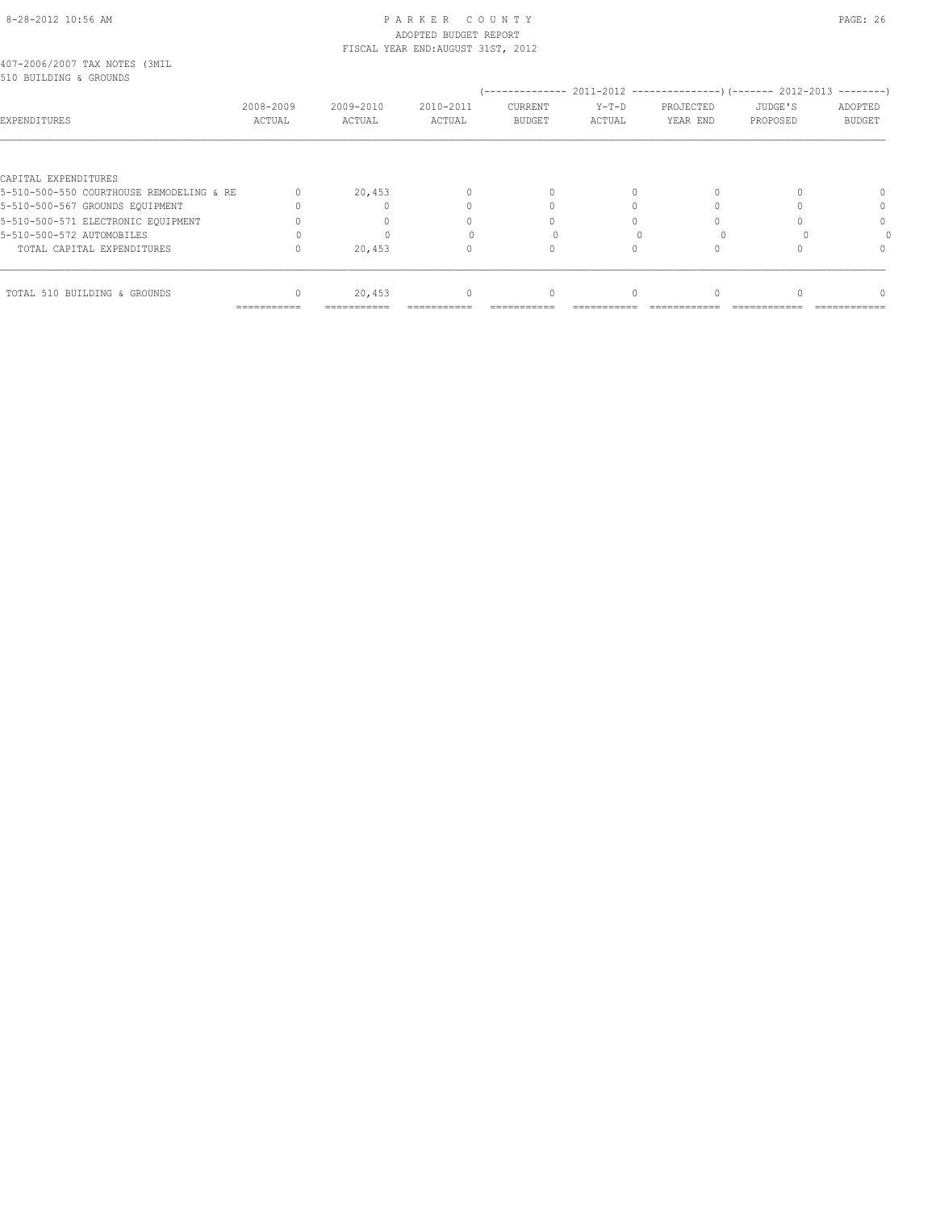PARKER COUNTY
ADOPTED BUDGET REPORT
FISCAL YEAR END:AUGUST 31ST, 2012

407-2006/2007 TAX NOTES (3MIL
510 BUILDING & GROUNDS

| EXPENDITURES | 2008-2009 ACTUAL | 2009-2010 ACTUAL | 2010-2011 ACTUAL | 2011-2012 CURRENT BUDGET | 2011-2012 Y-T-D ACTUAL | 2011-2012 PROJECTED YEAR END | 2012-2013 JUDGE'S PROPOSED | 2012-2013 ADOPTED BUDGET |
|---|---|---|---|---|---|---|---|---|
| CAPITAL EXPENDITURES | | | | | | | | |
| 5-510-500-550 COURTHOUSE REMODELING & RE | 0 | 20,453 | 0 | 0 | 0 | 0 | 0 | 0 |
| 5-510-500-567 GROUNDS EQUIPMENT | 0 | 0 | 0 | 0 | 0 | 0 | 0 | 0 |
| 5-510-500-571 ELECTRONIC EQUIPMENT | 0 | 0 | 0 | 0 | 0 | 0 | 0 | 0 |
| 5-510-500-572 AUTOMOBILES | 0 | 0 | 0 | 0 | 0 | 0 | 0 | 0 |
| TOTAL CAPITAL EXPENDITURES | 0 | 20,453 | 0 | 0 | 0 | 0 | 0 | 0 |
| TOTAL 510 BUILDING & GROUNDS | 0 | 20,453 | 0 | 0 | 0 | 0 | 0 | 0 |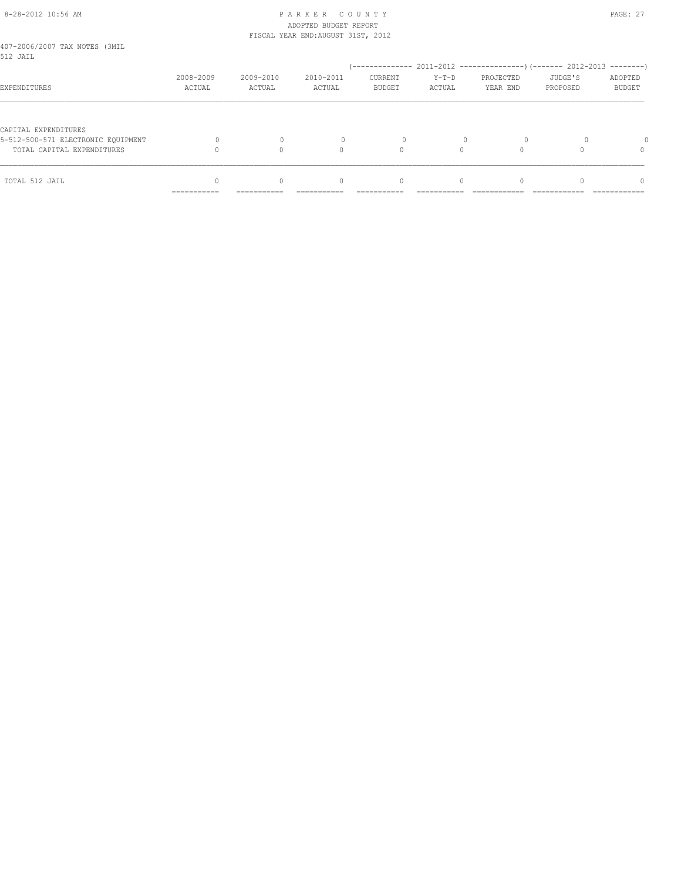407-2006/2007 TAX NOTES (3MIL
512 JAIL

| EXPENDITURES | 2008-2009 ACTUAL | 2009-2010 ACTUAL | 2010-2011 ACTUAL | 2011-2012 CURRENT BUDGET | 2011-2012 Y-T-D ACTUAL | 2011-2012 PROJECTED YEAR END | 2012-2013 JUDGE'S PROPOSED | 2012-2013 ADOPTED BUDGET |
|---|---|---|---|---|---|---|---|---|
| CAPITAL EXPENDITURES | | | | | | | | |
| 5-512-500-571 ELECTRONIC EQUIPMENT | 0 | 0 | 0 | 0 | 0 | 0 | 0 | 0 |
| TOTAL CAPITAL EXPENDITURES | 0 | 0 | 0 | 0 | 0 | 0 | 0 | 0 |
| TOTAL 512 JAIL | 0 | 0 | 0 | 0 | 0 | 0 | 0 | 0 |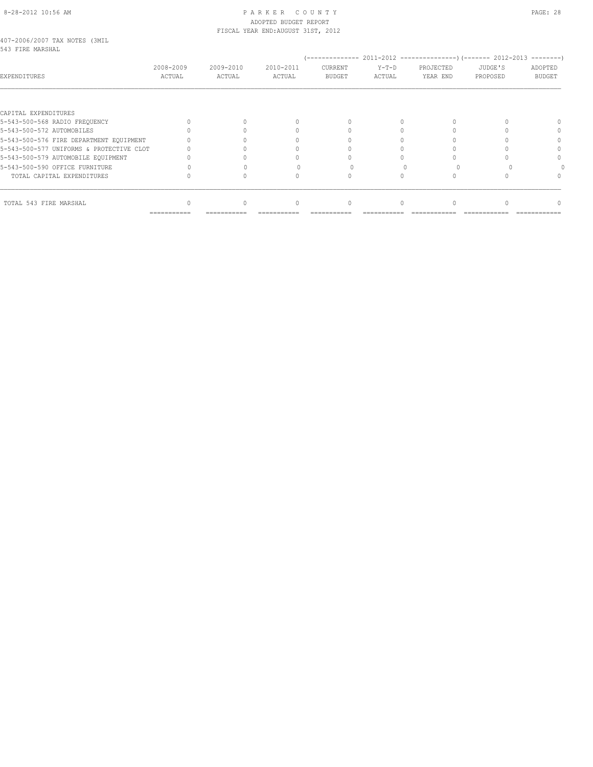PARKER COUNTY
ADOPTED BUDGET REPORT
FISCAL YEAR END:AUGUST 31ST, 2012

407-2006/2007 TAX NOTES (3MIL
543 FIRE MARSHAL

| EXPENDITURES | 2008-2009 ACTUAL | 2009-2010 ACTUAL | 2010-2011 ACTUAL | 2011-2012 CURRENT BUDGET | 2011-2012 Y-T-D ACTUAL | 2011-2012 PROJECTED YEAR END | 2012-2013 JUDGE'S PROPOSED | 2012-2013 ADOPTED BUDGET |
|---|---|---|---|---|---|---|---|---|
| CAPITAL EXPENDITURES | | | | | | | | |
| 5-543-500-568 RADIO FREQUENCY | 0 | 0 | 0 | 0 | 0 | 0 | 0 | 0 |
| 5-543-500-572 AUTOMOBILES | 0 | 0 | 0 | 0 | 0 | 0 | 0 | 0 |
| 5-543-500-576 FIRE DEPARTMENT EQUIPMENT | 0 | 0 | 0 | 0 | 0 | 0 | 0 | 0 |
| 5-543-500-577 UNIFORMS & PROTECTIVE CLOT | 0 | 0 | 0 | 0 | 0 | 0 | 0 | 0 |
| 5-543-500-579 AUTOMOBILE EQUIPMENT | 0 | 0 | 0 | 0 | 0 | 0 | 0 | 0 |
| 5-543-500-590 OFFICE FURNITURE | 0 | 0 | 0 | 0 | 0 | 0 | 0 | 0 |
| TOTAL CAPITAL EXPENDITURES | 0 | 0 | 0 | 0 | 0 | 0 | 0 | 0 |
| TOTAL 543 FIRE MARSHAL | 0 | 0 | 0 | 0 | 0 | 0 | 0 | 0 |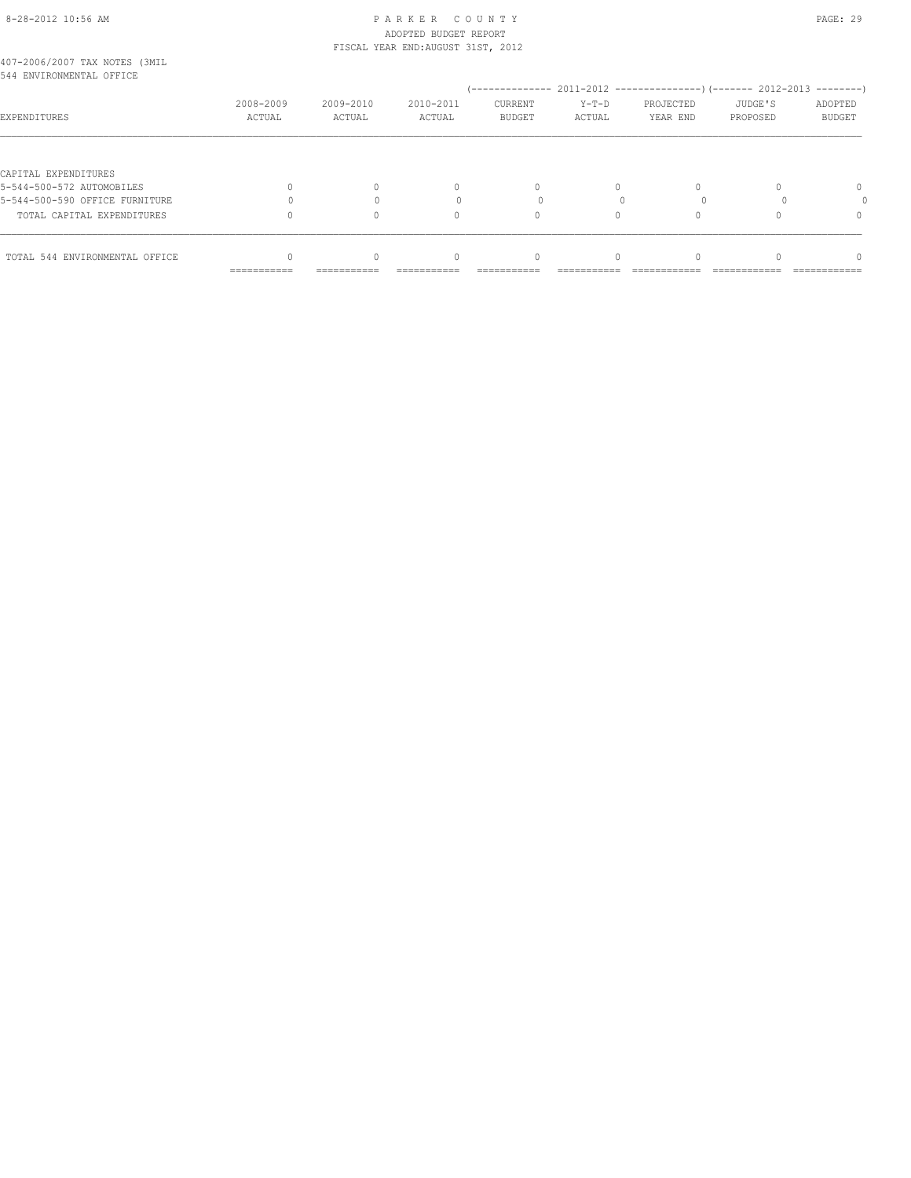8-28-2012 10:56 AM

PARKER COUNTY
ADOPTED BUDGET REPORT
FISCAL YEAR END:AUGUST 31ST, 2012

407-2006/2007 TAX NOTES (3MIL
544 ENVIRONMENTAL OFFICE

| EXPENDITURES | 2008-2009 ACTUAL | 2009-2010 ACTUAL | 2010-2011 ACTUAL | 2011-2012 CURRENT BUDGET | 2011-2012 Y-T-D ACTUAL | 2011-2012 PROJECTED YEAR END | 2012-2013 JUDGE'S PROPOSED | 2012-2013 ADOPTED BUDGET |
|---|---|---|---|---|---|---|---|---|
| CAPITAL EXPENDITURES | | | | | | | | |
| 5-544-500-572 AUTOMOBILES | 0 | 0 | 0 | 0 | 0 | 0 | 0 | 0 |
| 5-544-500-590 OFFICE FURNITURE | 0 | 0 | 0 | 0 | 0 | 0 | 0 | 0 |
| TOTAL CAPITAL EXPENDITURES | 0 | 0 | 0 | 0 | 0 | 0 | 0 | 0 |
| TOTAL 544 ENVIRONMENTAL OFFICE | 0 | 0 | 0 | 0 | 0 | 0 | 0 | 0 |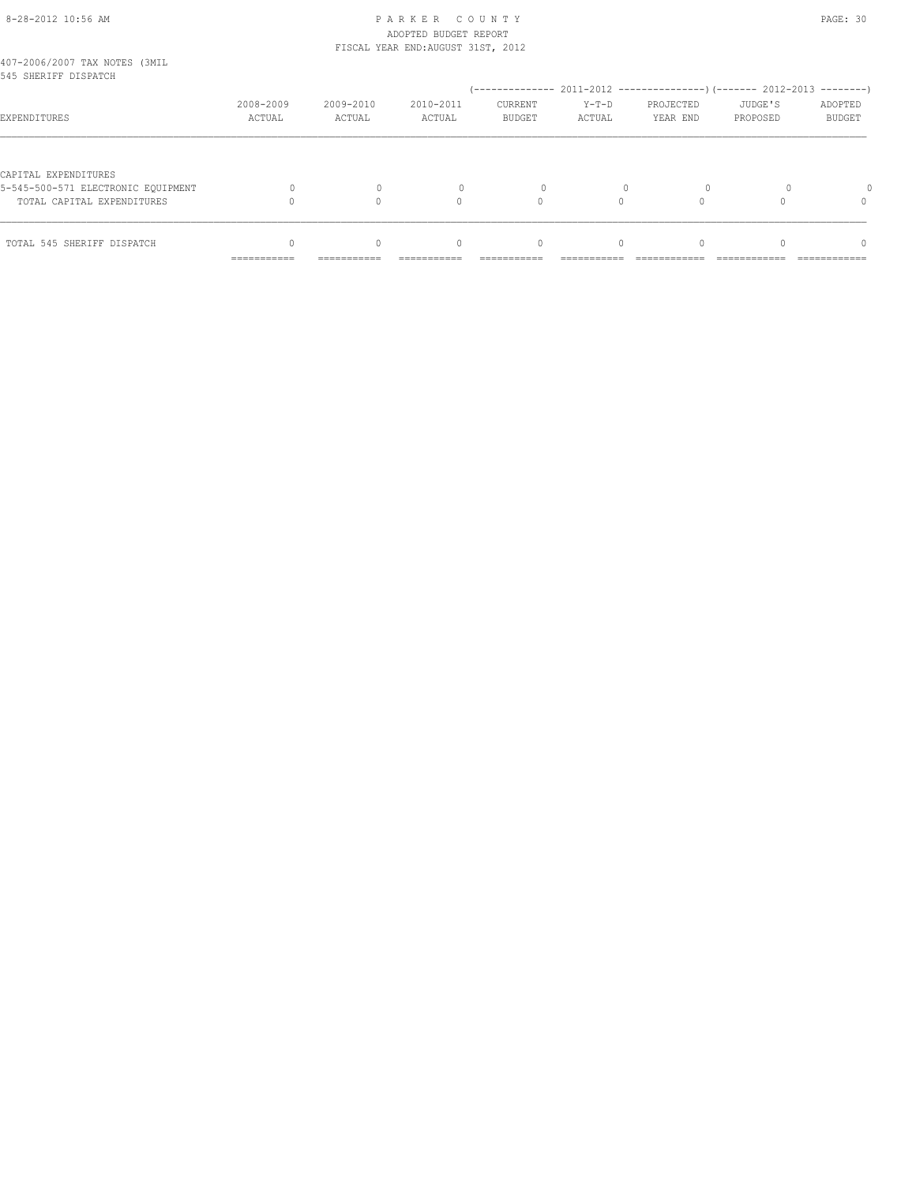407-2006/2007 TAX NOTES (3MIL
545 SHERIFF DISPATCH

| EXPENDITURES | 2008-2009 ACTUAL | 2009-2010 ACTUAL | 2010-2011 ACTUAL | 2011-2012 CURRENT BUDGET | 2011-2012 Y-T-D ACTUAL | 2011-2012 PROJECTED YEAR END | 2012-2013 JUDGE'S PROPOSED | 2012-2013 ADOPTED BUDGET |
|---|---|---|---|---|---|---|---|---|
| CAPITAL EXPENDITURES | | | | | | | | |
| 5-545-500-571 ELECTRONIC EQUIPMENT | 0 | 0 | 0 | 0 | 0 | 0 | 0 | 0 |
| TOTAL CAPITAL EXPENDITURES | 0 | 0 | 0 | 0 | 0 | 0 | 0 | 0 |
| TOTAL 545 SHERIFF DISPATCH | 0 | 0 | 0 | 0 | 0 | 0 | 0 | 0 |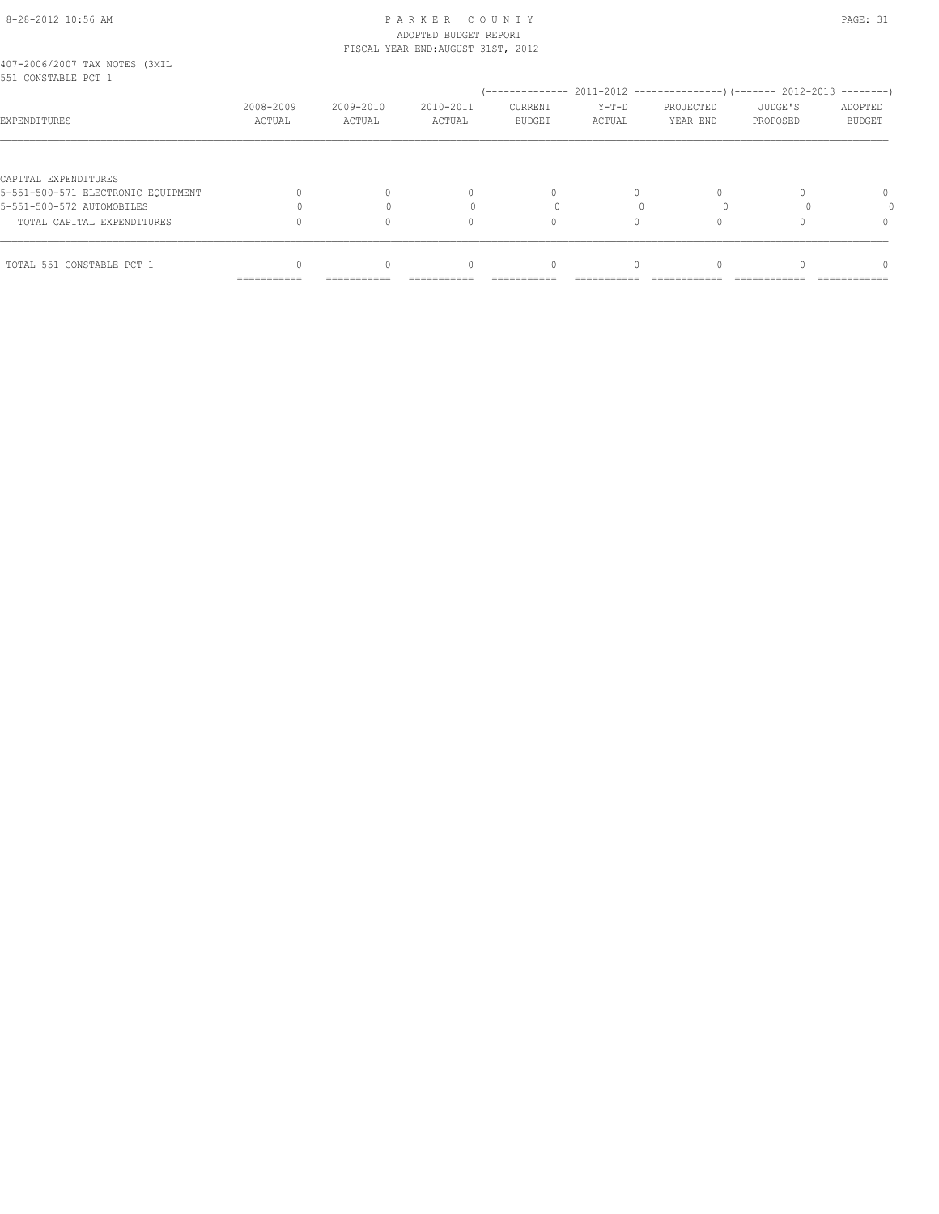407-2006/2007 TAX NOTES (3MIL
551 CONSTABLE PCT 1

| EXPENDITURES | 2008-2009 ACTUAL | 2009-2010 ACTUAL | 2010-2011 ACTUAL | 2011-2012 CURRENT BUDGET | 2011-2012 Y-T-D ACTUAL | 2011-2012 PROJECTED YEAR END | 2012-2013 JUDGE'S PROPOSED | 2012-2013 ADOPTED BUDGET |
|---|---|---|---|---|---|---|---|---|
| CAPITAL EXPENDITURES | | | | | | | | |
| 5-551-500-571 ELECTRONIC EQUIPMENT | 0 | 0 | 0 | 0 | 0 | 0 | 0 | 0 |
| 5-551-500-572 AUTOMOBILES | 0 | 0 | 0 | 0 | 0 | 0 | 0 | 0 |
| TOTAL CAPITAL EXPENDITURES | 0 | 0 | 0 | 0 | 0 | 0 | 0 | 0 |
| TOTAL 551 CONSTABLE PCT 1 | 0 | 0 | 0 | 0 | 0 | 0 | 0 | 0 |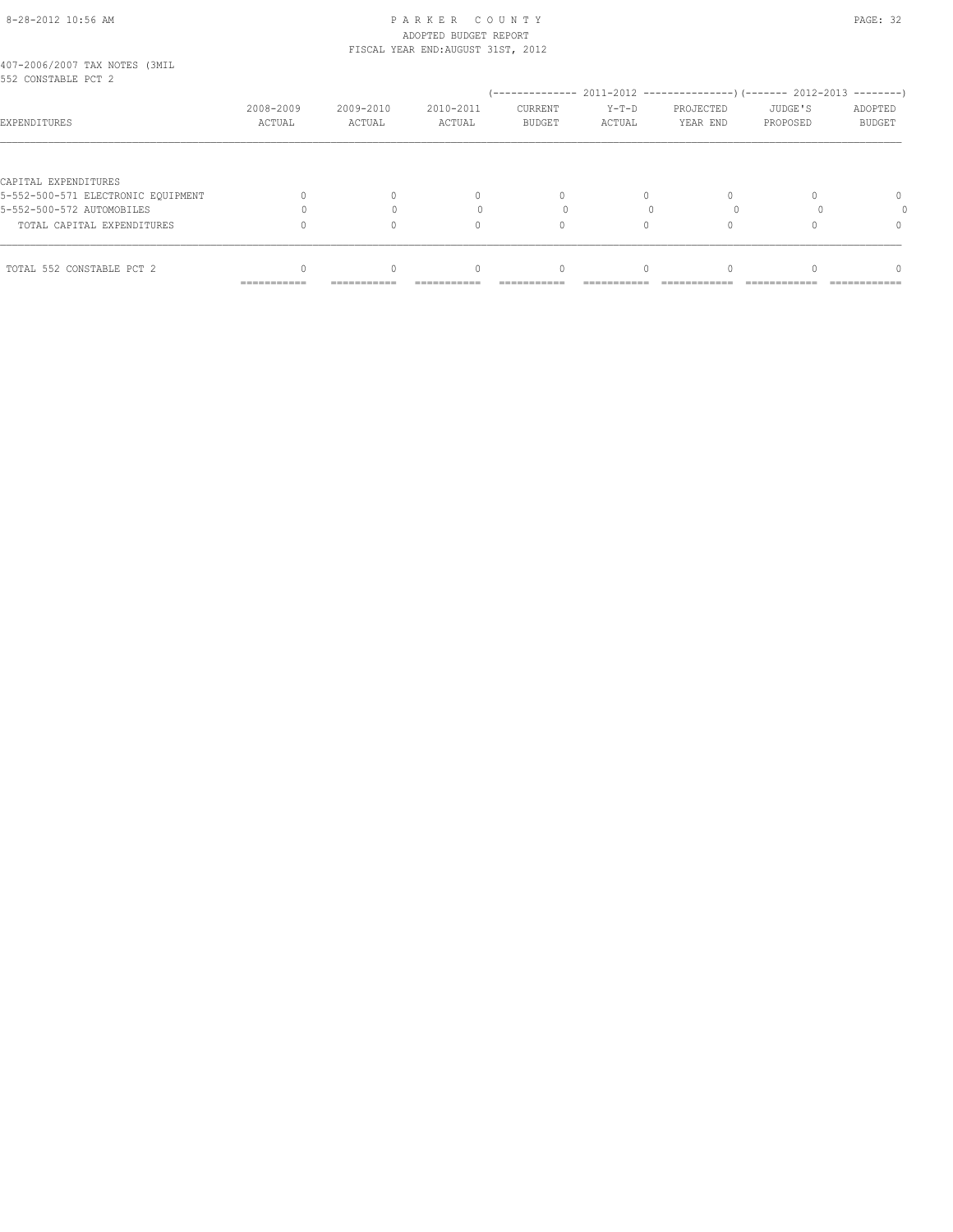407-2006/2007 TAX NOTES (3MIL
552 CONSTABLE PCT 2

| EXPENDITURES | 2008-2009 ACTUAL | 2009-2010 ACTUAL | 2010-2011 ACTUAL | 2011-2012 CURRENT BUDGET | 2011-2012 Y-T-D ACTUAL | 2011-2012 PROJECTED YEAR END | 2012-2013 JUDGE'S PROPOSED | 2012-2013 ADOPTED BUDGET |
|---|---|---|---|---|---|---|---|---|
| CAPITAL EXPENDITURES | | | | | | | | |
| 5-552-500-571 ELECTRONIC EQUIPMENT | 0 | 0 | 0 | 0 | 0 | 0 | 0 | 0 |
| 5-552-500-572 AUTOMOBILES | 0 | 0 | 0 | 0 | 0 | 0 | 0 | 0 |
| TOTAL CAPITAL EXPENDITURES | 0 | 0 | 0 | 0 | 0 | 0 | 0 | 0 |
| TOTAL 552 CONSTABLE PCT 2 | 0 | 0 | 0 | 0 | 0 | 0 | 0 | 0 |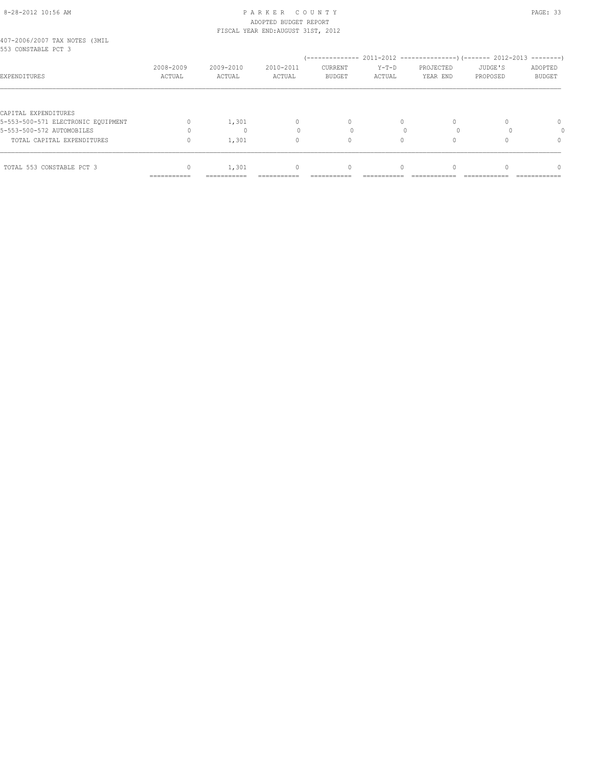PARKER COUNTY
ADOPTED BUDGET REPORT
FISCAL YEAR END:AUGUST 31ST, 2012

407-2006/2007 TAX NOTES (3MIL
553 CONSTABLE PCT 3

| EXPENDITURES | 2008-2009 ACTUAL | 2009-2010 ACTUAL | 2010-2011 ACTUAL | 2011-2012 CURRENT BUDGET | 2011-2012 Y-T-D ACTUAL | 2011-2012 PROJECTED YEAR END | 2012-2013 JUDGE'S PROPOSED | 2012-2013 ADOPTED BUDGET |
|---|---|---|---|---|---|---|---|---|
| CAPITAL EXPENDITURES | | | | | | | | |
| 5-553-500-571 ELECTRONIC EQUIPMENT | 0 | 1,301 | 0 | 0 | 0 | 0 | 0 | 0 |
| 5-553-500-572 AUTOMOBILES | 0 | 0 | 0 | 0 | 0 | 0 | 0 | 0 |
| TOTAL CAPITAL EXPENDITURES | 0 | 1,301 | 0 | 0 | 0 | 0 | 0 | 0 |
| TOTAL 553 CONSTABLE PCT 3 | 0 | 1,301 | 0 | 0 | 0 | 0 | 0 | 0 |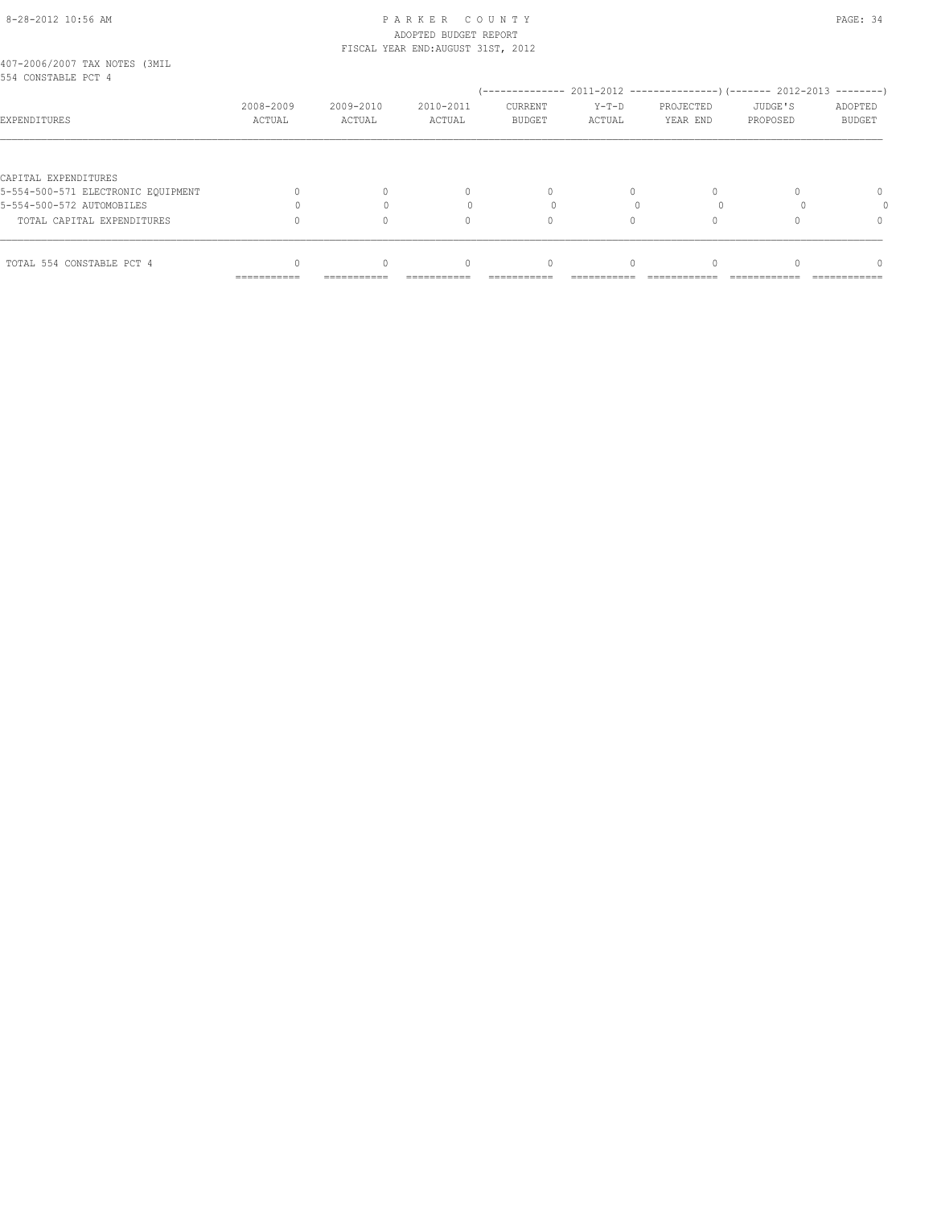PARKER COUNTY
ADOPTED BUDGET REPORT
FISCAL YEAR END:AUGUST 31ST, 2012

407-2006/2007 TAX NOTES (3MIL
554 CONSTABLE PCT 4

| EXPENDITURES | 2008-2009 ACTUAL | 2009-2010 ACTUAL | 2010-2011 ACTUAL | 2011-2012 CURRENT BUDGET | 2011-2012 Y-T-D ACTUAL | 2011-2012 PROJECTED YEAR END | 2012-2013 JUDGE'S PROPOSED | 2012-2013 ADOPTED BUDGET |
|---|---|---|---|---|---|---|---|---|
| CAPITAL EXPENDITURES | | | | | | | | |
| 5-554-500-571 ELECTRONIC EQUIPMENT | 0 | 0 | 0 | 0 | 0 | 0 | 0 | 0 |
| 5-554-500-572 AUTOMOBILES | 0 | 0 | 0 | 0 | 0 | 0 | 0 | 0 |
| TOTAL CAPITAL EXPENDITURES | 0 | 0 | 0 | 0 | 0 | 0 | 0 | 0 |
| TOTAL 554 CONSTABLE PCT 4 | 0 | 0 | 0 | 0 | 0 | 0 | 0 | 0 |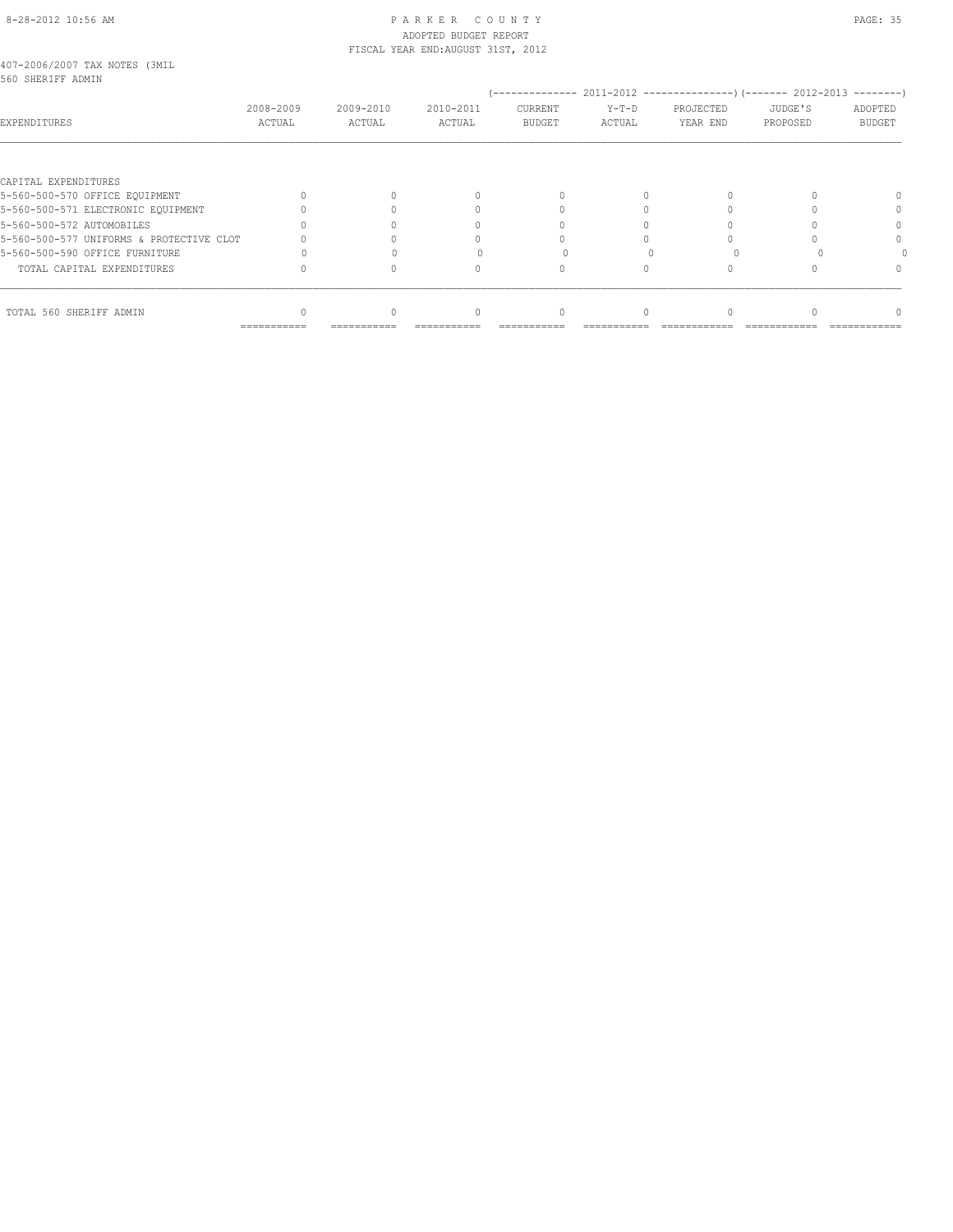## PARKER COUNTY
### ADOPTED BUDGET REPORT
### FISCAL YEAR END:AUGUST 31ST, 2012

407-2006/2007 TAX NOTES (3MIL
560 SHERIFF ADMIN

| EXPENDITURES | 2008-2009 ACTUAL | 2009-2010 ACTUAL | 2010-2011 ACTUAL | (-------------- 2011-2012 CURRENT BUDGET | Y-T-D ACTUAL | ---------------) PROJECTED YEAR END | (------- 2012-2013 JUDGE'S PROPOSED | --------) ADOPTED BUDGET |
|---|---|---|---|---|---|---|---|---|
| CAPITAL EXPENDITURES | | | | | | | | |
| 5-560-500-570 OFFICE EQUIPMENT | 0 | 0 | 0 | 0 | 0 | 0 | 0 | 0 |
| 5-560-500-571 ELECTRONIC EQUIPMENT | 0 | 0 | 0 | 0 | 0 | 0 | 0 | 0 |
| 5-560-500-572 AUTOMOBILES | 0 | 0 | 0 | 0 | 0 | 0 | 0 | 0 |
| 5-560-500-577 UNIFORMS & PROTECTIVE CLOT | 0 | 0 | 0 | 0 | 0 | 0 | 0 | 0 |
| 5-560-500-590 OFFICE FURNITURE | 0 | 0 | 0 | 0 | 0 | 0 | 0 | 0 |
| TOTAL CAPITAL EXPENDITURES | 0 | 0 | 0 | 0 | 0 | 0 | 0 | 0 |
| TOTAL 560 SHERIFF ADMIN | 0 | 0 | 0 | 0 | 0 | 0 | 0 | 0 |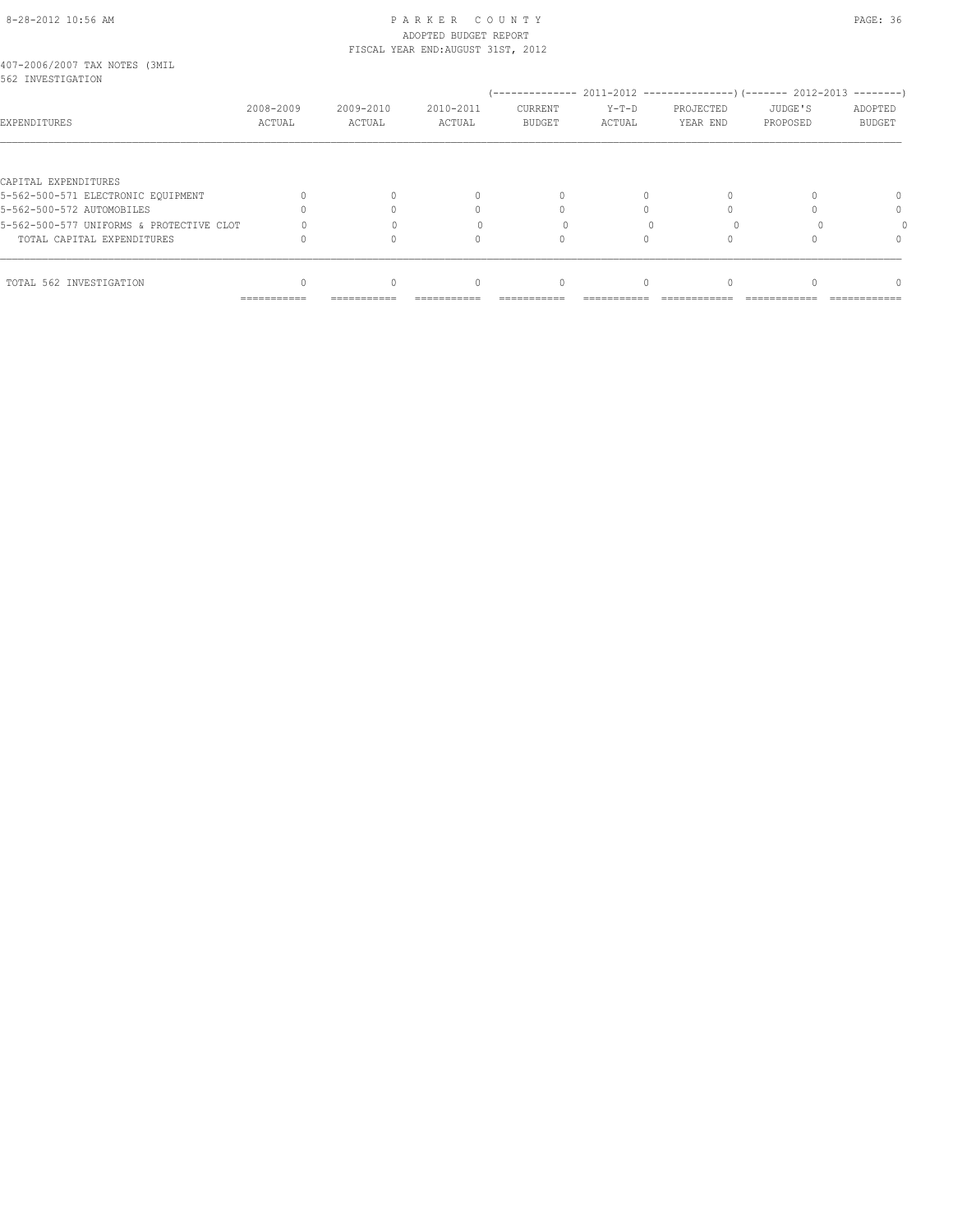407-2006/2007 TAX NOTES (3MIL
562 INVESTIGATION

| EXPENDITURES | 2008-2009 ACTUAL | 2009-2010 ACTUAL | 2010-2011 ACTUAL | 2011-2012 CURRENT BUDGET | 2011-2012 Y-T-D ACTUAL | 2011-2012 PROJECTED YEAR END | 2012-2013 JUDGE'S PROPOSED | 2012-2013 ADOPTED BUDGET |
|---|---|---|---|---|---|---|---|---|
| CAPITAL EXPENDITURES | | | | | | | | |
| 5-562-500-571 ELECTRONIC EQUIPMENT | 0 | 0 | 0 | 0 | 0 | 0 | 0 | 0 |
| 5-562-500-572 AUTOMOBILES | 0 | 0 | 0 | 0 | 0 | 0 | 0 | 0 |
| 5-562-500-577 UNIFORMS & PROTECTIVE CLOT | 0 | 0 | 0 | 0 | 0 | 0 | 0 | 0 |
| TOTAL CAPITAL EXPENDITURES | 0 | 0 | 0 | 0 | 0 | 0 | 0 | 0 |
| TOTAL 562 INVESTIGATION | 0 | 0 | 0 | 0 | 0 | 0 | 0 | 0 |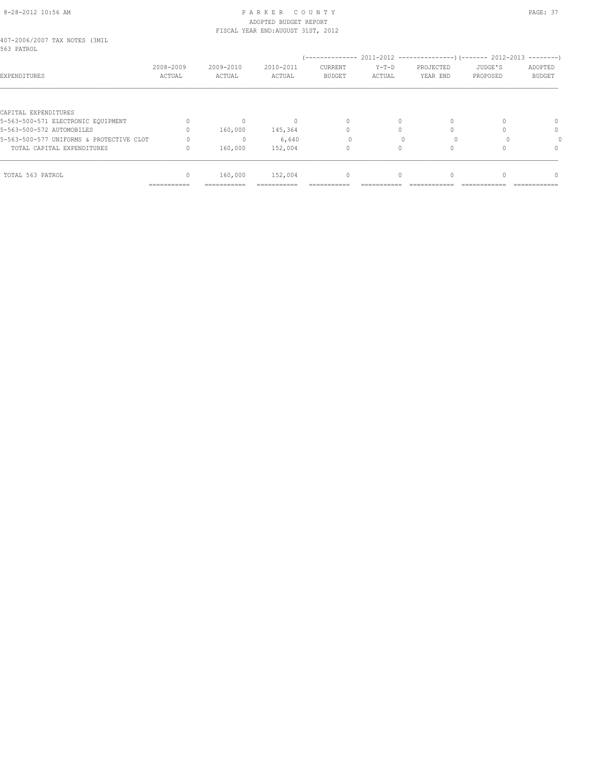PARKER COUNTY
ADOPTED BUDGET REPORT
FISCAL YEAR END:AUGUST 31ST, 2012

407-2006/2007 TAX NOTES (3MIL
563 PATROL

| EXPENDITURES | 2008-2009 ACTUAL | 2009-2010 ACTUAL | 2010-2011 ACTUAL | 2011-2012 CURRENT BUDGET | 2011-2012 Y-T-D ACTUAL | 2011-2012 PROJECTED YEAR END | 2012-2013 JUDGE'S PROPOSED | 2012-2013 ADOPTED BUDGET |
|---|---|---|---|---|---|---|---|---|
| CAPITAL EXPENDITURES | | | | | | | | |
| 5-563-500-571 ELECTRONIC EQUIPMENT | 0 | 0 | 0 | 0 | 0 | 0 | 0 | 0 |
| 5-563-500-572 AUTOMOBILES | 0 | 160,000 | 145,364 | 0 | 0 | 0 | 0 | 0 |
| 5-563-500-577 UNIFORMS & PROTECTIVE CLOT | 0 | 0 | 6,640 | 0 | 0 | 0 | 0 | 0 |
| TOTAL CAPITAL EXPENDITURES | 0 | 160,000 | 152,004 | 0 | 0 | 0 | 0 | 0 |
| TOTAL 563 PATROL | 0 | 160,000 | 152,004 | 0 | 0 | 0 | 0 | 0 |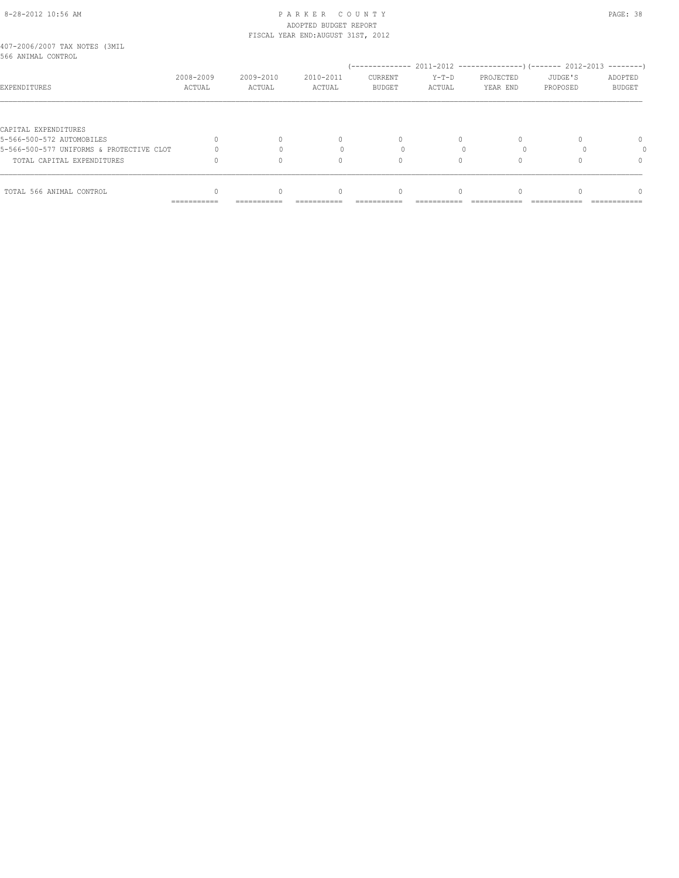PARKER COUNTY
ADOPTED BUDGET REPORT
FISCAL YEAR END:AUGUST 31ST, 2012

407-2006/2007 TAX NOTES (3MIL
566 ANIMAL CONTROL

| EXPENDITURES | 2008-2009 ACTUAL | 2009-2010 ACTUAL | 2010-2011 ACTUAL | 2011-2012 CURRENT BUDGET | 2011-2012 Y-T-D ACTUAL | 2011-2012 PROJECTED YEAR END | 2012-2013 JUDGE'S PROPOSED | 2012-2013 ADOPTED BUDGET |
|---|---|---|---|---|---|---|---|---|
| CAPITAL EXPENDITURES | | | | | | | | |
| 5-566-500-572 AUTOMOBILES | 0 | 0 | 0 | 0 | 0 | 0 | 0 | 0 |
| 5-566-500-577 UNIFORMS & PROTECTIVE CLOT | 0 | 0 | 0 | 0 | 0 | 0 | 0 | 0 |
| TOTAL CAPITAL EXPENDITURES | 0 | 0 | 0 | 0 | 0 | 0 | 0 | 0 |
| TOTAL 566 ANIMAL CONTROL | 0 | 0 | 0 | 0 | 0 | 0 | 0 | 0 |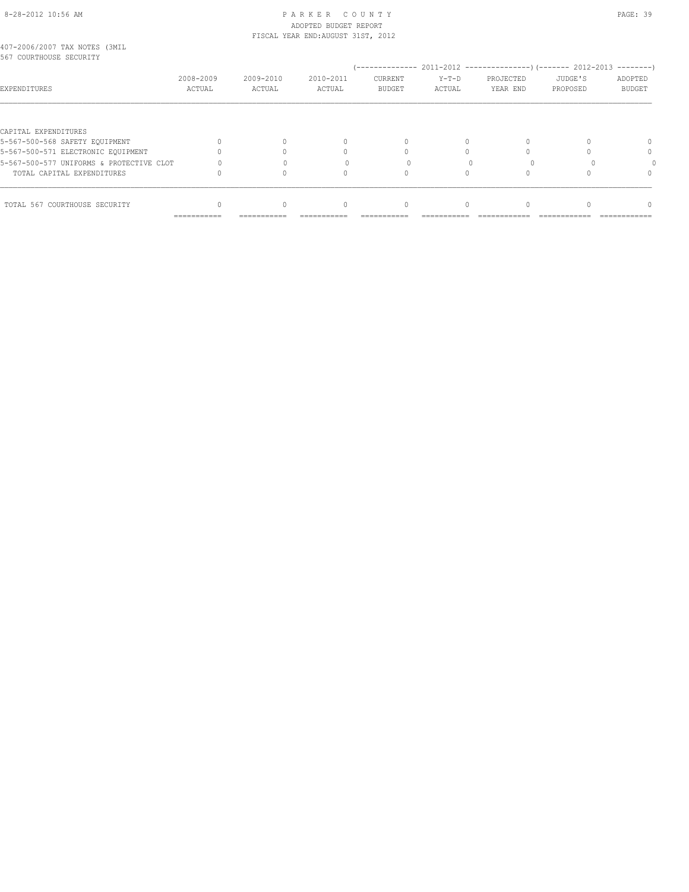PARKER COUNTY
ADOPTED BUDGET REPORT
FISCAL YEAR END:AUGUST 31ST, 2012

407-2006/2007 TAX NOTES (3MIL
567 COURTHOUSE SECURITY

| EXPENDITURES | 2008-2009 ACTUAL | 2009-2010 ACTUAL | 2010-2011 ACTUAL | 2011-2012 CURRENT BUDGET | 2011-2012 Y-T-D ACTUAL | 2011-2012 PROJECTED YEAR END | 2012-2013 JUDGE'S PROPOSED | 2012-2013 ADOPTED BUDGET |
|---|---|---|---|---|---|---|---|---|
| CAPITAL EXPENDITURES | | | | | | | | |
| 5-567-500-568 SAFETY EQUIPMENT | 0 | 0 | 0 | 0 | 0 | 0 | 0 | 0 |
| 5-567-500-571 ELECTRONIC EQUIPMENT | 0 | 0 | 0 | 0 | 0 | 0 | 0 | 0 |
| 5-567-500-577 UNIFORMS & PROTECTIVE CLOT | 0 | 0 | 0 | 0 | 0 | 0 | 0 | 0 |
| TOTAL CAPITAL EXPENDITURES | 0 | 0 | 0 | 0 | 0 | 0 | 0 | 0 |
| TOTAL 567 COURTHOUSE SECURITY | 0 | 0 | 0 | 0 | 0 | 0 | 0 | 0 |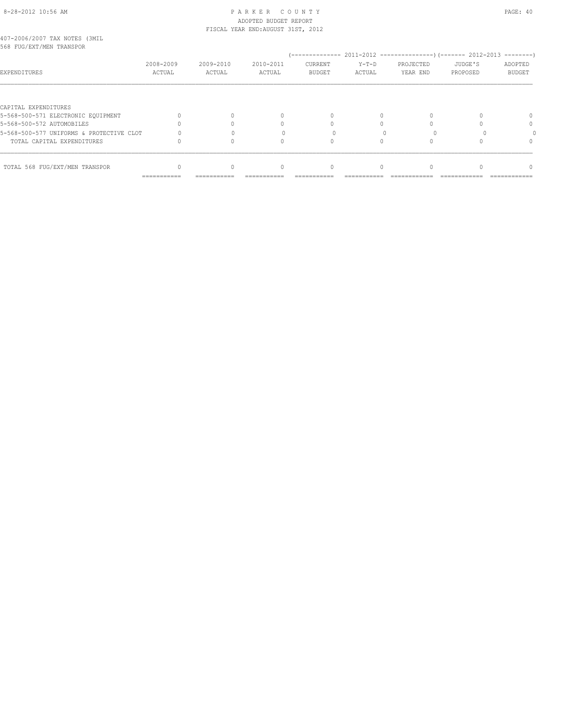407-2006/2007 TAX NOTES (3MIL
568 FUG/EXT/MEN TRANSPOR

| EXPENDITURES | 2008-2009 ACTUAL | 2009-2010 ACTUAL | 2010-2011 ACTUAL | 2011-2012 CURRENT BUDGET | 2011-2012 Y-T-D ACTUAL | 2011-2012 PROJECTED YEAR END | 2012-2013 JUDGE'S PROPOSED | 2012-2013 ADOPTED BUDGET |
|---|---|---|---|---|---|---|---|---|
| CAPITAL EXPENDITURES | | | | | | | | |
| 5-568-500-571 ELECTRONIC EQUIPMENT | 0 | 0 | 0 | 0 | 0 | 0 | 0 | 0 |
| 5-568-500-572 AUTOMOBILES | 0 | 0 | 0 | 0 | 0 | 0 | 0 | 0 |
| 5-568-500-577 UNIFORMS & PROTECTIVE CLOT | 0 | 0 | 0 | 0 | 0 | 0 | 0 | 0 |
| TOTAL CAPITAL EXPENDITURES | 0 | 0 | 0 | 0 | 0 | 0 | 0 | 0 |
| TOTAL 568 FUG/EXT/MEN TRANSPOR | 0 | 0 | 0 | 0 | 0 | 0 | 0 | 0 |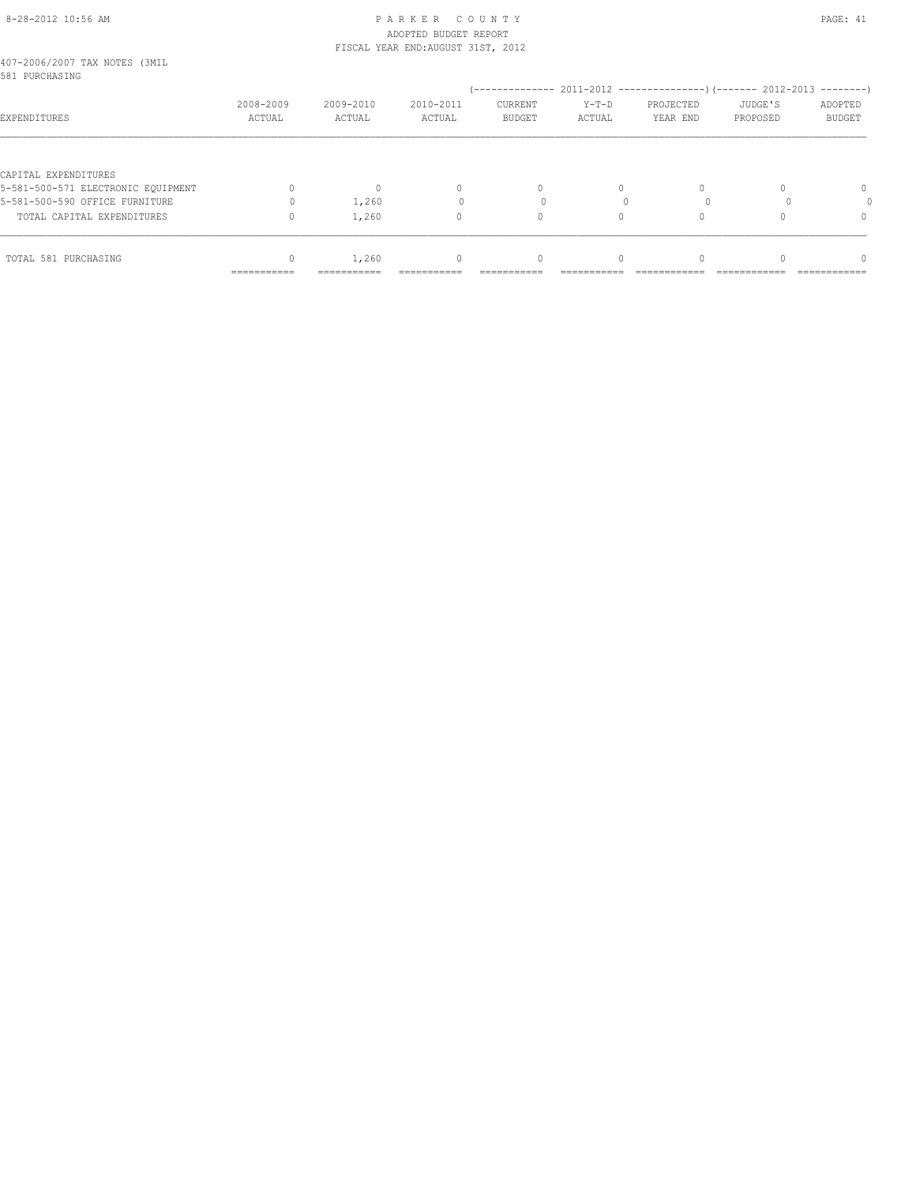PARKER COUNTY
ADOPTED BUDGET REPORT
FISCAL YEAR END:AUGUST 31ST, 2012

407-2006/2007 TAX NOTES (3MIL
581 PURCHASING

| EXPENDITURES | 2008-2009 ACTUAL | 2009-2010 ACTUAL | 2010-2011 ACTUAL | 2011-2012 CURRENT BUDGET | 2011-2012 Y-T-D ACTUAL | 2011-2012 PROJECTED YEAR END | 2012-2013 JUDGE'S PROPOSED | 2012-2013 ADOPTED BUDGET |
|---|---|---|---|---|---|---|---|---|
| CAPITAL EXPENDITURES | | | | | | | | |
| 5-581-500-571 ELECTRONIC EQUIPMENT | 0 | 0 | 0 | 0 | 0 | 0 | 0 | 0 |
| 5-581-500-590 OFFICE FURNITURE | 0 | 1,260 | 0 | 0 | 0 | 0 | 0 | 0 |
| TOTAL CAPITAL EXPENDITURES | 0 | 1,260 | 0 | 0 | 0 | 0 | 0 | 0 |
| TOTAL 581 PURCHASING | 0 | 1,260 | 0 | 0 | 0 | 0 | 0 | 0 |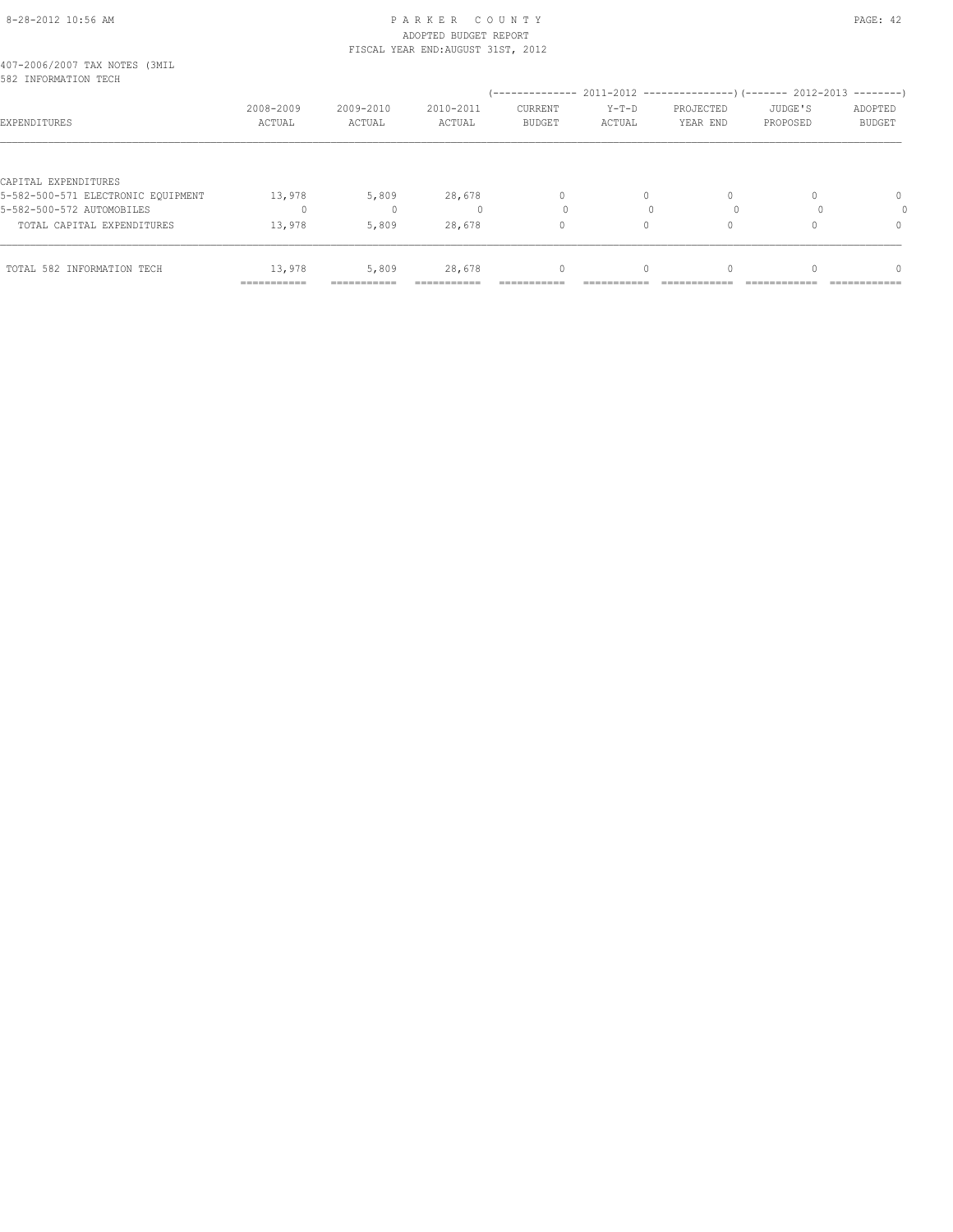PARKER COUNTY
ADOPTED BUDGET REPORT
FISCAL YEAR END:AUGUST 31ST, 2012

407-2006/2007 TAX NOTES (3MIL
582 INFORMATION TECH

| EXPENDITURES | 2008-2009 ACTUAL | 2009-2010 ACTUAL | 2010-2011 ACTUAL | 2011-2012 CURRENT BUDGET | 2011-2012 Y-T-D ACTUAL | 2011-2012 PROJECTED YEAR END | 2012-2013 JUDGE'S PROPOSED | 2012-2013 ADOPTED BUDGET |
|---|---|---|---|---|---|---|---|---|
| CAPITAL EXPENDITURES | | | | | | | | |
| 5-582-500-571 ELECTRONIC EQUIPMENT | 13,978 | 5,809 | 28,678 | 0 | 0 | 0 | 0 | 0 |
| 5-582-500-572 AUTOMOBILES | 0 | 0 | 0 | 0 | 0 | 0 | 0 | 0 |
| TOTAL CAPITAL EXPENDITURES | 13,978 | 5,809 | 28,678 | 0 | 0 | 0 | 0 | 0 |
| TOTAL 582 INFORMATION TECH | 13,978 | 5,809 | 28,678 | 0 | 0 | 0 | 0 | 0 |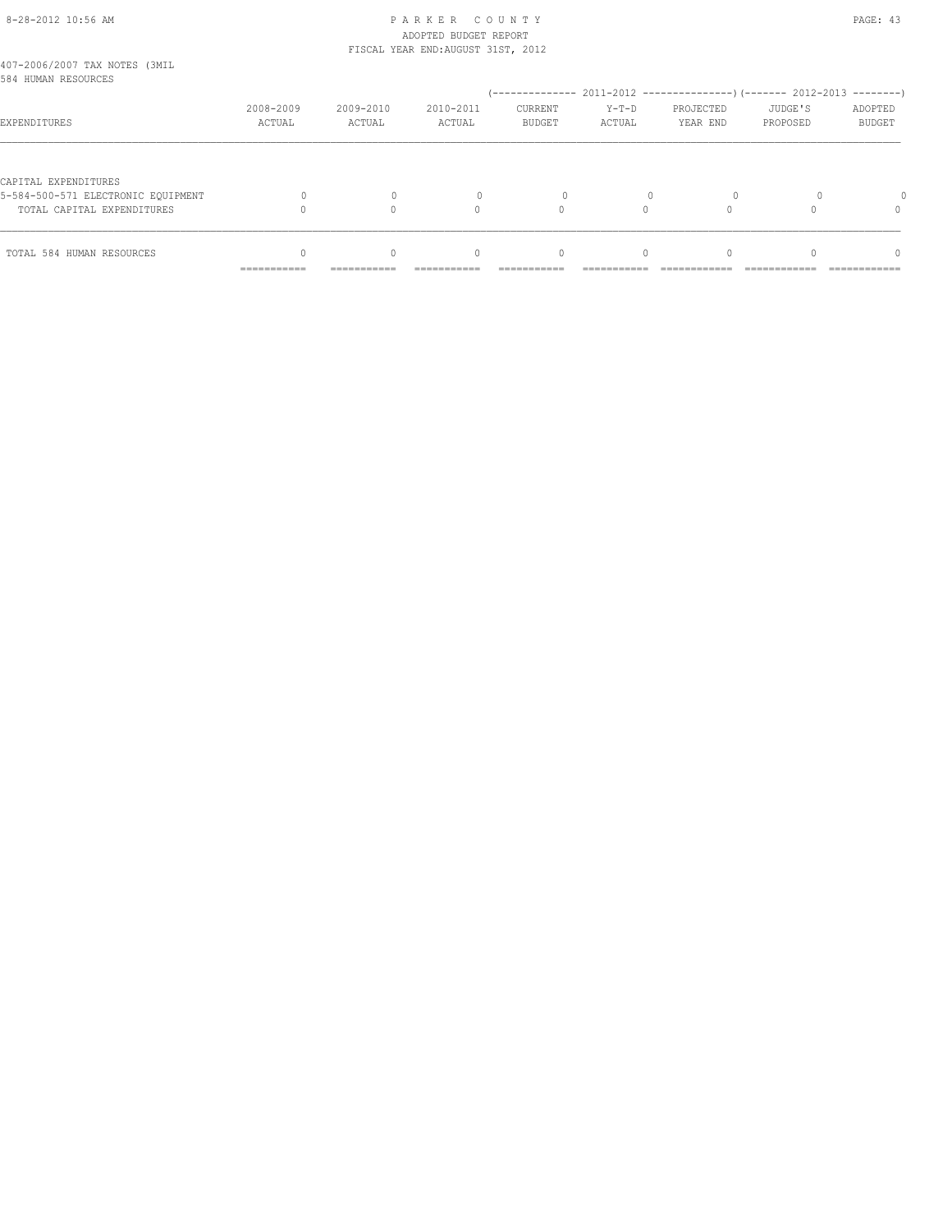407-2006/2007 TAX NOTES (3MIL
584 HUMAN RESOURCES

| EXPENDITURES | 2008-2009 ACTUAL | 2009-2010 ACTUAL | 2010-2011 ACTUAL | 2011-2012 CURRENT BUDGET | 2011-2012 Y-T-D ACTUAL | 2011-2012 PROJECTED YEAR END | 2012-2013 JUDGE'S PROPOSED | 2012-2013 ADOPTED BUDGET |
|---|---|---|---|---|---|---|---|---|
| CAPITAL EXPENDITURES | | | | | | | | |
| 5-584-500-571 ELECTRONIC EQUIPMENT | 0 | 0 | 0 | 0 | 0 | 0 | 0 | 0 |
| TOTAL CAPITAL EXPENDITURES | 0 | 0 | 0 | 0 | 0 | 0 | 0 | 0 |
| TOTAL 584 HUMAN RESOURCES | 0 | 0 | 0 | 0 | 0 | 0 | 0 | 0 |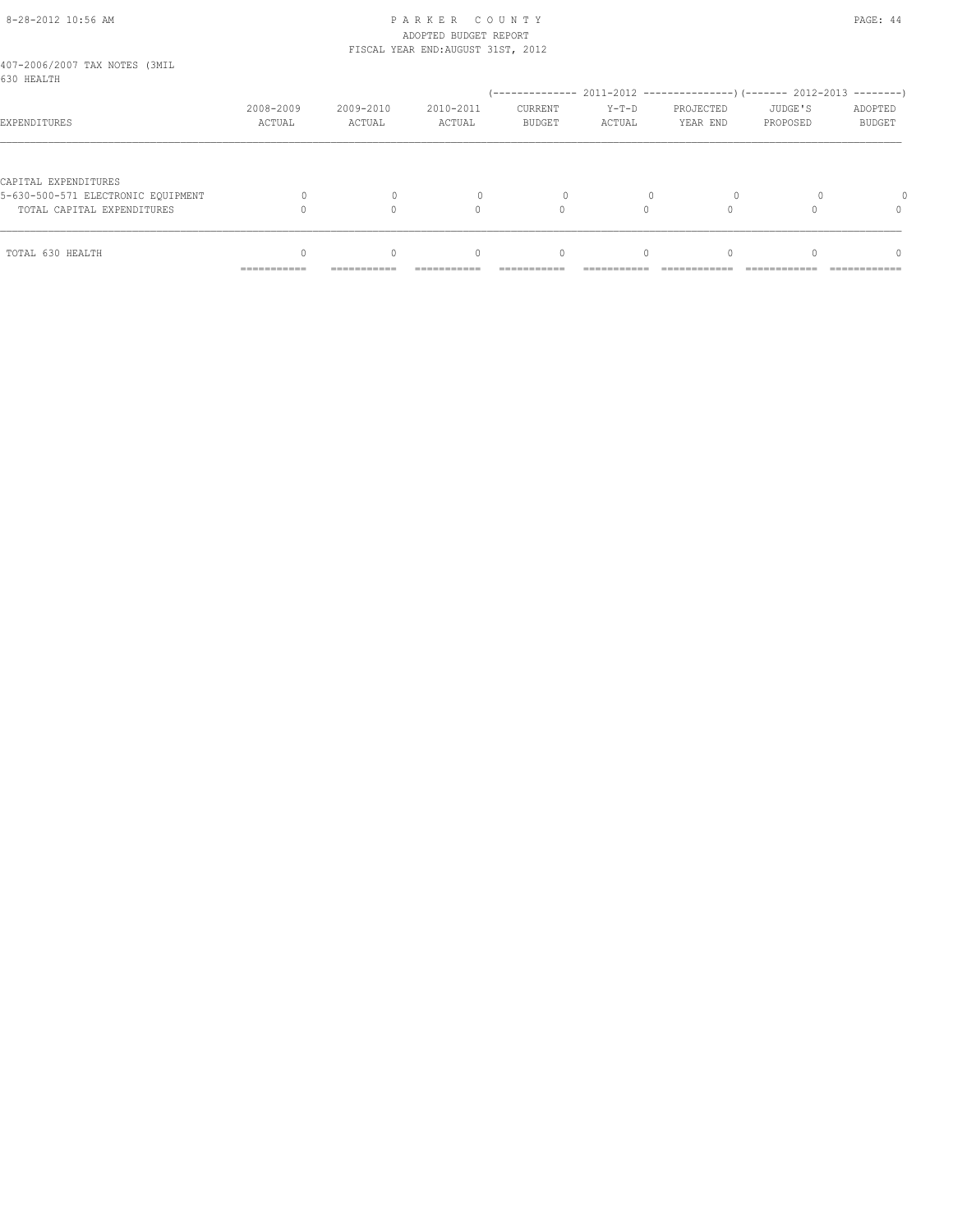407-2006/2007 TAX NOTES (3MIL
630 HEALTH

| EXPENDITURES | 2008-2009 ACTUAL | 2009-2010 ACTUAL | 2010-2011 ACTUAL | 2011-2012 CURRENT BUDGET | 2011-2012 Y-T-D ACTUAL | 2011-2012 PROJECTED YEAR END | 2012-2013 JUDGE'S PROPOSED | 2012-2013 ADOPTED BUDGET |
|---|---|---|---|---|---|---|---|---|
| CAPITAL EXPENDITURES | | | | | | | | |
| 5-630-500-571 ELECTRONIC EQUIPMENT | 0 | 0 | 0 | 0 | 0 | 0 | 0 | 0 |
| TOTAL CAPITAL EXPENDITURES | 0 | 0 | 0 | 0 | 0 | 0 | 0 | 0 |
| TOTAL 630 HEALTH | 0 | 0 | 0 | 0 | 0 | 0 | 0 | 0 |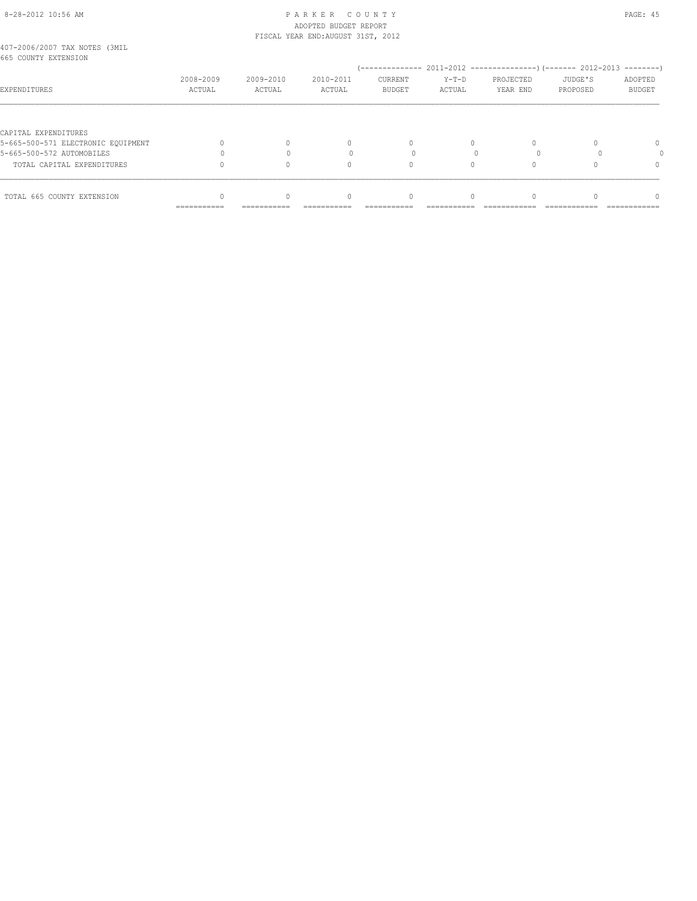PARKER COUNTY
ADOPTED BUDGET REPORT
FISCAL YEAR END:AUGUST 31ST, 2012

407-2006/2007 TAX NOTES (3MIL
665 COUNTY EXTENSION

| EXPENDITURES | 2008-2009 ACTUAL | 2009-2010 ACTUAL | 2010-2011 ACTUAL | 2011-2012 CURRENT BUDGET | 2011-2012 Y-T-D ACTUAL | 2011-2012 PROJECTED YEAR END | 2012-2013 JUDGE'S PROPOSED | 2012-2013 ADOPTED BUDGET |
|---|---|---|---|---|---|---|---|---|
| CAPITAL EXPENDITURES | | | | | | | | |
| 5-665-500-571 ELECTRONIC EQUIPMENT | 0 | 0 | 0 | 0 | 0 | 0 | 0 | 0 |
| 5-665-500-572 AUTOMOBILES | 0 | 0 | 0 | 0 | 0 | 0 | 0 | 0 |
| TOTAL CAPITAL EXPENDITURES | 0 | 0 | 0 | 0 | 0 | 0 | 0 | 0 |
| TOTAL 665 COUNTY EXTENSION | 0 | 0 | 0 | 0 | 0 | 0 | 0 | 0 |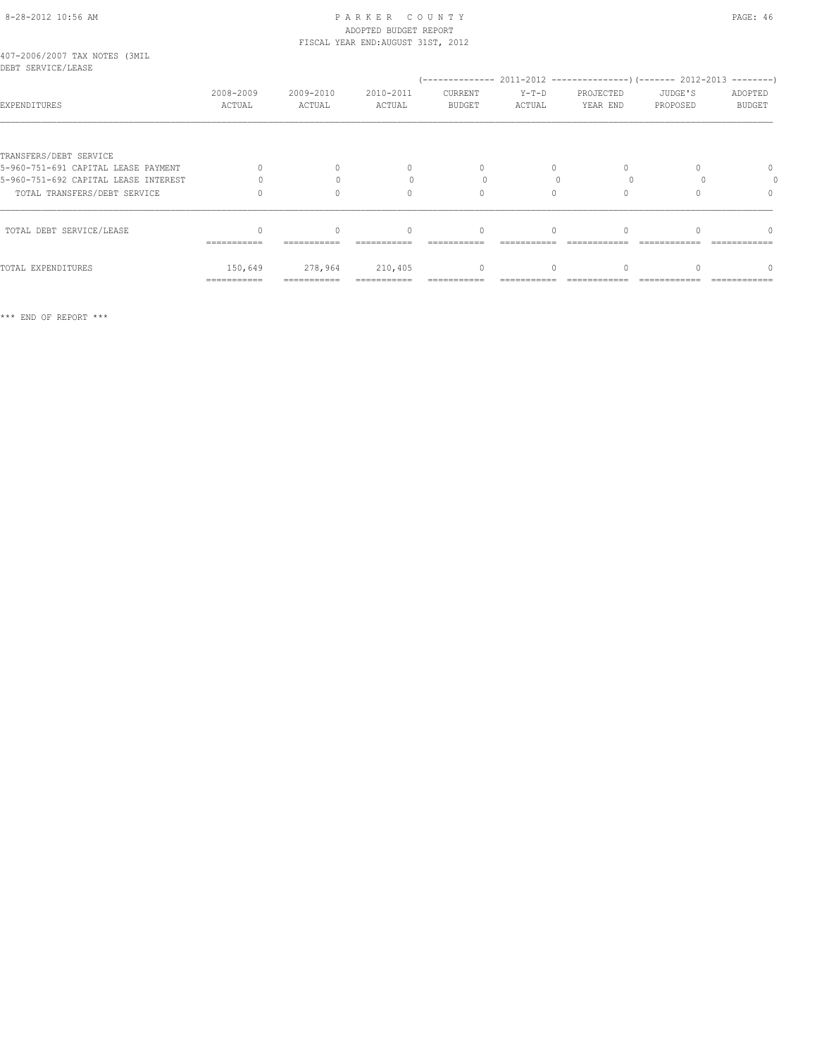PARKER COUNTY
ADOPTED BUDGET REPORT
FISCAL YEAR END:AUGUST 31ST, 2012

407-2006/2007 TAX NOTES (3MIL
DEBT SERVICE/LEASE

| EXPENDITURES | 2008-2009 ACTUAL | 2009-2010 ACTUAL | 2010-2011 ACTUAL | (-------------- 2011-2012 CURRENT BUDGET | Y-T-D ACTUAL | ---------------) PROJECTED YEAR END | (------- 2012-2013 JUDGE'S PROPOSED | --------) ADOPTED BUDGET |
|---|---|---|---|---|---|---|---|---|
| TRANSFERS/DEBT SERVICE | | | | | | | | |
| 5-960-751-691 CAPITAL LEASE PAYMENT | 0 | 0 | 0 | 0 | 0 | 0 | 0 | 0 |
| 5-960-751-692 CAPITAL LEASE INTEREST | 0 | 0 | 0 | 0 | 0 | 0 | 0 | 0 |
| TOTAL TRANSFERS/DEBT SERVICE | 0 | 0 | 0 | 0 | 0 | 0 | 0 | 0 |
| TOTAL DEBT SERVICE/LEASE | 0 | 0 | 0 | 0 | 0 | 0 | 0 | 0 |
| TOTAL EXPENDITURES | 150,649 | 278,964 | 210,405 | 0 | 0 | 0 | 0 | 0 |

*** END OF REPORT ***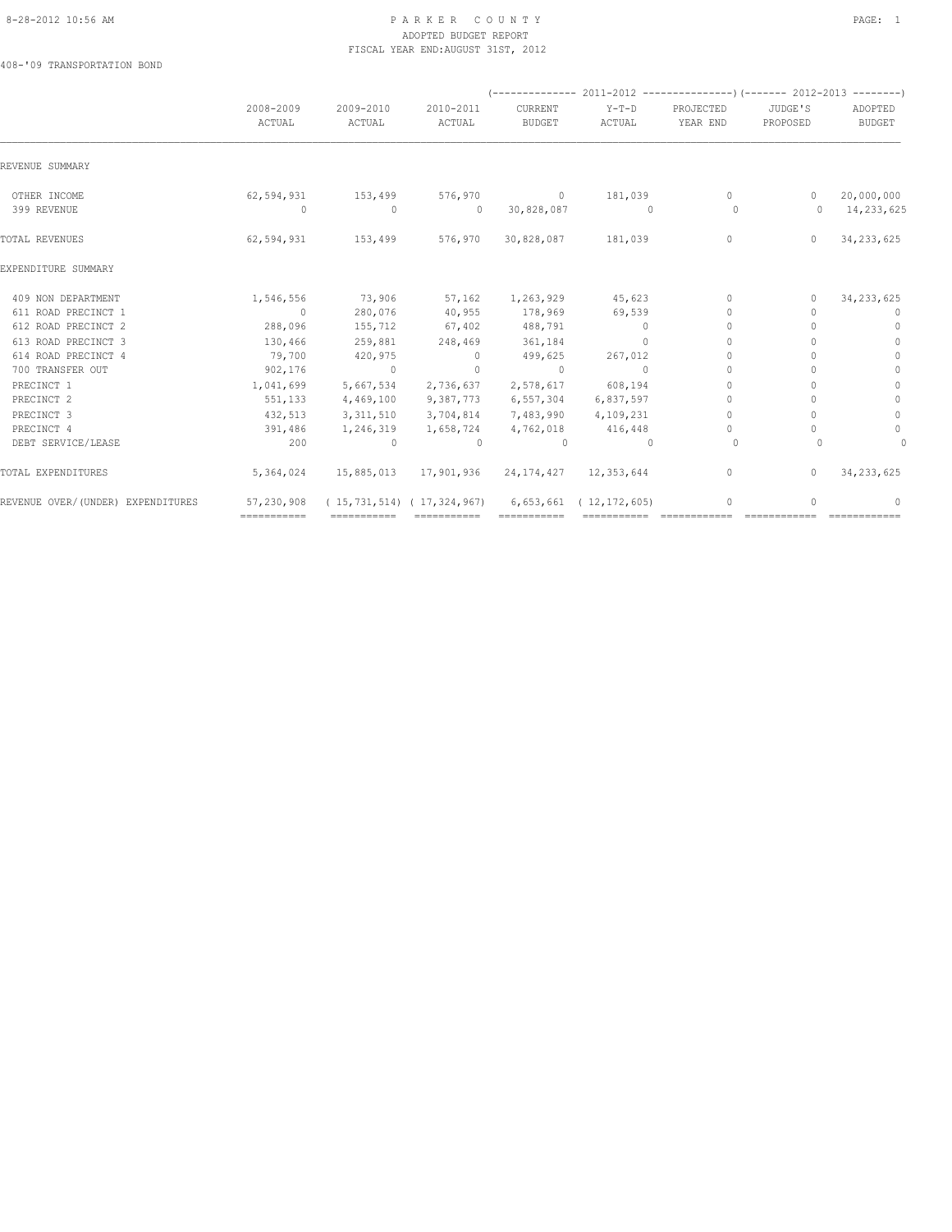PARKER COUNTY
ADOPTED BUDGET REPORT
FISCAL YEAR END: AUGUST 31ST, 2012

408-'09 TRANSPORTATION BOND

| | 2008-2009 ACTUAL | 2009-2010 ACTUAL | 2010-2011 ACTUAL | 2011-2012 CURRENT BUDGET | 2011-2012 Y-T-D ACTUAL | 2011-2012 PROJECTED YEAR END | 2012-2013 JUDGE'S PROPOSED | 2012-2013 ADOPTED BUDGET |
|---|---|---|---|---|---|---|---|---|
| REVENUE SUMMARY | | | | | | | | |
| OTHER INCOME | 62,594,931 | 153,499 | 576,970 | 0 | 181,039 | 0 | 0 | 20,000,000 |
| 399 REVENUE | 0 | 0 | 0 | 30,828,087 | 0 | 0 | 0 | 14,233,625 |
| TOTAL REVENUES | 62,594,931 | 153,499 | 576,970 | 30,828,087 | 181,039 | 0 | 0 | 34,233,625 |
| EXPENDITURE SUMMARY | | | | | | | | |
| 409 NON DEPARTMENT | 1,546,556 | 73,906 | 57,162 | 1,263,929 | 45,623 | 0 | 0 | 34,233,625 |
| 611 ROAD PRECINCT 1 | 0 | 280,076 | 40,955 | 178,969 | 69,539 | 0 | 0 | 0 |
| 612 ROAD PRECINCT 2 | 288,096 | 155,712 | 67,402 | 488,791 | 0 | 0 | 0 | 0 |
| 613 ROAD PRECINCT 3 | 130,466 | 259,881 | 248,469 | 361,184 | 0 | 0 | 0 | 0 |
| 614 ROAD PRECINCT 4 | 79,700 | 420,975 | 0 | 499,625 | 267,012 | 0 | 0 | 0 |
| 700 TRANSFER OUT | 902,176 | 0 | 0 | 0 | 0 | 0 | 0 | 0 |
| PRECINCT 1 | 1,041,699 | 5,667,534 | 2,736,637 | 2,578,617 | 608,194 | 0 | 0 | 0 |
| PRECINCT 2 | 551,133 | 4,469,100 | 9,387,773 | 6,557,304 | 6,837,597 | 0 | 0 | 0 |
| PRECINCT 3 | 432,513 | 3,311,510 | 3,704,814 | 7,483,990 | 4,109,231 | 0 | 0 | 0 |
| PRECINCT 4 | 391,486 | 1,246,319 | 1,658,724 | 4,762,018 | 416,448 | 0 | 0 | 0 |
| DEBT SERVICE/LEASE | 200 | 0 | 0 | 0 | 0 | 0 | 0 | 0 |
| TOTAL EXPENDITURES | 5,364,024 | 15,885,013 | 17,901,936 | 24,174,427 | 12,353,644 | 0 | 0 | 34,233,625 |
| REVENUE OVER/(UNDER) EXPENDITURES | 57,230,908 | ( 15,731,514) | ( 17,324,967) | 6,653,661 | ( 12,172,605) | 0 | 0 | 0 |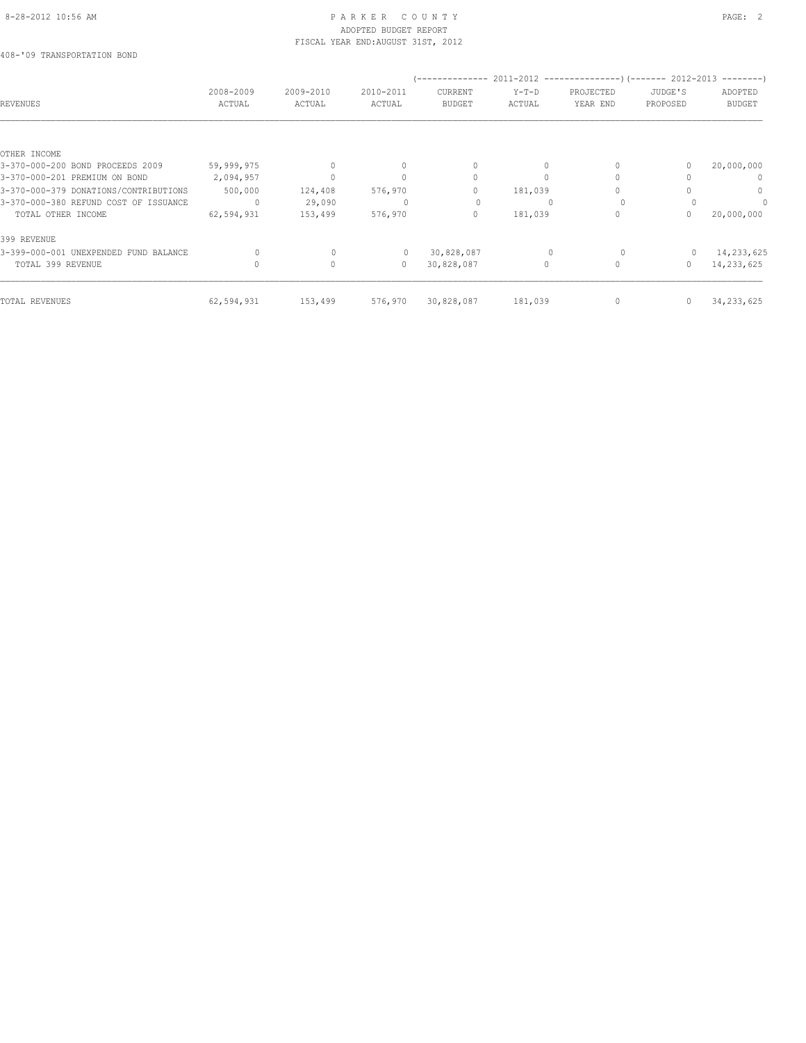PARKER COUNTY
ADOPTED BUDGET REPORT
FISCAL YEAR END:AUGUST 31ST, 2012

408-'09 TRANSPORTATION BOND

| REVENUES | 2008-2009 ACTUAL | 2009-2010 ACTUAL | 2010-2011 ACTUAL | 2011-2012 CURRENT BUDGET | 2011-2012 Y-T-D ACTUAL | 2011-2012 PROJECTED YEAR END | 2012-2013 JUDGE'S PROPOSED | 2012-2013 ADOPTED BUDGET |
|---|---|---|---|---|---|---|---|---|
| OTHER INCOME | | | | | | | | |
| 3-370-000-200 BOND PROCEEDS 2009 | 59,999,975 | 0 | 0 | 0 | 0 | 0 | 0 | 20,000,000 |
| 3-370-000-201 PREMIUM ON BOND | 2,094,957 | 0 | 0 | 0 | 0 | 0 | 0 | 0 |
| 3-370-000-379 DONATIONS/CONTRIBUTIONS | 500,000 | 124,408 | 576,970 | 0 | 181,039 | 0 | 0 | 0 |
| 3-370-000-380 REFUND COST OF ISSUANCE | 0 | 29,090 | 0 | 0 | 0 | 0 | 0 | 0 |
| TOTAL OTHER INCOME | 62,594,931 | 153,499 | 576,970 | 0 | 181,039 | 0 | 0 | 20,000,000 |
| 399 REVENUE | | | | | | | | |
| 3-399-000-001 UNEXPENDED FUND BALANCE | 0 | 0 | 0 | 30,828,087 | 0 | 0 | 0 | 14,233,625 |
| TOTAL 399 REVENUE | 0 | 0 | 0 | 30,828,087 | 0 | 0 | 0 | 14,233,625 |
| TOTAL REVENUES | 62,594,931 | 153,499 | 576,970 | 30,828,087 | 181,039 | 0 | 0 | 34,233,625 |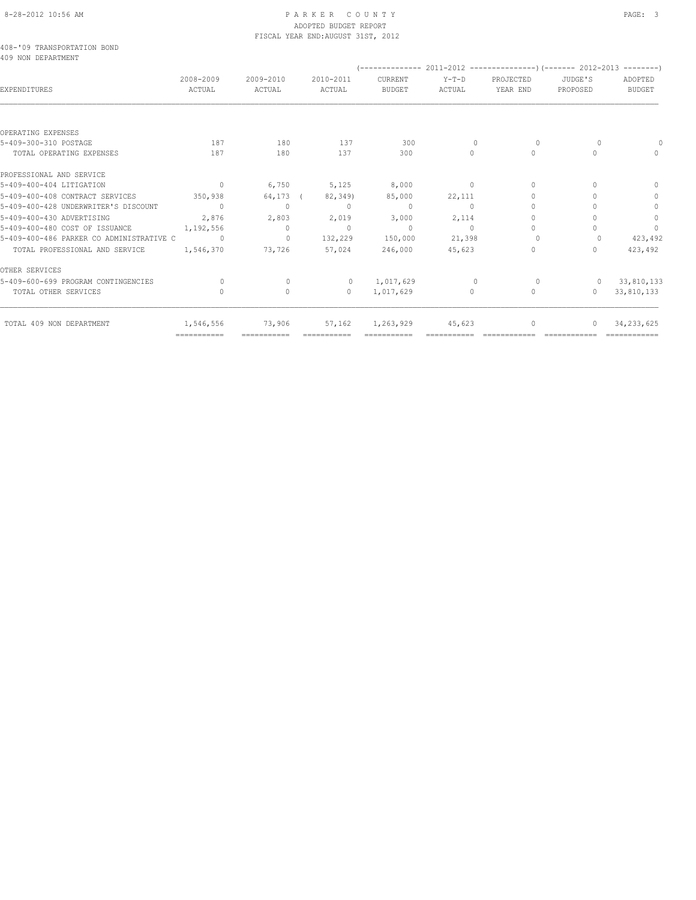8-28-2012 10:56 AM

# PARKER COUNTY
## ADOPTED BUDGET REPORT
### FISCAL YEAR END:AUGUST 31ST, 2012

408-'09 TRANSPORTATION BOND
409 NON DEPARTMENT

| EXPENDITURES | 2008-2009 ACTUAL | 2009-2010 ACTUAL | 2010-2011 ACTUAL | 2011-2012 CURRENT BUDGET | 2011-2012 Y-T-D ACTUAL | 2011-2012 PROJECTED YEAR END | 2012-2013 JUDGE'S PROPOSED | 2012-2013 ADOPTED BUDGET |
|---|---|---|---|---|---|---|---|---|
| OPERATING EXPENSES | | | | | | | | |
| 5-409-300-310 POSTAGE | 187 | 180 | 137 | 300 | 0 | 0 | 0 | 0 |
| TOTAL OPERATING EXPENSES | 187 | 180 | 137 | 300 | 0 | 0 | 0 | 0 |
| PROFESSIONAL AND SERVICE | | | | | | | | |
| 5-409-400-404 LITIGATION | 0 | 6,750 | 5,125 | 8,000 | 0 | 0 | 0 | 0 |
| 5-409-400-408 CONTRACT SERVICES | 350,938 | 64,173 | ( 82,349) | 85,000 | 22,111 | 0 | 0 | 0 |
| 5-409-400-428 UNDERWRITER'S DISCOUNT | 0 | 0 | 0 | 0 | 0 | 0 | 0 | 0 |
| 5-409-400-430 ADVERTISING | 2,876 | 2,803 | 2,019 | 3,000 | 2,114 | 0 | 0 | 0 |
| 5-409-400-480 COST OF ISSUANCE | 1,192,556 | 0 | 0 | 0 | 0 | 0 | 0 | 0 |
| 5-409-400-486 PARKER CO ADMINISTRATIVE C | 0 | 0 | 132,229 | 150,000 | 21,398 | 0 | 0 | 423,492 |
| TOTAL PROFESSIONAL AND SERVICE | 1,546,370 | 73,726 | 57,024 | 246,000 | 45,623 | 0 | 0 | 423,492 |
| OTHER SERVICES | | | | | | | | |
| 5-409-600-699 PROGRAM CONTINGENCIES | 0 | 0 | 0 | 1,017,629 | 0 | 0 | 0 | 33,810,133 |
| TOTAL OTHER SERVICES | 0 | 0 | 0 | 1,017,629 | 0 | 0 | 0 | 33,810,133 |
| TOTAL 409 NON DEPARTMENT | 1,546,556 | 73,906 | 57,162 | 1,263,929 | 45,623 | 0 | 0 | 34,233,625 |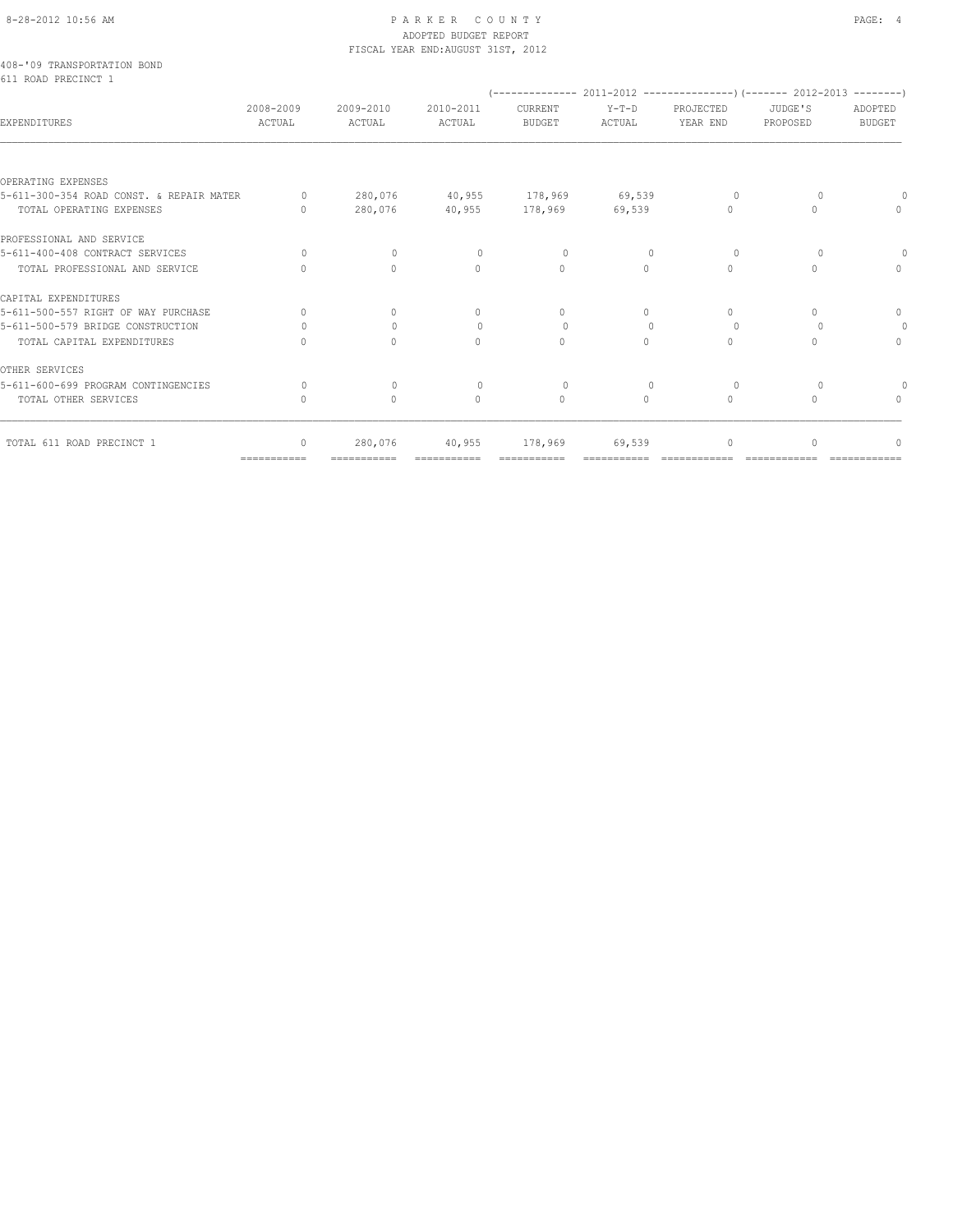PARKER COUNTY
ADOPTED BUDGET REPORT
FISCAL YEAR END:AUGUST 31ST, 2012

408-'09 TRANSPORTATION BOND
611 ROAD PRECINCT 1

| EXPENDITURES | 2008-2009 ACTUAL | 2009-2010 ACTUAL | 2010-2011 ACTUAL | 2011-2012 CURRENT BUDGET | 2011-2012 Y-T-D ACTUAL | 2011-2012 PROJECTED YEAR END | 2012-2013 JUDGE'S PROPOSED | 2012-2013 ADOPTED BUDGET |
|---|---|---|---|---|---|---|---|---|
| OPERATING EXPENSES | | | | | | | | |
| 5-611-300-354 ROAD CONST. & REPAIR MATER | 0 | 280,076 | 40,955 | 178,969 | 69,539 | 0 | 0 | 0 |
| TOTAL OPERATING EXPENSES | 0 | 280,076 | 40,955 | 178,969 | 69,539 | 0 | 0 | 0 |
| PROFESSIONAL AND SERVICE | | | | | | | | |
| 5-611-400-408 CONTRACT SERVICES | 0 | 0 | 0 | 0 | 0 | 0 | 0 | 0 |
| TOTAL PROFESSIONAL AND SERVICE | 0 | 0 | 0 | 0 | 0 | 0 | 0 | 0 |
| CAPITAL EXPENDITURES | | | | | | | | |
| 5-611-500-557 RIGHT OF WAY PURCHASE | 0 | 0 | 0 | 0 | 0 | 0 | 0 | 0 |
| 5-611-500-579 BRIDGE CONSTRUCTION | 0 | 0 | 0 | 0 | 0 | 0 | 0 | 0 |
| TOTAL CAPITAL EXPENDITURES | 0 | 0 | 0 | 0 | 0 | 0 | 0 | 0 |
| OTHER SERVICES | | | | | | | | |
| 5-611-600-699 PROGRAM CONTINGENCIES | 0 | 0 | 0 | 0 | 0 | 0 | 0 | 0 |
| TOTAL OTHER SERVICES | 0 | 0 | 0 | 0 | 0 | 0 | 0 | 0 |
| TOTAL 611 ROAD PRECINCT 1 | 0 | 280,076 | 40,955 | 178,969 | 69,539 | 0 | 0 | 0 |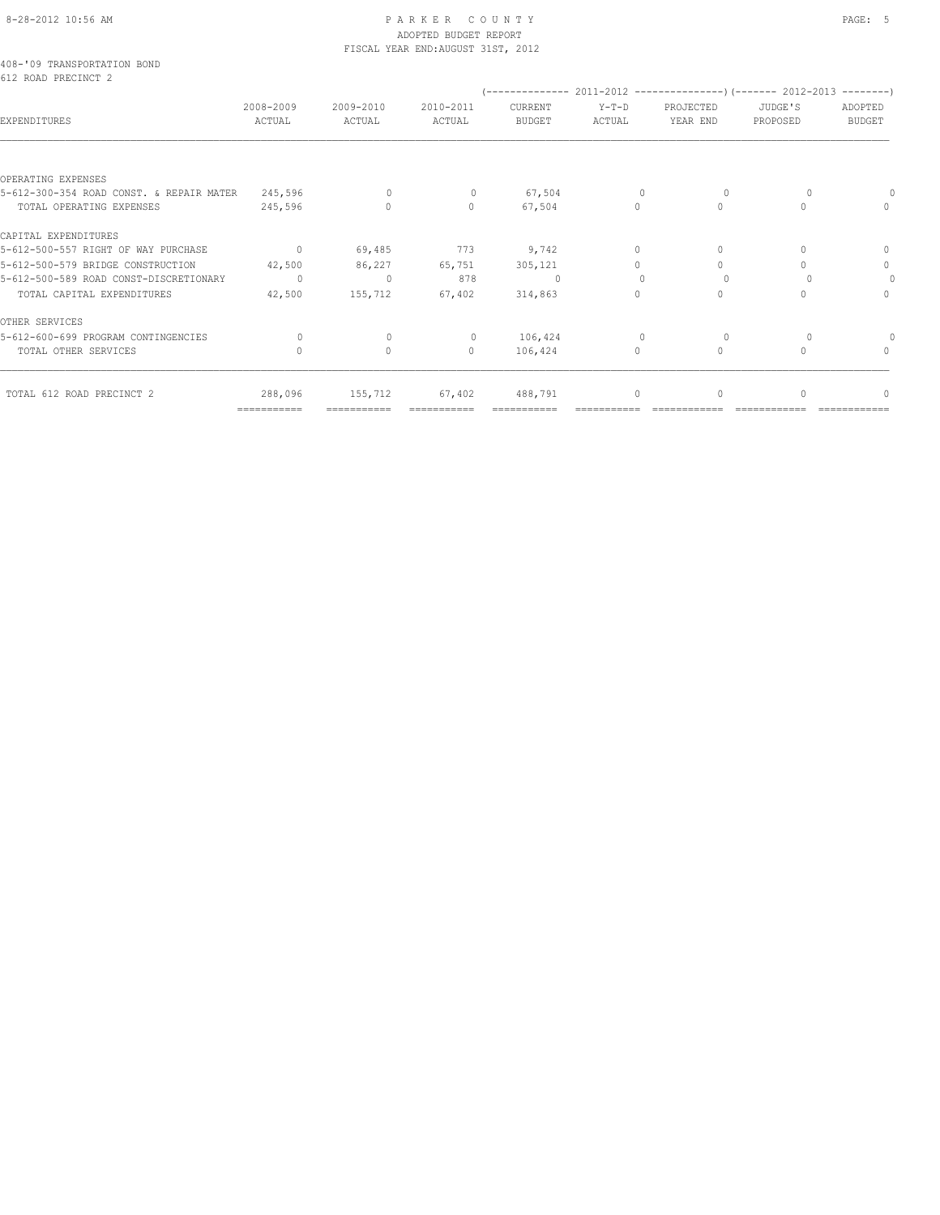PARKER COUNTY
ADOPTED BUDGET REPORT
FISCAL YEAR END:AUGUST 31ST, 2012

408-'09 TRANSPORTATION BOND
612 ROAD PRECINCT 2

| EXPENDITURES | 2008-2009 ACTUAL | 2009-2010 ACTUAL | 2010-2011 ACTUAL | 2011-2012 CURRENT BUDGET | 2011-2012 Y-T-D ACTUAL | 2011-2012 PROJECTED YEAR END | 2012-2013 JUDGE'S PROPOSED | 2012-2013 ADOPTED BUDGET |
|---|---|---|---|---|---|---|---|---|
| OPERATING EXPENSES | | | | | | | | |
| 5-612-300-354 ROAD CONST. & REPAIR MATER | 245,596 | 0 | 0 | 67,504 | 0 | 0 | 0 | 0 |
| TOTAL OPERATING EXPENSES | 245,596 | 0 | 0 | 67,504 | 0 | 0 | 0 | 0 |
| CAPITAL EXPENDITURES | | | | | | | | |
| 5-612-500-557 RIGHT OF WAY PURCHASE | 0 | 69,485 | 773 | 9,742 | 0 | 0 | 0 | 0 |
| 5-612-500-579 BRIDGE CONSTRUCTION | 42,500 | 86,227 | 65,751 | 305,121 | 0 | 0 | 0 | 0 |
| 5-612-500-589 ROAD CONST-DISCRETIONARY | 0 | 0 | 878 | 0 | 0 | 0 | 0 | 0 |
| TOTAL CAPITAL EXPENDITURES | 42,500 | 155,712 | 67,402 | 314,863 | 0 | 0 | 0 | 0 |
| OTHER SERVICES | | | | | | | | |
| 5-612-600-699 PROGRAM CONTINGENCIES | 0 | 0 | 0 | 106,424 | 0 | 0 | 0 | 0 |
| TOTAL OTHER SERVICES | 0 | 0 | 0 | 106,424 | 0 | 0 | 0 | 0 |
| TOTAL 612 ROAD PRECINCT 2 | 288,096 | 155,712 | 67,402 | 488,791 | 0 | 0 | 0 | 0 |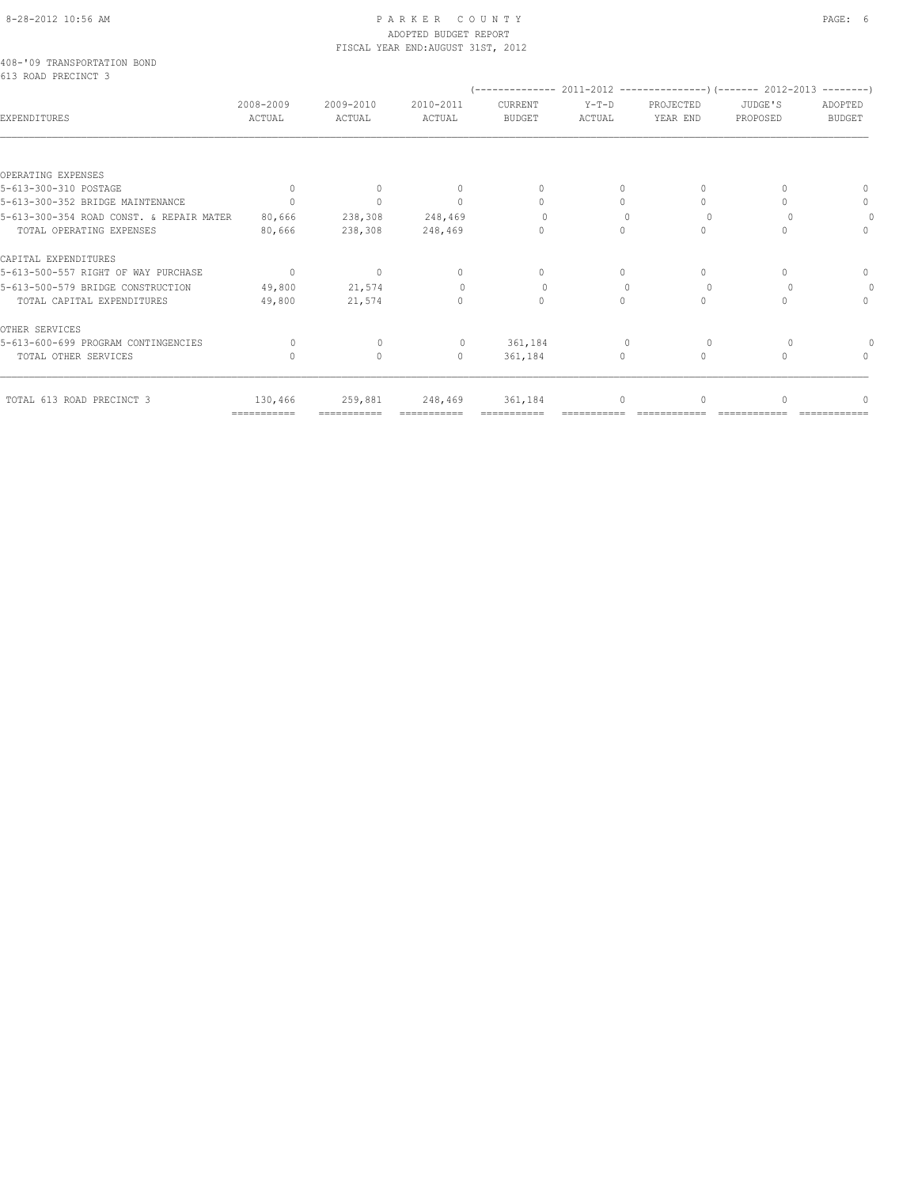8-28-2012 10:56 AM

# PARKER COUNTY
ADOPTED BUDGET REPORT
FISCAL YEAR END:AUGUST 31ST, 2012

408-'09 TRANSPORTATION BOND
613 ROAD PRECINCT 3

| EXPENDITURES | 2008-2009 ACTUAL | 2009-2010 ACTUAL | 2010-2011 ACTUAL | 2011-2012 CURRENT BUDGET | 2011-2012 Y-T-D ACTUAL | 2011-2012 PROJECTED YEAR END | 2012-2013 JUDGE'S PROPOSED | 2012-2013 ADOPTED BUDGET |
|---|---|---|---|---|---|---|---|---|
| OPERATING EXPENSES | | | | | | | | |
| 5-613-300-310 POSTAGE | 0 | 0 | 0 | 0 | 0 | 0 | 0 | 0 |
| 5-613-300-352 BRIDGE MAINTENANCE | 0 | 0 | 0 | 0 | 0 | 0 | 0 | 0 |
| 5-613-300-354 ROAD CONST. & REPAIR MATER | 80,666 | 238,308 | 248,469 | 0 | 0 | 0 | 0 | 0 |
| TOTAL OPERATING EXPENSES | 80,666 | 238,308 | 248,469 | 0 | 0 | 0 | 0 | 0 |
| CAPITAL EXPENDITURES | | | | | | | | |
| 5-613-500-557 RIGHT OF WAY PURCHASE | 0 | 0 | 0 | 0 | 0 | 0 | 0 | 0 |
| 5-613-500-579 BRIDGE CONSTRUCTION | 49,800 | 21,574 | 0 | 0 | 0 | 0 | 0 | 0 |
| TOTAL CAPITAL EXPENDITURES | 49,800 | 21,574 | 0 | 0 | 0 | 0 | 0 | 0 |
| OTHER SERVICES | | | | | | | | |
| 5-613-600-699 PROGRAM CONTINGENCIES | 0 | 0 | 0 | 361,184 | 0 | 0 | 0 | 0 |
| TOTAL OTHER SERVICES | 0 | 0 | 0 | 361,184 | 0 | 0 | 0 | 0 |
| TOTAL 613 ROAD PRECINCT 3 | 130,466 | 259,881 | 248,469 | 361,184 | 0 | 0 | 0 | 0 |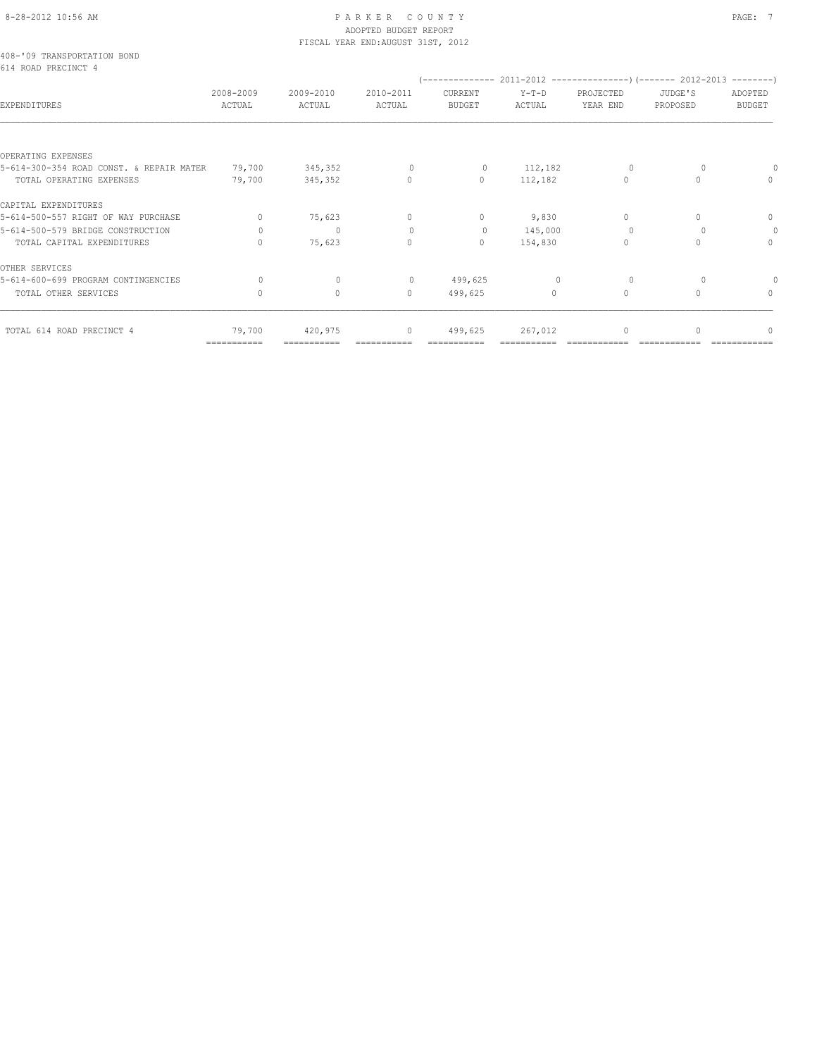PARKER COUNTY
ADOPTED BUDGET REPORT
FISCAL YEAR END:AUGUST 31ST, 2012

408-'09 TRANSPORTATION BOND
614 ROAD PRECINCT 4

| EXPENDITURES | 2008-2009 ACTUAL | 2009-2010 ACTUAL | 2010-2011 ACTUAL | 2011-2012 CURRENT BUDGET | 2011-2012 Y-T-D ACTUAL | 2011-2012 PROJECTED YEAR END | 2012-2013 JUDGE'S PROPOSED | 2012-2013 ADOPTED BUDGET |
|---|---|---|---|---|---|---|---|---|
| OPERATING EXPENSES | | | | | | | | |
| 5-614-300-354 ROAD CONST. & REPAIR MATER | 79,700 | 345,352 | 0 | 0 | 112,182 | 0 | 0 | 0 |
| TOTAL OPERATING EXPENSES | 79,700 | 345,352 | 0 | 0 | 112,182 | 0 | 0 | 0 |
| CAPITAL EXPENDITURES | | | | | | | | |
| 5-614-500-557 RIGHT OF WAY PURCHASE | 0 | 75,623 | 0 | 0 | 9,830 | 0 | 0 | 0 |
| 5-614-500-579 BRIDGE CONSTRUCTION | 0 | 0 | 0 | 0 | 145,000 | 0 | 0 | 0 |
| TOTAL CAPITAL EXPENDITURES | 0 | 75,623 | 0 | 0 | 154,830 | 0 | 0 | 0 |
| OTHER SERVICES | | | | | | | | |
| 5-614-600-699 PROGRAM CONTINGENCIES | 0 | 0 | 0 | 499,625 | 0 | 0 | 0 | 0 |
| TOTAL OTHER SERVICES | 0 | 0 | 0 | 499,625 | 0 | 0 | 0 | 0 |
| TOTAL 614 ROAD PRECINCT 4 | 79,700 | 420,975 | 0 | 499,625 | 267,012 | 0 | 0 | 0 |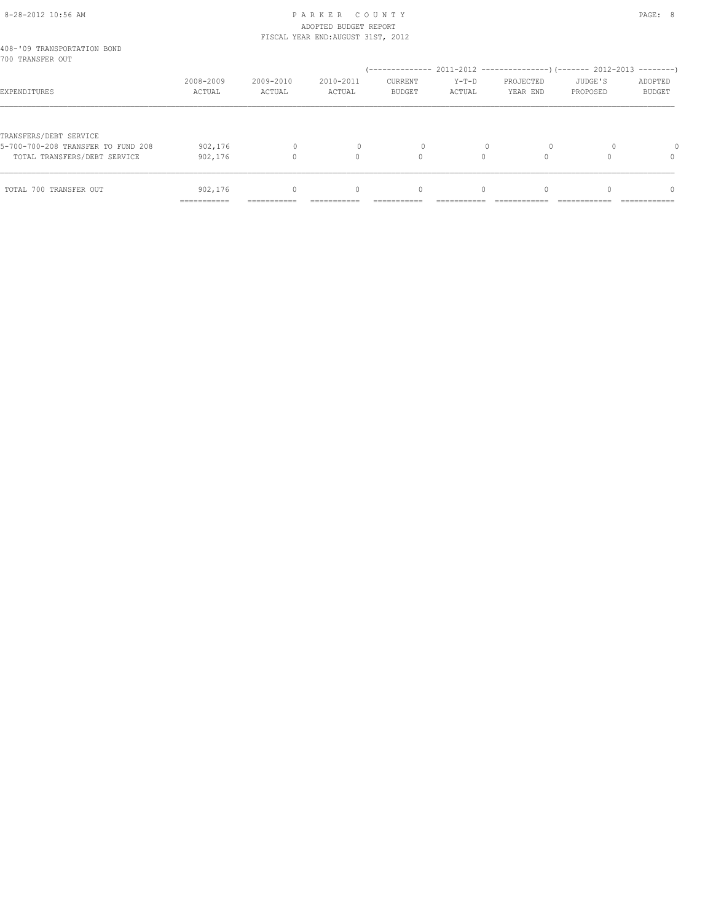PARKER COUNTY
ADOPTED BUDGET REPORT
FISCAL YEAR END:AUGUST 31ST, 2012

408-'09 TRANSPORTATION BOND
700 TRANSFER OUT

| EXPENDITURES | 2008-2009 ACTUAL | 2009-2010 ACTUAL | 2010-2011 ACTUAL | (------ 2011-2012 CURRENT BUDGET | Y-T-D ACTUAL | PROJECTED YEAR END ------) | (------ 2012-2013 JUDGE'S PROPOSED | ADOPTED BUDGET ------) |
|---|---|---|---|---|---|---|---|---|
| TRANSFERS/DEBT SERVICE | | | | | | | | |
| 5-700-700-208 TRANSFER TO FUND 208 | 902,176 | 0 | 0 | 0 | 0 | 0 | 0 | 0 |
| TOTAL TRANSFERS/DEBT SERVICE | 902,176 | 0 | 0 | 0 | 0 | 0 | 0 | 0 |
| TOTAL 700 TRANSFER OUT | 902,176 | 0 | 0 | 0 | 0 | 0 | 0 | 0 |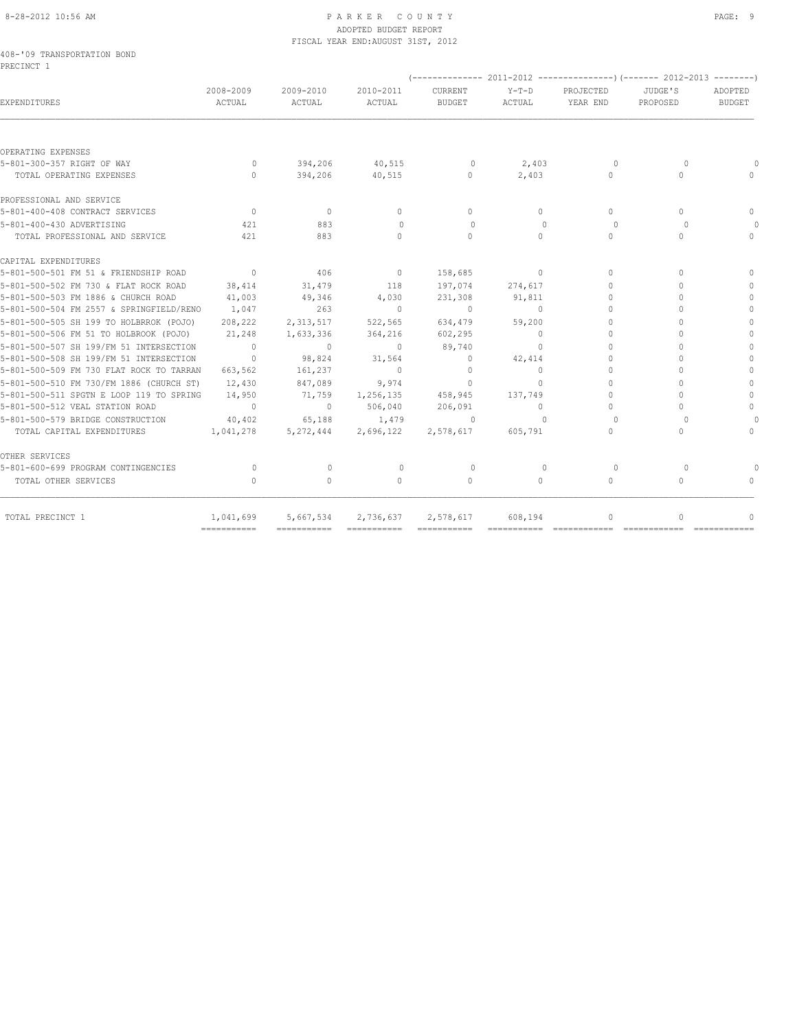PARKER COUNTY
ADOPTED BUDGET REPORT
FISCAL YEAR END:AUGUST 31ST, 2012

408-'09 TRANSPORTATION BOND
PRECINCT 1

| EXPENDITURES | 2008-2009 ACTUAL | 2009-2010 ACTUAL | 2010-2011 ACTUAL | 2011-2012 CURRENT BUDGET | 2011-2012 Y-T-D ACTUAL | 2011-2012 PROJECTED YEAR END | 2012-2013 JUDGE'S PROPOSED | 2012-2013 ADOPTED BUDGET |
|---|---|---|---|---|---|---|---|---|
| OPERATING EXPENSES | | | | | | | | |
| 5-801-300-357 RIGHT OF WAY | 0 | 394,206 | 40,515 | 0 | 2,403 | 0 | 0 | 0 |
| TOTAL OPERATING EXPENSES | 0 | 394,206 | 40,515 | 0 | 2,403 | 0 | 0 | 0 |
| PROFESSIONAL AND SERVICE | | | | | | | | |
| 5-801-400-408 CONTRACT SERVICES | 0 | 0 | 0 | 0 | 0 | 0 | 0 | 0 |
| 5-801-400-430 ADVERTISING | 421 | 883 | 0 | 0 | 0 | 0 | 0 | 0 |
| TOTAL PROFESSIONAL AND SERVICE | 421 | 883 | 0 | 0 | 0 | 0 | 0 | 0 |
| CAPITAL EXPENDITURES | | | | | | | | |
| 5-801-500-501 FM 51 & FRIENDSHIP ROAD | 0 | 406 | 0 | 158,685 | 0 | 0 | 0 | 0 |
| 5-801-500-502 FM 730 & FLAT ROCK ROAD | 38,414 | 31,479 | 118 | 197,074 | 274,617 | 0 | 0 | 0 |
| 5-801-500-503 FM 1886 & CHURCH ROAD | 41,003 | 49,346 | 4,030 | 231,308 | 91,811 | 0 | 0 | 0 |
| 5-801-500-504 FM 2557 & SPRINGFIELD/RENO | 1,047 | 263 | 0 | 0 | 0 | 0 | 0 | 0 |
| 5-801-500-505 SH 199 TO HOLBRROK (POJO) | 208,222 | 2,313,517 | 522,565 | 634,479 | 59,200 | 0 | 0 | 0 |
| 5-801-500-506 FM 51 TO HOLBROOK (POJO) | 21,248 | 1,633,336 | 364,216 | 602,295 | 0 | 0 | 0 | 0 |
| 5-801-500-507 SH 199/FM 51 INTERSECTION | 0 | 0 | 0 | 89,740 | 0 | 0 | 0 | 0 |
| 5-801-500-508 SH 199/FM 51 INTERSECTION | 0 | 98,824 | 31,564 | 0 | 42,414 | 0 | 0 | 0 |
| 5-801-500-509 FM 730 FLAT ROCK TO TARRAN | 663,562 | 161,237 | 0 | 0 | 0 | 0 | 0 | 0 |
| 5-801-500-510 FM 730/FM 1886 (CHURCH ST) | 12,430 | 847,089 | 9,974 | 0 | 0 | 0 | 0 | 0 |
| 5-801-500-511 SPGTN E LOOP 119 TO SPRING | 14,950 | 71,759 | 1,256,135 | 458,945 | 137,749 | 0 | 0 | 0 |
| 5-801-500-512 VEAL STATION ROAD | 0 | 0 | 506,040 | 206,091 | 0 | 0 | 0 | 0 |
| 5-801-500-579 BRIDGE CONSTRUCTION | 40,402 | 65,188 | 1,479 | 0 | 0 | 0 | 0 | 0 |
| TOTAL CAPITAL EXPENDITURES | 1,041,278 | 5,272,444 | 2,696,122 | 2,578,617 | 605,791 | 0 | 0 | 0 |
| OTHER SERVICES | | | | | | | | |
| 5-801-600-699 PROGRAM CONTINGENCIES | 0 | 0 | 0 | 0 | 0 | 0 | 0 | 0 |
| TOTAL OTHER SERVICES | 0 | 0 | 0 | 0 | 0 | 0 | 0 | 0 |
| TOTAL PRECINCT 1 | 1,041,699 | 5,667,534 | 2,736,637 | 2,578,617 | 608,194 | 0 | 0 | 0 |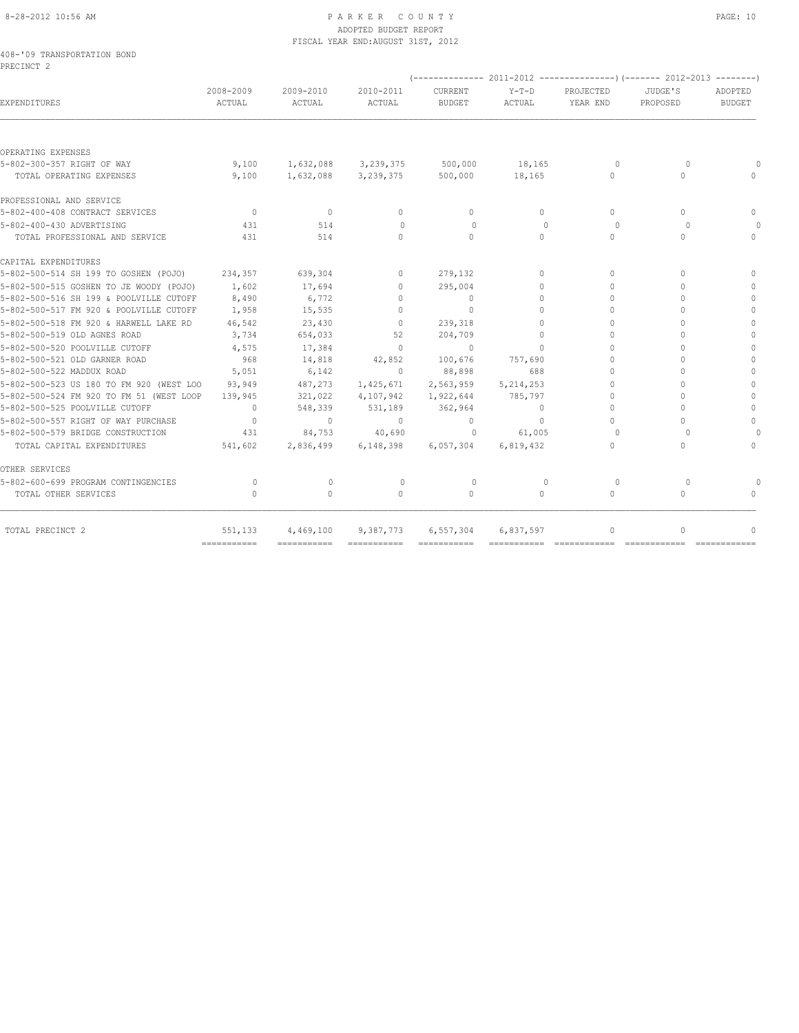PARKER COUNTY
ADOPTED BUDGET REPORT
FISCAL YEAR END:AUGUST 31ST, 2012

408-'09 TRANSPORTATION BOND
PRECINCT 2

| EXPENDITURES | 2008-2009 ACTUAL | 2009-2010 ACTUAL | 2010-2011 ACTUAL | 2011-2012 CURRENT BUDGET | 2011-2012 Y-T-D ACTUAL | 2011-2012 PROJECTED YEAR END | 2012-2013 JUDGE'S PROPOSED | 2012-2013 ADOPTED BUDGET |
|---|---|---|---|---|---|---|---|---|
| OPERATING EXPENSES | | | | | | | | |
| 5-802-300-357 RIGHT OF WAY | 9,100 | 1,632,088 | 3,239,375 | 500,000 | 18,165 | 0 | 0 | 0 |
| TOTAL OPERATING EXPENSES | 9,100 | 1,632,088 | 3,239,375 | 500,000 | 18,165 | 0 | 0 | 0 |
| PROFESSIONAL AND SERVICE | | | | | | | | |
| 5-802-400-408 CONTRACT SERVICES | 0 | 0 | 0 | 0 | 0 | 0 | 0 | 0 |
| 5-802-400-430 ADVERTISING | 431 | 514 | 0 | 0 | 0 | 0 | 0 | 0 |
| TOTAL PROFESSIONAL AND SERVICE | 431 | 514 | 0 | 0 | 0 | 0 | 0 | 0 |
| CAPITAL EXPENDITURES | | | | | | | | |
| 5-802-500-514 SH 199 TO GOSHEN (POJO) | 234,357 | 639,304 | 0 | 279,132 | 0 | 0 | 0 | 0 |
| 5-802-500-515 GOSHEN TO JE WOODY (POJO) | 1,602 | 17,694 | 0 | 295,004 | 0 | 0 | 0 | 0 |
| 5-802-500-516 SH 199 & POOLVILLE CUTOFF | 8,490 | 6,772 | 0 | 0 | 0 | 0 | 0 | 0 |
| 5-802-500-517 FM 920 & POOLVILLE CUTOFF | 1,958 | 15,535 | 0 | 0 | 0 | 0 | 0 | 0 |
| 5-802-500-518 FM 920 & HARWELL LAKE RD | 46,542 | 23,430 | 0 | 239,318 | 0 | 0 | 0 | 0 |
| 5-802-500-519 OLD AGNES ROAD | 3,734 | 654,033 | 52 | 204,709 | 0 | 0 | 0 | 0 |
| 5-802-500-520 POOLVILLE CUTOFF | 4,575 | 17,384 | 0 | 0 | 0 | 0 | 0 | 0 |
| 5-802-500-521 OLD GARNER ROAD | 968 | 14,818 | 42,852 | 100,676 | 757,690 | 0 | 0 | 0 |
| 5-802-500-522 MADDUX ROAD | 5,051 | 6,142 | 0 | 88,898 | 688 | 0 | 0 | 0 |
| 5-802-500-523 US 180 TO FM 920 (WEST LOO | 93,949 | 487,273 | 1,425,671 | 2,563,959 | 5,214,253 | 0 | 0 | 0 |
| 5-802-500-524 FM 920 TO FM 51 (WEST LOOP | 139,945 | 321,022 | 4,107,942 | 1,922,644 | 785,797 | 0 | 0 | 0 |
| 5-802-500-525 POOLVILLE CUTOFF | 0 | 548,339 | 531,189 | 362,964 | 0 | 0 | 0 | 0 |
| 5-802-500-557 RIGHT OF WAY PURCHASE | 0 | 0 | 0 | 0 | 0 | 0 | 0 | 0 |
| 5-802-500-579 BRIDGE CONSTRUCTION | 431 | 84,753 | 40,690 | 0 | 61,005 | 0 | 0 | 0 |
| TOTAL CAPITAL EXPENDITURES | 541,602 | 2,836,499 | 6,148,398 | 6,057,304 | 6,819,432 | 0 | 0 | 0 |
| OTHER SERVICES | | | | | | | | |
| 5-802-600-699 PROGRAM CONTINGENCIES | 0 | 0 | 0 | 0 | 0 | 0 | 0 | 0 |
| TOTAL OTHER SERVICES | 0 | 0 | 0 | 0 | 0 | 0 | 0 | 0 |
| TOTAL PRECINCT 2 | 551,133 | 4,469,100 | 9,387,773 | 6,557,304 | 6,837,597 | 0 | 0 | 0 |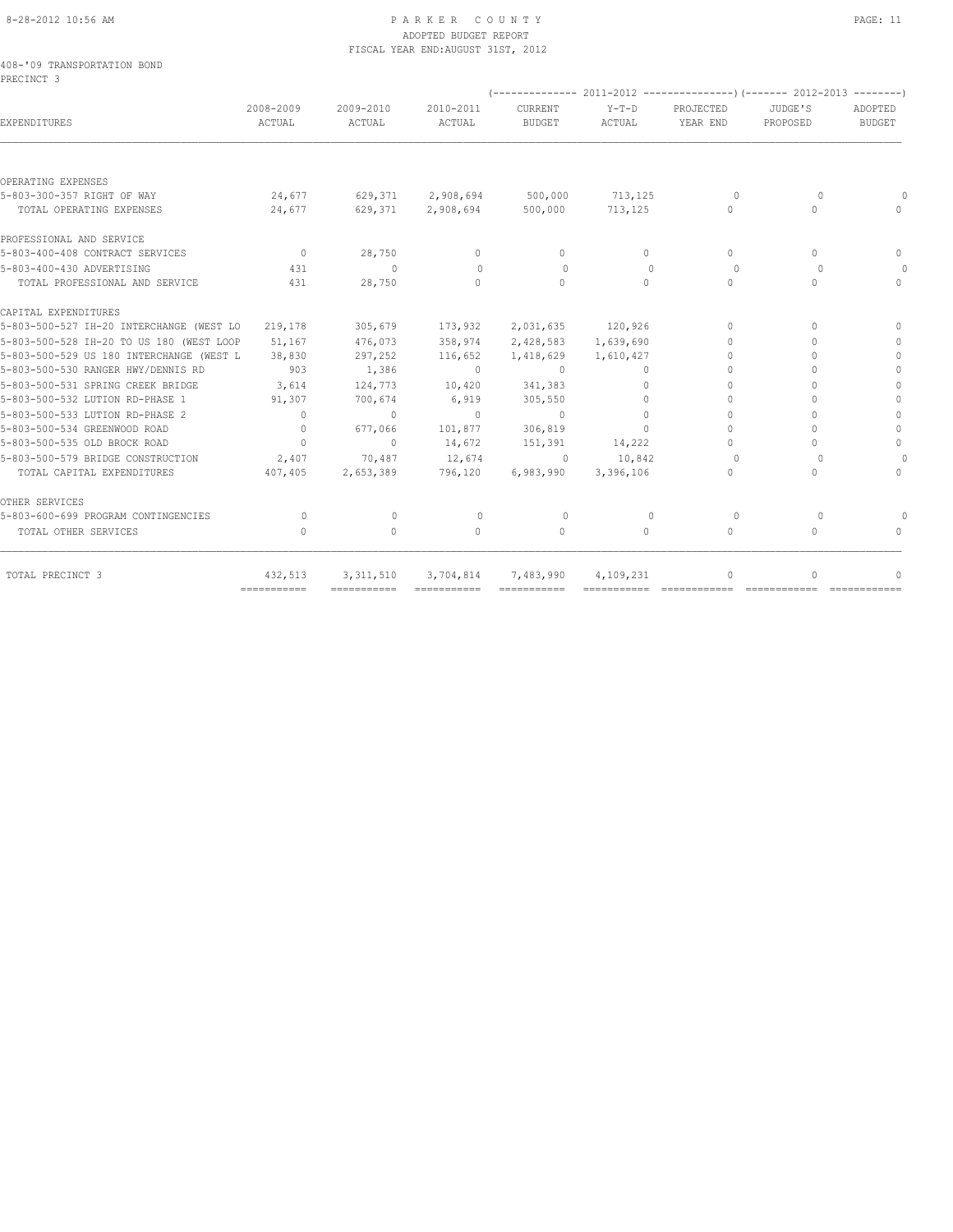PARKER COUNTY
ADOPTED BUDGET REPORT
FISCAL YEAR END:AUGUST 31ST, 2012

408-'09 TRANSPORTATION BOND
PRECINCT 3

| EXPENDITURES | 2008-2009 ACTUAL | 2009-2010 ACTUAL | 2010-2011 ACTUAL | 2011-2012 CURRENT BUDGET | 2011-2012 Y-T-D ACTUAL | 2011-2012 PROJECTED YEAR END | 2012-2013 JUDGE'S PROPOSED | 2012-2013 ADOPTED BUDGET |
|---|---|---|---|---|---|---|---|---|
| OPERATING EXPENSES | | | | | | | | |
| 5-803-300-357 RIGHT OF WAY | 24,677 | 629,371 | 2,908,694 | 500,000 | 713,125 | 0 | 0 | 0 |
| TOTAL OPERATING EXPENSES | 24,677 | 629,371 | 2,908,694 | 500,000 | 713,125 | 0 | 0 | 0 |
| PROFESSIONAL AND SERVICE | | | | | | | | |
| 5-803-400-408 CONTRACT SERVICES | 0 | 28,750 | 0 | 0 | 0 | 0 | 0 | 0 |
| 5-803-400-430 ADVERTISING | 431 | 0 | 0 | 0 | 0 | 0 | 0 | 0 |
| TOTAL PROFESSIONAL AND SERVICE | 431 | 28,750 | 0 | 0 | 0 | 0 | 0 | 0 |
| CAPITAL EXPENDITURES | | | | | | | | |
| 5-803-500-527 IH-20 INTERCHANGE (WEST LO | 219,178 | 305,679 | 173,932 | 2,031,635 | 120,926 | 0 | 0 | 0 |
| 5-803-500-528 IH-20 TO US 180 (WEST LOOP | 51,167 | 476,073 | 358,974 | 2,428,583 | 1,639,690 | 0 | 0 | 0 |
| 5-803-500-529 US 180 INTERCHANGE (WEST L | 38,830 | 297,252 | 116,652 | 1,418,629 | 1,610,427 | 0 | 0 | 0 |
| 5-803-500-530 RANGER HWY/DENNIS RD | 903 | 1,386 | 0 | 0 | 0 | 0 | 0 | 0 |
| 5-803-500-531 SPRING CREEK BRIDGE | 3,614 | 124,773 | 10,420 | 341,383 | 0 | 0 | 0 | 0 |
| 5-803-500-532 LUTION RD-PHASE 1 | 91,307 | 700,674 | 6,919 | 305,550 | 0 | 0 | 0 | 0 |
| 5-803-500-533 LUTION RD-PHASE 2 | 0 | 0 | 0 | 0 | 0 | 0 | 0 | 0 |
| 5-803-500-534 GREENWOOD ROAD | 0 | 677,066 | 101,877 | 306,819 | 0 | 0 | 0 | 0 |
| 5-803-500-535 OLD BROCK ROAD | 0 | 0 | 14,672 | 151,391 | 14,222 | 0 | 0 | 0 |
| 5-803-500-579 BRIDGE CONSTRUCTION | 2,407 | 70,487 | 12,674 | 0 | 10,842 | 0 | 0 | 0 |
| TOTAL CAPITAL EXPENDITURES | 407,405 | 2,653,389 | 796,120 | 6,983,990 | 3,396,106 | 0 | 0 | 0 |
| OTHER SERVICES | | | | | | | | |
| 5-803-600-699 PROGRAM CONTINGENCIES | 0 | 0 | 0 | 0 | 0 | 0 | 0 | 0 |
| TOTAL OTHER SERVICES | 0 | 0 | 0 | 0 | 0 | 0 | 0 | 0 |
| TOTAL PRECINCT 3 | 432,513 | 3,311,510 | 3,704,814 | 7,483,990 | 4,109,231 | 0 | 0 | 0 |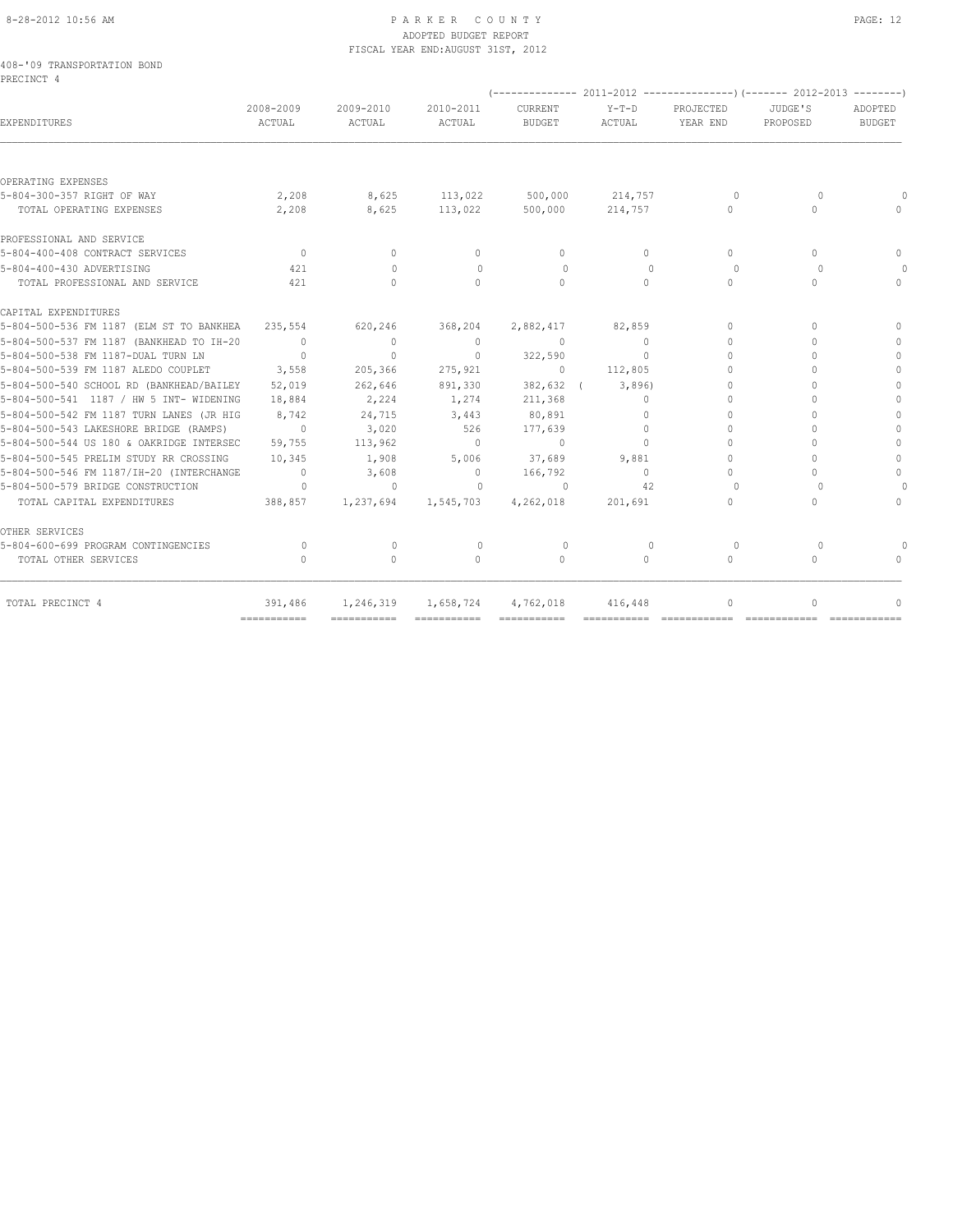PARKER COUNTY
ADOPTED BUDGET REPORT
FISCAL YEAR END:AUGUST 31ST, 2012

408-'09 TRANSPORTATION BOND
PRECINCT 4

| EXPENDITURES | 2008-2009 ACTUAL | 2009-2010 ACTUAL | 2010-2011 ACTUAL | 2011-2012 CURRENT BUDGET | 2011-2012 Y-T-D ACTUAL | 2011-2012 PROJECTED YEAR END | 2012-2013 JUDGE'S PROPOSED | 2012-2013 ADOPTED BUDGET |
|---|---|---|---|---|---|---|---|---|
| OPERATING EXPENSES | | | | | | | | |
| 5-804-300-357 RIGHT OF WAY | 2,208 | 8,625 | 113,022 | 500,000 | 214,757 | 0 | 0 | 0 |
| TOTAL OPERATING EXPENSES | 2,208 | 8,625 | 113,022 | 500,000 | 214,757 | 0 | 0 | 0 |
| PROFESSIONAL AND SERVICE | | | | | | | | |
| 5-804-400-408 CONTRACT SERVICES | 0 | 0 | 0 | 0 | 0 | 0 | 0 | 0 |
| 5-804-400-430 ADVERTISING | 421 | 0 | 0 | 0 | 0 | 0 | 0 | 0 |
| TOTAL PROFESSIONAL AND SERVICE | 421 | 0 | 0 | 0 | 0 | 0 | 0 | 0 |
| CAPITAL EXPENDITURES | | | | | | | | |
| 5-804-500-536 FM 1187 (ELM ST TO BANKHEA | 235,554 | 620,246 | 368,204 | 2,882,417 | 82,859 | 0 | 0 | 0 |
| 5-804-500-537 FM 1187 (BANKHEAD TO IH-20 | 0 | 0 | 0 | 0 | 0 | 0 | 0 | 0 |
| 5-804-500-538 FM 1187-DUAL TURN LN | 0 | 0 | 0 | 322,590 | 0 | 0 | 0 | 0 |
| 5-804-500-539 FM 1187 ALEDO COUPLET | 3,558 | 205,366 | 275,921 | 0 | 112,805 | 0 | 0 | 0 |
| 5-804-500-540 SCHOOL RD (BANKHEAD/BAILEY | 52,019 | 262,646 | 891,330 | 382,632 | ( 3,896) | 0 | 0 | 0 |
| 5-804-500-541 1187 / HW 5 INT- WIDENING | 18,884 | 2,224 | 1,274 | 211,368 | 0 | 0 | 0 | 0 |
| 5-804-500-542 FM 1187 TURN LANES (JR HIG | 8,742 | 24,715 | 3,443 | 80,891 | 0 | 0 | 0 | 0 |
| 5-804-500-543 LAKESHORE BRIDGE (RAMPS) | 0 | 3,020 | 526 | 177,639 | 0 | 0 | 0 | 0 |
| 5-804-500-544 US 180 & OAKRIDGE INTERSEC | 59,755 | 113,962 | 0 | 0 | 0 | 0 | 0 | 0 |
| 5-804-500-545 PRELIM STUDY RR CROSSING | 10,345 | 1,908 | 5,006 | 37,689 | 9,881 | 0 | 0 | 0 |
| 5-804-500-546 FM 1187/IH-20 (INTERCHANGE | 0 | 3,608 | 0 | 166,792 | 0 | 0 | 0 | 0 |
| 5-804-500-579 BRIDGE CONSTRUCTION | 0 | 0 | 0 | 0 | 42 | 0 | 0 | 0 |
| TOTAL CAPITAL EXPENDITURES | 388,857 | 1,237,694 | 1,545,703 | 4,262,018 | 201,691 | 0 | 0 | 0 |
| OTHER SERVICES | | | | | | | | |
| 5-804-600-699 PROGRAM CONTINGENCIES | 0 | 0 | 0 | 0 | 0 | 0 | 0 | 0 |
| TOTAL OTHER SERVICES | 0 | 0 | 0 | 0 | 0 | 0 | 0 | 0 |
| TOTAL PRECINCT 4 | 391,486 | 1,246,319 | 1,658,724 | 4,762,018 | 416,448 | 0 | 0 | 0 |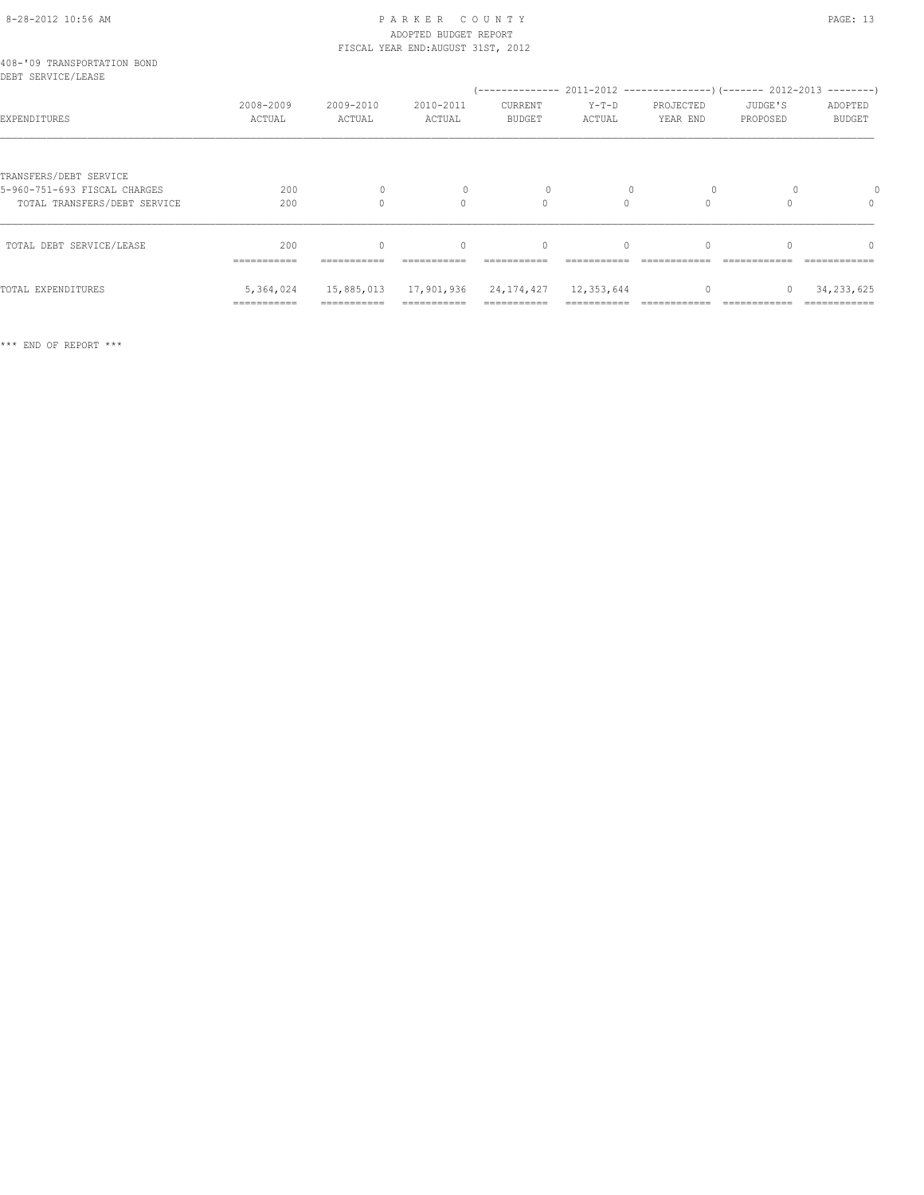408-'09 TRANSPORTATION BOND
DEBT SERVICE/LEASE

| EXPENDITURES | 2008-2009 ACTUAL | 2009-2010 ACTUAL | 2010-2011 ACTUAL | (-------------- 2011-2012 CURRENT BUDGET | Y-T-D ACTUAL | PROJECTED YEAR END ---------------) | (------- 2012-2013 JUDGE'S PROPOSED | ADOPTED BUDGET --------) |
|---|---|---|---|---|---|---|---|---|
| TRANSFERS/DEBT SERVICE | | | | | | | | |
| 5-960-751-693 FISCAL CHARGES | 200 | 0 | 0 | 0 | 0 | 0 | 0 | 0 |
| TOTAL TRANSFERS/DEBT SERVICE | 200 | 0 | 0 | 0 | 0 | 0 | 0 | 0 |
| TOTAL DEBT SERVICE/LEASE | 200 | 0 | 0 | 0 | 0 | 0 | 0 | 0 |
| TOTAL EXPENDITURES | 5,364,024 | 15,885,013 | 17,901,936 | 24,174,427 | 12,353,644 | 0 | 0 | 34,233,625 |

\*\*\* END OF REPORT \*\*\*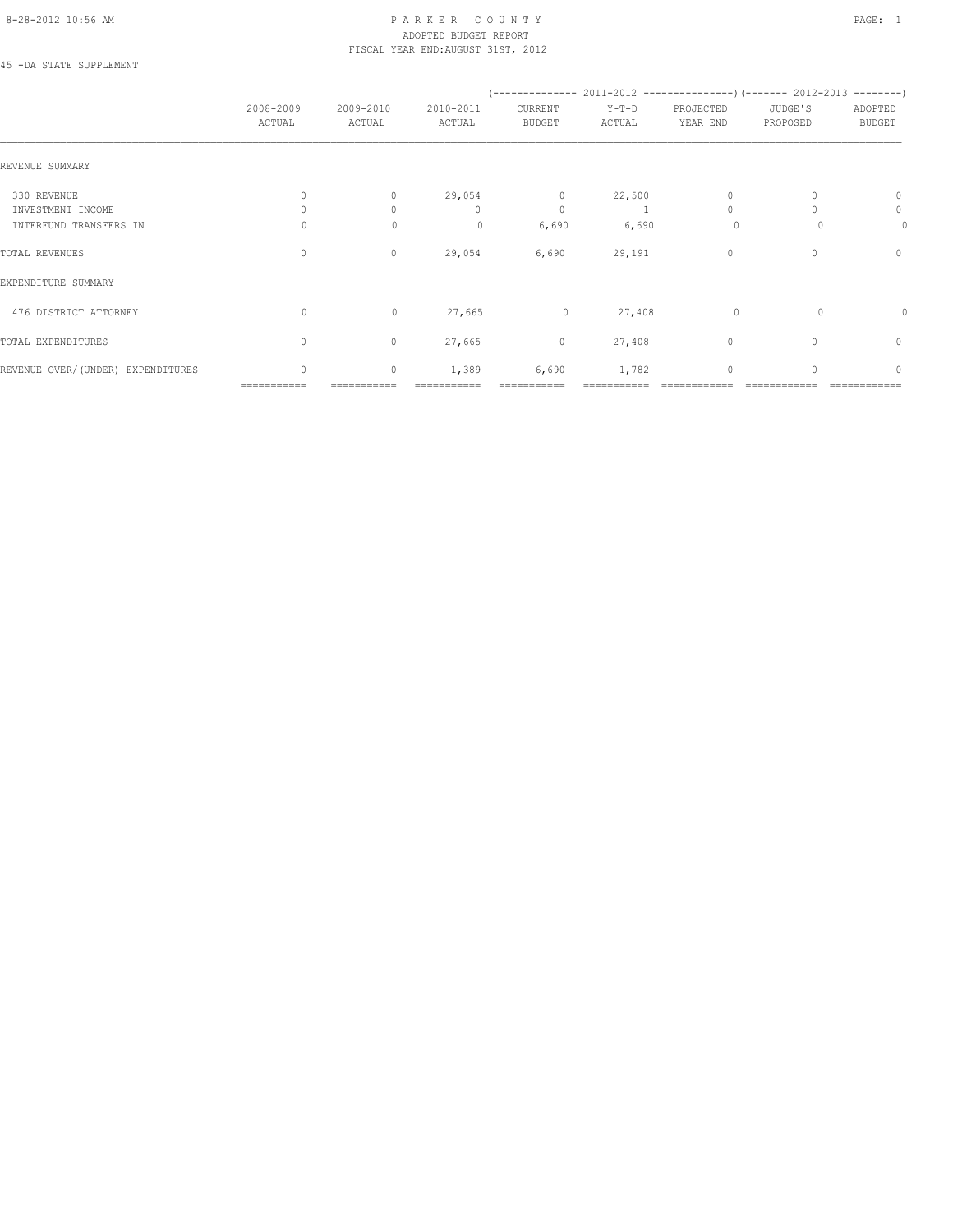PARKER COUNTY
ADOPTED BUDGET REPORT
FISCAL YEAR END:AUGUST 31ST, 2012

45 -DA STATE SUPPLEMENT

| | 2008-2009 ACTUAL | 2009-2010 ACTUAL | 2010-2011 ACTUAL | (-------- 2011-2012 CURRENT BUDGET | Y-T-D ACTUAL | PROJECTED YEAR END --------) | (------- 2012-2013 JUDGE'S PROPOSED | ADOPTED BUDGET --------) |
|---|---|---|---|---|---|---|---|---|
| REVENUE SUMMARY | | | | | | | | |
| 330 REVENUE | 0 | 0 | 29,054 | 0 | 22,500 | 0 | 0 | 0 |
| INVESTMENT INCOME | 0 | 0 | 0 | 0 | 1 | 0 | 0 | 0 |
| INTERFUND TRANSFERS IN | 0 | 0 | 0 | 6,690 | 6,690 | 0 | 0 | 0 |
| TOTAL REVENUES | 0 | 0 | 29,054 | 6,690 | 29,191 | 0 | 0 | 0 |
| EXPENDITURE SUMMARY | | | | | | | | |
| 476 DISTRICT ATTORNEY | 0 | 0 | 27,665 | 0 | 27,408 | 0 | 0 | 0 |
| TOTAL EXPENDITURES | 0 | 0 | 27,665 | 0 | 27,408 | 0 | 0 | 0 |
| REVENUE OVER/(UNDER) EXPENDITURES | 0 | 0 | 1,389 | 6,690 | 1,782 | 0 | 0 | 0 |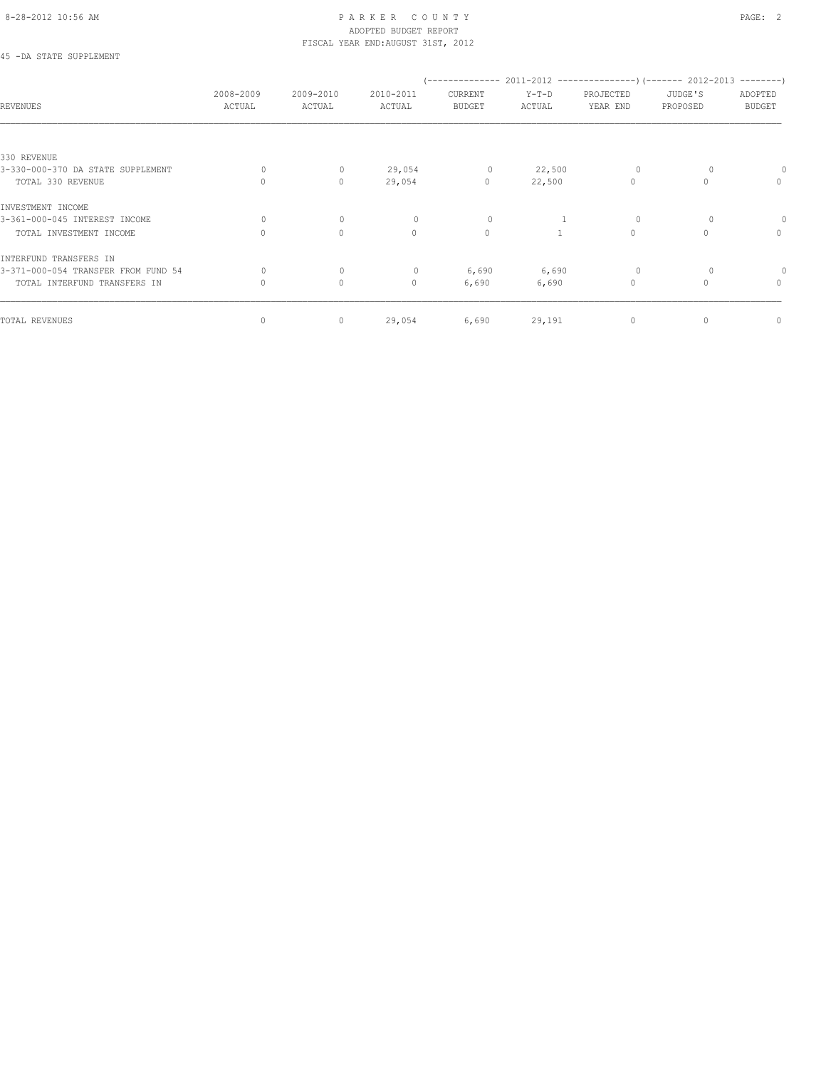# PARKER COUNTY
## ADOPTED BUDGET REPORT
### FISCAL YEAR END: AUGUST 31ST, 2012

45 -DA STATE SUPPLEMENT

| REVENUES | 2008-2009 ACTUAL | 2009-2010 ACTUAL | 2010-2011 ACTUAL | (-------------- 2011-2012 CURRENT BUDGET | Y-T-D ACTUAL | PROJECTED YEAR END ---------------) | (------- 2012-2013 JUDGE'S PROPOSED | ADOPTED BUDGET --------) |
|---|---|---|---|---|---|---|---|---|
| 330 REVENUE | | | | | | | | |
| 3-330-000-370 DA STATE SUPPLEMENT | 0 | 0 | 29,054 | 0 | 22,500 | 0 | 0 | 0 |
| TOTAL 330 REVENUE | 0 | 0 | 29,054 | 0 | 22,500 | 0 | 0 | 0 |
| INVESTMENT INCOME | | | | | | | | |
| 3-361-000-045 INTEREST INCOME | 0 | 0 | 0 | 0 | 1 | 0 | 0 | 0 |
| TOTAL INVESTMENT INCOME | 0 | 0 | 0 | 0 | 1 | 0 | 0 | 0 |
| INTERFUND TRANSFERS IN | | | | | | | | |
| 3-371-000-054 TRANSFER FROM FUND 54 | 0 | 0 | 0 | 6,690 | 6,690 | 0 | 0 | 0 |
| TOTAL INTERFUND TRANSFERS IN | 0 | 0 | 0 | 6,690 | 6,690 | 0 | 0 | 0 |
| TOTAL REVENUES | 0 | 0 | 29,054 | 6,690 | 29,191 | 0 | 0 | 0 |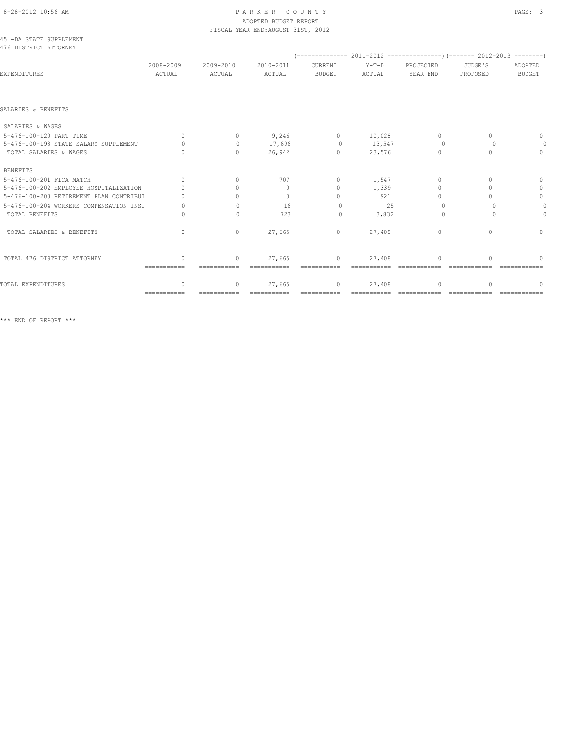PARKER COUNTY
ADOPTED BUDGET REPORT
FISCAL YEAR END:AUGUST 31ST, 2012

45 -DA STATE SUPPLEMENT
476 DISTRICT ATTORNEY

| EXPENDITURES | 2008-2009 ACTUAL | 2009-2010 ACTUAL | 2010-2011 ACTUAL | 2011-2012 CURRENT BUDGET | 2011-2012 Y-T-D ACTUAL | 2011-2012 PROJECTED YEAR END | 2012-2013 JUDGE'S PROPOSED | 2012-2013 ADOPTED BUDGET |
|---|---|---|---|---|---|---|---|---|
| **SALARIES & BENEFITS** | | | | | | | | |
| SALARIES & WAGES | | | | | | | | |
| 5-476-100-120 PART TIME | 0 | 0 | 9,246 | 0 | 10,028 | 0 | 0 | 0 |
| 5-476-100-198 STATE SALARY SUPPLEMENT | 0 | 0 | 17,696 | 0 | 13,547 | 0 | 0 | 0 |
| TOTAL SALARIES & WAGES | 0 | 0 | 26,942 | 0 | 23,576 | 0 | 0 | 0 |
| BENEFITS | | | | | | | | |
| 5-476-100-201 FICA MATCH | 0 | 0 | 707 | 0 | 1,547 | 0 | 0 | 0 |
| 5-476-100-202 EMPLOYEE HOSPITALIZATION | 0 | 0 | 0 | 0 | 1,339 | 0 | 0 | 0 |
| 5-476-100-203 RETIREMENT PLAN CONTRIBUT | 0 | 0 | 0 | 0 | 921 | 0 | 0 | 0 |
| 5-476-100-204 WORKERS COMPENSATION INSU | 0 | 0 | 16 | 0 | 25 | 0 | 0 | 0 |
| TOTAL BENEFITS | 0 | 0 | 723 | 0 | 3,832 | 0 | 0 | 0 |
| TOTAL SALARIES & BENEFITS | 0 | 0 | 27,665 | 0 | 27,408 | 0 | 0 | 0 |
| TOTAL 476 DISTRICT ATTORNEY | 0 | 0 | 27,665 | 0 | 27,408 | 0 | 0 | 0 |
| TOTAL EXPENDITURES | 0 | 0 | 27,665 | 0 | 27,408 | 0 | 0 | 0 |

*** END OF REPORT ***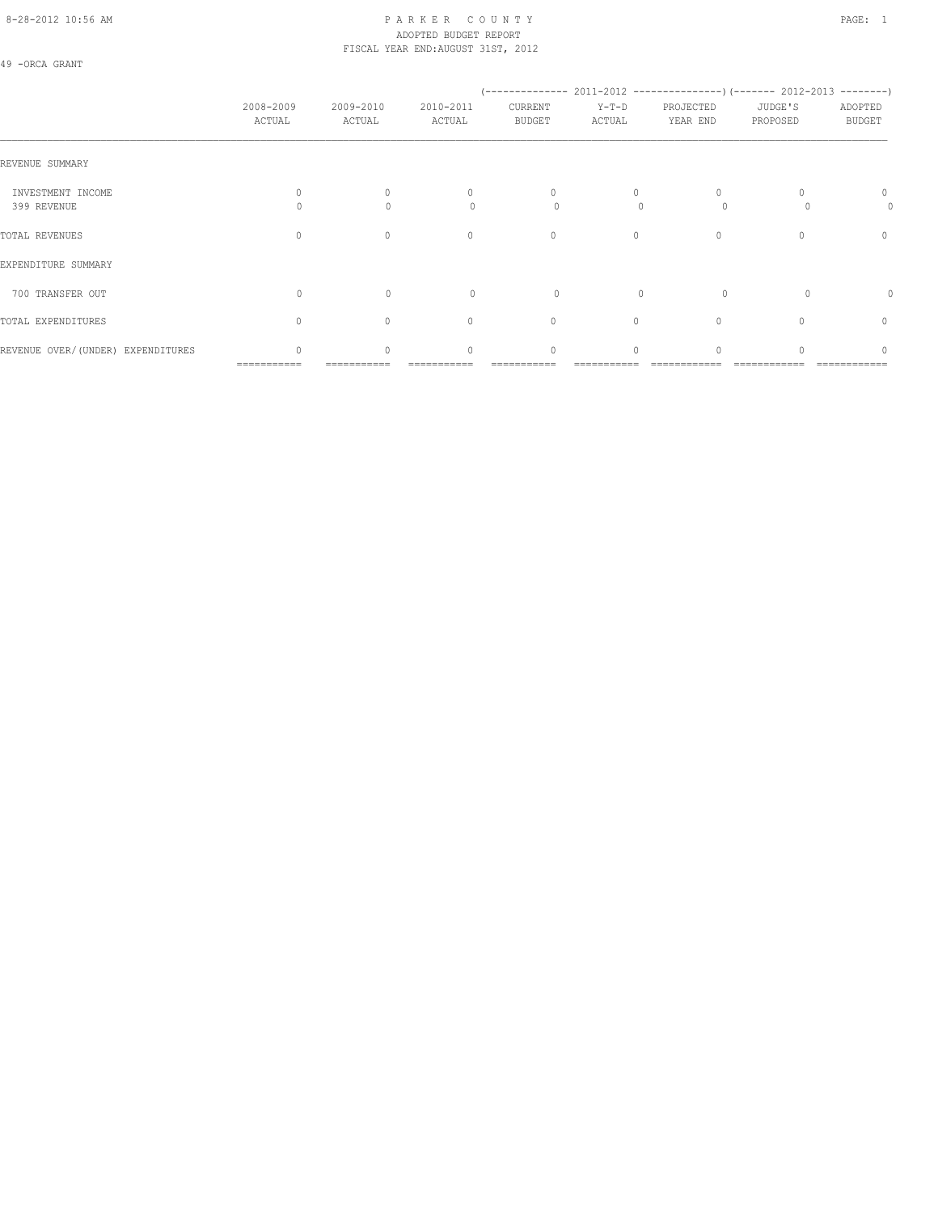PARKER COUNTY
ADOPTED BUDGET REPORT
FISCAL YEAR END:AUGUST 31ST, 2012

49 -ORCA GRANT

| | 2008-2009 ACTUAL | 2009-2010 ACTUAL | 2010-2011 ACTUAL | 2011-2012 CURRENT BUDGET | 2011-2012 Y-T-D ACTUAL | 2011-2012 PROJECTED YEAR END | 2012-2013 JUDGE'S PROPOSED | 2012-2013 ADOPTED BUDGET |
|---|---|---|---|---|---|---|---|---|
| REVENUE SUMMARY | | | | | | | | |
| INVESTMENT INCOME | 0 | 0 | 0 | 0 | 0 | 0 | 0 | 0 |
| 399 REVENUE | 0 | 0 | 0 | 0 | 0 | 0 | 0 | 0 |
| TOTAL REVENUES | 0 | 0 | 0 | 0 | 0 | 0 | 0 | 0 |
| EXPENDITURE SUMMARY | | | | | | | | |
| 700 TRANSFER OUT | 0 | 0 | 0 | 0 | 0 | 0 | 0 | 0 |
| TOTAL EXPENDITURES | 0 | 0 | 0 | 0 | 0 | 0 | 0 | 0 |
| REVENUE OVER/(UNDER) EXPENDITURES | 0 | 0 | 0 | 0 | 0 | 0 | 0 | 0 |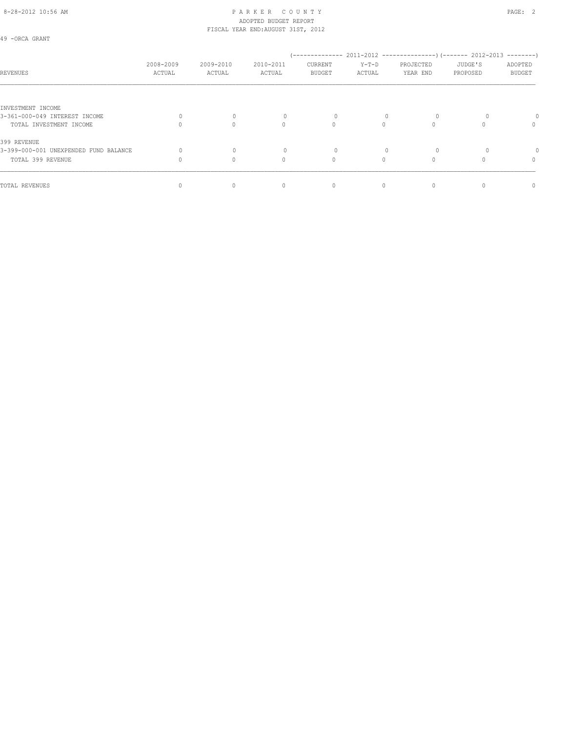PARKER COUNTY
ADOPTED BUDGET REPORT
FISCAL YEAR END:AUGUST 31ST, 2012

49 -ORCA GRANT

| REVENUES | 2008-2009 ACTUAL | 2009-2010 ACTUAL | 2010-2011 ACTUAL | (-------------- 2011-2012 CURRENT BUDGET | Y-T-D ACTUAL | PROJECTED YEAR END ---------------) | (------- 2012-2013 JUDGE'S PROPOSED | ADOPTED BUDGET --------) |
|---|---|---|---|---|---|---|---|---|
| INVESTMENT INCOME | | | | | | | | |
| 3-361-000-049 INTEREST INCOME | 0 | 0 | 0 | 0 | 0 | 0 | 0 | 0 |
| TOTAL INVESTMENT INCOME | 0 | 0 | 0 | 0 | 0 | 0 | 0 | 0 |
| 399 REVENUE | | | | | | | | |
| 3-399-000-001 UNEXPENDED FUND BALANCE | 0 | 0 | 0 | 0 | 0 | 0 | 0 | 0 |
| TOTAL 399 REVENUE | 0 | 0 | 0 | 0 | 0 | 0 | 0 | 0 |
| TOTAL REVENUES | 0 | 0 | 0 | 0 | 0 | 0 | 0 | 0 |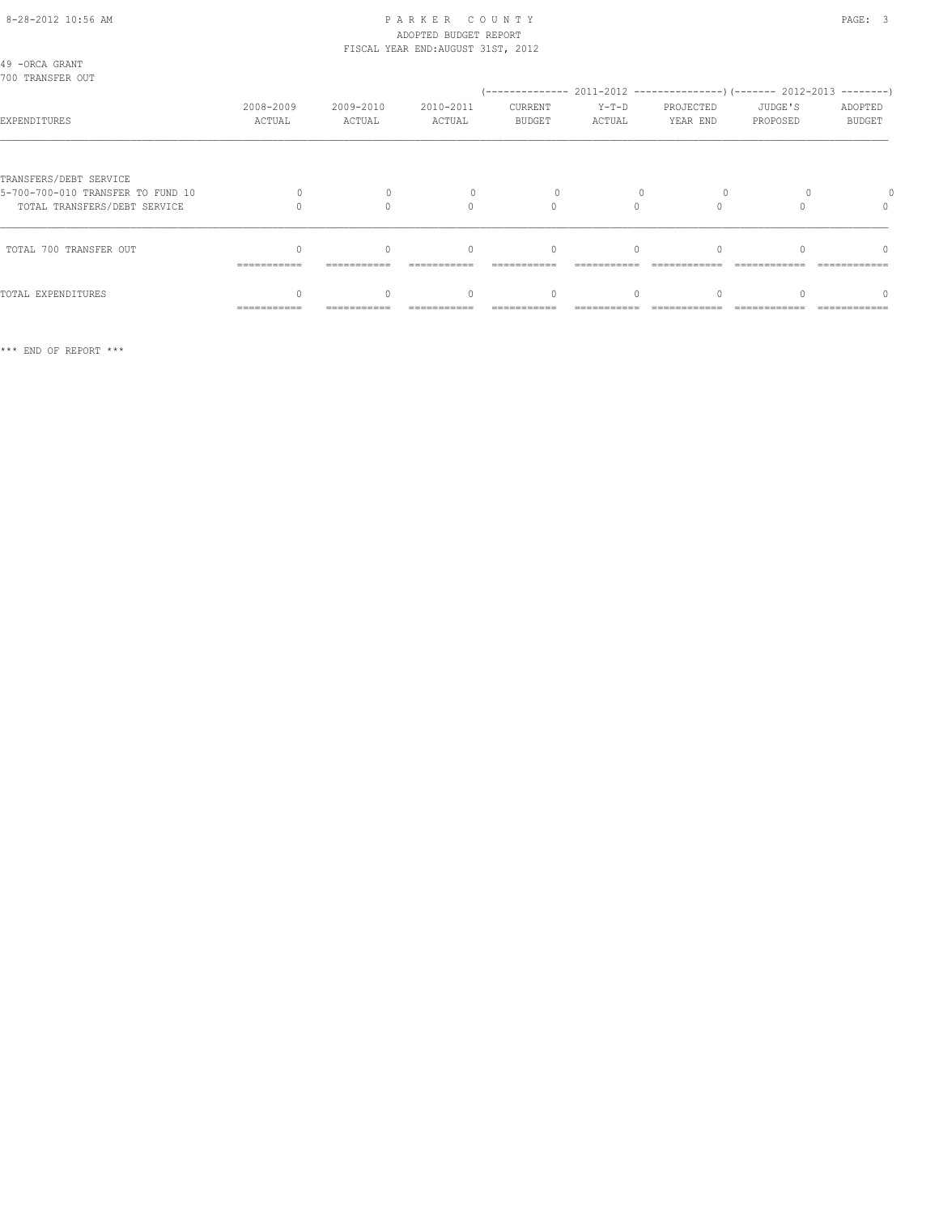PARKER COUNTY
ADOPTED BUDGET REPORT
FISCAL YEAR END:AUGUST 31ST, 2012

49 -ORCA GRANT
700 TRANSFER OUT

| EXPENDITURES | 2008-2009 ACTUAL | 2009-2010 ACTUAL | 2010-2011 ACTUAL | (-------------- 2011-2012 CURRENT BUDGET | Y-T-D ACTUAL | PROJECTED YEAR END ---------------) | (------- 2012-2013 JUDGE'S PROPOSED | ADOPTED BUDGET --------) |
|---|---|---|---|---|---|---|---|---|
| TRANSFERS/DEBT SERVICE | | | | | | | | |
| 5-700-700-010 TRANSFER TO FUND 10 | 0 | 0 | 0 | 0 | 0 | 0 | 0 | 0 |
| TOTAL TRANSFERS/DEBT SERVICE | 0 | 0 | 0 | 0 | 0 | 0 | 0 | 0 |
| TOTAL 700 TRANSFER OUT | 0 | 0 | 0 | 0 | 0 | 0 | 0 | 0 |
| TOTAL EXPENDITURES | 0 | 0 | 0 | 0 | 0 | 0 | 0 | 0 |

*** END OF REPORT ***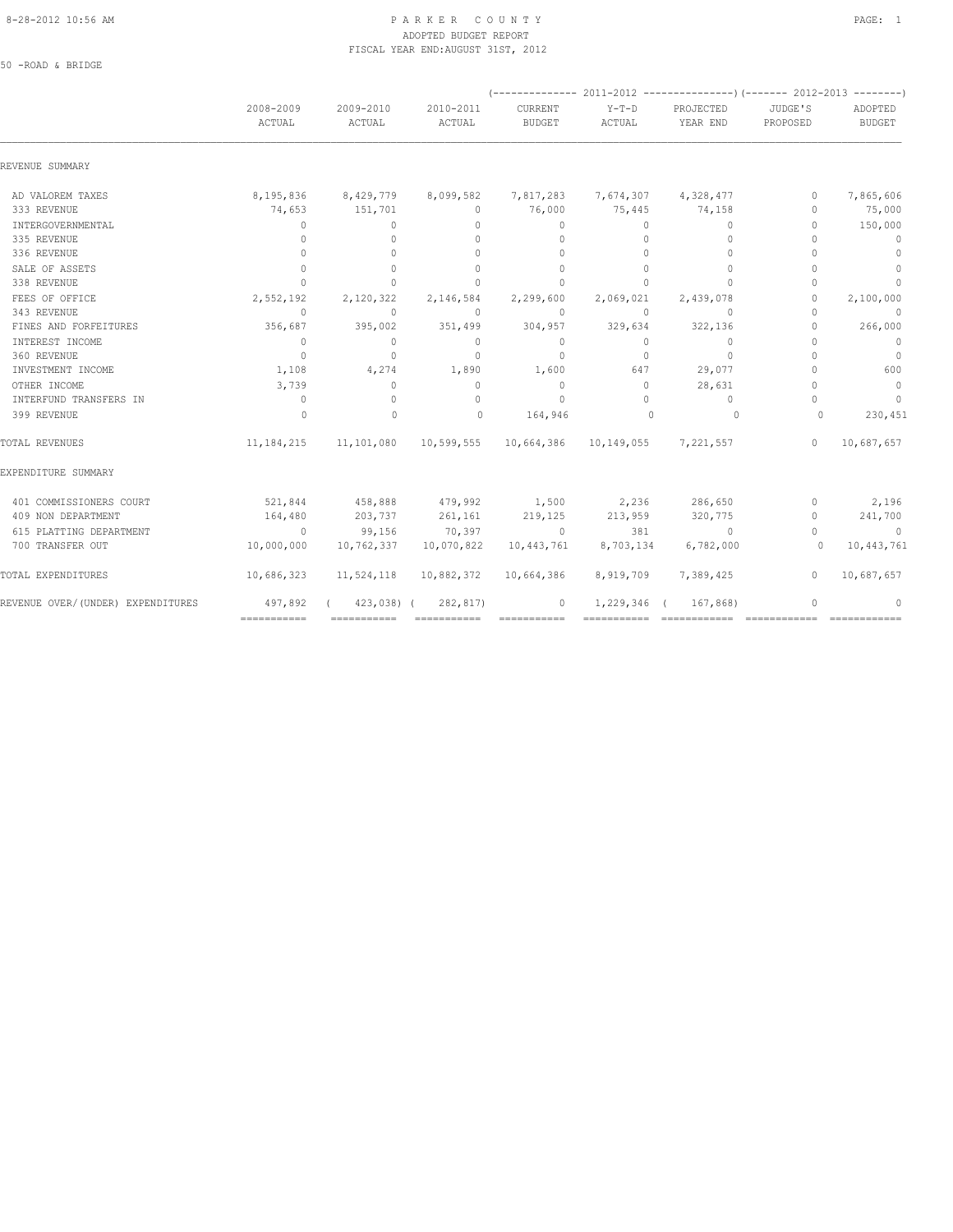# PARKER COUNTY
## ADOPTED BUDGET REPORT
### FISCAL YEAR END: AUGUST 31ST, 2012

50 -ROAD & BRIDGE

| | 2008-2009 ACTUAL | 2009-2010 ACTUAL | 2010-2011 ACTUAL | 2011-2012 CURRENT BUDGET | 2011-2012 Y-T-D ACTUAL | 2011-2012 PROJECTED YEAR END | 2012-2013 JUDGE'S PROPOSED | 2012-2013 ADOPTED BUDGET |
|---|---|---|---|---|---|---|---|---|
| **REVENUE SUMMARY** | | | | | | | | |
| AD VALOREM TAXES | 8,195,836 | 8,429,779 | 8,099,582 | 7,817,283 | 7,674,307 | 4,328,477 | 0 | 7,865,606 |
| 333 REVENUE | 74,653 | 151,701 | 0 | 76,000 | 75,445 | 74,158 | 0 | 75,000 |
| INTERGOVERNMENTAL | 0 | 0 | 0 | 0 | 0 | 0 | 0 | 150,000 |
| 335 REVENUE | 0 | 0 | 0 | 0 | 0 | 0 | 0 | 0 |
| 336 REVENUE | 0 | 0 | 0 | 0 | 0 | 0 | 0 | 0 |
| SALE OF ASSETS | 0 | 0 | 0 | 0 | 0 | 0 | 0 | 0 |
| 338 REVENUE | 0 | 0 | 0 | 0 | 0 | 0 | 0 | 0 |
| FEES OF OFFICE | 2,552,192 | 2,120,322 | 2,146,584 | 2,299,600 | 2,069,021 | 2,439,078 | 0 | 2,100,000 |
| 343 REVENUE | 0 | 0 | 0 | 0 | 0 | 0 | 0 | 0 |
| FINES AND FORFEITURES | 356,687 | 395,002 | 351,499 | 304,957 | 329,634 | 322,136 | 0 | 266,000 |
| INTEREST INCOME | 0 | 0 | 0 | 0 | 0 | 0 | 0 | 0 |
| 360 REVENUE | 0 | 0 | 0 | 0 | 0 | 0 | 0 | 0 |
| INVESTMENT INCOME | 1,108 | 4,274 | 1,890 | 1,600 | 647 | 29,077 | 0 | 600 |
| OTHER INCOME | 3,739 | 0 | 0 | 0 | 0 | 28,631 | 0 | 0 |
| INTERFUND TRANSFERS IN | 0 | 0 | 0 | 0 | 0 | 0 | 0 | 0 |
| 399 REVENUE | 0 | 0 | 0 | 164,946 | 0 | 0 | 0 | 230,451 |
| **TOTAL REVENUES** | 11,184,215 | 11,101,080 | 10,599,555 | 10,664,386 | 10,149,055 | 7,221,557 | 0 | 10,687,657 |
| **EXPENDITURE SUMMARY** | | | | | | | | |
| 401 COMMISSIONERS COURT | 521,844 | 458,888 | 479,992 | 1,500 | 2,236 | 286,650 | 0 | 2,196 |
| 409 NON DEPARTMENT | 164,480 | 203,737 | 261,161 | 219,125 | 213,959 | 320,775 | 0 | 241,700 |
| 615 PLATTING DEPARTMENT | 0 | 99,156 | 70,397 | 0 | 381 | 0 | 0 | 0 |
| 700 TRANSFER OUT | 10,000,000 | 10,762,337 | 10,070,822 | 10,443,761 | 8,703,134 | 6,782,000 | 0 | 10,443,761 |
| **TOTAL EXPENDITURES** | 10,686,323 | 11,524,118 | 10,882,372 | 10,664,386 | 8,919,709 | 7,389,425 | 0 | 10,687,657 |
| **REVENUE OVER/(UNDER) EXPENDITURES** | 497,892 | ( 423,038) | ( 282,817) | 0 | 1,229,346 | ( 167,868) | 0 | 0 |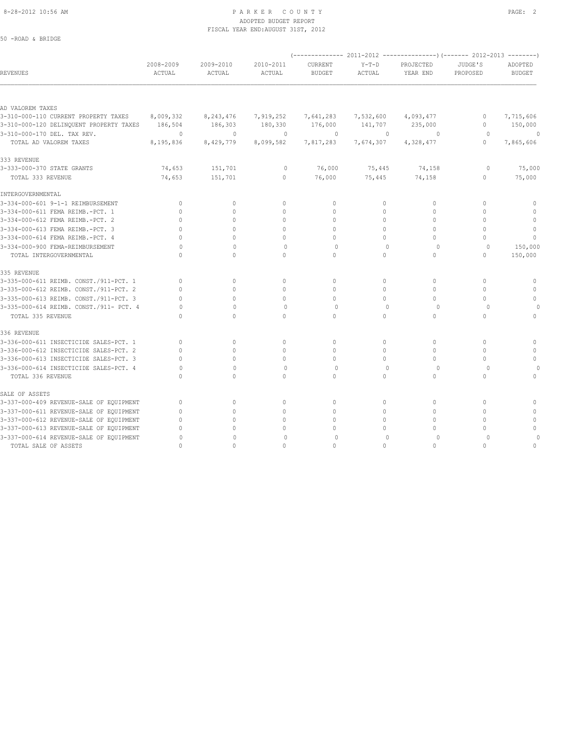# PARKER COUNTY
## ADOPTED BUDGET REPORT
### FISCAL YEAR END: AUGUST 31ST, 2012

50 -ROAD & BRIDGE

| REVENUES | 2008-2009 ACTUAL | 2009-2010 ACTUAL | 2010-2011 ACTUAL | 2011-2012 CURRENT BUDGET | 2011-2012 Y-T-D ACTUAL | 2011-2012 PROJECTED YEAR END | 2012-2013 JUDGE'S PROPOSED | 2012-2013 ADOPTED BUDGET |
|---|---|---|---|---|---|---|---|---|
| **AD VALOREM TAXES** | | | | | | | | |
| 3-310-000-110 CURRENT PROPERTY TAXES | 8,009,332 | 8,243,476 | 7,919,252 | 7,641,283 | 7,532,600 | 4,093,477 | 0 | 7,715,606 |
| 3-310-000-120 DELINQUENT PROPERTY TAXES | 186,504 | 186,303 | 180,330 | 176,000 | 141,707 | 235,000 | 0 | 150,000 |
| 3-310-000-170 DEL. TAX REV. | 0 | 0 | 0 | 0 | 0 | 0 | 0 | 0 |
| TOTAL AD VALOREM TAXES | 8,195,836 | 8,429,779 | 8,099,582 | 7,817,283 | 7,674,307 | 4,328,477 | 0 | 7,865,606 |
| **333 REVENUE** | | | | | | | | |
| 3-333-000-370 STATE GRANTS | 74,653 | 151,701 | 0 | 76,000 | 75,445 | 74,158 | 0 | 75,000 |
| TOTAL 333 REVENUE | 74,653 | 151,701 | 0 | 76,000 | 75,445 | 74,158 | 0 | 75,000 |
| **INTERGOVERNMENTAL** | | | | | | | | |
| 3-334-000-601 9-1-1 REIMBURSEMENT | 0 | 0 | 0 | 0 | 0 | 0 | 0 | 0 |
| 3-334-000-611 FEMA REIMB.-PCT. 1 | 0 | 0 | 0 | 0 | 0 | 0 | 0 | 0 |
| 3-334-000-612 FEMA REIMB.-PCT. 2 | 0 | 0 | 0 | 0 | 0 | 0 | 0 | 0 |
| 3-334-000-613 FEMA REIMB.-PCT. 3 | 0 | 0 | 0 | 0 | 0 | 0 | 0 | 0 |
| 3-334-000-614 FEMA REIMB.-PCT. 4 | 0 | 0 | 0 | 0 | 0 | 0 | 0 | 0 |
| 3-334-000-900 FEMA-REIMBURSEMENT | 0 | 0 | 0 | 0 | 0 | 0 | 0 | 150,000 |
| TOTAL INTERGOVERNMENTAL | 0 | 0 | 0 | 0 | 0 | 0 | 0 | 150,000 |
| **335 REVENUE** | | | | | | | | |
| 3-335-000-611 REIMB. CONST./911-PCT. 1 | 0 | 0 | 0 | 0 | 0 | 0 | 0 | 0 |
| 3-335-000-612 REIMB. CONST./911-PCT. 2 | 0 | 0 | 0 | 0 | 0 | 0 | 0 | 0 |
| 3-335-000-613 REIMB. CONST./911-PCT. 3 | 0 | 0 | 0 | 0 | 0 | 0 | 0 | 0 |
| 3-335-000-614 REIMB. CONST./911- PCT. 4 | 0 | 0 | 0 | 0 | 0 | 0 | 0 | 0 |
| TOTAL 335 REVENUE | 0 | 0 | 0 | 0 | 0 | 0 | 0 | 0 |
| **336 REVENUE** | | | | | | | | |
| 3-336-000-611 INSECTICIDE SALES-PCT. 1 | 0 | 0 | 0 | 0 | 0 | 0 | 0 | 0 |
| 3-336-000-612 INSECTICIDE SALES-PCT. 2 | 0 | 0 | 0 | 0 | 0 | 0 | 0 | 0 |
| 3-336-000-613 INSECTICIDE SALES-PCT. 3 | 0 | 0 | 0 | 0 | 0 | 0 | 0 | 0 |
| 3-336-000-614 INSECTICIDE SALES-PCT. 4 | 0 | 0 | 0 | 0 | 0 | 0 | 0 | 0 |
| TOTAL 336 REVENUE | 0 | 0 | 0 | 0 | 0 | 0 | 0 | 0 |
| **SALE OF ASSETS** | | | | | | | | |
| 3-337-000-409 REVENUE-SALE OF EQUIPMENT | 0 | 0 | 0 | 0 | 0 | 0 | 0 | 0 |
| 3-337-000-611 REVENUE-SALE OF EQUIPMENT | 0 | 0 | 0 | 0 | 0 | 0 | 0 | 0 |
| 3-337-000-612 REVENUE-SALE OF EQUIPMENT | 0 | 0 | 0 | 0 | 0 | 0 | 0 | 0 |
| 3-337-000-613 REVENUE-SALE OF EQUIPMENT | 0 | 0 | 0 | 0 | 0 | 0 | 0 | 0 |
| 3-337-000-614 REVENUE-SALE OF EQUIPMENT | 0 | 0 | 0 | 0 | 0 | 0 | 0 | 0 |
| TOTAL SALE OF ASSETS | 0 | 0 | 0 | 0 | 0 | 0 | 0 | 0 |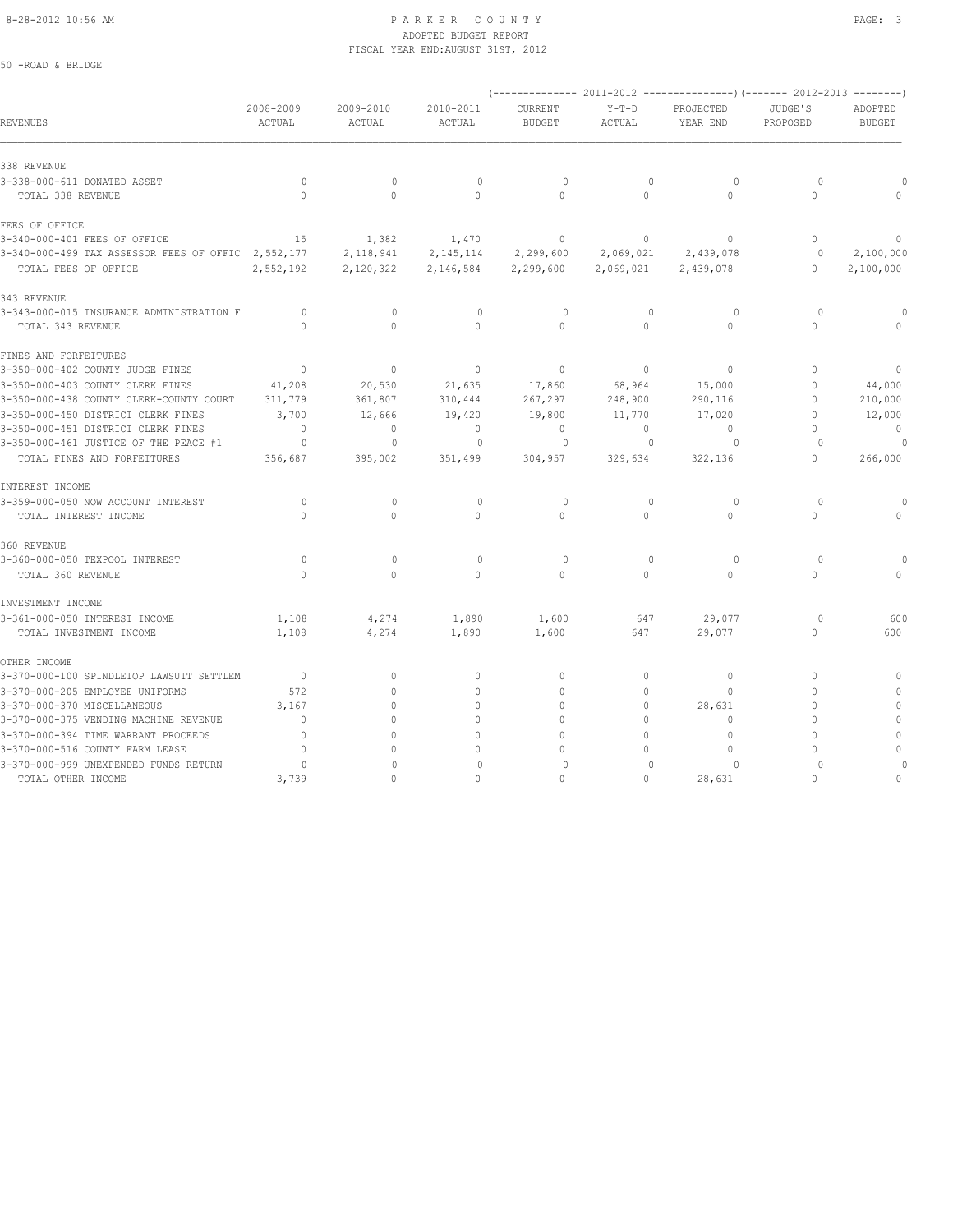PARKER COUNTY
ADOPTED BUDGET REPORT
FISCAL YEAR END:AUGUST 31ST, 2012

50 -ROAD & BRIDGE

| REVENUES | 2008-2009 ACTUAL | 2009-2010 ACTUAL | 2010-2011 ACTUAL | 2011-2012 CURRENT BUDGET | 2011-2012 Y-T-D ACTUAL | 2011-2012 PROJECTED YEAR END | 2012-2013 JUDGE'S PROPOSED | 2012-2013 ADOPTED BUDGET |
|---|---|---|---|---|---|---|---|---|
| **338 REVENUE** | | | | | | | | |
| 3-338-000-611 DONATED ASSET | 0 | 0 | 0 | 0 | 0 | 0 | 0 | 0 |
| TOTAL 338 REVENUE | 0 | 0 | 0 | 0 | 0 | 0 | 0 | 0 |
| **FEES OF OFFICE** | | | | | | | | |
| 3-340-000-401 FEES OF OFFICE | 15 | 1,382 | 1,470 | 0 | 0 | 0 | 0 | 0 |
| 3-340-000-499 TAX ASSESSOR FEES OF OFFIC | 2,552,177 | 2,118,941 | 2,145,114 | 2,299,600 | 2,069,021 | 2,439,078 | 0 | 2,100,000 |
| TOTAL FEES OF OFFICE | 2,552,192 | 2,120,322 | 2,146,584 | 2,299,600 | 2,069,021 | 2,439,078 | 0 | 2,100,000 |
| **343 REVENUE** | | | | | | | | |
| 3-343-000-015 INSURANCE ADMINISTRATION F | 0 | 0 | 0 | 0 | 0 | 0 | 0 | 0 |
| TOTAL 343 REVENUE | 0 | 0 | 0 | 0 | 0 | 0 | 0 | 0 |
| **FINES AND FORFEITURES** | | | | | | | | |
| 3-350-000-402 COUNTY JUDGE FINES | 0 | 0 | 0 | 0 | 0 | 0 | 0 | 0 |
| 3-350-000-403 COUNTY CLERK FINES | 41,208 | 20,530 | 21,635 | 17,860 | 68,964 | 15,000 | 0 | 44,000 |
| 3-350-000-438 COUNTY CLERK-COUNTY COURT | 311,779 | 361,807 | 310,444 | 267,297 | 248,900 | 290,116 | 0 | 210,000 |
| 3-350-000-450 DISTRICT CLERK FINES | 3,700 | 12,666 | 19,420 | 19,800 | 11,770 | 17,020 | 0 | 12,000 |
| 3-350-000-451 DISTRICT CLERK FINES | 0 | 0 | 0 | 0 | 0 | 0 | 0 | 0 |
| 3-350-000-461 JUSTICE OF THE PEACE #1 | 0 | 0 | 0 | 0 | 0 | 0 | 0 | 0 |
| TOTAL FINES AND FORFEITURES | 356,687 | 395,002 | 351,499 | 304,957 | 329,634 | 322,136 | 0 | 266,000 |
| **INTEREST INCOME** | | | | | | | | |
| 3-359-000-050 NOW ACCOUNT INTEREST | 0 | 0 | 0 | 0 | 0 | 0 | 0 | 0 |
| TOTAL INTEREST INCOME | 0 | 0 | 0 | 0 | 0 | 0 | 0 | 0 |
| **360 REVENUE** | | | | | | | | |
| 3-360-000-050 TEXPOOL INTEREST | 0 | 0 | 0 | 0 | 0 | 0 | 0 | 0 |
| TOTAL 360 REVENUE | 0 | 0 | 0 | 0 | 0 | 0 | 0 | 0 |
| **INVESTMENT INCOME** | | | | | | | | |
| 3-361-000-050 INTEREST INCOME | 1,108 | 4,274 | 1,890 | 1,600 | 647 | 29,077 | 0 | 600 |
| TOTAL INVESTMENT INCOME | 1,108 | 4,274 | 1,890 | 1,600 | 647 | 29,077 | 0 | 600 |
| **OTHER INCOME** | | | | | | | | |
| 3-370-000-100 SPINDLETOP LAWSUIT SETTLEM | 0 | 0 | 0 | 0 | 0 | 0 | 0 | 0 |
| 3-370-000-205 EMPLOYEE UNIFORMS | 572 | 0 | 0 | 0 | 0 | 0 | 0 | 0 |
| 3-370-000-370 MISCELLANEOUS | 3,167 | 0 | 0 | 0 | 0 | 28,631 | 0 | 0 |
| 3-370-000-375 VENDING MACHINE REVENUE | 0 | 0 | 0 | 0 | 0 | 0 | 0 | 0 |
| 3-370-000-394 TIME WARRANT PROCEEDS | 0 | 0 | 0 | 0 | 0 | 0 | 0 | 0 |
| 3-370-000-516 COUNTY FARM LEASE | 0 | 0 | 0 | 0 | 0 | 0 | 0 | 0 |
| 3-370-000-999 UNEXPENDED FUNDS RETURN | 0 | 0 | 0 | 0 | 0 | 0 | 0 | 0 |
| TOTAL OTHER INCOME | 3,739 | 0 | 0 | 0 | 0 | 28,631 | 0 | 0 |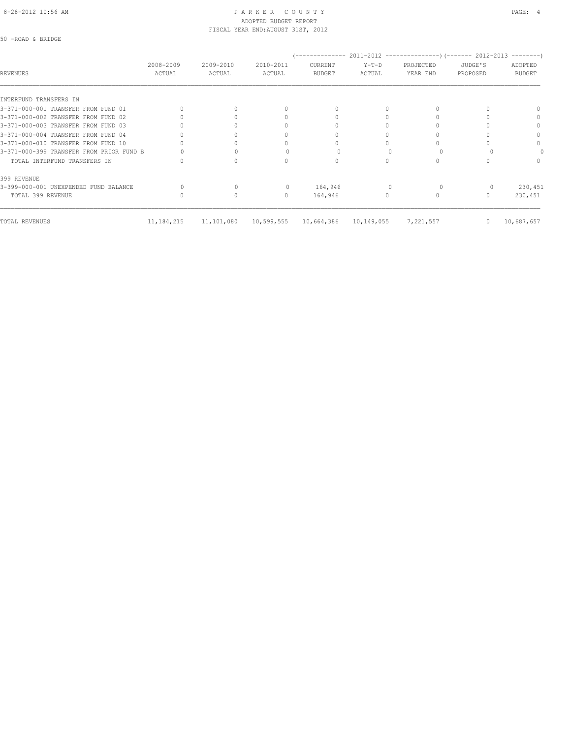PARKER COUNTY
ADOPTED BUDGET REPORT
FISCAL YEAR END:AUGUST 31ST, 2012

50 -ROAD & BRIDGE

| REVENUES | 2008-2009 ACTUAL | 2009-2010 ACTUAL | 2010-2011 ACTUAL | 2011-2012 CURRENT BUDGET | 2011-2012 Y-T-D ACTUAL | 2011-2012 PROJECTED YEAR END | 2012-2013 JUDGE'S PROPOSED | 2012-2013 ADOPTED BUDGET |
|---|---|---|---|---|---|---|---|---|
| INTERFUND TRANSFERS IN | | | | | | | | |
| 3-371-000-001 TRANSFER FROM FUND 01 | 0 | 0 | 0 | 0 | 0 | 0 | 0 | 0 |
| 3-371-000-002 TRANSFER FROM FUND 02 | 0 | 0 | 0 | 0 | 0 | 0 | 0 | 0 |
| 3-371-000-003 TRANSFER FROM FUND 03 | 0 | 0 | 0 | 0 | 0 | 0 | 0 | 0 |
| 3-371-000-004 TRANSFER FROM FUND 04 | 0 | 0 | 0 | 0 | 0 | 0 | 0 | 0 |
| 3-371-000-010 TRANSFER FROM FUND 10 | 0 | 0 | 0 | 0 | 0 | 0 | 0 | 0 |
| 3-371-000-399 TRANSFER FROM PRIOR FUND B | 0 | 0 | 0 | 0 | 0 | 0 | 0 | 0 |
| TOTAL INTERFUND TRANSFERS IN | 0 | 0 | 0 | 0 | 0 | 0 | 0 | 0 |
| 399 REVENUE | | | | | | | | |
| 3-399-000-001 UNEXPENDED FUND BALANCE | 0 | 0 | 0 | 164,946 | 0 | 0 | 0 | 230,451 |
| TOTAL 399 REVENUE | 0 | 0 | 0 | 164,946 | 0 | 0 | 0 | 230,451 |
| TOTAL REVENUES | 11,184,215 | 11,101,080 | 10,599,555 | 10,664,386 | 10,149,055 | 7,221,557 | 0 | 10,687,657 |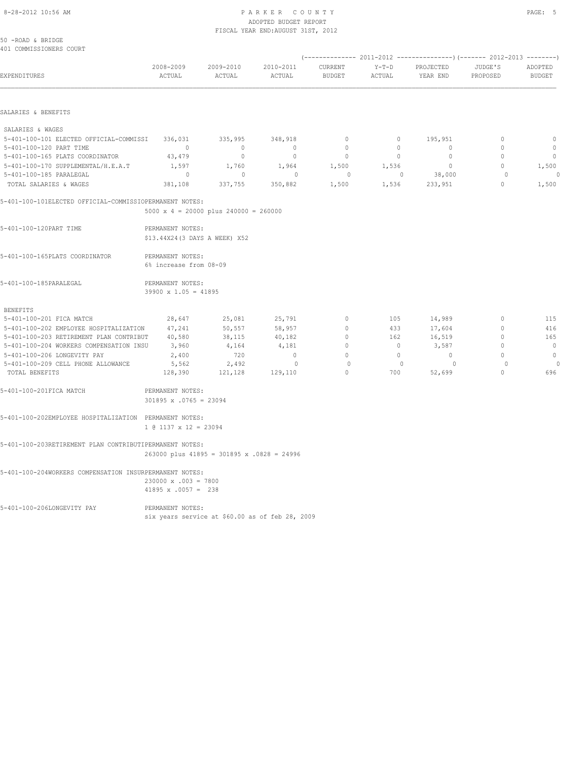PARKER COUNTY
ADOPTED BUDGET REPORT
FISCAL YEAR END:AUGUST 31ST, 2012

50 -ROAD & BRIDGE
401 COMMISSIONERS COURT

| EXPENDITURES | 2008-2009 ACTUAL | 2009-2010 ACTUAL | 2010-2011 ACTUAL | 2011-2012 CURRENT BUDGET | 2011-2012 Y-T-D ACTUAL | 2011-2012 PROJECTED YEAR END | 2012-2013 JUDGE'S PROPOSED | 2012-2013 ADOPTED BUDGET |
|---|---|---|---|---|---|---|---|---|
| **SALARIES & BENEFITS** | | | | | | | | |
| SALARIES & WAGES | | | | | | | | |
| 5-401-100-101 ELECTED OFFICIAL-COMMISSI | 336,031 | 335,995 | 348,918 | 0 | 0 | 195,951 | 0 | 0 |
| 5-401-100-120 PART TIME | 0 | 0 | 0 | 0 | 0 | 0 | 0 | 0 |
| 5-401-100-165 PLATS COORDINATOR | 43,479 | 0 | 0 | 0 | 0 | 0 | 0 | 0 |
| 5-401-100-170 SUPPLEMENTAL/H.E.A.T | 1,597 | 1,760 | 1,964 | 1,500 | 1,536 | 0 | 0 | 1,500 |
| 5-401-100-185 PARALEGAL | 0 | 0 | 0 | 0 | 0 | 38,000 | 0 | 0 |
| TOTAL SALARIES & WAGES | 381,108 | 337,755 | 350,882 | 1,500 | 1,536 | 233,951 | 0 | 1,500 |

5-401-100-101ELECTED OFFICIAL-COMMISSIOPERMANENT NOTES:
5000 x 4 = 20000 plus 240000 = 260000

5-401-100-120PART TIME — PERMANENT NOTES:
$13.44X24(3 DAYS A WEEK) X52

5-401-100-165PLATS COORDINATOR — PERMANENT NOTES:
6% increase from 08-09

5-401-100-185PARALEGAL — PERMANENT NOTES:
39900 x 1.05 = 41895

| EXPENDITURES | 2008-2009 ACTUAL | 2009-2010 ACTUAL | 2010-2011 ACTUAL | 2011-2012 CURRENT BUDGET | 2011-2012 Y-T-D ACTUAL | 2011-2012 PROJECTED YEAR END | 2012-2013 JUDGE'S PROPOSED | 2012-2013 ADOPTED BUDGET |
|---|---|---|---|---|---|---|---|---|
| BENEFITS | | | | | | | | |
| 5-401-100-201 FICA MATCH | 28,647 | 25,081 | 25,791 | 0 | 105 | 14,989 | 0 | 115 |
| 5-401-100-202 EMPLOYEE HOSPITALIZATION | 47,241 | 50,557 | 58,957 | 0 | 433 | 17,604 | 0 | 416 |
| 5-401-100-203 RETIREMENT PLAN CONTRIBUT | 40,580 | 38,115 | 40,182 | 0 | 162 | 16,519 | 0 | 165 |
| 5-401-100-204 WORKERS COMPENSATION INSU | 3,960 | 4,164 | 4,181 | 0 | 0 | 3,587 | 0 | 0 |
| 5-401-100-206 LONGEVITY PAY | 2,400 | 720 | 0 | 0 | 0 | 0 | 0 | 0 |
| 5-401-100-209 CELL PHONE ALLOWANCE | 5,562 | 2,492 | 0 | 0 | 0 | 0 | 0 | 0 |
| TOTAL BENEFITS | 128,390 | 121,128 | 129,110 | 0 | 700 | 52,699 | 0 | 696 |

5-401-100-201FICA MATCH — PERMANENT NOTES:
301895 x .0765 = 23094

5-401-100-202EMPLOYEE HOSPITALIZATION — PERMANENT NOTES:
1 @ 1137 x 12 = 23094

5-401-100-203RETIREMENT PLAN CONTRIBUTIPERMANENT NOTES:
263000 plus 41895 = 301895 x .0828 = 24996

5-401-100-204WORKERS COMPENSATION INSURPERMANENT NOTES:
230000 x .003 = 7800
41895 x .0057 = 238

5-401-100-206LONGEVITY PAY — PERMANENT NOTES:
six years service at $60.00 as of feb 28, 2009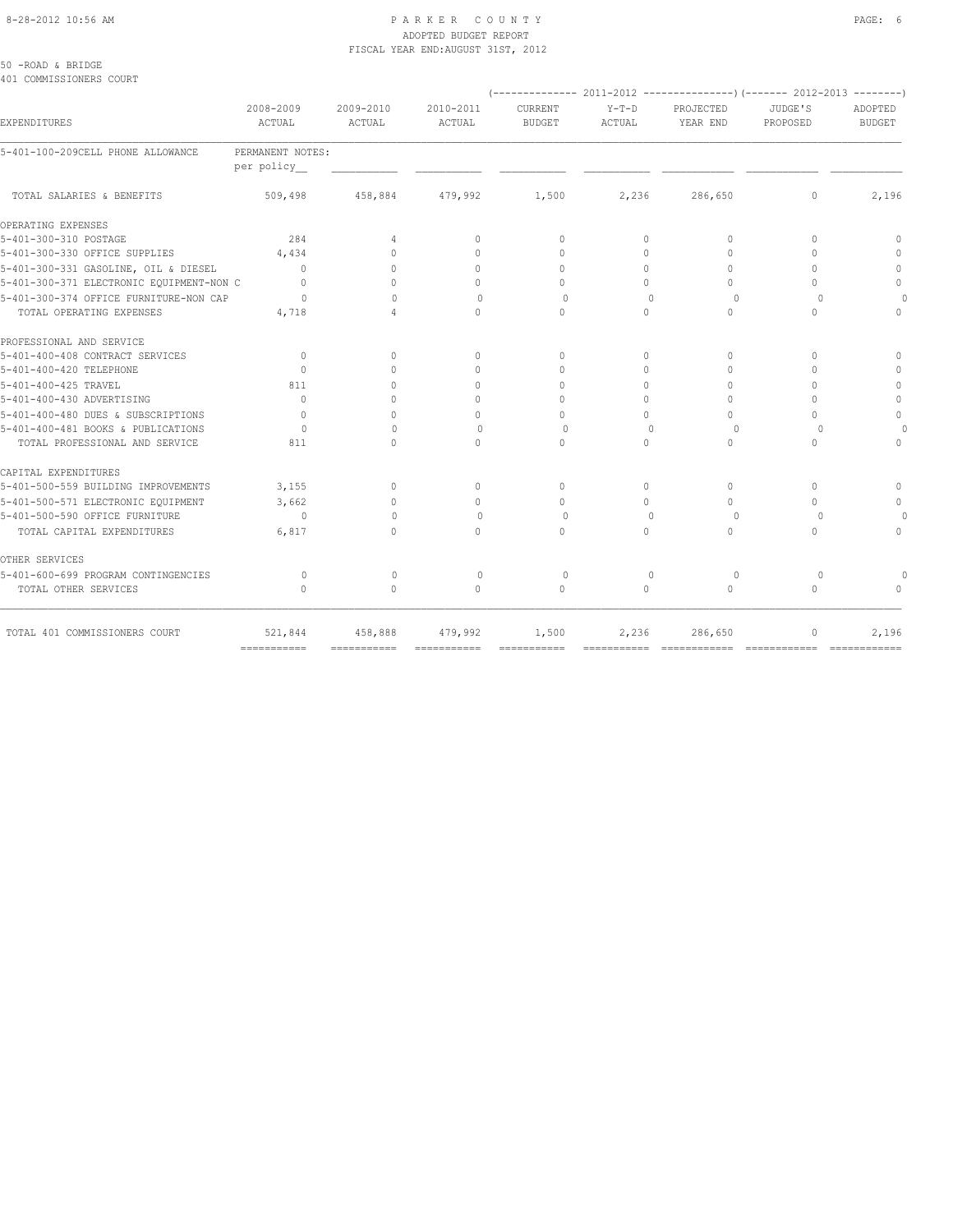8-28-2012 10:56 AM

# PARKER COUNTY
ADOPTED BUDGET REPORT
FISCAL YEAR END:AUGUST 31ST, 2012

50 -ROAD & BRIDGE
401 COMMISSIONERS COURT

| EXPENDITURES | 2008-2009 ACTUAL | 2009-2010 ACTUAL | 2010-2011 ACTUAL | (2011-2012) CURRENT BUDGET | (2011-2012) Y-T-D ACTUAL | (2011-2012) PROJECTED YEAR END | (2012-2013) JUDGE'S PROPOSED | (2012-2013) ADOPTED BUDGET |
|---|---|---|---|---|---|---|---|---|
| 5-401-100-209CELL PHONE ALLOWANCE | PERMANENT NOTES: per policy__ | | | | | | | |
| TOTAL SALARIES & BENEFITS | 509,498 | 458,884 | 479,992 | 1,500 | 2,236 | 286,650 | 0 | 2,196 |
| OPERATING EXPENSES | | | | | | | | |
| 5-401-300-310 POSTAGE | 284 | 4 | 0 | 0 | 0 | 0 | 0 | 0 |
| 5-401-300-330 OFFICE SUPPLIES | 4,434 | 0 | 0 | 0 | 0 | 0 | 0 | 0 |
| 5-401-300-331 GASOLINE, OIL & DIESEL | 0 | 0 | 0 | 0 | 0 | 0 | 0 | 0 |
| 5-401-300-371 ELECTRONIC EQUIPMENT-NON C | 0 | 0 | 0 | 0 | 0 | 0 | 0 | 0 |
| 5-401-300-374 OFFICE FURNITURE-NON CAP | 0 | 0 | 0 | 0 | 0 | 0 | 0 | 0 |
| TOTAL OPERATING EXPENSES | 4,718 | 4 | 0 | 0 | 0 | 0 | 0 | 0 |
| PROFESSIONAL AND SERVICE | | | | | | | | |
| 5-401-400-408 CONTRACT SERVICES | 0 | 0 | 0 | 0 | 0 | 0 | 0 | 0 |
| 5-401-400-420 TELEPHONE | 0 | 0 | 0 | 0 | 0 | 0 | 0 | 0 |
| 5-401-400-425 TRAVEL | 811 | 0 | 0 | 0 | 0 | 0 | 0 | 0 |
| 5-401-400-430 ADVERTISING | 0 | 0 | 0 | 0 | 0 | 0 | 0 | 0 |
| 5-401-400-480 DUES & SUBSCRIPTIONS | 0 | 0 | 0 | 0 | 0 | 0 | 0 | 0 |
| 5-401-400-481 BOOKS & PUBLICATIONS | 0 | 0 | 0 | 0 | 0 | 0 | 0 | 0 |
| TOTAL PROFESSIONAL AND SERVICE | 811 | 0 | 0 | 0 | 0 | 0 | 0 | 0 |
| CAPITAL EXPENDITURES | | | | | | | | |
| 5-401-500-559 BUILDING IMPROVEMENTS | 3,155 | 0 | 0 | 0 | 0 | 0 | 0 | 0 |
| 5-401-500-571 ELECTRONIC EQUIPMENT | 3,662 | 0 | 0 | 0 | 0 | 0 | 0 | 0 |
| 5-401-500-590 OFFICE FURNITURE | 0 | 0 | 0 | 0 | 0 | 0 | 0 | 0 |
| TOTAL CAPITAL EXPENDITURES | 6,817 | 0 | 0 | 0 | 0 | 0 | 0 | 0 |
| OTHER SERVICES | | | | | | | | |
| 5-401-600-699 PROGRAM CONTINGENCIES | 0 | 0 | 0 | 0 | 0 | 0 | 0 | 0 |
| TOTAL OTHER SERVICES | 0 | 0 | 0 | 0 | 0 | 0 | 0 | 0 |
| TOTAL 401 COMMISSIONERS COURT | 521,844 | 458,888 | 479,992 | 1,500 | 2,236 | 286,650 | 0 | 2,196 |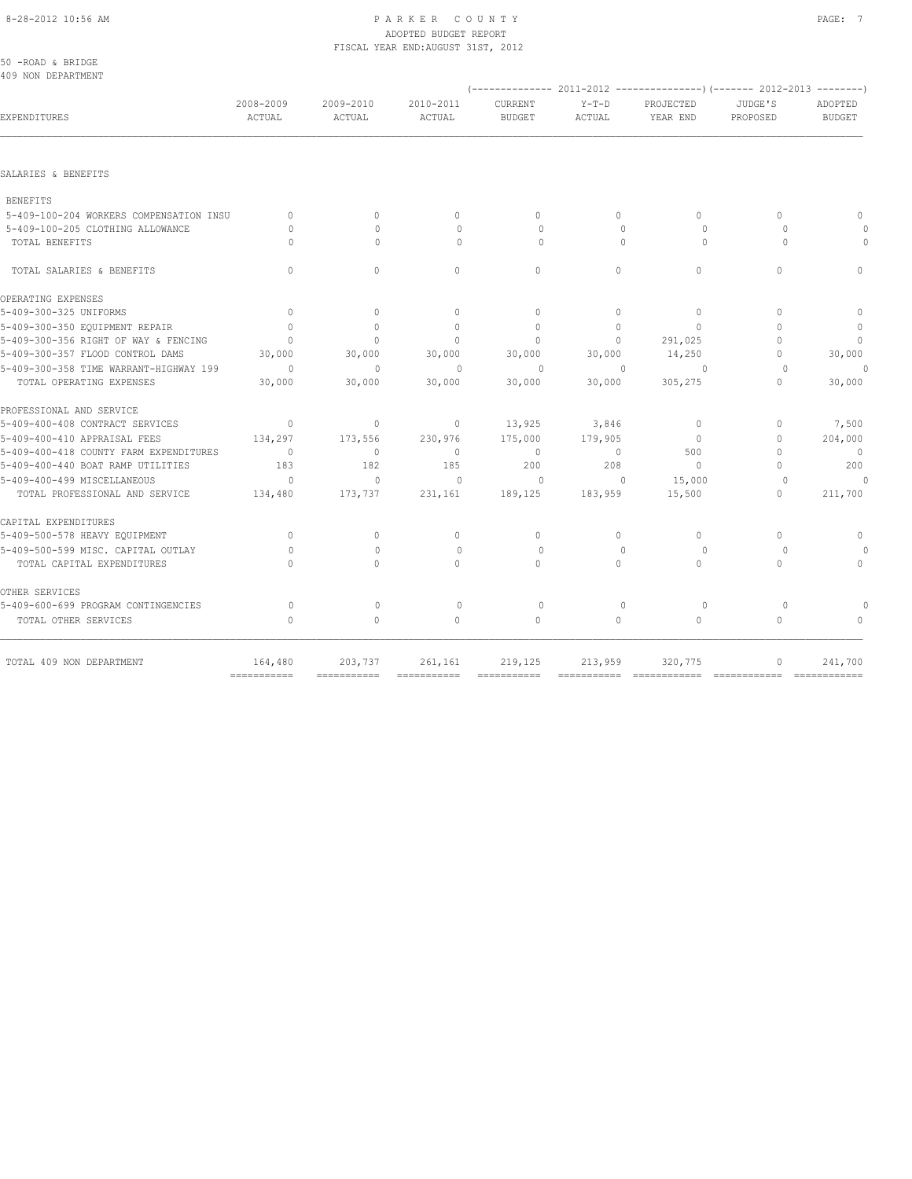# PARKER COUNTY
## ADOPTED BUDGET REPORT
### FISCAL YEAR END: AUGUST 31ST, 2012

50 -ROAD & BRIDGE
409 NON DEPARTMENT

| EXPENDITURES | 2008-2009 ACTUAL | 2009-2010 ACTUAL | 2010-2011 ACTUAL | 2011-2012 CURRENT BUDGET | 2011-2012 Y-T-D ACTUAL | 2011-2012 PROJECTED YEAR END | 2012-2013 JUDGE'S PROPOSED | 2012-2013 ADOPTED BUDGET |
|---|---|---|---|---|---|---|---|---|
| SALARIES & BENEFITS | | | | | | | | |
| BENEFITS | | | | | | | | |
| 5-409-100-204 WORKERS COMPENSATION INSU | 0 | 0 | 0 | 0 | 0 | 0 | 0 | 0 |
| 5-409-100-205 CLOTHING ALLOWANCE | 0 | 0 | 0 | 0 | 0 | 0 | 0 | 0 |
| TOTAL BENEFITS | 0 | 0 | 0 | 0 | 0 | 0 | 0 | 0 |
| TOTAL SALARIES & BENEFITS | 0 | 0 | 0 | 0 | 0 | 0 | 0 | 0 |
| OPERATING EXPENSES | | | | | | | | |
| 5-409-300-325 UNIFORMS | 0 | 0 | 0 | 0 | 0 | 0 | 0 | 0 |
| 5-409-300-350 EQUIPMENT REPAIR | 0 | 0 | 0 | 0 | 0 | 0 | 0 | 0 |
| 5-409-300-356 RIGHT OF WAY & FENCING | 0 | 0 | 0 | 0 | 0 | 291,025 | 0 | 0 |
| 5-409-300-357 FLOOD CONTROL DAMS | 30,000 | 30,000 | 30,000 | 30,000 | 30,000 | 14,250 | 0 | 30,000 |
| 5-409-300-358 TIME WARRANT-HIGHWAY 199 | 0 | 0 | 0 | 0 | 0 | 0 | 0 | 0 |
| TOTAL OPERATING EXPENSES | 30,000 | 30,000 | 30,000 | 30,000 | 30,000 | 305,275 | 0 | 30,000 |
| PROFESSIONAL AND SERVICE | | | | | | | | |
| 5-409-400-408 CONTRACT SERVICES | 0 | 0 | 0 | 13,925 | 3,846 | 0 | 0 | 7,500 |
| 5-409-400-410 APPRAISAL FEES | 134,297 | 173,556 | 230,976 | 175,000 | 179,905 | 0 | 0 | 204,000 |
| 5-409-400-418 COUNTY FARM EXPENDITURES | 0 | 0 | 0 | 0 | 0 | 500 | 0 | 0 |
| 5-409-400-440 BOAT RAMP UTILITIES | 183 | 182 | 185 | 200 | 208 | 0 | 0 | 200 |
| 5-409-400-499 MISCELLANEOUS | 0 | 0 | 0 | 0 | 0 | 15,000 | 0 | 0 |
| TOTAL PROFESSIONAL AND SERVICE | 134,480 | 173,737 | 231,161 | 189,125 | 183,959 | 15,500 | 0 | 211,700 |
| CAPITAL EXPENDITURES | | | | | | | | |
| 5-409-500-578 HEAVY EQUIPMENT | 0 | 0 | 0 | 0 | 0 | 0 | 0 | 0 |
| 5-409-500-599 MISC. CAPITAL OUTLAY | 0 | 0 | 0 | 0 | 0 | 0 | 0 | 0 |
| TOTAL CAPITAL EXPENDITURES | 0 | 0 | 0 | 0 | 0 | 0 | 0 | 0 |
| OTHER SERVICES | | | | | | | | |
| 5-409-600-699 PROGRAM CONTINGENCIES | 0 | 0 | 0 | 0 | 0 | 0 | 0 | 0 |
| TOTAL OTHER SERVICES | 0 | 0 | 0 | 0 | 0 | 0 | 0 | 0 |
| TOTAL 409 NON DEPARTMENT | 164,480 | 203,737 | 261,161 | 219,125 | 213,959 | 320,775 | 0 | 241,700 |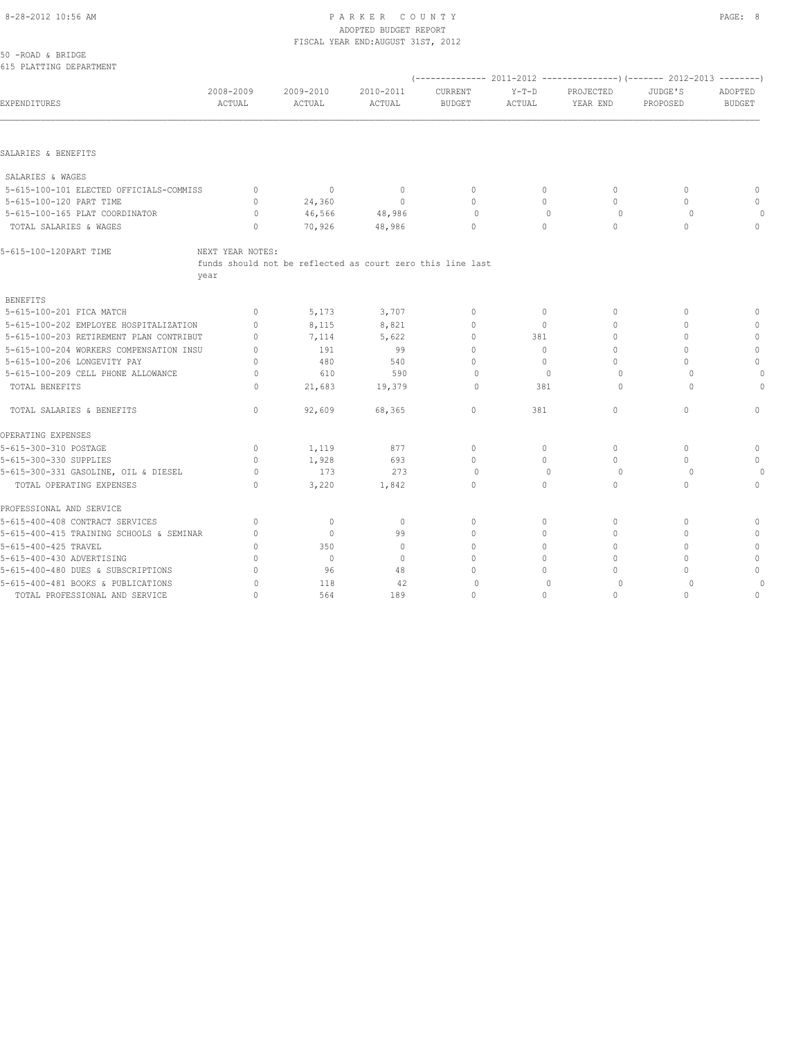PARKER COUNTY
ADOPTED BUDGET REPORT
FISCAL YEAR END:AUGUST 31ST, 2012

50 -ROAD & BRIDGE
615 PLATTING DEPARTMENT

| EXPENDITURES | 2008-2009 ACTUAL | 2009-2010 ACTUAL | 2010-2011 ACTUAL | (2011-2012) CURRENT BUDGET | (2011-2012) Y-T-D ACTUAL | (2011-2012) PROJECTED YEAR END | (2012-2013) JUDGE'S PROPOSED | (2012-2013) ADOPTED BUDGET |
|---|---|---|---|---|---|---|---|---|
| **SALARIES & BENEFITS** | | | | | | | | |
| SALARIES & WAGES | | | | | | | | |
| 5-615-100-101 ELECTED OFFICIALS-COMMISS | 0 | 0 | 0 | 0 | 0 | 0 | 0 | 0 |
| 5-615-100-120 PART TIME | 0 | 24,360 | 0 | 0 | 0 | 0 | 0 | 0 |
| 5-615-100-165 PLAT COORDINATOR | 0 | 46,566 | 48,986 | 0 | 0 | 0 | 0 | 0 |
| TOTAL SALARIES & WAGES | 0 | 70,926 | 48,986 | 0 | 0 | 0 | 0 | 0 |
| 5-615-100-120PART TIME | NEXT YEAR NOTES: funds should not be reflected as court zero this line last year | | | | | | | |
| BENEFITS | | | | | | | | |
| 5-615-100-201 FICA MATCH | 0 | 5,173 | 3,707 | 0 | 0 | 0 | 0 | 0 |
| 5-615-100-202 EMPLOYEE HOSPITALIZATION | 0 | 8,115 | 8,821 | 0 | 0 | 0 | 0 | 0 |
| 5-615-100-203 RETIREMENT PLAN CONTRIBUT | 0 | 7,114 | 5,622 | 0 | 381 | 0 | 0 | 0 |
| 5-615-100-204 WORKERS COMPENSATION INSU | 0 | 191 | 99 | 0 | 0 | 0 | 0 | 0 |
| 5-615-100-206 LONGEVITY PAY | 0 | 480 | 540 | 0 | 0 | 0 | 0 | 0 |
| 5-615-100-209 CELL PHONE ALLOWANCE | 0 | 610 | 590 | 0 | 0 | 0 | 0 | 0 |
| TOTAL BENEFITS | 0 | 21,683 | 19,379 | 0 | 381 | 0 | 0 | 0 |
| TOTAL SALARIES & BENEFITS | 0 | 92,609 | 68,365 | 0 | 381 | 0 | 0 | 0 |
| **OPERATING EXPENSES** | | | | | | | | |
| 5-615-300-310 POSTAGE | 0 | 1,119 | 877 | 0 | 0 | 0 | 0 | 0 |
| 5-615-300-330 SUPPLIES | 0 | 1,928 | 693 | 0 | 0 | 0 | 0 | 0 |
| 5-615-300-331 GASOLINE, OIL & DIESEL | 0 | 173 | 273 | 0 | 0 | 0 | 0 | 0 |
| TOTAL OPERATING EXPENSES | 0 | 3,220 | 1,842 | 0 | 0 | 0 | 0 | 0 |
| **PROFESSIONAL AND SERVICE** | | | | | | | | |
| 5-615-400-408 CONTRACT SERVICES | 0 | 0 | 0 | 0 | 0 | 0 | 0 | 0 |
| 5-615-400-415 TRAINING SCHOOLS & SEMINAR | 0 | 0 | 99 | 0 | 0 | 0 | 0 | 0 |
| 5-615-400-425 TRAVEL | 0 | 350 | 0 | 0 | 0 | 0 | 0 | 0 |
| 5-615-400-430 ADVERTISING | 0 | 0 | 0 | 0 | 0 | 0 | 0 | 0 |
| 5-615-400-480 DUES & SUBSCRIPTIONS | 0 | 96 | 48 | 0 | 0 | 0 | 0 | 0 |
| 5-615-400-481 BOOKS & PUBLICATIONS | 0 | 118 | 42 | 0 | 0 | 0 | 0 | 0 |
| TOTAL PROFESSIONAL AND SERVICE | 0 | 564 | 189 | 0 | 0 | 0 | 0 | 0 |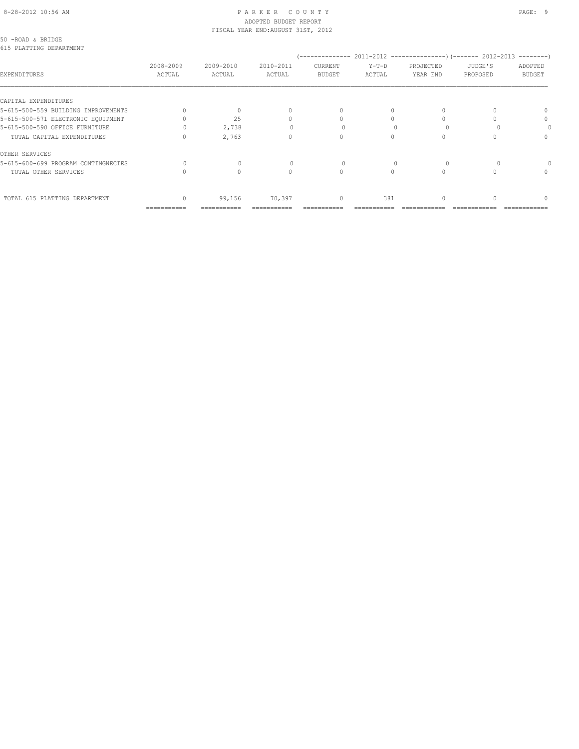PARKER COUNTY
ADOPTED BUDGET REPORT
FISCAL YEAR END:AUGUST 31ST, 2012

50 -ROAD & BRIDGE
615 PLATTING DEPARTMENT

| EXPENDITURES | 2008-2009 ACTUAL | 2009-2010 ACTUAL | 2010-2011 ACTUAL | 2011-2012 CURRENT BUDGET | 2011-2012 Y-T-D ACTUAL | 2011-2012 PROJECTED YEAR END | 2012-2013 JUDGE'S PROPOSED | 2012-2013 ADOPTED BUDGET |
|---|---|---|---|---|---|---|---|---|
| CAPITAL EXPENDITURES | | | | | | | | |
| 5-615-500-559 BUILDING IMPROVEMENTS | 0 | 0 | 0 | 0 | 0 | 0 | 0 | 0 |
| 5-615-500-571 ELECTRONIC EQUIPMENT | 0 | 25 | 0 | 0 | 0 | 0 | 0 | 0 |
| 5-615-500-590 OFFICE FURNITURE | 0 | 2,738 | 0 | 0 | 0 | 0 | 0 | 0 |
| TOTAL CAPITAL EXPENDITURES | 0 | 2,763 | 0 | 0 | 0 | 0 | 0 | 0 |
| OTHER SERVICES | | | | | | | | |
| 5-615-600-699 PROGRAM CONTINGNECIES | 0 | 0 | 0 | 0 | 0 | 0 | 0 | 0 |
| TOTAL OTHER SERVICES | 0 | 0 | 0 | 0 | 0 | 0 | 0 | 0 |
| TOTAL 615 PLATTING DEPARTMENT | 0 | 99,156 | 70,397 | 0 | 381 | 0 | 0 | 0 |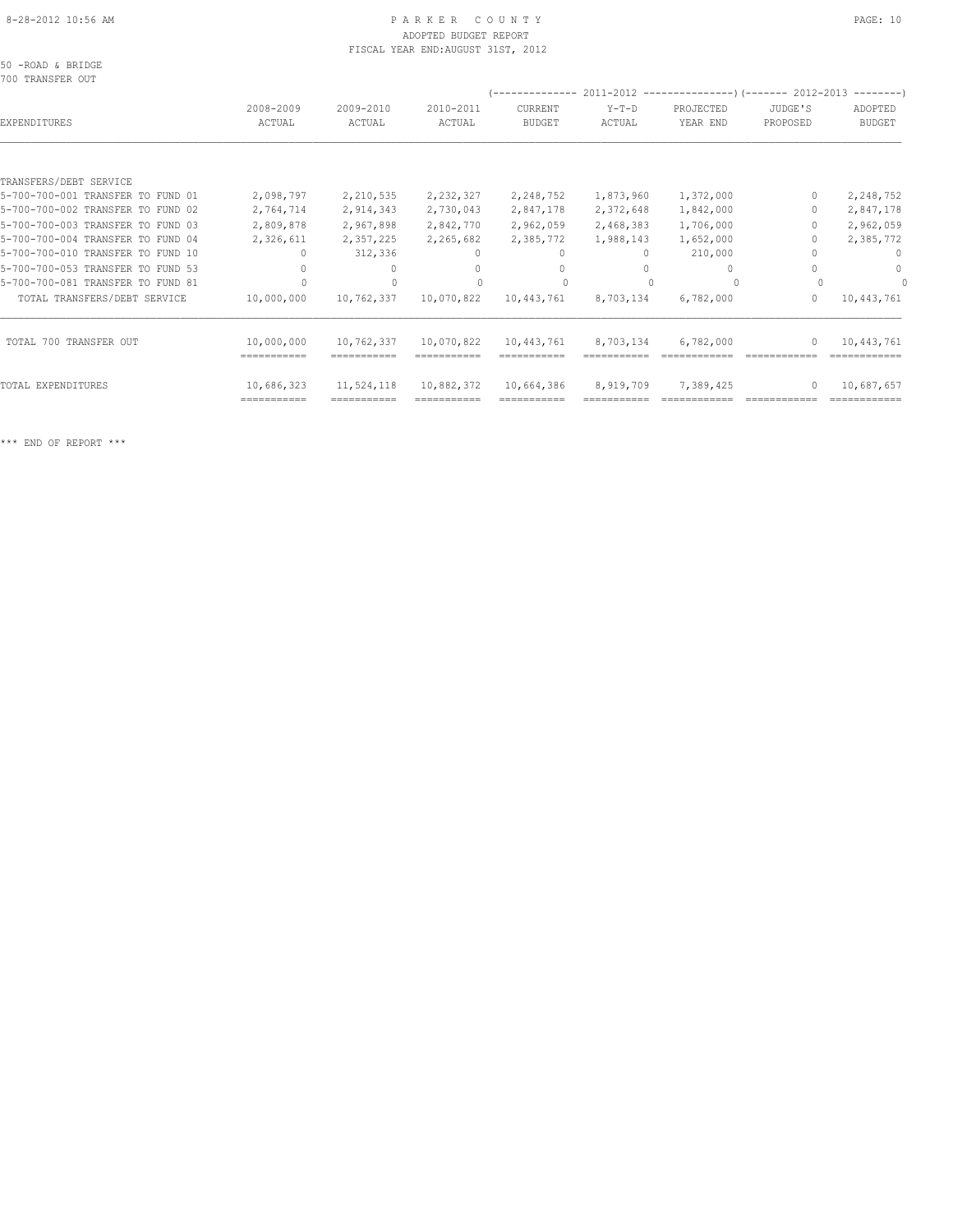PARKER COUNTY
ADOPTED BUDGET REPORT
FISCAL YEAR END:AUGUST 31ST, 2012

50 -ROAD & BRIDGE
700 TRANSFER OUT

| EXPENDITURES | 2008-2009 ACTUAL | 2009-2010 ACTUAL | 2010-2011 ACTUAL | 2011-2012 CURRENT BUDGET | 2011-2012 Y-T-D ACTUAL | 2011-2012 PROJECTED YEAR END | 2012-2013 JUDGE'S PROPOSED | 2012-2013 ADOPTED BUDGET |
|---|---|---|---|---|---|---|---|---|
| TRANSFERS/DEBT SERVICE | | | | | | | | |
| 5-700-700-001 TRANSFER TO FUND 01 | 2,098,797 | 2,210,535 | 2,232,327 | 2,248,752 | 1,873,960 | 1,372,000 | 0 | 2,248,752 |
| 5-700-700-002 TRANSFER TO FUND 02 | 2,764,714 | 2,914,343 | 2,730,043 | 2,847,178 | 2,372,648 | 1,842,000 | 0 | 2,847,178 |
| 5-700-700-003 TRANSFER TO FUND 03 | 2,809,878 | 2,967,898 | 2,842,770 | 2,962,059 | 2,468,383 | 1,706,000 | 0 | 2,962,059 |
| 5-700-700-004 TRANSFER TO FUND 04 | 2,326,611 | 2,357,225 | 2,265,682 | 2,385,772 | 1,988,143 | 1,652,000 | 0 | 2,385,772 |
| 5-700-700-010 TRANSFER TO FUND 10 | 0 | 312,336 | 0 | 0 | 0 | 210,000 | 0 | 0 |
| 5-700-700-053 TRANSFER TO FUND 53 | 0 | 0 | 0 | 0 | 0 | 0 | 0 | 0 |
| 5-700-700-081 TRANSFER TO FUND 81 | 0 | 0 | 0 | 0 | 0 | 0 | 0 | 0 |
| TOTAL TRANSFERS/DEBT SERVICE | 10,000,000 | 10,762,337 | 10,070,822 | 10,443,761 | 8,703,134 | 6,782,000 | 0 | 10,443,761 |
| TOTAL 700 TRANSFER OUT | 10,000,000 | 10,762,337 | 10,070,822 | 10,443,761 | 8,703,134 | 6,782,000 | 0 | 10,443,761 |
| TOTAL EXPENDITURES | 10,686,323 | 11,524,118 | 10,882,372 | 10,664,386 | 8,919,709 | 7,389,425 | 0 | 10,687,657 |

*** END OF REPORT ***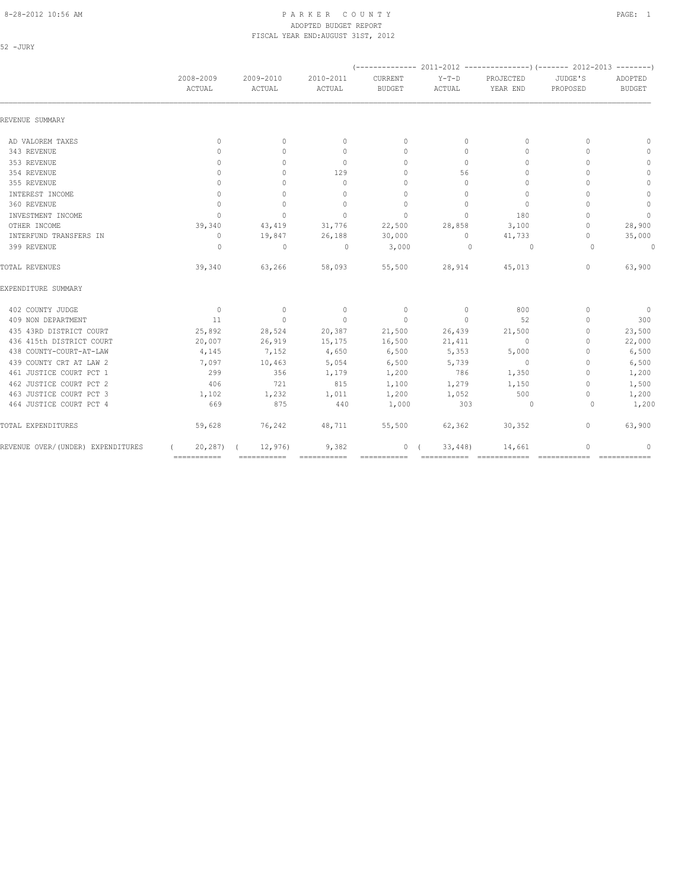PARKER COUNTY
ADOPTED BUDGET REPORT
FISCAL YEAR END:AUGUST 31ST, 2012

52 -JURY

| | 2008-2009 ACTUAL | 2009-2010 ACTUAL | 2010-2011 ACTUAL | 2011-2012 CURRENT BUDGET | 2011-2012 Y-T-D ACTUAL | 2011-2012 PROJECTED YEAR END | 2012-2013 JUDGE'S PROPOSED | 2012-2013 ADOPTED BUDGET |
|---|---|---|---|---|---|---|---|---|
| REVENUE SUMMARY | | | | | | | | |
| AD VALOREM TAXES | 0 | 0 | 0 | 0 | 0 | 0 | 0 | 0 |
| 343 REVENUE | 0 | 0 | 0 | 0 | 0 | 0 | 0 | 0 |
| 353 REVENUE | 0 | 0 | 0 | 0 | 0 | 0 | 0 | 0 |
| 354 REVENUE | 0 | 0 | 129 | 0 | 56 | 0 | 0 | 0 |
| 355 REVENUE | 0 | 0 | 0 | 0 | 0 | 0 | 0 | 0 |
| INTEREST INCOME | 0 | 0 | 0 | 0 | 0 | 0 | 0 | 0 |
| 360 REVENUE | 0 | 0 | 0 | 0 | 0 | 0 | 0 | 0 |
| INVESTMENT INCOME | 0 | 0 | 0 | 0 | 0 | 180 | 0 | 0 |
| OTHER INCOME | 39,340 | 43,419 | 31,776 | 22,500 | 28,858 | 3,100 | 0 | 28,900 |
| INTERFUND TRANSFERS IN | 0 | 19,847 | 26,188 | 30,000 | 0 | 41,733 | 0 | 35,000 |
| 399 REVENUE | 0 | 0 | 0 | 3,000 | 0 | 0 | 0 | 0 |
| TOTAL REVENUES | 39,340 | 63,266 | 58,093 | 55,500 | 28,914 | 45,013 | 0 | 63,900 |
| EXPENDITURE SUMMARY | | | | | | | | |
| 402 COUNTY JUDGE | 0 | 0 | 0 | 0 | 0 | 800 | 0 | 0 |
| 409 NON DEPARTMENT | 11 | 0 | 0 | 0 | 0 | 52 | 0 | 300 |
| 435 43RD DISTRICT COURT | 25,892 | 28,524 | 20,387 | 21,500 | 26,439 | 21,500 | 0 | 23,500 |
| 436 415th DISTRICT COURT | 20,007 | 26,919 | 15,175 | 16,500 | 21,411 | 0 | 0 | 22,000 |
| 438 COUNTY-COURT-AT-LAW | 4,145 | 7,152 | 4,650 | 6,500 | 5,353 | 5,000 | 0 | 6,500 |
| 439 COUNTY CRT AT LAW 2 | 7,097 | 10,463 | 5,054 | 6,500 | 5,739 | 0 | 0 | 6,500 |
| 461 JUSTICE COURT PCT 1 | 299 | 356 | 1,179 | 1,200 | 786 | 1,350 | 0 | 1,200 |
| 462 JUSTICE COURT PCT 2 | 406 | 721 | 815 | 1,100 | 1,279 | 1,150 | 0 | 1,500 |
| 463 JUSTICE COURT PCT 3 | 1,102 | 1,232 | 1,011 | 1,200 | 1,052 | 500 | 0 | 1,200 |
| 464 JUSTICE COURT PCT 4 | 669 | 875 | 440 | 1,000 | 303 | 0 | 0 | 1,200 |
| TOTAL EXPENDITURES | 59,628 | 76,242 | 48,711 | 55,500 | 62,362 | 30,352 | 0 | 63,900 |
| REVENUE OVER/(UNDER) EXPENDITURES | ( 20,287) | ( 12,976) | 9,382 | 0 | ( 33,448) | 14,661 | 0 | 0 |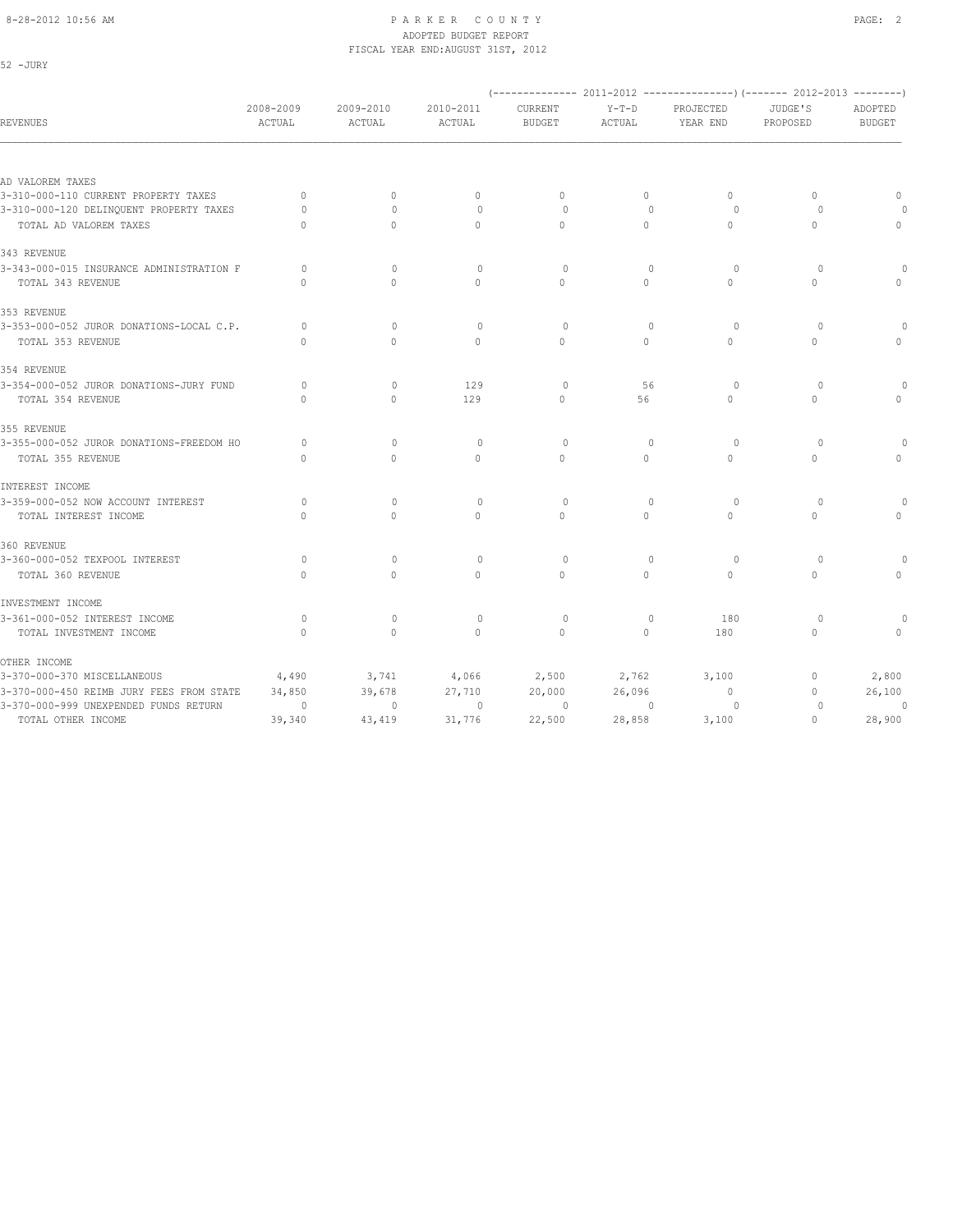PARKER COUNTY
ADOPTED BUDGET REPORT
FISCAL YEAR END:AUGUST 31ST, 2012

52 -JURY

| REVENUES | 2008-2009 ACTUAL | 2009-2010 ACTUAL | 2010-2011 ACTUAL | 2011-2012 CURRENT BUDGET | 2011-2012 Y-T-D ACTUAL | 2011-2012 PROJECTED YEAR END | 2012-2013 JUDGE'S PROPOSED | 2012-2013 ADOPTED BUDGET |
|---|---|---|---|---|---|---|---|---|
| AD VALOREM TAXES | | | | | | | | |
| 3-310-000-110 CURRENT PROPERTY TAXES | 0 | 0 | 0 | 0 | 0 | 0 | 0 | 0 |
| 3-310-000-120 DELINQUENT PROPERTY TAXES | 0 | 0 | 0 | 0 | 0 | 0 | 0 | 0 |
| TOTAL AD VALOREM TAXES | 0 | 0 | 0 | 0 | 0 | 0 | 0 | 0 |
| 343 REVENUE | | | | | | | | |
| 3-343-000-015 INSURANCE ADMINISTRATION F | 0 | 0 | 0 | 0 | 0 | 0 | 0 | 0 |
| TOTAL 343 REVENUE | 0 | 0 | 0 | 0 | 0 | 0 | 0 | 0 |
| 353 REVENUE | | | | | | | | |
| 3-353-000-052 JUROR DONATIONS-LOCAL C.P. | 0 | 0 | 0 | 0 | 0 | 0 | 0 | 0 |
| TOTAL 353 REVENUE | 0 | 0 | 0 | 0 | 0 | 0 | 0 | 0 |
| 354 REVENUE | | | | | | | | |
| 3-354-000-052 JUROR DONATIONS-JURY FUND | 0 | 0 | 129 | 0 | 56 | 0 | 0 | 0 |
| TOTAL 354 REVENUE | 0 | 0 | 129 | 0 | 56 | 0 | 0 | 0 |
| 355 REVENUE | | | | | | | | |
| 3-355-000-052 JUROR DONATIONS-FREEDOM HO | 0 | 0 | 0 | 0 | 0 | 0 | 0 | 0 |
| TOTAL 355 REVENUE | 0 | 0 | 0 | 0 | 0 | 0 | 0 | 0 |
| INTEREST INCOME | | | | | | | | |
| 3-359-000-052 NOW ACCOUNT INTEREST | 0 | 0 | 0 | 0 | 0 | 0 | 0 | 0 |
| TOTAL INTEREST INCOME | 0 | 0 | 0 | 0 | 0 | 0 | 0 | 0 |
| 360 REVENUE | | | | | | | | |
| 3-360-000-052 TEXPOOL INTEREST | 0 | 0 | 0 | 0 | 0 | 0 | 0 | 0 |
| TOTAL 360 REVENUE | 0 | 0 | 0 | 0 | 0 | 0 | 0 | 0 |
| INVESTMENT INCOME | | | | | | | | |
| 3-361-000-052 INTEREST INCOME | 0 | 0 | 0 | 0 | 0 | 180 | 0 | 0 |
| TOTAL INVESTMENT INCOME | 0 | 0 | 0 | 0 | 0 | 180 | 0 | 0 |
| OTHER INCOME | | | | | | | | |
| 3-370-000-370 MISCELLANEOUS | 4,490 | 3,741 | 4,066 | 2,500 | 2,762 | 3,100 | 0 | 2,800 |
| 3-370-000-450 REIMB JURY FEES FROM STATE | 34,850 | 39,678 | 27,710 | 20,000 | 26,096 | 0 | 0 | 26,100 |
| 3-370-000-999 UNEXPENDED FUNDS RETURN | 0 | 0 | 0 | 0 | 0 | 0 | 0 | 0 |
| TOTAL OTHER INCOME | 39,340 | 43,419 | 31,776 | 22,500 | 28,858 | 3,100 | 0 | 28,900 |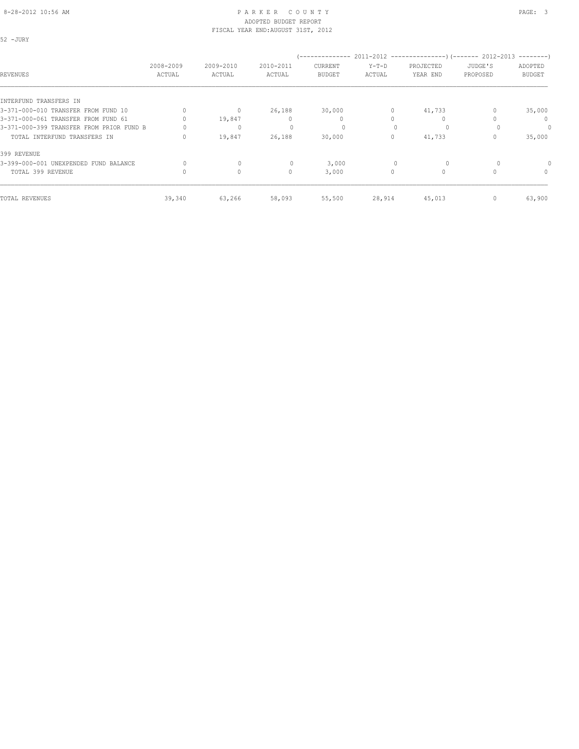# PARKER COUNTY
## ADOPTED BUDGET REPORT
### FISCAL YEAR END:AUGUST 31ST, 2012

52 -JURY

| REVENUES | 2008-2009 ACTUAL | 2009-2010 ACTUAL | 2010-2011 ACTUAL | (-------------- 2011-2012 CURRENT BUDGET | Y-T-D ACTUAL | PROJECTED YEAR END ---------------) | (------- 2012-2013 JUDGE'S PROPOSED | ADOPTED BUDGET --------) |
|---|---|---|---|---|---|---|---|---|
| INTERFUND TRANSFERS IN | | | | | | | | |
| 3-371-000-010 TRANSFER FROM FUND 10 | 0 | 0 | 26,188 | 30,000 | 0 | 41,733 | 0 | 35,000 |
| 3-371-000-061 TRANSFER FROM FUND 61 | 0 | 19,847 | 0 | 0 | 0 | 0 | 0 | 0 |
| 3-371-000-399 TRANSFER FROM PRIOR FUND B | 0 | 0 | 0 | 0 | 0 | 0 | 0 | 0 |
| TOTAL INTERFUND TRANSFERS IN | 0 | 19,847 | 26,188 | 30,000 | 0 | 41,733 | 0 | 35,000 |
| 399 REVENUE | | | | | | | | |
| 3-399-000-001 UNEXPENDED FUND BALANCE | 0 | 0 | 0 | 3,000 | 0 | 0 | 0 | 0 |
| TOTAL 399 REVENUE | 0 | 0 | 0 | 3,000 | 0 | 0 | 0 | 0 |
| TOTAL REVENUES | 39,340 | 63,266 | 58,093 | 55,500 | 28,914 | 45,013 | 0 | 63,900 |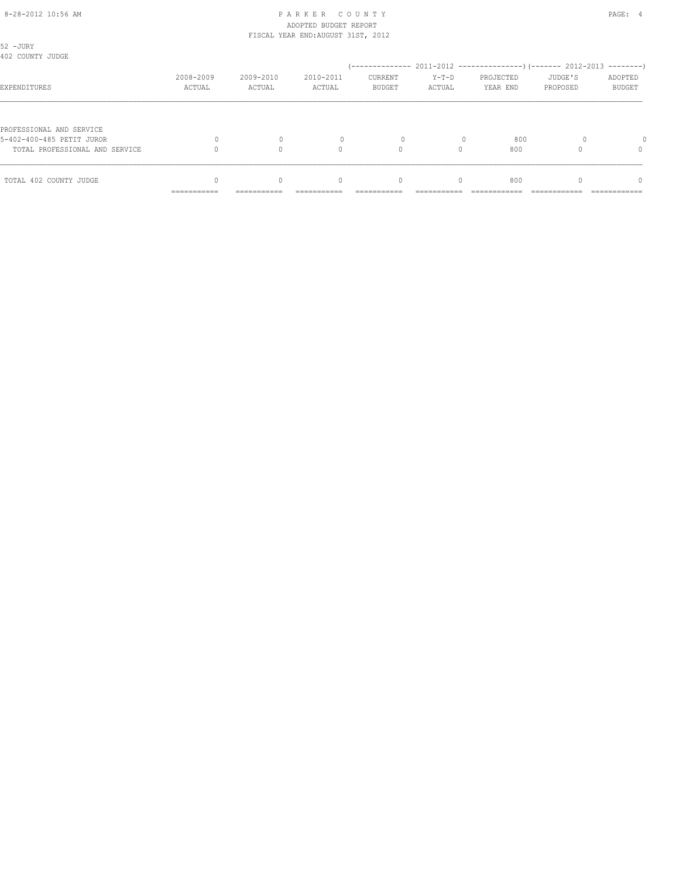PARKER COUNTY
ADOPTED BUDGET REPORT
FISCAL YEAR END:AUGUST 31ST, 2012

52 -JURY
402 COUNTY JUDGE

| EXPENDITURES | 2008-2009 ACTUAL | 2009-2010 ACTUAL | 2010-2011 ACTUAL | 2011-2012 CURRENT BUDGET | 2011-2012 Y-T-D ACTUAL | 2011-2012 PROJECTED YEAR END | 2012-2013 JUDGE'S PROPOSED | 2012-2013 ADOPTED BUDGET |
|---|---|---|---|---|---|---|---|---|
| PROFESSIONAL AND SERVICE | | | | | | | | |
| 5-402-400-485 PETIT JUROR | 0 | 0 | 0 | 0 | 0 | 800 | 0 | 0 |
| TOTAL PROFESSIONAL AND SERVICE | 0 | 0 | 0 | 0 | 0 | 800 | 0 | 0 |
| TOTAL 402 COUNTY JUDGE | 0 | 0 | 0 | 0 | 0 | 800 | 0 | 0 |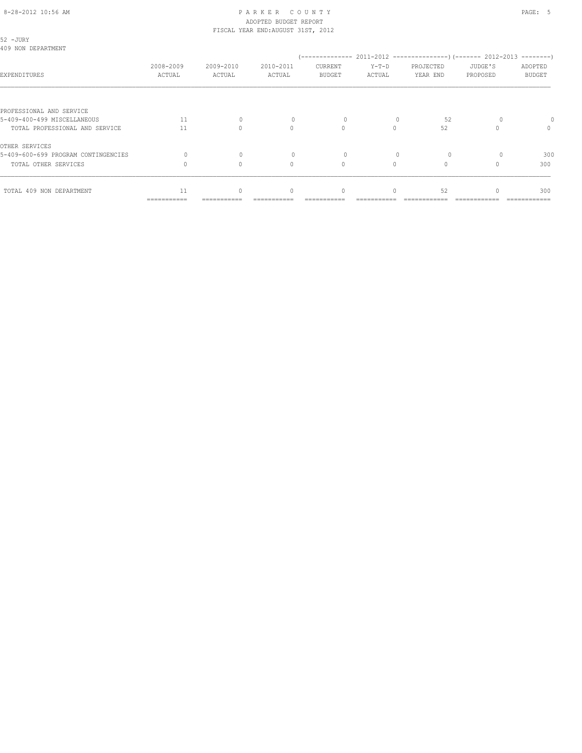PARKER COUNTY
ADOPTED BUDGET REPORT
FISCAL YEAR END:AUGUST 31ST, 2012

52 -JURY
409 NON DEPARTMENT

| EXPENDITURES | 2008-2009 ACTUAL | 2009-2010 ACTUAL | 2010-2011 ACTUAL | 2011-2012 CURRENT BUDGET | 2011-2012 Y-T-D ACTUAL | 2011-2012 PROJECTED YEAR END | 2012-2013 JUDGE'S PROPOSED | 2012-2013 ADOPTED BUDGET |
|---|---|---|---|---|---|---|---|---|
| PROFESSIONAL AND SERVICE | | | | | | | | |
| 5-409-400-499 MISCELLANEOUS | 11 | 0 | 0 | 0 | 0 | 52 | 0 | 0 |
| TOTAL PROFESSIONAL AND SERVICE | 11 | 0 | 0 | 0 | 0 | 52 | 0 | 0 |
| OTHER SERVICES | | | | | | | | |
| 5-409-600-699 PROGRAM CONTINGENCIES | 0 | 0 | 0 | 0 | 0 | 0 | 0 | 300 |
| TOTAL OTHER SERVICES | 0 | 0 | 0 | 0 | 0 | 0 | 0 | 300 |
| TOTAL 409 NON DEPARTMENT | 11 | 0 | 0 | 0 | 0 | 52 | 0 | 300 |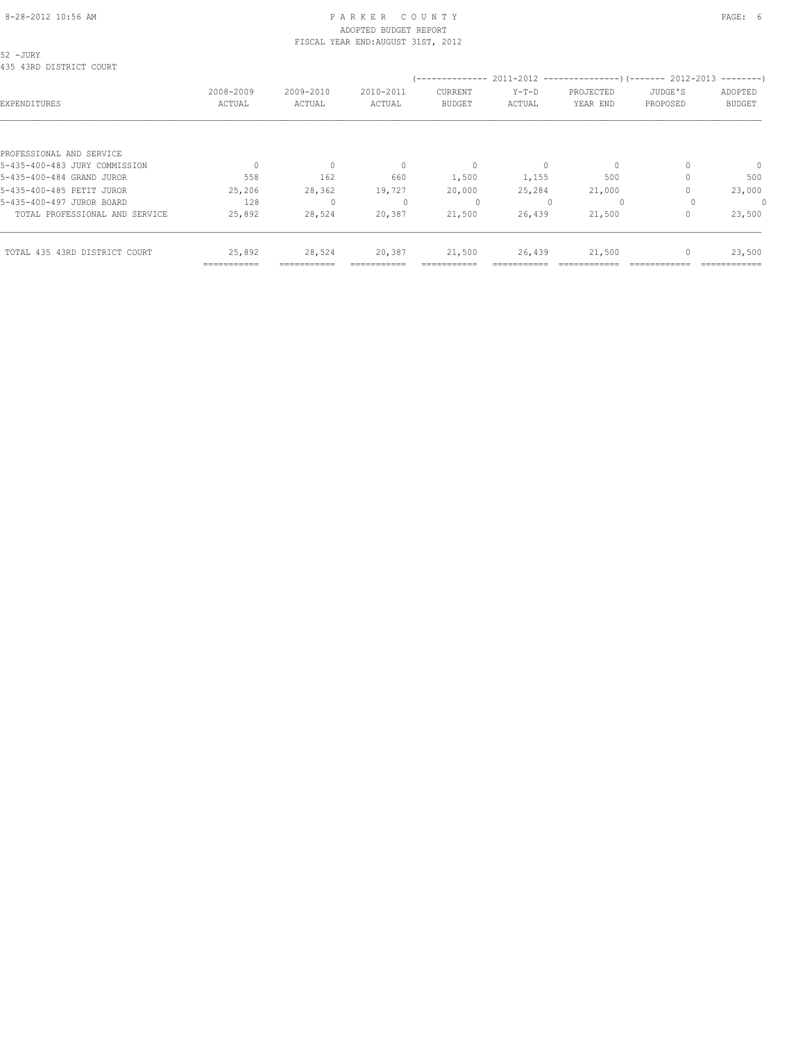PARKER COUNTY
ADOPTED BUDGET REPORT
FISCAL YEAR END:AUGUST 31ST, 2012

52 -JURY
435 43RD DISTRICT COURT

| EXPENDITURES | 2008-2009 ACTUAL | 2009-2010 ACTUAL | 2010-2011 ACTUAL | 2011-2012 CURRENT BUDGET | 2011-2012 Y-T-D ACTUAL | 2011-2012 PROJECTED YEAR END | 2012-2013 JUDGE'S PROPOSED | 2012-2013 ADOPTED BUDGET |
|---|---|---|---|---|---|---|---|---|
| PROFESSIONAL AND SERVICE | | | | | | | | |
| 5-435-400-483 JURY COMMISSION | 0 | 0 | 0 | 0 | 0 | 0 | 0 | 0 |
| 5-435-400-484 GRAND JUROR | 558 | 162 | 660 | 1,500 | 1,155 | 500 | 0 | 500 |
| 5-435-400-485 PETIT JUROR | 25,206 | 28,362 | 19,727 | 20,000 | 25,284 | 21,000 | 0 | 23,000 |
| 5-435-400-497 JUROR BOARD | 128 | 0 | 0 | 0 | 0 | 0 | 0 | 0 |
| TOTAL PROFESSIONAL AND SERVICE | 25,892 | 28,524 | 20,387 | 21,500 | 26,439 | 21,500 | 0 | 23,500 |
| TOTAL 435 43RD DISTRICT COURT | 25,892 | 28,524 | 20,387 | 21,500 | 26,439 | 21,500 | 0 | 23,500 |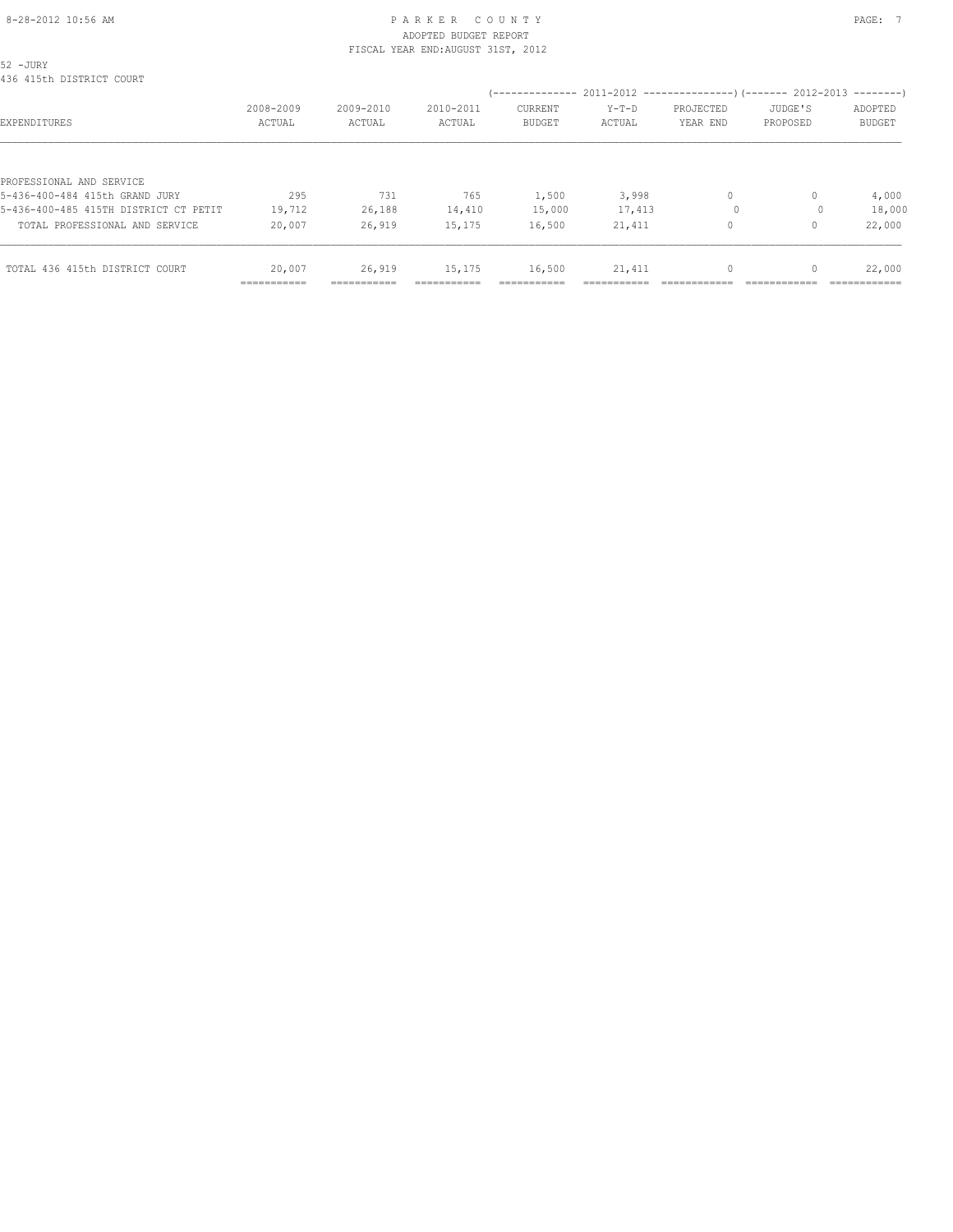PARKER COUNTY
ADOPTED BUDGET REPORT
FISCAL YEAR END:AUGUST 31ST, 2012

52 -JURY
436 415th DISTRICT COURT

| EXPENDITURES | 2008-2009 ACTUAL | 2009-2010 ACTUAL | 2010-2011 ACTUAL | 2011-2012 CURRENT BUDGET | 2011-2012 Y-T-D ACTUAL | 2011-2012 PROJECTED YEAR END | 2012-2013 JUDGE'S PROPOSED | 2012-2013 ADOPTED BUDGET |
|---|---|---|---|---|---|---|---|---|
| PROFESSIONAL AND SERVICE | | | | | | | | |
| 5-436-400-484 415th GRAND JURY | 295 | 731 | 765 | 1,500 | 3,998 | 0 | 0 | 4,000 |
| 5-436-400-485 415TH DISTRICT CT PETIT | 19,712 | 26,188 | 14,410 | 15,000 | 17,413 | 0 | 0 | 18,000 |
| TOTAL PROFESSIONAL AND SERVICE | 20,007 | 26,919 | 15,175 | 16,500 | 21,411 | 0 | 0 | 22,000 |
| TOTAL 436 415th DISTRICT COURT | 20,007 | 26,919 | 15,175 | 16,500 | 21,411 | 0 | 0 | 22,000 |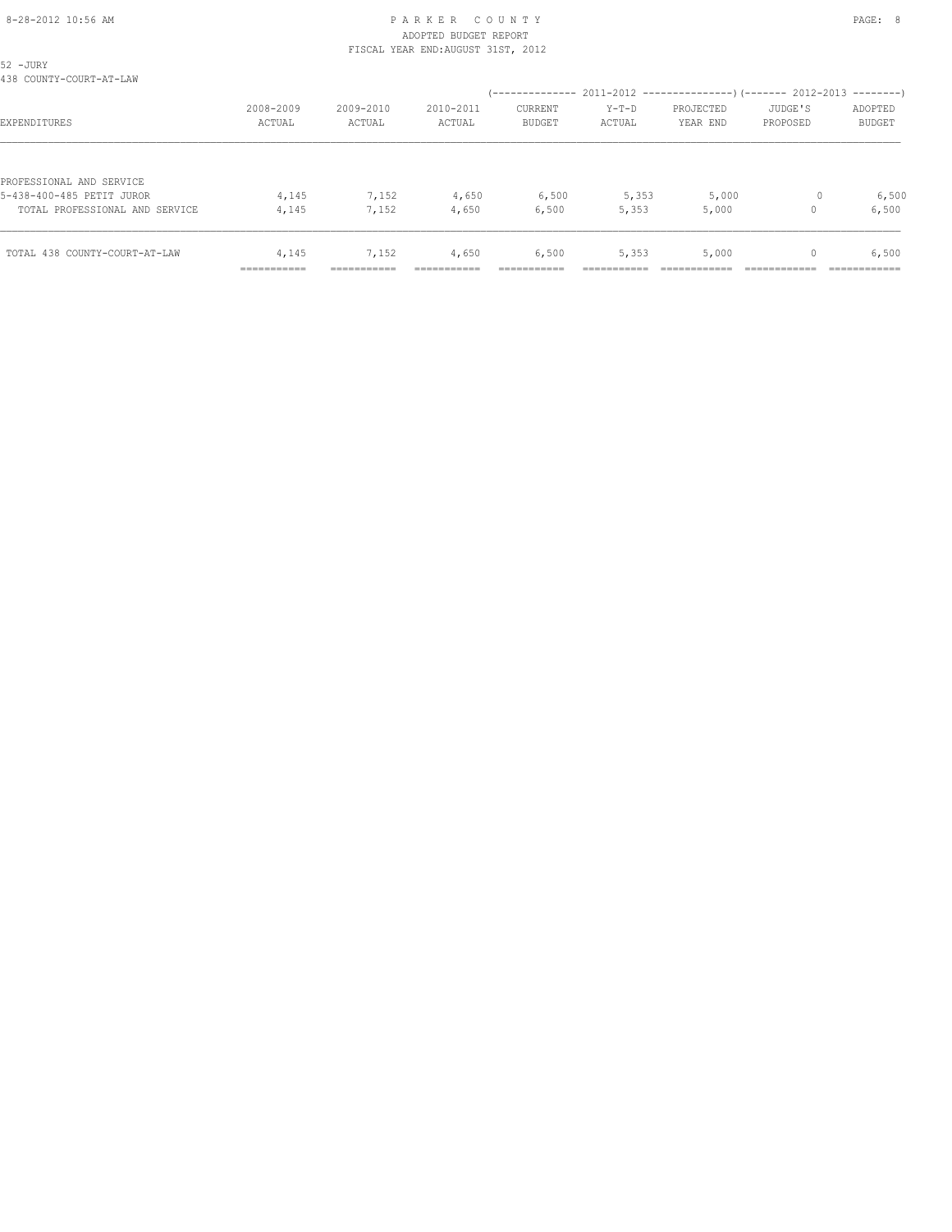PARKER COUNTY
ADOPTED BUDGET REPORT
FISCAL YEAR END:AUGUST 31ST, 2012

52 -JURY
438 COUNTY-COURT-AT-LAW

| EXPENDITURES | 2008-2009 ACTUAL | 2009-2010 ACTUAL | 2010-2011 ACTUAL | 2011-2012 CURRENT BUDGET | 2011-2012 Y-T-D ACTUAL | 2011-2012 PROJECTED YEAR END | 2012-2013 JUDGE'S PROPOSED | 2012-2013 ADOPTED BUDGET |
|---|---|---|---|---|---|---|---|---|
| PROFESSIONAL AND SERVICE | | | | | | | | |
| 5-438-400-485 PETIT JUROR | 4,145 | 7,152 | 4,650 | 6,500 | 5,353 | 5,000 | 0 | 6,500 |
| TOTAL PROFESSIONAL AND SERVICE | 4,145 | 7,152 | 4,650 | 6,500 | 5,353 | 5,000 | 0 | 6,500 |
| TOTAL 438 COUNTY-COURT-AT-LAW | 4,145 | 7,152 | 4,650 | 6,500 | 5,353 | 5,000 | 0 | 6,500 |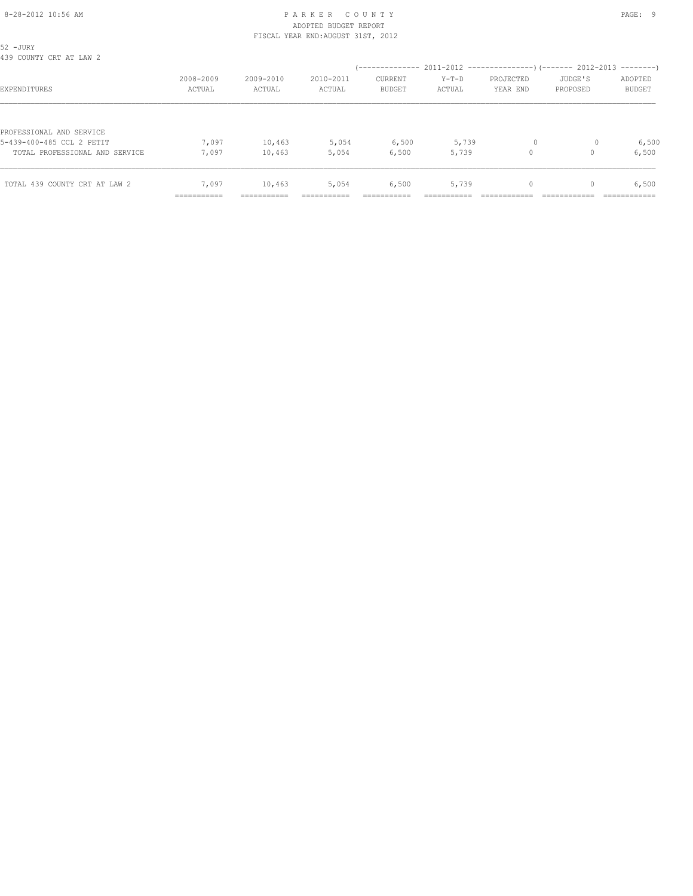PARKER COUNTY
ADOPTED BUDGET REPORT
FISCAL YEAR END:AUGUST 31ST, 2012

52 -JURY
439 COUNTY CRT AT LAW 2

| EXPENDITURES | 2008-2009 ACTUAL | 2009-2010 ACTUAL | 2010-2011 ACTUAL | 2011-2012 CURRENT BUDGET | 2011-2012 Y-T-D ACTUAL | 2011-2012 PROJECTED YEAR END | 2012-2013 JUDGE'S PROPOSED | 2012-2013 ADOPTED BUDGET |
|---|---|---|---|---|---|---|---|---|
| PROFESSIONAL AND SERVICE | | | | | | | | |
| 5-439-400-485 CCL 2 PETIT | 7,097 | 10,463 | 5,054 | 6,500 | 5,739 | 0 | 0 | 6,500 |
| TOTAL PROFESSIONAL AND SERVICE | 7,097 | 10,463 | 5,054 | 6,500 | 5,739 | 0 | 0 | 6,500 |
| TOTAL 439 COUNTY CRT AT LAW 2 | 7,097 | 10,463 | 5,054 | 6,500 | 5,739 | 0 | 0 | 6,500 |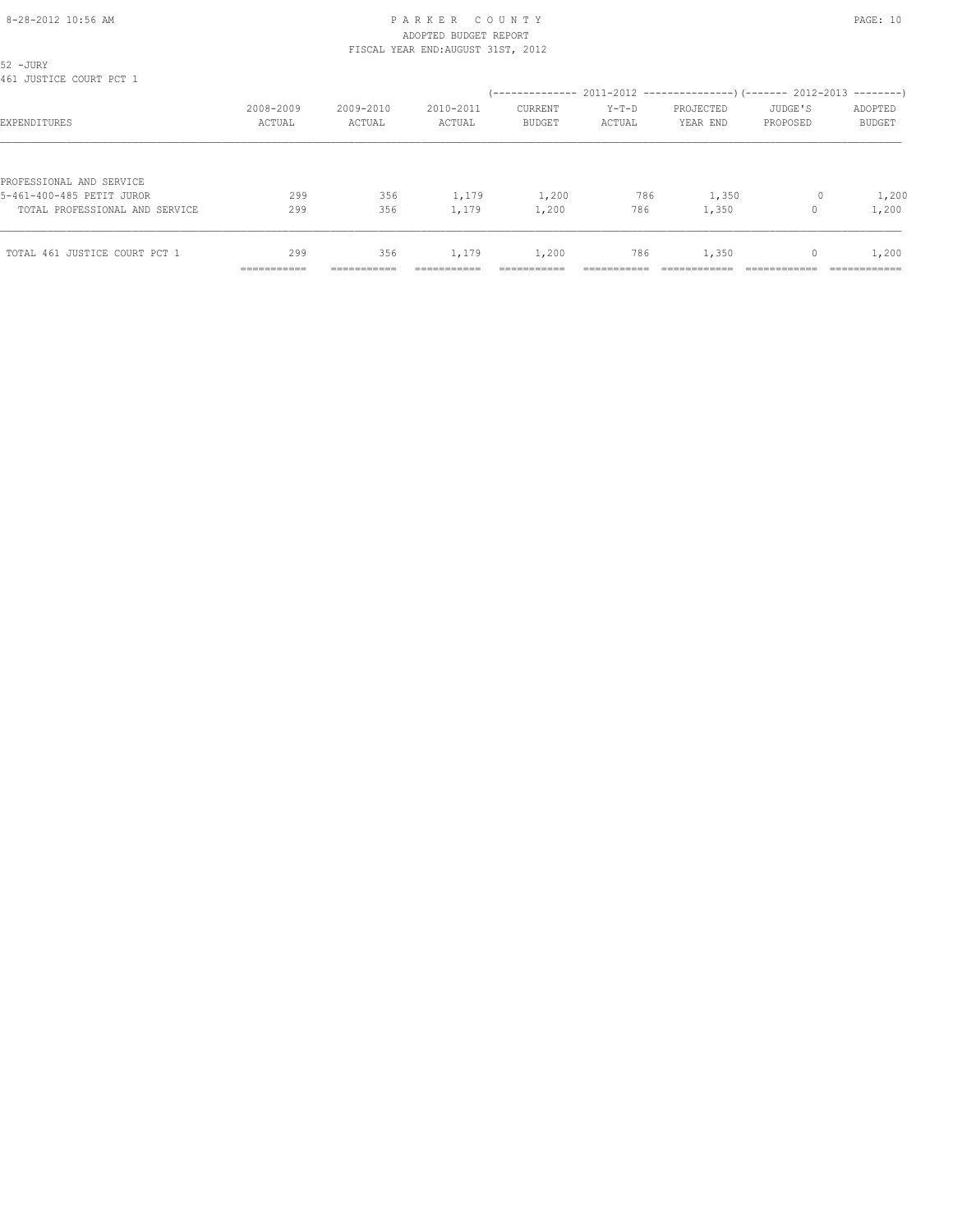# PARKER COUNTY
## ADOPTED BUDGET REPORT
### FISCAL YEAR END:AUGUST 31ST, 2012

52 -JURY
461 JUSTICE COURT PCT 1

| EXPENDITURES | 2008-2009 ACTUAL | 2009-2010 ACTUAL | 2010-2011 ACTUAL | 2011-2012 CURRENT BUDGET | 2011-2012 Y-T-D ACTUAL | 2011-2012 PROJECTED YEAR END | 2012-2013 JUDGE'S PROPOSED | 2012-2013 ADOPTED BUDGET |
|---|---|---|---|---|---|---|---|---|
| PROFESSIONAL AND SERVICE | | | | | | | | |
| 5-461-400-485 PETIT JUROR | 299 | 356 | 1,179 | 1,200 | 786 | 1,350 | 0 | 1,200 |
| TOTAL PROFESSIONAL AND SERVICE | 299 | 356 | 1,179 | 1,200 | 786 | 1,350 | 0 | 1,200 |
| TOTAL 461 JUSTICE COURT PCT 1 | 299 | 356 | 1,179 | 1,200 | 786 | 1,350 | 0 | 1,200 |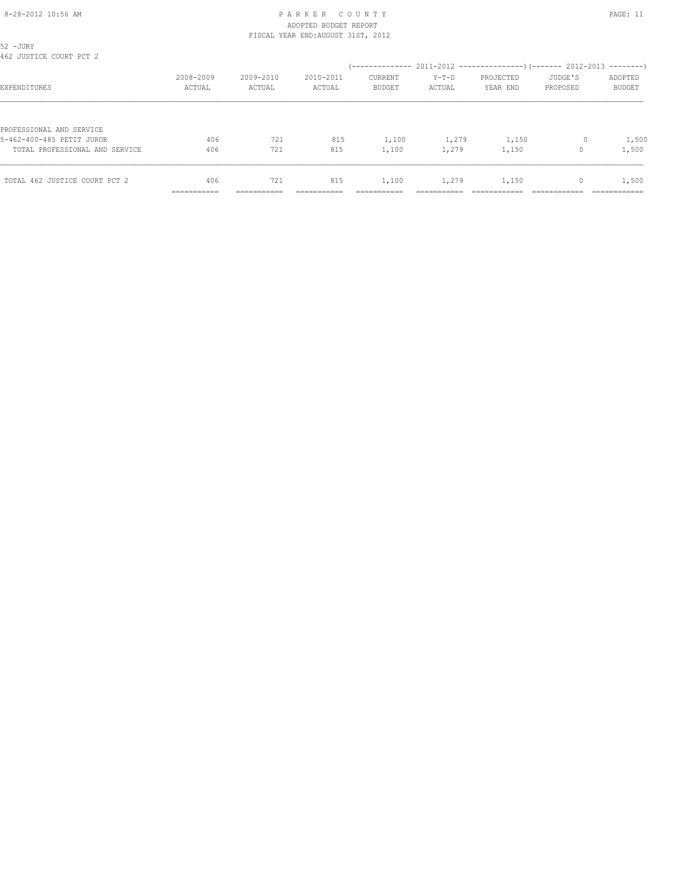52 -JURY
462 JUSTICE COURT PCT 2

| EXPENDITURES | 2008-2009 ACTUAL | 2009-2010 ACTUAL | 2010-2011 ACTUAL | 2011-2012 CURRENT BUDGET | 2011-2012 Y-T-D ACTUAL | 2011-2012 PROJECTED YEAR END | 2012-2013 JUDGE'S PROPOSED | 2012-2013 ADOPTED BUDGET |
|---|---|---|---|---|---|---|---|---|
| PROFESSIONAL AND SERVICE | | | | | | | | |
| 5-462-400-485 PETIT JUROR | 406 | 721 | 815 | 1,100 | 1,279 | 1,150 | 0 | 1,500 |
| TOTAL PROFESSIONAL AND SERVICE | 406 | 721 | 815 | 1,100 | 1,279 | 1,150 | 0 | 1,500 |
| TOTAL 462 JUSTICE COURT PCT 2 | 406 | 721 | 815 | 1,100 | 1,279 | 1,150 | 0 | 1,500 |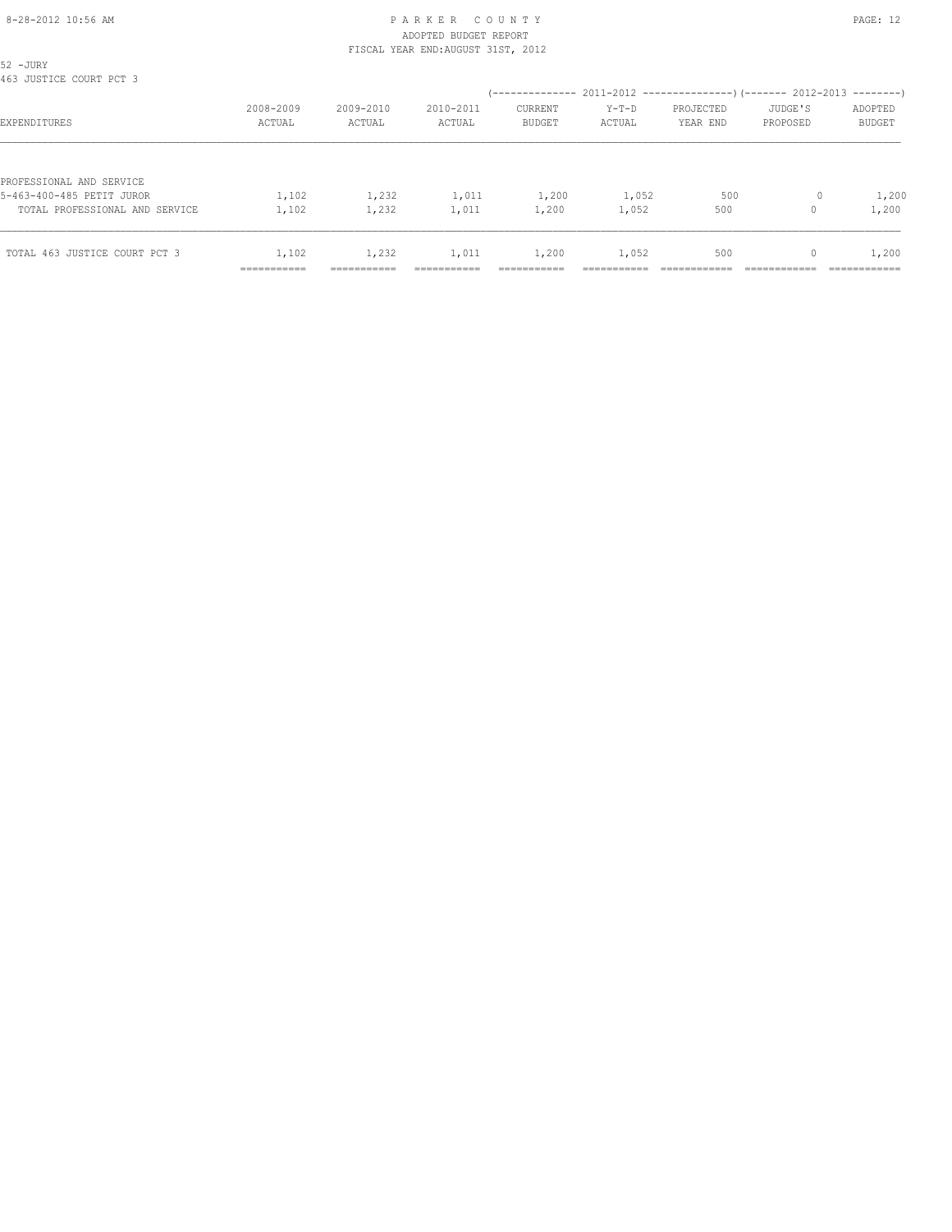PARKER COUNTY
ADOPTED BUDGET REPORT
FISCAL YEAR END:AUGUST 31ST, 2012

52 -JURY
463 JUSTICE COURT PCT 3

| EXPENDITURES | 2008-2009 ACTUAL | 2009-2010 ACTUAL | 2010-2011 ACTUAL | 2011-2012 CURRENT BUDGET | 2011-2012 Y-T-D ACTUAL | 2011-2012 PROJECTED YEAR END | 2012-2013 JUDGE'S PROPOSED | 2012-2013 ADOPTED BUDGET |
|---|---|---|---|---|---|---|---|---|
| PROFESSIONAL AND SERVICE | | | | | | | | |
| 5-463-400-485 PETIT JUROR | 1,102 | 1,232 | 1,011 | 1,200 | 1,052 | 500 | 0 | 1,200 |
| TOTAL PROFESSIONAL AND SERVICE | 1,102 | 1,232 | 1,011 | 1,200 | 1,052 | 500 | 0 | 1,200 |
| TOTAL 463 JUSTICE COURT PCT 3 | 1,102 | 1,232 | 1,011 | 1,200 | 1,052 | 500 | 0 | 1,200 |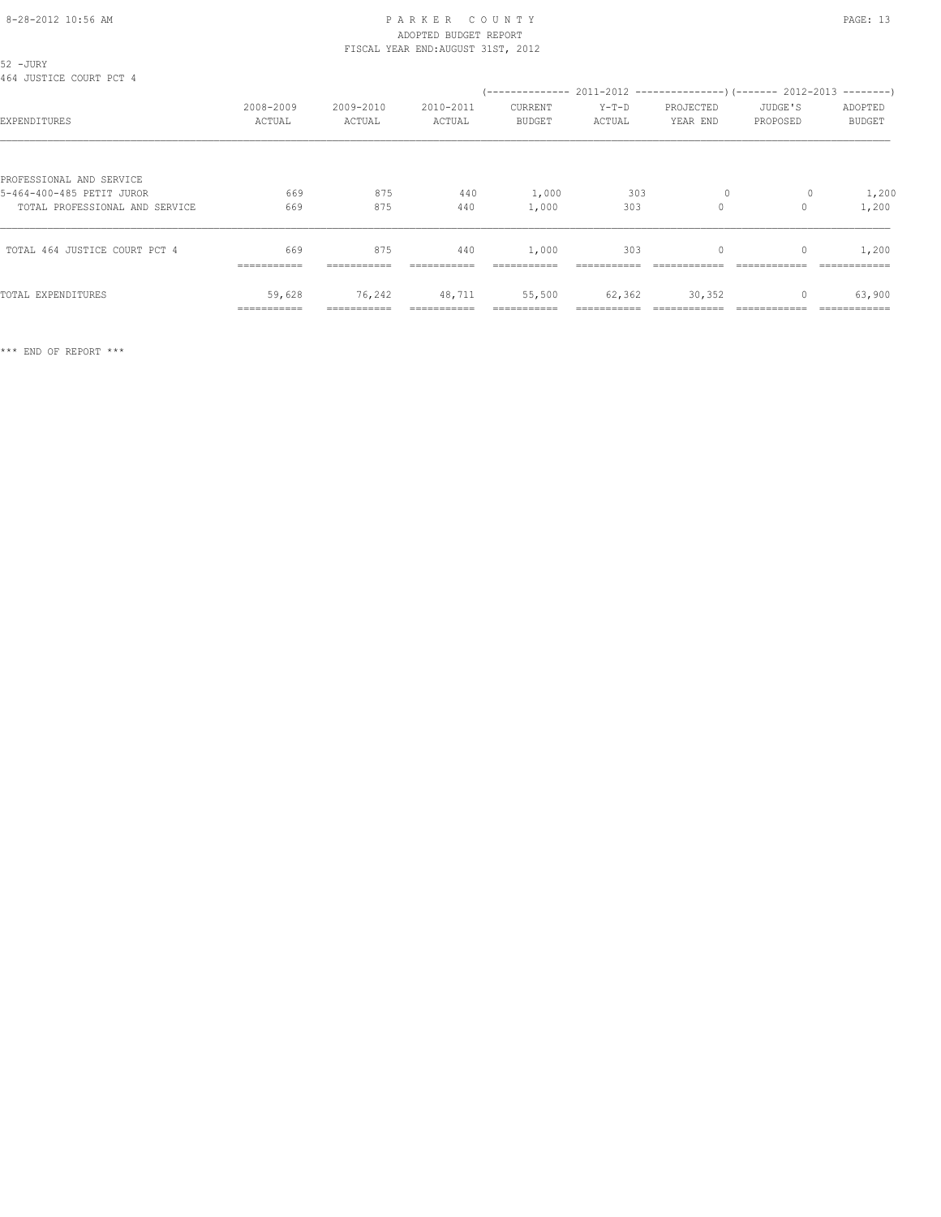# PARKER COUNTY
## ADOPTED BUDGET REPORT
### FISCAL YEAR END:AUGUST 31ST, 2012

52 -JURY
464 JUSTICE COURT PCT 4

| EXPENDITURES | 2008-2009 ACTUAL | 2009-2010 ACTUAL | 2010-2011 ACTUAL | 2011-2012 CURRENT BUDGET | 2011-2012 Y-T-D ACTUAL | 2011-2012 PROJECTED YEAR END | 2012-2013 JUDGE'S PROPOSED | 2012-2013 ADOPTED BUDGET |
|---|---|---|---|---|---|---|---|---|
| PROFESSIONAL AND SERVICE | | | | | | | | |
| 5-464-400-485 PETIT JUROR | 669 | 875 | 440 | 1,000 | 303 | 0 | 0 | 1,200 |
| TOTAL PROFESSIONAL AND SERVICE | 669 | 875 | 440 | 1,000 | 303 | 0 | 0 | 1,200 |
| TOTAL 464 JUSTICE COURT PCT 4 | 669 | 875 | 440 | 1,000 | 303 | 0 | 0 | 1,200 |
| TOTAL EXPENDITURES | 59,628 | 76,242 | 48,711 | 55,500 | 62,362 | 30,352 | 0 | 63,900 |

*** END OF REPORT ***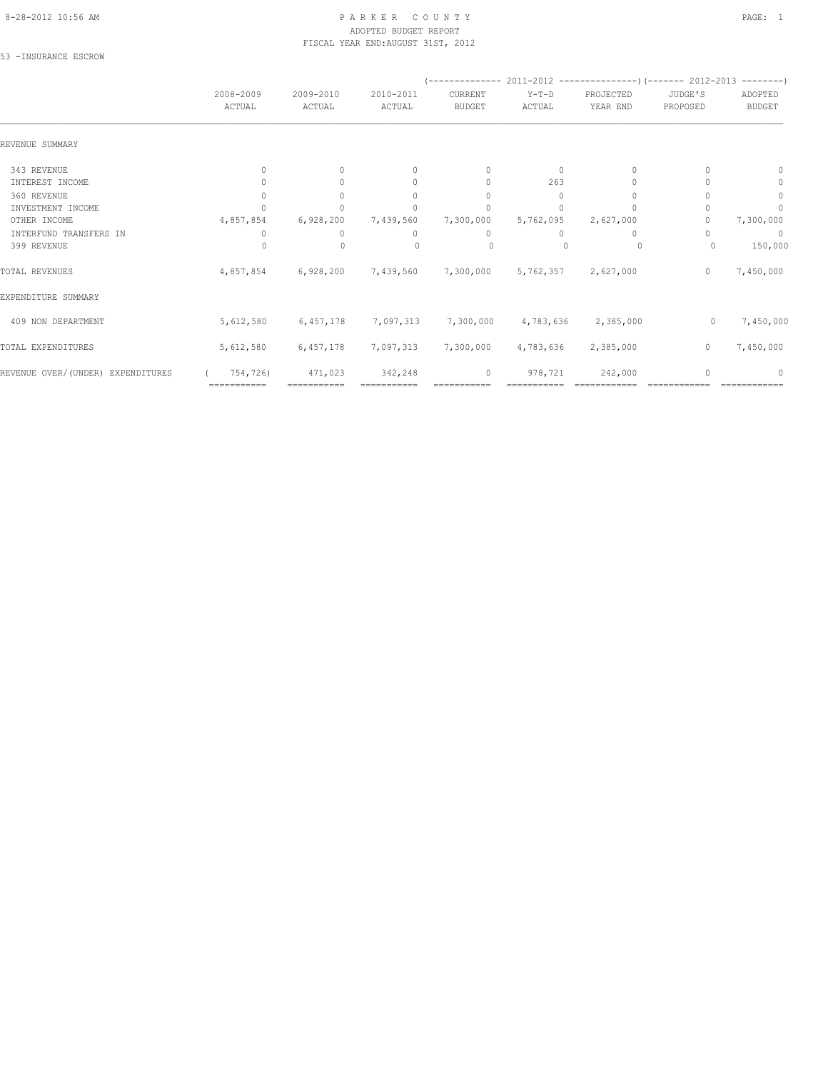PARKER COUNTY
ADOPTED BUDGET REPORT
FISCAL YEAR END:AUGUST 31ST, 2012

53 -INSURANCE ESCROW

| | 2008-2009 ACTUAL | 2009-2010 ACTUAL | 2010-2011 ACTUAL | 2011-2012 CURRENT BUDGET | 2011-2012 Y-T-D ACTUAL | 2011-2012 PROJECTED YEAR END | 2012-2013 JUDGE'S PROPOSED | 2012-2013 ADOPTED BUDGET |
|---|---|---|---|---|---|---|---|---|
| REVENUE SUMMARY | | | | | | | | |
| 343 REVENUE | 0 | 0 | 0 | 0 | 0 | 0 | 0 | 0 |
| INTEREST INCOME | 0 | 0 | 0 | 0 | 263 | 0 | 0 | 0 |
| 360 REVENUE | 0 | 0 | 0 | 0 | 0 | 0 | 0 | 0 |
| INVESTMENT INCOME | 0 | 0 | 0 | 0 | 0 | 0 | 0 | 0 |
| OTHER INCOME | 4,857,854 | 6,928,200 | 7,439,560 | 7,300,000 | 5,762,095 | 2,627,000 | 0 | 7,300,000 |
| INTERFUND TRANSFERS IN | 0 | 0 | 0 | 0 | 0 | 0 | 0 | 0 |
| 399 REVENUE | 0 | 0 | 0 | 0 | 0 | 0 | 0 | 150,000 |
| TOTAL REVENUES | 4,857,854 | 6,928,200 | 7,439,560 | 7,300,000 | 5,762,357 | 2,627,000 | 0 | 7,450,000 |
| EXPENDITURE SUMMARY | | | | | | | | |
| 409 NON DEPARTMENT | 5,612,580 | 6,457,178 | 7,097,313 | 7,300,000 | 4,783,636 | 2,385,000 | 0 | 7,450,000 |
| TOTAL EXPENDITURES | 5,612,580 | 6,457,178 | 7,097,313 | 7,300,000 | 4,783,636 | 2,385,000 | 0 | 7,450,000 |
| REVENUE OVER/(UNDER) EXPENDITURES | ( 754,726) | 471,023 | 342,248 | 0 | 978,721 | 242,000 | 0 | 0 |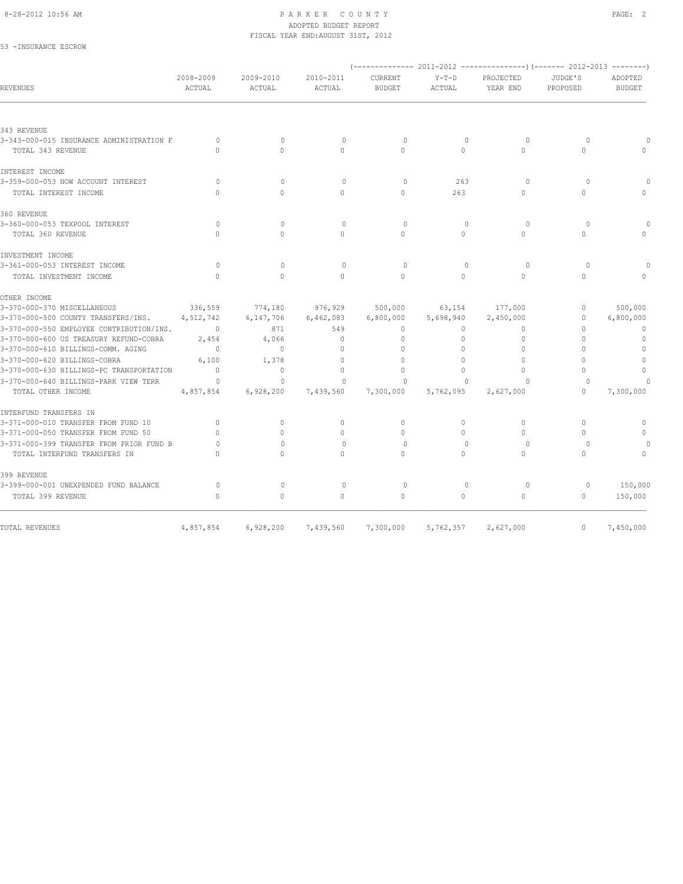PARKER COUNTY
ADOPTED BUDGET REPORT
FISCAL YEAR END:AUGUST 31ST, 2012

53 -INSURANCE ESCROW

| REVENUES | 2008-2009 ACTUAL | 2009-2010 ACTUAL | 2010-2011 ACTUAL | 2011-2012 CURRENT BUDGET | 2011-2012 Y-T-D ACTUAL | 2011-2012 PROJECTED YEAR END | 2012-2013 JUDGE'S PROPOSED | 2012-2013 ADOPTED BUDGET |
|---|---|---|---|---|---|---|---|---|
| 343 REVENUE | | | | | | | | |
| 3-343-000-015 INSURANCE ADMINISTRATION F | 0 | 0 | 0 | 0 | 0 | 0 | 0 | 0 |
| TOTAL 343 REVENUE | 0 | 0 | 0 | 0 | 0 | 0 | 0 | 0 |
| INTEREST INCOME | | | | | | | | |
| 3-359-000-053 NOW ACCOUNT INTEREST | 0 | 0 | 0 | 0 | 263 | 0 | 0 | 0 |
| TOTAL INTEREST INCOME | 0 | 0 | 0 | 0 | 263 | 0 | 0 | 0 |
| 360 REVENUE | | | | | | | | |
| 3-360-000-053 TEXPOOL INTEREST | 0 | 0 | 0 | 0 | 0 | 0 | 0 | 0 |
| TOTAL 360 REVENUE | 0 | 0 | 0 | 0 | 0 | 0 | 0 | 0 |
| INVESTMENT INCOME | | | | | | | | |
| 3-361-000-053 INTEREST INCOME | 0 | 0 | 0 | 0 | 0 | 0 | 0 | 0 |
| TOTAL INVESTMENT INCOME | 0 | 0 | 0 | 0 | 0 | 0 | 0 | 0 |
| OTHER INCOME | | | | | | | | |
| 3-370-000-370 MISCELLANEOUS | 336,559 | 774,180 | 976,929 | 500,000 | 63,154 | 177,000 | 0 | 500,000 |
| 3-370-000-500 COUNTY TRANSFERS/INS. | 4,512,742 | 6,147,706 | 6,462,083 | 6,800,000 | 5,698,940 | 2,450,000 | 0 | 6,800,000 |
| 3-370-000-550 EMPLOYEE CONTRIBUTION/INS. | 0 | 871 | 549 | 0 | 0 | 0 | 0 | 0 |
| 3-370-000-600 US TREASURY REFUND-COBRA | 2,454 | 4,066 | 0 | 0 | 0 | 0 | 0 | 0 |
| 3-370-000-610 BILLINGS-COMM. AGING | 0 | 0 | 0 | 0 | 0 | 0 | 0 | 0 |
| 3-370-000-620 BILLINGS-COBRA | 6,100 | 1,378 | 0 | 0 | 0 | 0 | 0 | 0 |
| 3-370-000-630 BILLINGS-PC TRANSPORTATION | 0 | 0 | 0 | 0 | 0 | 0 | 0 | 0 |
| 3-370-000-640 BILLINGS-PARK VIEW TERR | 0 | 0 | 0 | 0 | 0 | 0 | 0 | 0 |
| TOTAL OTHER INCOME | 4,857,854 | 6,928,200 | 7,439,560 | 7,300,000 | 5,762,095 | 2,627,000 | 0 | 7,300,000 |
| INTERFUND TRANSFERS IN | | | | | | | | |
| 3-371-000-010 TRANSFER FROM FUND 10 | 0 | 0 | 0 | 0 | 0 | 0 | 0 | 0 |
| 3-371-000-050 TRANSFER FROM FUND 50 | 0 | 0 | 0 | 0 | 0 | 0 | 0 | 0 |
| 3-371-000-399 TRANSFER FROM PRIOR FUND B | 0 | 0 | 0 | 0 | 0 | 0 | 0 | 0 |
| TOTAL INTERFUND TRANSFERS IN | 0 | 0 | 0 | 0 | 0 | 0 | 0 | 0 |
| 399 REVENUE | | | | | | | | |
| 3-399-000-001 UNEXPENDED FUND BALANCE | 0 | 0 | 0 | 0 | 0 | 0 | 0 | 150,000 |
| TOTAL 399 REVENUE | 0 | 0 | 0 | 0 | 0 | 0 | 0 | 150,000 |
| TOTAL REVENUES | 4,857,854 | 6,928,200 | 7,439,560 | 7,300,000 | 5,762,357 | 2,627,000 | 0 | 7,450,000 |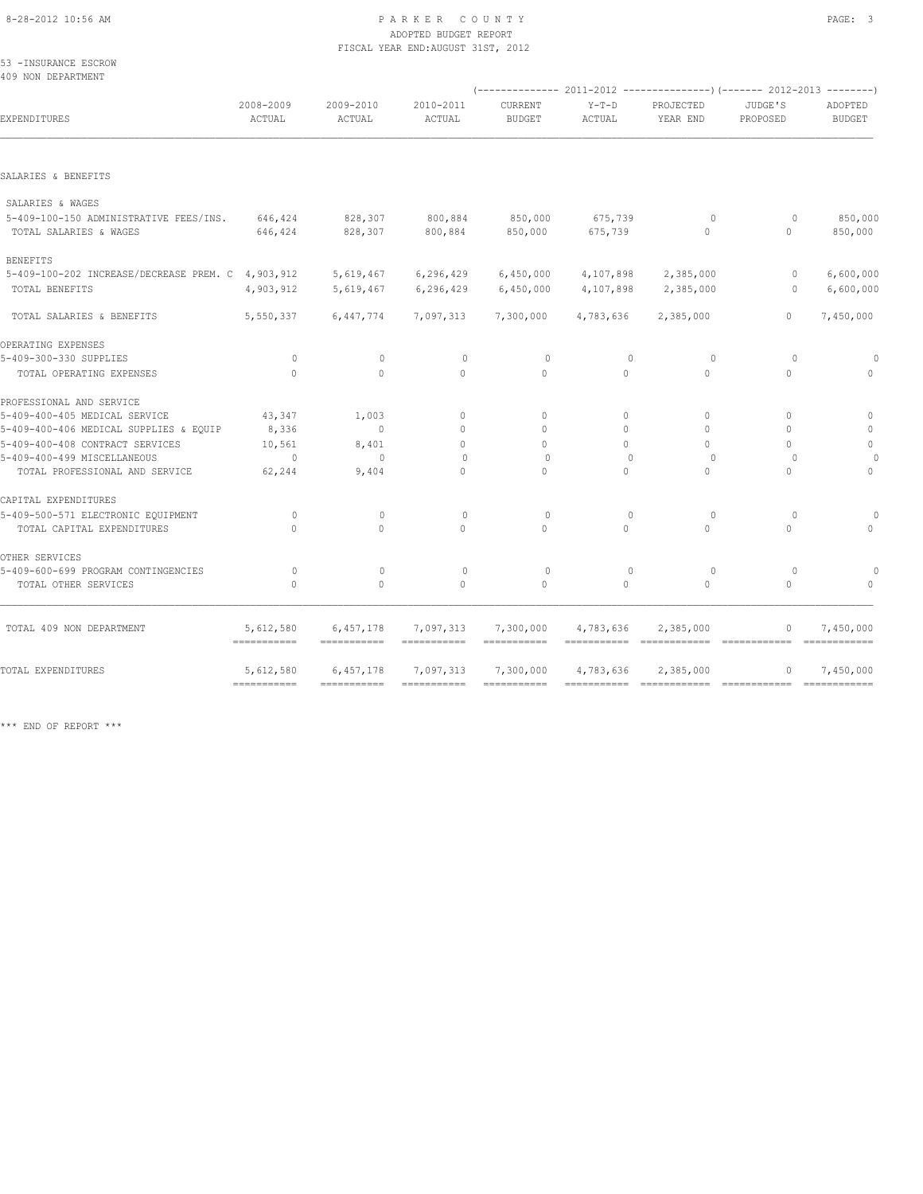# PARKER COUNTY

ADOPTED BUDGET REPORT

FISCAL YEAR END:AUGUST 31ST, 2012

53 -INSURANCE ESCROW

409 NON DEPARTMENT

| EXPENDITURES | 2008-2009 ACTUAL | 2009-2010 ACTUAL | 2010-2011 ACTUAL | 2011-2012 CURRENT BUDGET | 2011-2012 Y-T-D ACTUAL | 2011-2012 PROJECTED YEAR END | 2012-2013 JUDGE'S PROPOSED | 2012-2013 ADOPTED BUDGET |
|---|---|---|---|---|---|---|---|---|
| **SALARIES & BENEFITS** | | | | | | | | |
| SALARIES & WAGES | | | | | | | | |
| 5-409-100-150 ADMINISTRATIVE FEES/INS. | 646,424 | 828,307 | 800,884 | 850,000 | 675,739 | 0 | 0 | 850,000 |
| TOTAL SALARIES & WAGES | 646,424 | 828,307 | 800,884 | 850,000 | 675,739 | 0 | 0 | 850,000 |
| BENEFITS | | | | | | | | |
| 5-409-100-202 INCREASE/DECREASE PREM. C | 4,903,912 | 5,619,467 | 6,296,429 | 6,450,000 | 4,107,898 | 2,385,000 | 0 | 6,600,000 |
| TOTAL BENEFITS | 4,903,912 | 5,619,467 | 6,296,429 | 6,450,000 | 4,107,898 | 2,385,000 | 0 | 6,600,000 |
| TOTAL SALARIES & BENEFITS | 5,550,337 | 6,447,774 | 7,097,313 | 7,300,000 | 4,783,636 | 2,385,000 | 0 | 7,450,000 |
| **OPERATING EXPENSES** | | | | | | | | |
| 5-409-300-330 SUPPLIES | 0 | 0 | 0 | 0 | 0 | 0 | 0 | 0 |
| TOTAL OPERATING EXPENSES | 0 | 0 | 0 | 0 | 0 | 0 | 0 | 0 |
| **PROFESSIONAL AND SERVICE** | | | | | | | | |
| 5-409-400-405 MEDICAL SERVICE | 43,347 | 1,003 | 0 | 0 | 0 | 0 | 0 | 0 |
| 5-409-400-406 MEDICAL SUPPLIES & EQUIP | 8,336 | 0 | 0 | 0 | 0 | 0 | 0 | 0 |
| 5-409-400-408 CONTRACT SERVICES | 10,561 | 8,401 | 0 | 0 | 0 | 0 | 0 | 0 |
| 5-409-400-499 MISCELLANEOUS | 0 | 0 | 0 | 0 | 0 | 0 | 0 | 0 |
| TOTAL PROFESSIONAL AND SERVICE | 62,244 | 9,404 | 0 | 0 | 0 | 0 | 0 | 0 |
| **CAPITAL EXPENDITURES** | | | | | | | | |
| 5-409-500-571 ELECTRONIC EQUIPMENT | 0 | 0 | 0 | 0 | 0 | 0 | 0 | 0 |
| TOTAL CAPITAL EXPENDITURES | 0 | 0 | 0 | 0 | 0 | 0 | 0 | 0 |
| **OTHER SERVICES** | | | | | | | | |
| 5-409-600-699 PROGRAM CONTINGENCIES | 0 | 0 | 0 | 0 | 0 | 0 | 0 | 0 |
| TOTAL OTHER SERVICES | 0 | 0 | 0 | 0 | 0 | 0 | 0 | 0 |
| TOTAL 409 NON DEPARTMENT | 5,612,580 | 6,457,178 | 7,097,313 | 7,300,000 | 4,783,636 | 2,385,000 | 0 | 7,450,000 |
| TOTAL EXPENDITURES | 5,612,580 | 6,457,178 | 7,097,313 | 7,300,000 | 4,783,636 | 2,385,000 | 0 | 7,450,000 |

*** END OF REPORT ***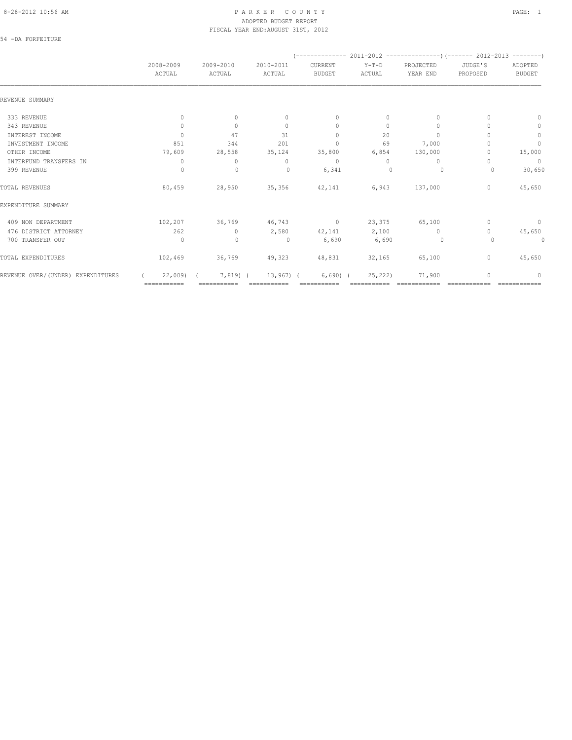PARKER COUNTY
ADOPTED BUDGET REPORT
FISCAL YEAR END:AUGUST 31ST, 2012

54 -DA FORFEITURE

| | 2008-2009 ACTUAL | 2009-2010 ACTUAL | 2010-2011 ACTUAL | 2011-2012 CURRENT BUDGET | 2011-2012 Y-T-D ACTUAL | 2011-2012 PROJECTED YEAR END | 2012-2013 JUDGE'S PROPOSED | 2012-2013 ADOPTED BUDGET |
|---|---|---|---|---|---|---|---|---|
| REVENUE SUMMARY | | | | | | | | |
| 333 REVENUE | 0 | 0 | 0 | 0 | 0 | 0 | 0 | 0 |
| 343 REVENUE | 0 | 0 | 0 | 0 | 0 | 0 | 0 | 0 |
| INTEREST INCOME | 0 | 47 | 31 | 0 | 20 | 0 | 0 | 0 |
| INVESTMENT INCOME | 851 | 344 | 201 | 0 | 69 | 7,000 | 0 | 0 |
| OTHER INCOME | 79,609 | 28,558 | 35,124 | 35,800 | 6,854 | 130,000 | 0 | 15,000 |
| INTERFUND TRANSFERS IN | 0 | 0 | 0 | 0 | 0 | 0 | 0 | 0 |
| 399 REVENUE | 0 | 0 | 0 | 6,341 | 0 | 0 | 0 | 30,650 |
| TOTAL REVENUES | 80,459 | 28,950 | 35,356 | 42,141 | 6,943 | 137,000 | 0 | 45,650 |
| EXPENDITURE SUMMARY | | | | | | | | |
| 409 NON DEPARTMENT | 102,207 | 36,769 | 46,743 | 0 | 23,375 | 65,100 | 0 | 0 |
| 476 DISTRICT ATTORNEY | 262 | 0 | 2,580 | 42,141 | 2,100 | 0 | 0 | 45,650 |
| 700 TRANSFER OUT | 0 | 0 | 0 | 6,690 | 6,690 | 0 | 0 | 0 |
| TOTAL EXPENDITURES | 102,469 | 36,769 | 49,323 | 48,831 | 32,165 | 65,100 | 0 | 45,650 |
| REVENUE OVER/(UNDER) EXPENDITURES | ( 22,009) | ( 7,819) | ( 13,967) | ( 6,690) | ( 25,222) | 71,900 | 0 | 0 |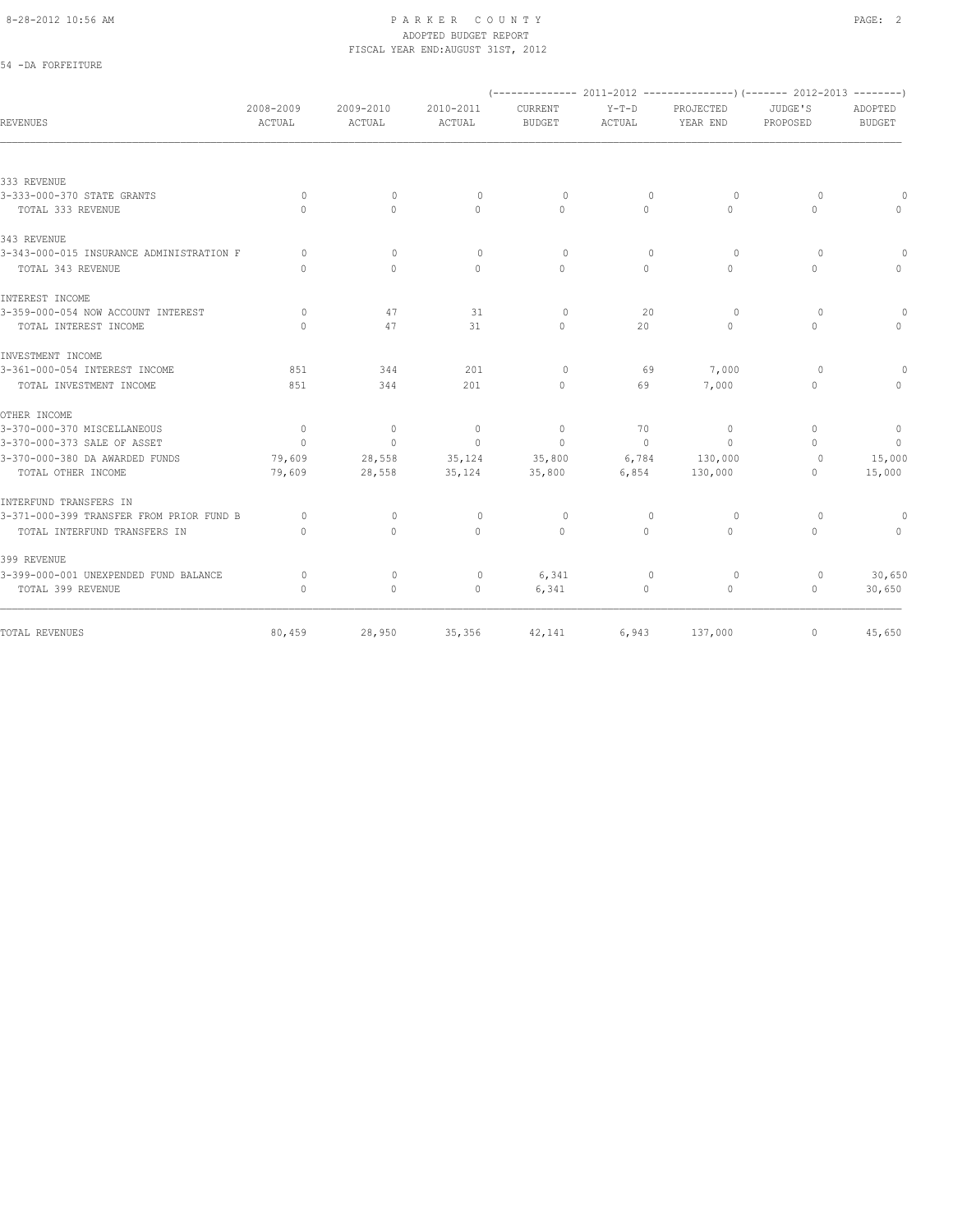PARKER COUNTY
ADOPTED BUDGET REPORT
FISCAL YEAR END:AUGUST 31ST, 2012

54 -DA FORFEITURE

| REVENUES | 2008-2009 ACTUAL | 2009-2010 ACTUAL | 2010-2011 ACTUAL | (-------------- 2011-2012 CURRENT BUDGET | Y-T-D ACTUAL | PROJECTED YEAR END ---------------) | (------- 2012-2013 JUDGE'S PROPOSED | ADOPTED BUDGET --------) |
|---|---|---|---|---|---|---|---|---|
| **333 REVENUE** | | | | | | | | |
| 3-333-000-370 STATE GRANTS | 0 | 0 | 0 | 0 | 0 | 0 | 0 | 0 |
| TOTAL 333 REVENUE | 0 | 0 | 0 | 0 | 0 | 0 | 0 | 0 |
| **343 REVENUE** | | | | | | | | |
| 3-343-000-015 INSURANCE ADMINISTRATION F | 0 | 0 | 0 | 0 | 0 | 0 | 0 | 0 |
| TOTAL 343 REVENUE | 0 | 0 | 0 | 0 | 0 | 0 | 0 | 0 |
| **INTEREST INCOME** | | | | | | | | |
| 3-359-000-054 NOW ACCOUNT INTEREST | 0 | 47 | 31 | 0 | 20 | 0 | 0 | 0 |
| TOTAL INTEREST INCOME | 0 | 47 | 31 | 0 | 20 | 0 | 0 | 0 |
| **INVESTMENT INCOME** | | | | | | | | |
| 3-361-000-054 INTEREST INCOME | 851 | 344 | 201 | 0 | 69 | 7,000 | 0 | 0 |
| TOTAL INVESTMENT INCOME | 851 | 344 | 201 | 0 | 69 | 7,000 | 0 | 0 |
| **OTHER INCOME** | | | | | | | | |
| 3-370-000-370 MISCELLANEOUS | 0 | 0 | 0 | 0 | 70 | 0 | 0 | 0 |
| 3-370-000-373 SALE OF ASSET | 0 | 0 | 0 | 0 | 0 | 0 | 0 | 0 |
| 3-370-000-380 DA AWARDED FUNDS | 79,609 | 28,558 | 35,124 | 35,800 | 6,784 | 130,000 | 0 | 15,000 |
| TOTAL OTHER INCOME | 79,609 | 28,558 | 35,124 | 35,800 | 6,854 | 130,000 | 0 | 15,000 |
| **INTERFUND TRANSFERS IN** | | | | | | | | |
| 3-371-000-399 TRANSFER FROM PRIOR FUND B | 0 | 0 | 0 | 0 | 0 | 0 | 0 | 0 |
| TOTAL INTERFUND TRANSFERS IN | 0 | 0 | 0 | 0 | 0 | 0 | 0 | 0 |
| **399 REVENUE** | | | | | | | | |
| 3-399-000-001 UNEXPENDED FUND BALANCE | 0 | 0 | 0 | 6,341 | 0 | 0 | 0 | 30,650 |
| TOTAL 399 REVENUE | 0 | 0 | 0 | 6,341 | 0 | 0 | 0 | 30,650 |
| TOTAL REVENUES | 80,459 | 28,950 | 35,356 | 42,141 | 6,943 | 137,000 | 0 | 45,650 |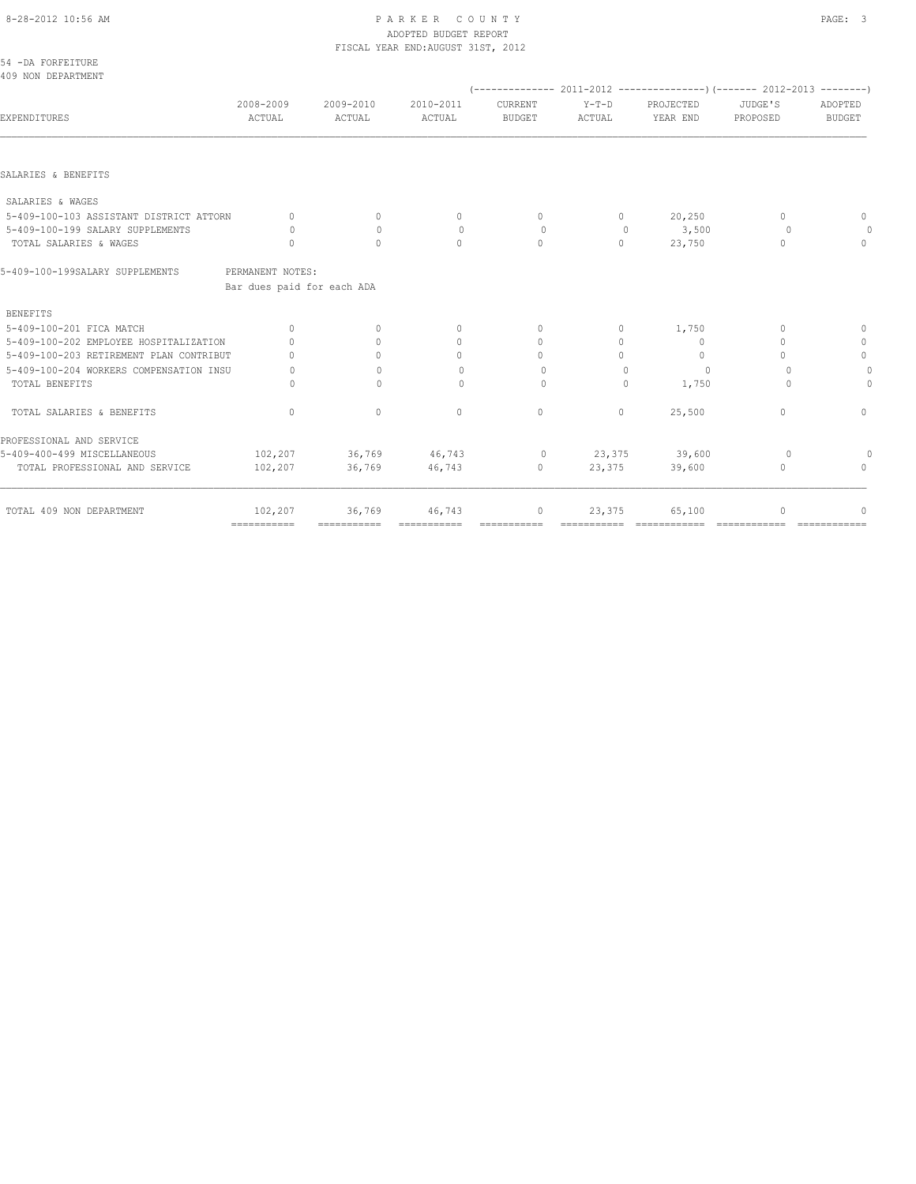PARKER COUNTY
ADOPTED BUDGET REPORT
FISCAL YEAR END:AUGUST 31ST, 2012

54 -DA FORFEITURE
409 NON DEPARTMENT

| EXPENDITURES | 2008-2009 ACTUAL | 2009-2010 ACTUAL | 2010-2011 ACTUAL | 2011-2012 CURRENT BUDGET | 2011-2012 Y-T-D ACTUAL | 2011-2012 PROJECTED YEAR END | 2012-2013 JUDGE'S PROPOSED | 2012-2013 ADOPTED BUDGET |
|---|---|---|---|---|---|---|---|---|
| SALARIES & BENEFITS | | | | | | | | |
| SALARIES & WAGES | | | | | | | | |
| 5-409-100-103 ASSISTANT DISTRICT ATTORN | 0 | 0 | 0 | 0 | 0 | 20,250 | 0 | 0 |
| 5-409-100-199 SALARY SUPPLEMENTS | 0 | 0 | 0 | 0 | 0 | 3,500 | 0 | 0 |
| TOTAL SALARIES & WAGES | 0 | 0 | 0 | 0 | 0 | 23,750 | 0 | 0 |
| 5-409-100-199SALARY SUPPLEMENTS | PERMANENT NOTES: Bar dues paid for each ADA | | | | | | | |
| BENEFITS | | | | | | | | |
| 5-409-100-201 FICA MATCH | 0 | 0 | 0 | 0 | 0 | 1,750 | 0 | 0 |
| 5-409-100-202 EMPLOYEE HOSPITALIZATION | 0 | 0 | 0 | 0 | 0 | 0 | 0 | 0 |
| 5-409-100-203 RETIREMENT PLAN CONTRIBUT | 0 | 0 | 0 | 0 | 0 | 0 | 0 | 0 |
| 5-409-100-204 WORKERS COMPENSATION INSU | 0 | 0 | 0 | 0 | 0 | 0 | 0 | 0 |
| TOTAL BENEFITS | 0 | 0 | 0 | 0 | 0 | 1,750 | 0 | 0 |
| TOTAL SALARIES & BENEFITS | 0 | 0 | 0 | 0 | 0 | 25,500 | 0 | 0 |
| PROFESSIONAL AND SERVICE | | | | | | | | |
| 5-409-400-499 MISCELLANEOUS | 102,207 | 36,769 | 46,743 | 0 | 23,375 | 39,600 | 0 | 0 |
| TOTAL PROFESSIONAL AND SERVICE | 102,207 | 36,769 | 46,743 | 0 | 23,375 | 39,600 | 0 | 0 |
| TOTAL 409 NON DEPARTMENT | 102,207 | 36,769 | 46,743 | 0 | 23,375 | 65,100 | 0 | 0 |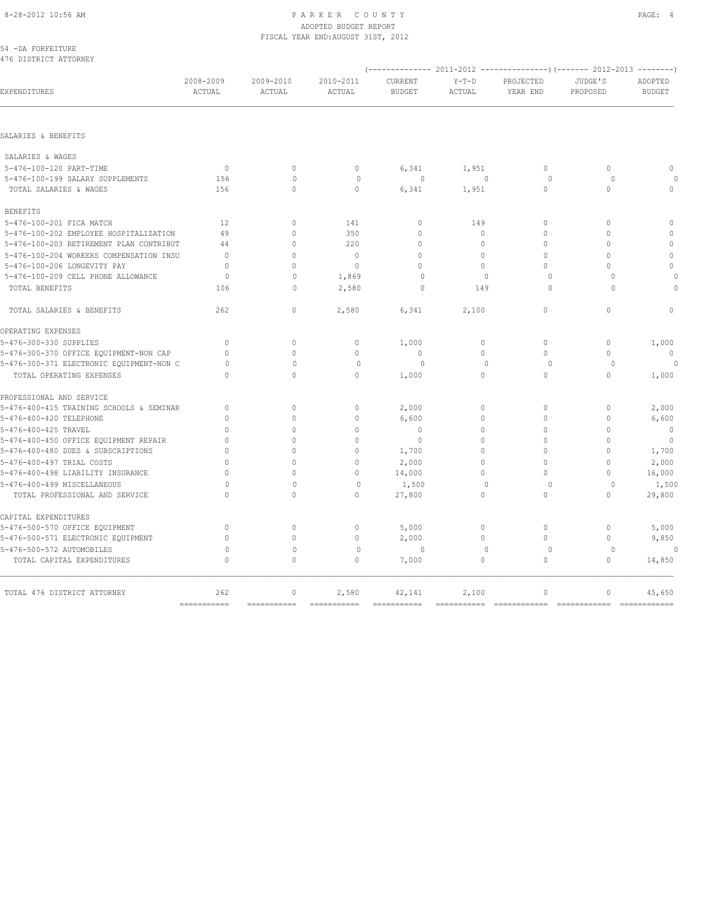# PARKER COUNTY
## ADOPTED BUDGET REPORT
### FISCAL YEAR END: AUGUST 31ST, 2012

54 -DA FORFEITURE
476 DISTRICT ATTORNEY

| EXPENDITURES | 2008-2009 ACTUAL | 2009-2010 ACTUAL | 2010-2011 ACTUAL | 2011-2012 CURRENT BUDGET | 2011-2012 Y-T-D ACTUAL | 2011-2012 PROJECTED YEAR END | 2012-2013 JUDGE'S PROPOSED | 2012-2013 ADOPTED BUDGET |
|---|---|---|---|---|---|---|---|---|
| **SALARIES & BENEFITS** | | | | | | | | |
| SALARIES & WAGES | | | | | | | | |
| 5-476-100-120 PART-TIME | 0 | 0 | 0 | 6,341 | 1,951 | 0 | 0 | 0 |
| 5-476-100-199 SALARY SUPPLEMENTS | 156 | 0 | 0 | 0 | 0 | 0 | 0 | 0 |
| TOTAL SALARIES & WAGES | 156 | 0 | 0 | 6,341 | 1,951 | 0 | 0 | 0 |
| BENEFITS | | | | | | | | |
| 5-476-100-201 FICA MATCH | 12 | 0 | 141 | 0 | 149 | 0 | 0 | 0 |
| 5-476-100-202 EMPLOYEE HOSPITALIZATION | 49 | 0 | 350 | 0 | 0 | 0 | 0 | 0 |
| 5-476-100-203 RETIREMENT PLAN CONTRIBUT | 44 | 0 | 220 | 0 | 0 | 0 | 0 | 0 |
| 5-476-100-204 WORKERS COMPENSATION INSU | 0 | 0 | 0 | 0 | 0 | 0 | 0 | 0 |
| 5-476-100-206 LONGEVITY PAY | 0 | 0 | 0 | 0 | 0 | 0 | 0 | 0 |
| 5-476-100-209 CELL PHONE ALLOWANCE | 0 | 0 | 1,869 | 0 | 0 | 0 | 0 | 0 |
| TOTAL BENEFITS | 106 | 0 | 2,580 | 0 | 149 | 0 | 0 | 0 |
| TOTAL SALARIES & BENEFITS | 262 | 0 | 2,580 | 6,341 | 2,100 | 0 | 0 | 0 |
| **OPERATING EXPENSES** | | | | | | | | |
| 5-476-300-330 SUPPLIES | 0 | 0 | 0 | 1,000 | 0 | 0 | 0 | 1,000 |
| 5-476-300-370 OFFICE EQUIPMENT-NON CAP | 0 | 0 | 0 | 0 | 0 | 0 | 0 | 0 |
| 5-476-300-371 ELECTRONIC EQUIPMENT-NON C | 0 | 0 | 0 | 0 | 0 | 0 | 0 | 0 |
| TOTAL OPERATING EXPENSES | 0 | 0 | 0 | 1,000 | 0 | 0 | 0 | 1,000 |
| **PROFESSIONAL AND SERVICE** | | | | | | | | |
| 5-476-400-415 TRAINING SCHOOLS & SEMINAR | 0 | 0 | 0 | 2,000 | 0 | 0 | 0 | 2,000 |
| 5-476-400-420 TELEPHONE | 0 | 0 | 0 | 6,600 | 0 | 0 | 0 | 6,600 |
| 5-476-400-425 TRAVEL | 0 | 0 | 0 | 0 | 0 | 0 | 0 | 0 |
| 5-476-400-450 OFFICE EQUIPMENT REPAIR | 0 | 0 | 0 | 0 | 0 | 0 | 0 | 0 |
| 5-476-400-480 DUES & SUBSCRIPTIONS | 0 | 0 | 0 | 1,700 | 0 | 0 | 0 | 1,700 |
| 5-476-400-497 TRIAL COSTS | 0 | 0 | 0 | 2,000 | 0 | 0 | 0 | 2,000 |
| 5-476-400-498 LIABILITY INSURANCE | 0 | 0 | 0 | 14,000 | 0 | 0 | 0 | 16,000 |
| 5-476-400-499 MISCELLANEOUS | 0 | 0 | 0 | 1,500 | 0 | 0 | 0 | 1,500 |
| TOTAL PROFESSIONAL AND SERVICE | 0 | 0 | 0 | 27,800 | 0 | 0 | 0 | 29,800 |
| **CAPITAL EXPENDITURES** | | | | | | | | |
| 5-476-500-570 OFFICE EQUIPMENT | 0 | 0 | 0 | 5,000 | 0 | 0 | 0 | 5,000 |
| 5-476-500-571 ELECTRONIC EQUIPMENT | 0 | 0 | 0 | 2,000 | 0 | 0 | 0 | 9,850 |
| 5-476-500-572 AUTOMOBILES | 0 | 0 | 0 | 0 | 0 | 0 | 0 | 0 |
| TOTAL CAPITAL EXPENDITURES | 0 | 0 | 0 | 7,000 | 0 | 0 | 0 | 14,850 |
| TOTAL 476 DISTRICT ATTORNEY | 262 | 0 | 2,580 | 42,141 | 2,100 | 0 | 0 | 45,650 |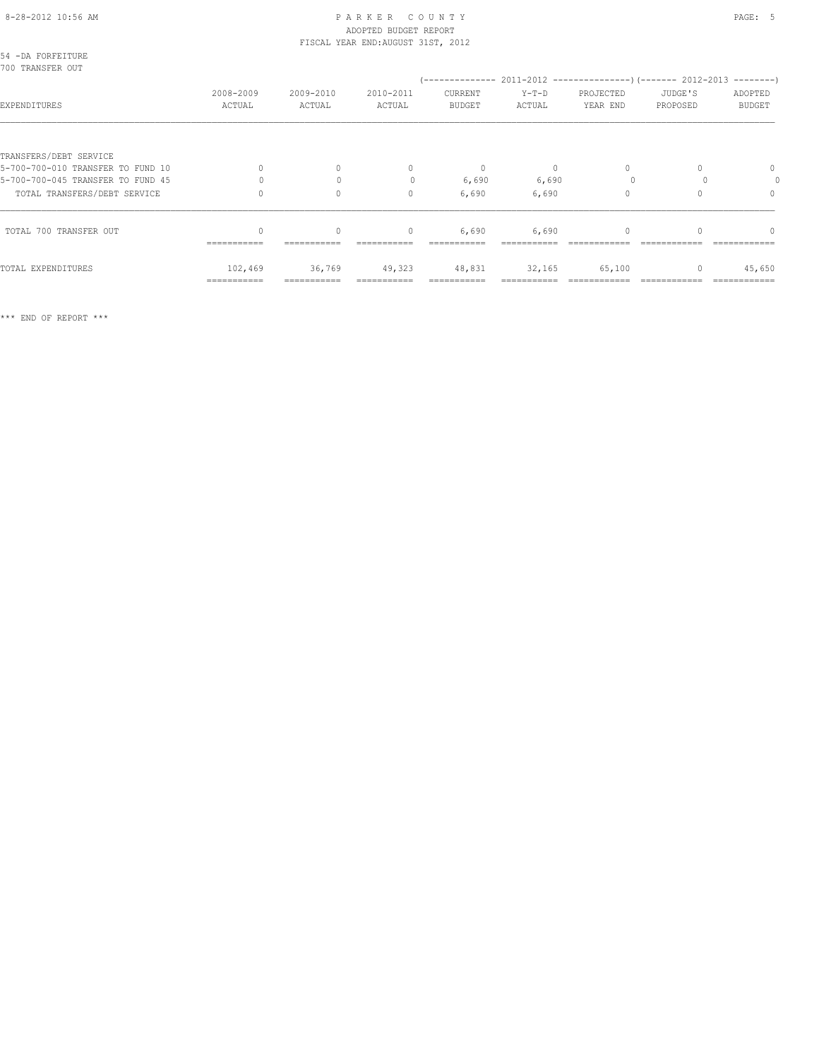# PARKER COUNTY
## ADOPTED BUDGET REPORT
### FISCAL YEAR END:AUGUST 31ST, 2012

54 -DA FORFEITURE
700 TRANSFER OUT

| EXPENDITURES | 2008-2009 ACTUAL | 2009-2010 ACTUAL | 2010-2011 ACTUAL | 2011-2012 CURRENT BUDGET | 2011-2012 Y-T-D ACTUAL | 2011-2012 PROJECTED YEAR END | 2012-2013 JUDGE'S PROPOSED | 2012-2013 ADOPTED BUDGET |
|---|---|---|---|---|---|---|---|---|
| TRANSFERS/DEBT SERVICE | | | | | | | | |
| 5-700-700-010 TRANSFER TO FUND 10 | 0 | 0 | 0 | 0 | 0 | 0 | 0 | 0 |
| 5-700-700-045 TRANSFER TO FUND 45 | 0 | 0 | 0 | 6,690 | 6,690 | 0 | 0 | 0 |
| TOTAL TRANSFERS/DEBT SERVICE | 0 | 0 | 0 | 6,690 | 6,690 | 0 | 0 | 0 |
| TOTAL 700 TRANSFER OUT | 0 | 0 | 0 | 6,690 | 6,690 | 0 | 0 | 0 |
| TOTAL EXPENDITURES | 102,469 | 36,769 | 49,323 | 48,831 | 32,165 | 65,100 | 0 | 45,650 |

*** END OF REPORT ***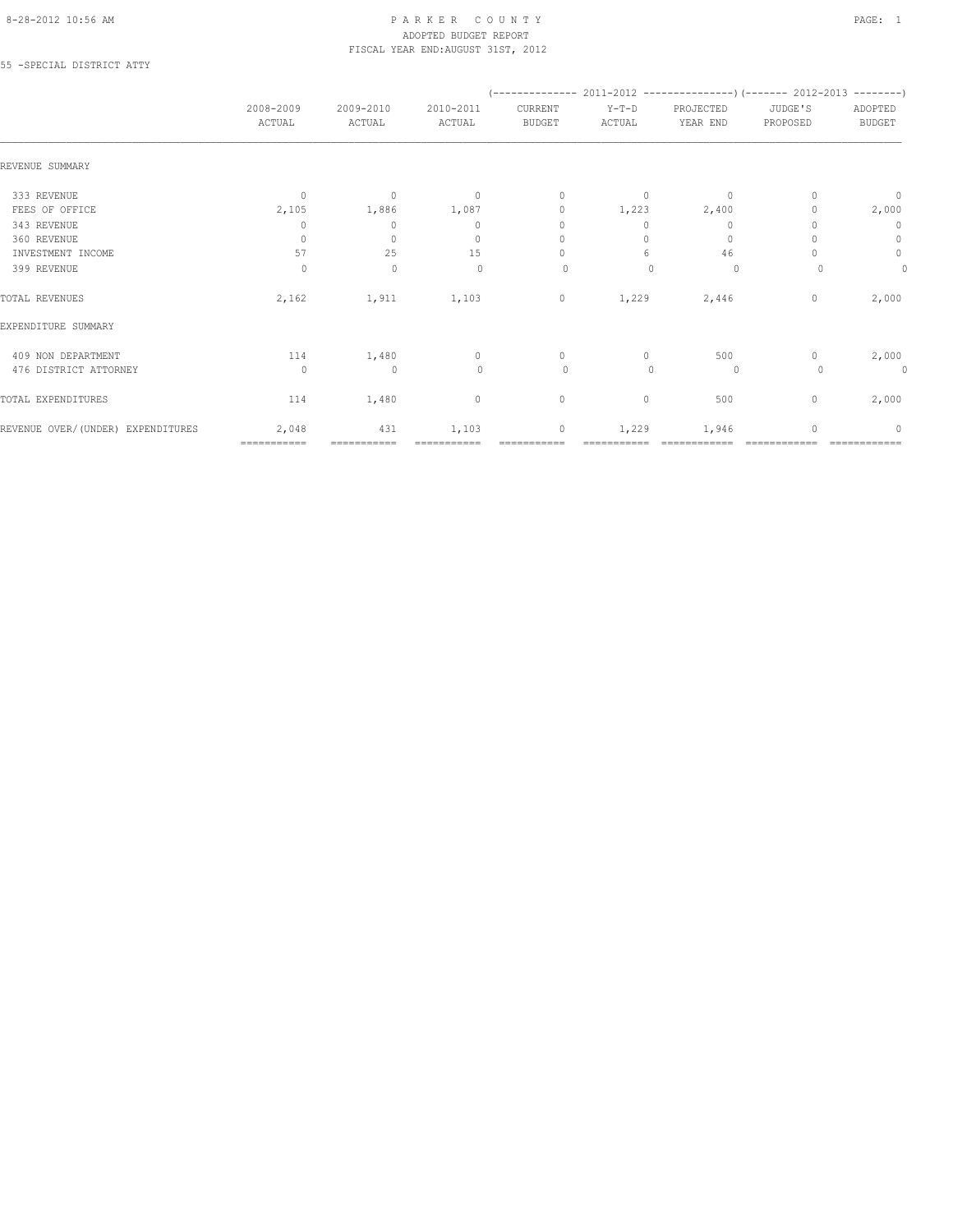# PARKER COUNTY

ADOPTED BUDGET REPORT

FISCAL YEAR END:AUGUST 31ST, 2012

55 -SPECIAL DISTRICT ATTY

| | 2008-2009 ACTUAL | 2009-2010 ACTUAL | 2010-2011 ACTUAL | 2011-2012 CURRENT BUDGET | 2011-2012 Y-T-D ACTUAL | 2011-2012 PROJECTED YEAR END | 2012-2013 JUDGE'S PROPOSED | 2012-2013 ADOPTED BUDGET |
|---|---|---|---|---|---|---|---|---|
| REVENUE SUMMARY | | | | | | | | |
| 333 REVENUE | 0 | 0 | 0 | 0 | 0 | 0 | 0 | 0 |
| FEES OF OFFICE | 2,105 | 1,886 | 1,087 | 0 | 1,223 | 2,400 | 0 | 2,000 |
| 343 REVENUE | 0 | 0 | 0 | 0 | 0 | 0 | 0 | 0 |
| 360 REVENUE | 0 | 0 | 0 | 0 | 0 | 0 | 0 | 0 |
| INVESTMENT INCOME | 57 | 25 | 15 | 0 | 6 | 46 | 0 | 0 |
| 399 REVENUE | 0 | 0 | 0 | 0 | 0 | 0 | 0 | 0 |
| TOTAL REVENUES | 2,162 | 1,911 | 1,103 | 0 | 1,229 | 2,446 | 0 | 2,000 |
| EXPENDITURE SUMMARY | | | | | | | | |
| 409 NON DEPARTMENT | 114 | 1,480 | 0 | 0 | 0 | 500 | 0 | 2,000 |
| 476 DISTRICT ATTORNEY | 0 | 0 | 0 | 0 | 0 | 0 | 0 | 0 |
| TOTAL EXPENDITURES | 114 | 1,480 | 0 | 0 | 0 | 500 | 0 | 2,000 |
| REVENUE OVER/(UNDER) EXPENDITURES | 2,048 | 431 | 1,103 | 0 | 1,229 | 1,946 | 0 | 0 |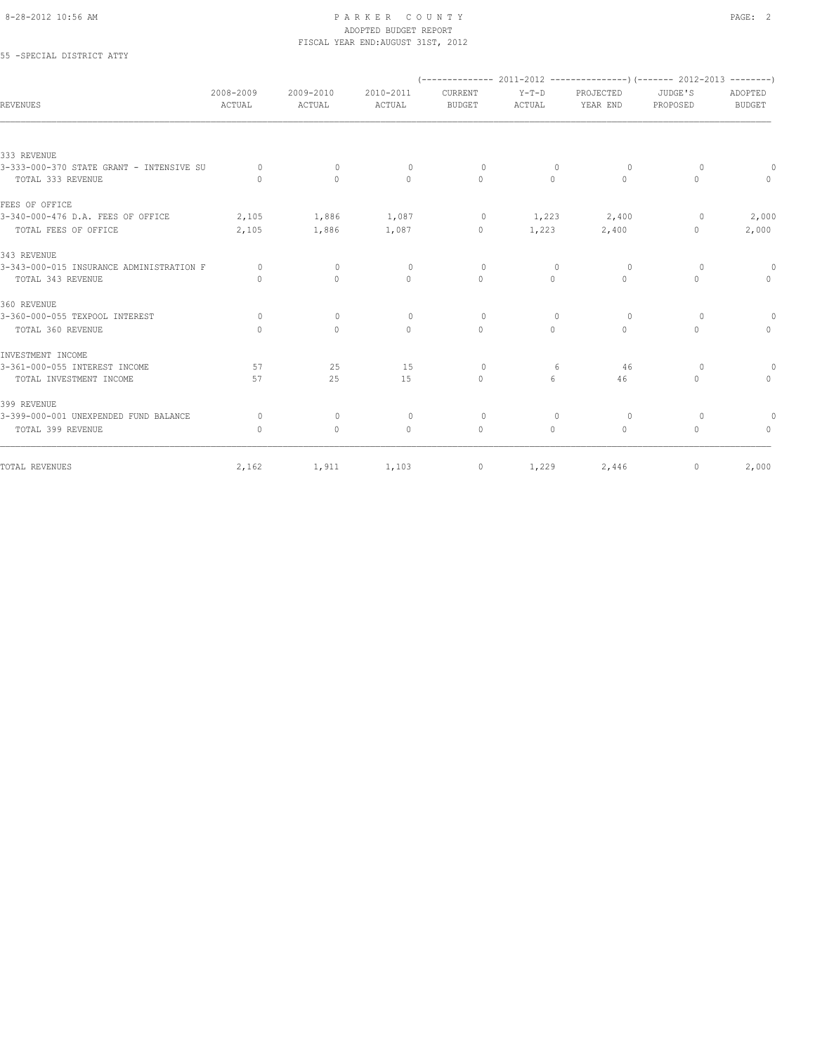# PARKER COUNTY
## ADOPTED BUDGET REPORT
### FISCAL YEAR END:AUGUST 31ST, 2012

55 -SPECIAL DISTRICT ATTY

| REVENUES | 2008-2009 ACTUAL | 2009-2010 ACTUAL | 2010-2011 ACTUAL | 2011-2012 CURRENT BUDGET | 2011-2012 Y-T-D ACTUAL | 2011-2012 PROJECTED YEAR END | 2012-2013 JUDGE'S PROPOSED | 2012-2013 ADOPTED BUDGET |
|---|---|---|---|---|---|---|---|---|
| 333 REVENUE | | | | | | | | |
| 3-333-000-370 STATE GRANT - INTENSIVE SU | 0 | 0 | 0 | 0 | 0 | 0 | 0 | 0 |
| TOTAL 333 REVENUE | 0 | 0 | 0 | 0 | 0 | 0 | 0 | 0 |
| FEES OF OFFICE | | | | | | | | |
| 3-340-000-476 D.A. FEES OF OFFICE | 2,105 | 1,886 | 1,087 | 0 | 1,223 | 2,400 | 0 | 2,000 |
| TOTAL FEES OF OFFICE | 2,105 | 1,886 | 1,087 | 0 | 1,223 | 2,400 | 0 | 2,000 |
| 343 REVENUE | | | | | | | | |
| 3-343-000-015 INSURANCE ADMINISTRATION F | 0 | 0 | 0 | 0 | 0 | 0 | 0 | 0 |
| TOTAL 343 REVENUE | 0 | 0 | 0 | 0 | 0 | 0 | 0 | 0 |
| 360 REVENUE | | | | | | | | |
| 3-360-000-055 TEXPOOL INTEREST | 0 | 0 | 0 | 0 | 0 | 0 | 0 | 0 |
| TOTAL 360 REVENUE | 0 | 0 | 0 | 0 | 0 | 0 | 0 | 0 |
| INVESTMENT INCOME | | | | | | | | |
| 3-361-000-055 INTEREST INCOME | 57 | 25 | 15 | 0 | 6 | 46 | 0 | 0 |
| TOTAL INVESTMENT INCOME | 57 | 25 | 15 | 0 | 6 | 46 | 0 | 0 |
| 399 REVENUE | | | | | | | | |
| 3-399-000-001 UNEXPENDED FUND BALANCE | 0 | 0 | 0 | 0 | 0 | 0 | 0 | 0 |
| TOTAL 399 REVENUE | 0 | 0 | 0 | 0 | 0 | 0 | 0 | 0 |
| TOTAL REVENUES | 2,162 | 1,911 | 1,103 | 0 | 1,229 | 2,446 | 0 | 2,000 |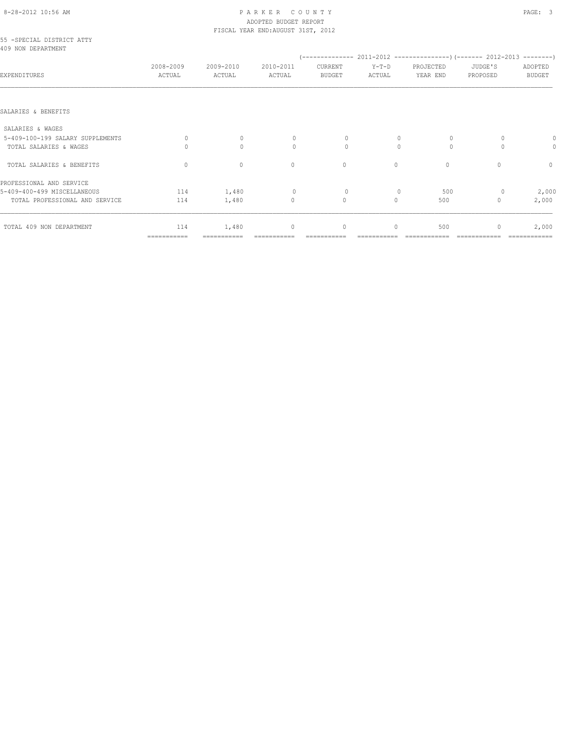PARKER COUNTY
ADOPTED BUDGET REPORT
FISCAL YEAR END:AUGUST 31ST, 2012

55 -SPECIAL DISTRICT ATTY
409 NON DEPARTMENT

| EXPENDITURES | 2008-2009 ACTUAL | 2009-2010 ACTUAL | 2010-2011 ACTUAL | 2011-2012 CURRENT BUDGET | 2011-2012 Y-T-D ACTUAL | 2011-2012 PROJECTED YEAR END | 2012-2013 JUDGE'S PROPOSED | 2012-2013 ADOPTED BUDGET |
|---|---|---|---|---|---|---|---|---|
| SALARIES & BENEFITS | | | | | | | | |
| SALARIES & WAGES | | | | | | | | |
| 5-409-100-199 SALARY SUPPLEMENTS | 0 | 0 | 0 | 0 | 0 | 0 | 0 | 0 |
| TOTAL SALARIES & WAGES | 0 | 0 | 0 | 0 | 0 | 0 | 0 | 0 |
| TOTAL SALARIES & BENEFITS | 0 | 0 | 0 | 0 | 0 | 0 | 0 | 0 |
| PROFESSIONAL AND SERVICE | | | | | | | | |
| 5-409-400-499 MISCELLANEOUS | 114 | 1,480 | 0 | 0 | 0 | 500 | 0 | 2,000 |
| TOTAL PROFESSIONAL AND SERVICE | 114 | 1,480 | 0 | 0 | 0 | 500 | 0 | 2,000 |
| TOTAL 409 NON DEPARTMENT | 114 | 1,480 | 0 | 0 | 0 | 500 | 0 | 2,000 |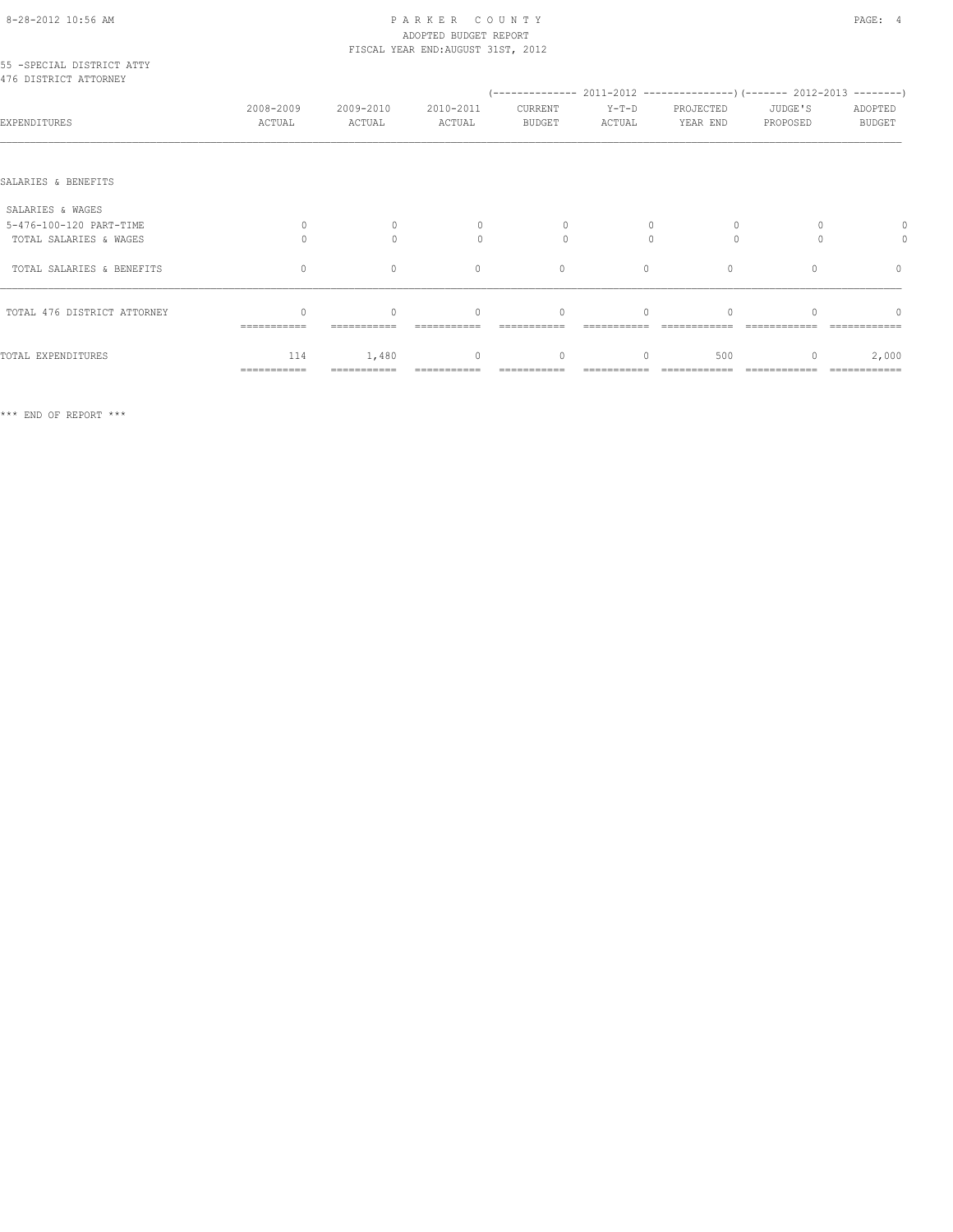PARKER COUNTY
ADOPTED BUDGET REPORT
FISCAL YEAR END:AUGUST 31ST, 2012

55 -SPECIAL DISTRICT ATTY
476 DISTRICT ATTORNEY

| EXPENDITURES | 2008-2009 ACTUAL | 2009-2010 ACTUAL | 2010-2011 ACTUAL | (2011-2012) CURRENT BUDGET | (2011-2012) Y-T-D ACTUAL | (2011-2012) PROJECTED YEAR END | (2012-2013) JUDGE'S PROPOSED | (2012-2013) ADOPTED BUDGET |
|---|---|---|---|---|---|---|---|---|
| SALARIES & BENEFITS | | | | | | | | |
| SALARIES & WAGES | | | | | | | | |
| 5-476-100-120 PART-TIME | 0 | 0 | 0 | 0 | 0 | 0 | 0 | 0 |
| TOTAL SALARIES & WAGES | 0 | 0 | 0 | 0 | 0 | 0 | 0 | 0 |
| TOTAL SALARIES & BENEFITS | 0 | 0 | 0 | 0 | 0 | 0 | 0 | 0 |
| TOTAL 476 DISTRICT ATTORNEY | 0 | 0 | 0 | 0 | 0 | 0 | 0 | 0 |
| TOTAL EXPENDITURES | 114 | 1,480 | 0 | 0 | 0 | 500 | 0 | 2,000 |

\*\*\* END OF REPORT \*\*\*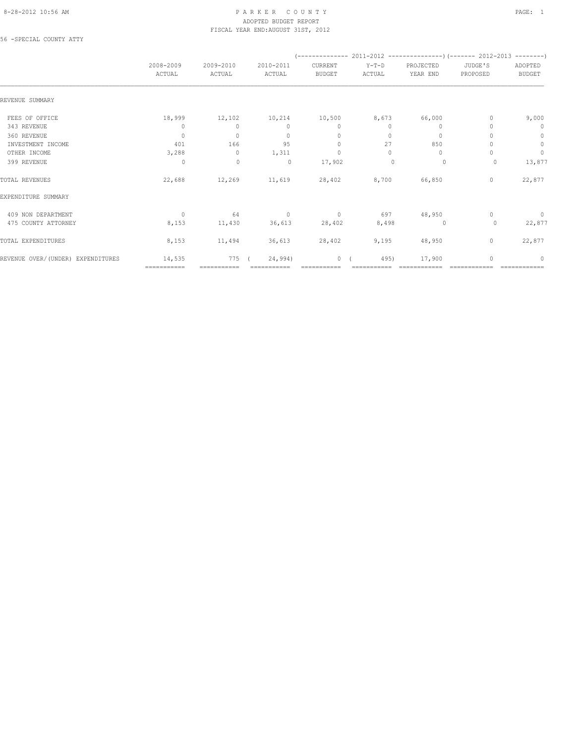PARKER COUNTY
ADOPTED BUDGET REPORT
FISCAL YEAR END:AUGUST 31ST, 2012

56 -SPECIAL COUNTY ATTY

| | 2008-2009 ACTUAL | 2009-2010 ACTUAL | 2010-2011 ACTUAL | 2011-2012 CURRENT BUDGET | 2011-2012 Y-T-D ACTUAL | 2011-2012 PROJECTED YEAR END | 2012-2013 JUDGE'S PROPOSED | 2012-2013 ADOPTED BUDGET |
|---|---|---|---|---|---|---|---|---|
| REVENUE SUMMARY | | | | | | | | |
| FEES OF OFFICE | 18,999 | 12,102 | 10,214 | 10,500 | 8,673 | 66,000 | 0 | 9,000 |
| 343 REVENUE | 0 | 0 | 0 | 0 | 0 | 0 | 0 | 0 |
| 360 REVENUE | 0 | 0 | 0 | 0 | 0 | 0 | 0 | 0 |
| INVESTMENT INCOME | 401 | 166 | 95 | 0 | 27 | 850 | 0 | 0 |
| OTHER INCOME | 3,288 | 0 | 1,311 | 0 | 0 | 0 | 0 | 0 |
| 399 REVENUE | 0 | 0 | 0 | 17,902 | 0 | 0 | 0 | 13,877 |
| TOTAL REVENUES | 22,688 | 12,269 | 11,619 | 28,402 | 8,700 | 66,850 | 0 | 22,877 |
| EXPENDITURE SUMMARY | | | | | | | | |
| 409 NON DEPARTMENT | 0 | 64 | 0 | 0 | 697 | 48,950 | 0 | 0 |
| 475 COUNTY ATTORNEY | 8,153 | 11,430 | 36,613 | 28,402 | 8,498 | 0 | 0 | 22,877 |
| TOTAL EXPENDITURES | 8,153 | 11,494 | 36,613 | 28,402 | 9,195 | 48,950 | 0 | 22,877 |
| REVENUE OVER/(UNDER) EXPENDITURES | 14,535 | 775 | ( 24,994) | 0 | ( 495) | 17,900 | 0 | 0 |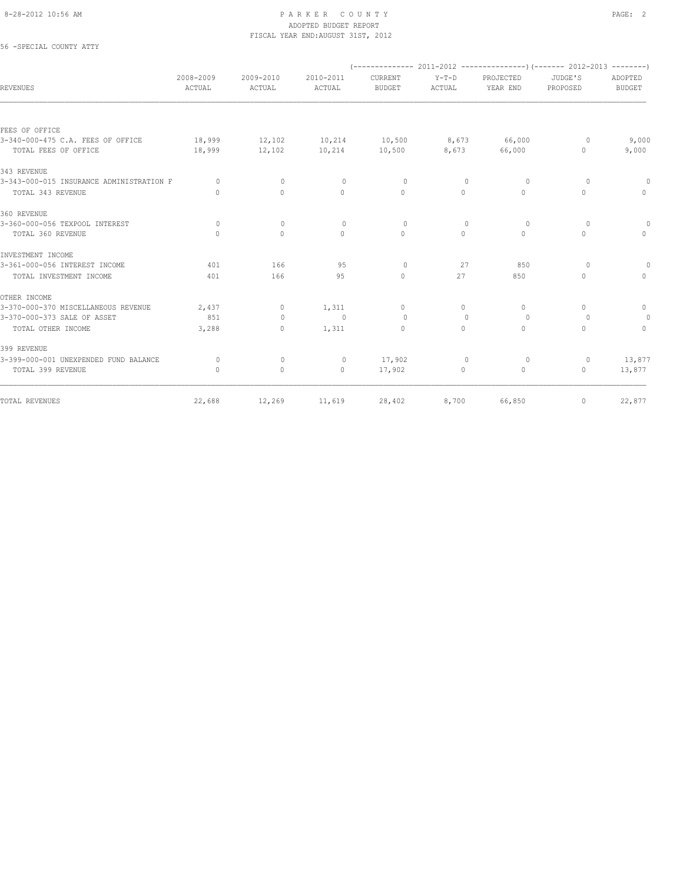8-28-2012 10:56 AM

# PARKER COUNTY
ADOPTED BUDGET REPORT
FISCAL YEAR END:AUGUST 31ST, 2012

56 -SPECIAL COUNTY ATTY

| REVENUES | 2008-2009 ACTUAL | 2009-2010 ACTUAL | 2010-2011 ACTUAL | 2011-2012 CURRENT BUDGET | 2011-2012 Y-T-D ACTUAL | 2011-2012 PROJECTED YEAR END | 2012-2013 JUDGE'S PROPOSED | 2012-2013 ADOPTED BUDGET |
|---|---|---|---|---|---|---|---|---|
| FEES OF OFFICE | | | | | | | | |
| 3-340-000-475 C.A. FEES OF OFFICE | 18,999 | 12,102 | 10,214 | 10,500 | 8,673 | 66,000 | 0 | 9,000 |
| TOTAL FEES OF OFFICE | 18,999 | 12,102 | 10,214 | 10,500 | 8,673 | 66,000 | 0 | 9,000 |
| 343 REVENUE | | | | | | | | |
| 3-343-000-015 INSURANCE ADMINISTRATION F | 0 | 0 | 0 | 0 | 0 | 0 | 0 | 0 |
| TOTAL 343 REVENUE | 0 | 0 | 0 | 0 | 0 | 0 | 0 | 0 |
| 360 REVENUE | | | | | | | | |
| 3-360-000-056 TEXPOOL INTEREST | 0 | 0 | 0 | 0 | 0 | 0 | 0 | 0 |
| TOTAL 360 REVENUE | 0 | 0 | 0 | 0 | 0 | 0 | 0 | 0 |
| INVESTMENT INCOME | | | | | | | | |
| 3-361-000-056 INTEREST INCOME | 401 | 166 | 95 | 0 | 27 | 850 | 0 | 0 |
| TOTAL INVESTMENT INCOME | 401 | 166 | 95 | 0 | 27 | 850 | 0 | 0 |
| OTHER INCOME | | | | | | | | |
| 3-370-000-370 MISCELLANEOUS REVENUE | 2,437 | 0 | 1,311 | 0 | 0 | 0 | 0 | 0 |
| 3-370-000-373 SALE OF ASSET | 851 | 0 | 0 | 0 | 0 | 0 | 0 | 0 |
| TOTAL OTHER INCOME | 3,288 | 0 | 1,311 | 0 | 0 | 0 | 0 | 0 |
| 399 REVENUE | | | | | | | | |
| 3-399-000-001 UNEXPENDED FUND BALANCE | 0 | 0 | 0 | 17,902 | 0 | 0 | 0 | 13,877 |
| TOTAL 399 REVENUE | 0 | 0 | 0 | 17,902 | 0 | 0 | 0 | 13,877 |
| TOTAL REVENUES | 22,688 | 12,269 | 11,619 | 28,402 | 8,700 | 66,850 | 0 | 22,877 |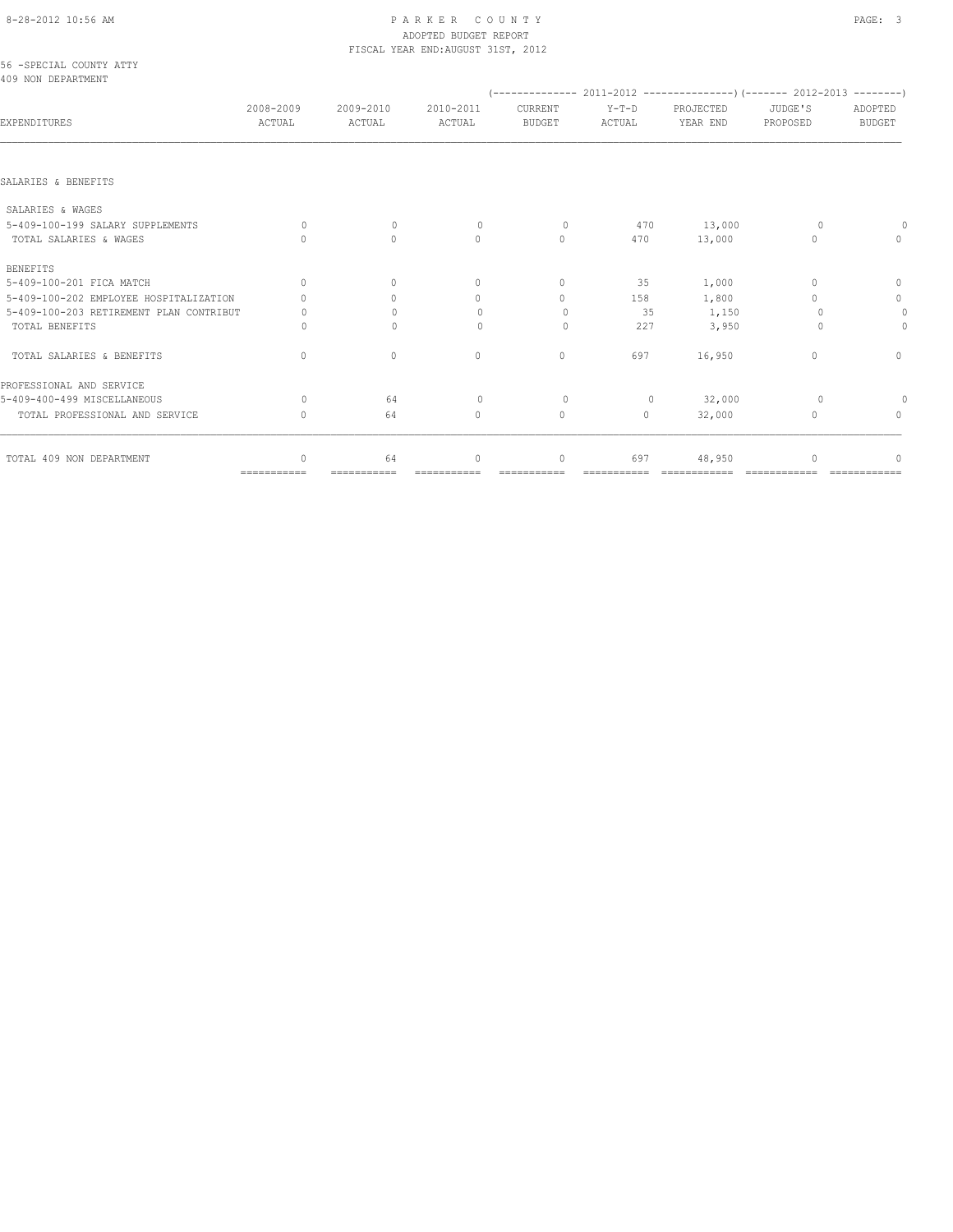PARKER COUNTY
ADOPTED BUDGET REPORT
FISCAL YEAR END:AUGUST 31ST, 2012

56 -SPECIAL COUNTY ATTY
409 NON DEPARTMENT

| EXPENDITURES | 2008-2009 ACTUAL | 2009-2010 ACTUAL | 2010-2011 ACTUAL | 2011-2012 CURRENT BUDGET | 2011-2012 Y-T-D ACTUAL | 2011-2012 PROJECTED YEAR END | 2012-2013 JUDGE'S PROPOSED | 2012-2013 ADOPTED BUDGET |
|---|---|---|---|---|---|---|---|---|
| SALARIES & BENEFITS | | | | | | | | |
| SALARIES & WAGES | | | | | | | | |
| 5-409-100-199 SALARY SUPPLEMENTS | 0 | 0 | 0 | 0 | 470 | 13,000 | 0 | 0 |
| TOTAL SALARIES & WAGES | 0 | 0 | 0 | 0 | 470 | 13,000 | 0 | 0 |
| BENEFITS | | | | | | | | |
| 5-409-100-201 FICA MATCH | 0 | 0 | 0 | 0 | 35 | 1,000 | 0 | 0 |
| 5-409-100-202 EMPLOYEE HOSPITALIZATION | 0 | 0 | 0 | 0 | 158 | 1,800 | 0 | 0 |
| 5-409-100-203 RETIREMENT PLAN CONTRIBUT | 0 | 0 | 0 | 0 | 35 | 1,150 | 0 | 0 |
| TOTAL BENEFITS | 0 | 0 | 0 | 0 | 227 | 3,950 | 0 | 0 |
| TOTAL SALARIES & BENEFITS | 0 | 0 | 0 | 0 | 697 | 16,950 | 0 | 0 |
| PROFESSIONAL AND SERVICE | | | | | | | | |
| 5-409-400-499 MISCELLANEOUS | 0 | 64 | 0 | 0 | 0 | 32,000 | 0 | 0 |
| TOTAL PROFESSIONAL AND SERVICE | 0 | 64 | 0 | 0 | 0 | 32,000 | 0 | 0 |
| TOTAL 409 NON DEPARTMENT | 0 | 64 | 0 | 0 | 697 | 48,950 | 0 | 0 |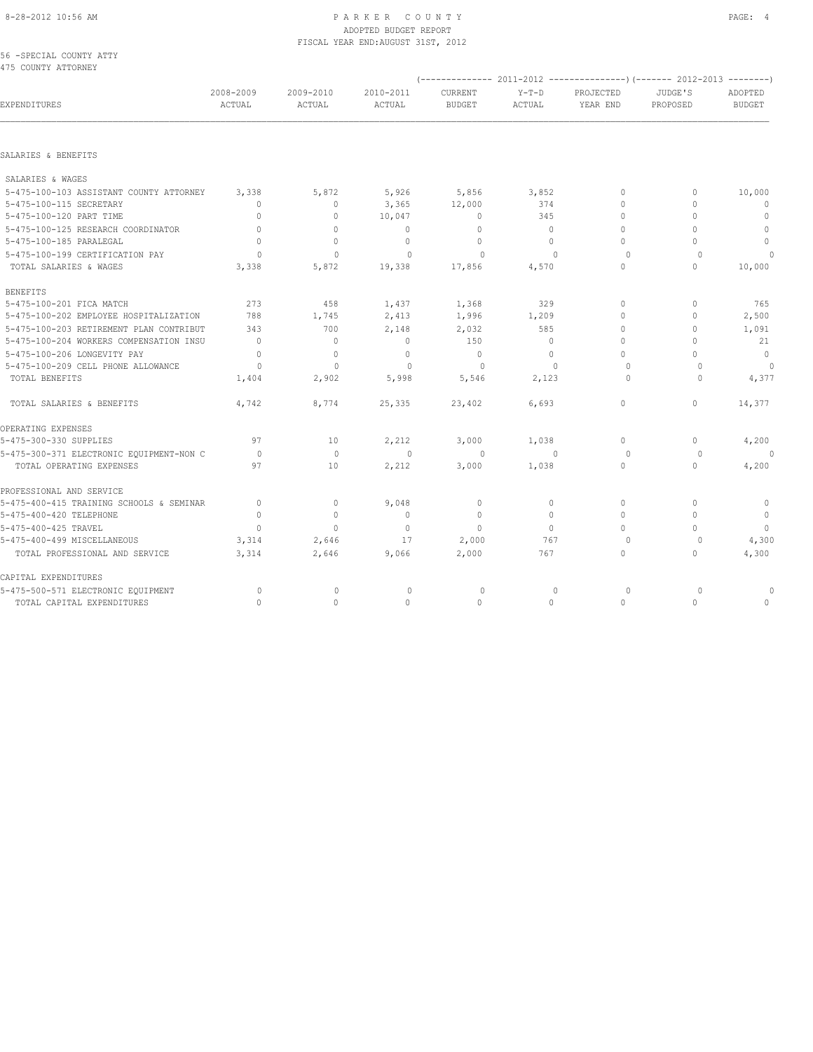PARKER COUNTY
ADOPTED BUDGET REPORT
FISCAL YEAR END:AUGUST 31ST, 2012

56 -SPECIAL COUNTY ATTY
475 COUNTY ATTORNEY

| EXPENDITURES | 2008-2009 ACTUAL | 2009-2010 ACTUAL | 2010-2011 ACTUAL | 2011-2012 CURRENT BUDGET | 2011-2012 Y-T-D ACTUAL | 2011-2012 PROJECTED YEAR END | 2012-2013 JUDGE'S PROPOSED | 2012-2013 ADOPTED BUDGET |
|---|---|---|---|---|---|---|---|---|
| SALARIES & BENEFITS | | | | | | | | |
| SALARIES & WAGES | | | | | | | | |
| 5-475-100-103 ASSISTANT COUNTY ATTORNEY | 3,338 | 5,872 | 5,926 | 5,856 | 3,852 | 0 | 0 | 10,000 |
| 5-475-100-115 SECRETARY | 0 | 0 | 3,365 | 12,000 | 374 | 0 | 0 | 0 |
| 5-475-100-120 PART TIME | 0 | 0 | 10,047 | 0 | 345 | 0 | 0 | 0 |
| 5-475-100-125 RESEARCH COORDINATOR | 0 | 0 | 0 | 0 | 0 | 0 | 0 | 0 |
| 5-475-100-185 PARALEGAL | 0 | 0 | 0 | 0 | 0 | 0 | 0 | 0 |
| 5-475-100-199 CERTIFICATION PAY | 0 | 0 | 0 | 0 | 0 | 0 | 0 | 0 |
| TOTAL SALARIES & WAGES | 3,338 | 5,872 | 19,338 | 17,856 | 4,570 | 0 | 0 | 10,000 |
| BENEFITS | | | | | | | | |
| 5-475-100-201 FICA MATCH | 273 | 458 | 1,437 | 1,368 | 329 | 0 | 0 | 765 |
| 5-475-100-202 EMPLOYEE HOSPITALIZATION | 788 | 1,745 | 2,413 | 1,996 | 1,209 | 0 | 0 | 2,500 |
| 5-475-100-203 RETIREMENT PLAN CONTRIBUT | 343 | 700 | 2,148 | 2,032 | 585 | 0 | 0 | 1,091 |
| 5-475-100-204 WORKERS COMPENSATION INSU | 0 | 0 | 0 | 150 | 0 | 0 | 0 | 21 |
| 5-475-100-206 LONGEVITY PAY | 0 | 0 | 0 | 0 | 0 | 0 | 0 | 0 |
| 5-475-100-209 CELL PHONE ALLOWANCE | 0 | 0 | 0 | 0 | 0 | 0 | 0 | 0 |
| TOTAL BENEFITS | 1,404 | 2,902 | 5,998 | 5,546 | 2,123 | 0 | 0 | 4,377 |
| TOTAL SALARIES & BENEFITS | 4,742 | 8,774 | 25,335 | 23,402 | 6,693 | 0 | 0 | 14,377 |
| OPERATING EXPENSES | | | | | | | | |
| 5-475-300-330 SUPPLIES | 97 | 10 | 2,212 | 3,000 | 1,038 | 0 | 0 | 4,200 |
| 5-475-300-371 ELECTRONIC EQUIPMENT-NON C | 0 | 0 | 0 | 0 | 0 | 0 | 0 | 0 |
| TOTAL OPERATING EXPENSES | 97 | 10 | 2,212 | 3,000 | 1,038 | 0 | 0 | 4,200 |
| PROFESSIONAL AND SERVICE | | | | | | | | |
| 5-475-400-415 TRAINING SCHOOLS & SEMINAR | 0 | 0 | 9,048 | 0 | 0 | 0 | 0 | 0 |
| 5-475-400-420 TELEPHONE | 0 | 0 | 0 | 0 | 0 | 0 | 0 | 0 |
| 5-475-400-425 TRAVEL | 0 | 0 | 0 | 0 | 0 | 0 | 0 | 0 |
| 5-475-400-499 MISCELLANEOUS | 3,314 | 2,646 | 17 | 2,000 | 767 | 0 | 0 | 4,300 |
| TOTAL PROFESSIONAL AND SERVICE | 3,314 | 2,646 | 9,066 | 2,000 | 767 | 0 | 0 | 4,300 |
| CAPITAL EXPENDITURES | | | | | | | | |
| 5-475-500-571 ELECTRONIC EQUIPMENT | 0 | 0 | 0 | 0 | 0 | 0 | 0 | 0 |
| TOTAL CAPITAL EXPENDITURES | 0 | 0 | 0 | 0 | 0 | 0 | 0 | 0 |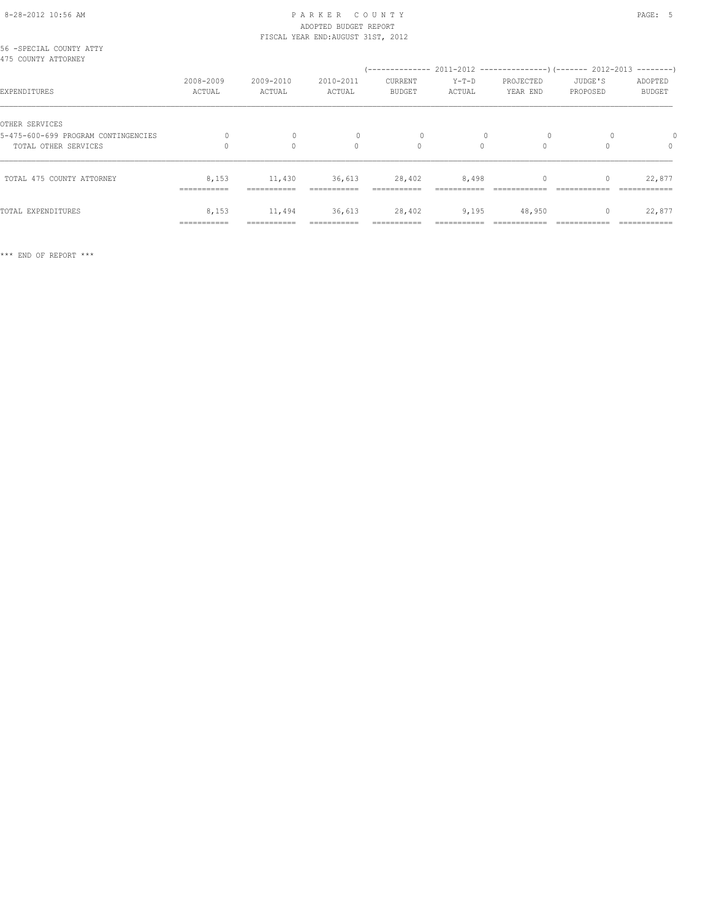56 -SPECIAL COUNTY ATTY
475 COUNTY ATTORNEY

| EXPENDITURES | 2008-2009 ACTUAL | 2009-2010 ACTUAL | 2010-2011 ACTUAL | 2011-2012 CURRENT BUDGET | 2011-2012 Y-T-D ACTUAL | 2011-2012 PROJECTED YEAR END | 2012-2013 JUDGE'S PROPOSED | 2012-2013 ADOPTED BUDGET |
|---|---|---|---|---|---|---|---|---|
| OTHER SERVICES | | | | | | | | |
| 5-475-600-699 PROGRAM CONTINGENCIES | 0 | 0 | 0 | 0 | 0 | 0 | 0 | 0 |
| TOTAL OTHER SERVICES | 0 | 0 | 0 | 0 | 0 | 0 | 0 | 0 |
| TOTAL 475 COUNTY ATTORNEY | 8,153 | 11,430 | 36,613 | 28,402 | 8,498 | 0 | 0 | 22,877 |
| TOTAL EXPENDITURES | 8,153 | 11,494 | 36,613 | 28,402 | 9,195 | 48,950 | 0 | 22,877 |

*** END OF REPORT ***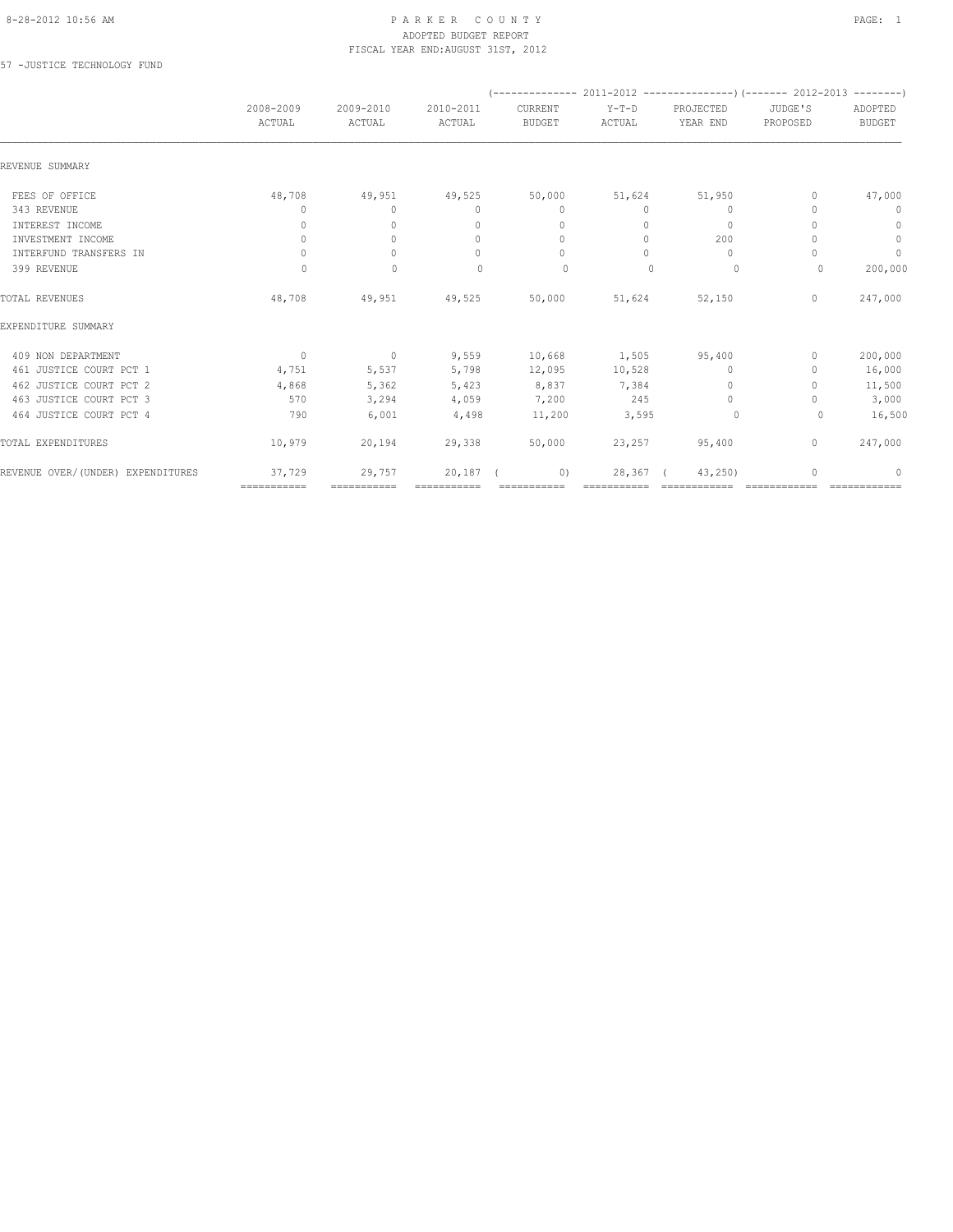PARKER COUNTY
ADOPTED BUDGET REPORT
FISCAL YEAR END:AUGUST 31ST, 2012

57 -JUSTICE TECHNOLOGY FUND

| | 2008-2009 ACTUAL | 2009-2010 ACTUAL | 2010-2011 ACTUAL | 2011-2012 CURRENT BUDGET | 2011-2012 Y-T-D ACTUAL | 2011-2012 PROJECTED YEAR END | 2012-2013 JUDGE'S PROPOSED | 2012-2013 ADOPTED BUDGET |
|---|---|---|---|---|---|---|---|---|
| REVENUE SUMMARY | | | | | | | | |
| FEES OF OFFICE | 48,708 | 49,951 | 49,525 | 50,000 | 51,624 | 51,950 | 0 | 47,000 |
| 343 REVENUE | 0 | 0 | 0 | 0 | 0 | 0 | 0 | 0 |
| INTEREST INCOME | 0 | 0 | 0 | 0 | 0 | 0 | 0 | 0 |
| INVESTMENT INCOME | 0 | 0 | 0 | 0 | 0 | 200 | 0 | 0 |
| INTERFUND TRANSFERS IN | 0 | 0 | 0 | 0 | 0 | 0 | 0 | 0 |
| 399 REVENUE | 0 | 0 | 0 | 0 | 0 | 0 | 0 | 200,000 |
| TOTAL REVENUES | 48,708 | 49,951 | 49,525 | 50,000 | 51,624 | 52,150 | 0 | 247,000 |
| EXPENDITURE SUMMARY | | | | | | | | |
| 409 NON DEPARTMENT | 0 | 0 | 9,559 | 10,668 | 1,505 | 95,400 | 0 | 200,000 |
| 461 JUSTICE COURT PCT 1 | 4,751 | 5,537 | 5,798 | 12,095 | 10,528 | 0 | 0 | 16,000 |
| 462 JUSTICE COURT PCT 2 | 4,868 | 5,362 | 5,423 | 8,837 | 7,384 | 0 | 0 | 11,500 |
| 463 JUSTICE COURT PCT 3 | 570 | 3,294 | 4,059 | 7,200 | 245 | 0 | 0 | 3,000 |
| 464 JUSTICE COURT PCT 4 | 790 | 6,001 | 4,498 | 11,200 | 3,595 | 0 | 0 | 16,500 |
| TOTAL EXPENDITURES | 10,979 | 20,194 | 29,338 | 50,000 | 23,257 | 95,400 | 0 | 247,000 |
| REVENUE OVER/(UNDER) EXPENDITURES | 37,729 | 29,757 | 20,187 | ( 0) | 28,367 | ( 43,250) | 0 | 0 |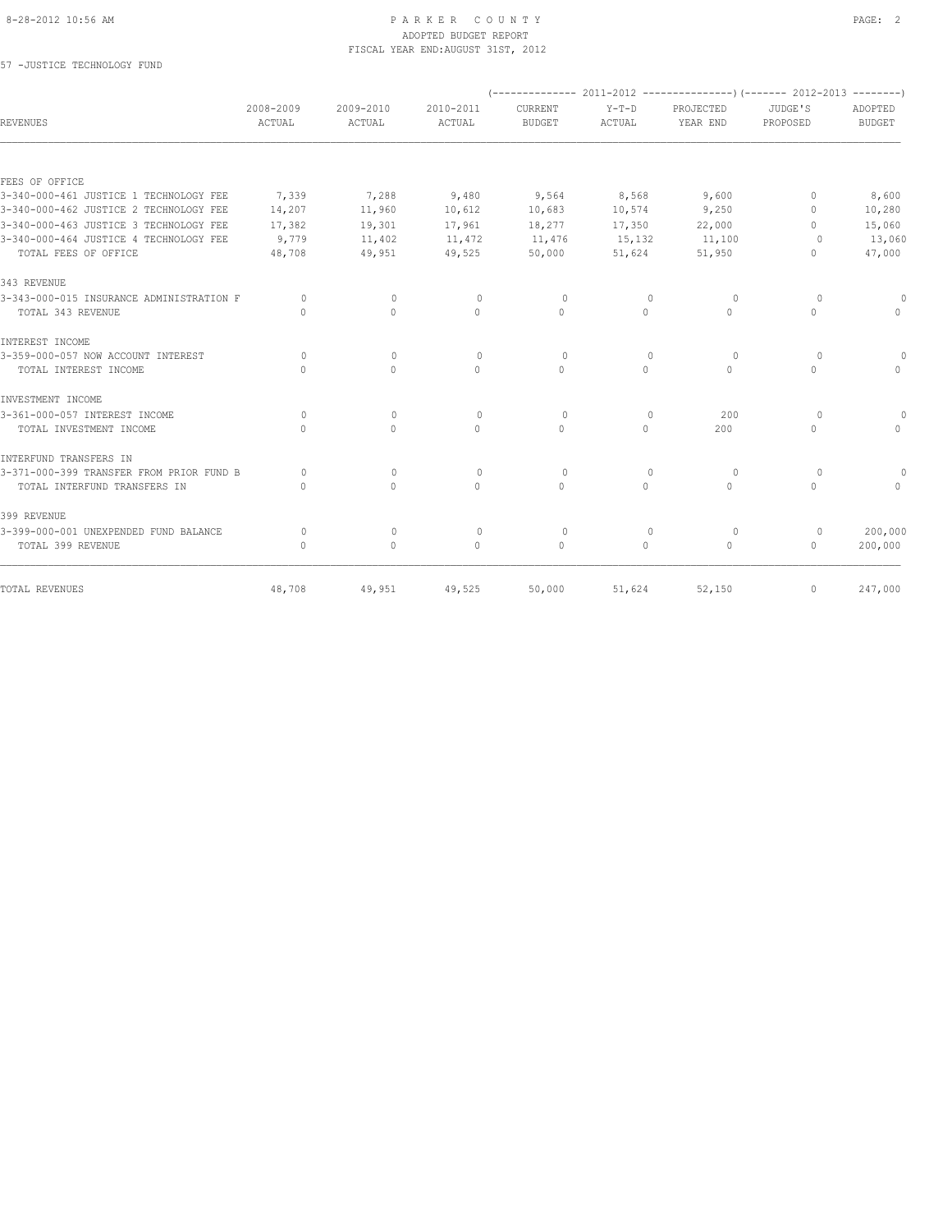PARKER COUNTY
ADOPTED BUDGET REPORT
FISCAL YEAR END:AUGUST 31ST, 2012

57 -JUSTICE TECHNOLOGY FUND

| REVENUES | 2008-2009 ACTUAL | 2009-2010 ACTUAL | 2010-2011 ACTUAL | 2011-2012 CURRENT BUDGET | 2011-2012 Y-T-D ACTUAL | 2011-2012 PROJECTED YEAR END | 2012-2013 JUDGE'S PROPOSED | 2012-2013 ADOPTED BUDGET |
|---|---|---|---|---|---|---|---|---|
| FEES OF OFFICE | | | | | | | | |
| 3-340-000-461 JUSTICE 1 TECHNOLOGY FEE | 7,339 | 7,288 | 9,480 | 9,564 | 8,568 | 9,600 | 0 | 8,600 |
| 3-340-000-462 JUSTICE 2 TECHNOLOGY FEE | 14,207 | 11,960 | 10,612 | 10,683 | 10,574 | 9,250 | 0 | 10,280 |
| 3-340-000-463 JUSTICE 3 TECHNOLOGY FEE | 17,382 | 19,301 | 17,961 | 18,277 | 17,350 | 22,000 | 0 | 15,060 |
| 3-340-000-464 JUSTICE 4 TECHNOLOGY FEE | 9,779 | 11,402 | 11,472 | 11,476 | 15,132 | 11,100 | 0 | 13,060 |
| TOTAL FEES OF OFFICE | 48,708 | 49,951 | 49,525 | 50,000 | 51,624 | 51,950 | 0 | 47,000 |
| 343 REVENUE | | | | | | | | |
| 3-343-000-015 INSURANCE ADMINISTRATION F | 0 | 0 | 0 | 0 | 0 | 0 | 0 | 0 |
| TOTAL 343 REVENUE | 0 | 0 | 0 | 0 | 0 | 0 | 0 | 0 |
| INTEREST INCOME | | | | | | | | |
| 3-359-000-057 NOW ACCOUNT INTEREST | 0 | 0 | 0 | 0 | 0 | 0 | 0 | 0 |
| TOTAL INTEREST INCOME | 0 | 0 | 0 | 0 | 0 | 0 | 0 | 0 |
| INVESTMENT INCOME | | | | | | | | |
| 3-361-000-057 INTEREST INCOME | 0 | 0 | 0 | 0 | 0 | 200 | 0 | 0 |
| TOTAL INVESTMENT INCOME | 0 | 0 | 0 | 0 | 0 | 200 | 0 | 0 |
| INTERFUND TRANSFERS IN | | | | | | | | |
| 3-371-000-399 TRANSFER FROM PRIOR FUND B | 0 | 0 | 0 | 0 | 0 | 0 | 0 | 0 |
| TOTAL INTERFUND TRANSFERS IN | 0 | 0 | 0 | 0 | 0 | 0 | 0 | 0 |
| 399 REVENUE | | | | | | | | |
| 3-399-000-001 UNEXPENDED FUND BALANCE | 0 | 0 | 0 | 0 | 0 | 0 | 0 | 200,000 |
| TOTAL 399 REVENUE | 0 | 0 | 0 | 0 | 0 | 0 | 0 | 200,000 |
| TOTAL REVENUES | 48,708 | 49,951 | 49,525 | 50,000 | 51,624 | 52,150 | 0 | 247,000 |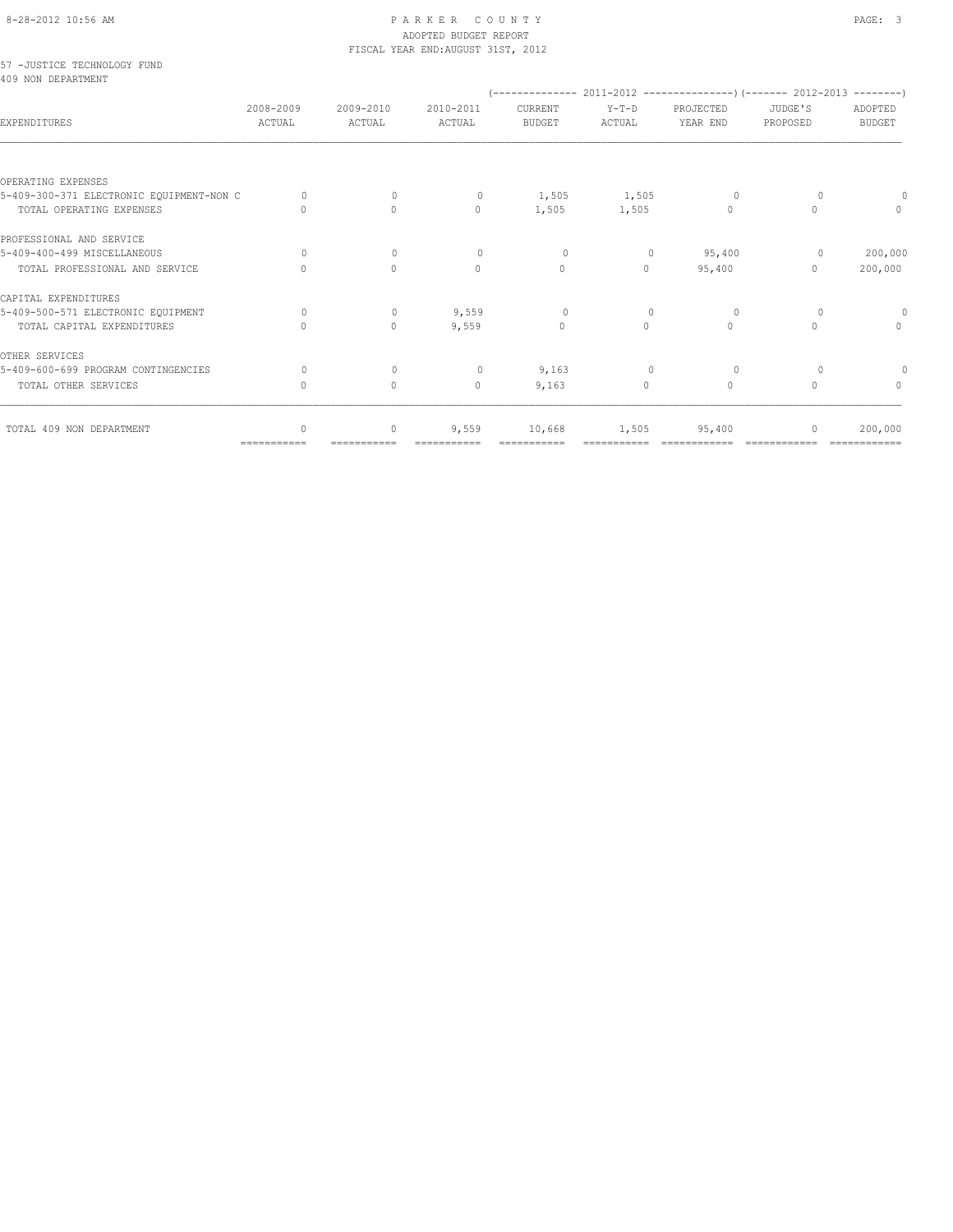PARKER COUNTY
ADOPTED BUDGET REPORT
FISCAL YEAR END:AUGUST 31ST, 2012

57 -JUSTICE TECHNOLOGY FUND
409 NON DEPARTMENT

| EXPENDITURES | 2008-2009 ACTUAL | 2009-2010 ACTUAL | 2010-2011 ACTUAL | 2011-2012 CURRENT BUDGET | 2011-2012 Y-T-D ACTUAL | 2011-2012 PROJECTED YEAR END | 2012-2013 JUDGE'S PROPOSED | 2012-2013 ADOPTED BUDGET |
|---|---|---|---|---|---|---|---|---|
| OPERATING EXPENSES | | | | | | | | |
| 5-409-300-371 ELECTRONIC EQUIPMENT-NON C | 0 | 0 | 0 | 1,505 | 1,505 | 0 | 0 | 0 |
| TOTAL OPERATING EXPENSES | 0 | 0 | 0 | 1,505 | 1,505 | 0 | 0 | 0 |
| PROFESSIONAL AND SERVICE | | | | | | | | |
| 5-409-400-499 MISCELLANEOUS | 0 | 0 | 0 | 0 | 0 | 95,400 | 0 | 200,000 |
| TOTAL PROFESSIONAL AND SERVICE | 0 | 0 | 0 | 0 | 0 | 95,400 | 0 | 200,000 |
| CAPITAL EXPENDITURES | | | | | | | | |
| 5-409-500-571 ELECTRONIC EQUIPMENT | 0 | 0 | 9,559 | 0 | 0 | 0 | 0 | 0 |
| TOTAL CAPITAL EXPENDITURES | 0 | 0 | 9,559 | 0 | 0 | 0 | 0 | 0 |
| OTHER SERVICES | | | | | | | | |
| 5-409-600-699 PROGRAM CONTINGENCIES | 0 | 0 | 0 | 9,163 | 0 | 0 | 0 | 0 |
| TOTAL OTHER SERVICES | 0 | 0 | 0 | 9,163 | 0 | 0 | 0 | 0 |
| TOTAL 409 NON DEPARTMENT | 0 | 0 | 9,559 | 10,668 | 1,505 | 95,400 | 0 | 200,000 |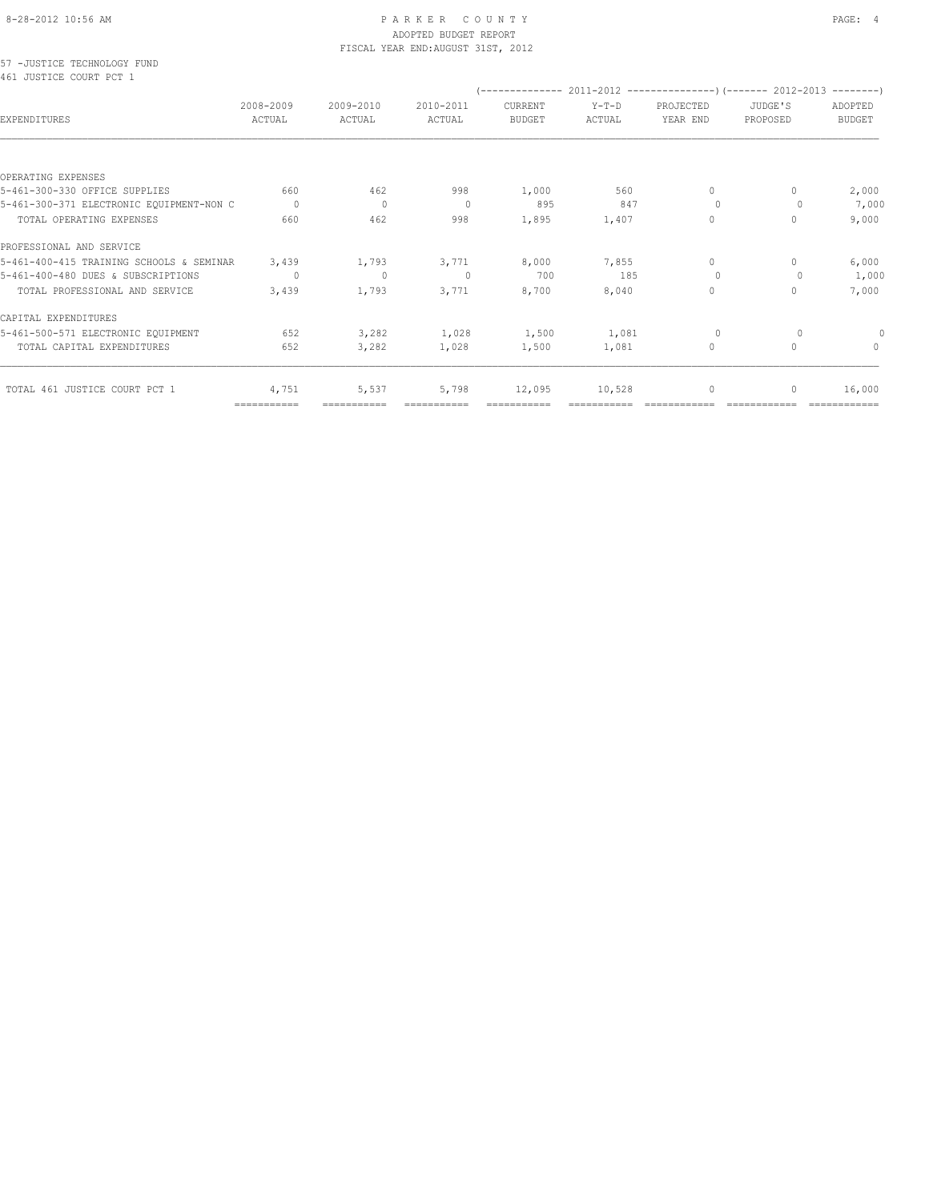PARKER COUNTY
ADOPTED BUDGET REPORT
FISCAL YEAR END:AUGUST 31ST, 2012

57 -JUSTICE TECHNOLOGY FUND
461 JUSTICE COURT PCT 1

| EXPENDITURES | 2008-2009 ACTUAL | 2009-2010 ACTUAL | 2010-2011 ACTUAL | 2011-2012 CURRENT BUDGET | 2011-2012 Y-T-D ACTUAL | 2011-2012 PROJECTED YEAR END | 2012-2013 JUDGE'S PROPOSED | 2012-2013 ADOPTED BUDGET |
|---|---|---|---|---|---|---|---|---|
| OPERATING EXPENSES | | | | | | | | |
| 5-461-300-330 OFFICE SUPPLIES | 660 | 462 | 998 | 1,000 | 560 | 0 | 0 | 2,000 |
| 5-461-300-371 ELECTRONIC EQUIPMENT-NON C | 0 | 0 | 0 | 895 | 847 | 0 | 0 | 7,000 |
| TOTAL OPERATING EXPENSES | 660 | 462 | 998 | 1,895 | 1,407 | 0 | 0 | 9,000 |
| PROFESSIONAL AND SERVICE | | | | | | | | |
| 5-461-400-415 TRAINING SCHOOLS & SEMINAR | 3,439 | 1,793 | 3,771 | 8,000 | 7,855 | 0 | 0 | 6,000 |
| 5-461-400-480 DUES & SUBSCRIPTIONS | 0 | 0 | 0 | 700 | 185 | 0 | 0 | 1,000 |
| TOTAL PROFESSIONAL AND SERVICE | 3,439 | 1,793 | 3,771 | 8,700 | 8,040 | 0 | 0 | 7,000 |
| CAPITAL EXPENDITURES | | | | | | | | |
| 5-461-500-571 ELECTRONIC EQUIPMENT | 652 | 3,282 | 1,028 | 1,500 | 1,081 | 0 | 0 | 0 |
| TOTAL CAPITAL EXPENDITURES | 652 | 3,282 | 1,028 | 1,500 | 1,081 | 0 | 0 | 0 |
| TOTAL 461 JUSTICE COURT PCT 1 | 4,751 | 5,537 | 5,798 | 12,095 | 10,528 | 0 | 0 | 16,000 |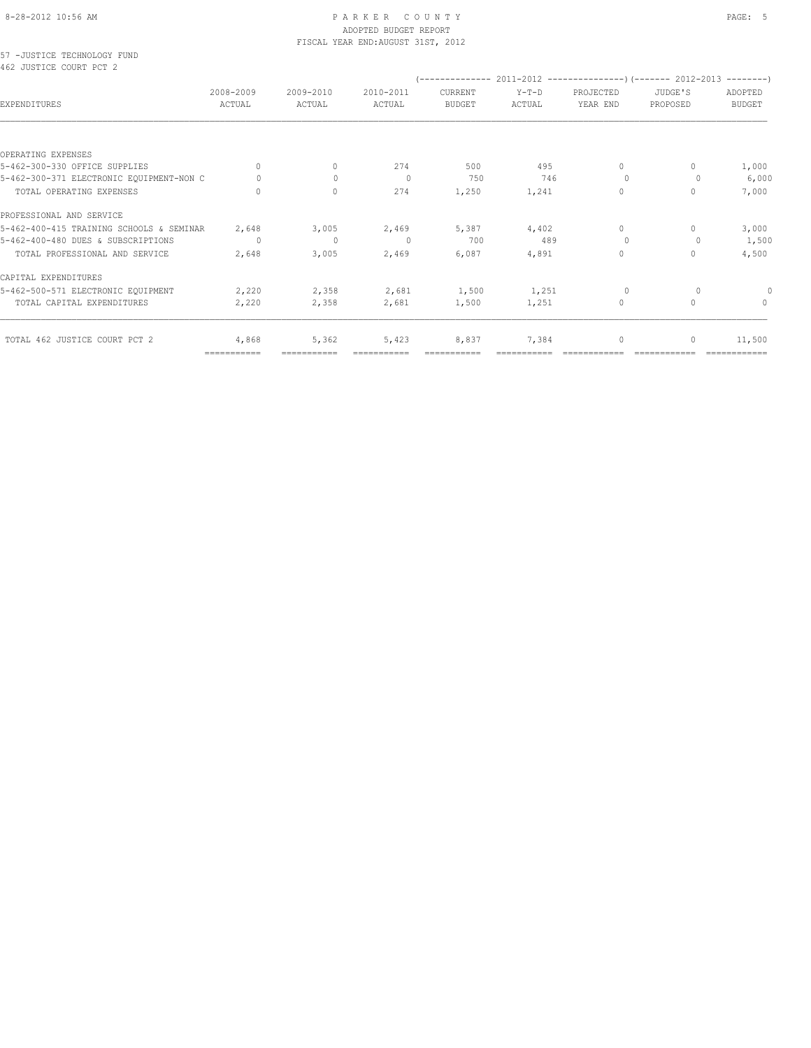PARKER COUNTY
ADOPTED BUDGET REPORT
FISCAL YEAR END:AUGUST 31ST, 2012

57 -JUSTICE TECHNOLOGY FUND
462 JUSTICE COURT PCT 2

| EXPENDITURES | 2008-2009 ACTUAL | 2009-2010 ACTUAL | 2010-2011 ACTUAL | 2011-2012 CURRENT BUDGET | 2011-2012 Y-T-D ACTUAL | 2011-2012 PROJECTED YEAR END | 2012-2013 JUDGE'S PROPOSED | 2012-2013 ADOPTED BUDGET |
|---|---|---|---|---|---|---|---|---|
| OPERATING EXPENSES | | | | | | | | |
| 5-462-300-330 OFFICE SUPPLIES | 0 | 0 | 274 | 500 | 495 | 0 | 0 | 1,000 |
| 5-462-300-371 ELECTRONIC EQUIPMENT-NON C | 0 | 0 | 0 | 750 | 746 | 0 | 0 | 6,000 |
| TOTAL OPERATING EXPENSES | 0 | 0 | 274 | 1,250 | 1,241 | 0 | 0 | 7,000 |
| PROFESSIONAL AND SERVICE | | | | | | | | |
| 5-462-400-415 TRAINING SCHOOLS & SEMINAR | 2,648 | 3,005 | 2,469 | 5,387 | 4,402 | 0 | 0 | 3,000 |
| 5-462-400-480 DUES & SUBSCRIPTIONS | 0 | 0 | 0 | 700 | 489 | 0 | 0 | 1,500 |
| TOTAL PROFESSIONAL AND SERVICE | 2,648 | 3,005 | 2,469 | 6,087 | 4,891 | 0 | 0 | 4,500 |
| CAPITAL EXPENDITURES | | | | | | | | |
| 5-462-500-571 ELECTRONIC EQUIPMENT | 2,220 | 2,358 | 2,681 | 1,500 | 1,251 | 0 | 0 | 0 |
| TOTAL CAPITAL EXPENDITURES | 2,220 | 2,358 | 2,681 | 1,500 | 1,251 | 0 | 0 | 0 |
| TOTAL 462 JUSTICE COURT PCT 2 | 4,868 | 5,362 | 5,423 | 8,837 | 7,384 | 0 | 0 | 11,500 |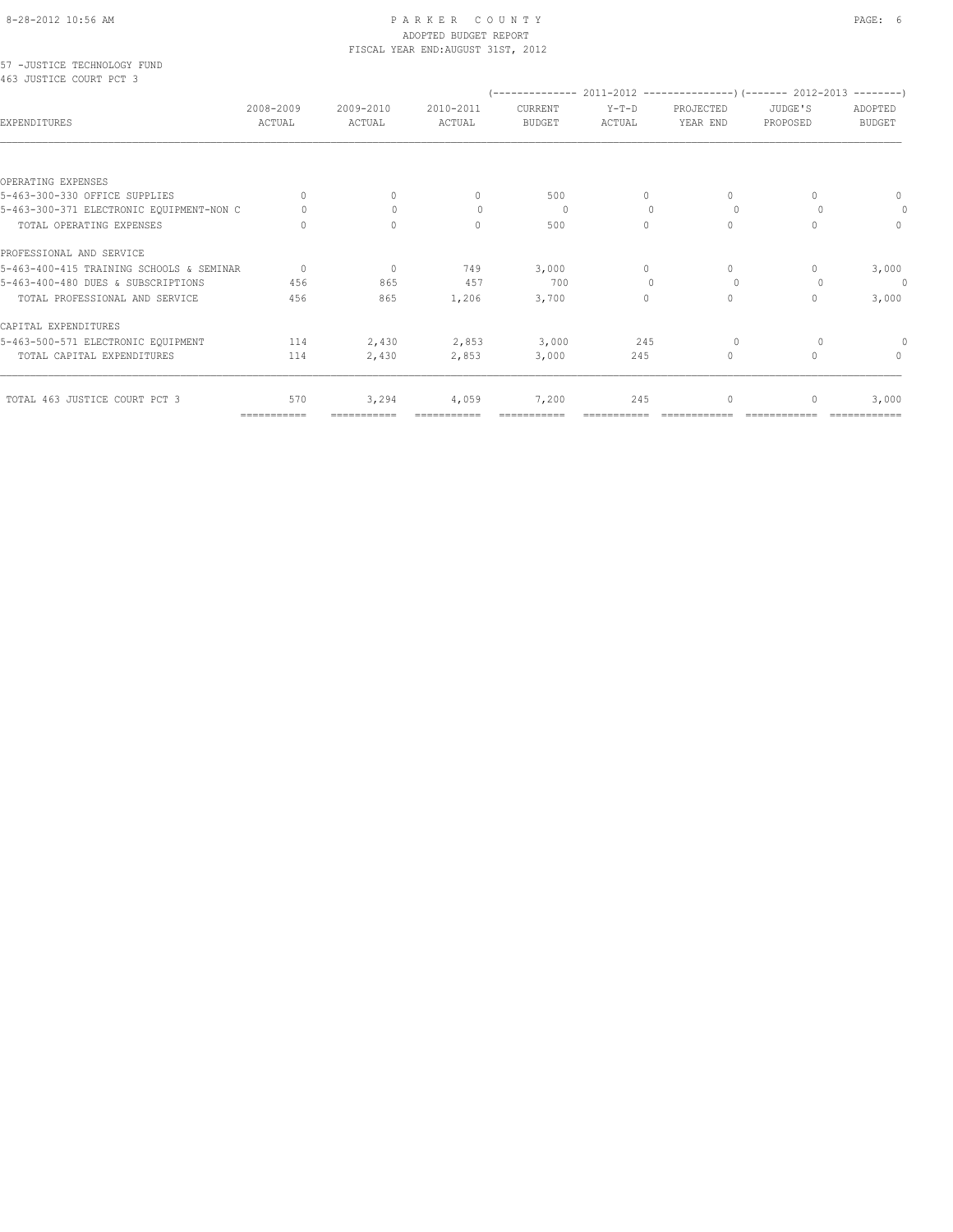PARKER COUNTY
ADOPTED BUDGET REPORT
FISCAL YEAR END:AUGUST 31ST, 2012

57 -JUSTICE TECHNOLOGY FUND
463 JUSTICE COURT PCT 3

| EXPENDITURES | 2008-2009 ACTUAL | 2009-2010 ACTUAL | 2010-2011 ACTUAL | 2011-2012 CURRENT BUDGET | 2011-2012 Y-T-D ACTUAL | 2011-2012 PROJECTED YEAR END | 2012-2013 JUDGE'S PROPOSED | 2012-2013 ADOPTED BUDGET |
|---|---|---|---|---|---|---|---|---|
| OPERATING EXPENSES | | | | | | | | |
| 5-463-300-330 OFFICE SUPPLIES | 0 | 0 | 0 | 500 | 0 | 0 | 0 | 0 |
| 5-463-300-371 ELECTRONIC EQUIPMENT-NON C | 0 | 0 | 0 | 0 | 0 | 0 | 0 | 0 |
| TOTAL OPERATING EXPENSES | 0 | 0 | 0 | 500 | 0 | 0 | 0 | 0 |
| PROFESSIONAL AND SERVICE | | | | | | | | |
| 5-463-400-415 TRAINING SCHOOLS & SEMINAR | 0 | 0 | 749 | 3,000 | 0 | 0 | 0 | 3,000 |
| 5-463-400-480 DUES & SUBSCRIPTIONS | 456 | 865 | 457 | 700 | 0 | 0 | 0 | 0 |
| TOTAL PROFESSIONAL AND SERVICE | 456 | 865 | 1,206 | 3,700 | 0 | 0 | 0 | 3,000 |
| CAPITAL EXPENDITURES | | | | | | | | |
| 5-463-500-571 ELECTRONIC EQUIPMENT | 114 | 2,430 | 2,853 | 3,000 | 245 | 0 | 0 | 0 |
| TOTAL CAPITAL EXPENDITURES | 114 | 2,430 | 2,853 | 3,000 | 245 | 0 | 0 | 0 |
| TOTAL 463 JUSTICE COURT PCT 3 | 570 | 3,294 | 4,059 | 7,200 | 245 | 0 | 0 | 3,000 |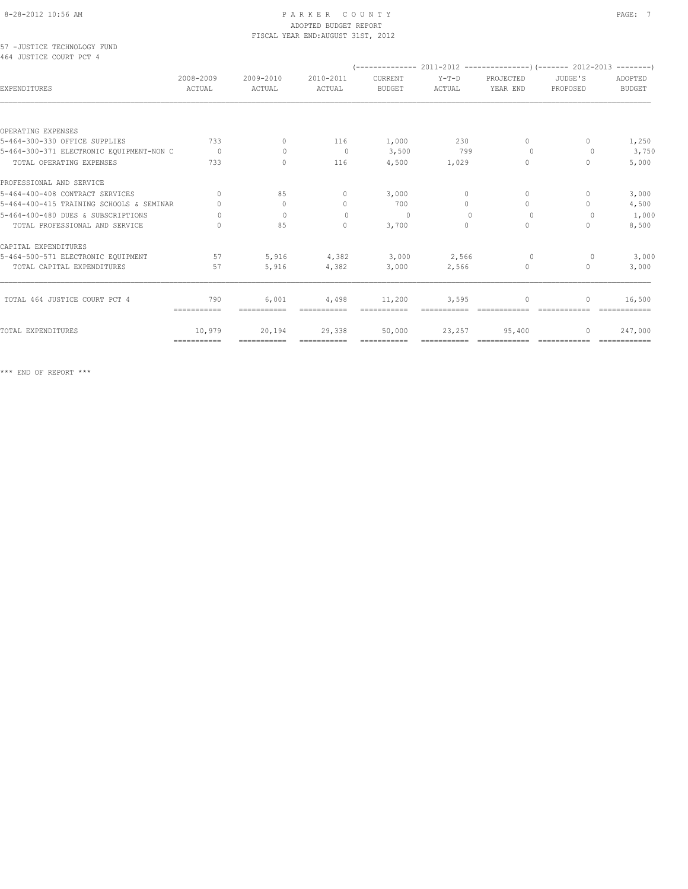# PARKER COUNTY

ADOPTED BUDGET REPORT

FISCAL YEAR END:AUGUST 31ST, 2012

57 -JUSTICE TECHNOLOGY FUND

464 JUSTICE COURT PCT 4

| EXPENDITURES | 2008-2009 ACTUAL | 2009-2010 ACTUAL | 2010-2011 ACTUAL | 2011-2012 CURRENT BUDGET | 2011-2012 Y-T-D ACTUAL | 2011-2012 PROJECTED YEAR END | 2012-2013 JUDGE'S PROPOSED | 2012-2013 ADOPTED BUDGET |
|---|---|---|---|---|---|---|---|---|
| OPERATING EXPENSES | | | | | | | | |
| 5-464-300-330 OFFICE SUPPLIES | 733 | 0 | 116 | 1,000 | 230 | 0 | 0 | 1,250 |
| 5-464-300-371 ELECTRONIC EQUIPMENT-NON C | 0 | 0 | 0 | 3,500 | 799 | 0 | 0 | 3,750 |
| TOTAL OPERATING EXPENSES | 733 | 0 | 116 | 4,500 | 1,029 | 0 | 0 | 5,000 |
| PROFESSIONAL AND SERVICE | | | | | | | | |
| 5-464-400-408 CONTRACT SERVICES | 0 | 85 | 0 | 3,000 | 0 | 0 | 0 | 3,000 |
| 5-464-400-415 TRAINING SCHOOLS & SEMINAR | 0 | 0 | 0 | 700 | 0 | 0 | 0 | 4,500 |
| 5-464-400-480 DUES & SUBSCRIPTIONS | 0 | 0 | 0 | 0 | 0 | 0 | 0 | 1,000 |
| TOTAL PROFESSIONAL AND SERVICE | 0 | 85 | 0 | 3,700 | 0 | 0 | 0 | 8,500 |
| CAPITAL EXPENDITURES | | | | | | | | |
| 5-464-500-571 ELECTRONIC EQUIPMENT | 57 | 5,916 | 4,382 | 3,000 | 2,566 | 0 | 0 | 3,000 |
| TOTAL CAPITAL EXPENDITURES | 57 | 5,916 | 4,382 | 3,000 | 2,566 | 0 | 0 | 3,000 |
| TOTAL 464 JUSTICE COURT PCT 4 | 790 | 6,001 | 4,498 | 11,200 | 3,595 | 0 | 0 | 16,500 |
| TOTAL EXPENDITURES | 10,979 | 20,194 | 29,338 | 50,000 | 23,257 | 95,400 | 0 | 247,000 |

*** END OF REPORT ***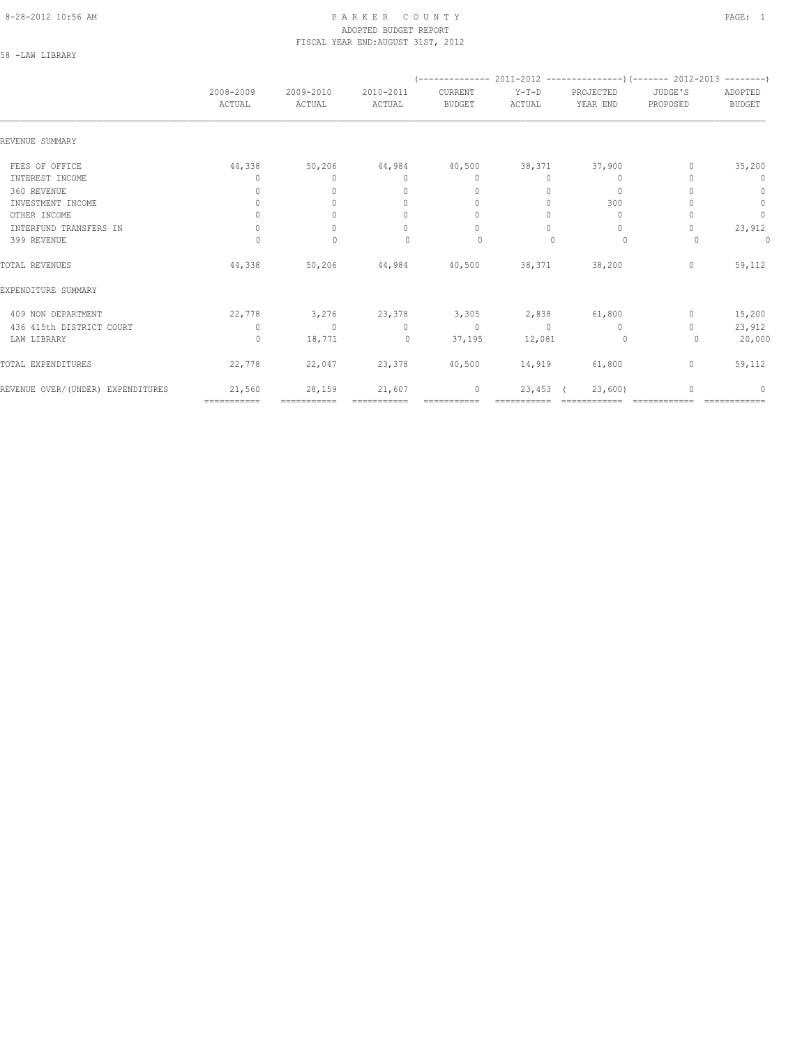PARKER COUNTY
ADOPTED BUDGET REPORT
FISCAL YEAR END:AUGUST 31ST, 2012

58 -LAW LIBRARY

| | 2008-2009 ACTUAL | 2009-2010 ACTUAL | 2010-2011 ACTUAL | 2011-2012 CURRENT BUDGET | 2011-2012 Y-T-D ACTUAL | 2011-2012 PROJECTED YEAR END | 2012-2013 JUDGE'S PROPOSED | 2012-2013 ADOPTED BUDGET |
|---|---|---|---|---|---|---|---|---|
| REVENUE SUMMARY | | | | | | | | |
| FEES OF OFFICE | 44,338 | 50,206 | 44,984 | 40,500 | 38,371 | 37,900 | 0 | 35,200 |
| INTEREST INCOME | 0 | 0 | 0 | 0 | 0 | 0 | 0 | 0 |
| 360 REVENUE | 0 | 0 | 0 | 0 | 0 | 0 | 0 | 0 |
| INVESTMENT INCOME | 0 | 0 | 0 | 0 | 0 | 300 | 0 | 0 |
| OTHER INCOME | 0 | 0 | 0 | 0 | 0 | 0 | 0 | 0 |
| INTERFUND TRANSFERS IN | 0 | 0 | 0 | 0 | 0 | 0 | 0 | 23,912 |
| 399 REVENUE | 0 | 0 | 0 | 0 | 0 | 0 | 0 | 0 |
| TOTAL REVENUES | 44,338 | 50,206 | 44,984 | 40,500 | 38,371 | 38,200 | 0 | 59,112 |
| EXPENDITURE SUMMARY | | | | | | | | |
| 409 NON DEPARTMENT | 22,778 | 3,276 | 23,378 | 3,305 | 2,838 | 61,800 | 0 | 15,200 |
| 436 415th DISTRICT COURT | 0 | 0 | 0 | 0 | 0 | 0 | 0 | 23,912 |
| LAW LIBRARY | 0 | 18,771 | 0 | 37,195 | 12,081 | 0 | 0 | 20,000 |
| TOTAL EXPENDITURES | 22,778 | 22,047 | 23,378 | 40,500 | 14,919 | 61,800 | 0 | 59,112 |
| REVENUE OVER/(UNDER) EXPENDITURES | 21,560 | 28,159 | 21,607 | 0 | 23,453 | ( 23,600) | 0 | 0 |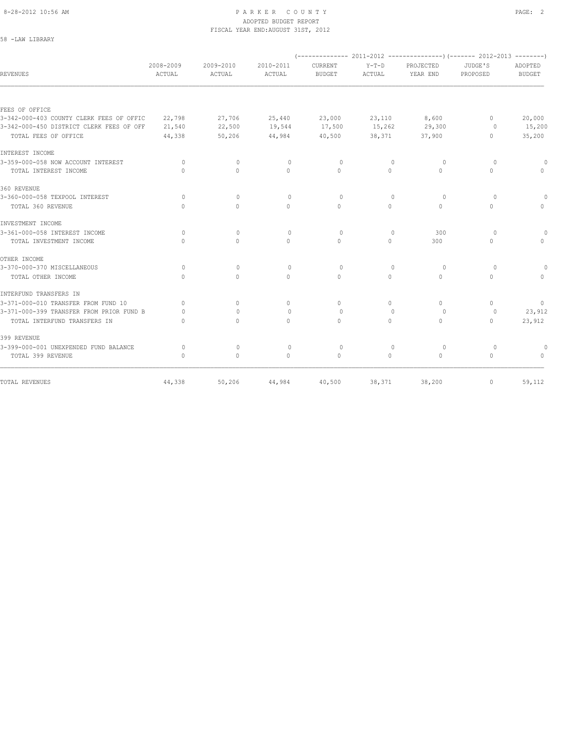# PARKER COUNTY
## ADOPTED BUDGET REPORT
### FISCAL YEAR END: AUGUST 31ST, 2012

58 -LAW LIBRARY

| REVENUES | 2008-2009 ACTUAL | 2009-2010 ACTUAL | 2010-2011 ACTUAL | 2011-2012 CURRENT BUDGET | 2011-2012 Y-T-D ACTUAL | 2011-2012 PROJECTED YEAR END | 2012-2013 JUDGE'S PROPOSED | 2012-2013 ADOPTED BUDGET |
|---|---|---|---|---|---|---|---|---|
| FEES OF OFFICE | | | | | | | | |
| 3-342-000-403 COUNTY CLERK FEES OF OFFIC | 22,798 | 27,706 | 25,440 | 23,000 | 23,110 | 8,600 | 0 | 20,000 |
| 3-342-000-450 DISTRICT CLERK FEES OF OFF | 21,540 | 22,500 | 19,544 | 17,500 | 15,262 | 29,300 | 0 | 15,200 |
| TOTAL FEES OF OFFICE | 44,338 | 50,206 | 44,984 | 40,500 | 38,371 | 37,900 | 0 | 35,200 |
| INTEREST INCOME | | | | | | | | |
| 3-359-000-058 NOW ACCOUNT INTEREST | 0 | 0 | 0 | 0 | 0 | 0 | 0 | 0 |
| TOTAL INTEREST INCOME | 0 | 0 | 0 | 0 | 0 | 0 | 0 | 0 |
| 360 REVENUE | | | | | | | | |
| 3-360-000-058 TEXPOOL INTEREST | 0 | 0 | 0 | 0 | 0 | 0 | 0 | 0 |
| TOTAL 360 REVENUE | 0 | 0 | 0 | 0 | 0 | 0 | 0 | 0 |
| INVESTMENT INCOME | | | | | | | | |
| 3-361-000-058 INTEREST INCOME | 0 | 0 | 0 | 0 | 0 | 300 | 0 | 0 |
| TOTAL INVESTMENT INCOME | 0 | 0 | 0 | 0 | 0 | 300 | 0 | 0 |
| OTHER INCOME | | | | | | | | |
| 3-370-000-370 MISCELLANEOUS | 0 | 0 | 0 | 0 | 0 | 0 | 0 | 0 |
| TOTAL OTHER INCOME | 0 | 0 | 0 | 0 | 0 | 0 | 0 | 0 |
| INTERFUND TRANSFERS IN | | | | | | | | |
| 3-371-000-010 TRANSFER FROM FUND 10 | 0 | 0 | 0 | 0 | 0 | 0 | 0 | 0 |
| 3-371-000-399 TRANSFER FROM PRIOR FUND B | 0 | 0 | 0 | 0 | 0 | 0 | 0 | 23,912 |
| TOTAL INTERFUND TRANSFERS IN | 0 | 0 | 0 | 0 | 0 | 0 | 0 | 23,912 |
| 399 REVENUE | | | | | | | | |
| 3-399-000-001 UNEXPENDED FUND BALANCE | 0 | 0 | 0 | 0 | 0 | 0 | 0 | 0 |
| TOTAL 399 REVENUE | 0 | 0 | 0 | 0 | 0 | 0 | 0 | 0 |
| TOTAL REVENUES | 44,338 | 50,206 | 44,984 | 40,500 | 38,371 | 38,200 | 0 | 59,112 |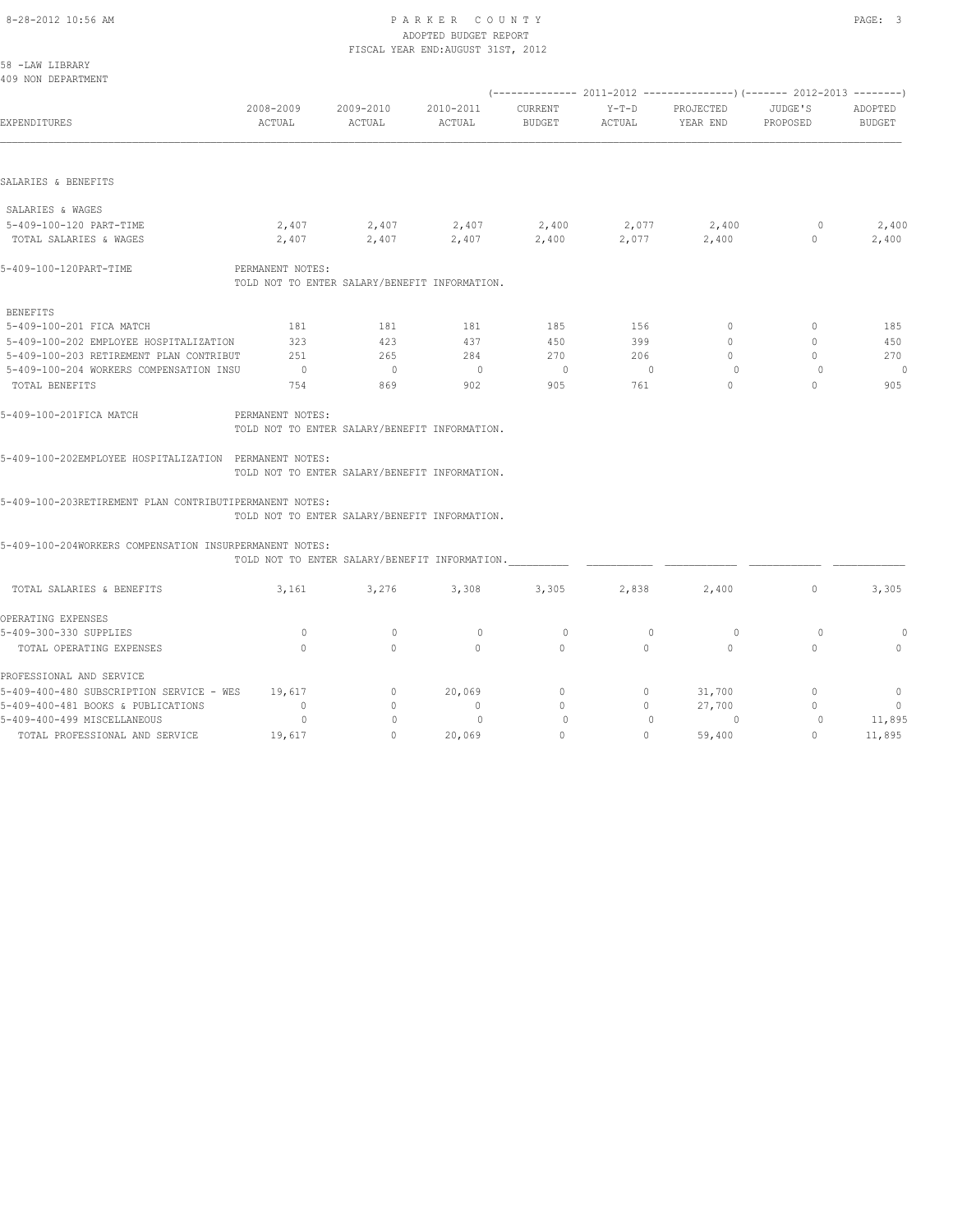# PARKER COUNTY
## ADOPTED BUDGET REPORT
### FISCAL YEAR END: AUGUST 31ST, 2012

58 -LAW LIBRARY
409 NON DEPARTMENT

| EXPENDITURES | 2008-2009 ACTUAL | 2009-2010 ACTUAL | 2010-2011 ACTUAL | 2011-2012 CURRENT BUDGET | 2011-2012 Y-T-D ACTUAL | 2011-2012 PROJECTED YEAR END | 2012-2013 JUDGE'S PROPOSED | 2012-2013 ADOPTED BUDGET |
|---|---|---|---|---|---|---|---|---|
| **SALARIES & BENEFITS** | | | | | | | | |
| SALARIES & WAGES | | | | | | | | |
| 5-409-100-120 PART-TIME | 2,407 | 2,407 | 2,407 | 2,400 | 2,077 | 2,400 | 0 | 2,400 |
| TOTAL SALARIES & WAGES | 2,407 | 2,407 | 2,407 | 2,400 | 2,077 | 2,400 | 0 | 2,400 |
| 5-409-100-120PART-TIME | PERMANENT NOTES: TOLD NOT TO ENTER SALARY/BENEFIT INFORMATION. | | | | | | | |
| BENEFITS | | | | | | | | |
| 5-409-100-201 FICA MATCH | 181 | 181 | 181 | 185 | 156 | 0 | 0 | 185 |
| 5-409-100-202 EMPLOYEE HOSPITALIZATION | 323 | 423 | 437 | 450 | 399 | 0 | 0 | 450 |
| 5-409-100-203 RETIREMENT PLAN CONTRIBUT | 251 | 265 | 284 | 270 | 206 | 0 | 0 | 270 |
| 5-409-100-204 WORKERS COMPENSATION INSU | 0 | 0 | 0 | 0 | 0 | 0 | 0 | 0 |
| TOTAL BENEFITS | 754 | 869 | 902 | 905 | 761 | 0 | 0 | 905 |
| 5-409-100-201FICA MATCH | PERMANENT NOTES: TOLD NOT TO ENTER SALARY/BENEFIT INFORMATION. | | | | | | | |
| 5-409-100-202EMPLOYEE HOSPITALIZATION | PERMANENT NOTES: TOLD NOT TO ENTER SALARY/BENEFIT INFORMATION. | | | | | | | |
| 5-409-100-203RETIREMENT PLAN CONTRIBUTI | PERMANENT NOTES: TOLD NOT TO ENTER SALARY/BENEFIT INFORMATION. | | | | | | | |
| 5-409-100-204WORKERS COMPENSATION INSUR | PERMANENT NOTES: TOLD NOT TO ENTER SALARY/BENEFIT INFORMATION. | | | | | | | |
| TOTAL SALARIES & BENEFITS | 3,161 | 3,276 | 3,308 | 3,305 | 2,838 | 2,400 | 0 | 3,305 |
| **OPERATING EXPENSES** | | | | | | | | |
| 5-409-300-330 SUPPLIES | 0 | 0 | 0 | 0 | 0 | 0 | 0 | 0 |
| TOTAL OPERATING EXPENSES | 0 | 0 | 0 | 0 | 0 | 0 | 0 | 0 |
| **PROFESSIONAL AND SERVICE** | | | | | | | | |
| 5-409-400-480 SUBSCRIPTION SERVICE - WES | 19,617 | 0 | 20,069 | 0 | 0 | 31,700 | 0 | 0 |
| 5-409-400-481 BOOKS & PUBLICATIONS | 0 | 0 | 0 | 0 | 0 | 27,700 | 0 | 0 |
| 5-409-400-499 MISCELLANEOUS | 0 | 0 | 0 | 0 | 0 | 0 | 0 | 11,895 |
| TOTAL PROFESSIONAL AND SERVICE | 19,617 | 0 | 20,069 | 0 | 0 | 59,400 | 0 | 11,895 |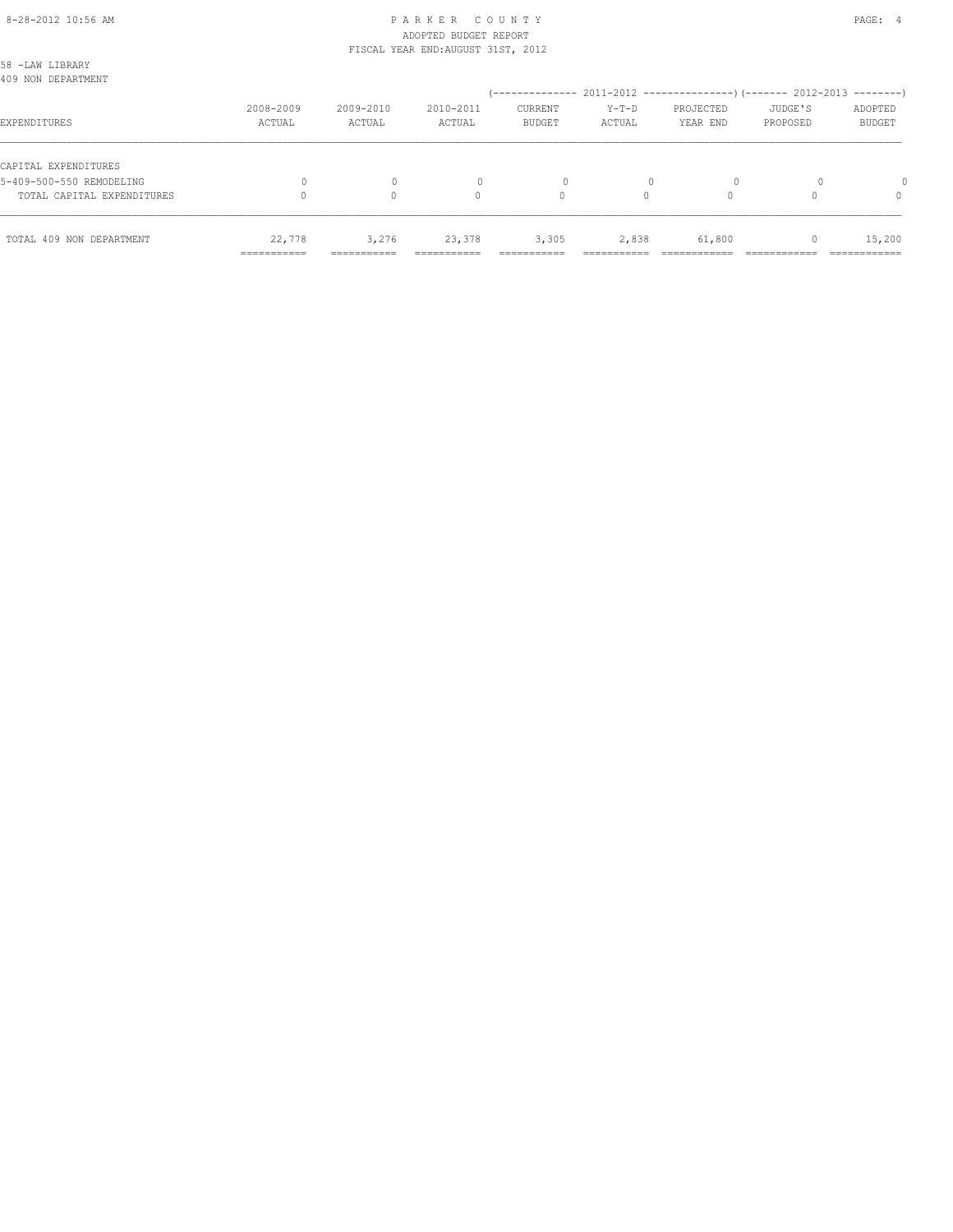PARKER COUNTY
ADOPTED BUDGET REPORT
FISCAL YEAR END:AUGUST 31ST, 2012

58 -LAW LIBRARY
409 NON DEPARTMENT

| EXPENDITURES | 2008-2009 ACTUAL | 2009-2010 ACTUAL | 2010-2011 ACTUAL | 2011-2012 CURRENT BUDGET | 2011-2012 Y-T-D ACTUAL | 2011-2012 PROJECTED YEAR END | 2012-2013 JUDGE'S PROPOSED | 2012-2013 ADOPTED BUDGET |
|---|---|---|---|---|---|---|---|---|
| CAPITAL EXPENDITURES | | | | | | | | |
| 5-409-500-550 REMODELING | 0 | 0 | 0 | 0 | 0 | 0 | 0 | 0 |
| TOTAL CAPITAL EXPENDITURES | 0 | 0 | 0 | 0 | 0 | 0 | 0 | 0 |
| TOTAL 409 NON DEPARTMENT | 22,778 | 3,276 | 23,378 | 3,305 | 2,838 | 61,800 | 0 | 15,200 |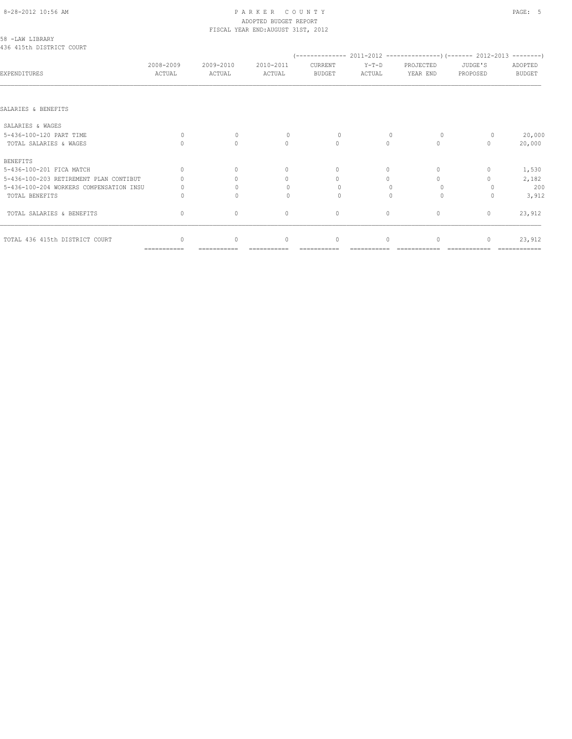PARKER COUNTY
ADOPTED BUDGET REPORT
FISCAL YEAR END:AUGUST 31ST, 2012

58 -LAW LIBRARY
436 415th DISTRICT COURT

| EXPENDITURES | 2008-2009 ACTUAL | 2009-2010 ACTUAL | 2010-2011 ACTUAL | (-------------- 2011-2012 CURRENT BUDGET | Y-T-D ACTUAL | PROJECTED YEAR END ---------------) | (------- 2012-2013 JUDGE'S PROPOSED | ADOPTED BUDGET --------) |
|---|---|---|---|---|---|---|---|---|
| SALARIES & BENEFITS | | | | | | | | |
| SALARIES & WAGES | | | | | | | | |
| 5-436-100-120 PART TIME | 0 | 0 | 0 | 0 | 0 | 0 | 0 | 20,000 |
| TOTAL SALARIES & WAGES | 0 | 0 | 0 | 0 | 0 | 0 | 0 | 20,000 |
| BENEFITS | | | | | | | | |
| 5-436-100-201 FICA MATCH | 0 | 0 | 0 | 0 | 0 | 0 | 0 | 1,530 |
| 5-436-100-203 RETIREMENT PLAN CONTIBUT | 0 | 0 | 0 | 0 | 0 | 0 | 0 | 2,182 |
| 5-436-100-204 WORKERS COMPENSATION INSU | 0 | 0 | 0 | 0 | 0 | 0 | 0 | 200 |
| TOTAL BENEFITS | 0 | 0 | 0 | 0 | 0 | 0 | 0 | 3,912 |
| TOTAL SALARIES & BENEFITS | 0 | 0 | 0 | 0 | 0 | 0 | 0 | 23,912 |
| TOTAL 436 415th DISTRICT COURT | 0 | 0 | 0 | 0 | 0 | 0 | 0 | 23,912 |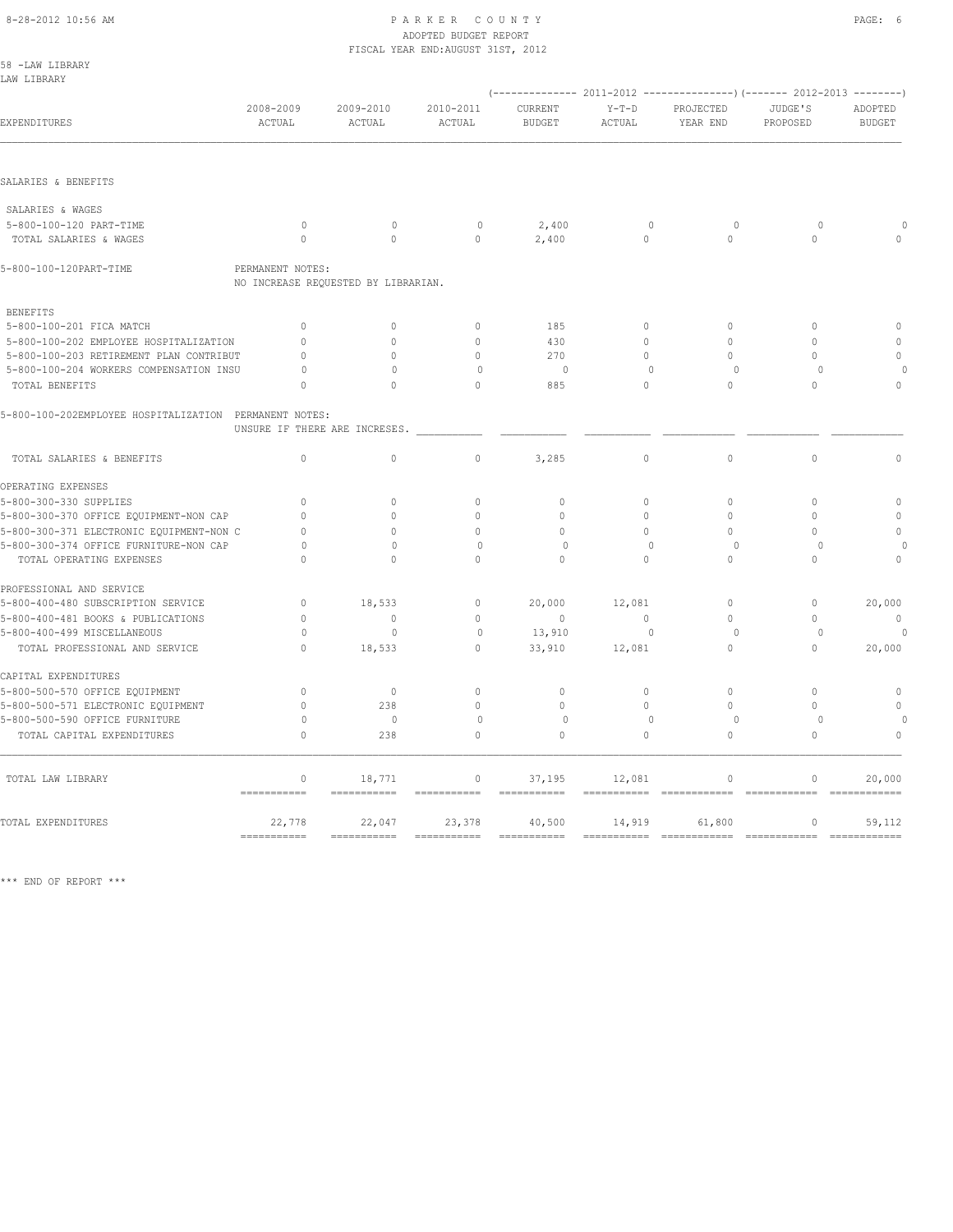PARKER COUNTY
ADOPTED BUDGET REPORT
FISCAL YEAR END:AUGUST 31ST, 2012

58 -LAW LIBRARY
LAW LIBRARY

| EXPENDITURES | 2008-2009 ACTUAL | 2009-2010 ACTUAL | 2010-2011 ACTUAL | 2011-2012 CURRENT BUDGET | 2011-2012 Y-T-D ACTUAL | 2011-2012 PROJECTED YEAR END | 2012-2013 JUDGE'S PROPOSED | 2012-2013 ADOPTED BUDGET |
|---|---|---|---|---|---|---|---|---|
| SALARIES & BENEFITS | | | | | | | | |
| SALARIES & WAGES | | | | | | | | |
| 5-800-100-120 PART-TIME | 0 | 0 | 0 | 2,400 | 0 | 0 | 0 | 0 |
| TOTAL SALARIES & WAGES | 0 | 0 | 0 | 2,400 | 0 | 0 | 0 | 0 |
| 5-800-100-120PART-TIME | PERMANENT NOTES: NO INCREASE REQUESTED BY LIBRARIAN. | | | | | | | |
| BENEFITS | | | | | | | | |
| 5-800-100-201 FICA MATCH | 0 | 0 | 0 | 185 | 0 | 0 | 0 | 0 |
| 5-800-100-202 EMPLOYEE HOSPITALIZATION | 0 | 0 | 0 | 430 | 0 | 0 | 0 | 0 |
| 5-800-100-203 RETIREMENT PLAN CONTRIBUT | 0 | 0 | 0 | 270 | 0 | 0 | 0 | 0 |
| 5-800-100-204 WORKERS COMPENSATION INSU | 0 | 0 | 0 | 0 | 0 | 0 | 0 | 0 |
| TOTAL BENEFITS | 0 | 0 | 0 | 885 | 0 | 0 | 0 | 0 |
| 5-800-100-202EMPLOYEE HOSPITALIZATION | PERMANENT NOTES: UNSURE IF THERE ARE INCRESES. | | | | | | | |
| TOTAL SALARIES & BENEFITS | 0 | 0 | 0 | 3,285 | 0 | 0 | 0 | 0 |
| OPERATING EXPENSES | | | | | | | | |
| 5-800-300-330 SUPPLIES | 0 | 0 | 0 | 0 | 0 | 0 | 0 | 0 |
| 5-800-300-370 OFFICE EQUIPMENT-NON CAP | 0 | 0 | 0 | 0 | 0 | 0 | 0 | 0 |
| 5-800-300-371 ELECTRONIC EQUIPMENT-NON C | 0 | 0 | 0 | 0 | 0 | 0 | 0 | 0 |
| 5-800-300-374 OFFICE FURNITURE-NON CAP | 0 | 0 | 0 | 0 | 0 | 0 | 0 | 0 |
| TOTAL OPERATING EXPENSES | 0 | 0 | 0 | 0 | 0 | 0 | 0 | 0 |
| PROFESSIONAL AND SERVICE | | | | | | | | |
| 5-800-400-480 SUBSCRIPTION SERVICE | 0 | 18,533 | 0 | 20,000 | 12,081 | 0 | 0 | 20,000 |
| 5-800-400-481 BOOKS & PUBLICATIONS | 0 | 0 | 0 | 0 | 0 | 0 | 0 | 0 |
| 5-800-400-499 MISCELLANEOUS | 0 | 0 | 0 | 13,910 | 0 | 0 | 0 | 0 |
| TOTAL PROFESSIONAL AND SERVICE | 0 | 18,533 | 0 | 33,910 | 12,081 | 0 | 0 | 20,000 |
| CAPITAL EXPENDITURES | | | | | | | | |
| 5-800-500-570 OFFICE EQUIPMENT | 0 | 0 | 0 | 0 | 0 | 0 | 0 | 0 |
| 5-800-500-571 ELECTRONIC EQUIPMENT | 0 | 238 | 0 | 0 | 0 | 0 | 0 | 0 |
| 5-800-500-590 OFFICE FURNITURE | 0 | 0 | 0 | 0 | 0 | 0 | 0 | 0 |
| TOTAL CAPITAL EXPENDITURES | 0 | 238 | 0 | 0 | 0 | 0 | 0 | 0 |
| TOTAL LAW LIBRARY | 0 | 18,771 | 0 | 37,195 | 12,081 | 0 | 0 | 20,000 |
| TOTAL EXPENDITURES | 22,778 | 22,047 | 23,378 | 40,500 | 14,919 | 61,800 | 0 | 59,112 |

*** END OF REPORT ***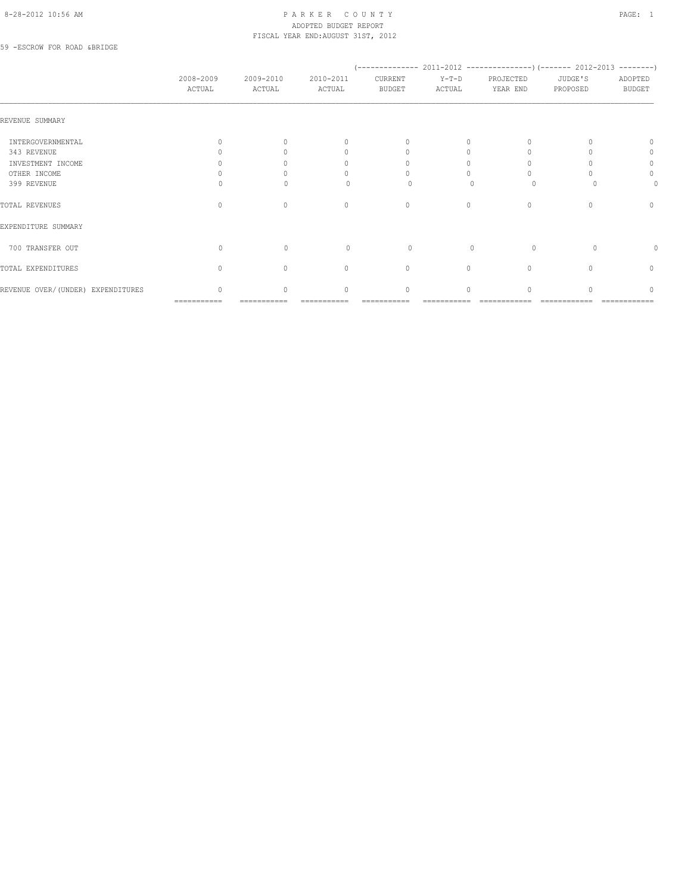PARKER COUNTY
ADOPTED BUDGET REPORT
FISCAL YEAR END:AUGUST 31ST, 2012

59 -ESCROW FOR ROAD &BRIDGE

| | 2008-2009 ACTUAL | 2009-2010 ACTUAL | 2010-2011 ACTUAL | (-------------- 2011-2012 CURRENT BUDGET | Y-T-D ACTUAL | PROJECTED YEAR END ---------------) | (------- 2012-2013 JUDGE'S PROPOSED | ADOPTED BUDGET --------) |
|---|---|---|---|---|---|---|---|---|
| REVENUE SUMMARY | | | | | | | | |
| INTERGOVERNMENTAL | 0 | 0 | 0 | 0 | 0 | 0 | 0 | 0 |
| 343 REVENUE | 0 | 0 | 0 | 0 | 0 | 0 | 0 | 0 |
| INVESTMENT INCOME | 0 | 0 | 0 | 0 | 0 | 0 | 0 | 0 |
| OTHER INCOME | 0 | 0 | 0 | 0 | 0 | 0 | 0 | 0 |
| 399 REVENUE | 0 | 0 | 0 | 0 | 0 | 0 | 0 | 0 |
| TOTAL REVENUES | 0 | 0 | 0 | 0 | 0 | 0 | 0 | 0 |
| EXPENDITURE SUMMARY | | | | | | | | |
| 700 TRANSFER OUT | 0 | 0 | 0 | 0 | 0 | 0 | 0 | 0 |
| TOTAL EXPENDITURES | 0 | 0 | 0 | 0 | 0 | 0 | 0 | 0 |
| REVENUE OVER/(UNDER) EXPENDITURES | 0 | 0 | 0 | 0 | 0 | 0 | 0 | 0 |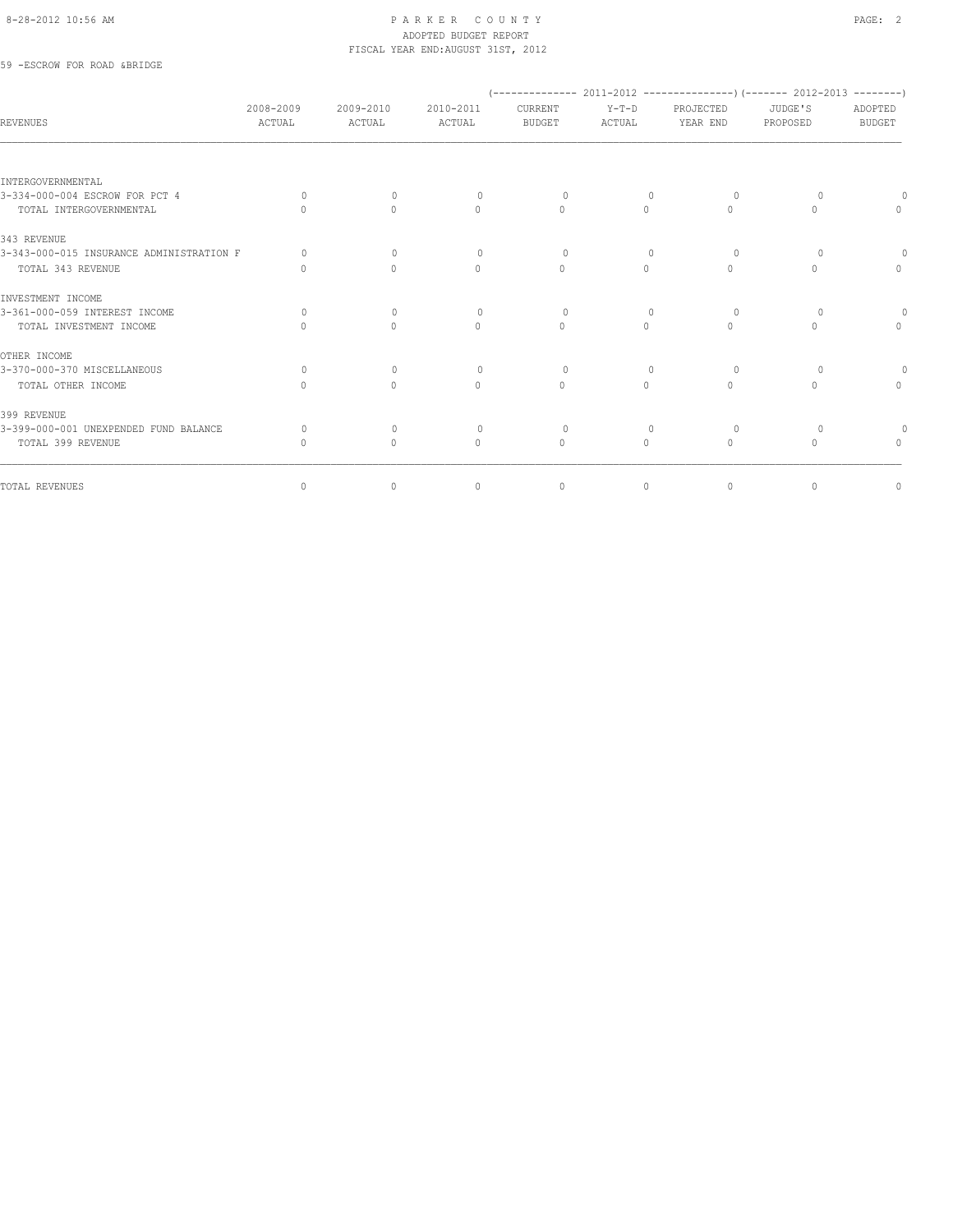PARKER COUNTY
ADOPTED BUDGET REPORT
FISCAL YEAR END:AUGUST 31ST, 2012

59 -ESCROW FOR ROAD &BRIDGE

| REVENUES | 2008-2009 ACTUAL | 2009-2010 ACTUAL | 2010-2011 ACTUAL | (-------------- 2011-2012 CURRENT BUDGET | Y-T-D ACTUAL | PROJECTED YEAR END ---------------) | (------- 2012-2013 JUDGE'S PROPOSED | ADOPTED BUDGET --------) |
|---|---|---|---|---|---|---|---|---|
| INTERGOVERNMENTAL | | | | | | | | |
| 3-334-000-004 ESCROW FOR PCT 4 | 0 | 0 | 0 | 0 | 0 | 0 | 0 | 0 |
| TOTAL INTERGOVERNMENTAL | 0 | 0 | 0 | 0 | 0 | 0 | 0 | 0 |
| 343 REVENUE | | | | | | | | |
| 3-343-000-015 INSURANCE ADMINISTRATION F | 0 | 0 | 0 | 0 | 0 | 0 | 0 | 0 |
| TOTAL 343 REVENUE | 0 | 0 | 0 | 0 | 0 | 0 | 0 | 0 |
| INVESTMENT INCOME | | | | | | | | |
| 3-361-000-059 INTEREST INCOME | 0 | 0 | 0 | 0 | 0 | 0 | 0 | 0 |
| TOTAL INVESTMENT INCOME | 0 | 0 | 0 | 0 | 0 | 0 | 0 | 0 |
| OTHER INCOME | | | | | | | | |
| 3-370-000-370 MISCELLANEOUS | 0 | 0 | 0 | 0 | 0 | 0 | 0 | 0 |
| TOTAL OTHER INCOME | 0 | 0 | 0 | 0 | 0 | 0 | 0 | 0 |
| 399 REVENUE | | | | | | | | |
| 3-399-000-001 UNEXPENDED FUND BALANCE | 0 | 0 | 0 | 0 | 0 | 0 | 0 | 0 |
| TOTAL 399 REVENUE | 0 | 0 | 0 | 0 | 0 | 0 | 0 | 0 |
| TOTAL REVENUES | 0 | 0 | 0 | 0 | 0 | 0 | 0 | 0 |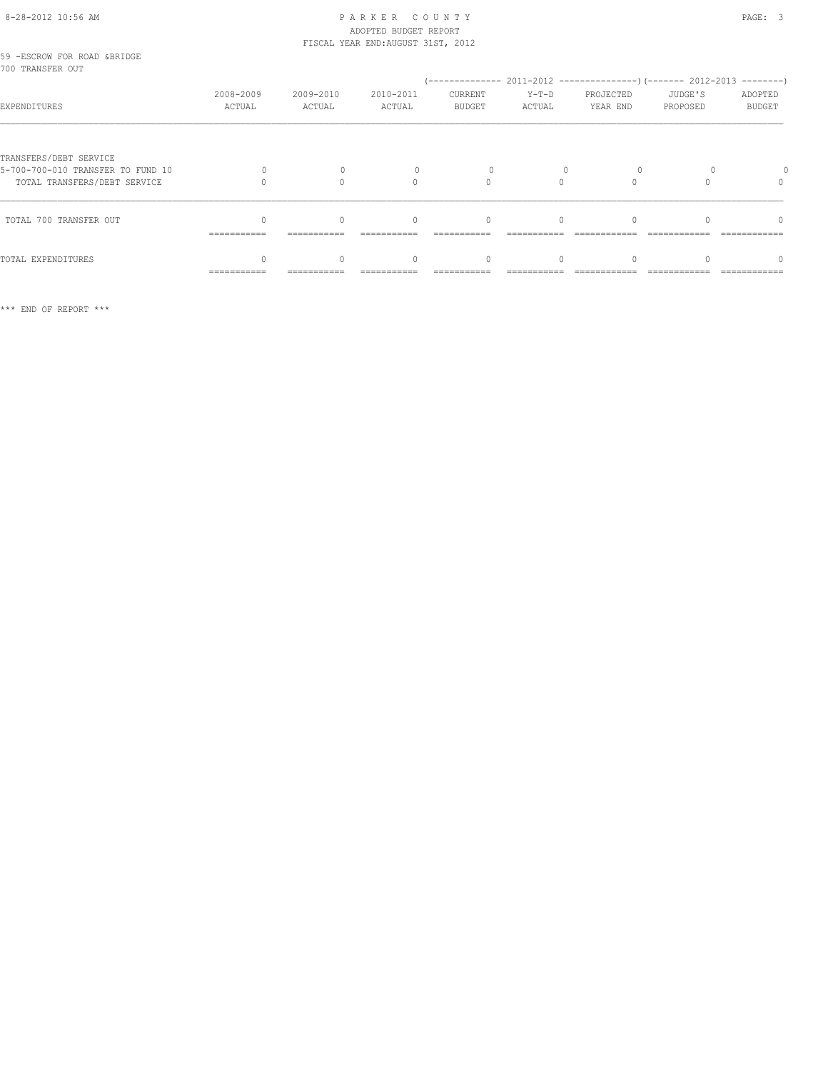PARKER COUNTY
ADOPTED BUDGET REPORT
FISCAL YEAR END:AUGUST 31ST, 2012

59 -ESCROW FOR ROAD &BRIDGE
700 TRANSFER OUT

| EXPENDITURES | 2008-2009 ACTUAL | 2009-2010 ACTUAL | 2010-2011 ACTUAL | 2011-2012 CURRENT BUDGET | 2011-2012 Y-T-D ACTUAL | 2011-2012 PROJECTED YEAR END | 2012-2013 JUDGE'S PROPOSED | 2012-2013 ADOPTED BUDGET |
|---|---|---|---|---|---|---|---|---|
| TRANSFERS/DEBT SERVICE | | | | | | | | |
| 5-700-700-010 TRANSFER TO FUND 10 | 0 | 0 | 0 | 0 | 0 | 0 | 0 | 0 |
| TOTAL TRANSFERS/DEBT SERVICE | 0 | 0 | 0 | 0 | 0 | 0 | 0 | 0 |
| TOTAL 700 TRANSFER OUT | 0 | 0 | 0 | 0 | 0 | 0 | 0 | 0 |
| TOTAL EXPENDITURES | 0 | 0 | 0 | 0 | 0 | 0 | 0 | 0 |

*** END OF REPORT ***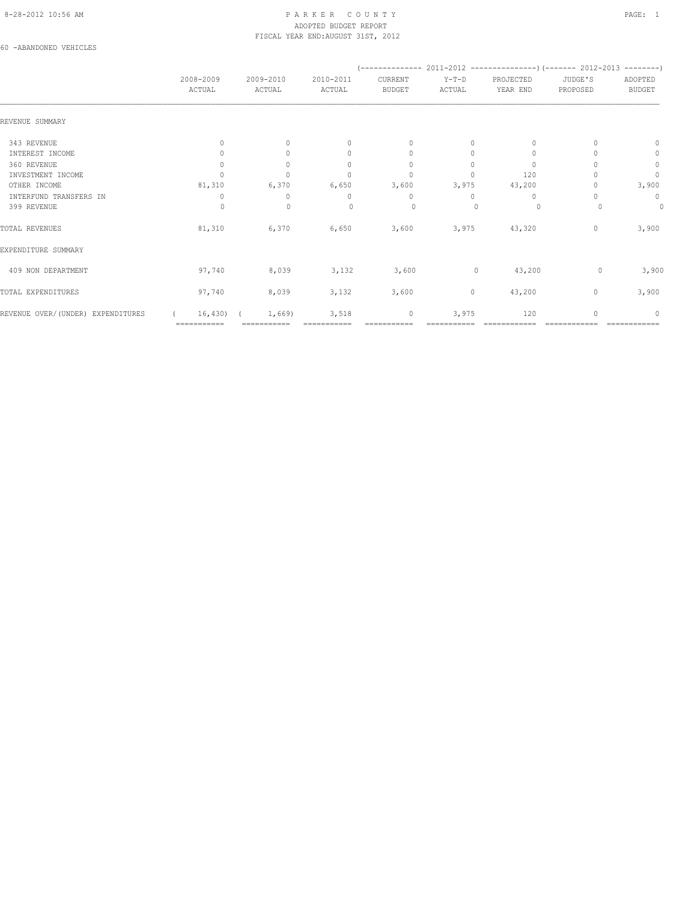PARKER COUNTY
ADOPTED BUDGET REPORT
FISCAL YEAR END:AUGUST 31ST, 2012

60 -ABANDONED VEHICLES

| | 2008-2009 ACTUAL | 2009-2010 ACTUAL | 2010-2011 ACTUAL | 2011-2012 CURRENT BUDGET | 2011-2012 Y-T-D ACTUAL | 2011-2012 PROJECTED YEAR END | 2012-2013 JUDGE'S PROPOSED | 2012-2013 ADOPTED BUDGET |
|---|---|---|---|---|---|---|---|---|
| REVENUE SUMMARY | | | | | | | | |
| 343 REVENUE | 0 | 0 | 0 | 0 | 0 | 0 | 0 | 0 |
| INTEREST INCOME | 0 | 0 | 0 | 0 | 0 | 0 | 0 | 0 |
| 360 REVENUE | 0 | 0 | 0 | 0 | 0 | 0 | 0 | 0 |
| INVESTMENT INCOME | 0 | 0 | 0 | 0 | 0 | 120 | 0 | 0 |
| OTHER INCOME | 81,310 | 6,370 | 6,650 | 3,600 | 3,975 | 43,200 | 0 | 3,900 |
| INTERFUND TRANSFERS IN | 0 | 0 | 0 | 0 | 0 | 0 | 0 | 0 |
| 399 REVENUE | 0 | 0 | 0 | 0 | 0 | 0 | 0 | 0 |
| TOTAL REVENUES | 81,310 | 6,370 | 6,650 | 3,600 | 3,975 | 43,320 | 0 | 3,900 |
| EXPENDITURE SUMMARY | | | | | | | | |
| 409 NON DEPARTMENT | 97,740 | 8,039 | 3,132 | 3,600 | 0 | 43,200 | 0 | 3,900 |
| TOTAL EXPENDITURES | 97,740 | 8,039 | 3,132 | 3,600 | 0 | 43,200 | 0 | 3,900 |
| REVENUE OVER/(UNDER) EXPENDITURES | ( 16,430) | ( 1,669) | 3,518 | 0 | 3,975 | 120 | 0 | 0 |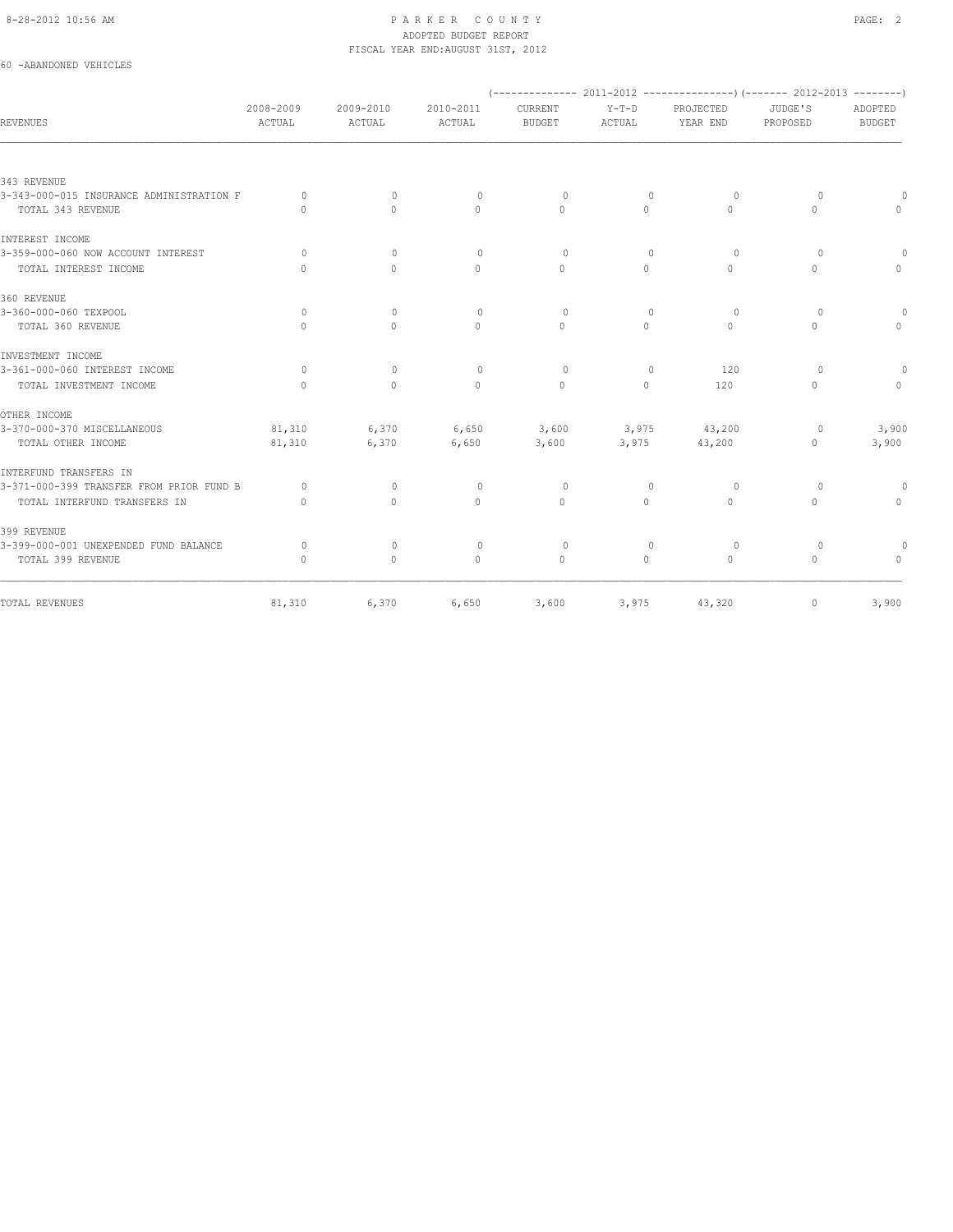PARKER COUNTY
ADOPTED BUDGET REPORT
FISCAL YEAR END:AUGUST 31ST, 2012

60 -ABANDONED VEHICLES

| REVENUES | 2008-2009 ACTUAL | 2009-2010 ACTUAL | 2010-2011 ACTUAL | (------------- 2011-2012 CURRENT BUDGET | Y-T-D ACTUAL | PROJECTED YEAR END ------------) | (------- 2012-2013 JUDGE'S PROPOSED | ADOPTED BUDGET --------) |
|---|---|---|---|---|---|---|---|---|
| 343 REVENUE | | | | | | | | |
| 3-343-000-015 INSURANCE ADMINISTRATION F | 0 | 0 | 0 | 0 | 0 | 0 | 0 | 0 |
| TOTAL 343 REVENUE | 0 | 0 | 0 | 0 | 0 | 0 | 0 | 0 |
| INTEREST INCOME | | | | | | | | |
| 3-359-000-060 NOW ACCOUNT INTEREST | 0 | 0 | 0 | 0 | 0 | 0 | 0 | 0 |
| TOTAL INTEREST INCOME | 0 | 0 | 0 | 0 | 0 | 0 | 0 | 0 |
| 360 REVENUE | | | | | | | | |
| 3-360-000-060 TEXPOOL | 0 | 0 | 0 | 0 | 0 | 0 | 0 | 0 |
| TOTAL 360 REVENUE | 0 | 0 | 0 | 0 | 0 | 0 | 0 | 0 |
| INVESTMENT INCOME | | | | | | | | |
| 3-361-000-060 INTEREST INCOME | 0 | 0 | 0 | 0 | 0 | 120 | 0 | 0 |
| TOTAL INVESTMENT INCOME | 0 | 0 | 0 | 0 | 0 | 120 | 0 | 0 |
| OTHER INCOME | | | | | | | | |
| 3-370-000-370 MISCELLANEOUS | 81,310 | 6,370 | 6,650 | 3,600 | 3,975 | 43,200 | 0 | 3,900 |
| TOTAL OTHER INCOME | 81,310 | 6,370 | 6,650 | 3,600 | 3,975 | 43,200 | 0 | 3,900 |
| INTERFUND TRANSFERS IN | | | | | | | | |
| 3-371-000-399 TRANSFER FROM PRIOR FUND B | 0 | 0 | 0 | 0 | 0 | 0 | 0 | 0 |
| TOTAL INTERFUND TRANSFERS IN | 0 | 0 | 0 | 0 | 0 | 0 | 0 | 0 |
| 399 REVENUE | | | | | | | | |
| 3-399-000-001 UNEXPENDED FUND BALANCE | 0 | 0 | 0 | 0 | 0 | 0 | 0 | 0 |
| TOTAL 399 REVENUE | 0 | 0 | 0 | 0 | 0 | 0 | 0 | 0 |
| TOTAL REVENUES | 81,310 | 6,370 | 6,650 | 3,600 | 3,975 | 43,320 | 0 | 3,900 |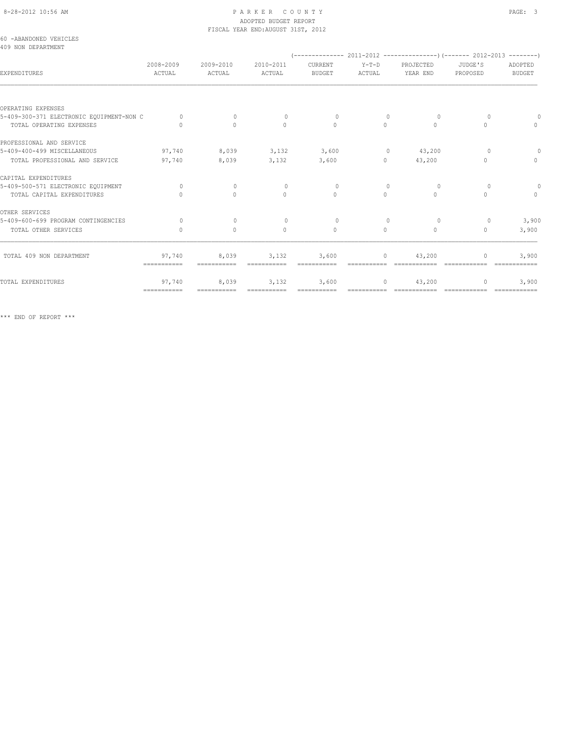PARKER COUNTY
ADOPTED BUDGET REPORT
FISCAL YEAR END:AUGUST 31ST, 2012

60 -ABANDONED VEHICLES
409 NON DEPARTMENT

| EXPENDITURES | 2008-2009 ACTUAL | 2009-2010 ACTUAL | 2010-2011 ACTUAL | 2011-2012 CURRENT BUDGET | 2011-2012 Y-T-D ACTUAL | 2011-2012 PROJECTED YEAR END | 2012-2013 JUDGE'S PROPOSED | 2012-2013 ADOPTED BUDGET |
|---|---|---|---|---|---|---|---|---|
| OPERATING EXPENSES | | | | | | | | |
| 5-409-300-371 ELECTRONIC EQUIPMENT-NON C | 0 | 0 | 0 | 0 | 0 | 0 | 0 | 0 |
| TOTAL OPERATING EXPENSES | 0 | 0 | 0 | 0 | 0 | 0 | 0 | 0 |
| PROFESSIONAL AND SERVICE | | | | | | | | |
| 5-409-400-499 MISCELLANEOUS | 97,740 | 8,039 | 3,132 | 3,600 | 0 | 43,200 | 0 | 0 |
| TOTAL PROFESSIONAL AND SERVICE | 97,740 | 8,039 | 3,132 | 3,600 | 0 | 43,200 | 0 | 0 |
| CAPITAL EXPENDITURES | | | | | | | | |
| 5-409-500-571 ELECTRONIC EQUIPMENT | 0 | 0 | 0 | 0 | 0 | 0 | 0 | 0 |
| TOTAL CAPITAL EXPENDITURES | 0 | 0 | 0 | 0 | 0 | 0 | 0 | 0 |
| OTHER SERVICES | | | | | | | | |
| 5-409-600-699 PROGRAM CONTINGENCIES | 0 | 0 | 0 | 0 | 0 | 0 | 0 | 3,900 |
| TOTAL OTHER SERVICES | 0 | 0 | 0 | 0 | 0 | 0 | 0 | 3,900 |
| TOTAL 409 NON DEPARTMENT | 97,740 | 8,039 | 3,132 | 3,600 | 0 | 43,200 | 0 | 3,900 |
| TOTAL EXPENDITURES | 97,740 | 8,039 | 3,132 | 3,600 | 0 | 43,200 | 0 | 3,900 |

*** END OF REPORT ***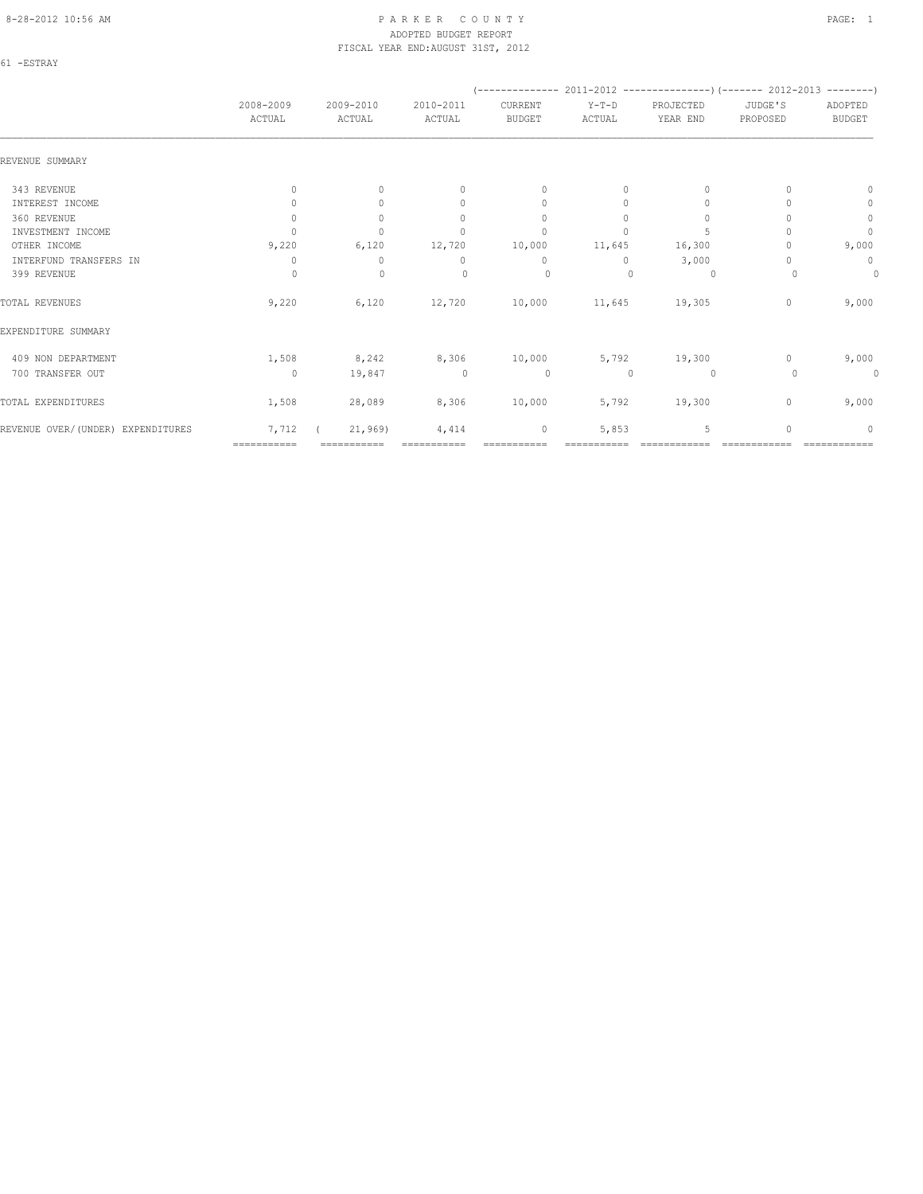PARKER COUNTY
ADOPTED BUDGET REPORT
FISCAL YEAR END:AUGUST 31ST, 2012

61 -ESTRAY

| | 2008-2009 ACTUAL | 2009-2010 ACTUAL | 2010-2011 ACTUAL | 2011-2012 CURRENT BUDGET | 2011-2012 Y-T-D ACTUAL | 2011-2012 PROJECTED YEAR END | 2012-2013 JUDGE'S PROPOSED | 2012-2013 ADOPTED BUDGET |
|---|---|---|---|---|---|---|---|---|
| REVENUE SUMMARY | | | | | | | | |
| 343 REVENUE | 0 | 0 | 0 | 0 | 0 | 0 | 0 | 0 |
| INTEREST INCOME | 0 | 0 | 0 | 0 | 0 | 0 | 0 | 0 |
| 360 REVENUE | 0 | 0 | 0 | 0 | 0 | 0 | 0 | 0 |
| INVESTMENT INCOME | 0 | 0 | 0 | 0 | 0 | 5 | 0 | 0 |
| OTHER INCOME | 9,220 | 6,120 | 12,720 | 10,000 | 11,645 | 16,300 | 0 | 9,000 |
| INTERFUND TRANSFERS IN | 0 | 0 | 0 | 0 | 0 | 3,000 | 0 | 0 |
| 399 REVENUE | 0 | 0 | 0 | 0 | 0 | 0 | 0 | 0 |
| TOTAL REVENUES | 9,220 | 6,120 | 12,720 | 10,000 | 11,645 | 19,305 | 0 | 9,000 |
| EXPENDITURE SUMMARY | | | | | | | | |
| 409 NON DEPARTMENT | 1,508 | 8,242 | 8,306 | 10,000 | 5,792 | 19,300 | 0 | 9,000 |
| 700 TRANSFER OUT | 0 | 19,847 | 0 | 0 | 0 | 0 | 0 | 0 |
| TOTAL EXPENDITURES | 1,508 | 28,089 | 8,306 | 10,000 | 5,792 | 19,300 | 0 | 9,000 |
| REVENUE OVER/(UNDER) EXPENDITURES | 7,712 | (21,969) | 4,414 | 0 | 5,853 | 5 | 0 | 0 |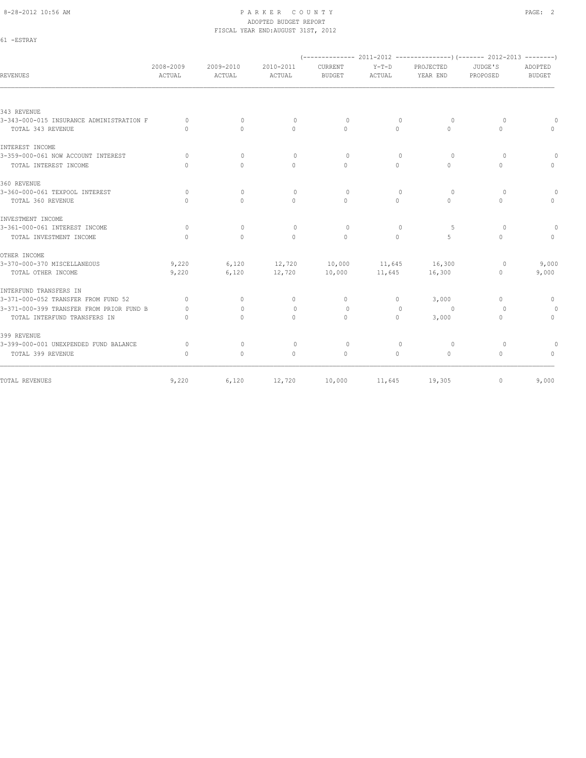PARKER COUNTY
ADOPTED BUDGET REPORT
FISCAL YEAR END:AUGUST 31ST, 2012

61 -ESTRAY

| REVENUES | 2008-2009 ACTUAL | 2009-2010 ACTUAL | 2010-2011 ACTUAL | (-------------- 2011-2012 CURRENT BUDGET | Y-T-D ACTUAL | PROJECTED YEAR END ---------------) | (------- 2012-2013 JUDGE'S PROPOSED | ADOPTED BUDGET --------) |
|---|---|---|---|---|---|---|---|---|
| 343 REVENUE | | | | | | | | |
| 3-343-000-015 INSURANCE ADMINISTRATION F | 0 | 0 | 0 | 0 | 0 | 0 | 0 | 0 |
| TOTAL 343 REVENUE | 0 | 0 | 0 | 0 | 0 | 0 | 0 | 0 |
| INTEREST INCOME | | | | | | | | |
| 3-359-000-061 NOW ACCOUNT INTEREST | 0 | 0 | 0 | 0 | 0 | 0 | 0 | 0 |
| TOTAL INTEREST INCOME | 0 | 0 | 0 | 0 | 0 | 0 | 0 | 0 |
| 360 REVENUE | | | | | | | | |
| 3-360-000-061 TEXPOOL INTEREST | 0 | 0 | 0 | 0 | 0 | 0 | 0 | 0 |
| TOTAL 360 REVENUE | 0 | 0 | 0 | 0 | 0 | 0 | 0 | 0 |
| INVESTMENT INCOME | | | | | | | | |
| 3-361-000-061 INTEREST INCOME | 0 | 0 | 0 | 0 | 0 | 5 | 0 | 0 |
| TOTAL INVESTMENT INCOME | 0 | 0 | 0 | 0 | 0 | 5 | 0 | 0 |
| OTHER INCOME | | | | | | | | |
| 3-370-000-370 MISCELLANEOUS | 9,220 | 6,120 | 12,720 | 10,000 | 11,645 | 16,300 | 0 | 9,000 |
| TOTAL OTHER INCOME | 9,220 | 6,120 | 12,720 | 10,000 | 11,645 | 16,300 | 0 | 9,000 |
| INTERFUND TRANSFERS IN | | | | | | | | |
| 3-371-000-052 TRANSFER FROM FUND 52 | 0 | 0 | 0 | 0 | 0 | 3,000 | 0 | 0 |
| 3-371-000-399 TRANSFER FROM PRIOR FUND B | 0 | 0 | 0 | 0 | 0 | 0 | 0 | 0 |
| TOTAL INTERFUND TRANSFERS IN | 0 | 0 | 0 | 0 | 0 | 3,000 | 0 | 0 |
| 399 REVENUE | | | | | | | | |
| 3-399-000-001 UNEXPENDED FUND BALANCE | 0 | 0 | 0 | 0 | 0 | 0 | 0 | 0 |
| TOTAL 399 REVENUE | 0 | 0 | 0 | 0 | 0 | 0 | 0 | 0 |
| TOTAL REVENUES | 9,220 | 6,120 | 12,720 | 10,000 | 11,645 | 19,305 | 0 | 9,000 |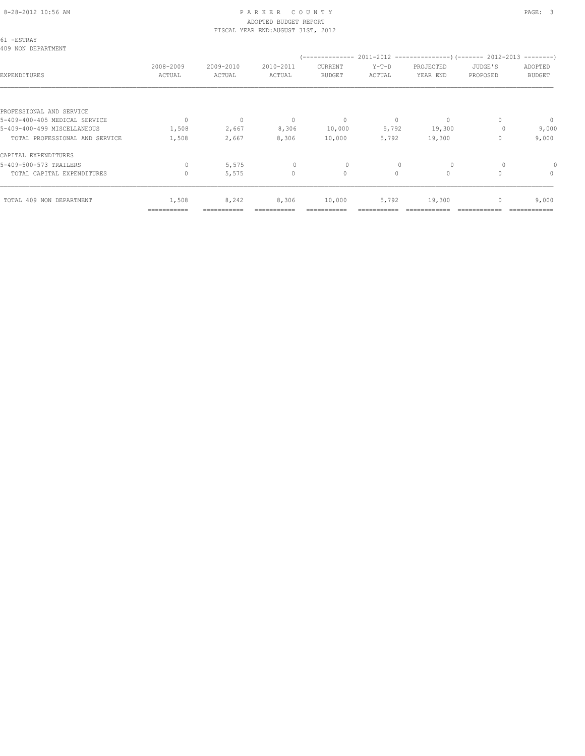# PARKER COUNTY
## ADOPTED BUDGET REPORT
### FISCAL YEAR END: AUGUST 31ST, 2012

61 -ESTRAY
409 NON DEPARTMENT

| EXPENDITURES | 2008-2009 ACTUAL | 2009-2010 ACTUAL | 2010-2011 ACTUAL | 2011-2012 CURRENT BUDGET | 2011-2012 Y-T-D ACTUAL | 2011-2012 PROJECTED YEAR END | 2012-2013 JUDGE'S PROPOSED | 2012-2013 ADOPTED BUDGET |
|---|---|---|---|---|---|---|---|---|
| PROFESSIONAL AND SERVICE | | | | | | | | |
| 5-409-400-405 MEDICAL SERVICE | 0 | 0 | 0 | 0 | 0 | 0 | 0 | 0 |
| 5-409-400-499 MISCELLANEOUS | 1,508 | 2,667 | 8,306 | 10,000 | 5,792 | 19,300 | 0 | 9,000 |
| TOTAL PROFESSIONAL AND SERVICE | 1,508 | 2,667 | 8,306 | 10,000 | 5,792 | 19,300 | 0 | 9,000 |
| CAPITAL EXPENDITURES | | | | | | | | |
| 5-409-500-573 TRAILERS | 0 | 5,575 | 0 | 0 | 0 | 0 | 0 | 0 |
| TOTAL CAPITAL EXPENDITURES | 0 | 5,575 | 0 | 0 | 0 | 0 | 0 | 0 |
| TOTAL 409 NON DEPARTMENT | 1,508 | 8,242 | 8,306 | 10,000 | 5,792 | 19,300 | 0 | 9,000 |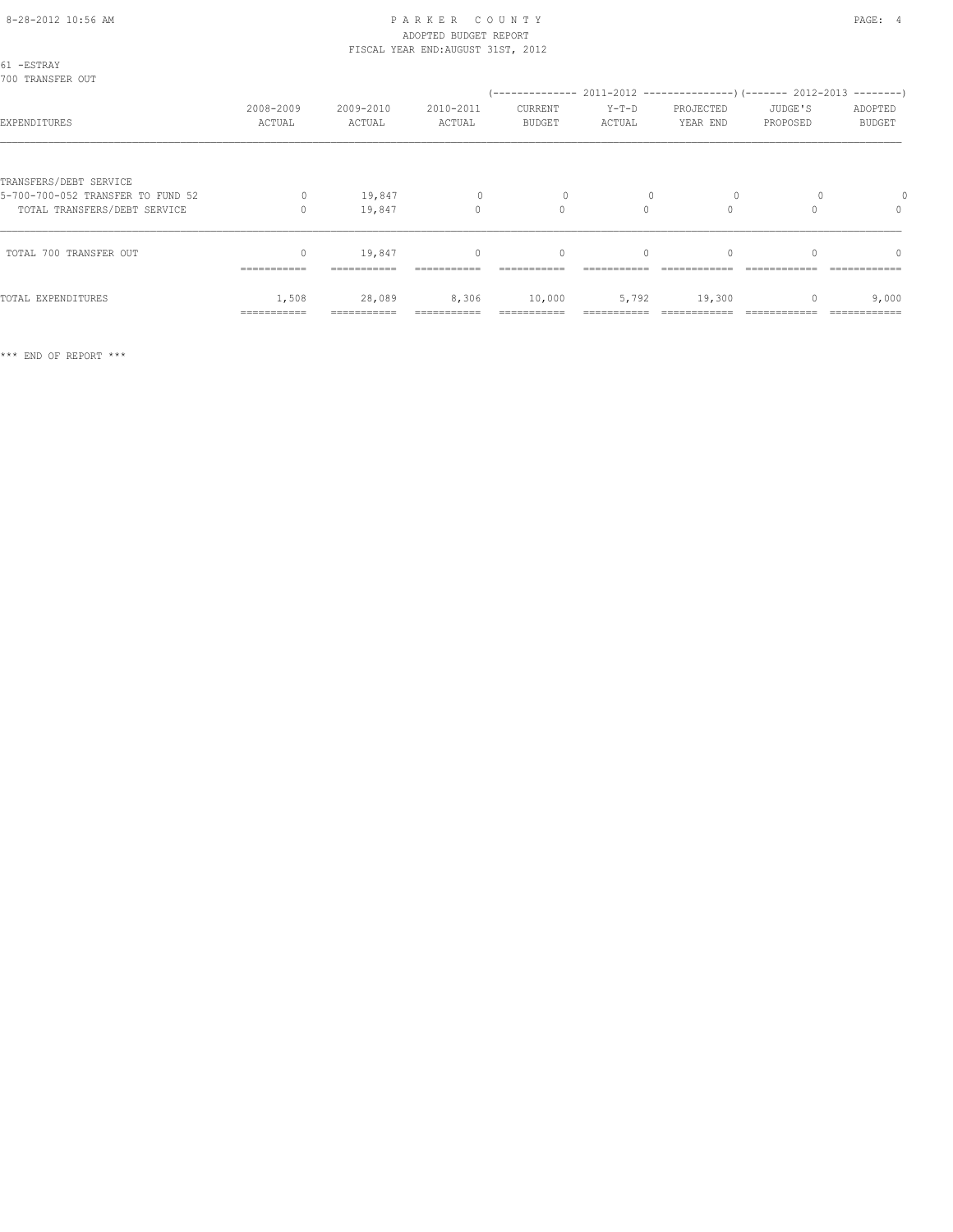PARKER COUNTY
ADOPTED BUDGET REPORT
FISCAL YEAR END:AUGUST 31ST, 2012

61 -ESTRAY
700 TRANSFER OUT

| EXPENDITURES | 2008-2009 ACTUAL | 2009-2010 ACTUAL | 2010-2011 ACTUAL | 2011-2012 CURRENT BUDGET | 2011-2012 Y-T-D ACTUAL | 2011-2012 PROJECTED YEAR END | 2012-2013 JUDGE'S PROPOSED | 2012-2013 ADOPTED BUDGET |
|---|---|---|---|---|---|---|---|---|
| TRANSFERS/DEBT SERVICE | | | | | | | | |
| 5-700-700-052 TRANSFER TO FUND 52 | 0 | 19,847 | 0 | 0 | 0 | 0 | 0 | 0 |
| TOTAL TRANSFERS/DEBT SERVICE | 0 | 19,847 | 0 | 0 | 0 | 0 | 0 | 0 |
| TOTAL 700 TRANSFER OUT | 0 | 19,847 | 0 | 0 | 0 | 0 | 0 | 0 |
| TOTAL EXPENDITURES | 1,508 | 28,089 | 8,306 | 10,000 | 5,792 | 19,300 | 0 | 9,000 |

*** END OF REPORT ***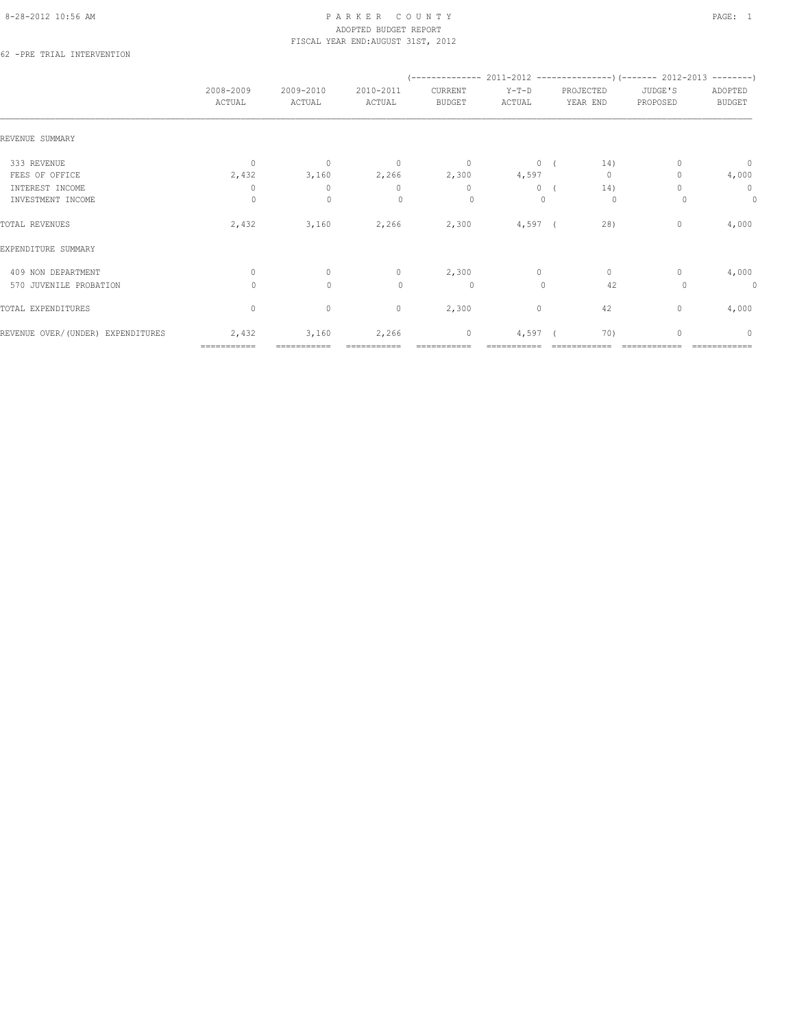PARKER COUNTY
ADOPTED BUDGET REPORT
FISCAL YEAR END:AUGUST 31ST, 2012

62 -PRE TRIAL INTERVENTION

| | 2008-2009 ACTUAL | 2009-2010 ACTUAL | 2010-2011 ACTUAL | 2011-2012 CURRENT BUDGET | 2011-2012 Y-T-D ACTUAL | 2011-2012 PROJECTED YEAR END | 2012-2013 JUDGE'S PROPOSED | 2012-2013 ADOPTED BUDGET |
|---|---|---|---|---|---|---|---|---|
| REVENUE SUMMARY | | | | | | | | |
| 333 REVENUE | 0 | 0 | 0 | 0 | 0 | ( 14) | 0 | 0 |
| FEES OF OFFICE | 2,432 | 3,160 | 2,266 | 2,300 | 4,597 | 0 | 0 | 4,000 |
| INTEREST INCOME | 0 | 0 | 0 | 0 | 0 | ( 14) | 0 | 0 |
| INVESTMENT INCOME | 0 | 0 | 0 | 0 | 0 | 0 | 0 | 0 |
| TOTAL REVENUES | 2,432 | 3,160 | 2,266 | 2,300 | 4,597 | ( 28) | 0 | 4,000 |
| EXPENDITURE SUMMARY | | | | | | | | |
| 409 NON DEPARTMENT | 0 | 0 | 0 | 2,300 | 0 | 0 | 0 | 4,000 |
| 570 JUVENILE PROBATION | 0 | 0 | 0 | 0 | 0 | 42 | 0 | 0 |
| TOTAL EXPENDITURES | 0 | 0 | 0 | 2,300 | 0 | 42 | 0 | 4,000 |
| REVENUE OVER/(UNDER) EXPENDITURES | 2,432 | 3,160 | 2,266 | 0 | 4,597 | ( 70) | 0 | 0 |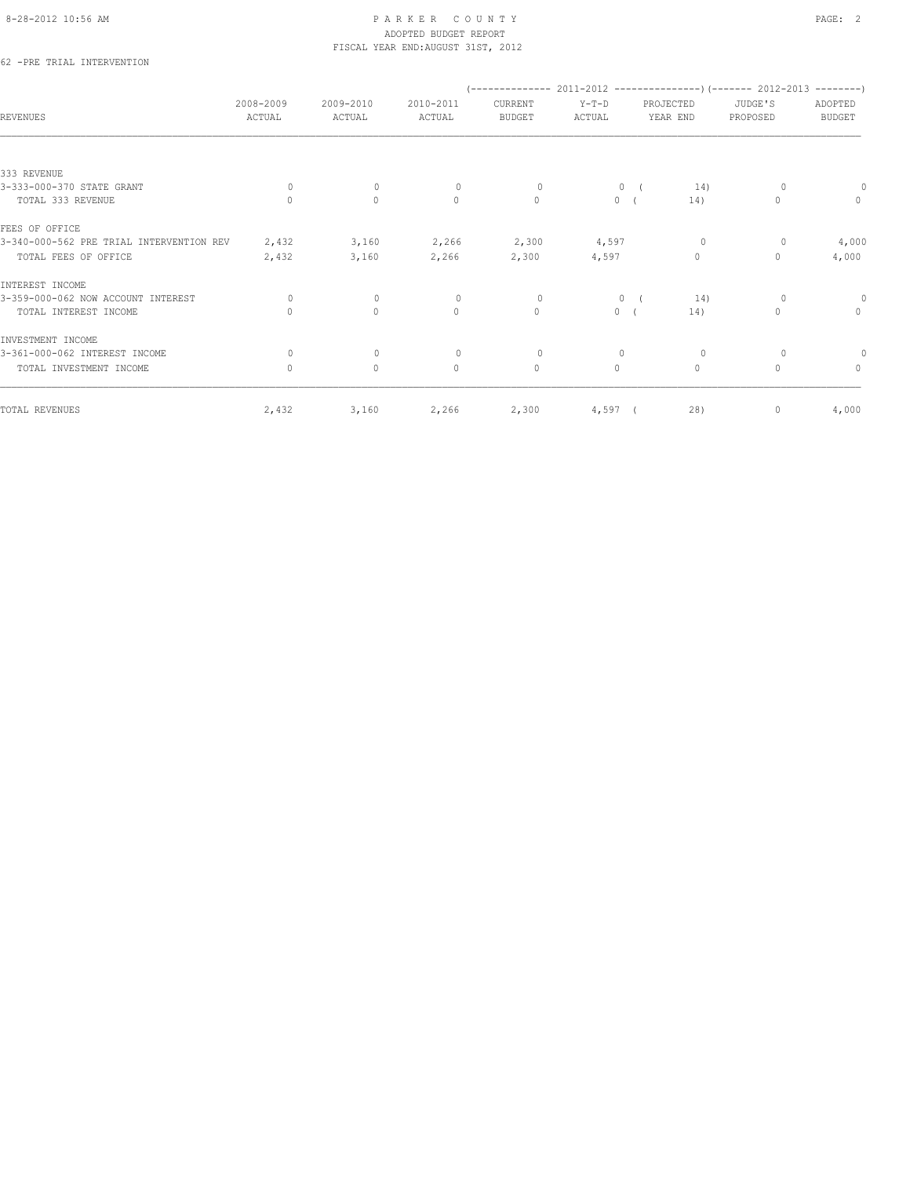# PARKER COUNTY
## ADOPTED BUDGET REPORT
### FISCAL YEAR END:AUGUST 31ST, 2012

62 -PRE TRIAL INTERVENTION

| REVENUES | 2008-2009 ACTUAL | 2009-2010 ACTUAL | 2010-2011 ACTUAL | (------------- 2011-2012 CURRENT BUDGET | Y-T-D ACTUAL | PROJECTED YEAR END ---------------) | (------- 2012-2013 JUDGE'S PROPOSED | ADOPTED BUDGET --------) |
|---|---|---|---|---|---|---|---|---|
| 333 REVENUE | | | | | | | | |
| 3-333-000-370 STATE GRANT | 0 | 0 | 0 | 0 | 0 | ( 14) | 0 | 0 |
| TOTAL 333 REVENUE | 0 | 0 | 0 | 0 | 0 | ( 14) | 0 | 0 |
| FEES OF OFFICE | | | | | | | | |
| 3-340-000-562 PRE TRIAL INTERVENTION REV | 2,432 | 3,160 | 2,266 | 2,300 | 4,597 | 0 | 0 | 4,000 |
| TOTAL FEES OF OFFICE | 2,432 | 3,160 | 2,266 | 2,300 | 4,597 | 0 | 0 | 4,000 |
| INTEREST INCOME | | | | | | | | |
| 3-359-000-062 NOW ACCOUNT INTEREST | 0 | 0 | 0 | 0 | 0 | ( 14) | 0 | 0 |
| TOTAL INTEREST INCOME | 0 | 0 | 0 | 0 | 0 | ( 14) | 0 | 0 |
| INVESTMENT INCOME | | | | | | | | |
| 3-361-000-062 INTEREST INCOME | 0 | 0 | 0 | 0 | 0 | 0 | 0 | 0 |
| TOTAL INVESTMENT INCOME | 0 | 0 | 0 | 0 | 0 | 0 | 0 | 0 |
| TOTAL REVENUES | 2,432 | 3,160 | 2,266 | 2,300 | 4,597 | ( 28) | 0 | 4,000 |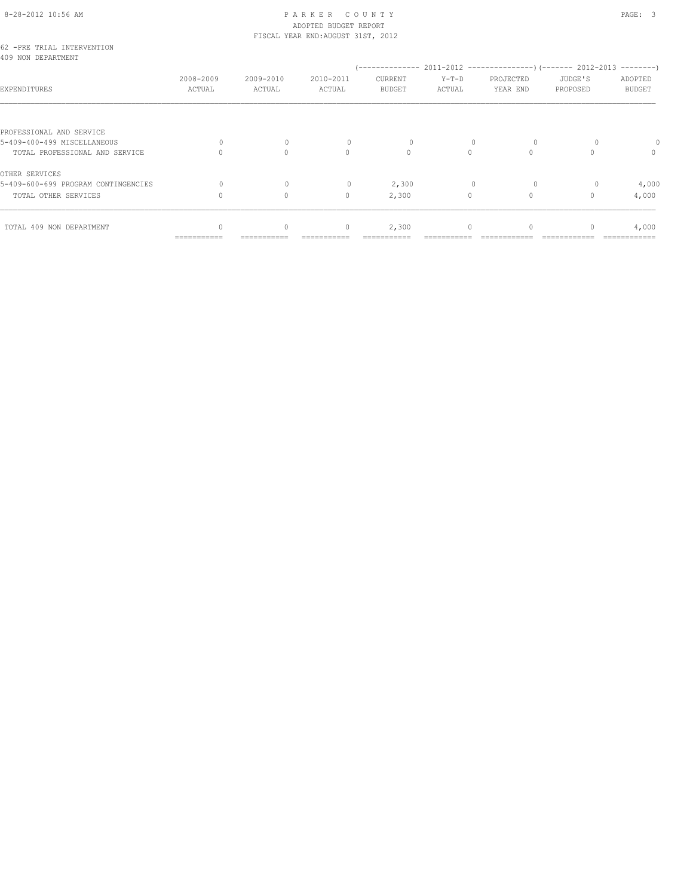8-28-2012 10:56 AM

# PARKER COUNTY
ADOPTED BUDGET REPORT
FISCAL YEAR END:AUGUST 31ST, 2012

62 -PRE TRIAL INTERVENTION
409 NON DEPARTMENT

| EXPENDITURES | 2008-2009 ACTUAL | 2009-2010 ACTUAL | 2010-2011 ACTUAL | 2011-2012 CURRENT BUDGET | 2011-2012 Y-T-D ACTUAL | 2011-2012 PROJECTED YEAR END | 2012-2013 JUDGE'S PROPOSED | 2012-2013 ADOPTED BUDGET |
|---|---|---|---|---|---|---|---|---|
| PROFESSIONAL AND SERVICE | | | | | | | | |
| 5-409-400-499 MISCELLANEOUS | 0 | 0 | 0 | 0 | 0 | 0 | 0 | 0 |
| TOTAL PROFESSIONAL AND SERVICE | 0 | 0 | 0 | 0 | 0 | 0 | 0 | 0 |
| OTHER SERVICES | | | | | | | | |
| 5-409-600-699 PROGRAM CONTINGENCIES | 0 | 0 | 0 | 2,300 | 0 | 0 | 0 | 4,000 |
| TOTAL OTHER SERVICES | 0 | 0 | 0 | 2,300 | 0 | 0 | 0 | 4,000 |
| TOTAL 409 NON DEPARTMENT | 0 | 0 | 0 | 2,300 | 0 | 0 | 0 | 4,000 |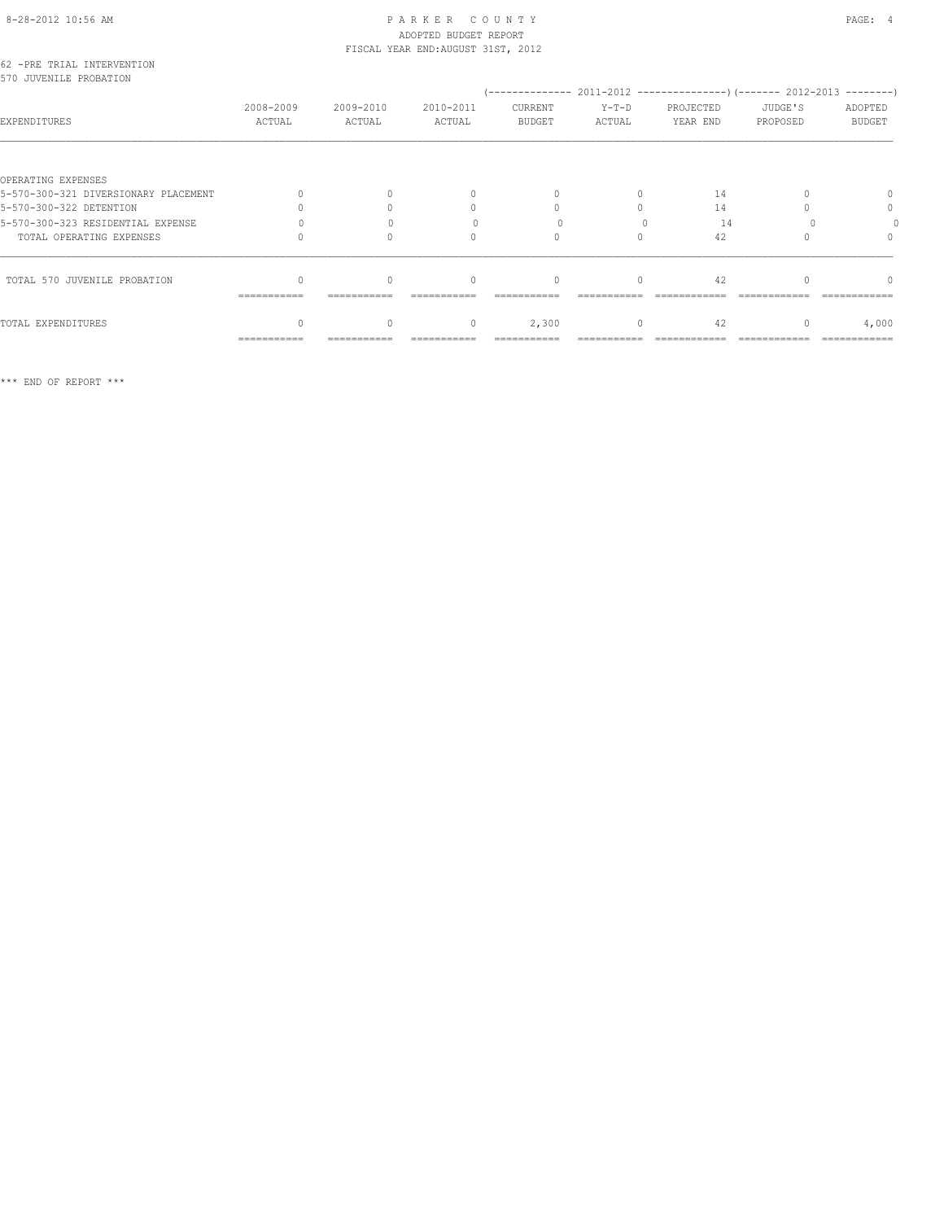PARKER COUNTY
ADOPTED BUDGET REPORT
FISCAL YEAR END:AUGUST 31ST, 2012

62 -PRE TRIAL INTERVENTION
570 JUVENILE PROBATION

| EXPENDITURES | 2008-2009 ACTUAL | 2009-2010 ACTUAL | 2010-2011 ACTUAL | 2011-2012 CURRENT BUDGET | 2011-2012 Y-T-D ACTUAL | 2011-2012 PROJECTED YEAR END | 2012-2013 JUDGE'S PROPOSED | 2012-2013 ADOPTED BUDGET |
|---|---|---|---|---|---|---|---|---|
| OPERATING EXPENSES | | | | | | | | |
| 5-570-300-321 DIVERSIONARY PLACEMENT | 0 | 0 | 0 | 0 | 0 | 14 | 0 | 0 |
| 5-570-300-322 DETENTION | 0 | 0 | 0 | 0 | 0 | 14 | 0 | 0 |
| 5-570-300-323 RESIDENTIAL EXPENSE | 0 | 0 | 0 | 0 | 0 | 14 | 0 | 0 |
| TOTAL OPERATING EXPENSES | 0 | 0 | 0 | 0 | 0 | 42 | 0 | 0 |
| TOTAL 570 JUVENILE PROBATION | 0 | 0 | 0 | 0 | 0 | 42 | 0 | 0 |
| TOTAL EXPENDITURES | 0 | 0 | 0 | 2,300 | 0 | 42 | 0 | 4,000 |

*** END OF REPORT ***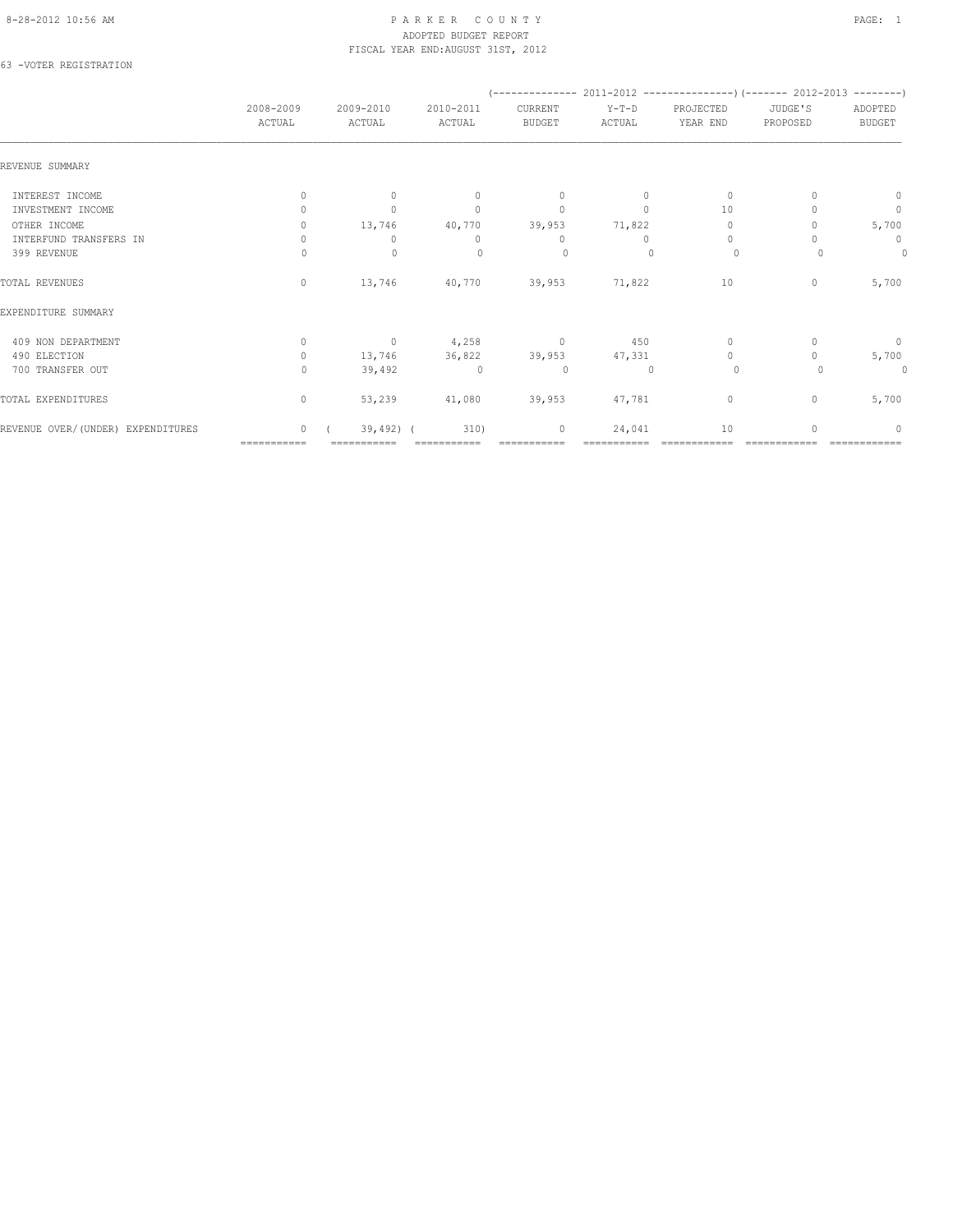# PARKER COUNTY

ADOPTED BUDGET REPORT

FISCAL YEAR END:AUGUST 31ST, 2012

63 -VOTER REGISTRATION

| | 2008-2009 ACTUAL | 2009-2010 ACTUAL | 2010-2011 ACTUAL | (---- 2011-2012 ----) CURRENT BUDGET | Y-T-D ACTUAL | PROJECTED YEAR END | (---- 2012-2013 ----) JUDGE'S PROPOSED | ADOPTED BUDGET |
|---|---|---|---|---|---|---|---|---|
| REVENUE SUMMARY | | | | | | | | |
| INTEREST INCOME | 0 | 0 | 0 | 0 | 0 | 0 | 0 | 0 |
| INVESTMENT INCOME | 0 | 0 | 0 | 0 | 0 | 10 | 0 | 0 |
| OTHER INCOME | 0 | 13,746 | 40,770 | 39,953 | 71,822 | 0 | 0 | 5,700 |
| INTERFUND TRANSFERS IN | 0 | 0 | 0 | 0 | 0 | 0 | 0 | 0 |
| 399 REVENUE | 0 | 0 | 0 | 0 | 0 | 0 | 0 | 0 |
| TOTAL REVENUES | 0 | 13,746 | 40,770 | 39,953 | 71,822 | 10 | 0 | 5,700 |
| EXPENDITURE SUMMARY | | | | | | | | |
| 409 NON DEPARTMENT | 0 | 0 | 4,258 | 0 | 450 | 0 | 0 | 0 |
| 490 ELECTION | 0 | 13,746 | 36,822 | 39,953 | 47,331 | 0 | 0 | 5,700 |
| 700 TRANSFER OUT | 0 | 39,492 | 0 | 0 | 0 | 0 | 0 | 0 |
| TOTAL EXPENDITURES | 0 | 53,239 | 41,080 | 39,953 | 47,781 | 0 | 0 | 5,700 |
| REVENUE OVER/(UNDER) EXPENDITURES | 0 | ( 39,492) | ( 310) | 0 | 24,041 | 10 | 0 | 0 |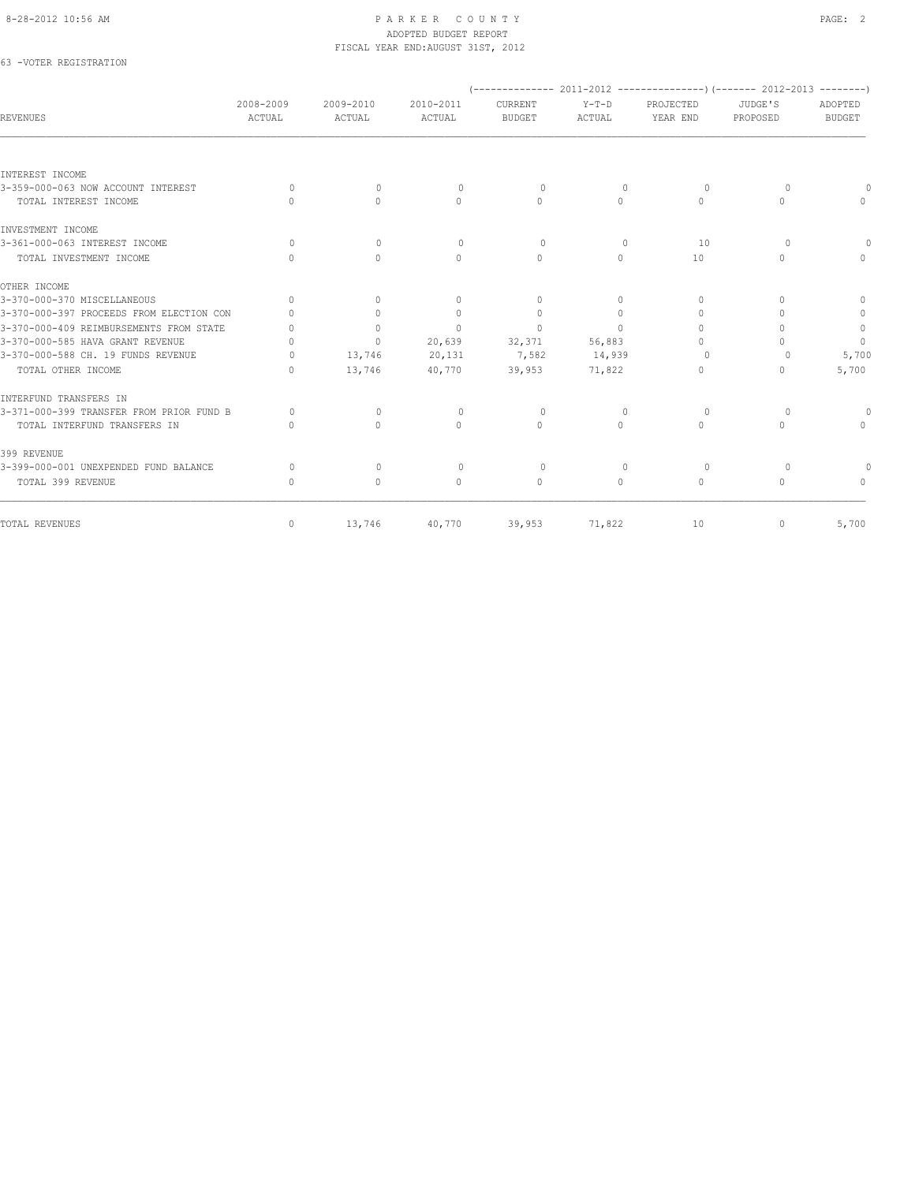PARKER COUNTY
ADOPTED BUDGET REPORT
FISCAL YEAR END:AUGUST 31ST, 2012

63 -VOTER REGISTRATION

| REVENUES | 2008-2009 ACTUAL | 2009-2010 ACTUAL | 2010-2011 ACTUAL | 2011-2012 CURRENT BUDGET | 2011-2012 Y-T-D ACTUAL | 2011-2012 PROJECTED YEAR END | 2012-2013 JUDGE'S PROPOSED | 2012-2013 ADOPTED BUDGET |
|---|---|---|---|---|---|---|---|---|
| INTEREST INCOME | | | | | | | | |
| 3-359-000-063 NOW ACCOUNT INTEREST | 0 | 0 | 0 | 0 | 0 | 0 | 0 | 0 |
| TOTAL INTEREST INCOME | 0 | 0 | 0 | 0 | 0 | 0 | 0 | 0 |
| INVESTMENT INCOME | | | | | | | | |
| 3-361-000-063 INTEREST INCOME | 0 | 0 | 0 | 0 | 0 | 10 | 0 | 0 |
| TOTAL INVESTMENT INCOME | 0 | 0 | 0 | 0 | 0 | 10 | 0 | 0 |
| OTHER INCOME | | | | | | | | |
| 3-370-000-370 MISCELLANEOUS | 0 | 0 | 0 | 0 | 0 | 0 | 0 | 0 |
| 3-370-000-397 PROCEEDS FROM ELECTION CON | 0 | 0 | 0 | 0 | 0 | 0 | 0 | 0 |
| 3-370-000-409 REIMBURSEMENTS FROM STATE | 0 | 0 | 0 | 0 | 0 | 0 | 0 | 0 |
| 3-370-000-585 HAVA GRANT REVENUE | 0 | 0 | 20,639 | 32,371 | 56,883 | 0 | 0 | 0 |
| 3-370-000-588 CH. 19 FUNDS REVENUE | 0 | 13,746 | 20,131 | 7,582 | 14,939 | 0 | 0 | 5,700 |
| TOTAL OTHER INCOME | 0 | 13,746 | 40,770 | 39,953 | 71,822 | 0 | 0 | 5,700 |
| INTERFUND TRANSFERS IN | | | | | | | | |
| 3-371-000-399 TRANSFER FROM PRIOR FUND B | 0 | 0 | 0 | 0 | 0 | 0 | 0 | 0 |
| TOTAL INTERFUND TRANSFERS IN | 0 | 0 | 0 | 0 | 0 | 0 | 0 | 0 |
| 399 REVENUE | | | | | | | | |
| 3-399-000-001 UNEXPENDED FUND BALANCE | 0 | 0 | 0 | 0 | 0 | 0 | 0 | 0 |
| TOTAL 399 REVENUE | 0 | 0 | 0 | 0 | 0 | 0 | 0 | 0 |
| TOTAL REVENUES | 0 | 13,746 | 40,770 | 39,953 | 71,822 | 10 | 0 | 5,700 |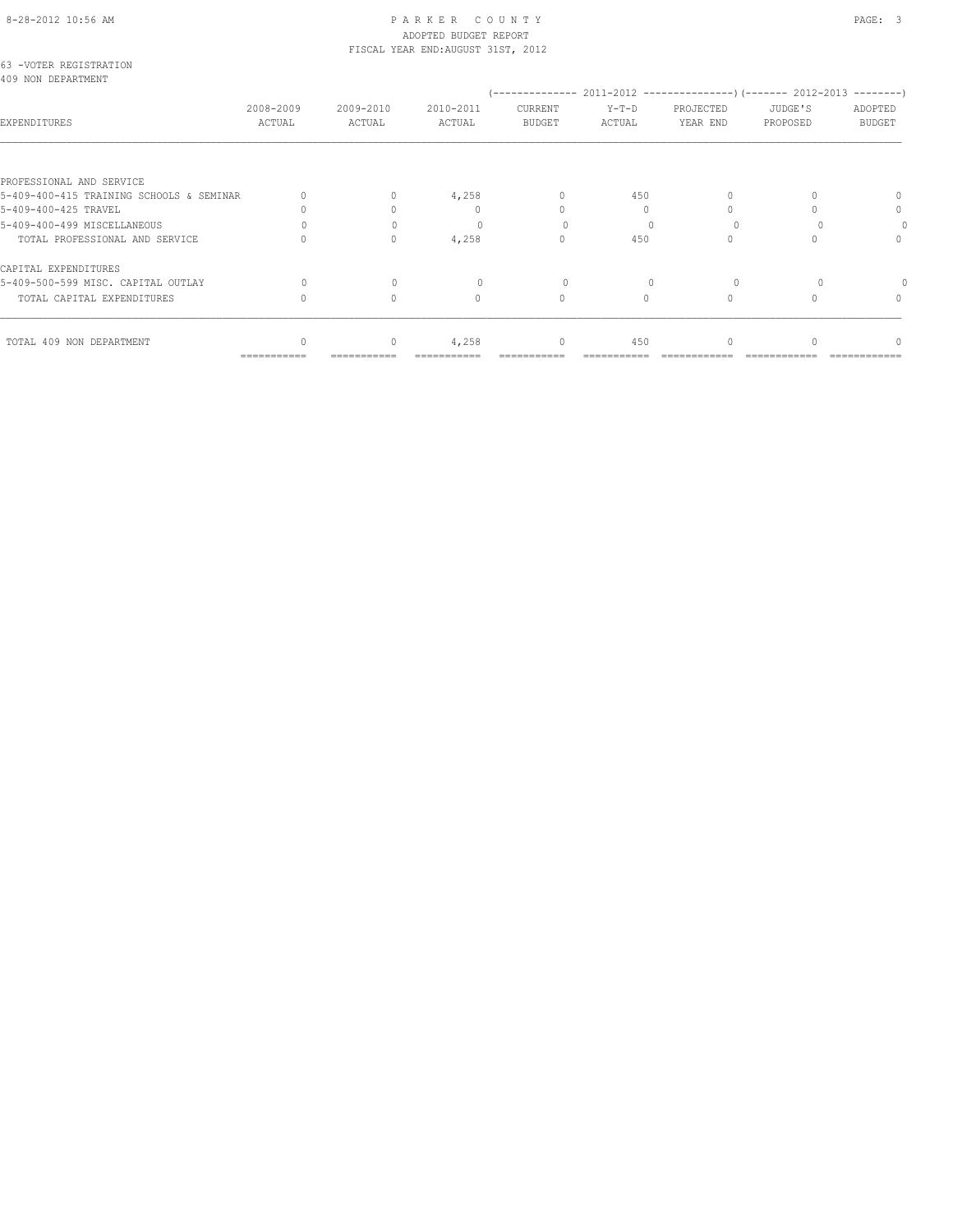PARKER COUNTY
ADOPTED BUDGET REPORT
FISCAL YEAR END:AUGUST 31ST, 2012

63 -VOTER REGISTRATION
409 NON DEPARTMENT

| EXPENDITURES | 2008-2009 ACTUAL | 2009-2010 ACTUAL | 2010-2011 ACTUAL | (2011-2012) CURRENT BUDGET | (2011-2012) Y-T-D ACTUAL | (2011-2012) PROJECTED YEAR END | (2012-2013) JUDGE'S PROPOSED | (2012-2013) ADOPTED BUDGET |
|---|---|---|---|---|---|---|---|---|
| PROFESSIONAL AND SERVICE | | | | | | | | |
| 5-409-400-415 TRAINING SCHOOLS & SEMINAR | 0 | 0 | 4,258 | 0 | 450 | 0 | 0 | 0 |
| 5-409-400-425 TRAVEL | 0 | 0 | 0 | 0 | 0 | 0 | 0 | 0 |
| 5-409-400-499 MISCELLANEOUS | 0 | 0 | 0 | 0 | 0 | 0 | 0 | 0 |
| TOTAL PROFESSIONAL AND SERVICE | 0 | 0 | 4,258 | 0 | 450 | 0 | 0 | 0 |
| CAPITAL EXPENDITURES | | | | | | | | |
| 5-409-500-599 MISC. CAPITAL OUTLAY | 0 | 0 | 0 | 0 | 0 | 0 | 0 | 0 |
| TOTAL CAPITAL EXPENDITURES | 0 | 0 | 0 | 0 | 0 | 0 | 0 | 0 |
| TOTAL 409 NON DEPARTMENT | 0 | 0 | 4,258 | 0 | 450 | 0 | 0 | 0 |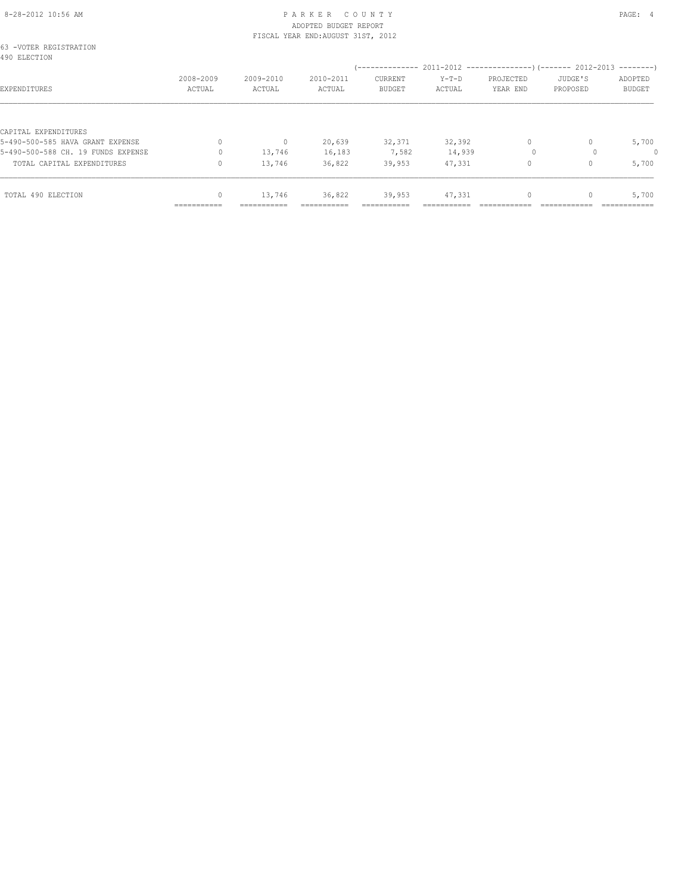63 -VOTER REGISTRATION
490 ELECTION

| EXPENDITURES | 2008-2009 ACTUAL | 2009-2010 ACTUAL | 2010-2011 ACTUAL | 2011-2012 CURRENT BUDGET | 2011-2012 Y-T-D ACTUAL | 2011-2012 PROJECTED YEAR END | 2012-2013 JUDGE'S PROPOSED | 2012-2013 ADOPTED BUDGET |
|---|---|---|---|---|---|---|---|---|
| CAPITAL EXPENDITURES | | | | | | | | |
| 5-490-500-585 HAVA GRANT EXPENSE | 0 | 0 | 20,639 | 32,371 | 32,392 | 0 | 0 | 5,700 |
| 5-490-500-588 CH. 19 FUNDS EXPENSE | 0 | 13,746 | 16,183 | 7,582 | 14,939 | 0 | 0 | 0 |
| TOTAL CAPITAL EXPENDITURES | 0 | 13,746 | 36,822 | 39,953 | 47,331 | 0 | 0 | 5,700 |
| TOTAL 490 ELECTION | 0 | 13,746 | 36,822 | 39,953 | 47,331 | 0 | 0 | 5,700 |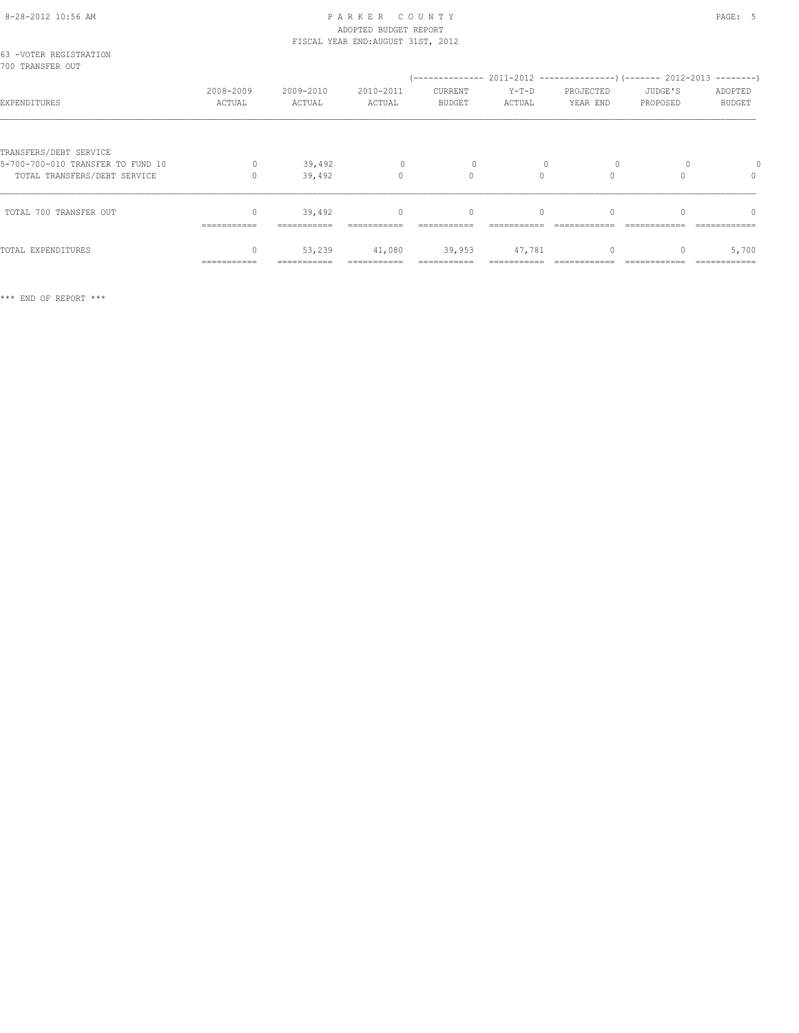63 -VOTER REGISTRATION
700 TRANSFER OUT

| EXPENDITURES | 2008-2009 ACTUAL | 2009-2010 ACTUAL | 2010-2011 ACTUAL | 2011-2012 CURRENT BUDGET | 2011-2012 Y-T-D ACTUAL | 2011-2012 PROJECTED YEAR END | 2012-2013 JUDGE'S PROPOSED | 2012-2013 ADOPTED BUDGET |
|---|---|---|---|---|---|---|---|---|
| TRANSFERS/DEBT SERVICE | | | | | | | | |
| 5-700-700-010 TRANSFER TO FUND 10 | 0 | 39,492 | 0 | 0 | 0 | 0 | 0 | 0 |
| TOTAL TRANSFERS/DEBT SERVICE | 0 | 39,492 | 0 | 0 | 0 | 0 | 0 | 0 |
| TOTAL 700 TRANSFER OUT | 0 | 39,492 | 0 | 0 | 0 | 0 | 0 | 0 |
| TOTAL EXPENDITURES | 0 | 53,239 | 41,080 | 39,953 | 47,781 | 0 | 0 | 5,700 |

*** END OF REPORT ***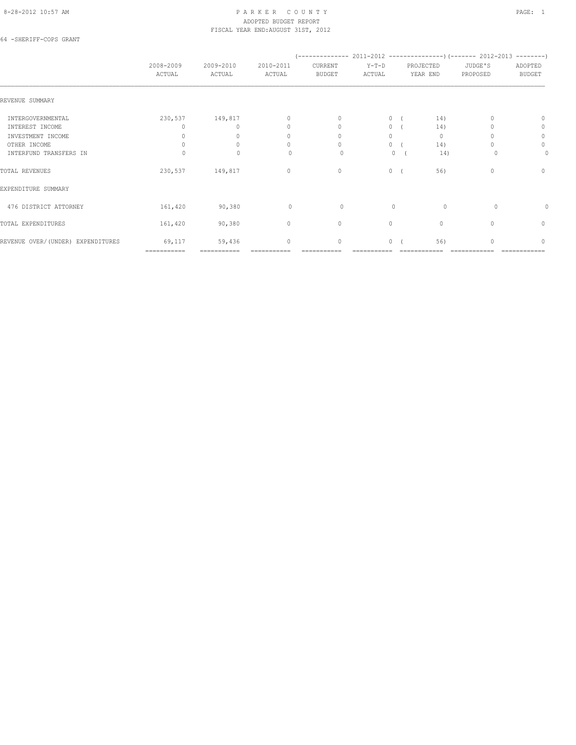PARKER COUNTY
ADOPTED BUDGET REPORT
FISCAL YEAR END:AUGUST 31ST, 2012

64 -SHERIFF-COPS GRANT

| | 2008-2009 ACTUAL | 2009-2010 ACTUAL | 2010-2011 ACTUAL | (------- 2011-2012 CURRENT BUDGET | Y-T-D ACTUAL | PROJECTED YEAR END -------) | (------- 2012-2013 JUDGE'S PROPOSED | ADOPTED BUDGET -------) |
|---|---|---|---|---|---|---|---|---|
| REVENUE SUMMARY | | | | | | | | |
| INTERGOVERNMENTAL | 230,537 | 149,817 | 0 | 0 | 0 | ( 14) | 0 | 0 |
| INTEREST INCOME | 0 | 0 | 0 | 0 | 0 | ( 14) | 0 | 0 |
| INVESTMENT INCOME | 0 | 0 | 0 | 0 | 0 | 0 | 0 | 0 |
| OTHER INCOME | 0 | 0 | 0 | 0 | 0 | ( 14) | 0 | 0 |
| INTERFUND TRANSFERS IN | 0 | 0 | 0 | 0 | 0 | ( 14) | 0 | 0 |
| TOTAL REVENUES | 230,537 | 149,817 | 0 | 0 | 0 | ( 56) | 0 | 0 |
| EXPENDITURE SUMMARY | | | | | | | | |
| 476 DISTRICT ATTORNEY | 161,420 | 90,380 | 0 | 0 | 0 | 0 | 0 | 0 |
| TOTAL EXPENDITURES | 161,420 | 90,380 | 0 | 0 | 0 | 0 | 0 | 0 |
| REVENUE OVER/(UNDER) EXPENDITURES | 69,117 | 59,436 | 0 | 0 | 0 | ( 56) | 0 | 0 |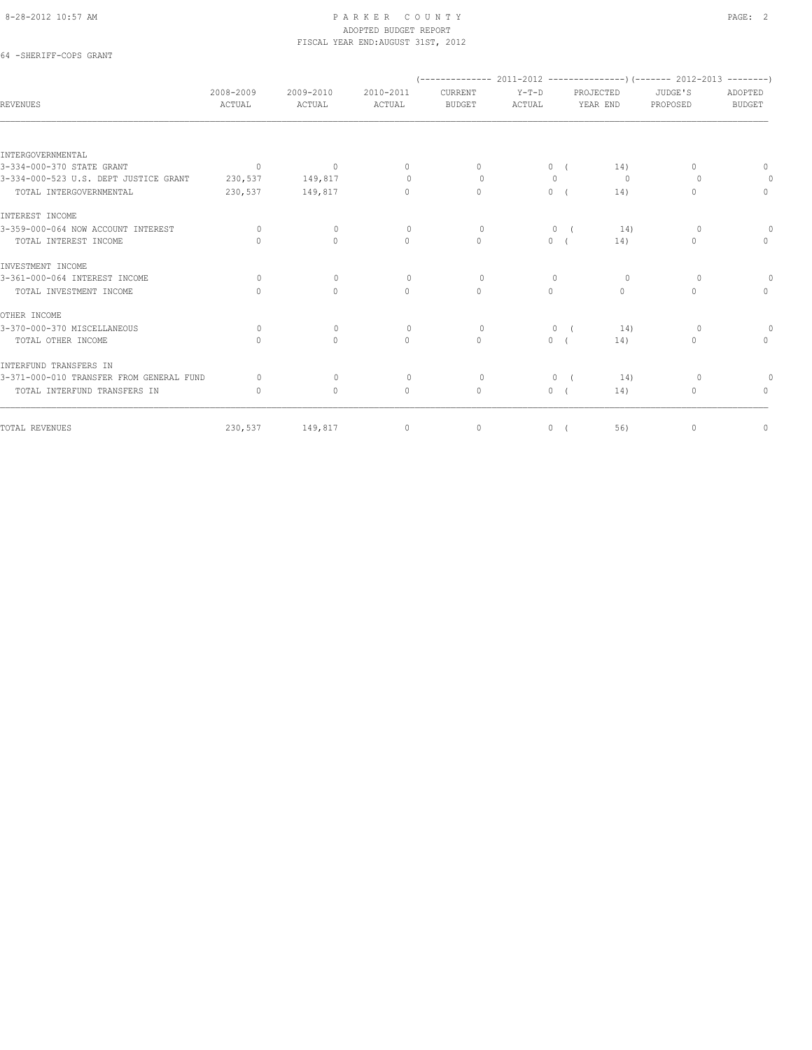# PARKER COUNTY
## ADOPTED BUDGET REPORT
### FISCAL YEAR END:AUGUST 31ST, 2012

64 -SHERIFF-COPS GRANT

| | | | | (-------------- 2011-2012 | ---------------) | | (------- 2012-2013 | --------) |
|---|---|---|---|---|---|---|---|---|
| REVENUES | 2008-2009 ACTUAL | 2009-2010 ACTUAL | 2010-2011 ACTUAL | CURRENT BUDGET | Y-T-D ACTUAL | PROJECTED YEAR END | JUDGE'S PROPOSED | ADOPTED BUDGET |
| INTERGOVERNMENTAL | | | | | | | | |
| 3-334-000-370 STATE GRANT | 0 | 0 | 0 | 0 | 0 | ( 14) | 0 | 0 |
| 3-334-000-523 U.S. DEPT JUSTICE GRANT | 230,537 | 149,817 | 0 | 0 | 0 | 0 | 0 | 0 |
| TOTAL INTERGOVERNMENTAL | 230,537 | 149,817 | 0 | 0 | 0 | ( 14) | 0 | 0 |
| INTEREST INCOME | | | | | | | | |
| 3-359-000-064 NOW ACCOUNT INTEREST | 0 | 0 | 0 | 0 | 0 | ( 14) | 0 | 0 |
| TOTAL INTEREST INCOME | 0 | 0 | 0 | 0 | 0 | ( 14) | 0 | 0 |
| INVESTMENT INCOME | | | | | | | | |
| 3-361-000-064 INTEREST INCOME | 0 | 0 | 0 | 0 | 0 | 0 | 0 | 0 |
| TOTAL INVESTMENT INCOME | 0 | 0 | 0 | 0 | 0 | 0 | 0 | 0 |
| OTHER INCOME | | | | | | | | |
| 3-370-000-370 MISCELLANEOUS | 0 | 0 | 0 | 0 | 0 | ( 14) | 0 | 0 |
| TOTAL OTHER INCOME | 0 | 0 | 0 | 0 | 0 | ( 14) | 0 | 0 |
| INTERFUND TRANSFERS IN | | | | | | | | |
| 3-371-000-010 TRANSFER FROM GENERAL FUND | 0 | 0 | 0 | 0 | 0 | ( 14) | 0 | 0 |
| TOTAL INTERFUND TRANSFERS IN | 0 | 0 | 0 | 0 | 0 | ( 14) | 0 | 0 |
| TOTAL REVENUES | 230,537 | 149,817 | 0 | 0 | 0 | ( 56) | 0 | 0 |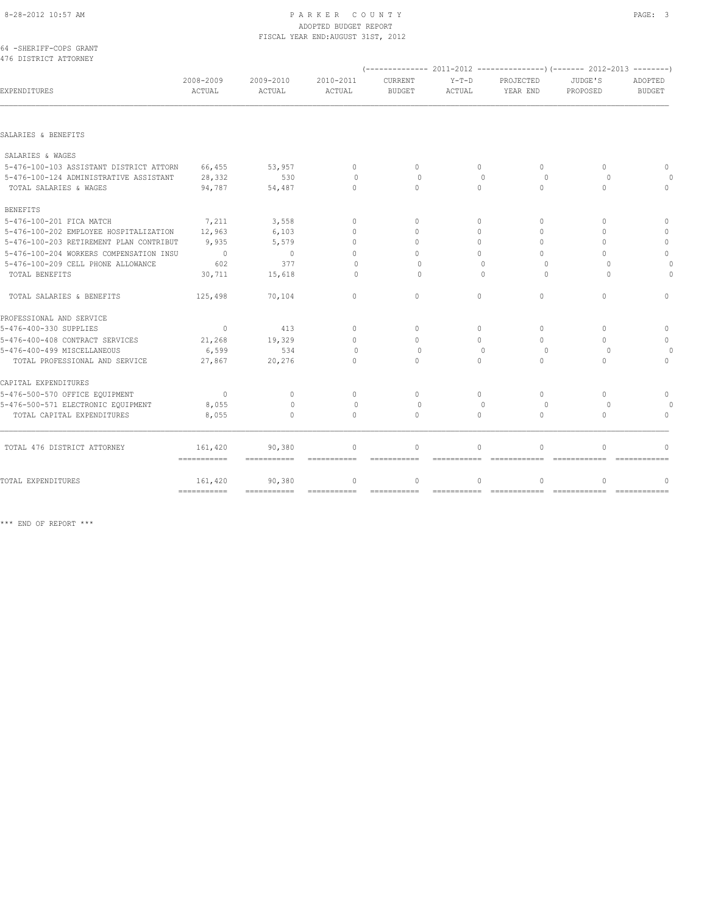8-28-2012 10:57 AM

PARKER COUNTY
ADOPTED BUDGET REPORT
FISCAL YEAR END:AUGUST 31ST, 2012

64 -SHERIFF-COPS GRANT
476 DISTRICT ATTORNEY

| EXPENDITURES | 2008-2009 ACTUAL | 2009-2010 ACTUAL | 2010-2011 ACTUAL | 2011-2012 CURRENT BUDGET | 2011-2012 Y-T-D ACTUAL | 2011-2012 PROJECTED YEAR END | 2012-2013 JUDGE'S PROPOSED | 2012-2013 ADOPTED BUDGET |
|---|---|---|---|---|---|---|---|---|
| SALARIES & BENEFITS | | | | | | | | |
| SALARIES & WAGES | | | | | | | | |
| 5-476-100-103 ASSISTANT DISTRICT ATTORN | 66,455 | 53,957 | 0 | 0 | 0 | 0 | 0 | 0 |
| 5-476-100-124 ADMINISTRATIVE ASSISTANT | 28,332 | 530 | 0 | 0 | 0 | 0 | 0 | 0 |
| TOTAL SALARIES & WAGES | 94,787 | 54,487 | 0 | 0 | 0 | 0 | 0 | 0 |
| BENEFITS | | | | | | | | |
| 5-476-100-201 FICA MATCH | 7,211 | 3,558 | 0 | 0 | 0 | 0 | 0 | 0 |
| 5-476-100-202 EMPLOYEE HOSPITALIZATION | 12,963 | 6,103 | 0 | 0 | 0 | 0 | 0 | 0 |
| 5-476-100-203 RETIREMENT PLAN CONTRIBUT | 9,935 | 5,579 | 0 | 0 | 0 | 0 | 0 | 0 |
| 5-476-100-204 WORKERS COMPENSATION INSU | 0 | 0 | 0 | 0 | 0 | 0 | 0 | 0 |
| 5-476-100-209 CELL PHONE ALLOWANCE | 602 | 377 | 0 | 0 | 0 | 0 | 0 | 0 |
| TOTAL BENEFITS | 30,711 | 15,618 | 0 | 0 | 0 | 0 | 0 | 0 |
| TOTAL SALARIES & BENEFITS | 125,498 | 70,104 | 0 | 0 | 0 | 0 | 0 | 0 |
| PROFESSIONAL AND SERVICE | | | | | | | | |
| 5-476-400-330 SUPPLIES | 0 | 413 | 0 | 0 | 0 | 0 | 0 | 0 |
| 5-476-400-408 CONTRACT SERVICES | 21,268 | 19,329 | 0 | 0 | 0 | 0 | 0 | 0 |
| 5-476-400-499 MISCELLANEOUS | 6,599 | 534 | 0 | 0 | 0 | 0 | 0 | 0 |
| TOTAL PROFESSIONAL AND SERVICE | 27,867 | 20,276 | 0 | 0 | 0 | 0 | 0 | 0 |
| CAPITAL EXPENDITURES | | | | | | | | |
| 5-476-500-570 OFFICE EQUIPMENT | 0 | 0 | 0 | 0 | 0 | 0 | 0 | 0 |
| 5-476-500-571 ELECTRONIC EQUIPMENT | 8,055 | 0 | 0 | 0 | 0 | 0 | 0 | 0 |
| TOTAL CAPITAL EXPENDITURES | 8,055 | 0 | 0 | 0 | 0 | 0 | 0 | 0 |
| TOTAL 476 DISTRICT ATTORNEY | 161,420 | 90,380 | 0 | 0 | 0 | 0 | 0 | 0 |
| TOTAL EXPENDITURES | 161,420 | 90,380 | 0 | 0 | 0 | 0 | 0 | 0 |

*** END OF REPORT ***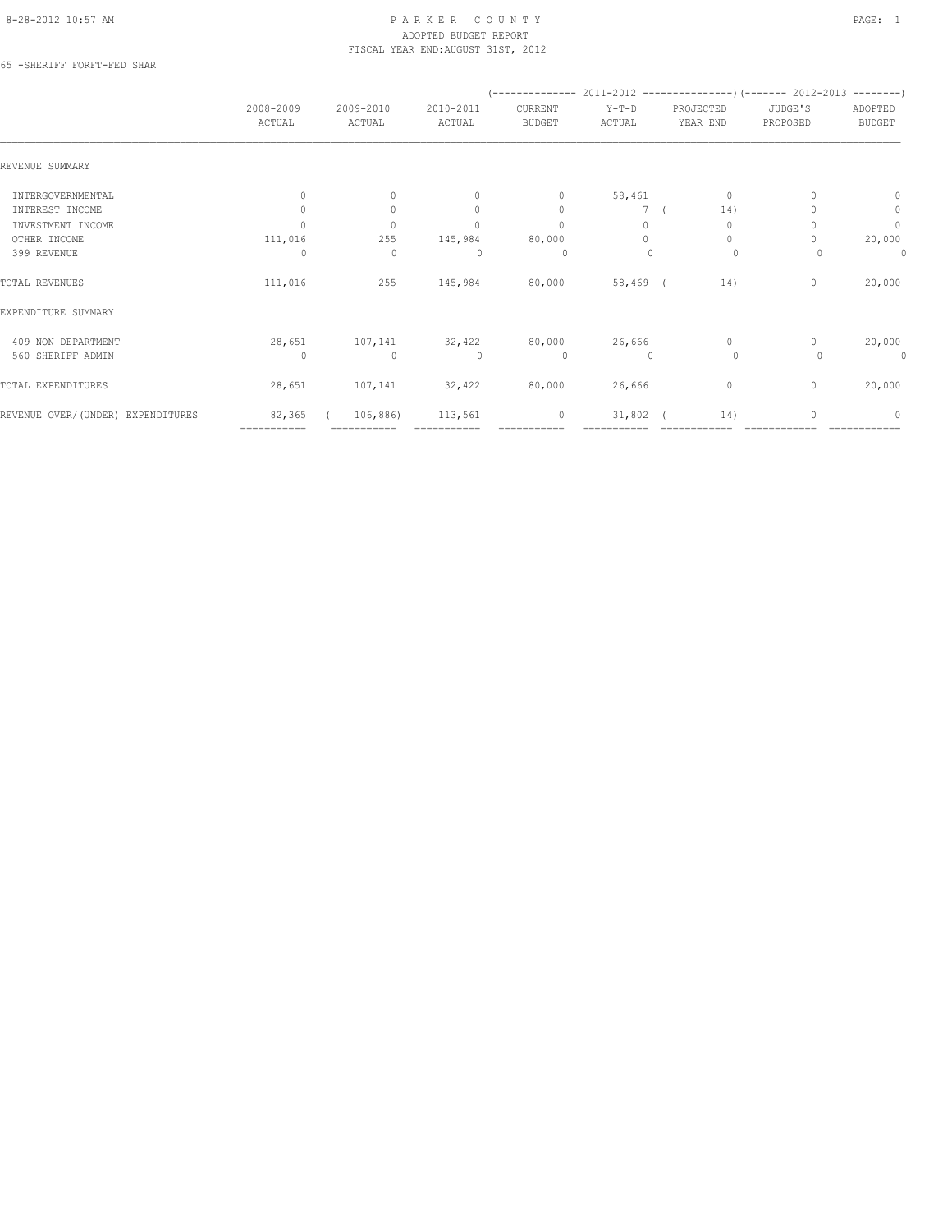PARKER COUNTY
ADOPTED BUDGET REPORT
FISCAL YEAR END:AUGUST 31ST, 2012

65 -SHERIFF FORFT-FED SHAR

| | 2008-2009 ACTUAL | 2009-2010 ACTUAL | 2010-2011 ACTUAL | 2011-2012 CURRENT BUDGET | 2011-2012 Y-T-D ACTUAL | 2011-2012 PROJECTED YEAR END | 2012-2013 JUDGE'S PROPOSED | 2012-2013 ADOPTED BUDGET |
|---|---|---|---|---|---|---|---|---|
| REVENUE SUMMARY | | | | | | | | |
| INTERGOVERNMENTAL | 0 | 0 | 0 | 0 | 58,461 | 0 | 0 | 0 |
| INTEREST INCOME | 0 | 0 | 0 | 0 | 7 | ( 14) | 0 | 0 |
| INVESTMENT INCOME | 0 | 0 | 0 | 0 | 0 | 0 | 0 | 0 |
| OTHER INCOME | 111,016 | 255 | 145,984 | 80,000 | 0 | 0 | 0 | 20,000 |
| 399 REVENUE | 0 | 0 | 0 | 0 | 0 | 0 | 0 | 0 |
| TOTAL REVENUES | 111,016 | 255 | 145,984 | 80,000 | 58,469 | ( 14) | 0 | 20,000 |
| EXPENDITURE SUMMARY | | | | | | | | |
| 409 NON DEPARTMENT | 28,651 | 107,141 | 32,422 | 80,000 | 26,666 | 0 | 0 | 20,000 |
| 560 SHERIFF ADMIN | 0 | 0 | 0 | 0 | 0 | 0 | 0 | 0 |
| TOTAL EXPENDITURES | 28,651 | 107,141 | 32,422 | 80,000 | 26,666 | 0 | 0 | 20,000 |
| REVENUE OVER/(UNDER) EXPENDITURES | 82,365 | ( 106,886) | 113,561 | 0 | 31,802 | ( 14) | 0 | 0 |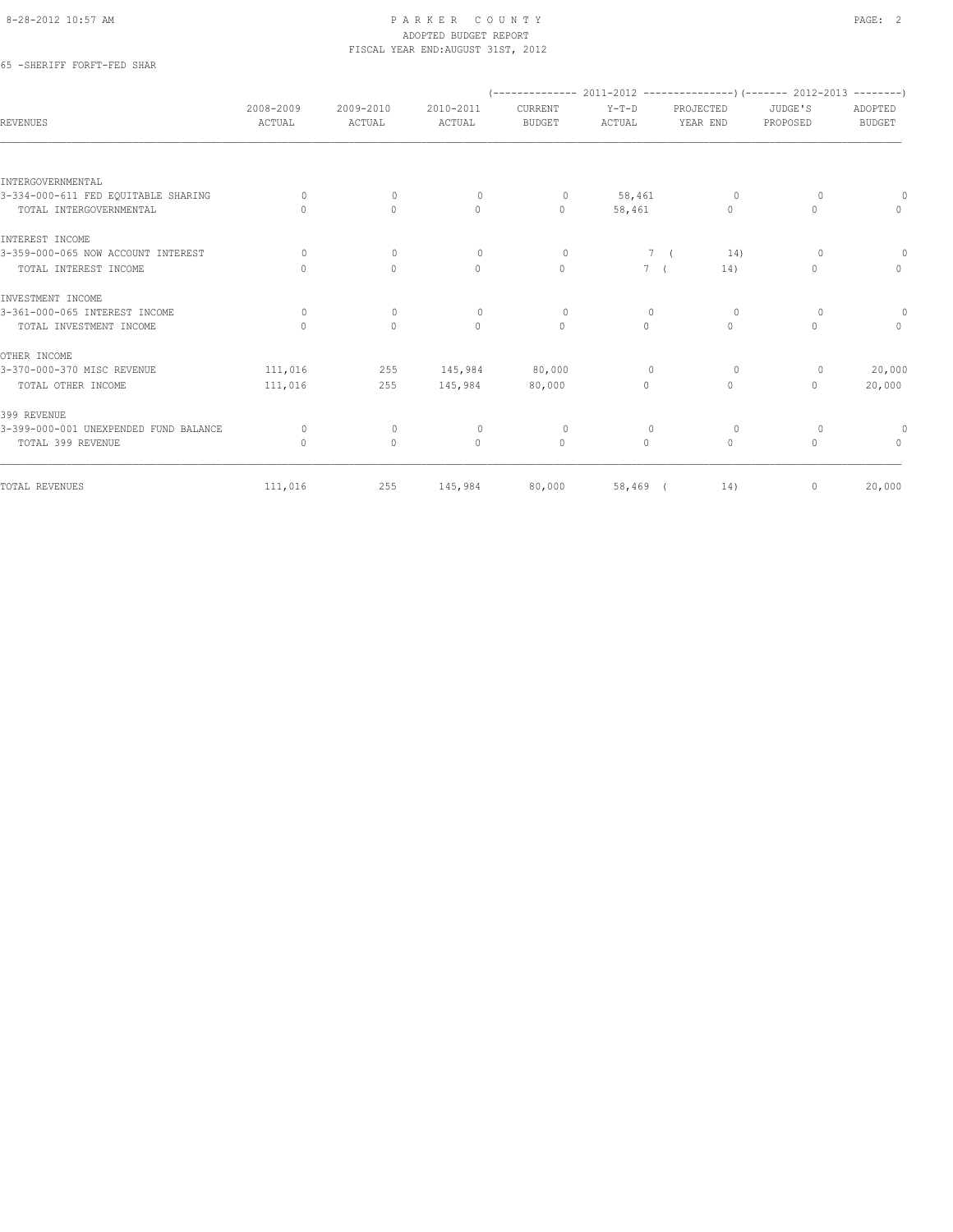PARKER COUNTY
ADOPTED BUDGET REPORT
FISCAL YEAR END:AUGUST 31ST, 2012

65 -SHERIFF FORFT-FED SHAR

| REVENUES | 2008-2009 ACTUAL | 2009-2010 ACTUAL | 2010-2011 ACTUAL | 2011-2012 CURRENT BUDGET | 2011-2012 Y-T-D ACTUAL | 2011-2012 PROJECTED YEAR END | 2012-2013 JUDGE'S PROPOSED | 2012-2013 ADOPTED BUDGET |
|---|---|---|---|---|---|---|---|---|
| INTERGOVERNMENTAL | | | | | | | | |
| 3-334-000-611 FED EQUITABLE SHARING | 0 | 0 | 0 | 0 | 58,461 | 0 | 0 | 0 |
| TOTAL INTERGOVERNMENTAL | 0 | 0 | 0 | 0 | 58,461 | 0 | 0 | 0 |
| INTEREST INCOME | | | | | | | | |
| 3-359-000-065 NOW ACCOUNT INTEREST | 0 | 0 | 0 | 0 | 7 | ( 14) | 0 | 0 |
| TOTAL INTEREST INCOME | 0 | 0 | 0 | 0 | 7 | ( 14) | 0 | 0 |
| INVESTMENT INCOME | | | | | | | | |
| 3-361-000-065 INTEREST INCOME | 0 | 0 | 0 | 0 | 0 | 0 | 0 | 0 |
| TOTAL INVESTMENT INCOME | 0 | 0 | 0 | 0 | 0 | 0 | 0 | 0 |
| OTHER INCOME | | | | | | | | |
| 3-370-000-370 MISC REVENUE | 111,016 | 255 | 145,984 | 80,000 | 0 | 0 | 0 | 20,000 |
| TOTAL OTHER INCOME | 111,016 | 255 | 145,984 | 80,000 | 0 | 0 | 0 | 20,000 |
| 399 REVENUE | | | | | | | | |
| 3-399-000-001 UNEXPENDED FUND BALANCE | 0 | 0 | 0 | 0 | 0 | 0 | 0 | 0 |
| TOTAL 399 REVENUE | 0 | 0 | 0 | 0 | 0 | 0 | 0 | 0 |
| TOTAL REVENUES | 111,016 | 255 | 145,984 | 80,000 | 58,469 | ( 14) | 0 | 20,000 |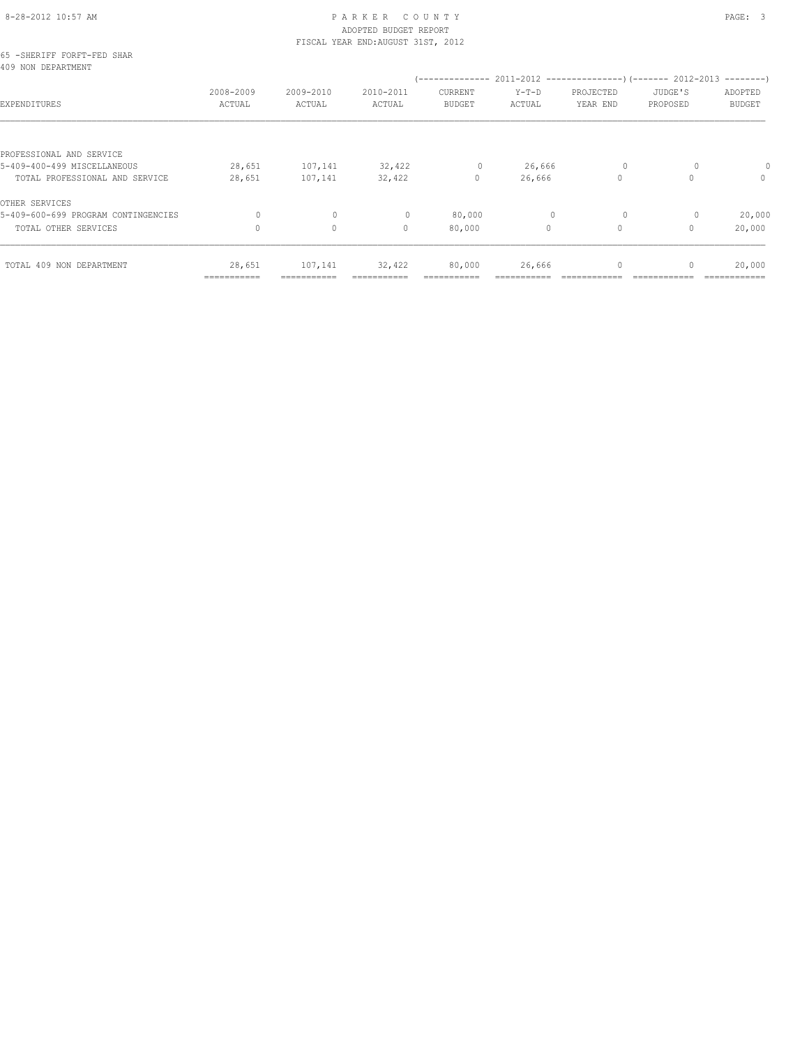PARKER COUNTY
ADOPTED BUDGET REPORT
FISCAL YEAR END:AUGUST 31ST, 2012

65 -SHERIFF FORFT-FED SHAR
409 NON DEPARTMENT

| EXPENDITURES | 2008-2009 ACTUAL | 2009-2010 ACTUAL | 2010-2011 ACTUAL | 2011-2012 CURRENT BUDGET | 2011-2012 Y-T-D ACTUAL | 2011-2012 PROJECTED YEAR END | 2012-2013 JUDGE'S PROPOSED | 2012-2013 ADOPTED BUDGET |
|---|---|---|---|---|---|---|---|---|
| PROFESSIONAL AND SERVICE | | | | | | | | |
| 5-409-400-499 MISCELLANEOUS | 28,651 | 107,141 | 32,422 | 0 | 26,666 | 0 | 0 | 0 |
| TOTAL PROFESSIONAL AND SERVICE | 28,651 | 107,141 | 32,422 | 0 | 26,666 | 0 | 0 | 0 |
| OTHER SERVICES | | | | | | | | |
| 5-409-600-699 PROGRAM CONTINGENCIES | 0 | 0 | 0 | 80,000 | 0 | 0 | 0 | 20,000 |
| TOTAL OTHER SERVICES | 0 | 0 | 0 | 80,000 | 0 | 0 | 0 | 20,000 |
| TOTAL 409 NON DEPARTMENT | 28,651 | 107,141 | 32,422 | 80,000 | 26,666 | 0 | 0 | 20,000 |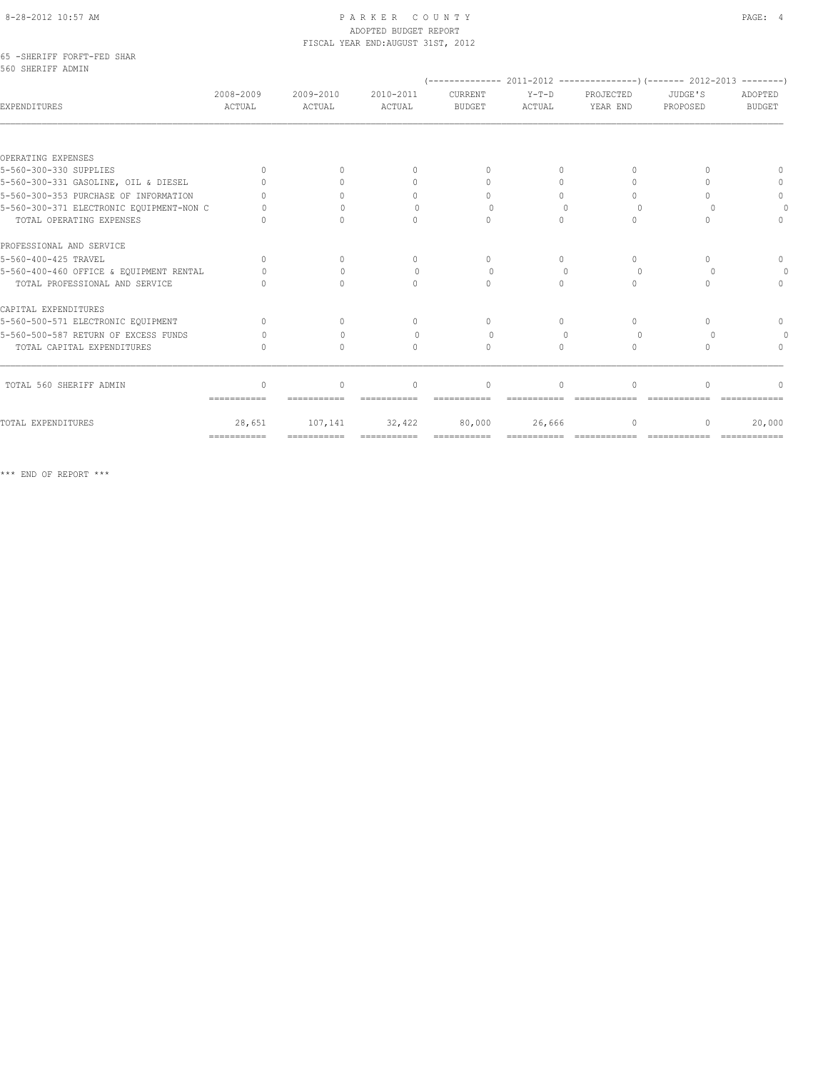65 -SHERIFF FORFT-FED SHAR
560 SHERIFF ADMIN

| EXPENDITURES | 2008-2009 ACTUAL | 2009-2010 ACTUAL | 2010-2011 ACTUAL | 2011-2012 CURRENT BUDGET | 2011-2012 Y-T-D ACTUAL | 2011-2012 PROJECTED YEAR END | 2012-2013 JUDGE'S PROPOSED | 2012-2013 ADOPTED BUDGET |
|---|---|---|---|---|---|---|---|---|
| OPERATING EXPENSES | | | | | | | | |
| 5-560-300-330 SUPPLIES | 0 | 0 | 0 | 0 | 0 | 0 | 0 | 0 |
| 5-560-300-331 GASOLINE, OIL & DIESEL | 0 | 0 | 0 | 0 | 0 | 0 | 0 | 0 |
| 5-560-300-353 PURCHASE OF INFORMATION | 0 | 0 | 0 | 0 | 0 | 0 | 0 | 0 |
| 5-560-300-371 ELECTRONIC EQUIPMENT-NON C | 0 | 0 | 0 | 0 | 0 | 0 | 0 | 0 |
| TOTAL OPERATING EXPENSES | 0 | 0 | 0 | 0 | 0 | 0 | 0 | 0 |
| PROFESSIONAL AND SERVICE | | | | | | | | |
| 5-560-400-425 TRAVEL | 0 | 0 | 0 | 0 | 0 | 0 | 0 | 0 |
| 5-560-400-460 OFFICE & EQUIPMENT RENTAL | 0 | 0 | 0 | 0 | 0 | 0 | 0 | 0 |
| TOTAL PROFESSIONAL AND SERVICE | 0 | 0 | 0 | 0 | 0 | 0 | 0 | 0 |
| CAPITAL EXPENDITURES | | | | | | | | |
| 5-560-500-571 ELECTRONIC EQUIPMENT | 0 | 0 | 0 | 0 | 0 | 0 | 0 | 0 |
| 5-560-500-587 RETURN OF EXCESS FUNDS | 0 | 0 | 0 | 0 | 0 | 0 | 0 | 0 |
| TOTAL CAPITAL EXPENDITURES | 0 | 0 | 0 | 0 | 0 | 0 | 0 | 0 |
| TOTAL 560 SHERIFF ADMIN | 0 | 0 | 0 | 0 | 0 | 0 | 0 | 0 |
| TOTAL EXPENDITURES | 28,651 | 107,141 | 32,422 | 80,000 | 26,666 | 0 | 0 | 20,000 |

\*\*\* END OF REPORT \*\*\*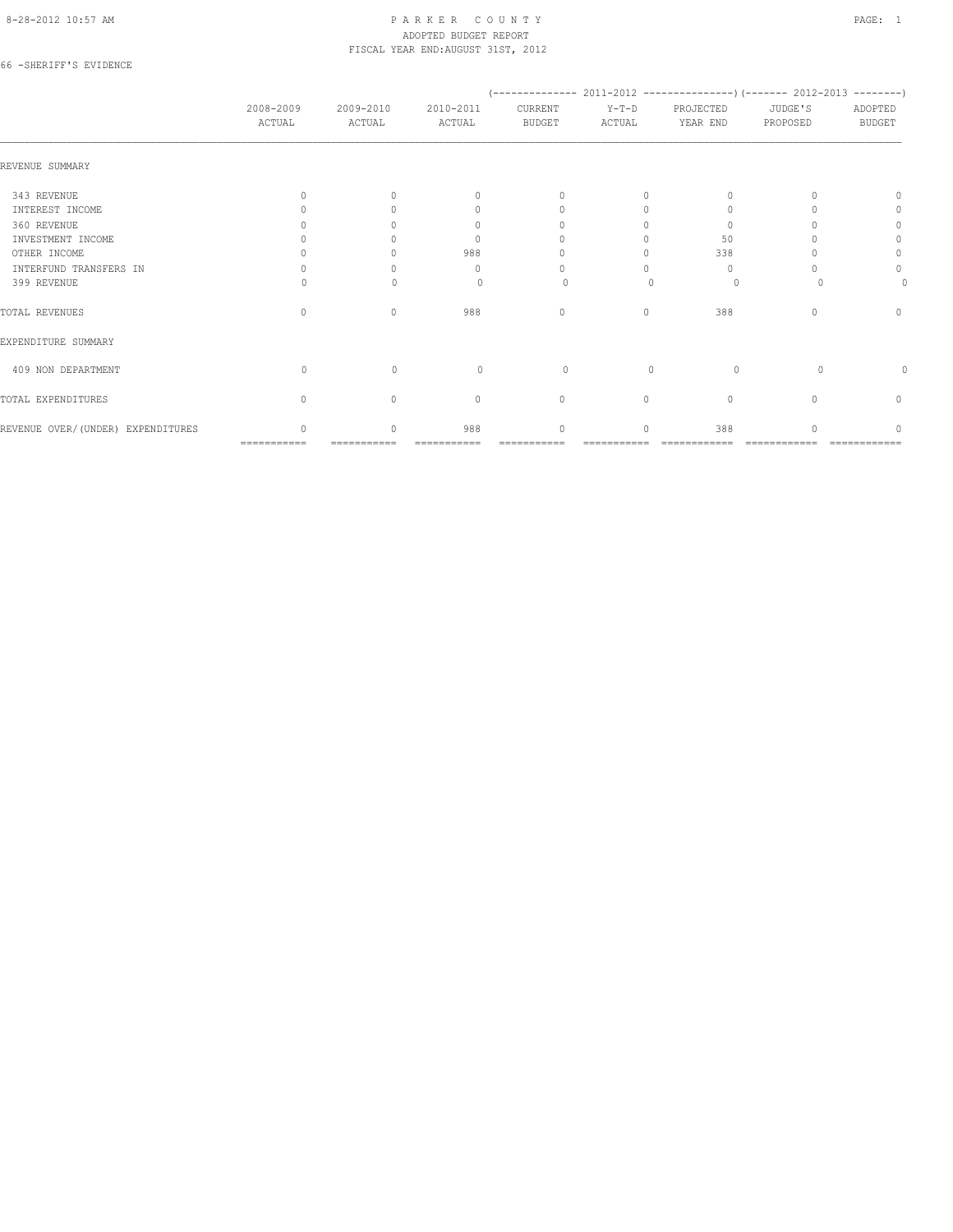PARKER COUNTY
ADOPTED BUDGET REPORT
FISCAL YEAR END:AUGUST 31ST, 2012

66 -SHERIFF'S EVIDENCE

| | 2008-2009 ACTUAL | 2009-2010 ACTUAL | 2010-2011 ACTUAL | 2011-2012 CURRENT BUDGET | 2011-2012 Y-T-D ACTUAL | 2011-2012 PROJECTED YEAR END | 2012-2013 JUDGE'S PROPOSED | 2012-2013 ADOPTED BUDGET |
|---|---|---|---|---|---|---|---|---|
| REVENUE SUMMARY | | | | | | | | |
| 343 REVENUE | 0 | 0 | 0 | 0 | 0 | 0 | 0 | 0 |
| INTEREST INCOME | 0 | 0 | 0 | 0 | 0 | 0 | 0 | 0 |
| 360 REVENUE | 0 | 0 | 0 | 0 | 0 | 0 | 0 | 0 |
| INVESTMENT INCOME | 0 | 0 | 0 | 0 | 0 | 50 | 0 | 0 |
| OTHER INCOME | 0 | 0 | 988 | 0 | 0 | 338 | 0 | 0 |
| INTERFUND TRANSFERS IN | 0 | 0 | 0 | 0 | 0 | 0 | 0 | 0 |
| 399 REVENUE | 0 | 0 | 0 | 0 | 0 | 0 | 0 | 0 |
| TOTAL REVENUES | 0 | 0 | 988 | 0 | 0 | 388 | 0 | 0 |
| EXPENDITURE SUMMARY | | | | | | | | |
| 409 NON DEPARTMENT | 0 | 0 | 0 | 0 | 0 | 0 | 0 | 0 |
| TOTAL EXPENDITURES | 0 | 0 | 0 | 0 | 0 | 0 | 0 | 0 |
| REVENUE OVER/(UNDER) EXPENDITURES | 0 | 0 | 988 | 0 | 0 | 388 | 0 | 0 |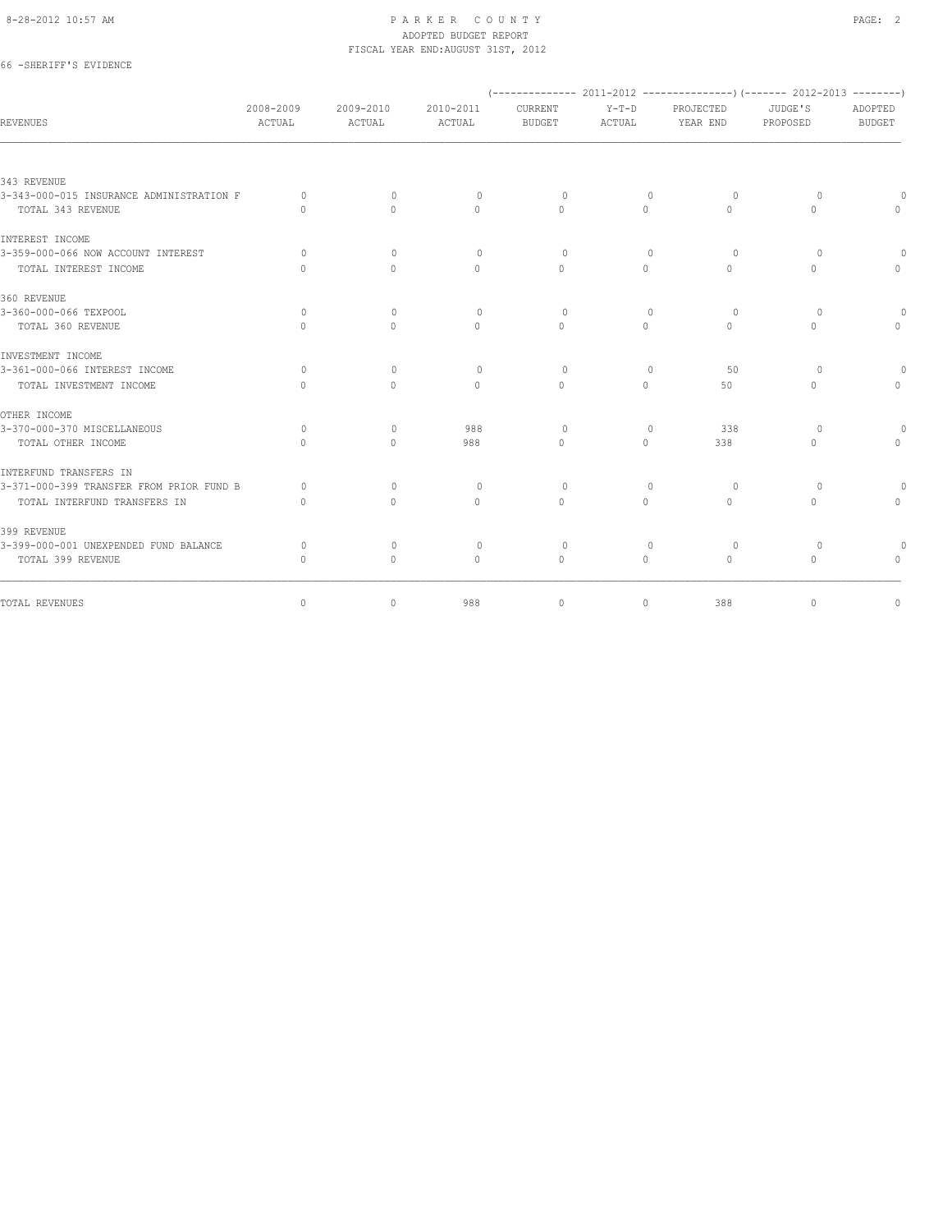PARKER COUNTY
ADOPTED BUDGET REPORT
FISCAL YEAR END:AUGUST 31ST, 2012

66 -SHERIFF'S EVIDENCE

| REVENUES | 2008-2009 ACTUAL | 2009-2010 ACTUAL | 2010-2011 ACTUAL | (------ 2011-2012 ------) CURRENT BUDGET | Y-T-D ACTUAL | PROJECTED YEAR END | (---- 2012-2013 ----) JUDGE'S PROPOSED | ADOPTED BUDGET |
|---|---|---|---|---|---|---|---|---|
| 343 REVENUE | | | | | | | | |
| 3-343-000-015 INSURANCE ADMINISTRATION F | 0 | 0 | 0 | 0 | 0 | 0 | 0 | 0 |
| TOTAL 343 REVENUE | 0 | 0 | 0 | 0 | 0 | 0 | 0 | 0 |
| INTEREST INCOME | | | | | | | | |
| 3-359-000-066 NOW ACCOUNT INTEREST | 0 | 0 | 0 | 0 | 0 | 0 | 0 | 0 |
| TOTAL INTEREST INCOME | 0 | 0 | 0 | 0 | 0 | 0 | 0 | 0 |
| 360 REVENUE | | | | | | | | |
| 3-360-000-066 TEXPOOL | 0 | 0 | 0 | 0 | 0 | 0 | 0 | 0 |
| TOTAL 360 REVENUE | 0 | 0 | 0 | 0 | 0 | 0 | 0 | 0 |
| INVESTMENT INCOME | | | | | | | | |
| 3-361-000-066 INTEREST INCOME | 0 | 0 | 0 | 0 | 0 | 50 | 0 | 0 |
| TOTAL INVESTMENT INCOME | 0 | 0 | 0 | 0 | 0 | 50 | 0 | 0 |
| OTHER INCOME | | | | | | | | |
| 3-370-000-370 MISCELLANEOUS | 0 | 0 | 988 | 0 | 0 | 338 | 0 | 0 |
| TOTAL OTHER INCOME | 0 | 0 | 988 | 0 | 0 | 338 | 0 | 0 |
| INTERFUND TRANSFERS IN | | | | | | | | |
| 3-371-000-399 TRANSFER FROM PRIOR FUND B | 0 | 0 | 0 | 0 | 0 | 0 | 0 | 0 |
| TOTAL INTERFUND TRANSFERS IN | 0 | 0 | 0 | 0 | 0 | 0 | 0 | 0 |
| 399 REVENUE | | | | | | | | |
| 3-399-000-001 UNEXPENDED FUND BALANCE | 0 | 0 | 0 | 0 | 0 | 0 | 0 | 0 |
| TOTAL 399 REVENUE | 0 | 0 | 0 | 0 | 0 | 0 | 0 | 0 |
| TOTAL REVENUES | 0 | 0 | 988 | 0 | 0 | 388 | 0 | 0 |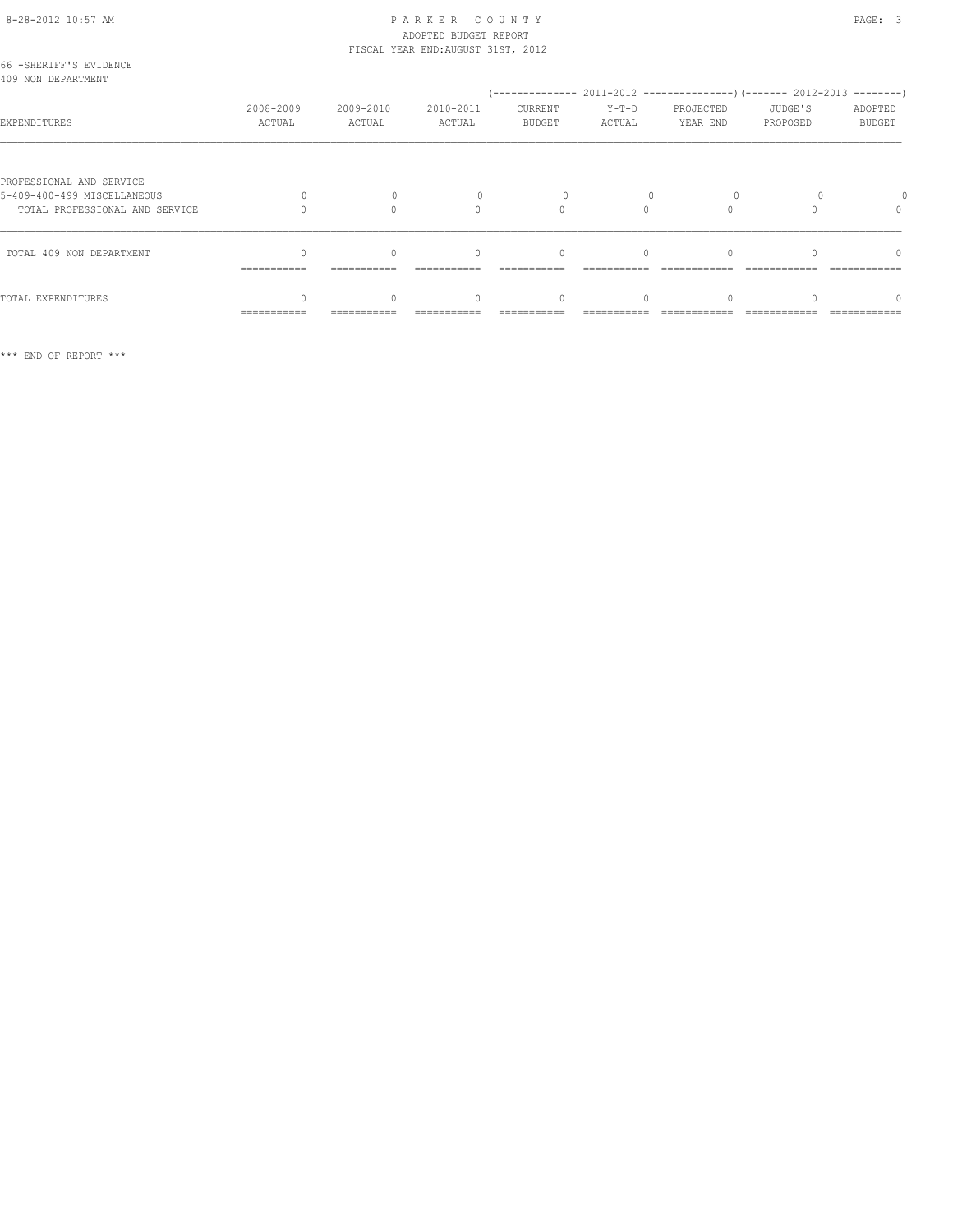# PARKER COUNTY
## ADOPTED BUDGET REPORT
### FISCAL YEAR END:AUGUST 31ST, 2012

66 -SHERIFF'S EVIDENCE
409 NON DEPARTMENT

| EXPENDITURES | 2008-2009 ACTUAL | 2009-2010 ACTUAL | 2010-2011 ACTUAL | 2011-2012 CURRENT BUDGET | 2011-2012 Y-T-D ACTUAL | 2011-2012 PROJECTED YEAR END | 2012-2013 JUDGE'S PROPOSED | 2012-2013 ADOPTED BUDGET |
|---|---|---|---|---|---|---|---|---|
| PROFESSIONAL AND SERVICE | | | | | | | | |
| 5-409-400-499 MISCELLANEOUS | 0 | 0 | 0 | 0 | 0 | 0 | 0 | 0 |
| TOTAL PROFESSIONAL AND SERVICE | 0 | 0 | 0 | 0 | 0 | 0 | 0 | 0 |
| TOTAL 409 NON DEPARTMENT | 0 | 0 | 0 | 0 | 0 | 0 | 0 | 0 |
| TOTAL EXPENDITURES | 0 | 0 | 0 | 0 | 0 | 0 | 0 | 0 |

*** END OF REPORT ***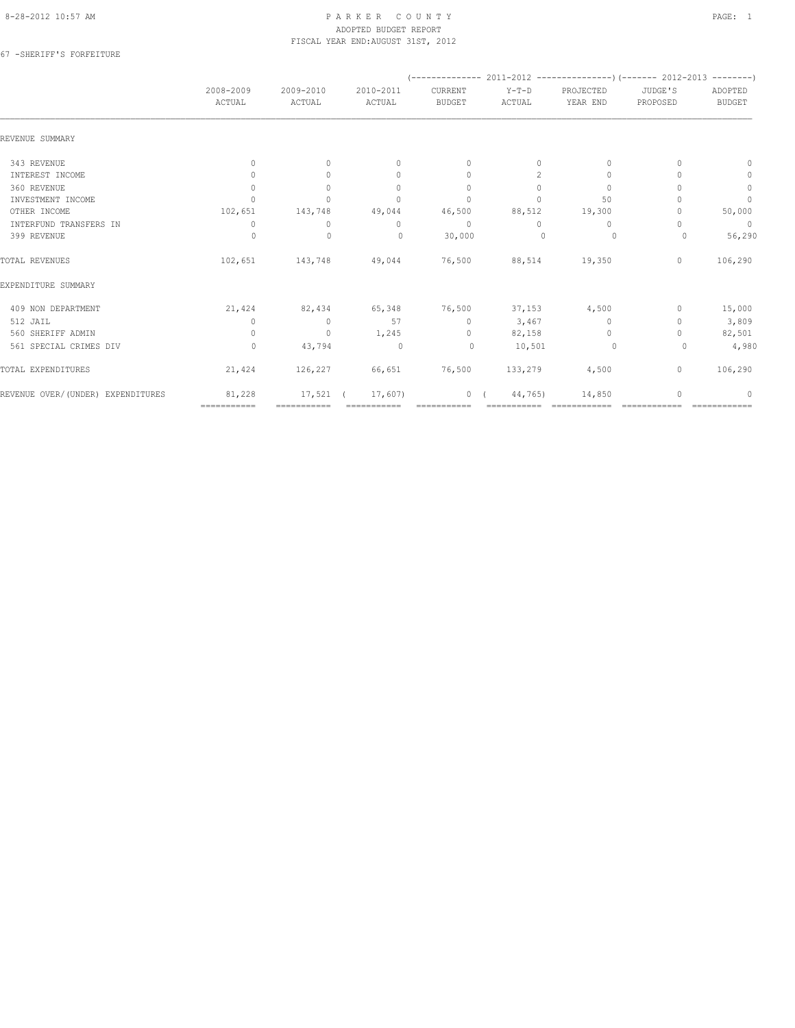PARKER COUNTY
ADOPTED BUDGET REPORT
FISCAL YEAR END:AUGUST 31ST, 2012

67 -SHERIFF'S FORFEITURE

| | 2008-2009 ACTUAL | 2009-2010 ACTUAL | 2010-2011 ACTUAL | 2011-2012 CURRENT BUDGET | 2011-2012 Y-T-D ACTUAL | 2011-2012 PROJECTED YEAR END | 2012-2013 JUDGE'S PROPOSED | 2012-2013 ADOPTED BUDGET |
|---|---|---|---|---|---|---|---|---|
| REVENUE SUMMARY | | | | | | | | |
| 343 REVENUE | 0 | 0 | 0 | 0 | 0 | 0 | 0 | 0 |
| INTEREST INCOME | 0 | 0 | 0 | 0 | 2 | 0 | 0 | 0 |
| 360 REVENUE | 0 | 0 | 0 | 0 | 0 | 0 | 0 | 0 |
| INVESTMENT INCOME | 0 | 0 | 0 | 0 | 0 | 50 | 0 | 0 |
| OTHER INCOME | 102,651 | 143,748 | 49,044 | 46,500 | 88,512 | 19,300 | 0 | 50,000 |
| INTERFUND TRANSFERS IN | 0 | 0 | 0 | 0 | 0 | 0 | 0 | 0 |
| 399 REVENUE | 0 | 0 | 0 | 30,000 | 0 | 0 | 0 | 56,290 |
| TOTAL REVENUES | 102,651 | 143,748 | 49,044 | 76,500 | 88,514 | 19,350 | 0 | 106,290 |
| EXPENDITURE SUMMARY | | | | | | | | |
| 409 NON DEPARTMENT | 21,424 | 82,434 | 65,348 | 76,500 | 37,153 | 4,500 | 0 | 15,000 |
| 512 JAIL | 0 | 0 | 57 | 0 | 3,467 | 0 | 0 | 3,809 |
| 560 SHERIFF ADMIN | 0 | 0 | 1,245 | 0 | 82,158 | 0 | 0 | 82,501 |
| 561 SPECIAL CRIMES DIV | 0 | 43,794 | 0 | 0 | 10,501 | 0 | 0 | 4,980 |
| TOTAL EXPENDITURES | 21,424 | 126,227 | 66,651 | 76,500 | 133,279 | 4,500 | 0 | 106,290 |
| REVENUE OVER/(UNDER) EXPENDITURES | 81,228 | 17,521 | ( 17,607) | 0 | ( 44,765) | 14,850 | 0 | 0 |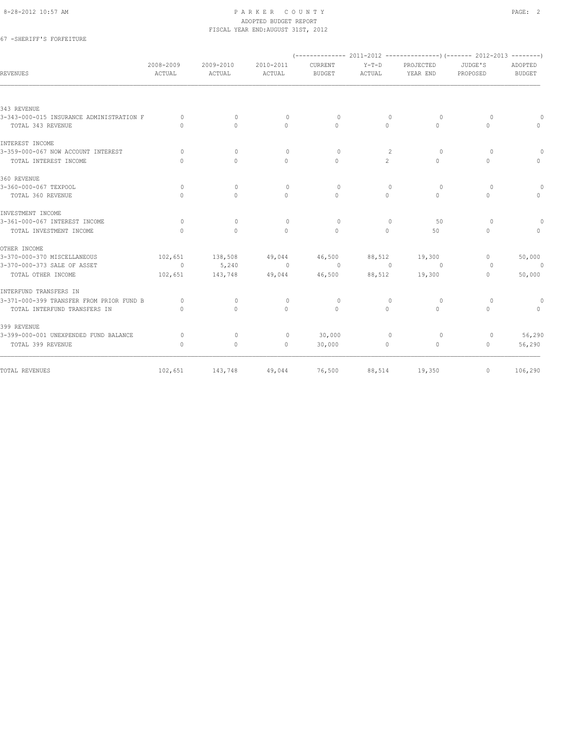PARKER COUNTY
ADOPTED BUDGET REPORT
FISCAL YEAR END:AUGUST 31ST, 2012

67 -SHERIFF'S FORFEITURE

| REVENUES | 2008-2009 ACTUAL | 2009-2010 ACTUAL | 2010-2011 ACTUAL | (-------------- 2011-2012 CURRENT BUDGET | Y-T-D ACTUAL | PROJECTED YEAR END ---------------) | (------- 2012-2013 JUDGE'S PROPOSED | ADOPTED BUDGET --------) |
|---|---|---|---|---|---|---|---|---|
| 343 REVENUE | | | | | | | | |
| 3-343-000-015 INSURANCE ADMINISTRATION F | 0 | 0 | 0 | 0 | 0 | 0 | 0 | 0 |
| TOTAL 343 REVENUE | 0 | 0 | 0 | 0 | 0 | 0 | 0 | 0 |
| INTEREST INCOME | | | | | | | | |
| 3-359-000-067 NOW ACCOUNT INTEREST | 0 | 0 | 0 | 0 | 2 | 0 | 0 | 0 |
| TOTAL INTEREST INCOME | 0 | 0 | 0 | 0 | 2 | 0 | 0 | 0 |
| 360 REVENUE | | | | | | | | |
| 3-360-000-067 TEXPOOL | 0 | 0 | 0 | 0 | 0 | 0 | 0 | 0 |
| TOTAL 360 REVENUE | 0 | 0 | 0 | 0 | 0 | 0 | 0 | 0 |
| INVESTMENT INCOME | | | | | | | | |
| 3-361-000-067 INTEREST INCOME | 0 | 0 | 0 | 0 | 0 | 50 | 0 | 0 |
| TOTAL INVESTMENT INCOME | 0 | 0 | 0 | 0 | 0 | 50 | 0 | 0 |
| OTHER INCOME | | | | | | | | |
| 3-370-000-370 MISCELLANEOUS | 102,651 | 138,508 | 49,044 | 46,500 | 88,512 | 19,300 | 0 | 50,000 |
| 3-370-000-373 SALE OF ASSET | 0 | 5,240 | 0 | 0 | 0 | 0 | 0 | 0 |
| TOTAL OTHER INCOME | 102,651 | 143,748 | 49,044 | 46,500 | 88,512 | 19,300 | 0 | 50,000 |
| INTERFUND TRANSFERS IN | | | | | | | | |
| 3-371-000-399 TRANSFER FROM PRIOR FUND B | 0 | 0 | 0 | 0 | 0 | 0 | 0 | 0 |
| TOTAL INTERFUND TRANSFERS IN | 0 | 0 | 0 | 0 | 0 | 0 | 0 | 0 |
| 399 REVENUE | | | | | | | | |
| 3-399-000-001 UNEXPENDED FUND BALANCE | 0 | 0 | 0 | 30,000 | 0 | 0 | 0 | 56,290 |
| TOTAL 399 REVENUE | 0 | 0 | 0 | 30,000 | 0 | 0 | 0 | 56,290 |
| TOTAL REVENUES | 102,651 | 143,748 | 49,044 | 76,500 | 88,514 | 19,350 | 0 | 106,290 |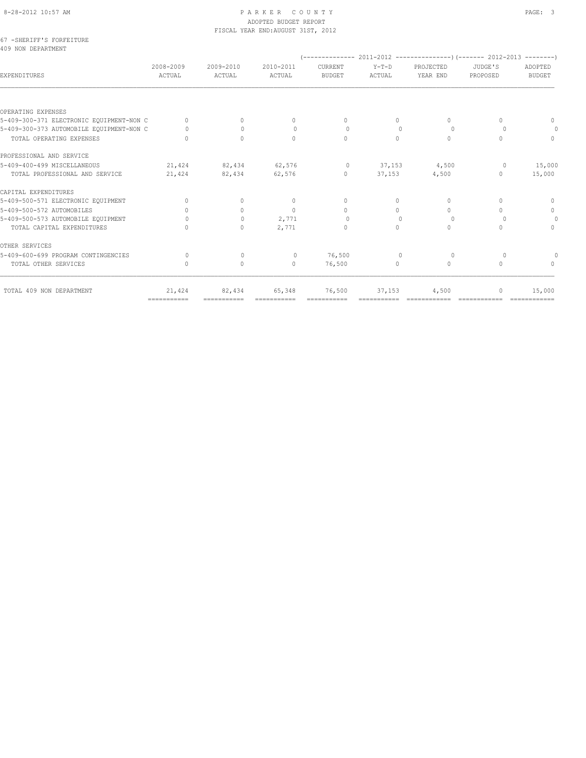PARKER COUNTY
ADOPTED BUDGET REPORT
FISCAL YEAR END:AUGUST 31ST, 2012

67 -SHERIFF'S FORFEITURE
409 NON DEPARTMENT

| EXPENDITURES | 2008-2009 ACTUAL | 2009-2010 ACTUAL | 2010-2011 ACTUAL | 2011-2012 CURRENT BUDGET | 2011-2012 Y-T-D ACTUAL | 2011-2012 PROJECTED YEAR END | 2012-2013 JUDGE'S PROPOSED | 2012-2013 ADOPTED BUDGET |
|---|---|---|---|---|---|---|---|---|
| OPERATING EXPENSES | | | | | | | | |
| 5-409-300-371 ELECTRONIC EQUIPMENT-NON C | 0 | 0 | 0 | 0 | 0 | 0 | 0 | 0 |
| 5-409-300-373 AUTOMOBILE EQUIPMENT-NON C | 0 | 0 | 0 | 0 | 0 | 0 | 0 | 0 |
| TOTAL OPERATING EXPENSES | 0 | 0 | 0 | 0 | 0 | 0 | 0 | 0 |
| PROFESSIONAL AND SERVICE | | | | | | | | |
| 5-409-400-499 MISCELLANEOUS | 21,424 | 82,434 | 62,576 | 0 | 37,153 | 4,500 | 0 | 15,000 |
| TOTAL PROFESSIONAL AND SERVICE | 21,424 | 82,434 | 62,576 | 0 | 37,153 | 4,500 | 0 | 15,000 |
| CAPITAL EXPENDITURES | | | | | | | | |
| 5-409-500-571 ELECTRONIC EQUIPMENT | 0 | 0 | 0 | 0 | 0 | 0 | 0 | 0 |
| 5-409-500-572 AUTOMOBILES | 0 | 0 | 0 | 0 | 0 | 0 | 0 | 0 |
| 5-409-500-573 AUTOMOBILE EQUIPMENT | 0 | 0 | 2,771 | 0 | 0 | 0 | 0 | 0 |
| TOTAL CAPITAL EXPENDITURES | 0 | 0 | 2,771 | 0 | 0 | 0 | 0 | 0 |
| OTHER SERVICES | | | | | | | | |
| 5-409-600-699 PROGRAM CONTINGENCIES | 0 | 0 | 0 | 76,500 | 0 | 0 | 0 | 0 |
| TOTAL OTHER SERVICES | 0 | 0 | 0 | 76,500 | 0 | 0 | 0 | 0 |
| TOTAL 409 NON DEPARTMENT | 21,424 | 82,434 | 65,348 | 76,500 | 37,153 | 4,500 | 0 | 15,000 |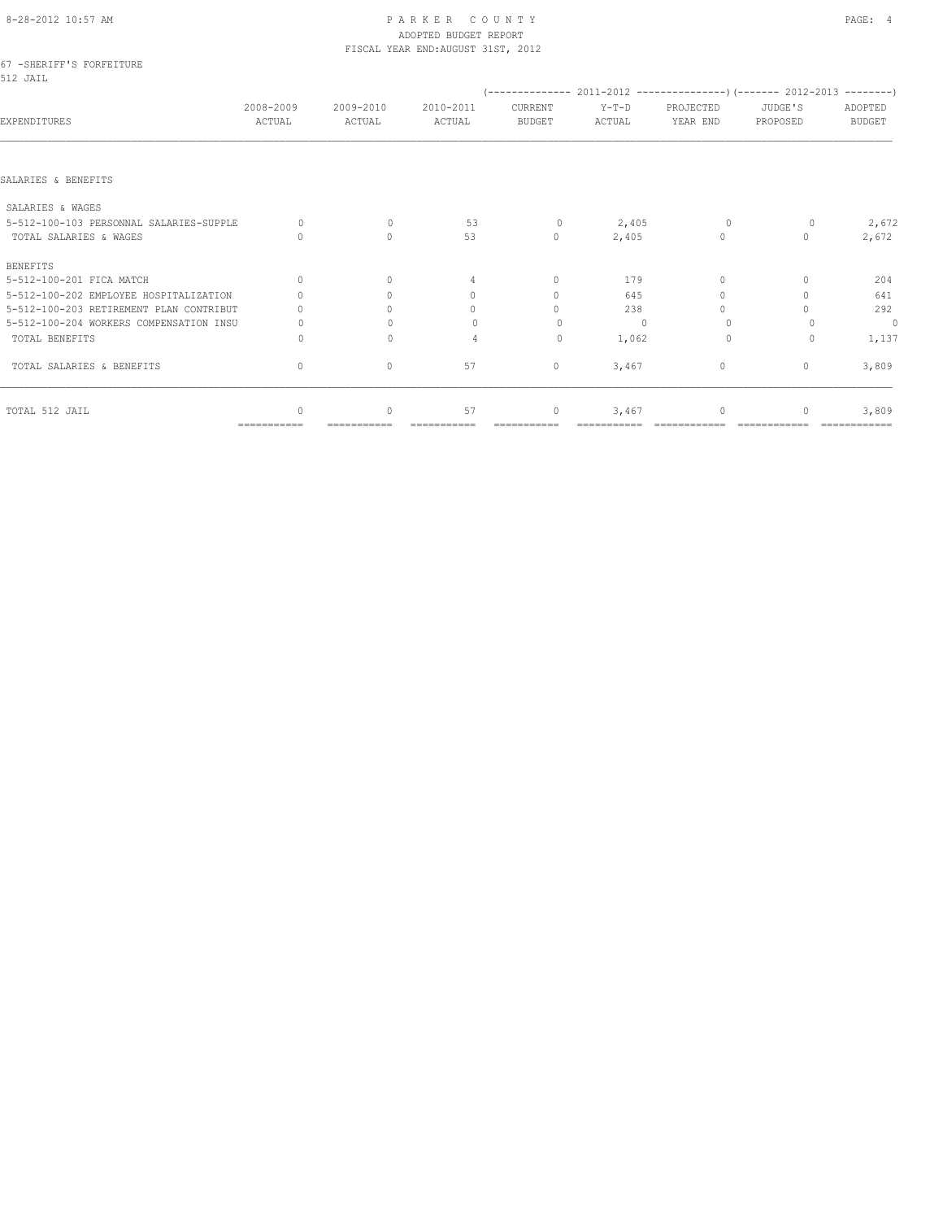PARKER COUNTY
ADOPTED BUDGET REPORT
FISCAL YEAR END: AUGUST 31ST, 2012

67 -SHERIFF'S FORFEITURE
512 JAIL

| EXPENDITURES | 2008-2009 ACTUAL | 2009-2010 ACTUAL | 2010-2011 ACTUAL | 2011-2012 CURRENT BUDGET | 2011-2012 Y-T-D ACTUAL | 2011-2012 PROJECTED YEAR END | 2012-2013 JUDGE'S PROPOSED | 2012-2013 ADOPTED BUDGET |
|---|---|---|---|---|---|---|---|---|
| SALARIES & BENEFITS | | | | | | | | |
| SALARIES & WAGES | | | | | | | | |
| 5-512-100-103 PERSONNAL SALARIES-SUPPLE | 0 | 0 | 53 | 0 | 2,405 | 0 | 0 | 2,672 |
| TOTAL SALARIES & WAGES | 0 | 0 | 53 | 0 | 2,405 | 0 | 0 | 2,672 |
| BENEFITS | | | | | | | | |
| 5-512-100-201 FICA MATCH | 0 | 0 | 4 | 0 | 179 | 0 | 0 | 204 |
| 5-512-100-202 EMPLOYEE HOSPITALIZATION | 0 | 0 | 0 | 0 | 645 | 0 | 0 | 641 |
| 5-512-100-203 RETIREMENT PLAN CONTRIBUT | 0 | 0 | 0 | 0 | 238 | 0 | 0 | 292 |
| 5-512-100-204 WORKERS COMPENSATION INSU | 0 | 0 | 0 | 0 | 0 | 0 | 0 | 0 |
| TOTAL BENEFITS | 0 | 0 | 4 | 0 | 1,062 | 0 | 0 | 1,137 |
| TOTAL SALARIES & BENEFITS | 0 | 0 | 57 | 0 | 3,467 | 0 | 0 | 3,809 |
| TOTAL 512 JAIL | 0 | 0 | 57 | 0 | 3,467 | 0 | 0 | 3,809 |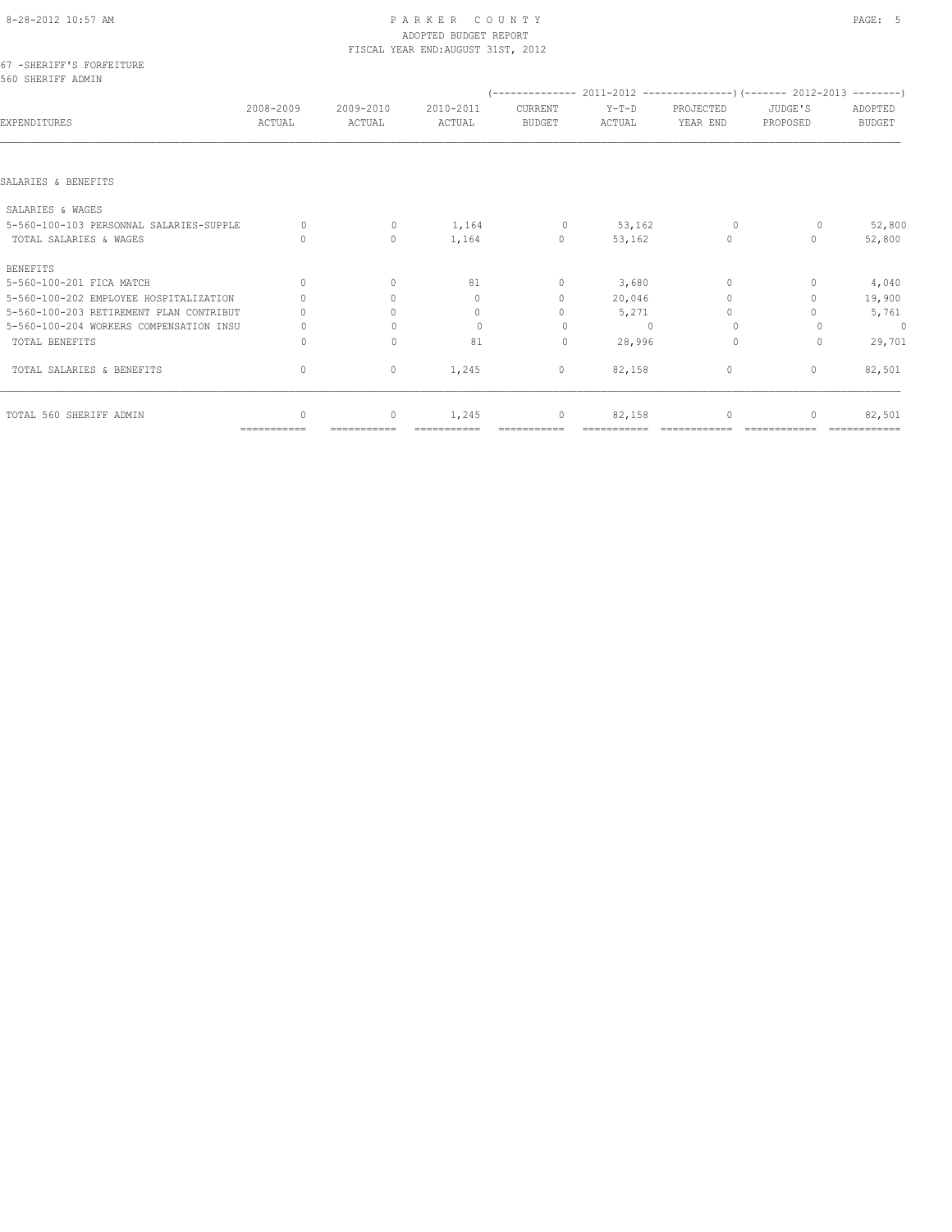# PARKER COUNTY

ADOPTED BUDGET REPORT

FISCAL YEAR END:AUGUST 31ST, 2012

67 -SHERIFF'S FORFEITURE

560 SHERIFF ADMIN

| EXPENDITURES | 2008-2009 ACTUAL | 2009-2010 ACTUAL | 2010-2011 ACTUAL | 2011-2012 CURRENT BUDGET | 2011-2012 Y-T-D ACTUAL | 2011-2012 PROJECTED YEAR END | 2012-2013 JUDGE'S PROPOSED | 2012-2013 ADOPTED BUDGET |
|---|---|---|---|---|---|---|---|---|
| SALARIES & BENEFITS | | | | | | | | |
| SALARIES & WAGES | | | | | | | | |
| 5-560-100-103 PERSONNAL SALARIES-SUPPLE | 0 | 0 | 1,164 | 0 | 53,162 | 0 | 0 | 52,800 |
| TOTAL SALARIES & WAGES | 0 | 0 | 1,164 | 0 | 53,162 | 0 | 0 | 52,800 |
| BENEFITS | | | | | | | | |
| 5-560-100-201 FICA MATCH | 0 | 0 | 81 | 0 | 3,680 | 0 | 0 | 4,040 |
| 5-560-100-202 EMPLOYEE HOSPITALIZATION | 0 | 0 | 0 | 0 | 20,046 | 0 | 0 | 19,900 |
| 5-560-100-203 RETIREMENT PLAN CONTRIBUT | 0 | 0 | 0 | 0 | 5,271 | 0 | 0 | 5,761 |
| 5-560-100-204 WORKERS COMPENSATION INSU | 0 | 0 | 0 | 0 | 0 | 0 | 0 | 0 |
| TOTAL BENEFITS | 0 | 0 | 81 | 0 | 28,996 | 0 | 0 | 29,701 |
| TOTAL SALARIES & BENEFITS | 0 | 0 | 1,245 | 0 | 82,158 | 0 | 0 | 82,501 |
| TOTAL 560 SHERIFF ADMIN | 0 | 0 | 1,245 | 0 | 82,158 | 0 | 0 | 82,501 |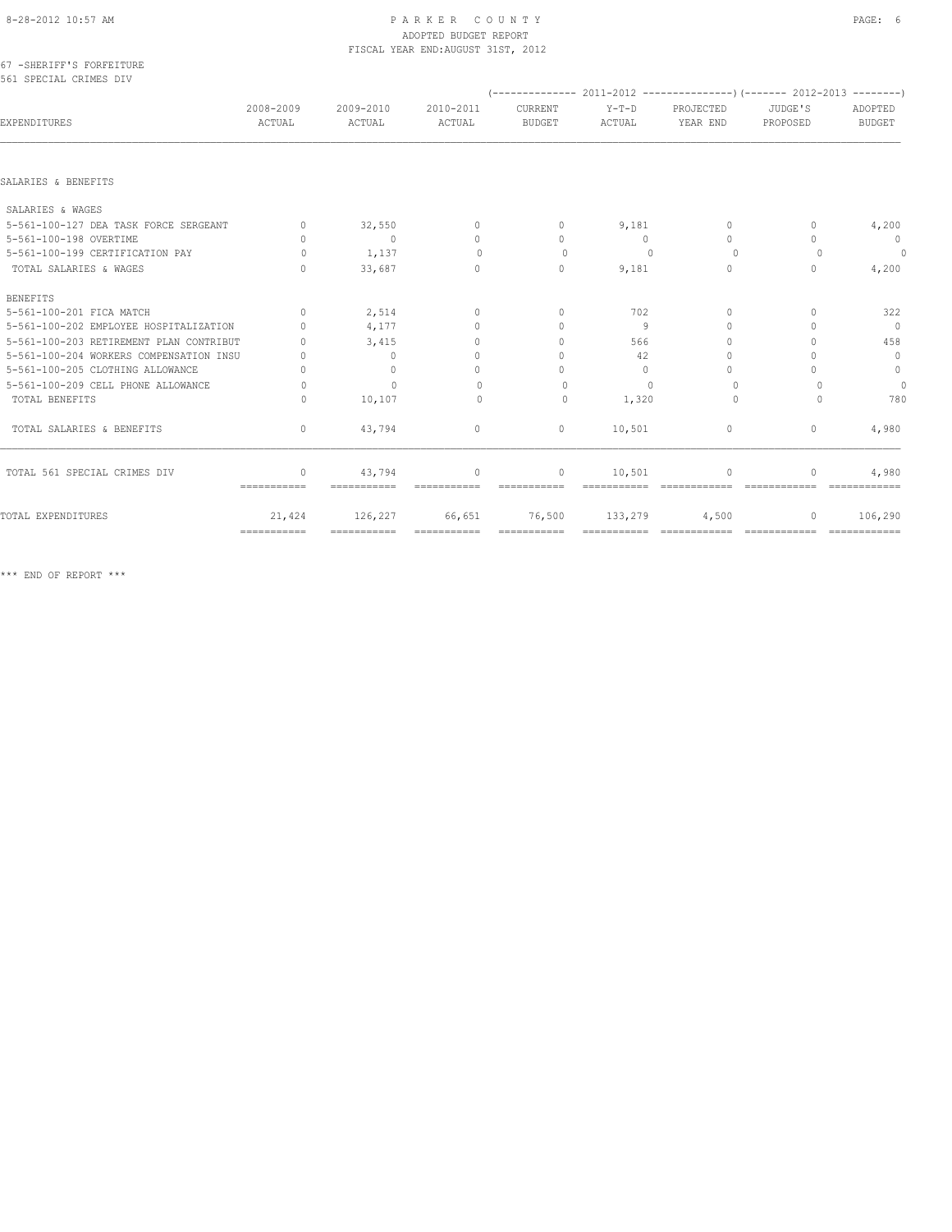PARKER COUNTY
ADOPTED BUDGET REPORT
FISCAL YEAR END:AUGUST 31ST, 2012

67 -SHERIFF'S FORFEITURE
561 SPECIAL CRIMES DIV

| EXPENDITURES | 2008-2009 ACTUAL | 2009-2010 ACTUAL | 2010-2011 ACTUAL | 2011-2012 CURRENT BUDGET | 2011-2012 Y-T-D ACTUAL | 2011-2012 PROJECTED YEAR END | 2012-2013 JUDGE'S PROPOSED | 2012-2013 ADOPTED BUDGET |
|---|---|---|---|---|---|---|---|---|
| SALARIES & BENEFITS | | | | | | | | |
| SALARIES & WAGES | | | | | | | | |
| 5-561-100-127 DEA TASK FORCE SERGEANT | 0 | 32,550 | 0 | 0 | 9,181 | 0 | 0 | 4,200 |
| 5-561-100-198 OVERTIME | 0 | 0 | 0 | 0 | 0 | 0 | 0 | 0 |
| 5-561-100-199 CERTIFICATION PAY | 0 | 1,137 | 0 | 0 | 0 | 0 | 0 | 0 |
| TOTAL SALARIES & WAGES | 0 | 33,687 | 0 | 0 | 9,181 | 0 | 0 | 4,200 |
| BENEFITS | | | | | | | | |
| 5-561-100-201 FICA MATCH | 0 | 2,514 | 0 | 0 | 702 | 0 | 0 | 322 |
| 5-561-100-202 EMPLOYEE HOSPITALIZATION | 0 | 4,177 | 0 | 0 | 9 | 0 | 0 | 0 |
| 5-561-100-203 RETIREMENT PLAN CONTRIBUT | 0 | 3,415 | 0 | 0 | 566 | 0 | 0 | 458 |
| 5-561-100-204 WORKERS COMPENSATION INSU | 0 | 0 | 0 | 0 | 42 | 0 | 0 | 0 |
| 5-561-100-205 CLOTHING ALLOWANCE | 0 | 0 | 0 | 0 | 0 | 0 | 0 | 0 |
| 5-561-100-209 CELL PHONE ALLOWANCE | 0 | 0 | 0 | 0 | 0 | 0 | 0 | 0 |
| TOTAL BENEFITS | 0 | 10,107 | 0 | 0 | 1,320 | 0 | 0 | 780 |
| TOTAL SALARIES & BENEFITS | 0 | 43,794 | 0 | 0 | 10,501 | 0 | 0 | 4,980 |
| TOTAL 561 SPECIAL CRIMES DIV | 0 | 43,794 | 0 | 0 | 10,501 | 0 | 0 | 4,980 |
| TOTAL EXPENDITURES | 21,424 | 126,227 | 66,651 | 76,500 | 133,279 | 4,500 | 0 | 106,290 |

*** END OF REPORT ***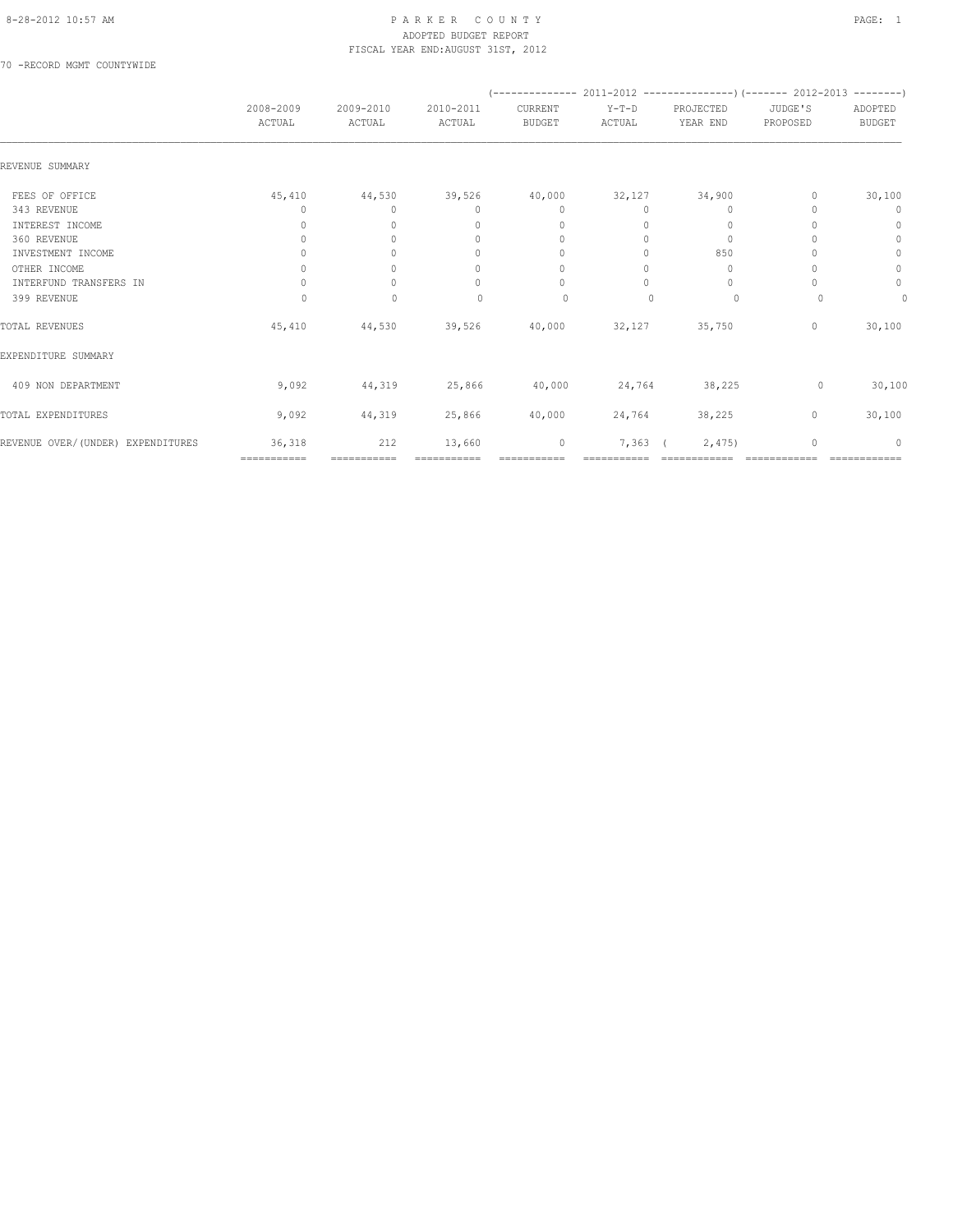PARKER COUNTY
ADOPTED BUDGET REPORT
FISCAL YEAR END:AUGUST 31ST, 2012

70 -RECORD MGMT COUNTYWIDE

| | 2008-2009 ACTUAL | 2009-2010 ACTUAL | 2010-2011 ACTUAL | 2011-2012 CURRENT BUDGET | 2011-2012 Y-T-D ACTUAL | 2011-2012 PROJECTED YEAR END | 2012-2013 JUDGE'S PROPOSED | 2012-2013 ADOPTED BUDGET |
|---|---|---|---|---|---|---|---|---|
| REVENUE SUMMARY | | | | | | | | |
| FEES OF OFFICE | 45,410 | 44,530 | 39,526 | 40,000 | 32,127 | 34,900 | 0 | 30,100 |
| 343 REVENUE | 0 | 0 | 0 | 0 | 0 | 0 | 0 | 0 |
| INTEREST INCOME | 0 | 0 | 0 | 0 | 0 | 0 | 0 | 0 |
| 360 REVENUE | 0 | 0 | 0 | 0 | 0 | 0 | 0 | 0 |
| INVESTMENT INCOME | 0 | 0 | 0 | 0 | 0 | 850 | 0 | 0 |
| OTHER INCOME | 0 | 0 | 0 | 0 | 0 | 0 | 0 | 0 |
| INTERFUND TRANSFERS IN | 0 | 0 | 0 | 0 | 0 | 0 | 0 | 0 |
| 399 REVENUE | 0 | 0 | 0 | 0 | 0 | 0 | 0 | 0 |
| TOTAL REVENUES | 45,410 | 44,530 | 39,526 | 40,000 | 32,127 | 35,750 | 0 | 30,100 |
| EXPENDITURE SUMMARY | | | | | | | | |
| 409 NON DEPARTMENT | 9,092 | 44,319 | 25,866 | 40,000 | 24,764 | 38,225 | 0 | 30,100 |
| TOTAL EXPENDITURES | 9,092 | 44,319 | 25,866 | 40,000 | 24,764 | 38,225 | 0 | 30,100 |
| REVENUE OVER/(UNDER) EXPENDITURES | 36,318 | 212 | 13,660 | 0 | 7,363 | ( 2,475) | 0 | 0 |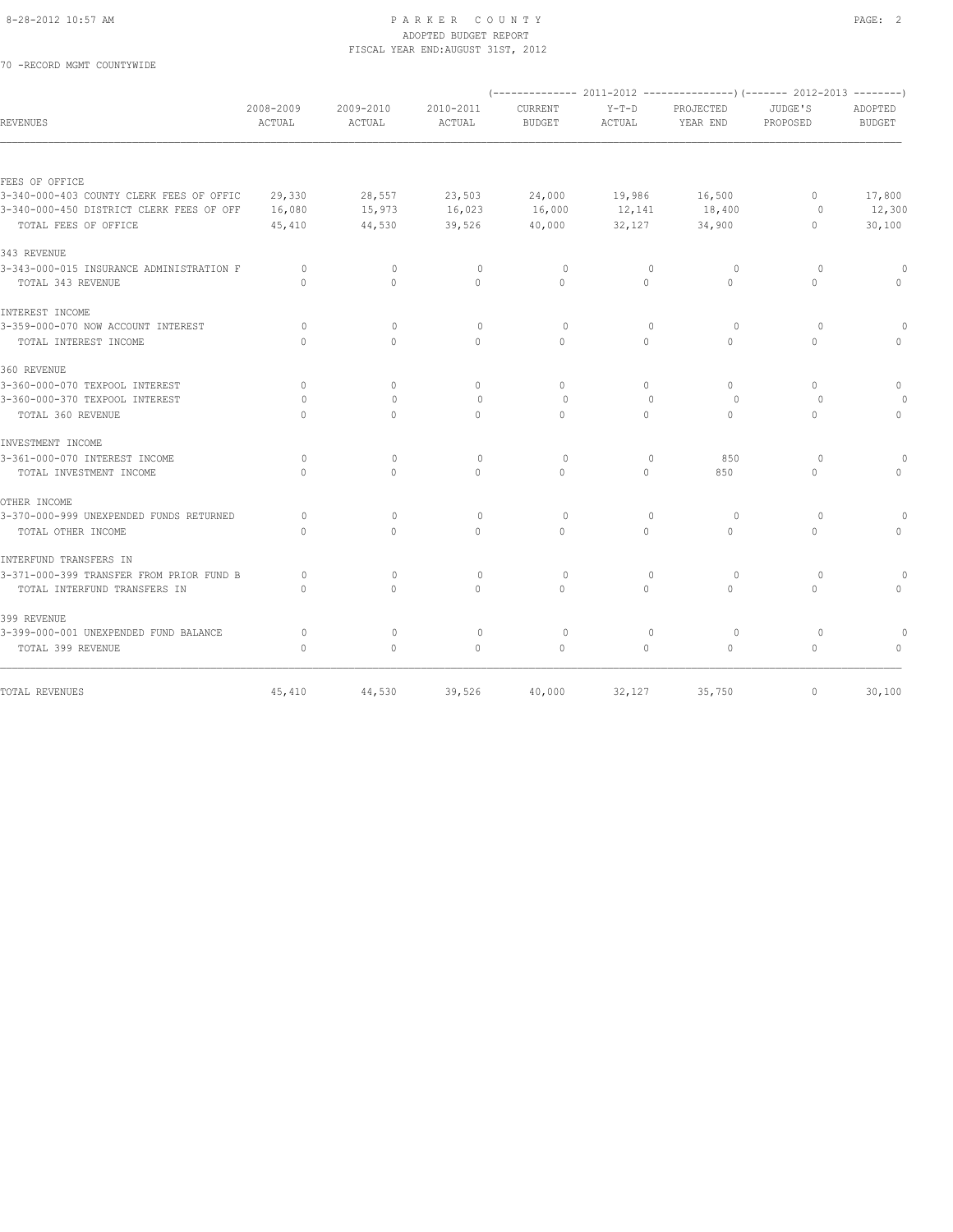PARKER COUNTY
ADOPTED BUDGET REPORT
FISCAL YEAR END:AUGUST 31ST, 2012

70 -RECORD MGMT COUNTYWIDE

| REVENUES | 2008-2009 ACTUAL | 2009-2010 ACTUAL | 2010-2011 ACTUAL | 2011-2012 CURRENT BUDGET | 2011-2012 Y-T-D ACTUAL | 2011-2012 PROJECTED YEAR END | 2012-2013 JUDGE'S PROPOSED | 2012-2013 ADOPTED BUDGET |
|---|---|---|---|---|---|---|---|---|
| FEES OF OFFICE | | | | | | | | |
| 3-340-000-403 COUNTY CLERK FEES OF OFFIC | 29,330 | 28,557 | 23,503 | 24,000 | 19,986 | 16,500 | 0 | 17,800 |
| 3-340-000-450 DISTRICT CLERK FEES OF OFF | 16,080 | 15,973 | 16,023 | 16,000 | 12,141 | 18,400 | 0 | 12,300 |
| TOTAL FEES OF OFFICE | 45,410 | 44,530 | 39,526 | 40,000 | 32,127 | 34,900 | 0 | 30,100 |
| 343 REVENUE | | | | | | | | |
| 3-343-000-015 INSURANCE ADMINISTRATION F | 0 | 0 | 0 | 0 | 0 | 0 | 0 | 0 |
| TOTAL 343 REVENUE | 0 | 0 | 0 | 0 | 0 | 0 | 0 | 0 |
| INTEREST INCOME | | | | | | | | |
| 3-359-000-070 NOW ACCOUNT INTEREST | 0 | 0 | 0 | 0 | 0 | 0 | 0 | 0 |
| TOTAL INTEREST INCOME | 0 | 0 | 0 | 0 | 0 | 0 | 0 | 0 |
| 360 REVENUE | | | | | | | | |
| 3-360-000-070 TEXPOOL INTEREST | 0 | 0 | 0 | 0 | 0 | 0 | 0 | 0 |
| 3-360-000-370 TEXPOOL INTEREST | 0 | 0 | 0 | 0 | 0 | 0 | 0 | 0 |
| TOTAL 360 REVENUE | 0 | 0 | 0 | 0 | 0 | 0 | 0 | 0 |
| INVESTMENT INCOME | | | | | | | | |
| 3-361-000-070 INTEREST INCOME | 0 | 0 | 0 | 0 | 0 | 850 | 0 | 0 |
| TOTAL INVESTMENT INCOME | 0 | 0 | 0 | 0 | 0 | 850 | 0 | 0 |
| OTHER INCOME | | | | | | | | |
| 3-370-000-999 UNEXPENDED FUNDS RETURNED | 0 | 0 | 0 | 0 | 0 | 0 | 0 | 0 |
| TOTAL OTHER INCOME | 0 | 0 | 0 | 0 | 0 | 0 | 0 | 0 |
| INTERFUND TRANSFERS IN | | | | | | | | |
| 3-371-000-399 TRANSFER FROM PRIOR FUND B | 0 | 0 | 0 | 0 | 0 | 0 | 0 | 0 |
| TOTAL INTERFUND TRANSFERS IN | 0 | 0 | 0 | 0 | 0 | 0 | 0 | 0 |
| 399 REVENUE | | | | | | | | |
| 3-399-000-001 UNEXPENDED FUND BALANCE | 0 | 0 | 0 | 0 | 0 | 0 | 0 | 0 |
| TOTAL 399 REVENUE | 0 | 0 | 0 | 0 | 0 | 0 | 0 | 0 |
| TOTAL REVENUES | 45,410 | 44,530 | 39,526 | 40,000 | 32,127 | 35,750 | 0 | 30,100 |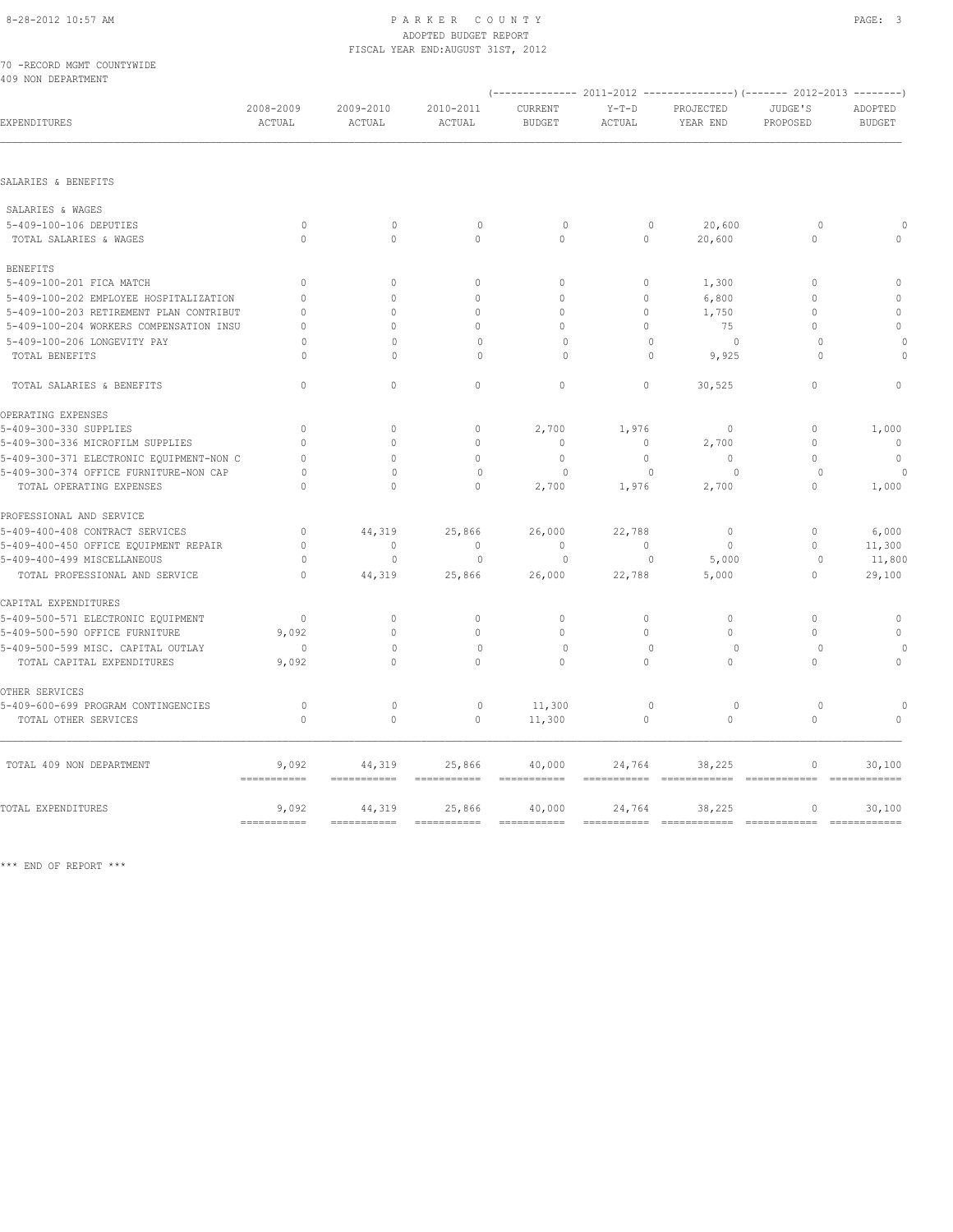# PARKER COUNTY

ADOPTED BUDGET REPORT

FISCAL YEAR END:AUGUST 31ST, 2012

70 -RECORD MGMT COUNTYWIDE

409 NON DEPARTMENT

| EXPENDITURES | 2008-2009 ACTUAL | 2009-2010 ACTUAL | 2010-2011 ACTUAL | 2011-2012 CURRENT BUDGET | 2011-2012 Y-T-D ACTUAL | 2011-2012 PROJECTED YEAR END | 2012-2013 JUDGE'S PROPOSED | 2012-2013 ADOPTED BUDGET |
|---|---|---|---|---|---|---|---|---|
| **SALARIES & BENEFITS** | | | | | | | | |
| SALARIES & WAGES | | | | | | | | |
| 5-409-100-106 DEPUTIES | 0 | 0 | 0 | 0 | 0 | 20,600 | 0 | 0 |
| TOTAL SALARIES & WAGES | 0 | 0 | 0 | 0 | 0 | 20,600 | 0 | 0 |
| BENEFITS | | | | | | | | |
| 5-409-100-201 FICA MATCH | 0 | 0 | 0 | 0 | 0 | 1,300 | 0 | 0 |
| 5-409-100-202 EMPLOYEE HOSPITALIZATION | 0 | 0 | 0 | 0 | 0 | 6,800 | 0 | 0 |
| 5-409-100-203 RETIREMENT PLAN CONTRIBUT | 0 | 0 | 0 | 0 | 0 | 1,750 | 0 | 0 |
| 5-409-100-204 WORKERS COMPENSATION INSU | 0 | 0 | 0 | 0 | 0 | 75 | 0 | 0 |
| 5-409-100-206 LONGEVITY PAY | 0 | 0 | 0 | 0 | 0 | 0 | 0 | 0 |
| TOTAL BENEFITS | 0 | 0 | 0 | 0 | 0 | 9,925 | 0 | 0 |
| TOTAL SALARIES & BENEFITS | 0 | 0 | 0 | 0 | 0 | 30,525 | 0 | 0 |
| **OPERATING EXPENSES** | | | | | | | | |
| 5-409-300-330 SUPPLIES | 0 | 0 | 0 | 2,700 | 1,976 | 0 | 0 | 1,000 |
| 5-409-300-336 MICROFILM SUPPLIES | 0 | 0 | 0 | 0 | 0 | 2,700 | 0 | 0 |
| 5-409-300-371 ELECTRONIC EQUIPMENT-NON C | 0 | 0 | 0 | 0 | 0 | 0 | 0 | 0 |
| 5-409-300-374 OFFICE FURNITURE-NON CAP | 0 | 0 | 0 | 0 | 0 | 0 | 0 | 0 |
| TOTAL OPERATING EXPENSES | 0 | 0 | 0 | 2,700 | 1,976 | 2,700 | 0 | 1,000 |
| **PROFESSIONAL AND SERVICE** | | | | | | | | |
| 5-409-400-408 CONTRACT SERVICES | 0 | 44,319 | 25,866 | 26,000 | 22,788 | 0 | 0 | 6,000 |
| 5-409-400-450 OFFICE EQUIPMENT REPAIR | 0 | 0 | 0 | 0 | 0 | 0 | 0 | 11,300 |
| 5-409-400-499 MISCELLANEOUS | 0 | 0 | 0 | 0 | 0 | 5,000 | 0 | 11,800 |
| TOTAL PROFESSIONAL AND SERVICE | 0 | 44,319 | 25,866 | 26,000 | 22,788 | 5,000 | 0 | 29,100 |
| **CAPITAL EXPENDITURES** | | | | | | | | |
| 5-409-500-571 ELECTRONIC EQUIPMENT | 0 | 0 | 0 | 0 | 0 | 0 | 0 | 0 |
| 5-409-500-590 OFFICE FURNITURE | 9,092 | 0 | 0 | 0 | 0 | 0 | 0 | 0 |
| 5-409-500-599 MISC. CAPITAL OUTLAY | 0 | 0 | 0 | 0 | 0 | 0 | 0 | 0 |
| TOTAL CAPITAL EXPENDITURES | 9,092 | 0 | 0 | 0 | 0 | 0 | 0 | 0 |
| **OTHER SERVICES** | | | | | | | | |
| 5-409-600-699 PROGRAM CONTINGENCIES | 0 | 0 | 0 | 11,300 | 0 | 0 | 0 | 0 |
| TOTAL OTHER SERVICES | 0 | 0 | 0 | 11,300 | 0 | 0 | 0 | 0 |
| TOTAL 409 NON DEPARTMENT | 9,092 | 44,319 | 25,866 | 40,000 | 24,764 | 38,225 | 0 | 30,100 |
| TOTAL EXPENDITURES | 9,092 | 44,319 | 25,866 | 40,000 | 24,764 | 38,225 | 0 | 30,100 |

\*\*\* END OF REPORT \*\*\*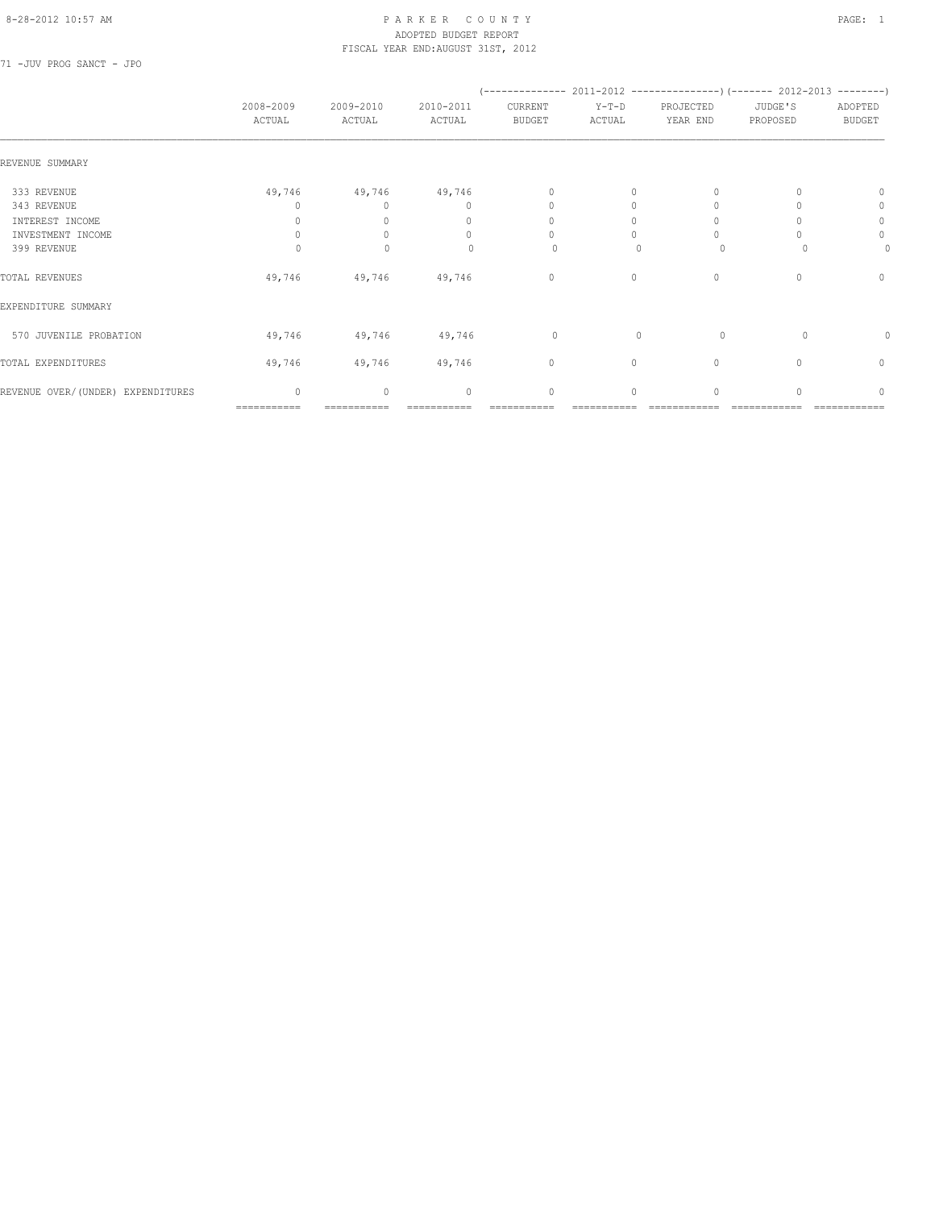# PARKER COUNTY
## ADOPTED BUDGET REPORT
### FISCAL YEAR END:AUGUST 31ST, 2012

71 -JUV PROG SANCT - JPO

| | 2008-2009 ACTUAL | 2009-2010 ACTUAL | 2010-2011 ACTUAL | 2011-2012 CURRENT BUDGET | 2011-2012 Y-T-D ACTUAL | 2011-2012 PROJECTED YEAR END | 2012-2013 JUDGE'S PROPOSED | 2012-2013 ADOPTED BUDGET |
|---|---|---|---|---|---|---|---|---|
| REVENUE SUMMARY | | | | | | | | |
| 333 REVENUE | 49,746 | 49,746 | 49,746 | 0 | 0 | 0 | 0 | 0 |
| 343 REVENUE | 0 | 0 | 0 | 0 | 0 | 0 | 0 | 0 |
| INTEREST INCOME | 0 | 0 | 0 | 0 | 0 | 0 | 0 | 0 |
| INVESTMENT INCOME | 0 | 0 | 0 | 0 | 0 | 0 | 0 | 0 |
| 399 REVENUE | 0 | 0 | 0 | 0 | 0 | 0 | 0 | 0 |
| TOTAL REVENUES | 49,746 | 49,746 | 49,746 | 0 | 0 | 0 | 0 | 0 |
| EXPENDITURE SUMMARY | | | | | | | | |
| 570 JUVENILE PROBATION | 49,746 | 49,746 | 49,746 | 0 | 0 | 0 | 0 | 0 |
| TOTAL EXPENDITURES | 49,746 | 49,746 | 49,746 | 0 | 0 | 0 | 0 | 0 |
| REVENUE OVER/(UNDER) EXPENDITURES | 0 | 0 | 0 | 0 | 0 | 0 | 0 | 0 |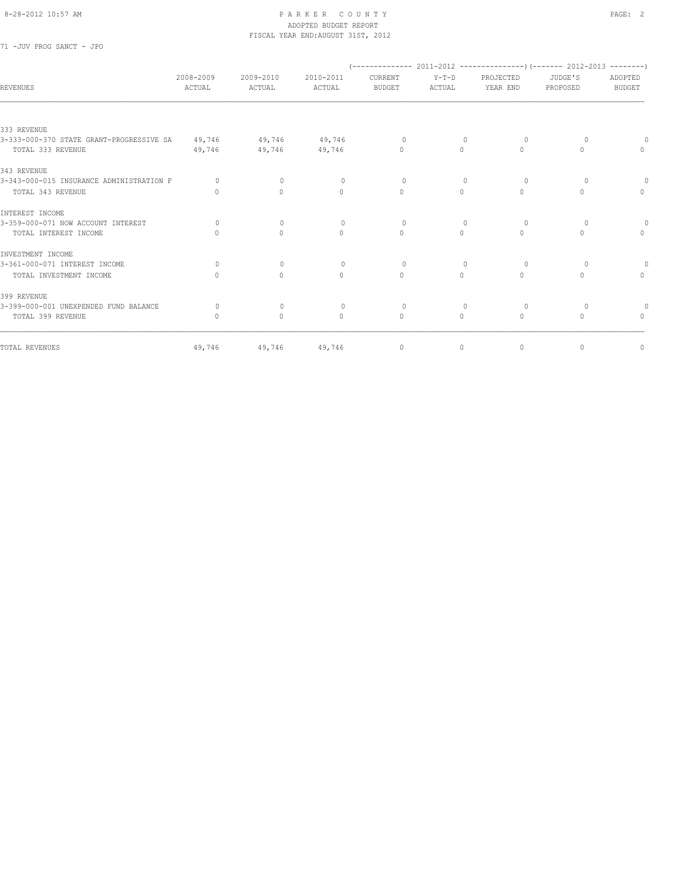PARKER COUNTY
ADOPTED BUDGET REPORT
FISCAL YEAR END:AUGUST 31ST, 2012

71 -JUV PROG SANCT - JPO

| REVENUES | 2008-2009 ACTUAL | 2009-2010 ACTUAL | 2010-2011 ACTUAL | (-------------- 2011-2012 CURRENT BUDGET | Y-T-D ACTUAL | PROJECTED YEAR END ---------------) | (------- 2012-2013 JUDGE'S PROPOSED | ADOPTED BUDGET --------) |
|---|---|---|---|---|---|---|---|---|
| 333 REVENUE | | | | | | | | |
| 3-333-000-370 STATE GRANT-PROGRESSIVE SA | 49,746 | 49,746 | 49,746 | 0 | 0 | 0 | 0 | 0 |
| TOTAL 333 REVENUE | 49,746 | 49,746 | 49,746 | 0 | 0 | 0 | 0 | 0 |
| 343 REVENUE | | | | | | | | |
| 3-343-000-015 INSURANCE ADMINISTRATION F | 0 | 0 | 0 | 0 | 0 | 0 | 0 | 0 |
| TOTAL 343 REVENUE | 0 | 0 | 0 | 0 | 0 | 0 | 0 | 0 |
| INTEREST INCOME | | | | | | | | |
| 3-359-000-071 NOW ACCOUNT INTEREST | 0 | 0 | 0 | 0 | 0 | 0 | 0 | 0 |
| TOTAL INTEREST INCOME | 0 | 0 | 0 | 0 | 0 | 0 | 0 | 0 |
| INVESTMENT INCOME | | | | | | | | |
| 3-361-000-071 INTEREST INCOME | 0 | 0 | 0 | 0 | 0 | 0 | 0 | 0 |
| TOTAL INVESTMENT INCOME | 0 | 0 | 0 | 0 | 0 | 0 | 0 | 0 |
| 399 REVENUE | | | | | | | | |
| 3-399-000-001 UNEXPENDED FUND BALANCE | 0 | 0 | 0 | 0 | 0 | 0 | 0 | 0 |
| TOTAL 399 REVENUE | 0 | 0 | 0 | 0 | 0 | 0 | 0 | 0 |
| TOTAL REVENUES | 49,746 | 49,746 | 49,746 | 0 | 0 | 0 | 0 | 0 |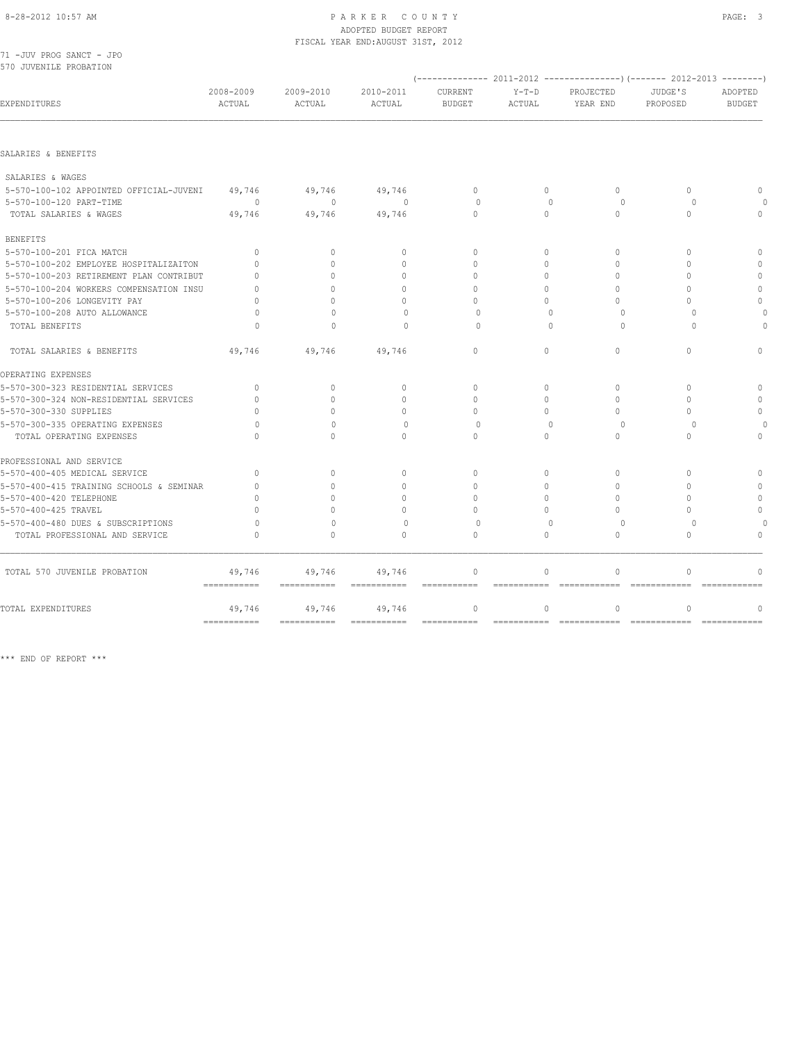# PARKER COUNTY
## ADOPTED BUDGET REPORT
### FISCAL YEAR END:AUGUST 31ST, 2012

71 -JUV PROG SANCT - JPO
570 JUVENILE PROBATION

| EXPENDITURES | 2008-2009 ACTUAL | 2009-2010 ACTUAL | 2010-2011 ACTUAL | 2011-2012 CURRENT BUDGET | 2011-2012 Y-T-D ACTUAL | 2011-2012 PROJECTED YEAR END | 2012-2013 JUDGE'S PROPOSED | 2012-2013 ADOPTED BUDGET |
|---|---|---|---|---|---|---|---|---|
| SALARIES & BENEFITS | | | | | | | | |
| SALARIES & WAGES | | | | | | | | |
| 5-570-100-102 APPOINTED OFFICIAL-JUVENI | 49,746 | 49,746 | 49,746 | 0 | 0 | 0 | 0 | 0 |
| 5-570-100-120 PART-TIME | 0 | 0 | 0 | 0 | 0 | 0 | 0 | 0 |
| TOTAL SALARIES & WAGES | 49,746 | 49,746 | 49,746 | 0 | 0 | 0 | 0 | 0 |
| BENEFITS | | | | | | | | |
| 5-570-100-201 FICA MATCH | 0 | 0 | 0 | 0 | 0 | 0 | 0 | 0 |
| 5-570-100-202 EMPLOYEE HOSPITALIZAITON | 0 | 0 | 0 | 0 | 0 | 0 | 0 | 0 |
| 5-570-100-203 RETIREMENT PLAN CONTRIBUT | 0 | 0 | 0 | 0 | 0 | 0 | 0 | 0 |
| 5-570-100-204 WORKERS COMPENSATION INSU | 0 | 0 | 0 | 0 | 0 | 0 | 0 | 0 |
| 5-570-100-206 LONGEVITY PAY | 0 | 0 | 0 | 0 | 0 | 0 | 0 | 0 |
| 5-570-100-208 AUTO ALLOWANCE | 0 | 0 | 0 | 0 | 0 | 0 | 0 | 0 |
| TOTAL BENEFITS | 0 | 0 | 0 | 0 | 0 | 0 | 0 | 0 |
| TOTAL SALARIES & BENEFITS | 49,746 | 49,746 | 49,746 | 0 | 0 | 0 | 0 | 0 |
| OPERATING EXPENSES | | | | | | | | |
| 5-570-300-323 RESIDENTIAL SERVICES | 0 | 0 | 0 | 0 | 0 | 0 | 0 | 0 |
| 5-570-300-324 NON-RESIDENTIAL SERVICES | 0 | 0 | 0 | 0 | 0 | 0 | 0 | 0 |
| 5-570-300-330 SUPPLIES | 0 | 0 | 0 | 0 | 0 | 0 | 0 | 0 |
| 5-570-300-335 OPERATING EXPENSES | 0 | 0 | 0 | 0 | 0 | 0 | 0 | 0 |
| TOTAL OPERATING EXPENSES | 0 | 0 | 0 | 0 | 0 | 0 | 0 | 0 |
| PROFESSIONAL AND SERVICE | | | | | | | | |
| 5-570-400-405 MEDICAL SERVICE | 0 | 0 | 0 | 0 | 0 | 0 | 0 | 0 |
| 5-570-400-415 TRAINING SCHOOLS & SEMINAR | 0 | 0 | 0 | 0 | 0 | 0 | 0 | 0 |
| 5-570-400-420 TELEPHONE | 0 | 0 | 0 | 0 | 0 | 0 | 0 | 0 |
| 5-570-400-425 TRAVEL | 0 | 0 | 0 | 0 | 0 | 0 | 0 | 0 |
| 5-570-400-480 DUES & SUBSCRIPTIONS | 0 | 0 | 0 | 0 | 0 | 0 | 0 | 0 |
| TOTAL PROFESSIONAL AND SERVICE | 0 | 0 | 0 | 0 | 0 | 0 | 0 | 0 |
| TOTAL 570 JUVENILE PROBATION | 49,746 | 49,746 | 49,746 | 0 | 0 | 0 | 0 | 0 |
| TOTAL EXPENDITURES | 49,746 | 49,746 | 49,746 | 0 | 0 | 0 | 0 | 0 |

*** END OF REPORT ***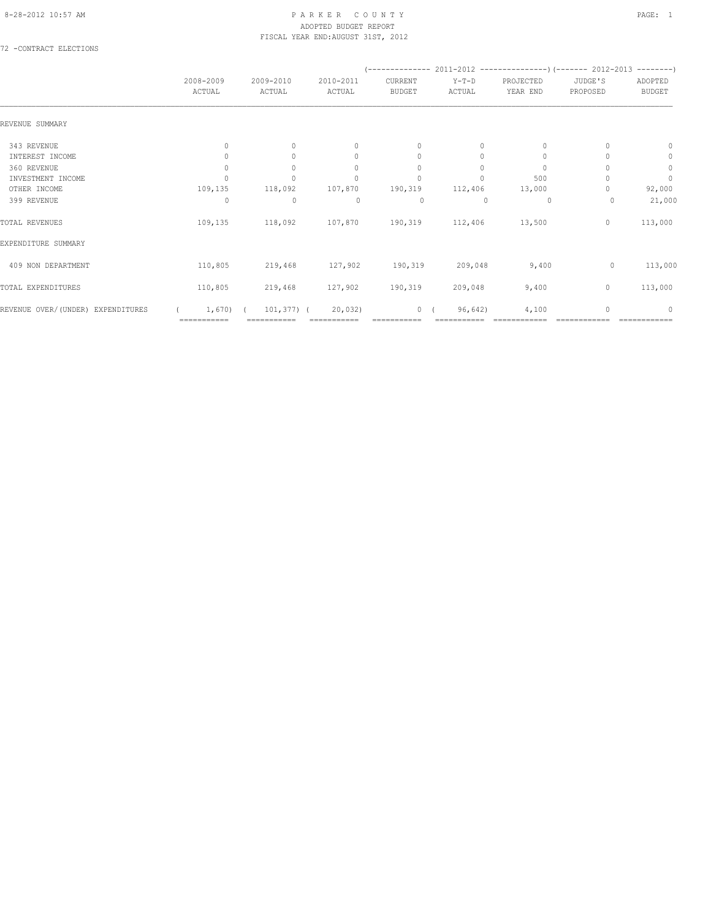# PARKER COUNTY

ADOPTED BUDGET REPORT

FISCAL YEAR END:AUGUST 31ST, 2012

72 -CONTRACT ELECTIONS

| | 2008-2009 ACTUAL | 2009-2010 ACTUAL | 2010-2011 ACTUAL | 2011-2012 CURRENT BUDGET | 2011-2012 Y-T-D ACTUAL | 2011-2012 PROJECTED YEAR END | 2012-2013 JUDGE'S PROPOSED | 2012-2013 ADOPTED BUDGET |
|---|---|---|---|---|---|---|---|---|
| REVENUE SUMMARY | | | | | | | | |
| 343 REVENUE | 0 | 0 | 0 | 0 | 0 | 0 | 0 | 0 |
| INTEREST INCOME | 0 | 0 | 0 | 0 | 0 | 0 | 0 | 0 |
| 360 REVENUE | 0 | 0 | 0 | 0 | 0 | 0 | 0 | 0 |
| INVESTMENT INCOME | 0 | 0 | 0 | 0 | 0 | 500 | 0 | 0 |
| OTHER INCOME | 109,135 | 118,092 | 107,870 | 190,319 | 112,406 | 13,000 | 0 | 92,000 |
| 399 REVENUE | 0 | 0 | 0 | 0 | 0 | 0 | 0 | 21,000 |
| TOTAL REVENUES | 109,135 | 118,092 | 107,870 | 190,319 | 112,406 | 13,500 | 0 | 113,000 |
| EXPENDITURE SUMMARY | | | | | | | | |
| 409 NON DEPARTMENT | 110,805 | 219,468 | 127,902 | 190,319 | 209,048 | 9,400 | 0 | 113,000 |
| TOTAL EXPENDITURES | 110,805 | 219,468 | 127,902 | 190,319 | 209,048 | 9,400 | 0 | 113,000 |
| REVENUE OVER/(UNDER) EXPENDITURES | ( 1,670) | ( 101,377) | ( 20,032) | 0 | ( 96,642) | 4,100 | 0 | 0 |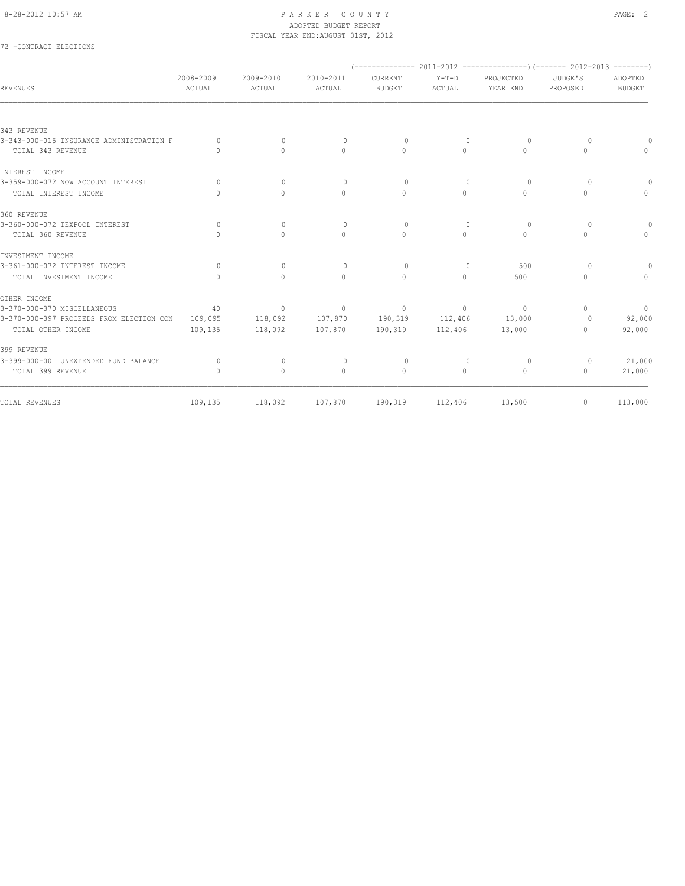# PARKER COUNTY
## ADOPTED BUDGET REPORT
### FISCAL YEAR END:AUGUST 31ST, 2012

72 -CONTRACT ELECTIONS

| REVENUES | 2008-2009 ACTUAL | 2009-2010 ACTUAL | 2010-2011 ACTUAL | (-------------- 2011-2012 CURRENT BUDGET | Y-T-D ACTUAL | PROJECTED YEAR END ---------------) | (------- 2012-2013 JUDGE'S PROPOSED | ADOPTED BUDGET --------) |
|---|---|---|---|---|---|---|---|---|
| 343 REVENUE | | | | | | | | |
| 3-343-000-015 INSURANCE ADMINISTRATION F | 0 | 0 | 0 | 0 | 0 | 0 | 0 | 0 |
| TOTAL 343 REVENUE | 0 | 0 | 0 | 0 | 0 | 0 | 0 | 0 |
| INTEREST INCOME | | | | | | | | |
| 3-359-000-072 NOW ACCOUNT INTEREST | 0 | 0 | 0 | 0 | 0 | 0 | 0 | 0 |
| TOTAL INTEREST INCOME | 0 | 0 | 0 | 0 | 0 | 0 | 0 | 0 |
| 360 REVENUE | | | | | | | | |
| 3-360-000-072 TEXPOOL INTEREST | 0 | 0 | 0 | 0 | 0 | 0 | 0 | 0 |
| TOTAL 360 REVENUE | 0 | 0 | 0 | 0 | 0 | 0 | 0 | 0 |
| INVESTMENT INCOME | | | | | | | | |
| 3-361-000-072 INTEREST INCOME | 0 | 0 | 0 | 0 | 0 | 500 | 0 | 0 |
| TOTAL INVESTMENT INCOME | 0 | 0 | 0 | 0 | 0 | 500 | 0 | 0 |
| OTHER INCOME | | | | | | | | |
| 3-370-000-370 MISCELLANEOUS | 40 | 0 | 0 | 0 | 0 | 0 | 0 | 0 |
| 3-370-000-397 PROCEEDS FROM ELECTION CON | 109,095 | 118,092 | 107,870 | 190,319 | 112,406 | 13,000 | 0 | 92,000 |
| TOTAL OTHER INCOME | 109,135 | 118,092 | 107,870 | 190,319 | 112,406 | 13,000 | 0 | 92,000 |
| 399 REVENUE | | | | | | | | |
| 3-399-000-001 UNEXPENDED FUND BALANCE | 0 | 0 | 0 | 0 | 0 | 0 | 0 | 21,000 |
| TOTAL 399 REVENUE | 0 | 0 | 0 | 0 | 0 | 0 | 0 | 21,000 |
| TOTAL REVENUES | 109,135 | 118,092 | 107,870 | 190,319 | 112,406 | 13,500 | 0 | 113,000 |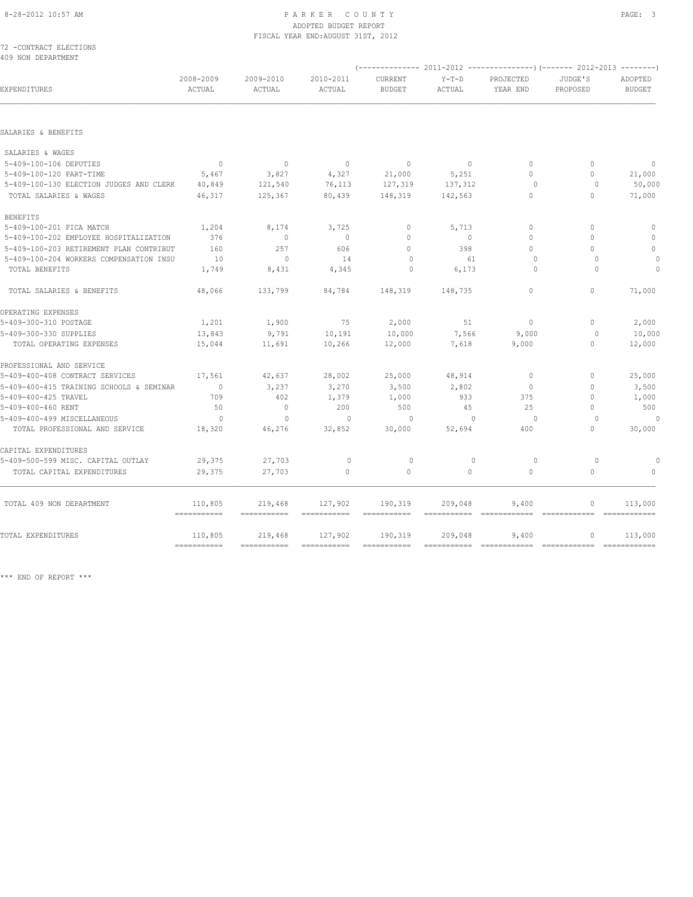# PARKER COUNTY
## ADOPTED BUDGET REPORT
### FISCAL YEAR END:AUGUST 31ST, 2012

72 -CONTRACT ELECTIONS
409 NON DEPARTMENT

| EXPENDITURES | 2008-2009 ACTUAL | 2009-2010 ACTUAL | 2010-2011 ACTUAL | 2011-2012 CURRENT BUDGET | 2011-2012 Y-T-D ACTUAL | 2011-2012 PROJECTED YEAR END | 2012-2013 JUDGE'S PROPOSED | 2012-2013 ADOPTED BUDGET |
|---|---|---|---|---|---|---|---|---|
| **SALARIES & BENEFITS** | | | | | | | | |
| SALARIES & WAGES | | | | | | | | |
| 5-409-100-106 DEPUTIES | 0 | 0 | 0 | 0 | 0 | 0 | 0 | 0 |
| 5-409-100-120 PART-TIME | 5,467 | 3,827 | 4,327 | 21,000 | 5,251 | 0 | 0 | 21,000 |
| 5-409-100-130 ELECTION JUDGES AND CLERK | 40,849 | 121,540 | 76,113 | 127,319 | 137,312 | 0 | 0 | 50,000 |
| TOTAL SALARIES & WAGES | 46,317 | 125,367 | 80,439 | 148,319 | 142,563 | 0 | 0 | 71,000 |
| BENEFITS | | | | | | | | |
| 5-409-100-201 FICA MATCH | 1,204 | 8,174 | 3,725 | 0 | 5,713 | 0 | 0 | 0 |
| 5-409-100-202 EMPLOYEE HOSPITALIZATION | 376 | 0 | 0 | 0 | 0 | 0 | 0 | 0 |
| 5-409-100-203 RETIREMENT PLAN CONTRIBUT | 160 | 257 | 606 | 0 | 398 | 0 | 0 | 0 |
| 5-409-100-204 WORKERS COMPENSATION INSU | 10 | 0 | 14 | 0 | 61 | 0 | 0 | 0 |
| TOTAL BENEFITS | 1,749 | 8,431 | 4,345 | 0 | 6,173 | 0 | 0 | 0 |
| TOTAL SALARIES & BENEFITS | 48,066 | 133,799 | 84,784 | 148,319 | 148,735 | 0 | 0 | 71,000 |
| **OPERATING EXPENSES** | | | | | | | | |
| 5-409-300-310 POSTAGE | 1,201 | 1,900 | 75 | 2,000 | 51 | 0 | 0 | 2,000 |
| 5-409-300-330 SUPPLIES | 13,843 | 9,791 | 10,191 | 10,000 | 7,566 | 9,000 | 0 | 10,000 |
| TOTAL OPERATING EXPENSES | 15,044 | 11,691 | 10,266 | 12,000 | 7,618 | 9,000 | 0 | 12,000 |
| **PROFESSIONAL AND SERVICE** | | | | | | | | |
| 5-409-400-408 CONTRACT SERVICES | 17,561 | 42,637 | 28,002 | 25,000 | 48,914 | 0 | 0 | 25,000 |
| 5-409-400-415 TRAINING SCHOOLS & SEMINAR | 0 | 3,237 | 3,270 | 3,500 | 2,802 | 0 | 0 | 3,500 |
| 5-409-400-425 TRAVEL | 709 | 402 | 1,379 | 1,000 | 933 | 375 | 0 | 1,000 |
| 5-409-400-460 RENT | 50 | 0 | 200 | 500 | 45 | 25 | 0 | 500 |
| 5-409-400-499 MISCELLANEOUS | 0 | 0 | 0 | 0 | 0 | 0 | 0 | 0 |
| TOTAL PROFESSIONAL AND SERVICE | 18,320 | 46,276 | 32,852 | 30,000 | 52,694 | 400 | 0 | 30,000 |
| **CAPITAL EXPENDITURES** | | | | | | | | |
| 5-409-500-599 MISC. CAPITAL OUTLAY | 29,375 | 27,703 | 0 | 0 | 0 | 0 | 0 | 0 |
| TOTAL CAPITAL EXPENDITURES | 29,375 | 27,703 | 0 | 0 | 0 | 0 | 0 | 0 |
| TOTAL 409 NON DEPARTMENT | 110,805 | 219,468 | 127,902 | 190,319 | 209,048 | 9,400 | 0 | 113,000 |
| TOTAL EXPENDITURES | 110,805 | 219,468 | 127,902 | 190,319 | 209,048 | 9,400 | 0 | 113,000 |

*** END OF REPORT ***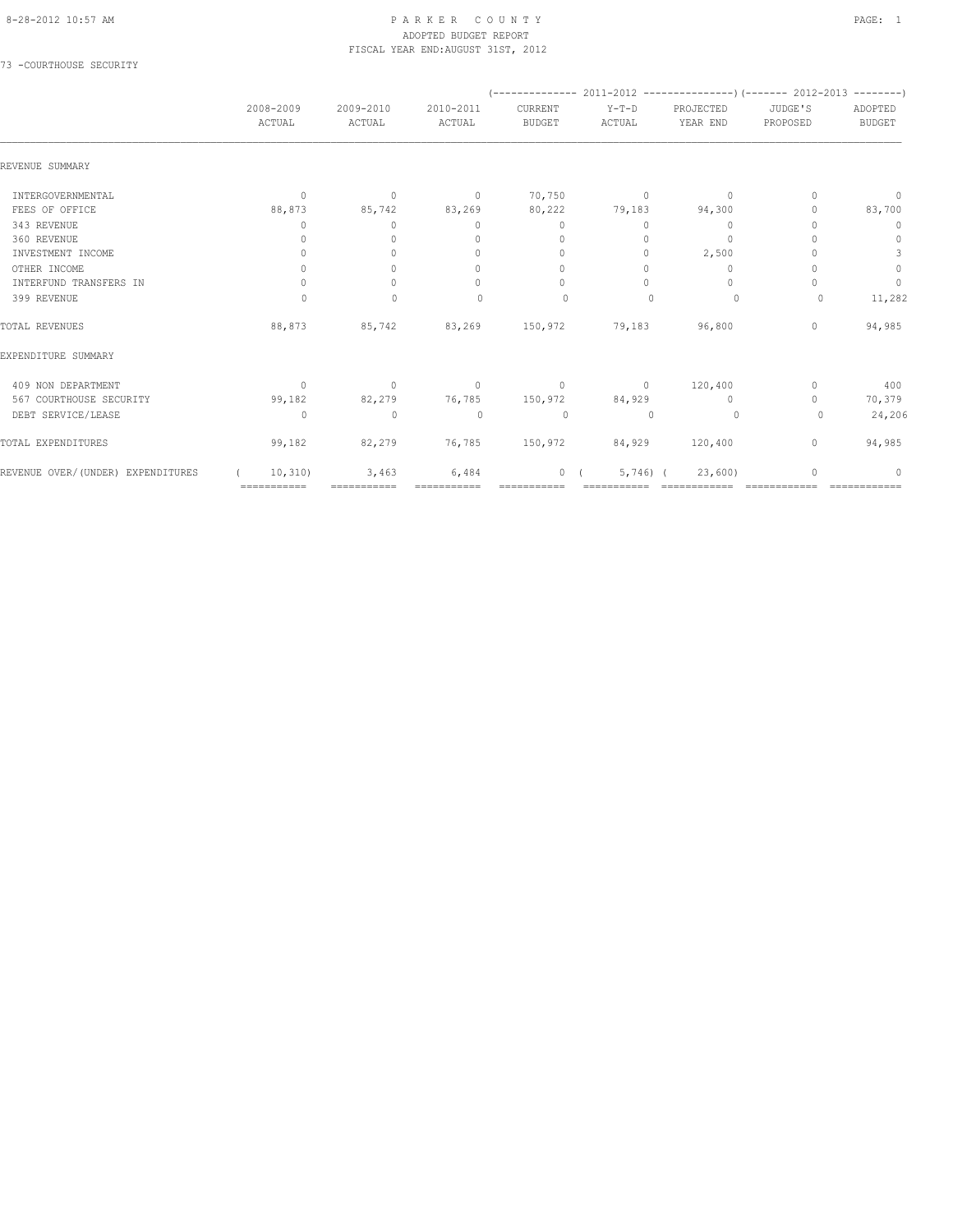PARKER COUNTY
ADOPTED BUDGET REPORT
FISCAL YEAR END:AUGUST 31ST, 2012

73 -COURTHOUSE SECURITY

| | 2008-2009 ACTUAL | 2009-2010 ACTUAL | 2010-2011 ACTUAL | 2011-2012 CURRENT BUDGET | 2011-2012 Y-T-D ACTUAL | 2011-2012 PROJECTED YEAR END | 2012-2013 JUDGE'S PROPOSED | 2012-2013 ADOPTED BUDGET |
|---|---|---|---|---|---|---|---|---|
| REVENUE SUMMARY | | | | | | | | |
| INTERGOVERNMENTAL | 0 | 0 | 0 | 70,750 | 0 | 0 | 0 | 0 |
| FEES OF OFFICE | 88,873 | 85,742 | 83,269 | 80,222 | 79,183 | 94,300 | 0 | 83,700 |
| 343 REVENUE | 0 | 0 | 0 | 0 | 0 | 0 | 0 | 0 |
| 360 REVENUE | 0 | 0 | 0 | 0 | 0 | 0 | 0 | 0 |
| INVESTMENT INCOME | 0 | 0 | 0 | 0 | 0 | 2,500 | 0 | 3 |
| OTHER INCOME | 0 | 0 | 0 | 0 | 0 | 0 | 0 | 0 |
| INTERFUND TRANSFERS IN | 0 | 0 | 0 | 0 | 0 | 0 | 0 | 0 |
| 399 REVENUE | 0 | 0 | 0 | 0 | 0 | 0 | 0 | 11,282 |
| TOTAL REVENUES | 88,873 | 85,742 | 83,269 | 150,972 | 79,183 | 96,800 | 0 | 94,985 |
| EXPENDITURE SUMMARY | | | | | | | | |
| 409 NON DEPARTMENT | 0 | 0 | 0 | 0 | 0 | 120,400 | 0 | 400 |
| 567 COURTHOUSE SECURITY | 99,182 | 82,279 | 76,785 | 150,972 | 84,929 | 0 | 0 | 70,379 |
| DEBT SERVICE/LEASE | 0 | 0 | 0 | 0 | 0 | 0 | 0 | 24,206 |
| TOTAL EXPENDITURES | 99,182 | 82,279 | 76,785 | 150,972 | 84,929 | 120,400 | 0 | 94,985 |
| REVENUE OVER/(UNDER) EXPENDITURES | ( 10,310) | 3,463 | 6,484 | 0 | ( 5,746) | ( 23,600) | 0 | 0 |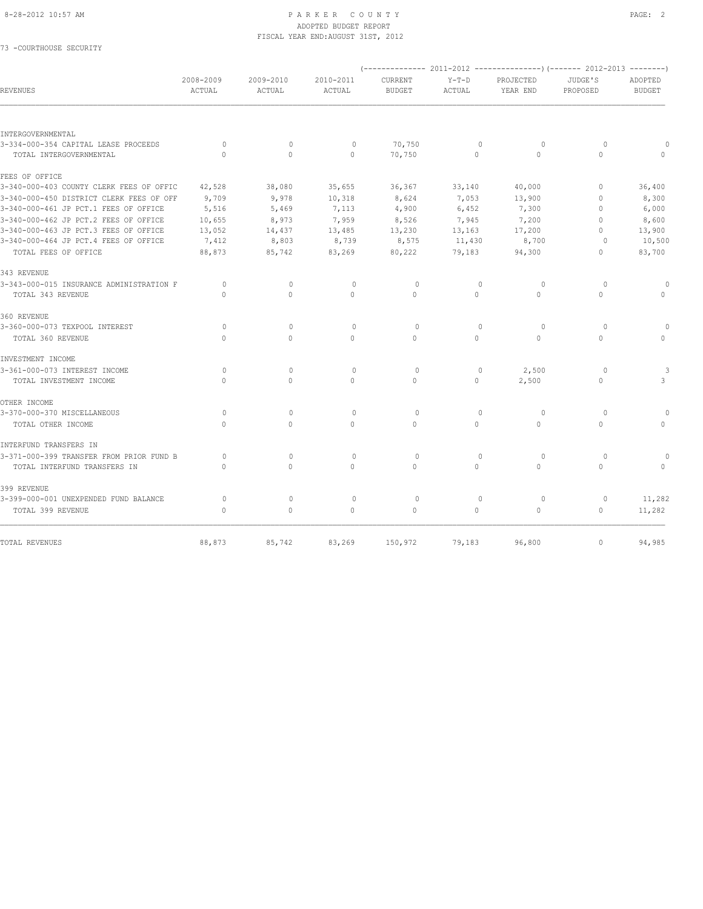# PARKER COUNTY
## ADOPTED BUDGET REPORT
### FISCAL YEAR END:AUGUST 31ST, 2012

73 -COURTHOUSE SECURITY

| REVENUES | 2008-2009 ACTUAL | 2009-2010 ACTUAL | 2010-2011 ACTUAL | (-------------- 2011-2012 CURRENT BUDGET | Y-T-D ACTUAL | PROJECTED YEAR END ---------------) | (------- 2012-2013 JUDGE'S PROPOSED | ADOPTED BUDGET --------) |
|---|---|---|---|---|---|---|---|---|
| INTERGOVERNMENTAL | | | | | | | | |
| 3-334-000-354 CAPITAL LEASE PROCEEDS | 0 | 0 | 0 | 70,750 | 0 | 0 | 0 | 0 |
| TOTAL INTERGOVERNMENTAL | 0 | 0 | 0 | 70,750 | 0 | 0 | 0 | 0 |
| FEES OF OFFICE | | | | | | | | |
| 3-340-000-403 COUNTY CLERK FEES OF OFFIC | 42,528 | 38,080 | 35,655 | 36,367 | 33,140 | 40,000 | 0 | 36,400 |
| 3-340-000-450 DISTRICT CLERK FEES OF OFF | 9,709 | 9,978 | 10,318 | 8,624 | 7,053 | 13,900 | 0 | 8,300 |
| 3-340-000-461 JP PCT.1 FEES OF OFFICE | 5,516 | 5,469 | 7,113 | 4,900 | 6,452 | 7,300 | 0 | 6,000 |
| 3-340-000-462 JP PCT.2 FEES OF OFFICE | 10,655 | 8,973 | 7,959 | 8,526 | 7,945 | 7,200 | 0 | 8,600 |
| 3-340-000-463 JP PCT.3 FEES OF OFFICE | 13,052 | 14,437 | 13,485 | 13,230 | 13,163 | 17,200 | 0 | 13,900 |
| 3-340-000-464 JP PCT.4 FEES OF OFFICE | 7,412 | 8,803 | 8,739 | 8,575 | 11,430 | 8,700 | 0 | 10,500 |
| TOTAL FEES OF OFFICE | 88,873 | 85,742 | 83,269 | 80,222 | 79,183 | 94,300 | 0 | 83,700 |
| 343 REVENUE | | | | | | | | |
| 3-343-000-015 INSURANCE ADMINISTRATION F | 0 | 0 | 0 | 0 | 0 | 0 | 0 | 0 |
| TOTAL 343 REVENUE | 0 | 0 | 0 | 0 | 0 | 0 | 0 | 0 |
| 360 REVENUE | | | | | | | | |
| 3-360-000-073 TEXPOOL INTEREST | 0 | 0 | 0 | 0 | 0 | 0 | 0 | 0 |
| TOTAL 360 REVENUE | 0 | 0 | 0 | 0 | 0 | 0 | 0 | 0 |
| INVESTMENT INCOME | | | | | | | | |
| 3-361-000-073 INTEREST INCOME | 0 | 0 | 0 | 0 | 0 | 2,500 | 0 | 3 |
| TOTAL INVESTMENT INCOME | 0 | 0 | 0 | 0 | 0 | 2,500 | 0 | 3 |
| OTHER INCOME | | | | | | | | |
| 3-370-000-370 MISCELLANEOUS | 0 | 0 | 0 | 0 | 0 | 0 | 0 | 0 |
| TOTAL OTHER INCOME | 0 | 0 | 0 | 0 | 0 | 0 | 0 | 0 |
| INTERFUND TRANSFERS IN | | | | | | | | |
| 3-371-000-399 TRANSFER FROM PRIOR FUND B | 0 | 0 | 0 | 0 | 0 | 0 | 0 | 0 |
| TOTAL INTERFUND TRANSFERS IN | 0 | 0 | 0 | 0 | 0 | 0 | 0 | 0 |
| 399 REVENUE | | | | | | | | |
| 3-399-000-001 UNEXPENDED FUND BALANCE | 0 | 0 | 0 | 0 | 0 | 0 | 0 | 11,282 |
| TOTAL 399 REVENUE | 0 | 0 | 0 | 0 | 0 | 0 | 0 | 11,282 |
| TOTAL REVENUES | 88,873 | 85,742 | 83,269 | 150,972 | 79,183 | 96,800 | 0 | 94,985 |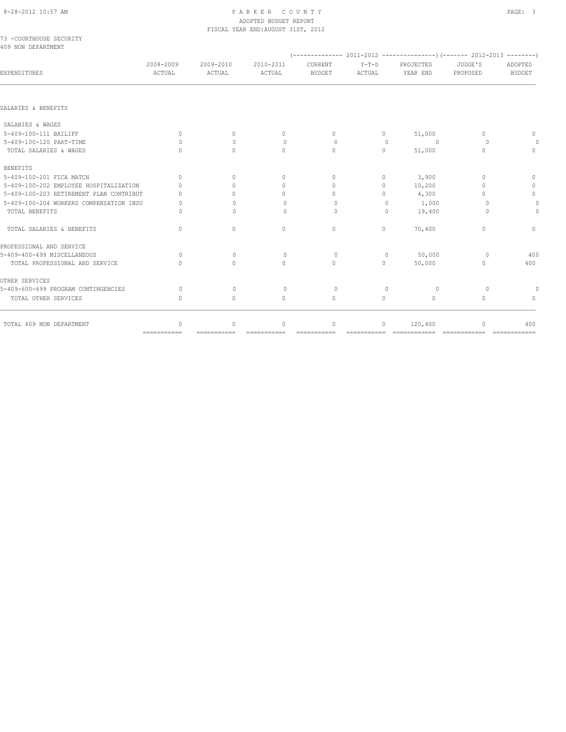# PARKER COUNTY
## ADOPTED BUDGET REPORT
### FISCAL YEAR END:AUGUST 31ST, 2012

73 -COURTHOUSE SECURITY
409 NON DEPARTMENT

| EXPENDITURES | 2008-2009 ACTUAL | 2009-2010 ACTUAL | 2010-2011 ACTUAL | 2011-2012 CURRENT BUDGET | 2011-2012 Y-T-D ACTUAL | 2011-2012 PROJECTED YEAR END | 2012-2013 JUDGE'S PROPOSED | 2012-2013 ADOPTED BUDGET |
|---|---|---|---|---|---|---|---|---|
| SALARIES & BENEFITS | | | | | | | | |
| SALARIES & WAGES | | | | | | | | |
| 5-409-100-111 BAILIFF | 0 | 0 | 0 | 0 | 0 | 51,000 | 0 | 0 |
| 5-409-100-120 PART-TIME | 0 | 0 | 0 | 0 | 0 | 0 | 0 | 0 |
| TOTAL SALARIES & WAGES | 0 | 0 | 0 | 0 | 0 | 51,000 | 0 | 0 |
| BENEFITS | | | | | | | | |
| 5-409-100-201 FICA MATCH | 0 | 0 | 0 | 0 | 0 | 3,900 | 0 | 0 |
| 5-409-100-202 EMPLOYEE HOSPITALIZATION | 0 | 0 | 0 | 0 | 0 | 10,200 | 0 | 0 |
| 5-409-100-203 RETIREMENT PLAN CONTRIBUT | 0 | 0 | 0 | 0 | 0 | 4,300 | 0 | 0 |
| 5-409-100-204 WORKERS COMPENSATION INSU | 0 | 0 | 0 | 0 | 0 | 1,000 | 0 | 0 |
| TOTAL BENEFITS | 0 | 0 | 0 | 0 | 0 | 19,400 | 0 | 0 |
| TOTAL SALARIES & BENEFITS | 0 | 0 | 0 | 0 | 0 | 70,400 | 0 | 0 |
| PROFESSIONAL AND SERVICE | | | | | | | | |
| 5-409-400-499 MISCELLANEOUS | 0 | 0 | 0 | 0 | 0 | 50,000 | 0 | 400 |
| TOTAL PROFESSIONAL AND SERVICE | 0 | 0 | 0 | 0 | 0 | 50,000 | 0 | 400 |
| OTHER SERVICES | | | | | | | | |
| 5-409-600-699 PROGRAM CONTINGENCIES | 0 | 0 | 0 | 0 | 0 | 0 | 0 | 0 |
| TOTAL OTHER SERVICES | 0 | 0 | 0 | 0 | 0 | 0 | 0 | 0 |
| TOTAL 409 NON DEPARTMENT | 0 | 0 | 0 | 0 | 0 | 120,400 | 0 | 400 |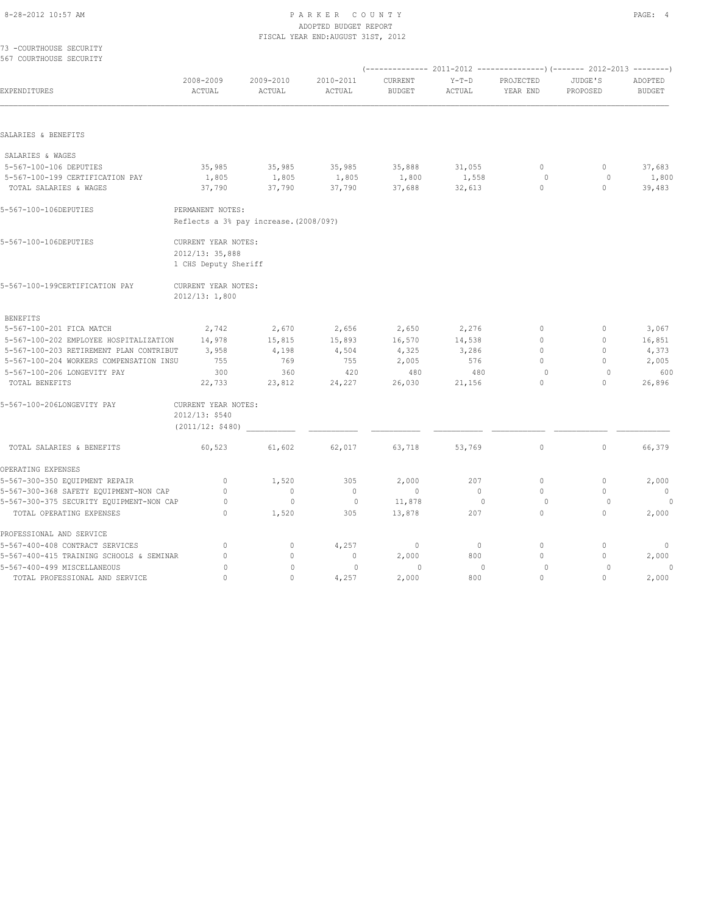73 -COURTHOUSE SECURITY
567 COURTHOUSE SECURITY

| EXPENDITURES | 2008-2009 ACTUAL | 2009-2010 ACTUAL | 2010-2011 ACTUAL | 2011-2012 CURRENT BUDGET | 2011-2012 Y-T-D ACTUAL | 2011-2012 PROJECTED YEAR END | 2012-2013 JUDGE'S PROPOSED | 2012-2013 ADOPTED BUDGET |
|---|---|---|---|---|---|---|---|---|
| **SALARIES & BENEFITS** | | | | | | | | |
| SALARIES & WAGES | | | | | | | | |
| 5-567-100-106 DEPUTIES | 35,985 | 35,985 | 35,985 | 35,888 | 31,055 | 0 | 0 | 37,683 |
| 5-567-100-199 CERTIFICATION PAY | 1,805 | 1,805 | 1,805 | 1,800 | 1,558 | 0 | 0 | 1,800 |
| TOTAL SALARIES & WAGES | 37,790 | 37,790 | 37,790 | 37,688 | 32,613 | 0 | 0 | 39,483 |

5-567-100-106DEPUTIES — PERMANENT NOTES:
Reflects a 3% pay increase.(2008/09?)

5-567-100-106DEPUTIES — CURRENT YEAR NOTES:
2012/13: 35,888
1 CHS Deputy Sheriff

5-567-100-199CERTIFICATION PAY — CURRENT YEAR NOTES:
2012/13: 1,800

| EXPENDITURES | 2008-2009 ACTUAL | 2009-2010 ACTUAL | 2010-2011 ACTUAL | 2011-2012 CURRENT BUDGET | 2011-2012 Y-T-D ACTUAL | 2011-2012 PROJECTED YEAR END | 2012-2013 JUDGE'S PROPOSED | 2012-2013 ADOPTED BUDGET |
|---|---|---|---|---|---|---|---|---|
| BENEFITS | | | | | | | | |
| 5-567-100-201 FICA MATCH | 2,742 | 2,670 | 2,656 | 2,650 | 2,276 | 0 | 0 | 3,067 |
| 5-567-100-202 EMPLOYEE HOSPITALIZATION | 14,978 | 15,815 | 15,893 | 16,570 | 14,538 | 0 | 0 | 16,851 |
| 5-567-100-203 RETIREMENT PLAN CONTRIBUT | 3,958 | 4,198 | 4,504 | 4,325 | 3,286 | 0 | 0 | 4,373 |
| 5-567-100-204 WORKERS COMPENSATION INSU | 755 | 769 | 755 | 2,005 | 576 | 0 | 0 | 2,005 |
| 5-567-100-206 LONGEVITY PAY | 300 | 360 | 420 | 480 | 480 | 0 | 0 | 600 |
| TOTAL BENEFITS | 22,733 | 23,812 | 24,227 | 26,030 | 21,156 | 0 | 0 | 26,896 |

5-567-100-206LONGEVITY PAY — CURRENT YEAR NOTES:
2012/13: $540
(2011/12: $480)

| EXPENDITURES | 2008-2009 ACTUAL | 2009-2010 ACTUAL | 2010-2011 ACTUAL | 2011-2012 CURRENT BUDGET | 2011-2012 Y-T-D ACTUAL | 2011-2012 PROJECTED YEAR END | 2012-2013 JUDGE'S PROPOSED | 2012-2013 ADOPTED BUDGET |
|---|---|---|---|---|---|---|---|---|
| TOTAL SALARIES & BENEFITS | 60,523 | 61,602 | 62,017 | 63,718 | 53,769 | 0 | 0 | 66,379 |
| **OPERATING EXPENSES** | | | | | | | | |
| 5-567-300-350 EQUIPMENT REPAIR | 0 | 1,520 | 305 | 2,000 | 207 | 0 | 0 | 2,000 |
| 5-567-300-368 SAFETY EQUIPMENT-NON CAP | 0 | 0 | 0 | 0 | 0 | 0 | 0 | 0 |
| 5-567-300-375 SECURITY EQUIPMENT-NON CAP | 0 | 0 | 0 | 11,878 | 0 | 0 | 0 | 0 |
| TOTAL OPERATING EXPENSES | 0 | 1,520 | 305 | 13,878 | 207 | 0 | 0 | 2,000 |
| **PROFESSIONAL AND SERVICE** | | | | | | | | |
| 5-567-400-408 CONTRACT SERVICES | 0 | 0 | 4,257 | 0 | 0 | 0 | 0 | 0 |
| 5-567-400-415 TRAINING SCHOOLS & SEMINAR | 0 | 0 | 0 | 2,000 | 800 | 0 | 0 | 2,000 |
| 5-567-400-499 MISCELLANEOUS | 0 | 0 | 0 | 0 | 0 | 0 | 0 | 0 |
| TOTAL PROFESSIONAL AND SERVICE | 0 | 0 | 4,257 | 2,000 | 800 | 0 | 0 | 2,000 |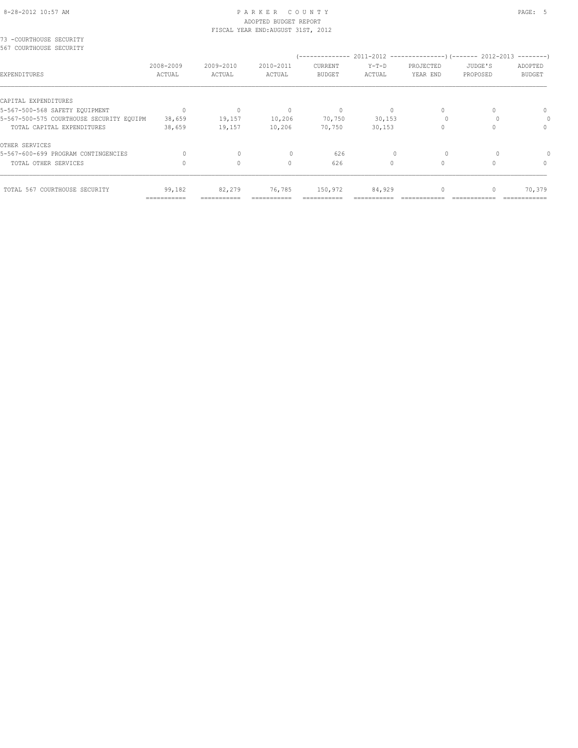PARKER COUNTY
ADOPTED BUDGET REPORT
FISCAL YEAR END:AUGUST 31ST, 2012

73 -COURTHOUSE SECURITY
567 COURTHOUSE SECURITY

| EXPENDITURES | 2008-2009 ACTUAL | 2009-2010 ACTUAL | 2010-2011 ACTUAL | 2011-2012 CURRENT BUDGET | 2011-2012 Y-T-D ACTUAL | 2011-2012 PROJECTED YEAR END | 2012-2013 JUDGE'S PROPOSED | 2012-2013 ADOPTED BUDGET |
|---|---|---|---|---|---|---|---|---|
| CAPITAL EXPENDITURES | | | | | | | | |
| 5-567-500-568 SAFETY EQUIPMENT | 0 | 0 | 0 | 0 | 0 | 0 | 0 | 0 |
| 5-567-500-575 COURTHOUSE SECURITY EQUIPM | 38,659 | 19,157 | 10,206 | 70,750 | 30,153 | 0 | 0 | 0 |
| TOTAL CAPITAL EXPENDITURES | 38,659 | 19,157 | 10,206 | 70,750 | 30,153 | 0 | 0 | 0 |
| OTHER SERVICES | | | | | | | | |
| 5-567-600-699 PROGRAM CONTINGENCIES | 0 | 0 | 0 | 626 | 0 | 0 | 0 | 0 |
| TOTAL OTHER SERVICES | 0 | 0 | 0 | 626 | 0 | 0 | 0 | 0 |
| TOTAL 567 COURTHOUSE SECURITY | 99,182 | 82,279 | 76,785 | 150,972 | 84,929 | 0 | 0 | 70,379 |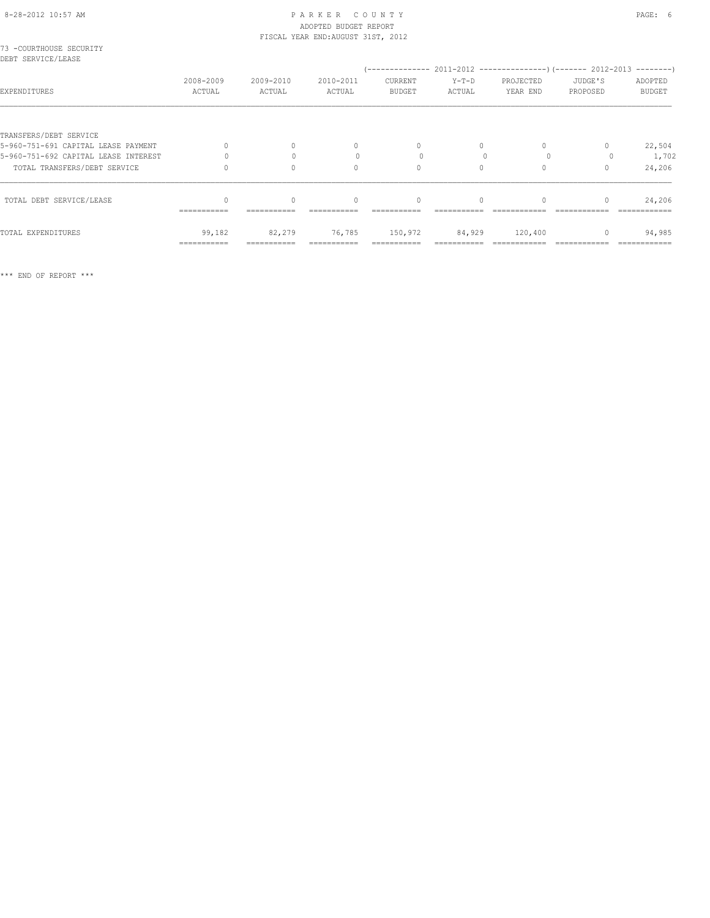73 -COURTHOUSE SECURITY
DEBT SERVICE/LEASE

| EXPENDITURES | 2008-2009 ACTUAL | 2009-2010 ACTUAL | 2010-2011 ACTUAL | 2011-2012 CURRENT BUDGET | 2011-2012 Y-T-D ACTUAL | 2011-2012 PROJECTED YEAR END | 2012-2013 JUDGE'S PROPOSED | 2012-2013 ADOPTED BUDGET |
|---|---|---|---|---|---|---|---|---|
| TRANSFERS/DEBT SERVICE | | | | | | | | |
| 5-960-751-691 CAPITAL LEASE PAYMENT | 0 | 0 | 0 | 0 | 0 | 0 | 0 | 22,504 |
| 5-960-751-692 CAPITAL LEASE INTEREST | 0 | 0 | 0 | 0 | 0 | 0 | 0 | 1,702 |
| TOTAL TRANSFERS/DEBT SERVICE | 0 | 0 | 0 | 0 | 0 | 0 | 0 | 24,206 |
| TOTAL DEBT SERVICE/LEASE | 0 | 0 | 0 | 0 | 0 | 0 | 0 | 24,206 |
| TOTAL EXPENDITURES | 99,182 | 82,279 | 76,785 | 150,972 | 84,929 | 120,400 | 0 | 94,985 |

*** END OF REPORT ***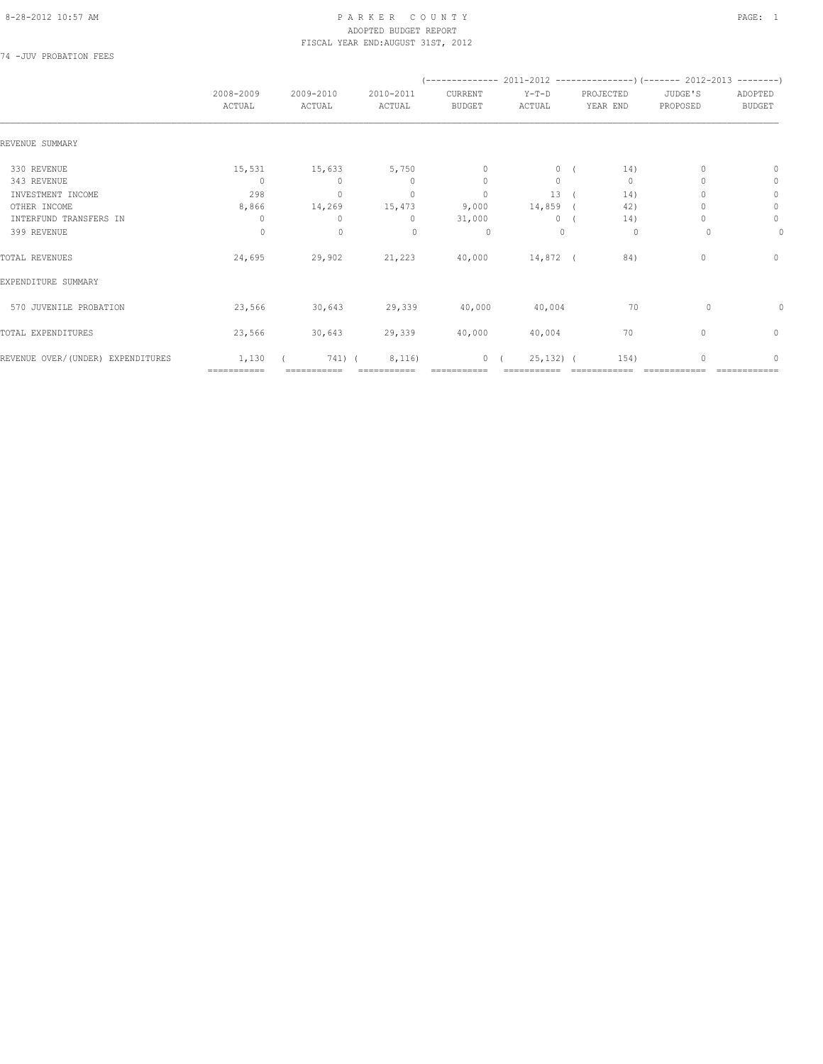# PARKER COUNTY

ADOPTED BUDGET REPORT

FISCAL YEAR END:AUGUST 31ST, 2012

74 -JUV PROBATION FEES

| | 2008-2009 ACTUAL | 2009-2010 ACTUAL | 2010-2011 ACTUAL | 2011-2012 CURRENT BUDGET | 2011-2012 Y-T-D ACTUAL | 2011-2012 PROJECTED YEAR END | 2012-2013 JUDGE'S PROPOSED | 2012-2013 ADOPTED BUDGET |
|---|---|---|---|---|---|---|---|---|
| REVENUE SUMMARY | | | | | | | | |
| 330 REVENUE | 15,531 | 15,633 | 5,750 | 0 | 0 | ( 14) | 0 | 0 |
| 343 REVENUE | 0 | 0 | 0 | 0 | 0 | 0 | 0 | 0 |
| INVESTMENT INCOME | 298 | 0 | 0 | 0 | 13 | ( 14) | 0 | 0 |
| OTHER INCOME | 8,866 | 14,269 | 15,473 | 9,000 | 14,859 | ( 42) | 0 | 0 |
| INTERFUND TRANSFERS IN | 0 | 0 | 0 | 31,000 | 0 | ( 14) | 0 | 0 |
| 399 REVENUE | 0 | 0 | 0 | 0 | 0 | 0 | 0 | 0 |
| TOTAL REVENUES | 24,695 | 29,902 | 21,223 | 40,000 | 14,872 | ( 84) | 0 | 0 |
| EXPENDITURE SUMMARY | | | | | | | | |
| 570 JUVENILE PROBATION | 23,566 | 30,643 | 29,339 | 40,000 | 40,004 | 70 | 0 | 0 |
| TOTAL EXPENDITURES | 23,566 | 30,643 | 29,339 | 40,000 | 40,004 | 70 | 0 | 0 |
| REVENUE OVER/(UNDER) EXPENDITURES | 1,130 | ( 741) | ( 8,116) | 0 | ( 25,132) | ( 154) | 0 | 0 |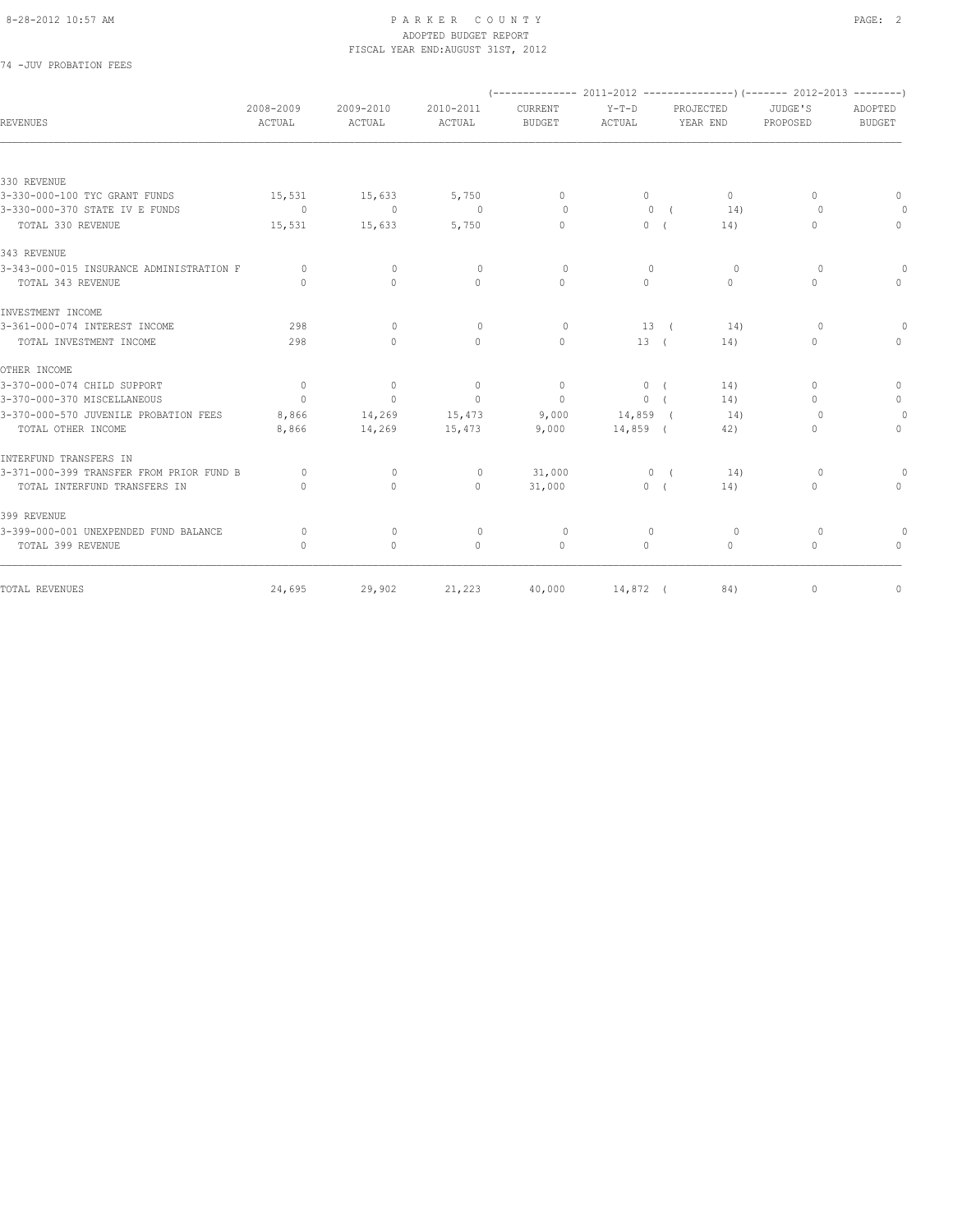# PARKER COUNTY

ADOPTED BUDGET REPORT

FISCAL YEAR END:AUGUST 31ST, 2012

74 -JUV PROBATION FEES

| REVENUES | 2008-2009 ACTUAL | 2009-2010 ACTUAL | 2010-2011 ACTUAL | (-------------- 2011-2012 CURRENT BUDGET | Y-T-D ACTUAL | PROJECTED YEAR END ---------------) | (------- 2012-2013 JUDGE'S PROPOSED | ADOPTED BUDGET --------) |
|---|---|---|---|---|---|---|---|---|
| **330 REVENUE** | | | | | | | | |
| 3-330-000-100 TYC GRANT FUNDS | 15,531 | 15,633 | 5,750 | 0 | 0 | 0 | 0 | 0 |
| 3-330-000-370 STATE IV E FUNDS | 0 | 0 | 0 | 0 | 0 | ( 14) | 0 | 0 |
| TOTAL 330 REVENUE | 15,531 | 15,633 | 5,750 | 0 | 0 | ( 14) | 0 | 0 |
| **343 REVENUE** | | | | | | | | |
| 3-343-000-015 INSURANCE ADMINISTRATION F | 0 | 0 | 0 | 0 | 0 | 0 | 0 | 0 |
| TOTAL 343 REVENUE | 0 | 0 | 0 | 0 | 0 | 0 | 0 | 0 |
| **INVESTMENT INCOME** | | | | | | | | |
| 3-361-000-074 INTEREST INCOME | 298 | 0 | 0 | 0 | 13 | ( 14) | 0 | 0 |
| TOTAL INVESTMENT INCOME | 298 | 0 | 0 | 0 | 13 | ( 14) | 0 | 0 |
| **OTHER INCOME** | | | | | | | | |
| 3-370-000-074 CHILD SUPPORT | 0 | 0 | 0 | 0 | 0 | ( 14) | 0 | 0 |
| 3-370-000-370 MISCELLANEOUS | 0 | 0 | 0 | 0 | 0 | ( 14) | 0 | 0 |
| 3-370-000-570 JUVENILE PROBATION FEES | 8,866 | 14,269 | 15,473 | 9,000 | 14,859 | ( 14) | 0 | 0 |
| TOTAL OTHER INCOME | 8,866 | 14,269 | 15,473 | 9,000 | 14,859 | ( 42) | 0 | 0 |
| **INTERFUND TRANSFERS IN** | | | | | | | | |
| 3-371-000-399 TRANSFER FROM PRIOR FUND B | 0 | 0 | 0 | 31,000 | 0 | ( 14) | 0 | 0 |
| TOTAL INTERFUND TRANSFERS IN | 0 | 0 | 0 | 31,000 | 0 | ( 14) | 0 | 0 |
| **399 REVENUE** | | | | | | | | |
| 3-399-000-001 UNEXPENDED FUND BALANCE | 0 | 0 | 0 | 0 | 0 | 0 | 0 | 0 |
| TOTAL 399 REVENUE | 0 | 0 | 0 | 0 | 0 | 0 | 0 | 0 |
| TOTAL REVENUES | 24,695 | 29,902 | 21,223 | 40,000 | 14,872 | ( 84) | 0 | 0 |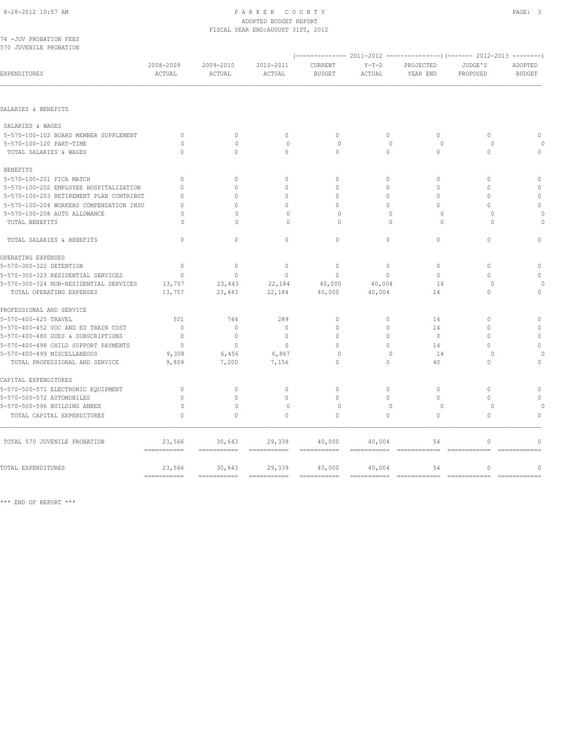# PARKER COUNTY
## ADOPTED BUDGET REPORT
### FISCAL YEAR END: AUGUST 31ST, 2012

74 -JUV PROBATION FEES
570 JUVENILE PROBATION

| EXPENDITURES | 2008-2009 ACTUAL | 2009-2010 ACTUAL | 2010-2011 ACTUAL | 2011-2012 CURRENT BUDGET | 2011-2012 Y-T-D ACTUAL | 2011-2012 PROJECTED YEAR END | 2012-2013 JUDGE'S PROPOSED | 2012-2013 ADOPTED BUDGET |
|---|---|---|---|---|---|---|---|---|
| **SALARIES & BENEFITS** | | | | | | | | |
| SALARIES & WAGES | | | | | | | | |
| 5-570-100-102 BOARD MEMBER SUPPLEMENT | 0 | 0 | 0 | 0 | 0 | 0 | 0 | 0 |
| 5-570-100-120 PART-TIME | 0 | 0 | 0 | 0 | 0 | 0 | 0 | 0 |
| TOTAL SALARIES & WAGES | 0 | 0 | 0 | 0 | 0 | 0 | 0 | 0 |
| BENEFITS | | | | | | | | |
| 5-570-100-201 FICA MATCH | 0 | 0 | 0 | 0 | 0 | 0 | 0 | 0 |
| 5-570-100-202 EMPLOYEE HOSPITALIZATION | 0 | 0 | 0 | 0 | 0 | 0 | 0 | 0 |
| 5-570-100-203 RETIREMENT PLAN CONTRIBUT | 0 | 0 | 0 | 0 | 0 | 0 | 0 | 0 |
| 5-570-100-204 WORKERS COMPENSATION INSU | 0 | 0 | 0 | 0 | 0 | 0 | 0 | 0 |
| 5-570-100-208 AUTO ALLOWANCE | 0 | 0 | 0 | 0 | 0 | 0 | 0 | 0 |
| TOTAL BENEFITS | 0 | 0 | 0 | 0 | 0 | 0 | 0 | 0 |
| TOTAL SALARIES & BENEFITS | 0 | 0 | 0 | 0 | 0 | 0 | 0 | 0 |
| **OPERATING EXPENSES** | | | | | | | | |
| 5-570-300-322 DETENTION | 0 | 0 | 0 | 0 | 0 | 0 | 0 | 0 |
| 5-570-300-323 RESIDENTIAL SERVICES | 0 | 0 | 0 | 0 | 0 | 0 | 0 | 0 |
| 5-570-300-324 NON-RESIDENTIAL SERVICES | 13,757 | 23,443 | 22,184 | 40,000 | 40,004 | 14 | 0 | 0 |
| TOTAL OPERATING EXPENSES | 13,757 | 23,443 | 22,184 | 40,000 | 40,004 | 14 | 0 | 0 |
| **PROFESSIONAL AND SERVICE** | | | | | | | | |
| 5-570-400-425 TRAVEL | 501 | 744 | 289 | 0 | 0 | 14 | 0 | 0 |
| 5-570-400-452 VOC AND ED TRAIN COST | 0 | 0 | 0 | 0 | 0 | 14 | 0 | 0 |
| 5-570-400-480 DUES & SUBSCRIPTIONS | 0 | 0 | 0 | 0 | 0 | 0 | 0 | 0 |
| 5-570-400-498 CHILD SUPPORT PAYMENTS | 0 | 0 | 0 | 0 | 0 | 14 | 0 | 0 |
| 5-570-400-499 MISCELLANEOUS | 9,308 | 6,456 | 6,867 | 0 | 0 | 14 | 0 | 0 |
| TOTAL PROFESSIONAL AND SERVICE | 9,809 | 7,200 | 7,156 | 0 | 0 | 40 | 0 | 0 |
| **CAPITAL EXPENDITURES** | | | | | | | | |
| 5-570-500-571 ELECTRONIC EQUIPMENT | 0 | 0 | 0 | 0 | 0 | 0 | 0 | 0 |
| 5-570-500-572 AUTOMOBILES | 0 | 0 | 0 | 0 | 0 | 0 | 0 | 0 |
| 5-570-500-596 BUILDING ANNEX | 0 | 0 | 0 | 0 | 0 | 0 | 0 | 0 |
| TOTAL CAPITAL EXPENDITURES | 0 | 0 | 0 | 0 | 0 | 0 | 0 | 0 |
| TOTAL 570 JUVENILE PROBATION | 23,566 | 30,643 | 29,339 | 40,000 | 40,004 | 54 | 0 | 0 |
| TOTAL EXPENDITURES | 23,566 | 30,643 | 29,339 | 40,000 | 40,004 | 54 | 0 | 0 |

*** END OF REPORT ***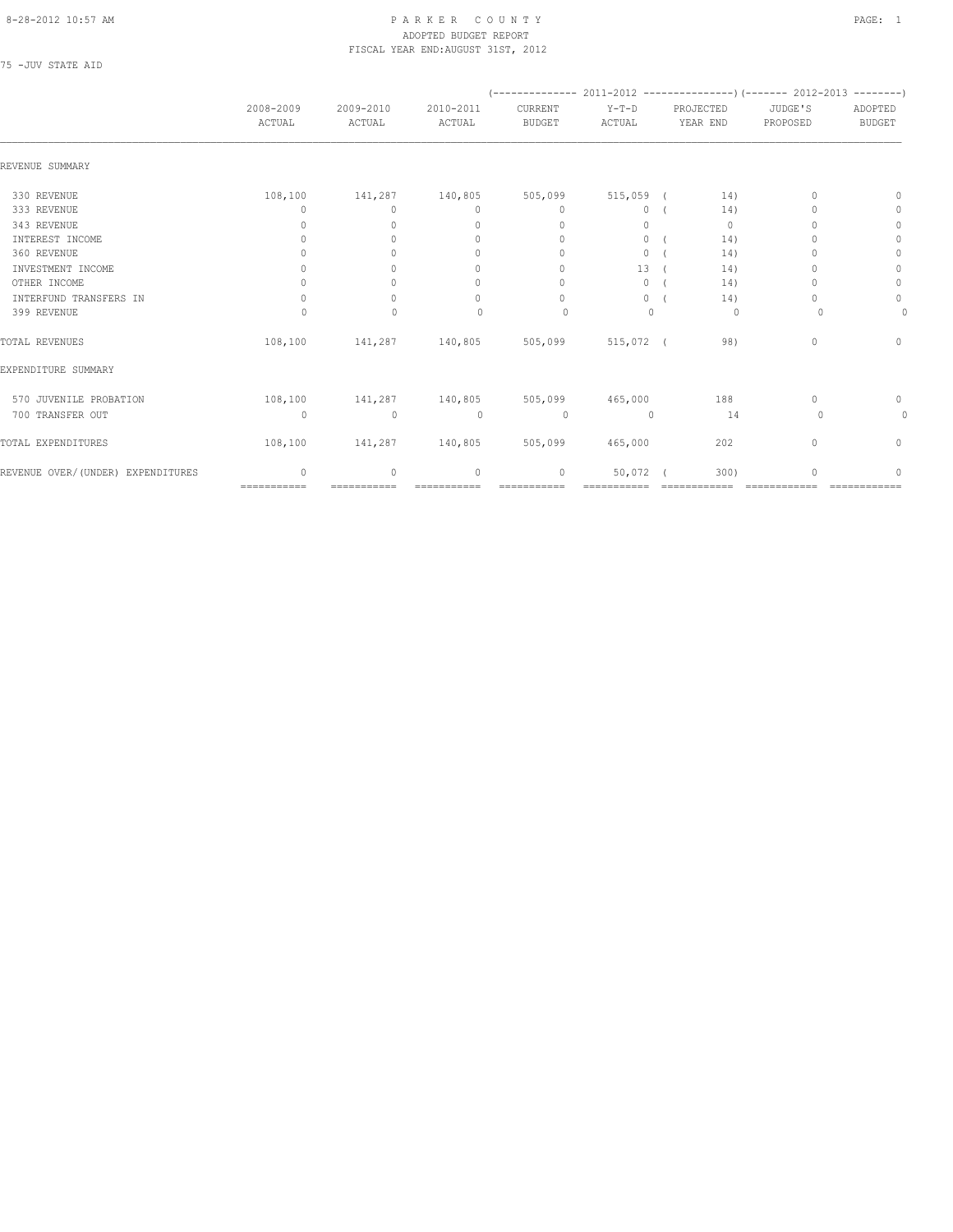# PARKER COUNTY

ADOPTED BUDGET REPORT

FISCAL YEAR END:AUGUST 31ST, 2012

75 -JUV STATE AID

| | 2008-2009 ACTUAL | 2009-2010 ACTUAL | 2010-2011 ACTUAL | 2011-2012 CURRENT BUDGET | 2011-2012 Y-T-D ACTUAL | 2011-2012 PROJECTED YEAR END | 2012-2013 JUDGE'S PROPOSED | 2012-2013 ADOPTED BUDGET |
|---|---|---|---|---|---|---|---|---|
| REVENUE SUMMARY | | | | | | | | |
| 330 REVENUE | 108,100 | 141,287 | 140,805 | 505,099 | 515,059 | ( 14) | 0 | 0 |
| 333 REVENUE | 0 | 0 | 0 | 0 | 0 | ( 14) | 0 | 0 |
| 343 REVENUE | 0 | 0 | 0 | 0 | 0 | 0 | 0 | 0 |
| INTEREST INCOME | 0 | 0 | 0 | 0 | 0 | ( 14) | 0 | 0 |
| 360 REVENUE | 0 | 0 | 0 | 0 | 0 | ( 14) | 0 | 0 |
| INVESTMENT INCOME | 0 | 0 | 0 | 0 | 13 | ( 14) | 0 | 0 |
| OTHER INCOME | 0 | 0 | 0 | 0 | 0 | ( 14) | 0 | 0 |
| INTERFUND TRANSFERS IN | 0 | 0 | 0 | 0 | 0 | ( 14) | 0 | 0 |
| 399 REVENUE | 0 | 0 | 0 | 0 | 0 | 0 | 0 | 0 |
| TOTAL REVENUES | 108,100 | 141,287 | 140,805 | 505,099 | 515,072 | ( 98) | 0 | 0 |
| EXPENDITURE SUMMARY | | | | | | | | |
| 570 JUVENILE PROBATION | 108,100 | 141,287 | 140,805 | 505,099 | 465,000 | 188 | 0 | 0 |
| 700 TRANSFER OUT | 0 | 0 | 0 | 0 | 0 | 14 | 0 | 0 |
| TOTAL EXPENDITURES | 108,100 | 141,287 | 140,805 | 505,099 | 465,000 | 202 | 0 | 0 |
| REVENUE OVER/(UNDER) EXPENDITURES | 0 | 0 | 0 | 0 | 50,072 | ( 300) | 0 | 0 |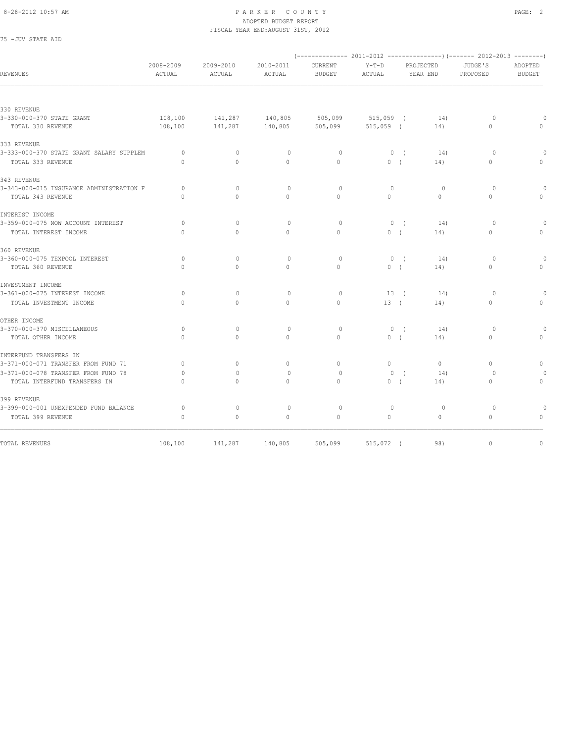# PARKER COUNTY
## ADOPTED BUDGET REPORT
### FISCAL YEAR END: AUGUST 31ST, 2012

75 -JUV STATE AID

| REVENUES | 2008-2009 ACTUAL | 2009-2010 ACTUAL | 2010-2011 ACTUAL | (2011-2012) CURRENT BUDGET | (2011-2012) Y-T-D ACTUAL | (2011-2012) PROJECTED YEAR END | (2012-2013) JUDGE'S PROPOSED | (2012-2013) ADOPTED BUDGET |
|---|---|---|---|---|---|---|---|---|
| **330 REVENUE** | | | | | | | | |
| 3-330-000-370 STATE GRANT | 108,100 | 141,287 | 140,805 | 505,099 | 515,059 | ( 14) | 0 | 0 |
| TOTAL 330 REVENUE | 108,100 | 141,287 | 140,805 | 505,099 | 515,059 | ( 14) | 0 | 0 |
| **333 REVENUE** | | | | | | | | |
| 3-333-000-370 STATE GRANT SALARY SUPPLEM | 0 | 0 | 0 | 0 | 0 | ( 14) | 0 | 0 |
| TOTAL 333 REVENUE | 0 | 0 | 0 | 0 | 0 | ( 14) | 0 | 0 |
| **343 REVENUE** | | | | | | | | |
| 3-343-000-015 INSURANCE ADMINISTRATION F | 0 | 0 | 0 | 0 | 0 | 0 | 0 | 0 |
| TOTAL 343 REVENUE | 0 | 0 | 0 | 0 | 0 | 0 | 0 | 0 |
| **INTEREST INCOME** | | | | | | | | |
| 3-359-000-075 NOW ACCOUNT INTEREST | 0 | 0 | 0 | 0 | 0 | ( 14) | 0 | 0 |
| TOTAL INTEREST INCOME | 0 | 0 | 0 | 0 | 0 | ( 14) | 0 | 0 |
| **360 REVENUE** | | | | | | | | |
| 3-360-000-075 TEXPOOL INTEREST | 0 | 0 | 0 | 0 | 0 | ( 14) | 0 | 0 |
| TOTAL 360 REVENUE | 0 | 0 | 0 | 0 | 0 | ( 14) | 0 | 0 |
| **INVESTMENT INCOME** | | | | | | | | |
| 3-361-000-075 INTEREST INCOME | 0 | 0 | 0 | 0 | 13 | ( 14) | 0 | 0 |
| TOTAL INVESTMENT INCOME | 0 | 0 | 0 | 0 | 13 | ( 14) | 0 | 0 |
| **OTHER INCOME** | | | | | | | | |
| 3-370-000-370 MISCELLANEOUS | 0 | 0 | 0 | 0 | 0 | ( 14) | 0 | 0 |
| TOTAL OTHER INCOME | 0 | 0 | 0 | 0 | 0 | ( 14) | 0 | 0 |
| **INTERFUND TRANSFERS IN** | | | | | | | | |
| 3-371-000-071 TRANSFER FROM FUND 71 | 0 | 0 | 0 | 0 | 0 | 0 | 0 | 0 |
| 3-371-000-078 TRANSFER FROM FUND 78 | 0 | 0 | 0 | 0 | 0 | ( 14) | 0 | 0 |
| TOTAL INTERFUND TRANSFERS IN | 0 | 0 | 0 | 0 | 0 | ( 14) | 0 | 0 |
| **399 REVENUE** | | | | | | | | |
| 3-399-000-001 UNEXPENDED FUND BALANCE | 0 | 0 | 0 | 0 | 0 | 0 | 0 | 0 |
| TOTAL 399 REVENUE | 0 | 0 | 0 | 0 | 0 | 0 | 0 | 0 |
| TOTAL REVENUES | 108,100 | 141,287 | 140,805 | 505,099 | 515,072 | ( 98) | 0 | 0 |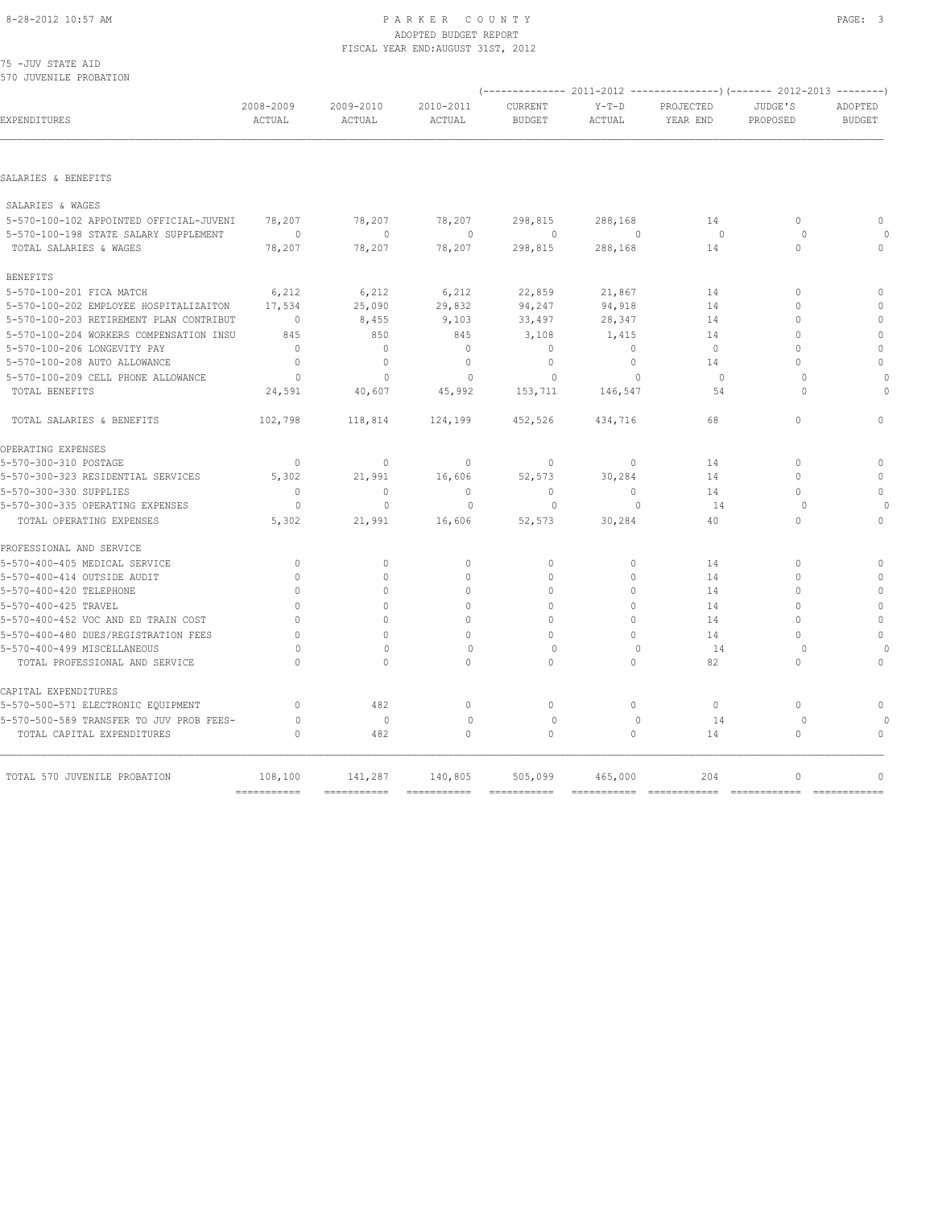PARKER COUNTY
ADOPTED BUDGET REPORT
FISCAL YEAR END:AUGUST 31ST, 2012

75 -JUV STATE AID
570 JUVENILE PROBATION

| EXPENDITURES | 2008-2009 ACTUAL | 2009-2010 ACTUAL | 2010-2011 ACTUAL | 2011-2012 CURRENT BUDGET | 2011-2012 Y-T-D ACTUAL | 2011-2012 PROJECTED YEAR END | 2012-2013 JUDGE'S PROPOSED | 2012-2013 ADOPTED BUDGET |
|---|---|---|---|---|---|---|---|---|
| SALARIES & BENEFITS | | | | | | | | |
| SALARIES & WAGES | | | | | | | | |
| 5-570-100-102 APPOINTED OFFICIAL-JUVENI | 78,207 | 78,207 | 78,207 | 298,815 | 288,168 | 14 | 0 | 0 |
| 5-570-100-198 STATE SALARY SUPPLEMENT | 0 | 0 | 0 | 0 | 0 | 0 | 0 | 0 |
| TOTAL SALARIES & WAGES | 78,207 | 78,207 | 78,207 | 298,815 | 288,168 | 14 | 0 | 0 |
| BENEFITS | | | | | | | | |
| 5-570-100-201 FICA MATCH | 6,212 | 6,212 | 6,212 | 22,859 | 21,867 | 14 | 0 | 0 |
| 5-570-100-202 EMPLOYEE HOSPITALIZAITON | 17,534 | 25,090 | 29,832 | 94,247 | 94,918 | 14 | 0 | 0 |
| 5-570-100-203 RETIREMENT PLAN CONTRIBUT | 0 | 8,455 | 9,103 | 33,497 | 28,347 | 14 | 0 | 0 |
| 5-570-100-204 WORKERS COMPENSATION INSU | 845 | 850 | 845 | 3,108 | 1,415 | 14 | 0 | 0 |
| 5-570-100-206 LONGEVITY PAY | 0 | 0 | 0 | 0 | 0 | 0 | 0 | 0 |
| 5-570-100-208 AUTO ALLOWANCE | 0 | 0 | 0 | 0 | 0 | 14 | 0 | 0 |
| 5-570-100-209 CELL PHONE ALLOWANCE | 0 | 0 | 0 | 0 | 0 | 0 | 0 | 0 |
| TOTAL BENEFITS | 24,591 | 40,607 | 45,992 | 153,711 | 146,547 | 54 | 0 | 0 |
| TOTAL SALARIES & BENEFITS | 102,798 | 118,814 | 124,199 | 452,526 | 434,716 | 68 | 0 | 0 |
| OPERATING EXPENSES | | | | | | | | |
| 5-570-300-310 POSTAGE | 0 | 0 | 0 | 0 | 0 | 14 | 0 | 0 |
| 5-570-300-323 RESIDENTIAL SERVICES | 5,302 | 21,991 | 16,606 | 52,573 | 30,284 | 14 | 0 | 0 |
| 5-570-300-330 SUPPLIES | 0 | 0 | 0 | 0 | 0 | 14 | 0 | 0 |
| 5-570-300-335 OPERATING EXPENSES | 0 | 0 | 0 | 0 | 0 | 14 | 0 | 0 |
| TOTAL OPERATING EXPENSES | 5,302 | 21,991 | 16,606 | 52,573 | 30,284 | 40 | 0 | 0 |
| PROFESSIONAL AND SERVICE | | | | | | | | |
| 5-570-400-405 MEDICAL SERVICE | 0 | 0 | 0 | 0 | 0 | 14 | 0 | 0 |
| 5-570-400-414 OUTSIDE AUDIT | 0 | 0 | 0 | 0 | 0 | 14 | 0 | 0 |
| 5-570-400-420 TELEPHONE | 0 | 0 | 0 | 0 | 0 | 14 | 0 | 0 |
| 5-570-400-425 TRAVEL | 0 | 0 | 0 | 0 | 0 | 14 | 0 | 0 |
| 5-570-400-452 VOC AND ED TRAIN COST | 0 | 0 | 0 | 0 | 0 | 14 | 0 | 0 |
| 5-570-400-480 DUES/REGISTRATION FEES | 0 | 0 | 0 | 0 | 0 | 14 | 0 | 0 |
| 5-570-400-499 MISCELLANEOUS | 0 | 0 | 0 | 0 | 0 | 14 | 0 | 0 |
| TOTAL PROFESSIONAL AND SERVICE | 0 | 0 | 0 | 0 | 0 | 82 | 0 | 0 |
| CAPITAL EXPENDITURES | | | | | | | | |
| 5-570-500-571 ELECTRONIC EQUIPMENT | 0 | 482 | 0 | 0 | 0 | 0 | 0 | 0 |
| 5-570-500-589 TRANSFER TO JUV PROB FEES- | 0 | 0 | 0 | 0 | 0 | 14 | 0 | 0 |
| TOTAL CAPITAL EXPENDITURES | 0 | 482 | 0 | 0 | 0 | 14 | 0 | 0 |
| TOTAL 570 JUVENILE PROBATION | 108,100 | 141,287 | 140,805 | 505,099 | 465,000 | 204 | 0 | 0 |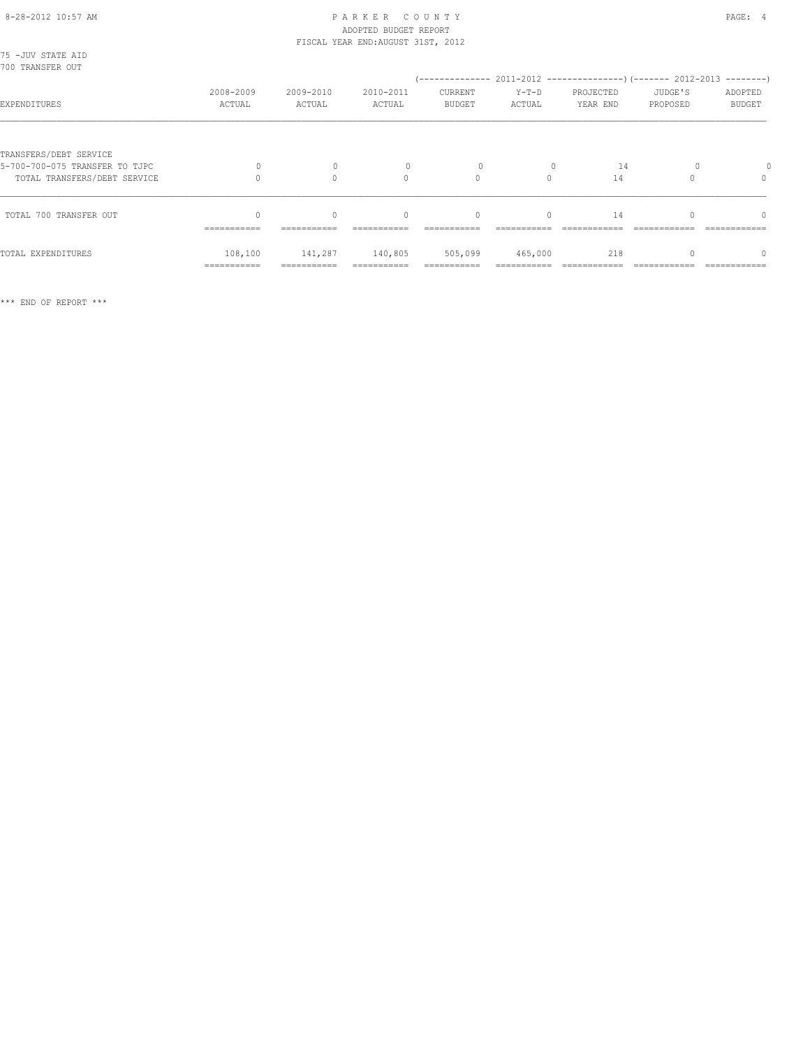PARKER COUNTY
ADOPTED BUDGET REPORT
FISCAL YEAR END:AUGUST 31ST, 2012

75 -JUV STATE AID
700 TRANSFER OUT

| EXPENDITURES | 2008-2009 ACTUAL | 2009-2010 ACTUAL | 2010-2011 ACTUAL | 2011-2012 CURRENT BUDGET | 2011-2012 Y-T-D ACTUAL | 2011-2012 PROJECTED YEAR END | 2012-2013 JUDGE'S PROPOSED | 2012-2013 ADOPTED BUDGET |
|---|---|---|---|---|---|---|---|---|
| TRANSFERS/DEBT SERVICE | | | | | | | | |
| 5-700-700-075 TRANSFER TO TJPC | 0 | 0 | 0 | 0 | 0 | 14 | 0 | 0 |
| TOTAL TRANSFERS/DEBT SERVICE | 0 | 0 | 0 | 0 | 0 | 14 | 0 | 0 |
| TOTAL 700 TRANSFER OUT | 0 | 0 | 0 | 0 | 0 | 14 | 0 | 0 |
| TOTAL EXPENDITURES | 108,100 | 141,287 | 140,805 | 505,099 | 465,000 | 218 | 0 | 0 |

*** END OF REPORT ***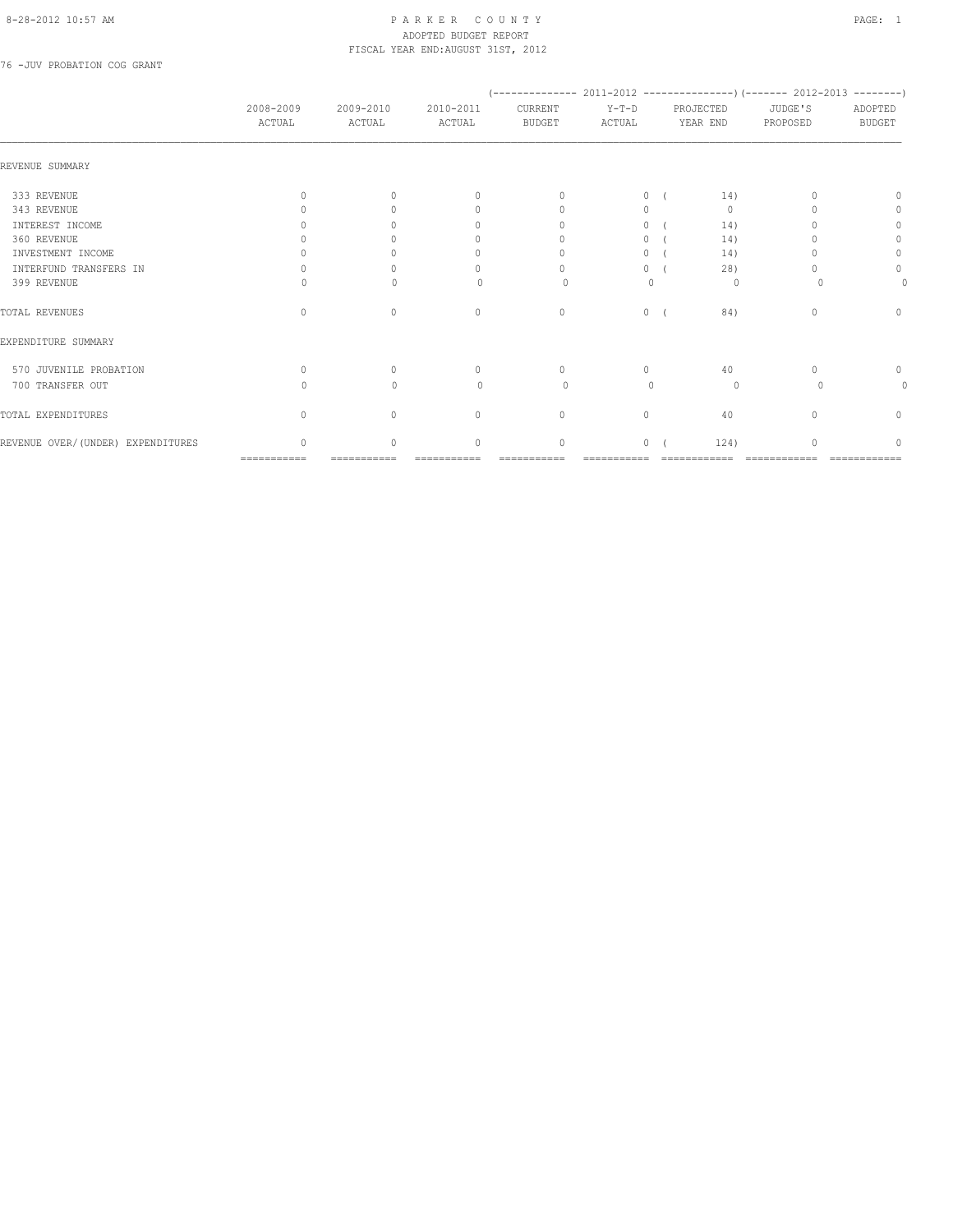PARKER COUNTY
ADOPTED BUDGET REPORT
FISCAL YEAR END:AUGUST 31ST, 2012

76 -JUV PROBATION COG GRANT

| | 2008-2009 ACTUAL | 2009-2010 ACTUAL | 2010-2011 ACTUAL | (-------------- 2011-2012 CURRENT BUDGET | Y-T-D ACTUAL | PROJECTED YEAR END ---------------) | (------- 2012-2013 JUDGE'S PROPOSED | ADOPTED BUDGET --------) |
|---|---|---|---|---|---|---|---|---|
| REVENUE SUMMARY | | | | | | | | |
| 333 REVENUE | 0 | 0 | 0 | 0 | 0 | ( 14) | 0 | 0 |
| 343 REVENUE | 0 | 0 | 0 | 0 | 0 | 0 | 0 | 0 |
| INTEREST INCOME | 0 | 0 | 0 | 0 | 0 | ( 14) | 0 | 0 |
| 360 REVENUE | 0 | 0 | 0 | 0 | 0 | ( 14) | 0 | 0 |
| INVESTMENT INCOME | 0 | 0 | 0 | 0 | 0 | ( 14) | 0 | 0 |
| INTERFUND TRANSFERS IN | 0 | 0 | 0 | 0 | 0 | ( 28) | 0 | 0 |
| 399 REVENUE | 0 | 0 | 0 | 0 | 0 | 0 | 0 | 0 |
| TOTAL REVENUES | 0 | 0 | 0 | 0 | 0 | ( 84) | 0 | 0 |
| EXPENDITURE SUMMARY | | | | | | | | |
| 570 JUVENILE PROBATION | 0 | 0 | 0 | 0 | 0 | 40 | 0 | 0 |
| 700 TRANSFER OUT | 0 | 0 | 0 | 0 | 0 | 0 | 0 | 0 |
| TOTAL EXPENDITURES | 0 | 0 | 0 | 0 | 0 | 40 | 0 | 0 |
| REVENUE OVER/(UNDER) EXPENDITURES | 0 | 0 | 0 | 0 | 0 | ( 124) | 0 | 0 |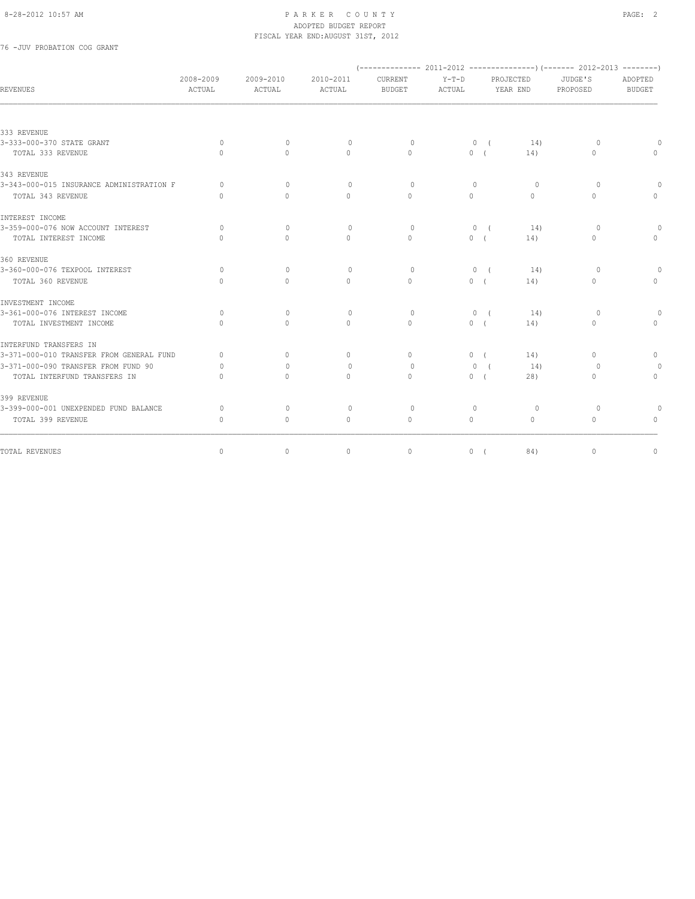PARKER COUNTY
ADOPTED BUDGET REPORT
FISCAL YEAR END:AUGUST 31ST, 2012

76 -JUV PROBATION COG GRANT

| REVENUES | 2008-2009 ACTUAL | 2009-2010 ACTUAL | 2010-2011 ACTUAL | 2011-2012 CURRENT BUDGET | 2011-2012 Y-T-D ACTUAL | 2011-2012 PROJECTED YEAR END | 2012-2013 JUDGE'S PROPOSED | 2012-2013 ADOPTED BUDGET |
|---|---|---|---|---|---|---|---|---|
| 333 REVENUE | | | | | | | | |
| 3-333-000-370 STATE GRANT | 0 | 0 | 0 | 0 | 0 | ( 14) | 0 | 0 |
| TOTAL 333 REVENUE | 0 | 0 | 0 | 0 | 0 | ( 14) | 0 | 0 |
| 343 REVENUE | | | | | | | | |
| 3-343-000-015 INSURANCE ADMINISTRATION F | 0 | 0 | 0 | 0 | 0 | 0 | 0 | 0 |
| TOTAL 343 REVENUE | 0 | 0 | 0 | 0 | 0 | 0 | 0 | 0 |
| INTEREST INCOME | | | | | | | | |
| 3-359-000-076 NOW ACCOUNT INTEREST | 0 | 0 | 0 | 0 | 0 | ( 14) | 0 | 0 |
| TOTAL INTEREST INCOME | 0 | 0 | 0 | 0 | 0 | ( 14) | 0 | 0 |
| 360 REVENUE | | | | | | | | |
| 3-360-000-076 TEXPOOL INTEREST | 0 | 0 | 0 | 0 | 0 | ( 14) | 0 | 0 |
| TOTAL 360 REVENUE | 0 | 0 | 0 | 0 | 0 | ( 14) | 0 | 0 |
| INVESTMENT INCOME | | | | | | | | |
| 3-361-000-076 INTEREST INCOME | 0 | 0 | 0 | 0 | 0 | ( 14) | 0 | 0 |
| TOTAL INVESTMENT INCOME | 0 | 0 | 0 | 0 | 0 | ( 14) | 0 | 0 |
| INTERFUND TRANSFERS IN | | | | | | | | |
| 3-371-000-010 TRANSFER FROM GENERAL FUND | 0 | 0 | 0 | 0 | 0 | ( 14) | 0 | 0 |
| 3-371-000-090 TRANSFER FROM FUND 90 | 0 | 0 | 0 | 0 | 0 | ( 14) | 0 | 0 |
| TOTAL INTERFUND TRANSFERS IN | 0 | 0 | 0 | 0 | 0 | ( 28) | 0 | 0 |
| 399 REVENUE | | | | | | | | |
| 3-399-000-001 UNEXPENDED FUND BALANCE | 0 | 0 | 0 | 0 | 0 | 0 | 0 | 0 |
| TOTAL 399 REVENUE | 0 | 0 | 0 | 0 | 0 | 0 | 0 | 0 |
| TOTAL REVENUES | 0 | 0 | 0 | 0 | 0 | ( 84) | 0 | 0 |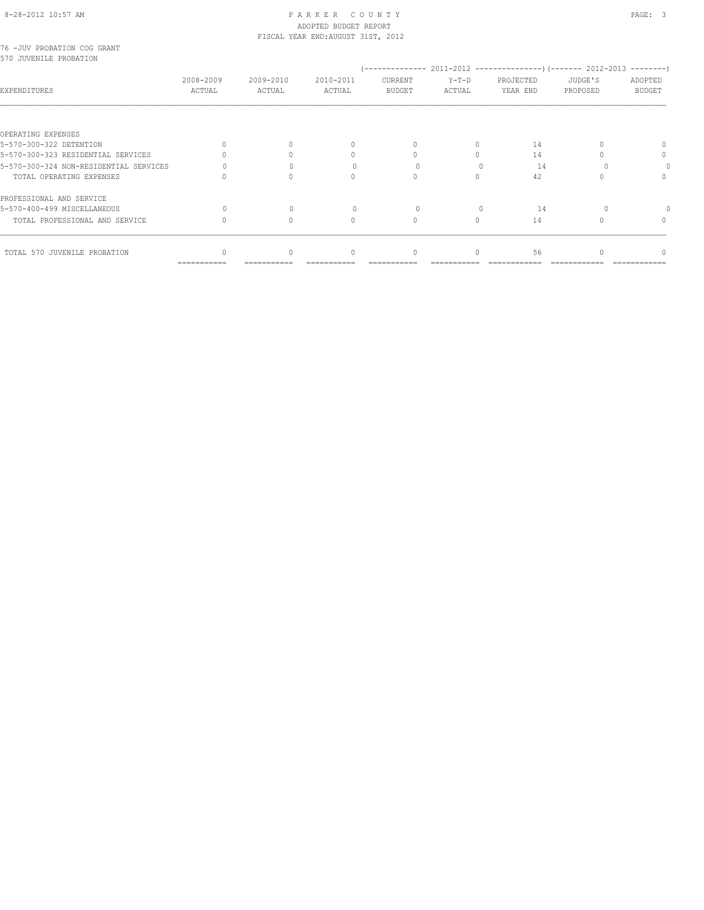76 -JUV PROBATION COG GRANT
570 JUVENILE PROBATION

| EXPENDITURES | 2008-2009 ACTUAL | 2009-2010 ACTUAL | 2010-2011 ACTUAL | 2011-2012 CURRENT BUDGET | 2011-2012 Y-T-D ACTUAL | 2011-2012 PROJECTED YEAR END | 2012-2013 JUDGE'S PROPOSED | 2012-2013 ADOPTED BUDGET |
|---|---|---|---|---|---|---|---|---|
| OPERATING EXPENSES | | | | | | | | |
| 5-570-300-322 DETENTION | 0 | 0 | 0 | 0 | 0 | 14 | 0 | 0 |
| 5-570-300-323 RESIDENTIAL SERVICES | 0 | 0 | 0 | 0 | 0 | 14 | 0 | 0 |
| 5-570-300-324 NON-RESIDENTIAL SERVICES | 0 | 0 | 0 | 0 | 0 | 14 | 0 | 0 |
| TOTAL OPERATING EXPENSES | 0 | 0 | 0 | 0 | 0 | 42 | 0 | 0 |
| PROFESSIONAL AND SERVICE | | | | | | | | |
| 5-570-400-499 MISCELLANEOUS | 0 | 0 | 0 | 0 | 0 | 14 | 0 | 0 |
| TOTAL PROFESSIONAL AND SERVICE | 0 | 0 | 0 | 0 | 0 | 14 | 0 | 0 |
| TOTAL 570 JUVENILE PROBATION | 0 | 0 | 0 | 0 | 0 | 56 | 0 | 0 |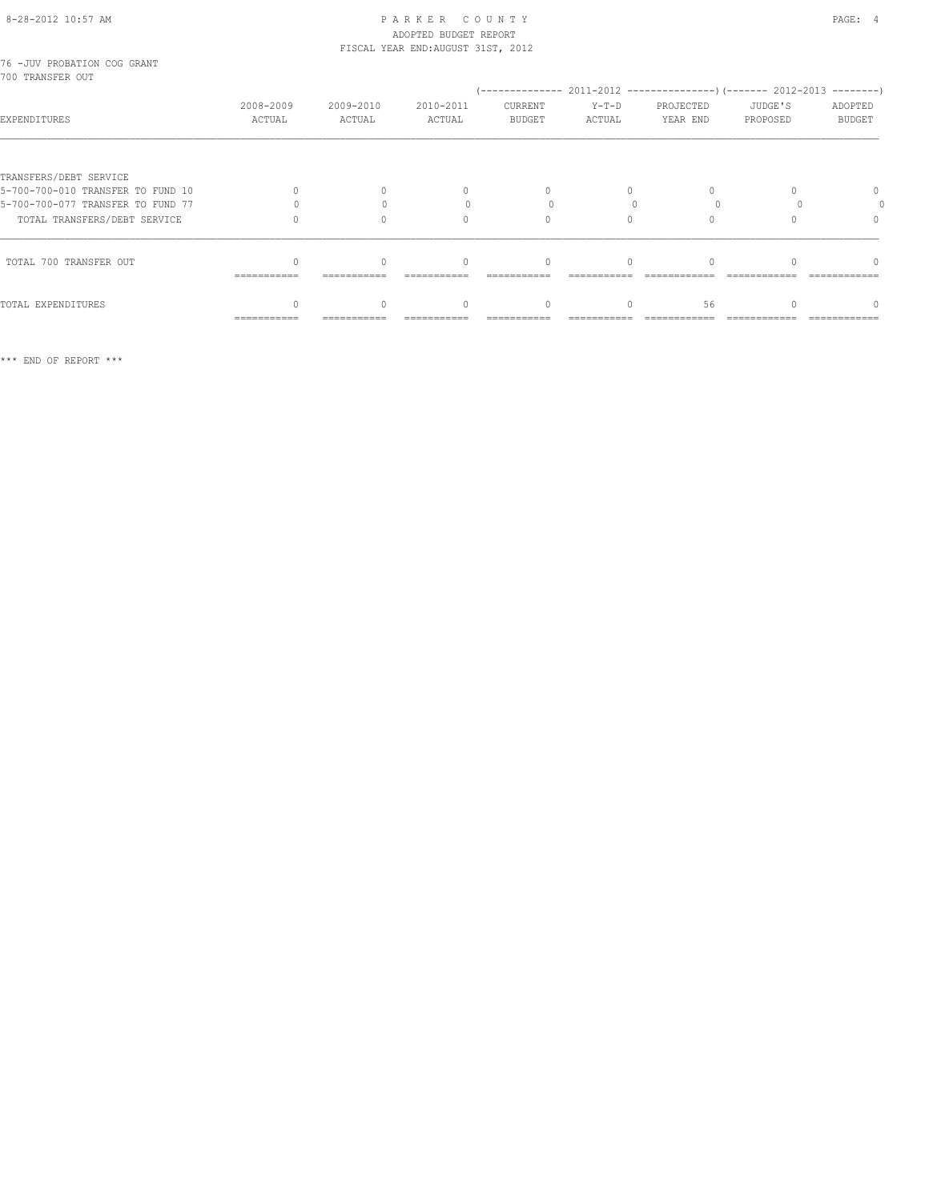76 -JUV PROBATION COG GRANT
700 TRANSFER OUT

| EXPENDITURES | 2008-2009 ACTUAL | 2009-2010 ACTUAL | 2010-2011 ACTUAL | 2011-2012 CURRENT BUDGET | 2011-2012 Y-T-D ACTUAL | 2011-2012 PROJECTED YEAR END | 2012-2013 JUDGE'S PROPOSED | 2012-2013 ADOPTED BUDGET |
|---|---|---|---|---|---|---|---|---|
| TRANSFERS/DEBT SERVICE | | | | | | | | |
| 5-700-700-010 TRANSFER TO FUND 10 | 0 | 0 | 0 | 0 | 0 | 0 | 0 | 0 |
| 5-700-700-077 TRANSFER TO FUND 77 | 0 | 0 | 0 | 0 | 0 | 0 | 0 | 0 |
| TOTAL TRANSFERS/DEBT SERVICE | 0 | 0 | 0 | 0 | 0 | 0 | 0 | 0 |
| TOTAL 700 TRANSFER OUT | 0 | 0 | 0 | 0 | 0 | 0 | 0 | 0 |
| TOTAL EXPENDITURES | 0 | 0 | 0 | 0 | 0 | 56 | 0 | 0 |

*** END OF REPORT ***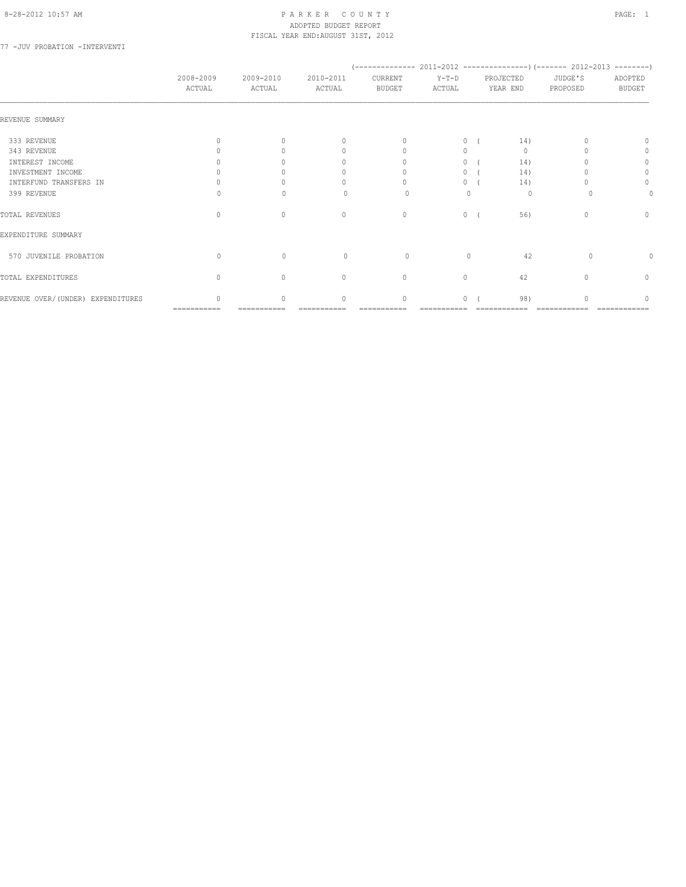# PARKER COUNTY

ADOPTED BUDGET REPORT

FISCAL YEAR END:AUGUST 31ST, 2012

77 -JUV PROBATION -INTERVENTI

| | 2008-2009 ACTUAL | 2009-2010 ACTUAL | 2010-2011 ACTUAL | 2011-2012 CURRENT BUDGET | 2011-2012 Y-T-D ACTUAL | 2011-2012 PROJECTED YEAR END | 2012-2013 JUDGE'S PROPOSED | 2012-2013 ADOPTED BUDGET |
|---|---|---|---|---|---|---|---|---|
| REVENUE SUMMARY | | | | | | | | |
| 333 REVENUE | 0 | 0 | 0 | 0 | 0 | ( 14) | 0 | 0 |
| 343 REVENUE | 0 | 0 | 0 | 0 | 0 | 0 | 0 | 0 |
| INTEREST INCOME | 0 | 0 | 0 | 0 | 0 | ( 14) | 0 | 0 |
| INVESTMENT INCOME | 0 | 0 | 0 | 0 | 0 | ( 14) | 0 | 0 |
| INTERFUND TRANSFERS IN | 0 | 0 | 0 | 0 | 0 | ( 14) | 0 | 0 |
| 399 REVENUE | 0 | 0 | 0 | 0 | 0 | 0 | 0 | 0 |
| TOTAL REVENUES | 0 | 0 | 0 | 0 | 0 | ( 56) | 0 | 0 |
| EXPENDITURE SUMMARY | | | | | | | | |
| 570 JUVENILE PROBATION | 0 | 0 | 0 | 0 | 0 | 42 | 0 | 0 |
| TOTAL EXPENDITURES | 0 | 0 | 0 | 0 | 0 | 42 | 0 | 0 |
| REVENUE OVER/(UNDER) EXPENDITURES | 0 | 0 | 0 | 0 | 0 | ( 98) | 0 | 0 |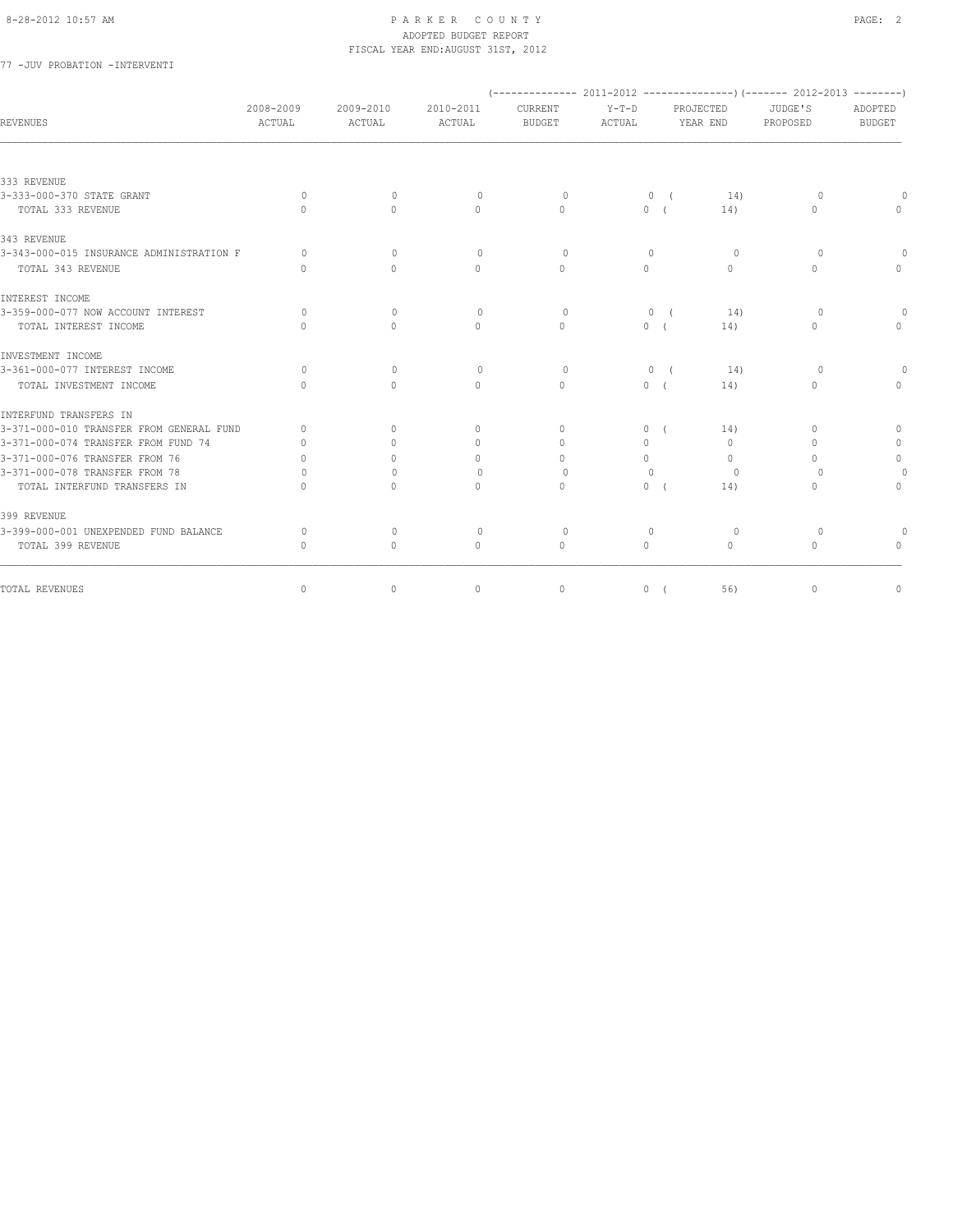PARKER COUNTY
ADOPTED BUDGET REPORT
FISCAL YEAR END:AUGUST 31ST, 2012

77 -JUV PROBATION -INTERVENTI

| REVENUES | 2008-2009 ACTUAL | 2009-2010 ACTUAL | 2010-2011 ACTUAL | 2011-2012 CURRENT BUDGET | 2011-2012 Y-T-D ACTUAL | 2011-2012 PROJECTED YEAR END | 2012-2013 JUDGE'S PROPOSED | 2012-2013 ADOPTED BUDGET |
|---|---|---|---|---|---|---|---|---|
| 333 REVENUE | | | | | | | | |
| 3-333-000-370 STATE GRANT | 0 | 0 | 0 | 0 | 0 | ( 14) | 0 | 0 |
| TOTAL 333 REVENUE | 0 | 0 | 0 | 0 | 0 | ( 14) | 0 | 0 |
| 343 REVENUE | | | | | | | | |
| 3-343-000-015 INSURANCE ADMINISTRATION F | 0 | 0 | 0 | 0 | 0 | 0 | 0 | 0 |
| TOTAL 343 REVENUE | 0 | 0 | 0 | 0 | 0 | 0 | 0 | 0 |
| INTEREST INCOME | | | | | | | | |
| 3-359-000-077 NOW ACCOUNT INTEREST | 0 | 0 | 0 | 0 | 0 | ( 14) | 0 | 0 |
| TOTAL INTEREST INCOME | 0 | 0 | 0 | 0 | 0 | ( 14) | 0 | 0 |
| INVESTMENT INCOME | | | | | | | | |
| 3-361-000-077 INTEREST INCOME | 0 | 0 | 0 | 0 | 0 | ( 14) | 0 | 0 |
| TOTAL INVESTMENT INCOME | 0 | 0 | 0 | 0 | 0 | ( 14) | 0 | 0 |
| INTERFUND TRANSFERS IN | | | | | | | | |
| 3-371-000-010 TRANSFER FROM GENERAL FUND | 0 | 0 | 0 | 0 | 0 | ( 14) | 0 | 0 |
| 3-371-000-074 TRANSFER FROM FUND 74 | 0 | 0 | 0 | 0 | 0 | 0 | 0 | 0 |
| 3-371-000-076 TRANSFER FROM 76 | 0 | 0 | 0 | 0 | 0 | 0 | 0 | 0 |
| 3-371-000-078 TRANSFER FROM 78 | 0 | 0 | 0 | 0 | 0 | 0 | 0 | 0 |
| TOTAL INTERFUND TRANSFERS IN | 0 | 0 | 0 | 0 | 0 | ( 14) | 0 | 0 |
| 399 REVENUE | | | | | | | | |
| 3-399-000-001 UNEXPENDED FUND BALANCE | 0 | 0 | 0 | 0 | 0 | 0 | 0 | 0 |
| TOTAL 399 REVENUE | 0 | 0 | 0 | 0 | 0 | 0 | 0 | 0 |
| TOTAL REVENUES | 0 | 0 | 0 | 0 | 0 | ( 56) | 0 | 0 |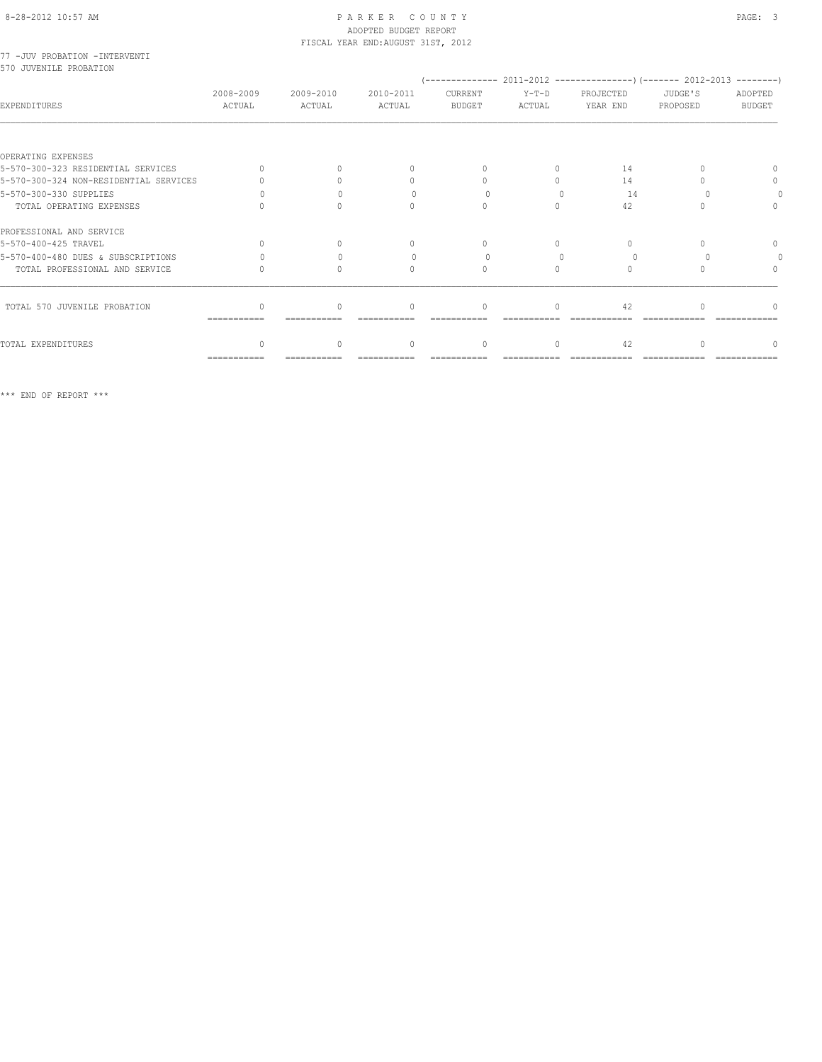# PARKER COUNTY

ADOPTED BUDGET REPORT

FISCAL YEAR END:AUGUST 31ST, 2012

77 -JUV PROBATION -INTERVENTI

570 JUVENILE PROBATION

| EXPENDITURES | 2008-2009 ACTUAL | 2009-2010 ACTUAL | 2010-2011 ACTUAL | 2011-2012 CURRENT BUDGET | 2011-2012 Y-T-D ACTUAL | 2011-2012 PROJECTED YEAR END | 2012-2013 JUDGE'S PROPOSED | 2012-2013 ADOPTED BUDGET |
|---|---|---|---|---|---|---|---|---|
| OPERATING EXPENSES | | | | | | | | |
| 5-570-300-323 RESIDENTIAL SERVICES | 0 | 0 | 0 | 0 | 0 | 14 | 0 | 0 |
| 5-570-300-324 NON-RESIDENTIAL SERVICES | 0 | 0 | 0 | 0 | 0 | 14 | 0 | 0 |
| 5-570-300-330 SUPPLIES | 0 | 0 | 0 | 0 | 0 | 14 | 0 | 0 |
| TOTAL OPERATING EXPENSES | 0 | 0 | 0 | 0 | 0 | 42 | 0 | 0 |
| PROFESSIONAL AND SERVICE | | | | | | | | |
| 5-570-400-425 TRAVEL | 0 | 0 | 0 | 0 | 0 | 0 | 0 | 0 |
| 5-570-400-480 DUES & SUBSCRIPTIONS | 0 | 0 | 0 | 0 | 0 | 0 | 0 | 0 |
| TOTAL PROFESSIONAL AND SERVICE | 0 | 0 | 0 | 0 | 0 | 0 | 0 | 0 |
| TOTAL 570 JUVENILE PROBATION | 0 | 0 | 0 | 0 | 0 | 42 | 0 | 0 |
| TOTAL EXPENDITURES | 0 | 0 | 0 | 0 | 0 | 42 | 0 | 0 |

*** END OF REPORT ***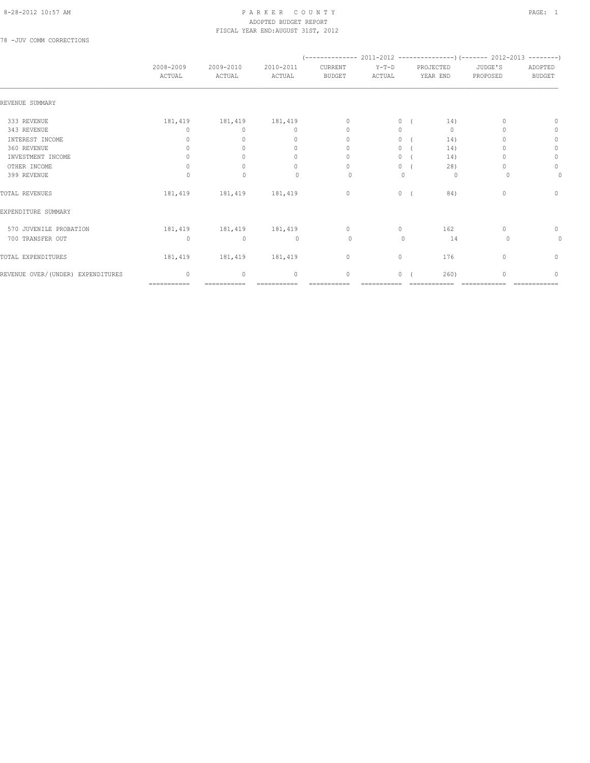PARKER COUNTY
ADOPTED BUDGET REPORT
FISCAL YEAR END:AUGUST 31ST, 2012

78 -JUV COMM CORRECTIONS

| | 2008-2009 ACTUAL | 2009-2010 ACTUAL | 2010-2011 ACTUAL | 2011-2012 CURRENT BUDGET | 2011-2012 Y-T-D ACTUAL | 2011-2012 PROJECTED YEAR END | 2012-2013 JUDGE'S PROPOSED | 2012-2013 ADOPTED BUDGET |
|---|---|---|---|---|---|---|---|---|
| REVENUE SUMMARY | | | | | | | | |
| 333 REVENUE | 181,419 | 181,419 | 181,419 | 0 | 0 | ( 14) | 0 | 0 |
| 343 REVENUE | 0 | 0 | 0 | 0 | 0 | 0 | 0 | 0 |
| INTEREST INCOME | 0 | 0 | 0 | 0 | 0 | ( 14) | 0 | 0 |
| 360 REVENUE | 0 | 0 | 0 | 0 | 0 | ( 14) | 0 | 0 |
| INVESTMENT INCOME | 0 | 0 | 0 | 0 | 0 | ( 14) | 0 | 0 |
| OTHER INCOME | 0 | 0 | 0 | 0 | 0 | ( 28) | 0 | 0 |
| 399 REVENUE | 0 | 0 | 0 | 0 | 0 | 0 | 0 | 0 |
| TOTAL REVENUES | 181,419 | 181,419 | 181,419 | 0 | 0 | ( 84) | 0 | 0 |
| EXPENDITURE SUMMARY | | | | | | | | |
| 570 JUVENILE PROBATION | 181,419 | 181,419 | 181,419 | 0 | 0 | 162 | 0 | 0 |
| 700 TRANSFER OUT | 0 | 0 | 0 | 0 | 0 | 14 | 0 | 0 |
| TOTAL EXPENDITURES | 181,419 | 181,419 | 181,419 | 0 | 0 | 176 | 0 | 0 |
| REVENUE OVER/(UNDER) EXPENDITURES | 0 | 0 | 0 | 0 | 0 | ( 260) | 0 | 0 |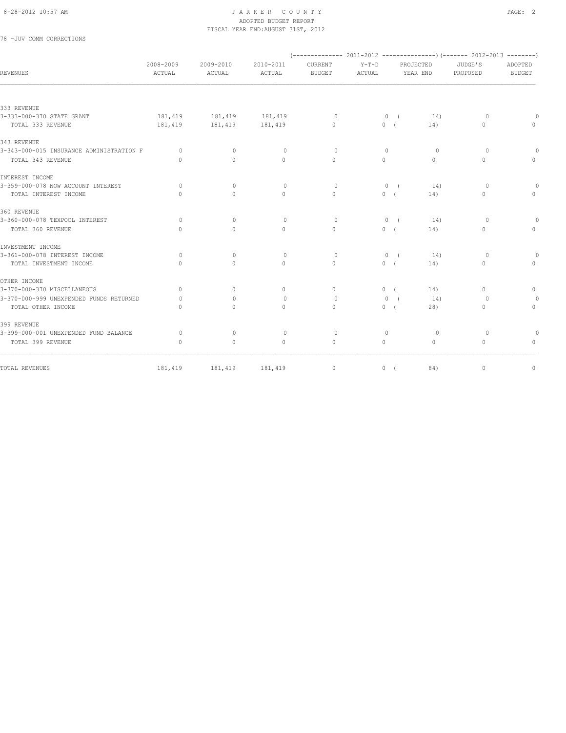PARKER COUNTY
ADOPTED BUDGET REPORT
FISCAL YEAR END:AUGUST 31ST, 2012

78 -JUV COMM CORRECTIONS

| REVENUES | 2008-2009 ACTUAL | 2009-2010 ACTUAL | 2010-2011 ACTUAL | 2011-2012 CURRENT BUDGET | 2011-2012 Y-T-D ACTUAL | 2011-2012 PROJECTED YEAR END | 2012-2013 JUDGE'S PROPOSED | 2012-2013 ADOPTED BUDGET |
|---|---|---|---|---|---|---|---|---|
| 333 REVENUE | | | | | | | | |
| 3-333-000-370 STATE GRANT | 181,419 | 181,419 | 181,419 | 0 | 0 | ( 14) | 0 | 0 |
| TOTAL 333 REVENUE | 181,419 | 181,419 | 181,419 | 0 | 0 | ( 14) | 0 | 0 |
| 343 REVENUE | | | | | | | | |
| 3-343-000-015 INSURANCE ADMINISTRATION F | 0 | 0 | 0 | 0 | 0 | 0 | 0 | 0 |
| TOTAL 343 REVENUE | 0 | 0 | 0 | 0 | 0 | 0 | 0 | 0 |
| INTEREST INCOME | | | | | | | | |
| 3-359-000-078 NOW ACCOUNT INTEREST | 0 | 0 | 0 | 0 | 0 | ( 14) | 0 | 0 |
| TOTAL INTEREST INCOME | 0 | 0 | 0 | 0 | 0 | ( 14) | 0 | 0 |
| 360 REVENUE | | | | | | | | |
| 3-360-000-078 TEXPOOL INTEREST | 0 | 0 | 0 | 0 | 0 | ( 14) | 0 | 0 |
| TOTAL 360 REVENUE | 0 | 0 | 0 | 0 | 0 | ( 14) | 0 | 0 |
| INVESTMENT INCOME | | | | | | | | |
| 3-361-000-078 INTEREST INCOME | 0 | 0 | 0 | 0 | 0 | ( 14) | 0 | 0 |
| TOTAL INVESTMENT INCOME | 0 | 0 | 0 | 0 | 0 | ( 14) | 0 | 0 |
| OTHER INCOME | | | | | | | | |
| 3-370-000-370 MISCELLANEOUS | 0 | 0 | 0 | 0 | 0 | ( 14) | 0 | 0 |
| 3-370-000-999 UNEXPENDED FUNDS RETURNED | 0 | 0 | 0 | 0 | 0 | ( 14) | 0 | 0 |
| TOTAL OTHER INCOME | 0 | 0 | 0 | 0 | 0 | ( 28) | 0 | 0 |
| 399 REVENUE | | | | | | | | |
| 3-399-000-001 UNEXPENDED FUND BALANCE | 0 | 0 | 0 | 0 | 0 | 0 | 0 | 0 |
| TOTAL 399 REVENUE | 0 | 0 | 0 | 0 | 0 | 0 | 0 | 0 |
| TOTAL REVENUES | 181,419 | 181,419 | 181,419 | 0 | 0 | ( 84) | 0 | 0 |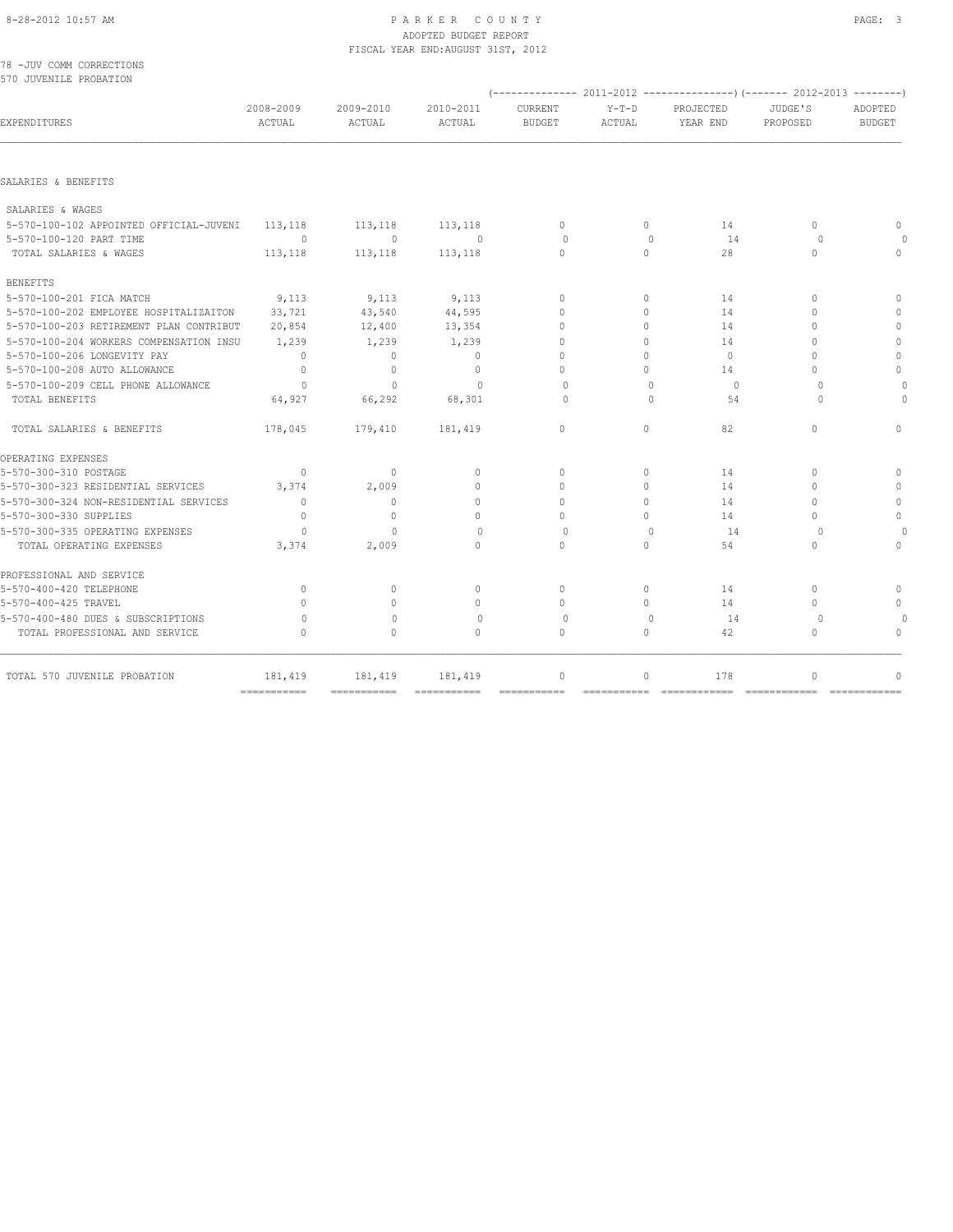# PARKER COUNTY
ADOPTED BUDGET REPORT
FISCAL YEAR END:AUGUST 31ST, 2012

78 -JUV COMM CORRECTIONS
570 JUVENILE PROBATION

| EXPENDITURES | 2008-2009 ACTUAL | 2009-2010 ACTUAL | 2010-2011 ACTUAL | 2011-2012 CURRENT BUDGET | 2011-2012 Y-T-D ACTUAL | 2011-2012 PROJECTED YEAR END | 2012-2013 JUDGE'S PROPOSED | 2012-2013 ADOPTED BUDGET |
|---|---|---|---|---|---|---|---|---|
| **SALARIES & BENEFITS** | | | | | | | | |
| SALARIES & WAGES | | | | | | | | |
| 5-570-100-102 APPOINTED OFFICIAL-JUVENI | 113,118 | 113,118 | 113,118 | 0 | 0 | 14 | 0 | 0 |
| 5-570-100-120 PART TIME | 0 | 0 | 0 | 0 | 0 | 14 | 0 | 0 |
| TOTAL SALARIES & WAGES | 113,118 | 113,118 | 113,118 | 0 | 0 | 28 | 0 | 0 |
| BENEFITS | | | | | | | | |
| 5-570-100-201 FICA MATCH | 9,113 | 9,113 | 9,113 | 0 | 0 | 14 | 0 | 0 |
| 5-570-100-202 EMPLOYEE HOSPITALIZAITON | 33,721 | 43,540 | 44,595 | 0 | 0 | 14 | 0 | 0 |
| 5-570-100-203 RETIREMENT PLAN CONTRIBUT | 20,854 | 12,400 | 13,354 | 0 | 0 | 14 | 0 | 0 |
| 5-570-100-204 WORKERS COMPENSATION INSU | 1,239 | 1,239 | 1,239 | 0 | 0 | 14 | 0 | 0 |
| 5-570-100-206 LONGEVITY PAY | 0 | 0 | 0 | 0 | 0 | 0 | 0 | 0 |
| 5-570-100-208 AUTO ALLOWANCE | 0 | 0 | 0 | 0 | 0 | 14 | 0 | 0 |
| 5-570-100-209 CELL PHONE ALLOWANCE | 0 | 0 | 0 | 0 | 0 | 0 | 0 | 0 |
| TOTAL BENEFITS | 64,927 | 66,292 | 68,301 | 0 | 0 | 54 | 0 | 0 |
| TOTAL SALARIES & BENEFITS | 178,045 | 179,410 | 181,419 | 0 | 0 | 82 | 0 | 0 |
| **OPERATING EXPENSES** | | | | | | | | |
| 5-570-300-310 POSTAGE | 0 | 0 | 0 | 0 | 0 | 14 | 0 | 0 |
| 5-570-300-323 RESIDENTIAL SERVICES | 3,374 | 2,009 | 0 | 0 | 0 | 14 | 0 | 0 |
| 5-570-300-324 NON-RESIDENTIAL SERVICES | 0 | 0 | 0 | 0 | 0 | 14 | 0 | 0 |
| 5-570-300-330 SUPPLIES | 0 | 0 | 0 | 0 | 0 | 14 | 0 | 0 |
| 5-570-300-335 OPERATING EXPENSES | 0 | 0 | 0 | 0 | 0 | 14 | 0 | 0 |
| TOTAL OPERATING EXPENSES | 3,374 | 2,009 | 0 | 0 | 0 | 54 | 0 | 0 |
| **PROFESSIONAL AND SERVICE** | | | | | | | | |
| 5-570-400-420 TELEPHONE | 0 | 0 | 0 | 0 | 0 | 14 | 0 | 0 |
| 5-570-400-425 TRAVEL | 0 | 0 | 0 | 0 | 0 | 14 | 0 | 0 |
| 5-570-400-480 DUES & SUBSCRIPTIONS | 0 | 0 | 0 | 0 | 0 | 14 | 0 | 0 |
| TOTAL PROFESSIONAL AND SERVICE | 0 | 0 | 0 | 0 | 0 | 42 | 0 | 0 |
| TOTAL 570 JUVENILE PROBATION | 181,419 | 181,419 | 181,419 | 0 | 0 | 178 | 0 | 0 |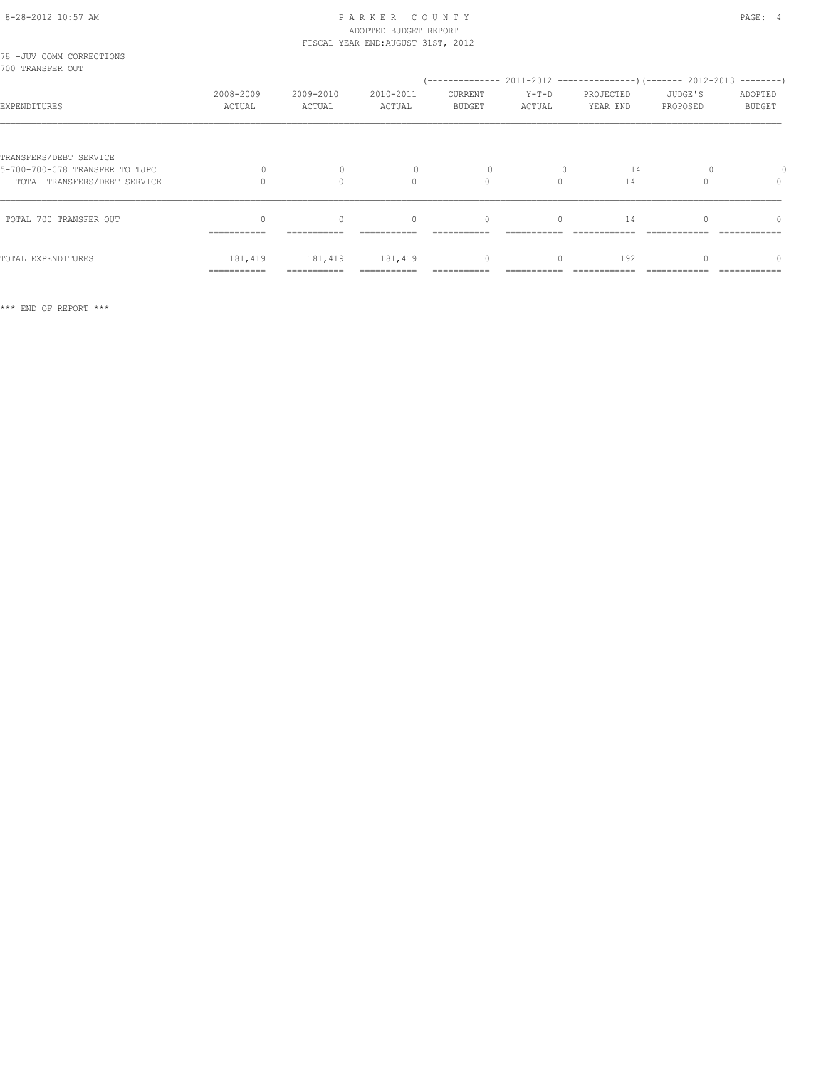PARKER COUNTY
ADOPTED BUDGET REPORT
FISCAL YEAR END:AUGUST 31ST, 2012

78 -JUV COMM CORRECTIONS
700 TRANSFER OUT

| EXPENDITURES | 2008-2009 ACTUAL | 2009-2010 ACTUAL | 2010-2011 ACTUAL | 2011-2012 CURRENT BUDGET | 2011-2012 Y-T-D ACTUAL | 2011-2012 PROJECTED YEAR END | 2012-2013 JUDGE'S PROPOSED | 2012-2013 ADOPTED BUDGET |
|---|---|---|---|---|---|---|---|---|
| TRANSFERS/DEBT SERVICE | | | | | | | | |
| 5-700-700-078 TRANSFER TO TJPC | 0 | 0 | 0 | 0 | 0 | 14 | 0 | 0 |
| TOTAL TRANSFERS/DEBT SERVICE | 0 | 0 | 0 | 0 | 0 | 14 | 0 | 0 |
| TOTAL 700 TRANSFER OUT | 0 | 0 | 0 | 0 | 0 | 14 | 0 | 0 |
| TOTAL EXPENDITURES | 181,419 | 181,419 | 181,419 | 0 | 0 | 192 | 0 | 0 |

*** END OF REPORT ***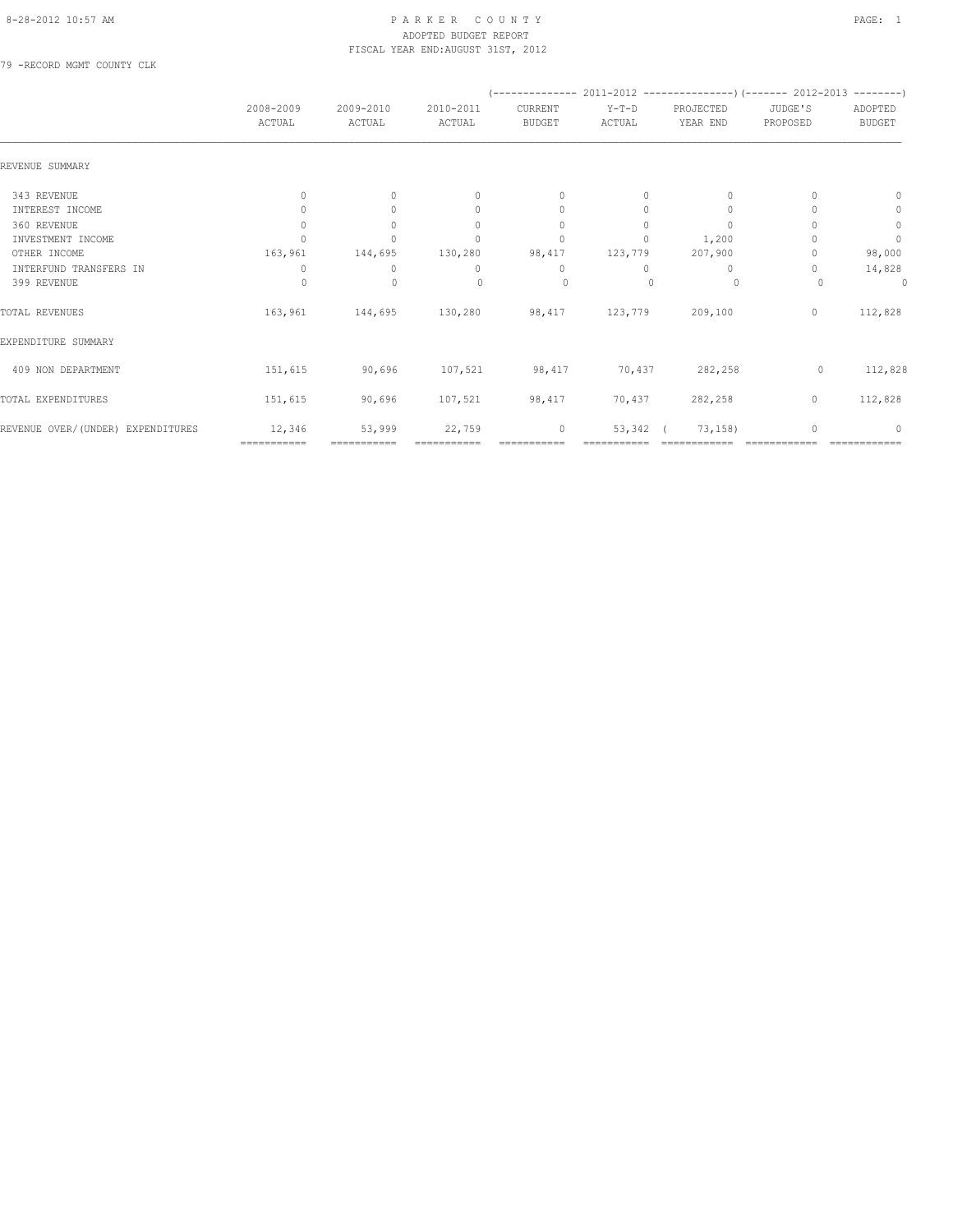PARKER COUNTY
ADOPTED BUDGET REPORT
FISCAL YEAR END:AUGUST 31ST, 2012

79 -RECORD MGMT COUNTY CLK

| | 2008-2009 ACTUAL | 2009-2010 ACTUAL | 2010-2011 ACTUAL | 2011-2012 CURRENT BUDGET | 2011-2012 Y-T-D ACTUAL | 2011-2012 PROJECTED YEAR END | 2012-2013 JUDGE'S PROPOSED | 2012-2013 ADOPTED BUDGET |
|---|---|---|---|---|---|---|---|---|
| REVENUE SUMMARY | | | | | | | | |
| 343 REVENUE | 0 | 0 | 0 | 0 | 0 | 0 | 0 | 0 |
| INTEREST INCOME | 0 | 0 | 0 | 0 | 0 | 0 | 0 | 0 |
| 360 REVENUE | 0 | 0 | 0 | 0 | 0 | 0 | 0 | 0 |
| INVESTMENT INCOME | 0 | 0 | 0 | 0 | 0 | 1,200 | 0 | 0 |
| OTHER INCOME | 163,961 | 144,695 | 130,280 | 98,417 | 123,779 | 207,900 | 0 | 98,000 |
| INTERFUND TRANSFERS IN | 0 | 0 | 0 | 0 | 0 | 0 | 0 | 14,828 |
| 399 REVENUE | 0 | 0 | 0 | 0 | 0 | 0 | 0 | 0 |
| TOTAL REVENUES | 163,961 | 144,695 | 130,280 | 98,417 | 123,779 | 209,100 | 0 | 112,828 |
| EXPENDITURE SUMMARY | | | | | | | | |
| 409 NON DEPARTMENT | 151,615 | 90,696 | 107,521 | 98,417 | 70,437 | 282,258 | 0 | 112,828 |
| TOTAL EXPENDITURES | 151,615 | 90,696 | 107,521 | 98,417 | 70,437 | 282,258 | 0 | 112,828 |
| REVENUE OVER/(UNDER) EXPENDITURES | 12,346 | 53,999 | 22,759 | 0 | 53,342 | ( 73,158) | 0 | 0 |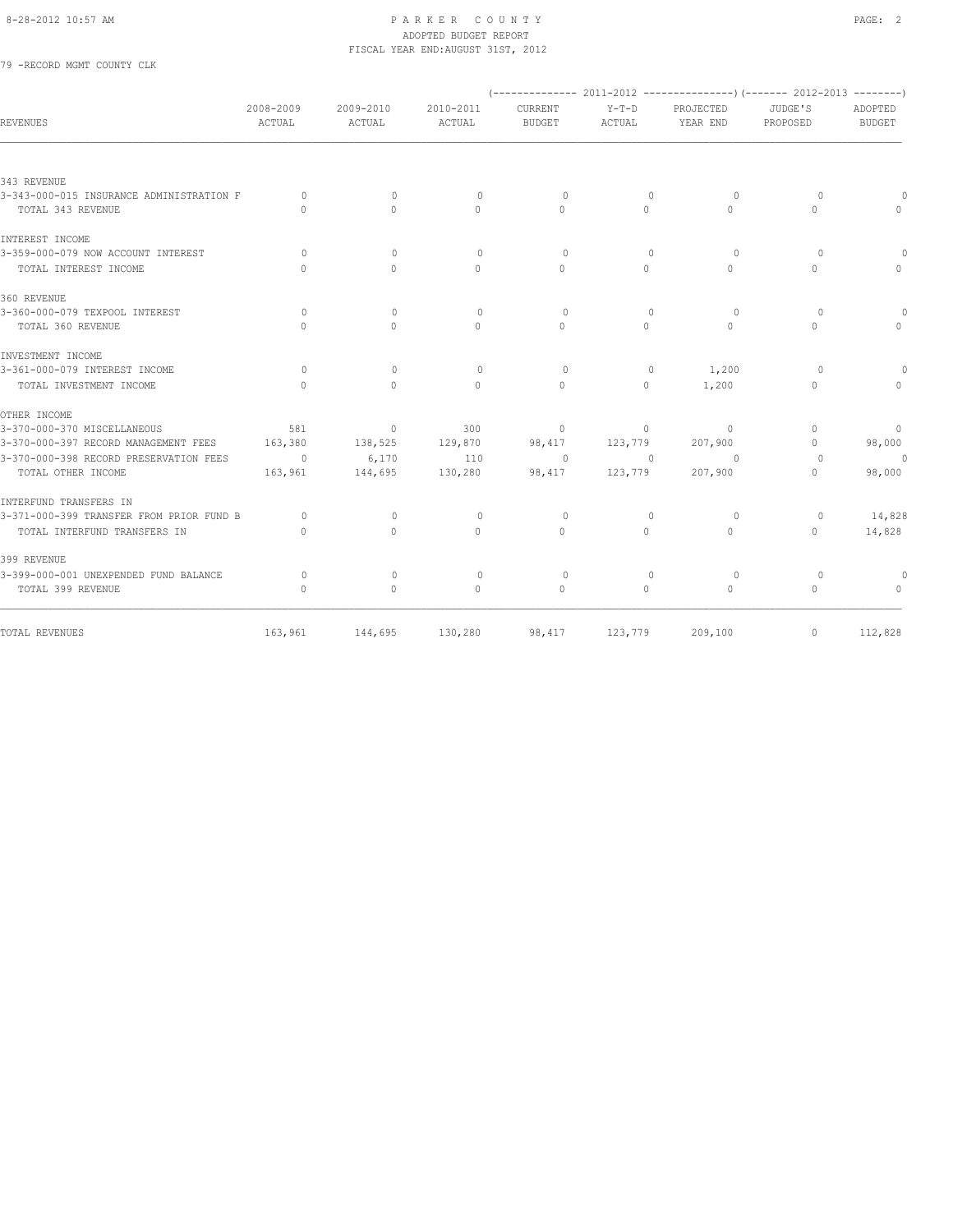PARKER COUNTY
ADOPTED BUDGET REPORT
FISCAL YEAR END:AUGUST 31ST, 2012

79 -RECORD MGMT COUNTY CLK

| REVENUES | 2008-2009 ACTUAL | 2009-2010 ACTUAL | 2010-2011 ACTUAL | 2011-2012 CURRENT BUDGET | 2011-2012 Y-T-D ACTUAL | 2011-2012 PROJECTED YEAR END | 2012-2013 JUDGE'S PROPOSED | 2012-2013 ADOPTED BUDGET |
|---|---|---|---|---|---|---|---|---|
| 343 REVENUE | | | | | | | | |
| 3-343-000-015 INSURANCE ADMINISTRATION F | 0 | 0 | 0 | 0 | 0 | 0 | 0 | 0 |
| TOTAL 343 REVENUE | 0 | 0 | 0 | 0 | 0 | 0 | 0 | 0 |
| INTEREST INCOME | | | | | | | | |
| 3-359-000-079 NOW ACCOUNT INTEREST | 0 | 0 | 0 | 0 | 0 | 0 | 0 | 0 |
| TOTAL INTEREST INCOME | 0 | 0 | 0 | 0 | 0 | 0 | 0 | 0 |
| 360 REVENUE | | | | | | | | |
| 3-360-000-079 TEXPOOL INTEREST | 0 | 0 | 0 | 0 | 0 | 0 | 0 | 0 |
| TOTAL 360 REVENUE | 0 | 0 | 0 | 0 | 0 | 0 | 0 | 0 |
| INVESTMENT INCOME | | | | | | | | |
| 3-361-000-079 INTEREST INCOME | 0 | 0 | 0 | 0 | 0 | 1,200 | 0 | 0 |
| TOTAL INVESTMENT INCOME | 0 | 0 | 0 | 0 | 0 | 1,200 | 0 | 0 |
| OTHER INCOME | | | | | | | | |
| 3-370-000-370 MISCELLANEOUS | 581 | 0 | 300 | 0 | 0 | 0 | 0 | 0 |
| 3-370-000-397 RECORD MANAGEMENT FEES | 163,380 | 138,525 | 129,870 | 98,417 | 123,779 | 207,900 | 0 | 98,000 |
| 3-370-000-398 RECORD PRESERVATION FEES | 0 | 6,170 | 110 | 0 | 0 | 0 | 0 | 0 |
| TOTAL OTHER INCOME | 163,961 | 144,695 | 130,280 | 98,417 | 123,779 | 207,900 | 0 | 98,000 |
| INTERFUND TRANSFERS IN | | | | | | | | |
| 3-371-000-399 TRANSFER FROM PRIOR FUND B | 0 | 0 | 0 | 0 | 0 | 0 | 0 | 14,828 |
| TOTAL INTERFUND TRANSFERS IN | 0 | 0 | 0 | 0 | 0 | 0 | 0 | 14,828 |
| 399 REVENUE | | | | | | | | |
| 3-399-000-001 UNEXPENDED FUND BALANCE | 0 | 0 | 0 | 0 | 0 | 0 | 0 | 0 |
| TOTAL 399 REVENUE | 0 | 0 | 0 | 0 | 0 | 0 | 0 | 0 |
| TOTAL REVENUES | 163,961 | 144,695 | 130,280 | 98,417 | 123,779 | 209,100 | 0 | 112,828 |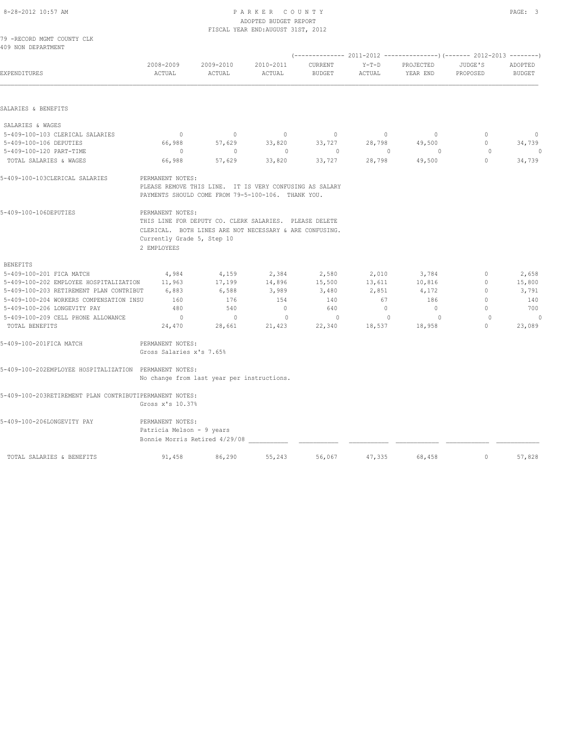# PARKER COUNTY
## ADOPTED BUDGET REPORT
### FISCAL YEAR END: AUGUST 31ST, 2012

79 -RECORD MGMT COUNTY CLK
409 NON DEPARTMENT

| EXPENDITURES | 2008-2009 ACTUAL | 2009-2010 ACTUAL | 2010-2011 ACTUAL | 2011-2012 CURRENT BUDGET | 2011-2012 Y-T-D ACTUAL | 2011-2012 PROJECTED YEAR END | 2012-2013 JUDGE'S PROPOSED | 2012-2013 ADOPTED BUDGET |
|---|---|---|---|---|---|---|---|---|
| **SALARIES & BENEFITS** | | | | | | | | |
| SALARIES & WAGES | | | | | | | | |
| 5-409-100-103 CLERICAL SALARIES | 0 | 0 | 0 | 0 | 0 | 0 | 0 | 0 |
| 5-409-100-106 DEPUTIES | 66,988 | 57,629 | 33,820 | 33,727 | 28,798 | 49,500 | 0 | 34,739 |
| 5-409-100-120 PART-TIME | 0 | 0 | 0 | 0 | 0 | 0 | 0 | 0 |
| TOTAL SALARIES & WAGES | 66,988 | 57,629 | 33,820 | 33,727 | 28,798 | 49,500 | 0 | 34,739 |

5-409-100-103CLERICAL SALARIES — PERMANENT NOTES:
PLEASE REMOVE THIS LINE. IT IS VERY CONFUSING AS SALARY PAYMENTS SHOULD COME FROM 79-5-100-106. THANK YOU.

5-409-100-106DEPUTIES — PERMANENT NOTES:
THIS LINE FOR DEPUTY CO. CLERK SALARIES. PLEASE DELETE CLERICAL. BOTH LINES ARE NOT NECESSARY & ARE CONFUSING.
Currently Grade 5, Step 10
2 EMPLOYEES

| EXPENDITURES | 2008-2009 ACTUAL | 2009-2010 ACTUAL | 2010-2011 ACTUAL | 2011-2012 CURRENT BUDGET | 2011-2012 Y-T-D ACTUAL | 2011-2012 PROJECTED YEAR END | 2012-2013 JUDGE'S PROPOSED | 2012-2013 ADOPTED BUDGET |
|---|---|---|---|---|---|---|---|---|
| BENEFITS | | | | | | | | |
| 5-409-100-201 FICA MATCH | 4,984 | 4,159 | 2,384 | 2,580 | 2,010 | 3,784 | 0 | 2,658 |
| 5-409-100-202 EMPLOYEE HOSPITALIZATION | 11,963 | 17,199 | 14,896 | 15,500 | 13,611 | 10,816 | 0 | 15,800 |
| 5-409-100-203 RETIREMENT PLAN CONTRIBUT | 6,883 | 6,588 | 3,989 | 3,480 | 2,851 | 4,172 | 0 | 3,791 |
| 5-409-100-204 WORKERS COMPENSATION INSU | 160 | 176 | 154 | 140 | 67 | 186 | 0 | 140 |
| 5-409-100-206 LONGEVITY PAY | 480 | 540 | 0 | 640 | 0 | 0 | 0 | 700 |
| 5-409-100-209 CELL PHONE ALLOWANCE | 0 | 0 | 0 | 0 | 0 | 0 | 0 | 0 |
| TOTAL BENEFITS | 24,470 | 28,661 | 21,423 | 22,340 | 18,537 | 18,958 | 0 | 23,089 |

5-409-100-201FICA MATCH — PERMANENT NOTES:
Gross Salaries x's 7.65%

5-409-100-202EMPLOYEE HOSPITALIZATION — PERMANENT NOTES:
No change from last year per instructions.

5-409-100-203RETIREMENT PLAN CONTRIBUTI — PERMANENT NOTES:
Gross x's 10.37%

5-409-100-206LONGEVITY PAY — PERMANENT NOTES:
Patricia Melson - 9 years
Bonnie Morris Retired 4/29/08

| | 2008-2009 ACTUAL | 2009-2010 ACTUAL | 2010-2011 ACTUAL | 2011-2012 CURRENT BUDGET | 2011-2012 Y-T-D ACTUAL | 2011-2012 PROJECTED YEAR END | 2012-2013 JUDGE'S PROPOSED | 2012-2013 ADOPTED BUDGET |
|---|---|---|---|---|---|---|---|---|
| TOTAL SALARIES & BENEFITS | 91,458 | 86,290 | 55,243 | 56,067 | 47,335 | 68,458 | 0 | 57,828 |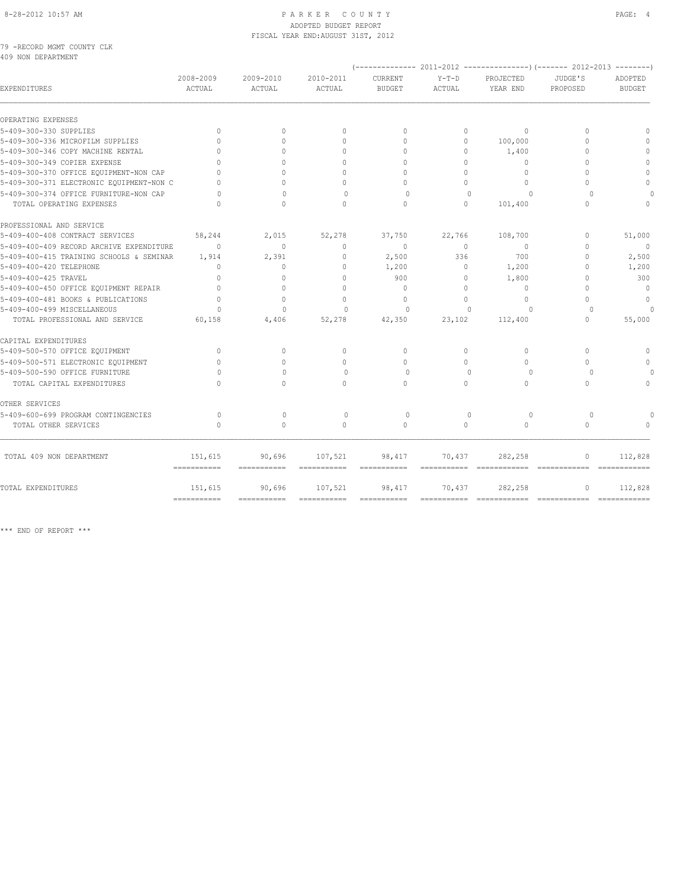PARKER COUNTY
ADOPTED BUDGET REPORT
FISCAL YEAR END:AUGUST 31ST, 2012

79 -RECORD MGMT COUNTY CLK
409 NON DEPARTMENT

| EXPENDITURES | 2008-2009 ACTUAL | 2009-2010 ACTUAL | 2010-2011 ACTUAL | 2011-2012 CURRENT BUDGET | 2011-2012 Y-T-D ACTUAL | 2011-2012 PROJECTED YEAR END | 2012-2013 JUDGE'S PROPOSED | 2012-2013 ADOPTED BUDGET |
|---|---|---|---|---|---|---|---|---|
| **OPERATING EXPENSES** | | | | | | | | |
| 5-409-300-330 SUPPLIES | 0 | 0 | 0 | 0 | 0 | 0 | 0 | 0 |
| 5-409-300-336 MICROFILM SUPPLIES | 0 | 0 | 0 | 0 | 0 | 100,000 | 0 | 0 |
| 5-409-300-346 COPY MACHINE RENTAL | 0 | 0 | 0 | 0 | 0 | 1,400 | 0 | 0 |
| 5-409-300-349 COPIER EXPENSE | 0 | 0 | 0 | 0 | 0 | 0 | 0 | 0 |
| 5-409-300-370 OFFICE EQUIPMENT-NON CAP | 0 | 0 | 0 | 0 | 0 | 0 | 0 | 0 |
| 5-409-300-371 ELECTRONIC EQUIPMENT-NON C | 0 | 0 | 0 | 0 | 0 | 0 | 0 | 0 |
| 5-409-300-374 OFFICE FURNITURE-NON CAP | 0 | 0 | 0 | 0 | 0 | 0 | 0 | 0 |
| TOTAL OPERATING EXPENSES | 0 | 0 | 0 | 0 | 0 | 101,400 | 0 | 0 |
| **PROFESSIONAL AND SERVICE** | | | | | | | | |
| 5-409-400-408 CONTRACT SERVICES | 58,244 | 2,015 | 52,278 | 37,750 | 22,766 | 108,700 | 0 | 51,000 |
| 5-409-400-409 RECORD ARCHIVE EXPENDITURE | 0 | 0 | 0 | 0 | 0 | 0 | 0 | 0 |
| 5-409-400-415 TRAINING SCHOOLS & SEMINAR | 1,914 | 2,391 | 0 | 2,500 | 336 | 700 | 0 | 2,500 |
| 5-409-400-420 TELEPHONE | 0 | 0 | 0 | 1,200 | 0 | 1,200 | 0 | 1,200 |
| 5-409-400-425 TRAVEL | 0 | 0 | 0 | 900 | 0 | 1,800 | 0 | 300 |
| 5-409-400-450 OFFICE EQUIPMENT REPAIR | 0 | 0 | 0 | 0 | 0 | 0 | 0 | 0 |
| 5-409-400-481 BOOKS & PUBLICATIONS | 0 | 0 | 0 | 0 | 0 | 0 | 0 | 0 |
| 5-409-400-499 MISCELLANEOUS | 0 | 0 | 0 | 0 | 0 | 0 | 0 | 0 |
| TOTAL PROFESSIONAL AND SERVICE | 60,158 | 4,406 | 52,278 | 42,350 | 23,102 | 112,400 | 0 | 55,000 |
| **CAPITAL EXPENDITURES** | | | | | | | | |
| 5-409-500-570 OFFICE EQUIPMENT | 0 | 0 | 0 | 0 | 0 | 0 | 0 | 0 |
| 5-409-500-571 ELECTRONIC EQUIPMENT | 0 | 0 | 0 | 0 | 0 | 0 | 0 | 0 |
| 5-409-500-590 OFFICE FURNITURE | 0 | 0 | 0 | 0 | 0 | 0 | 0 | 0 |
| TOTAL CAPITAL EXPENDITURES | 0 | 0 | 0 | 0 | 0 | 0 | 0 | 0 |
| **OTHER SERVICES** | | | | | | | | |
| 5-409-600-699 PROGRAM CONTINGENCIES | 0 | 0 | 0 | 0 | 0 | 0 | 0 | 0 |
| TOTAL OTHER SERVICES | 0 | 0 | 0 | 0 | 0 | 0 | 0 | 0 |
| TOTAL 409 NON DEPARTMENT | 151,615 | 90,696 | 107,521 | 98,417 | 70,437 | 282,258 | 0 | 112,828 |
| TOTAL EXPENDITURES | 151,615 | 90,696 | 107,521 | 98,417 | 70,437 | 282,258 | 0 | 112,828 |

*** END OF REPORT ***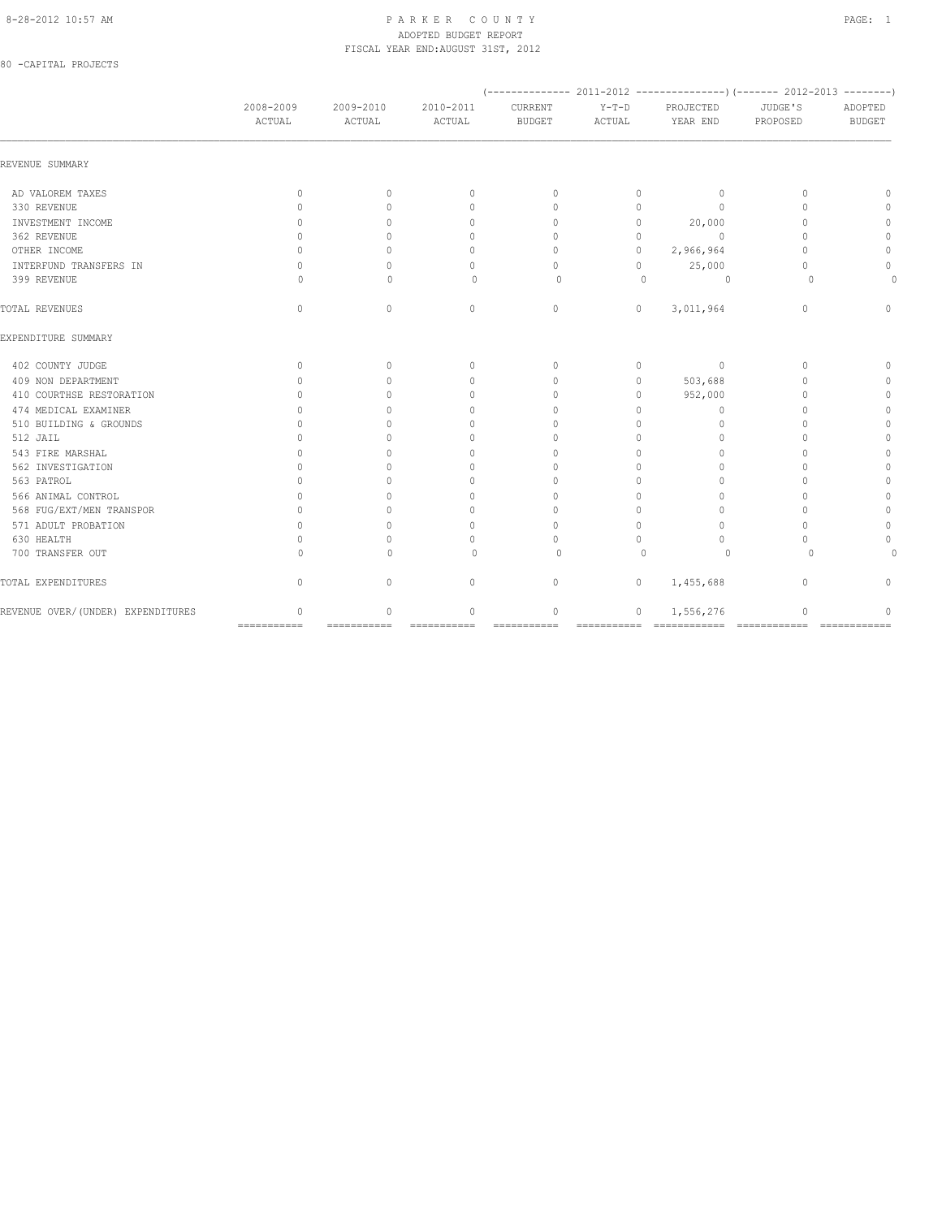# PARKER COUNTY

ADOPTED BUDGET REPORT

FISCAL YEAR END:AUGUST 31ST, 2012

80 -CAPITAL PROJECTS

| | 2008-2009 ACTUAL | 2009-2010 ACTUAL | 2010-2011 ACTUAL | 2011-2012 CURRENT BUDGET | 2011-2012 Y-T-D ACTUAL | 2011-2012 PROJECTED YEAR END | 2012-2013 JUDGE'S PROPOSED | 2012-2013 ADOPTED BUDGET |
|---|---|---|---|---|---|---|---|---|
| REVENUE SUMMARY | | | | | | | | |
| AD VALOREM TAXES | 0 | 0 | 0 | 0 | 0 | 0 | 0 | 0 |
| 330 REVENUE | 0 | 0 | 0 | 0 | 0 | 0 | 0 | 0 |
| INVESTMENT INCOME | 0 | 0 | 0 | 0 | 0 | 20,000 | 0 | 0 |
| 362 REVENUE | 0 | 0 | 0 | 0 | 0 | 0 | 0 | 0 |
| OTHER INCOME | 0 | 0 | 0 | 0 | 0 | 2,966,964 | 0 | 0 |
| INTERFUND TRANSFERS IN | 0 | 0 | 0 | 0 | 0 | 25,000 | 0 | 0 |
| 399 REVENUE | 0 | 0 | 0 | 0 | 0 | 0 | 0 | 0 |
| TOTAL REVENUES | 0 | 0 | 0 | 0 | 0 | 3,011,964 | 0 | 0 |
| EXPENDITURE SUMMARY | | | | | | | | |
| 402 COUNTY JUDGE | 0 | 0 | 0 | 0 | 0 | 0 | 0 | 0 |
| 409 NON DEPARTMENT | 0 | 0 | 0 | 0 | 0 | 503,688 | 0 | 0 |
| 410 COURTHSE RESTORATION | 0 | 0 | 0 | 0 | 0 | 952,000 | 0 | 0 |
| 474 MEDICAL EXAMINER | 0 | 0 | 0 | 0 | 0 | 0 | 0 | 0 |
| 510 BUILDING & GROUNDS | 0 | 0 | 0 | 0 | 0 | 0 | 0 | 0 |
| 512 JAIL | 0 | 0 | 0 | 0 | 0 | 0 | 0 | 0 |
| 543 FIRE MARSHAL | 0 | 0 | 0 | 0 | 0 | 0 | 0 | 0 |
| 562 INVESTIGATION | 0 | 0 | 0 | 0 | 0 | 0 | 0 | 0 |
| 563 PATROL | 0 | 0 | 0 | 0 | 0 | 0 | 0 | 0 |
| 566 ANIMAL CONTROL | 0 | 0 | 0 | 0 | 0 | 0 | 0 | 0 |
| 568 FUG/EXT/MEN TRANSPOR | 0 | 0 | 0 | 0 | 0 | 0 | 0 | 0 |
| 571 ADULT PROBATION | 0 | 0 | 0 | 0 | 0 | 0 | 0 | 0 |
| 630 HEALTH | 0 | 0 | 0 | 0 | 0 | 0 | 0 | 0 |
| 700 TRANSFER OUT | 0 | 0 | 0 | 0 | 0 | 0 | 0 | 0 |
| TOTAL EXPENDITURES | 0 | 0 | 0 | 0 | 0 | 1,455,688 | 0 | 0 |
| REVENUE OVER/(UNDER) EXPENDITURES | 0 | 0 | 0 | 0 | 0 | 1,556,276 | 0 | 0 |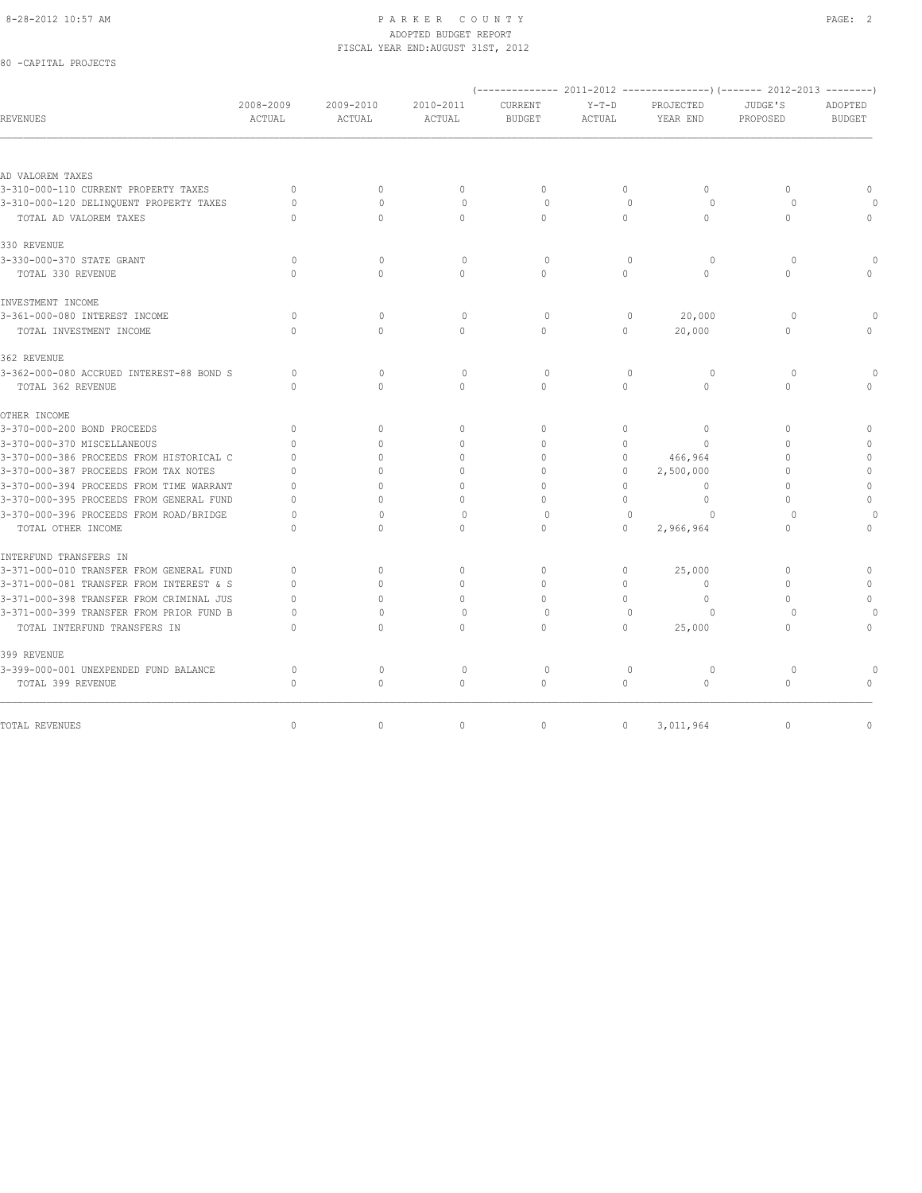# PARKER COUNTY
## ADOPTED BUDGET REPORT
### FISCAL YEAR END:AUGUST 31ST, 2012

80 -CAPITAL PROJECTS

| REVENUES | 2008-2009 ACTUAL | 2009-2010 ACTUAL | 2010-2011 ACTUAL | 2011-2012 CURRENT BUDGET | 2011-2012 Y-T-D ACTUAL | 2011-2012 PROJECTED YEAR END | 2012-2013 JUDGE'S PROPOSED | 2012-2013 ADOPTED BUDGET |
|---|---|---|---|---|---|---|---|---|
| AD VALOREM TAXES | | | | | | | | |
| 3-310-000-110 CURRENT PROPERTY TAXES | 0 | 0 | 0 | 0 | 0 | 0 | 0 | 0 |
| 3-310-000-120 DELINQUENT PROPERTY TAXES | 0 | 0 | 0 | 0 | 0 | 0 | 0 | 0 |
| TOTAL AD VALOREM TAXES | 0 | 0 | 0 | 0 | 0 | 0 | 0 | 0 |
| 330 REVENUE | | | | | | | | |
| 3-330-000-370 STATE GRANT | 0 | 0 | 0 | 0 | 0 | 0 | 0 | 0 |
| TOTAL 330 REVENUE | 0 | 0 | 0 | 0 | 0 | 0 | 0 | 0 |
| INVESTMENT INCOME | | | | | | | | |
| 3-361-000-080 INTEREST INCOME | 0 | 0 | 0 | 0 | 0 | 20,000 | 0 | 0 |
| TOTAL INVESTMENT INCOME | 0 | 0 | 0 | 0 | 0 | 20,000 | 0 | 0 |
| 362 REVENUE | | | | | | | | |
| 3-362-000-080 ACCRUED INTEREST-88 BOND S | 0 | 0 | 0 | 0 | 0 | 0 | 0 | 0 |
| TOTAL 362 REVENUE | 0 | 0 | 0 | 0 | 0 | 0 | 0 | 0 |
| OTHER INCOME | | | | | | | | |
| 3-370-000-200 BOND PROCEEDS | 0 | 0 | 0 | 0 | 0 | 0 | 0 | 0 |
| 3-370-000-370 MISCELLANEOUS | 0 | 0 | 0 | 0 | 0 | 0 | 0 | 0 |
| 3-370-000-386 PROCEEDS FROM HISTORICAL C | 0 | 0 | 0 | 0 | 0 | 466,964 | 0 | 0 |
| 3-370-000-387 PROCEEDS FROM TAX NOTES | 0 | 0 | 0 | 0 | 0 | 2,500,000 | 0 | 0 |
| 3-370-000-394 PROCEEDS FROM TIME WARRANT | 0 | 0 | 0 | 0 | 0 | 0 | 0 | 0 |
| 3-370-000-395 PROCEEDS FROM GENERAL FUND | 0 | 0 | 0 | 0 | 0 | 0 | 0 | 0 |
| 3-370-000-396 PROCEEDS FROM ROAD/BRIDGE | 0 | 0 | 0 | 0 | 0 | 0 | 0 | 0 |
| TOTAL OTHER INCOME | 0 | 0 | 0 | 0 | 0 | 2,966,964 | 0 | 0 |
| INTERFUND TRANSFERS IN | | | | | | | | |
| 3-371-000-010 TRANSFER FROM GENERAL FUND | 0 | 0 | 0 | 0 | 0 | 25,000 | 0 | 0 |
| 3-371-000-081 TRANSFER FROM INTEREST & S | 0 | 0 | 0 | 0 | 0 | 0 | 0 | 0 |
| 3-371-000-398 TRANSFER FROM CRIMINAL JUS | 0 | 0 | 0 | 0 | 0 | 0 | 0 | 0 |
| 3-371-000-399 TRANSFER FROM PRIOR FUND B | 0 | 0 | 0 | 0 | 0 | 0 | 0 | 0 |
| TOTAL INTERFUND TRANSFERS IN | 0 | 0 | 0 | 0 | 0 | 25,000 | 0 | 0 |
| 399 REVENUE | | | | | | | | |
| 3-399-000-001 UNEXPENDED FUND BALANCE | 0 | 0 | 0 | 0 | 0 | 0 | 0 | 0 |
| TOTAL 399 REVENUE | 0 | 0 | 0 | 0 | 0 | 0 | 0 | 0 |
| TOTAL REVENUES | 0 | 0 | 0 | 0 | 0 | 3,011,964 | 0 | 0 |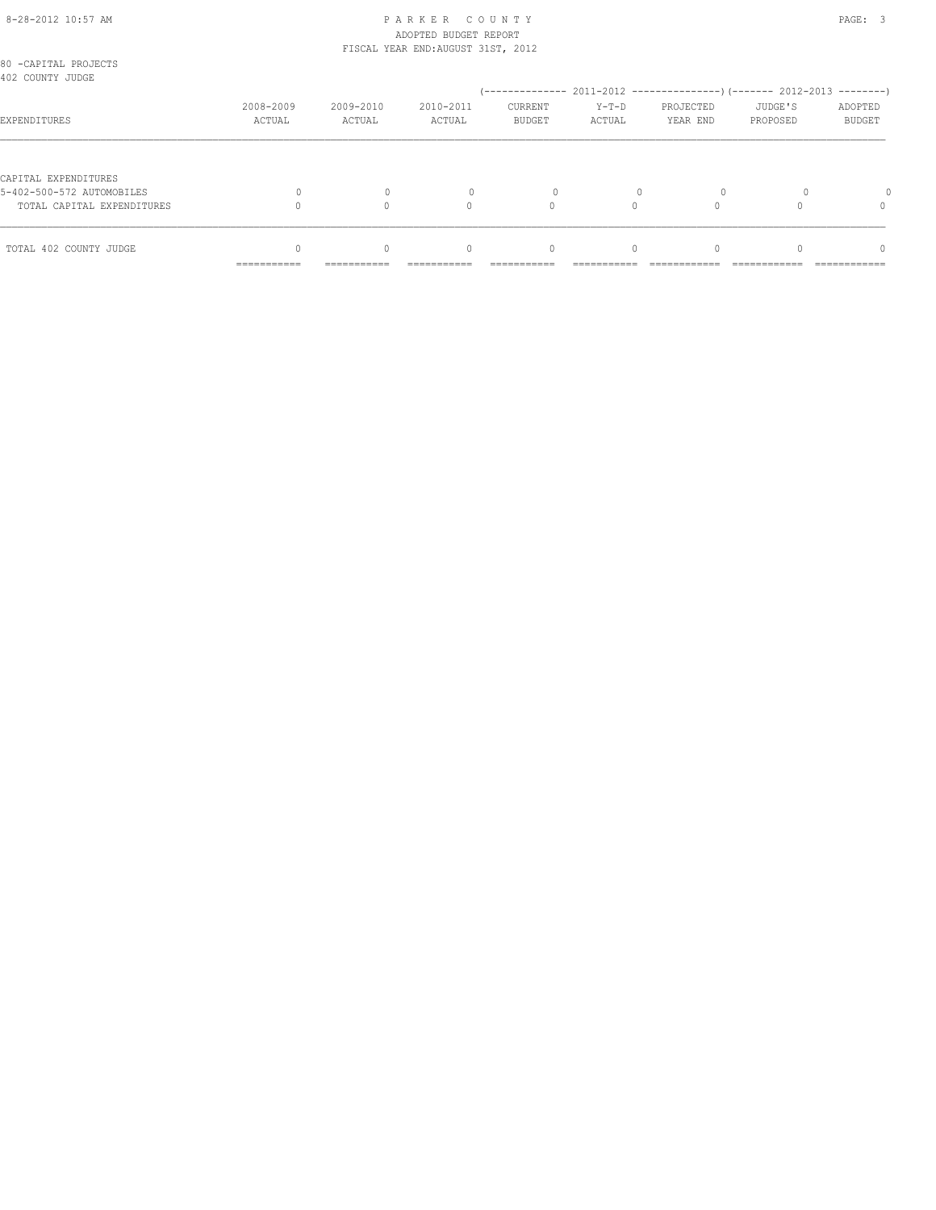PARKER COUNTY
ADOPTED BUDGET REPORT
FISCAL YEAR END:AUGUST 31ST, 2012

80 -CAPITAL PROJECTS
402 COUNTY JUDGE

| EXPENDITURES | 2008-2009 ACTUAL | 2009-2010 ACTUAL | 2010-2011 ACTUAL | 2011-2012 CURRENT BUDGET | 2011-2012 Y-T-D ACTUAL | 2011-2012 PROJECTED YEAR END | 2012-2013 JUDGE'S PROPOSED | 2012-2013 ADOPTED BUDGET |
|---|---|---|---|---|---|---|---|---|
| CAPITAL EXPENDITURES | | | | | | | | |
| 5-402-500-572 AUTOMOBILES | 0 | 0 | 0 | 0 | 0 | 0 | 0 | 0 |
| TOTAL CAPITAL EXPENDITURES | 0 | 0 | 0 | 0 | 0 | 0 | 0 | 0 |
| TOTAL 402 COUNTY JUDGE | 0 | 0 | 0 | 0 | 0 | 0 | 0 | 0 |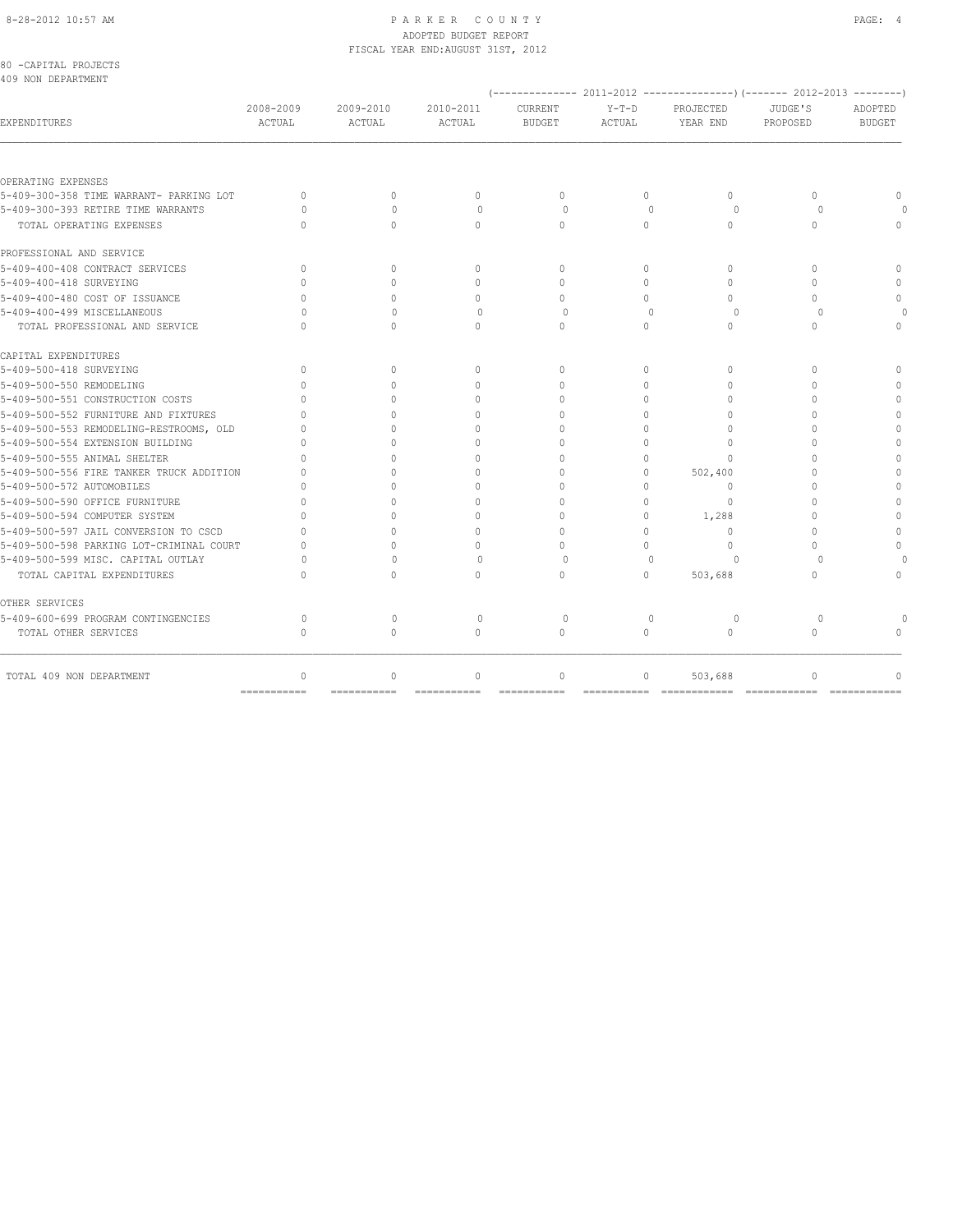PARKER COUNTY
ADOPTED BUDGET REPORT
FISCAL YEAR END:AUGUST 31ST, 2012

80 -CAPITAL PROJECTS
409 NON DEPARTMENT

| EXPENDITURES | 2008-2009 ACTUAL | 2009-2010 ACTUAL | 2010-2011 ACTUAL | (2011-2012) CURRENT BUDGET | (2011-2012) Y-T-D ACTUAL | (2011-2012) PROJECTED YEAR END | (2012-2013) JUDGE'S PROPOSED | (2012-2013) ADOPTED BUDGET |
|---|---|---|---|---|---|---|---|---|
| **OPERATING EXPENSES** | | | | | | | | |
| 5-409-300-358 TIME WARRANT- PARKING LOT | 0 | 0 | 0 | 0 | 0 | 0 | 0 | 0 |
| 5-409-300-393 RETIRE TIME WARRANTS | 0 | 0 | 0 | 0 | 0 | 0 | 0 | 0 |
| TOTAL OPERATING EXPENSES | 0 | 0 | 0 | 0 | 0 | 0 | 0 | 0 |
| **PROFESSIONAL AND SERVICE** | | | | | | | | |
| 5-409-400-408 CONTRACT SERVICES | 0 | 0 | 0 | 0 | 0 | 0 | 0 | 0 |
| 5-409-400-418 SURVEYING | 0 | 0 | 0 | 0 | 0 | 0 | 0 | 0 |
| 5-409-400-480 COST OF ISSUANCE | 0 | 0 | 0 | 0 | 0 | 0 | 0 | 0 |
| 5-409-400-499 MISCELLANEOUS | 0 | 0 | 0 | 0 | 0 | 0 | 0 | 0 |
| TOTAL PROFESSIONAL AND SERVICE | 0 | 0 | 0 | 0 | 0 | 0 | 0 | 0 |
| **CAPITAL EXPENDITURES** | | | | | | | | |
| 5-409-500-418 SURVEYING | 0 | 0 | 0 | 0 | 0 | 0 | 0 | 0 |
| 5-409-500-550 REMODELING | 0 | 0 | 0 | 0 | 0 | 0 | 0 | 0 |
| 5-409-500-551 CONSTRUCTION COSTS | 0 | 0 | 0 | 0 | 0 | 0 | 0 | 0 |
| 5-409-500-552 FURNITURE AND FIXTURES | 0 | 0 | 0 | 0 | 0 | 0 | 0 | 0 |
| 5-409-500-553 REMODELING-RESTROOMS, OLD | 0 | 0 | 0 | 0 | 0 | 0 | 0 | 0 |
| 5-409-500-554 EXTENSION BUILDING | 0 | 0 | 0 | 0 | 0 | 0 | 0 | 0 |
| 5-409-500-555 ANIMAL SHELTER | 0 | 0 | 0 | 0 | 0 | 0 | 0 | 0 |
| 5-409-500-556 FIRE TANKER TRUCK ADDITION | 0 | 0 | 0 | 0 | 0 | 502,400 | 0 | 0 |
| 5-409-500-572 AUTOMOBILES | 0 | 0 | 0 | 0 | 0 | 0 | 0 | 0 |
| 5-409-500-590 OFFICE FURNITURE | 0 | 0 | 0 | 0 | 0 | 0 | 0 | 0 |
| 5-409-500-594 COMPUTER SYSTEM | 0 | 0 | 0 | 0 | 0 | 1,288 | 0 | 0 |
| 5-409-500-597 JAIL CONVERSION TO CSCD | 0 | 0 | 0 | 0 | 0 | 0 | 0 | 0 |
| 5-409-500-598 PARKING LOT-CRIMINAL COURT | 0 | 0 | 0 | 0 | 0 | 0 | 0 | 0 |
| 5-409-500-599 MISC. CAPITAL OUTLAY | 0 | 0 | 0 | 0 | 0 | 0 | 0 | 0 |
| TOTAL CAPITAL EXPENDITURES | 0 | 0 | 0 | 0 | 0 | 503,688 | 0 | 0 |
| **OTHER SERVICES** | | | | | | | | |
| 5-409-600-699 PROGRAM CONTINGENCIES | 0 | 0 | 0 | 0 | 0 | 0 | 0 | 0 |
| TOTAL OTHER SERVICES | 0 | 0 | 0 | 0 | 0 | 0 | 0 | 0 |
| TOTAL 409 NON DEPARTMENT | 0 | 0 | 0 | 0 | 0 | 503,688 | 0 | 0 |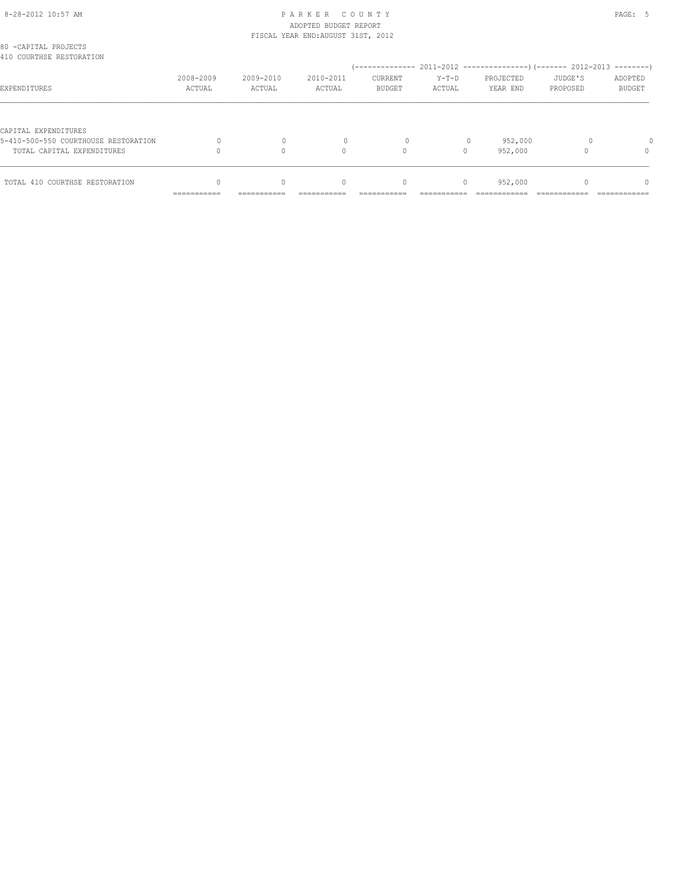# PARKER COUNTY
## ADOPTED BUDGET REPORT
### FISCAL YEAR END:AUGUST 31ST, 2012

80 -CAPITAL PROJECTS
410 COURTHSE RESTORATION

| EXPENDITURES | 2008-2009 ACTUAL | 2009-2010 ACTUAL | 2010-2011 ACTUAL | 2011-2012 CURRENT BUDGET | 2011-2012 Y-T-D ACTUAL | 2011-2012 PROJECTED YEAR END | 2012-2013 JUDGE'S PROPOSED | 2012-2013 ADOPTED BUDGET |
|---|---|---|---|---|---|---|---|---|
| CAPITAL EXPENDITURES | | | | | | | | |
| 5-410-500-550 COURTHOUSE RESTORATION | 0 | 0 | 0 | 0 | 0 | 952,000 | 0 | 0 |
| TOTAL CAPITAL EXPENDITURES | 0 | 0 | 0 | 0 | 0 | 952,000 | 0 | 0 |
| TOTAL 410 COURTHSE RESTORATION | 0 | 0 | 0 | 0 | 0 | 952,000 | 0 | 0 |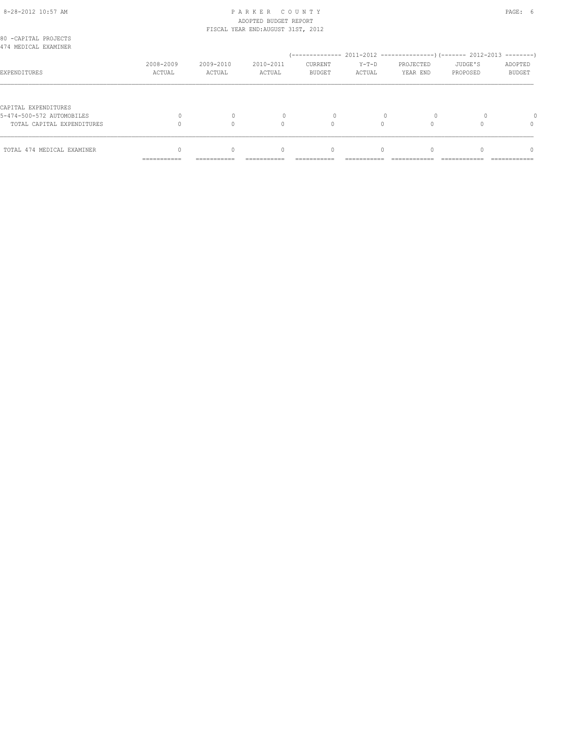PARKER COUNTY
ADOPTED BUDGET REPORT
FISCAL YEAR END:AUGUST 31ST, 2012

80 -CAPITAL PROJECTS
474 MEDICAL EXAMINER

| EXPENDITURES | 2008-2009 ACTUAL | 2009-2010 ACTUAL | 2010-2011 ACTUAL | 2011-2012 CURRENT BUDGET | 2011-2012 Y-T-D ACTUAL | 2011-2012 PROJECTED YEAR END | 2012-2013 JUDGE'S PROPOSED | 2012-2013 ADOPTED BUDGET |
|---|---|---|---|---|---|---|---|---|
| CAPITAL EXPENDITURES | | | | | | | | |
| 5-474-500-572 AUTOMOBILES | 0 | 0 | 0 | 0 | 0 | 0 | 0 | 0 |
| TOTAL CAPITAL EXPENDITURES | 0 | 0 | 0 | 0 | 0 | 0 | 0 | 0 |
| TOTAL 474 MEDICAL EXAMINER | 0 | 0 | 0 | 0 | 0 | 0 | 0 | 0 |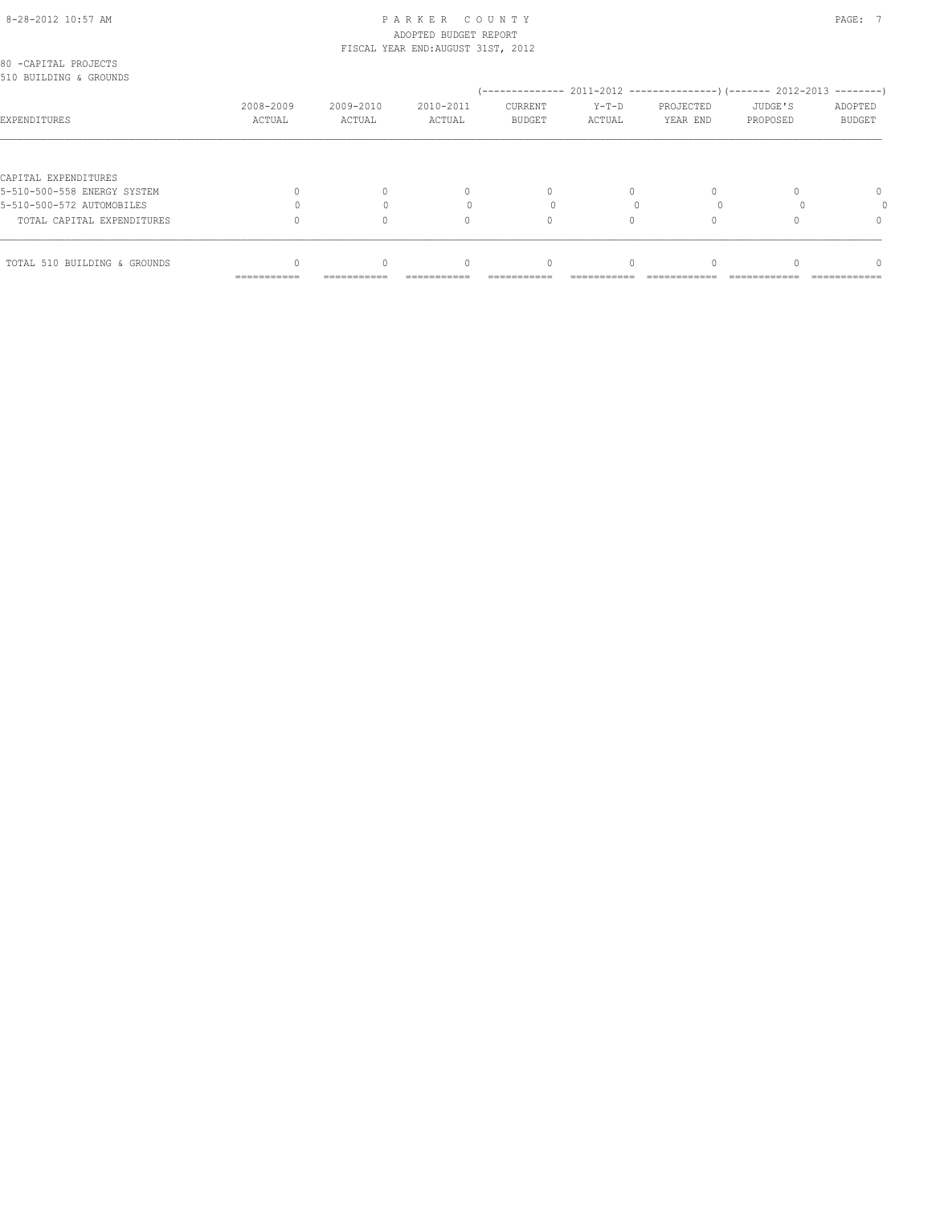8-28-2012 10:57 AM

# PARKER COUNTY
ADOPTED BUDGET REPORT
FISCAL YEAR END:AUGUST 31ST, 2012

80 -CAPITAL PROJECTS
510 BUILDING & GROUNDS

| EXPENDITURES | 2008-2009 ACTUAL | 2009-2010 ACTUAL | 2010-2011 ACTUAL | 2011-2012 CURRENT BUDGET | 2011-2012 Y-T-D ACTUAL | 2011-2012 PROJECTED YEAR END | 2012-2013 JUDGE'S PROPOSED | 2012-2013 ADOPTED BUDGET |
|---|---|---|---|---|---|---|---|---|
| CAPITAL EXPENDITURES | | | | | | | | |
| 5-510-500-558 ENERGY SYSTEM | 0 | 0 | 0 | 0 | 0 | 0 | 0 | 0 |
| 5-510-500-572 AUTOMOBILES | 0 | 0 | 0 | 0 | 0 | 0 | 0 | 0 |
| TOTAL CAPITAL EXPENDITURES | 0 | 0 | 0 | 0 | 0 | 0 | 0 | 0 |
| TOTAL 510 BUILDING & GROUNDS | 0 | 0 | 0 | 0 | 0 | 0 | 0 | 0 |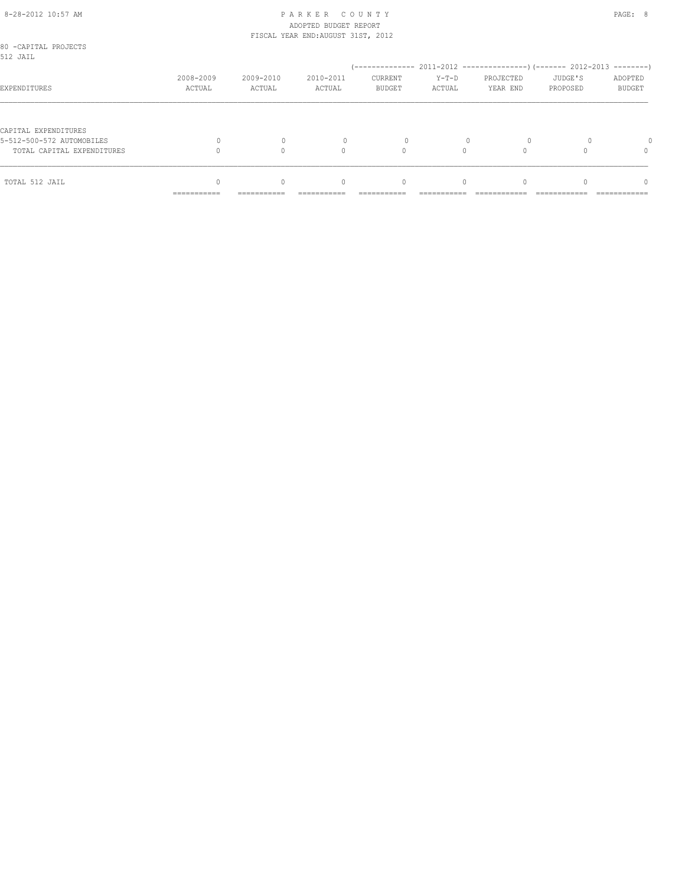80 -CAPITAL PROJECTS
512 JAIL

| EXPENDITURES | 2008-2009 ACTUAL | 2009-2010 ACTUAL | 2010-2011 ACTUAL | 2011-2012 CURRENT BUDGET | 2011-2012 Y-T-D ACTUAL | 2011-2012 PROJECTED YEAR END | 2012-2013 JUDGE'S PROPOSED | 2012-2013 ADOPTED BUDGET |
|---|---|---|---|---|---|---|---|---|
| CAPITAL EXPENDITURES | | | | | | | | |
| 5-512-500-572 AUTOMOBILES | 0 | 0 | 0 | 0 | 0 | 0 | 0 | 0 |
| TOTAL CAPITAL EXPENDITURES | 0 | 0 | 0 | 0 | 0 | 0 | 0 | 0 |
| TOTAL 512 JAIL | 0 | 0 | 0 | 0 | 0 | 0 | 0 | 0 |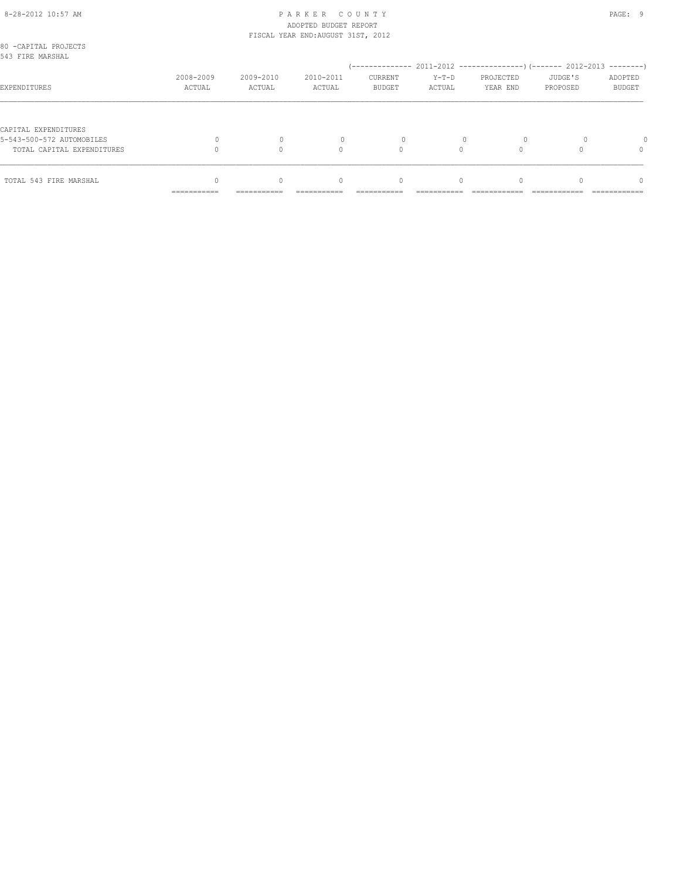80 -CAPITAL PROJECTS
543 FIRE MARSHAL

| EXPENDITURES | 2008-2009 ACTUAL | 2009-2010 ACTUAL | 2010-2011 ACTUAL | 2011-2012 CURRENT BUDGET | 2011-2012 Y-T-D ACTUAL | 2011-2012 PROJECTED YEAR END | 2012-2013 JUDGE'S PROPOSED | 2012-2013 ADOPTED BUDGET |
|---|---|---|---|---|---|---|---|---|
| CAPITAL EXPENDITURES | | | | | | | | |
| 5-543-500-572 AUTOMOBILES | 0 | 0 | 0 | 0 | 0 | 0 | 0 | 0 |
| TOTAL CAPITAL EXPENDITURES | 0 | 0 | 0 | 0 | 0 | 0 | 0 | 0 |
| TOTAL 543 FIRE MARSHAL | 0 | 0 | 0 | 0 | 0 | 0 | 0 | 0 |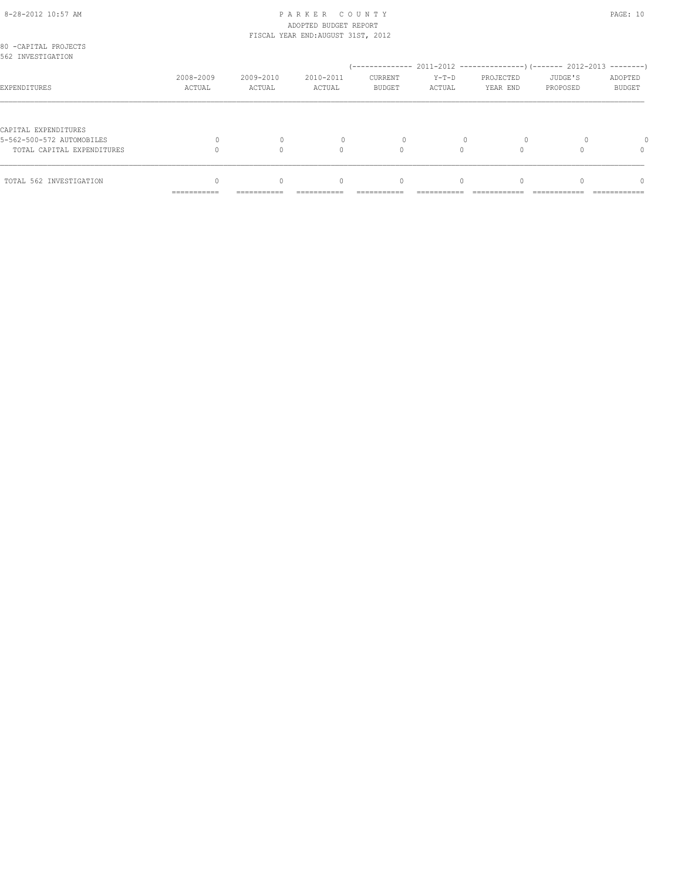# PARKER COUNTY
## ADOPTED BUDGET REPORT
### FISCAL YEAR END:AUGUST 31ST, 2012

80 -CAPITAL PROJECTS
562 INVESTIGATION

| EXPENDITURES | 2008-2009 ACTUAL | 2009-2010 ACTUAL | 2010-2011 ACTUAL | 2011-2012 CURRENT BUDGET | 2011-2012 Y-T-D ACTUAL | 2011-2012 PROJECTED YEAR END | 2012-2013 JUDGE'S PROPOSED | 2012-2013 ADOPTED BUDGET |
|---|---|---|---|---|---|---|---|---|
| CAPITAL EXPENDITURES | | | | | | | | |
| 5-562-500-572 AUTOMOBILES | 0 | 0 | 0 | 0 | 0 | 0 | 0 | 0 |
| TOTAL CAPITAL EXPENDITURES | 0 | 0 | 0 | 0 | 0 | 0 | 0 | 0 |
| TOTAL 562 INVESTIGATION | 0 | 0 | 0 | 0 | 0 | 0 | 0 | 0 |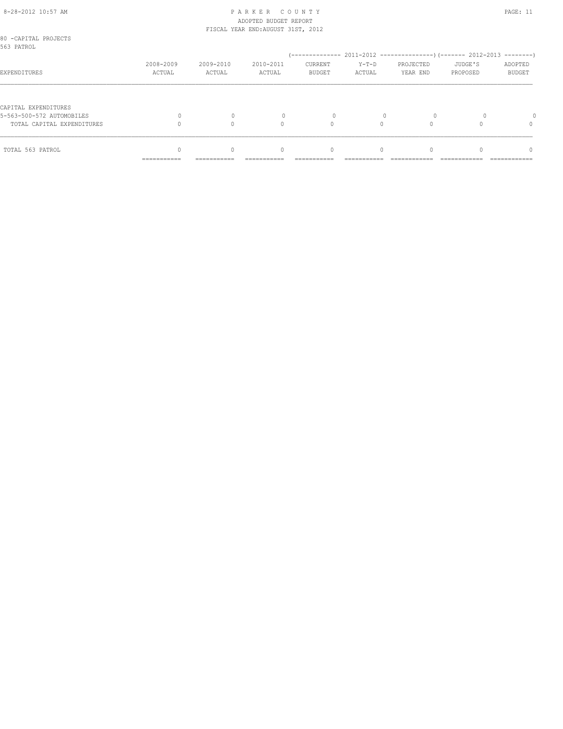PARKER COUNTY
ADOPTED BUDGET REPORT
FISCAL YEAR END:AUGUST 31ST, 2012

80 -CAPITAL PROJECTS
563 PATROL

| EXPENDITURES | 2008-2009 ACTUAL | 2009-2010 ACTUAL | 2010-2011 ACTUAL | 2011-2012 CURRENT BUDGET | 2011-2012 Y-T-D ACTUAL | 2011-2012 PROJECTED YEAR END | 2012-2013 JUDGE'S PROPOSED | 2012-2013 ADOPTED BUDGET |
|---|---|---|---|---|---|---|---|---|
| CAPITAL EXPENDITURES | | | | | | | | |
| 5-563-500-572 AUTOMOBILES | 0 | 0 | 0 | 0 | 0 | 0 | 0 | 0 |
| TOTAL CAPITAL EXPENDITURES | 0 | 0 | 0 | 0 | 0 | 0 | 0 | 0 |
| TOTAL 563 PATROL | 0 | 0 | 0 | 0 | 0 | 0 | 0 | 0 |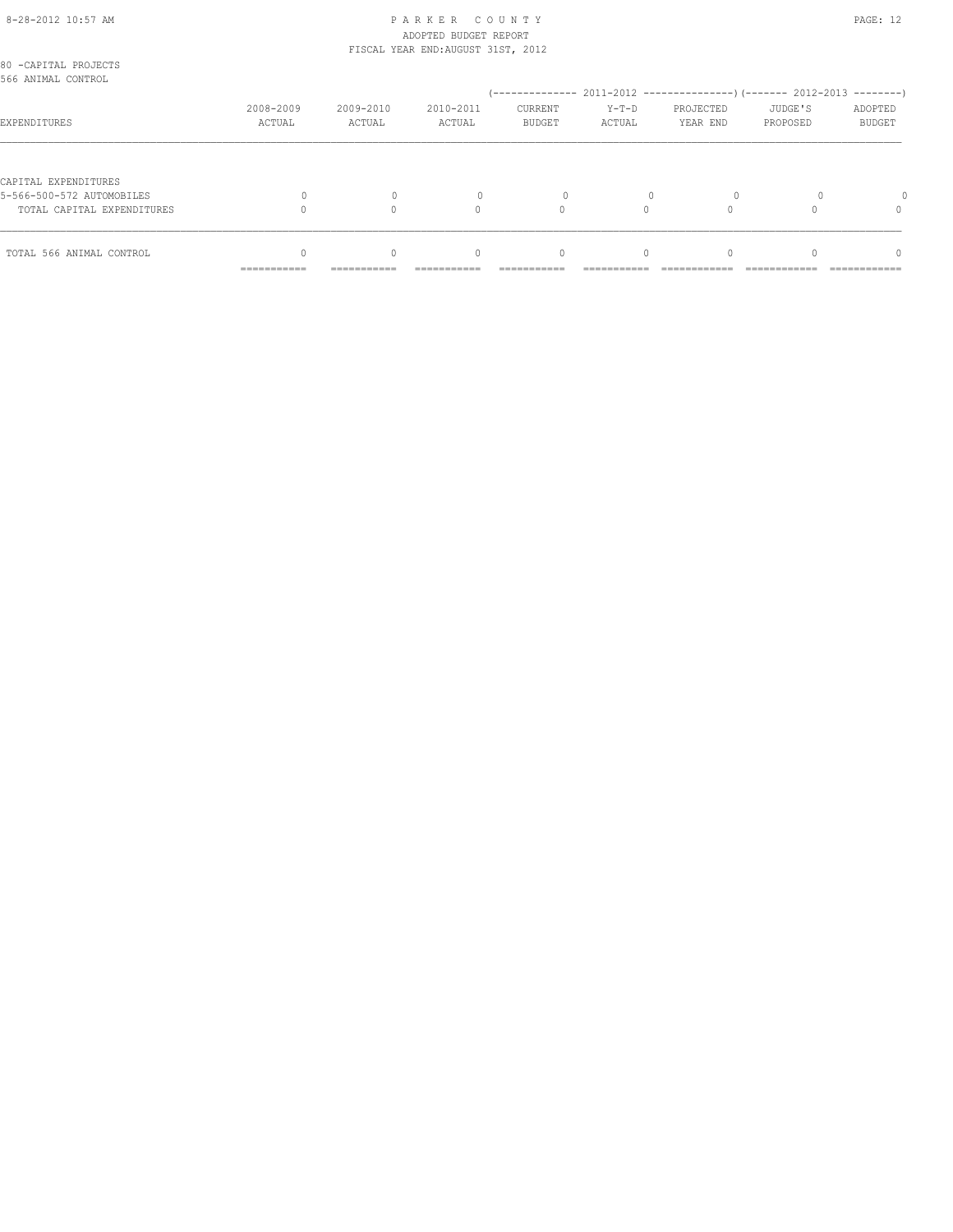80 -CAPITAL PROJECTS
566 ANIMAL CONTROL

| EXPENDITURES | 2008-2009 ACTUAL | 2009-2010 ACTUAL | 2010-2011 ACTUAL | 2011-2012 CURRENT BUDGET | 2011-2012 Y-T-D ACTUAL | 2011-2012 PROJECTED YEAR END | 2012-2013 JUDGE'S PROPOSED | 2012-2013 ADOPTED BUDGET |
|---|---|---|---|---|---|---|---|---|
| CAPITAL EXPENDITURES | | | | | | | | |
| 5-566-500-572 AUTOMOBILES | 0 | 0 | 0 | 0 | 0 | 0 | 0 | 0 |
| TOTAL CAPITAL EXPENDITURES | 0 | 0 | 0 | 0 | 0 | 0 | 0 | 0 |
| TOTAL 566 ANIMAL CONTROL | 0 | 0 | 0 | 0 | 0 | 0 | 0 | 0 |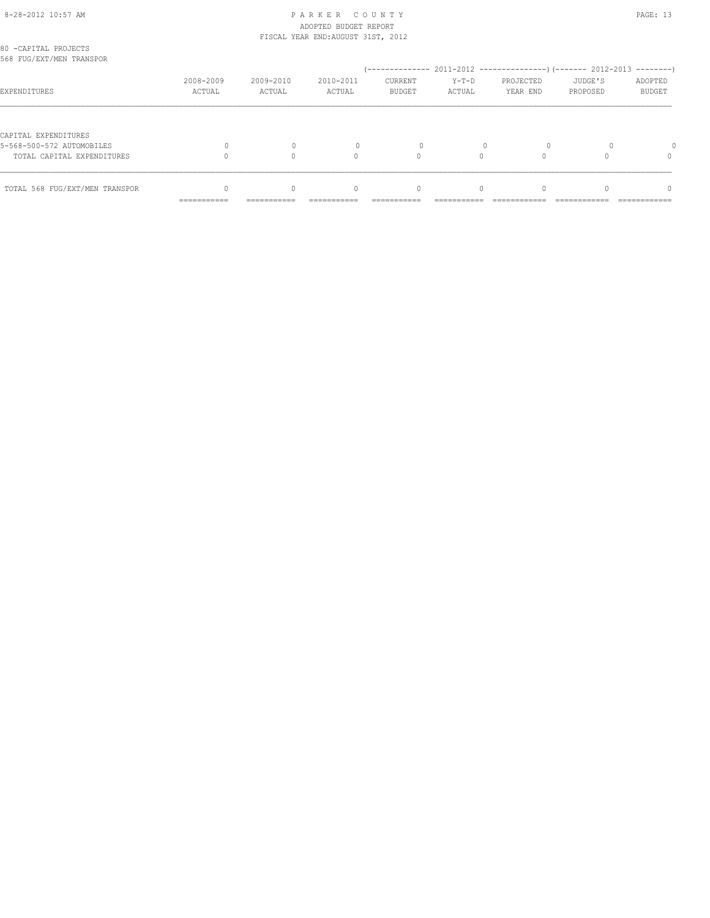80 -CAPITAL PROJECTS
568 FUG/EXT/MEN TRANSPOR

| EXPENDITURES | 2008-2009 ACTUAL | 2009-2010 ACTUAL | 2010-2011 ACTUAL | 2011-2012 CURRENT BUDGET | 2011-2012 Y-T-D ACTUAL | 2011-2012 PROJECTED YEAR END | 2012-2013 JUDGE'S PROPOSED | 2012-2013 ADOPTED BUDGET |
|---|---|---|---|---|---|---|---|---|
| CAPITAL EXPENDITURES | | | | | | | | |
| 5-568-500-572 AUTOMOBILES | 0 | 0 | 0 | 0 | 0 | 0 | 0 | 0 |
| TOTAL CAPITAL EXPENDITURES | 0 | 0 | 0 | 0 | 0 | 0 | 0 | 0 |
| TOTAL 568 FUG/EXT/MEN TRANSPOR | 0 | 0 | 0 | 0 | 0 | 0 | 0 | 0 |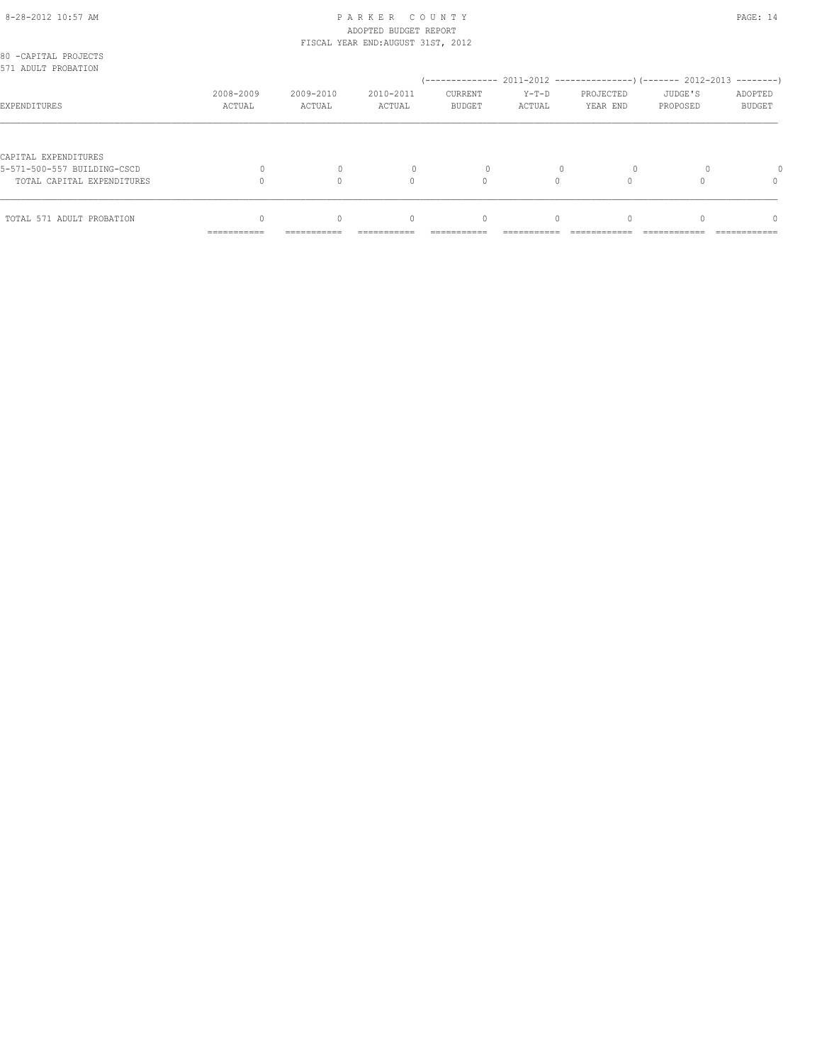80 -CAPITAL PROJECTS
571 ADULT PROBATION

| EXPENDITURES | 2008-2009 ACTUAL | 2009-2010 ACTUAL | 2010-2011 ACTUAL | 2011-2012 CURRENT BUDGET | 2011-2012 Y-T-D ACTUAL | 2011-2012 PROJECTED YEAR END | 2012-2013 JUDGE'S PROPOSED | 2012-2013 ADOPTED BUDGET |
|---|---|---|---|---|---|---|---|---|
| CAPITAL EXPENDITURES | | | | | | | | |
| 5-571-500-557 BUILDING-CSCD | 0 | 0 | 0 | 0 | 0 | 0 | 0 | 0 |
| TOTAL CAPITAL EXPENDITURES | 0 | 0 | 0 | 0 | 0 | 0 | 0 | 0 |
| TOTAL 571 ADULT PROBATION | 0 | 0 | 0 | 0 | 0 | 0 | 0 | 0 |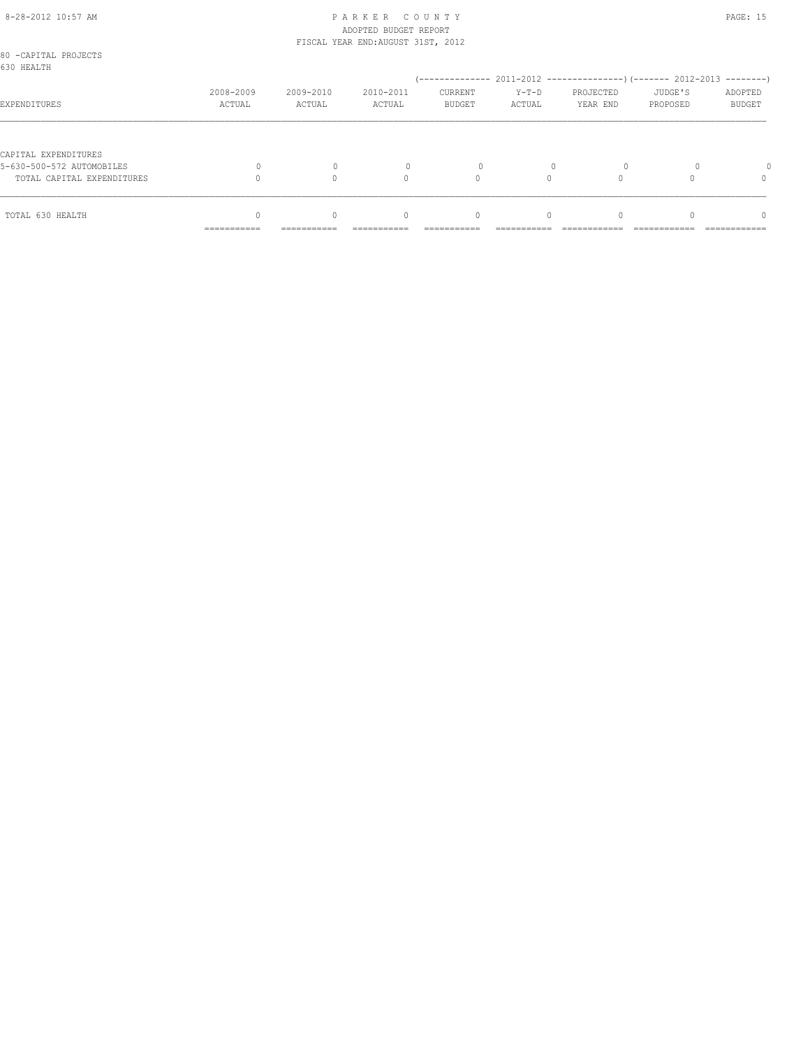80 -CAPITAL PROJECTS
630 HEALTH

| EXPENDITURES | 2008-2009 ACTUAL | 2009-2010 ACTUAL | 2010-2011 ACTUAL | 2011-2012 CURRENT BUDGET | 2011-2012 Y-T-D ACTUAL | 2011-2012 PROJECTED YEAR END | 2012-2013 JUDGE'S PROPOSED | 2012-2013 ADOPTED BUDGET |
|---|---|---|---|---|---|---|---|---|
| CAPITAL EXPENDITURES | | | | | | | | |
| 5-630-500-572 AUTOMOBILES | 0 | 0 | 0 | 0 | 0 | 0 | 0 | 0 |
| TOTAL CAPITAL EXPENDITURES | 0 | 0 | 0 | 0 | 0 | 0 | 0 | 0 |
| TOTAL 630 HEALTH | 0 | 0 | 0 | 0 | 0 | 0 | 0 | 0 |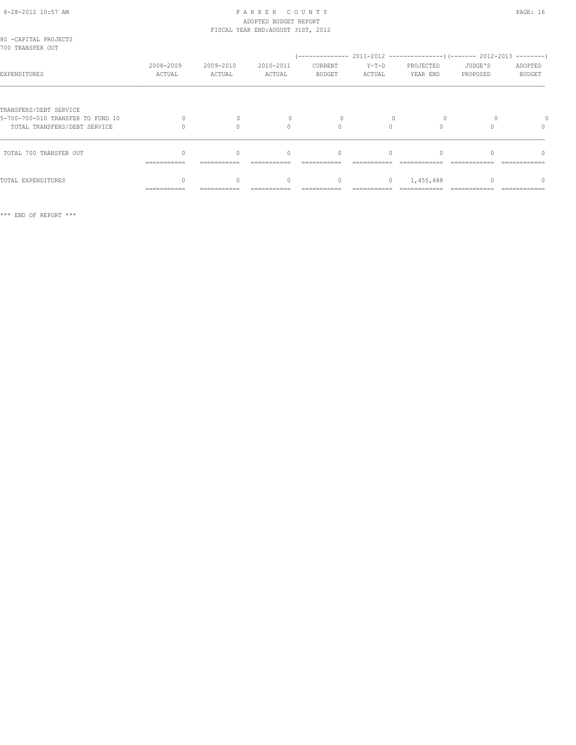80 -CAPITAL PROJECTS
700 TRANSFER OUT

| EXPENDITURES | 2008-2009 ACTUAL | 2009-2010 ACTUAL | 2010-2011 ACTUAL | 2011-2012 CURRENT BUDGET | 2011-2012 Y-T-D ACTUAL | 2011-2012 PROJECTED YEAR END | 2012-2013 JUDGE'S PROPOSED | 2012-2013 ADOPTED BUDGET |
|---|---|---|---|---|---|---|---|---|
| TRANSFERS/DEBT SERVICE | | | | | | | | |
| 5-700-700-010 TRANSFER TO FUND 10 | 0 | 0 | 0 | 0 | 0 | 0 | 0 | 0 |
| TOTAL TRANSFERS/DEBT SERVICE | 0 | 0 | 0 | 0 | 0 | 0 | 0 | 0 |
| TOTAL 700 TRANSFER OUT | 0 | 0 | 0 | 0 | 0 | 0 | 0 | 0 |
| TOTAL EXPENDITURES | 0 | 0 | 0 | 0 | 0 | 1,455,688 | 0 | 0 |

*** END OF REPORT ***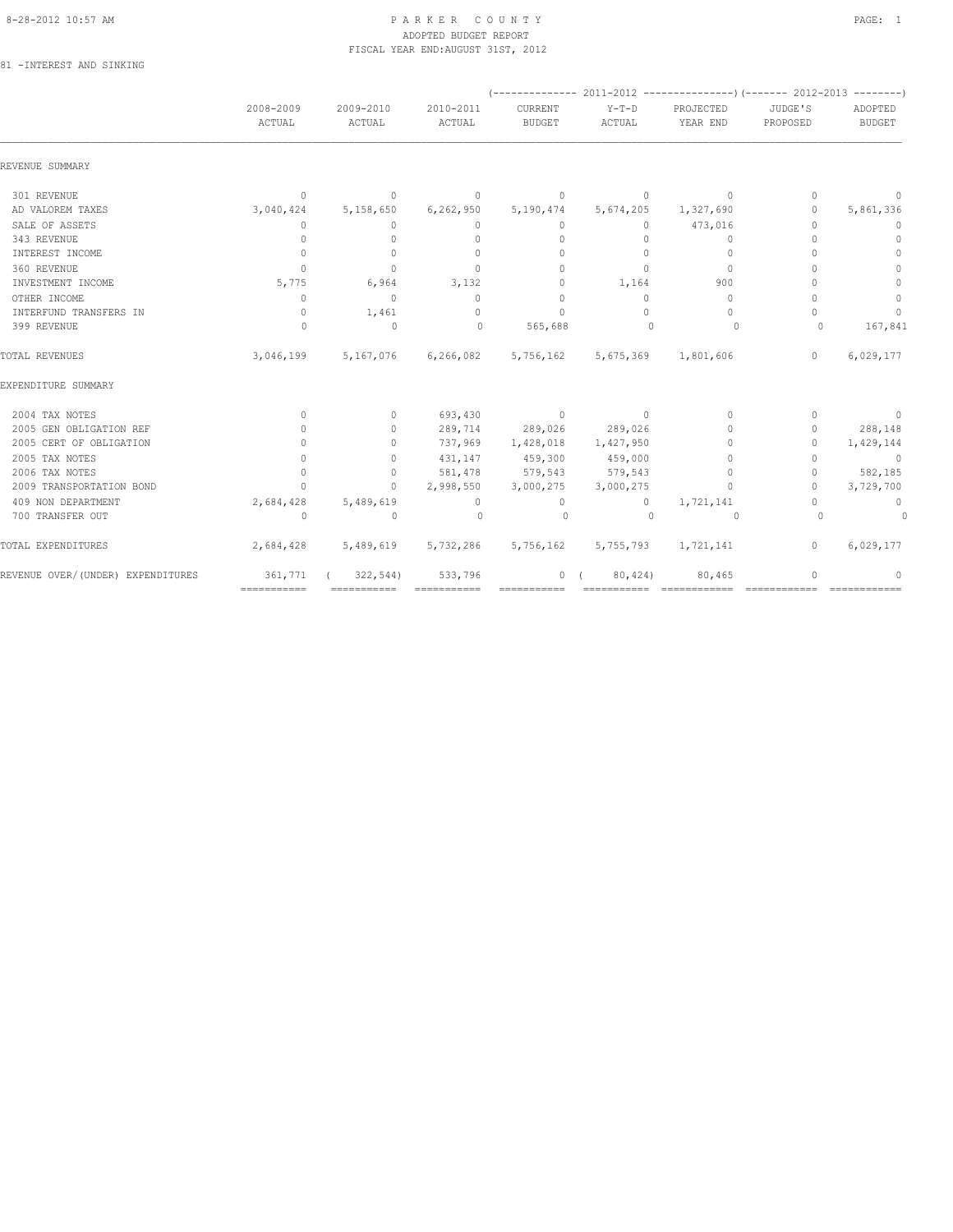# PARKER COUNTY

ADOPTED BUDGET REPORT

FISCAL YEAR END:AUGUST 31ST, 2012

81 -INTEREST AND SINKING

| | 2008-2009 ACTUAL | 2009-2010 ACTUAL | 2010-2011 ACTUAL | 2011-2012 CURRENT BUDGET | 2011-2012 Y-T-D ACTUAL | 2011-2012 PROJECTED YEAR END | 2012-2013 JUDGE'S PROPOSED | 2012-2013 ADOPTED BUDGET |
|---|---|---|---|---|---|---|---|---|
| REVENUE SUMMARY | | | | | | | | |
| 301 REVENUE | 0 | 0 | 0 | 0 | 0 | 0 | 0 | 0 |
| AD VALOREM TAXES | 3,040,424 | 5,158,650 | 6,262,950 | 5,190,474 | 5,674,205 | 1,327,690 | 0 | 5,861,336 |
| SALE OF ASSETS | 0 | 0 | 0 | 0 | 0 | 473,016 | 0 | 0 |
| 343 REVENUE | 0 | 0 | 0 | 0 | 0 | 0 | 0 | 0 |
| INTEREST INCOME | 0 | 0 | 0 | 0 | 0 | 0 | 0 | 0 |
| 360 REVENUE | 0 | 0 | 0 | 0 | 0 | 0 | 0 | 0 |
| INVESTMENT INCOME | 5,775 | 6,964 | 3,132 | 0 | 1,164 | 900 | 0 | 0 |
| OTHER INCOME | 0 | 0 | 0 | 0 | 0 | 0 | 0 | 0 |
| INTERFUND TRANSFERS IN | 0 | 1,461 | 0 | 0 | 0 | 0 | 0 | 0 |
| 399 REVENUE | 0 | 0 | 0 | 565,688 | 0 | 0 | 0 | 167,841 |
| TOTAL REVENUES | 3,046,199 | 5,167,076 | 6,266,082 | 5,756,162 | 5,675,369 | 1,801,606 | 0 | 6,029,177 |
| EXPENDITURE SUMMARY | | | | | | | | |
| 2004 TAX NOTES | 0 | 0 | 693,430 | 0 | 0 | 0 | 0 | 0 |
| 2005 GEN OBLIGATION REF | 0 | 0 | 289,714 | 289,026 | 289,026 | 0 | 0 | 288,148 |
| 2005 CERT OF OBLIGATION | 0 | 0 | 737,969 | 1,428,018 | 1,427,950 | 0 | 0 | 1,429,144 |
| 2005 TAX NOTES | 0 | 0 | 431,147 | 459,300 | 459,000 | 0 | 0 | 0 |
| 2006 TAX NOTES | 0 | 0 | 581,478 | 579,543 | 579,543 | 0 | 0 | 582,185 |
| 2009 TRANSPORTATION BOND | 0 | 0 | 2,998,550 | 3,000,275 | 3,000,275 | 0 | 0 | 3,729,700 |
| 409 NON DEPARTMENT | 2,684,428 | 5,489,619 | 0 | 0 | 0 | 1,721,141 | 0 | 0 |
| 700 TRANSFER OUT | 0 | 0 | 0 | 0 | 0 | 0 | 0 | 0 |
| TOTAL EXPENDITURES | 2,684,428 | 5,489,619 | 5,732,286 | 5,756,162 | 5,755,793 | 1,721,141 | 0 | 6,029,177 |
| REVENUE OVER/(UNDER) EXPENDITURES | 361,771 | ( 322,544) | 533,796 | 0 | ( 80,424) | 80,465 | 0 | 0 |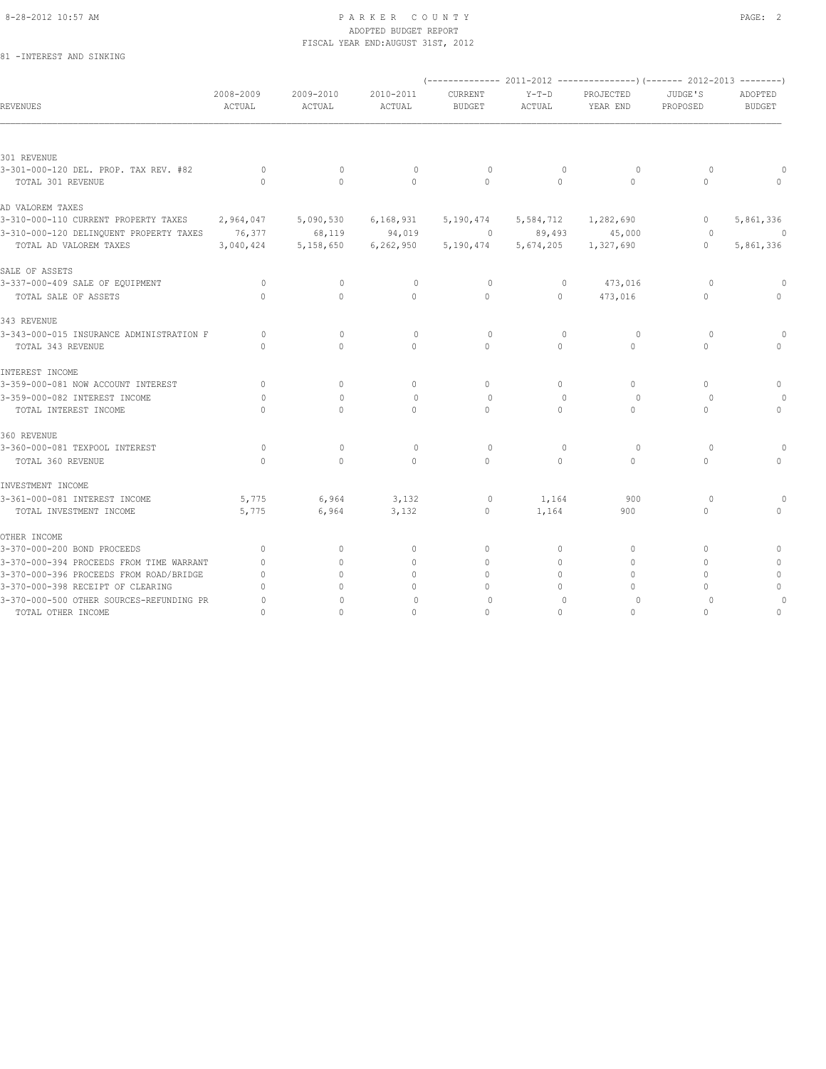PARKER COUNTY
ADOPTED BUDGET REPORT
FISCAL YEAR END:AUGUST 31ST, 2012

81 -INTEREST AND SINKING

| REVENUES | 2008-2009 ACTUAL | 2009-2010 ACTUAL | 2010-2011 ACTUAL | (------------- 2011-2012 CURRENT BUDGET | Y-T-D ACTUAL | PROJECTED YEAR END ---------------) | (------- 2012-2013 JUDGE'S PROPOSED | ADOPTED BUDGET --------) |
|---|---|---|---|---|---|---|---|---|
| 301 REVENUE | | | | | | | | |
| 3-301-000-120 DEL. PROP. TAX REV. #82 | 0 | 0 | 0 | 0 | 0 | 0 | 0 | 0 |
| TOTAL 301 REVENUE | 0 | 0 | 0 | 0 | 0 | 0 | 0 | 0 |
| AD VALOREM TAXES | | | | | | | | |
| 3-310-000-110 CURRENT PROPERTY TAXES | 2,964,047 | 5,090,530 | 6,168,931 | 5,190,474 | 5,584,712 | 1,282,690 | 0 | 5,861,336 |
| 3-310-000-120 DELINQUENT PROPERTY TAXES | 76,377 | 68,119 | 94,019 | 0 | 89,493 | 45,000 | 0 | 0 |
| TOTAL AD VALOREM TAXES | 3,040,424 | 5,158,650 | 6,262,950 | 5,190,474 | 5,674,205 | 1,327,690 | 0 | 5,861,336 |
| SALE OF ASSETS | | | | | | | | |
| 3-337-000-409 SALE OF EQUIPMENT | 0 | 0 | 0 | 0 | 0 | 473,016 | 0 | 0 |
| TOTAL SALE OF ASSETS | 0 | 0 | 0 | 0 | 0 | 473,016 | 0 | 0 |
| 343 REVENUE | | | | | | | | |
| 3-343-000-015 INSURANCE ADMINISTRATION F | 0 | 0 | 0 | 0 | 0 | 0 | 0 | 0 |
| TOTAL 343 REVENUE | 0 | 0 | 0 | 0 | 0 | 0 | 0 | 0 |
| INTEREST INCOME | | | | | | | | |
| 3-359-000-081 NOW ACCOUNT INTEREST | 0 | 0 | 0 | 0 | 0 | 0 | 0 | 0 |
| 3-359-000-082 INTEREST INCOME | 0 | 0 | 0 | 0 | 0 | 0 | 0 | 0 |
| TOTAL INTEREST INCOME | 0 | 0 | 0 | 0 | 0 | 0 | 0 | 0 |
| 360 REVENUE | | | | | | | | |
| 3-360-000-081 TEXPOOL INTEREST | 0 | 0 | 0 | 0 | 0 | 0 | 0 | 0 |
| TOTAL 360 REVENUE | 0 | 0 | 0 | 0 | 0 | 0 | 0 | 0 |
| INVESTMENT INCOME | | | | | | | | |
| 3-361-000-081 INTEREST INCOME | 5,775 | 6,964 | 3,132 | 0 | 1,164 | 900 | 0 | 0 |
| TOTAL INVESTMENT INCOME | 5,775 | 6,964 | 3,132 | 0 | 1,164 | 900 | 0 | 0 |
| OTHER INCOME | | | | | | | | |
| 3-370-000-200 BOND PROCEEDS | 0 | 0 | 0 | 0 | 0 | 0 | 0 | 0 |
| 3-370-000-394 PROCEEDS FROM TIME WARRANT | 0 | 0 | 0 | 0 | 0 | 0 | 0 | 0 |
| 3-370-000-396 PROCEEDS FROM ROAD/BRIDGE | 0 | 0 | 0 | 0 | 0 | 0 | 0 | 0 |
| 3-370-000-398 RECEIPT OF CLEARING | 0 | 0 | 0 | 0 | 0 | 0 | 0 | 0 |
| 3-370-000-500 OTHER SOURCES-REFUNDING PR | 0 | 0 | 0 | 0 | 0 | 0 | 0 | 0 |
| TOTAL OTHER INCOME | 0 | 0 | 0 | 0 | 0 | 0 | 0 | 0 |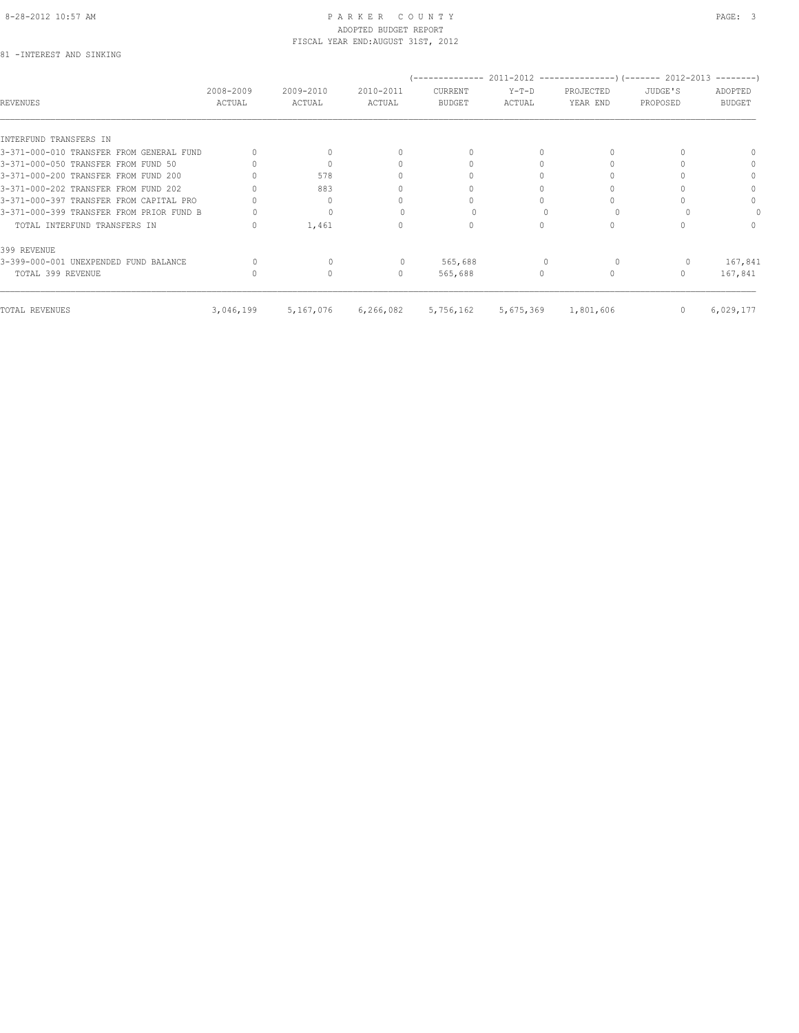8-28-2012 10:57 AM

# PARKER COUNTY
## ADOPTED BUDGET REPORT
### FISCAL YEAR END:AUGUST 31ST, 2012

81 -INTEREST AND SINKING

| REVENUES | 2008-2009 ACTUAL | 2009-2010 ACTUAL | 2010-2011 ACTUAL | (-------------- 2011-2012 CURRENT BUDGET | Y-T-D ACTUAL | PROJECTED YEAR END ---------------) | (------- 2012-2013 JUDGE'S PROPOSED | ADOPTED BUDGET --------) |
|---|---|---|---|---|---|---|---|---|
| INTERFUND TRANSFERS IN | | | | | | | | |
| 3-371-000-010 TRANSFER FROM GENERAL FUND | 0 | 0 | 0 | 0 | 0 | 0 | 0 | 0 |
| 3-371-000-050 TRANSFER FROM FUND 50 | 0 | 0 | 0 | 0 | 0 | 0 | 0 | 0 |
| 3-371-000-200 TRANSFER FROM FUND 200 | 0 | 578 | 0 | 0 | 0 | 0 | 0 | 0 |
| 3-371-000-202 TRANSFER FROM FUND 202 | 0 | 883 | 0 | 0 | 0 | 0 | 0 | 0 |
| 3-371-000-397 TRANSFER FROM CAPITAL PRO | 0 | 0 | 0 | 0 | 0 | 0 | 0 | 0 |
| 3-371-000-399 TRANSFER FROM PRIOR FUND B | 0 | 0 | 0 | 0 | 0 | 0 | 0 | 0 |
| TOTAL INTERFUND TRANSFERS IN | 0 | 1,461 | 0 | 0 | 0 | 0 | 0 | 0 |
| 399 REVENUE | | | | | | | | |
| 3-399-000-001 UNEXPENDED FUND BALANCE | 0 | 0 | 0 | 565,688 | 0 | 0 | 0 | 167,841 |
| TOTAL 399 REVENUE | 0 | 0 | 0 | 565,688 | 0 | 0 | 0 | 167,841 |
| TOTAL REVENUES | 3,046,199 | 5,167,076 | 6,266,082 | 5,756,162 | 5,675,369 | 1,801,606 | 0 | 6,029,177 |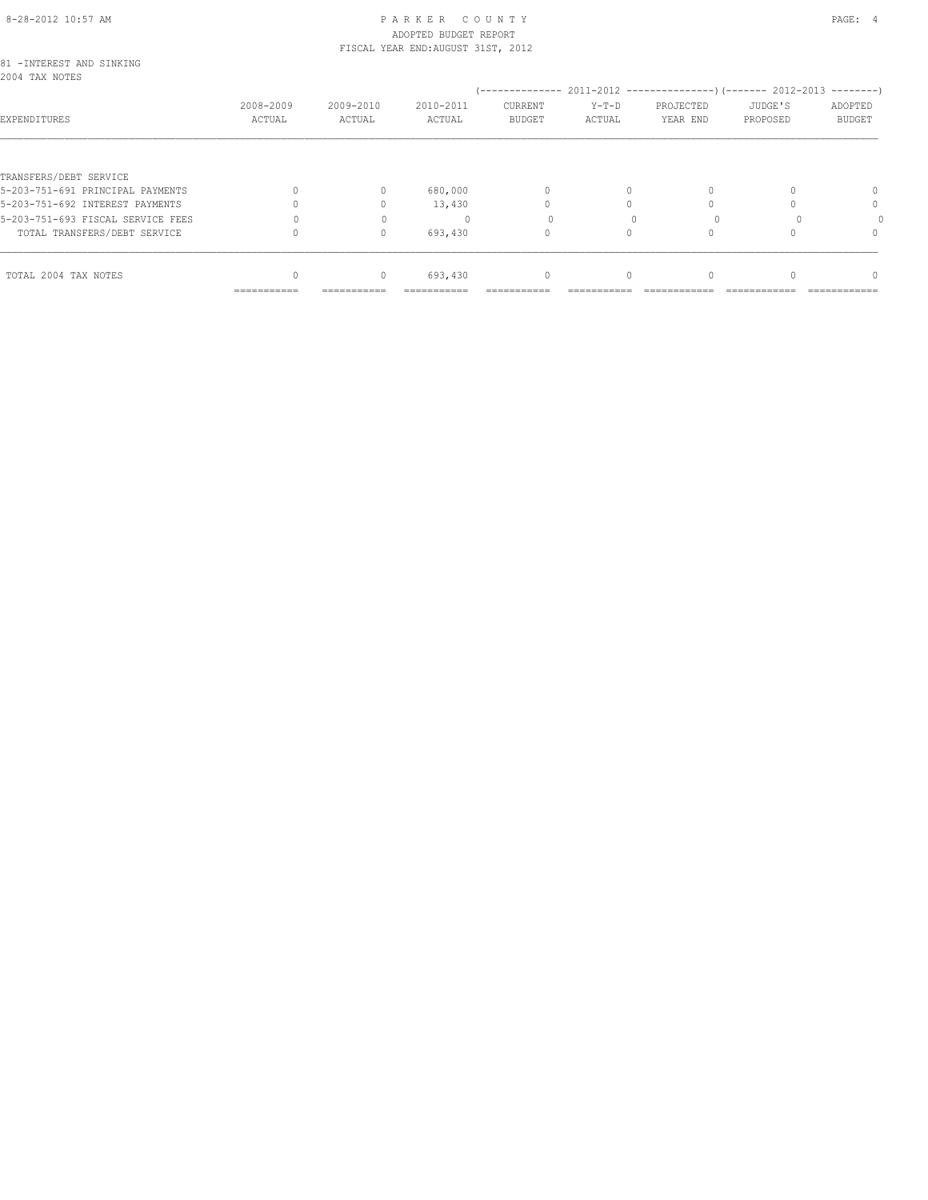# PARKER COUNTY
ADOPTED BUDGET REPORT
FISCAL YEAR END:AUGUST 31ST, 2012

81 -INTEREST AND SINKING
2004 TAX NOTES

| EXPENDITURES | 2008-2009 ACTUAL | 2009-2010 ACTUAL | 2010-2011 ACTUAL | 2011-2012 CURRENT BUDGET | 2011-2012 Y-T-D ACTUAL | 2011-2012 PROJECTED YEAR END | 2012-2013 JUDGE'S PROPOSED | 2012-2013 ADOPTED BUDGET |
|---|---|---|---|---|---|---|---|---|
| TRANSFERS/DEBT SERVICE | | | | | | | | |
| 5-203-751-691 PRINCIPAL PAYMENTS | 0 | 0 | 680,000 | 0 | 0 | 0 | 0 | 0 |
| 5-203-751-692 INTEREST PAYMENTS | 0 | 0 | 13,430 | 0 | 0 | 0 | 0 | 0 |
| 5-203-751-693 FISCAL SERVICE FEES | 0 | 0 | 0 | 0 | 0 | 0 | 0 | 0 |
| TOTAL TRANSFERS/DEBT SERVICE | 0 | 0 | 693,430 | 0 | 0 | 0 | 0 | 0 |
| TOTAL 2004 TAX NOTES | 0 | 0 | 693,430 | 0 | 0 | 0 | 0 | 0 |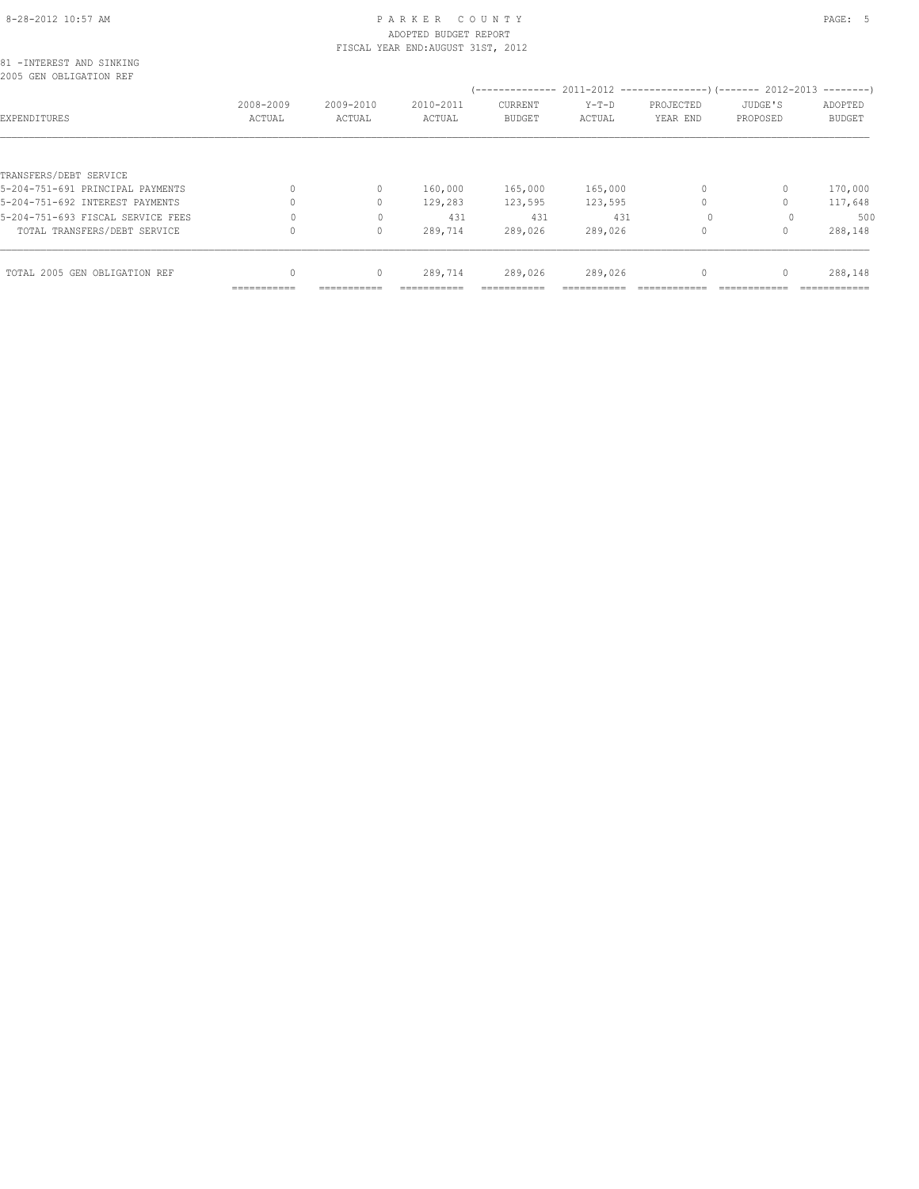PARKER COUNTY
ADOPTED BUDGET REPORT
FISCAL YEAR END:AUGUST 31ST, 2012

81 -INTEREST AND SINKING
2005 GEN OBLIGATION REF

| EXPENDITURES | 2008-2009 ACTUAL | 2009-2010 ACTUAL | 2010-2011 ACTUAL | 2011-2012 CURRENT BUDGET | 2011-2012 Y-T-D ACTUAL | 2011-2012 PROJECTED YEAR END | 2012-2013 JUDGE'S PROPOSED | 2012-2013 ADOPTED BUDGET |
|---|---|---|---|---|---|---|---|---|
| TRANSFERS/DEBT SERVICE | | | | | | | | |
| 5-204-751-691 PRINCIPAL PAYMENTS | 0 | 0 | 160,000 | 165,000 | 165,000 | 0 | 0 | 170,000 |
| 5-204-751-692 INTEREST PAYMENTS | 0 | 0 | 129,283 | 123,595 | 123,595 | 0 | 0 | 117,648 |
| 5-204-751-693 FISCAL SERVICE FEES | 0 | 0 | 431 | 431 | 431 | 0 | 0 | 500 |
| TOTAL TRANSFERS/DEBT SERVICE | 0 | 0 | 289,714 | 289,026 | 289,026 | 0 | 0 | 288,148 |
| TOTAL 2005 GEN OBLIGATION REF | 0 | 0 | 289,714 | 289,026 | 289,026 | 0 | 0 | 288,148 |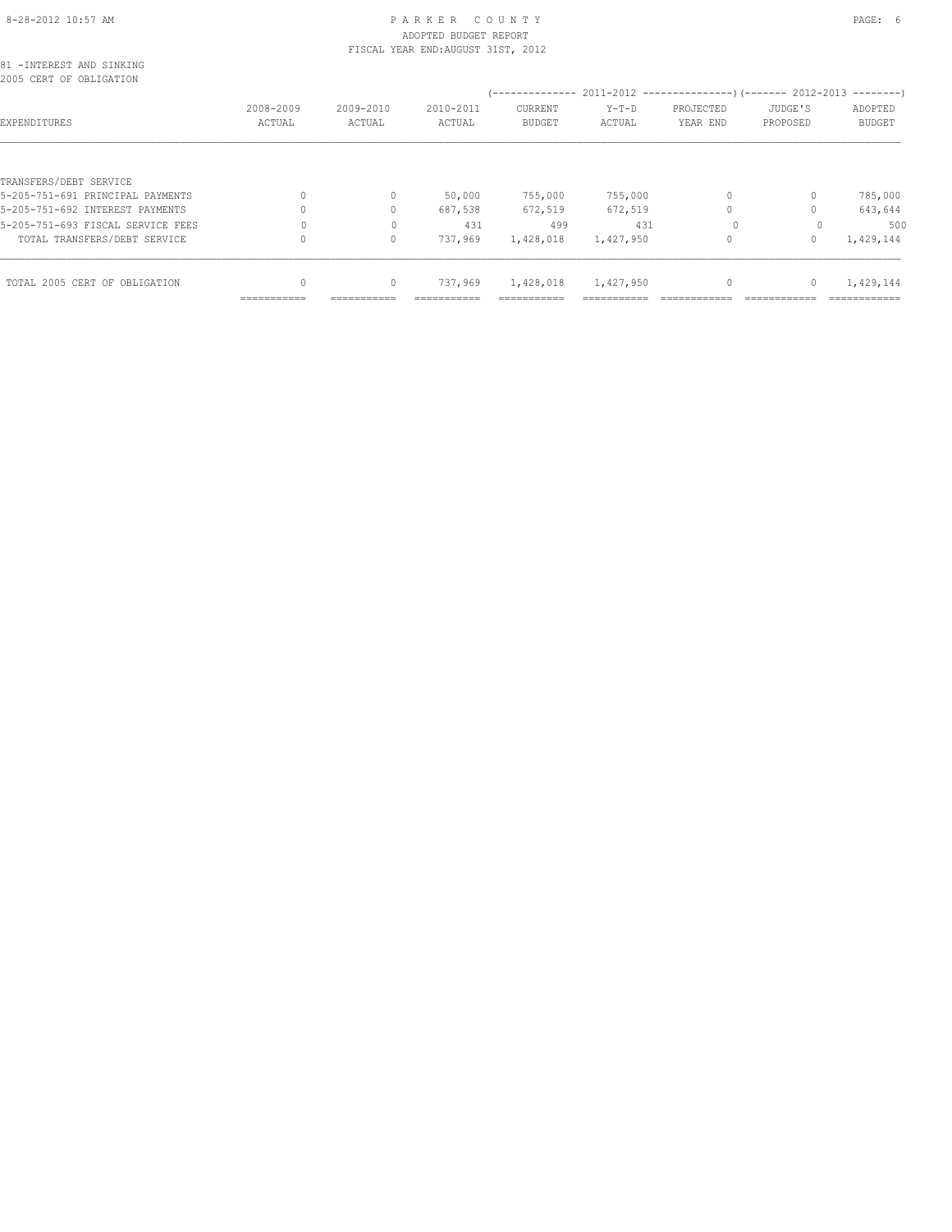PARKER COUNTY
ADOPTED BUDGET REPORT
FISCAL YEAR END:AUGUST 31ST, 2012

81 -INTEREST AND SINKING
2005 CERT OF OBLIGATION

| EXPENDITURES | 2008-2009 ACTUAL | 2009-2010 ACTUAL | 2010-2011 ACTUAL | 2011-2012 CURRENT BUDGET | 2011-2012 Y-T-D ACTUAL | 2011-2012 PROJECTED YEAR END | 2012-2013 JUDGE'S PROPOSED | 2012-2013 ADOPTED BUDGET |
|---|---|---|---|---|---|---|---|---|
| TRANSFERS/DEBT SERVICE | | | | | | | | |
| 5-205-751-691 PRINCIPAL PAYMENTS | 0 | 0 | 50,000 | 755,000 | 755,000 | 0 | 0 | 785,000 |
| 5-205-751-692 INTEREST PAYMENTS | 0 | 0 | 687,538 | 672,519 | 672,519 | 0 | 0 | 643,644 |
| 5-205-751-693 FISCAL SERVICE FEES | 0 | 0 | 431 | 499 | 431 | 0 | 0 | 500 |
| TOTAL TRANSFERS/DEBT SERVICE | 0 | 0 | 737,969 | 1,428,018 | 1,427,950 | 0 | 0 | 1,429,144 |
| TOTAL 2005 CERT OF OBLIGATION | 0 | 0 | 737,969 | 1,428,018 | 1,427,950 | 0 | 0 | 1,429,144 |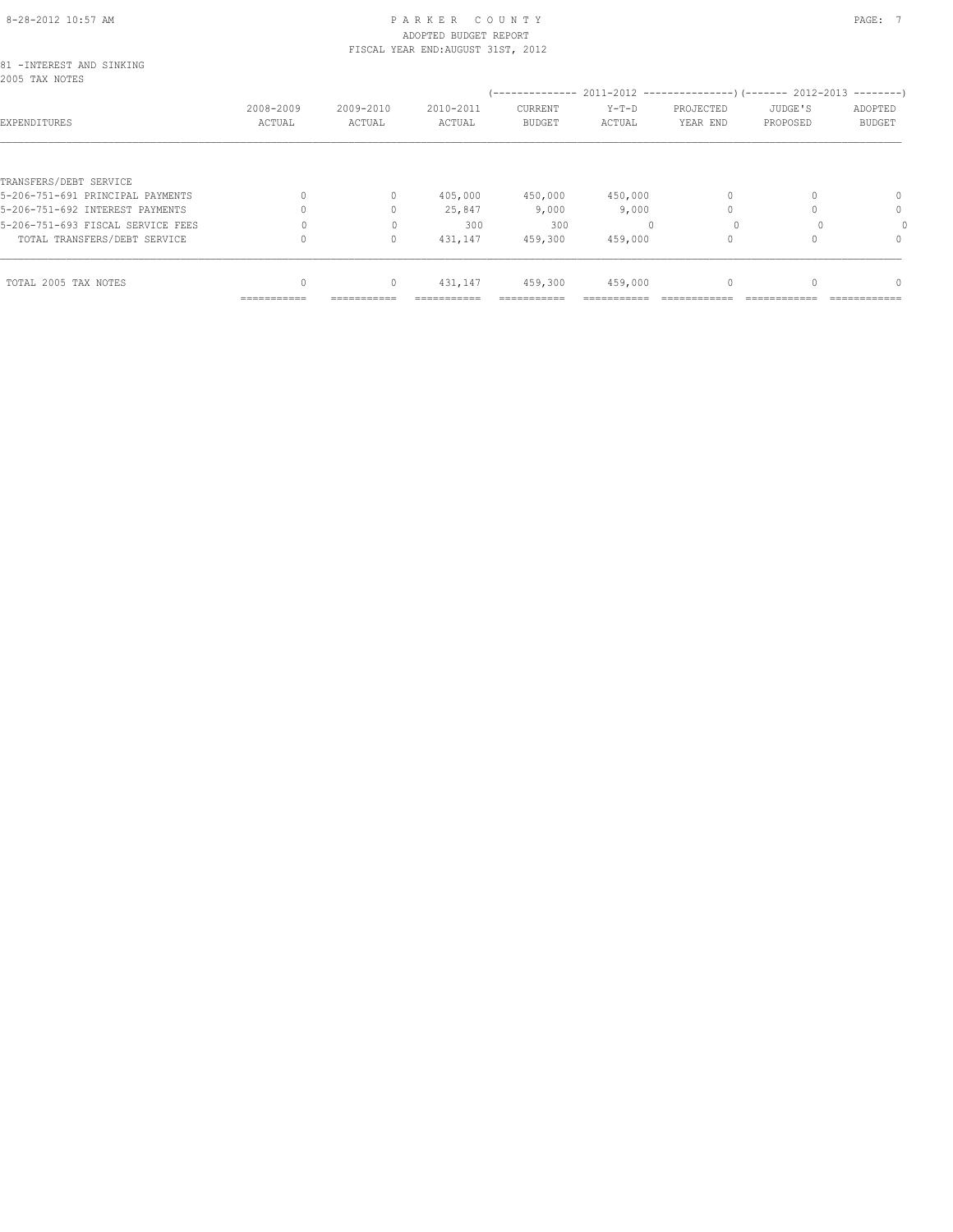PARKER COUNTY
ADOPTED BUDGET REPORT
FISCAL YEAR END:AUGUST 31ST, 2012

81 -INTEREST AND SINKING
2005 TAX NOTES

| EXPENDITURES | 2008-2009 ACTUAL | 2009-2010 ACTUAL | 2010-2011 ACTUAL | 2011-2012 CURRENT BUDGET | 2011-2012 Y-T-D ACTUAL | 2011-2012 PROJECTED YEAR END | 2012-2013 JUDGE'S PROPOSED | 2012-2013 ADOPTED BUDGET |
|---|---|---|---|---|---|---|---|---|
| TRANSFERS/DEBT SERVICE | | | | | | | | |
| 5-206-751-691 PRINCIPAL PAYMENTS | 0 | 0 | 405,000 | 450,000 | 450,000 | 0 | 0 | 0 |
| 5-206-751-692 INTEREST PAYMENTS | 0 | 0 | 25,847 | 9,000 | 9,000 | 0 | 0 | 0 |
| 5-206-751-693 FISCAL SERVICE FEES | 0 | 0 | 300 | 300 | 0 | 0 | 0 | 0 |
| TOTAL TRANSFERS/DEBT SERVICE | 0 | 0 | 431,147 | 459,300 | 459,000 | 0 | 0 | 0 |
| TOTAL 2005 TAX NOTES | 0 | 0 | 431,147 | 459,300 | 459,000 | 0 | 0 | 0 |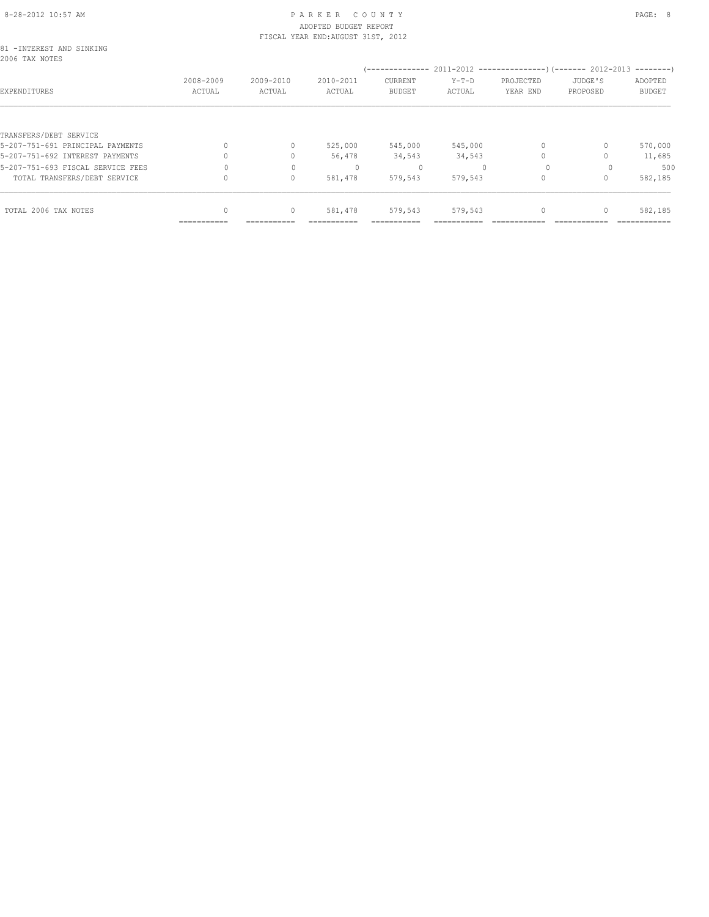81 -INTEREST AND SINKING
2006 TAX NOTES

| EXPENDITURES | 2008-2009 ACTUAL | 2009-2010 ACTUAL | 2010-2011 ACTUAL | 2011-2012 CURRENT BUDGET | 2011-2012 Y-T-D ACTUAL | 2011-2012 PROJECTED YEAR END | 2012-2013 JUDGE'S PROPOSED | 2012-2013 ADOPTED BUDGET |
|---|---|---|---|---|---|---|---|---|
| TRANSFERS/DEBT SERVICE | | | | | | | | |
| 5-207-751-691 PRINCIPAL PAYMENTS | 0 | 0 | 525,000 | 545,000 | 545,000 | 0 | 0 | 570,000 |
| 5-207-751-692 INTEREST PAYMENTS | 0 | 0 | 56,478 | 34,543 | 34,543 | 0 | 0 | 11,685 |
| 5-207-751-693 FISCAL SERVICE FEES | 0 | 0 | 0 | 0 | 0 | 0 | 0 | 500 |
| TOTAL TRANSFERS/DEBT SERVICE | 0 | 0 | 581,478 | 579,543 | 579,543 | 0 | 0 | 582,185 |
| TOTAL 2006 TAX NOTES | 0 | 0 | 581,478 | 579,543 | 579,543 | 0 | 0 | 582,185 |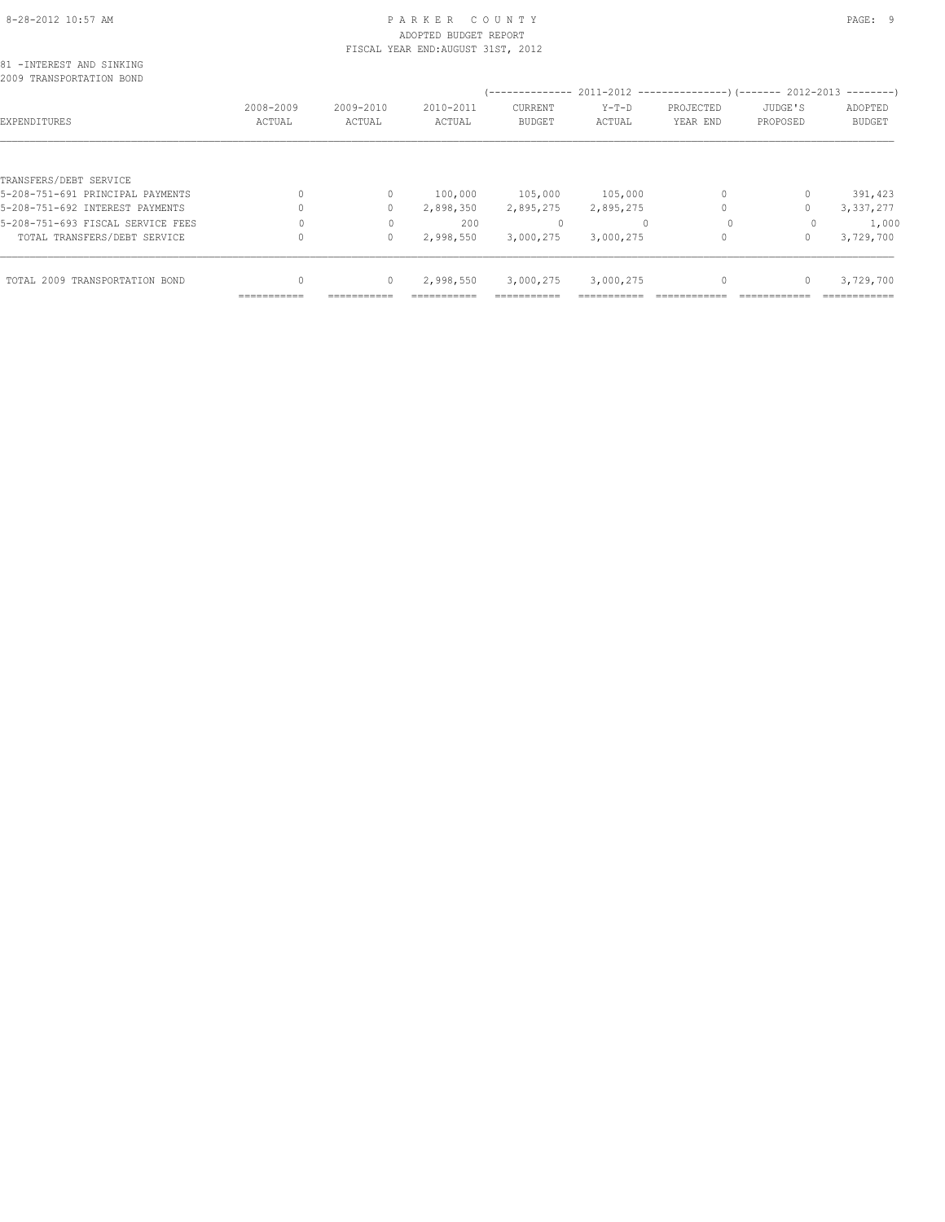PARKER COUNTY
ADOPTED BUDGET REPORT
FISCAL YEAR END:AUGUST 31ST, 2012

81 -INTEREST AND SINKING
2009 TRANSPORTATION BOND

| EXPENDITURES | 2008-2009 ACTUAL | 2009-2010 ACTUAL | 2010-2011 ACTUAL | 2011-2012 CURRENT BUDGET | 2011-2012 Y-T-D ACTUAL | 2011-2012 PROJECTED YEAR END | 2012-2013 JUDGE'S PROPOSED | 2012-2013 ADOPTED BUDGET |
|---|---|---|---|---|---|---|---|---|
| TRANSFERS/DEBT SERVICE | | | | | | | | |
| 5-208-751-691 PRINCIPAL PAYMENTS | 0 | 0 | 100,000 | 105,000 | 105,000 | 0 | 0 | 391,423 |
| 5-208-751-692 INTEREST PAYMENTS | 0 | 0 | 2,898,350 | 2,895,275 | 2,895,275 | 0 | 0 | 3,337,277 |
| 5-208-751-693 FISCAL SERVICE FEES | 0 | 0 | 200 | 0 | 0 | 0 | 0 | 1,000 |
| TOTAL TRANSFERS/DEBT SERVICE | 0 | 0 | 2,998,550 | 3,000,275 | 3,000,275 | 0 | 0 | 3,729,700 |
| TOTAL 2009 TRANSPORTATION BOND | 0 | 0 | 2,998,550 | 3,000,275 | 3,000,275 | 0 | 0 | 3,729,700 |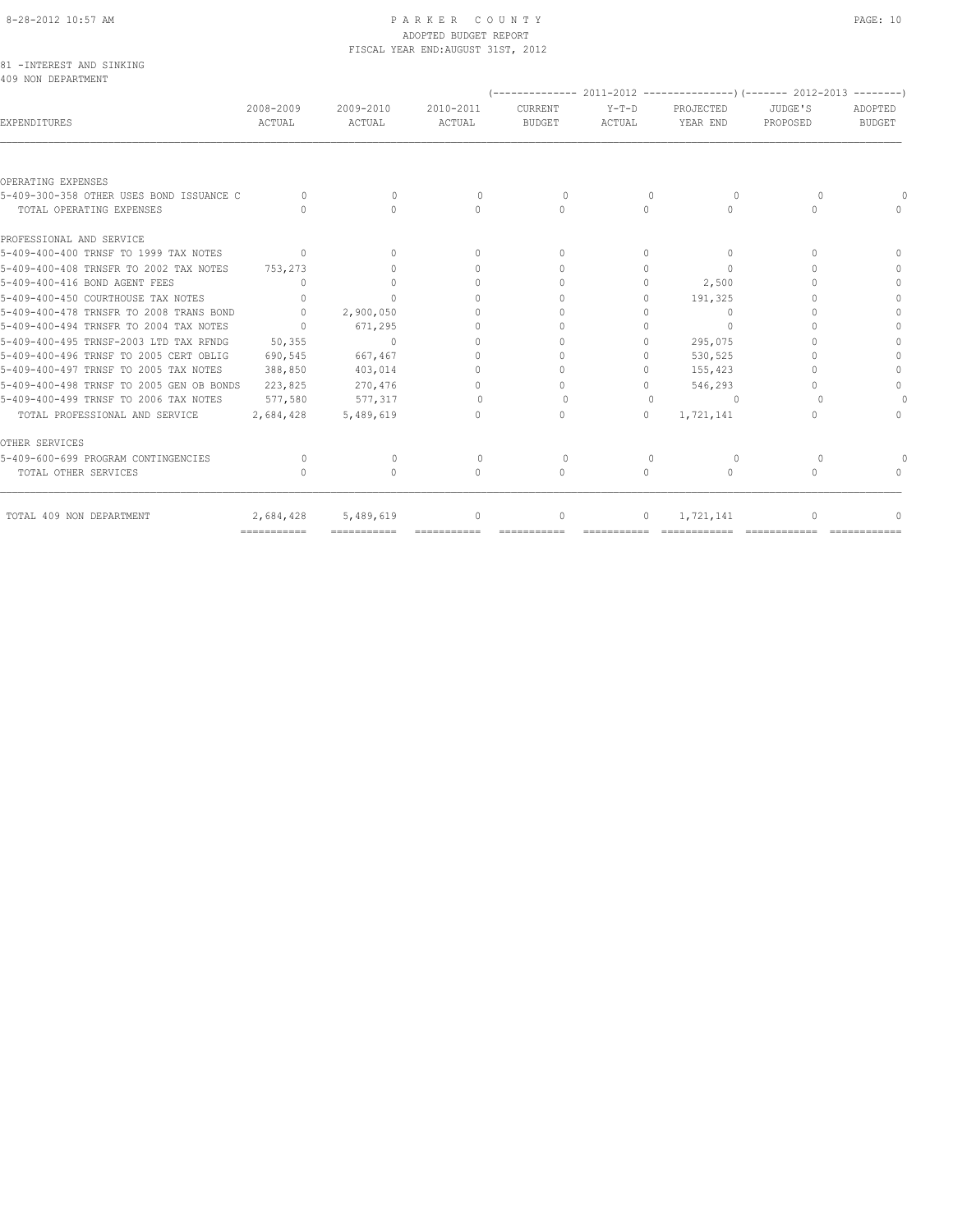PARKER COUNTY
ADOPTED BUDGET REPORT
FISCAL YEAR END:AUGUST 31ST, 2012

81 -INTEREST AND SINKING
409 NON DEPARTMENT

| EXPENDITURES | 2008-2009 ACTUAL | 2009-2010 ACTUAL | 2010-2011 ACTUAL | 2011-2012 CURRENT BUDGET | 2011-2012 Y-T-D ACTUAL | 2011-2012 PROJECTED YEAR END | 2012-2013 JUDGE'S PROPOSED | 2012-2013 ADOPTED BUDGET |
|---|---|---|---|---|---|---|---|---|
| OPERATING EXPENSES | | | | | | | | |
| 5-409-300-358 OTHER USES BOND ISSUANCE C | 0 | 0 | 0 | 0 | 0 | 0 | 0 | 0 |
| TOTAL OPERATING EXPENSES | 0 | 0 | 0 | 0 | 0 | 0 | 0 | 0 |
| PROFESSIONAL AND SERVICE | | | | | | | | |
| 5-409-400-400 TRNSF TO 1999 TAX NOTES | 0 | 0 | 0 | 0 | 0 | 0 | 0 | 0 |
| 5-409-400-408 TRNSFR TO 2002 TAX NOTES | 753,273 | 0 | 0 | 0 | 0 | 0 | 0 | 0 |
| 5-409-400-416 BOND AGENT FEES | 0 | 0 | 0 | 0 | 0 | 2,500 | 0 | 0 |
| 5-409-400-450 COURTHOUSE TAX NOTES | 0 | 0 | 0 | 0 | 0 | 191,325 | 0 | 0 |
| 5-409-400-478 TRNSFR TO 2008 TRANS BOND | 0 | 2,900,050 | 0 | 0 | 0 | 0 | 0 | 0 |
| 5-409-400-494 TRNSFR TO 2004 TAX NOTES | 0 | 671,295 | 0 | 0 | 0 | 0 | 0 | 0 |
| 5-409-400-495 TRNSF-2003 LTD TAX RFNDG | 50,355 | 0 | 0 | 0 | 0 | 295,075 | 0 | 0 |
| 5-409-400-496 TRNSF TO 2005 CERT OBLIG | 690,545 | 667,467 | 0 | 0 | 0 | 530,525 | 0 | 0 |
| 5-409-400-497 TRNSF TO 2005 TAX NOTES | 388,850 | 403,014 | 0 | 0 | 0 | 155,423 | 0 | 0 |
| 5-409-400-498 TRNSF TO 2005 GEN OB BONDS | 223,825 | 270,476 | 0 | 0 | 0 | 546,293 | 0 | 0 |
| 5-409-400-499 TRNSF TO 2006 TAX NOTES | 577,580 | 577,317 | 0 | 0 | 0 | 0 | 0 | 0 |
| TOTAL PROFESSIONAL AND SERVICE | 2,684,428 | 5,489,619 | 0 | 0 | 0 | 1,721,141 | 0 | 0 |
| OTHER SERVICES | | | | | | | | |
| 5-409-600-699 PROGRAM CONTINGENCIES | 0 | 0 | 0 | 0 | 0 | 0 | 0 | 0 |
| TOTAL OTHER SERVICES | 0 | 0 | 0 | 0 | 0 | 0 | 0 | 0 |
| TOTAL 409 NON DEPARTMENT | 2,684,428 | 5,489,619 | 0 | 0 | 0 | 1,721,141 | 0 | 0 |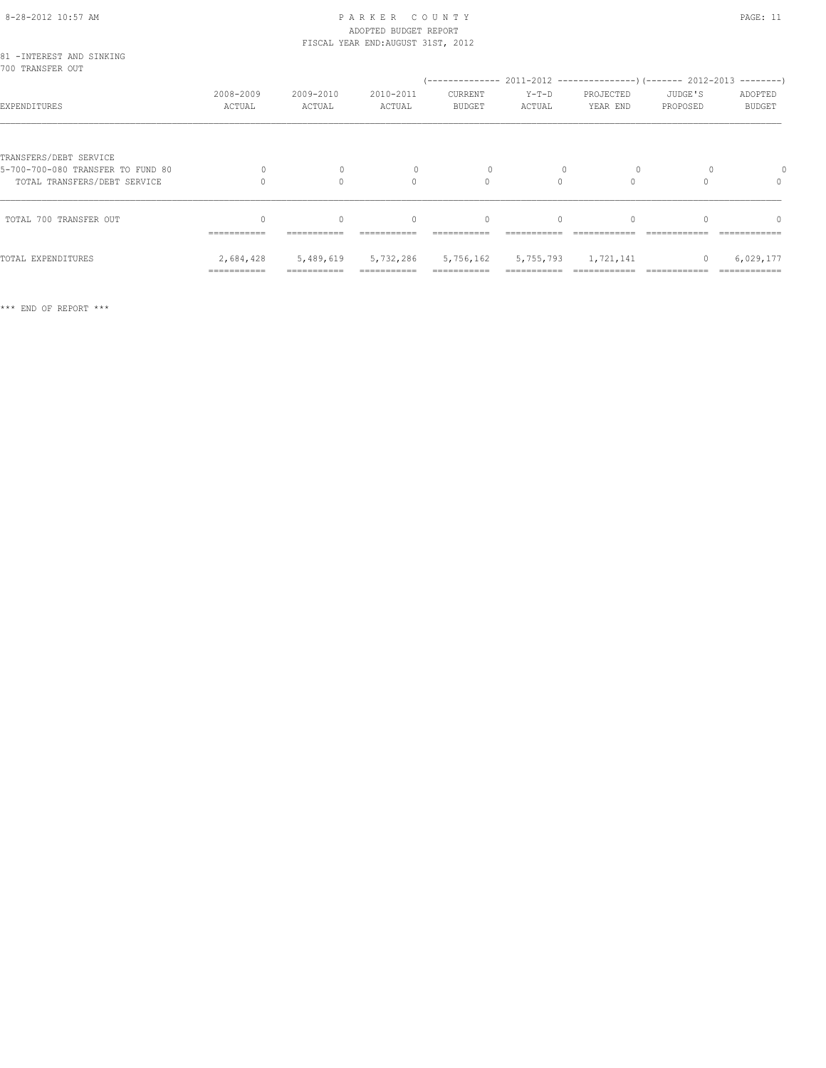81 -INTEREST AND SINKING
700 TRANSFER OUT

| EXPENDITURES | 2008-2009 ACTUAL | 2009-2010 ACTUAL | 2010-2011 ACTUAL | (-------------- 2011-2012 CURRENT BUDGET | Y-T-D ACTUAL | PROJECTED YEAR END ---------------) | (------- 2012-2013 JUDGE'S PROPOSED | ADOPTED BUDGET --------) |
|---|---|---|---|---|---|---|---|---|
| TRANSFERS/DEBT SERVICE | | | | | | | | |
| 5-700-700-080 TRANSFER TO FUND 80 | 0 | 0 | 0 | 0 | 0 | 0 | 0 | 0 |
| TOTAL TRANSFERS/DEBT SERVICE | 0 | 0 | 0 | 0 | 0 | 0 | 0 | 0 |
| TOTAL 700 TRANSFER OUT | 0 | 0 | 0 | 0 | 0 | 0 | 0 | 0 |
| TOTAL EXPENDITURES | 2,684,428 | 5,489,619 | 5,732,286 | 5,756,162 | 5,755,793 | 1,721,141 | 0 | 6,029,177 |

*** END OF REPORT ***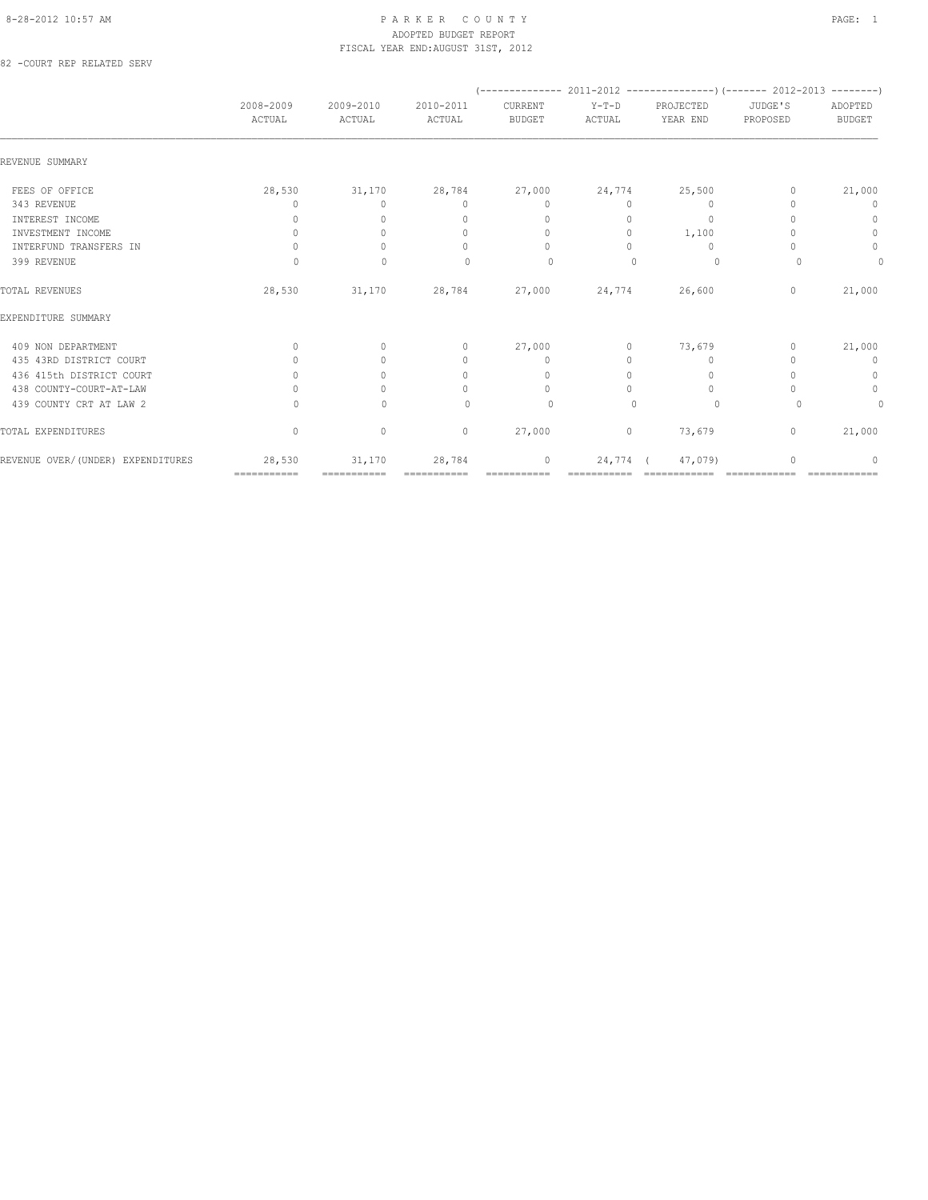PARKER COUNTY
ADOPTED BUDGET REPORT
FISCAL YEAR END:AUGUST 31ST, 2012

82 -COURT REP RELATED SERV

| | 2008-2009 ACTUAL | 2009-2010 ACTUAL | 2010-2011 ACTUAL | (2011-2012) CURRENT BUDGET | (2011-2012) Y-T-D ACTUAL | (2011-2012) PROJECTED YEAR END | (2012-2013) JUDGE'S PROPOSED | (2012-2013) ADOPTED BUDGET |
|---|---|---|---|---|---|---|---|---|
| REVENUE SUMMARY | | | | | | | | |
| FEES OF OFFICE | 28,530 | 31,170 | 28,784 | 27,000 | 24,774 | 25,500 | 0 | 21,000 |
| 343 REVENUE | 0 | 0 | 0 | 0 | 0 | 0 | 0 | 0 |
| INTEREST INCOME | 0 | 0 | 0 | 0 | 0 | 0 | 0 | 0 |
| INVESTMENT INCOME | 0 | 0 | 0 | 0 | 0 | 1,100 | 0 | 0 |
| INTERFUND TRANSFERS IN | 0 | 0 | 0 | 0 | 0 | 0 | 0 | 0 |
| 399 REVENUE | 0 | 0 | 0 | 0 | 0 | 0 | 0 | 0 |
| TOTAL REVENUES | 28,530 | 31,170 | 28,784 | 27,000 | 24,774 | 26,600 | 0 | 21,000 |
| EXPENDITURE SUMMARY | | | | | | | | |
| 409 NON DEPARTMENT | 0 | 0 | 0 | 27,000 | 0 | 73,679 | 0 | 21,000 |
| 435 43RD DISTRICT COURT | 0 | 0 | 0 | 0 | 0 | 0 | 0 | 0 |
| 436 415th DISTRICT COURT | 0 | 0 | 0 | 0 | 0 | 0 | 0 | 0 |
| 438 COUNTY-COURT-AT-LAW | 0 | 0 | 0 | 0 | 0 | 0 | 0 | 0 |
| 439 COUNTY CRT AT LAW 2 | 0 | 0 | 0 | 0 | 0 | 0 | 0 | 0 |
| TOTAL EXPENDITURES | 0 | 0 | 0 | 27,000 | 0 | 73,679 | 0 | 21,000 |
| REVENUE OVER/(UNDER) EXPENDITURES | 28,530 | 31,170 | 28,784 | 0 | 24,774 | ( 47,079) | 0 | 0 |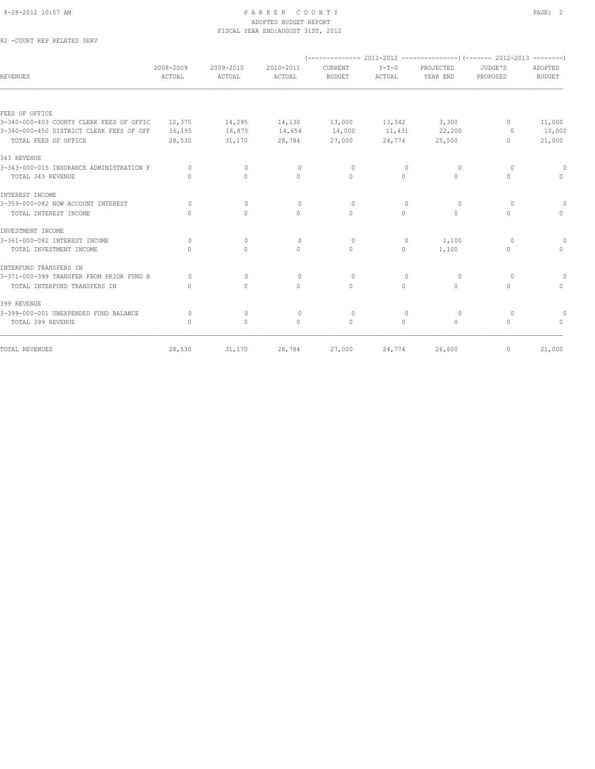PARKER COUNTY
ADOPTED BUDGET REPORT
FISCAL YEAR END:AUGUST 31ST, 2012

82 -COURT REP RELATED SERV

| REVENUES | 2008-2009 ACTUAL | 2009-2010 ACTUAL | 2010-2011 ACTUAL | (-------------- 2011-2012 CURRENT BUDGET | Y-T-D ACTUAL | PROJECTED YEAR END ---------------) | (------- 2012-2013 JUDGE'S PROPOSED | ADOPTED BUDGET --------) |
|---|---|---|---|---|---|---|---|---|
| FEES OF OFFICE | | | | | | | | |
| 3-340-000-403 COUNTY CLERK FEES OF OFFIC | 12,375 | 14,295 | 14,130 | 13,000 | 13,342 | 3,300 | 0 | 11,000 |
| 3-340-000-450 DISTRICT CLERK FEES OF OFF | 16,155 | 16,875 | 14,654 | 14,000 | 11,431 | 22,200 | 0 | 10,000 |
| TOTAL FEES OF OFFICE | 28,530 | 31,170 | 28,784 | 27,000 | 24,774 | 25,500 | 0 | 21,000 |
| 343 REVENUE | | | | | | | | |
| 3-343-000-015 INSURANCE ADMINISTRATION F | 0 | 0 | 0 | 0 | 0 | 0 | 0 | 0 |
| TOTAL 343 REVENUE | 0 | 0 | 0 | 0 | 0 | 0 | 0 | 0 |
| INTEREST INCOME | | | | | | | | |
| 3-359-000-082 NOW ACCOUNT INTEREST | 0 | 0 | 0 | 0 | 0 | 0 | 0 | 0 |
| TOTAL INTEREST INCOME | 0 | 0 | 0 | 0 | 0 | 0 | 0 | 0 |
| INVESTMENT INCOME | | | | | | | | |
| 3-361-000-082 INTEREST INCOME | 0 | 0 | 0 | 0 | 0 | 1,100 | 0 | 0 |
| TOTAL INVESTMENT INCOME | 0 | 0 | 0 | 0 | 0 | 1,100 | 0 | 0 |
| INTERFUND TRANSFERS IN | | | | | | | | |
| 3-371-000-399 TRANSFER FROM PRIOR FUND B | 0 | 0 | 0 | 0 | 0 | 0 | 0 | 0 |
| TOTAL INTERFUND TRANSFERS IN | 0 | 0 | 0 | 0 | 0 | 0 | 0 | 0 |
| 399 REVENUE | | | | | | | | |
| 3-399-000-001 UNEXPENDED FUND BALANCE | 0 | 0 | 0 | 0 | 0 | 0 | 0 | 0 |
| TOTAL 399 REVENUE | 0 | 0 | 0 | 0 | 0 | 0 | 0 | 0 |
| TOTAL REVENUES | 28,530 | 31,170 | 28,784 | 27,000 | 24,774 | 26,600 | 0 | 21,000 |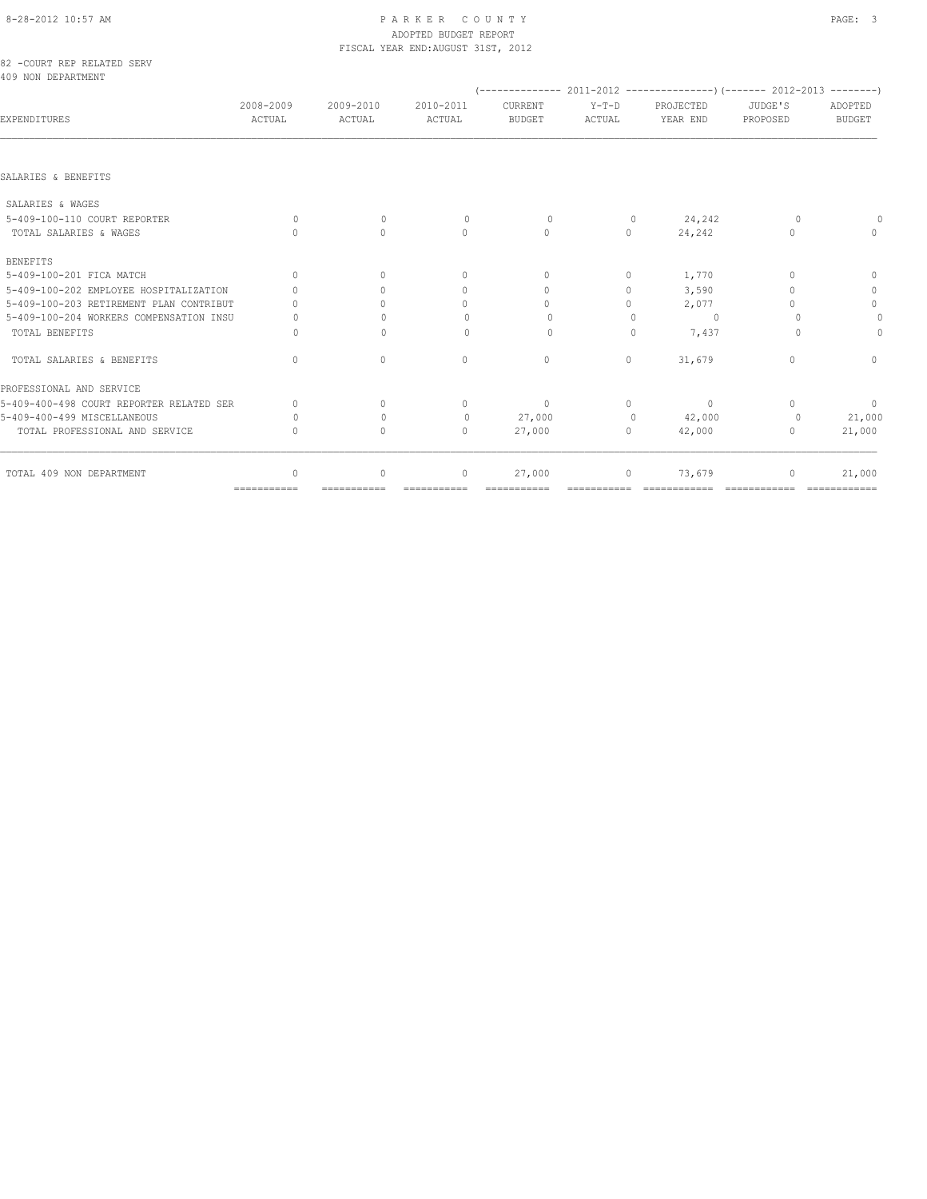PARKER COUNTY
ADOPTED BUDGET REPORT
FISCAL YEAR END:AUGUST 31ST, 2012

82 -COURT REP RELATED SERV
409 NON DEPARTMENT

| EXPENDITURES | 2008-2009 ACTUAL | 2009-2010 ACTUAL | 2010-2011 ACTUAL | 2011-2012 CURRENT BUDGET | 2011-2012 Y-T-D ACTUAL | 2011-2012 PROJECTED YEAR END | 2012-2013 JUDGE'S PROPOSED | 2012-2013 ADOPTED BUDGET |
|---|---|---|---|---|---|---|---|---|
| SALARIES & BENEFITS | | | | | | | | |
| SALARIES & WAGES | | | | | | | | |
| 5-409-100-110 COURT REPORTER | 0 | 0 | 0 | 0 | 0 | 24,242 | 0 | 0 |
| TOTAL SALARIES & WAGES | 0 | 0 | 0 | 0 | 0 | 24,242 | 0 | 0 |
| BENEFITS | | | | | | | | |
| 5-409-100-201 FICA MATCH | 0 | 0 | 0 | 0 | 0 | 1,770 | 0 | 0 |
| 5-409-100-202 EMPLOYEE HOSPITALIZATION | 0 | 0 | 0 | 0 | 0 | 3,590 | 0 | 0 |
| 5-409-100-203 RETIREMENT PLAN CONTRIBUT | 0 | 0 | 0 | 0 | 0 | 2,077 | 0 | 0 |
| 5-409-100-204 WORKERS COMPENSATION INSU | 0 | 0 | 0 | 0 | 0 | 0 | 0 | 0 |
| TOTAL BENEFITS | 0 | 0 | 0 | 0 | 0 | 7,437 | 0 | 0 |
| TOTAL SALARIES & BENEFITS | 0 | 0 | 0 | 0 | 0 | 31,679 | 0 | 0 |
| PROFESSIONAL AND SERVICE | | | | | | | | |
| 5-409-400-498 COURT REPORTER RELATED SER | 0 | 0 | 0 | 0 | 0 | 0 | 0 | 0 |
| 5-409-400-499 MISCELLANEOUS | 0 | 0 | 0 | 27,000 | 0 | 42,000 | 0 | 21,000 |
| TOTAL PROFESSIONAL AND SERVICE | 0 | 0 | 0 | 27,000 | 0 | 42,000 | 0 | 21,000 |
| TOTAL 409 NON DEPARTMENT | 0 | 0 | 0 | 27,000 | 0 | 73,679 | 0 | 21,000 |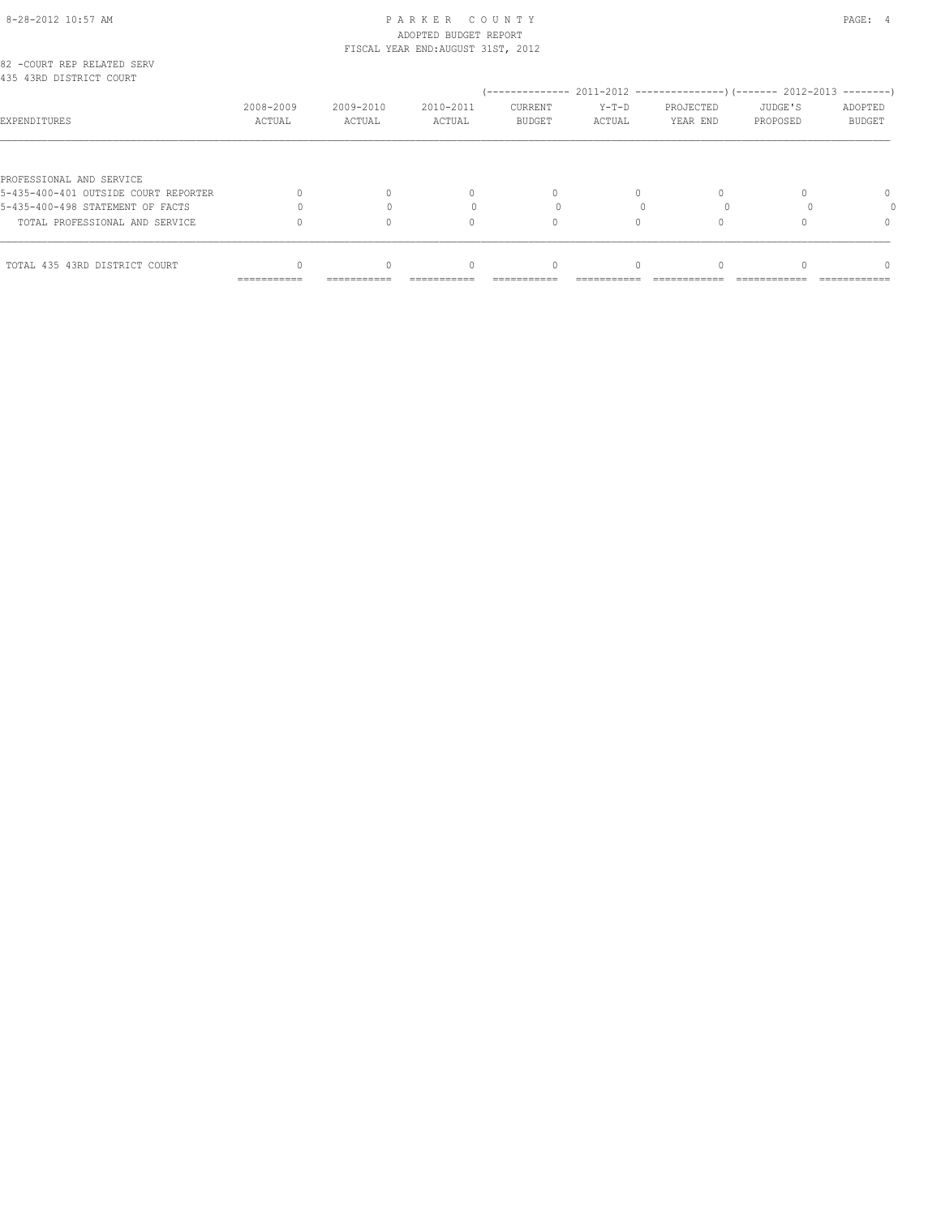82 -COURT REP RELATED SERV
435 43RD DISTRICT COURT

| EXPENDITURES | 2008-2009 ACTUAL | 2009-2010 ACTUAL | 2010-2011 ACTUAL | 2011-2012 CURRENT BUDGET | 2011-2012 Y-T-D ACTUAL | 2011-2012 PROJECTED YEAR END | 2012-2013 JUDGE'S PROPOSED | 2012-2013 ADOPTED BUDGET |
|---|---|---|---|---|---|---|---|---|
| PROFESSIONAL AND SERVICE | | | | | | | | |
| 5-435-400-401 OUTSIDE COURT REPORTER | 0 | 0 | 0 | 0 | 0 | 0 | 0 | 0 |
| 5-435-400-498 STATEMENT OF FACTS | 0 | 0 | 0 | 0 | 0 | 0 | 0 | 0 |
| TOTAL PROFESSIONAL AND SERVICE | 0 | 0 | 0 | 0 | 0 | 0 | 0 | 0 |
| TOTAL 435 43RD DISTRICT COURT | 0 | 0 | 0 | 0 | 0 | 0 | 0 | 0 |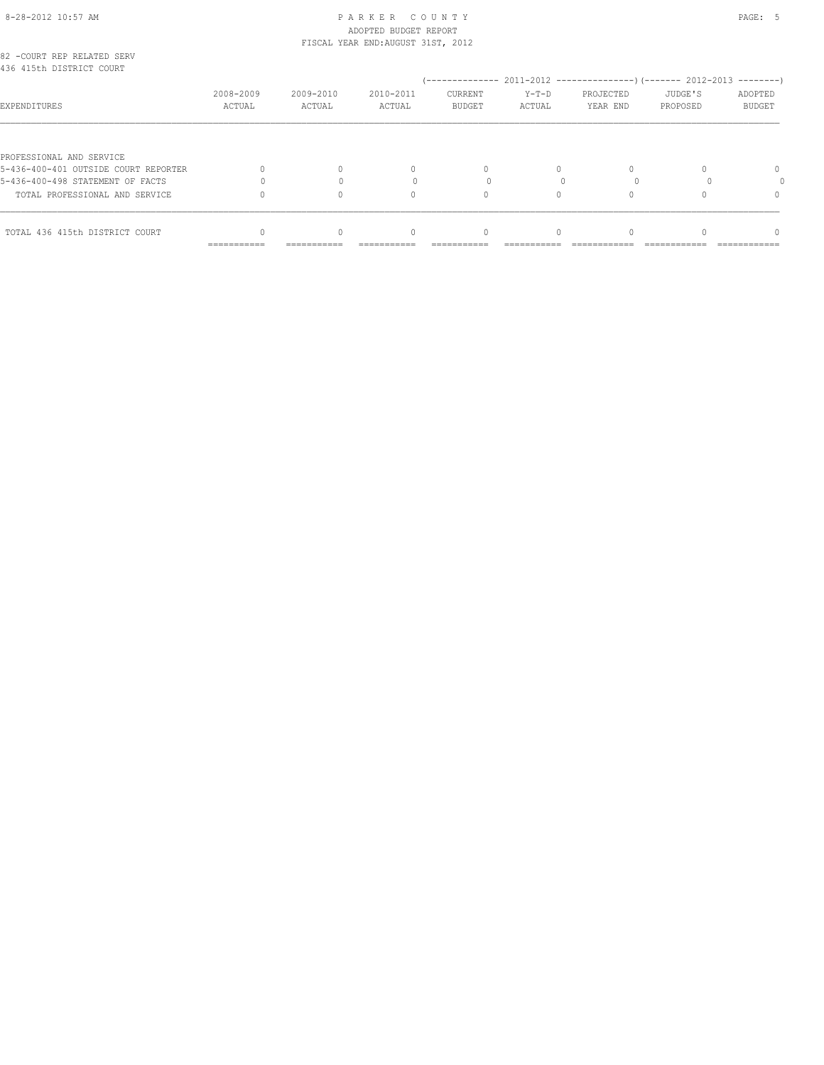82 -COURT REP RELATED SERV
436 415th DISTRICT COURT

| EXPENDITURES | 2008-2009 ACTUAL | 2009-2010 ACTUAL | 2010-2011 ACTUAL | 2011-2012 CURRENT BUDGET | 2011-2012 Y-T-D ACTUAL | 2011-2012 PROJECTED YEAR END | 2012-2013 JUDGE'S PROPOSED | 2012-2013 ADOPTED BUDGET |
|---|---|---|---|---|---|---|---|---|
| PROFESSIONAL AND SERVICE | | | | | | | | |
| 5-436-400-401 OUTSIDE COURT REPORTER | 0 | 0 | 0 | 0 | 0 | 0 | 0 | 0 |
| 5-436-400-498 STATEMENT OF FACTS | 0 | 0 | 0 | 0 | 0 | 0 | 0 | 0 |
| TOTAL PROFESSIONAL AND SERVICE | 0 | 0 | 0 | 0 | 0 | 0 | 0 | 0 |
| TOTAL 436 415th DISTRICT COURT | 0 | 0 | 0 | 0 | 0 | 0 | 0 | 0 |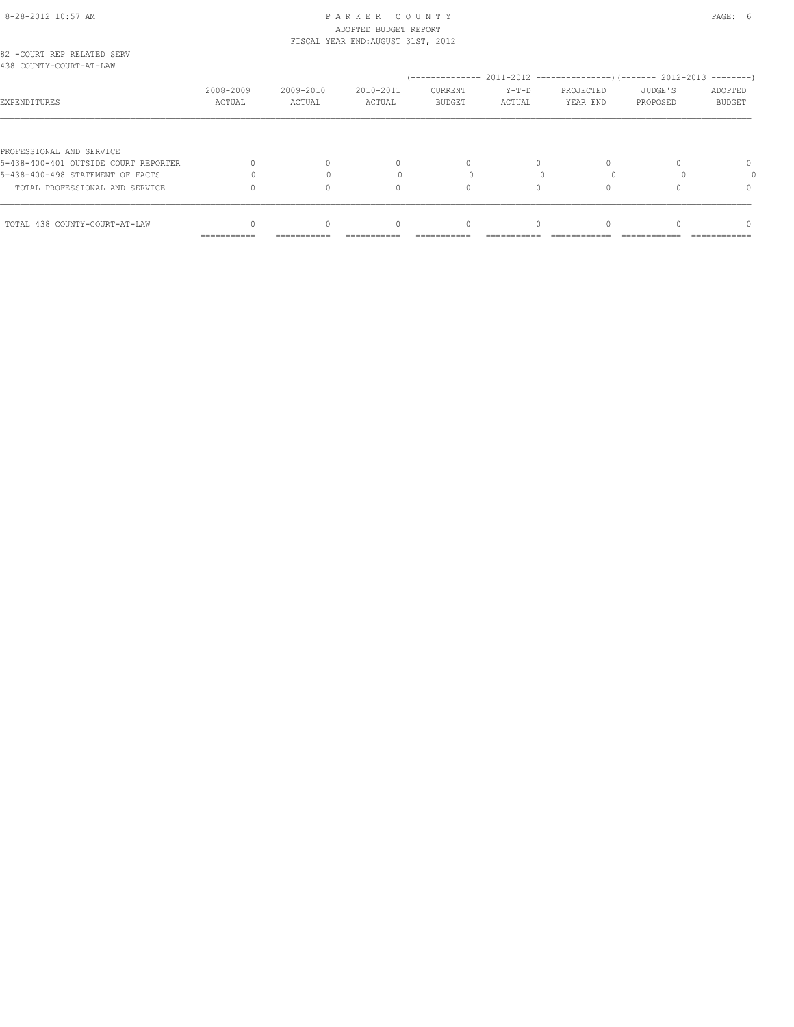PARKER COUNTY
ADOPTED BUDGET REPORT
FISCAL YEAR END:AUGUST 31ST, 2012

82 -COURT REP RELATED SERV
438 COUNTY-COURT-AT-LAW

| EXPENDITURES | 2008-2009 ACTUAL | 2009-2010 ACTUAL | 2010-2011 ACTUAL | 2011-2012 CURRENT BUDGET | 2011-2012 Y-T-D ACTUAL | 2011-2012 PROJECTED YEAR END | 2012-2013 JUDGE'S PROPOSED | 2012-2013 ADOPTED BUDGET |
|---|---|---|---|---|---|---|---|---|
| PROFESSIONAL AND SERVICE | | | | | | | | |
| 5-438-400-401 OUTSIDE COURT REPORTER | 0 | 0 | 0 | 0 | 0 | 0 | 0 | 0 |
| 5-438-400-498 STATEMENT OF FACTS | 0 | 0 | 0 | 0 | 0 | 0 | 0 | 0 |
| TOTAL PROFESSIONAL AND SERVICE | 0 | 0 | 0 | 0 | 0 | 0 | 0 | 0 |
| TOTAL 438 COUNTY-COURT-AT-LAW | 0 | 0 | 0 | 0 | 0 | 0 | 0 | 0 |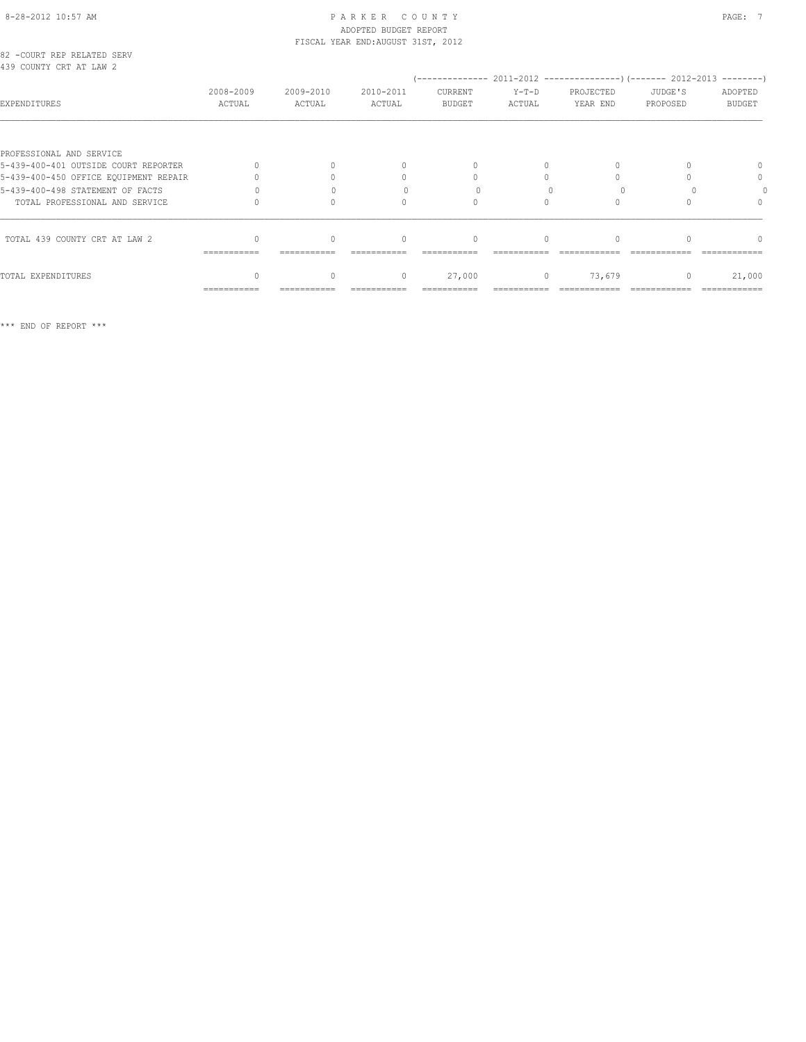PARKER COUNTY
ADOPTED BUDGET REPORT
FISCAL YEAR END:AUGUST 31ST, 2012

82 -COURT REP RELATED SERV
439 COUNTY CRT AT LAW 2

| EXPENDITURES | 2008-2009 ACTUAL | 2009-2010 ACTUAL | 2010-2011 ACTUAL | 2011-2012 CURRENT BUDGET | 2011-2012 Y-T-D ACTUAL | 2011-2012 PROJECTED YEAR END | 2012-2013 JUDGE'S PROPOSED | 2012-2013 ADOPTED BUDGET |
|---|---|---|---|---|---|---|---|---|
| PROFESSIONAL AND SERVICE | | | | | | | | |
| 5-439-400-401 OUTSIDE COURT REPORTER | 0 | 0 | 0 | 0 | 0 | 0 | 0 | 0 |
| 5-439-400-450 OFFICE EQUIPMENT REPAIR | 0 | 0 | 0 | 0 | 0 | 0 | 0 | 0 |
| 5-439-400-498 STATEMENT OF FACTS | 0 | 0 | 0 | 0 | 0 | 0 | 0 | 0 |
| TOTAL PROFESSIONAL AND SERVICE | 0 | 0 | 0 | 0 | 0 | 0 | 0 | 0 |
| TOTAL 439 COUNTY CRT AT LAW 2 | 0 | 0 | 0 | 0 | 0 | 0 | 0 | 0 |
| TOTAL EXPENDITURES | 0 | 0 | 0 | 27,000 | 0 | 73,679 | 0 | 21,000 |

*** END OF REPORT ***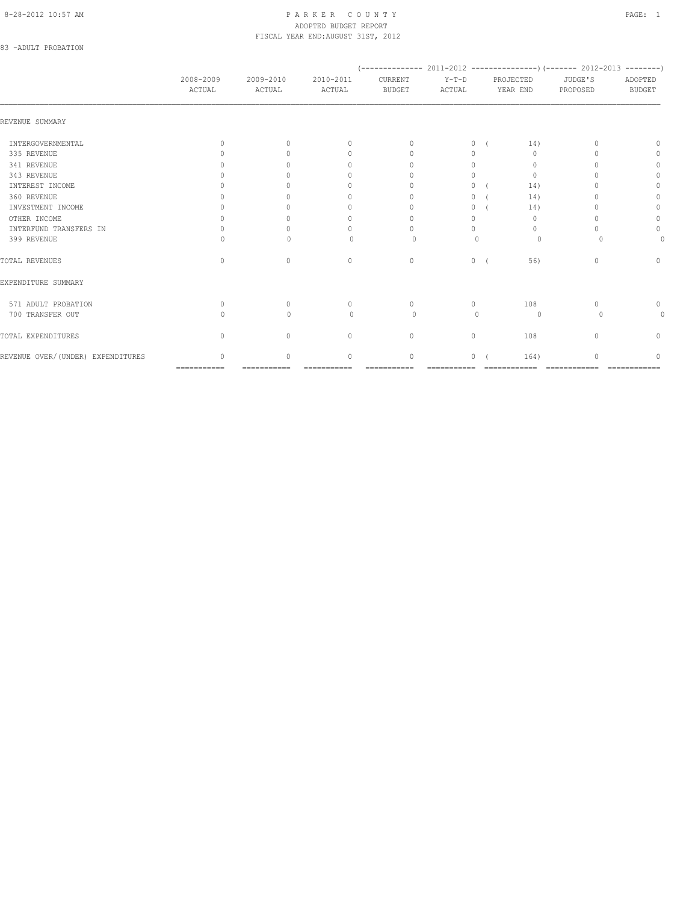PARKER COUNTY
ADOPTED BUDGET REPORT
FISCAL YEAR END:AUGUST 31ST, 2012

83 -ADULT PROBATION

| | 2008-2009 ACTUAL | 2009-2010 ACTUAL | 2010-2011 ACTUAL | 2011-2012 CURRENT BUDGET | 2011-2012 Y-T-D ACTUAL | 2011-2012 PROJECTED YEAR END | 2012-2013 JUDGE'S PROPOSED | 2012-2013 ADOPTED BUDGET |
|---|---|---|---|---|---|---|---|---|
| REVENUE SUMMARY | | | | | | | | |
| INTERGOVERNMENTAL | 0 | 0 | 0 | 0 | 0 | ( 14) | 0 | 0 |
| 335 REVENUE | 0 | 0 | 0 | 0 | 0 | 0 | 0 | 0 |
| 341 REVENUE | 0 | 0 | 0 | 0 | 0 | 0 | 0 | 0 |
| 343 REVENUE | 0 | 0 | 0 | 0 | 0 | 0 | 0 | 0 |
| INTEREST INCOME | 0 | 0 | 0 | 0 | 0 | ( 14) | 0 | 0 |
| 360 REVENUE | 0 | 0 | 0 | 0 | 0 | ( 14) | 0 | 0 |
| INVESTMENT INCOME | 0 | 0 | 0 | 0 | 0 | ( 14) | 0 | 0 |
| OTHER INCOME | 0 | 0 | 0 | 0 | 0 | 0 | 0 | 0 |
| INTERFUND TRANSFERS IN | 0 | 0 | 0 | 0 | 0 | 0 | 0 | 0 |
| 399 REVENUE | 0 | 0 | 0 | 0 | 0 | 0 | 0 | 0 |
| TOTAL REVENUES | 0 | 0 | 0 | 0 | 0 | ( 56) | 0 | 0 |
| EXPENDITURE SUMMARY | | | | | | | | |
| 571 ADULT PROBATION | 0 | 0 | 0 | 0 | 0 | 108 | 0 | 0 |
| 700 TRANSFER OUT | 0 | 0 | 0 | 0 | 0 | 0 | 0 | 0 |
| TOTAL EXPENDITURES | 0 | 0 | 0 | 0 | 0 | 108 | 0 | 0 |
| REVENUE OVER/(UNDER) EXPENDITURES | 0 | 0 | 0 | 0 | 0 | ( 164) | 0 | 0 |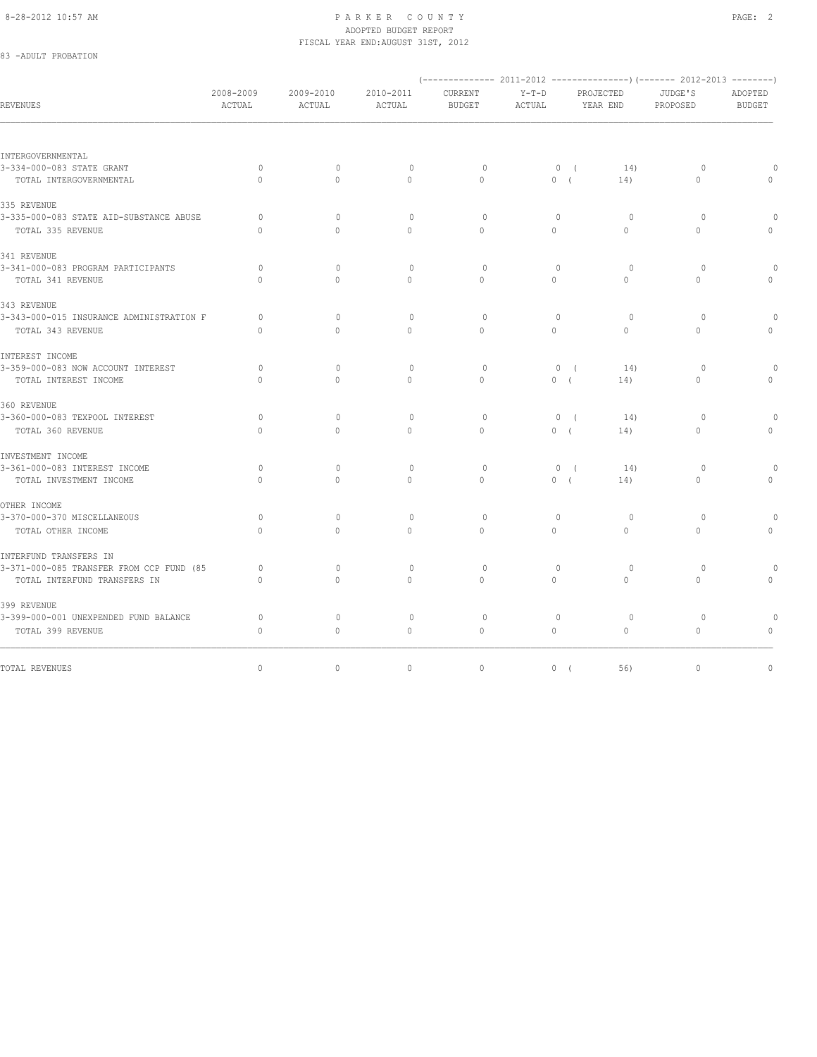PARKER COUNTY
ADOPTED BUDGET REPORT
FISCAL YEAR END:AUGUST 31ST, 2012

83 -ADULT PROBATION

| REVENUES | 2008-2009 ACTUAL | 2009-2010 ACTUAL | 2010-2011 ACTUAL | 2011-2012 CURRENT BUDGET | 2011-2012 Y-T-D ACTUAL | 2011-2012 PROJECTED YEAR END | 2012-2013 JUDGE'S PROPOSED | 2012-2013 ADOPTED BUDGET |
|---|---|---|---|---|---|---|---|---|
| INTERGOVERNMENTAL | | | | | | | | |
| 3-334-000-083 STATE GRANT | 0 | 0 | 0 | 0 | 0 | ( 14) | 0 | 0 |
| TOTAL INTERGOVERNMENTAL | 0 | 0 | 0 | 0 | 0 | ( 14) | 0 | 0 |
| 335 REVENUE | | | | | | | | |
| 3-335-000-083 STATE AID-SUBSTANCE ABUSE | 0 | 0 | 0 | 0 | 0 | 0 | 0 | 0 |
| TOTAL 335 REVENUE | 0 | 0 | 0 | 0 | 0 | 0 | 0 | 0 |
| 341 REVENUE | | | | | | | | |
| 3-341-000-083 PROGRAM PARTICIPANTS | 0 | 0 | 0 | 0 | 0 | 0 | 0 | 0 |
| TOTAL 341 REVENUE | 0 | 0 | 0 | 0 | 0 | 0 | 0 | 0 |
| 343 REVENUE | | | | | | | | |
| 3-343-000-015 INSURANCE ADMINISTRATION F | 0 | 0 | 0 | 0 | 0 | 0 | 0 | 0 |
| TOTAL 343 REVENUE | 0 | 0 | 0 | 0 | 0 | 0 | 0 | 0 |
| INTEREST INCOME | | | | | | | | |
| 3-359-000-083 NOW ACCOUNT INTEREST | 0 | 0 | 0 | 0 | 0 | ( 14) | 0 | 0 |
| TOTAL INTEREST INCOME | 0 | 0 | 0 | 0 | 0 | ( 14) | 0 | 0 |
| 360 REVENUE | | | | | | | | |
| 3-360-000-083 TEXPOOL INTEREST | 0 | 0 | 0 | 0 | 0 | ( 14) | 0 | 0 |
| TOTAL 360 REVENUE | 0 | 0 | 0 | 0 | 0 | ( 14) | 0 | 0 |
| INVESTMENT INCOME | | | | | | | | |
| 3-361-000-083 INTEREST INCOME | 0 | 0 | 0 | 0 | 0 | ( 14) | 0 | 0 |
| TOTAL INVESTMENT INCOME | 0 | 0 | 0 | 0 | 0 | ( 14) | 0 | 0 |
| OTHER INCOME | | | | | | | | |
| 3-370-000-370 MISCELLANEOUS | 0 | 0 | 0 | 0 | 0 | 0 | 0 | 0 |
| TOTAL OTHER INCOME | 0 | 0 | 0 | 0 | 0 | 0 | 0 | 0 |
| INTERFUND TRANSFERS IN | | | | | | | | |
| 3-371-000-085 TRANSFER FROM CCP FUND (85 | 0 | 0 | 0 | 0 | 0 | 0 | 0 | 0 |
| TOTAL INTERFUND TRANSFERS IN | 0 | 0 | 0 | 0 | 0 | 0 | 0 | 0 |
| 399 REVENUE | | | | | | | | |
| 3-399-000-001 UNEXPENDED FUND BALANCE | 0 | 0 | 0 | 0 | 0 | 0 | 0 | 0 |
| TOTAL 399 REVENUE | 0 | 0 | 0 | 0 | 0 | 0 | 0 | 0 |
| TOTAL REVENUES | 0 | 0 | 0 | 0 | 0 | ( 56) | 0 | 0 |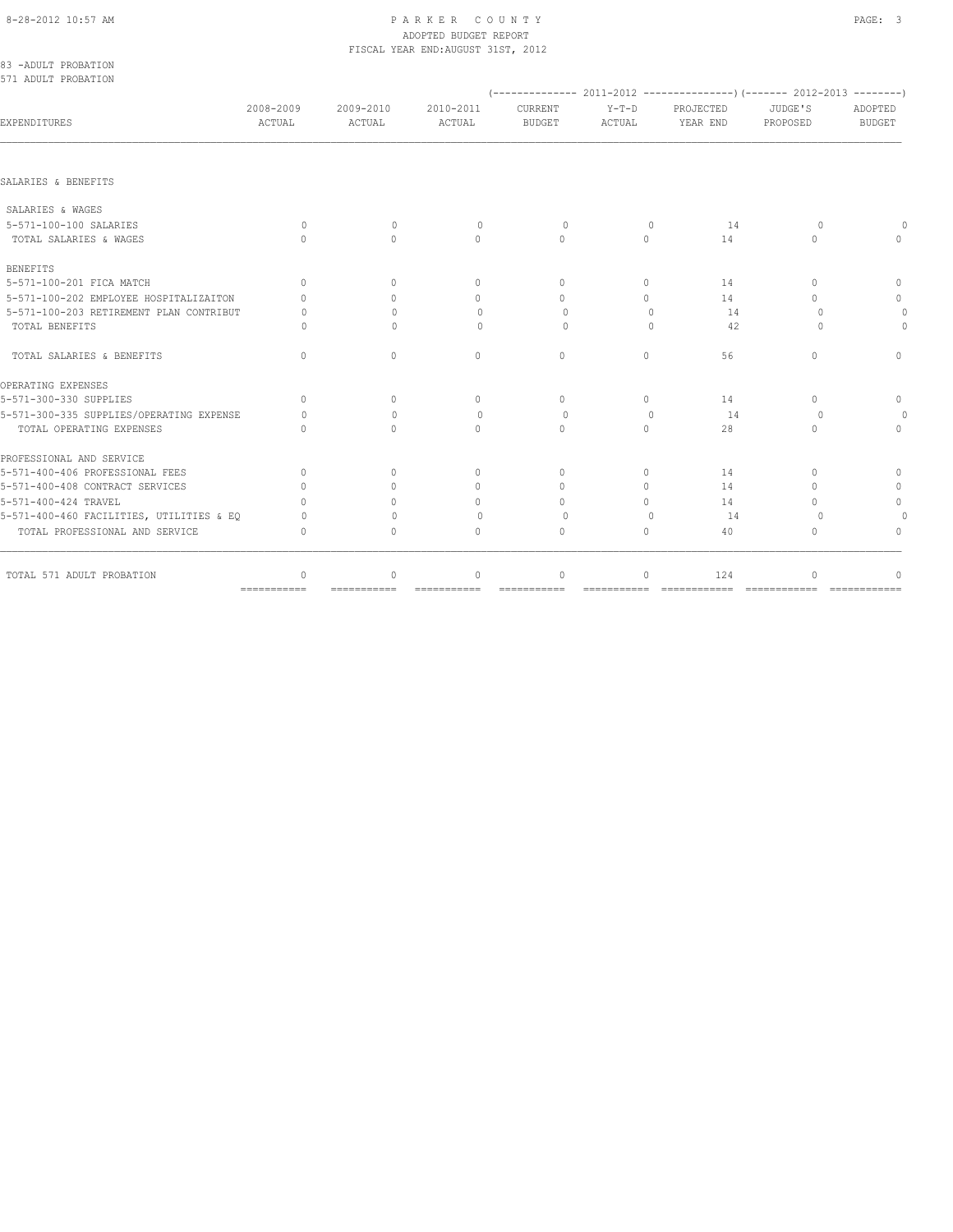83 -ADULT PROBATION
571 ADULT PROBATION

| EXPENDITURES | 2008-2009 ACTUAL | 2009-2010 ACTUAL | 2010-2011 ACTUAL | 2011-2012 CURRENT BUDGET | 2011-2012 Y-T-D ACTUAL | 2011-2012 PROJECTED YEAR END | 2012-2013 JUDGE'S PROPOSED | 2012-2013 ADOPTED BUDGET |
|---|---|---|---|---|---|---|---|---|
| SALARIES & BENEFITS | | | | | | | | |
| SALARIES & WAGES | | | | | | | | |
| 5-571-100-100 SALARIES | 0 | 0 | 0 | 0 | 0 | 14 | 0 | 0 |
| TOTAL SALARIES & WAGES | 0 | 0 | 0 | 0 | 0 | 14 | 0 | 0 |
| BENEFITS | | | | | | | | |
| 5-571-100-201 FICA MATCH | 0 | 0 | 0 | 0 | 0 | 14 | 0 | 0 |
| 5-571-100-202 EMPLOYEE HOSPITALIZAITON | 0 | 0 | 0 | 0 | 0 | 14 | 0 | 0 |
| 5-571-100-203 RETIREMENT PLAN CONTRIBUT | 0 | 0 | 0 | 0 | 0 | 14 | 0 | 0 |
| TOTAL BENEFITS | 0 | 0 | 0 | 0 | 0 | 42 | 0 | 0 |
| TOTAL SALARIES & BENEFITS | 0 | 0 | 0 | 0 | 0 | 56 | 0 | 0 |
| OPERATING EXPENSES | | | | | | | | |
| 5-571-300-330 SUPPLIES | 0 | 0 | 0 | 0 | 0 | 14 | 0 | 0 |
| 5-571-300-335 SUPPLIES/OPERATING EXPENSE | 0 | 0 | 0 | 0 | 0 | 14 | 0 | 0 |
| TOTAL OPERATING EXPENSES | 0 | 0 | 0 | 0 | 0 | 28 | 0 | 0 |
| PROFESSIONAL AND SERVICE | | | | | | | | |
| 5-571-400-406 PROFESSIONAL FEES | 0 | 0 | 0 | 0 | 0 | 14 | 0 | 0 |
| 5-571-400-408 CONTRACT SERVICES | 0 | 0 | 0 | 0 | 0 | 14 | 0 | 0 |
| 5-571-400-424 TRAVEL | 0 | 0 | 0 | 0 | 0 | 14 | 0 | 0 |
| 5-571-400-460 FACILITIES, UTILITIES & EQ | 0 | 0 | 0 | 0 | 0 | 14 | 0 | 0 |
| TOTAL PROFESSIONAL AND SERVICE | 0 | 0 | 0 | 0 | 0 | 40 | 0 | 0 |
| TOTAL 571 ADULT PROBATION | 0 | 0 | 0 | 0 | 0 | 124 | 0 | 0 |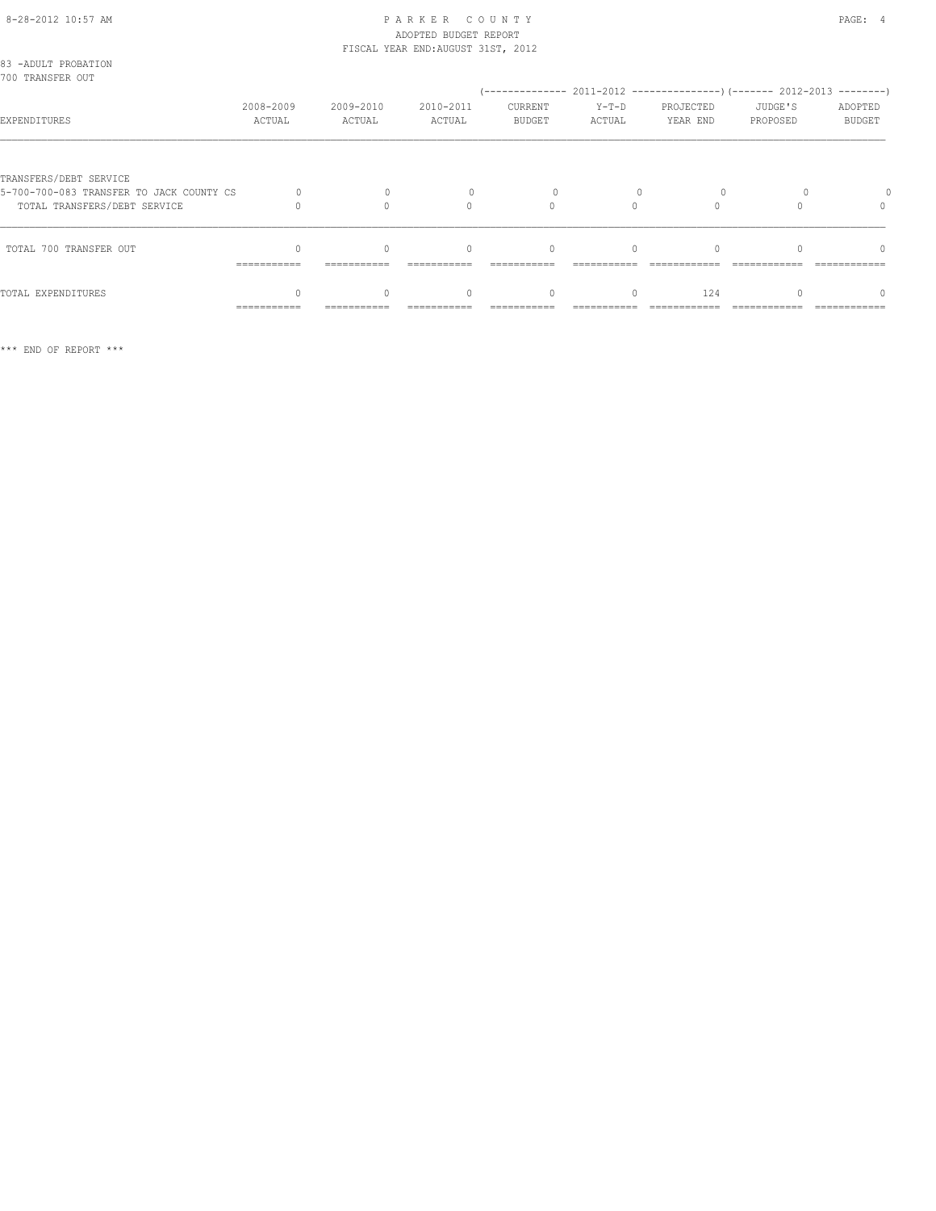PARKER COUNTY
ADOPTED BUDGET REPORT
FISCAL YEAR END:AUGUST 31ST, 2012

83 -ADULT PROBATION
700 TRANSFER OUT

| EXPENDITURES | 2008-2009 ACTUAL | 2009-2010 ACTUAL | 2010-2011 ACTUAL | 2011-2012 CURRENT BUDGET | 2011-2012 Y-T-D ACTUAL | 2011-2012 PROJECTED YEAR END | 2012-2013 JUDGE'S PROPOSED | 2012-2013 ADOPTED BUDGET |
|---|---|---|---|---|---|---|---|---|
| TRANSFERS/DEBT SERVICE | | | | | | | | |
| 5-700-700-083 TRANSFER TO JACK COUNTY CS | 0 | 0 | 0 | 0 | 0 | 0 | 0 | 0 |
| TOTAL TRANSFERS/DEBT SERVICE | 0 | 0 | 0 | 0 | 0 | 0 | 0 | 0 |
| TOTAL 700 TRANSFER OUT | 0 | 0 | 0 | 0 | 0 | 0 | 0 | 0 |
| TOTAL EXPENDITURES | 0 | 0 | 0 | 0 | 0 | 124 | 0 | 0 |

*** END OF REPORT ***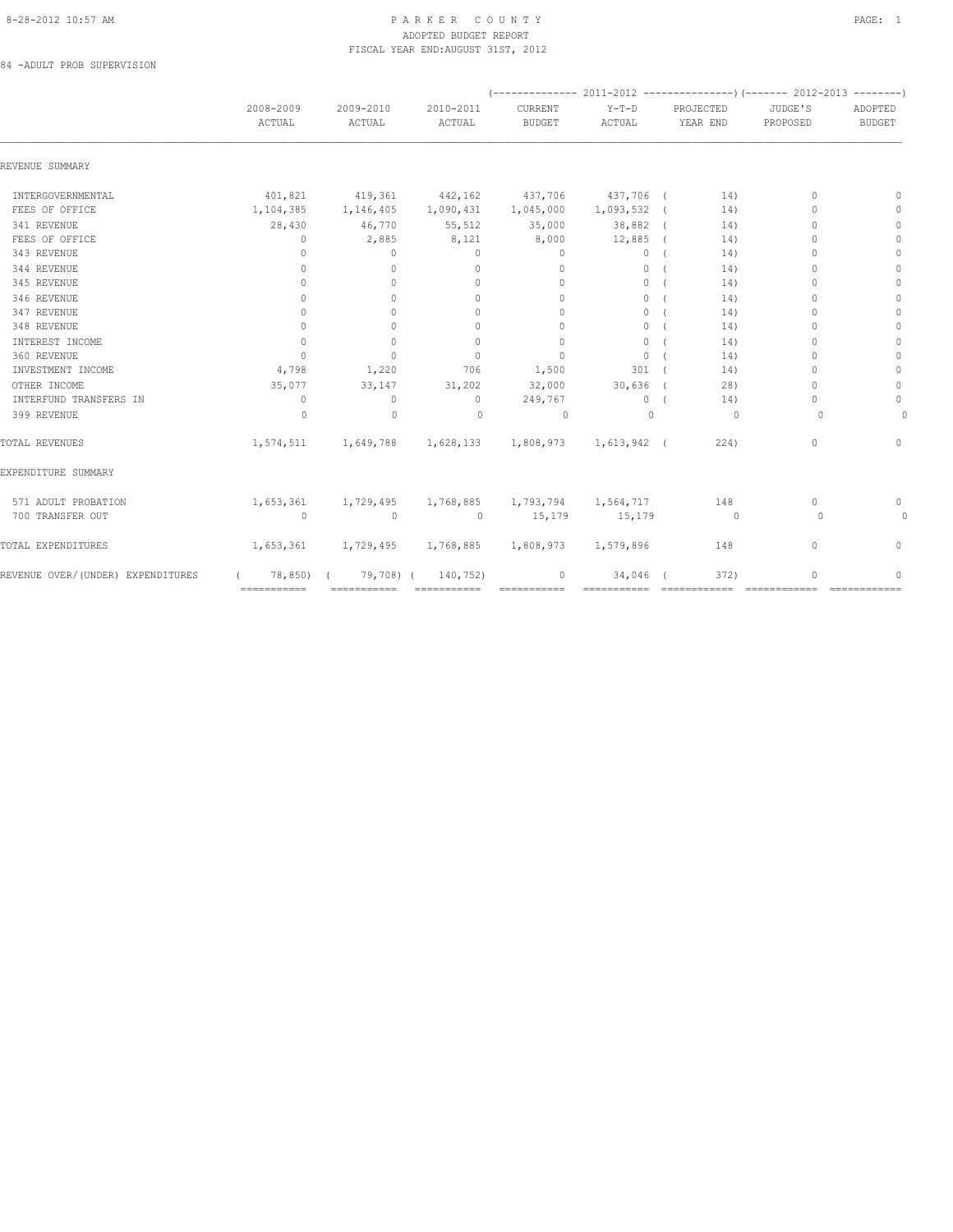PARKER COUNTY
ADOPTED BUDGET REPORT
FISCAL YEAR END:AUGUST 31ST, 2012

84 -ADULT PROB SUPERVISION

| | 2008-2009 ACTUAL | 2009-2010 ACTUAL | 2010-2011 ACTUAL | 2011-2012 CURRENT BUDGET | 2011-2012 Y-T-D ACTUAL | 2011-2012 PROJECTED YEAR END | 2012-2013 JUDGE'S PROPOSED | 2012-2013 ADOPTED BUDGET |
|---|---|---|---|---|---|---|---|---|
| **REVENUE SUMMARY** | | | | | | | | |
| INTERGOVERNMENTAL | 401,821 | 419,361 | 442,162 | 437,706 | 437,706 | ( 14) | 0 | 0 |
| FEES OF OFFICE | 1,104,385 | 1,146,405 | 1,090,431 | 1,045,000 | 1,093,532 | ( 14) | 0 | 0 |
| 341 REVENUE | 28,430 | 46,770 | 55,512 | 35,000 | 38,882 | ( 14) | 0 | 0 |
| FEES OF OFFICE | 0 | 2,885 | 8,121 | 8,000 | 12,885 | ( 14) | 0 | 0 |
| 343 REVENUE | 0 | 0 | 0 | 0 | 0 | ( 14) | 0 | 0 |
| 344 REVENUE | 0 | 0 | 0 | 0 | 0 | ( 14) | 0 | 0 |
| 345 REVENUE | 0 | 0 | 0 | 0 | 0 | ( 14) | 0 | 0 |
| 346 REVENUE | 0 | 0 | 0 | 0 | 0 | ( 14) | 0 | 0 |
| 347 REVENUE | 0 | 0 | 0 | 0 | 0 | ( 14) | 0 | 0 |
| 348 REVENUE | 0 | 0 | 0 | 0 | 0 | ( 14) | 0 | 0 |
| INTEREST INCOME | 0 | 0 | 0 | 0 | 0 | ( 14) | 0 | 0 |
| 360 REVENUE | 0 | 0 | 0 | 0 | 0 | ( 14) | 0 | 0 |
| INVESTMENT INCOME | 4,798 | 1,220 | 706 | 1,500 | 301 | ( 14) | 0 | 0 |
| OTHER INCOME | 35,077 | 33,147 | 31,202 | 32,000 | 30,636 | ( 28) | 0 | 0 |
| INTERFUND TRANSFERS IN | 0 | 0 | 0 | 249,767 | 0 | ( 14) | 0 | 0 |
| 399 REVENUE | 0 | 0 | 0 | 0 | 0 | 0 | 0 | 0 |
| TOTAL REVENUES | 1,574,511 | 1,649,788 | 1,628,133 | 1,808,973 | 1,613,942 | ( 224) | 0 | 0 |
| **EXPENDITURE SUMMARY** | | | | | | | | |
| 571 ADULT PROBATION | 1,653,361 | 1,729,495 | 1,768,885 | 1,793,794 | 1,564,717 | 148 | 0 | 0 |
| 700 TRANSFER OUT | 0 | 0 | 0 | 15,179 | 15,179 | 0 | 0 | 0 |
| TOTAL EXPENDITURES | 1,653,361 | 1,729,495 | 1,768,885 | 1,808,973 | 1,579,896 | 148 | 0 | 0 |
| REVENUE OVER/(UNDER) EXPENDITURES | ( 78,850) | ( 79,708) | ( 140,752) | 0 | 34,046 | ( 372) | 0 | 0 |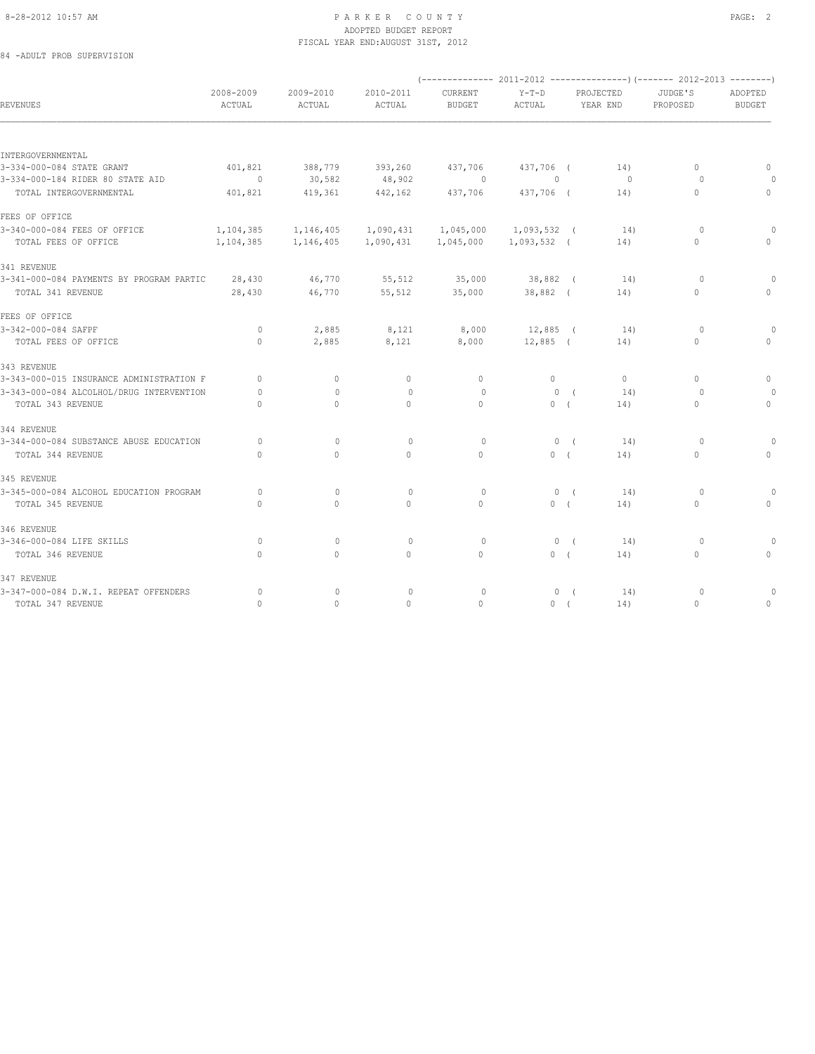PARKER COUNTY
ADOPTED BUDGET REPORT
FISCAL YEAR END:AUGUST 31ST, 2012

84 -ADULT PROB SUPERVISION

| REVENUES | 2008-2009 ACTUAL | 2009-2010 ACTUAL | 2010-2011 ACTUAL | (------ 2011-2012 ------) CURRENT BUDGET | Y-T-D ACTUAL | PROJECTED YEAR END | (--- 2012-2013 ---) JUDGE'S PROPOSED | ADOPTED BUDGET |
|---|---|---|---|---|---|---|---|---|
| INTERGOVERNMENTAL | | | | | | | | |
| 3-334-000-084 STATE GRANT | 401,821 | 388,779 | 393,260 | 437,706 | 437,706 | ( 14) | 0 | 0 |
| 3-334-000-184 RIDER 80 STATE AID | 0 | 30,582 | 48,902 | 0 | 0 | 0 | 0 | 0 |
| TOTAL INTERGOVERNMENTAL | 401,821 | 419,361 | 442,162 | 437,706 | 437,706 | ( 14) | 0 | 0 |
| FEES OF OFFICE | | | | | | | | |
| 3-340-000-084 FEES OF OFFICE | 1,104,385 | 1,146,405 | 1,090,431 | 1,045,000 | 1,093,532 | ( 14) | 0 | 0 |
| TOTAL FEES OF OFFICE | 1,104,385 | 1,146,405 | 1,090,431 | 1,045,000 | 1,093,532 | ( 14) | 0 | 0 |
| 341 REVENUE | | | | | | | | |
| 3-341-000-084 PAYMENTS BY PROGRAM PARTIC | 28,430 | 46,770 | 55,512 | 35,000 | 38,882 | ( 14) | 0 | 0 |
| TOTAL 341 REVENUE | 28,430 | 46,770 | 55,512 | 35,000 | 38,882 | ( 14) | 0 | 0 |
| FEES OF OFFICE | | | | | | | | |
| 3-342-000-084 SAFPF | 0 | 2,885 | 8,121 | 8,000 | 12,885 | ( 14) | 0 | 0 |
| TOTAL FEES OF OFFICE | 0 | 2,885 | 8,121 | 8,000 | 12,885 | ( 14) | 0 | 0 |
| 343 REVENUE | | | | | | | | |
| 3-343-000-015 INSURANCE ADMINISTRATION F | 0 | 0 | 0 | 0 | 0 | 0 | 0 | 0 |
| 3-343-000-084 ALCOLHOL/DRUG INTERVENTION | 0 | 0 | 0 | 0 | 0 | ( 14) | 0 | 0 |
| TOTAL 343 REVENUE | 0 | 0 | 0 | 0 | 0 | ( 14) | 0 | 0 |
| 344 REVENUE | | | | | | | | |
| 3-344-000-084 SUBSTANCE ABUSE EDUCATION | 0 | 0 | 0 | 0 | 0 | ( 14) | 0 | 0 |
| TOTAL 344 REVENUE | 0 | 0 | 0 | 0 | 0 | ( 14) | 0 | 0 |
| 345 REVENUE | | | | | | | | |
| 3-345-000-084 ALCOHOL EDUCATION PROGRAM | 0 | 0 | 0 | 0 | 0 | ( 14) | 0 | 0 |
| TOTAL 345 REVENUE | 0 | 0 | 0 | 0 | 0 | ( 14) | 0 | 0 |
| 346 REVENUE | | | | | | | | |
| 3-346-000-084 LIFE SKILLS | 0 | 0 | 0 | 0 | 0 | ( 14) | 0 | 0 |
| TOTAL 346 REVENUE | 0 | 0 | 0 | 0 | 0 | ( 14) | 0 | 0 |
| 347 REVENUE | | | | | | | | |
| 3-347-000-084 D.W.I. REPEAT OFFENDERS | 0 | 0 | 0 | 0 | 0 | ( 14) | 0 | 0 |
| TOTAL 347 REVENUE | 0 | 0 | 0 | 0 | 0 | ( 14) | 0 | 0 |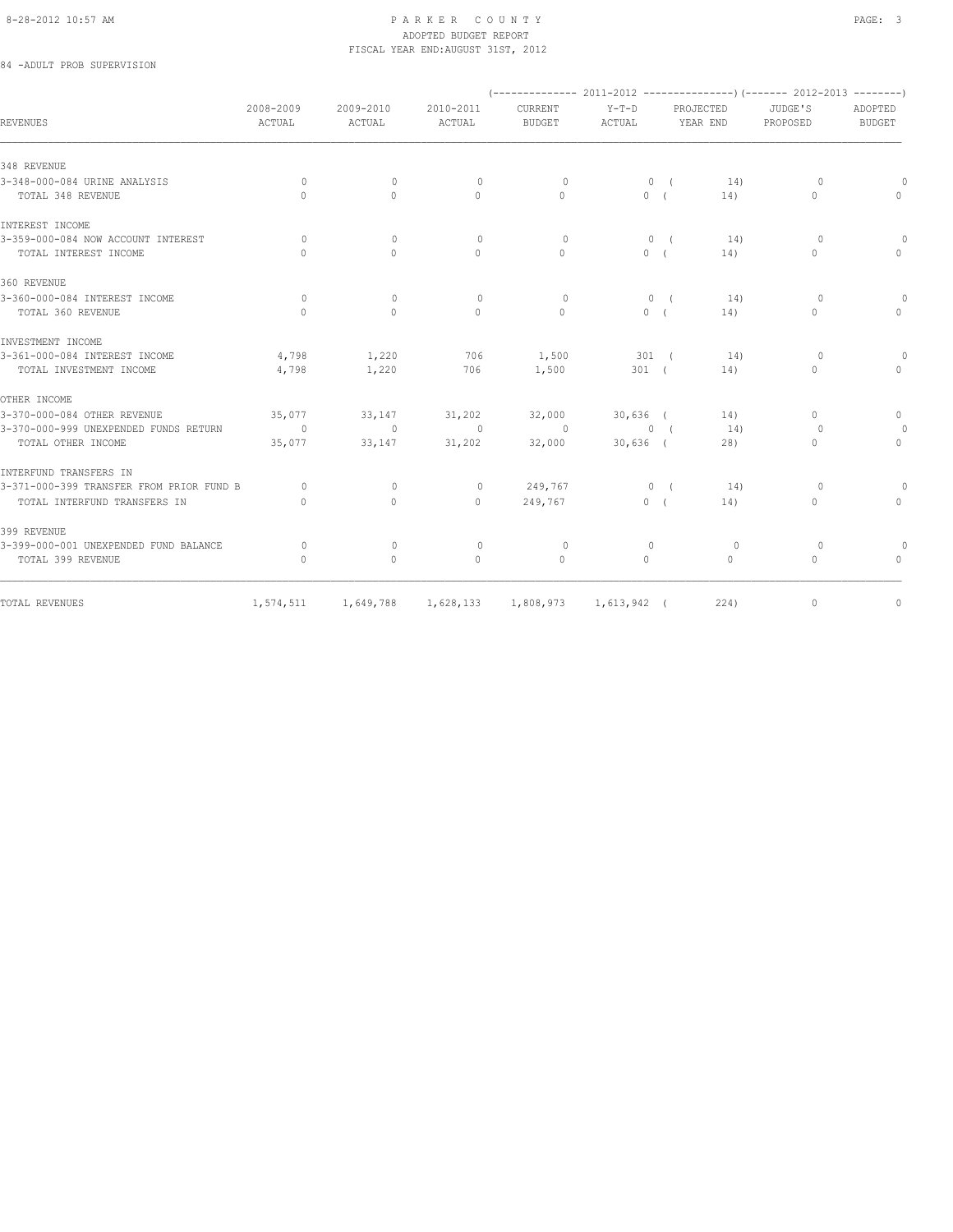PARKER COUNTY
ADOPTED BUDGET REPORT
FISCAL YEAR END:AUGUST 31ST, 2012

84 -ADULT PROB SUPERVISION

| REVENUES | 2008-2009 ACTUAL | 2009-2010 ACTUAL | 2010-2011 ACTUAL | (------ 2011-2012 ------) CURRENT BUDGET | Y-T-D ACTUAL | PROJECTED YEAR END | (---- 2012-2013 ----) JUDGE'S PROPOSED | ADOPTED BUDGET |
|---|---|---|---|---|---|---|---|---|
| 348 REVENUE | | | | | | | | |
| 3-348-000-084 URINE ANALYSIS | 0 | 0 | 0 | 0 | 0 | ( 14) | 0 | 0 |
| TOTAL 348 REVENUE | 0 | 0 | 0 | 0 | 0 | ( 14) | 0 | 0 |
| INTEREST INCOME | | | | | | | | |
| 3-359-000-084 NOW ACCOUNT INTEREST | 0 | 0 | 0 | 0 | 0 | ( 14) | 0 | 0 |
| TOTAL INTEREST INCOME | 0 | 0 | 0 | 0 | 0 | ( 14) | 0 | 0 |
| 360 REVENUE | | | | | | | | |
| 3-360-000-084 INTEREST INCOME | 0 | 0 | 0 | 0 | 0 | ( 14) | 0 | 0 |
| TOTAL 360 REVENUE | 0 | 0 | 0 | 0 | 0 | ( 14) | 0 | 0 |
| INVESTMENT INCOME | | | | | | | | |
| 3-361-000-084 INTEREST INCOME | 4,798 | 1,220 | 706 | 1,500 | 301 | ( 14) | 0 | 0 |
| TOTAL INVESTMENT INCOME | 4,798 | 1,220 | 706 | 1,500 | 301 | ( 14) | 0 | 0 |
| OTHER INCOME | | | | | | | | |
| 3-370-000-084 OTHER REVENUE | 35,077 | 33,147 | 31,202 | 32,000 | 30,636 | ( 14) | 0 | 0 |
| 3-370-000-999 UNEXPENDED FUNDS RETURN | 0 | 0 | 0 | 0 | 0 | ( 14) | 0 | 0 |
| TOTAL OTHER INCOME | 35,077 | 33,147 | 31,202 | 32,000 | 30,636 | ( 28) | 0 | 0 |
| INTERFUND TRANSFERS IN | | | | | | | | |
| 3-371-000-399 TRANSFER FROM PRIOR FUND B | 0 | 0 | 0 | 249,767 | 0 | ( 14) | 0 | 0 |
| TOTAL INTERFUND TRANSFERS IN | 0 | 0 | 0 | 249,767 | 0 | ( 14) | 0 | 0 |
| 399 REVENUE | | | | | | | | |
| 3-399-000-001 UNEXPENDED FUND BALANCE | 0 | 0 | 0 | 0 | 0 | 0 | 0 | 0 |
| TOTAL 399 REVENUE | 0 | 0 | 0 | 0 | 0 | 0 | 0 | 0 |
| TOTAL REVENUES | 1,574,511 | 1,649,788 | 1,628,133 | 1,808,973 | 1,613,942 | ( 224) | 0 | 0 |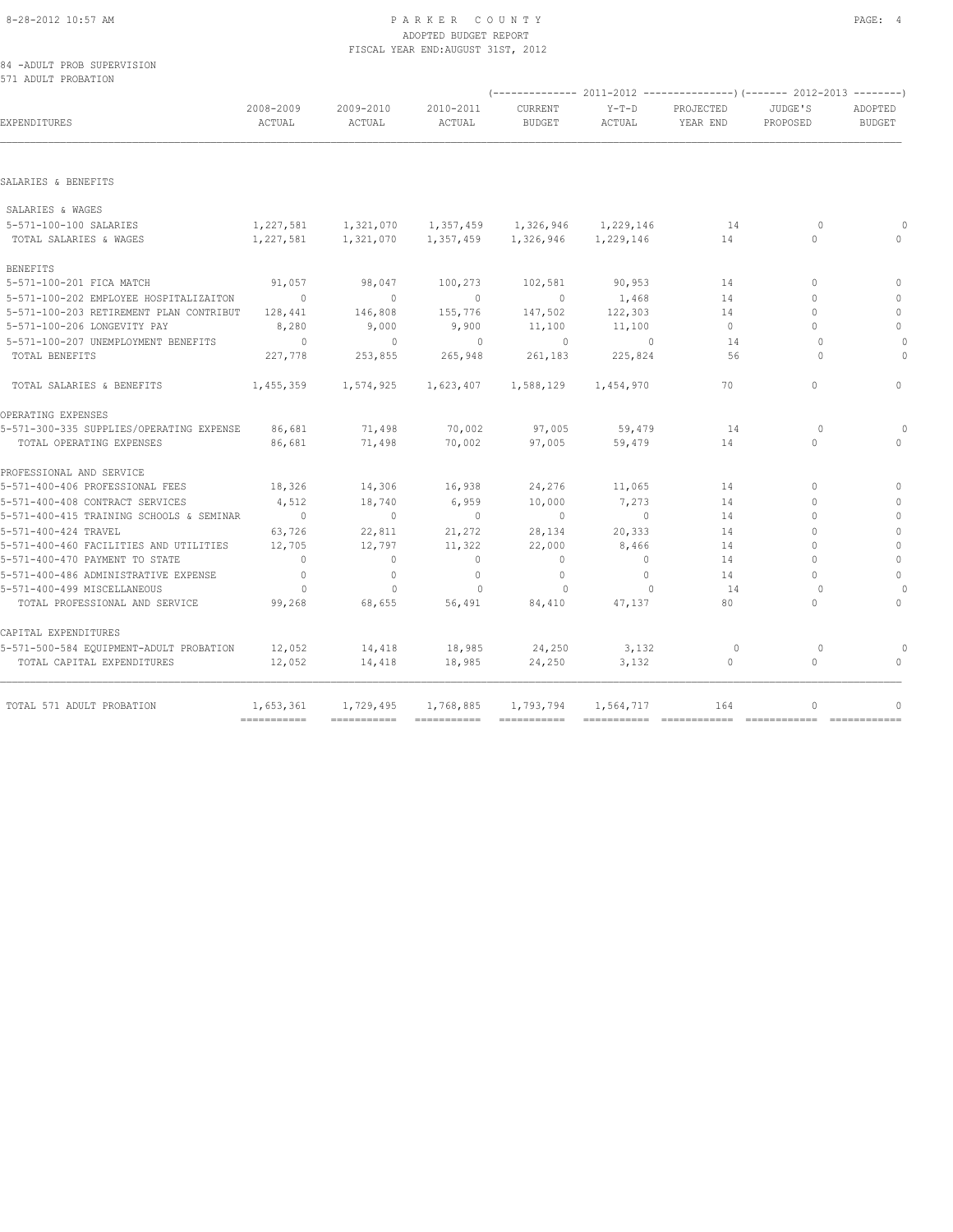PARKER COUNTY
ADOPTED BUDGET REPORT
FISCAL YEAR END:AUGUST 31ST, 2012

84 -ADULT PROB SUPERVISION
571 ADULT PROBATION

| EXPENDITURES | 2008-2009 ACTUAL | 2009-2010 ACTUAL | 2010-2011 ACTUAL | 2011-2012 CURRENT BUDGET | 2011-2012 Y-T-D ACTUAL | 2011-2012 PROJECTED YEAR END | 2012-2013 JUDGE'S PROPOSED | 2012-2013 ADOPTED BUDGET |
|---|---|---|---|---|---|---|---|---|
| SALARIES & BENEFITS | | | | | | | | |
| SALARIES & WAGES | | | | | | | | |
| 5-571-100-100 SALARIES | 1,227,581 | 1,321,070 | 1,357,459 | 1,326,946 | 1,229,146 | 14 | 0 | 0 |
| TOTAL SALARIES & WAGES | 1,227,581 | 1,321,070 | 1,357,459 | 1,326,946 | 1,229,146 | 14 | 0 | 0 |
| BENEFITS | | | | | | | | |
| 5-571-100-201 FICA MATCH | 91,057 | 98,047 | 100,273 | 102,581 | 90,953 | 14 | 0 | 0 |
| 5-571-100-202 EMPLOYEE HOSPITALIZAITON | 0 | 0 | 0 | 0 | 1,468 | 14 | 0 | 0 |
| 5-571-100-203 RETIREMENT PLAN CONTRIBUT | 128,441 | 146,808 | 155,776 | 147,502 | 122,303 | 14 | 0 | 0 |
| 5-571-100-206 LONGEVITY PAY | 8,280 | 9,000 | 9,900 | 11,100 | 11,100 | 0 | 0 | 0 |
| 5-571-100-207 UNEMPLOYMENT BENEFITS | 0 | 0 | 0 | 0 | 0 | 14 | 0 | 0 |
| TOTAL BENEFITS | 227,778 | 253,855 | 265,948 | 261,183 | 225,824 | 56 | 0 | 0 |
| TOTAL SALARIES & BENEFITS | 1,455,359 | 1,574,925 | 1,623,407 | 1,588,129 | 1,454,970 | 70 | 0 | 0 |
| OPERATING EXPENSES | | | | | | | | |
| 5-571-300-335 SUPPLIES/OPERATING EXPENSE | 86,681 | 71,498 | 70,002 | 97,005 | 59,479 | 14 | 0 | 0 |
| TOTAL OPERATING EXPENSES | 86,681 | 71,498 | 70,002 | 97,005 | 59,479 | 14 | 0 | 0 |
| PROFESSIONAL AND SERVICE | | | | | | | | |
| 5-571-400-406 PROFESSIONAL FEES | 18,326 | 14,306 | 16,938 | 24,276 | 11,065 | 14 | 0 | 0 |
| 5-571-400-408 CONTRACT SERVICES | 4,512 | 18,740 | 6,959 | 10,000 | 7,273 | 14 | 0 | 0 |
| 5-571-400-415 TRAINING SCHOOLS & SEMINAR | 0 | 0 | 0 | 0 | 0 | 14 | 0 | 0 |
| 5-571-400-424 TRAVEL | 63,726 | 22,811 | 21,272 | 28,134 | 20,333 | 14 | 0 | 0 |
| 5-571-400-460 FACILITIES AND UTILITIES | 12,705 | 12,797 | 11,322 | 22,000 | 8,466 | 14 | 0 | 0 |
| 5-571-400-470 PAYMENT TO STATE | 0 | 0 | 0 | 0 | 0 | 14 | 0 | 0 |
| 5-571-400-486 ADMINISTRATIVE EXPENSE | 0 | 0 | 0 | 0 | 0 | 14 | 0 | 0 |
| 5-571-400-499 MISCELLANEOUS | 0 | 0 | 0 | 0 | 0 | 14 | 0 | 0 |
| TOTAL PROFESSIONAL AND SERVICE | 99,268 | 68,655 | 56,491 | 84,410 | 47,137 | 80 | 0 | 0 |
| CAPITAL EXPENDITURES | | | | | | | | |
| 5-571-500-584 EQUIPMENT-ADULT PROBATION | 12,052 | 14,418 | 18,985 | 24,250 | 3,132 | 0 | 0 | 0 |
| TOTAL CAPITAL EXPENDITURES | 12,052 | 14,418 | 18,985 | 24,250 | 3,132 | 0 | 0 | 0 |
| TOTAL 571 ADULT PROBATION | 1,653,361 | 1,729,495 | 1,768,885 | 1,793,794 | 1,564,717 | 164 | 0 | 0 |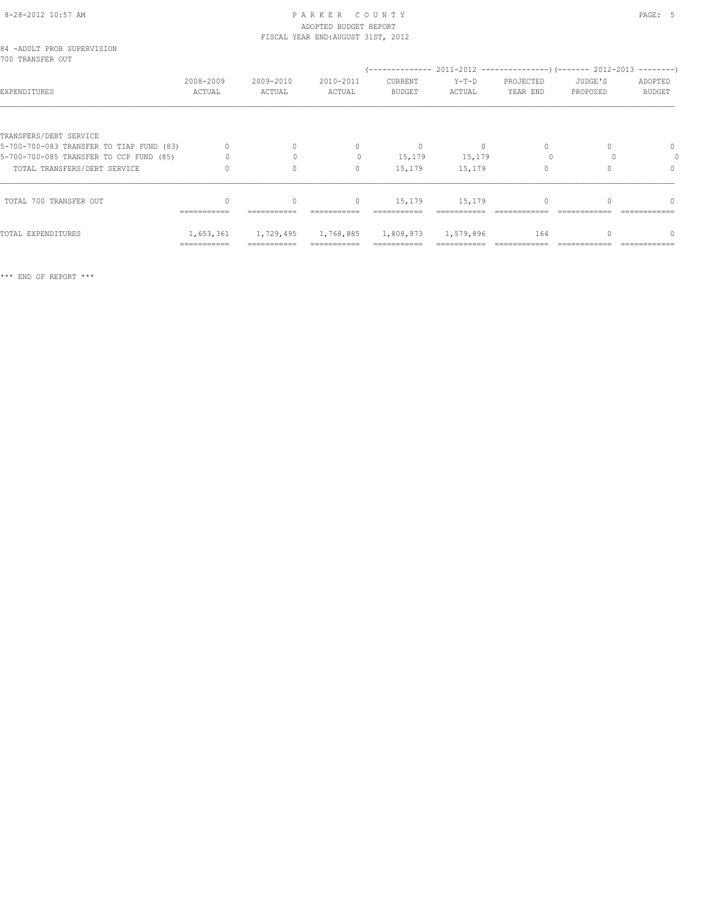PARKER COUNTY
ADOPTED BUDGET REPORT
FISCAL YEAR END:AUGUST 31ST, 2012

84 -ADULT PROB SUPERVISION
700 TRANSFER OUT

| EXPENDITURES | 2008-2009 ACTUAL | 2009-2010 ACTUAL | 2010-2011 ACTUAL | 2011-2012 CURRENT BUDGET | 2011-2012 Y-T-D ACTUAL | 2011-2012 PROJECTED YEAR END | 2012-2013 JUDGE'S PROPOSED | 2012-2013 ADOPTED BUDGET |
|---|---|---|---|---|---|---|---|---|
| TRANSFERS/DEBT SERVICE | | | | | | | | |
| 5-700-700-083 TRANSFER TO TIAP FUND (83) | 0 | 0 | 0 | 0 | 0 | 0 | 0 | 0 |
| 5-700-700-085 TRANSFER TO CCP FUND (85) | 0 | 0 | 0 | 15,179 | 15,179 | 0 | 0 | 0 |
| TOTAL TRANSFERS/DEBT SERVICE | 0 | 0 | 0 | 15,179 | 15,179 | 0 | 0 | 0 |
| TOTAL 700 TRANSFER OUT | 0 | 0 | 0 | 15,179 | 15,179 | 0 | 0 | 0 |
| TOTAL EXPENDITURES | 1,653,361 | 1,729,495 | 1,768,885 | 1,808,973 | 1,579,896 | 164 | 0 | 0 |

*** END OF REPORT ***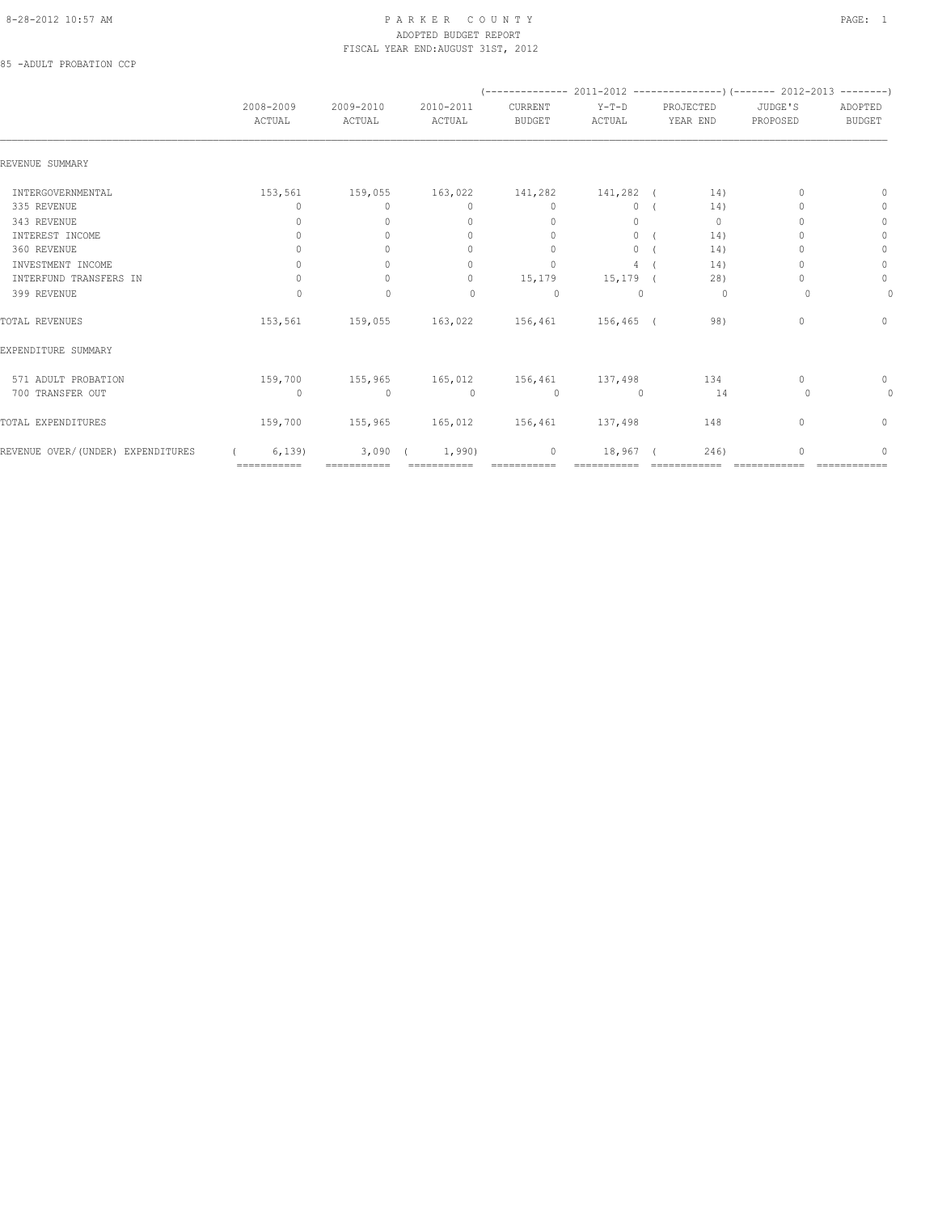PARKER COUNTY
ADOPTED BUDGET REPORT
FISCAL YEAR END:AUGUST 31ST, 2012

85 -ADULT PROBATION CCP

| | 2008-2009 ACTUAL | 2009-2010 ACTUAL | 2010-2011 ACTUAL | 2011-2012 CURRENT BUDGET | 2011-2012 Y-T-D ACTUAL | 2011-2012 PROJECTED YEAR END | 2012-2013 JUDGE'S PROPOSED | 2012-2013 ADOPTED BUDGET |
|---|---|---|---|---|---|---|---|---|
| REVENUE SUMMARY | | | | | | | | |
| INTERGOVERNMENTAL | 153,561 | 159,055 | 163,022 | 141,282 | 141,282 | ( 14) | 0 | 0 |
| 335 REVENUE | 0 | 0 | 0 | 0 | 0 | ( 14) | 0 | 0 |
| 343 REVENUE | 0 | 0 | 0 | 0 | 0 | 0 | 0 | 0 |
| INTEREST INCOME | 0 | 0 | 0 | 0 | 0 | ( 14) | 0 | 0 |
| 360 REVENUE | 0 | 0 | 0 | 0 | 0 | ( 14) | 0 | 0 |
| INVESTMENT INCOME | 0 | 0 | 0 | 0 | 4 | ( 14) | 0 | 0 |
| INTERFUND TRANSFERS IN | 0 | 0 | 0 | 15,179 | 15,179 | ( 28) | 0 | 0 |
| 399 REVENUE | 0 | 0 | 0 | 0 | 0 | 0 | 0 | 0 |
| TOTAL REVENUES | 153,561 | 159,055 | 163,022 | 156,461 | 156,465 | ( 98) | 0 | 0 |
| EXPENDITURE SUMMARY | | | | | | | | |
| 571 ADULT PROBATION | 159,700 | 155,965 | 165,012 | 156,461 | 137,498 | 134 | 0 | 0 |
| 700 TRANSFER OUT | 0 | 0 | 0 | 0 | 0 | 14 | 0 | 0 |
| TOTAL EXPENDITURES | 159,700 | 155,965 | 165,012 | 156,461 | 137,498 | 148 | 0 | 0 |
| REVENUE OVER/(UNDER) EXPENDITURES | ( 6,139) | 3,090 | ( 1,990) | 0 | 18,967 | ( 246) | 0 | 0 |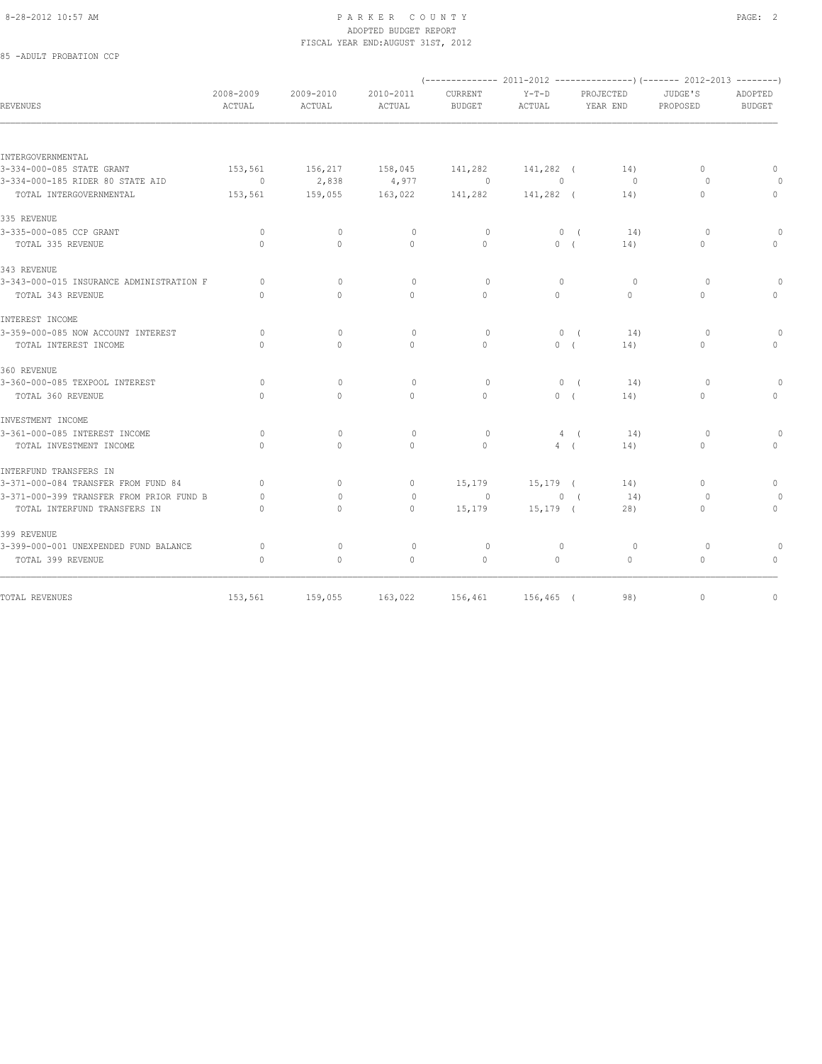PARKER COUNTY
ADOPTED BUDGET REPORT
FISCAL YEAR END:AUGUST 31ST, 2012

85 -ADULT PROBATION CCP

| REVENUES | 2008-2009 ACTUAL | 2009-2010 ACTUAL | 2010-2011 ACTUAL | (-------------- 2011-2012 CURRENT BUDGET | Y-T-D ACTUAL | ---------------) PROJECTED YEAR END | (------- 2012-2013 JUDGE'S PROPOSED | --------) ADOPTED BUDGET |
|---|---|---|---|---|---|---|---|---|
| INTERGOVERNMENTAL | | | | | | | | |
| 3-334-000-085 STATE GRANT | 153,561 | 156,217 | 158,045 | 141,282 | 141,282 | ( 14) | 0 | 0 |
| 3-334-000-185 RIDER 80 STATE AID | 0 | 2,838 | 4,977 | 0 | 0 | 0 | 0 | 0 |
| TOTAL INTERGOVERNMENTAL | 153,561 | 159,055 | 163,022 | 141,282 | 141,282 | ( 14) | 0 | 0 |
| 335 REVENUE | | | | | | | | |
| 3-335-000-085 CCP GRANT | 0 | 0 | 0 | 0 | 0 | ( 14) | 0 | 0 |
| TOTAL 335 REVENUE | 0 | 0 | 0 | 0 | 0 | ( 14) | 0 | 0 |
| 343 REVENUE | | | | | | | | |
| 3-343-000-015 INSURANCE ADMINISTRATION F | 0 | 0 | 0 | 0 | 0 | 0 | 0 | 0 |
| TOTAL 343 REVENUE | 0 | 0 | 0 | 0 | 0 | 0 | 0 | 0 |
| INTEREST INCOME | | | | | | | | |
| 3-359-000-085 NOW ACCOUNT INTEREST | 0 | 0 | 0 | 0 | 0 | ( 14) | 0 | 0 |
| TOTAL INTEREST INCOME | 0 | 0 | 0 | 0 | 0 | ( 14) | 0 | 0 |
| 360 REVENUE | | | | | | | | |
| 3-360-000-085 TEXPOOL INTEREST | 0 | 0 | 0 | 0 | 0 | ( 14) | 0 | 0 |
| TOTAL 360 REVENUE | 0 | 0 | 0 | 0 | 0 | ( 14) | 0 | 0 |
| INVESTMENT INCOME | | | | | | | | |
| 3-361-000-085 INTEREST INCOME | 0 | 0 | 0 | 0 | 4 | ( 14) | 0 | 0 |
| TOTAL INVESTMENT INCOME | 0 | 0 | 0 | 0 | 4 | ( 14) | 0 | 0 |
| INTERFUND TRANSFERS IN | | | | | | | | |
| 3-371-000-084 TRANSFER FROM FUND 84 | 0 | 0 | 0 | 15,179 | 15,179 | ( 14) | 0 | 0 |
| 3-371-000-399 TRANSFER FROM PRIOR FUND B | 0 | 0 | 0 | 0 | 0 | ( 14) | 0 | 0 |
| TOTAL INTERFUND TRANSFERS IN | 0 | 0 | 0 | 15,179 | 15,179 | ( 28) | 0 | 0 |
| 399 REVENUE | | | | | | | | |
| 3-399-000-001 UNEXPENDED FUND BALANCE | 0 | 0 | 0 | 0 | 0 | 0 | 0 | 0 |
| TOTAL 399 REVENUE | 0 | 0 | 0 | 0 | 0 | 0 | 0 | 0 |
| TOTAL REVENUES | 153,561 | 159,055 | 163,022 | 156,461 | 156,465 | ( 98) | 0 | 0 |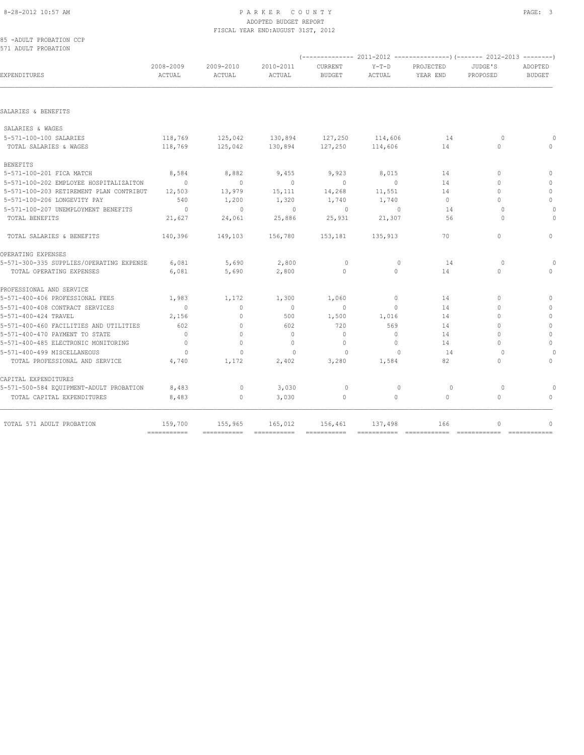# PARKER COUNTY
ADOPTED BUDGET REPORT
FISCAL YEAR END:AUGUST 31ST, 2012

85 -ADULT PROBATION CCP
571 ADULT PROBATION

| EXPENDITURES | 2008-2009 ACTUAL | 2009-2010 ACTUAL | 2010-2011 ACTUAL | 2011-2012 CURRENT BUDGET | 2011-2012 Y-T-D ACTUAL | 2011-2012 PROJECTED YEAR END | 2012-2013 JUDGE'S PROPOSED | 2012-2013 ADOPTED BUDGET |
|---|---|---|---|---|---|---|---|---|
| SALARIES & BENEFITS | | | | | | | | |
| SALARIES & WAGES | | | | | | | | |
| 5-571-100-100 SALARIES | 118,769 | 125,042 | 130,894 | 127,250 | 114,606 | 14 | 0 | 0 |
| TOTAL SALARIES & WAGES | 118,769 | 125,042 | 130,894 | 127,250 | 114,606 | 14 | 0 | 0 |
| BENEFITS | | | | | | | | |
| 5-571-100-201 FICA MATCH | 8,584 | 8,882 | 9,455 | 9,923 | 8,015 | 14 | 0 | 0 |
| 5-571-100-202 EMPLOYEE HOSPITALIZAITON | 0 | 0 | 0 | 0 | 0 | 14 | 0 | 0 |
| 5-571-100-203 RETIREMENT PLAN CONTRIBUT | 12,503 | 13,979 | 15,111 | 14,268 | 11,551 | 14 | 0 | 0 |
| 5-571-100-206 LONGEVITY PAY | 540 | 1,200 | 1,320 | 1,740 | 1,740 | 0 | 0 | 0 |
| 5-571-100-207 UNEMPLOYMENT BENEFITS | 0 | 0 | 0 | 0 | 0 | 14 | 0 | 0 |
| TOTAL BENEFITS | 21,627 | 24,061 | 25,886 | 25,931 | 21,307 | 56 | 0 | 0 |
| TOTAL SALARIES & BENEFITS | 140,396 | 149,103 | 156,780 | 153,181 | 135,913 | 70 | 0 | 0 |
| OPERATING EXPENSES | | | | | | | | |
| 5-571-300-335 SUPPLIES/OPERATING EXPENSE | 6,081 | 5,690 | 2,800 | 0 | 0 | 14 | 0 | 0 |
| TOTAL OPERATING EXPENSES | 6,081 | 5,690 | 2,800 | 0 | 0 | 14 | 0 | 0 |
| PROFESSIONAL AND SERVICE | | | | | | | | |
| 5-571-400-406 PROFESSIONAL FEES | 1,983 | 1,172 | 1,300 | 1,060 | 0 | 14 | 0 | 0 |
| 5-571-400-408 CONTRACT SERVICES | 0 | 0 | 0 | 0 | 0 | 14 | 0 | 0 |
| 5-571-400-424 TRAVEL | 2,156 | 0 | 500 | 1,500 | 1,016 | 14 | 0 | 0 |
| 5-571-400-460 FACILITIES AND UTILITIES | 602 | 0 | 602 | 720 | 569 | 14 | 0 | 0 |
| 5-571-400-470 PAYMENT TO STATE | 0 | 0 | 0 | 0 | 0 | 14 | 0 | 0 |
| 5-571-400-485 ELECTRONIC MONITORING | 0 | 0 | 0 | 0 | 0 | 14 | 0 | 0 |
| 5-571-400-499 MISCELLANEOUS | 0 | 0 | 0 | 0 | 0 | 14 | 0 | 0 |
| TOTAL PROFESSIONAL AND SERVICE | 4,740 | 1,172 | 2,402 | 3,280 | 1,584 | 82 | 0 | 0 |
| CAPITAL EXPENDITURES | | | | | | | | |
| 5-571-500-584 EQUIPMENT-ADULT PROBATION | 8,483 | 0 | 3,030 | 0 | 0 | 0 | 0 | 0 |
| TOTAL CAPITAL EXPENDITURES | 8,483 | 0 | 3,030 | 0 | 0 | 0 | 0 | 0 |
| TOTAL 571 ADULT PROBATION | 159,700 | 155,965 | 165,012 | 156,461 | 137,498 | 166 | 0 | 0 |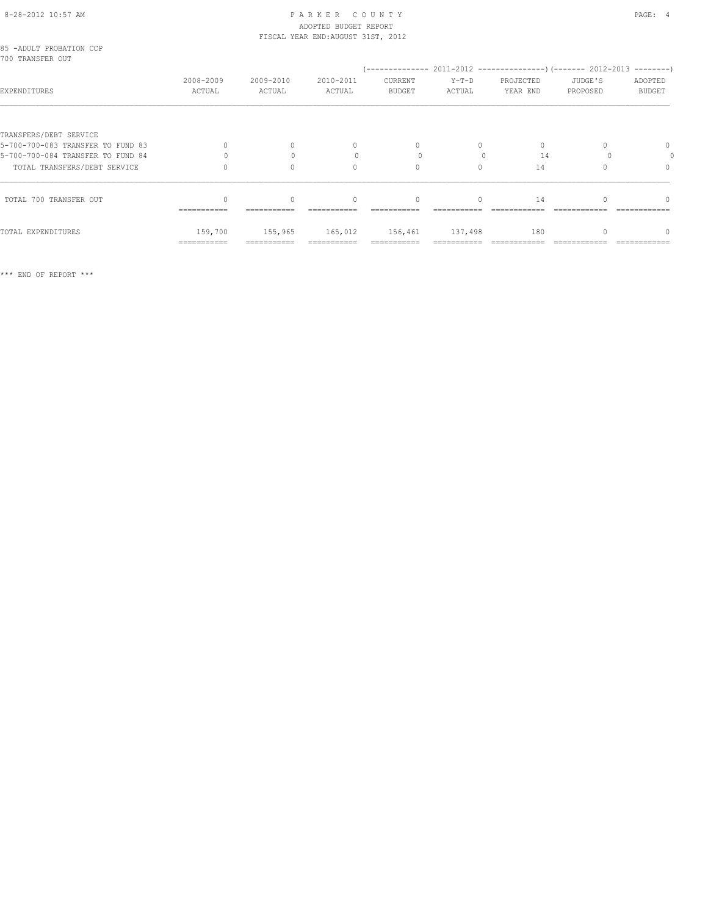85 -ADULT PROBATION CCP
700 TRANSFER OUT

| EXPENDITURES | 2008-2009 ACTUAL | 2009-2010 ACTUAL | 2010-2011 ACTUAL | 2011-2012 CURRENT BUDGET | 2011-2012 Y-T-D ACTUAL | 2011-2012 PROJECTED YEAR END | 2012-2013 JUDGE'S PROPOSED | 2012-2013 ADOPTED BUDGET |
|---|---|---|---|---|---|---|---|---|
| TRANSFERS/DEBT SERVICE | | | | | | | | |
| 5-700-700-083 TRANSFER TO FUND 83 | 0 | 0 | 0 | 0 | 0 | 0 | 0 | 0 |
| 5-700-700-084 TRANSFER TO FUND 84 | 0 | 0 | 0 | 0 | 0 | 14 | 0 | 0 |
| TOTAL TRANSFERS/DEBT SERVICE | 0 | 0 | 0 | 0 | 0 | 14 | 0 | 0 |
| TOTAL 700 TRANSFER OUT | 0 | 0 | 0 | 0 | 0 | 14 | 0 | 0 |
| TOTAL EXPENDITURES | 159,700 | 155,965 | 165,012 | 156,461 | 137,498 | 180 | 0 | 0 |

*** END OF REPORT ***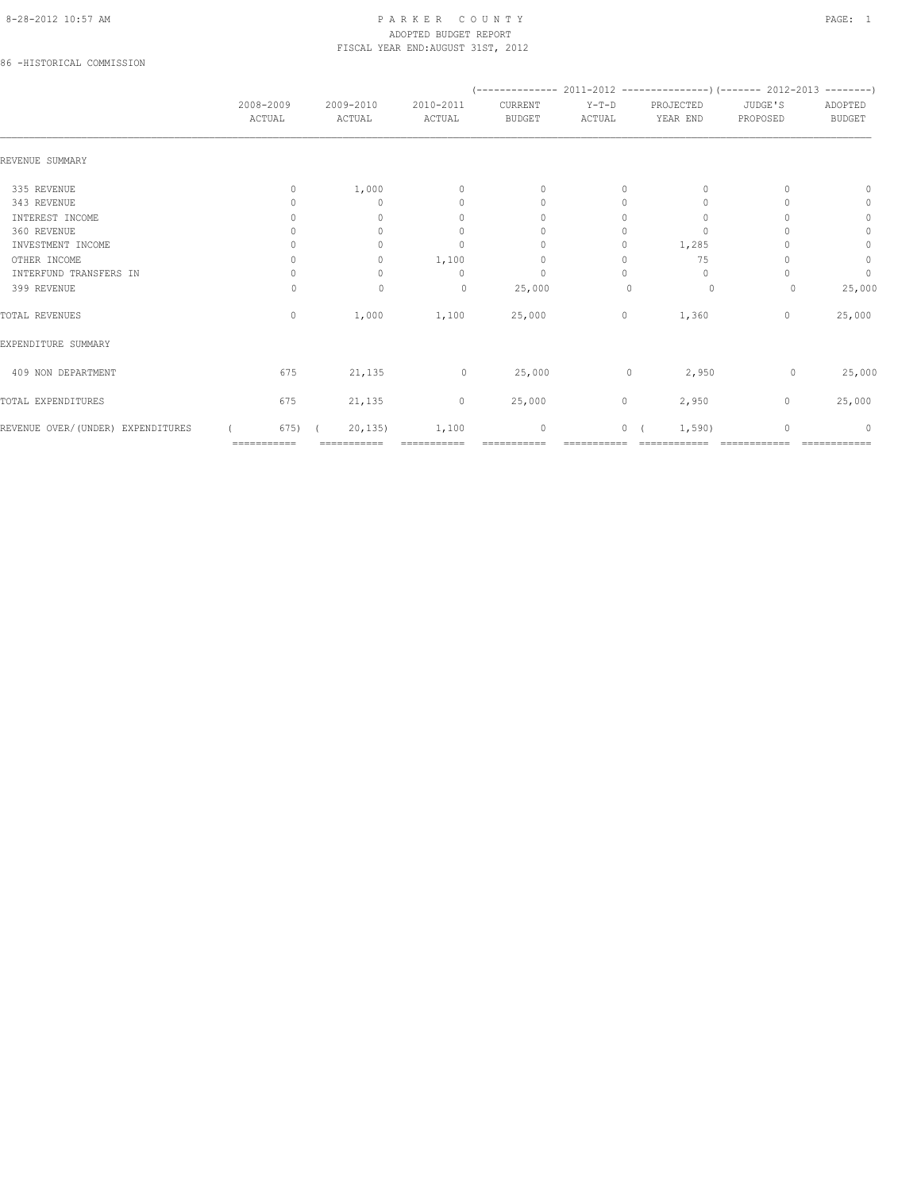# PARKER COUNTY
## ADOPTED BUDGET REPORT
### FISCAL YEAR END:AUGUST 31ST, 2012

86 -HISTORICAL COMMISSION

| | 2008-2009 ACTUAL | 2009-2010 ACTUAL | 2010-2011 ACTUAL | 2011-2012 CURRENT BUDGET | 2011-2012 Y-T-D ACTUAL | 2011-2012 PROJECTED YEAR END | 2012-2013 JUDGE'S PROPOSED | 2012-2013 ADOPTED BUDGET |
|---|---|---|---|---|---|---|---|---|
| REVENUE SUMMARY | | | | | | | | |
| 335 REVENUE | 0 | 1,000 | 0 | 0 | 0 | 0 | 0 | 0 |
| 343 REVENUE | 0 | 0 | 0 | 0 | 0 | 0 | 0 | 0 |
| INTEREST INCOME | 0 | 0 | 0 | 0 | 0 | 0 | 0 | 0 |
| 360 REVENUE | 0 | 0 | 0 | 0 | 0 | 0 | 0 | 0 |
| INVESTMENT INCOME | 0 | 0 | 0 | 0 | 0 | 1,285 | 0 | 0 |
| OTHER INCOME | 0 | 0 | 1,100 | 0 | 0 | 75 | 0 | 0 |
| INTERFUND TRANSFERS IN | 0 | 0 | 0 | 0 | 0 | 0 | 0 | 0 |
| 399 REVENUE | 0 | 0 | 0 | 25,000 | 0 | 0 | 0 | 25,000 |
| TOTAL REVENUES | 0 | 1,000 | 1,100 | 25,000 | 0 | 1,360 | 0 | 25,000 |
| EXPENDITURE SUMMARY | | | | | | | | |
| 409 NON DEPARTMENT | 675 | 21,135 | 0 | 25,000 | 0 | 2,950 | 0 | 25,000 |
| TOTAL EXPENDITURES | 675 | 21,135 | 0 | 25,000 | 0 | 2,950 | 0 | 25,000 |
| REVENUE OVER/(UNDER) EXPENDITURES | ( 675) | ( 20,135) | 1,100 | 0 | 0 | ( 1,590) | 0 | 0 |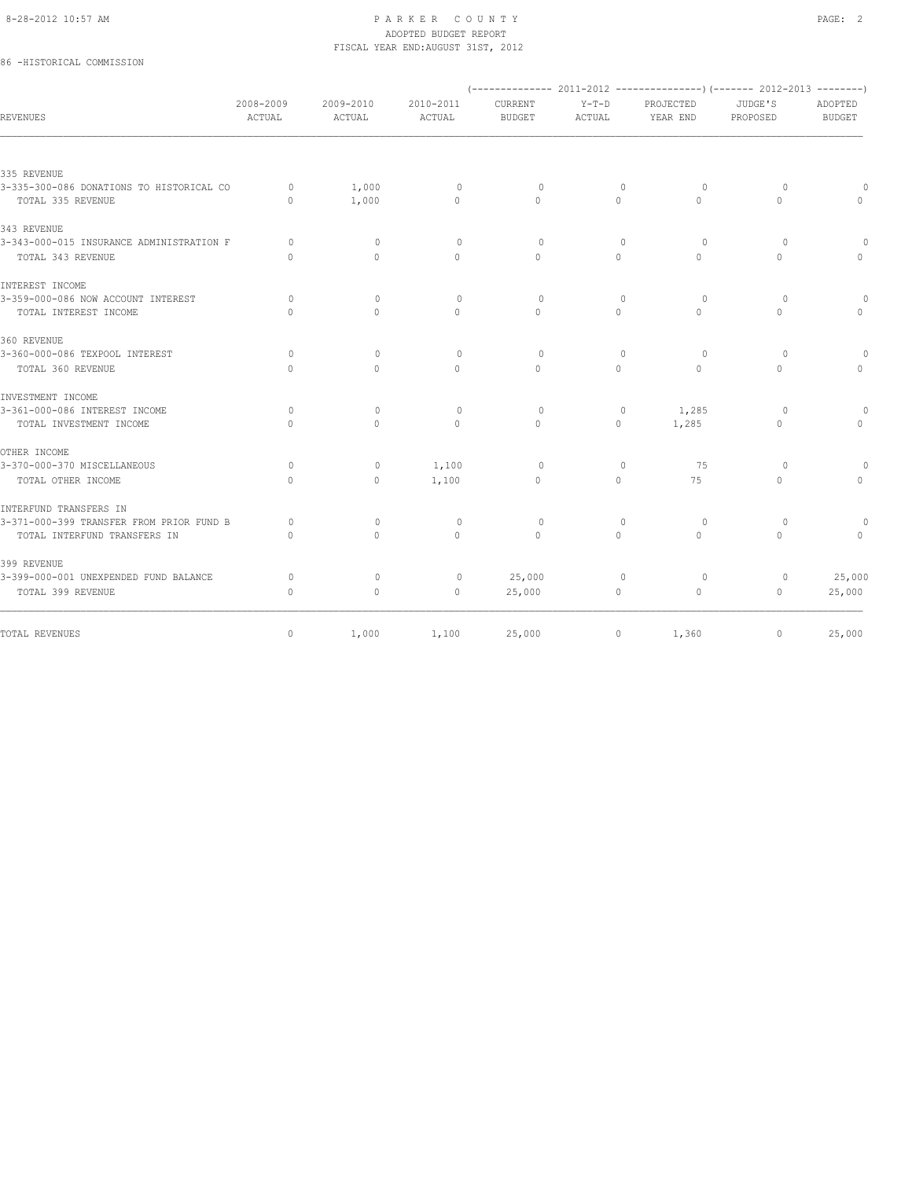PARKER COUNTY
ADOPTED BUDGET REPORT
FISCAL YEAR END:AUGUST 31ST, 2012

86 -HISTORICAL COMMISSION

| REVENUES | 2008-2009 ACTUAL | 2009-2010 ACTUAL | 2010-2011 ACTUAL | 2011-2012 CURRENT BUDGET | 2011-2012 Y-T-D ACTUAL | 2011-2012 PROJECTED YEAR END | 2012-2013 JUDGE'S PROPOSED | 2012-2013 ADOPTED BUDGET |
|---|---|---|---|---|---|---|---|---|
| 335 REVENUE | | | | | | | | |
| 3-335-300-086 DONATIONS TO HISTORICAL CO | 0 | 1,000 | 0 | 0 | 0 | 0 | 0 | 0 |
| TOTAL 335 REVENUE | 0 | 1,000 | 0 | 0 | 0 | 0 | 0 | 0 |
| 343 REVENUE | | | | | | | | |
| 3-343-000-015 INSURANCE ADMINISTRATION F | 0 | 0 | 0 | 0 | 0 | 0 | 0 | 0 |
| TOTAL 343 REVENUE | 0 | 0 | 0 | 0 | 0 | 0 | 0 | 0 |
| INTEREST INCOME | | | | | | | | |
| 3-359-000-086 NOW ACCOUNT INTEREST | 0 | 0 | 0 | 0 | 0 | 0 | 0 | 0 |
| TOTAL INTEREST INCOME | 0 | 0 | 0 | 0 | 0 | 0 | 0 | 0 |
| 360 REVENUE | | | | | | | | |
| 3-360-000-086 TEXPOOL INTEREST | 0 | 0 | 0 | 0 | 0 | 0 | 0 | 0 |
| TOTAL 360 REVENUE | 0 | 0 | 0 | 0 | 0 | 0 | 0 | 0 |
| INVESTMENT INCOME | | | | | | | | |
| 3-361-000-086 INTEREST INCOME | 0 | 0 | 0 | 0 | 0 | 1,285 | 0 | 0 |
| TOTAL INVESTMENT INCOME | 0 | 0 | 0 | 0 | 0 | 1,285 | 0 | 0 |
| OTHER INCOME | | | | | | | | |
| 3-370-000-370 MISCELLANEOUS | 0 | 0 | 1,100 | 0 | 0 | 75 | 0 | 0 |
| TOTAL OTHER INCOME | 0 | 0 | 1,100 | 0 | 0 | 75 | 0 | 0 |
| INTERFUND TRANSFERS IN | | | | | | | | |
| 3-371-000-399 TRANSFER FROM PRIOR FUND B | 0 | 0 | 0 | 0 | 0 | 0 | 0 | 0 |
| TOTAL INTERFUND TRANSFERS IN | 0 | 0 | 0 | 0 | 0 | 0 | 0 | 0 |
| 399 REVENUE | | | | | | | | |
| 3-399-000-001 UNEXPENDED FUND BALANCE | 0 | 0 | 0 | 25,000 | 0 | 0 | 0 | 25,000 |
| TOTAL 399 REVENUE | 0 | 0 | 0 | 25,000 | 0 | 0 | 0 | 25,000 |
| TOTAL REVENUES | 0 | 1,000 | 1,100 | 25,000 | 0 | 1,360 | 0 | 25,000 |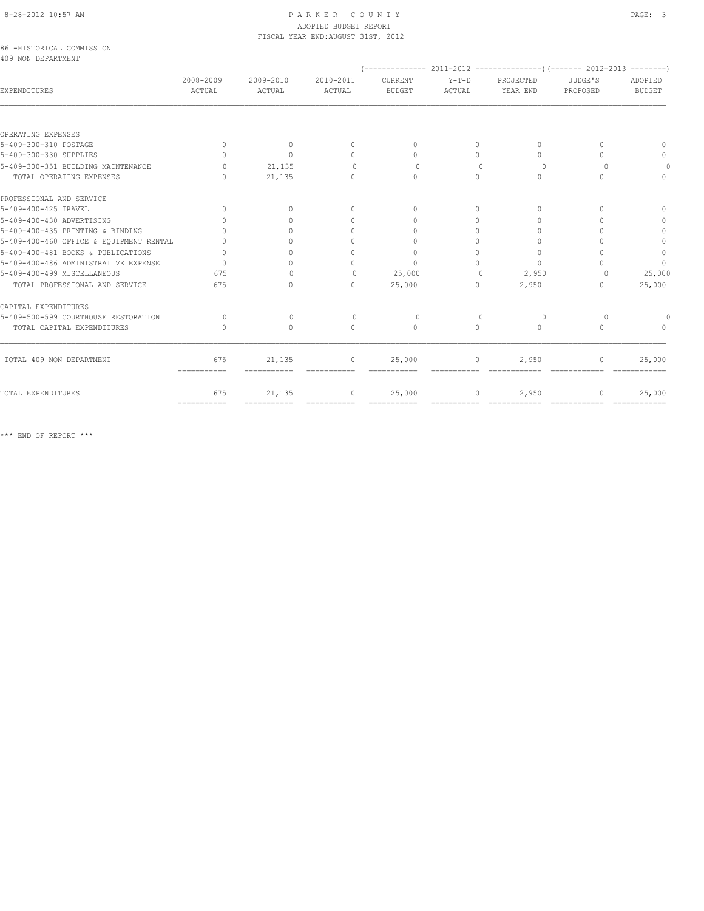PARKER COUNTY
ADOPTED BUDGET REPORT
FISCAL YEAR END:AUGUST 31ST, 2012

86 -HISTORICAL COMMISSION
409 NON DEPARTMENT

| EXPENDITURES | 2008-2009 ACTUAL | 2009-2010 ACTUAL | 2010-2011 ACTUAL | 2011-2012 CURRENT BUDGET | 2011-2012 Y-T-D ACTUAL | 2011-2012 PROJECTED YEAR END | 2012-2013 JUDGE'S PROPOSED | 2012-2013 ADOPTED BUDGET |
|---|---|---|---|---|---|---|---|---|
| OPERATING EXPENSES | | | | | | | | |
| 5-409-300-310 POSTAGE | 0 | 0 | 0 | 0 | 0 | 0 | 0 | 0 |
| 5-409-300-330 SUPPLIES | 0 | 0 | 0 | 0 | 0 | 0 | 0 | 0 |
| 5-409-300-351 BUILDING MAINTENANCE | 0 | 21,135 | 0 | 0 | 0 | 0 | 0 | 0 |
| TOTAL OPERATING EXPENSES | 0 | 21,135 | 0 | 0 | 0 | 0 | 0 | 0 |
| PROFESSIONAL AND SERVICE | | | | | | | | |
| 5-409-400-425 TRAVEL | 0 | 0 | 0 | 0 | 0 | 0 | 0 | 0 |
| 5-409-400-430 ADVERTISING | 0 | 0 | 0 | 0 | 0 | 0 | 0 | 0 |
| 5-409-400-435 PRINTING & BINDING | 0 | 0 | 0 | 0 | 0 | 0 | 0 | 0 |
| 5-409-400-460 OFFICE & EQUIPMENT RENTAL | 0 | 0 | 0 | 0 | 0 | 0 | 0 | 0 |
| 5-409-400-481 BOOKS & PUBLICATIONS | 0 | 0 | 0 | 0 | 0 | 0 | 0 | 0 |
| 5-409-400-486 ADMINISTRATIVE EXPENSE | 0 | 0 | 0 | 0 | 0 | 0 | 0 | 0 |
| 5-409-400-499 MISCELLANEOUS | 675 | 0 | 0 | 25,000 | 0 | 2,950 | 0 | 25,000 |
| TOTAL PROFESSIONAL AND SERVICE | 675 | 0 | 0 | 25,000 | 0 | 2,950 | 0 | 25,000 |
| CAPITAL EXPENDITURES | | | | | | | | |
| 5-409-500-599 COURTHOUSE RESTORATION | 0 | 0 | 0 | 0 | 0 | 0 | 0 | 0 |
| TOTAL CAPITAL EXPENDITURES | 0 | 0 | 0 | 0 | 0 | 0 | 0 | 0 |
| TOTAL 409 NON DEPARTMENT | 675 | 21,135 | 0 | 25,000 | 0 | 2,950 | 0 | 25,000 |
| TOTAL EXPENDITURES | 675 | 21,135 | 0 | 25,000 | 0 | 2,950 | 0 | 25,000 |

*** END OF REPORT ***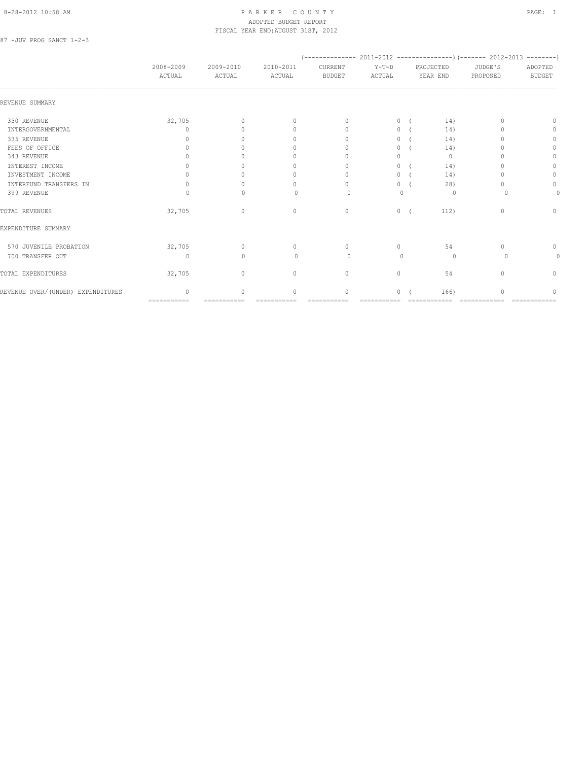PARKER COUNTY
ADOPTED BUDGET REPORT
FISCAL YEAR END:AUGUST 31ST, 2012

87 -JUV PROG SANCT 1-2-3

| | 2008-2009 ACTUAL | 2009-2010 ACTUAL | 2010-2011 ACTUAL | 2011-2012 CURRENT BUDGET | 2011-2012 Y-T-D ACTUAL | 2011-2012 PROJECTED YEAR END | 2012-2013 JUDGE'S PROPOSED | 2012-2013 ADOPTED BUDGET |
|---|---|---|---|---|---|---|---|---|
| REVENUE SUMMARY | | | | | | | | |
| 330 REVENUE | 32,705 | 0 | 0 | 0 | 0 | ( 14) | 0 | 0 |
| INTERGOVERNMENTAL | 0 | 0 | 0 | 0 | 0 | ( 14) | 0 | 0 |
| 335 REVENUE | 0 | 0 | 0 | 0 | 0 | ( 14) | 0 | 0 |
| FEES OF OFFICE | 0 | 0 | 0 | 0 | 0 | ( 14) | 0 | 0 |
| 343 REVENUE | 0 | 0 | 0 | 0 | 0 | 0 | 0 | 0 |
| INTEREST INCOME | 0 | 0 | 0 | 0 | 0 | ( 14) | 0 | 0 |
| INVESTMENT INCOME | 0 | 0 | 0 | 0 | 0 | ( 14) | 0 | 0 |
| INTERFUND TRANSFERS IN | 0 | 0 | 0 | 0 | 0 | ( 28) | 0 | 0 |
| 399 REVENUE | 0 | 0 | 0 | 0 | 0 | 0 | 0 | 0 |
| TOTAL REVENUES | 32,705 | 0 | 0 | 0 | 0 | ( 112) | 0 | 0 |
| EXPENDITURE SUMMARY | | | | | | | | |
| 570 JUVENILE PROBATION | 32,705 | 0 | 0 | 0 | 0 | 54 | 0 | 0 |
| 700 TRANSFER OUT | 0 | 0 | 0 | 0 | 0 | 0 | 0 | 0 |
| TOTAL EXPENDITURES | 32,705 | 0 | 0 | 0 | 0 | 54 | 0 | 0 |
| REVENUE OVER/(UNDER) EXPENDITURES | 0 | 0 | 0 | 0 | 0 | ( 166) | 0 | 0 |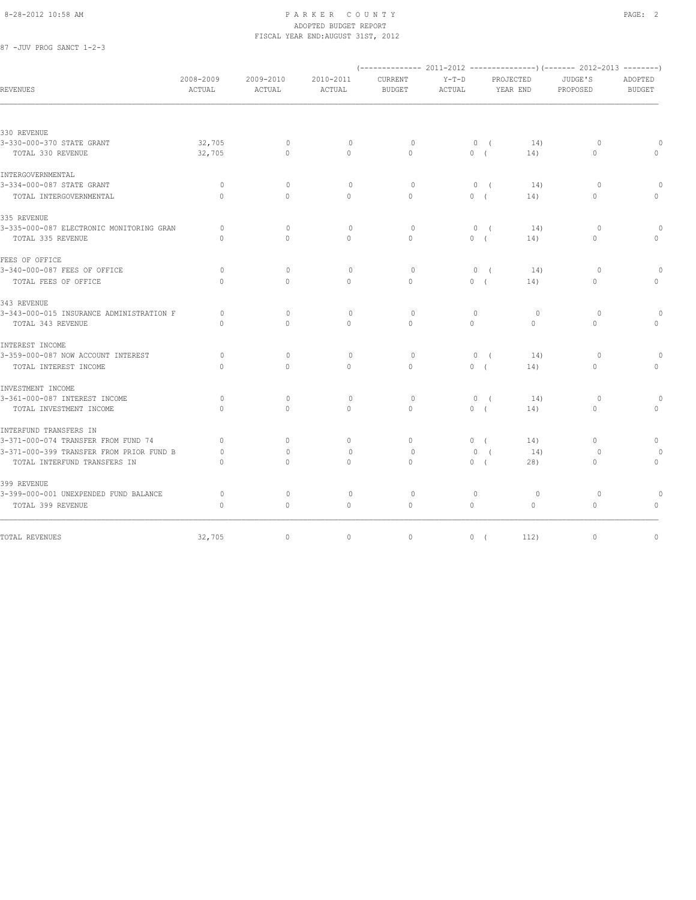PARKER COUNTY
ADOPTED BUDGET REPORT
FISCAL YEAR END:AUGUST 31ST, 2012

87 -JUV PROG SANCT 1-2-3

| REVENUES | 2008-2009 ACTUAL | 2009-2010 ACTUAL | 2010-2011 ACTUAL | (-------- 2011-2012 CURRENT BUDGET | Y-T-D ACTUAL | PROJECTED YEAR END --------) | (------- 2012-2013 JUDGE'S PROPOSED | ADOPTED BUDGET --------) |
|---|---|---|---|---|---|---|---|---|
| **330 REVENUE** | | | | | | | | |
| 3-330-000-370 STATE GRANT | 32,705 | 0 | 0 | 0 | 0 | ( 14) | 0 | 0 |
| TOTAL 330 REVENUE | 32,705 | 0 | 0 | 0 | 0 | ( 14) | 0 | 0 |
| **INTERGOVERNMENTAL** | | | | | | | | |
| 3-334-000-087 STATE GRANT | 0 | 0 | 0 | 0 | 0 | ( 14) | 0 | 0 |
| TOTAL INTERGOVERNMENTAL | 0 | 0 | 0 | 0 | 0 | ( 14) | 0 | 0 |
| **335 REVENUE** | | | | | | | | |
| 3-335-000-087 ELECTRONIC MONITORING GRAN | 0 | 0 | 0 | 0 | 0 | ( 14) | 0 | 0 |
| TOTAL 335 REVENUE | 0 | 0 | 0 | 0 | 0 | ( 14) | 0 | 0 |
| **FEES OF OFFICE** | | | | | | | | |
| 3-340-000-087 FEES OF OFFICE | 0 | 0 | 0 | 0 | 0 | ( 14) | 0 | 0 |
| TOTAL FEES OF OFFICE | 0 | 0 | 0 | 0 | 0 | ( 14) | 0 | 0 |
| **343 REVENUE** | | | | | | | | |
| 3-343-000-015 INSURANCE ADMINISTRATION F | 0 | 0 | 0 | 0 | 0 | 0 | 0 | 0 |
| TOTAL 343 REVENUE | 0 | 0 | 0 | 0 | 0 | 0 | 0 | 0 |
| **INTEREST INCOME** | | | | | | | | |
| 3-359-000-087 NOW ACCOUNT INTEREST | 0 | 0 | 0 | 0 | 0 | ( 14) | 0 | 0 |
| TOTAL INTEREST INCOME | 0 | 0 | 0 | 0 | 0 | ( 14) | 0 | 0 |
| **INVESTMENT INCOME** | | | | | | | | |
| 3-361-000-087 INTEREST INCOME | 0 | 0 | 0 | 0 | 0 | ( 14) | 0 | 0 |
| TOTAL INVESTMENT INCOME | 0 | 0 | 0 | 0 | 0 | ( 14) | 0 | 0 |
| **INTERFUND TRANSFERS IN** | | | | | | | | |
| 3-371-000-074 TRANSFER FROM FUND 74 | 0 | 0 | 0 | 0 | 0 | ( 14) | 0 | 0 |
| 3-371-000-399 TRANSFER FROM PRIOR FUND B | 0 | 0 | 0 | 0 | 0 | ( 14) | 0 | 0 |
| TOTAL INTERFUND TRANSFERS IN | 0 | 0 | 0 | 0 | 0 | ( 28) | 0 | 0 |
| **399 REVENUE** | | | | | | | | |
| 3-399-000-001 UNEXPENDED FUND BALANCE | 0 | 0 | 0 | 0 | 0 | 0 | 0 | 0 |
| TOTAL 399 REVENUE | 0 | 0 | 0 | 0 | 0 | 0 | 0 | 0 |
| TOTAL REVENUES | 32,705 | 0 | 0 | 0 | 0 | ( 112) | 0 | 0 |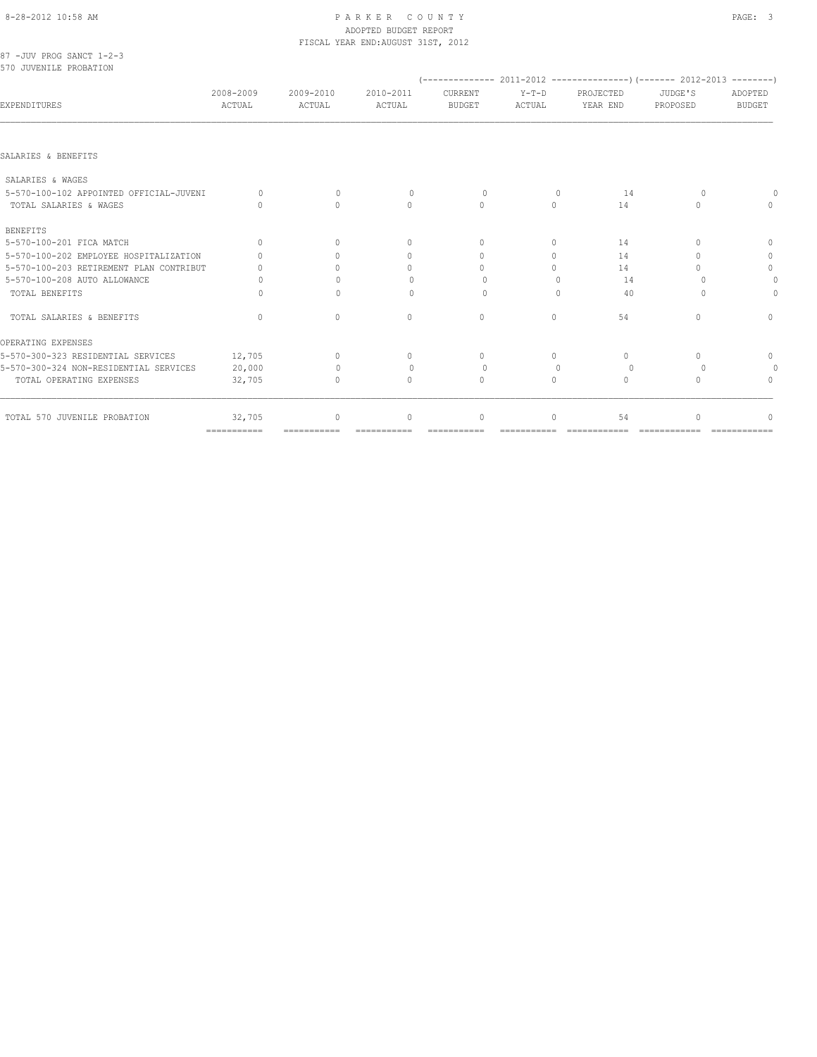PARKER COUNTY
ADOPTED BUDGET REPORT
FISCAL YEAR END:AUGUST 31ST, 2012

87 -JUV PROG SANCT 1-2-3
570 JUVENILE PROBATION

| EXPENDITURES | 2008-2009 ACTUAL | 2009-2010 ACTUAL | 2010-2011 ACTUAL | 2011-2012 CURRENT BUDGET | 2011-2012 Y-T-D ACTUAL | 2011-2012 PROJECTED YEAR END | 2012-2013 JUDGE'S PROPOSED | 2012-2013 ADOPTED BUDGET |
|---|---|---|---|---|---|---|---|---|
| SALARIES & BENEFITS | | | | | | | | |
| SALARIES & WAGES | | | | | | | | |
| 5-570-100-102 APPOINTED OFFICIAL-JUVENI | 0 | 0 | 0 | 0 | 0 | 14 | 0 | 0 |
| TOTAL SALARIES & WAGES | 0 | 0 | 0 | 0 | 0 | 14 | 0 | 0 |
| BENEFITS | | | | | | | | |
| 5-570-100-201 FICA MATCH | 0 | 0 | 0 | 0 | 0 | 14 | 0 | 0 |
| 5-570-100-202 EMPLOYEE HOSPITALIZATION | 0 | 0 | 0 | 0 | 0 | 14 | 0 | 0 |
| 5-570-100-203 RETIREMENT PLAN CONTRIBUT | 0 | 0 | 0 | 0 | 0 | 14 | 0 | 0 |
| 5-570-100-208 AUTO ALLOWANCE | 0 | 0 | 0 | 0 | 0 | 14 | 0 | 0 |
| TOTAL BENEFITS | 0 | 0 | 0 | 0 | 0 | 40 | 0 | 0 |
| TOTAL SALARIES & BENEFITS | 0 | 0 | 0 | 0 | 0 | 54 | 0 | 0 |
| OPERATING EXPENSES | | | | | | | | |
| 5-570-300-323 RESIDENTIAL SERVICES | 12,705 | 0 | 0 | 0 | 0 | 0 | 0 | 0 |
| 5-570-300-324 NON-RESIDENTIAL SERVICES | 20,000 | 0 | 0 | 0 | 0 | 0 | 0 | 0 |
| TOTAL OPERATING EXPENSES | 32,705 | 0 | 0 | 0 | 0 | 0 | 0 | 0 |
| TOTAL 570 JUVENILE PROBATION | 32,705 | 0 | 0 | 0 | 0 | 54 | 0 | 0 |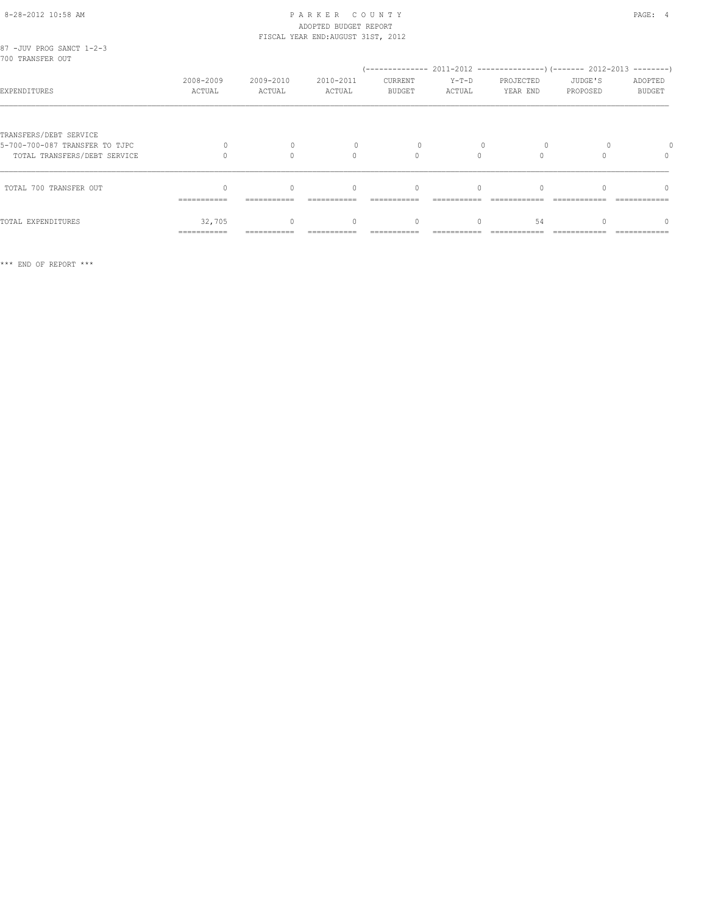PARKER COUNTY
ADOPTED BUDGET REPORT
FISCAL YEAR END:AUGUST 31ST, 2012

87 -JUV PROG SANCT 1-2-3
700 TRANSFER OUT

| EXPENDITURES | 2008-2009 ACTUAL | 2009-2010 ACTUAL | 2010-2011 ACTUAL | 2011-2012 CURRENT BUDGET | 2011-2012 Y-T-D ACTUAL | 2011-2012 PROJECTED YEAR END | 2012-2013 JUDGE'S PROPOSED | 2012-2013 ADOPTED BUDGET |
|---|---|---|---|---|---|---|---|---|
| TRANSFERS/DEBT SERVICE | | | | | | | | |
| 5-700-700-087 TRANSFER TO TJPC | 0 | 0 | 0 | 0 | 0 | 0 | 0 | 0 |
| TOTAL TRANSFERS/DEBT SERVICE | 0 | 0 | 0 | 0 | 0 | 0 | 0 | 0 |
| TOTAL 700 TRANSFER OUT | 0 | 0 | 0 | 0 | 0 | 0 | 0 | 0 |
| TOTAL EXPENDITURES | 32,705 | 0 | 0 | 0 | 0 | 54 | 0 | 0 |

*** END OF REPORT ***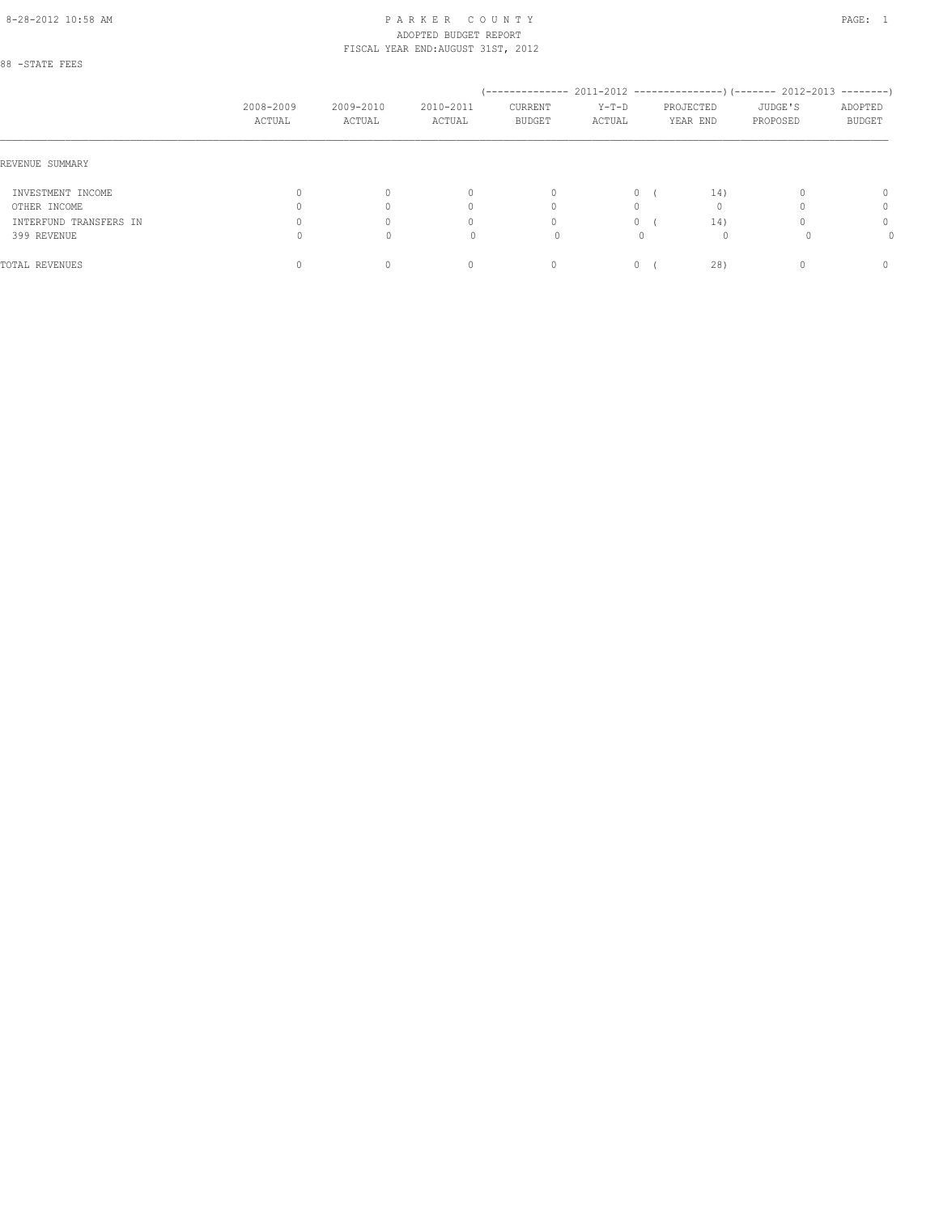PARKER COUNTY
ADOPTED BUDGET REPORT
FISCAL YEAR END:AUGUST 31ST, 2012

88 -STATE FEES

| | 2008-2009 ACTUAL | 2009-2010 ACTUAL | 2010-2011 ACTUAL | 2011-2012 CURRENT BUDGET | 2011-2012 Y-T-D ACTUAL | 2011-2012 PROJECTED YEAR END | 2012-2013 JUDGE'S PROPOSED | 2012-2013 ADOPTED BUDGET |
|---|---|---|---|---|---|---|---|---|
| REVENUE SUMMARY | | | | | | | | |
| INVESTMENT INCOME | 0 | 0 | 0 | 0 | 0 | ( 14) | 0 | 0 |
| OTHER INCOME | 0 | 0 | 0 | 0 | 0 | 0 | 0 | 0 |
| INTERFUND TRANSFERS IN | 0 | 0 | 0 | 0 | 0 | ( 14) | 0 | 0 |
| 399 REVENUE | 0 | 0 | 0 | 0 | 0 | 0 | 0 | 0 |
| TOTAL REVENUES | 0 | 0 | 0 | 0 | 0 | ( 28) | 0 | 0 |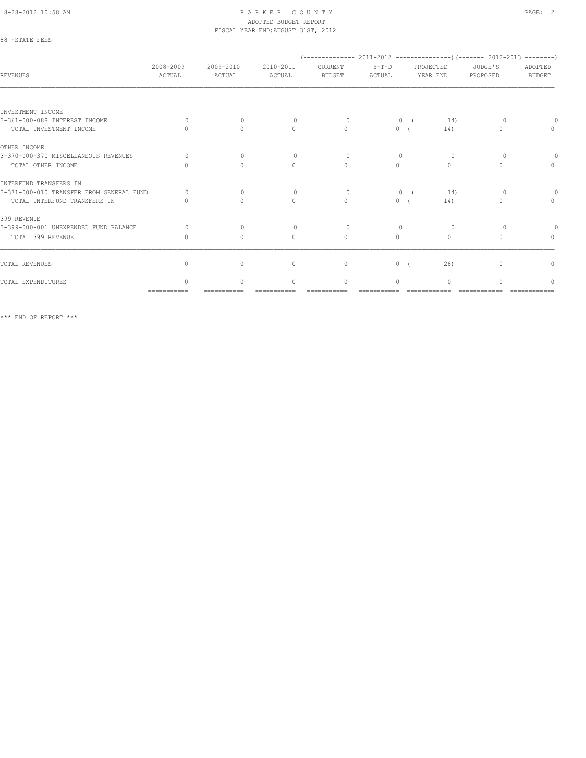PARKER COUNTY
ADOPTED BUDGET REPORT
FISCAL YEAR END:AUGUST 31ST, 2012

88 -STATE FEES

| REVENUES | 2008-2009 ACTUAL | 2009-2010 ACTUAL | 2010-2011 ACTUAL | 2011-2012 CURRENT BUDGET | 2011-2012 Y-T-D ACTUAL | 2011-2012 PROJECTED YEAR END | 2012-2013 JUDGE'S PROPOSED | 2012-2013 ADOPTED BUDGET |
|---|---|---|---|---|---|---|---|---|
| INVESTMENT INCOME | | | | | | | | |
| 3-361-000-088 INTEREST INCOME | 0 | 0 | 0 | 0 | 0 | ( 14) | 0 | 0 |
| TOTAL INVESTMENT INCOME | 0 | 0 | 0 | 0 | 0 | ( 14) | 0 | 0 |
| OTHER INCOME | | | | | | | | |
| 3-370-000-370 MISCELLANEOUS REVENUES | 0 | 0 | 0 | 0 | 0 | 0 | 0 | 0 |
| TOTAL OTHER INCOME | 0 | 0 | 0 | 0 | 0 | 0 | 0 | 0 |
| INTERFUND TRANSFERS IN | | | | | | | | |
| 3-371-000-010 TRANSFER FROM GENERAL FUND | 0 | 0 | 0 | 0 | 0 | ( 14) | 0 | 0 |
| TOTAL INTERFUND TRANSFERS IN | 0 | 0 | 0 | 0 | 0 | ( 14) | 0 | 0 |
| 399 REVENUE | | | | | | | | |
| 3-399-000-001 UNEXPENDED FUND BALANCE | 0 | 0 | 0 | 0 | 0 | 0 | 0 | 0 |
| TOTAL 399 REVENUE | 0 | 0 | 0 | 0 | 0 | 0 | 0 | 0 |
| TOTAL REVENUES | 0 | 0 | 0 | 0 | 0 | ( 28) | 0 | 0 |
| TOTAL EXPENDITURES | 0 | 0 | 0 | 0 | 0 | 0 | 0 | 0 |

*** END OF REPORT ***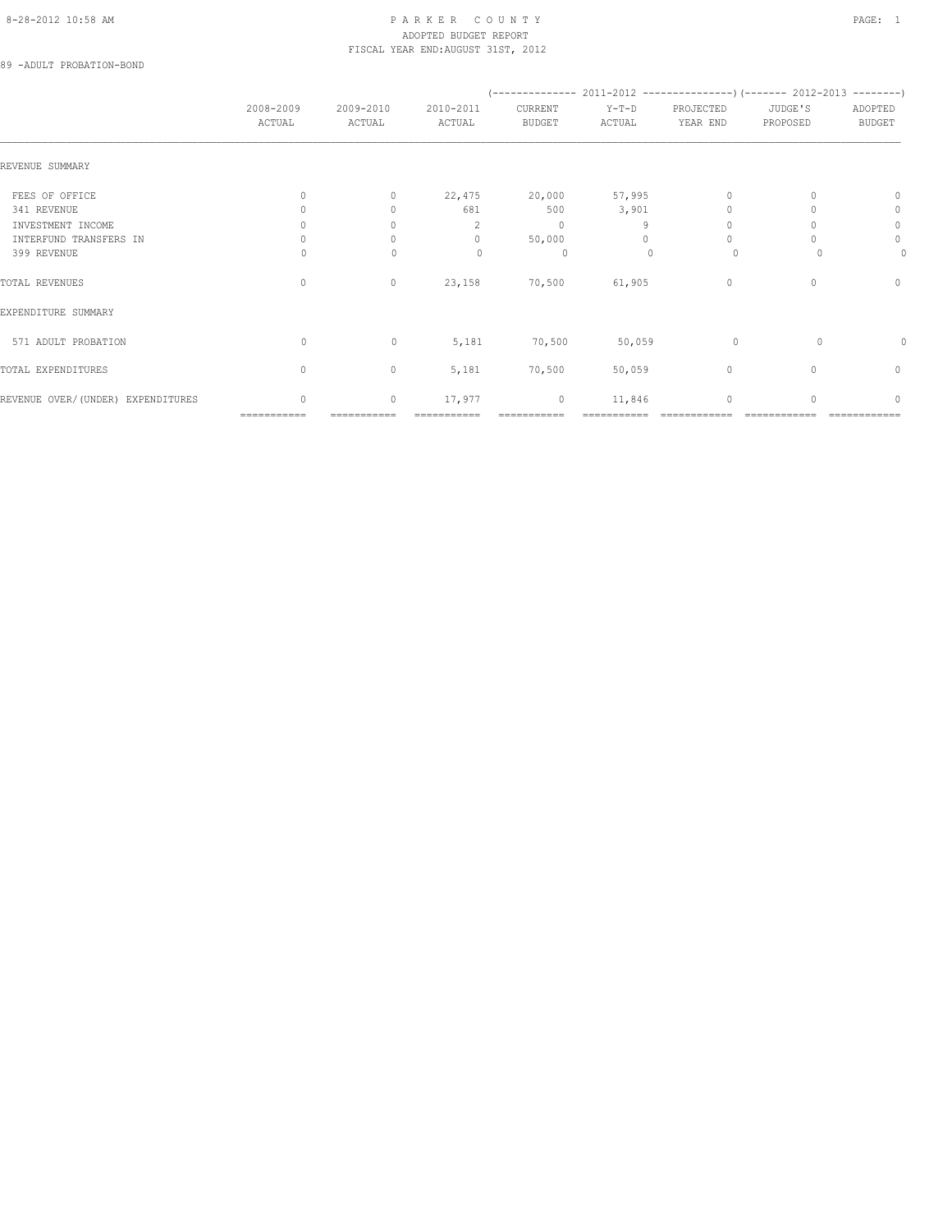PARKER COUNTY
ADOPTED BUDGET REPORT
FISCAL YEAR END:AUGUST 31ST, 2012

89 -ADULT PROBATION-BOND

| | 2008-2009 ACTUAL | 2009-2010 ACTUAL | 2010-2011 ACTUAL | (-------------- 2011-2012 CURRENT BUDGET | Y-T-D ACTUAL | ---------------) PROJECTED YEAR END | (------- 2012-2013 JUDGE'S PROPOSED | --------) ADOPTED BUDGET |
|---|---|---|---|---|---|---|---|---|
| REVENUE SUMMARY | | | | | | | | |
| FEES OF OFFICE | 0 | 0 | 22,475 | 20,000 | 57,995 | 0 | 0 | 0 |
| 341 REVENUE | 0 | 0 | 681 | 500 | 3,901 | 0 | 0 | 0 |
| INVESTMENT INCOME | 0 | 0 | 2 | 0 | 9 | 0 | 0 | 0 |
| INTERFUND TRANSFERS IN | 0 | 0 | 0 | 50,000 | 0 | 0 | 0 | 0 |
| 399 REVENUE | 0 | 0 | 0 | 0 | 0 | 0 | 0 | 0 |
| TOTAL REVENUES | 0 | 0 | 23,158 | 70,500 | 61,905 | 0 | 0 | 0 |
| EXPENDITURE SUMMARY | | | | | | | | |
| 571 ADULT PROBATION | 0 | 0 | 5,181 | 70,500 | 50,059 | 0 | 0 | 0 |
| TOTAL EXPENDITURES | 0 | 0 | 5,181 | 70,500 | 50,059 | 0 | 0 | 0 |
| REVENUE OVER/(UNDER) EXPENDITURES | 0 | 0 | 17,977 | 0 | 11,846 | 0 | 0 | 0 |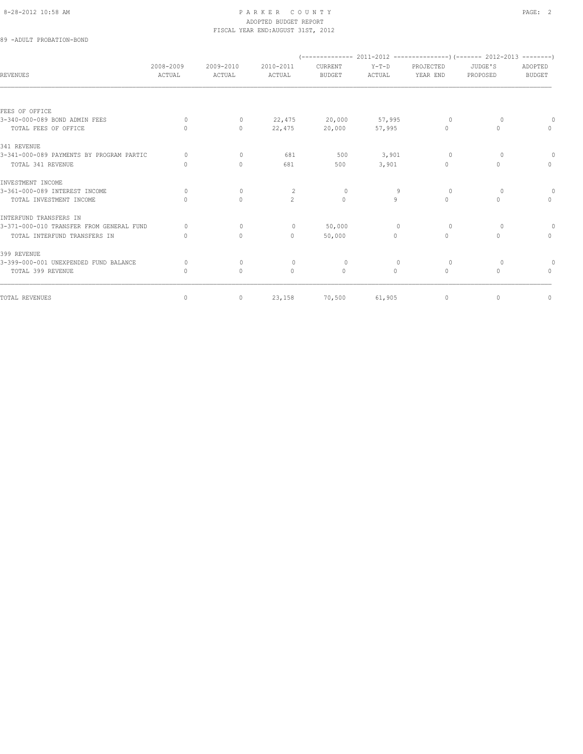PARKER COUNTY
ADOPTED BUDGET REPORT
FISCAL YEAR END:AUGUST 31ST, 2012

89 -ADULT PROBATION-BOND

| REVENUES | 2008-2009 ACTUAL | 2009-2010 ACTUAL | 2010-2011 ACTUAL | 2011-2012 CURRENT BUDGET | 2011-2012 Y-T-D ACTUAL | 2011-2012 PROJECTED YEAR END | 2012-2013 JUDGE'S PROPOSED | 2012-2013 ADOPTED BUDGET |
|---|---|---|---|---|---|---|---|---|
| FEES OF OFFICE | | | | | | | | |
| 3-340-000-089 BOND ADMIN FEES | 0 | 0 | 22,475 | 20,000 | 57,995 | 0 | 0 | 0 |
| TOTAL FEES OF OFFICE | 0 | 0 | 22,475 | 20,000 | 57,995 | 0 | 0 | 0 |
| 341 REVENUE | | | | | | | | |
| 3-341-000-089 PAYMENTS BY PROGRAM PARTIC | 0 | 0 | 681 | 500 | 3,901 | 0 | 0 | 0 |
| TOTAL 341 REVENUE | 0 | 0 | 681 | 500 | 3,901 | 0 | 0 | 0 |
| INVESTMENT INCOME | | | | | | | | |
| 3-361-000-089 INTEREST INCOME | 0 | 0 | 2 | 0 | 9 | 0 | 0 | 0 |
| TOTAL INVESTMENT INCOME | 0 | 0 | 2 | 0 | 9 | 0 | 0 | 0 |
| INTERFUND TRANSFERS IN | | | | | | | | |
| 3-371-000-010 TRANSFER FROM GENERAL FUND | 0 | 0 | 0 | 50,000 | 0 | 0 | 0 | 0 |
| TOTAL INTERFUND TRANSFERS IN | 0 | 0 | 0 | 50,000 | 0 | 0 | 0 | 0 |
| 399 REVENUE | | | | | | | | |
| 3-399-000-001 UNEXPENDED FUND BALANCE | 0 | 0 | 0 | 0 | 0 | 0 | 0 | 0 |
| TOTAL 399 REVENUE | 0 | 0 | 0 | 0 | 0 | 0 | 0 | 0 |
| TOTAL REVENUES | 0 | 0 | 23,158 | 70,500 | 61,905 | 0 | 0 | 0 |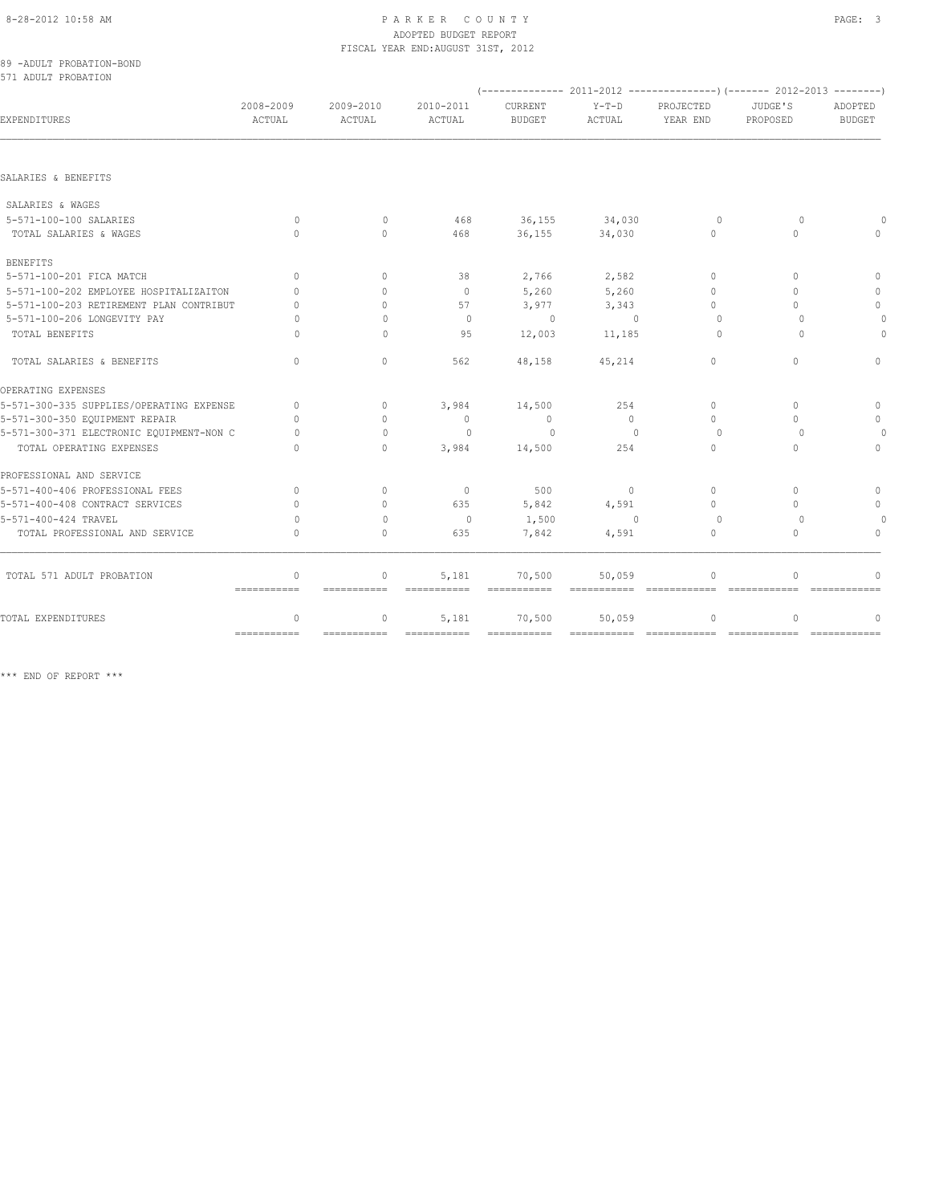PARKER COUNTY
ADOPTED BUDGET REPORT
FISCAL YEAR END:AUGUST 31ST, 2012

89 -ADULT PROBATION-BOND
571 ADULT PROBATION

| EXPENDITURES | 2008-2009 ACTUAL | 2009-2010 ACTUAL | 2010-2011 ACTUAL | 2011-2012 CURRENT BUDGET | 2011-2012 Y-T-D ACTUAL | 2011-2012 PROJECTED YEAR END | 2012-2013 JUDGE'S PROPOSED | 2012-2013 ADOPTED BUDGET |
|---|---|---|---|---|---|---|---|---|
| SALARIES & BENEFITS | | | | | | | | |
| SALARIES & WAGES | | | | | | | | |
| 5-571-100-100 SALARIES | 0 | 0 | 468 | 36,155 | 34,030 | 0 | 0 | 0 |
| TOTAL SALARIES & WAGES | 0 | 0 | 468 | 36,155 | 34,030 | 0 | 0 | 0 |
| BENEFITS | | | | | | | | |
| 5-571-100-201 FICA MATCH | 0 | 0 | 38 | 2,766 | 2,582 | 0 | 0 | 0 |
| 5-571-100-202 EMPLOYEE HOSPITALIZAITON | 0 | 0 | 0 | 5,260 | 5,260 | 0 | 0 | 0 |
| 5-571-100-203 RETIREMENT PLAN CONTRIBUT | 0 | 0 | 57 | 3,977 | 3,343 | 0 | 0 | 0 |
| 5-571-100-206 LONGEVITY PAY | 0 | 0 | 0 | 0 | 0 | 0 | 0 | 0 |
| TOTAL BENEFITS | 0 | 0 | 95 | 12,003 | 11,185 | 0 | 0 | 0 |
| TOTAL SALARIES & BENEFITS | 0 | 0 | 562 | 48,158 | 45,214 | 0 | 0 | 0 |
| OPERATING EXPENSES | | | | | | | | |
| 5-571-300-335 SUPPLIES/OPERATING EXPENSE | 0 | 0 | 3,984 | 14,500 | 254 | 0 | 0 | 0 |
| 5-571-300-350 EQUIPMENT REPAIR | 0 | 0 | 0 | 0 | 0 | 0 | 0 | 0 |
| 5-571-300-371 ELECTRONIC EQUIPMENT-NON C | 0 | 0 | 0 | 0 | 0 | 0 | 0 | 0 |
| TOTAL OPERATING EXPENSES | 0 | 0 | 3,984 | 14,500 | 254 | 0 | 0 | 0 |
| PROFESSIONAL AND SERVICE | | | | | | | | |
| 5-571-400-406 PROFESSIONAL FEES | 0 | 0 | 0 | 500 | 0 | 0 | 0 | 0 |
| 5-571-400-408 CONTRACT SERVICES | 0 | 0 | 635 | 5,842 | 4,591 | 0 | 0 | 0 |
| 5-571-400-424 TRAVEL | 0 | 0 | 0 | 1,500 | 0 | 0 | 0 | 0 |
| TOTAL PROFESSIONAL AND SERVICE | 0 | 0 | 635 | 7,842 | 4,591 | 0 | 0 | 0 |
| TOTAL 571 ADULT PROBATION | 0 | 0 | 5,181 | 70,500 | 50,059 | 0 | 0 | 0 |
| TOTAL EXPENDITURES | 0 | 0 | 5,181 | 70,500 | 50,059 | 0 | 0 | 0 |

*** END OF REPORT ***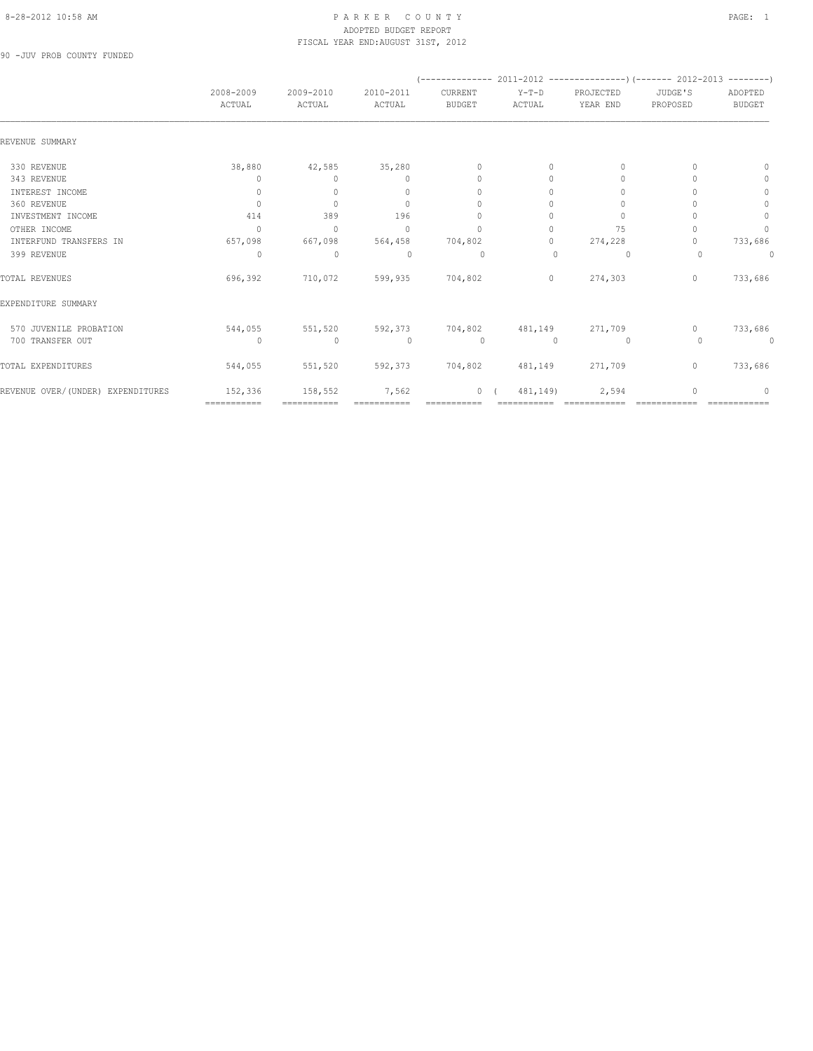PARKER COUNTY
ADOPTED BUDGET REPORT
FISCAL YEAR END:AUGUST 31ST, 2012

90 -JUV PROB COUNTY FUNDED

| | 2008-2009 ACTUAL | 2009-2010 ACTUAL | 2010-2011 ACTUAL | 2011-2012 CURRENT BUDGET | 2011-2012 Y-T-D ACTUAL | 2011-2012 PROJECTED YEAR END | 2012-2013 JUDGE'S PROPOSED | 2012-2013 ADOPTED BUDGET |
|---|---|---|---|---|---|---|---|---|
| REVENUE SUMMARY | | | | | | | | |
| 330 REVENUE | 38,880 | 42,585 | 35,280 | 0 | 0 | 0 | 0 | 0 |
| 343 REVENUE | 0 | 0 | 0 | 0 | 0 | 0 | 0 | 0 |
| INTEREST INCOME | 0 | 0 | 0 | 0 | 0 | 0 | 0 | 0 |
| 360 REVENUE | 0 | 0 | 0 | 0 | 0 | 0 | 0 | 0 |
| INVESTMENT INCOME | 414 | 389 | 196 | 0 | 0 | 0 | 0 | 0 |
| OTHER INCOME | 0 | 0 | 0 | 0 | 0 | 75 | 0 | 0 |
| INTERFUND TRANSFERS IN | 657,098 | 667,098 | 564,458 | 704,802 | 0 | 274,228 | 0 | 733,686 |
| 399 REVENUE | 0 | 0 | 0 | 0 | 0 | 0 | 0 | 0 |
| TOTAL REVENUES | 696,392 | 710,072 | 599,935 | 704,802 | 0 | 274,303 | 0 | 733,686 |
| EXPENDITURE SUMMARY | | | | | | | | |
| 570 JUVENILE PROBATION | 544,055 | 551,520 | 592,373 | 704,802 | 481,149 | 271,709 | 0 | 733,686 |
| 700 TRANSFER OUT | 0 | 0 | 0 | 0 | 0 | 0 | 0 | 0 |
| TOTAL EXPENDITURES | 544,055 | 551,520 | 592,373 | 704,802 | 481,149 | 271,709 | 0 | 733,686 |
| REVENUE OVER/(UNDER) EXPENDITURES | 152,336 | 158,552 | 7,562 | 0 | ( 481,149) | 2,594 | 0 | 0 |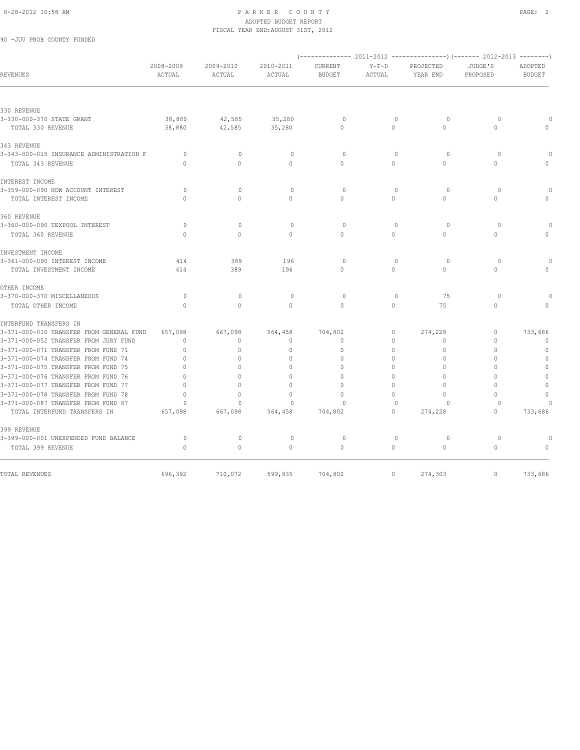PARKER COUNTY
ADOPTED BUDGET REPORT
FISCAL YEAR END:AUGUST 31ST, 2012

90 -JUV PROB COUNTY FUNDED

| REVENUES | 2008-2009 ACTUAL | 2009-2010 ACTUAL | 2010-2011 ACTUAL | 2011-2012 CURRENT BUDGET | 2011-2012 Y-T-D ACTUAL | 2011-2012 PROJECTED YEAR END | 2012-2013 JUDGE'S PROPOSED | 2012-2013 ADOPTED BUDGET |
|---|---|---|---|---|---|---|---|---|
| 330 REVENUE | | | | | | | | |
| 3-330-000-370 STATE GRANT | 38,880 | 42,585 | 35,280 | 0 | 0 | 0 | 0 | 0 |
| TOTAL 330 REVENUE | 38,880 | 42,585 | 35,280 | 0 | 0 | 0 | 0 | 0 |
| 343 REVENUE | | | | | | | | |
| 3-343-000-015 INSURANCE ADMINISTRATION F | 0 | 0 | 0 | 0 | 0 | 0 | 0 | 0 |
| TOTAL 343 REVENUE | 0 | 0 | 0 | 0 | 0 | 0 | 0 | 0 |
| INTEREST INCOME | | | | | | | | |
| 3-359-000-090 NOW ACCOUNT INTEREST | 0 | 0 | 0 | 0 | 0 | 0 | 0 | 0 |
| TOTAL INTEREST INCOME | 0 | 0 | 0 | 0 | 0 | 0 | 0 | 0 |
| 360 REVENUE | | | | | | | | |
| 3-360-000-090 TEXPOOL INTEREST | 0 | 0 | 0 | 0 | 0 | 0 | 0 | 0 |
| TOTAL 360 REVENUE | 0 | 0 | 0 | 0 | 0 | 0 | 0 | 0 |
| INVESTMENT INCOME | | | | | | | | |
| 3-361-000-090 INTEREST INCOME | 414 | 389 | 196 | 0 | 0 | 0 | 0 | 0 |
| TOTAL INVESTMENT INCOME | 414 | 389 | 196 | 0 | 0 | 0 | 0 | 0 |
| OTHER INCOME | | | | | | | | |
| 3-370-000-370 MISCELLANEOUS | 0 | 0 | 0 | 0 | 0 | 75 | 0 | 0 |
| TOTAL OTHER INCOME | 0 | 0 | 0 | 0 | 0 | 75 | 0 | 0 |
| INTERFUND TRANSFERS IN | | | | | | | | |
| 3-371-000-010 TRANSFER FROM GENERAL FUND | 657,098 | 667,098 | 564,458 | 704,802 | 0 | 274,228 | 0 | 733,686 |
| 3-371-000-052 TRANSFER FROM JURY FUND | 0 | 0 | 0 | 0 | 0 | 0 | 0 | 0 |
| 3-371-000-071 TRANSFER FROM FUND 71 | 0 | 0 | 0 | 0 | 0 | 0 | 0 | 0 |
| 3-371-000-074 TRANSFER FROM FUND 74 | 0 | 0 | 0 | 0 | 0 | 0 | 0 | 0 |
| 3-371-000-075 TRANSFER FROM FUND 75 | 0 | 0 | 0 | 0 | 0 | 0 | 0 | 0 |
| 3-371-000-076 TRANSFER FROM FUND 76 | 0 | 0 | 0 | 0 | 0 | 0 | 0 | 0 |
| 3-371-000-077 TRANSFER FROM FUND 77 | 0 | 0 | 0 | 0 | 0 | 0 | 0 | 0 |
| 3-371-000-078 TRANSFER FROM FUND 78 | 0 | 0 | 0 | 0 | 0 | 0 | 0 | 0 |
| 3-371-000-087 TRANSFER FROM FUND 87 | 0 | 0 | 0 | 0 | 0 | 0 | 0 | 0 |
| TOTAL INTERFUND TRANSFERS IN | 657,098 | 667,098 | 564,458 | 704,802 | 0 | 274,228 | 0 | 733,686 |
| 399 REVENUE | | | | | | | | |
| 3-399-000-001 UNEXPENDED FUND BALANCE | 0 | 0 | 0 | 0 | 0 | 0 | 0 | 0 |
| TOTAL 399 REVENUE | 0 | 0 | 0 | 0 | 0 | 0 | 0 | 0 |
| TOTAL REVENUES | 696,392 | 710,072 | 599,935 | 704,802 | 0 | 274,303 | 0 | 733,686 |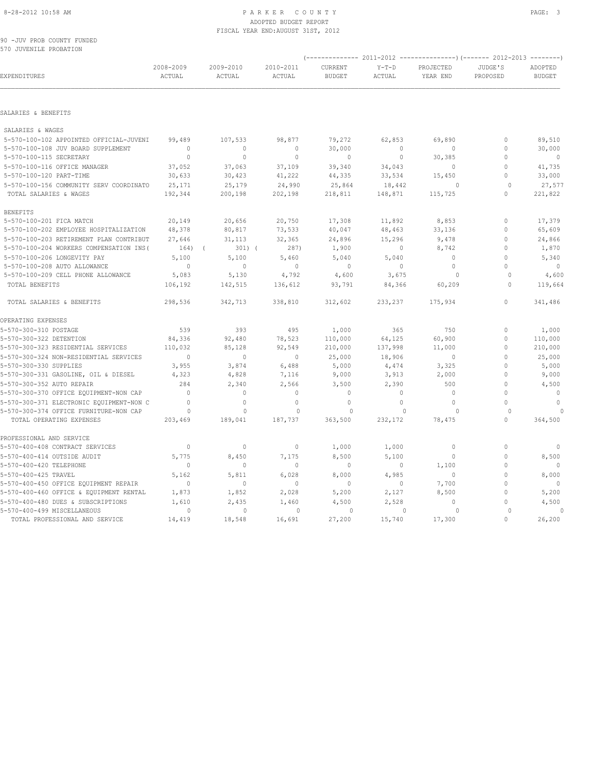PARKER COUNTY
ADOPTED BUDGET REPORT
FISCAL YEAR END: AUGUST 31ST, 2012

90 -JUV PROB COUNTY FUNDED
570 JUVENILE PROBATION

| EXPENDITURES | 2008-2009 ACTUAL | 2009-2010 ACTUAL | 2010-2011 ACTUAL | 2011-2012 CURRENT BUDGET | 2011-2012 Y-T-D ACTUAL | 2011-2012 PROJECTED YEAR END | 2012-2013 JUDGE'S PROPOSED | 2012-2013 ADOPTED BUDGET |
|---|---|---|---|---|---|---|---|---|
| **SALARIES & BENEFITS** | | | | | | | | |
| SALARIES & WAGES | | | | | | | | |
| 5-570-100-102 APPOINTED OFFICIAL-JUVENI | 99,489 | 107,533 | 98,877 | 79,272 | 62,853 | 69,890 | 0 | 89,510 |
| 5-570-100-108 JUV BOARD SUPPLEMENT | 0 | 0 | 0 | 30,000 | 0 | 0 | 0 | 30,000 |
| 5-570-100-115 SECRETARY | 0 | 0 | 0 | 0 | 0 | 30,385 | 0 | 0 |
| 5-570-100-116 OFFICE MANAGER | 37,052 | 37,063 | 37,109 | 39,340 | 34,043 | 0 | 0 | 41,735 |
| 5-570-100-120 PART-TIME | 30,633 | 30,423 | 41,222 | 44,335 | 33,534 | 15,450 | 0 | 33,000 |
| 5-570-100-156 COMMUNITY SERV COORDINATO | 25,171 | 25,179 | 24,990 | 25,864 | 18,442 | 0 | 0 | 27,577 |
| TOTAL SALARIES & WAGES | 192,344 | 200,198 | 202,198 | 218,811 | 148,871 | 115,725 | 0 | 221,822 |
| BENEFITS | | | | | | | | |
| 5-570-100-201 FICA MATCH | 20,149 | 20,656 | 20,750 | 17,308 | 11,892 | 8,853 | 0 | 17,379 |
| 5-570-100-202 EMPLOYEE HOSPITALIZATION | 48,378 | 80,817 | 73,533 | 40,047 | 48,463 | 33,136 | 0 | 65,609 |
| 5-570-100-203 RETIREMENT PLAN CONTRIBUT | 27,646 | 31,113 | 32,365 | 24,896 | 15,296 | 9,478 | 0 | 24,866 |
| 5-570-100-204 WORKERS COMPENSATION INS | ( 164) | ( 301) | ( 287) | 1,900 | 0 | 8,742 | 0 | 1,870 |
| 5-570-100-206 LONGEVITY PAY | 5,100 | 5,100 | 5,460 | 5,040 | 5,040 | 0 | 0 | 5,340 |
| 5-570-100-208 AUTO ALLOWANCE | 0 | 0 | 0 | 0 | 0 | 0 | 0 | 0 |
| 5-570-100-209 CELL PHONE ALLOWANCE | 5,083 | 5,130 | 4,792 | 4,600 | 3,675 | 0 | 0 | 4,600 |
| TOTAL BENEFITS | 106,192 | 142,515 | 136,612 | 93,791 | 84,366 | 60,209 | 0 | 119,664 |
| TOTAL SALARIES & BENEFITS | 298,536 | 342,713 | 338,810 | 312,602 | 233,237 | 175,934 | 0 | 341,486 |
| **OPERATING EXPENSES** | | | | | | | | |
| 5-570-300-310 POSTAGE | 539 | 393 | 495 | 1,000 | 365 | 750 | 0 | 1,000 |
| 5-570-300-322 DETENTION | 84,336 | 92,480 | 78,523 | 110,000 | 64,125 | 60,900 | 0 | 110,000 |
| 5-570-300-323 RESIDENTIAL SERVICES | 110,032 | 85,128 | 92,549 | 210,000 | 137,998 | 11,000 | 0 | 210,000 |
| 5-570-300-324 NON-RESIDENTIAL SERVICES | 0 | 0 | 0 | 25,000 | 18,906 | 0 | 0 | 25,000 |
| 5-570-300-330 SUPPLIES | 3,955 | 3,874 | 6,488 | 5,000 | 4,474 | 3,325 | 0 | 5,000 |
| 5-570-300-331 GASOLINE, OIL & DIESEL | 4,323 | 4,828 | 7,116 | 9,000 | 3,913 | 2,000 | 0 | 9,000 |
| 5-570-300-352 AUTO REPAIR | 284 | 2,340 | 2,566 | 3,500 | 2,390 | 500 | 0 | 4,500 |
| 5-570-300-370 OFFICE EQUIPMENT-NON CAP | 0 | 0 | 0 | 0 | 0 | 0 | 0 | 0 |
| 5-570-300-371 ELECTRONIC EQUIPMENT-NON C | 0 | 0 | 0 | 0 | 0 | 0 | 0 | 0 |
| 5-570-300-374 OFFICE FURNITURE-NON CAP | 0 | 0 | 0 | 0 | 0 | 0 | 0 | 0 |
| TOTAL OPERATING EXPENSES | 203,469 | 189,041 | 187,737 | 363,500 | 232,172 | 78,475 | 0 | 364,500 |
| **PROFESSIONAL AND SERVICE** | | | | | | | | |
| 5-570-400-408 CONTRACT SERVICES | 0 | 0 | 0 | 1,000 | 1,000 | 0 | 0 | 0 |
| 5-570-400-414 OUTSIDE AUDIT | 5,775 | 8,450 | 7,175 | 8,500 | 5,100 | 0 | 0 | 8,500 |
| 5-570-400-420 TELEPHONE | 0 | 0 | 0 | 0 | 0 | 1,100 | 0 | 0 |
| 5-570-400-425 TRAVEL | 5,162 | 5,811 | 6,028 | 8,000 | 4,985 | 0 | 0 | 8,000 |
| 5-570-400-450 OFFICE EQUIPMENT REPAIR | 0 | 0 | 0 | 0 | 0 | 7,700 | 0 | 0 |
| 5-570-400-460 OFFICE & EQUIPMENT RENTAL | 1,873 | 1,852 | 2,028 | 5,200 | 2,127 | 8,500 | 0 | 5,200 |
| 5-570-400-480 DUES & SUBSCRIPTIONS | 1,610 | 2,435 | 1,460 | 4,500 | 2,528 | 0 | 0 | 4,500 |
| 5-570-400-499 MISCELLANEOUS | 0 | 0 | 0 | 0 | 0 | 0 | 0 | 0 |
| TOTAL PROFESSIONAL AND SERVICE | 14,419 | 18,548 | 16,691 | 27,200 | 15,740 | 17,300 | 0 | 26,200 |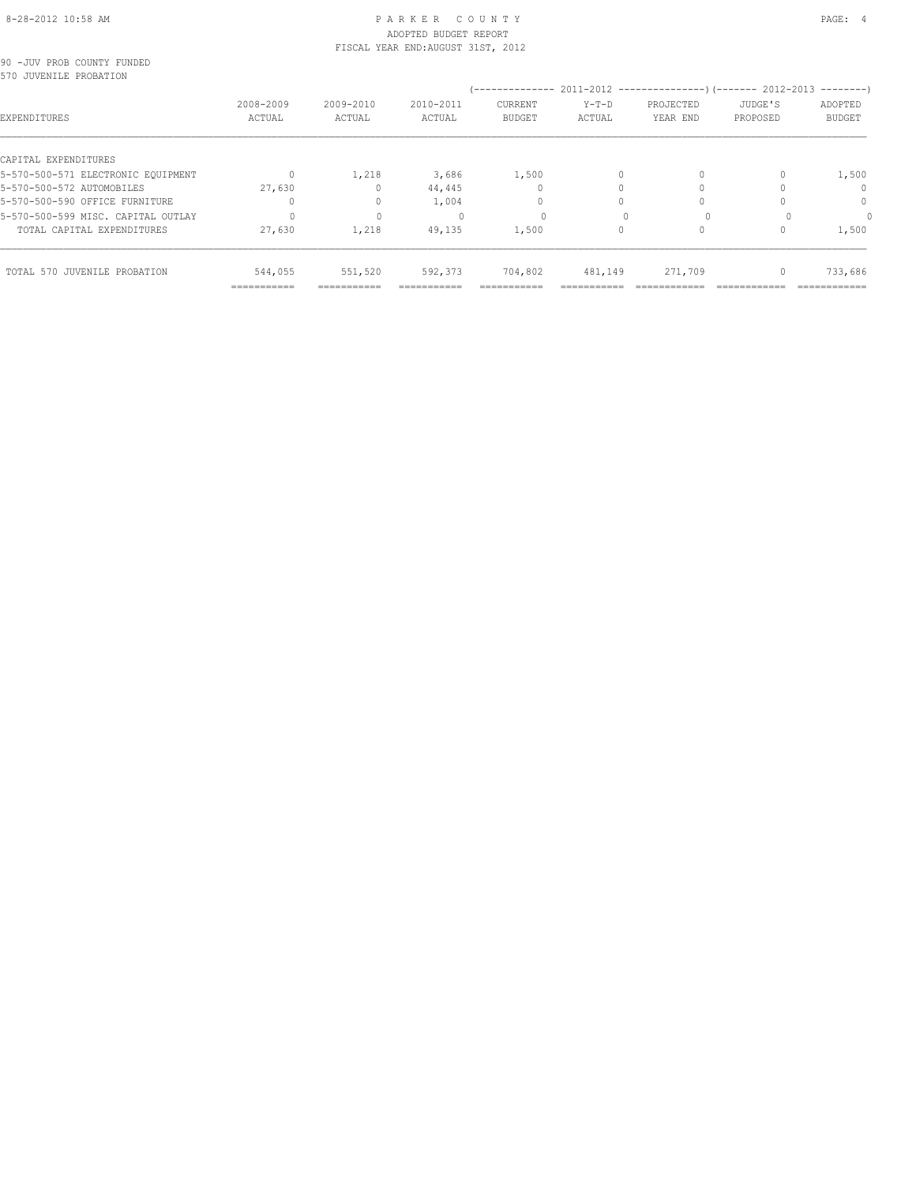PARKER COUNTY
ADOPTED BUDGET REPORT
FISCAL YEAR END:AUGUST 31ST, 2012

90 -JUV PROB COUNTY FUNDED
570 JUVENILE PROBATION

| EXPENDITURES | 2008-2009 ACTUAL | 2009-2010 ACTUAL | 2010-2011 ACTUAL | 2011-2012 CURRENT BUDGET | 2011-2012 Y-T-D ACTUAL | 2011-2012 PROJECTED YEAR END | 2012-2013 JUDGE'S PROPOSED | 2012-2013 ADOPTED BUDGET |
|---|---|---|---|---|---|---|---|---|
| CAPITAL EXPENDITURES | | | | | | | | |
| 5-570-500-571 ELECTRONIC EQUIPMENT | 0 | 1,218 | 3,686 | 1,500 | 0 | 0 | 0 | 1,500 |
| 5-570-500-572 AUTOMOBILES | 27,630 | 0 | 44,445 | 0 | 0 | 0 | 0 | 0 |
| 5-570-500-590 OFFICE FURNITURE | 0 | 0 | 1,004 | 0 | 0 | 0 | 0 | 0 |
| 5-570-500-599 MISC. CAPITAL OUTLAY | 0 | 0 | 0 | 0 | 0 | 0 | 0 | 0 |
| TOTAL CAPITAL EXPENDITURES | 27,630 | 1,218 | 49,135 | 1,500 | 0 | 0 | 0 | 1,500 |
| TOTAL 570 JUVENILE PROBATION | 544,055 | 551,520 | 592,373 | 704,802 | 481,149 | 271,709 | 0 | 733,686 |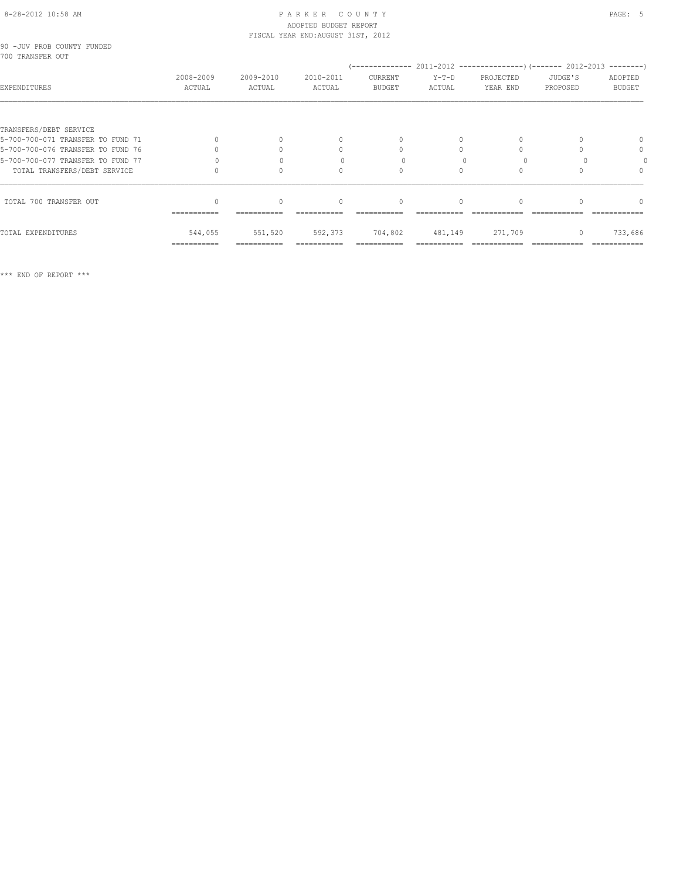PARKER COUNTY
ADOPTED BUDGET REPORT
FISCAL YEAR END:AUGUST 31ST, 2012

90 -JUV PROB COUNTY FUNDED
700 TRANSFER OUT

| EXPENDITURES | 2008-2009 ACTUAL | 2009-2010 ACTUAL | 2010-2011 ACTUAL | 2011-2012 CURRENT BUDGET | 2011-2012 Y-T-D ACTUAL | 2011-2012 PROJECTED YEAR END | 2012-2013 JUDGE'S PROPOSED | 2012-2013 ADOPTED BUDGET |
|---|---|---|---|---|---|---|---|---|
| TRANSFERS/DEBT SERVICE | | | | | | | | |
| 5-700-700-071 TRANSFER TO FUND 71 | 0 | 0 | 0 | 0 | 0 | 0 | 0 | 0 |
| 5-700-700-076 TRANSFER TO FUND 76 | 0 | 0 | 0 | 0 | 0 | 0 | 0 | 0 |
| 5-700-700-077 TRANSFER TO FUND 77 | 0 | 0 | 0 | 0 | 0 | 0 | 0 | 0 |
| TOTAL TRANSFERS/DEBT SERVICE | 0 | 0 | 0 | 0 | 0 | 0 | 0 | 0 |
| TOTAL 700 TRANSFER OUT | 0 | 0 | 0 | 0 | 0 | 0 | 0 | 0 |
| TOTAL EXPENDITURES | 544,055 | 551,520 | 592,373 | 704,802 | 481,149 | 271,709 | 0 | 733,686 |

*** END OF REPORT ***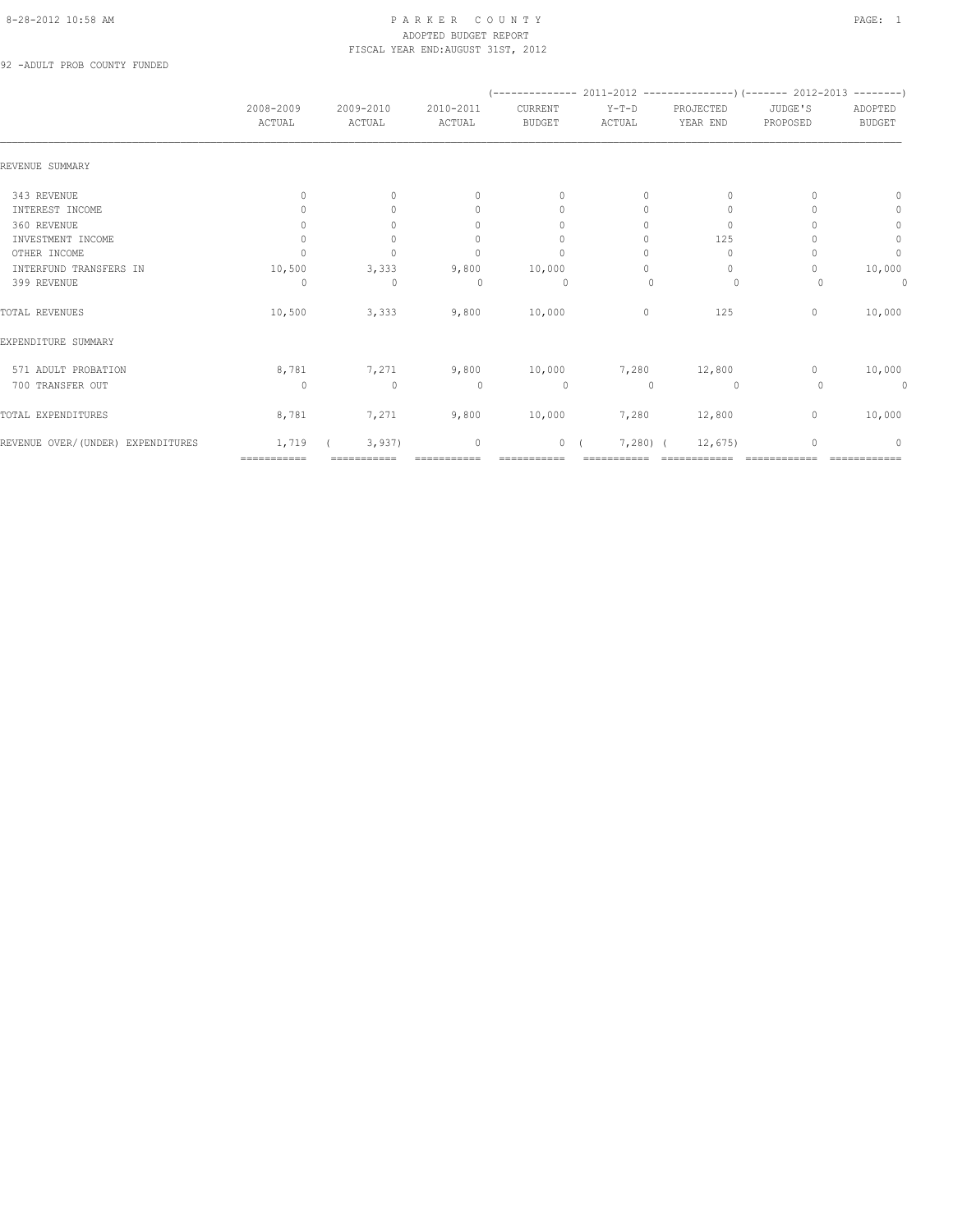PARKER COUNTY
ADOPTED BUDGET REPORT
FISCAL YEAR END:AUGUST 31ST, 2012

92 -ADULT PROB COUNTY FUNDED

| | 2008-2009 ACTUAL | 2009-2010 ACTUAL | 2010-2011 ACTUAL | 2011-2012 CURRENT BUDGET | 2011-2012 Y-T-D ACTUAL | 2011-2012 PROJECTED YEAR END | 2012-2013 JUDGE'S PROPOSED | 2012-2013 ADOPTED BUDGET |
|---|---|---|---|---|---|---|---|---|
| REVENUE SUMMARY | | | | | | | | |
| 343 REVENUE | 0 | 0 | 0 | 0 | 0 | 0 | 0 | 0 |
| INTEREST INCOME | 0 | 0 | 0 | 0 | 0 | 0 | 0 | 0 |
| 360 REVENUE | 0 | 0 | 0 | 0 | 0 | 0 | 0 | 0 |
| INVESTMENT INCOME | 0 | 0 | 0 | 0 | 0 | 125 | 0 | 0 |
| OTHER INCOME | 0 | 0 | 0 | 0 | 0 | 0 | 0 | 0 |
| INTERFUND TRANSFERS IN | 10,500 | 3,333 | 9,800 | 10,000 | 0 | 0 | 0 | 10,000 |
| 399 REVENUE | 0 | 0 | 0 | 0 | 0 | 0 | 0 | 0 |
| TOTAL REVENUES | 10,500 | 3,333 | 9,800 | 10,000 | 0 | 125 | 0 | 10,000 |
| EXPENDITURE SUMMARY | | | | | | | | |
| 571 ADULT PROBATION | 8,781 | 7,271 | 9,800 | 10,000 | 7,280 | 12,800 | 0 | 10,000 |
| 700 TRANSFER OUT | 0 | 0 | 0 | 0 | 0 | 0 | 0 | 0 |
| TOTAL EXPENDITURES | 8,781 | 7,271 | 9,800 | 10,000 | 7,280 | 12,800 | 0 | 10,000 |
| REVENUE OVER/(UNDER) EXPENDITURES | 1,719 | ( 3,937) | 0 | 0 | ( 7,280) | ( 12,675) | 0 | 0 |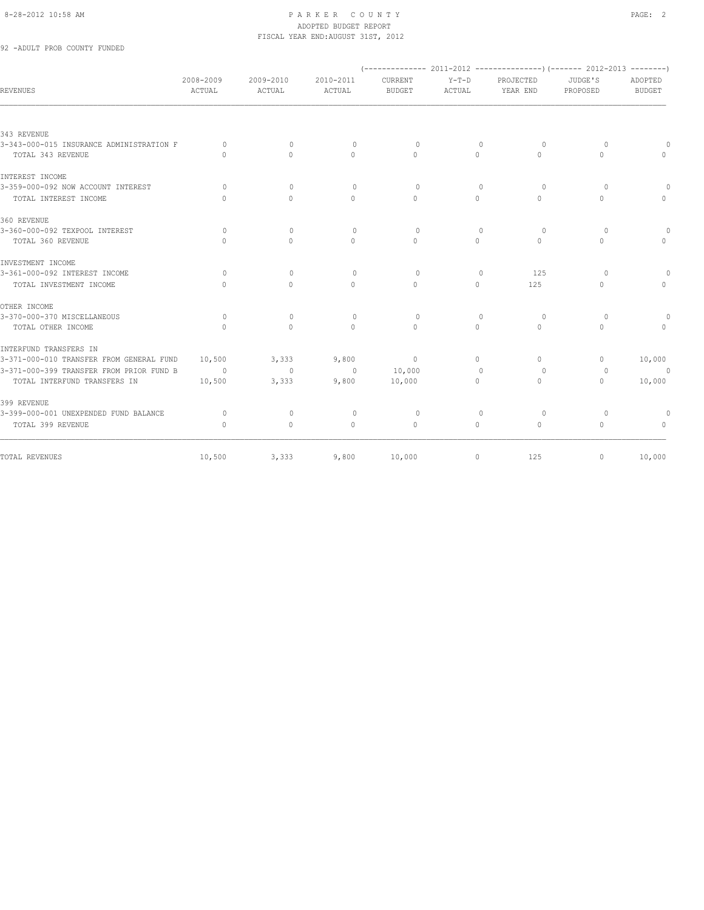PARKER COUNTY
ADOPTED BUDGET REPORT
FISCAL YEAR END:AUGUST 31ST, 2012

92 -ADULT PROB COUNTY FUNDED

| REVENUES | 2008-2009 ACTUAL | 2009-2010 ACTUAL | 2010-2011 ACTUAL | (------------- 2011-2012 CURRENT BUDGET | Y-T-D ACTUAL | PROJECTED YEAR END ---------------) | (------- 2012-2013 JUDGE'S PROPOSED | ADOPTED BUDGET --------) |
|---|---|---|---|---|---|---|---|---|
| 343 REVENUE | | | | | | | | |
| 3-343-000-015 INSURANCE ADMINISTRATION F | 0 | 0 | 0 | 0 | 0 | 0 | 0 | 0 |
| TOTAL 343 REVENUE | 0 | 0 | 0 | 0 | 0 | 0 | 0 | 0 |
| INTEREST INCOME | | | | | | | | |
| 3-359-000-092 NOW ACCOUNT INTEREST | 0 | 0 | 0 | 0 | 0 | 0 | 0 | 0 |
| TOTAL INTEREST INCOME | 0 | 0 | 0 | 0 | 0 | 0 | 0 | 0 |
| 360 REVENUE | | | | | | | | |
| 3-360-000-092 TEXPOOL INTEREST | 0 | 0 | 0 | 0 | 0 | 0 | 0 | 0 |
| TOTAL 360 REVENUE | 0 | 0 | 0 | 0 | 0 | 0 | 0 | 0 |
| INVESTMENT INCOME | | | | | | | | |
| 3-361-000-092 INTEREST INCOME | 0 | 0 | 0 | 0 | 0 | 125 | 0 | 0 |
| TOTAL INVESTMENT INCOME | 0 | 0 | 0 | 0 | 0 | 125 | 0 | 0 |
| OTHER INCOME | | | | | | | | |
| 3-370-000-370 MISCELLANEOUS | 0 | 0 | 0 | 0 | 0 | 0 | 0 | 0 |
| TOTAL OTHER INCOME | 0 | 0 | 0 | 0 | 0 | 0 | 0 | 0 |
| INTERFUND TRANSFERS IN | | | | | | | | |
| 3-371-000-010 TRANSFER FROM GENERAL FUND | 10,500 | 3,333 | 9,800 | 0 | 0 | 0 | 0 | 10,000 |
| 3-371-000-399 TRANSFER FROM PRIOR FUND B | 0 | 0 | 0 | 10,000 | 0 | 0 | 0 | 0 |
| TOTAL INTERFUND TRANSFERS IN | 10,500 | 3,333 | 9,800 | 10,000 | 0 | 0 | 0 | 10,000 |
| 399 REVENUE | | | | | | | | |
| 3-399-000-001 UNEXPENDED FUND BALANCE | 0 | 0 | 0 | 0 | 0 | 0 | 0 | 0 |
| TOTAL 399 REVENUE | 0 | 0 | 0 | 0 | 0 | 0 | 0 | 0 |
| TOTAL REVENUES | 10,500 | 3,333 | 9,800 | 10,000 | 0 | 125 | 0 | 10,000 |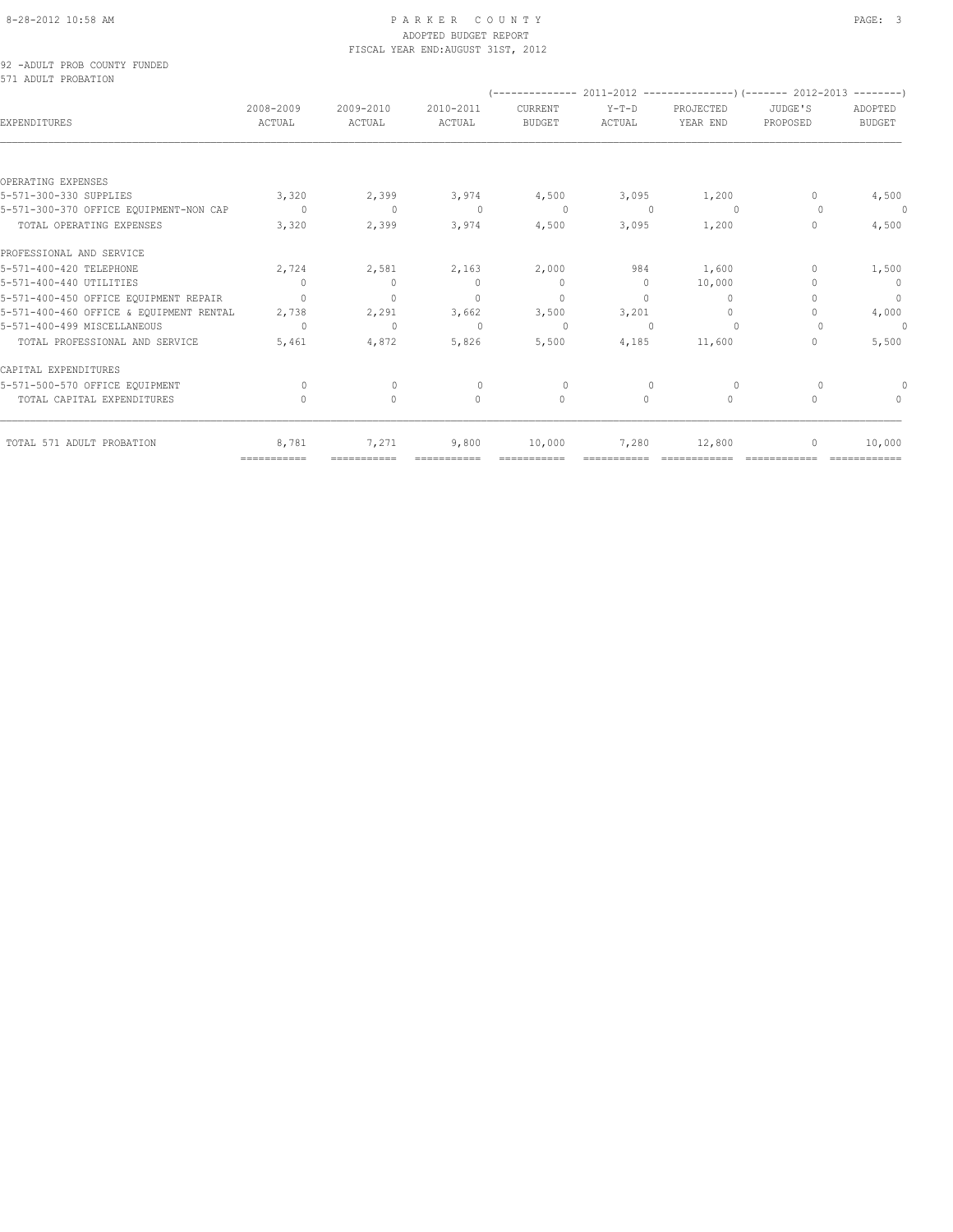PARKER COUNTY
ADOPTED BUDGET REPORT
FISCAL YEAR END:AUGUST 31ST, 2012

92 -ADULT PROB COUNTY FUNDED
571 ADULT PROBATION

| EXPENDITURES | 2008-2009 ACTUAL | 2009-2010 ACTUAL | 2010-2011 ACTUAL | 2011-2012 CURRENT BUDGET | 2011-2012 Y-T-D ACTUAL | 2011-2012 PROJECTED YEAR END | 2012-2013 JUDGE'S PROPOSED | 2012-2013 ADOPTED BUDGET |
|---|---|---|---|---|---|---|---|---|
| OPERATING EXPENSES | | | | | | | | |
| 5-571-300-330 SUPPLIES | 3,320 | 2,399 | 3,974 | 4,500 | 3,095 | 1,200 | 0 | 4,500 |
| 5-571-300-370 OFFICE EQUIPMENT-NON CAP | 0 | 0 | 0 | 0 | 0 | 0 | 0 | 0 |
| TOTAL OPERATING EXPENSES | 3,320 | 2,399 | 3,974 | 4,500 | 3,095 | 1,200 | 0 | 4,500 |
| PROFESSIONAL AND SERVICE | | | | | | | | |
| 5-571-400-420 TELEPHONE | 2,724 | 2,581 | 2,163 | 2,000 | 984 | 1,600 | 0 | 1,500 |
| 5-571-400-440 UTILITIES | 0 | 0 | 0 | 0 | 0 | 10,000 | 0 | 0 |
| 5-571-400-450 OFFICE EQUIPMENT REPAIR | 0 | 0 | 0 | 0 | 0 | 0 | 0 | 0 |
| 5-571-400-460 OFFICE & EQUIPMENT RENTAL | 2,738 | 2,291 | 3,662 | 3,500 | 3,201 | 0 | 0 | 4,000 |
| 5-571-400-499 MISCELLANEOUS | 0 | 0 | 0 | 0 | 0 | 0 | 0 | 0 |
| TOTAL PROFESSIONAL AND SERVICE | 5,461 | 4,872 | 5,826 | 5,500 | 4,185 | 11,600 | 0 | 5,500 |
| CAPITAL EXPENDITURES | | | | | | | | |
| 5-571-500-570 OFFICE EQUIPMENT | 0 | 0 | 0 | 0 | 0 | 0 | 0 | 0 |
| TOTAL CAPITAL EXPENDITURES | 0 | 0 | 0 | 0 | 0 | 0 | 0 | 0 |
| TOTAL 571 ADULT PROBATION | 8,781 | 7,271 | 9,800 | 10,000 | 7,280 | 12,800 | 0 | 10,000 |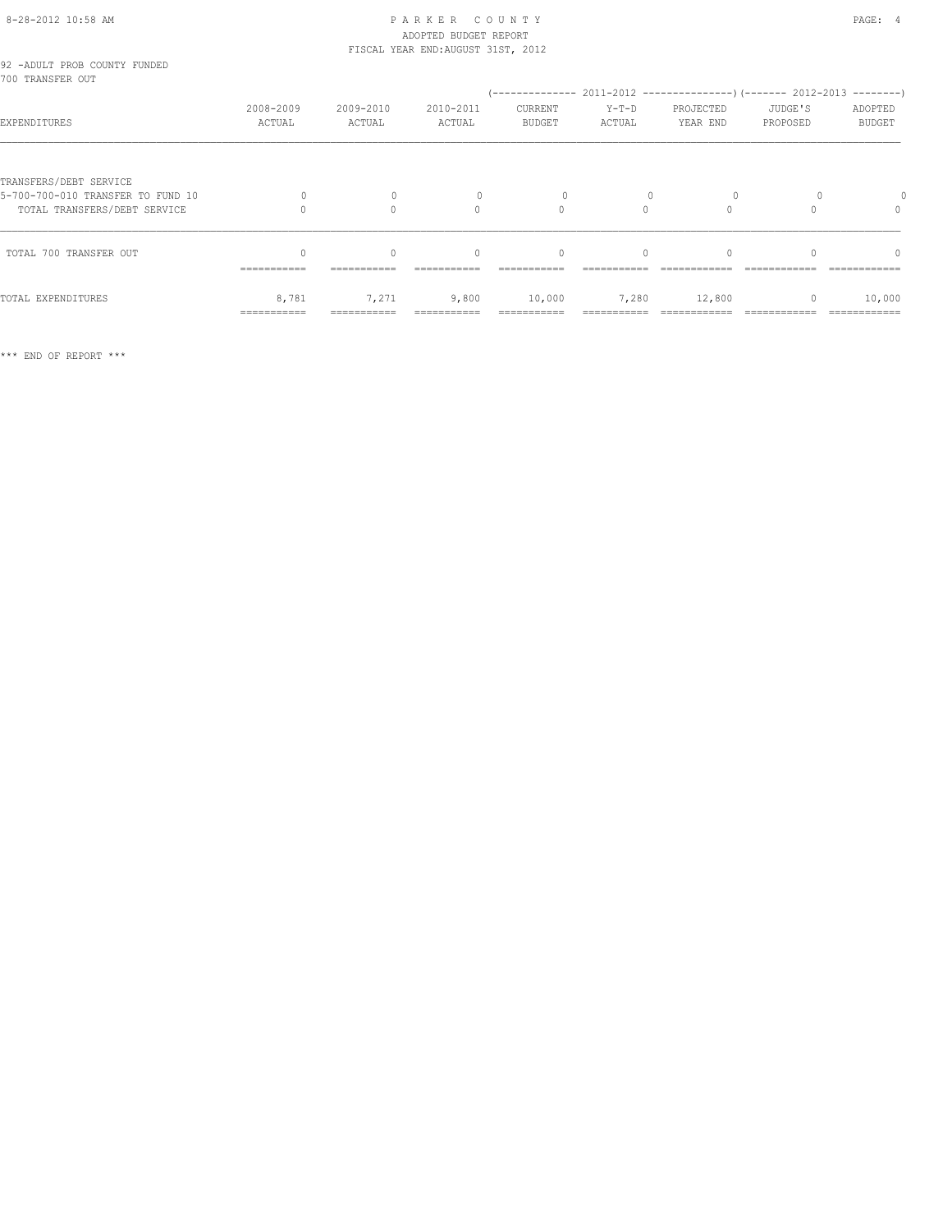PARKER COUNTY
ADOPTED BUDGET REPORT
FISCAL YEAR END:AUGUST 31ST, 2012

92 -ADULT PROB COUNTY FUNDED
700 TRANSFER OUT

| EXPENDITURES | 2008-2009 ACTUAL | 2009-2010 ACTUAL | 2010-2011 ACTUAL | 2011-2012 CURRENT BUDGET | 2011-2012 Y-T-D ACTUAL | 2011-2012 PROJECTED YEAR END | 2012-2013 JUDGE'S PROPOSED | 2012-2013 ADOPTED BUDGET |
|---|---|---|---|---|---|---|---|---|
| TRANSFERS/DEBT SERVICE | | | | | | | | |
| 5-700-700-010 TRANSFER TO FUND 10 | 0 | 0 | 0 | 0 | 0 | 0 | 0 | 0 |
| TOTAL TRANSFERS/DEBT SERVICE | 0 | 0 | 0 | 0 | 0 | 0 | 0 | 0 |
| TOTAL 700 TRANSFER OUT | 0 | 0 | 0 | 0 | 0 | 0 | 0 | 0 |
| TOTAL EXPENDITURES | 8,781 | 7,271 | 9,800 | 10,000 | 7,280 | 12,800 | 0 | 10,000 |

*** END OF REPORT ***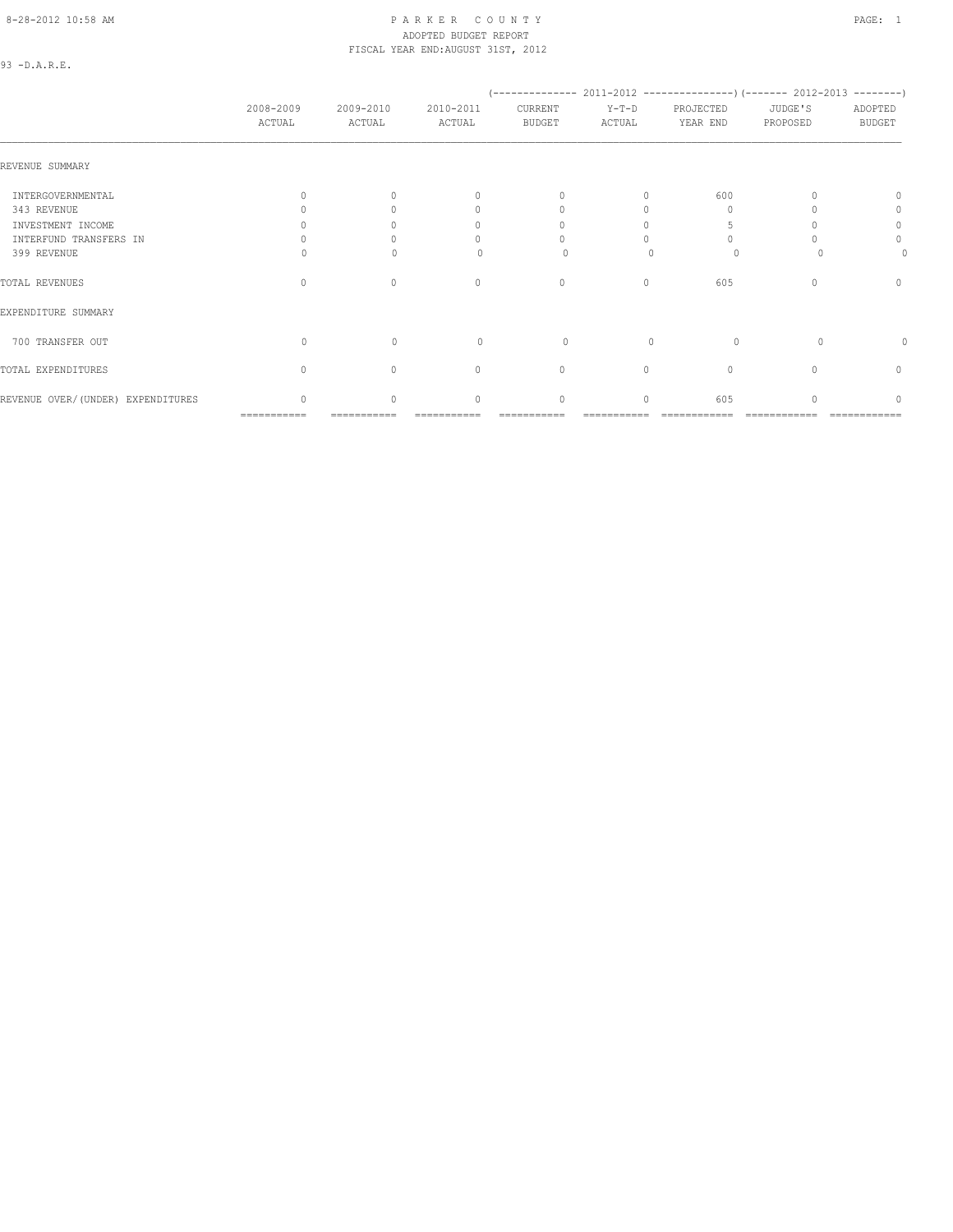# PARKER COUNTY

ADOPTED BUDGET REPORT

FISCAL YEAR END:AUGUST 31ST, 2012

93 -D.A.R.E.

| | 2008-2009 ACTUAL | 2009-2010 ACTUAL | 2010-2011 ACTUAL | (-------------- 2011-2012 CURRENT BUDGET | Y-T-D ACTUAL | ---------------) PROJECTED YEAR END | (------- 2012-2013 JUDGE'S PROPOSED | --------) ADOPTED BUDGET |
|---|---|---|---|---|---|---|---|---|
| REVENUE SUMMARY | | | | | | | | |
| INTERGOVERNMENTAL | 0 | 0 | 0 | 0 | 0 | 600 | 0 | 0 |
| 343 REVENUE | 0 | 0 | 0 | 0 | 0 | 0 | 0 | 0 |
| INVESTMENT INCOME | 0 | 0 | 0 | 0 | 0 | 5 | 0 | 0 |
| INTERFUND TRANSFERS IN | 0 | 0 | 0 | 0 | 0 | 0 | 0 | 0 |
| 399 REVENUE | 0 | 0 | 0 | 0 | 0 | 0 | 0 | 0 |
| TOTAL REVENUES | 0 | 0 | 0 | 0 | 0 | 605 | 0 | 0 |
| EXPENDITURE SUMMARY | | | | | | | | |
| 700 TRANSFER OUT | 0 | 0 | 0 | 0 | 0 | 0 | 0 | 0 |
| TOTAL EXPENDITURES | 0 | 0 | 0 | 0 | 0 | 0 | 0 | 0 |
| REVENUE OVER/(UNDER) EXPENDITURES | 0 | 0 | 0 | 0 | 0 | 605 | 0 | 0 |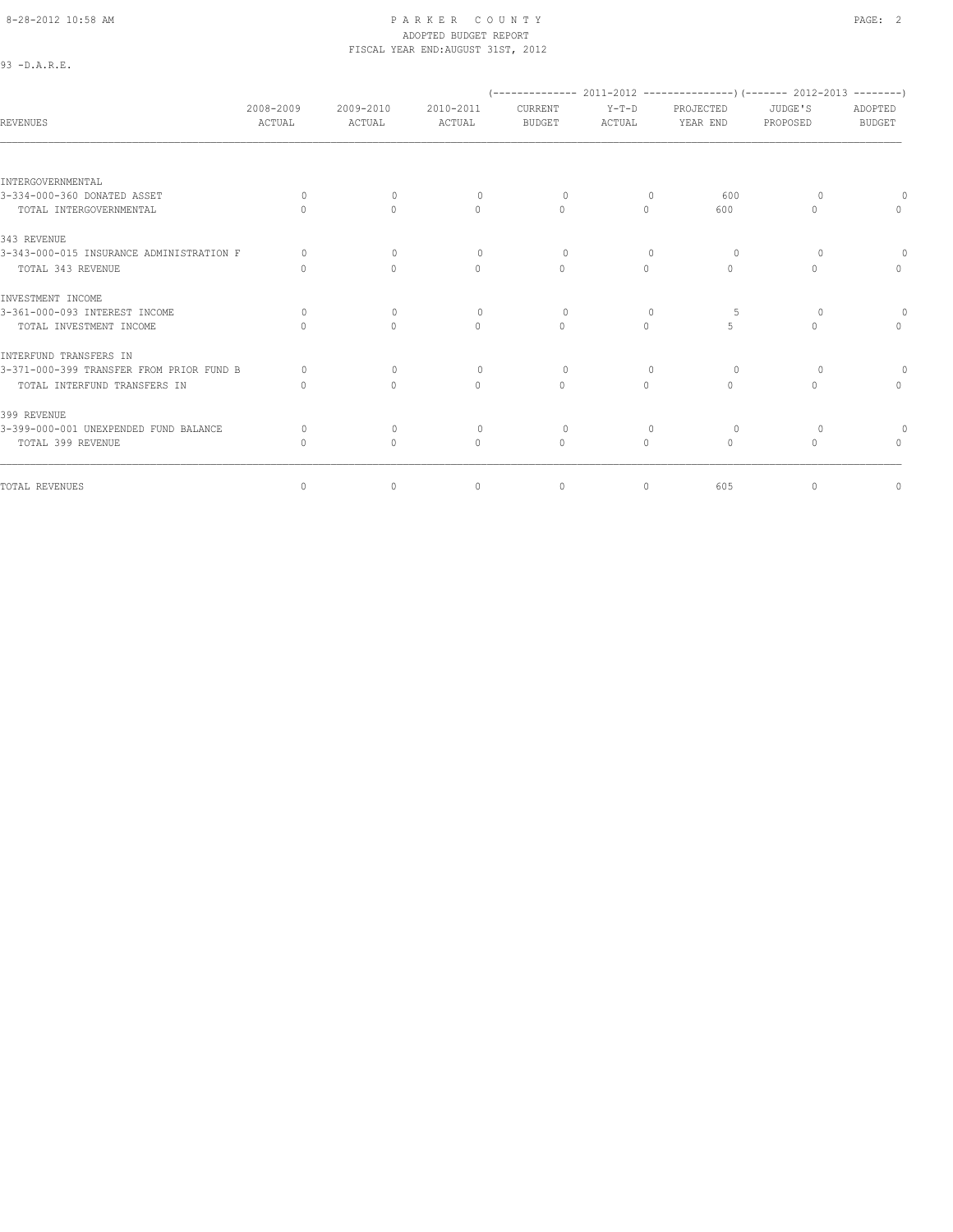PARKER COUNTY
ADOPTED BUDGET REPORT
FISCAL YEAR END:AUGUST 31ST, 2012

93 -D.A.R.E.

| REVENUES | 2008-2009 ACTUAL | 2009-2010 ACTUAL | 2010-2011 ACTUAL | 2011-2012 CURRENT BUDGET | 2011-2012 Y-T-D ACTUAL | 2011-2012 PROJECTED YEAR END | 2012-2013 JUDGE'S PROPOSED | 2012-2013 ADOPTED BUDGET |
|---|---|---|---|---|---|---|---|---|
| INTERGOVERNMENTAL | | | | | | | | |
| 3-334-000-360 DONATED ASSET | 0 | 0 | 0 | 0 | 0 | 600 | 0 | 0 |
| TOTAL INTERGOVERNMENTAL | 0 | 0 | 0 | 0 | 0 | 600 | 0 | 0 |
| 343 REVENUE | | | | | | | | |
| 3-343-000-015 INSURANCE ADMINISTRATION F | 0 | 0 | 0 | 0 | 0 | 0 | 0 | 0 |
| TOTAL 343 REVENUE | 0 | 0 | 0 | 0 | 0 | 0 | 0 | 0 |
| INVESTMENT INCOME | | | | | | | | |
| 3-361-000-093 INTEREST INCOME | 0 | 0 | 0 | 0 | 0 | 5 | 0 | 0 |
| TOTAL INVESTMENT INCOME | 0 | 0 | 0 | 0 | 0 | 5 | 0 | 0 |
| INTERFUND TRANSFERS IN | | | | | | | | |
| 3-371-000-399 TRANSFER FROM PRIOR FUND B | 0 | 0 | 0 | 0 | 0 | 0 | 0 | 0 |
| TOTAL INTERFUND TRANSFERS IN | 0 | 0 | 0 | 0 | 0 | 0 | 0 | 0 |
| 399 REVENUE | | | | | | | | |
| 3-399-000-001 UNEXPENDED FUND BALANCE | 0 | 0 | 0 | 0 | 0 | 0 | 0 | 0 |
| TOTAL 399 REVENUE | 0 | 0 | 0 | 0 | 0 | 0 | 0 | 0 |
| TOTAL REVENUES | 0 | 0 | 0 | 0 | 0 | 605 | 0 | 0 |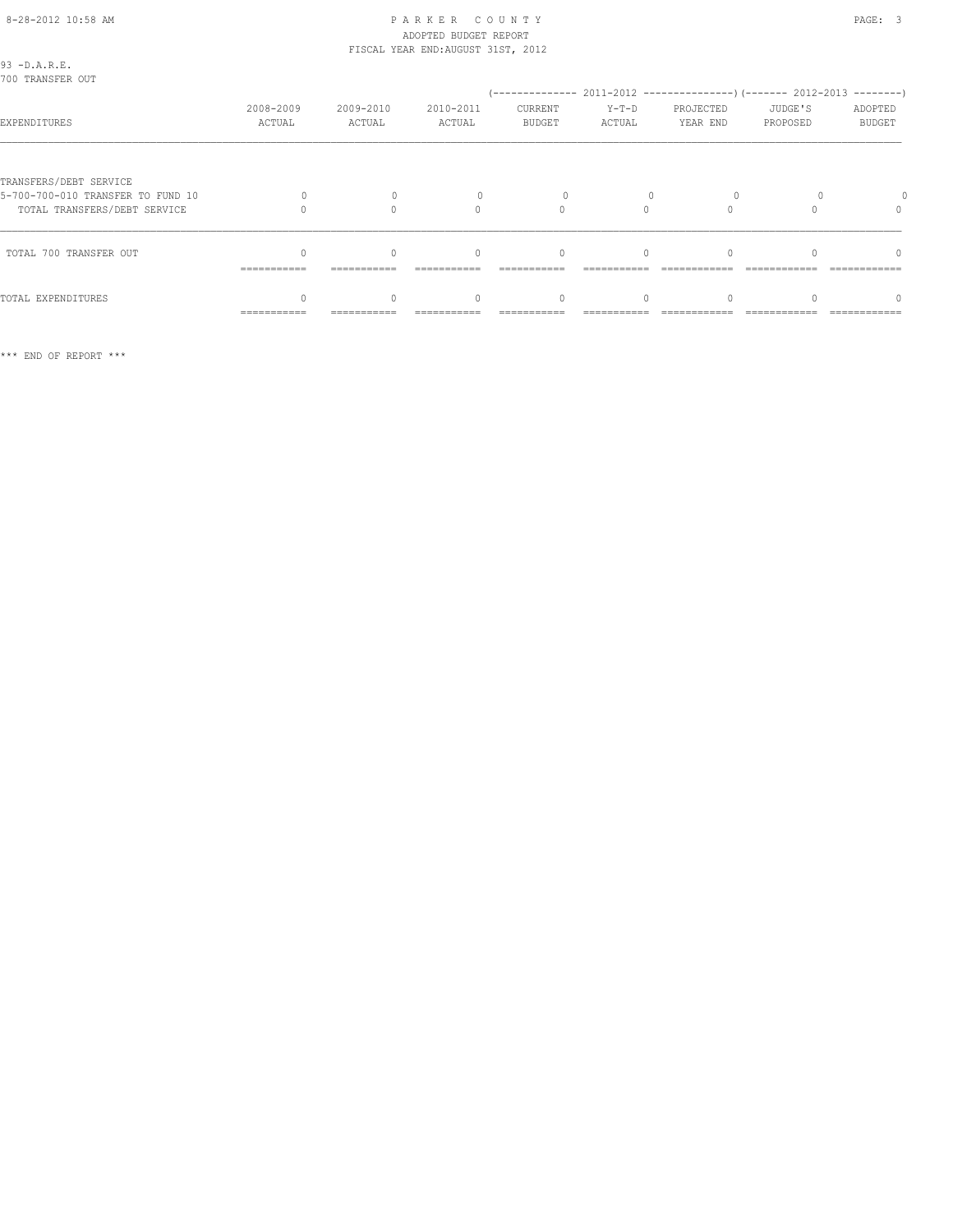PARKER COUNTY
ADOPTED BUDGET REPORT
FISCAL YEAR END:AUGUST 31ST, 2012

93 -D.A.R.E.
700 TRANSFER OUT

| EXPENDITURES | 2008-2009 ACTUAL | 2009-2010 ACTUAL | 2010-2011 ACTUAL | 2011-2012 CURRENT BUDGET | 2011-2012 Y-T-D ACTUAL | 2011-2012 PROJECTED YEAR END | 2012-2013 JUDGE'S PROPOSED | 2012-2013 ADOPTED BUDGET |
|---|---|---|---|---|---|---|---|---|
| TRANSFERS/DEBT SERVICE | | | | | | | | |
| 5-700-700-010 TRANSFER TO FUND 10 | 0 | 0 | 0 | 0 | 0 | 0 | 0 | 0 |
| TOTAL TRANSFERS/DEBT SERVICE | 0 | 0 | 0 | 0 | 0 | 0 | 0 | 0 |
| TOTAL 700 TRANSFER OUT | 0 | 0 | 0 | 0 | 0 | 0 | 0 | 0 |
| TOTAL EXPENDITURES | 0 | 0 | 0 | 0 | 0 | 0 | 0 | 0 |

*** END OF REPORT ***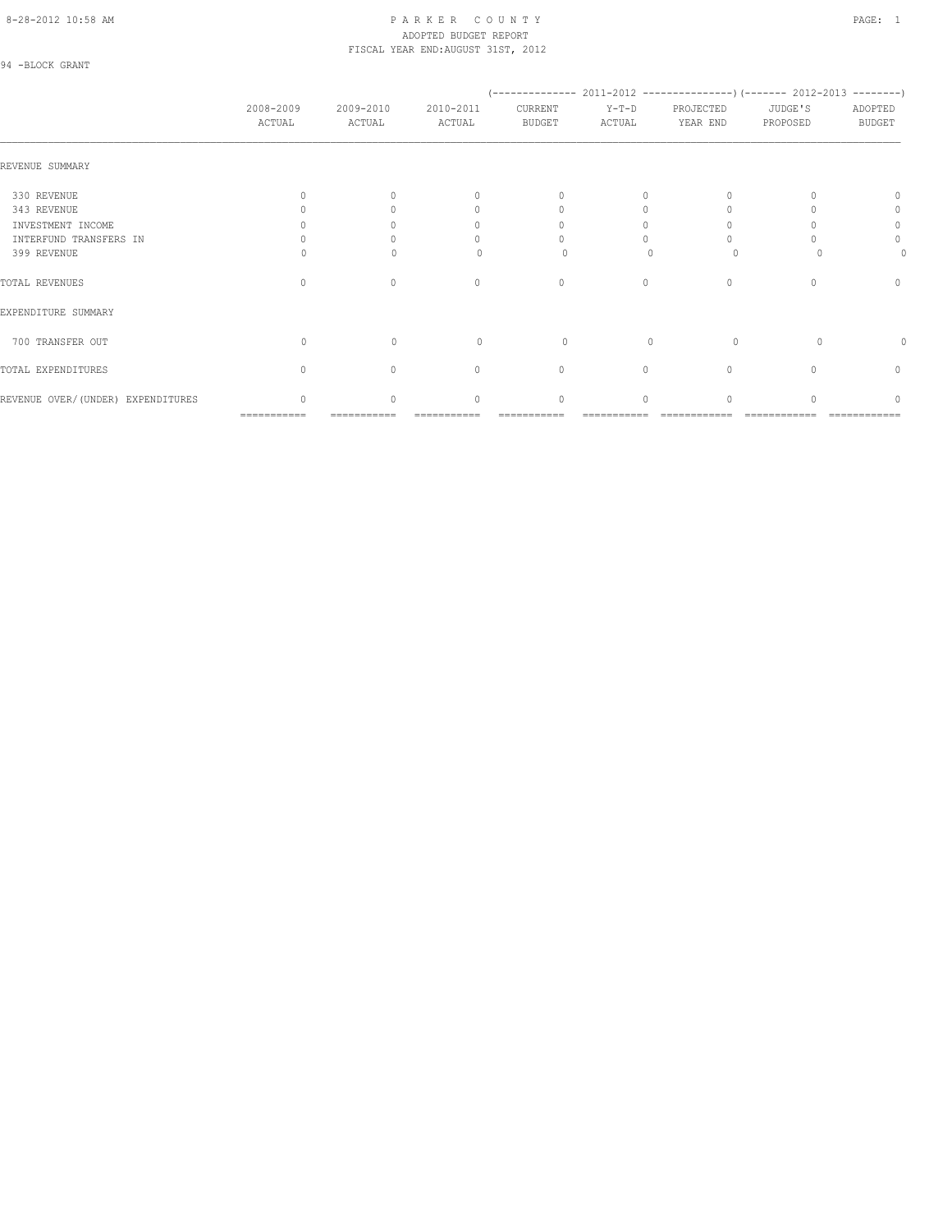94 -BLOCK GRANT

| | 2008-2009 ACTUAL | 2009-2010 ACTUAL | 2010-2011 ACTUAL | 2011-2012 CURRENT BUDGET | 2011-2012 Y-T-D ACTUAL | 2011-2012 PROJECTED YEAR END | 2012-2013 JUDGE'S PROPOSED | 2012-2013 ADOPTED BUDGET |
|---|---|---|---|---|---|---|---|---|
| REVENUE SUMMARY | | | | | | | | |
| 330 REVENUE | 0 | 0 | 0 | 0 | 0 | 0 | 0 | 0 |
| 343 REVENUE | 0 | 0 | 0 | 0 | 0 | 0 | 0 | 0 |
| INVESTMENT INCOME | 0 | 0 | 0 | 0 | 0 | 0 | 0 | 0 |
| INTERFUND TRANSFERS IN | 0 | 0 | 0 | 0 | 0 | 0 | 0 | 0 |
| 399 REVENUE | 0 | 0 | 0 | 0 | 0 | 0 | 0 | 0 |
| TOTAL REVENUES | 0 | 0 | 0 | 0 | 0 | 0 | 0 | 0 |
| EXPENDITURE SUMMARY | | | | | | | | |
| 700 TRANSFER OUT | 0 | 0 | 0 | 0 | 0 | 0 | 0 | 0 |
| TOTAL EXPENDITURES | 0 | 0 | 0 | 0 | 0 | 0 | 0 | 0 |
| REVENUE OVER/(UNDER) EXPENDITURES | 0 | 0 | 0 | 0 | 0 | 0 | 0 | 0 |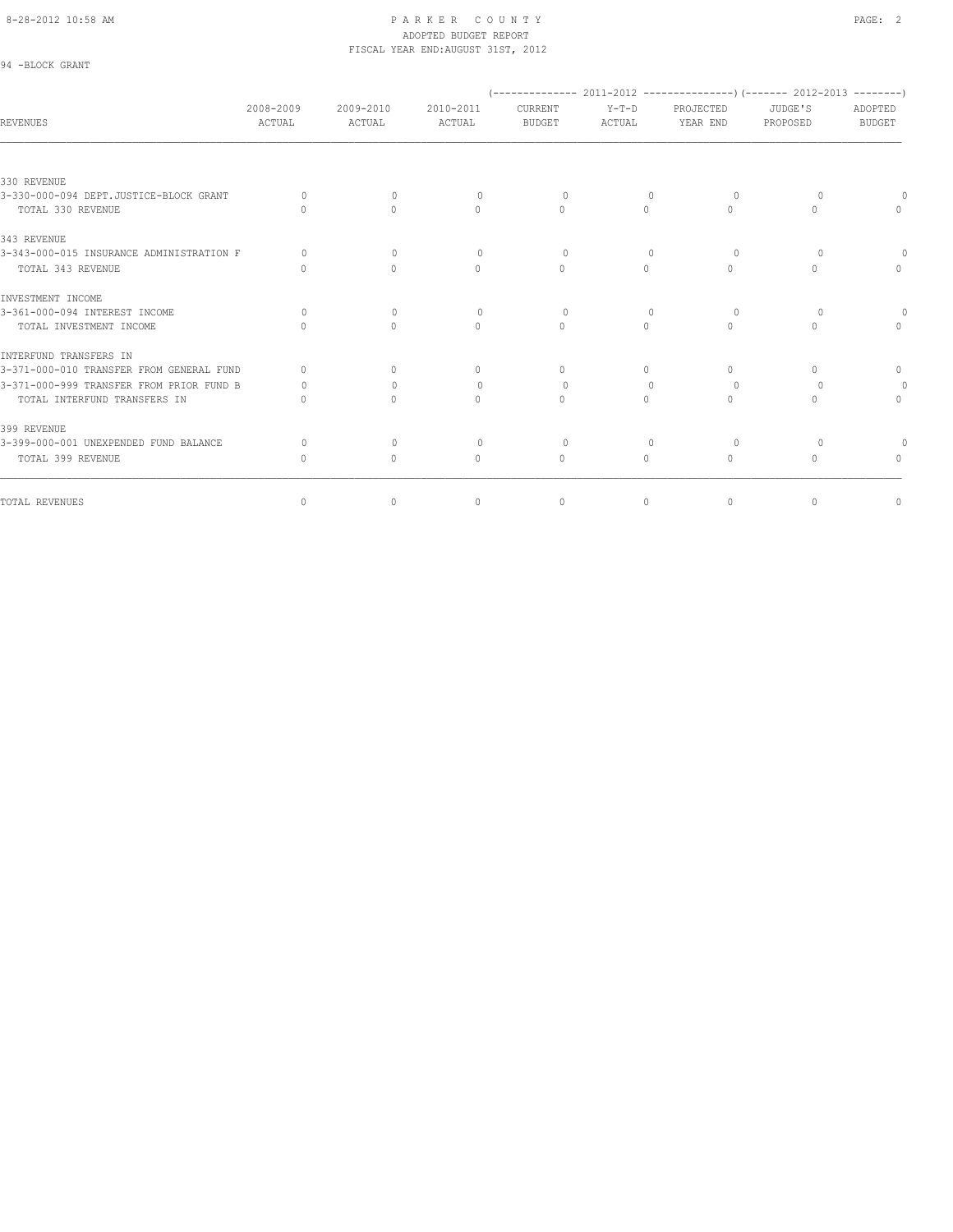PARKER COUNTY
ADOPTED BUDGET REPORT
FISCAL YEAR END:AUGUST 31ST, 2012

94 -BLOCK GRANT

| REVENUES | 2008-2009 ACTUAL | 2009-2010 ACTUAL | 2010-2011 ACTUAL | (------ 2011-2012 ------) CURRENT BUDGET | Y-T-D ACTUAL | PROJECTED YEAR END | (---- 2012-2013 ----) JUDGE'S PROPOSED | ADOPTED BUDGET |
|---|---|---|---|---|---|---|---|---|
| 330 REVENUE | | | | | | | | |
| 3-330-000-094 DEPT.JUSTICE-BLOCK GRANT | 0 | 0 | 0 | 0 | 0 | 0 | 0 | 0 |
| TOTAL 330 REVENUE | 0 | 0 | 0 | 0 | 0 | 0 | 0 | 0 |
| 343 REVENUE | | | | | | | | |
| 3-343-000-015 INSURANCE ADMINISTRATION F | 0 | 0 | 0 | 0 | 0 | 0 | 0 | 0 |
| TOTAL 343 REVENUE | 0 | 0 | 0 | 0 | 0 | 0 | 0 | 0 |
| INVESTMENT INCOME | | | | | | | | |
| 3-361-000-094 INTEREST INCOME | 0 | 0 | 0 | 0 | 0 | 0 | 0 | 0 |
| TOTAL INVESTMENT INCOME | 0 | 0 | 0 | 0 | 0 | 0 | 0 | 0 |
| INTERFUND TRANSFERS IN | | | | | | | | |
| 3-371-000-010 TRANSFER FROM GENERAL FUND | 0 | 0 | 0 | 0 | 0 | 0 | 0 | 0 |
| 3-371-000-999 TRANSFER FROM PRIOR FUND B | 0 | 0 | 0 | 0 | 0 | 0 | 0 | 0 |
| TOTAL INTERFUND TRANSFERS IN | 0 | 0 | 0 | 0 | 0 | 0 | 0 | 0 |
| 399 REVENUE | | | | | | | | |
| 3-399-000-001 UNEXPENDED FUND BALANCE | 0 | 0 | 0 | 0 | 0 | 0 | 0 | 0 |
| TOTAL 399 REVENUE | 0 | 0 | 0 | 0 | 0 | 0 | 0 | 0 |
| TOTAL REVENUES | 0 | 0 | 0 | 0 | 0 | 0 | 0 | 0 |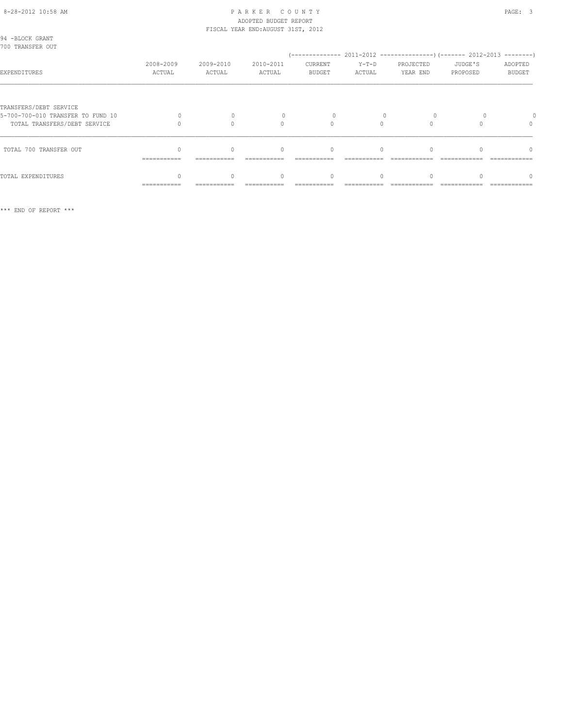PARKER COUNTY
ADOPTED BUDGET REPORT
FISCAL YEAR END:AUGUST 31ST, 2012

94 -BLOCK GRANT
700 TRANSFER OUT

| EXPENDITURES | 2008-2009 ACTUAL | 2009-2010 ACTUAL | 2010-2011 ACTUAL | 2011-2012 CURRENT BUDGET | 2011-2012 Y-T-D ACTUAL | 2011-2012 PROJECTED YEAR END | 2012-2013 JUDGE'S PROPOSED | 2012-2013 ADOPTED BUDGET |
|---|---|---|---|---|---|---|---|---|
| TRANSFERS/DEBT SERVICE | | | | | | | | |
| 5-700-700-010 TRANSFER TO FUND 10 | 0 | 0 | 0 | 0 | 0 | 0 | 0 | 0 |
| TOTAL TRANSFERS/DEBT SERVICE | 0 | 0 | 0 | 0 | 0 | 0 | 0 | 0 |
| TOTAL 700 TRANSFER OUT | 0 | 0 | 0 | 0 | 0 | 0 | 0 | 0 |
| TOTAL EXPENDITURES | 0 | 0 | 0 | 0 | 0 | 0 | 0 | 0 |

*** END OF REPORT ***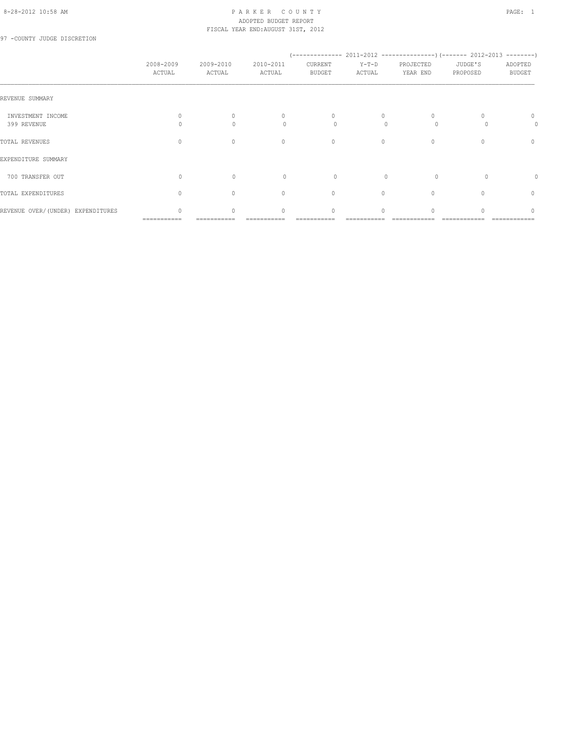# PARKER COUNTY
## ADOPTED BUDGET REPORT
### FISCAL YEAR END:AUGUST 31ST, 2012

97 -COUNTY JUDGE DISCRETION

| | 2008-2009 ACTUAL | 2009-2010 ACTUAL | 2010-2011 ACTUAL | 2011-2012 CURRENT BUDGET | 2011-2012 Y-T-D ACTUAL | 2011-2012 PROJECTED YEAR END | 2012-2013 JUDGE'S PROPOSED | 2012-2013 ADOPTED BUDGET |
|---|---|---|---|---|---|---|---|---|
| REVENUE SUMMARY | | | | | | | | |
| INVESTMENT INCOME | 0 | 0 | 0 | 0 | 0 | 0 | 0 | 0 |
| 399 REVENUE | 0 | 0 | 0 | 0 | 0 | 0 | 0 | 0 |
| TOTAL REVENUES | 0 | 0 | 0 | 0 | 0 | 0 | 0 | 0 |
| EXPENDITURE SUMMARY | | | | | | | | |
| 700 TRANSFER OUT | 0 | 0 | 0 | 0 | 0 | 0 | 0 | 0 |
| TOTAL EXPENDITURES | 0 | 0 | 0 | 0 | 0 | 0 | 0 | 0 |
| REVENUE OVER/(UNDER) EXPENDITURES | 0 | 0 | 0 | 0 | 0 | 0 | 0 | 0 |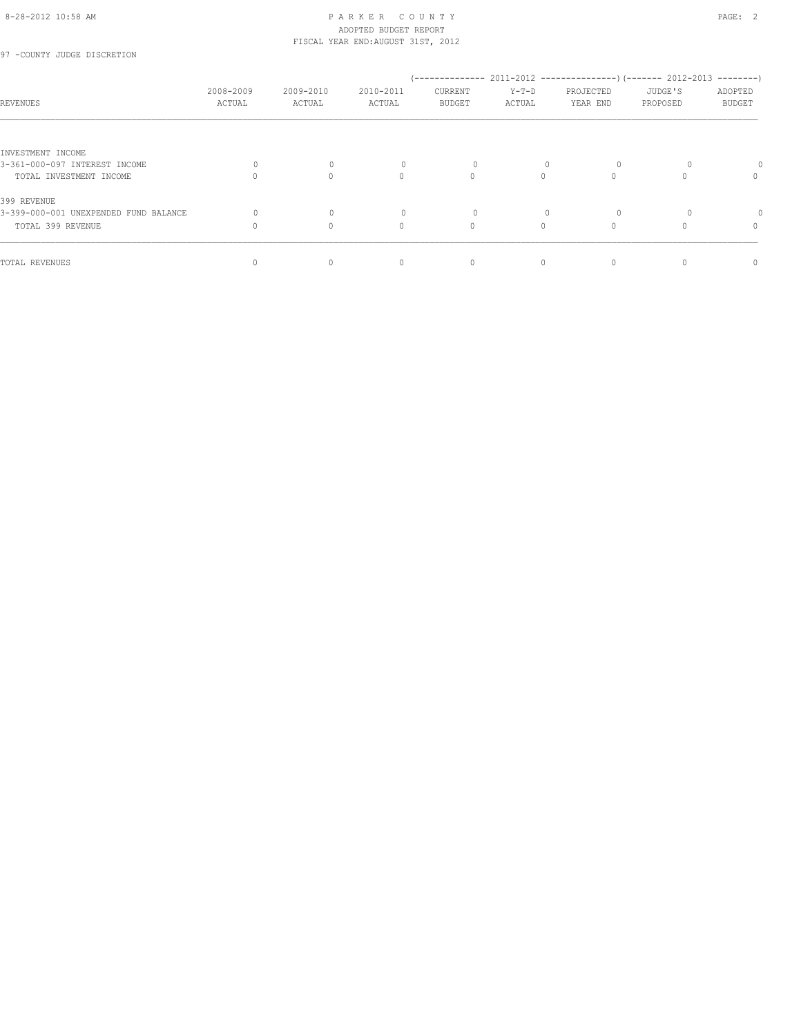PARKER COUNTY
ADOPTED BUDGET REPORT
FISCAL YEAR END:AUGUST 31ST, 2012

97 -COUNTY JUDGE DISCRETION

| REVENUES | 2008-2009 ACTUAL | 2009-2010 ACTUAL | 2010-2011 ACTUAL | (------ 2011-2012 ------) CURRENT BUDGET | Y-T-D ACTUAL | PROJECTED YEAR END | (--- 2012-2013 ---) JUDGE'S PROPOSED | ADOPTED BUDGET |
|---|---|---|---|---|---|---|---|---|
| INVESTMENT INCOME | | | | | | | | |
| 3-361-000-097 INTEREST INCOME | 0 | 0 | 0 | 0 | 0 | 0 | 0 | 0 |
| TOTAL INVESTMENT INCOME | 0 | 0 | 0 | 0 | 0 | 0 | 0 | 0 |
| 399 REVENUE | | | | | | | | |
| 3-399-000-001 UNEXPENDED FUND BALANCE | 0 | 0 | 0 | 0 | 0 | 0 | 0 | 0 |
| TOTAL 399 REVENUE | 0 | 0 | 0 | 0 | 0 | 0 | 0 | 0 |
| TOTAL REVENUES | 0 | 0 | 0 | 0 | 0 | 0 | 0 | 0 |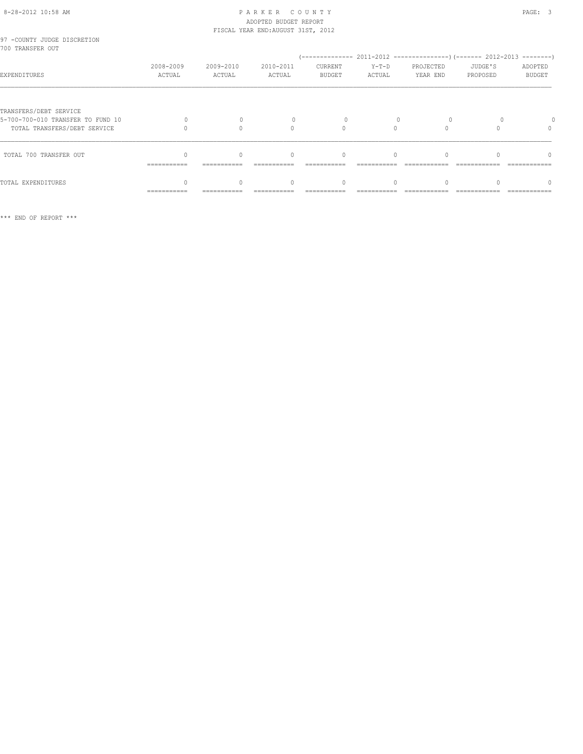PARKER COUNTY
ADOPTED BUDGET REPORT
FISCAL YEAR END:AUGUST 31ST, 2012

97 -COUNTY JUDGE DISCRETION
700 TRANSFER OUT

| EXPENDITURES | 2008-2009 ACTUAL | 2009-2010 ACTUAL | 2010-2011 ACTUAL | 2011-2012 CURRENT BUDGET | 2011-2012 Y-T-D ACTUAL | 2011-2012 PROJECTED YEAR END | 2012-2013 JUDGE'S PROPOSED | 2012-2013 ADOPTED BUDGET |
|---|---|---|---|---|---|---|---|---|
| TRANSFERS/DEBT SERVICE | | | | | | | | |
| 5-700-700-010 TRANSFER TO FUND 10 | 0 | 0 | 0 | 0 | 0 | 0 | 0 | 0 |
| TOTAL TRANSFERS/DEBT SERVICE | 0 | 0 | 0 | 0 | 0 | 0 | 0 | 0 |
| TOTAL 700 TRANSFER OUT | 0 | 0 | 0 | 0 | 0 | 0 | 0 | 0 |
| TOTAL EXPENDITURES | 0 | 0 | 0 | 0 | 0 | 0 | 0 | 0 |

*** END OF REPORT ***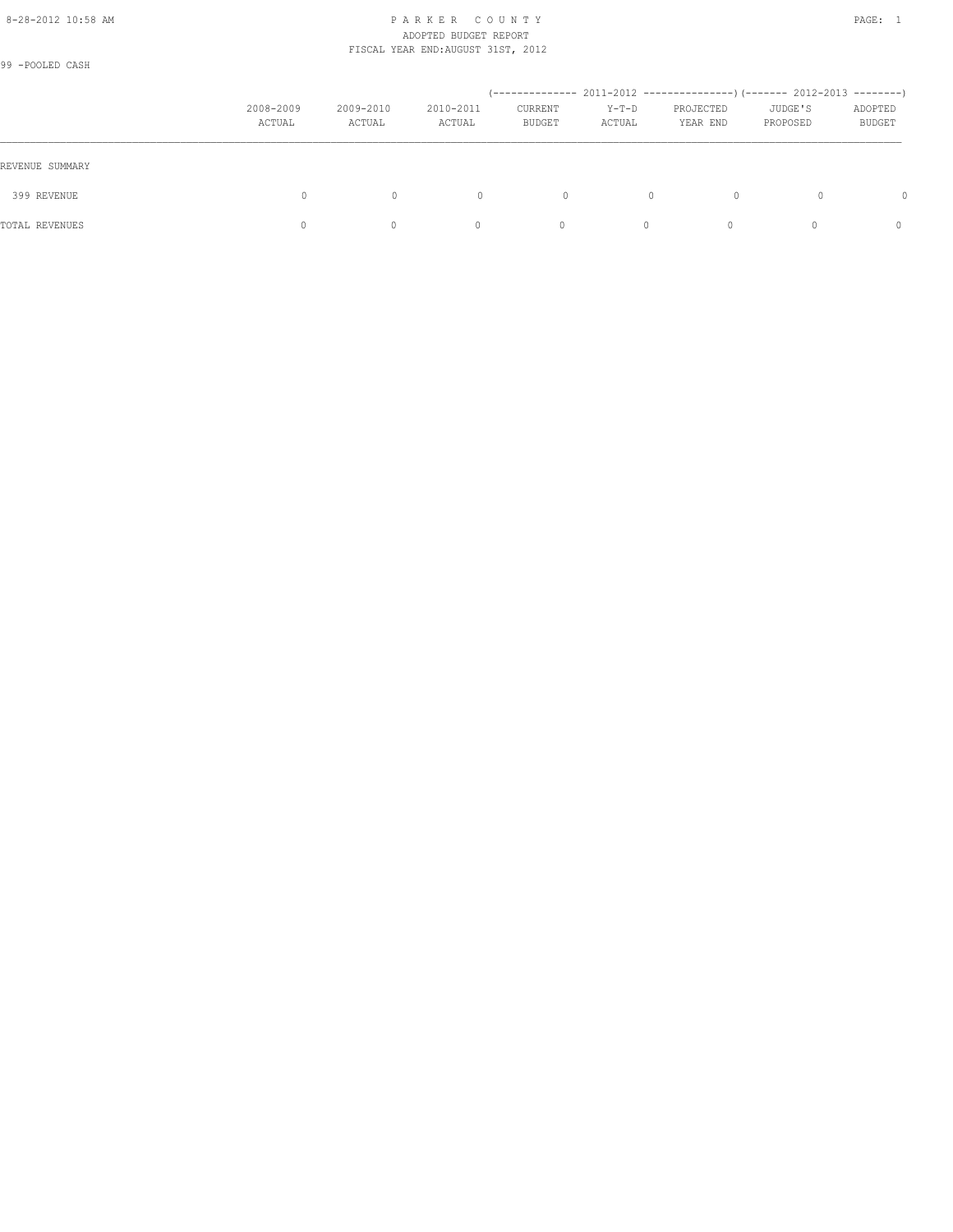PARKER COUNTY
ADOPTED BUDGET REPORT
FISCAL YEAR END:AUGUST 31ST, 2012

99 -POOLED CASH

| | 2008-2009 ACTUAL | 2009-2010 ACTUAL | 2010-2011 ACTUAL | 2011-2012 CURRENT BUDGET | 2011-2012 Y-T-D ACTUAL | 2011-2012 PROJECTED YEAR END | 2012-2013 JUDGE'S PROPOSED | 2012-2013 ADOPTED BUDGET |
|---|---|---|---|---|---|---|---|---|
| REVENUE SUMMARY | | | | | | | | |
| 399 REVENUE | 0 | 0 | 0 | 0 | 0 | 0 | 0 | 0 |
| TOTAL REVENUES | 0 | 0 | 0 | 0 | 0 | 0 | 0 | 0 |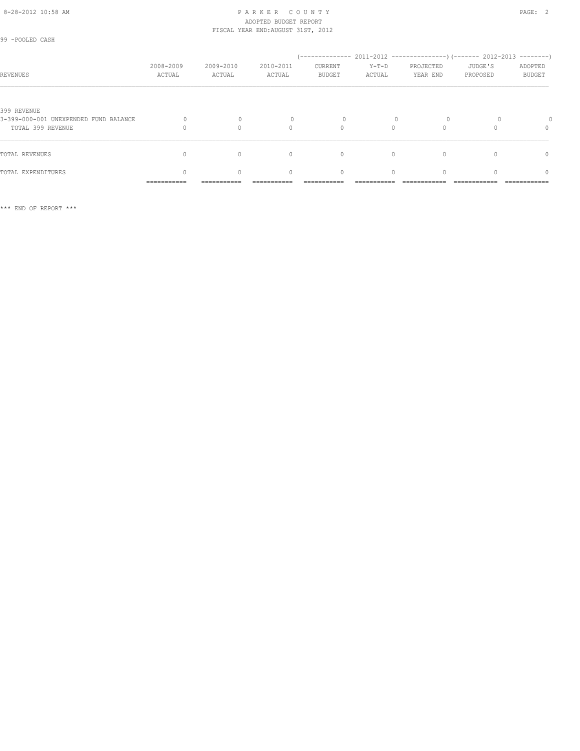99 -POOLED CASH

| REVENUES | 2008-2009 ACTUAL | 2009-2010 ACTUAL | 2010-2011 ACTUAL | (-------------- 2011-2012 CURRENT BUDGET | Y-T-D ACTUAL | PROJECTED YEAR END ---------------) | (------- 2012-2013 JUDGE'S PROPOSED | ADOPTED BUDGET --------) |
|---|---|---|---|---|---|---|---|---|
| 399 REVENUE | | | | | | | | |
| 3-399-000-001 UNEXPENDED FUND BALANCE | 0 | 0 | 0 | 0 | 0 | 0 | 0 | 0 |
| TOTAL 399 REVENUE | 0 | 0 | 0 | 0 | 0 | 0 | 0 | 0 |
| TOTAL REVENUES | 0 | 0 | 0 | 0 | 0 | 0 | 0 | 0 |
| TOTAL EXPENDITURES | 0 | 0 | 0 | 0 | 0 | 0 | 0 | 0 |

*** END OF REPORT ***